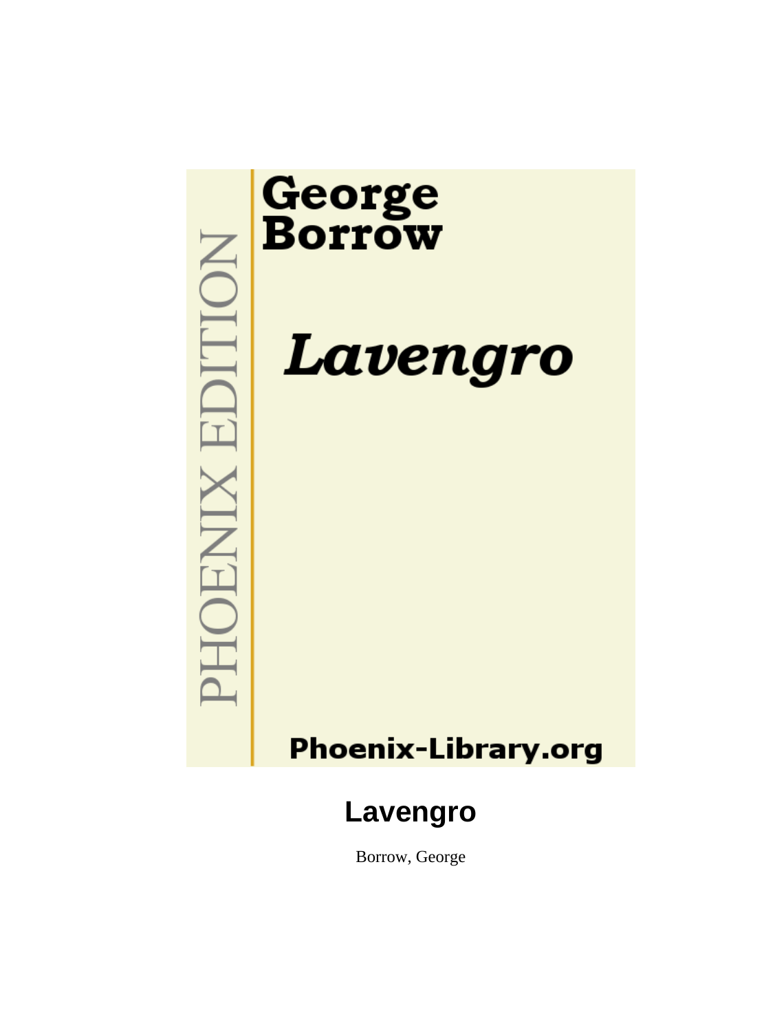George Borrow

*Lavengro*

PHOENIX EDITION

Phoenix-Library.org

# Lavengro

Borrow, George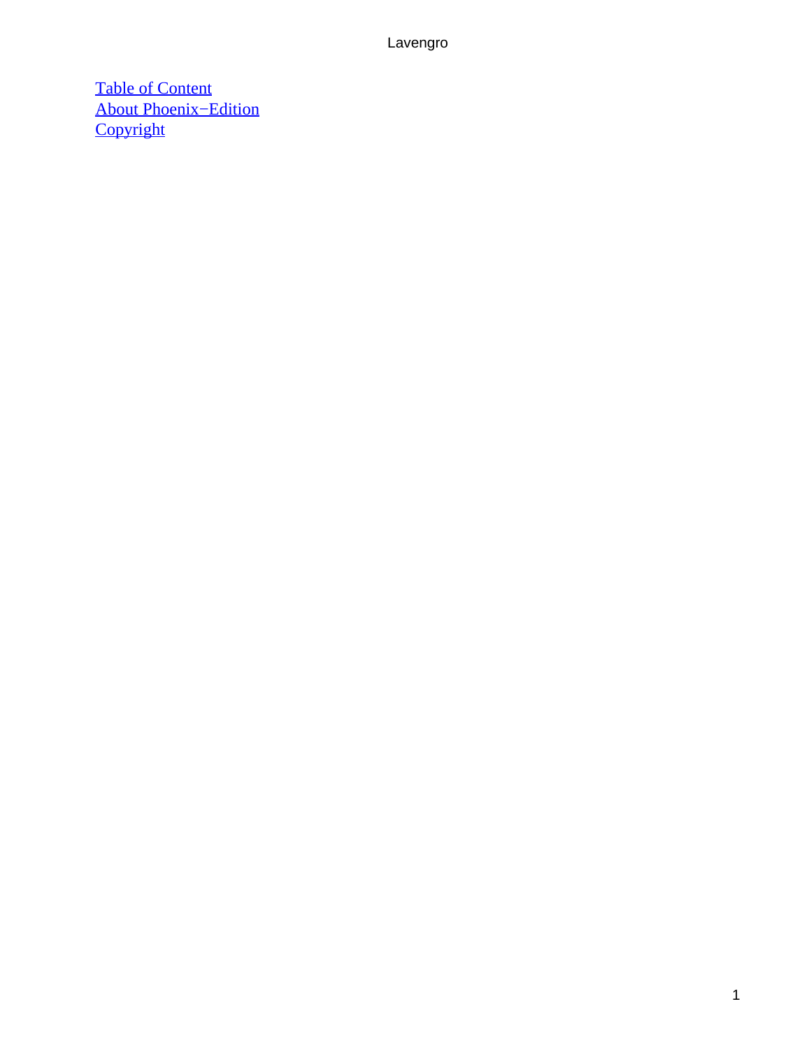[Table of Content](#)
[About Phoenix−Edition](#)
[Copyright](#)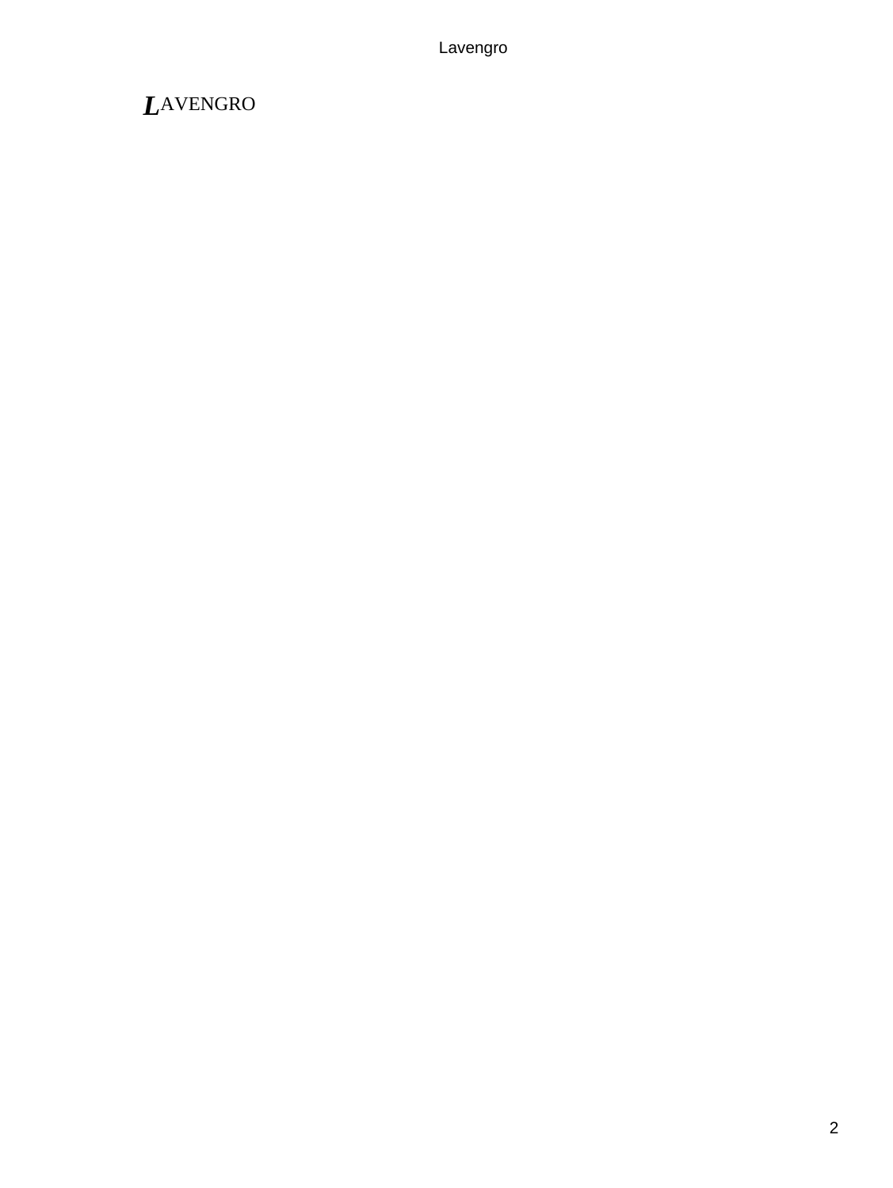# LAVENGRO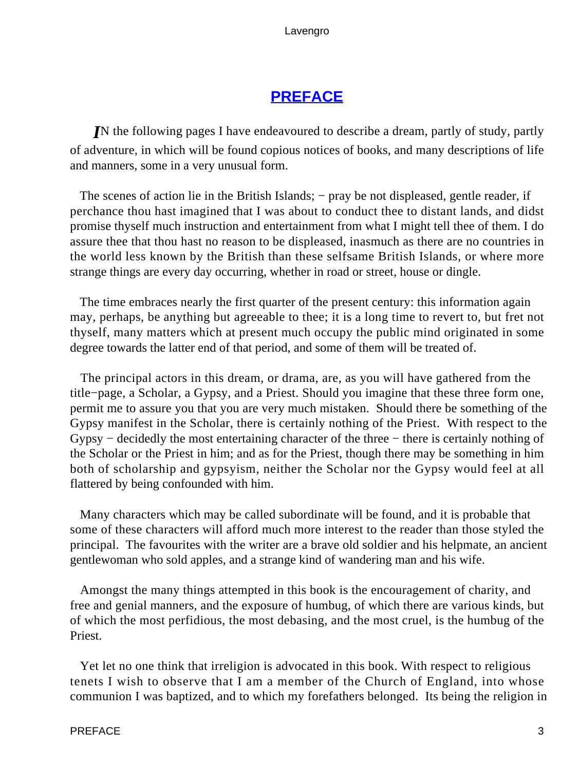# PREFACE

IN the following pages I have endeavoured to describe a dream, partly of study, partly of adventure, in which will be found copious notices of books, and many descriptions of life and manners, some in a very unusual form.

The scenes of action lie in the British Islands; − pray be not displeased, gentle reader, if perchance thou hast imagined that I was about to conduct thee to distant lands, and didst promise thyself much instruction and entertainment from what I might tell thee of them. I do assure thee that thou hast no reason to be displeased, inasmuch as there are no countries in the world less known by the British than these selfsame British Islands, or where more strange things are every day occurring, whether in road or street, house or dingle.

The time embraces nearly the first quarter of the present century: this information again may, perhaps, be anything but agreeable to thee; it is a long time to revert to, but fret not thyself, many matters which at present much occupy the public mind originated in some degree towards the latter end of that period, and some of them will be treated of.

The principal actors in this dream, or drama, are, as you will have gathered from the title−page, a Scholar, a Gypsy, and a Priest. Should you imagine that these three form one, permit me to assure you that you are very much mistaken. Should there be something of the Gypsy manifest in the Scholar, there is certainly nothing of the Priest. With respect to the Gypsy − decidedly the most entertaining character of the three − there is certainly nothing of the Scholar or the Priest in him; and as for the Priest, though there may be something in him both of scholarship and gypsyism, neither the Scholar nor the Gypsy would feel at all flattered by being confounded with him.

Many characters which may be called subordinate will be found, and it is probable that some of these characters will afford much more interest to the reader than those styled the principal. The favourites with the writer are a brave old soldier and his helpmate, an ancient gentlewoman who sold apples, and a strange kind of wandering man and his wife.

Amongst the many things attempted in this book is the encouragement of charity, and free and genial manners, and the exposure of humbug, of which there are various kinds, but of which the most perfidious, the most debasing, and the most cruel, is the humbug of the Priest.

Yet let no one think that irreligion is advocated in this book. With respect to religious tenets I wish to observe that I am a member of the Church of England, into whose communion I was baptized, and to which my forefathers belonged. Its being the religion in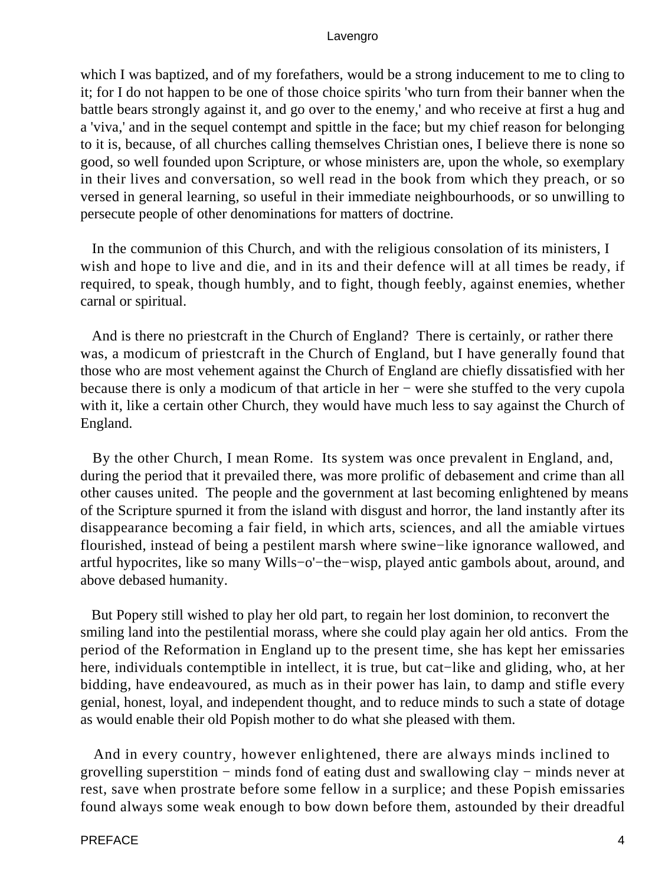which I was baptized, and of my forefathers, would be a strong inducement to me to cling to it; for I do not happen to be one of those choice spirits 'who turn from their banner when the battle bears strongly against it, and go over to the enemy,' and who receive at first a hug and a 'viva,' and in the sequel contempt and spittle in the face; but my chief reason for belonging to it is, because, of all churches calling themselves Christian ones, I believe there is none so good, so well founded upon Scripture, or whose ministers are, upon the whole, so exemplary in their lives and conversation, so well read in the book from which they preach, or so versed in general learning, so useful in their immediate neighbourhoods, or so unwilling to persecute people of other denominations for matters of doctrine.

In the communion of this Church, and with the religious consolation of its ministers, I wish and hope to live and die, and in its and their defence will at all times be ready, if required, to speak, though humbly, and to fight, though feebly, against enemies, whether carnal or spiritual.

And is there no priestcraft in the Church of England? There is certainly, or rather there was, a modicum of priestcraft in the Church of England, but I have generally found that those who are most vehement against the Church of England are chiefly dissatisfied with her because there is only a modicum of that article in her − were she stuffed to the very cupola with it, like a certain other Church, they would have much less to say against the Church of England.

By the other Church, I mean Rome. Its system was once prevalent in England, and, during the period that it prevailed there, was more prolific of debasement and crime than all other causes united. The people and the government at last becoming enlightened by means of the Scripture spurned it from the island with disgust and horror, the land instantly after its disappearance becoming a fair field, in which arts, sciences, and all the amiable virtues flourished, instead of being a pestilent marsh where swine−like ignorance wallowed, and artful hypocrites, like so many Wills−o'−the−wisp, played antic gambols about, around, and above debased humanity.

But Popery still wished to play her old part, to regain her lost dominion, to reconvert the smiling land into the pestilential morass, where she could play again her old antics. From the period of the Reformation in England up to the present time, she has kept her emissaries here, individuals contemptible in intellect, it is true, but cat−like and gliding, who, at her bidding, have endeavoured, as much as in their power has lain, to damp and stifle every genial, honest, loyal, and independent thought, and to reduce minds to such a state of dotage as would enable their old Popish mother to do what she pleased with them.

And in every country, however enlightened, there are always minds inclined to grovelling superstition − minds fond of eating dust and swallowing clay − minds never at rest, save when prostrate before some fellow in a surplice; and these Popish emissaries found always some weak enough to bow down before them, astounded by their dreadful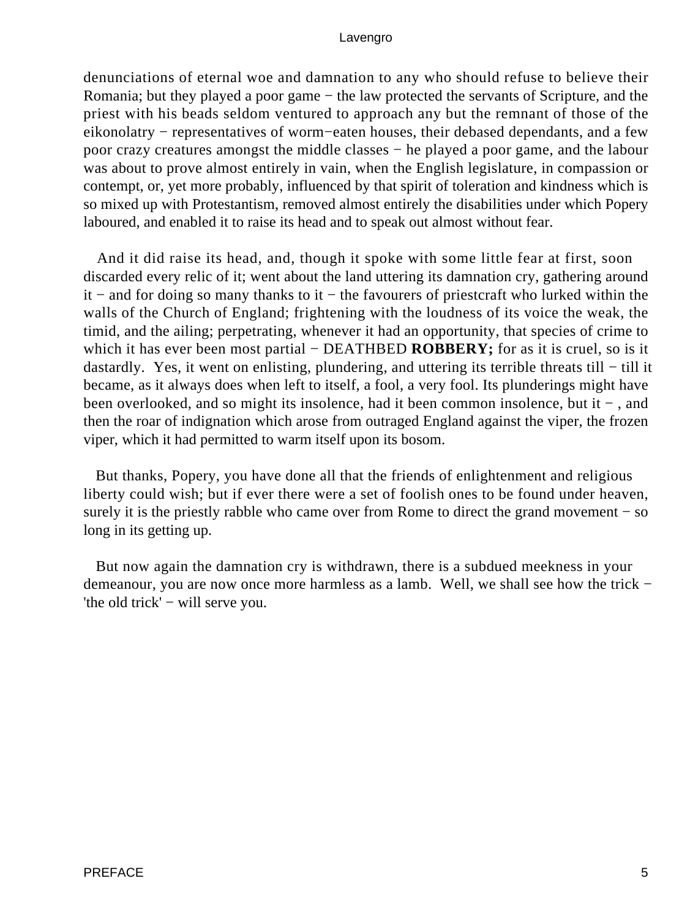denunciations of eternal woe and damnation to any who should refuse to believe their Romania; but they played a poor game − the law protected the servants of Scripture, and the priest with his beads seldom ventured to approach any but the remnant of those of the eikonolatry − representatives of worm−eaten houses, their debased dependants, and a few poor crazy creatures amongst the middle classes − he played a poor game, and the labour was about to prove almost entirely in vain, when the English legislature, in compassion or contempt, or, yet more probably, influenced by that spirit of toleration and kindness which is so mixed up with Protestantism, removed almost entirely the disabilities under which Popery laboured, and enabled it to raise its head and to speak out almost without fear.

And it did raise its head, and, though it spoke with some little fear at first, soon discarded every relic of it; went about the land uttering its damnation cry, gathering around it − and for doing so many thanks to it − the favourers of priestcraft who lurked within the walls of the Church of England; frightening with the loudness of its voice the weak, the timid, and the ailing; perpetrating, whenever it had an opportunity, that species of crime to which it has ever been most partial − DEATHBED **ROBBERY;** for as it is cruel, so is it dastardly. Yes, it went on enlisting, plundering, and uttering its terrible threats till − till it became, as it always does when left to itself, a fool, a very fool. Its plunderings might have been overlooked, and so might its insolence, had it been common insolence, but it − , and then the roar of indignation which arose from outraged England against the viper, the frozen viper, which it had permitted to warm itself upon its bosom.

But thanks, Popery, you have done all that the friends of enlightenment and religious liberty could wish; but if ever there were a set of foolish ones to be found under heaven, surely it is the priestly rabble who came over from Rome to direct the grand movement − so long in its getting up.

But now again the damnation cry is withdrawn, there is a subdued meekness in your demeanour, you are now once more harmless as a lamb. Well, we shall see how the trick − 'the old trick' − will serve you.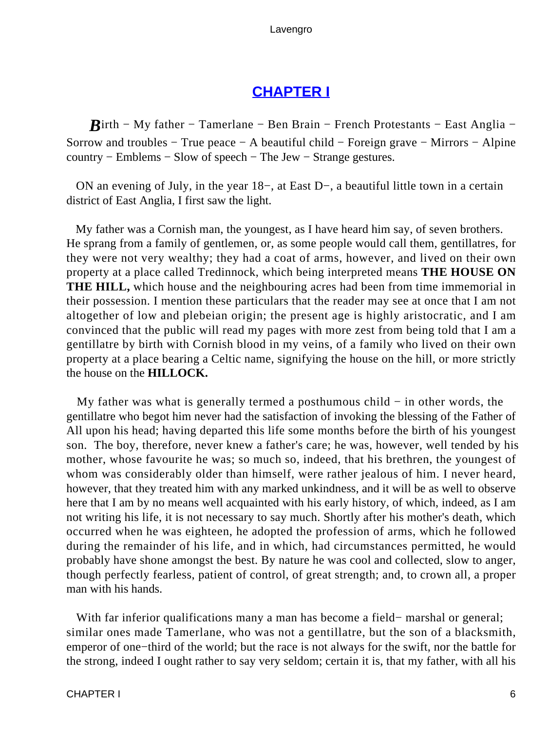## [CHAPTER I]

***B**irth − My father − Tamerlane − Ben Brain − French Protestants − East Anglia − Sorrow and troubles − True peace − A beautiful child − Foreign grave − Mirrors − Alpine country − Emblems − Slow of speech − The Jew − Strange gestures.*

ON an evening of July, in the year 18−, at East D−, a beautiful little town in a certain district of East Anglia, I first saw the light.

My father was a Cornish man, the youngest, as I have heard him say, of seven brothers. He sprang from a family of gentlemen, or, as some people would call them, gentillatres, for they were not very wealthy; they had a coat of arms, however, and lived on their own property at a place called Tredinnock, which being interpreted means **THE HOUSE ON THE HILL,** which house and the neighbouring acres had been from time immemorial in their possession. I mention these particulars that the reader may see at once that I am not altogether of low and plebeian origin; the present age is highly aristocratic, and I am convinced that the public will read my pages with more zest from being told that I am a gentillatre by birth with Cornish blood in my veins, of a family who lived on their own property at a place bearing a Celtic name, signifying the house on the hill, or more strictly the house on the **HILLOCK.**

My father was what is generally termed a posthumous child − in other words, the gentillatre who begot him never had the satisfaction of invoking the blessing of the Father of All upon his head; having departed this life some months before the birth of his youngest son. The boy, therefore, never knew a father's care; he was, however, well tended by his mother, whose favourite he was; so much so, indeed, that his brethren, the youngest of whom was considerably older than himself, were rather jealous of him. I never heard, however, that they treated him with any marked unkindness, and it will be as well to observe here that I am by no means well acquainted with his early history, of which, indeed, as I am not writing his life, it is not necessary to say much. Shortly after his mother's death, which occurred when he was eighteen, he adopted the profession of arms, which he followed during the remainder of his life, and in which, had circumstances permitted, he would probably have shone amongst the best. By nature he was cool and collected, slow to anger, though perfectly fearless, patient of control, of great strength; and, to crown all, a proper man with his hands.

With far inferior qualifications many a man has become a field− marshal or general; similar ones made Tamerlane, who was not a gentillatre, but the son of a blacksmith, emperor of one−third of the world; but the race is not always for the swift, nor the battle for the strong, indeed I ought rather to say very seldom; certain it is, that my father, with all his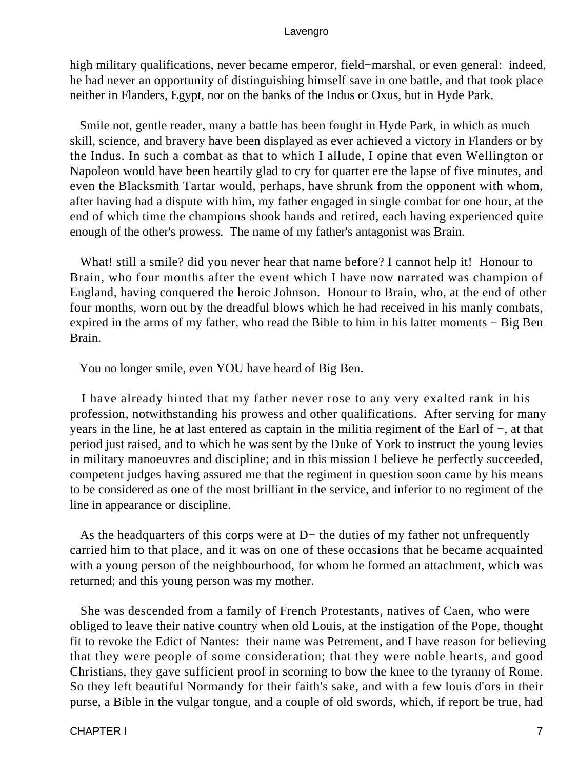high military qualifications, never became emperor, field−marshal, or even general: indeed, he had never an opportunity of distinguishing himself save in one battle, and that took place neither in Flanders, Egypt, nor on the banks of the Indus or Oxus, but in Hyde Park.

Smile not, gentle reader, many a battle has been fought in Hyde Park, in which as much skill, science, and bravery have been displayed as ever achieved a victory in Flanders or by the Indus. In such a combat as that to which I allude, I opine that even Wellington or Napoleon would have been heartily glad to cry for quarter ere the lapse of five minutes, and even the Blacksmith Tartar would, perhaps, have shrunk from the opponent with whom, after having had a dispute with him, my father engaged in single combat for one hour, at the end of which time the champions shook hands and retired, each having experienced quite enough of the other's prowess. The name of my father's antagonist was Brain.

What! still a smile? did you never hear that name before? I cannot help it! Honour to Brain, who four months after the event which I have now narrated was champion of England, having conquered the heroic Johnson. Honour to Brain, who, at the end of other four months, worn out by the dreadful blows which he had received in his manly combats, expired in the arms of my father, who read the Bible to him in his latter moments − Big Ben Brain.

You no longer smile, even YOU have heard of Big Ben.

I have already hinted that my father never rose to any very exalted rank in his profession, notwithstanding his prowess and other qualifications. After serving for many years in the line, he at last entered as captain in the militia regiment of the Earl of −, at that period just raised, and to which he was sent by the Duke of York to instruct the young levies in military manoeuvres and discipline; and in this mission I believe he perfectly succeeded, competent judges having assured me that the regiment in question soon came by his means to be considered as one of the most brilliant in the service, and inferior to no regiment of the line in appearance or discipline.

As the headquarters of this corps were at D− the duties of my father not unfrequently carried him to that place, and it was on one of these occasions that he became acquainted with a young person of the neighbourhood, for whom he formed an attachment, which was returned; and this young person was my mother.

She was descended from a family of French Protestants, natives of Caen, who were obliged to leave their native country when old Louis, at the instigation of the Pope, thought fit to revoke the Edict of Nantes: their name was Petrement, and I have reason for believing that they were people of some consideration; that they were noble hearts, and good Christians, they gave sufficient proof in scorning to bow the knee to the tyranny of Rome. So they left beautiful Normandy for their faith's sake, and with a few louis d'ors in their purse, a Bible in the vulgar tongue, and a couple of old swords, which, if report be true, had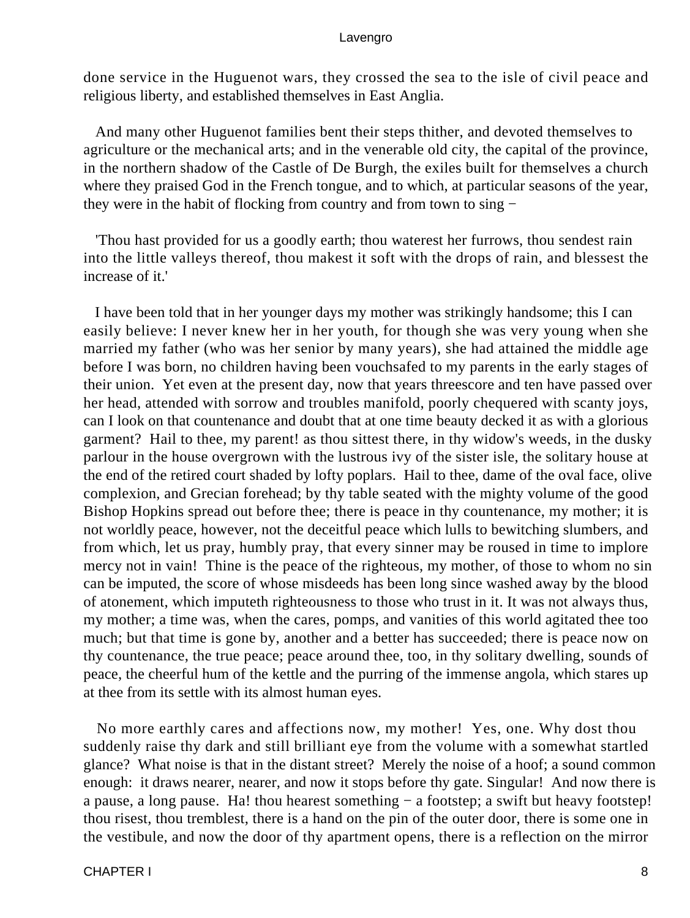done service in the Huguenot wars, they crossed the sea to the isle of civil peace and religious liberty, and established themselves in East Anglia.

And many other Huguenot families bent their steps thither, and devoted themselves to agriculture or the mechanical arts; and in the venerable old city, the capital of the province, in the northern shadow of the Castle of De Burgh, the exiles built for themselves a church where they praised God in the French tongue, and to which, at particular seasons of the year, they were in the habit of flocking from country and from town to sing −

'Thou hast provided for us a goodly earth; thou waterest her furrows, thou sendest rain into the little valleys thereof, thou makest it soft with the drops of rain, and blessest the increase of it.'

I have been told that in her younger days my mother was strikingly handsome; this I can easily believe: I never knew her in her youth, for though she was very young when she married my father (who was her senior by many years), she had attained the middle age before I was born, no children having been vouchsafed to my parents in the early stages of their union. Yet even at the present day, now that years threescore and ten have passed over her head, attended with sorrow and troubles manifold, poorly chequered with scanty joys, can I look on that countenance and doubt that at one time beauty decked it as with a glorious garment? Hail to thee, my parent! as thou sittest there, in thy widow's weeds, in the dusky parlour in the house overgrown with the lustrous ivy of the sister isle, the solitary house at the end of the retired court shaded by lofty poplars. Hail to thee, dame of the oval face, olive complexion, and Grecian forehead; by thy table seated with the mighty volume of the good Bishop Hopkins spread out before thee; there is peace in thy countenance, my mother; it is not worldly peace, however, not the deceitful peace which lulls to bewitching slumbers, and from which, let us pray, humbly pray, that every sinner may be roused in time to implore mercy not in vain! Thine is the peace of the righteous, my mother, of those to whom no sin can be imputed, the score of whose misdeeds has been long since washed away by the blood of atonement, which imputeth righteousness to those who trust in it. It was not always thus, my mother; a time was, when the cares, pomps, and vanities of this world agitated thee too much; but that time is gone by, another and a better has succeeded; there is peace now on thy countenance, the true peace; peace around thee, too, in thy solitary dwelling, sounds of peace, the cheerful hum of the kettle and the purring of the immense angola, which stares up at thee from its settle with its almost human eyes.

No more earthly cares and affections now, my mother! Yes, one. Why dost thou suddenly raise thy dark and still brilliant eye from the volume with a somewhat startled glance? What noise is that in the distant street? Merely the noise of a hoof; a sound common enough: it draws nearer, nearer, and now it stops before thy gate. Singular! And now there is a pause, a long pause. Ha! thou hearest something − a footstep; a swift but heavy footstep! thou risest, thou tremblest, there is a hand on the pin of the outer door, there is some one in the vestibule, and now the door of thy apartment opens, there is a reflection on the mirror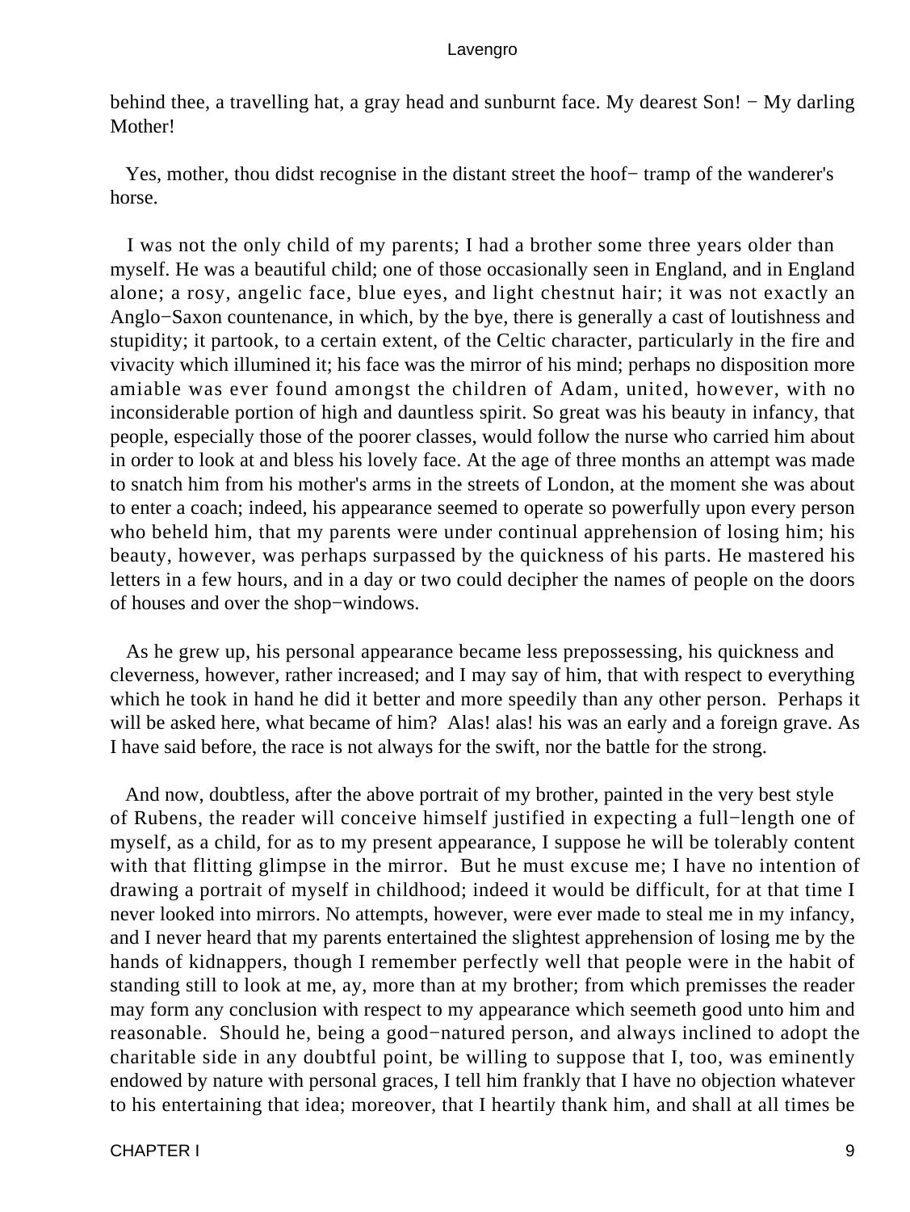behind thee, a travelling hat, a gray head and sunburnt face. My dearest Son! − My darling Mother!

Yes, mother, thou didst recognise in the distant street the hoof− tramp of the wanderer's horse.

I was not the only child of my parents; I had a brother some three years older than myself. He was a beautiful child; one of those occasionally seen in England, and in England alone; a rosy, angelic face, blue eyes, and light chestnut hair; it was not exactly an Anglo−Saxon countenance, in which, by the bye, there is generally a cast of loutishness and stupidity; it partook, to a certain extent, of the Celtic character, particularly in the fire and vivacity which illumined it; his face was the mirror of his mind; perhaps no disposition more amiable was ever found amongst the children of Adam, united, however, with no inconsiderable portion of high and dauntless spirit. So great was his beauty in infancy, that people, especially those of the poorer classes, would follow the nurse who carried him about in order to look at and bless his lovely face. At the age of three months an attempt was made to snatch him from his mother's arms in the streets of London, at the moment she was about to enter a coach; indeed, his appearance seemed to operate so powerfully upon every person who beheld him, that my parents were under continual apprehension of losing him; his beauty, however, was perhaps surpassed by the quickness of his parts. He mastered his letters in a few hours, and in a day or two could decipher the names of people on the doors of houses and over the shop−windows.

As he grew up, his personal appearance became less prepossessing, his quickness and cleverness, however, rather increased; and I may say of him, that with respect to everything which he took in hand he did it better and more speedily than any other person. Perhaps it will be asked here, what became of him? Alas! alas! his was an early and a foreign grave. As I have said before, the race is not always for the swift, nor the battle for the strong.

And now, doubtless, after the above portrait of my brother, painted in the very best style of Rubens, the reader will conceive himself justified in expecting a full−length one of myself, as a child, for as to my present appearance, I suppose he will be tolerably content with that flitting glimpse in the mirror. But he must excuse me; I have no intention of drawing a portrait of myself in childhood; indeed it would be difficult, for at that time I never looked into mirrors. No attempts, however, were ever made to steal me in my infancy, and I never heard that my parents entertained the slightest apprehension of losing me by the hands of kidnappers, though I remember perfectly well that people were in the habit of standing still to look at me, ay, more than at my brother; from which premisses the reader may form any conclusion with respect to my appearance which seemeth good unto him and reasonable. Should he, being a good−natured person, and always inclined to adopt the charitable side in any doubtful point, be willing to suppose that I, too, was eminently endowed by nature with personal graces, I tell him frankly that I have no objection whatever to his entertaining that idea; moreover, that I heartily thank him, and shall at all times be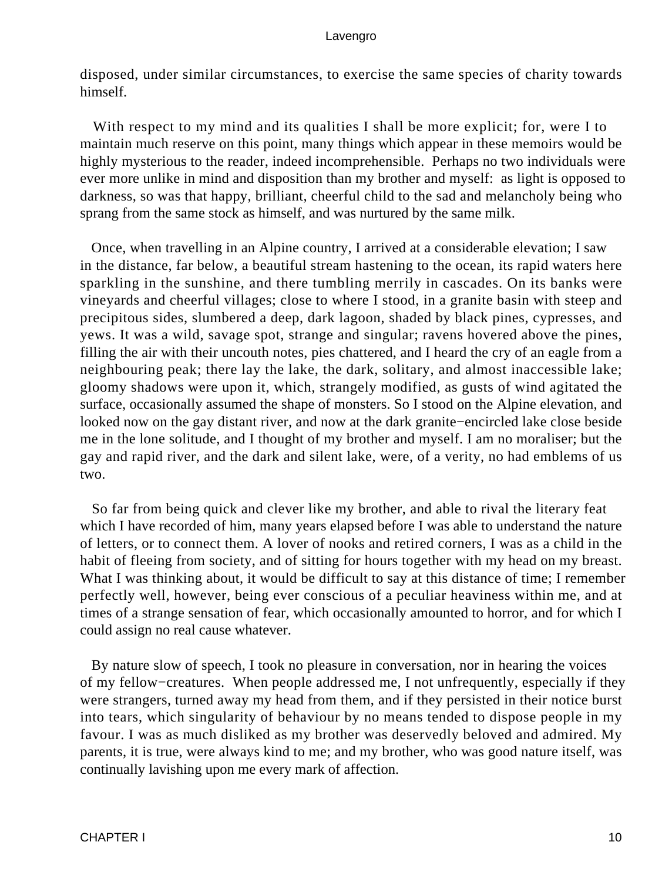disposed, under similar circumstances, to exercise the same species of charity towards himself.

With respect to my mind and its qualities I shall be more explicit; for, were I to maintain much reserve on this point, many things which appear in these memoirs would be highly mysterious to the reader, indeed incomprehensible. Perhaps no two individuals were ever more unlike in mind and disposition than my brother and myself: as light is opposed to darkness, so was that happy, brilliant, cheerful child to the sad and melancholy being who sprang from the same stock as himself, and was nurtured by the same milk.

Once, when travelling in an Alpine country, I arrived at a considerable elevation; I saw in the distance, far below, a beautiful stream hastening to the ocean, its rapid waters here sparkling in the sunshine, and there tumbling merrily in cascades. On its banks were vineyards and cheerful villages; close to where I stood, in a granite basin with steep and precipitous sides, slumbered a deep, dark lagoon, shaded by black pines, cypresses, and yews. It was a wild, savage spot, strange and singular; ravens hovered above the pines, filling the air with their uncouth notes, pies chattered, and I heard the cry of an eagle from a neighbouring peak; there lay the lake, the dark, solitary, and almost inaccessible lake; gloomy shadows were upon it, which, strangely modified, as gusts of wind agitated the surface, occasionally assumed the shape of monsters. So I stood on the Alpine elevation, and looked now on the gay distant river, and now at the dark granite−encircled lake close beside me in the lone solitude, and I thought of my brother and myself. I am no moraliser; but the gay and rapid river, and the dark and silent lake, were, of a verity, no had emblems of us two.

So far from being quick and clever like my brother, and able to rival the literary feat which I have recorded of him, many years elapsed before I was able to understand the nature of letters, or to connect them. A lover of nooks and retired corners, I was as a child in the habit of fleeing from society, and of sitting for hours together with my head on my breast. What I was thinking about, it would be difficult to say at this distance of time; I remember perfectly well, however, being ever conscious of a peculiar heaviness within me, and at times of a strange sensation of fear, which occasionally amounted to horror, and for which I could assign no real cause whatever.

By nature slow of speech, I took no pleasure in conversation, nor in hearing the voices of my fellow−creatures. When people addressed me, I not unfrequently, especially if they were strangers, turned away my head from them, and if they persisted in their notice burst into tears, which singularity of behaviour by no means tended to dispose people in my favour. I was as much disliked as my brother was deservedly beloved and admired. My parents, it is true, were always kind to me; and my brother, who was good nature itself, was continually lavishing upon me every mark of affection.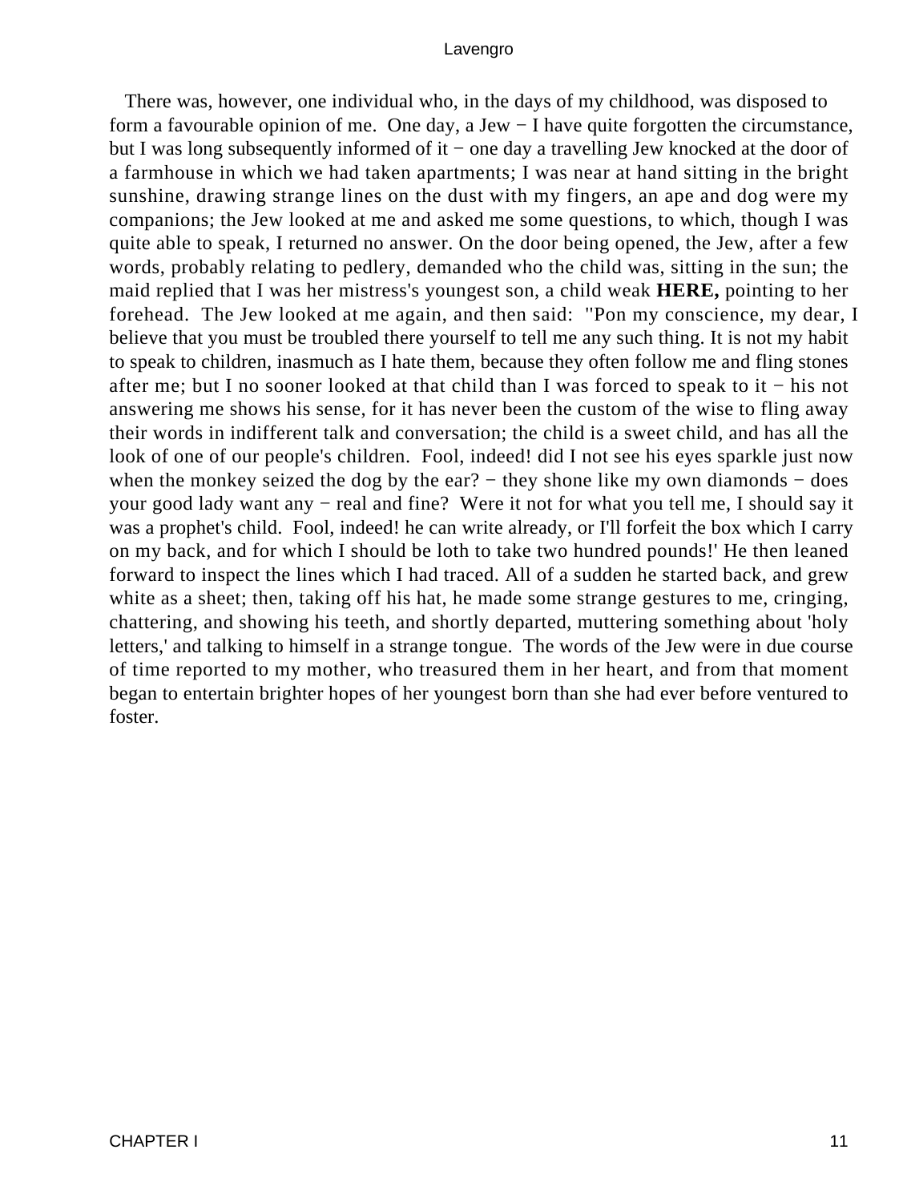There was, however, one individual who, in the days of my childhood, was disposed to form a favourable opinion of me. One day, a Jew − I have quite forgotten the circumstance, but I was long subsequently informed of it − one day a travelling Jew knocked at the door of a farmhouse in which we had taken apartments; I was near at hand sitting in the bright sunshine, drawing strange lines on the dust with my fingers, an ape and dog were my companions; the Jew looked at me and asked me some questions, to which, though I was quite able to speak, I returned no answer. On the door being opened, the Jew, after a few words, probably relating to pedlery, demanded who the child was, sitting in the sun; the maid replied that I was her mistress's youngest son, a child weak **HERE,** pointing to her forehead. The Jew looked at me again, and then said: ''Pon my conscience, my dear, I believe that you must be troubled there yourself to tell me any such thing. It is not my habit to speak to children, inasmuch as I hate them, because they often follow me and fling stones after me; but I no sooner looked at that child than I was forced to speak to it − his not answering me shows his sense, for it has never been the custom of the wise to fling away their words in indifferent talk and conversation; the child is a sweet child, and has all the look of one of our people's children. Fool, indeed! did I not see his eyes sparkle just now when the monkey seized the dog by the ear? − they shone like my own diamonds − does your good lady want any − real and fine? Were it not for what you tell me, I should say it was a prophet's child. Fool, indeed! he can write already, or I'll forfeit the box which I carry on my back, and for which I should be loth to take two hundred pounds!' He then leaned forward to inspect the lines which I had traced. All of a sudden he started back, and grew white as a sheet; then, taking off his hat, he made some strange gestures to me, cringing, chattering, and showing his teeth, and shortly departed, muttering something about 'holy letters,' and talking to himself in a strange tongue. The words of the Jew were in due course of time reported to my mother, who treasured them in her heart, and from that moment began to entertain brighter hopes of her youngest born than she had ever before ventured to foster.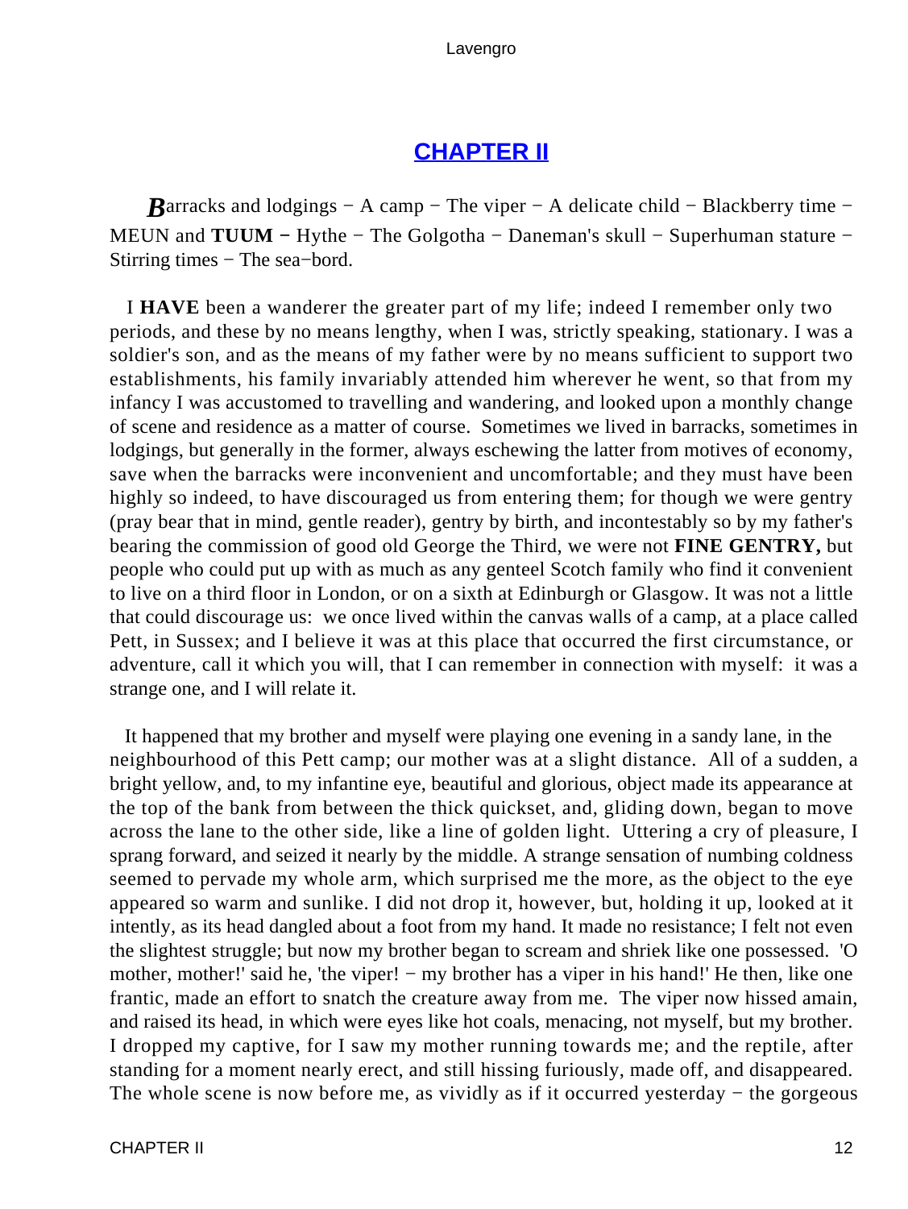## CHAPTER II

*B*arracks and lodgings − A camp − The viper − A delicate child − Blackberry time − MEUN and **TUUM** − Hythe − The Golgotha − Daneman's skull − Superhuman stature − Stirring times − The sea−bord.

I **HAVE** been a wanderer the greater part of my life; indeed I remember only two periods, and these by no means lengthy, when I was, strictly speaking, stationary. I was a soldier's son, and as the means of my father were by no means sufficient to support two establishments, his family invariably attended him wherever he went, so that from my infancy I was accustomed to travelling and wandering, and looked upon a monthly change of scene and residence as a matter of course. Sometimes we lived in barracks, sometimes in lodgings, but generally in the former, always eschewing the latter from motives of economy, save when the barracks were inconvenient and uncomfortable; and they must have been highly so indeed, to have discouraged us from entering them; for though we were gentry (pray bear that in mind, gentle reader), gentry by birth, and incontestably so by my father's bearing the commission of good old George the Third, we were not **FINE GENTRY,** but people who could put up with as much as any genteel Scotch family who find it convenient to live on a third floor in London, or on a sixth at Edinburgh or Glasgow. It was not a little that could discourage us: we once lived within the canvas walls of a camp, at a place called Pett, in Sussex; and I believe it was at this place that occurred the first circumstance, or adventure, call it which you will, that I can remember in connection with myself: it was a strange one, and I will relate it.

It happened that my brother and myself were playing one evening in a sandy lane, in the neighbourhood of this Pett camp; our mother was at a slight distance. All of a sudden, a bright yellow, and, to my infantine eye, beautiful and glorious, object made its appearance at the top of the bank from between the thick quickset, and, gliding down, began to move across the lane to the other side, like a line of golden light. Uttering a cry of pleasure, I sprang forward, and seized it nearly by the middle. A strange sensation of numbing coldness seemed to pervade my whole arm, which surprised me the more, as the object to the eye appeared so warm and sunlike. I did not drop it, however, but, holding it up, looked at it intently, as its head dangled about a foot from my hand. It made no resistance; I felt not even the slightest struggle; but now my brother began to scream and shriek like one possessed. 'O mother, mother!' said he, 'the viper! − my brother has a viper in his hand!' He then, like one frantic, made an effort to snatch the creature away from me. The viper now hissed amain, and raised its head, in which were eyes like hot coals, menacing, not myself, but my brother. I dropped my captive, for I saw my mother running towards me; and the reptile, after standing for a moment nearly erect, and still hissing furiously, made off, and disappeared. The whole scene is now before me, as vividly as if it occurred yesterday − the gorgeous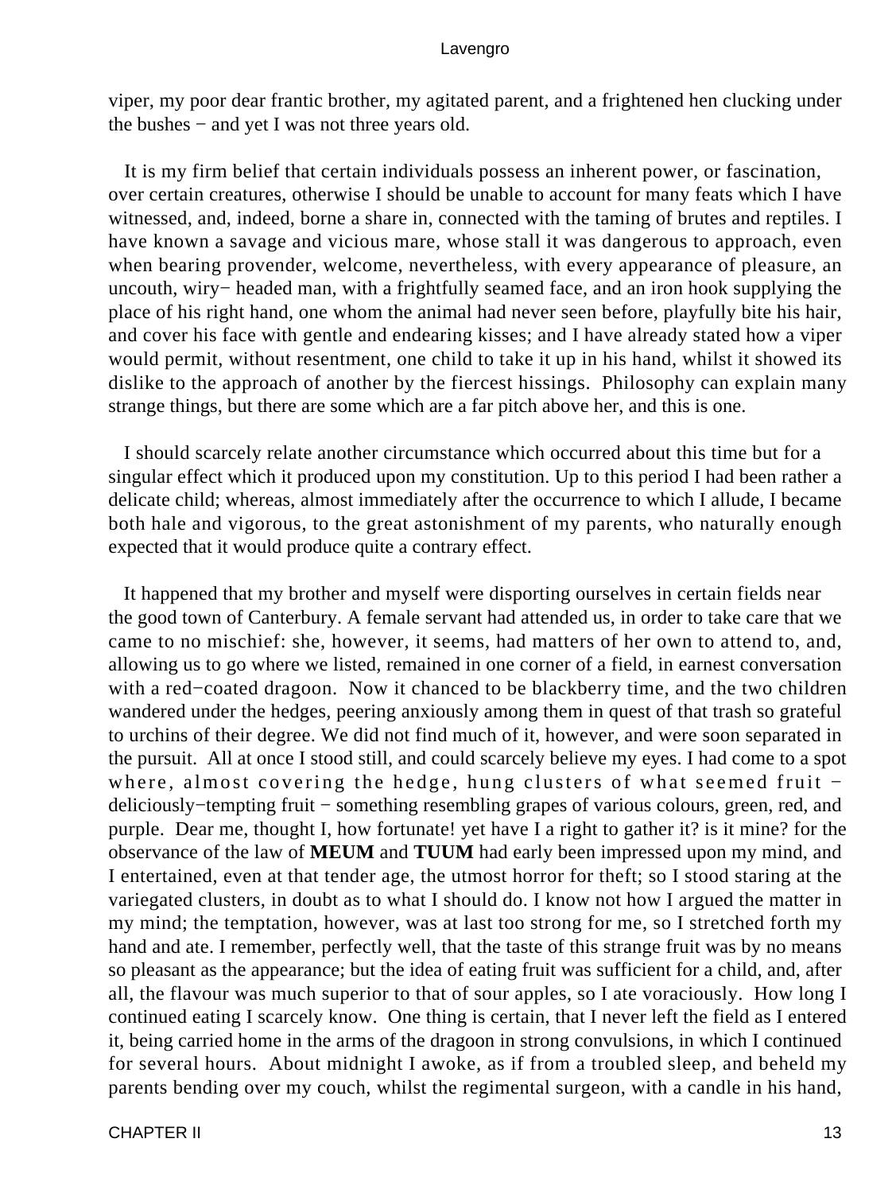viper, my poor dear frantic brother, my agitated parent, and a frightened hen clucking under the bushes − and yet I was not three years old.

It is my firm belief that certain individuals possess an inherent power, or fascination, over certain creatures, otherwise I should be unable to account for many feats which I have witnessed, and, indeed, borne a share in, connected with the taming of brutes and reptiles. I have known a savage and vicious mare, whose stall it was dangerous to approach, even when bearing provender, welcome, nevertheless, with every appearance of pleasure, an uncouth, wiry− headed man, with a frightfully seamed face, and an iron hook supplying the place of his right hand, one whom the animal had never seen before, playfully bite his hair, and cover his face with gentle and endearing kisses; and I have already stated how a viper would permit, without resentment, one child to take it up in his hand, whilst it showed its dislike to the approach of another by the fiercest hissings. Philosophy can explain many strange things, but there are some which are a far pitch above her, and this is one.

I should scarcely relate another circumstance which occurred about this time but for a singular effect which it produced upon my constitution. Up to this period I had been rather a delicate child; whereas, almost immediately after the occurrence to which I allude, I became both hale and vigorous, to the great astonishment of my parents, who naturally enough expected that it would produce quite a contrary effect.

It happened that my brother and myself were disporting ourselves in certain fields near the good town of Canterbury. A female servant had attended us, in order to take care that we came to no mischief: she, however, it seems, had matters of her own to attend to, and, allowing us to go where we listed, remained in one corner of a field, in earnest conversation with a red−coated dragoon. Now it chanced to be blackberry time, and the two children wandered under the hedges, peering anxiously among them in quest of that trash so grateful to urchins of their degree. We did not find much of it, however, and were soon separated in the pursuit. All at once I stood still, and could scarcely believe my eyes. I had come to a spot where, almost covering the hedge, hung clusters of what seemed fruit − deliciously−tempting fruit − something resembling grapes of various colours, green, red, and purple. Dear me, thought I, how fortunate! yet have I a right to gather it? is it mine? for the observance of the law of **MEUM** and **TUUM** had early been impressed upon my mind, and I entertained, even at that tender age, the utmost horror for theft; so I stood staring at the variegated clusters, in doubt as to what I should do. I know not how I argued the matter in my mind; the temptation, however, was at last too strong for me, so I stretched forth my hand and ate. I remember, perfectly well, that the taste of this strange fruit was by no means so pleasant as the appearance; but the idea of eating fruit was sufficient for a child, and, after all, the flavour was much superior to that of sour apples, so I ate voraciously. How long I continued eating I scarcely know. One thing is certain, that I never left the field as I entered it, being carried home in the arms of the dragoon in strong convulsions, in which I continued for several hours. About midnight I awoke, as if from a troubled sleep, and beheld my parents bending over my couch, whilst the regimental surgeon, with a candle in his hand,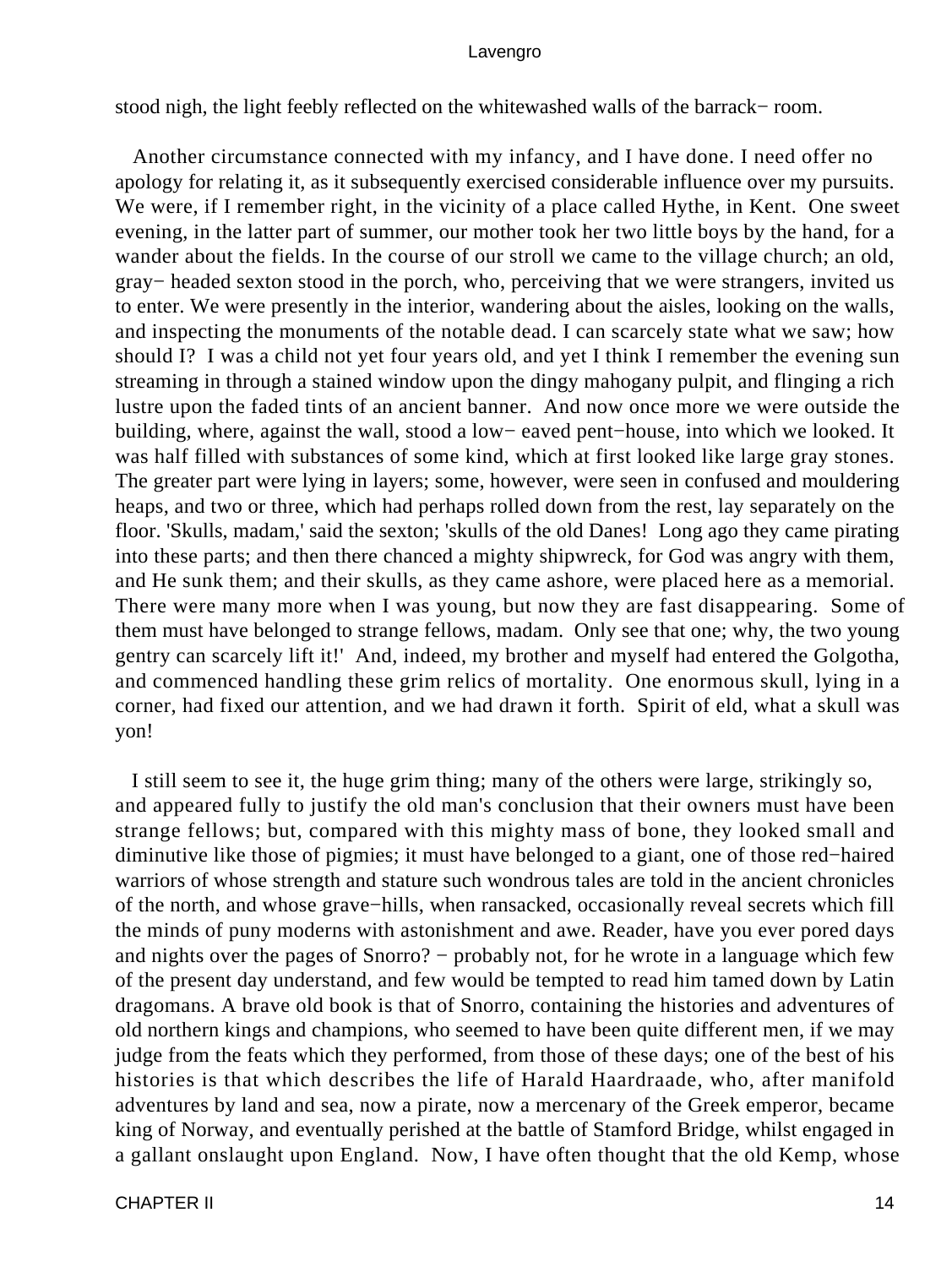stood nigh, the light feebly reflected on the whitewashed walls of the barrack−room.

Another circumstance connected with my infancy, and I have done. I need offer no apology for relating it, as it subsequently exercised considerable influence over my pursuits. We were, if I remember right, in the vicinity of a place called Hythe, in Kent. One sweet evening, in the latter part of summer, our mother took her two little boys by the hand, for a wander about the fields. In the course of our stroll we came to the village church; an old, gray−headed sexton stood in the porch, who, perceiving that we were strangers, invited us to enter. We were presently in the interior, wandering about the aisles, looking on the walls, and inspecting the monuments of the notable dead. I can scarcely state what we saw; how should I? I was a child not yet four years old, and yet I think I remember the evening sun streaming in through a stained window upon the dingy mahogany pulpit, and flinging a rich lustre upon the faded tints of an ancient banner. And now once more we were outside the building, where, against the wall, stood a low−eaved pent−house, into which we looked. It was half filled with substances of some kind, which at first looked like large gray stones. The greater part were lying in layers; some, however, were seen in confused and mouldering heaps, and two or three, which had perhaps rolled down from the rest, lay separately on the floor. 'Skulls, madam,' said the sexton; 'skulls of the old Danes! Long ago they came pirating into these parts; and then there chanced a mighty shipwreck, for God was angry with them, and He sunk them; and their skulls, as they came ashore, were placed here as a memorial. There were many more when I was young, but now they are fast disappearing. Some of them must have belonged to strange fellows, madam. Only see that one; why, the two young gentry can scarcely lift it!' And, indeed, my brother and myself had entered the Golgotha, and commenced handling these grim relics of mortality. One enormous skull, lying in a corner, had fixed our attention, and we had drawn it forth. Spirit of eld, what a skull was yon!

I still seem to see it, the huge grim thing; many of the others were large, strikingly so, and appeared fully to justify the old man's conclusion that their owners must have been strange fellows; but, compared with this mighty mass of bone, they looked small and diminutive like those of pigmies; it must have belonged to a giant, one of those red−haired warriors of whose strength and stature such wondrous tales are told in the ancient chronicles of the north, and whose grave−hills, when ransacked, occasionally reveal secrets which fill the minds of puny moderns with astonishment and awe. Reader, have you ever pored days and nights over the pages of Snorro? − probably not, for he wrote in a language which few of the present day understand, and few would be tempted to read him tamed down by Latin dragomans. A brave old book is that of Snorro, containing the histories and adventures of old northern kings and champions, who seemed to have been quite different men, if we may judge from the feats which they performed, from those of these days; one of the best of his histories is that which describes the life of Harald Haardraade, who, after manifold adventures by land and sea, now a pirate, now a mercenary of the Greek emperor, became king of Norway, and eventually perished at the battle of Stamford Bridge, whilst engaged in a gallant onslaught upon England. Now, I have often thought that the old Kemp, whose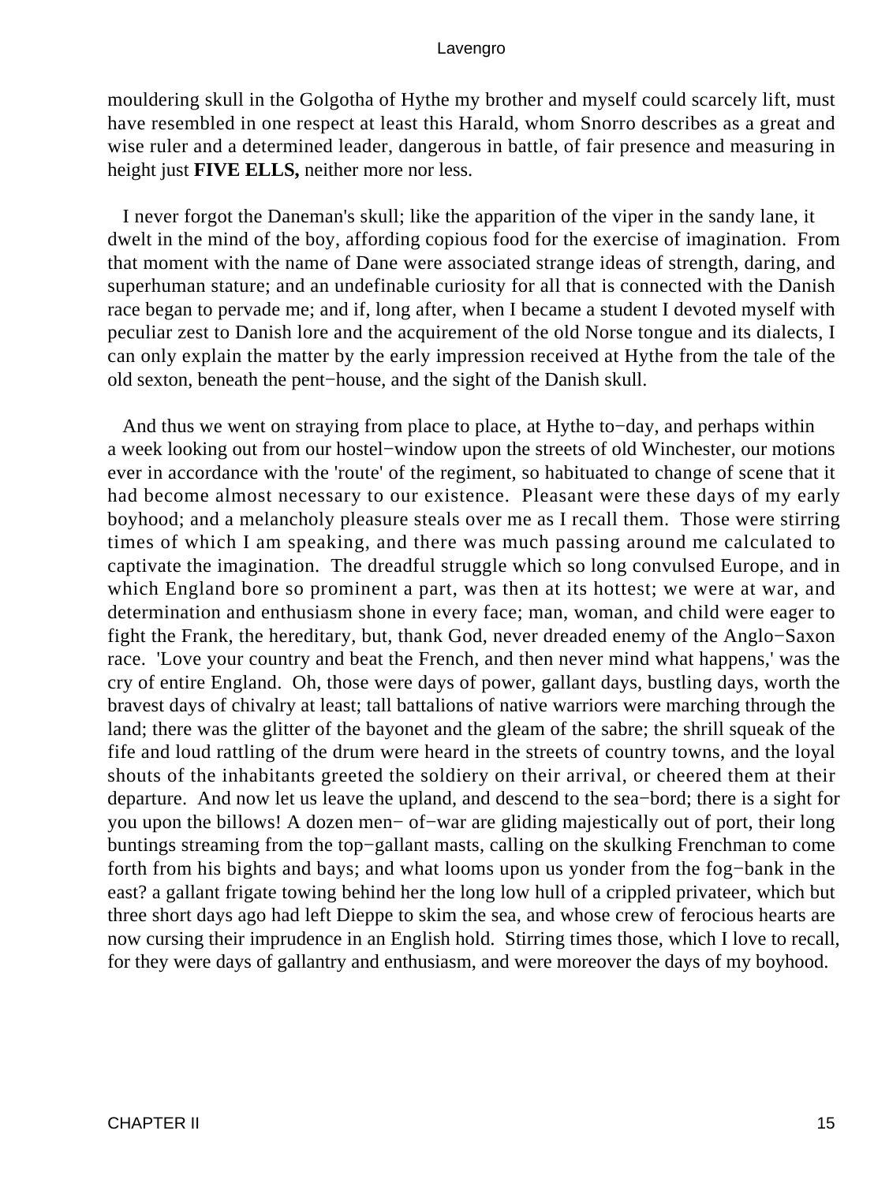mouldering skull in the Golgotha of Hythe my brother and myself could scarcely lift, must have resembled in one respect at least this Harald, whom Snorro describes as a great and wise ruler and a determined leader, dangerous in battle, of fair presence and measuring in height just **FIVE ELLS,** neither more nor less.

I never forgot the Daneman's skull; like the apparition of the viper in the sandy lane, it dwelt in the mind of the boy, affording copious food for the exercise of imagination. From that moment with the name of Dane were associated strange ideas of strength, daring, and superhuman stature; and an undefinable curiosity for all that is connected with the Danish race began to pervade me; and if, long after, when I became a student I devoted myself with peculiar zest to Danish lore and the acquirement of the old Norse tongue and its dialects, I can only explain the matter by the early impression received at Hythe from the tale of the old sexton, beneath the pent−house, and the sight of the Danish skull.

And thus we went on straying from place to place, at Hythe to−day, and perhaps within a week looking out from our hostel−window upon the streets of old Winchester, our motions ever in accordance with the 'route' of the regiment, so habituated to change of scene that it had become almost necessary to our existence. Pleasant were these days of my early boyhood; and a melancholy pleasure steals over me as I recall them. Those were stirring times of which I am speaking, and there was much passing around me calculated to captivate the imagination. The dreadful struggle which so long convulsed Europe, and in which England bore so prominent a part, was then at its hottest; we were at war, and determination and enthusiasm shone in every face; man, woman, and child were eager to fight the Frank, the hereditary, but, thank God, never dreaded enemy of the Anglo−Saxon race. 'Love your country and beat the French, and then never mind what happens,' was the cry of entire England. Oh, those were days of power, gallant days, bustling days, worth the bravest days of chivalry at least; tall battalions of native warriors were marching through the land; there was the glitter of the bayonet and the gleam of the sabre; the shrill squeak of the fife and loud rattling of the drum were heard in the streets of country towns, and the loyal shouts of the inhabitants greeted the soldiery on their arrival, or cheered them at their departure. And now let us leave the upland, and descend to the sea−bord; there is a sight for you upon the billows! A dozen men− of−war are gliding majestically out of port, their long buntings streaming from the top−gallant masts, calling on the skulking Frenchman to come forth from his bights and bays; and what looms upon us yonder from the fog−bank in the east? a gallant frigate towing behind her the long low hull of a crippled privateer, which but three short days ago had left Dieppe to skim the sea, and whose crew of ferocious hearts are now cursing their imprudence in an English hold. Stirring times those, which I love to recall, for they were days of gallantry and enthusiasm, and were moreover the days of my boyhood.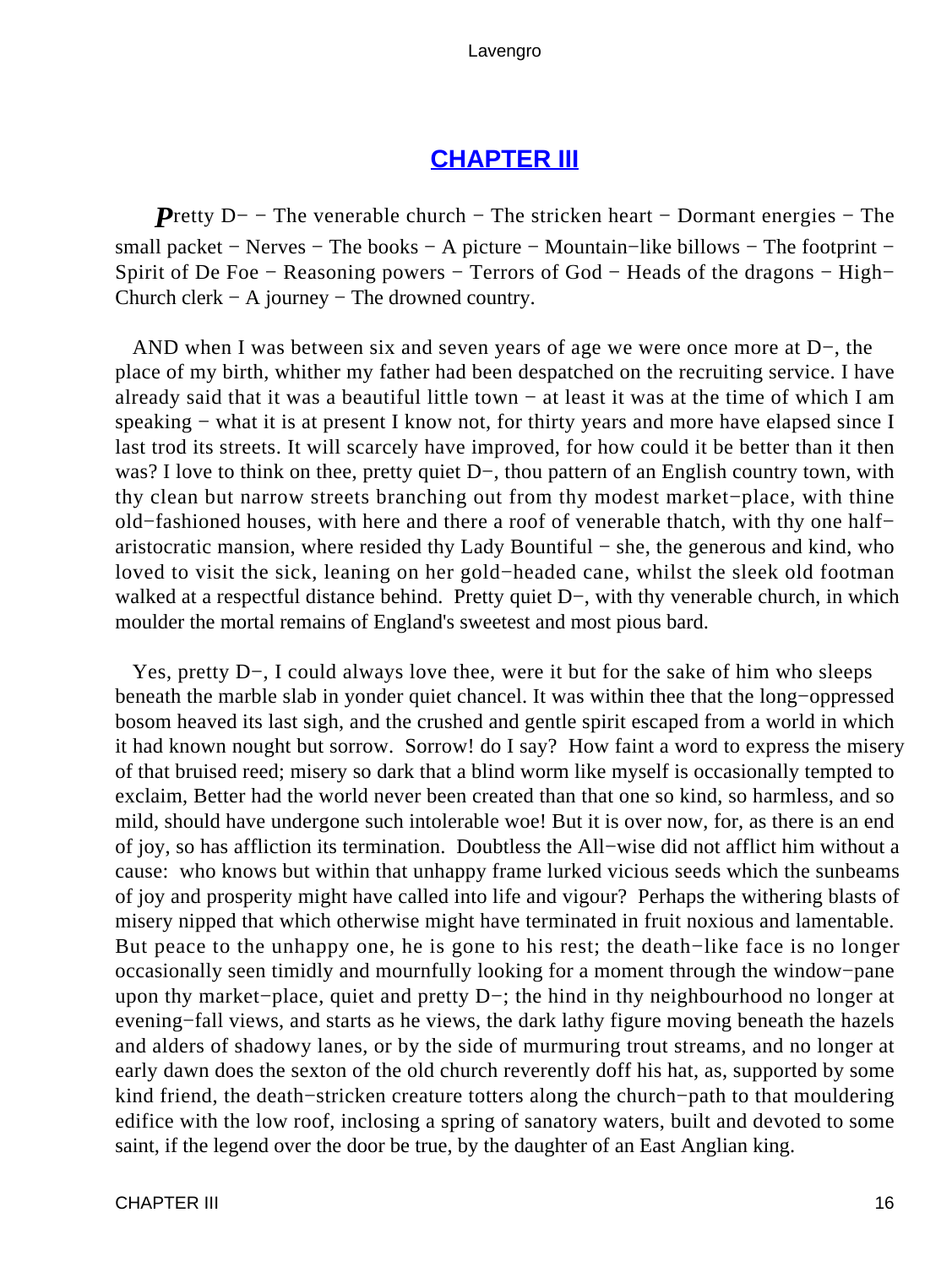## CHAPTER III

***P***retty D− − The venerable church − The stricken heart − Dormant energies − The small packet − Nerves − The books − A picture − Mountain−like billows − The footprint − Spirit of De Foe − Reasoning powers − Terrors of God − Heads of the dragons − High−Church clerk − A journey − The drowned country.

AND when I was between six and seven years of age we were once more at D−, the place of my birth, whither my father had been despatched on the recruiting service. I have already said that it was a beautiful little town − at least it was at the time of which I am speaking − what it is at present I know not, for thirty years and more have elapsed since I last trod its streets. It will scarcely have improved, for how could it be better than it then was? I love to think on thee, pretty quiet D−, thou pattern of an English country town, with thy clean but narrow streets branching out from thy modest market−place, with thine old−fashioned houses, with here and there a roof of venerable thatch, with thy one half−aristocratic mansion, where resided thy Lady Bountiful − she, the generous and kind, who loved to visit the sick, leaning on her gold−headed cane, whilst the sleek old footman walked at a respectful distance behind. Pretty quiet D−, with thy venerable church, in which moulder the mortal remains of England's sweetest and most pious bard.

Yes, pretty D−, I could always love thee, were it but for the sake of him who sleeps beneath the marble slab in yonder quiet chancel. It was within thee that the long−oppressed bosom heaved its last sigh, and the crushed and gentle spirit escaped from a world in which it had known nought but sorrow. Sorrow! do I say? How faint a word to express the misery of that bruised reed; misery so dark that a blind worm like myself is occasionally tempted to exclaim, Better had the world never been created than that one so kind, so harmless, and so mild, should have undergone such intolerable woe! But it is over now, for, as there is an end of joy, so has affliction its termination. Doubtless the All−wise did not afflict him without a cause: who knows but within that unhappy frame lurked vicious seeds which the sunbeams of joy and prosperity might have called into life and vigour? Perhaps the withering blasts of misery nipped that which otherwise might have terminated in fruit noxious and lamentable. But peace to the unhappy one, he is gone to his rest; the death−like face is no longer occasionally seen timidly and mournfully looking for a moment through the window−pane upon thy market−place, quiet and pretty D−; the hind in thy neighbourhood no longer at evening−fall views, and starts as he views, the dark lathy figure moving beneath the hazels and alders of shadowy lanes, or by the side of murmuring trout streams, and no longer at early dawn does the sexton of the old church reverently doff his hat, as, supported by some kind friend, the death−stricken creature totters along the church−path to that mouldering edifice with the low roof, inclosing a spring of sanatory waters, built and devoted to some saint, if the legend over the door be true, by the daughter of an East Anglian king.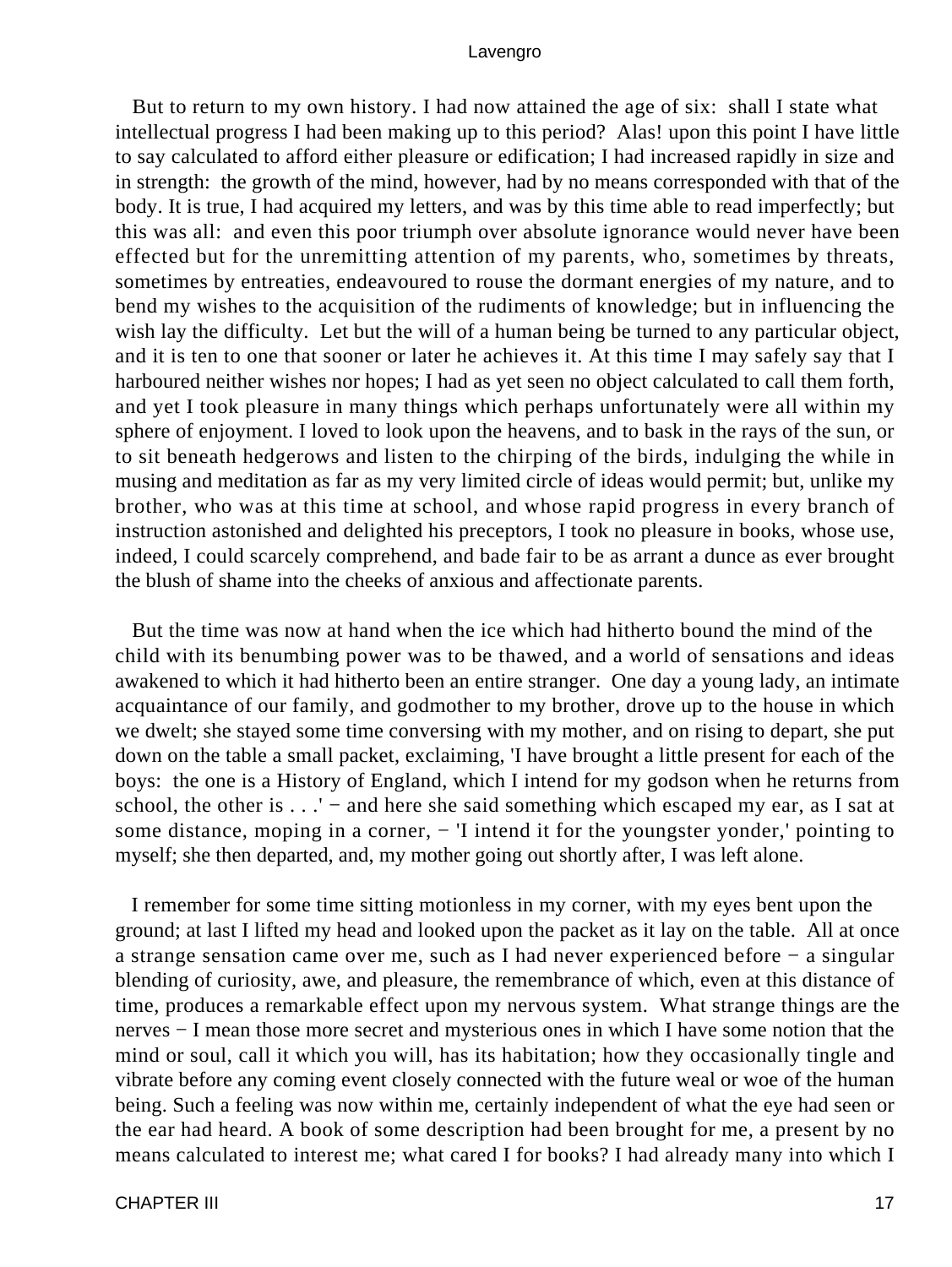But to return to my own history. I had now attained the age of six: shall I state what intellectual progress I had been making up to this period? Alas! upon this point I have little to say calculated to afford either pleasure or edification; I had increased rapidly in size and in strength: the growth of the mind, however, had by no means corresponded with that of the body. It is true, I had acquired my letters, and was by this time able to read imperfectly; but this was all: and even this poor triumph over absolute ignorance would never have been effected but for the unremitting attention of my parents, who, sometimes by threats, sometimes by entreaties, endeavoured to rouse the dormant energies of my nature, and to bend my wishes to the acquisition of the rudiments of knowledge; but in influencing the wish lay the difficulty. Let but the will of a human being be turned to any particular object, and it is ten to one that sooner or later he achieves it. At this time I may safely say that I harboured neither wishes nor hopes; I had as yet seen no object calculated to call them forth, and yet I took pleasure in many things which perhaps unfortunately were all within my sphere of enjoyment. I loved to look upon the heavens, and to bask in the rays of the sun, or to sit beneath hedgerows and listen to the chirping of the birds, indulging the while in musing and meditation as far as my very limited circle of ideas would permit; but, unlike my brother, who was at this time at school, and whose rapid progress in every branch of instruction astonished and delighted his preceptors, I took no pleasure in books, whose use, indeed, I could scarcely comprehend, and bade fair to be as arrant a dunce as ever brought the blush of shame into the cheeks of anxious and affectionate parents.

But the time was now at hand when the ice which had hitherto bound the mind of the child with its benumbing power was to be thawed, and a world of sensations and ideas awakened to which it had hitherto been an entire stranger. One day a young lady, an intimate acquaintance of our family, and godmother to my brother, drove up to the house in which we dwelt; she stayed some time conversing with my mother, and on rising to depart, she put down on the table a small packet, exclaiming, 'I have brought a little present for each of the boys: the one is a History of England, which I intend for my godson when he returns from school, the other is . . .' − and here she said something which escaped my ear, as I sat at some distance, moping in a corner, − 'I intend it for the youngster yonder,' pointing to myself; she then departed, and, my mother going out shortly after, I was left alone.

I remember for some time sitting motionless in my corner, with my eyes bent upon the ground; at last I lifted my head and looked upon the packet as it lay on the table. All at once a strange sensation came over me, such as I had never experienced before − a singular blending of curiosity, awe, and pleasure, the remembrance of which, even at this distance of time, produces a remarkable effect upon my nervous system. What strange things are the nerves − I mean those more secret and mysterious ones in which I have some notion that the mind or soul, call it which you will, has its habitation; how they occasionally tingle and vibrate before any coming event closely connected with the future weal or woe of the human being. Such a feeling was now within me, certainly independent of what the eye had seen or the ear had heard. A book of some description had been brought for me, a present by no means calculated to interest me; what cared I for books? I had already many into which I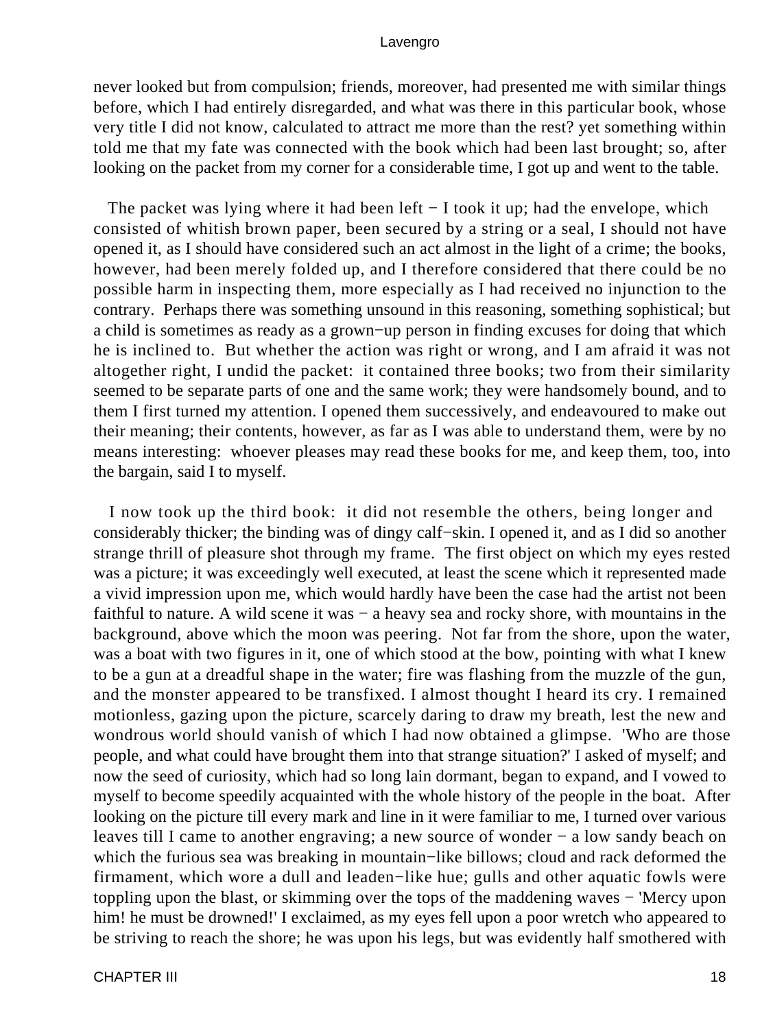never looked but from compulsion; friends, moreover, had presented me with similar things before, which I had entirely disregarded, and what was there in this particular book, whose very title I did not know, calculated to attract me more than the rest? yet something within told me that my fate was connected with the book which had been last brought; so, after looking on the packet from my corner for a considerable time, I got up and went to the table.

The packet was lying where it had been left − I took it up; had the envelope, which consisted of whitish brown paper, been secured by a string or a seal, I should not have opened it, as I should have considered such an act almost in the light of a crime; the books, however, had been merely folded up, and I therefore considered that there could be no possible harm in inspecting them, more especially as I had received no injunction to the contrary. Perhaps there was something unsound in this reasoning, something sophistical; but a child is sometimes as ready as a grown−up person in finding excuses for doing that which he is inclined to. But whether the action was right or wrong, and I am afraid it was not altogether right, I undid the packet: it contained three books; two from their similarity seemed to be separate parts of one and the same work; they were handsomely bound, and to them I first turned my attention. I opened them successively, and endeavoured to make out their meaning; their contents, however, as far as I was able to understand them, were by no means interesting: whoever pleases may read these books for me, and keep them, too, into the bargain, said I to myself.

I now took up the third book: it did not resemble the others, being longer and considerably thicker; the binding was of dingy calf−skin. I opened it, and as I did so another strange thrill of pleasure shot through my frame. The first object on which my eyes rested was a picture; it was exceedingly well executed, at least the scene which it represented made a vivid impression upon me, which would hardly have been the case had the artist not been faithful to nature. A wild scene it was − a heavy sea and rocky shore, with mountains in the background, above which the moon was peering. Not far from the shore, upon the water, was a boat with two figures in it, one of which stood at the bow, pointing with what I knew to be a gun at a dreadful shape in the water; fire was flashing from the muzzle of the gun, and the monster appeared to be transfixed. I almost thought I heard its cry. I remained motionless, gazing upon the picture, scarcely daring to draw my breath, lest the new and wondrous world should vanish of which I had now obtained a glimpse. 'Who are those people, and what could have brought them into that strange situation?' I asked of myself; and now the seed of curiosity, which had so long lain dormant, began to expand, and I vowed to myself to become speedily acquainted with the whole history of the people in the boat. After looking on the picture till every mark and line in it were familiar to me, I turned over various leaves till I came to another engraving; a new source of wonder − a low sandy beach on which the furious sea was breaking in mountain−like billows; cloud and rack deformed the firmament, which wore a dull and leaden−like hue; gulls and other aquatic fowls were toppling upon the blast, or skimming over the tops of the maddening waves − 'Mercy upon him! he must be drowned!' I exclaimed, as my eyes fell upon a poor wretch who appeared to be striving to reach the shore; he was upon his legs, but was evidently half smothered with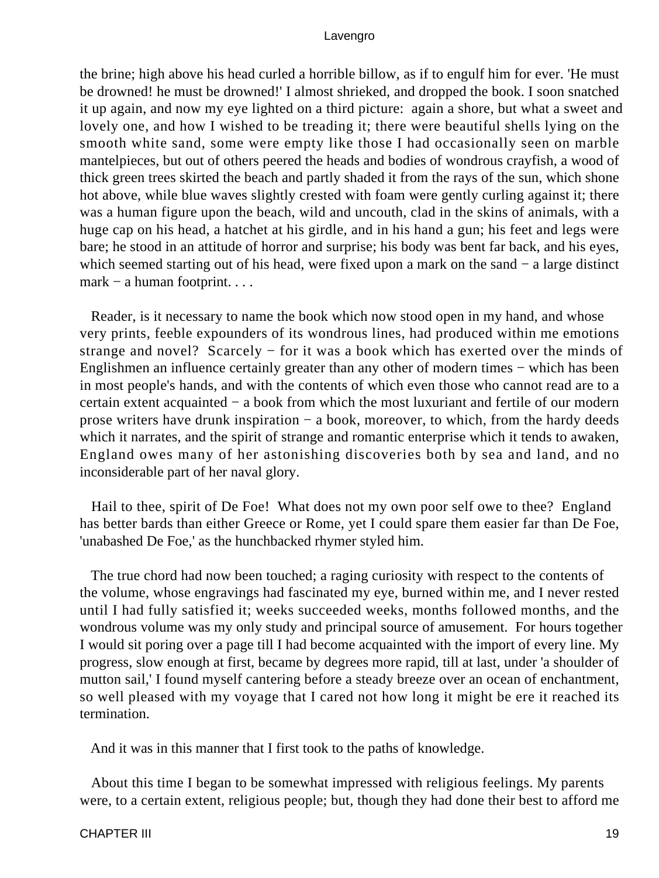the brine; high above his head curled a horrible billow, as if to engulf him for ever. 'He must be drowned! he must be drowned!' I almost shrieked, and dropped the book. I soon snatched it up again, and now my eye lighted on a third picture: again a shore, but what a sweet and lovely one, and how I wished to be treading it; there were beautiful shells lying on the smooth white sand, some were empty like those I had occasionally seen on marble mantelpieces, but out of others peered the heads and bodies of wondrous crayfish, a wood of thick green trees skirted the beach and partly shaded it from the rays of the sun, which shone hot above, while blue waves slightly crested with foam were gently curling against it; there was a human figure upon the beach, wild and uncouth, clad in the skins of animals, with a huge cap on his head, a hatchet at his girdle, and in his hand a gun; his feet and legs were bare; he stood in an attitude of horror and surprise; his body was bent far back, and his eyes, which seemed starting out of his head, were fixed upon a mark on the sand − a large distinct mark − a human footprint. . . .

Reader, is it necessary to name the book which now stood open in my hand, and whose very prints, feeble expounders of its wondrous lines, had produced within me emotions strange and novel? Scarcely − for it was a book which has exerted over the minds of Englishmen an influence certainly greater than any other of modern times − which has been in most people's hands, and with the contents of which even those who cannot read are to a certain extent acquainted − a book from which the most luxuriant and fertile of our modern prose writers have drunk inspiration − a book, moreover, to which, from the hardy deeds which it narrates, and the spirit of strange and romantic enterprise which it tends to awaken, England owes many of her astonishing discoveries both by sea and land, and no inconsiderable part of her naval glory.

Hail to thee, spirit of De Foe! What does not my own poor self owe to thee? England has better bards than either Greece or Rome, yet I could spare them easier far than De Foe, 'unabashed De Foe,' as the hunchbacked rhymer styled him.

The true chord had now been touched; a raging curiosity with respect to the contents of the volume, whose engravings had fascinated my eye, burned within me, and I never rested until I had fully satisfied it; weeks succeeded weeks, months followed months, and the wondrous volume was my only study and principal source of amusement. For hours together I would sit poring over a page till I had become acquainted with the import of every line. My progress, slow enough at first, became by degrees more rapid, till at last, under 'a shoulder of mutton sail,' I found myself cantering before a steady breeze over an ocean of enchantment, so well pleased with my voyage that I cared not how long it might be ere it reached its termination.

And it was in this manner that I first took to the paths of knowledge.

About this time I began to be somewhat impressed with religious feelings. My parents were, to a certain extent, religious people; but, though they had done their best to afford me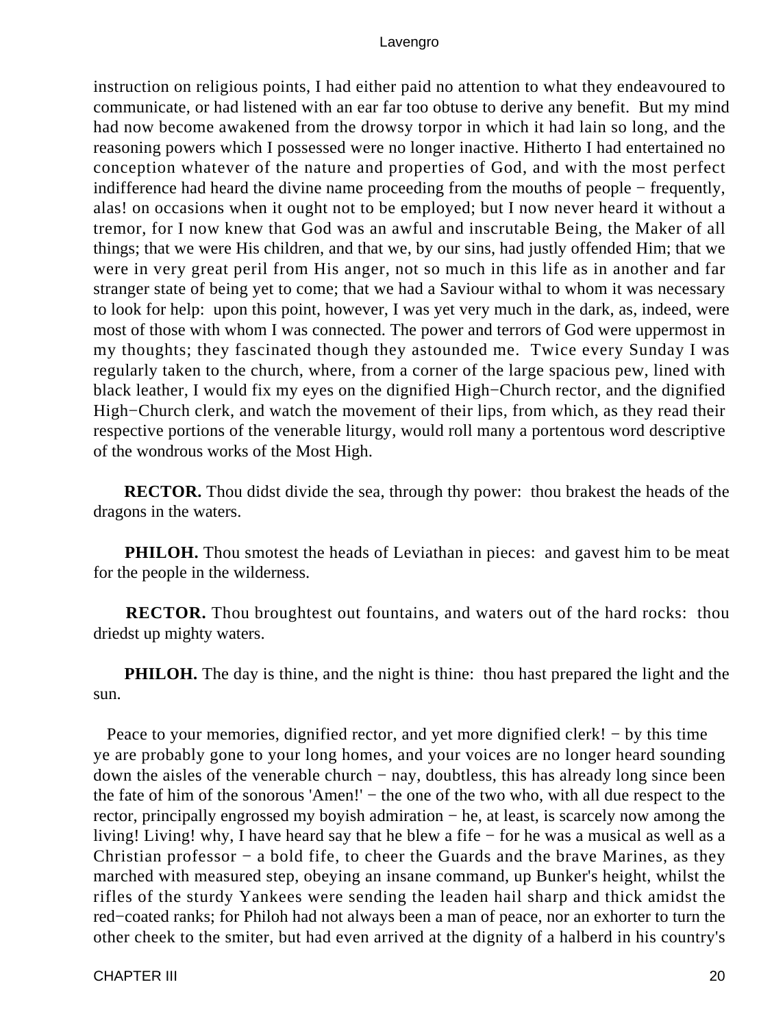instruction on religious points, I had either paid no attention to what they endeavoured to communicate, or had listened with an ear far too obtuse to derive any benefit. But my mind had now become awakened from the drowsy torpor in which it had lain so long, and the reasoning powers which I possessed were no longer inactive. Hitherto I had entertained no conception whatever of the nature and properties of God, and with the most perfect indifference had heard the divine name proceeding from the mouths of people − frequently, alas! on occasions when it ought not to be employed; but I now never heard it without a tremor, for I now knew that God was an awful and inscrutable Being, the Maker of all things; that we were His children, and that we, by our sins, had justly offended Him; that we were in very great peril from His anger, not so much in this life as in another and far stranger state of being yet to come; that we had a Saviour withal to whom it was necessary to look for help: upon this point, however, I was yet very much in the dark, as, indeed, were most of those with whom I was connected. The power and terrors of God were uppermost in my thoughts; they fascinated though they astounded me. Twice every Sunday I was regularly taken to the church, where, from a corner of the large spacious pew, lined with black leather, I would fix my eyes on the dignified High−Church rector, and the dignified High−Church clerk, and watch the movement of their lips, from which, as they read their respective portions of the venerable liturgy, would roll many a portentous word descriptive of the wondrous works of the Most High.

**RECTOR.** Thou didst divide the sea, through thy power: thou brakest the heads of the dragons in the waters.

**PHILOH.** Thou smotest the heads of Leviathan in pieces: and gavest him to be meat for the people in the wilderness.

**RECTOR.** Thou broughtest out fountains, and waters out of the hard rocks: thou driedst up mighty waters.

**PHILOH.** The day is thine, and the night is thine: thou hast prepared the light and the sun.

Peace to your memories, dignified rector, and yet more dignified clerk! − by this time ye are probably gone to your long homes, and your voices are no longer heard sounding down the aisles of the venerable church − nay, doubtless, this has already long since been the fate of him of the sonorous 'Amen!' − the one of the two who, with all due respect to the rector, principally engrossed my boyish admiration − he, at least, is scarcely now among the living! Living! why, I have heard say that he blew a fife − for he was a musical as well as a Christian professor − a bold fife, to cheer the Guards and the brave Marines, as they marched with measured step, obeying an insane command, up Bunker's height, whilst the rifles of the sturdy Yankees were sending the leaden hail sharp and thick amidst the red−coated ranks; for Philoh had not always been a man of peace, nor an exhorter to turn the other cheek to the smiter, but had even arrived at the dignity of a halberd in his country's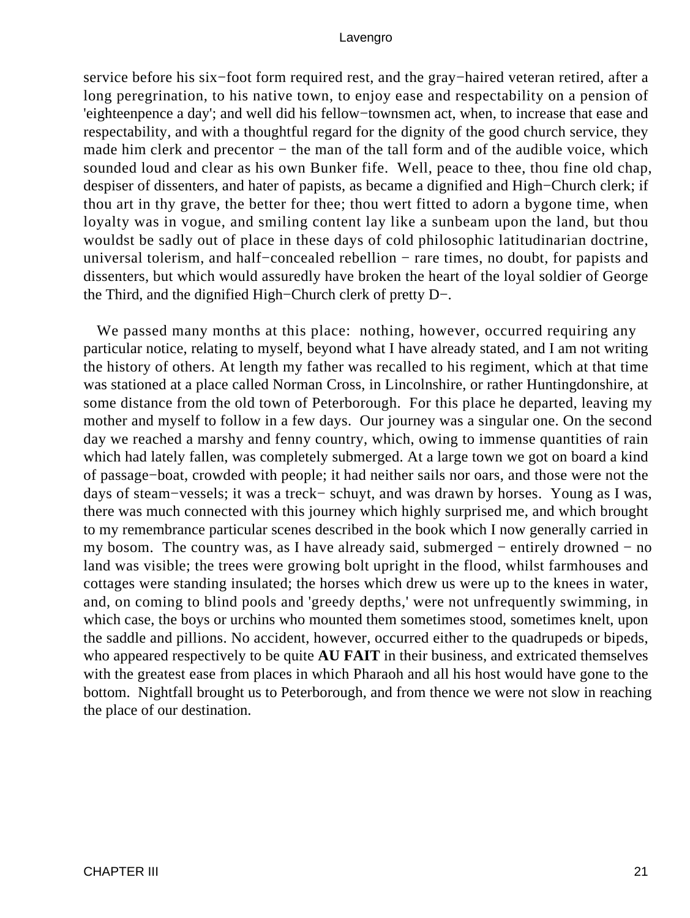service before his six−foot form required rest, and the gray−haired veteran retired, after a long peregrination, to his native town, to enjoy ease and respectability on a pension of 'eighteenpence a day'; and well did his fellow−townsmen act, when, to increase that ease and respectability, and with a thoughtful regard for the dignity of the good church service, they made him clerk and precentor − the man of the tall form and of the audible voice, which sounded loud and clear as his own Bunker fife. Well, peace to thee, thou fine old chap, despiser of dissenters, and hater of papists, as became a dignified and High−Church clerk; if thou art in thy grave, the better for thee; thou wert fitted to adorn a bygone time, when loyalty was in vogue, and smiling content lay like a sunbeam upon the land, but thou wouldst be sadly out of place in these days of cold philosophic latitudinarian doctrine, universal tolerism, and half−concealed rebellion − rare times, no doubt, for papists and dissenters, but which would assuredly have broken the heart of the loyal soldier of George the Third, and the dignified High−Church clerk of pretty D−.

We passed many months at this place: nothing, however, occurred requiring any particular notice, relating to myself, beyond what I have already stated, and I am not writing the history of others. At length my father was recalled to his regiment, which at that time was stationed at a place called Norman Cross, in Lincolnshire, or rather Huntingdonshire, at some distance from the old town of Peterborough. For this place he departed, leaving my mother and myself to follow in a few days. Our journey was a singular one. On the second day we reached a marshy and fenny country, which, owing to immense quantities of rain which had lately fallen, was completely submerged. At a large town we got on board a kind of passage−boat, crowded with people; it had neither sails nor oars, and those were not the days of steam−vessels; it was a treck− schuyt, and was drawn by horses. Young as I was, there was much connected with this journey which highly surprised me, and which brought to my remembrance particular scenes described in the book which I now generally carried in my bosom. The country was, as I have already said, submerged − entirely drowned − no land was visible; the trees were growing bolt upright in the flood, whilst farmhouses and cottages were standing insulated; the horses which drew us were up to the knees in water, and, on coming to blind pools and 'greedy depths,' were not unfrequently swimming, in which case, the boys or urchins who mounted them sometimes stood, sometimes knelt, upon the saddle and pillions. No accident, however, occurred either to the quadrupeds or bipeds, who appeared respectively to be quite **AU FAIT** in their business, and extricated themselves with the greatest ease from places in which Pharaoh and all his host would have gone to the bottom. Nightfall brought us to Peterborough, and from thence we were not slow in reaching the place of our destination.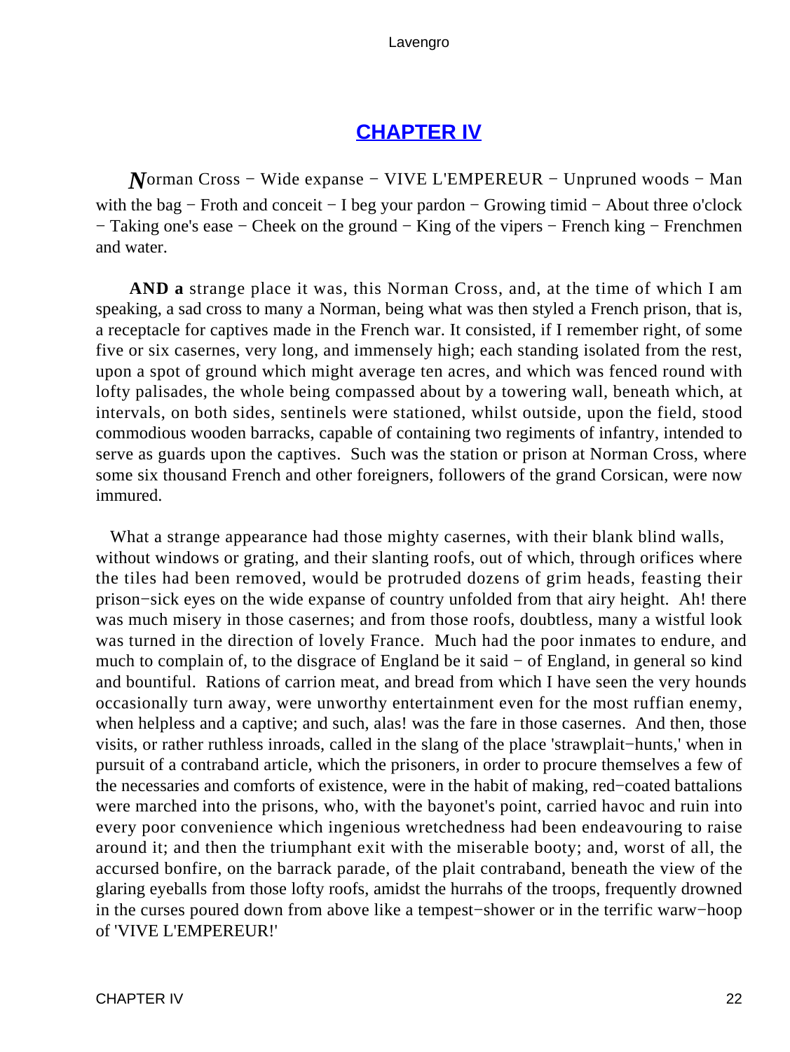## [CHAPTER IV]()

*N*orman Cross − Wide expanse − VIVE L'EMPEREUR − Unpruned woods − Man with the bag − Froth and conceit − I beg your pardon − Growing timid − About three o'clock − Taking one's ease − Cheek on the ground − King of the vipers − French king − Frenchmen and water.

**AND a** strange place it was, this Norman Cross, and, at the time of which I am speaking, a sad cross to many a Norman, being what was then styled a French prison, that is, a receptacle for captives made in the French war. It consisted, if I remember right, of some five or six casernes, very long, and immensely high; each standing isolated from the rest, upon a spot of ground which might average ten acres, and which was fenced round with lofty palisades, the whole being compassed about by a towering wall, beneath which, at intervals, on both sides, sentinels were stationed, whilst outside, upon the field, stood commodious wooden barracks, capable of containing two regiments of infantry, intended to serve as guards upon the captives. Such was the station or prison at Norman Cross, where some six thousand French and other foreigners, followers of the grand Corsican, were now immured.

What a strange appearance had those mighty casernes, with their blank blind walls, without windows or grating, and their slanting roofs, out of which, through orifices where the tiles had been removed, would be protruded dozens of grim heads, feasting their prison−sick eyes on the wide expanse of country unfolded from that airy height. Ah! there was much misery in those casernes; and from those roofs, doubtless, many a wistful look was turned in the direction of lovely France. Much had the poor inmates to endure, and much to complain of, to the disgrace of England be it said − of England, in general so kind and bountiful. Rations of carrion meat, and bread from which I have seen the very hounds occasionally turn away, were unworthy entertainment even for the most ruffian enemy, when helpless and a captive; and such, alas! was the fare in those casernes. And then, those visits, or rather ruthless inroads, called in the slang of the place 'strawplait−hunts,' when in pursuit of a contraband article, which the prisoners, in order to procure themselves a few of the necessaries and comforts of existence, were in the habit of making, red−coated battalions were marched into the prisons, who, with the bayonet's point, carried havoc and ruin into every poor convenience which ingenious wretchedness had been endeavouring to raise around it; and then the triumphant exit with the miserable booty; and, worst of all, the accursed bonfire, on the barrack parade, of the plait contraband, beneath the view of the glaring eyeballs from those lofty roofs, amidst the hurrahs of the troops, frequently drowned in the curses poured down from above like a tempest−shower or in the terrific warw−hoop of 'VIVE L'EMPEREUR!'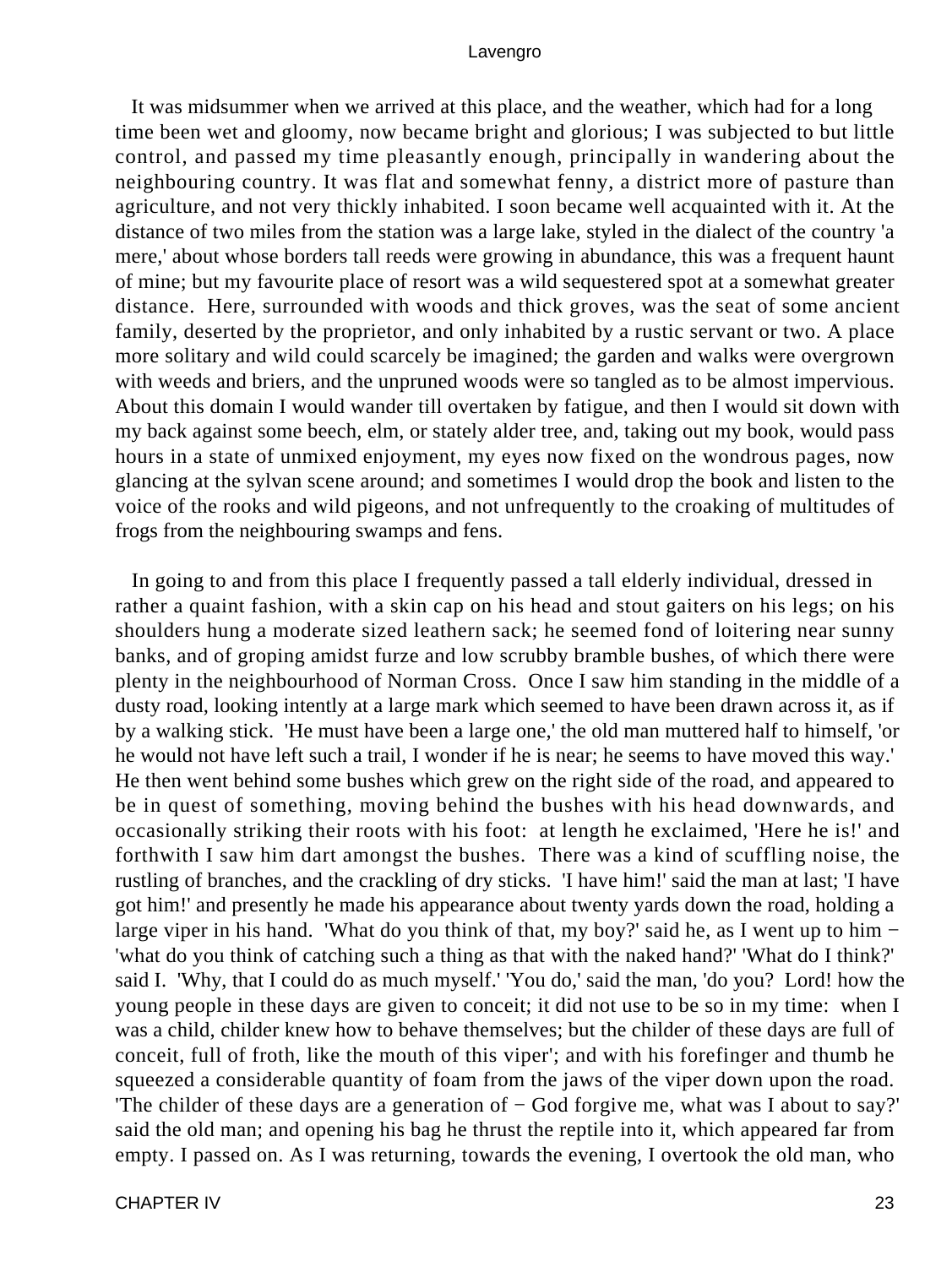It was midsummer when we arrived at this place, and the weather, which had for a long time been wet and gloomy, now became bright and glorious; I was subjected to but little control, and passed my time pleasantly enough, principally in wandering about the neighbouring country. It was flat and somewhat fenny, a district more of pasture than agriculture, and not very thickly inhabited. I soon became well acquainted with it. At the distance of two miles from the station was a large lake, styled in the dialect of the country 'a mere,' about whose borders tall reeds were growing in abundance, this was a frequent haunt of mine; but my favourite place of resort was a wild sequestered spot at a somewhat greater distance. Here, surrounded with woods and thick groves, was the seat of some ancient family, deserted by the proprietor, and only inhabited by a rustic servant or two. A place more solitary and wild could scarcely be imagined; the garden and walks were overgrown with weeds and briers, and the unpruned woods were so tangled as to be almost impervious. About this domain I would wander till overtaken by fatigue, and then I would sit down with my back against some beech, elm, or stately alder tree, and, taking out my book, would pass hours in a state of unmixed enjoyment, my eyes now fixed on the wondrous pages, now glancing at the sylvan scene around; and sometimes I would drop the book and listen to the voice of the rooks and wild pigeons, and not unfrequently to the croaking of multitudes of frogs from the neighbouring swamps and fens.

In going to and from this place I frequently passed a tall elderly individual, dressed in rather a quaint fashion, with a skin cap on his head and stout gaiters on his legs; on his shoulders hung a moderate sized leathern sack; he seemed fond of loitering near sunny banks, and of groping amidst furze and low scrubby bramble bushes, of which there were plenty in the neighbourhood of Norman Cross. Once I saw him standing in the middle of a dusty road, looking intently at a large mark which seemed to have been drawn across it, as if by a walking stick. 'He must have been a large one,' the old man muttered half to himself, 'or he would not have left such a trail, I wonder if he is near; he seems to have moved this way.' He then went behind some bushes which grew on the right side of the road, and appeared to be in quest of something, moving behind the bushes with his head downwards, and occasionally striking their roots with his foot: at length he exclaimed, 'Here he is!' and forthwith I saw him dart amongst the bushes. There was a kind of scuffling noise, the rustling of branches, and the crackling of dry sticks. 'I have him!' said the man at last; 'I have got him!' and presently he made his appearance about twenty yards down the road, holding a large viper in his hand. 'What do you think of that, my boy?' said he, as I went up to him − 'what do you think of catching such a thing as that with the naked hand?' 'What do I think?' said I. 'Why, that I could do as much myself.' 'You do,' said the man, 'do you? Lord! how the young people in these days are given to conceit; it did not use to be so in my time: when I was a child, childer knew how to behave themselves; but the childer of these days are full of conceit, full of froth, like the mouth of this viper'; and with his forefinger and thumb he squeezed a considerable quantity of foam from the jaws of the viper down upon the road. 'The childer of these days are a generation of − God forgive me, what was I about to say?' said the old man; and opening his bag he thrust the reptile into it, which appeared far from empty. I passed on. As I was returning, towards the evening, I overtook the old man, who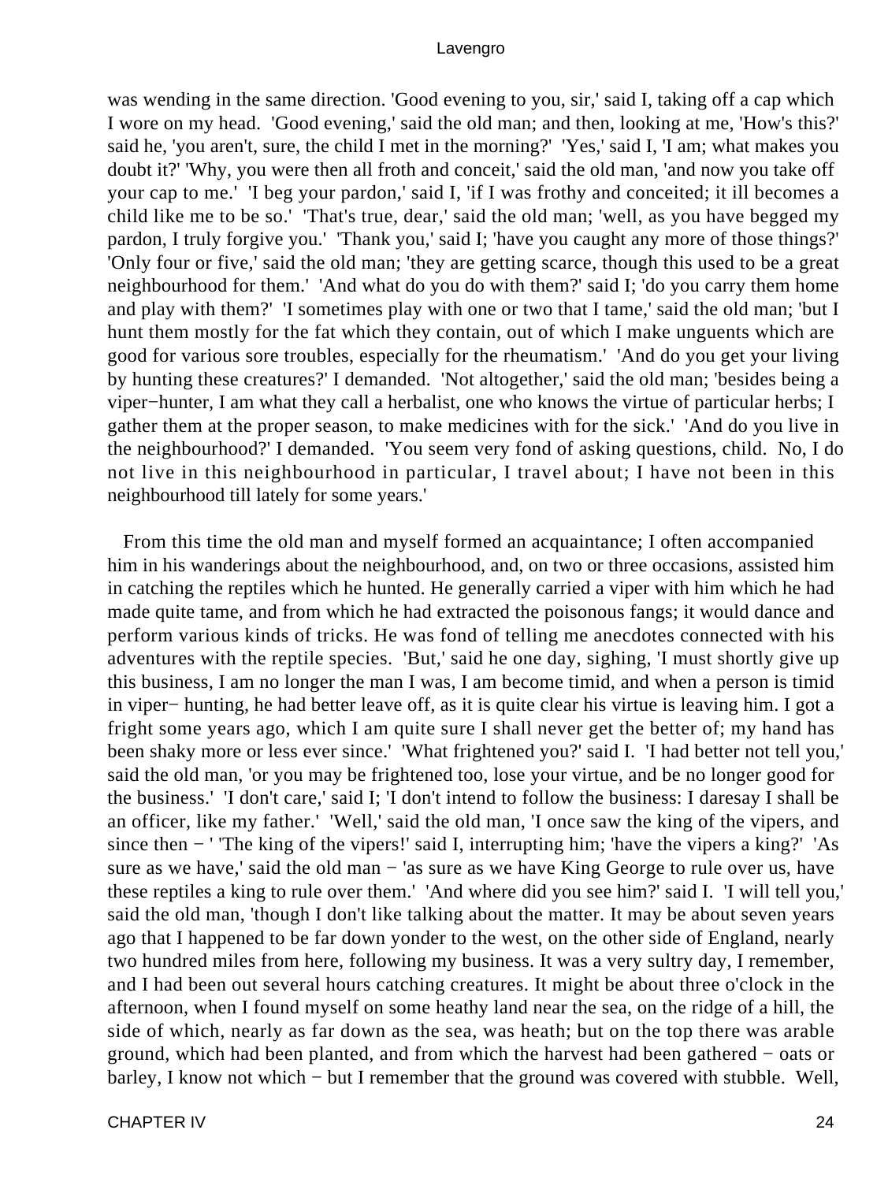was wending in the same direction. 'Good evening to you, sir,' said I, taking off a cap which I wore on my head. 'Good evening,' said the old man; and then, looking at me, 'How's this?' said he, 'you aren't, sure, the child I met in the morning?' 'Yes,' said I, 'I am; what makes you doubt it?' 'Why, you were then all froth and conceit,' said the old man, 'and now you take off your cap to me.' 'I beg your pardon,' said I, 'if I was frothy and conceited; it ill becomes a child like me to be so.' 'That's true, dear,' said the old man; 'well, as you have begged my pardon, I truly forgive you.' 'Thank you,' said I; 'have you caught any more of those things?' 'Only four or five,' said the old man; 'they are getting scarce, though this used to be a great neighbourhood for them.' 'And what do you do with them?' said I; 'do you carry them home and play with them?' 'I sometimes play with one or two that I tame,' said the old man; 'but I hunt them mostly for the fat which they contain, out of which I make unguents which are good for various sore troubles, especially for the rheumatism.' 'And do you get your living by hunting these creatures?' I demanded. 'Not altogether,' said the old man; 'besides being a viper−hunter, I am what they call a herbalist, one who knows the virtue of particular herbs; I gather them at the proper season, to make medicines with for the sick.' 'And do you live in the neighbourhood?' I demanded. 'You seem very fond of asking questions, child. No, I do not live in this neighbourhood in particular, I travel about; I have not been in this neighbourhood till lately for some years.'

From this time the old man and myself formed an acquaintance; I often accompanied him in his wanderings about the neighbourhood, and, on two or three occasions, assisted him in catching the reptiles which he hunted. He generally carried a viper with him which he had made quite tame, and from which he had extracted the poisonous fangs; it would dance and perform various kinds of tricks. He was fond of telling me anecdotes connected with his adventures with the reptile species. 'But,' said he one day, sighing, 'I must shortly give up this business, I am no longer the man I was, I am become timid, and when a person is timid in viper− hunting, he had better leave off, as it is quite clear his virtue is leaving him. I got a fright some years ago, which I am quite sure I shall never get the better of; my hand has been shaky more or less ever since.' 'What frightened you?' said I. 'I had better not tell you,' said the old man, 'or you may be frightened too, lose your virtue, and be no longer good for the business.' 'I don't care,' said I; 'I don't intend to follow the business: I daresay I shall be an officer, like my father.' 'Well,' said the old man, 'I once saw the king of the vipers, and since then − ' 'The king of the vipers!' said I, interrupting him; 'have the vipers a king?' 'As sure as we have,' said the old man − 'as sure as we have King George to rule over us, have these reptiles a king to rule over them.' 'And where did you see him?' said I. 'I will tell you,' said the old man, 'though I don't like talking about the matter. It may be about seven years ago that I happened to be far down yonder to the west, on the other side of England, nearly two hundred miles from here, following my business. It was a very sultry day, I remember, and I had been out several hours catching creatures. It might be about three o'clock in the afternoon, when I found myself on some heathy land near the sea, on the ridge of a hill, the side of which, nearly as far down as the sea, was heath; but on the top there was arable ground, which had been planted, and from which the harvest had been gathered − oats or barley, I know not which − but I remember that the ground was covered with stubble. Well,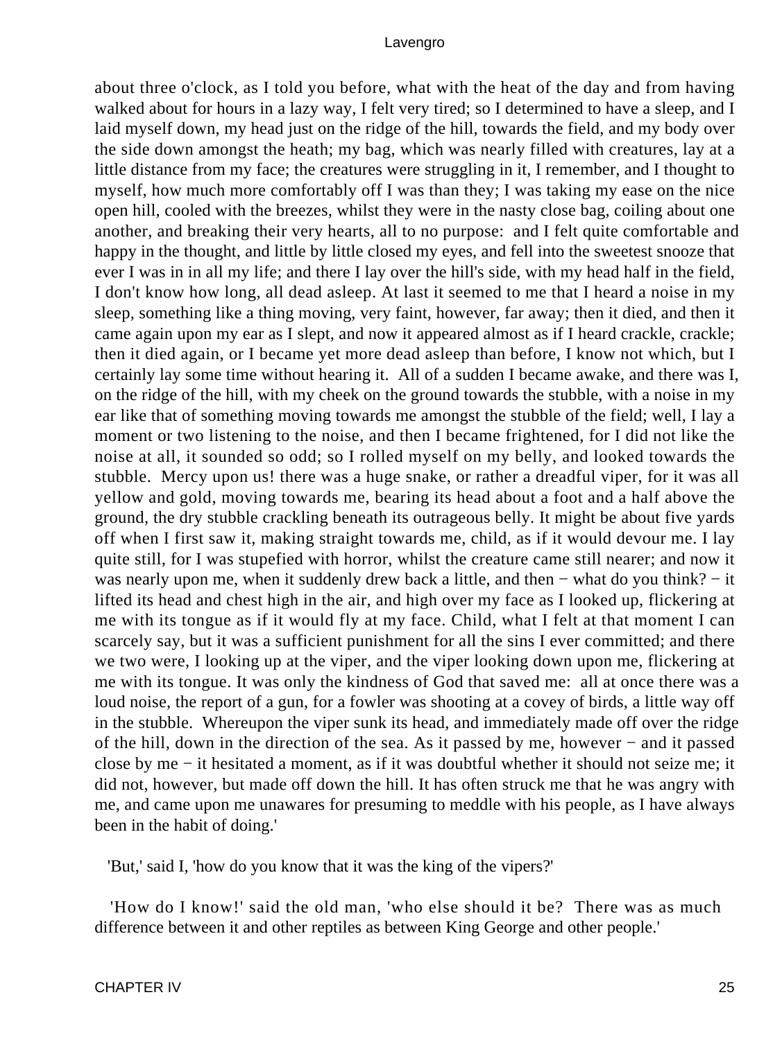about three o'clock, as I told you before, what with the heat of the day and from having walked about for hours in a lazy way, I felt very tired; so I determined to have a sleep, and I laid myself down, my head just on the ridge of the hill, towards the field, and my body over the side down amongst the heath; my bag, which was nearly filled with creatures, lay at a little distance from my face; the creatures were struggling in it, I remember, and I thought to myself, how much more comfortably off I was than they; I was taking my ease on the nice open hill, cooled with the breezes, whilst they were in the nasty close bag, coiling about one another, and breaking their very hearts, all to no purpose: and I felt quite comfortable and happy in the thought, and little by little closed my eyes, and fell into the sweetest snooze that ever I was in in all my life; and there I lay over the hill's side, with my head half in the field, I don't know how long, all dead asleep. At last it seemed to me that I heard a noise in my sleep, something like a thing moving, very faint, however, far away; then it died, and then it came again upon my ear as I slept, and now it appeared almost as if I heard crackle, crackle; then it died again, or I became yet more dead asleep than before, I know not which, but I certainly lay some time without hearing it. All of a sudden I became awake, and there was I, on the ridge of the hill, with my cheek on the ground towards the stubble, with a noise in my ear like that of something moving towards me amongst the stubble of the field; well, I lay a moment or two listening to the noise, and then I became frightened, for I did not like the noise at all, it sounded so odd; so I rolled myself on my belly, and looked towards the stubble. Mercy upon us! there was a huge snake, or rather a dreadful viper, for it was all yellow and gold, moving towards me, bearing its head about a foot and a half above the ground, the dry stubble crackling beneath its outrageous belly. It might be about five yards off when I first saw it, making straight towards me, child, as if it would devour me. I lay quite still, for I was stupefied with horror, whilst the creature came still nearer; and now it was nearly upon me, when it suddenly drew back a little, and then − what do you think? − it lifted its head and chest high in the air, and high over my face as I looked up, flickering at me with its tongue as if it would fly at my face. Child, what I felt at that moment I can scarcely say, but it was a sufficient punishment for all the sins I ever committed; and there we two were, I looking up at the viper, and the viper looking down upon me, flickering at me with its tongue. It was only the kindness of God that saved me: all at once there was a loud noise, the report of a gun, for a fowler was shooting at a covey of birds, a little way off in the stubble. Whereupon the viper sunk its head, and immediately made off over the ridge of the hill, down in the direction of the sea. As it passed by me, however − and it passed close by me − it hesitated a moment, as if it was doubtful whether it should not seize me; it did not, however, but made off down the hill. It has often struck me that he was angry with me, and came upon me unawares for presuming to meddle with his people, as I have always been in the habit of doing.'

'But,' said I, 'how do you know that it was the king of the vipers?'

'How do I know!' said the old man, 'who else should it be? There was as much difference between it and other reptiles as between King George and other people.'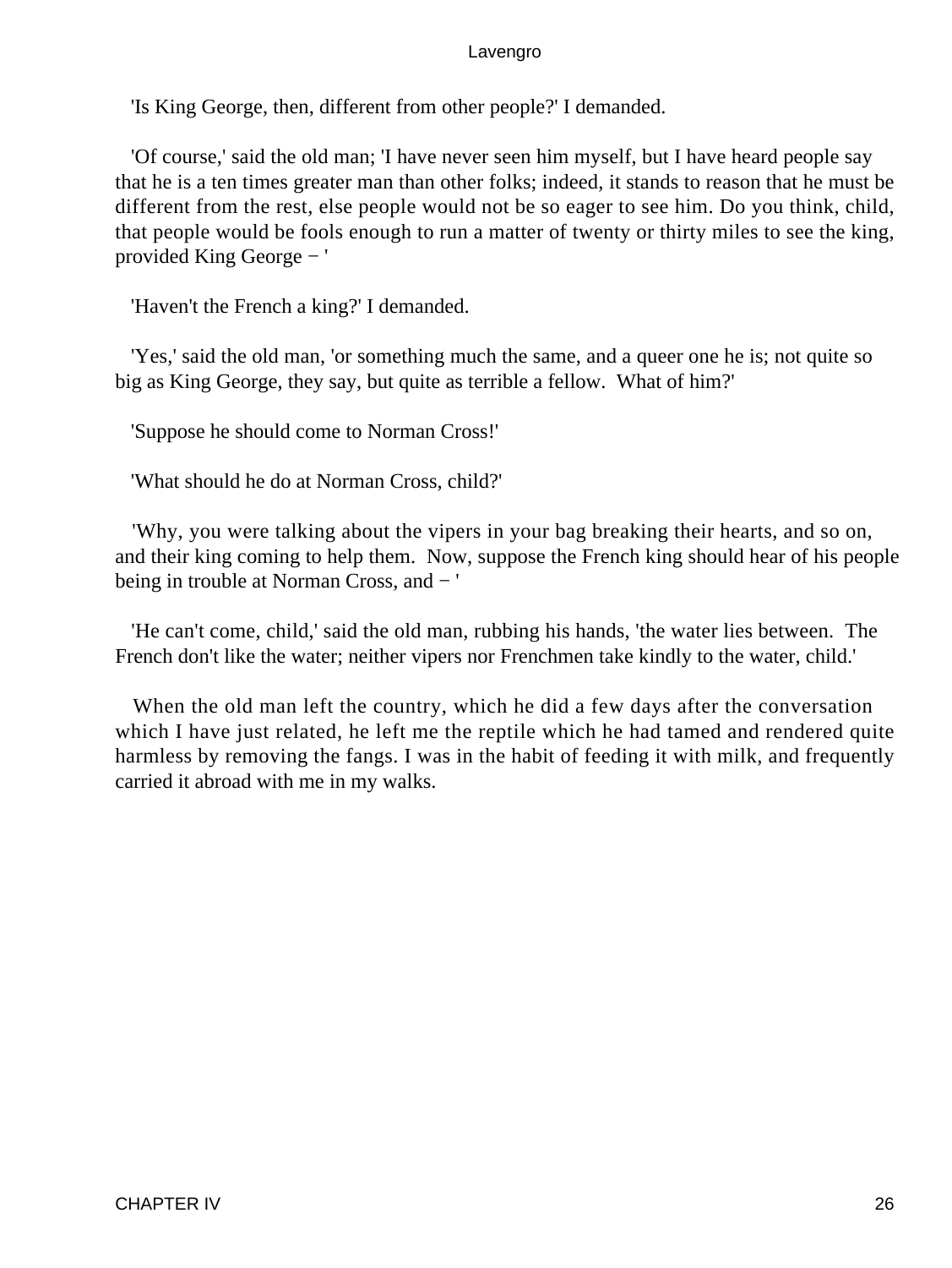'Is King George, then, different from other people?' I demanded.

'Of course,' said the old man; 'I have never seen him myself, but I have heard people say that he is a ten times greater man than other folks; indeed, it stands to reason that he must be different from the rest, else people would not be so eager to see him. Do you think, child, that people would be fools enough to run a matter of twenty or thirty miles to see the king, provided King George − '

'Haven't the French a king?' I demanded.

'Yes,' said the old man, 'or something much the same, and a queer one he is; not quite so big as King George, they say, but quite as terrible a fellow. What of him?'

'Suppose he should come to Norman Cross!'

'What should he do at Norman Cross, child?'

'Why, you were talking about the vipers in your bag breaking their hearts, and so on, and their king coming to help them. Now, suppose the French king should hear of his people being in trouble at Norman Cross, and − '

'He can't come, child,' said the old man, rubbing his hands, 'the water lies between. The French don't like the water; neither vipers nor Frenchmen take kindly to the water, child.'

When the old man left the country, which he did a few days after the conversation which I have just related, he left me the reptile which he had tamed and rendered quite harmless by removing the fangs. I was in the habit of feeding it with milk, and frequently carried it abroad with me in my walks.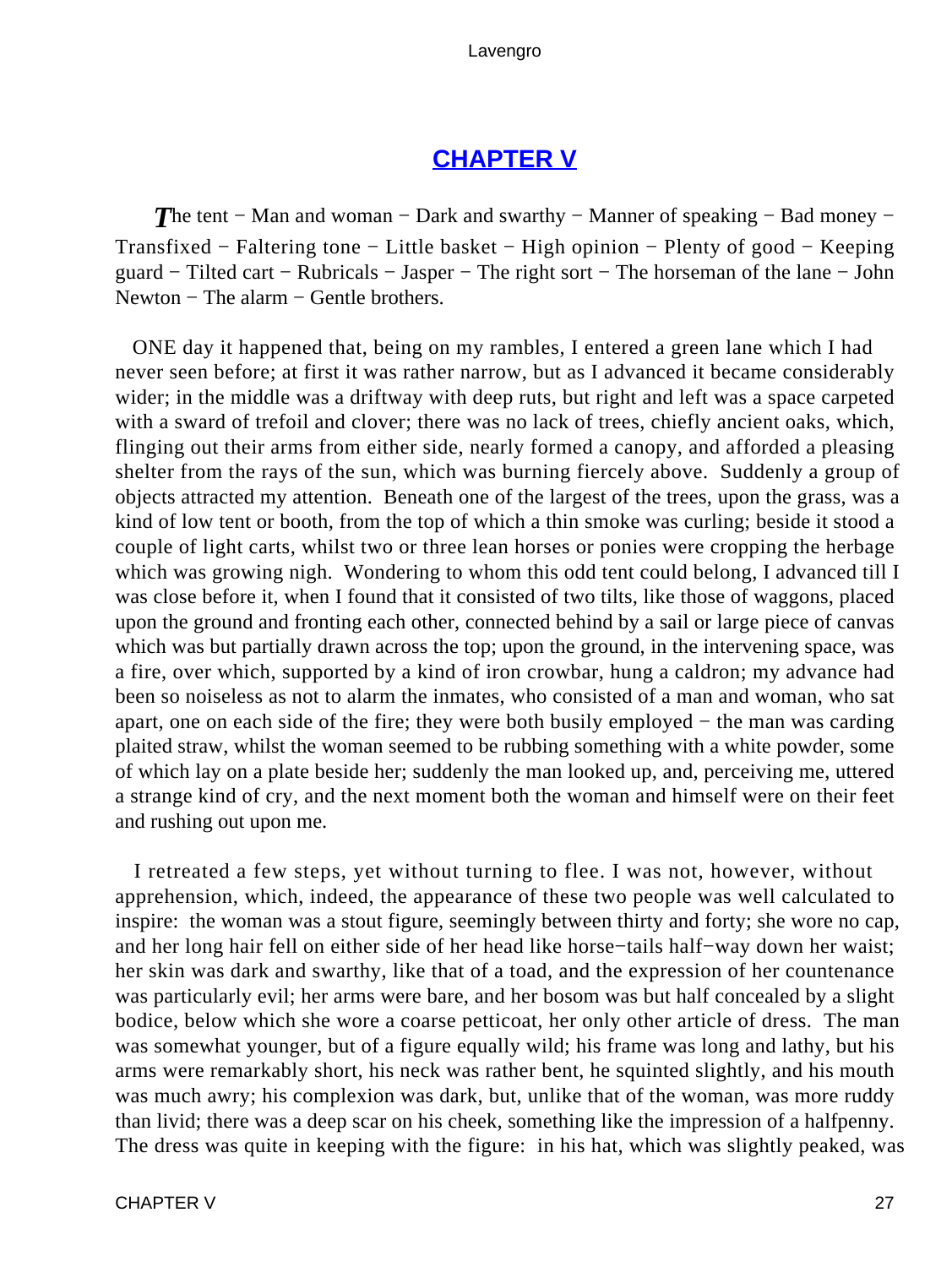## CHAPTER V

*T*he tent − Man and woman − Dark and swarthy − Manner of speaking − Bad money − Transfixed − Faltering tone − Little basket − High opinion − Plenty of good − Keeping guard − Tilted cart − Rubricals − Jasper − The right sort − The horseman of the lane − John Newton − The alarm − Gentle brothers.

ONE day it happened that, being on my rambles, I entered a green lane which I had never seen before; at first it was rather narrow, but as I advanced it became considerably wider; in the middle was a driftway with deep ruts, but right and left was a space carpeted with a sward of trefoil and clover; there was no lack of trees, chiefly ancient oaks, which, flinging out their arms from either side, nearly formed a canopy, and afforded a pleasing shelter from the rays of the sun, which was burning fiercely above. Suddenly a group of objects attracted my attention. Beneath one of the largest of the trees, upon the grass, was a kind of low tent or booth, from the top of which a thin smoke was curling; beside it stood a couple of light carts, whilst two or three lean horses or ponies were cropping the herbage which was growing nigh. Wondering to whom this odd tent could belong, I advanced till I was close before it, when I found that it consisted of two tilts, like those of waggons, placed upon the ground and fronting each other, connected behind by a sail or large piece of canvas which was but partially drawn across the top; upon the ground, in the intervening space, was a fire, over which, supported by a kind of iron crowbar, hung a caldron; my advance had been so noiseless as not to alarm the inmates, who consisted of a man and woman, who sat apart, one on each side of the fire; they were both busily employed − the man was carding plaited straw, whilst the woman seemed to be rubbing something with a white powder, some of which lay on a plate beside her; suddenly the man looked up, and, perceiving me, uttered a strange kind of cry, and the next moment both the woman and himself were on their feet and rushing out upon me.

I retreated a few steps, yet without turning to flee. I was not, however, without apprehension, which, indeed, the appearance of these two people was well calculated to inspire: the woman was a stout figure, seemingly between thirty and forty; she wore no cap, and her long hair fell on either side of her head like horse−tails half−way down her waist; her skin was dark and swarthy, like that of a toad, and the expression of her countenance was particularly evil; her arms were bare, and her bosom was but half concealed by a slight bodice, below which she wore a coarse petticoat, her only other article of dress. The man was somewhat younger, but of a figure equally wild; his frame was long and lathy, but his arms were remarkably short, his neck was rather bent, he squinted slightly, and his mouth was much awry; his complexion was dark, but, unlike that of the woman, was more ruddy than livid; there was a deep scar on his cheek, something like the impression of a halfpenny. The dress was quite in keeping with the figure: in his hat, which was slightly peaked, was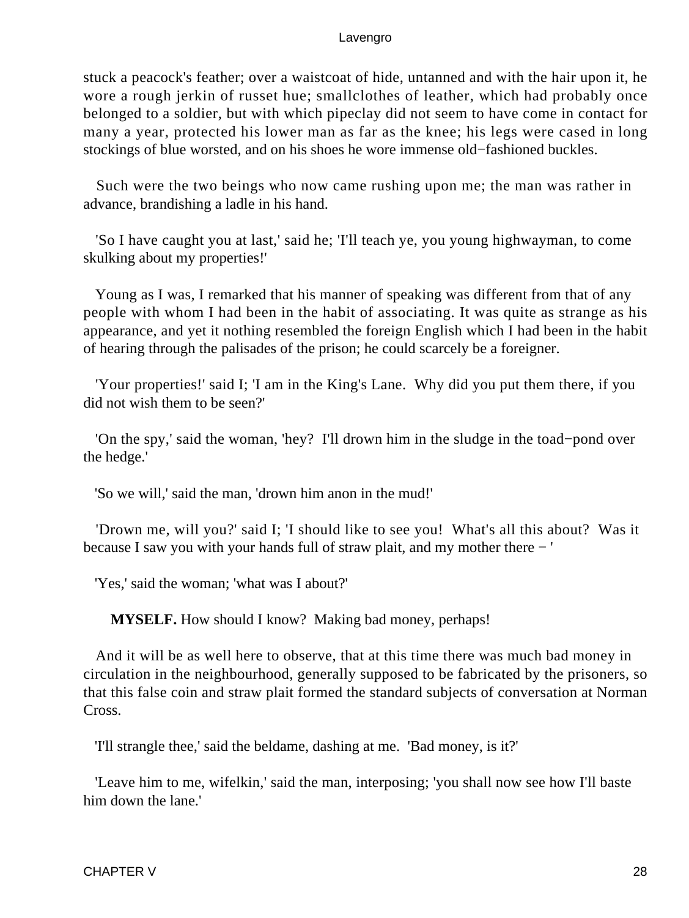stuck a peacock's feather; over a waistcoat of hide, untanned and with the hair upon it, he wore a rough jerkin of russet hue; smallclothes of leather, which had probably once belonged to a soldier, but with which pipeclay did not seem to have come in contact for many a year, protected his lower man as far as the knee; his legs were cased in long stockings of blue worsted, and on his shoes he wore immense old−fashioned buckles.

Such were the two beings who now came rushing upon me; the man was rather in advance, brandishing a ladle in his hand.

'So I have caught you at last,' said he; 'I'll teach ye, you young highwayman, to come skulking about my properties!'

Young as I was, I remarked that his manner of speaking was different from that of any people with whom I had been in the habit of associating. It was quite as strange as his appearance, and yet it nothing resembled the foreign English which I had been in the habit of hearing through the palisades of the prison; he could scarcely be a foreigner.

'Your properties!' said I; 'I am in the King's Lane. Why did you put them there, if you did not wish them to be seen?'

'On the spy,' said the woman, 'hey? I'll drown him in the sludge in the toad−pond over the hedge.'

'So we will,' said the man, 'drown him anon in the mud!'

'Drown me, will you?' said I; 'I should like to see you! What's all this about? Was it because I saw you with your hands full of straw plait, and my mother there − '

'Yes,' said the woman; 'what was I about?'

**MYSELF.** How should I know? Making bad money, perhaps!

And it will be as well here to observe, that at this time there was much bad money in circulation in the neighbourhood, generally supposed to be fabricated by the prisoners, so that this false coin and straw plait formed the standard subjects of conversation at Norman Cross.

'I'll strangle thee,' said the beldame, dashing at me. 'Bad money, is it?'

'Leave him to me, wifelkin,' said the man, interposing; 'you shall now see how I'll baste him down the lane.'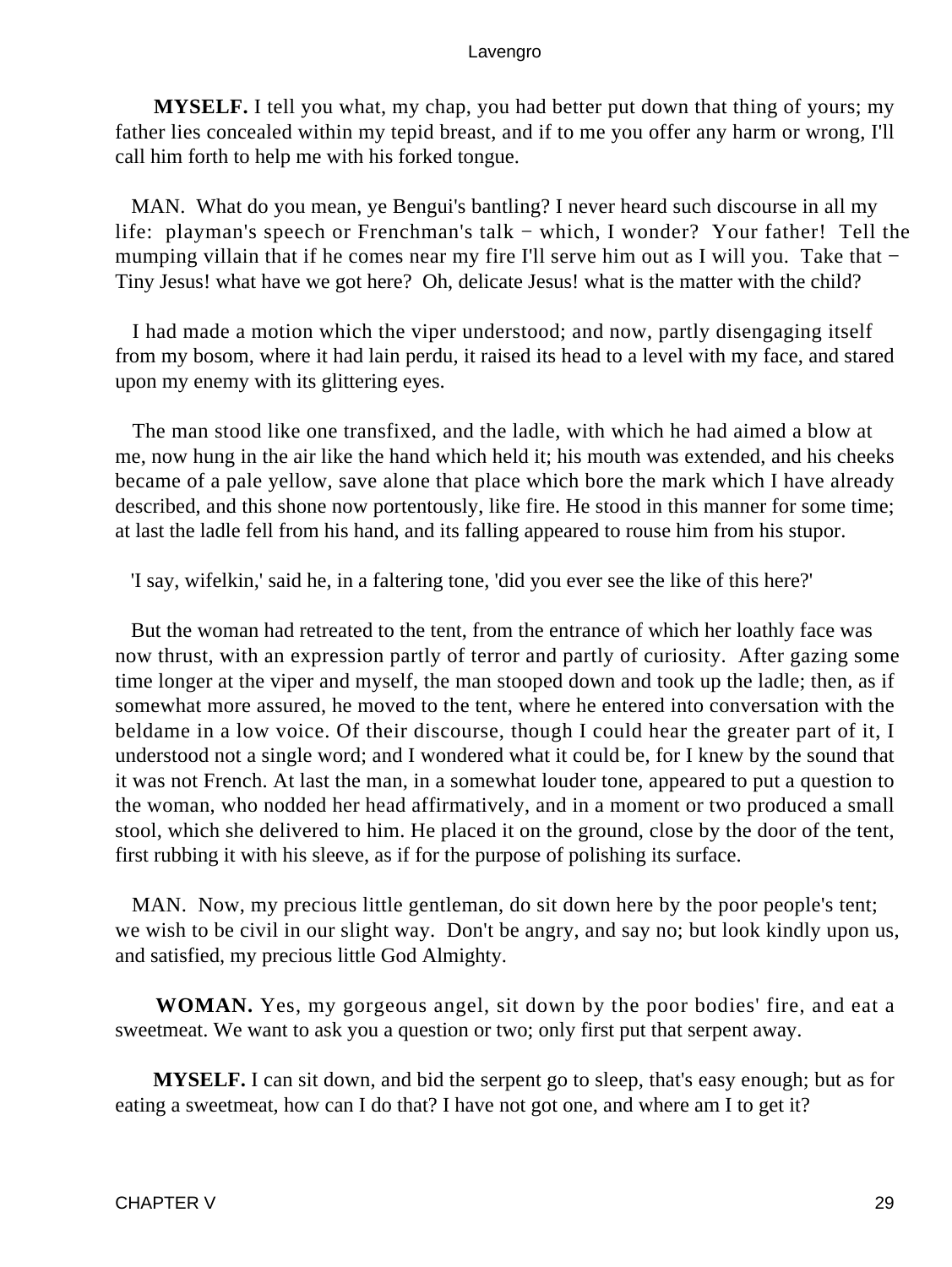**MYSELF.** I tell you what, my chap, you had better put down that thing of yours; my father lies concealed within my tepid breast, and if to me you offer any harm or wrong, I'll call him forth to help me with his forked tongue.

MAN. What do you mean, ye Bengui's bantling? I never heard such discourse in all my life: playman's speech or Frenchman's talk − which, I wonder? Your father! Tell the mumping villain that if he comes near my fire I'll serve him out as I will you. Take that − Tiny Jesus! what have we got here? Oh, delicate Jesus! what is the matter with the child?

I had made a motion which the viper understood; and now, partly disengaging itself from my bosom, where it had lain perdu, it raised its head to a level with my face, and stared upon my enemy with its glittering eyes.

The man stood like one transfixed, and the ladle, with which he had aimed a blow at me, now hung in the air like the hand which held it; his mouth was extended, and his cheeks became of a pale yellow, save alone that place which bore the mark which I have already described, and this shone now portentously, like fire. He stood in this manner for some time; at last the ladle fell from his hand, and its falling appeared to rouse him from his stupor.

'I say, wifelkin,' said he, in a faltering tone, 'did you ever see the like of this here?'

But the woman had retreated to the tent, from the entrance of which her loathly face was now thrust, with an expression partly of terror and partly of curiosity. After gazing some time longer at the viper and myself, the man stooped down and took up the ladle; then, as if somewhat more assured, he moved to the tent, where he entered into conversation with the beldame in a low voice. Of their discourse, though I could hear the greater part of it, I understood not a single word; and I wondered what it could be, for I knew by the sound that it was not French. At last the man, in a somewhat louder tone, appeared to put a question to the woman, who nodded her head affirmatively, and in a moment or two produced a small stool, which she delivered to him. He placed it on the ground, close by the door of the tent, first rubbing it with his sleeve, as if for the purpose of polishing its surface.

MAN. Now, my precious little gentleman, do sit down here by the poor people's tent; we wish to be civil in our slight way. Don't be angry, and say no; but look kindly upon us, and satisfied, my precious little God Almighty.

**WOMAN.** Yes, my gorgeous angel, sit down by the poor bodies' fire, and eat a sweetmeat. We want to ask you a question or two; only first put that serpent away.

**MYSELF.** I can sit down, and bid the serpent go to sleep, that's easy enough; but as for eating a sweetmeat, how can I do that? I have not got one, and where am I to get it?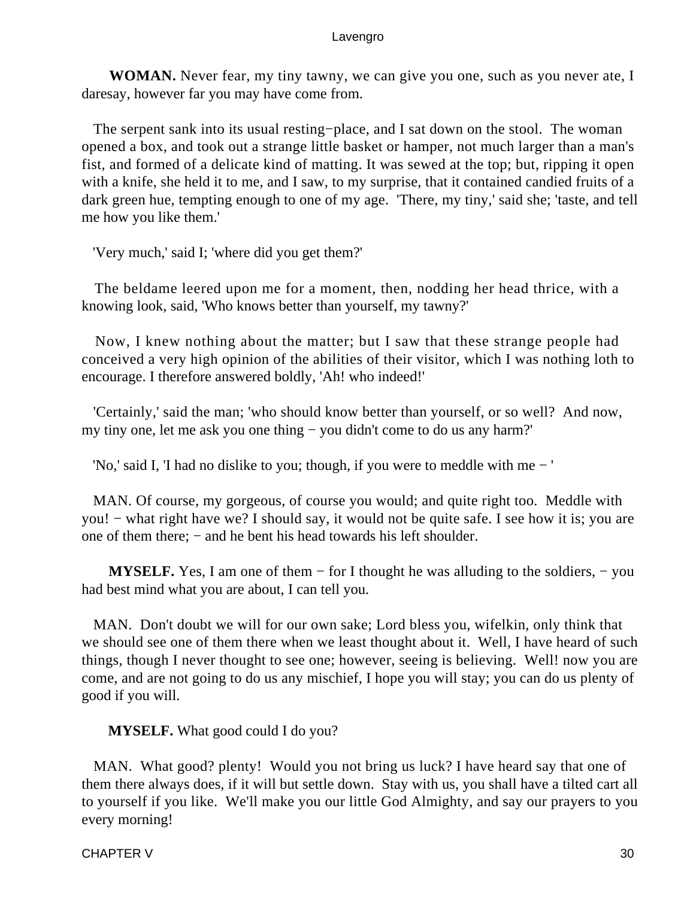**WOMAN.** Never fear, my tiny tawny, we can give you one, such as you never ate, I daresay, however far you may have come from.

The serpent sank into its usual resting−place, and I sat down on the stool. The woman opened a box, and took out a strange little basket or hamper, not much larger than a man's fist, and formed of a delicate kind of matting. It was sewed at the top; but, ripping it open with a knife, she held it to me, and I saw, to my surprise, that it contained candied fruits of a dark green hue, tempting enough to one of my age. 'There, my tiny,' said she; 'taste, and tell me how you like them.'

'Very much,' said I; 'where did you get them?'

The beldame leered upon me for a moment, then, nodding her head thrice, with a knowing look, said, 'Who knows better than yourself, my tawny?'

Now, I knew nothing about the matter; but I saw that these strange people had conceived a very high opinion of the abilities of their visitor, which I was nothing loth to encourage. I therefore answered boldly, 'Ah! who indeed!'

'Certainly,' said the man; 'who should know better than yourself, or so well? And now, my tiny one, let me ask you one thing − you didn't come to do us any harm?'

'No,' said I, 'I had no dislike to you; though, if you were to meddle with me − '

MAN. Of course, my gorgeous, of course you would; and quite right too. Meddle with you! − what right have we? I should say, it would not be quite safe. I see how it is; you are one of them there; − and he bent his head towards his left shoulder.

**MYSELF.** Yes, I am one of them − for I thought he was alluding to the soldiers, − you had best mind what you are about, I can tell you.

MAN. Don't doubt we will for our own sake; Lord bless you, wifelkin, only think that we should see one of them there when we least thought about it. Well, I have heard of such things, though I never thought to see one; however, seeing is believing. Well! now you are come, and are not going to do us any mischief, I hope you will stay; you can do us plenty of good if you will.

**MYSELF.** What good could I do you?

MAN. What good? plenty! Would you not bring us luck? I have heard say that one of them there always does, if it will but settle down. Stay with us, you shall have a tilted cart all to yourself if you like. We'll make you our little God Almighty, and say our prayers to you every morning!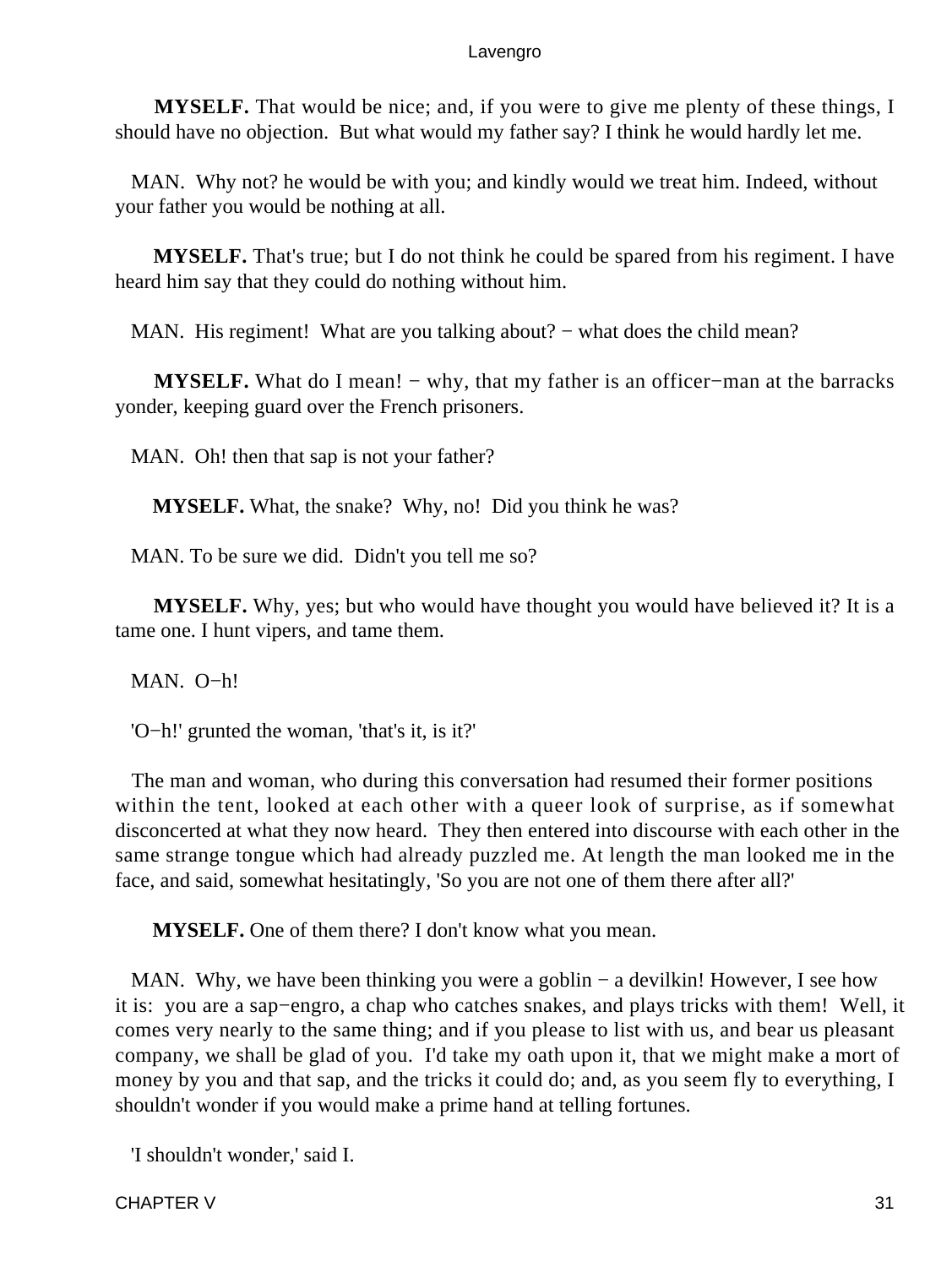**MYSELF.** That would be nice; and, if you were to give me plenty of these things, I should have no objection. But what would my father say? I think he would hardly let me.

MAN. Why not? he would be with you; and kindly would we treat him. Indeed, without your father you would be nothing at all.

**MYSELF.** That's true; but I do not think he could be spared from his regiment. I have heard him say that they could do nothing without him.

MAN. His regiment! What are you talking about? − what does the child mean?

**MYSELF.** What do I mean! − why, that my father is an officer−man at the barracks yonder, keeping guard over the French prisoners.

MAN. Oh! then that sap is not your father?

**MYSELF.** What, the snake? Why, no! Did you think he was?

MAN. To be sure we did. Didn't you tell me so?

**MYSELF.** Why, yes; but who would have thought you would have believed it? It is a tame one. I hunt vipers, and tame them.

MAN. O−h!

'O−h!' grunted the woman, 'that's it, is it?'

The man and woman, who during this conversation had resumed their former positions within the tent, looked at each other with a queer look of surprise, as if somewhat disconcerted at what they now heard. They then entered into discourse with each other in the same strange tongue which had already puzzled me. At length the man looked me in the face, and said, somewhat hesitatingly, 'So you are not one of them there after all?'

**MYSELF.** One of them there? I don't know what you mean.

MAN. Why, we have been thinking you were a goblin − a devilkin! However, I see how it is: you are a sap−engro, a chap who catches snakes, and plays tricks with them! Well, it comes very nearly to the same thing; and if you please to list with us, and bear us pleasant company, we shall be glad of you. I'd take my oath upon it, that we might make a mort of money by you and that sap, and the tricks it could do; and, as you seem fly to everything, I shouldn't wonder if you would make a prime hand at telling fortunes.

'I shouldn't wonder,' said I.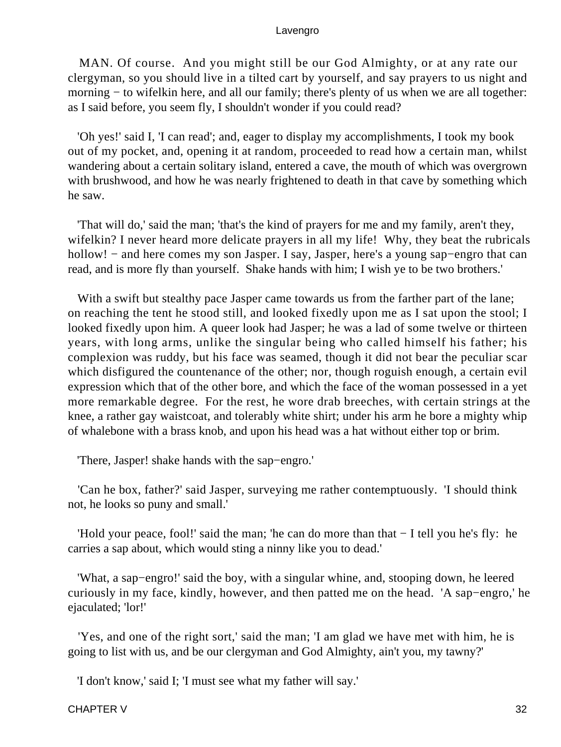MAN. Of course. And you might still be our God Almighty, or at any rate our clergyman, so you should live in a tilted cart by yourself, and say prayers to us night and morning − to wifelkin here, and all our family; there's plenty of us when we are all together: as I said before, you seem fly, I shouldn't wonder if you could read?

'Oh yes!' said I, 'I can read'; and, eager to display my accomplishments, I took my book out of my pocket, and, opening it at random, proceeded to read how a certain man, whilst wandering about a certain solitary island, entered a cave, the mouth of which was overgrown with brushwood, and how he was nearly frightened to death in that cave by something which he saw.

'That will do,' said the man; 'that's the kind of prayers for me and my family, aren't they, wifelkin? I never heard more delicate prayers in all my life! Why, they beat the rubricals hollow! − and here comes my son Jasper. I say, Jasper, here's a young sap−engro that can read, and is more fly than yourself. Shake hands with him; I wish ye to be two brothers.'

With a swift but stealthy pace Jasper came towards us from the farther part of the lane; on reaching the tent he stood still, and looked fixedly upon me as I sat upon the stool; I looked fixedly upon him. A queer look had Jasper; he was a lad of some twelve or thirteen years, with long arms, unlike the singular being who called himself his father; his complexion was ruddy, but his face was seamed, though it did not bear the peculiar scar which disfigured the countenance of the other; nor, though roguish enough, a certain evil expression which that of the other bore, and which the face of the woman possessed in a yet more remarkable degree. For the rest, he wore drab breeches, with certain strings at the knee, a rather gay waistcoat, and tolerably white shirt; under his arm he bore a mighty whip of whalebone with a brass knob, and upon his head was a hat without either top or brim.

'There, Jasper! shake hands with the sap−engro.'

'Can he box, father?' said Jasper, surveying me rather contemptuously. 'I should think not, he looks so puny and small.'

'Hold your peace, fool!' said the man; 'he can do more than that − I tell you he's fly: he carries a sap about, which would sting a ninny like you to dead.'

'What, a sap−engro!' said the boy, with a singular whine, and, stooping down, he leered curiously in my face, kindly, however, and then patted me on the head. 'A sap−engro,' he ejaculated; 'lor!'

'Yes, and one of the right sort,' said the man; 'I am glad we have met with him, he is going to list with us, and be our clergyman and God Almighty, ain't you, my tawny?'

'I don't know,' said I; 'I must see what my father will say.'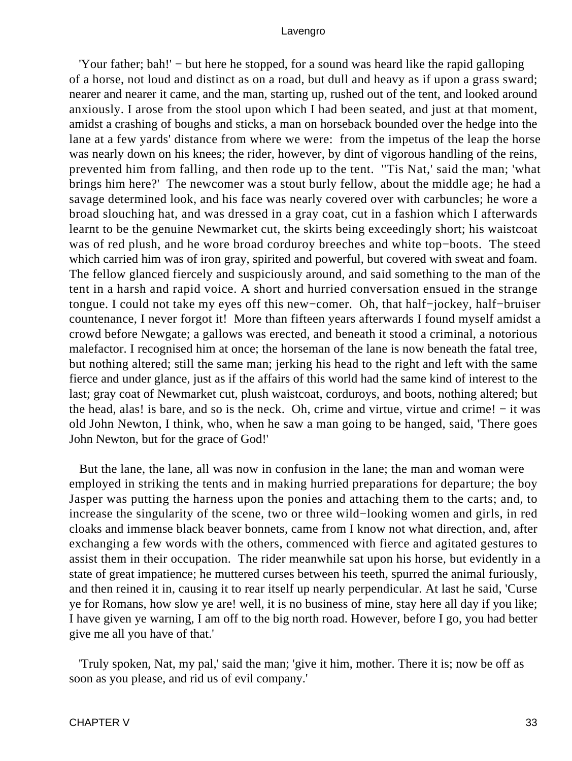'Your father; bah!' − but here he stopped, for a sound was heard like the rapid galloping of a horse, not loud and distinct as on a road, but dull and heavy as if upon a grass sward; nearer and nearer it came, and the man, starting up, rushed out of the tent, and looked around anxiously. I arose from the stool upon which I had been seated, and just at that moment, amidst a crashing of boughs and sticks, a man on horseback bounded over the hedge into the lane at a few yards' distance from where we were: from the impetus of the leap the horse was nearly down on his knees; the rider, however, by dint of vigorous handling of the reins, prevented him from falling, and then rode up to the tent. ''Tis Nat,' said the man; 'what brings him here?' The newcomer was a stout burly fellow, about the middle age; he had a savage determined look, and his face was nearly covered over with carbuncles; he wore a broad slouching hat, and was dressed in a gray coat, cut in a fashion which I afterwards learnt to be the genuine Newmarket cut, the skirts being exceedingly short; his waistcoat was of red plush, and he wore broad corduroy breeches and white top−boots. The steed which carried him was of iron gray, spirited and powerful, but covered with sweat and foam. The fellow glanced fiercely and suspiciously around, and said something to the man of the tent in a harsh and rapid voice. A short and hurried conversation ensued in the strange tongue. I could not take my eyes off this new−comer. Oh, that half−jockey, half−bruiser countenance, I never forgot it! More than fifteen years afterwards I found myself amidst a crowd before Newgate; a gallows was erected, and beneath it stood a criminal, a notorious malefactor. I recognised him at once; the horseman of the lane is now beneath the fatal tree, but nothing altered; still the same man; jerking his head to the right and left with the same fierce and under glance, just as if the affairs of this world had the same kind of interest to the last; gray coat of Newmarket cut, plush waistcoat, corduroys, and boots, nothing altered; but the head, alas! is bare, and so is the neck. Oh, crime and virtue, virtue and crime! − it was old John Newton, I think, who, when he saw a man going to be hanged, said, 'There goes John Newton, but for the grace of God!'

But the lane, the lane, all was now in confusion in the lane; the man and woman were employed in striking the tents and in making hurried preparations for departure; the boy Jasper was putting the harness upon the ponies and attaching them to the carts; and, to increase the singularity of the scene, two or three wild−looking women and girls, in red cloaks and immense black beaver bonnets, came from I know not what direction, and, after exchanging a few words with the others, commenced with fierce and agitated gestures to assist them in their occupation. The rider meanwhile sat upon his horse, but evidently in a state of great impatience; he muttered curses between his teeth, spurred the animal furiously, and then reined it in, causing it to rear itself up nearly perpendicular. At last he said, 'Curse ye for Romans, how slow ye are! well, it is no business of mine, stay here all day if you like; I have given ye warning, I am off to the big north road. However, before I go, you had better give me all you have of that.'

'Truly spoken, Nat, my pal,' said the man; 'give it him, mother. There it is; now be off as soon as you please, and rid us of evil company.'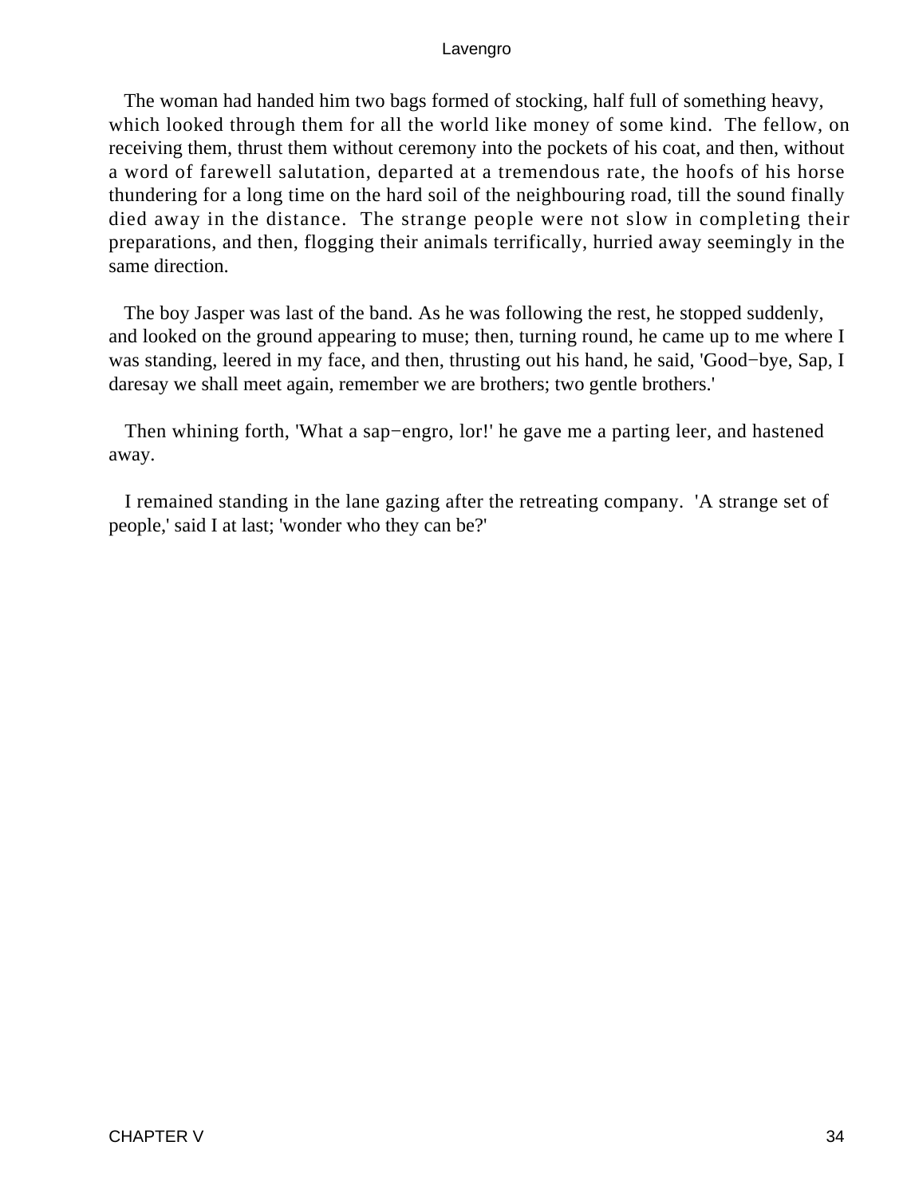The woman had handed him two bags formed of stocking, half full of something heavy, which looked through them for all the world like money of some kind. The fellow, on receiving them, thrust them without ceremony into the pockets of his coat, and then, without a word of farewell salutation, departed at a tremendous rate, the hoofs of his horse thundering for a long time on the hard soil of the neighbouring road, till the sound finally died away in the distance. The strange people were not slow in completing their preparations, and then, flogging their animals terrifically, hurried away seemingly in the same direction.

The boy Jasper was last of the band. As he was following the rest, he stopped suddenly, and looked on the ground appearing to muse; then, turning round, he came up to me where I was standing, leered in my face, and then, thrusting out his hand, he said, 'Good−bye, Sap, I daresay we shall meet again, remember we are brothers; two gentle brothers.'

Then whining forth, 'What a sap−engro, lor!' he gave me a parting leer, and hastened away.

I remained standing in the lane gazing after the retreating company. 'A strange set of people,' said I at last; 'wonder who they can be?'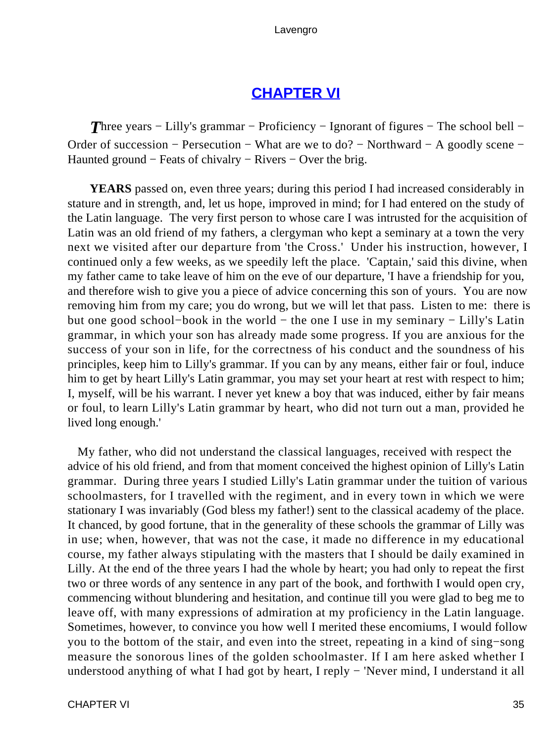## CHAPTER VI

*T*hree years − Lilly's grammar − Proficiency − Ignorant of figures − The school bell − Order of succession − Persecution − What are we to do? − Northward − A goodly scene − Haunted ground − Feats of chivalry − Rivers − Over the brig.

**YEARS** passed on, even three years; during this period I had increased considerably in stature and in strength, and, let us hope, improved in mind; for I had entered on the study of the Latin language. The very first person to whose care I was intrusted for the acquisition of Latin was an old friend of my fathers, a clergyman who kept a seminary at a town the very next we visited after our departure from 'the Cross.' Under his instruction, however, I continued only a few weeks, as we speedily left the place. 'Captain,' said this divine, when my father came to take leave of him on the eve of our departure, 'I have a friendship for you, and therefore wish to give you a piece of advice concerning this son of yours. You are now removing him from my care; you do wrong, but we will let that pass. Listen to me: there is but one good school−book in the world − the one I use in my seminary − Lilly's Latin grammar, in which your son has already made some progress. If you are anxious for the success of your son in life, for the correctness of his conduct and the soundness of his principles, keep him to Lilly's grammar. If you can by any means, either fair or foul, induce him to get by heart Lilly's Latin grammar, you may set your heart at rest with respect to him; I, myself, will be his warrant. I never yet knew a boy that was induced, either by fair means or foul, to learn Lilly's Latin grammar by heart, who did not turn out a man, provided he lived long enough.'

My father, who did not understand the classical languages, received with respect the advice of his old friend, and from that moment conceived the highest opinion of Lilly's Latin grammar. During three years I studied Lilly's Latin grammar under the tuition of various schoolmasters, for I travelled with the regiment, and in every town in which we were stationary I was invariably (God bless my father!) sent to the classical academy of the place. It chanced, by good fortune, that in the generality of these schools the grammar of Lilly was in use; when, however, that was not the case, it made no difference in my educational course, my father always stipulating with the masters that I should be daily examined in Lilly. At the end of the three years I had the whole by heart; you had only to repeat the first two or three words of any sentence in any part of the book, and forthwith I would open cry, commencing without blundering and hesitation, and continue till you were glad to beg me to leave off, with many expressions of admiration at my proficiency in the Latin language. Sometimes, however, to convince you how well I merited these encomiums, I would follow you to the bottom of the stair, and even into the street, repeating in a kind of sing−song measure the sonorous lines of the golden schoolmaster. If I am here asked whether I understood anything of what I had got by heart, I reply − 'Never mind, I understand it all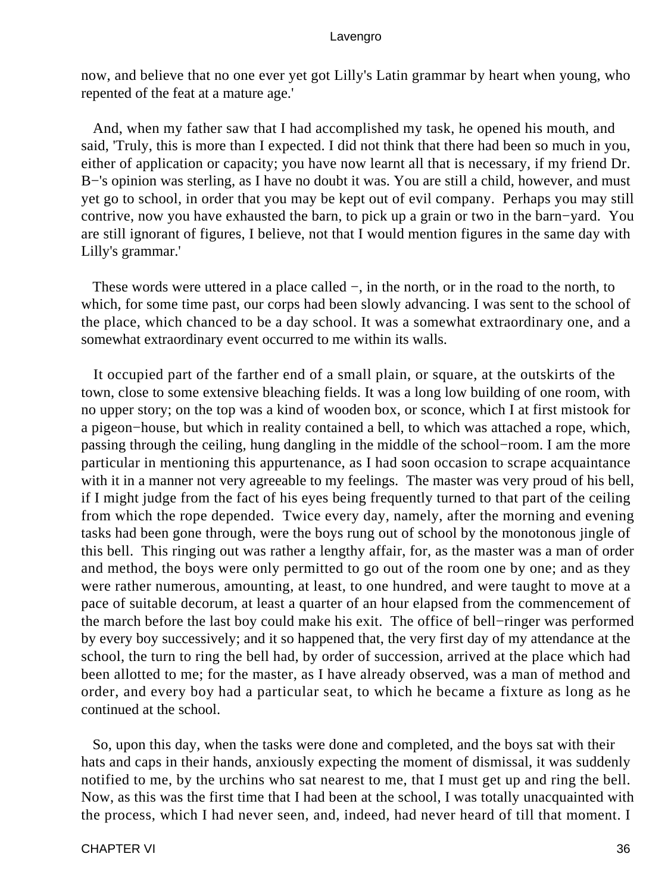now, and believe that no one ever yet got Lilly's Latin grammar by heart when young, who repented of the feat at a mature age.'

And, when my father saw that I had accomplished my task, he opened his mouth, and said, 'Truly, this is more than I expected. I did not think that there had been so much in you, either of application or capacity; you have now learnt all that is necessary, if my friend Dr. B−'s opinion was sterling, as I have no doubt it was. You are still a child, however, and must yet go to school, in order that you may be kept out of evil company. Perhaps you may still contrive, now you have exhausted the barn, to pick up a grain or two in the barn−yard. You are still ignorant of figures, I believe, not that I would mention figures in the same day with Lilly's grammar.'

These words were uttered in a place called −, in the north, or in the road to the north, to which, for some time past, our corps had been slowly advancing. I was sent to the school of the place, which chanced to be a day school. It was a somewhat extraordinary one, and a somewhat extraordinary event occurred to me within its walls.

It occupied part of the farther end of a small plain, or square, at the outskirts of the town, close to some extensive bleaching fields. It was a long low building of one room, with no upper story; on the top was a kind of wooden box, or sconce, which I at first mistook for a pigeon−house, but which in reality contained a bell, to which was attached a rope, which, passing through the ceiling, hung dangling in the middle of the school−room. I am the more particular in mentioning this appurtenance, as I had soon occasion to scrape acquaintance with it in a manner not very agreeable to my feelings. The master was very proud of his bell, if I might judge from the fact of his eyes being frequently turned to that part of the ceiling from which the rope depended. Twice every day, namely, after the morning and evening tasks had been gone through, were the boys rung out of school by the monotonous jingle of this bell. This ringing out was rather a lengthy affair, for, as the master was a man of order and method, the boys were only permitted to go out of the room one by one; and as they were rather numerous, amounting, at least, to one hundred, and were taught to move at a pace of suitable decorum, at least a quarter of an hour elapsed from the commencement of the march before the last boy could make his exit. The office of bell−ringer was performed by every boy successively; and it so happened that, the very first day of my attendance at the school, the turn to ring the bell had, by order of succession, arrived at the place which had been allotted to me; for the master, as I have already observed, was a man of method and order, and every boy had a particular seat, to which he became a fixture as long as he continued at the school.

So, upon this day, when the tasks were done and completed, and the boys sat with their hats and caps in their hands, anxiously expecting the moment of dismissal, it was suddenly notified to me, by the urchins who sat nearest to me, that I must get up and ring the bell. Now, as this was the first time that I had been at the school, I was totally unacquainted with the process, which I had never seen, and, indeed, had never heard of till that moment. I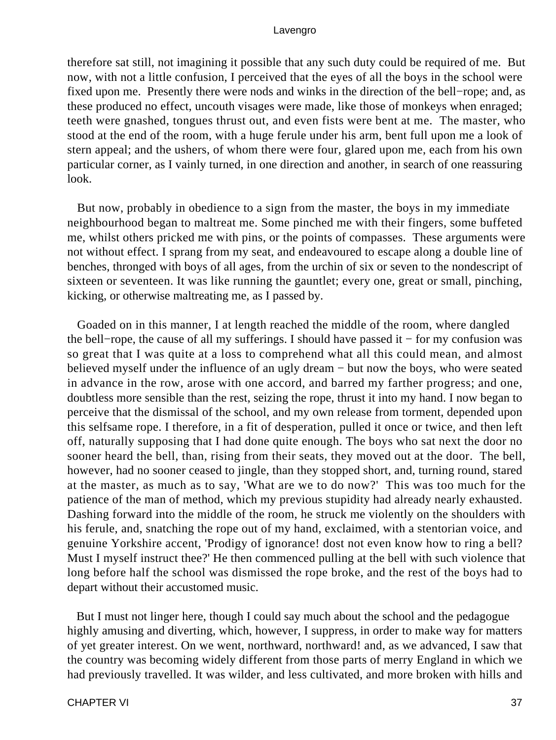therefore sat still, not imagining it possible that any such duty could be required of me. But now, with not a little confusion, I perceived that the eyes of all the boys in the school were fixed upon me. Presently there were nods and winks in the direction of the bell−rope; and, as these produced no effect, uncouth visages were made, like those of monkeys when enraged; teeth were gnashed, tongues thrust out, and even fists were bent at me. The master, who stood at the end of the room, with a huge ferule under his arm, bent full upon me a look of stern appeal; and the ushers, of whom there were four, glared upon me, each from his own particular corner, as I vainly turned, in one direction and another, in search of one reassuring look.

But now, probably in obedience to a sign from the master, the boys in my immediate neighbourhood began to maltreat me. Some pinched me with their fingers, some buffeted me, whilst others pricked me with pins, or the points of compasses. These arguments were not without effect. I sprang from my seat, and endeavoured to escape along a double line of benches, thronged with boys of all ages, from the urchin of six or seven to the nondescript of sixteen or seventeen. It was like running the gauntlet; every one, great or small, pinching, kicking, or otherwise maltreating me, as I passed by.

Goaded on in this manner, I at length reached the middle of the room, where dangled the bell−rope, the cause of all my sufferings. I should have passed it − for my confusion was so great that I was quite at a loss to comprehend what all this could mean, and almost believed myself under the influence of an ugly dream − but now the boys, who were seated in advance in the row, arose with one accord, and barred my farther progress; and one, doubtless more sensible than the rest, seizing the rope, thrust it into my hand. I now began to perceive that the dismissal of the school, and my own release from torment, depended upon this selfsame rope. I therefore, in a fit of desperation, pulled it once or twice, and then left off, naturally supposing that I had done quite enough. The boys who sat next the door no sooner heard the bell, than, rising from their seats, they moved out at the door. The bell, however, had no sooner ceased to jingle, than they stopped short, and, turning round, stared at the master, as much as to say, 'What are we to do now?' This was too much for the patience of the man of method, which my previous stupidity had already nearly exhausted. Dashing forward into the middle of the room, he struck me violently on the shoulders with his ferule, and, snatching the rope out of my hand, exclaimed, with a stentorian voice, and genuine Yorkshire accent, 'Prodigy of ignorance! dost not even know how to ring a bell? Must I myself instruct thee?' He then commenced pulling at the bell with such violence that long before half the school was dismissed the rope broke, and the rest of the boys had to depart without their accustomed music.

But I must not linger here, though I could say much about the school and the pedagogue highly amusing and diverting, which, however, I suppress, in order to make way for matters of yet greater interest. On we went, northward, northward! and, as we advanced, I saw that the country was becoming widely different from those parts of merry England in which we had previously travelled. It was wilder, and less cultivated, and more broken with hills and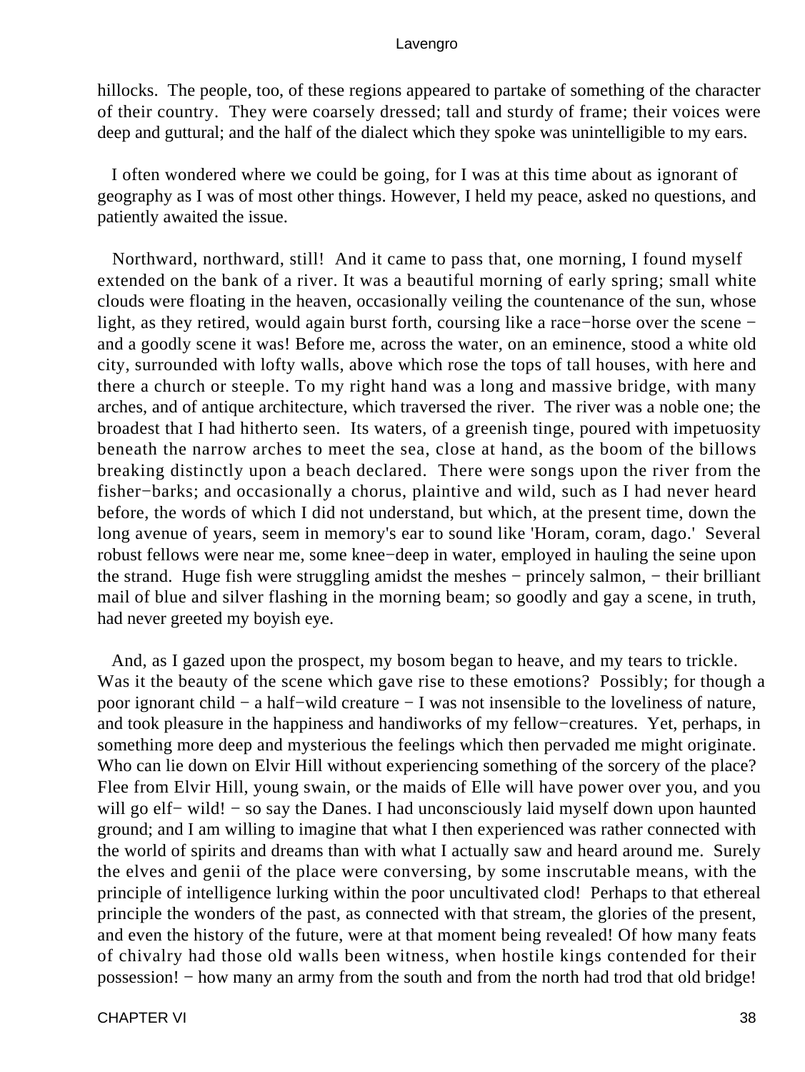hillocks. The people, too, of these regions appeared to partake of something of the character of their country. They were coarsely dressed; tall and sturdy of frame; their voices were deep and guttural; and the half of the dialect which they spoke was unintelligible to my ears.

I often wondered where we could be going, for I was at this time about as ignorant of geography as I was of most other things. However, I held my peace, asked no questions, and patiently awaited the issue.

Northward, northward, still! And it came to pass that, one morning, I found myself extended on the bank of a river. It was a beautiful morning of early spring; small white clouds were floating in the heaven, occasionally veiling the countenance of the sun, whose light, as they retired, would again burst forth, coursing like a race−horse over the scene − and a goodly scene it was! Before me, across the water, on an eminence, stood a white old city, surrounded with lofty walls, above which rose the tops of tall houses, with here and there a church or steeple. To my right hand was a long and massive bridge, with many arches, and of antique architecture, which traversed the river. The river was a noble one; the broadest that I had hitherto seen. Its waters, of a greenish tinge, poured with impetuosity beneath the narrow arches to meet the sea, close at hand, as the boom of the billows breaking distinctly upon a beach declared. There were songs upon the river from the fisher−barks; and occasionally a chorus, plaintive and wild, such as I had never heard before, the words of which I did not understand, but which, at the present time, down the long avenue of years, seem in memory's ear to sound like 'Horam, coram, dago.' Several robust fellows were near me, some knee−deep in water, employed in hauling the seine upon the strand. Huge fish were struggling amidst the meshes − princely salmon, − their brilliant mail of blue and silver flashing in the morning beam; so goodly and gay a scene, in truth, had never greeted my boyish eye.

And, as I gazed upon the prospect, my bosom began to heave, and my tears to trickle. Was it the beauty of the scene which gave rise to these emotions? Possibly; for though a poor ignorant child − a half−wild creature − I was not insensible to the loveliness of nature, and took pleasure in the happiness and handiworks of my fellow−creatures. Yet, perhaps, in something more deep and mysterious the feelings which then pervaded me might originate. Who can lie down on Elvir Hill without experiencing something of the sorcery of the place? Flee from Elvir Hill, young swain, or the maids of Elle will have power over you, and you will go elf− wild! − so say the Danes. I had unconsciously laid myself down upon haunted ground; and I am willing to imagine that what I then experienced was rather connected with the world of spirits and dreams than with what I actually saw and heard around me. Surely the elves and genii of the place were conversing, by some inscrutable means, with the principle of intelligence lurking within the poor uncultivated clod! Perhaps to that ethereal principle the wonders of the past, as connected with that stream, the glories of the present, and even the history of the future, were at that moment being revealed! Of how many feats of chivalry had those old walls been witness, when hostile kings contended for their possession! − how many an army from the south and from the north had trod that old bridge!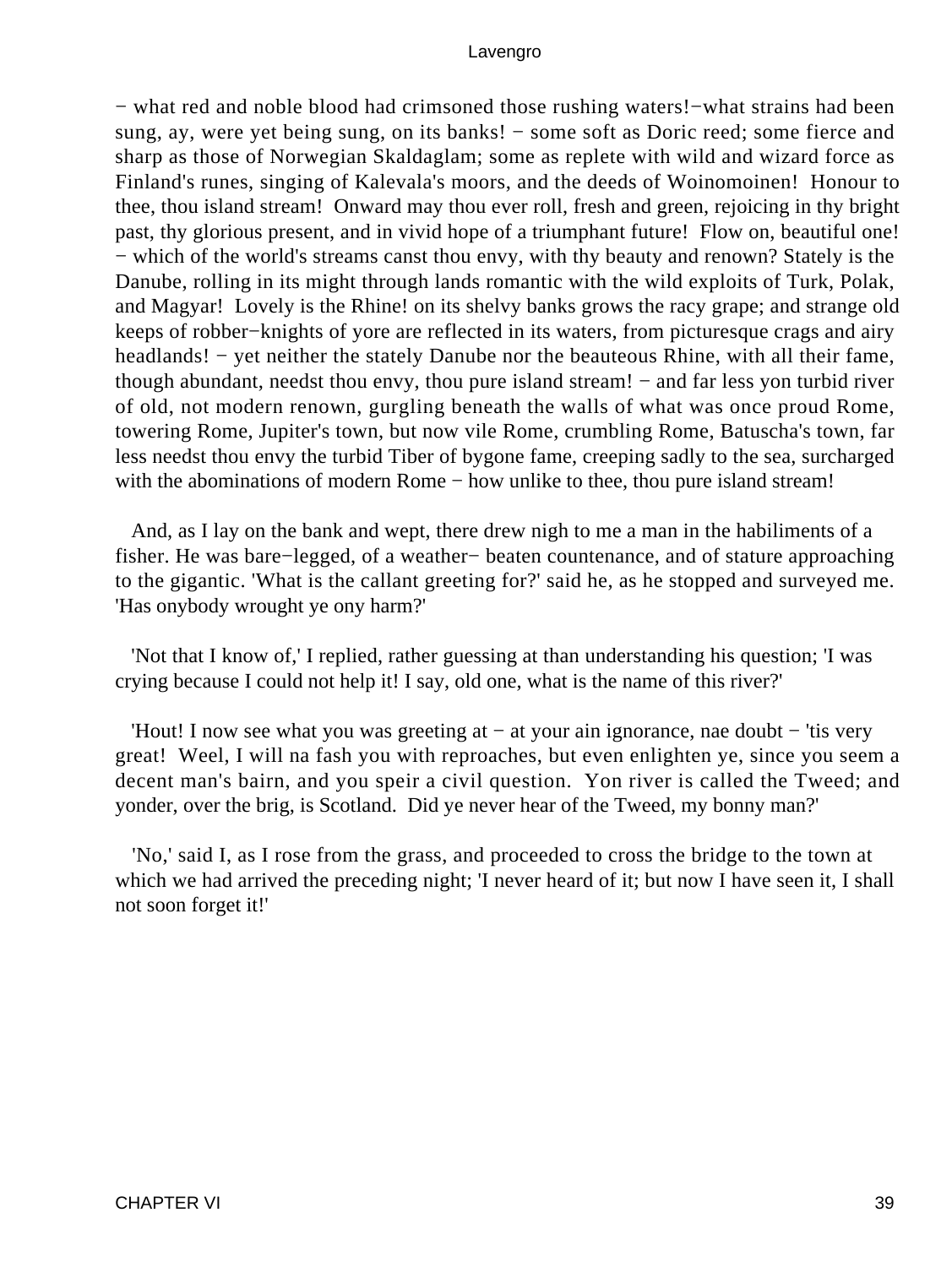− what red and noble blood had crimsoned those rushing waters!−what strains had been sung, ay, were yet being sung, on its banks! − some soft as Doric reed; some fierce and sharp as those of Norwegian Skaldaglam; some as replete with wild and wizard force as Finland's runes, singing of Kalevala's moors, and the deeds of Woinomoinen! Honour to thee, thou island stream! Onward may thou ever roll, fresh and green, rejoicing in thy bright past, thy glorious present, and in vivid hope of a triumphant future! Flow on, beautiful one! − which of the world's streams canst thou envy, with thy beauty and renown? Stately is the Danube, rolling in its might through lands romantic with the wild exploits of Turk, Polak, and Magyar! Lovely is the Rhine! on its shelvy banks grows the racy grape; and strange old keeps of robber−knights of yore are reflected in its waters, from picturesque crags and airy headlands! − yet neither the stately Danube nor the beauteous Rhine, with all their fame, though abundant, needst thou envy, thou pure island stream! − and far less yon turbid river of old, not modern renown, gurgling beneath the walls of what was once proud Rome, towering Rome, Jupiter's town, but now vile Rome, crumbling Rome, Batuscha's town, far less needst thou envy the turbid Tiber of bygone fame, creeping sadly to the sea, surcharged with the abominations of modern Rome − how unlike to thee, thou pure island stream!

And, as I lay on the bank and wept, there drew nigh to me a man in the habiliments of a fisher. He was bare−legged, of a weather− beaten countenance, and of stature approaching to the gigantic. 'What is the callant greeting for?' said he, as he stopped and surveyed me. 'Has onybody wrought ye ony harm?'

'Not that I know of,' I replied, rather guessing at than understanding his question; 'I was crying because I could not help it! I say, old one, what is the name of this river?'

'Hout! I now see what you was greeting at − at your ain ignorance, nae doubt − 'tis very great! Weel, I will na fash you with reproaches, but even enlighten ye, since you seem a decent man's bairn, and you speir a civil question. Yon river is called the Tweed; and yonder, over the brig, is Scotland. Did ye never hear of the Tweed, my bonny man?'

'No,' said I, as I rose from the grass, and proceeded to cross the bridge to the town at which we had arrived the preceding night; 'I never heard of it; but now I have seen it, I shall not soon forget it!'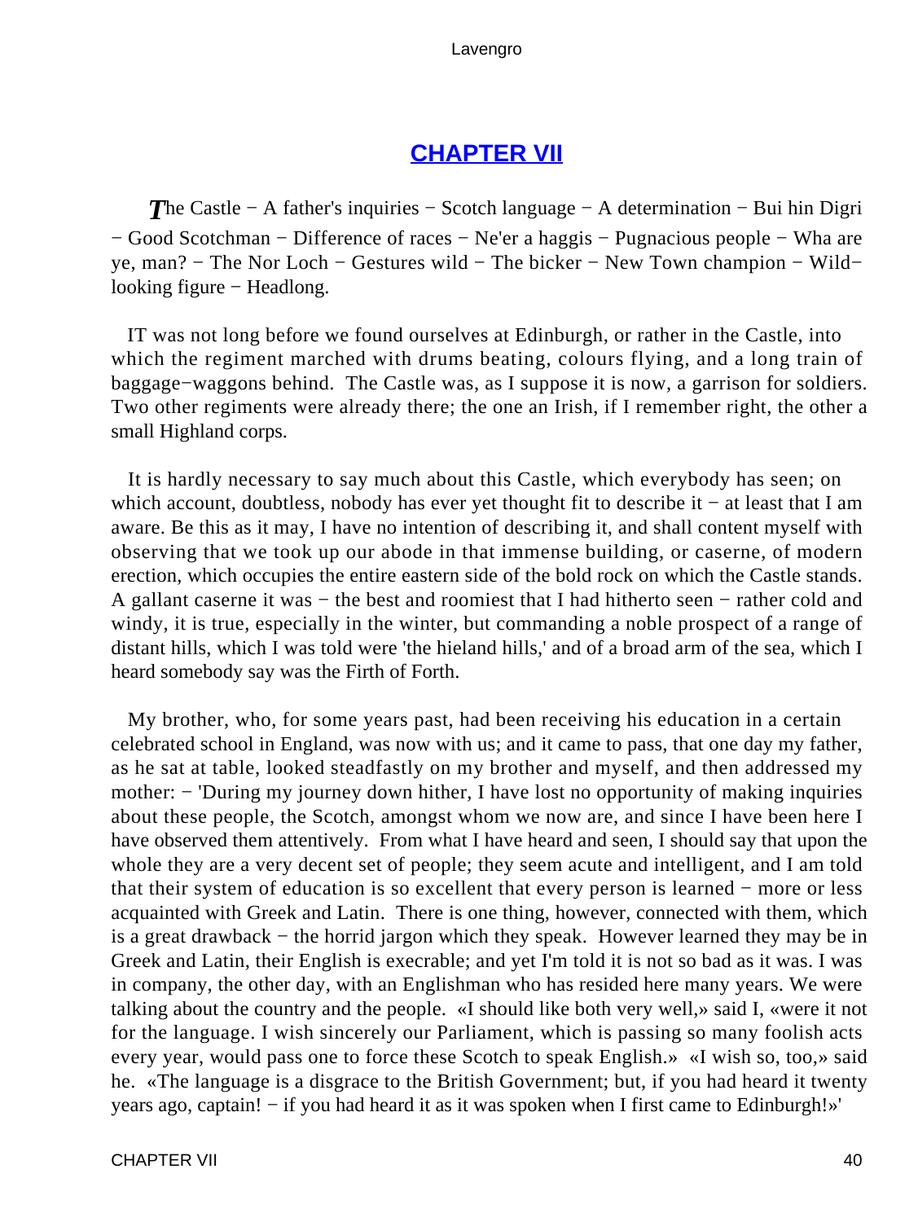## CHAPTER VII

*T*he Castle − A father's inquiries − Scotch language − A determination − Bui hin Digri − Good Scotchman − Difference of races − Ne'er a haggis − Pugnacious people − Wha are ye, man? − The Nor Loch − Gestures wild − The bicker − New Town champion − Wild−looking figure − Headlong.

IT was not long before we found ourselves at Edinburgh, or rather in the Castle, into which the regiment marched with drums beating, colours flying, and a long train of baggage−waggons behind. The Castle was, as I suppose it is now, a garrison for soldiers. Two other regiments were already there; the one an Irish, if I remember right, the other a small Highland corps.

It is hardly necessary to say much about this Castle, which everybody has seen; on which account, doubtless, nobody has ever yet thought fit to describe it − at least that I am aware. Be this as it may, I have no intention of describing it, and shall content myself with observing that we took up our abode in that immense building, or caserne, of modern erection, which occupies the entire eastern side of the bold rock on which the Castle stands. A gallant caserne it was − the best and roomiest that I had hitherto seen − rather cold and windy, it is true, especially in the winter, but commanding a noble prospect of a range of distant hills, which I was told were 'the hieland hills,' and of a broad arm of the sea, which I heard somebody say was the Firth of Forth.

My brother, who, for some years past, had been receiving his education in a certain celebrated school in England, was now with us; and it came to pass, that one day my father, as he sat at table, looked steadfastly on my brother and myself, and then addressed my mother: − 'During my journey down hither, I have lost no opportunity of making inquiries about these people, the Scotch, amongst whom we now are, and since I have been here I have observed them attentively. From what I have heard and seen, I should say that upon the whole they are a very decent set of people; they seem acute and intelligent, and I am told that their system of education is so excellent that every person is learned − more or less acquainted with Greek and Latin. There is one thing, however, connected with them, which is a great drawback − the horrid jargon which they speak. However learned they may be in Greek and Latin, their English is execrable; and yet I'm told it is not so bad as it was. I was in company, the other day, with an Englishman who has resided here many years. We were talking about the country and the people. «I should like both very well,» said I, «were it not for the language. I wish sincerely our Parliament, which is passing so many foolish acts every year, would pass one to force these Scotch to speak English.» «I wish so, too,» said he. «The language is a disgrace to the British Government; but, if you had heard it twenty years ago, captain! − if you had heard it as it was spoken when I first came to Edinburgh!»'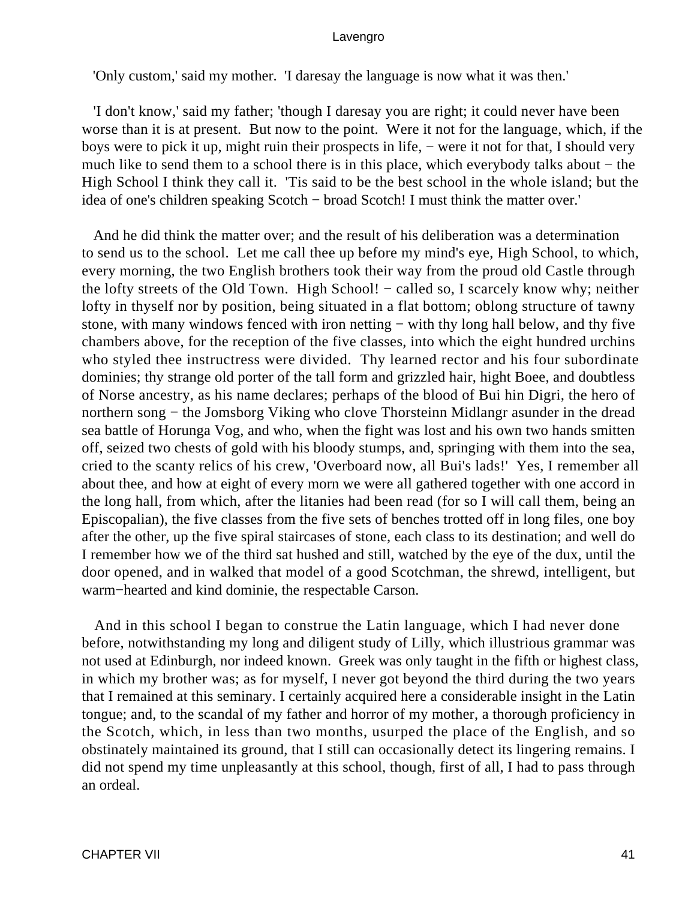'Only custom,' said my mother. 'I daresay the language is now what it was then.'

'I don't know,' said my father; 'though I daresay you are right; it could never have been worse than it is at present. But now to the point. Were it not for the language, which, if the boys were to pick it up, might ruin their prospects in life, − were it not for that, I should very much like to send them to a school there is in this place, which everybody talks about − the High School I think they call it. 'Tis said to be the best school in the whole island; but the idea of one's children speaking Scotch − broad Scotch! I must think the matter over.'

And he did think the matter over; and the result of his deliberation was a determination to send us to the school. Let me call thee up before my mind's eye, High School, to which, every morning, the two English brothers took their way from the proud old Castle through the lofty streets of the Old Town. High School! − called so, I scarcely know why; neither lofty in thyself nor by position, being situated in a flat bottom; oblong structure of tawny stone, with many windows fenced with iron netting − with thy long hall below, and thy five chambers above, for the reception of the five classes, into which the eight hundred urchins who styled thee instructress were divided. Thy learned rector and his four subordinate dominies; thy strange old porter of the tall form and grizzled hair, hight Boee, and doubtless of Norse ancestry, as his name declares; perhaps of the blood of Bui hin Digri, the hero of northern song − the Jomsborg Viking who clove Thorsteinn Midlangr asunder in the dread sea battle of Horunga Vog, and who, when the fight was lost and his own two hands smitten off, seized two chests of gold with his bloody stumps, and, springing with them into the sea, cried to the scanty relics of his crew, 'Overboard now, all Bui's lads!' Yes, I remember all about thee, and how at eight of every morn we were all gathered together with one accord in the long hall, from which, after the litanies had been read (for so I will call them, being an Episcopalian), the five classes from the five sets of benches trotted off in long files, one boy after the other, up the five spiral staircases of stone, each class to its destination; and well do I remember how we of the third sat hushed and still, watched by the eye of the dux, until the door opened, and in walked that model of a good Scotchman, the shrewd, intelligent, but warm−hearted and kind dominie, the respectable Carson.

And in this school I began to construe the Latin language, which I had never done before, notwithstanding my long and diligent study of Lilly, which illustrious grammar was not used at Edinburgh, nor indeed known. Greek was only taught in the fifth or highest class, in which my brother was; as for myself, I never got beyond the third during the two years that I remained at this seminary. I certainly acquired here a considerable insight in the Latin tongue; and, to the scandal of my father and horror of my mother, a thorough proficiency in the Scotch, which, in less than two months, usurped the place of the English, and so obstinately maintained its ground, that I still can occasionally detect its lingering remains. I did not spend my time unpleasantly at this school, though, first of all, I had to pass through an ordeal.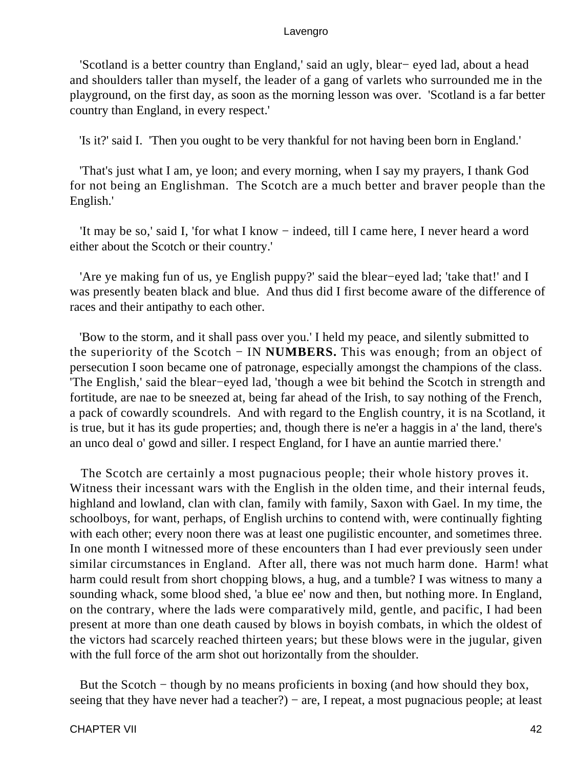'Scotland is a better country than England,' said an ugly, blear− eyed lad, about a head and shoulders taller than myself, the leader of a gang of varlets who surrounded me in the playground, on the first day, as soon as the morning lesson was over. 'Scotland is a far better country than England, in every respect.'

'Is it?' said I. 'Then you ought to be very thankful for not having been born in England.'

'That's just what I am, ye loon; and every morning, when I say my prayers, I thank God for not being an Englishman. The Scotch are a much better and braver people than the English.'

'It may be so,' said I, 'for what I know − indeed, till I came here, I never heard a word either about the Scotch or their country.'

'Are ye making fun of us, ye English puppy?' said the blear−eyed lad; 'take that!' and I was presently beaten black and blue. And thus did I first become aware of the difference of races and their antipathy to each other.

'Bow to the storm, and it shall pass over you.' I held my peace, and silently submitted to the superiority of the Scotch − IN **NUMBERS.** This was enough; from an object of persecution I soon became one of patronage, especially amongst the champions of the class. 'The English,' said the blear−eyed lad, 'though a wee bit behind the Scotch in strength and fortitude, are nae to be sneezed at, being far ahead of the Irish, to say nothing of the French, a pack of cowardly scoundrels. And with regard to the English country, it is na Scotland, it is true, but it has its gude properties; and, though there is ne'er a haggis in a' the land, there's an unco deal o' gowd and siller. I respect England, for I have an auntie married there.'

The Scotch are certainly a most pugnacious people; their whole history proves it. Witness their incessant wars with the English in the olden time, and their internal feuds, highland and lowland, clan with clan, family with family, Saxon with Gael. In my time, the schoolboys, for want, perhaps, of English urchins to contend with, were continually fighting with each other; every noon there was at least one pugilistic encounter, and sometimes three. In one month I witnessed more of these encounters than I had ever previously seen under similar circumstances in England. After all, there was not much harm done. Harm! what harm could result from short chopping blows, a hug, and a tumble? I was witness to many a sounding whack, some blood shed, 'a blue ee' now and then, but nothing more. In England, on the contrary, where the lads were comparatively mild, gentle, and pacific, I had been present at more than one death caused by blows in boyish combats, in which the oldest of the victors had scarcely reached thirteen years; but these blows were in the jugular, given with the full force of the arm shot out horizontally from the shoulder.

But the Scotch − though by no means proficients in boxing (and how should they box, seeing that they have never had a teacher?) − are, I repeat, a most pugnacious people; at least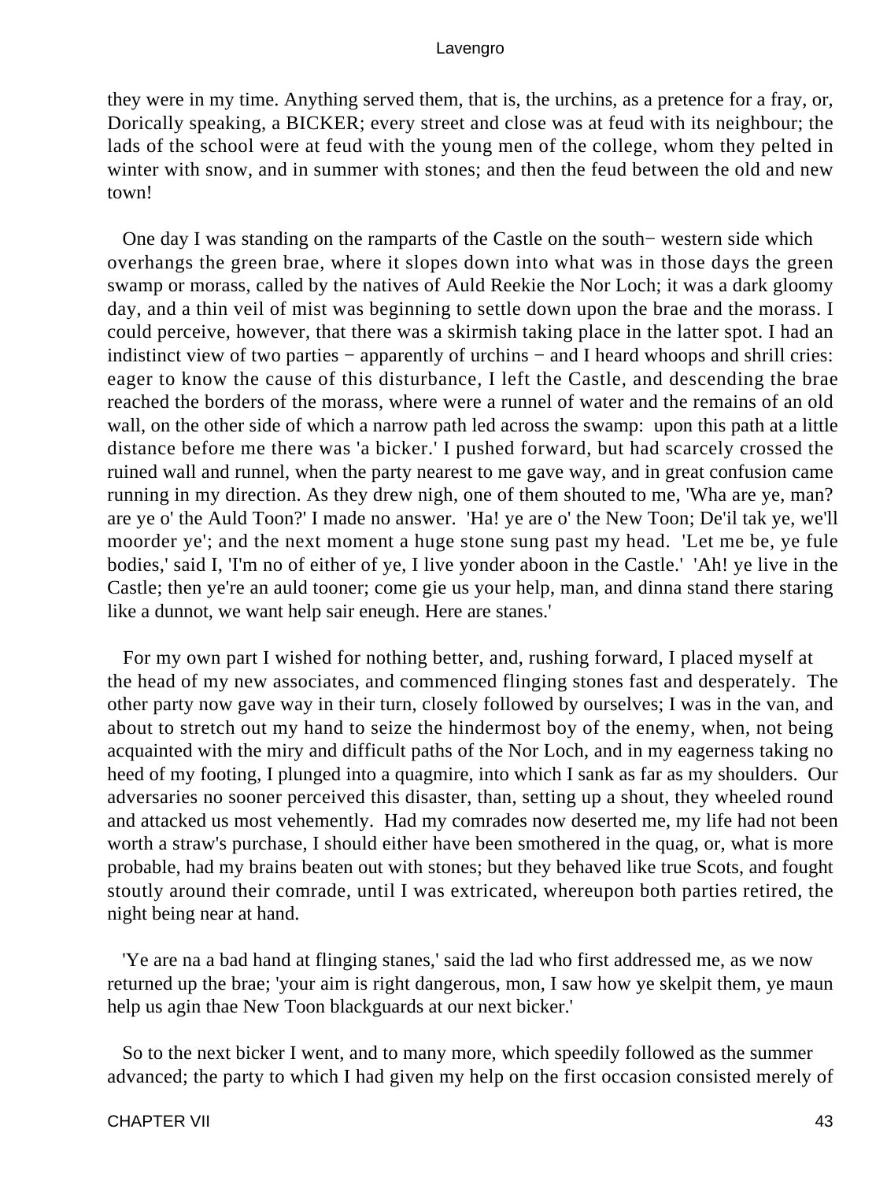they were in my time. Anything served them, that is, the urchins, as a pretence for a fray, or, Dorically speaking, a BICKER; every street and close was at feud with its neighbour; the lads of the school were at feud with the young men of the college, whom they pelted in winter with snow, and in summer with stones; and then the feud between the old and new town!

One day I was standing on the ramparts of the Castle on the south− western side which overhangs the green brae, where it slopes down into what was in those days the green swamp or morass, called by the natives of Auld Reekie the Nor Loch; it was a dark gloomy day, and a thin veil of mist was beginning to settle down upon the brae and the morass. I could perceive, however, that there was a skirmish taking place in the latter spot. I had an indistinct view of two parties − apparently of urchins − and I heard whoops and shrill cries: eager to know the cause of this disturbance, I left the Castle, and descending the brae reached the borders of the morass, where were a runnel of water and the remains of an old wall, on the other side of which a narrow path led across the swamp: upon this path at a little distance before me there was 'a bicker.' I pushed forward, but had scarcely crossed the ruined wall and runnel, when the party nearest to me gave way, and in great confusion came running in my direction. As they drew nigh, one of them shouted to me, 'Wha are ye, man? are ye o' the Auld Toon?' I made no answer. 'Ha! ye are o' the New Toon; De'il tak ye, we'll moorder ye'; and the next moment a huge stone sung past my head. 'Let me be, ye fule bodies,' said I, 'I'm no of either of ye, I live yonder aboon in the Castle.' 'Ah! ye live in the Castle; then ye're an auld tooner; come gie us your help, man, and dinna stand there staring like a dunnot, we want help sair eneugh. Here are stanes.'

For my own part I wished for nothing better, and, rushing forward, I placed myself at the head of my new associates, and commenced flinging stones fast and desperately. The other party now gave way in their turn, closely followed by ourselves; I was in the van, and about to stretch out my hand to seize the hindermost boy of the enemy, when, not being acquainted with the miry and difficult paths of the Nor Loch, and in my eagerness taking no heed of my footing, I plunged into a quagmire, into which I sank as far as my shoulders. Our adversaries no sooner perceived this disaster, than, setting up a shout, they wheeled round and attacked us most vehemently. Had my comrades now deserted me, my life had not been worth a straw's purchase, I should either have been smothered in the quag, or, what is more probable, had my brains beaten out with stones; but they behaved like true Scots, and fought stoutly around their comrade, until I was extricated, whereupon both parties retired, the night being near at hand.

'Ye are na a bad hand at flinging stanes,' said the lad who first addressed me, as we now returned up the brae; 'your aim is right dangerous, mon, I saw how ye skelpit them, ye maun help us agin thae New Toon blackguards at our next bicker.'

So to the next bicker I went, and to many more, which speedily followed as the summer advanced; the party to which I had given my help on the first occasion consisted merely of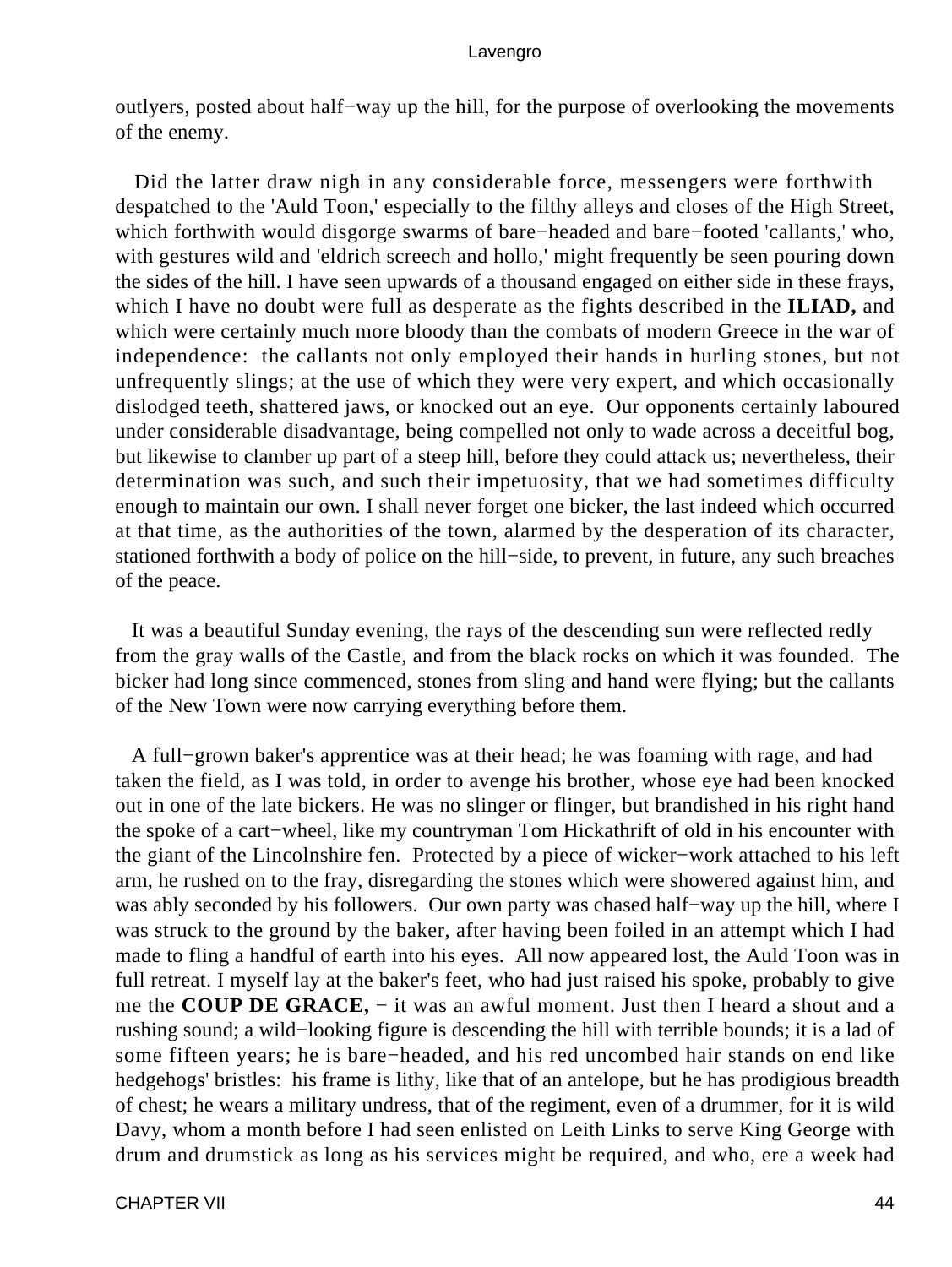outlyers, posted about half−way up the hill, for the purpose of overlooking the movements of the enemy.

Did the latter draw nigh in any considerable force, messengers were forthwith despatched to the 'Auld Toon,' especially to the filthy alleys and closes of the High Street, which forthwith would disgorge swarms of bare−headed and bare−footed 'callants,' who, with gestures wild and 'eldrich screech and hollo,' might frequently be seen pouring down the sides of the hill. I have seen upwards of a thousand engaged on either side in these frays, which I have no doubt were full as desperate as the fights described in the **ILIAD,** and which were certainly much more bloody than the combats of modern Greece in the war of independence: the callants not only employed their hands in hurling stones, but not unfrequently slings; at the use of which they were very expert, and which occasionally dislodged teeth, shattered jaws, or knocked out an eye. Our opponents certainly laboured under considerable disadvantage, being compelled not only to wade across a deceitful bog, but likewise to clamber up part of a steep hill, before they could attack us; nevertheless, their determination was such, and such their impetuosity, that we had sometimes difficulty enough to maintain our own. I shall never forget one bicker, the last indeed which occurred at that time, as the authorities of the town, alarmed by the desperation of its character, stationed forthwith a body of police on the hill−side, to prevent, in future, any such breaches of the peace.

It was a beautiful Sunday evening, the rays of the descending sun were reflected redly from the gray walls of the Castle, and from the black rocks on which it was founded. The bicker had long since commenced, stones from sling and hand were flying; but the callants of the New Town were now carrying everything before them.

A full−grown baker's apprentice was at their head; he was foaming with rage, and had taken the field, as I was told, in order to avenge his brother, whose eye had been knocked out in one of the late bickers. He was no slinger or flinger, but brandished in his right hand the spoke of a cart−wheel, like my countryman Tom Hickathrift of old in his encounter with the giant of the Lincolnshire fen. Protected by a piece of wicker−work attached to his left arm, he rushed on to the fray, disregarding the stones which were showered against him, and was ably seconded by his followers. Our own party was chased half−way up the hill, where I was struck to the ground by the baker, after having been foiled in an attempt which I had made to fling a handful of earth into his eyes. All now appeared lost, the Auld Toon was in full retreat. I myself lay at the baker's feet, who had just raised his spoke, probably to give me the **COUP DE GRACE,** − it was an awful moment. Just then I heard a shout and a rushing sound; a wild−looking figure is descending the hill with terrible bounds; it is a lad of some fifteen years; he is bare−headed, and his red uncombed hair stands on end like hedgehogs' bristles: his frame is lithy, like that of an antelope, but he has prodigious breadth of chest; he wears a military undress, that of the regiment, even of a drummer, for it is wild Davy, whom a month before I had seen enlisted on Leith Links to serve King George with drum and drumstick as long as his services might be required, and who, ere a week had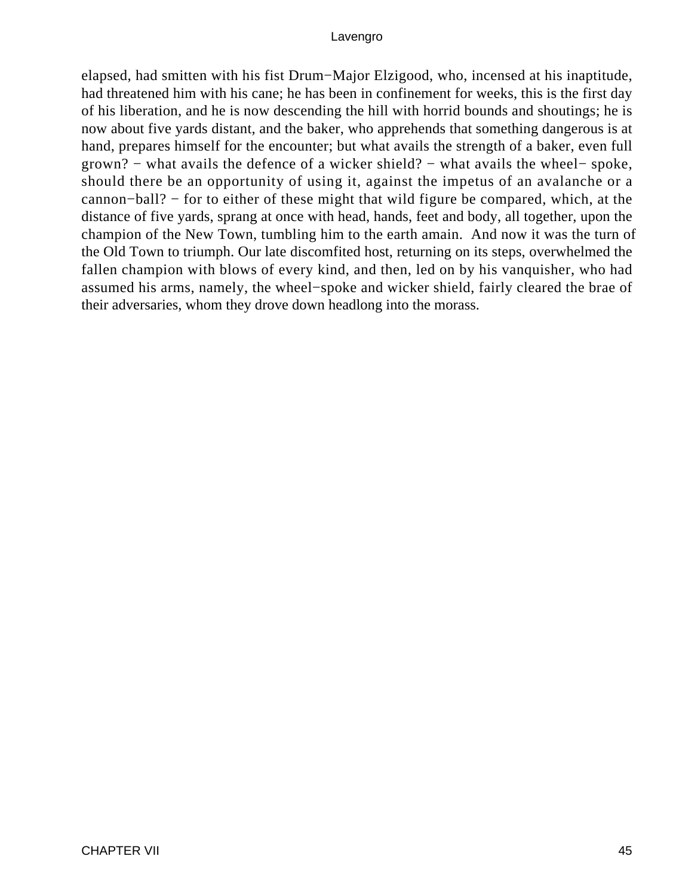elapsed, had smitten with his fist Drum−Major Elzigood, who, incensed at his inaptitude, had threatened him with his cane; he has been in confinement for weeks, this is the first day of his liberation, and he is now descending the hill with horrid bounds and shoutings; he is now about five yards distant, and the baker, who apprehends that something dangerous is at hand, prepares himself for the encounter; but what avails the strength of a baker, even full grown? − what avails the defence of a wicker shield? − what avails the wheel− spoke, should there be an opportunity of using it, against the impetus of an avalanche or a cannon−ball? − for to either of these might that wild figure be compared, which, at the distance of five yards, sprang at once with head, hands, feet and body, all together, upon the champion of the New Town, tumbling him to the earth amain. And now it was the turn of the Old Town to triumph. Our late discomfited host, returning on its steps, overwhelmed the fallen champion with blows of every kind, and then, led on by his vanquisher, who had assumed his arms, namely, the wheel−spoke and wicker shield, fairly cleared the brae of their adversaries, whom they drove down headlong into the morass.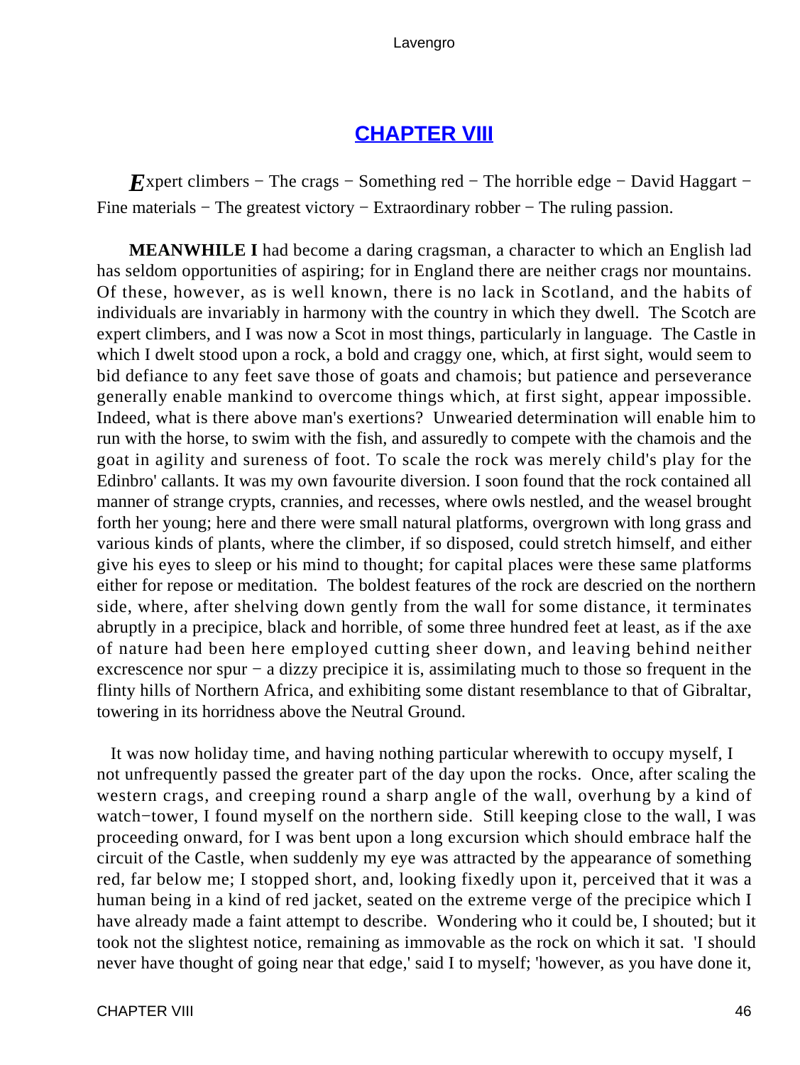## CHAPTER VIII

*E*xpert climbers − The crags − Something red − The horrible edge − David Haggart − Fine materials − The greatest victory − Extraordinary robber − The ruling passion.

**MEANWHILE I** had become a daring cragsman, a character to which an English lad has seldom opportunities of aspiring; for in England there are neither crags nor mountains. Of these, however, as is well known, there is no lack in Scotland, and the habits of individuals are invariably in harmony with the country in which they dwell. The Scotch are expert climbers, and I was now a Scot in most things, particularly in language. The Castle in which I dwelt stood upon a rock, a bold and craggy one, which, at first sight, would seem to bid defiance to any feet save those of goats and chamois; but patience and perseverance generally enable mankind to overcome things which, at first sight, appear impossible. Indeed, what is there above man's exertions? Unwearied determination will enable him to run with the horse, to swim with the fish, and assuredly to compete with the chamois and the goat in agility and sureness of foot. To scale the rock was merely child's play for the Edinbro' callants. It was my own favourite diversion. I soon found that the rock contained all manner of strange crypts, crannies, and recesses, where owls nestled, and the weasel brought forth her young; here and there were small natural platforms, overgrown with long grass and various kinds of plants, where the climber, if so disposed, could stretch himself, and either give his eyes to sleep or his mind to thought; for capital places were these same platforms either for repose or meditation. The boldest features of the rock are descried on the northern side, where, after shelving down gently from the wall for some distance, it terminates abruptly in a precipice, black and horrible, of some three hundred feet at least, as if the axe of nature had been here employed cutting sheer down, and leaving behind neither excrescence nor spur − a dizzy precipice it is, assimilating much to those so frequent in the flinty hills of Northern Africa, and exhibiting some distant resemblance to that of Gibraltar, towering in its horridness above the Neutral Ground.

It was now holiday time, and having nothing particular wherewith to occupy myself, I not unfrequently passed the greater part of the day upon the rocks. Once, after scaling the western crags, and creeping round a sharp angle of the wall, overhung by a kind of watch−tower, I found myself on the northern side. Still keeping close to the wall, I was proceeding onward, for I was bent upon a long excursion which should embrace half the circuit of the Castle, when suddenly my eye was attracted by the appearance of something red, far below me; I stopped short, and, looking fixedly upon it, perceived that it was a human being in a kind of red jacket, seated on the extreme verge of the precipice which I have already made a faint attempt to describe. Wondering who it could be, I shouted; but it took not the slightest notice, remaining as immovable as the rock on which it sat. 'I should never have thought of going near that edge,' said I to myself; 'however, as you have done it,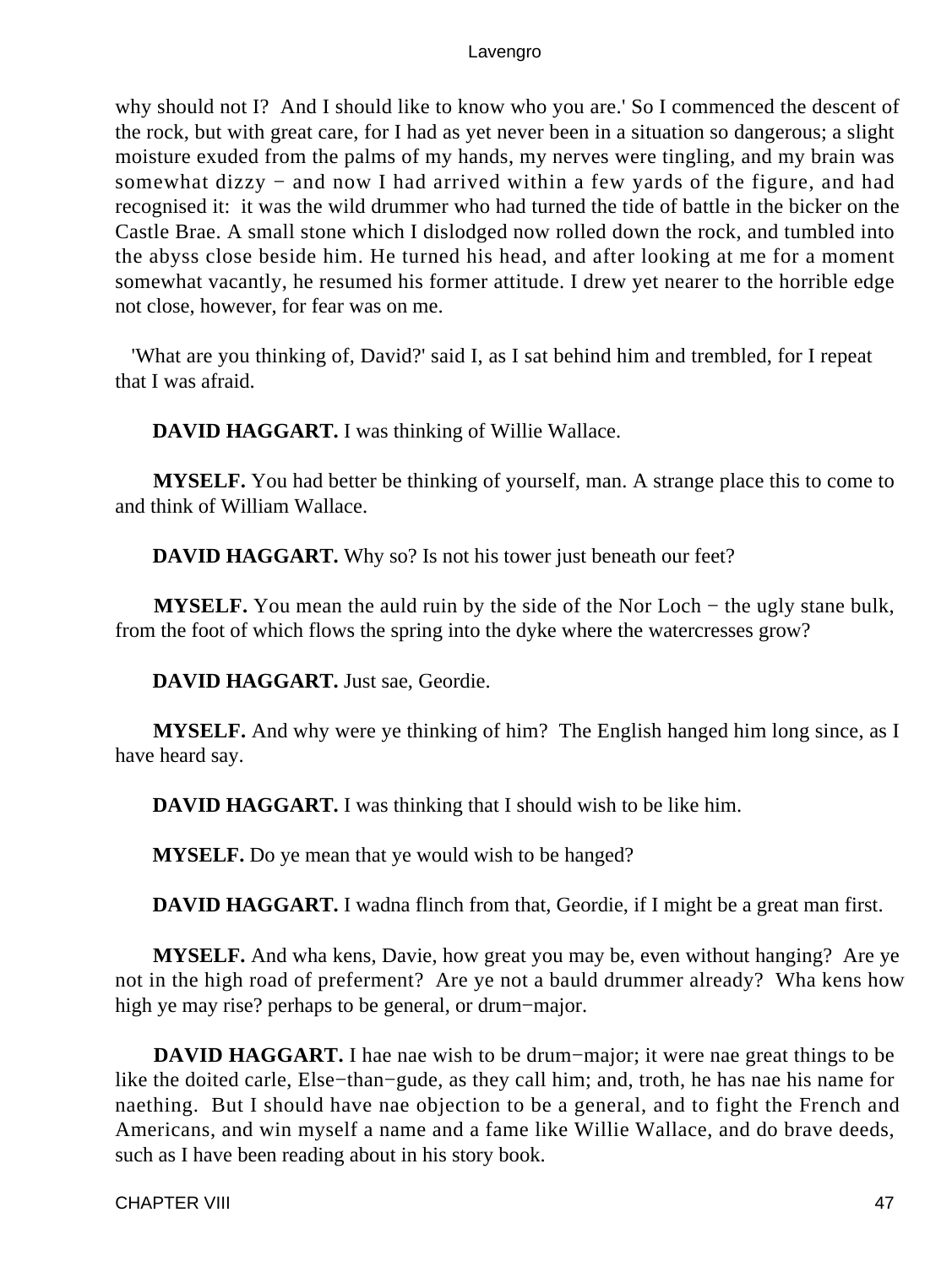why should not I? And I should like to know who you are.' So I commenced the descent of the rock, but with great care, for I had as yet never been in a situation so dangerous; a slight moisture exuded from the palms of my hands, my nerves were tingling, and my brain was somewhat dizzy − and now I had arrived within a few yards of the figure, and had recognised it: it was the wild drummer who had turned the tide of battle in the bicker on the Castle Brae. A small stone which I dislodged now rolled down the rock, and tumbled into the abyss close beside him. He turned his head, and after looking at me for a moment somewhat vacantly, he resumed his former attitude. I drew yet nearer to the horrible edge not close, however, for fear was on me.

'What are you thinking of, David?' said I, as I sat behind him and trembled, for I repeat that I was afraid.

**DAVID HAGGART.** I was thinking of Willie Wallace.

**MYSELF.** You had better be thinking of yourself, man. A strange place this to come to and think of William Wallace.

**DAVID HAGGART.** Why so? Is not his tower just beneath our feet?

**MYSELF.** You mean the auld ruin by the side of the Nor Loch − the ugly stane bulk, from the foot of which flows the spring into the dyke where the watercresses grow?

**DAVID HAGGART.** Just sae, Geordie.

**MYSELF.** And why were ye thinking of him? The English hanged him long since, as I have heard say.

**DAVID HAGGART.** I was thinking that I should wish to be like him.

**MYSELF.** Do ye mean that ye would wish to be hanged?

**DAVID HAGGART.** I wadna flinch from that, Geordie, if I might be a great man first.

**MYSELF.** And wha kens, Davie, how great you may be, even without hanging? Are ye not in the high road of preferment? Are ye not a bauld drummer already? Wha kens how high ye may rise? perhaps to be general, or drum−major.

**DAVID HAGGART.** I hae nae wish to be drum−major; it were nae great things to be like the doited carle, Else−than−gude, as they call him; and, troth, he has nae his name for naething. But I should have nae objection to be a general, and to fight the French and Americans, and win myself a name and a fame like Willie Wallace, and do brave deeds, such as I have been reading about in his story book.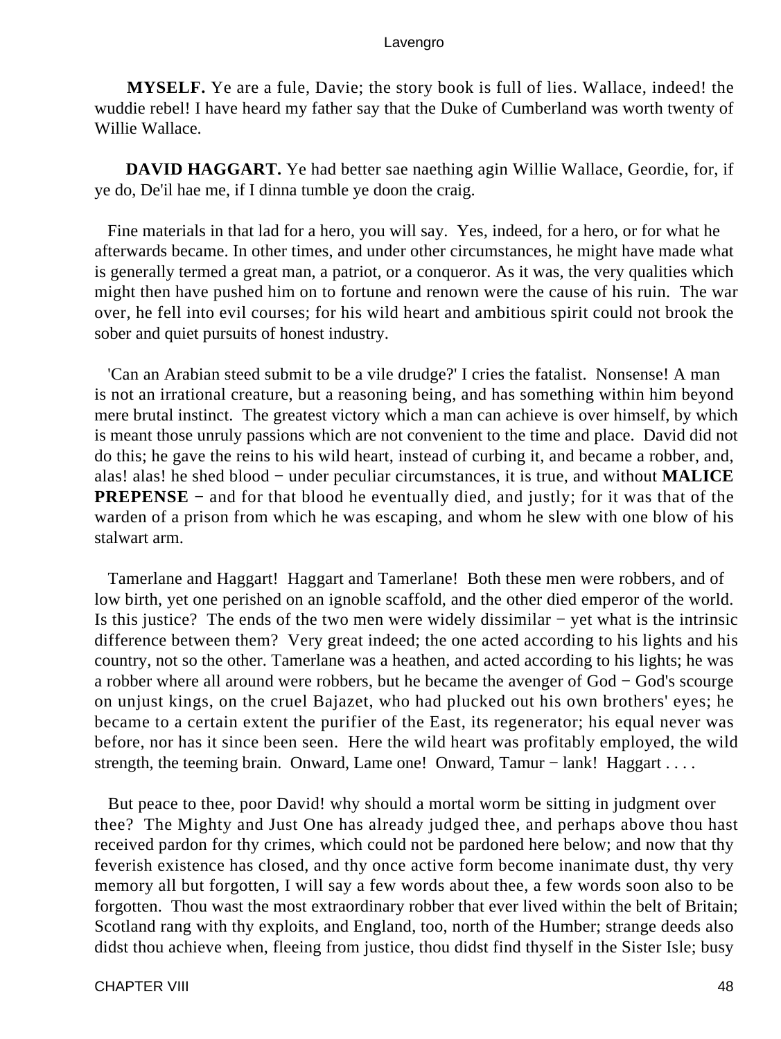**MYSELF.** Ye are a fule, Davie; the story book is full of lies. Wallace, indeed! the wuddie rebel! I have heard my father say that the Duke of Cumberland was worth twenty of Willie Wallace.

**DAVID HAGGART.** Ye had better sae naething agin Willie Wallace, Geordie, for, if ye do, De'il hae me, if I dinna tumble ye doon the craig.

Fine materials in that lad for a hero, you will say. Yes, indeed, for a hero, or for what he afterwards became. In other times, and under other circumstances, he might have made what is generally termed a great man, a patriot, or a conqueror. As it was, the very qualities which might then have pushed him on to fortune and renown were the cause of his ruin. The war over, he fell into evil courses; for his wild heart and ambitious spirit could not brook the sober and quiet pursuits of honest industry.

'Can an Arabian steed submit to be a vile drudge?' I cries the fatalist. Nonsense! A man is not an irrational creature, but a reasoning being, and has something within him beyond mere brutal instinct. The greatest victory which a man can achieve is over himself, by which is meant those unruly passions which are not convenient to the time and place. David did not do this; he gave the reins to his wild heart, instead of curbing it, and became a robber, and, alas! alas! he shed blood − under peculiar circumstances, it is true, and without **MALICE PREPENSE** − and for that blood he eventually died, and justly; for it was that of the warden of a prison from which he was escaping, and whom he slew with one blow of his stalwart arm.

Tamerlane and Haggart! Haggart and Tamerlane! Both these men were robbers, and of low birth, yet one perished on an ignoble scaffold, and the other died emperor of the world. Is this justice? The ends of the two men were widely dissimilar − yet what is the intrinsic difference between them? Very great indeed; the one acted according to his lights and his country, not so the other. Tamerlane was a heathen, and acted according to his lights; he was a robber where all around were robbers, but he became the avenger of God − God's scourge on unjust kings, on the cruel Bajazet, who had plucked out his own brothers' eyes; he became to a certain extent the purifier of the East, its regenerator; his equal never was before, nor has it since been seen. Here the wild heart was profitably employed, the wild strength, the teeming brain. Onward, Lame one! Onward, Tamur − lank! Haggart . . . .

But peace to thee, poor David! why should a mortal worm be sitting in judgment over thee? The Mighty and Just One has already judged thee, and perhaps above thou hast received pardon for thy crimes, which could not be pardoned here below; and now that thy feverish existence has closed, and thy once active form become inanimate dust, thy very memory all but forgotten, I will say a few words about thee, a few words soon also to be forgotten. Thou wast the most extraordinary robber that ever lived within the belt of Britain; Scotland rang with thy exploits, and England, too, north of the Humber; strange deeds also didst thou achieve when, fleeing from justice, thou didst find thyself in the Sister Isle; busy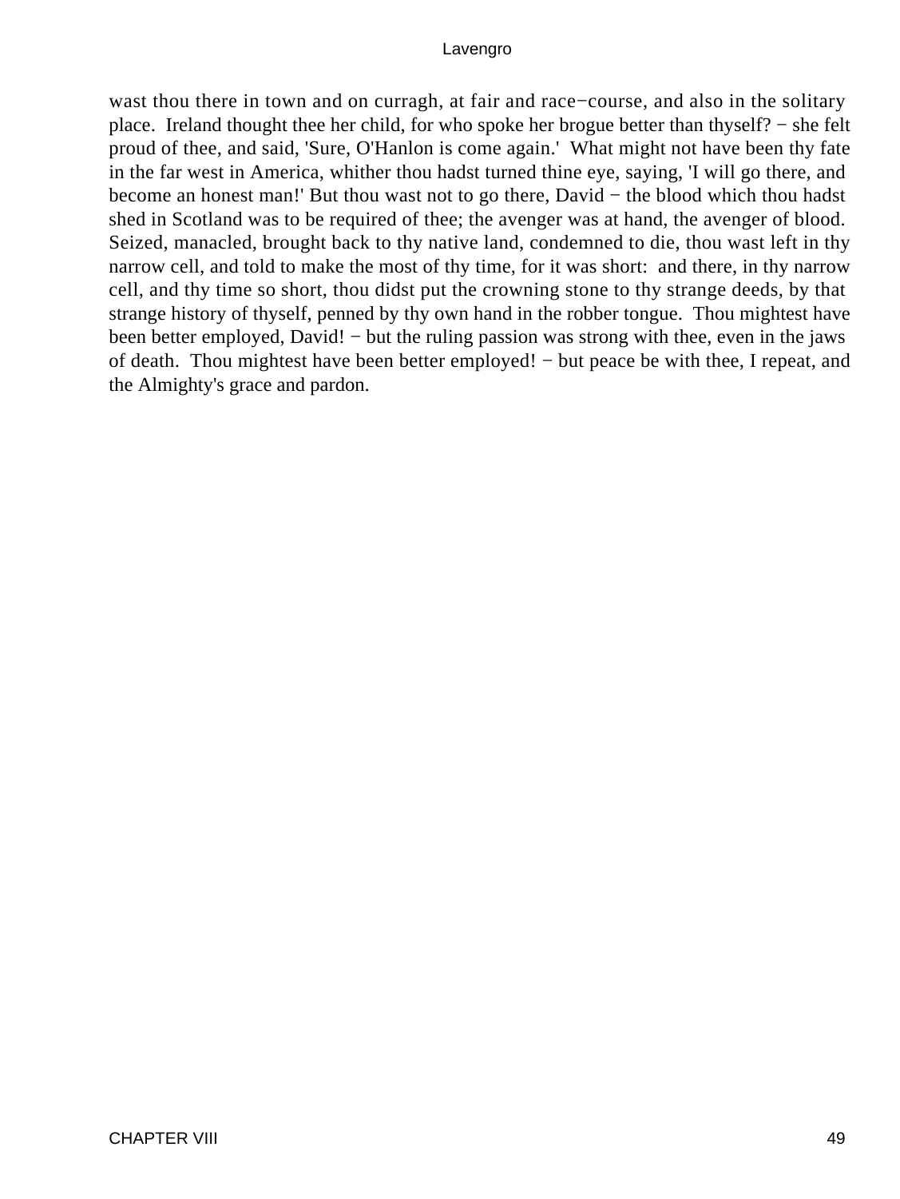wast thou there in town and on curragh, at fair and race−course, and also in the solitary place. Ireland thought thee her child, for who spoke her brogue better than thyself? − she felt proud of thee, and said, 'Sure, O'Hanlon is come again.' What might not have been thy fate in the far west in America, whither thou hadst turned thine eye, saying, 'I will go there, and become an honest man!' But thou wast not to go there, David − the blood which thou hadst shed in Scotland was to be required of thee; the avenger was at hand, the avenger of blood. Seized, manacled, brought back to thy native land, condemned to die, thou wast left in thy narrow cell, and told to make the most of thy time, for it was short: and there, in thy narrow cell, and thy time so short, thou didst put the crowning stone to thy strange deeds, by that strange history of thyself, penned by thy own hand in the robber tongue. Thou mightest have been better employed, David! − but the ruling passion was strong with thee, even in the jaws of death. Thou mightest have been better employed! − but peace be with thee, I repeat, and the Almighty's grace and pardon.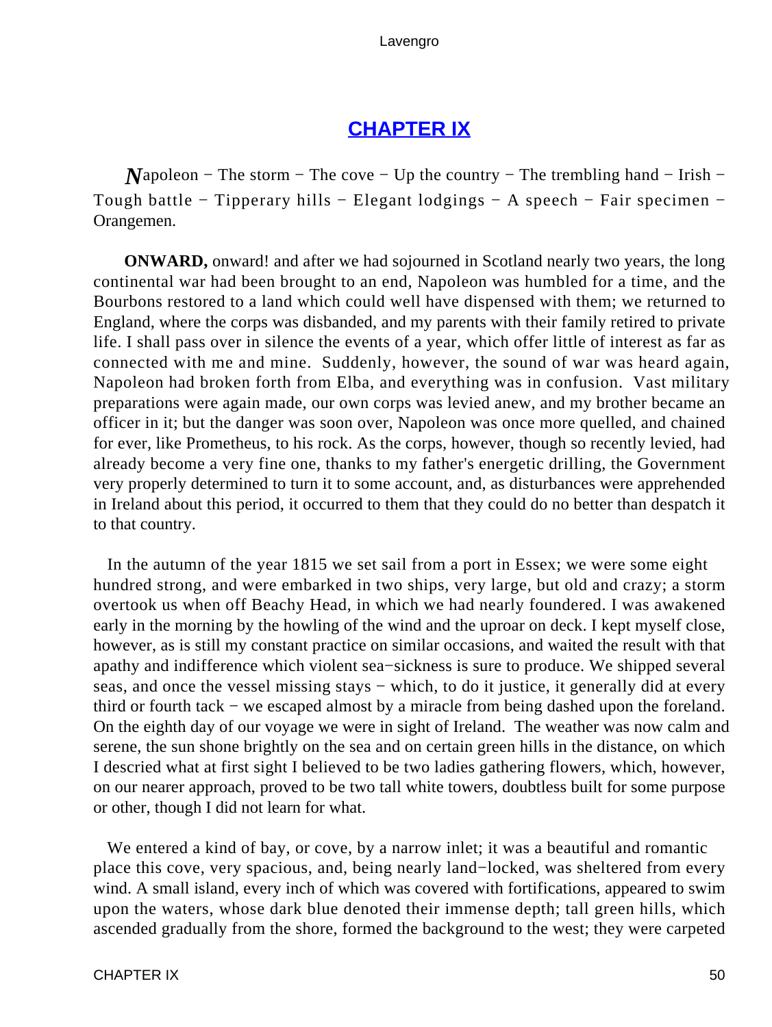## CHAPTER IX

*N*apoleon − The storm − The cove − Up the country − The trembling hand − Irish − Tough battle − Tipperary hills − Elegant lodgings − A speech − Fair specimen − Orangemen.

**ONWARD,** onward! and after we had sojourned in Scotland nearly two years, the long continental war had been brought to an end, Napoleon was humbled for a time, and the Bourbons restored to a land which could well have dispensed with them; we returned to England, where the corps was disbanded, and my parents with their family retired to private life. I shall pass over in silence the events of a year, which offer little of interest as far as connected with me and mine. Suddenly, however, the sound of war was heard again, Napoleon had broken forth from Elba, and everything was in confusion. Vast military preparations were again made, our own corps was levied anew, and my brother became an officer in it; but the danger was soon over, Napoleon was once more quelled, and chained for ever, like Prometheus, to his rock. As the corps, however, though so recently levied, had already become a very fine one, thanks to my father's energetic drilling, the Government very properly determined to turn it to some account, and, as disturbances were apprehended in Ireland about this period, it occurred to them that they could do no better than despatch it to that country.

In the autumn of the year 1815 we set sail from a port in Essex; we were some eight hundred strong, and were embarked in two ships, very large, but old and crazy; a storm overtook us when off Beachy Head, in which we had nearly foundered. I was awakened early in the morning by the howling of the wind and the uproar on deck. I kept myself close, however, as is still my constant practice on similar occasions, and waited the result with that apathy and indifference which violent sea−sickness is sure to produce. We shipped several seas, and once the vessel missing stays − which, to do it justice, it generally did at every third or fourth tack − we escaped almost by a miracle from being dashed upon the foreland. On the eighth day of our voyage we were in sight of Ireland. The weather was now calm and serene, the sun shone brightly on the sea and on certain green hills in the distance, on which I descried what at first sight I believed to be two ladies gathering flowers, which, however, on our nearer approach, proved to be two tall white towers, doubtless built for some purpose or other, though I did not learn for what.

We entered a kind of bay, or cove, by a narrow inlet; it was a beautiful and romantic place this cove, very spacious, and, being nearly land−locked, was sheltered from every wind. A small island, every inch of which was covered with fortifications, appeared to swim upon the waters, whose dark blue denoted their immense depth; tall green hills, which ascended gradually from the shore, formed the background to the west; they were carpeted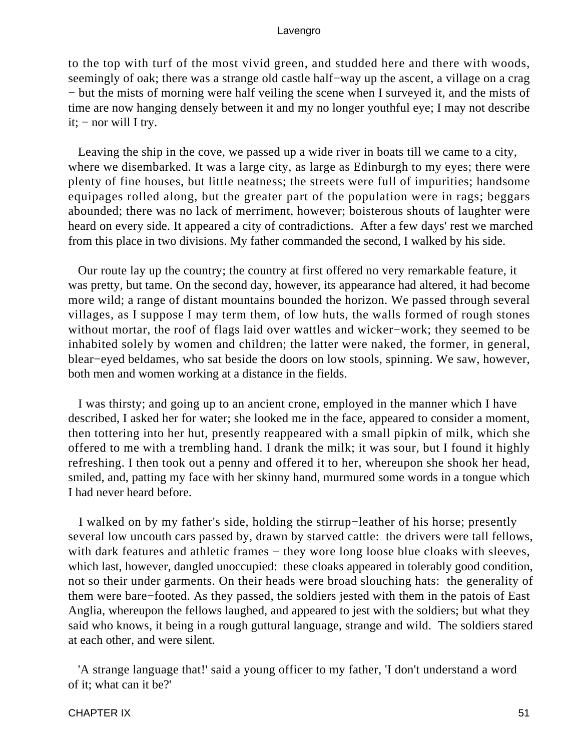to the top with turf of the most vivid green, and studded here and there with woods, seemingly of oak; there was a strange old castle half−way up the ascent, a village on a crag − but the mists of morning were half veiling the scene when I surveyed it, and the mists of time are now hanging densely between it and my no longer youthful eye; I may not describe it; − nor will I try.

Leaving the ship in the cove, we passed up a wide river in boats till we came to a city, where we disembarked. It was a large city, as large as Edinburgh to my eyes; there were plenty of fine houses, but little neatness; the streets were full of impurities; handsome equipages rolled along, but the greater part of the population were in rags; beggars abounded; there was no lack of merriment, however; boisterous shouts of laughter were heard on every side. It appeared a city of contradictions. After a few days' rest we marched from this place in two divisions. My father commanded the second, I walked by his side.

Our route lay up the country; the country at first offered no very remarkable feature, it was pretty, but tame. On the second day, however, its appearance had altered, it had become more wild; a range of distant mountains bounded the horizon. We passed through several villages, as I suppose I may term them, of low huts, the walls formed of rough stones without mortar, the roof of flags laid over wattles and wicker−work; they seemed to be inhabited solely by women and children; the latter were naked, the former, in general, blear−eyed beldames, who sat beside the doors on low stools, spinning. We saw, however, both men and women working at a distance in the fields.

I was thirsty; and going up to an ancient crone, employed in the manner which I have described, I asked her for water; she looked me in the face, appeared to consider a moment, then tottering into her hut, presently reappeared with a small pipkin of milk, which she offered to me with a trembling hand. I drank the milk; it was sour, but I found it highly refreshing. I then took out a penny and offered it to her, whereupon she shook her head, smiled, and, patting my face with her skinny hand, murmured some words in a tongue which I had never heard before.

I walked on by my father's side, holding the stirrup−leather of his horse; presently several low uncouth cars passed by, drawn by starved cattle: the drivers were tall fellows, with dark features and athletic frames − they wore long loose blue cloaks with sleeves, which last, however, dangled unoccupied: these cloaks appeared in tolerably good condition, not so their under garments. On their heads were broad slouching hats: the generality of them were bare−footed. As they passed, the soldiers jested with them in the patois of East Anglia, whereupon the fellows laughed, and appeared to jest with the soldiers; but what they said who knows, it being in a rough guttural language, strange and wild. The soldiers stared at each other, and were silent.

'A strange language that!' said a young officer to my father, 'I don't understand a word of it; what can it be?'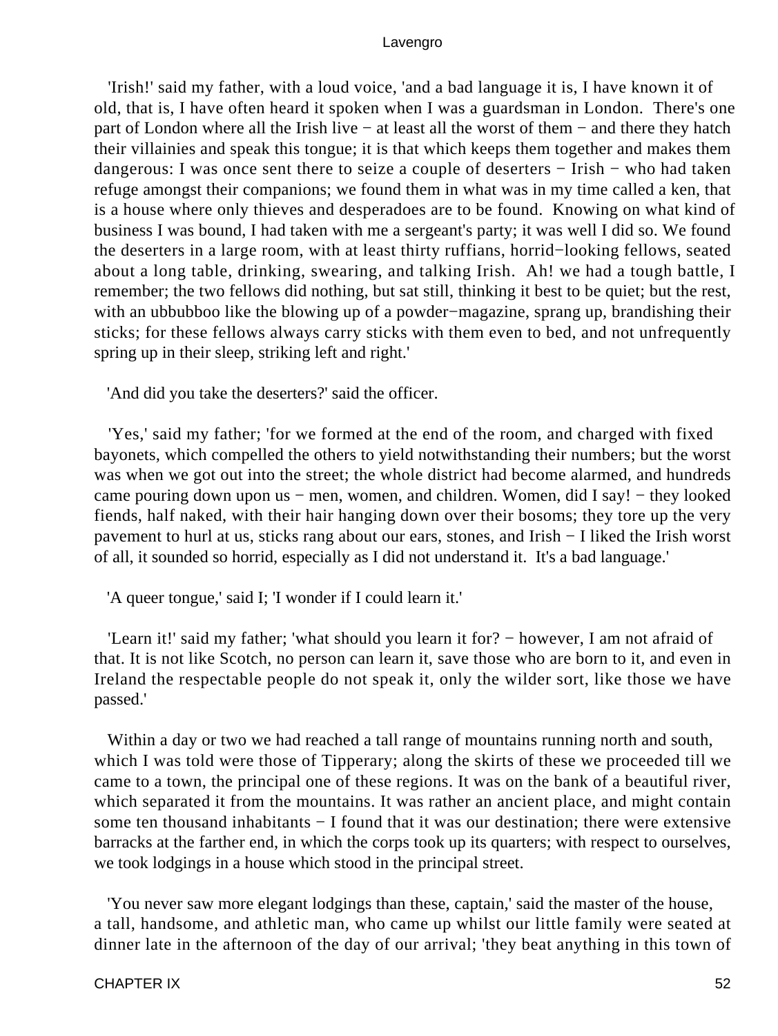'Irish!' said my father, with a loud voice, 'and a bad language it is, I have known it of old, that is, I have often heard it spoken when I was a guardsman in London. There's one part of London where all the Irish live − at least all the worst of them − and there they hatch their villainies and speak this tongue; it is that which keeps them together and makes them dangerous: I was once sent there to seize a couple of deserters − Irish − who had taken refuge amongst their companions; we found them in what was in my time called a ken, that is a house where only thieves and desperadoes are to be found. Knowing on what kind of business I was bound, I had taken with me a sergeant's party; it was well I did so. We found the deserters in a large room, with at least thirty ruffians, horrid−looking fellows, seated about a long table, drinking, swearing, and talking Irish. Ah! we had a tough battle, I remember; the two fellows did nothing, but sat still, thinking it best to be quiet; but the rest, with an ubbubboo like the blowing up of a powder−magazine, sprang up, brandishing their sticks; for these fellows always carry sticks with them even to bed, and not unfrequently spring up in their sleep, striking left and right.'

'And did you take the deserters?' said the officer.

'Yes,' said my father; 'for we formed at the end of the room, and charged with fixed bayonets, which compelled the others to yield notwithstanding their numbers; but the worst was when we got out into the street; the whole district had become alarmed, and hundreds came pouring down upon us − men, women, and children. Women, did I say! − they looked fiends, half naked, with their hair hanging down over their bosoms; they tore up the very pavement to hurl at us, sticks rang about our ears, stones, and Irish − I liked the Irish worst of all, it sounded so horrid, especially as I did not understand it. It's a bad language.'

'A queer tongue,' said I; 'I wonder if I could learn it.'

'Learn it!' said my father; 'what should you learn it for? − however, I am not afraid of that. It is not like Scotch, no person can learn it, save those who are born to it, and even in Ireland the respectable people do not speak it, only the wilder sort, like those we have passed.'

Within a day or two we had reached a tall range of mountains running north and south, which I was told were those of Tipperary; along the skirts of these we proceeded till we came to a town, the principal one of these regions. It was on the bank of a beautiful river, which separated it from the mountains. It was rather an ancient place, and might contain some ten thousand inhabitants − I found that it was our destination; there were extensive barracks at the farther end, in which the corps took up its quarters; with respect to ourselves, we took lodgings in a house which stood in the principal street.

'You never saw more elegant lodgings than these, captain,' said the master of the house, a tall, handsome, and athletic man, who came up whilst our little family were seated at dinner late in the afternoon of the day of our arrival; 'they beat anything in this town of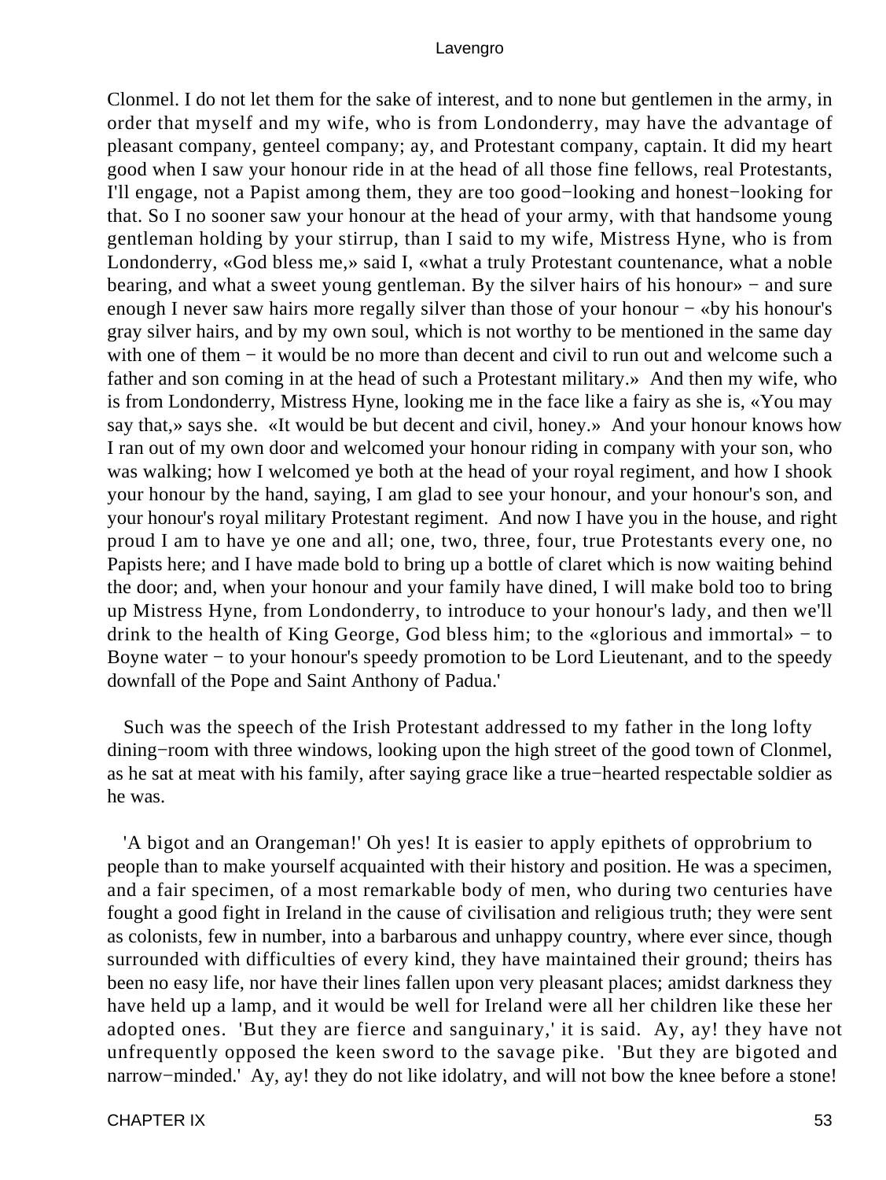Clonmel. I do not let them for the sake of interest, and to none but gentlemen in the army, in order that myself and my wife, who is from Londonderry, may have the advantage of pleasant company, genteel company; ay, and Protestant company, captain. It did my heart good when I saw your honour ride in at the head of all those fine fellows, real Protestants, I'll engage, not a Papist among them, they are too good−looking and honest−looking for that. So I no sooner saw your honour at the head of your army, with that handsome young gentleman holding by your stirrup, than I said to my wife, Mistress Hyne, who is from Londonderry, «God bless me,» said I, «what a truly Protestant countenance, what a noble bearing, and what a sweet young gentleman. By the silver hairs of his honour» − and sure enough I never saw hairs more regally silver than those of your honour − «by his honour's gray silver hairs, and by my own soul, which is not worthy to be mentioned in the same day with one of them − it would be no more than decent and civil to run out and welcome such a father and son coming in at the head of such a Protestant military.» And then my wife, who is from Londonderry, Mistress Hyne, looking me in the face like a fairy as she is, «You may say that,» says she. «It would be but decent and civil, honey.» And your honour knows how I ran out of my own door and welcomed your honour riding in company with your son, who was walking; how I welcomed ye both at the head of your royal regiment, and how I shook your honour by the hand, saying, I am glad to see your honour, and your honour's son, and your honour's royal military Protestant regiment. And now I have you in the house, and right proud I am to have ye one and all; one, two, three, four, true Protestants every one, no Papists here; and I have made bold to bring up a bottle of claret which is now waiting behind the door; and, when your honour and your family have dined, I will make bold too to bring up Mistress Hyne, from Londonderry, to introduce to your honour's lady, and then we'll drink to the health of King George, God bless him; to the «glorious and immortal» − to Boyne water − to your honour's speedy promotion to be Lord Lieutenant, and to the speedy downfall of the Pope and Saint Anthony of Padua.'

Such was the speech of the Irish Protestant addressed to my father in the long lofty dining−room with three windows, looking upon the high street of the good town of Clonmel, as he sat at meat with his family, after saying grace like a true−hearted respectable soldier as he was.

'A bigot and an Orangeman!' Oh yes! It is easier to apply epithets of opprobrium to people than to make yourself acquainted with their history and position. He was a specimen, and a fair specimen, of a most remarkable body of men, who during two centuries have fought a good fight in Ireland in the cause of civilisation and religious truth; they were sent as colonists, few in number, into a barbarous and unhappy country, where ever since, though surrounded with difficulties of every kind, they have maintained their ground; theirs has been no easy life, nor have their lines fallen upon very pleasant places; amidst darkness they have held up a lamp, and it would be well for Ireland were all her children like these her adopted ones. 'But they are fierce and sanguinary,' it is said. Ay, ay! they have not unfrequently opposed the keen sword to the savage pike. 'But they are bigoted and narrow−minded.' Ay, ay! they do not like idolatry, and will not bow the knee before a stone!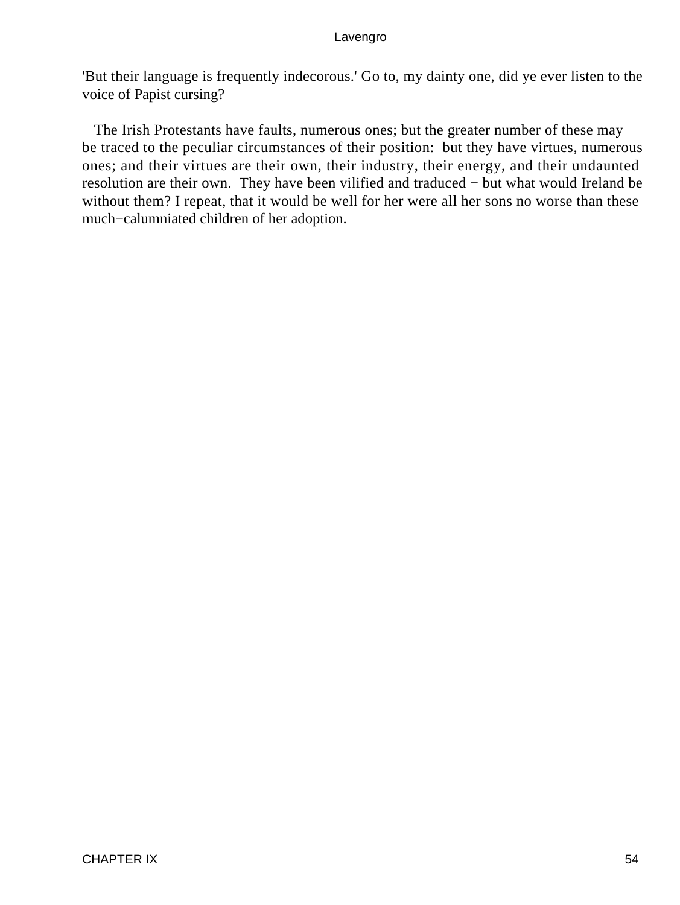'But their language is frequently indecorous.' Go to, my dainty one, did ye ever listen to the voice of Papist cursing?

The Irish Protestants have faults, numerous ones; but the greater number of these may be traced to the peculiar circumstances of their position: but they have virtues, numerous ones; and their virtues are their own, their industry, their energy, and their undaunted resolution are their own. They have been vilified and traduced − but what would Ireland be without them? I repeat, that it would be well for her were all her sons no worse than these much−calumniated children of her adoption.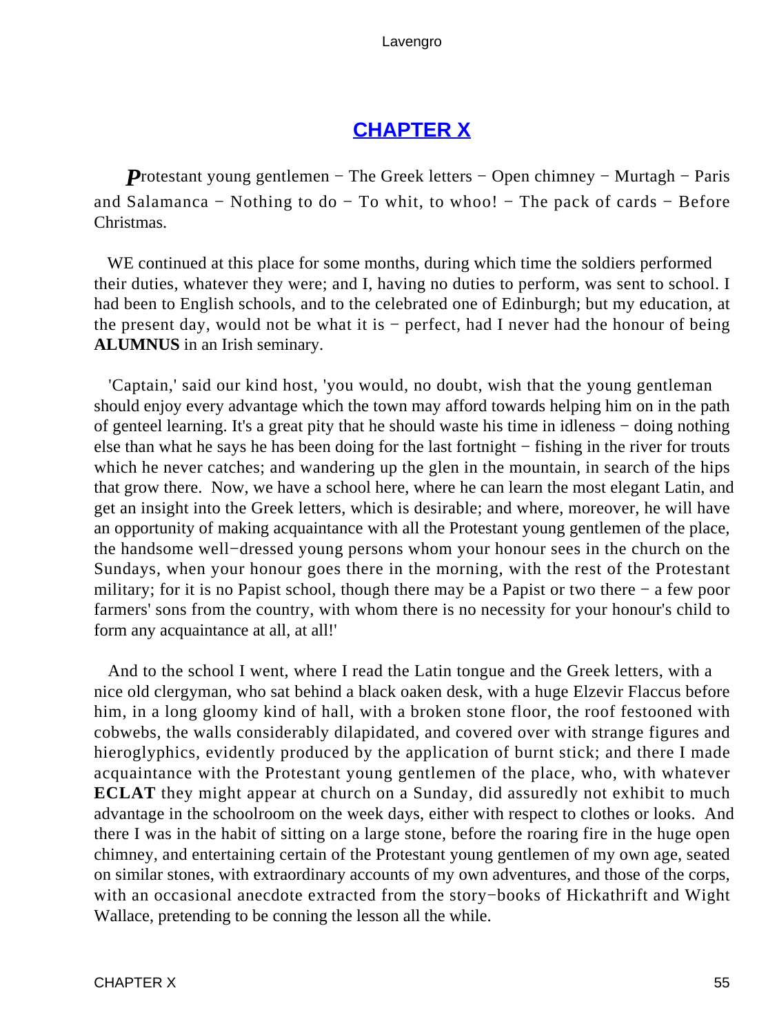## CHAPTER X

*P*rotestant young gentlemen − The Greek letters − Open chimney − Murtagh − Paris and Salamanca − Nothing to do − To whit, to whoo! − The pack of cards − Before Christmas.

WE continued at this place for some months, during which time the soldiers performed their duties, whatever they were; and I, having no duties to perform, was sent to school. I had been to English schools, and to the celebrated one of Edinburgh; but my education, at the present day, would not be what it is − perfect, had I never had the honour of being **ALUMNUS** in an Irish seminary.

'Captain,' said our kind host, 'you would, no doubt, wish that the young gentleman should enjoy every advantage which the town may afford towards helping him on in the path of genteel learning. It's a great pity that he should waste his time in idleness − doing nothing else than what he says he has been doing for the last fortnight − fishing in the river for trouts which he never catches; and wandering up the glen in the mountain, in search of the hips that grow there. Now, we have a school here, where he can learn the most elegant Latin, and get an insight into the Greek letters, which is desirable; and where, moreover, he will have an opportunity of making acquaintance with all the Protestant young gentlemen of the place, the handsome well−dressed young persons whom your honour sees in the church on the Sundays, when your honour goes there in the morning, with the rest of the Protestant military; for it is no Papist school, though there may be a Papist or two there − a few poor farmers' sons from the country, with whom there is no necessity for your honour's child to form any acquaintance at all, at all!'

And to the school I went, where I read the Latin tongue and the Greek letters, with a nice old clergyman, who sat behind a black oaken desk, with a huge Elzevir Flaccus before him, in a long gloomy kind of hall, with a broken stone floor, the roof festooned with cobwebs, the walls considerably dilapidated, and covered over with strange figures and hieroglyphics, evidently produced by the application of burnt stick; and there I made acquaintance with the Protestant young gentlemen of the place, who, with whatever **ECLAT** they might appear at church on a Sunday, did assuredly not exhibit to much advantage in the schoolroom on the week days, either with respect to clothes or looks. And there I was in the habit of sitting on a large stone, before the roaring fire in the huge open chimney, and entertaining certain of the Protestant young gentlemen of my own age, seated on similar stones, with extraordinary accounts of my own adventures, and those of the corps, with an occasional anecdote extracted from the story−books of Hickathrift and Wight Wallace, pretending to be conning the lesson all the while.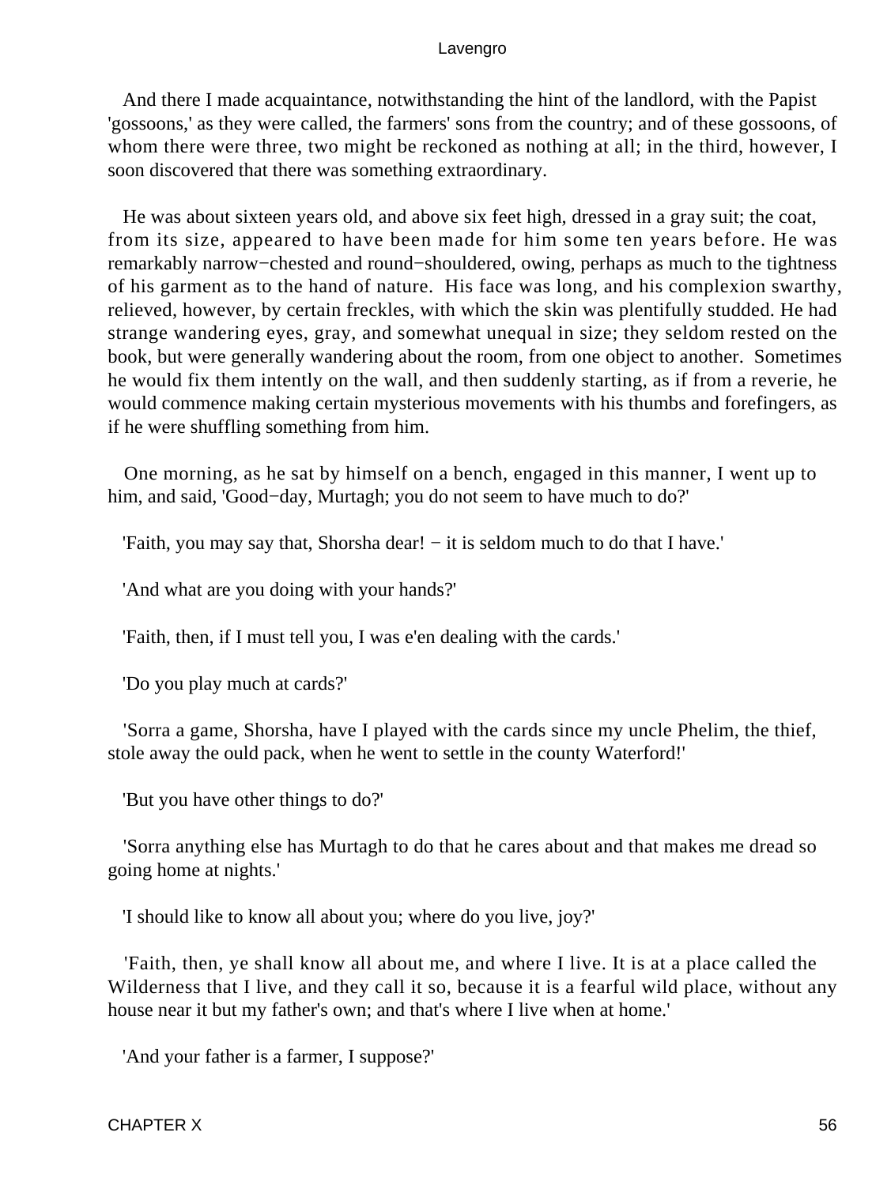And there I made acquaintance, notwithstanding the hint of the landlord, with the Papist 'gossoons,' as they were called, the farmers' sons from the country; and of these gossoons, of whom there were three, two might be reckoned as nothing at all; in the third, however, I soon discovered that there was something extraordinary.

He was about sixteen years old, and above six feet high, dressed in a gray suit; the coat, from its size, appeared to have been made for him some ten years before. He was remarkably narrow−chested and round−shouldered, owing, perhaps as much to the tightness of his garment as to the hand of nature. His face was long, and his complexion swarthy, relieved, however, by certain freckles, with which the skin was plentifully studded. He had strange wandering eyes, gray, and somewhat unequal in size; they seldom rested on the book, but were generally wandering about the room, from one object to another. Sometimes he would fix them intently on the wall, and then suddenly starting, as if from a reverie, he would commence making certain mysterious movements with his thumbs and forefingers, as if he were shuffling something from him.

One morning, as he sat by himself on a bench, engaged in this manner, I went up to him, and said, 'Good−day, Murtagh; you do not seem to have much to do?'

'Faith, you may say that, Shorsha dear! − it is seldom much to do that I have.'

'And what are you doing with your hands?'

'Faith, then, if I must tell you, I was e'en dealing with the cards.'

'Do you play much at cards?'

'Sorra a game, Shorsha, have I played with the cards since my uncle Phelim, the thief, stole away the ould pack, when he went to settle in the county Waterford!'

'But you have other things to do?'

'Sorra anything else has Murtagh to do that he cares about and that makes me dread so going home at nights.'

'I should like to know all about you; where do you live, joy?'

'Faith, then, ye shall know all about me, and where I live. It is at a place called the Wilderness that I live, and they call it so, because it is a fearful wild place, without any house near it but my father's own; and that's where I live when at home.'

'And your father is a farmer, I suppose?'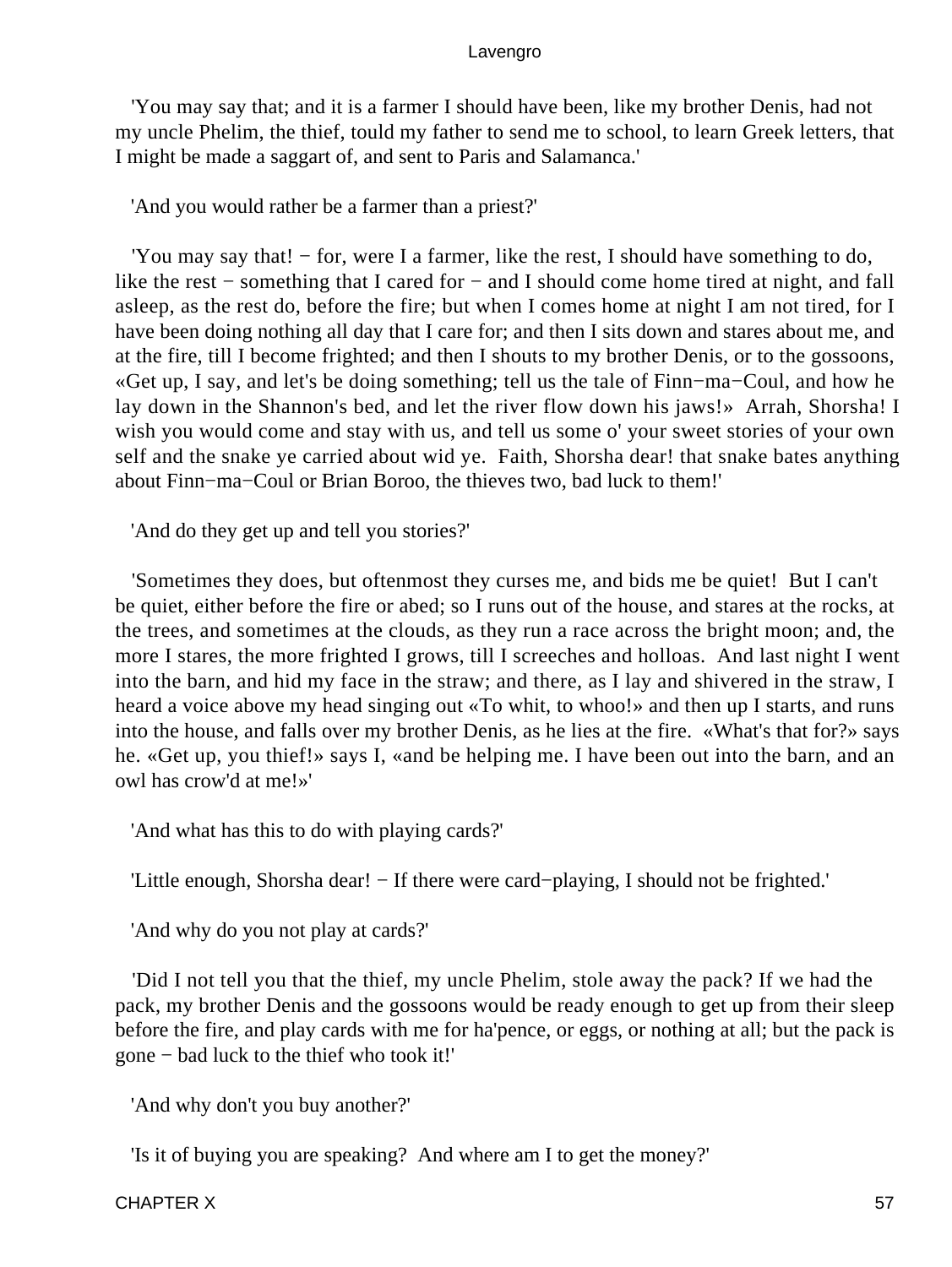'You may say that; and it is a farmer I should have been, like my brother Denis, had not my uncle Phelim, the thief, tould my father to send me to school, to learn Greek letters, that I might be made a saggart of, and sent to Paris and Salamanca.'

'And you would rather be a farmer than a priest?'

'You may say that! − for, were I a farmer, like the rest, I should have something to do, like the rest − something that I cared for − and I should come home tired at night, and fall asleep, as the rest do, before the fire; but when I comes home at night I am not tired, for I have been doing nothing all day that I care for; and then I sits down and stares about me, and at the fire, till I become frighted; and then I shouts to my brother Denis, or to the gossoons, «Get up, I say, and let's be doing something; tell us the tale of Finn−ma−Coul, and how he lay down in the Shannon's bed, and let the river flow down his jaws!» Arrah, Shorsha! I wish you would come and stay with us, and tell us some o' your sweet stories of your own self and the snake ye carried about wid ye. Faith, Shorsha dear! that snake bates anything about Finn−ma−Coul or Brian Boroo, the thieves two, bad luck to them!'

'And do they get up and tell you stories?'

'Sometimes they does, but oftenmost they curses me, and bids me be quiet! But I can't be quiet, either before the fire or abed; so I runs out of the house, and stares at the rocks, at the trees, and sometimes at the clouds, as they run a race across the bright moon; and, the more I stares, the more frighted I grows, till I screeches and holloas. And last night I went into the barn, and hid my face in the straw; and there, as I lay and shivered in the straw, I heard a voice above my head singing out «To whit, to whoo!» and then up I starts, and runs into the house, and falls over my brother Denis, as he lies at the fire. «What's that for?» says he. «Get up, you thief!» says I, «and be helping me. I have been out into the barn, and an owl has crow'd at me!»'

'And what has this to do with playing cards?'

'Little enough, Shorsha dear! − If there were card−playing, I should not be frighted.'

'And why do you not play at cards?'

'Did I not tell you that the thief, my uncle Phelim, stole away the pack? If we had the pack, my brother Denis and the gossoons would be ready enough to get up from their sleep before the fire, and play cards with me for ha'pence, or eggs, or nothing at all; but the pack is gone − bad luck to the thief who took it!'

'And why don't you buy another?'

'Is it of buying you are speaking? And where am I to get the money?'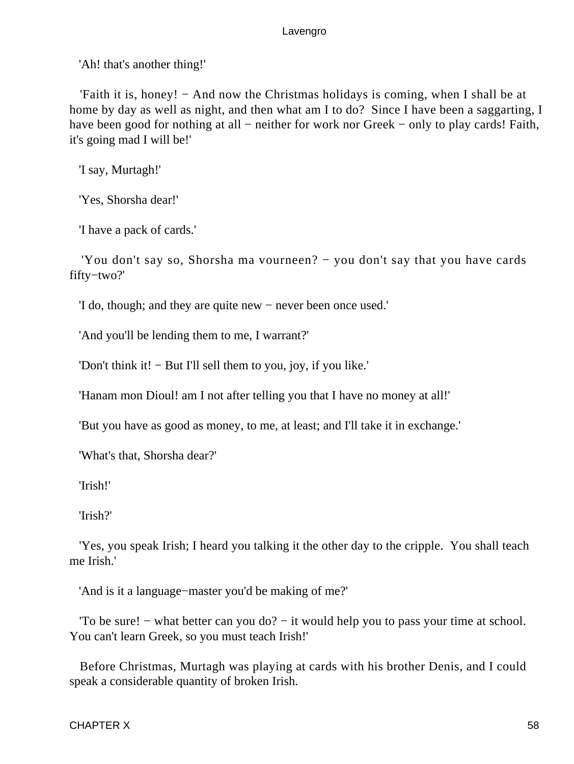'Ah! that's another thing!'

'Faith it is, honey! − And now the Christmas holidays is coming, when I shall be at home by day as well as night, and then what am I to do? Since I have been a saggarting, I have been good for nothing at all − neither for work nor Greek − only to play cards! Faith, it's going mad I will be!'

'I say, Murtagh!'

'Yes, Shorsha dear!'

'I have a pack of cards.'

'You don't say so, Shorsha ma vourneen? − you don't say that you have cards fifty−two?'

'I do, though; and they are quite new − never been once used.'

'And you'll be lending them to me, I warrant?'

'Don't think it! − But I'll sell them to you, joy, if you like.'

'Hanam mon Dioul! am I not after telling you that I have no money at all!'

'But you have as good as money, to me, at least; and I'll take it in exchange.'

'What's that, Shorsha dear?'

'Irish!'

'Irish?'

'Yes, you speak Irish; I heard you talking it the other day to the cripple. You shall teach me Irish.'

'And is it a language−master you'd be making of me?'

'To be sure! − what better can you do? − it would help you to pass your time at school. You can't learn Greek, so you must teach Irish!'

Before Christmas, Murtagh was playing at cards with his brother Denis, and I could speak a considerable quantity of broken Irish.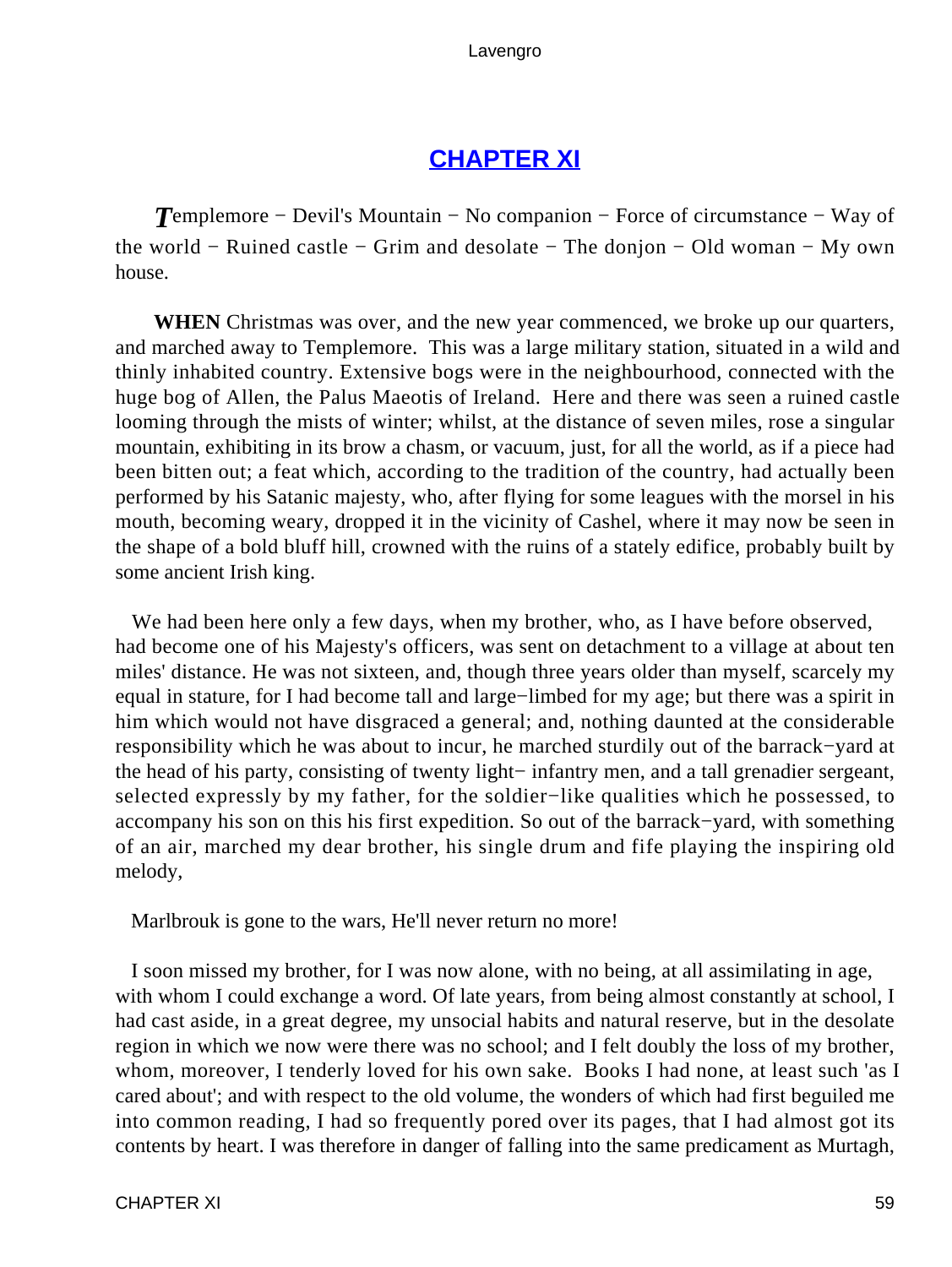## CHAPTER XI

*T*emplemore − Devil's Mountain − No companion − Force of circumstance − Way of the world − Ruined castle − Grim and desolate − The donjon − Old woman − My own house.

**WHEN** Christmas was over, and the new year commenced, we broke up our quarters, and marched away to Templemore. This was a large military station, situated in a wild and thinly inhabited country. Extensive bogs were in the neighbourhood, connected with the huge bog of Allen, the Palus Maeotis of Ireland. Here and there was seen a ruined castle looming through the mists of winter; whilst, at the distance of seven miles, rose a singular mountain, exhibiting in its brow a chasm, or vacuum, just, for all the world, as if a piece had been bitten out; a feat which, according to the tradition of the country, had actually been performed by his Satanic majesty, who, after flying for some leagues with the morsel in his mouth, becoming weary, dropped it in the vicinity of Cashel, where it may now be seen in the shape of a bold bluff hill, crowned with the ruins of a stately edifice, probably built by some ancient Irish king.

We had been here only a few days, when my brother, who, as I have before observed, had become one of his Majesty's officers, was sent on detachment to a village at about ten miles' distance. He was not sixteen, and, though three years older than myself, scarcely my equal in stature, for I had become tall and large−limbed for my age; but there was a spirit in him which would not have disgraced a general; and, nothing daunted at the considerable responsibility which he was about to incur, he marched sturdily out of the barrack−yard at the head of his party, consisting of twenty light− infantry men, and a tall grenadier sergeant, selected expressly by my father, for the soldier−like qualities which he possessed, to accompany his son on this his first expedition. So out of the barrack−yard, with something of an air, marched my dear brother, his single drum and fife playing the inspiring old melody,

Marlbrouk is gone to the wars, He'll never return no more!

I soon missed my brother, for I was now alone, with no being, at all assimilating in age, with whom I could exchange a word. Of late years, from being almost constantly at school, I had cast aside, in a great degree, my unsocial habits and natural reserve, but in the desolate region in which we now were there was no school; and I felt doubly the loss of my brother, whom, moreover, I tenderly loved for his own sake. Books I had none, at least such 'as I cared about'; and with respect to the old volume, the wonders of which had first beguiled me into common reading, I had so frequently pored over its pages, that I had almost got its contents by heart. I was therefore in danger of falling into the same predicament as Murtagh,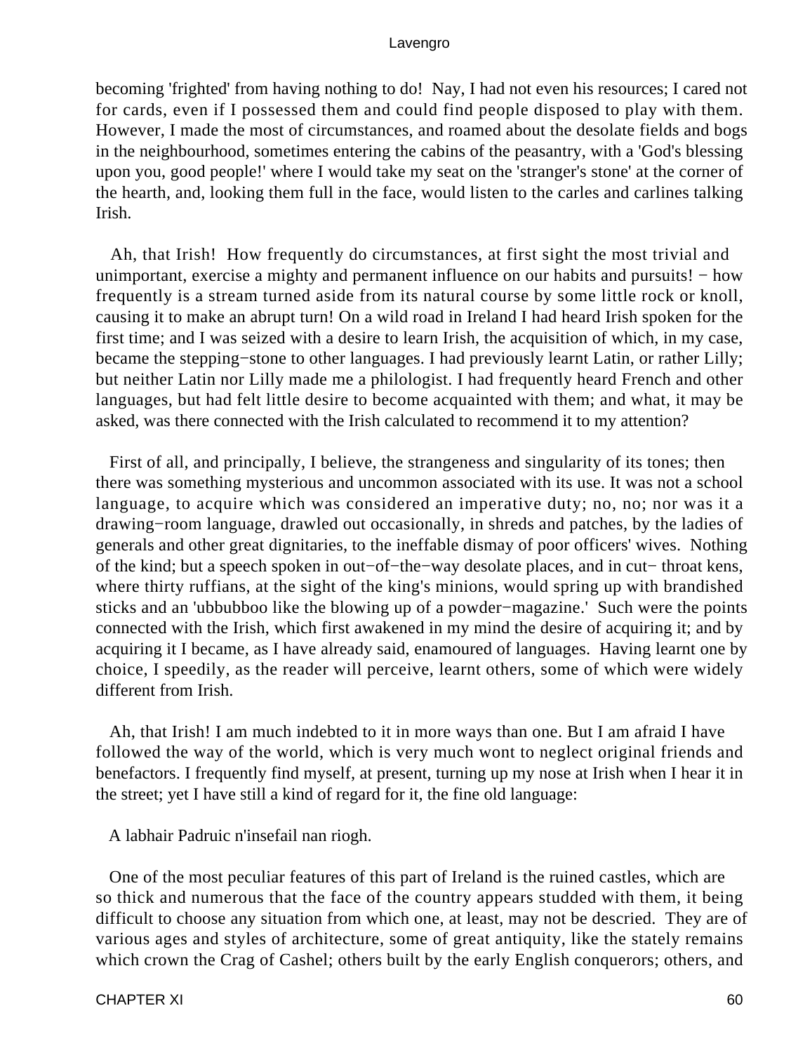becoming 'frighted' from having nothing to do! Nay, I had not even his resources; I cared not for cards, even if I possessed them and could find people disposed to play with them. However, I made the most of circumstances, and roamed about the desolate fields and bogs in the neighbourhood, sometimes entering the cabins of the peasantry, with a 'God's blessing upon you, good people!' where I would take my seat on the 'stranger's stone' at the corner of the hearth, and, looking them full in the face, would listen to the carles and carlines talking Irish.

Ah, that Irish! How frequently do circumstances, at first sight the most trivial and unimportant, exercise a mighty and permanent influence on our habits and pursuits! − how frequently is a stream turned aside from its natural course by some little rock or knoll, causing it to make an abrupt turn! On a wild road in Ireland I had heard Irish spoken for the first time; and I was seized with a desire to learn Irish, the acquisition of which, in my case, became the stepping−stone to other languages. I had previously learnt Latin, or rather Lilly; but neither Latin nor Lilly made me a philologist. I had frequently heard French and other languages, but had felt little desire to become acquainted with them; and what, it may be asked, was there connected with the Irish calculated to recommend it to my attention?

First of all, and principally, I believe, the strangeness and singularity of its tones; then there was something mysterious and uncommon associated with its use. It was not a school language, to acquire which was considered an imperative duty; no, no; nor was it a drawing−room language, drawled out occasionally, in shreds and patches, by the ladies of generals and other great dignitaries, to the ineffable dismay of poor officers' wives. Nothing of the kind; but a speech spoken in out−of−the−way desolate places, and in cut− throat kens, where thirty ruffians, at the sight of the king's minions, would spring up with brandished sticks and an 'ubbubboo like the blowing up of a powder−magazine.' Such were the points connected with the Irish, which first awakened in my mind the desire of acquiring it; and by acquiring it I became, as I have already said, enamoured of languages. Having learnt one by choice, I speedily, as the reader will perceive, learnt others, some of which were widely different from Irish.

Ah, that Irish! I am much indebted to it in more ways than one. But I am afraid I have followed the way of the world, which is very much wont to neglect original friends and benefactors. I frequently find myself, at present, turning up my nose at Irish when I hear it in the street; yet I have still a kind of regard for it, the fine old language:

A labhair Padruic n'insefail nan riogh.

One of the most peculiar features of this part of Ireland is the ruined castles, which are so thick and numerous that the face of the country appears studded with them, it being difficult to choose any situation from which one, at least, may not be descried. They are of various ages and styles of architecture, some of great antiquity, like the stately remains which crown the Crag of Cashel; others built by the early English conquerors; others, and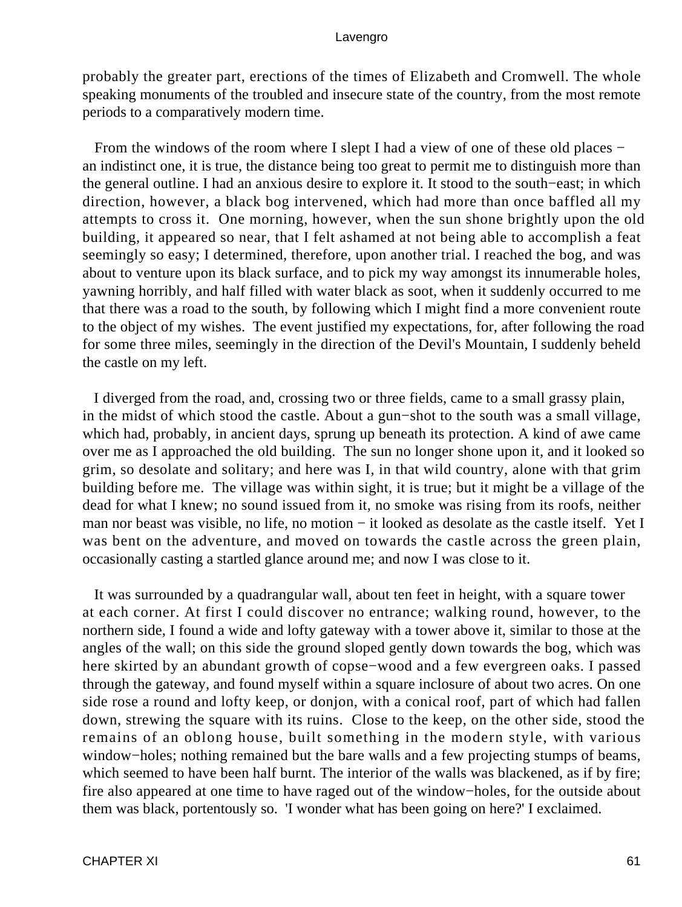probably the greater part, erections of the times of Elizabeth and Cromwell. The whole speaking monuments of the troubled and insecure state of the country, from the most remote periods to a comparatively modern time.

From the windows of the room where I slept I had a view of one of these old places − an indistinct one, it is true, the distance being too great to permit me to distinguish more than the general outline. I had an anxious desire to explore it. It stood to the south−east; in which direction, however, a black bog intervened, which had more than once baffled all my attempts to cross it. One morning, however, when the sun shone brightly upon the old building, it appeared so near, that I felt ashamed at not being able to accomplish a feat seemingly so easy; I determined, therefore, upon another trial. I reached the bog, and was about to venture upon its black surface, and to pick my way amongst its innumerable holes, yawning horribly, and half filled with water black as soot, when it suddenly occurred to me that there was a road to the south, by following which I might find a more convenient route to the object of my wishes. The event justified my expectations, for, after following the road for some three miles, seemingly in the direction of the Devil's Mountain, I suddenly beheld the castle on my left.

I diverged from the road, and, crossing two or three fields, came to a small grassy plain, in the midst of which stood the castle. About a gun−shot to the south was a small village, which had, probably, in ancient days, sprung up beneath its protection. A kind of awe came over me as I approached the old building. The sun no longer shone upon it, and it looked so grim, so desolate and solitary; and here was I, in that wild country, alone with that grim building before me. The village was within sight, it is true; but it might be a village of the dead for what I knew; no sound issued from it, no smoke was rising from its roofs, neither man nor beast was visible, no life, no motion − it looked as desolate as the castle itself. Yet I was bent on the adventure, and moved on towards the castle across the green plain, occasionally casting a startled glance around me; and now I was close to it.

It was surrounded by a quadrangular wall, about ten feet in height, with a square tower at each corner. At first I could discover no entrance; walking round, however, to the northern side, I found a wide and lofty gateway with a tower above it, similar to those at the angles of the wall; on this side the ground sloped gently down towards the bog, which was here skirted by an abundant growth of copse−wood and a few evergreen oaks. I passed through the gateway, and found myself within a square inclosure of about two acres. On one side rose a round and lofty keep, or donjon, with a conical roof, part of which had fallen down, strewing the square with its ruins. Close to the keep, on the other side, stood the remains of an oblong house, built something in the modern style, with various window−holes; nothing remained but the bare walls and a few projecting stumps of beams, which seemed to have been half burnt. The interior of the walls was blackened, as if by fire; fire also appeared at one time to have raged out of the window−holes, for the outside about them was black, portentously so. 'I wonder what has been going on here?' I exclaimed.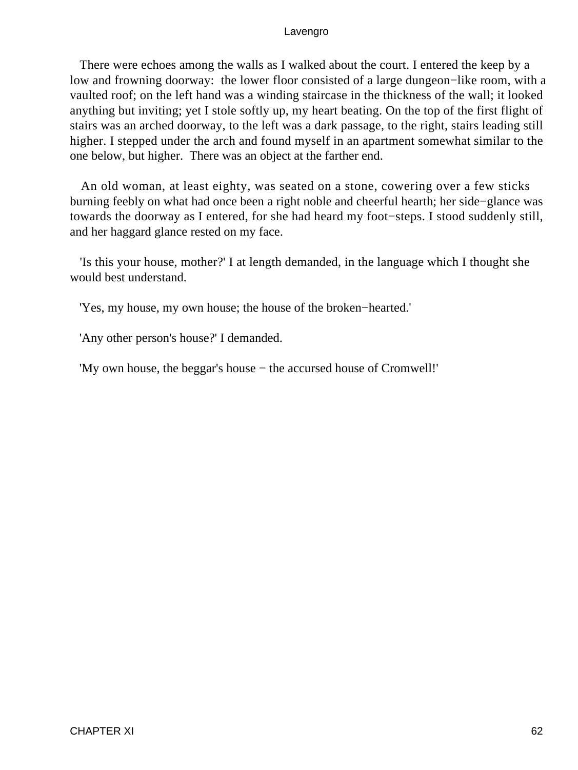There were echoes among the walls as I walked about the court. I entered the keep by a low and frowning doorway: the lower floor consisted of a large dungeon−like room, with a vaulted roof; on the left hand was a winding staircase in the thickness of the wall; it looked anything but inviting; yet I stole softly up, my heart beating. On the top of the first flight of stairs was an arched doorway, to the left was a dark passage, to the right, stairs leading still higher. I stepped under the arch and found myself in an apartment somewhat similar to the one below, but higher. There was an object at the farther end.

An old woman, at least eighty, was seated on a stone, cowering over a few sticks burning feebly on what had once been a right noble and cheerful hearth; her side−glance was towards the doorway as I entered, for she had heard my foot−steps. I stood suddenly still, and her haggard glance rested on my face.

'Is this your house, mother?' I at length demanded, in the language which I thought she would best understand.

'Yes, my house, my own house; the house of the broken−hearted.'

'Any other person's house?' I demanded.

'My own house, the beggar's house − the accursed house of Cromwell!'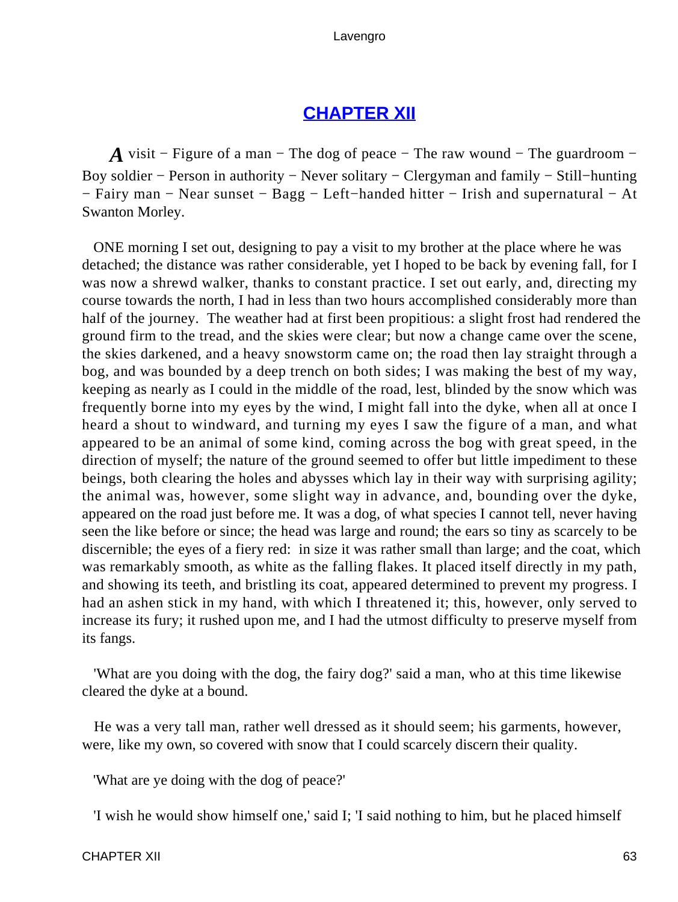## CHAPTER XII

*A* visit − Figure of a man − The dog of peace − The raw wound − The guardroom − Boy soldier − Person in authority − Never solitary − Clergyman and family − Still−hunting − Fairy man − Near sunset − Bagg − Left−handed hitter − Irish and supernatural − At Swanton Morley.

ONE morning I set out, designing to pay a visit to my brother at the place where he was detached; the distance was rather considerable, yet I hoped to be back by evening fall, for I was now a shrewd walker, thanks to constant practice. I set out early, and, directing my course towards the north, I had in less than two hours accomplished considerably more than half of the journey. The weather had at first been propitious: a slight frost had rendered the ground firm to the tread, and the skies were clear; but now a change came over the scene, the skies darkened, and a heavy snowstorm came on; the road then lay straight through a bog, and was bounded by a deep trench on both sides; I was making the best of my way, keeping as nearly as I could in the middle of the road, lest, blinded by the snow which was frequently borne into my eyes by the wind, I might fall into the dyke, when all at once I heard a shout to windward, and turning my eyes I saw the figure of a man, and what appeared to be an animal of some kind, coming across the bog with great speed, in the direction of myself; the nature of the ground seemed to offer but little impediment to these beings, both clearing the holes and abysses which lay in their way with surprising agility; the animal was, however, some slight way in advance, and, bounding over the dyke, appeared on the road just before me. It was a dog, of what species I cannot tell, never having seen the like before or since; the head was large and round; the ears so tiny as scarcely to be discernible; the eyes of a fiery red: in size it was rather small than large; and the coat, which was remarkably smooth, as white as the falling flakes. It placed itself directly in my path, and showing its teeth, and bristling its coat, appeared determined to prevent my progress. I had an ashen stick in my hand, with which I threatened it; this, however, only served to increase its fury; it rushed upon me, and I had the utmost difficulty to preserve myself from its fangs.

'What are you doing with the dog, the fairy dog?' said a man, who at this time likewise cleared the dyke at a bound.

He was a very tall man, rather well dressed as it should seem; his garments, however, were, like my own, so covered with snow that I could scarcely discern their quality.

'What are ye doing with the dog of peace?'

'I wish he would show himself one,' said I; 'I said nothing to him, but he placed himself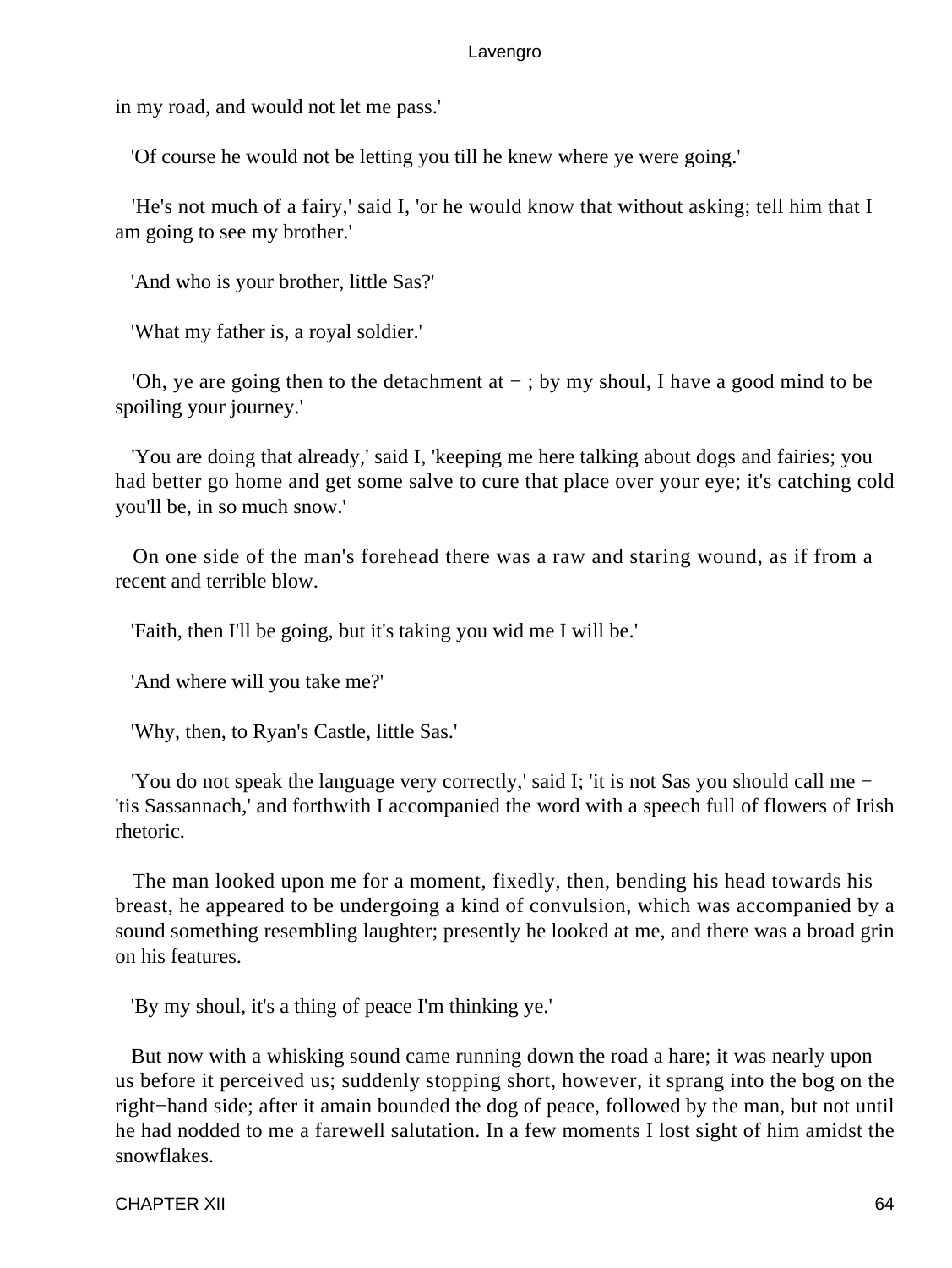in my road, and would not let me pass.'

'Of course he would not be letting you till he knew where ye were going.'

'He's not much of a fairy,' said I, 'or he would know that without asking; tell him that I am going to see my brother.'

'And who is your brother, little Sas?'

'What my father is, a royal soldier.'

'Oh, ye are going then to the detachment at − ; by my shoul, I have a good mind to be spoiling your journey.'

'You are doing that already,' said I, 'keeping me here talking about dogs and fairies; you had better go home and get some salve to cure that place over your eye; it's catching cold you'll be, in so much snow.'

On one side of the man's forehead there was a raw and staring wound, as if from a recent and terrible blow.

'Faith, then I'll be going, but it's taking you wid me I will be.'

'And where will you take me?'

'Why, then, to Ryan's Castle, little Sas.'

'You do not speak the language very correctly,' said I; 'it is not Sas you should call me − 'tis Sassannach,' and forthwith I accompanied the word with a speech full of flowers of Irish rhetoric.

The man looked upon me for a moment, fixedly, then, bending his head towards his breast, he appeared to be undergoing a kind of convulsion, which was accompanied by a sound something resembling laughter; presently he looked at me, and there was a broad grin on his features.

'By my shoul, it's a thing of peace I'm thinking ye.'

But now with a whisking sound came running down the road a hare; it was nearly upon us before it perceived us; suddenly stopping short, however, it sprang into the bog on the right−hand side; after it amain bounded the dog of peace, followed by the man, but not until he had nodded to me a farewell salutation. In a few moments I lost sight of him amidst the snowflakes.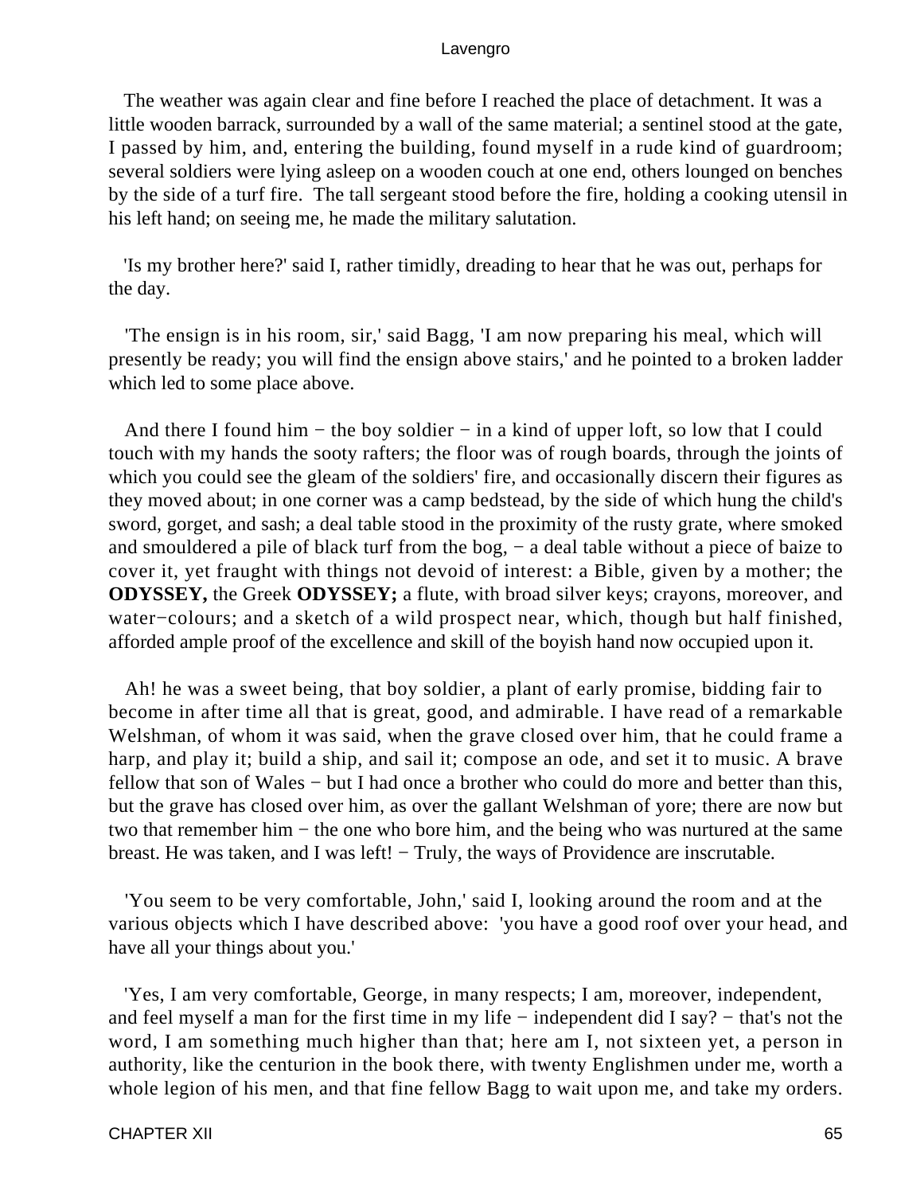The weather was again clear and fine before I reached the place of detachment. It was a little wooden barrack, surrounded by a wall of the same material; a sentinel stood at the gate, I passed by him, and, entering the building, found myself in a rude kind of guardroom; several soldiers were lying asleep on a wooden couch at one end, others lounged on benches by the side of a turf fire. The tall sergeant stood before the fire, holding a cooking utensil in his left hand; on seeing me, he made the military salutation.

'Is my brother here?' said I, rather timidly, dreading to hear that he was out, perhaps for the day.

'The ensign is in his room, sir,' said Bagg, 'I am now preparing his meal, which will presently be ready; you will find the ensign above stairs,' and he pointed to a broken ladder which led to some place above.

And there I found him − the boy soldier − in a kind of upper loft, so low that I could touch with my hands the sooty rafters; the floor was of rough boards, through the joints of which you could see the gleam of the soldiers' fire, and occasionally discern their figures as they moved about; in one corner was a camp bedstead, by the side of which hung the child's sword, gorget, and sash; a deal table stood in the proximity of the rusty grate, where smoked and smouldered a pile of black turf from the bog, − a deal table without a piece of baize to cover it, yet fraught with things not devoid of interest: a Bible, given by a mother; the **ODYSSEY,** the Greek **ODYSSEY;** a flute, with broad silver keys; crayons, moreover, and water−colours; and a sketch of a wild prospect near, which, though but half finished, afforded ample proof of the excellence and skill of the boyish hand now occupied upon it.

Ah! he was a sweet being, that boy soldier, a plant of early promise, bidding fair to become in after time all that is great, good, and admirable. I have read of a remarkable Welshman, of whom it was said, when the grave closed over him, that he could frame a harp, and play it; build a ship, and sail it; compose an ode, and set it to music. A brave fellow that son of Wales − but I had once a brother who could do more and better than this, but the grave has closed over him, as over the gallant Welshman of yore; there are now but two that remember him − the one who bore him, and the being who was nurtured at the same breast. He was taken, and I was left! − Truly, the ways of Providence are inscrutable.

'You seem to be very comfortable, John,' said I, looking around the room and at the various objects which I have described above: 'you have a good roof over your head, and have all your things about you.'

'Yes, I am very comfortable, George, in many respects; I am, moreover, independent, and feel myself a man for the first time in my life − independent did I say? − that's not the word, I am something much higher than that; here am I, not sixteen yet, a person in authority, like the centurion in the book there, with twenty Englishmen under me, worth a whole legion of his men, and that fine fellow Bagg to wait upon me, and take my orders.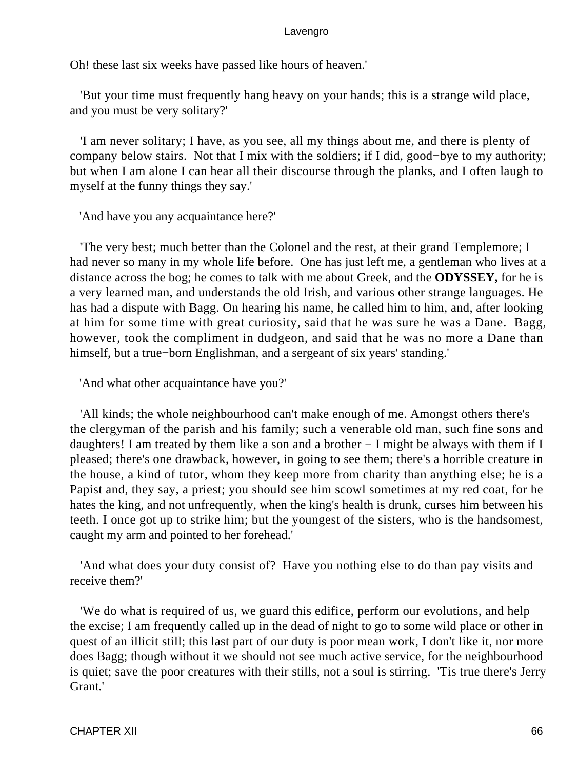Oh! these last six weeks have passed like hours of heaven.'

'But your time must frequently hang heavy on your hands; this is a strange wild place, and you must be very solitary?'

'I am never solitary; I have, as you see, all my things about me, and there is plenty of company below stairs. Not that I mix with the soldiers; if I did, good−bye to my authority; but when I am alone I can hear all their discourse through the planks, and I often laugh to myself at the funny things they say.'

'And have you any acquaintance here?'

'The very best; much better than the Colonel and the rest, at their grand Templemore; I had never so many in my whole life before. One has just left me, a gentleman who lives at a distance across the bog; he comes to talk with me about Greek, and the **ODYSSEY,** for he is a very learned man, and understands the old Irish, and various other strange languages. He has had a dispute with Bagg. On hearing his name, he called him to him, and, after looking at him for some time with great curiosity, said that he was sure he was a Dane. Bagg, however, took the compliment in dudgeon, and said that he was no more a Dane than himself, but a true−born Englishman, and a sergeant of six years' standing.'

'And what other acquaintance have you?'

'All kinds; the whole neighbourhood can't make enough of me. Amongst others there's the clergyman of the parish and his family; such a venerable old man, such fine sons and daughters! I am treated by them like a son and a brother − I might be always with them if I pleased; there's one drawback, however, in going to see them; there's a horrible creature in the house, a kind of tutor, whom they keep more from charity than anything else; he is a Papist and, they say, a priest; you should see him scowl sometimes at my red coat, for he hates the king, and not unfrequently, when the king's health is drunk, curses him between his teeth. I once got up to strike him; but the youngest of the sisters, who is the handsomest, caught my arm and pointed to her forehead.'

'And what does your duty consist of? Have you nothing else to do than pay visits and receive them?'

'We do what is required of us, we guard this edifice, perform our evolutions, and help the excise; I am frequently called up in the dead of night to go to some wild place or other in quest of an illicit still; this last part of our duty is poor mean work, I don't like it, nor more does Bagg; though without it we should not see much active service, for the neighbourhood is quiet; save the poor creatures with their stills, not a soul is stirring. 'Tis true there's Jerry Grant.'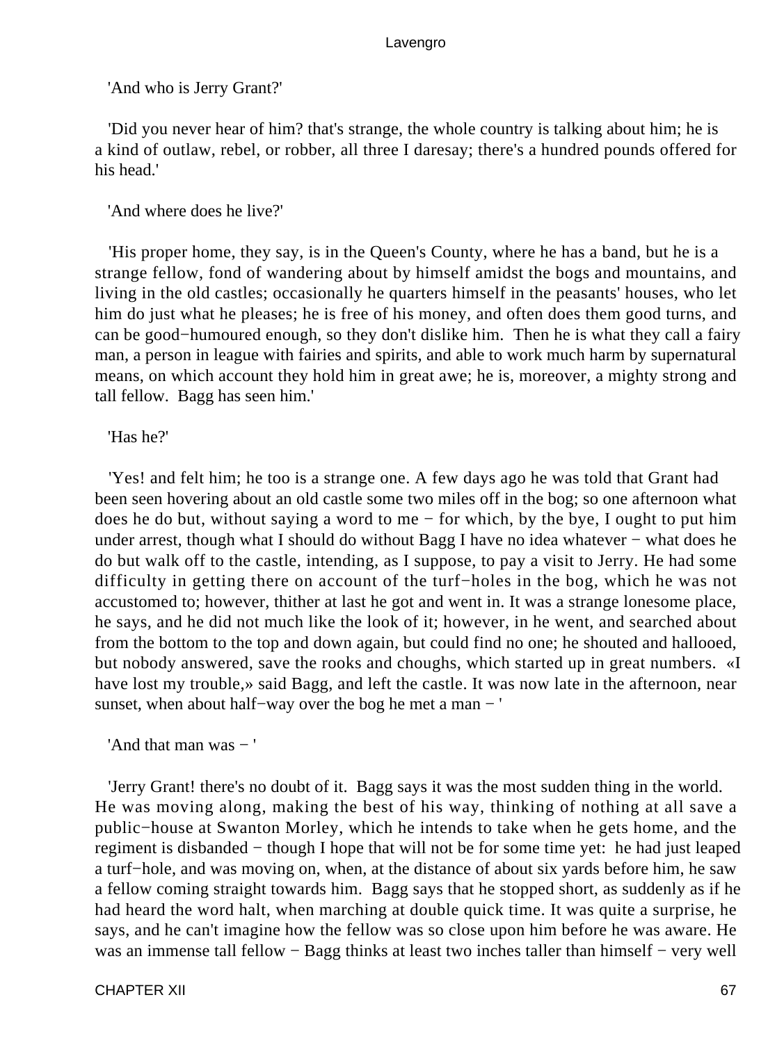'And who is Jerry Grant?'

'Did you never hear of him? that's strange, the whole country is talking about him; he is a kind of outlaw, rebel, or robber, all three I daresay; there's a hundred pounds offered for his head.'

'And where does he live?'

'His proper home, they say, is in the Queen's County, where he has a band, but he is a strange fellow, fond of wandering about by himself amidst the bogs and mountains, and living in the old castles; occasionally he quarters himself in the peasants' houses, who let him do just what he pleases; he is free of his money, and often does them good turns, and can be good−humoured enough, so they don't dislike him. Then he is what they call a fairy man, a person in league with fairies and spirits, and able to work much harm by supernatural means, on which account they hold him in great awe; he is, moreover, a mighty strong and tall fellow. Bagg has seen him.'

'Has he?'

'Yes! and felt him; he too is a strange one. A few days ago he was told that Grant had been seen hovering about an old castle some two miles off in the bog; so one afternoon what does he do but, without saying a word to me − for which, by the bye, I ought to put him under arrest, though what I should do without Bagg I have no idea whatever − what does he do but walk off to the castle, intending, as I suppose, to pay a visit to Jerry. He had some difficulty in getting there on account of the turf−holes in the bog, which he was not accustomed to; however, thither at last he got and went in. It was a strange lonesome place, he says, and he did not much like the look of it; however, in he went, and searched about from the bottom to the top and down again, but could find no one; he shouted and hallooed, but nobody answered, save the rooks and choughs, which started up in great numbers. «I have lost my trouble,» said Bagg, and left the castle. It was now late in the afternoon, near sunset, when about half−way over the bog he met a man − '

'And that man was − '

'Jerry Grant! there's no doubt of it. Bagg says it was the most sudden thing in the world. He was moving along, making the best of his way, thinking of nothing at all save a public−house at Swanton Morley, which he intends to take when he gets home, and the regiment is disbanded − though I hope that will not be for some time yet: he had just leaped a turf−hole, and was moving on, when, at the distance of about six yards before him, he saw a fellow coming straight towards him. Bagg says that he stopped short, as suddenly as if he had heard the word halt, when marching at double quick time. It was quite a surprise, he says, and he can't imagine how the fellow was so close upon him before he was aware. He was an immense tall fellow − Bagg thinks at least two inches taller than himself − very well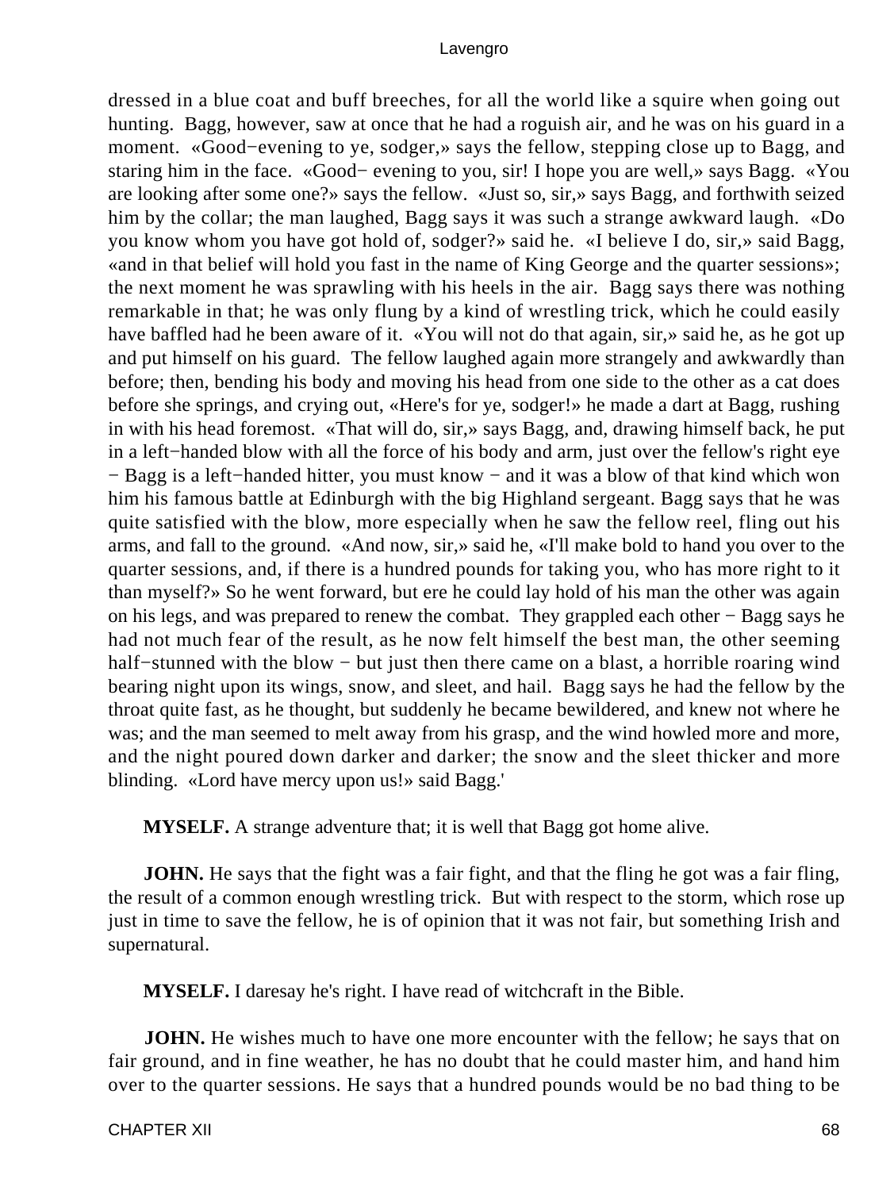dressed in a blue coat and buff breeches, for all the world like a squire when going out hunting. Bagg, however, saw at once that he had a roguish air, and he was on his guard in a moment. «Good−evening to ye, sodger,» says the fellow, stepping close up to Bagg, and staring him in the face. «Good− evening to you, sir! I hope you are well,» says Bagg. «You are looking after some one?» says the fellow. «Just so, sir,» says Bagg, and forthwith seized him by the collar; the man laughed, Bagg says it was such a strange awkward laugh. «Do you know whom you have got hold of, sodger?» said he. «I believe I do, sir,» said Bagg, «and in that belief will hold you fast in the name of King George and the quarter sessions»; the next moment he was sprawling with his heels in the air. Bagg says there was nothing remarkable in that; he was only flung by a kind of wrestling trick, which he could easily have baffled had he been aware of it. «You will not do that again, sir,» said he, as he got up and put himself on his guard. The fellow laughed again more strangely and awkwardly than before; then, bending his body and moving his head from one side to the other as a cat does before she springs, and crying out, «Here's for ye, sodger!» he made a dart at Bagg, rushing in with his head foremost. «That will do, sir,» says Bagg, and, drawing himself back, he put in a left−handed blow with all the force of his body and arm, just over the fellow's right eye − Bagg is a left−handed hitter, you must know − and it was a blow of that kind which won him his famous battle at Edinburgh with the big Highland sergeant. Bagg says that he was quite satisfied with the blow, more especially when he saw the fellow reel, fling out his arms, and fall to the ground. «And now, sir,» said he, «I'll make bold to hand you over to the quarter sessions, and, if there is a hundred pounds for taking you, who has more right to it than myself?» So he went forward, but ere he could lay hold of his man the other was again on his legs, and was prepared to renew the combat. They grappled each other − Bagg says he had not much fear of the result, as he now felt himself the best man, the other seeming half−stunned with the blow − but just then there came on a blast, a horrible roaring wind bearing night upon its wings, snow, and sleet, and hail. Bagg says he had the fellow by the throat quite fast, as he thought, but suddenly he became bewildered, and knew not where he was; and the man seemed to melt away from his grasp, and the wind howled more and more, and the night poured down darker and darker; the snow and the sleet thicker and more blinding. «Lord have mercy upon us!» said Bagg.'

**MYSELF.** A strange adventure that; it is well that Bagg got home alive.

**JOHN.** He says that the fight was a fair fight, and that the fling he got was a fair fling, the result of a common enough wrestling trick. But with respect to the storm, which rose up just in time to save the fellow, he is of opinion that it was not fair, but something Irish and supernatural.

**MYSELF.** I daresay he's right. I have read of witchcraft in the Bible.

**JOHN.** He wishes much to have one more encounter with the fellow; he says that on fair ground, and in fine weather, he has no doubt that he could master him, and hand him over to the quarter sessions. He says that a hundred pounds would be no bad thing to be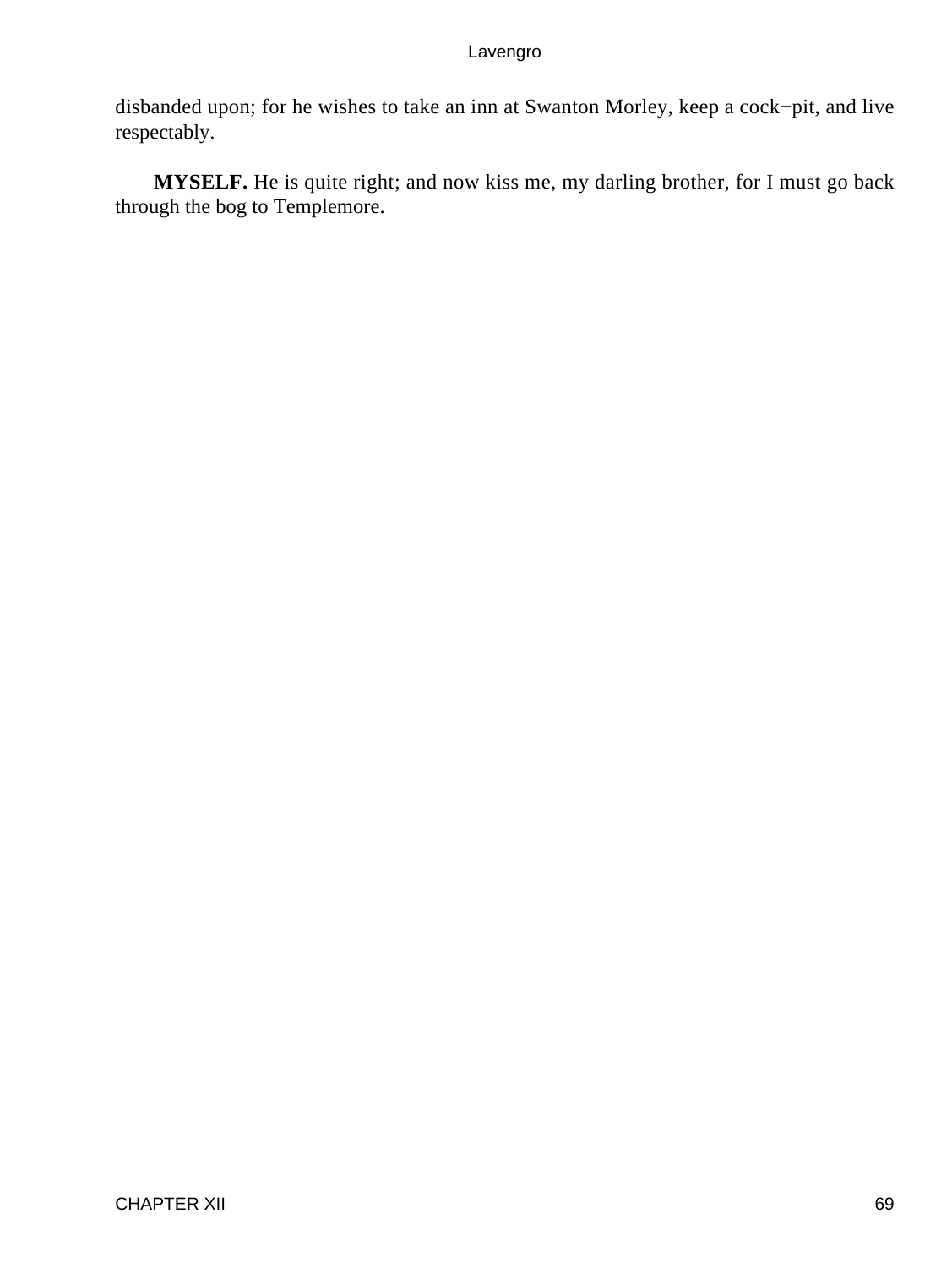disbanded upon; for he wishes to take an inn at Swanton Morley, keep a cock−pit, and live respectably.

**MYSELF.** He is quite right; and now kiss me, my darling brother, for I must go back through the bog to Templemore.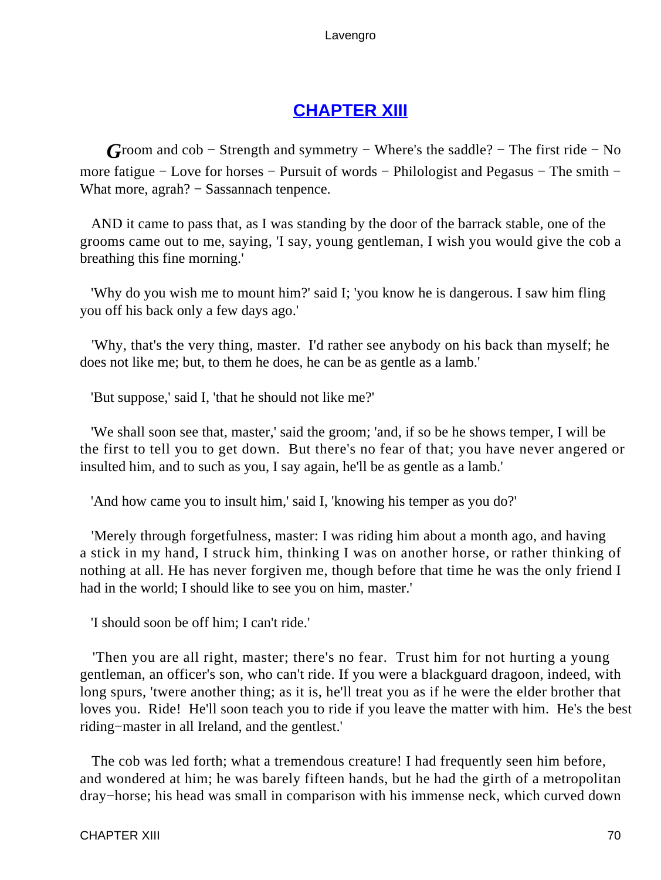## CHAPTER XIII

*G*room and cob − Strength and symmetry − Where's the saddle? − The first ride − No more fatigue − Love for horses − Pursuit of words − Philologist and Pegasus − The smith − What more, agrah? − Sassannach tenpence.

AND it came to pass that, as I was standing by the door of the barrack stable, one of the grooms came out to me, saying, 'I say, young gentleman, I wish you would give the cob a breathing this fine morning.'

'Why do you wish me to mount him?' said I; 'you know he is dangerous. I saw him fling you off his back only a few days ago.'

'Why, that's the very thing, master. I'd rather see anybody on his back than myself; he does not like me; but, to them he does, he can be as gentle as a lamb.'

'But suppose,' said I, 'that he should not like me?'

'We shall soon see that, master,' said the groom; 'and, if so be he shows temper, I will be the first to tell you to get down. But there's no fear of that; you have never angered or insulted him, and to such as you, I say again, he'll be as gentle as a lamb.'

'And how came you to insult him,' said I, 'knowing his temper as you do?'

'Merely through forgetfulness, master: I was riding him about a month ago, and having a stick in my hand, I struck him, thinking I was on another horse, or rather thinking of nothing at all. He has never forgiven me, though before that time he was the only friend I had in the world; I should like to see you on him, master.'

'I should soon be off him; I can't ride.'

'Then you are all right, master; there's no fear. Trust him for not hurting a young gentleman, an officer's son, who can't ride. If you were a blackguard dragoon, indeed, with long spurs, 'twere another thing; as it is, he'll treat you as if he were the elder brother that loves you. Ride! He'll soon teach you to ride if you leave the matter with him. He's the best riding−master in all Ireland, and the gentlest.'

The cob was led forth; what a tremendous creature! I had frequently seen him before, and wondered at him; he was barely fifteen hands, but he had the girth of a metropolitan dray−horse; his head was small in comparison with his immense neck, which curved down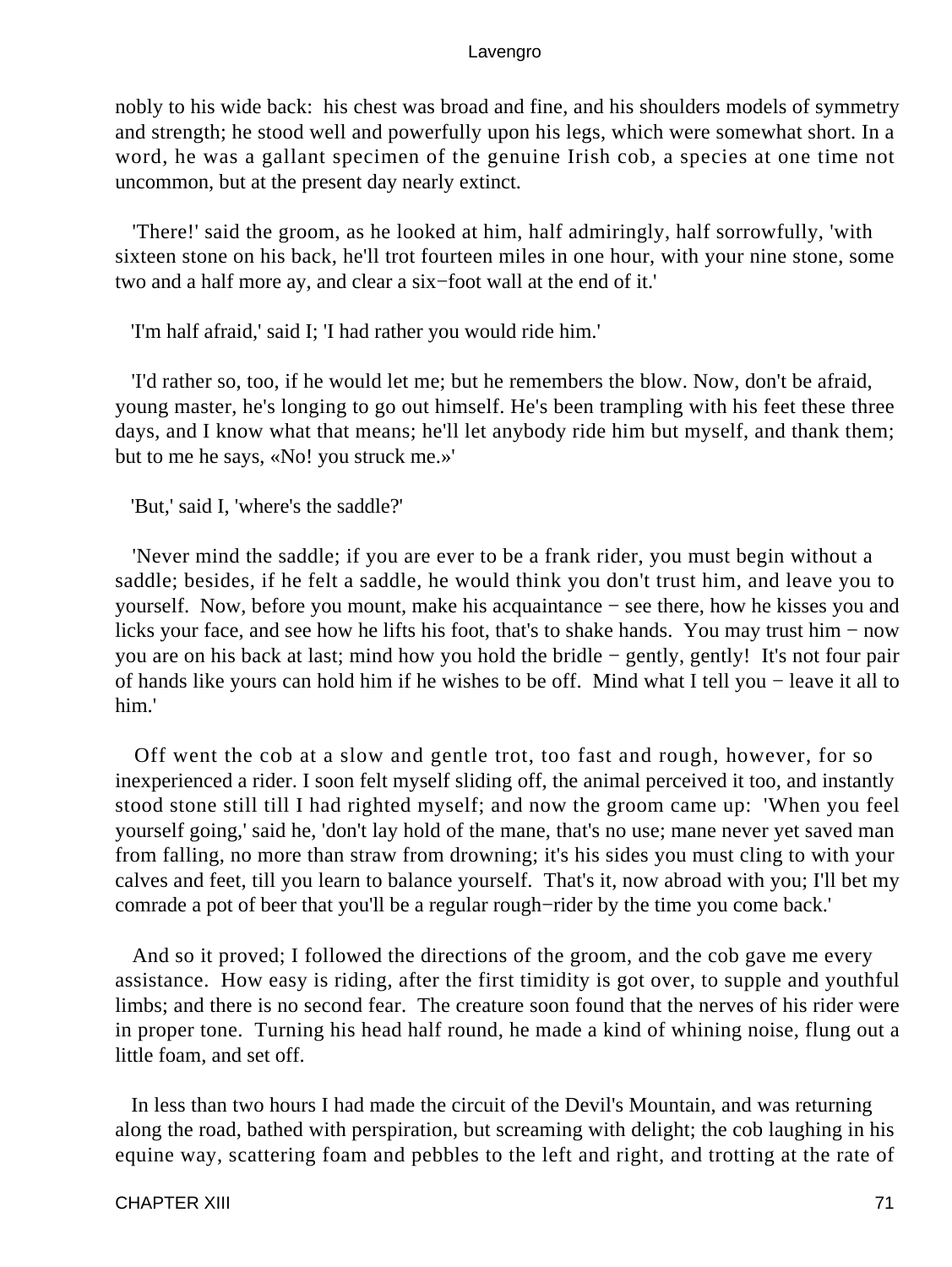nobly to his wide back: his chest was broad and fine, and his shoulders models of symmetry and strength; he stood well and powerfully upon his legs, which were somewhat short. In a word, he was a gallant specimen of the genuine Irish cob, a species at one time not uncommon, but at the present day nearly extinct.

'There!' said the groom, as he looked at him, half admiringly, half sorrowfully, 'with sixteen stone on his back, he'll trot fourteen miles in one hour, with your nine stone, some two and a half more ay, and clear a six−foot wall at the end of it.'

'I'm half afraid,' said I; 'I had rather you would ride him.'

'I'd rather so, too, if he would let me; but he remembers the blow. Now, don't be afraid, young master, he's longing to go out himself. He's been trampling with his feet these three days, and I know what that means; he'll let anybody ride him but myself, and thank them; but to me he says, «No! you struck me.»'

'But,' said I, 'where's the saddle?'

'Never mind the saddle; if you are ever to be a frank rider, you must begin without a saddle; besides, if he felt a saddle, he would think you don't trust him, and leave you to yourself. Now, before you mount, make his acquaintance − see there, how he kisses you and licks your face, and see how he lifts his foot, that's to shake hands. You may trust him − now you are on his back at last; mind how you hold the bridle − gently, gently! It's not four pair of hands like yours can hold him if he wishes to be off. Mind what I tell you − leave it all to him.'

Off went the cob at a slow and gentle trot, too fast and rough, however, for so inexperienced a rider. I soon felt myself sliding off, the animal perceived it too, and instantly stood stone still till I had righted myself; and now the groom came up: 'When you feel yourself going,' said he, 'don't lay hold of the mane, that's no use; mane never yet saved man from falling, no more than straw from drowning; it's his sides you must cling to with your calves and feet, till you learn to balance yourself. That's it, now abroad with you; I'll bet my comrade a pot of beer that you'll be a regular rough−rider by the time you come back.'

And so it proved; I followed the directions of the groom, and the cob gave me every assistance. How easy is riding, after the first timidity is got over, to supple and youthful limbs; and there is no second fear. The creature soon found that the nerves of his rider were in proper tone. Turning his head half round, he made a kind of whining noise, flung out a little foam, and set off.

In less than two hours I had made the circuit of the Devil's Mountain, and was returning along the road, bathed with perspiration, but screaming with delight; the cob laughing in his equine way, scattering foam and pebbles to the left and right, and trotting at the rate of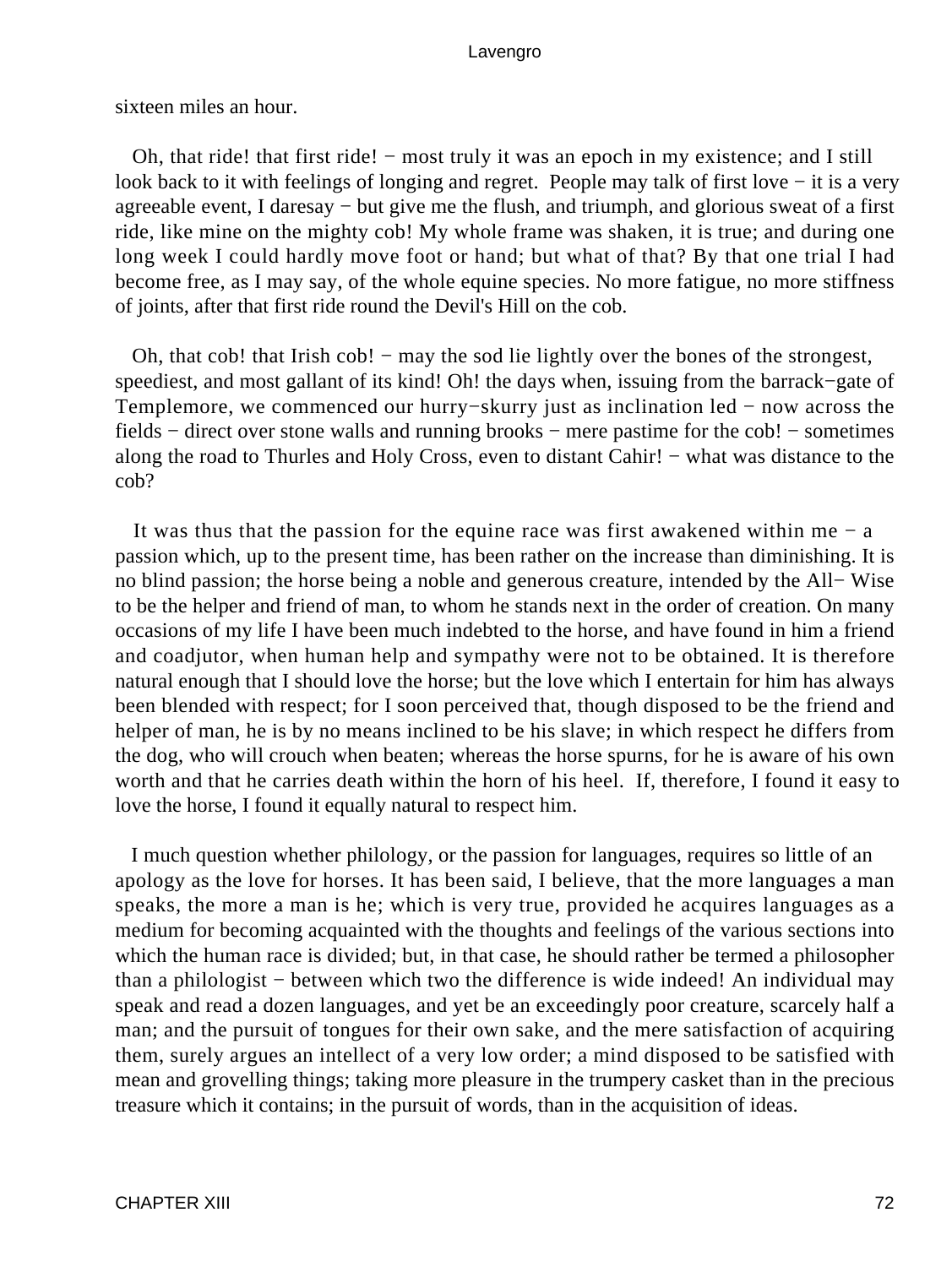sixteen miles an hour.

Oh, that ride! that first ride! − most truly it was an epoch in my existence; and I still look back to it with feelings of longing and regret. People may talk of first love − it is a very agreeable event, I daresay − but give me the flush, and triumph, and glorious sweat of a first ride, like mine on the mighty cob! My whole frame was shaken, it is true; and during one long week I could hardly move foot or hand; but what of that? By that one trial I had become free, as I may say, of the whole equine species. No more fatigue, no more stiffness of joints, after that first ride round the Devil's Hill on the cob.

Oh, that cob! that Irish cob! − may the sod lie lightly over the bones of the strongest, speediest, and most gallant of its kind! Oh! the days when, issuing from the barrack−gate of Templemore, we commenced our hurry−skurry just as inclination led − now across the fields − direct over stone walls and running brooks − mere pastime for the cob! − sometimes along the road to Thurles and Holy Cross, even to distant Cahir! − what was distance to the cob?

It was thus that the passion for the equine race was first awakened within me − a passion which, up to the present time, has been rather on the increase than diminishing. It is no blind passion; the horse being a noble and generous creature, intended by the All− Wise to be the helper and friend of man, to whom he stands next in the order of creation. On many occasions of my life I have been much indebted to the horse, and have found in him a friend and coadjutor, when human help and sympathy were not to be obtained. It is therefore natural enough that I should love the horse; but the love which I entertain for him has always been blended with respect; for I soon perceived that, though disposed to be the friend and helper of man, he is by no means inclined to be his slave; in which respect he differs from the dog, who will crouch when beaten; whereas the horse spurns, for he is aware of his own worth and that he carries death within the horn of his heel. If, therefore, I found it easy to love the horse, I found it equally natural to respect him.

I much question whether philology, or the passion for languages, requires so little of an apology as the love for horses. It has been said, I believe, that the more languages a man speaks, the more a man is he; which is very true, provided he acquires languages as a medium for becoming acquainted with the thoughts and feelings of the various sections into which the human race is divided; but, in that case, he should rather be termed a philosopher than a philologist − between which two the difference is wide indeed! An individual may speak and read a dozen languages, and yet be an exceedingly poor creature, scarcely half a man; and the pursuit of tongues for their own sake, and the mere satisfaction of acquiring them, surely argues an intellect of a very low order; a mind disposed to be satisfied with mean and grovelling things; taking more pleasure in the trumpery casket than in the precious treasure which it contains; in the pursuit of words, than in the acquisition of ideas.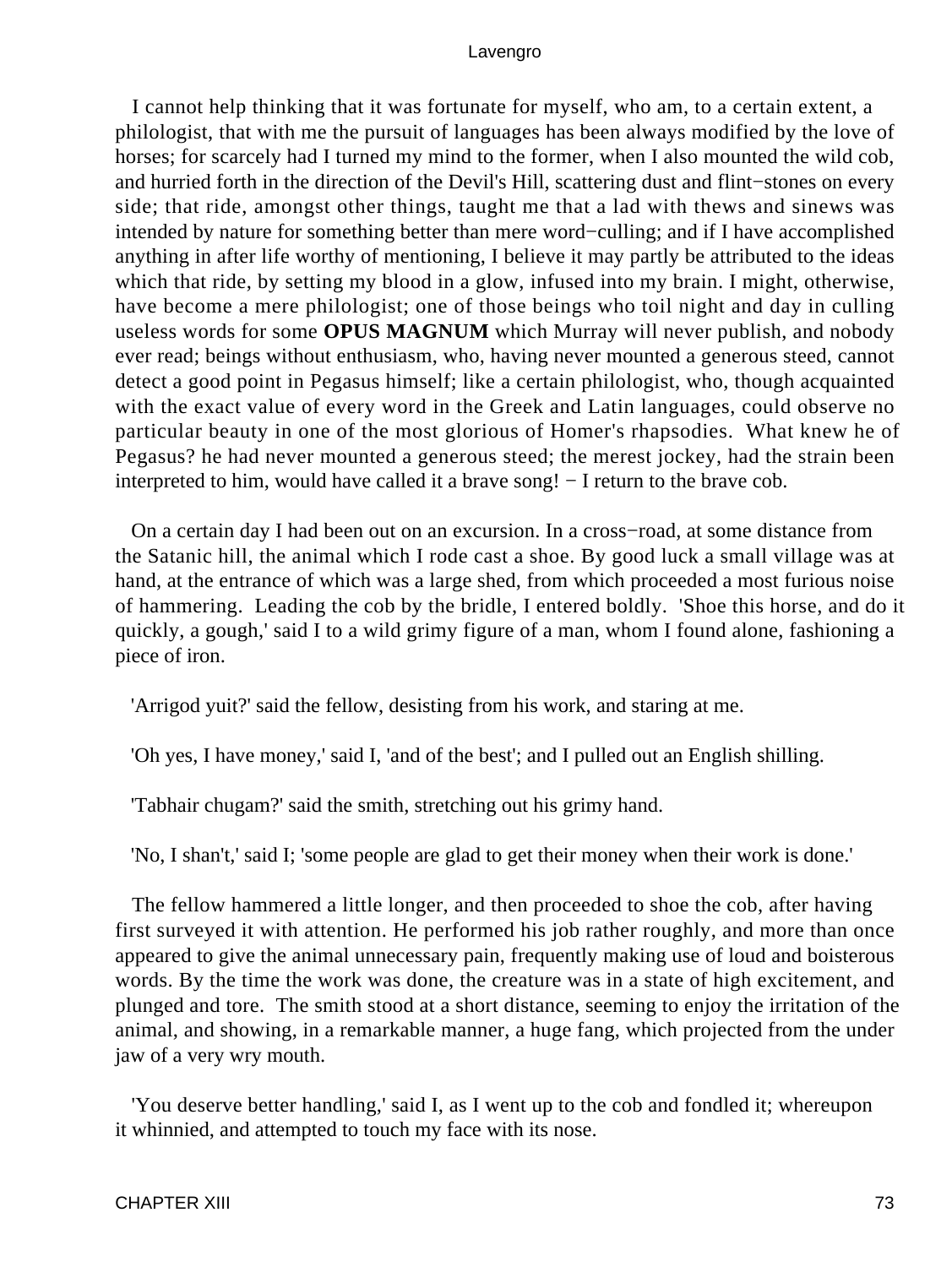I cannot help thinking that it was fortunate for myself, who am, to a certain extent, a philologist, that with me the pursuit of languages has been always modified by the love of horses; for scarcely had I turned my mind to the former, when I also mounted the wild cob, and hurried forth in the direction of the Devil's Hill, scattering dust and flint−stones on every side; that ride, amongst other things, taught me that a lad with thews and sinews was intended by nature for something better than mere word−culling; and if I have accomplished anything in after life worthy of mentioning, I believe it may partly be attributed to the ideas which that ride, by setting my blood in a glow, infused into my brain. I might, otherwise, have become a mere philologist; one of those beings who toil night and day in culling useless words for some **OPUS MAGNUM** which Murray will never publish, and nobody ever read; beings without enthusiasm, who, having never mounted a generous steed, cannot detect a good point in Pegasus himself; like a certain philologist, who, though acquainted with the exact value of every word in the Greek and Latin languages, could observe no particular beauty in one of the most glorious of Homer's rhapsodies. What knew he of Pegasus? he had never mounted a generous steed; the merest jockey, had the strain been interpreted to him, would have called it a brave song! − I return to the brave cob.

On a certain day I had been out on an excursion. In a cross−road, at some distance from the Satanic hill, the animal which I rode cast a shoe. By good luck a small village was at hand, at the entrance of which was a large shed, from which proceeded a most furious noise of hammering. Leading the cob by the bridle, I entered boldly. 'Shoe this horse, and do it quickly, a gough,' said I to a wild grimy figure of a man, whom I found alone, fashioning a piece of iron.

'Arrigod yuit?' said the fellow, desisting from his work, and staring at me.

'Oh yes, I have money,' said I, 'and of the best'; and I pulled out an English shilling.

'Tabhair chugam?' said the smith, stretching out his grimy hand.

'No, I shan't,' said I; 'some people are glad to get their money when their work is done.'

The fellow hammered a little longer, and then proceeded to shoe the cob, after having first surveyed it with attention. He performed his job rather roughly, and more than once appeared to give the animal unnecessary pain, frequently making use of loud and boisterous words. By the time the work was done, the creature was in a state of high excitement, and plunged and tore. The smith stood at a short distance, seeming to enjoy the irritation of the animal, and showing, in a remarkable manner, a huge fang, which projected from the under jaw of a very wry mouth.

'You deserve better handling,' said I, as I went up to the cob and fondled it; whereupon it whinnied, and attempted to touch my face with its nose.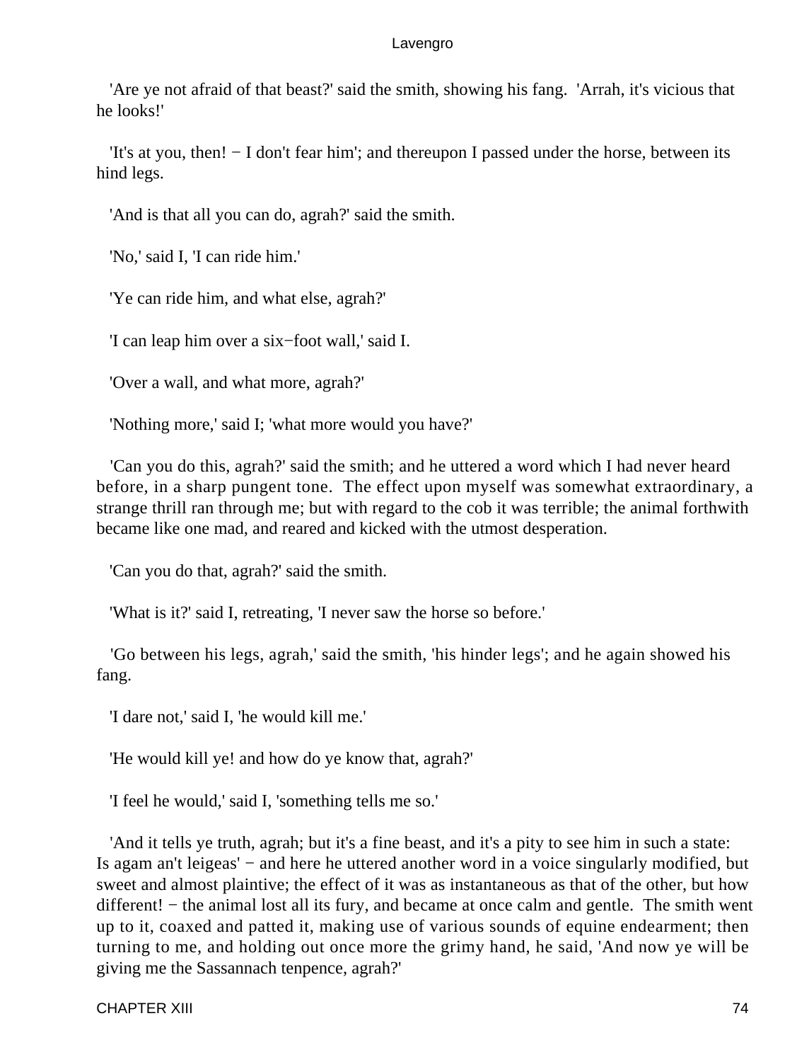'Are ye not afraid of that beast?' said the smith, showing his fang. 'Arrah, it's vicious that he looks!'

'It's at you, then! − I don't fear him'; and thereupon I passed under the horse, between its hind legs.

'And is that all you can do, agrah?' said the smith.

'No,' said I, 'I can ride him.'

'Ye can ride him, and what else, agrah?'

'I can leap him over a six−foot wall,' said I.

'Over a wall, and what more, agrah?'

'Nothing more,' said I; 'what more would you have?'

'Can you do this, agrah?' said the smith; and he uttered a word which I had never heard before, in a sharp pungent tone. The effect upon myself was somewhat extraordinary, a strange thrill ran through me; but with regard to the cob it was terrible; the animal forthwith became like one mad, and reared and kicked with the utmost desperation.

'Can you do that, agrah?' said the smith.

'What is it?' said I, retreating, 'I never saw the horse so before.'

'Go between his legs, agrah,' said the smith, 'his hinder legs'; and he again showed his fang.

'I dare not,' said I, 'he would kill me.'

'He would kill ye! and how do ye know that, agrah?'

'I feel he would,' said I, 'something tells me so.'

'And it tells ye truth, agrah; but it's a fine beast, and it's a pity to see him in such a state: Is agam an't leigeas' − and here he uttered another word in a voice singularly modified, but sweet and almost plaintive; the effect of it was as instantaneous as that of the other, but how different! − the animal lost all its fury, and became at once calm and gentle. The smith went up to it, coaxed and patted it, making use of various sounds of equine endearment; then turning to me, and holding out once more the grimy hand, he said, 'And now ye will be giving me the Sassannach tenpence, agrah?'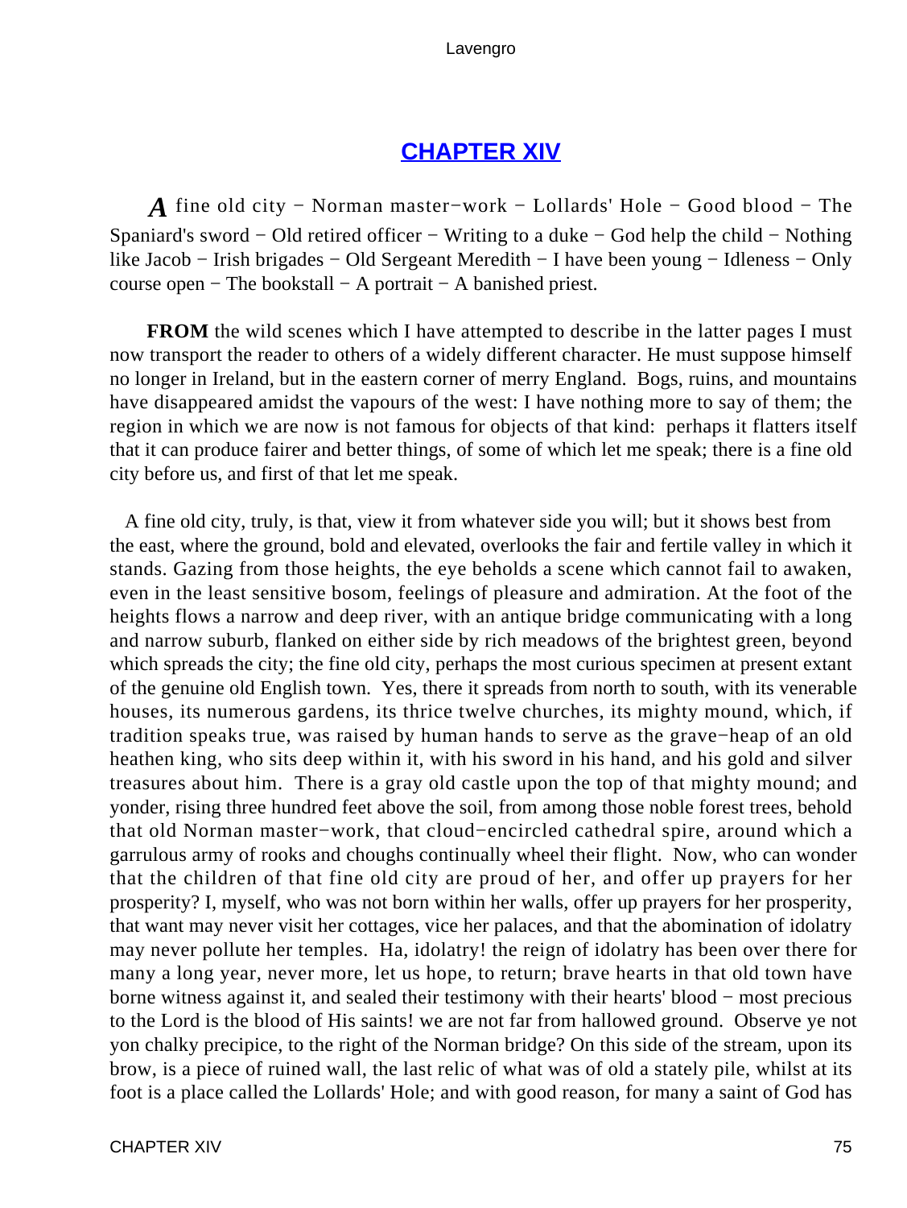## [CHAPTER XIV]

*A* fine old city − Norman master−work − Lollards' Hole − Good blood − The Spaniard's sword − Old retired officer − Writing to a duke − God help the child − Nothing like Jacob − Irish brigades − Old Sergeant Meredith − I have been young − Idleness − Only course open − The bookstall − A portrait − A banished priest.

**FROM** the wild scenes which I have attempted to describe in the latter pages I must now transport the reader to others of a widely different character. He must suppose himself no longer in Ireland, but in the eastern corner of merry England. Bogs, ruins, and mountains have disappeared amidst the vapours of the west: I have nothing more to say of them; the region in which we are now is not famous for objects of that kind: perhaps it flatters itself that it can produce fairer and better things, of some of which let me speak; there is a fine old city before us, and first of that let me speak.

A fine old city, truly, is that, view it from whatever side you will; but it shows best from the east, where the ground, bold and elevated, overlooks the fair and fertile valley in which it stands. Gazing from those heights, the eye beholds a scene which cannot fail to awaken, even in the least sensitive bosom, feelings of pleasure and admiration. At the foot of the heights flows a narrow and deep river, with an antique bridge communicating with a long and narrow suburb, flanked on either side by rich meadows of the brightest green, beyond which spreads the city; the fine old city, perhaps the most curious specimen at present extant of the genuine old English town. Yes, there it spreads from north to south, with its venerable houses, its numerous gardens, its thrice twelve churches, its mighty mound, which, if tradition speaks true, was raised by human hands to serve as the grave−heap of an old heathen king, who sits deep within it, with his sword in his hand, and his gold and silver treasures about him. There is a gray old castle upon the top of that mighty mound; and yonder, rising three hundred feet above the soil, from among those noble forest trees, behold that old Norman master−work, that cloud−encircled cathedral spire, around which a garrulous army of rooks and choughs continually wheel their flight. Now, who can wonder that the children of that fine old city are proud of her, and offer up prayers for her prosperity? I, myself, who was not born within her walls, offer up prayers for her prosperity, that want may never visit her cottages, vice her palaces, and that the abomination of idolatry may never pollute her temples. Ha, idolatry! the reign of idolatry has been over there for many a long year, never more, let us hope, to return; brave hearts in that old town have borne witness against it, and sealed their testimony with their hearts' blood − most precious to the Lord is the blood of His saints! we are not far from hallowed ground. Observe ye not yon chalky precipice, to the right of the Norman bridge? On this side of the stream, upon its brow, is a piece of ruined wall, the last relic of what was of old a stately pile, whilst at its foot is a place called the Lollards' Hole; and with good reason, for many a saint of God has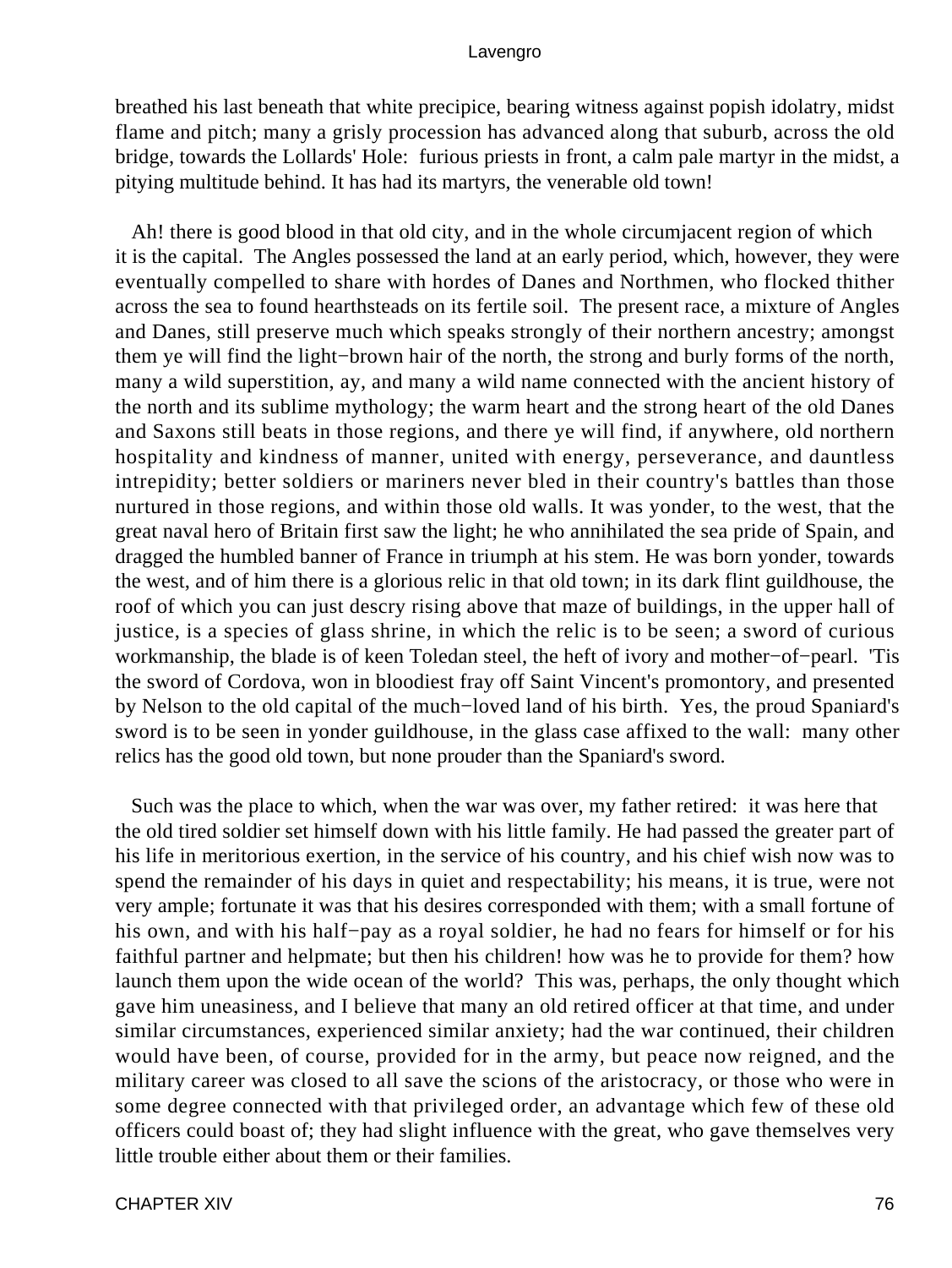breathed his last beneath that white precipice, bearing witness against popish idolatry, midst flame and pitch; many a grisly procession has advanced along that suburb, across the old bridge, towards the Lollards' Hole: furious priests in front, a calm pale martyr in the midst, a pitying multitude behind. It has had its martyrs, the venerable old town!

Ah! there is good blood in that old city, and in the whole circumjacent region of which it is the capital. The Angles possessed the land at an early period, which, however, they were eventually compelled to share with hordes of Danes and Northmen, who flocked thither across the sea to found hearthsteads on its fertile soil. The present race, a mixture of Angles and Danes, still preserve much which speaks strongly of their northern ancestry; amongst them ye will find the light−brown hair of the north, the strong and burly forms of the north, many a wild superstition, ay, and many a wild name connected with the ancient history of the north and its sublime mythology; the warm heart and the strong heart of the old Danes and Saxons still beats in those regions, and there ye will find, if anywhere, old northern hospitality and kindness of manner, united with energy, perseverance, and dauntless intrepidity; better soldiers or mariners never bled in their country's battles than those nurtured in those regions, and within those old walls. It was yonder, to the west, that the great naval hero of Britain first saw the light; he who annihilated the sea pride of Spain, and dragged the humbled banner of France in triumph at his stem. He was born yonder, towards the west, and of him there is a glorious relic in that old town; in its dark flint guildhouse, the roof of which you can just descry rising above that maze of buildings, in the upper hall of justice, is a species of glass shrine, in which the relic is to be seen; a sword of curious workmanship, the blade is of keen Toledan steel, the heft of ivory and mother−of−pearl. 'Tis the sword of Cordova, won in bloodiest fray off Saint Vincent's promontory, and presented by Nelson to the old capital of the much−loved land of his birth. Yes, the proud Spaniard's sword is to be seen in yonder guildhouse, in the glass case affixed to the wall: many other relics has the good old town, but none prouder than the Spaniard's sword.

Such was the place to which, when the war was over, my father retired: it was here that the old tired soldier set himself down with his little family. He had passed the greater part of his life in meritorious exertion, in the service of his country, and his chief wish now was to spend the remainder of his days in quiet and respectability; his means, it is true, were not very ample; fortunate it was that his desires corresponded with them; with a small fortune of his own, and with his half−pay as a royal soldier, he had no fears for himself or for his faithful partner and helpmate; but then his children! how was he to provide for them? how launch them upon the wide ocean of the world? This was, perhaps, the only thought which gave him uneasiness, and I believe that many an old retired officer at that time, and under similar circumstances, experienced similar anxiety; had the war continued, their children would have been, of course, provided for in the army, but peace now reigned, and the military career was closed to all save the scions of the aristocracy, or those who were in some degree connected with that privileged order, an advantage which few of these old officers could boast of; they had slight influence with the great, who gave themselves very little trouble either about them or their families.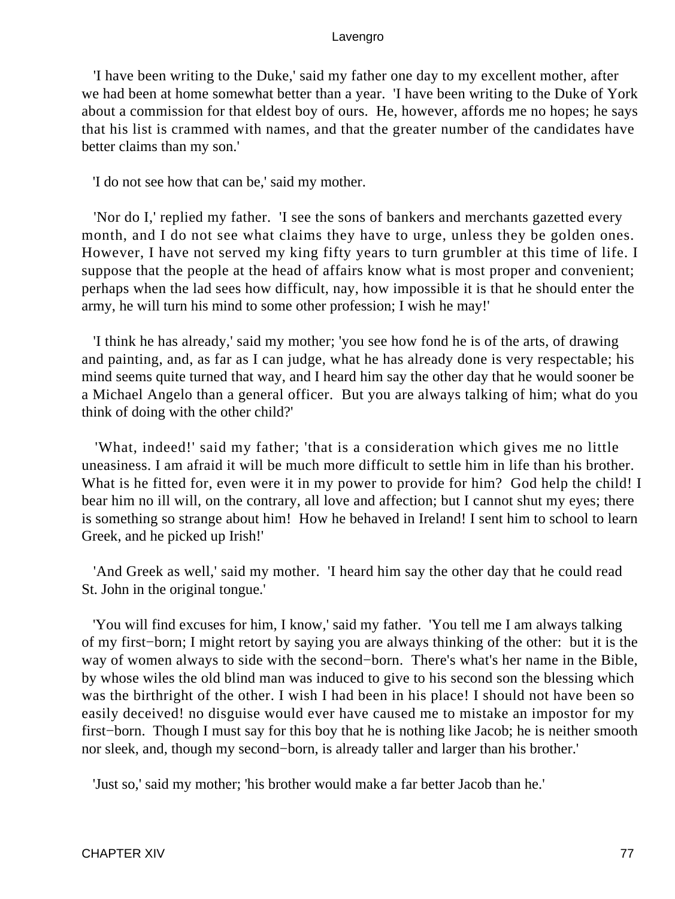'I have been writing to the Duke,' said my father one day to my excellent mother, after we had been at home somewhat better than a year. 'I have been writing to the Duke of York about a commission for that eldest boy of ours. He, however, affords me no hopes; he says that his list is crammed with names, and that the greater number of the candidates have better claims than my son.'

'I do not see how that can be,' said my mother.

'Nor do I,' replied my father. 'I see the sons of bankers and merchants gazetted every month, and I do not see what claims they have to urge, unless they be golden ones. However, I have not served my king fifty years to turn grumbler at this time of life. I suppose that the people at the head of affairs know what is most proper and convenient; perhaps when the lad sees how difficult, nay, how impossible it is that he should enter the army, he will turn his mind to some other profession; I wish he may!'

'I think he has already,' said my mother; 'you see how fond he is of the arts, of drawing and painting, and, as far as I can judge, what he has already done is very respectable; his mind seems quite turned that way, and I heard him say the other day that he would sooner be a Michael Angelo than a general officer. But you are always talking of him; what do you think of doing with the other child?'

'What, indeed!' said my father; 'that is a consideration which gives me no little uneasiness. I am afraid it will be much more difficult to settle him in life than his brother. What is he fitted for, even were it in my power to provide for him? God help the child! I bear him no ill will, on the contrary, all love and affection; but I cannot shut my eyes; there is something so strange about him! How he behaved in Ireland! I sent him to school to learn Greek, and he picked up Irish!'

'And Greek as well,' said my mother. 'I heard him say the other day that he could read St. John in the original tongue.'

'You will find excuses for him, I know,' said my father. 'You tell me I am always talking of my first−born; I might retort by saying you are always thinking of the other: but it is the way of women always to side with the second−born. There's what's her name in the Bible, by whose wiles the old blind man was induced to give to his second son the blessing which was the birthright of the other. I wish I had been in his place! I should not have been so easily deceived! no disguise would ever have caused me to mistake an impostor for my first−born. Though I must say for this boy that he is nothing like Jacob; he is neither smooth nor sleek, and, though my second−born, is already taller and larger than his brother.'

'Just so,' said my mother; 'his brother would make a far better Jacob than he.'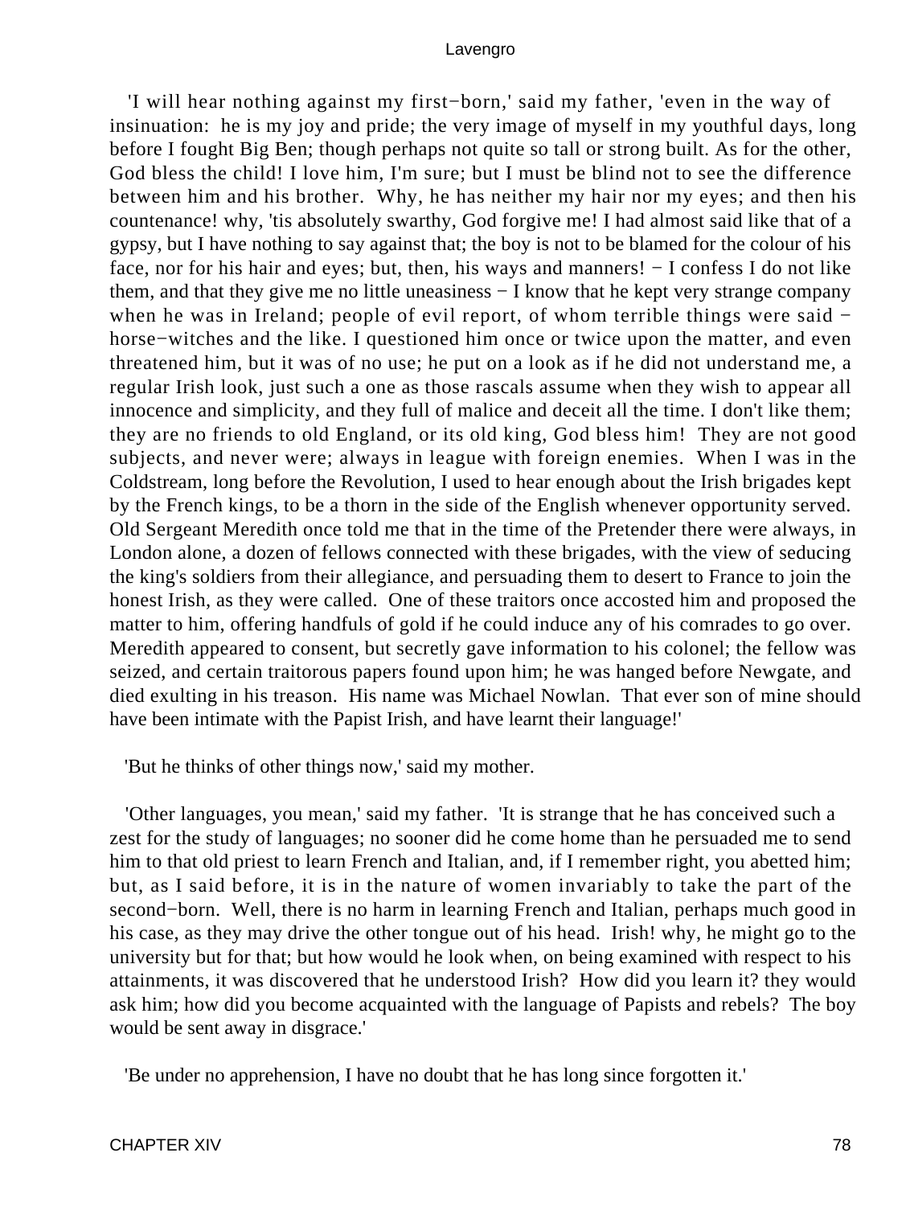'I will hear nothing against my first−born,' said my father, 'even in the way of insinuation: he is my joy and pride; the very image of myself in my youthful days, long before I fought Big Ben; though perhaps not quite so tall or strong built. As for the other, God bless the child! I love him, I'm sure; but I must be blind not to see the difference between him and his brother. Why, he has neither my hair nor my eyes; and then his countenance! why, 'tis absolutely swarthy, God forgive me! I had almost said like that of a gypsy, but I have nothing to say against that; the boy is not to be blamed for the colour of his face, nor for his hair and eyes; but, then, his ways and manners! − I confess I do not like them, and that they give me no little uneasiness − I know that he kept very strange company when he was in Ireland; people of evil report, of whom terrible things were said − horse−witches and the like. I questioned him once or twice upon the matter, and even threatened him, but it was of no use; he put on a look as if he did not understand me, a regular Irish look, just such a one as those rascals assume when they wish to appear all innocence and simplicity, and they full of malice and deceit all the time. I don't like them; they are no friends to old England, or its old king, God bless him! They are not good subjects, and never were; always in league with foreign enemies. When I was in the Coldstream, long before the Revolution, I used to hear enough about the Irish brigades kept by the French kings, to be a thorn in the side of the English whenever opportunity served. Old Sergeant Meredith once told me that in the time of the Pretender there were always, in London alone, a dozen of fellows connected with these brigades, with the view of seducing the king's soldiers from their allegiance, and persuading them to desert to France to join the honest Irish, as they were called. One of these traitors once accosted him and proposed the matter to him, offering handfuls of gold if he could induce any of his comrades to go over. Meredith appeared to consent, but secretly gave information to his colonel; the fellow was seized, and certain traitorous papers found upon him; he was hanged before Newgate, and died exulting in his treason. His name was Michael Nowlan. That ever son of mine should have been intimate with the Papist Irish, and have learnt their language!'

'But he thinks of other things now,' said my mother.

'Other languages, you mean,' said my father. 'It is strange that he has conceived such a zest for the study of languages; no sooner did he come home than he persuaded me to send him to that old priest to learn French and Italian, and, if I remember right, you abetted him; but, as I said before, it is in the nature of women invariably to take the part of the second−born. Well, there is no harm in learning French and Italian, perhaps much good in his case, as they may drive the other tongue out of his head. Irish! why, he might go to the university but for that; but how would he look when, on being examined with respect to his attainments, it was discovered that he understood Irish? How did you learn it? they would ask him; how did you become acquainted with the language of Papists and rebels? The boy would be sent away in disgrace.'

'Be under no apprehension, I have no doubt that he has long since forgotten it.'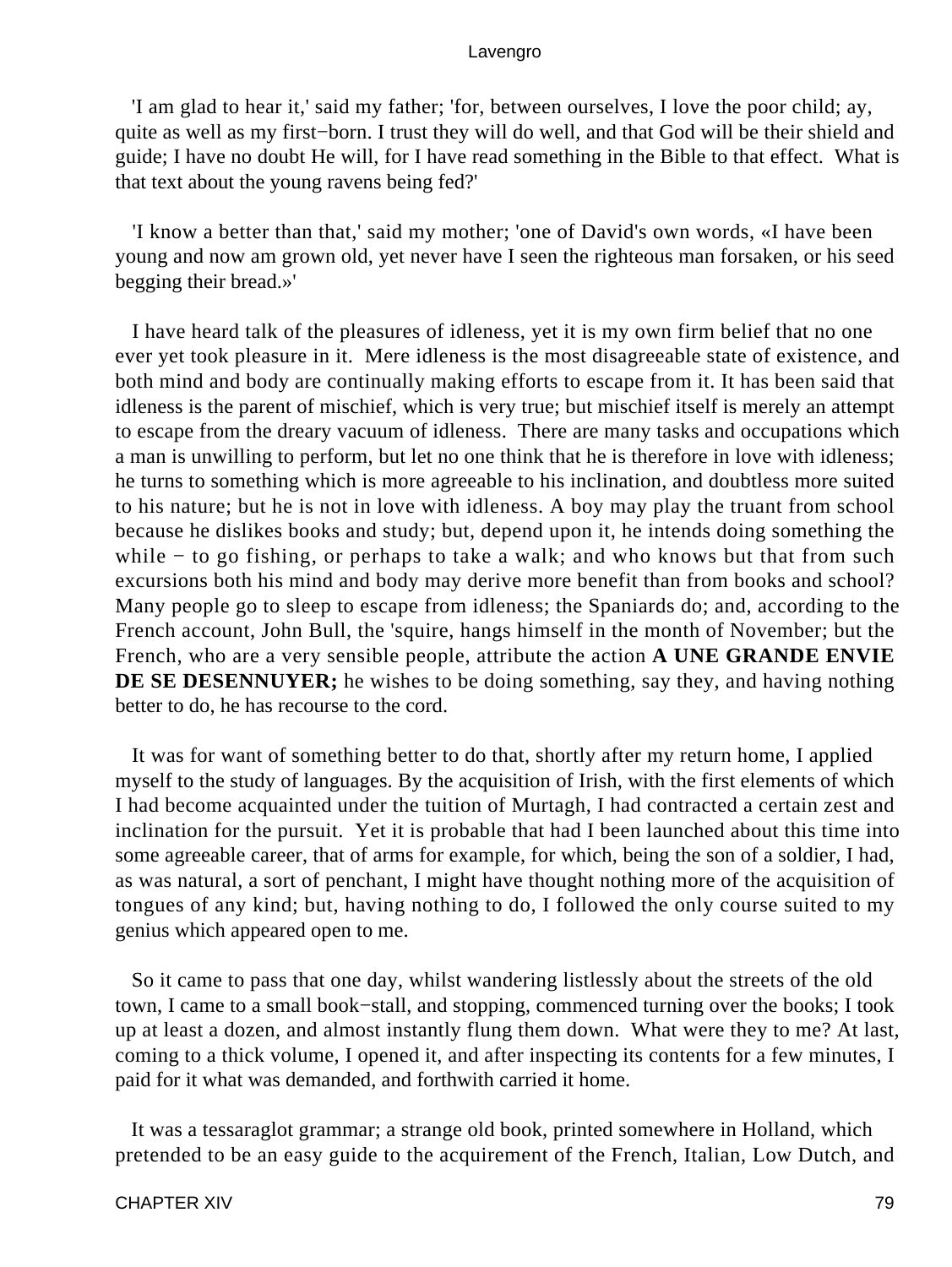'I am glad to hear it,' said my father; 'for, between ourselves, I love the poor child; ay, quite as well as my first−born. I trust they will do well, and that God will be their shield and guide; I have no doubt He will, for I have read something in the Bible to that effect. What is that text about the young ravens being fed?'

'I know a better than that,' said my mother; 'one of David's own words, «I have been young and now am grown old, yet never have I seen the righteous man forsaken, or his seed begging their bread.»'

I have heard talk of the pleasures of idleness, yet it is my own firm belief that no one ever yet took pleasure in it. Mere idleness is the most disagreeable state of existence, and both mind and body are continually making efforts to escape from it. It has been said that idleness is the parent of mischief, which is very true; but mischief itself is merely an attempt to escape from the dreary vacuum of idleness. There are many tasks and occupations which a man is unwilling to perform, but let no one think that he is therefore in love with idleness; he turns to something which is more agreeable to his inclination, and doubtless more suited to his nature; but he is not in love with idleness. A boy may play the truant from school because he dislikes books and study; but, depend upon it, he intends doing something the while − to go fishing, or perhaps to take a walk; and who knows but that from such excursions both his mind and body may derive more benefit than from books and school? Many people go to sleep to escape from idleness; the Spaniards do; and, according to the French account, John Bull, the 'squire, hangs himself in the month of November; but the French, who are a very sensible people, attribute the action **A UNE GRANDE ENVIE DE SE DESENNUYER;** he wishes to be doing something, say they, and having nothing better to do, he has recourse to the cord.

It was for want of something better to do that, shortly after my return home, I applied myself to the study of languages. By the acquisition of Irish, with the first elements of which I had become acquainted under the tuition of Murtagh, I had contracted a certain zest and inclination for the pursuit. Yet it is probable that had I been launched about this time into some agreeable career, that of arms for example, for which, being the son of a soldier, I had, as was natural, a sort of penchant, I might have thought nothing more of the acquisition of tongues of any kind; but, having nothing to do, I followed the only course suited to my genius which appeared open to me.

So it came to pass that one day, whilst wandering listlessly about the streets of the old town, I came to a small book−stall, and stopping, commenced turning over the books; I took up at least a dozen, and almost instantly flung them down. What were they to me? At last, coming to a thick volume, I opened it, and after inspecting its contents for a few minutes, I paid for it what was demanded, and forthwith carried it home.

It was a tessaraglot grammar; a strange old book, printed somewhere in Holland, which pretended to be an easy guide to the acquirement of the French, Italian, Low Dutch, and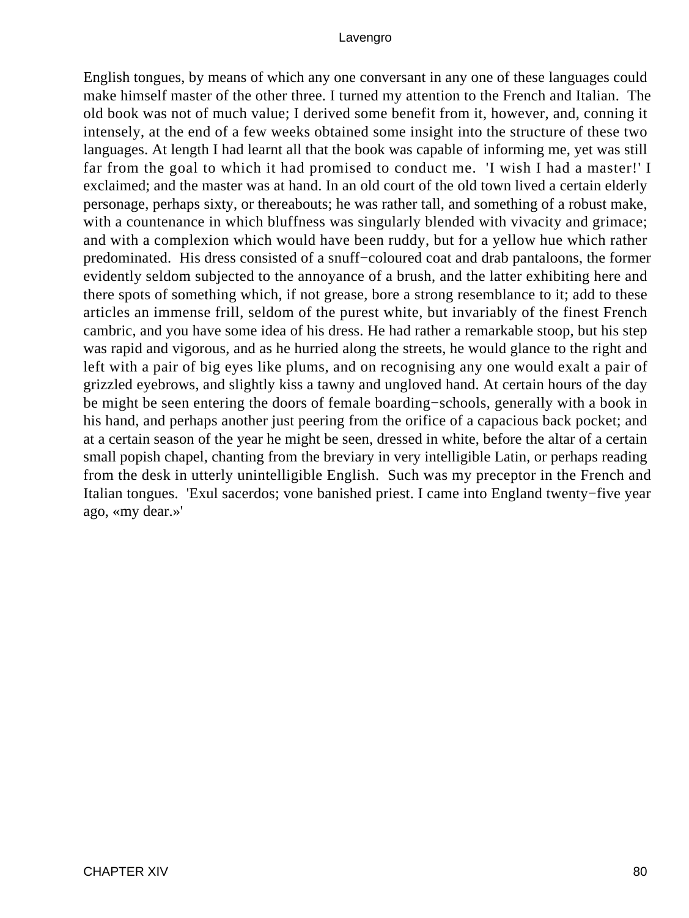English tongues, by means of which any one conversant in any one of these languages could make himself master of the other three. I turned my attention to the French and Italian. The old book was not of much value; I derived some benefit from it, however, and, conning it intensely, at the end of a few weeks obtained some insight into the structure of these two languages. At length I had learnt all that the book was capable of informing me, yet was still far from the goal to which it had promised to conduct me. 'I wish I had a master!' I exclaimed; and the master was at hand. In an old court of the old town lived a certain elderly personage, perhaps sixty, or thereabouts; he was rather tall, and something of a robust make, with a countenance in which bluffness was singularly blended with vivacity and grimace; and with a complexion which would have been ruddy, but for a yellow hue which rather predominated. His dress consisted of a snuff−coloured coat and drab pantaloons, the former evidently seldom subjected to the annoyance of a brush, and the latter exhibiting here and there spots of something which, if not grease, bore a strong resemblance to it; add to these articles an immense frill, seldom of the purest white, but invariably of the finest French cambric, and you have some idea of his dress. He had rather a remarkable stoop, but his step was rapid and vigorous, and as he hurried along the streets, he would glance to the right and left with a pair of big eyes like plums, and on recognising any one would exalt a pair of grizzled eyebrows, and slightly kiss a tawny and ungloved hand. At certain hours of the day be might be seen entering the doors of female boarding−schools, generally with a book in his hand, and perhaps another just peering from the orifice of a capacious back pocket; and at a certain season of the year he might be seen, dressed in white, before the altar of a certain small popish chapel, chanting from the breviary in very intelligible Latin, or perhaps reading from the desk in utterly unintelligible English. Such was my preceptor in the French and Italian tongues. 'Exul sacerdos; vone banished priest. I came into England twenty−five year ago, «my dear.»'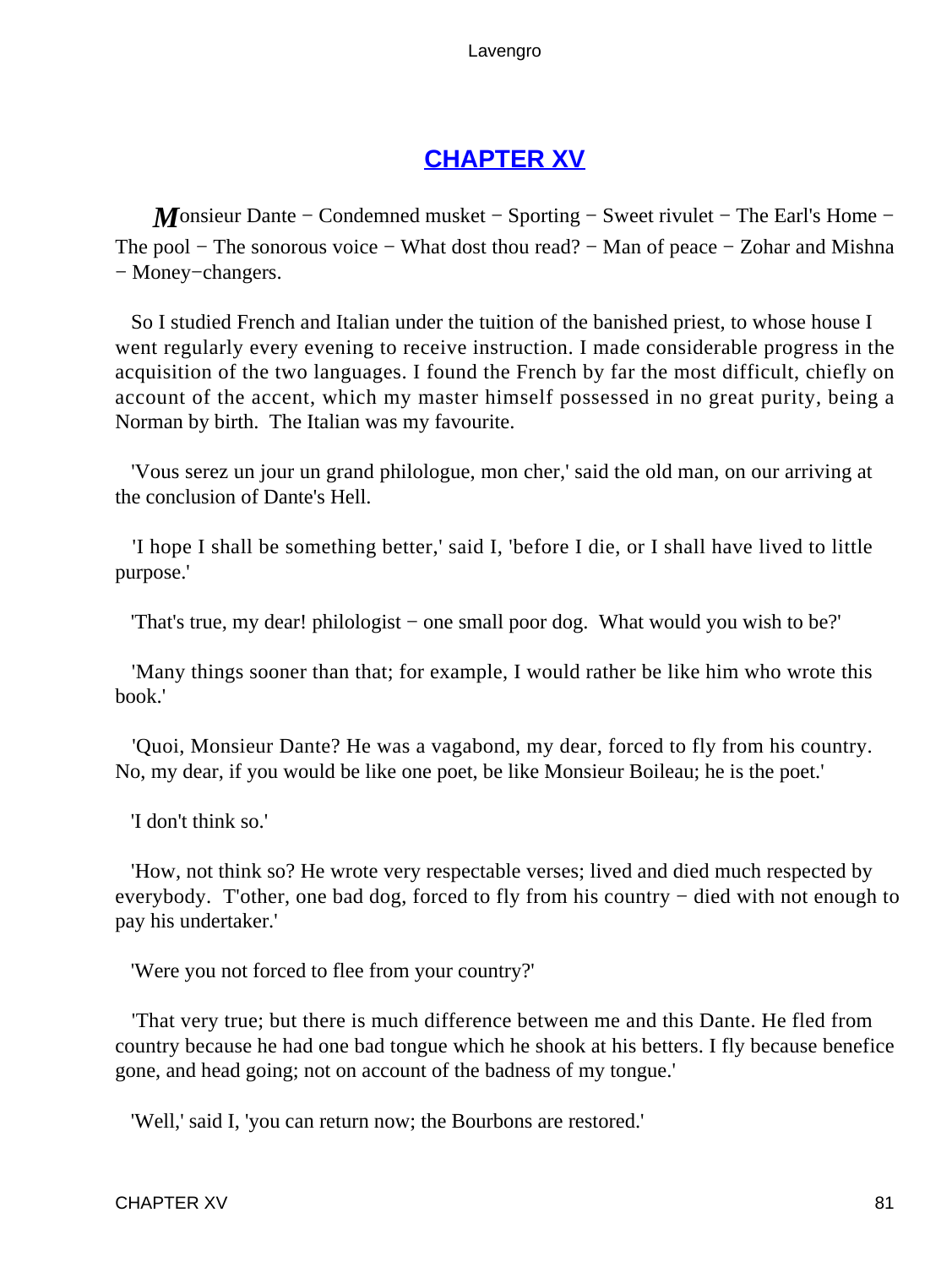# CHAPTER XV

*M*onsieur Dante − Condemned musket − Sporting − Sweet rivulet − The Earl's Home − The pool − The sonorous voice − What dost thou read? − Man of peace − Zohar and Mishna − Money−changers.

So I studied French and Italian under the tuition of the banished priest, to whose house I went regularly every evening to receive instruction. I made considerable progress in the acquisition of the two languages. I found the French by far the most difficult, chiefly on account of the accent, which my master himself possessed in no great purity, being a Norman by birth. The Italian was my favourite.

'Vous serez un jour un grand philologue, mon cher,' said the old man, on our arriving at the conclusion of Dante's Hell.

'I hope I shall be something better,' said I, 'before I die, or I shall have lived to little purpose.'

'That's true, my dear! philologist − one small poor dog. What would you wish to be?'

'Many things sooner than that; for example, I would rather be like him who wrote this book.'

'Quoi, Monsieur Dante? He was a vagabond, my dear, forced to fly from his country. No, my dear, if you would be like one poet, be like Monsieur Boileau; he is the poet.'

'I don't think so.'

'How, not think so? He wrote very respectable verses; lived and died much respected by everybody. T'other, one bad dog, forced to fly from his country − died with not enough to pay his undertaker.'

'Were you not forced to flee from your country?'

'That very true; but there is much difference between me and this Dante. He fled from country because he had one bad tongue which he shook at his betters. I fly because benefice gone, and head going; not on account of the badness of my tongue.'

'Well,' said I, 'you can return now; the Bourbons are restored.'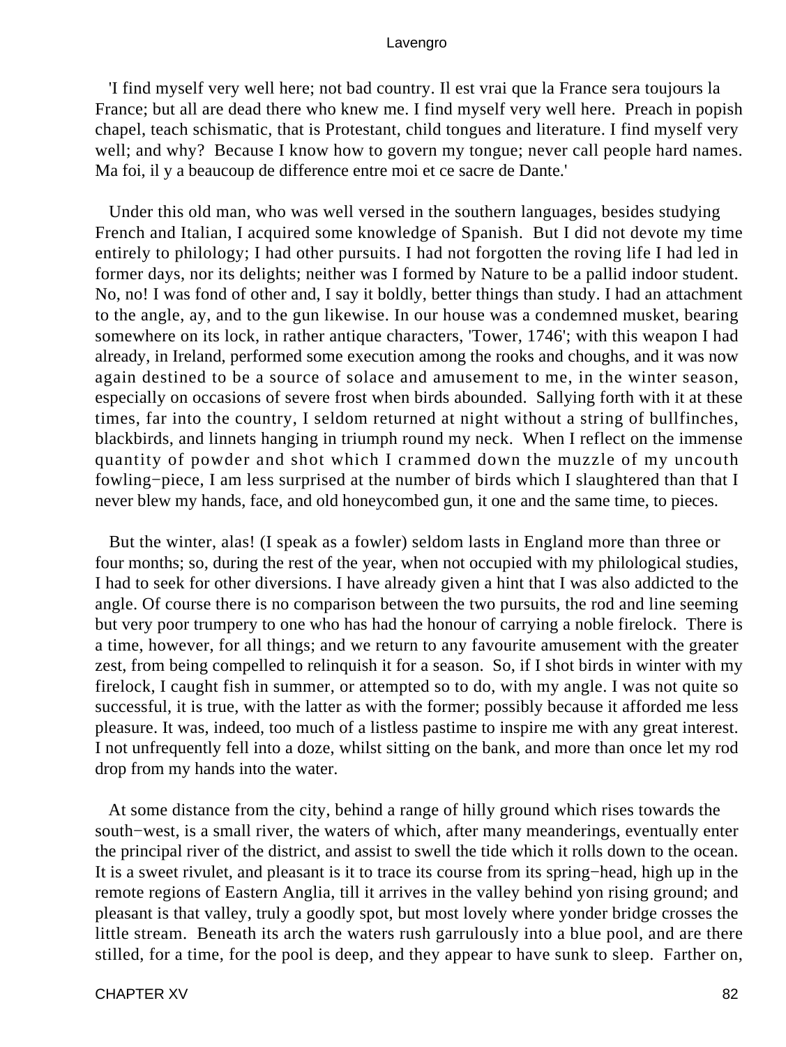'I find myself very well here; not bad country. Il est vrai que la France sera toujours la France; but all are dead there who knew me. I find myself very well here. Preach in popish chapel, teach schismatic, that is Protestant, child tongues and literature. I find myself very well; and why? Because I know how to govern my tongue; never call people hard names. Ma foi, il y a beaucoup de difference entre moi et ce sacre de Dante.'

Under this old man, who was well versed in the southern languages, besides studying French and Italian, I acquired some knowledge of Spanish. But I did not devote my time entirely to philology; I had other pursuits. I had not forgotten the roving life I had led in former days, nor its delights; neither was I formed by Nature to be a pallid indoor student. No, no! I was fond of other and, I say it boldly, better things than study. I had an attachment to the angle, ay, and to the gun likewise. In our house was a condemned musket, bearing somewhere on its lock, in rather antique characters, 'Tower, 1746'; with this weapon I had already, in Ireland, performed some execution among the rooks and choughs, and it was now again destined to be a source of solace and amusement to me, in the winter season, especially on occasions of severe frost when birds abounded. Sallying forth with it at these times, far into the country, I seldom returned at night without a string of bullfinches, blackbirds, and linnets hanging in triumph round my neck. When I reflect on the immense quantity of powder and shot which I crammed down the muzzle of my uncouth fowling−piece, I am less surprised at the number of birds which I slaughtered than that I never blew my hands, face, and old honeycombed gun, it one and the same time, to pieces.

But the winter, alas! (I speak as a fowler) seldom lasts in England more than three or four months; so, during the rest of the year, when not occupied with my philological studies, I had to seek for other diversions. I have already given a hint that I was also addicted to the angle. Of course there is no comparison between the two pursuits, the rod and line seeming but very poor trumpery to one who has had the honour of carrying a noble firelock. There is a time, however, for all things; and we return to any favourite amusement with the greater zest, from being compelled to relinquish it for a season. So, if I shot birds in winter with my firelock, I caught fish in summer, or attempted so to do, with my angle. I was not quite so successful, it is true, with the latter as with the former; possibly because it afforded me less pleasure. It was, indeed, too much of a listless pastime to inspire me with any great interest. I not unfrequently fell into a doze, whilst sitting on the bank, and more than once let my rod drop from my hands into the water.

At some distance from the city, behind a range of hilly ground which rises towards the south−west, is a small river, the waters of which, after many meanderings, eventually enter the principal river of the district, and assist to swell the tide which it rolls down to the ocean. It is a sweet rivulet, and pleasant is it to trace its course from its spring−head, high up in the remote regions of Eastern Anglia, till it arrives in the valley behind yon rising ground; and pleasant is that valley, truly a goodly spot, but most lovely where yonder bridge crosses the little stream. Beneath its arch the waters rush garrulously into a blue pool, and are there stilled, for a time, for the pool is deep, and they appear to have sunk to sleep. Farther on,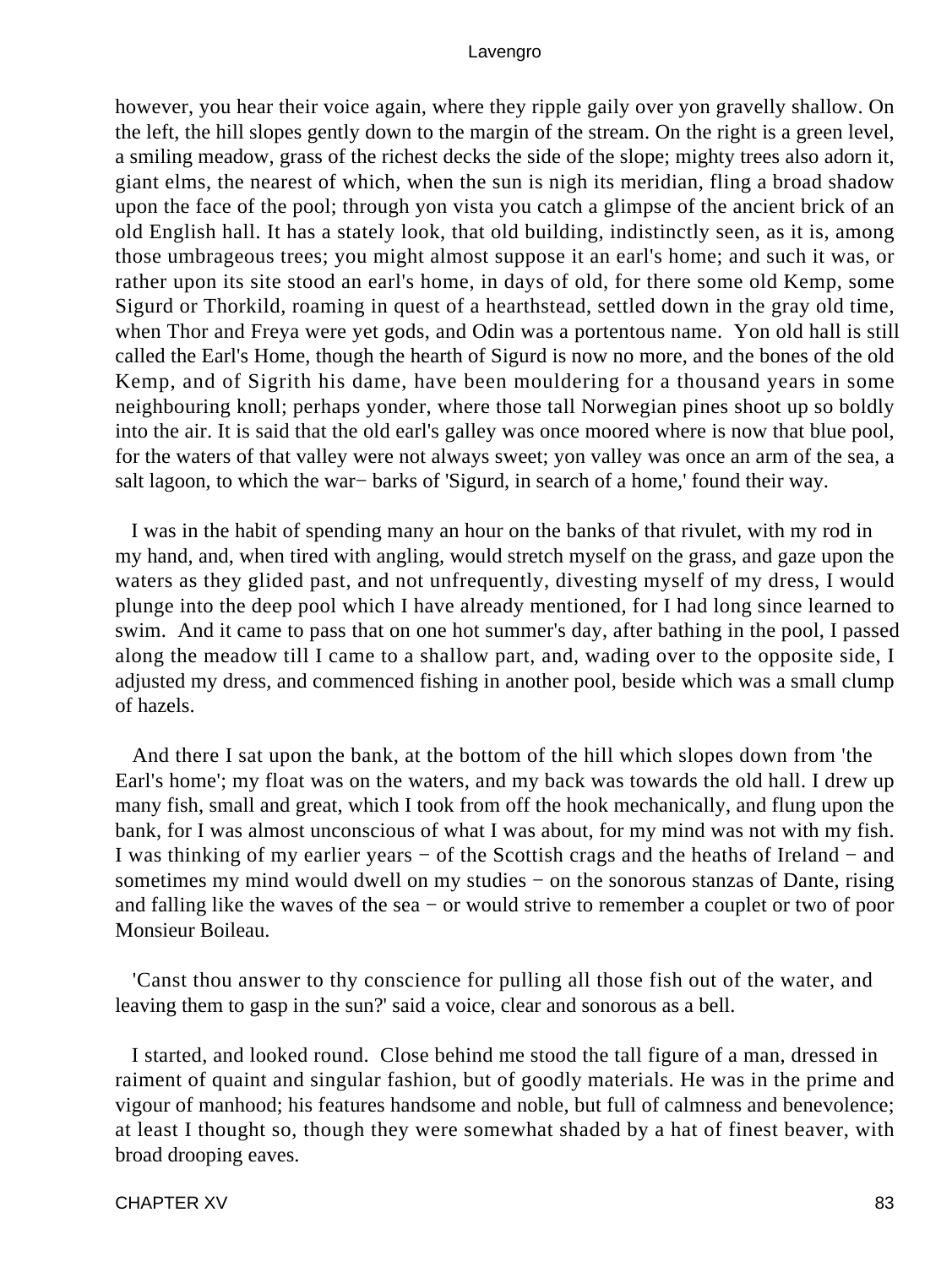however, you hear their voice again, where they ripple gaily over yon gravelly shallow. On the left, the hill slopes gently down to the margin of the stream. On the right is a green level, a smiling meadow, grass of the richest decks the side of the slope; mighty trees also adorn it, giant elms, the nearest of which, when the sun is nigh its meridian, fling a broad shadow upon the face of the pool; through yon vista you catch a glimpse of the ancient brick of an old English hall. It has a stately look, that old building, indistinctly seen, as it is, among those umbrageous trees; you might almost suppose it an earl's home; and such it was, or rather upon its site stood an earl's home, in days of old, for there some old Kemp, some Sigurd or Thorkild, roaming in quest of a hearthstead, settled down in the gray old time, when Thor and Freya were yet gods, and Odin was a portentous name. Yon old hall is still called the Earl's Home, though the hearth of Sigurd is now no more, and the bones of the old Kemp, and of Sigrith his dame, have been mouldering for a thousand years in some neighbouring knoll; perhaps yonder, where those tall Norwegian pines shoot up so boldly into the air. It is said that the old earl's galley was once moored where is now that blue pool, for the waters of that valley were not always sweet; yon valley was once an arm of the sea, a salt lagoon, to which the war− barks of 'Sigurd, in search of a home,' found their way.

I was in the habit of spending many an hour on the banks of that rivulet, with my rod in my hand, and, when tired with angling, would stretch myself on the grass, and gaze upon the waters as they glided past, and not unfrequently, divesting myself of my dress, I would plunge into the deep pool which I have already mentioned, for I had long since learned to swim. And it came to pass that on one hot summer's day, after bathing in the pool, I passed along the meadow till I came to a shallow part, and, wading over to the opposite side, I adjusted my dress, and commenced fishing in another pool, beside which was a small clump of hazels.

And there I sat upon the bank, at the bottom of the hill which slopes down from 'the Earl's home'; my float was on the waters, and my back was towards the old hall. I drew up many fish, small and great, which I took from off the hook mechanically, and flung upon the bank, for I was almost unconscious of what I was about, for my mind was not with my fish. I was thinking of my earlier years − of the Scottish crags and the heaths of Ireland − and sometimes my mind would dwell on my studies − on the sonorous stanzas of Dante, rising and falling like the waves of the sea − or would strive to remember a couplet or two of poor Monsieur Boileau.

'Canst thou answer to thy conscience for pulling all those fish out of the water, and leaving them to gasp in the sun?' said a voice, clear and sonorous as a bell.

I started, and looked round. Close behind me stood the tall figure of a man, dressed in raiment of quaint and singular fashion, but of goodly materials. He was in the prime and vigour of manhood; his features handsome and noble, but full of calmness and benevolence; at least I thought so, though they were somewhat shaded by a hat of finest beaver, with broad drooping eaves.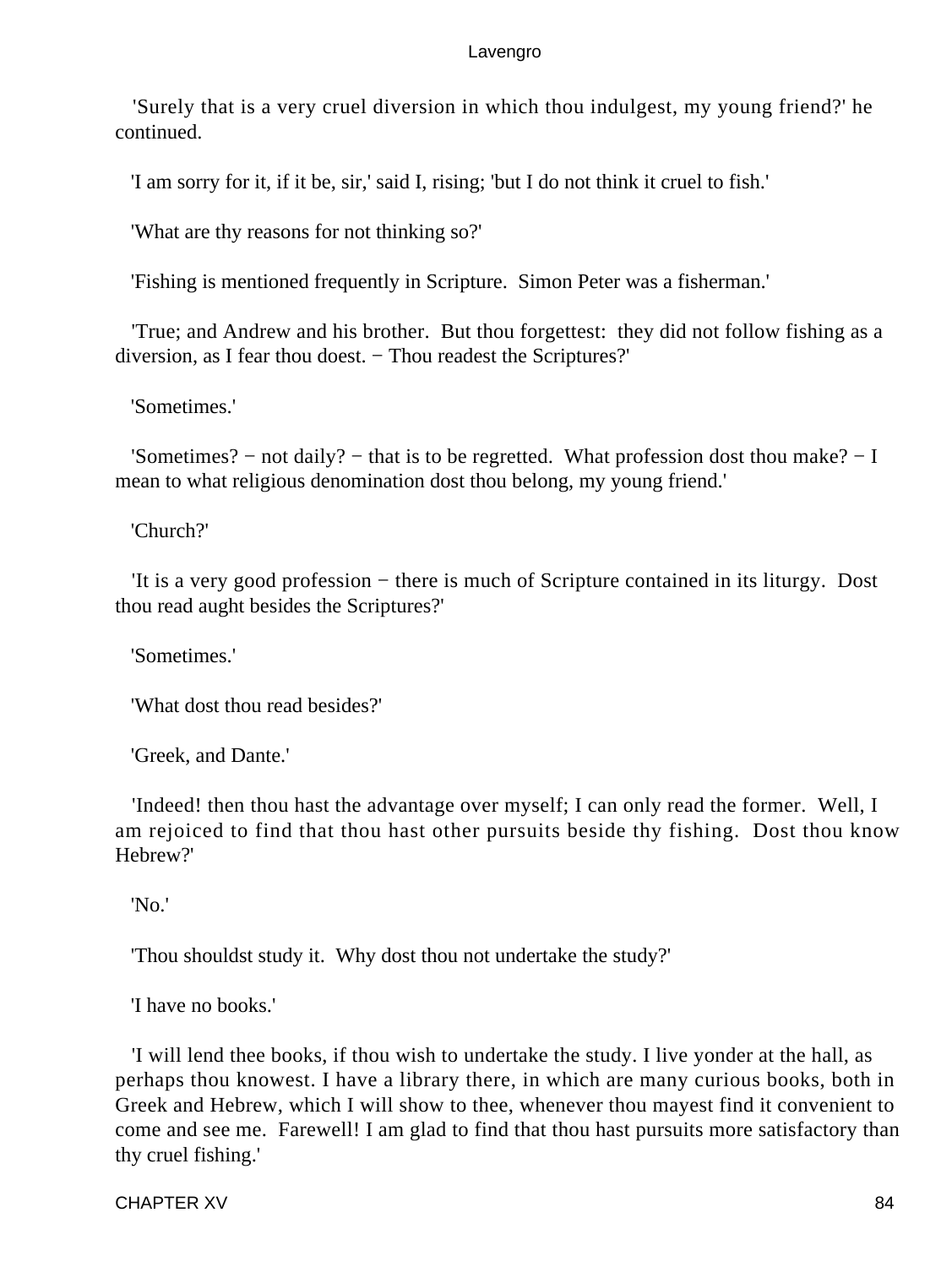'Surely that is a very cruel diversion in which thou indulgest, my young friend?' he continued.

'I am sorry for it, if it be, sir,' said I, rising; 'but I do not think it cruel to fish.'

'What are thy reasons for not thinking so?'

'Fishing is mentioned frequently in Scripture. Simon Peter was a fisherman.'

'True; and Andrew and his brother. But thou forgettest: they did not follow fishing as a diversion, as I fear thou doest. − Thou readest the Scriptures?'

'Sometimes.'

'Sometimes? − not daily? − that is to be regretted. What profession dost thou make? − I mean to what religious denomination dost thou belong, my young friend.'

'Church?'

'It is a very good profession − there is much of Scripture contained in its liturgy. Dost thou read aught besides the Scriptures?'

'Sometimes.'

'What dost thou read besides?'

'Greek, and Dante.'

'Indeed! then thou hast the advantage over myself; I can only read the former. Well, I am rejoiced to find that thou hast other pursuits beside thy fishing. Dost thou know Hebrew?'

'No.'

'Thou shouldst study it. Why dost thou not undertake the study?'

'I have no books.'

'I will lend thee books, if thou wish to undertake the study. I live yonder at the hall, as perhaps thou knowest. I have a library there, in which are many curious books, both in Greek and Hebrew, which I will show to thee, whenever thou mayest find it convenient to come and see me. Farewell! I am glad to find that thou hast pursuits more satisfactory than thy cruel fishing.'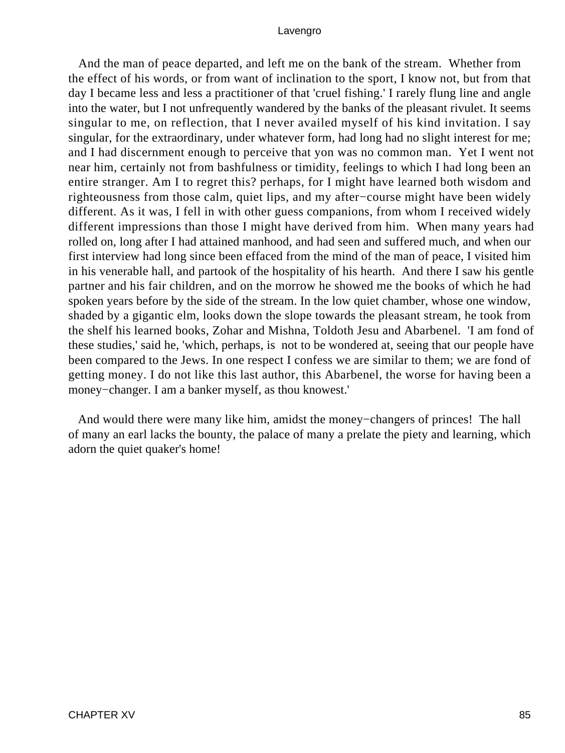And the man of peace departed, and left me on the bank of the stream. Whether from the effect of his words, or from want of inclination to the sport, I know not, but from that day I became less and less a practitioner of that 'cruel fishing.' I rarely flung line and angle into the water, but I not unfrequently wandered by the banks of the pleasant rivulet. It seems singular to me, on reflection, that I never availed myself of his kind invitation. I say singular, for the extraordinary, under whatever form, had long had no slight interest for me; and I had discernment enough to perceive that yon was no common man. Yet I went not near him, certainly not from bashfulness or timidity, feelings to which I had long been an entire stranger. Am I to regret this? perhaps, for I might have learned both wisdom and righteousness from those calm, quiet lips, and my after−course might have been widely different. As it was, I fell in with other guess companions, from whom I received widely different impressions than those I might have derived from him. When many years had rolled on, long after I had attained manhood, and had seen and suffered much, and when our first interview had long since been effaced from the mind of the man of peace, I visited him in his venerable hall, and partook of the hospitality of his hearth. And there I saw his gentle partner and his fair children, and on the morrow he showed me the books of which he had spoken years before by the side of the stream. In the low quiet chamber, whose one window, shaded by a gigantic elm, looks down the slope towards the pleasant stream, he took from the shelf his learned books, Zohar and Mishna, Toldoth Jesu and Abarbenel. 'I am fond of these studies,' said he, 'which, perhaps, is not to be wondered at, seeing that our people have been compared to the Jews. In one respect I confess we are similar to them; we are fond of getting money. I do not like this last author, this Abarbenel, the worse for having been a money−changer. I am a banker myself, as thou knowest.'

And would there were many like him, amidst the money−changers of princes! The hall of many an earl lacks the bounty, the palace of many a prelate the piety and learning, which adorn the quiet quaker's home!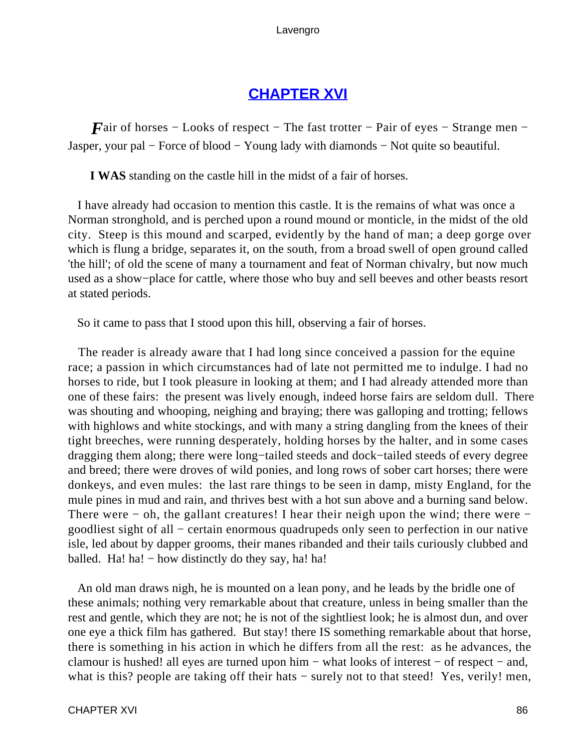## CHAPTER XVI

*F*air of horses − Looks of respect − The fast trotter − Pair of eyes − Strange men − Jasper, your pal − Force of blood − Young lady with diamonds − Not quite so beautiful.

**I WAS** standing on the castle hill in the midst of a fair of horses.

I have already had occasion to mention this castle. It is the remains of what was once a Norman stronghold, and is perched upon a round mound or monticle, in the midst of the old city. Steep is this mound and scarped, evidently by the hand of man; a deep gorge over which is flung a bridge, separates it, on the south, from a broad swell of open ground called 'the hill'; of old the scene of many a tournament and feat of Norman chivalry, but now much used as a show−place for cattle, where those who buy and sell beeves and other beasts resort at stated periods.

So it came to pass that I stood upon this hill, observing a fair of horses.

The reader is already aware that I had long since conceived a passion for the equine race; a passion in which circumstances had of late not permitted me to indulge. I had no horses to ride, but I took pleasure in looking at them; and I had already attended more than one of these fairs: the present was lively enough, indeed horse fairs are seldom dull. There was shouting and whooping, neighing and braying; there was galloping and trotting; fellows with highlows and white stockings, and with many a string dangling from the knees of their tight breeches, were running desperately, holding horses by the halter, and in some cases dragging them along; there were long−tailed steeds and dock−tailed steeds of every degree and breed; there were droves of wild ponies, and long rows of sober cart horses; there were donkeys, and even mules: the last rare things to be seen in damp, misty England, for the mule pines in mud and rain, and thrives best with a hot sun above and a burning sand below. There were − oh, the gallant creatures! I hear their neigh upon the wind; there were − goodliest sight of all − certain enormous quadrupeds only seen to perfection in our native isle, led about by dapper grooms, their manes ribanded and their tails curiously clubbed and balled. Ha! ha! − how distinctly do they say, ha! ha!

An old man draws nigh, he is mounted on a lean pony, and he leads by the bridle one of these animals; nothing very remarkable about that creature, unless in being smaller than the rest and gentle, which they are not; he is not of the sightliest look; he is almost dun, and over one eye a thick film has gathered. But stay! there IS something remarkable about that horse, there is something in his action in which he differs from all the rest: as he advances, the clamour is hushed! all eyes are turned upon him − what looks of interest − of respect − and, what is this? people are taking off their hats − surely not to that steed! Yes, verily! men,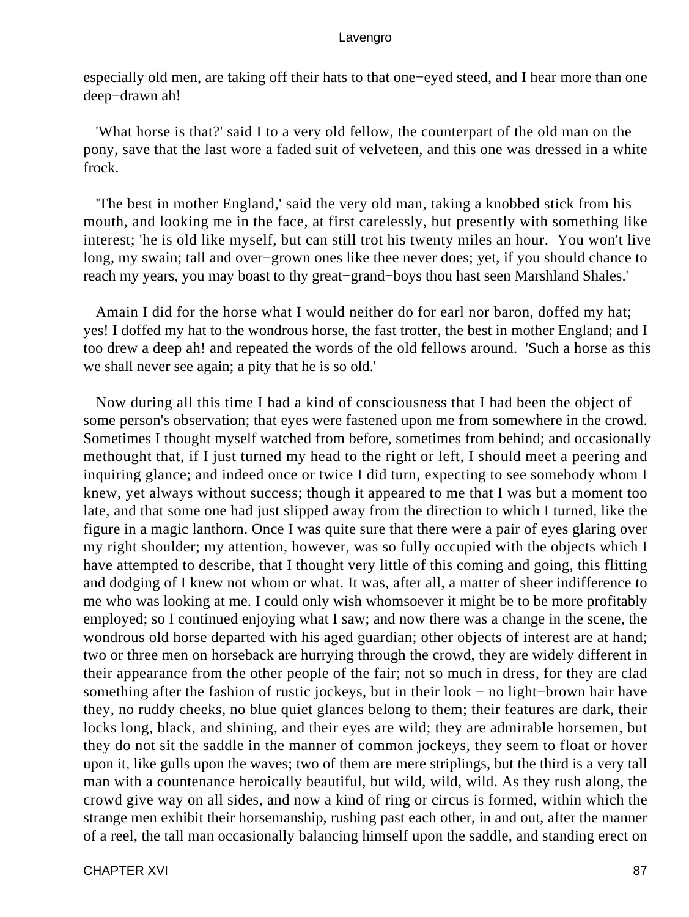especially old men, are taking off their hats to that one−eyed steed, and I hear more than one deep−drawn ah!

'What horse is that?' said I to a very old fellow, the counterpart of the old man on the pony, save that the last wore a faded suit of velveteen, and this one was dressed in a white frock.

'The best in mother England,' said the very old man, taking a knobbed stick from his mouth, and looking me in the face, at first carelessly, but presently with something like interest; 'he is old like myself, but can still trot his twenty miles an hour.  You won't live long, my swain; tall and over−grown ones like thee never does; yet, if you should chance to reach my years, you may boast to thy great−grand−boys thou hast seen Marshland Shales.'

Amain I did for the horse what I would neither do for earl nor baron, doffed my hat; yes! I doffed my hat to the wondrous horse, the fast trotter, the best in mother England; and I too drew a deep ah! and repeated the words of the old fellows around.  'Such a horse as this we shall never see again; a pity that he is so old.'

Now during all this time I had a kind of consciousness that I had been the object of some person's observation; that eyes were fastened upon me from somewhere in the crowd. Sometimes I thought myself watched from before, sometimes from behind; and occasionally methought that, if I just turned my head to the right or left, I should meet a peering and inquiring glance; and indeed once or twice I did turn, expecting to see somebody whom I knew, yet always without success; though it appeared to me that I was but a moment too late, and that some one had just slipped away from the direction to which I turned, like the figure in a magic lanthorn. Once I was quite sure that there were a pair of eyes glaring over my right shoulder; my attention, however, was so fully occupied with the objects which I have attempted to describe, that I thought very little of this coming and going, this flitting and dodging of I knew not whom or what. It was, after all, a matter of sheer indifference to me who was looking at me. I could only wish whomsoever it might be to be more profitably employed; so I continued enjoying what I saw; and now there was a change in the scene, the wondrous old horse departed with his aged guardian; other objects of interest are at hand; two or three men on horseback are hurrying through the crowd, they are widely different in their appearance from the other people of the fair; not so much in dress, for they are clad something after the fashion of rustic jockeys, but in their look − no light−brown hair have they, no ruddy cheeks, no blue quiet glances belong to them; their features are dark, their locks long, black, and shining, and their eyes are wild; they are admirable horsemen, but they do not sit the saddle in the manner of common jockeys, they seem to float or hover upon it, like gulls upon the waves; two of them are mere striplings, but the third is a very tall man with a countenance heroically beautiful, but wild, wild, wild. As they rush along, the crowd give way on all sides, and now a kind of ring or circus is formed, within which the strange men exhibit their horsemanship, rushing past each other, in and out, after the manner of a reel, the tall man occasionally balancing himself upon the saddle, and standing erect on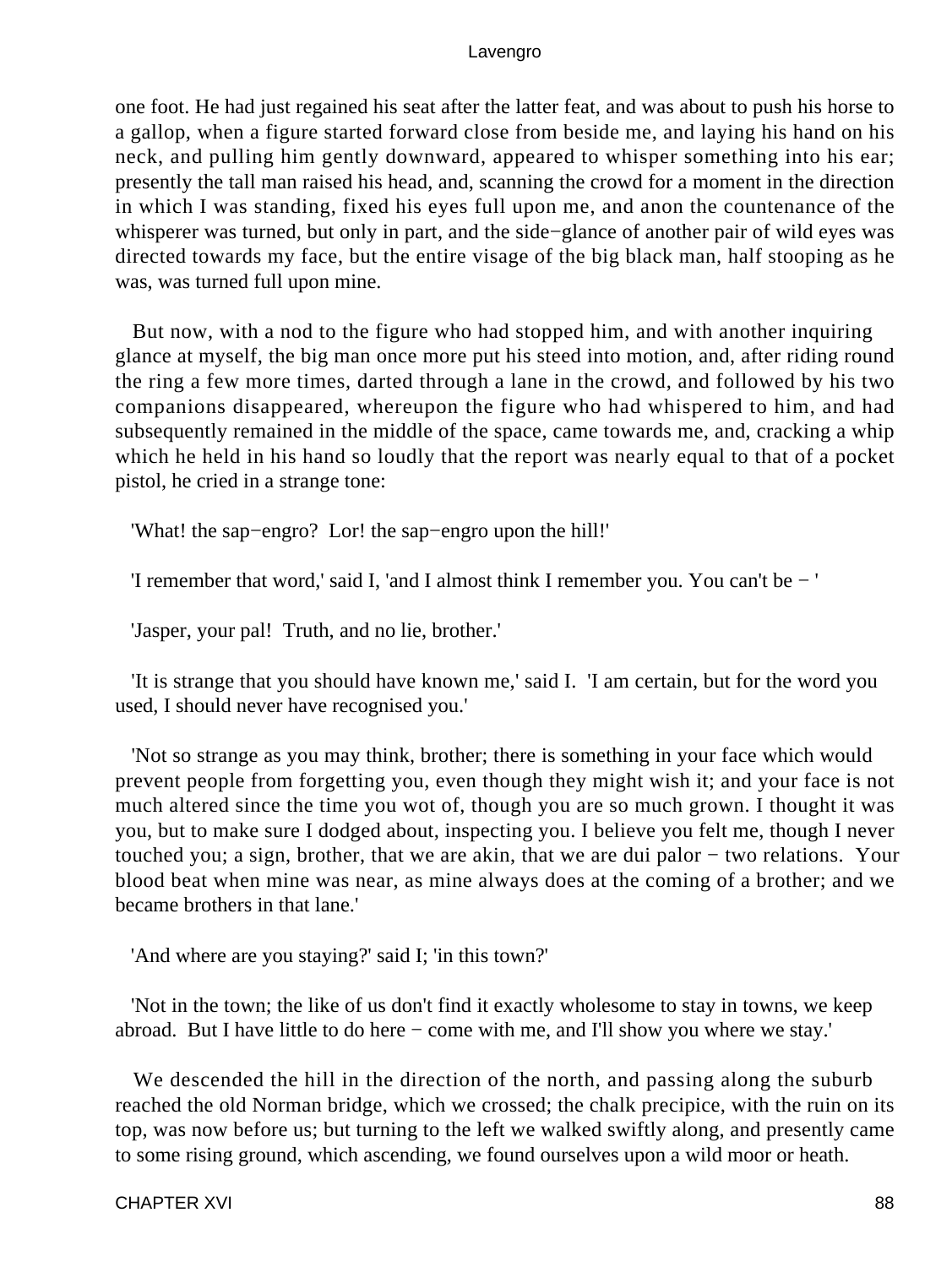one foot. He had just regained his seat after the latter feat, and was about to push his horse to a gallop, when a figure started forward close from beside me, and laying his hand on his neck, and pulling him gently downward, appeared to whisper something into his ear; presently the tall man raised his head, and, scanning the crowd for a moment in the direction in which I was standing, fixed his eyes full upon me, and anon the countenance of the whisperer was turned, but only in part, and the side−glance of another pair of wild eyes was directed towards my face, but the entire visage of the big black man, half stooping as he was, was turned full upon mine.

But now, with a nod to the figure who had stopped him, and with another inquiring glance at myself, the big man once more put his steed into motion, and, after riding round the ring a few more times, darted through a lane in the crowd, and followed by his two companions disappeared, whereupon the figure who had whispered to him, and had subsequently remained in the middle of the space, came towards me, and, cracking a whip which he held in his hand so loudly that the report was nearly equal to that of a pocket pistol, he cried in a strange tone:

'What! the sap−engro? Lor! the sap−engro upon the hill!'

'I remember that word,' said I, 'and I almost think I remember you. You can't be − '

'Jasper, your pal! Truth, and no lie, brother.'

'It is strange that you should have known me,' said I. 'I am certain, but for the word you used, I should never have recognised you.'

'Not so strange as you may think, brother; there is something in your face which would prevent people from forgetting you, even though they might wish it; and your face is not much altered since the time you wot of, though you are so much grown. I thought it was you, but to make sure I dodged about, inspecting you. I believe you felt me, though I never touched you; a sign, brother, that we are akin, that we are dui palor − two relations. Your blood beat when mine was near, as mine always does at the coming of a brother; and we became brothers in that lane.'

'And where are you staying?' said I; 'in this town?'

'Not in the town; the like of us don't find it exactly wholesome to stay in towns, we keep abroad. But I have little to do here − come with me, and I'll show you where we stay.'

We descended the hill in the direction of the north, and passing along the suburb reached the old Norman bridge, which we crossed; the chalk precipice, with the ruin on its top, was now before us; but turning to the left we walked swiftly along, and presently came to some rising ground, which ascending, we found ourselves upon a wild moor or heath.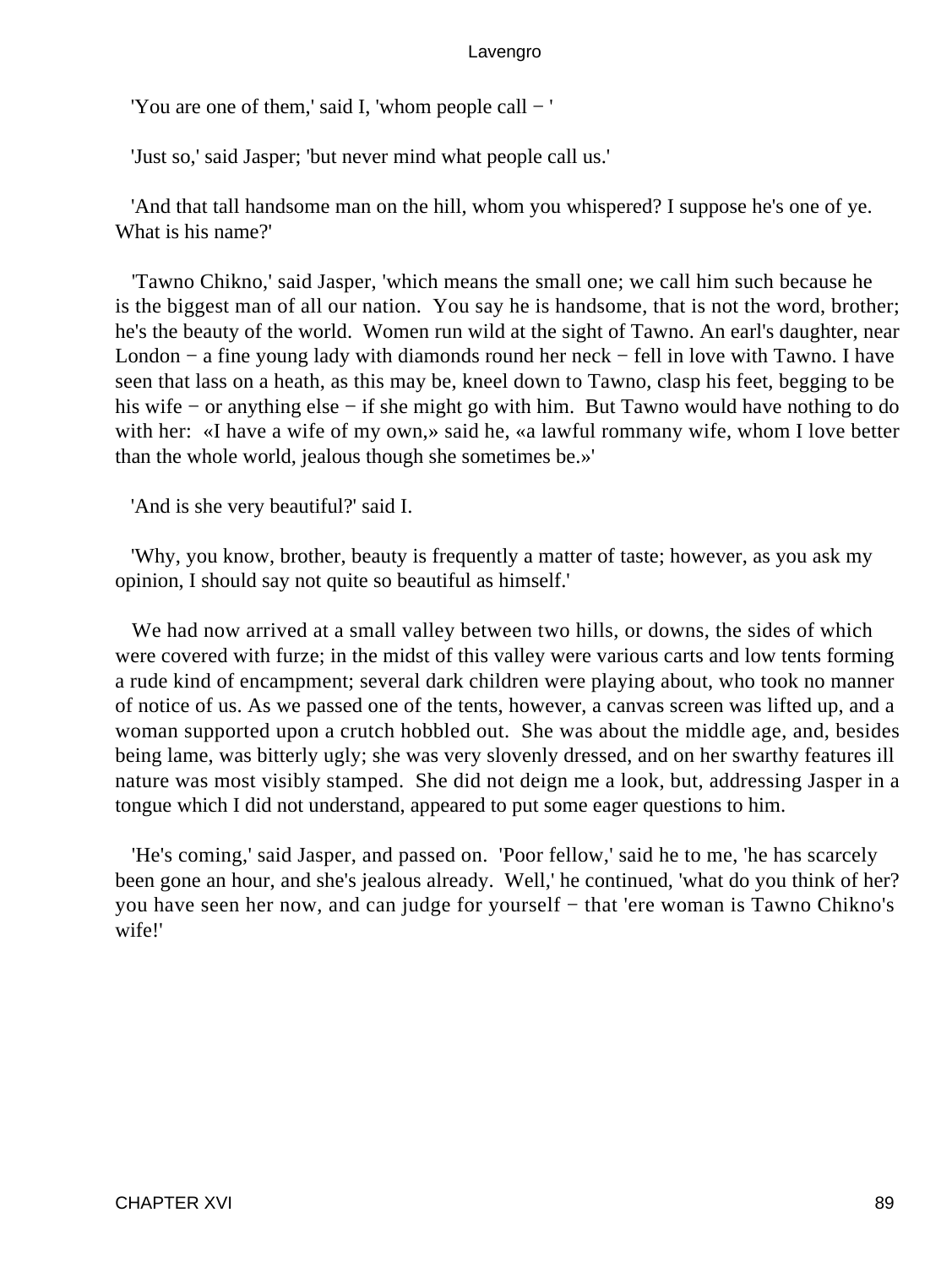'You are one of them,' said I, 'whom people call − '

'Just so,' said Jasper; 'but never mind what people call us.'

'And that tall handsome man on the hill, whom you whispered? I suppose he's one of ye. What is his name?'

'Tawno Chikno,' said Jasper, 'which means the small one; we call him such because he is the biggest man of all our nation. You say he is handsome, that is not the word, brother; he's the beauty of the world. Women run wild at the sight of Tawno. An earl's daughter, near London − a fine young lady with diamonds round her neck − fell in love with Tawno. I have seen that lass on a heath, as this may be, kneel down to Tawno, clasp his feet, begging to be his wife − or anything else − if she might go with him. But Tawno would have nothing to do with her: «I have a wife of my own,» said he, «a lawful rommany wife, whom I love better than the whole world, jealous though she sometimes be.»'

'And is she very beautiful?' said I.

'Why, you know, brother, beauty is frequently a matter of taste; however, as you ask my opinion, I should say not quite so beautiful as himself.'

We had now arrived at a small valley between two hills, or downs, the sides of which were covered with furze; in the midst of this valley were various carts and low tents forming a rude kind of encampment; several dark children were playing about, who took no manner of notice of us. As we passed one of the tents, however, a canvas screen was lifted up, and a woman supported upon a crutch hobbled out. She was about the middle age, and, besides being lame, was bitterly ugly; she was very slovenly dressed, and on her swarthy features ill nature was most visibly stamped. She did not deign me a look, but, addressing Jasper in a tongue which I did not understand, appeared to put some eager questions to him.

'He's coming,' said Jasper, and passed on. 'Poor fellow,' said he to me, 'he has scarcely been gone an hour, and she's jealous already. Well,' he continued, 'what do you think of her? you have seen her now, and can judge for yourself − that 'ere woman is Tawno Chikno's wife!'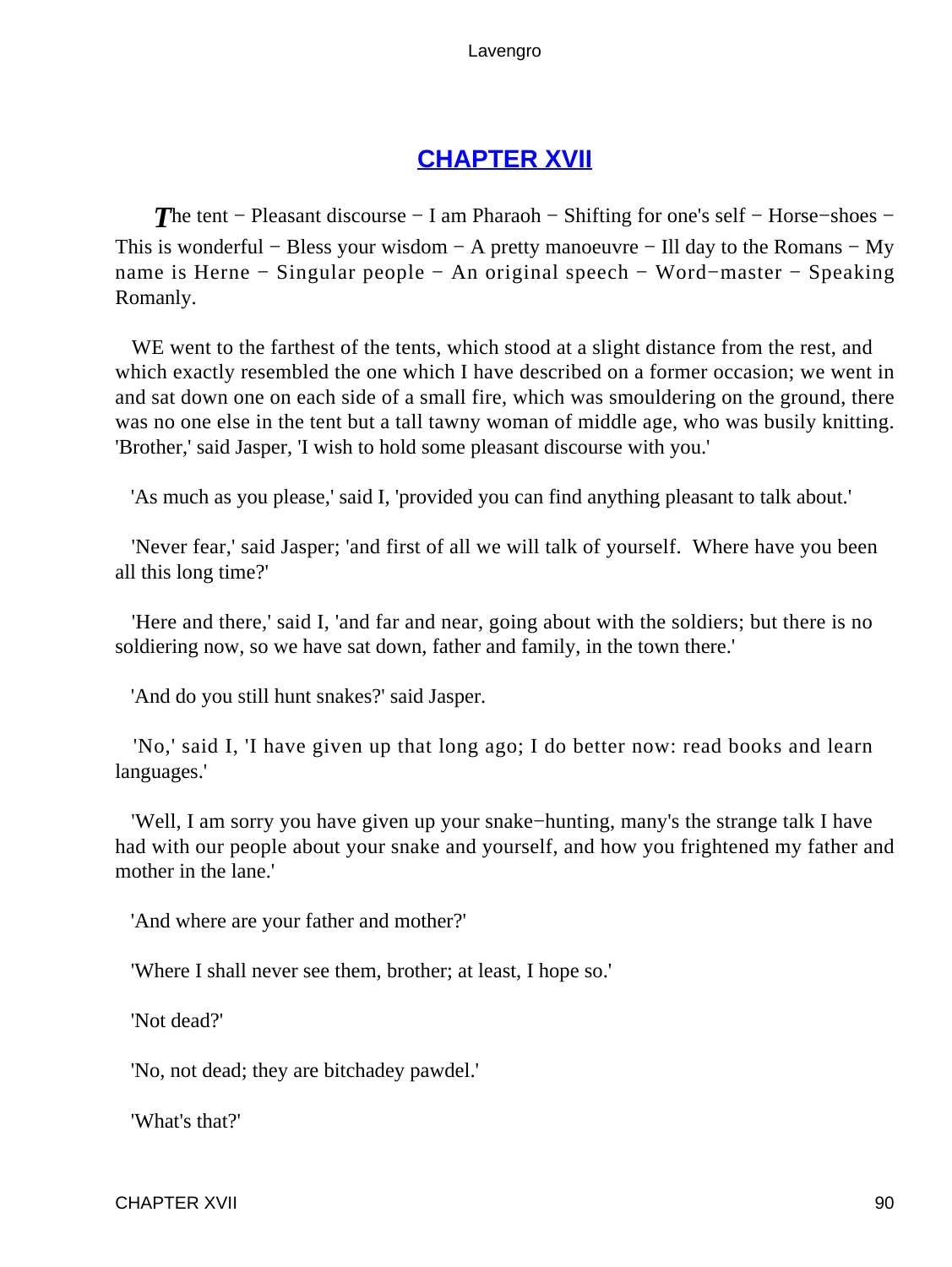## CHAPTER XVII

*The tent − Pleasant discourse − I am Pharaoh − Shifting for one's self − Horse−shoes − This is wonderful − Bless your wisdom − A pretty manoeuvre − Ill day to the Romans − My name is Herne − Singular people − An original speech − Word−master − Speaking Romanly.*

WE went to the farthest of the tents, which stood at a slight distance from the rest, and which exactly resembled the one which I have described on a former occasion; we went in and sat down one on each side of a small fire, which was smouldering on the ground, there was no one else in the tent but a tall tawny woman of middle age, who was busily knitting. 'Brother,' said Jasper, 'I wish to hold some pleasant discourse with you.'

'As much as you please,' said I, 'provided you can find anything pleasant to talk about.'

'Never fear,' said Jasper; 'and first of all we will talk of yourself. Where have you been all this long time?'

'Here and there,' said I, 'and far and near, going about with the soldiers; but there is no soldiering now, so we have sat down, father and family, in the town there.'

'And do you still hunt snakes?' said Jasper.

'No,' said I, 'I have given up that long ago; I do better now: read books and learn languages.'

'Well, I am sorry you have given up your snake−hunting, many's the strange talk I have had with our people about your snake and yourself, and how you frightened my father and mother in the lane.'

'And where are your father and mother?'

'Where I shall never see them, brother; at least, I hope so.'

'Not dead?'

'No, not dead; they are bitchadey pawdel.'

'What's that?'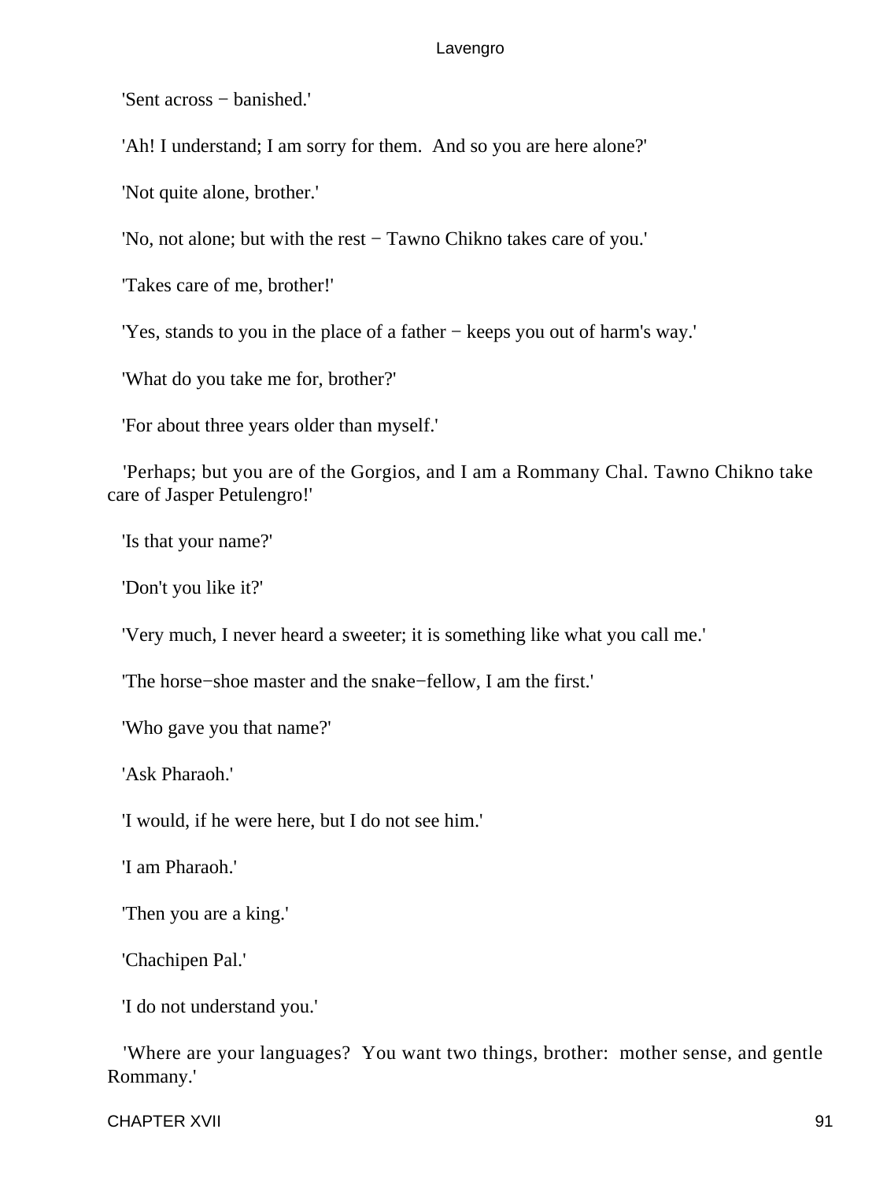'Sent across − banished.'

'Ah! I understand; I am sorry for them.  And so you are here alone?'

'Not quite alone, brother.'

'No, not alone; but with the rest − Tawno Chikno takes care of you.'

'Takes care of me, brother!'

'Yes, stands to you in the place of a father − keeps you out of harm's way.'

'What do you take me for, brother?'

'For about three years older than myself.'

'Perhaps; but you are of the Gorgios, and I am a Rommany Chal. Tawno Chikno take care of Jasper Petulengro!'

'Is that your name?'

'Don't you like it?'

'Very much, I never heard a sweeter; it is something like what you call me.'

'The horse−shoe master and the snake−fellow, I am the first.'

'Who gave you that name?'

'Ask Pharaoh.'

'I would, if he were here, but I do not see him.'

'I am Pharaoh.'

'Then you are a king.'

'Chachipen Pal.'

'I do not understand you.'

'Where are your languages?  You want two things, brother:  mother sense, and gentle Rommany.'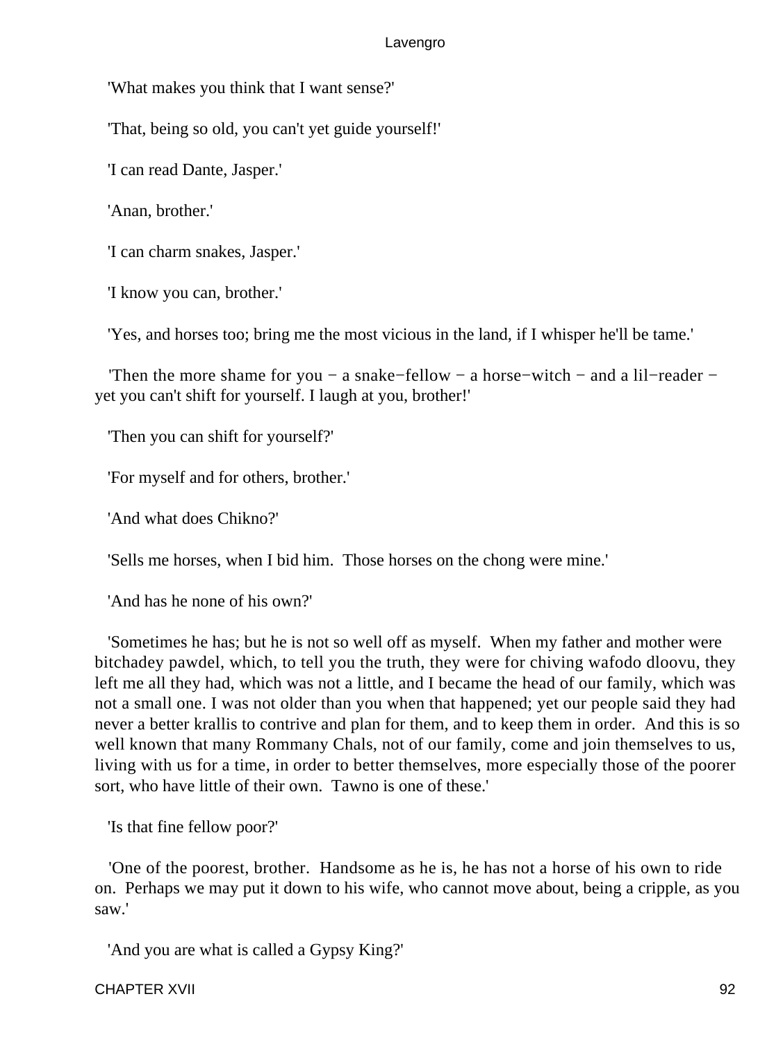'What makes you think that I want sense?'

'That, being so old, you can't yet guide yourself!'

'I can read Dante, Jasper.'

'Anan, brother.'

'I can charm snakes, Jasper.'

'I know you can, brother.'

'Yes, and horses too; bring me the most vicious in the land, if I whisper he'll be tame.'

'Then the more shame for you − a snake−fellow − a horse−witch − and a lil−reader − yet you can't shift for yourself. I laugh at you, brother!'

'Then you can shift for yourself?'

'For myself and for others, brother.'

'And what does Chikno?'

'Sells me horses, when I bid him. Those horses on the chong were mine.'

'And has he none of his own?'

'Sometimes he has; but he is not so well off as myself. When my father and mother were bitchadey pawdel, which, to tell you the truth, they were for chiving wafodo dloovu, they left me all they had, which was not a little, and I became the head of our family, which was not a small one. I was not older than you when that happened; yet our people said they had never a better krallis to contrive and plan for them, and to keep them in order. And this is so well known that many Rommany Chals, not of our family, come and join themselves to us, living with us for a time, in order to better themselves, more especially those of the poorer sort, who have little of their own. Tawno is one of these.'

'Is that fine fellow poor?'

'One of the poorest, brother. Handsome as he is, he has not a horse of his own to ride on. Perhaps we may put it down to his wife, who cannot move about, being a cripple, as you saw.'

'And you are what is called a Gypsy King?'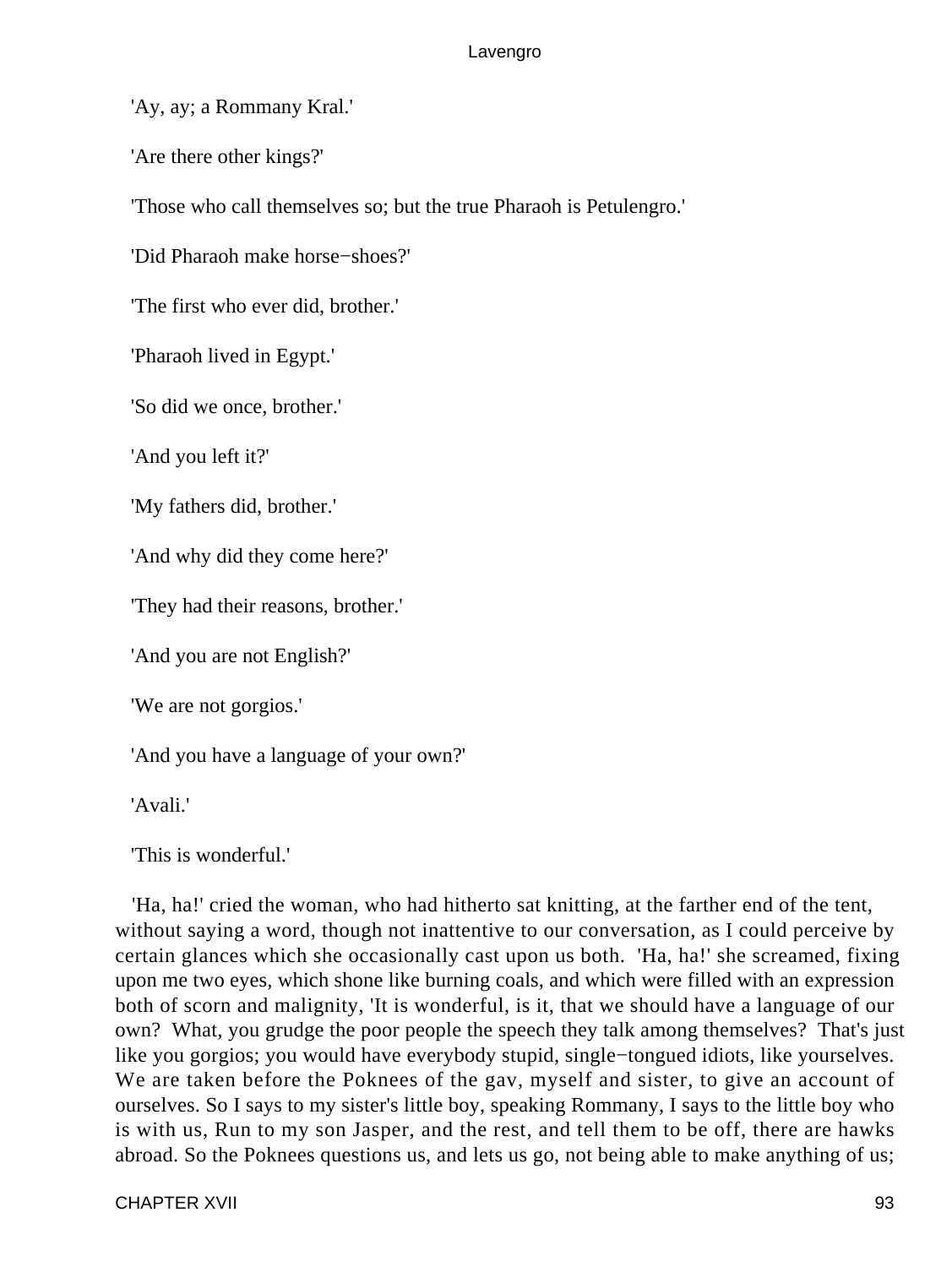'Ay, ay; a Rommany Kral.'

'Are there other kings?'

'Those who call themselves so; but the true Pharaoh is Petulengro.'

'Did Pharaoh make horse−shoes?'

'The first who ever did, brother.'

'Pharaoh lived in Egypt.'

'So did we once, brother.'

'And you left it?'

'My fathers did, brother.'

'And why did they come here?'

'They had their reasons, brother.'

'And you are not English?'

'We are not gorgios.'

'And you have a language of your own?'

'Avali.'

'This is wonderful.'

'Ha, ha!' cried the woman, who had hitherto sat knitting, at the farther end of the tent, without saying a word, though not inattentive to our conversation, as I could perceive by certain glances which she occasionally cast upon us both. 'Ha, ha!' she screamed, fixing upon me two eyes, which shone like burning coals, and which were filled with an expression both of scorn and malignity, 'It is wonderful, is it, that we should have a language of our own? What, you grudge the poor people the speech they talk among themselves? That's just like you gorgios; you would have everybody stupid, single−tongued idiots, like yourselves. We are taken before the Poknees of the gav, myself and sister, to give an account of ourselves. So I says to my sister's little boy, speaking Rommany, I says to the little boy who is with us, Run to my son Jasper, and the rest, and tell them to be off, there are hawks abroad. So the Poknees questions us, and lets us go, not being able to make anything of us;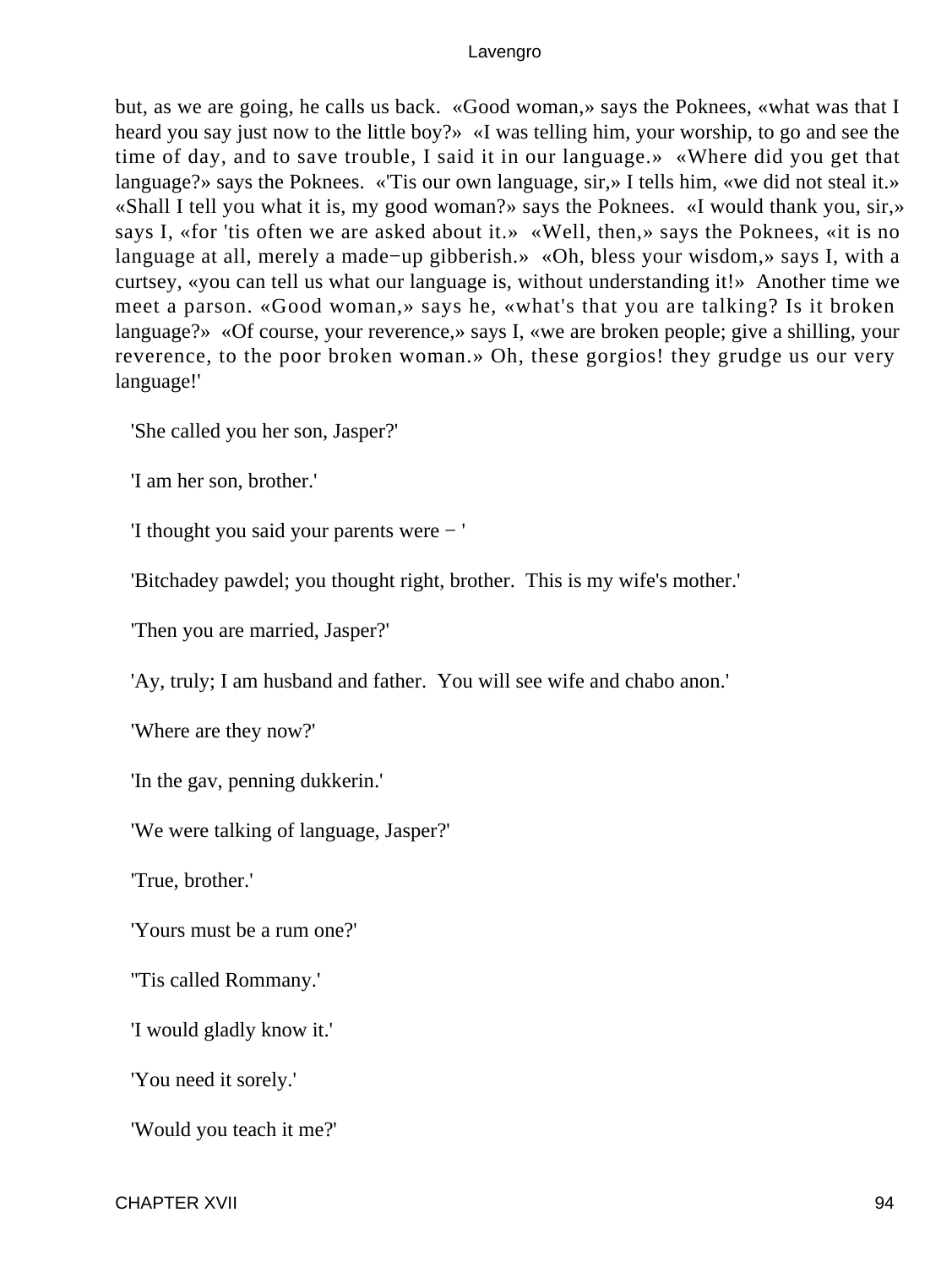but, as we are going, he calls us back. «Good woman,» says the Poknees, «what was that I heard you say just now to the little boy?» «I was telling him, your worship, to go and see the time of day, and to save trouble, I said it in our language.» «Where did you get that language?» says the Poknees. «'Tis our own language, sir,» I tells him, «we did not steal it.» «Shall I tell you what it is, my good woman?» says the Poknees. «I would thank you, sir,» says I, «for 'tis often we are asked about it.» «Well, then,» says the Poknees, «it is no language at all, merely a made−up gibberish.» «Oh, bless your wisdom,» says I, with a curtsey, «you can tell us what our language is, without understanding it!» Another time we meet a parson. «Good woman,» says he, «what's that you are talking? Is it broken language?» «Of course, your reverence,» says I, «we are broken people; give a shilling, your reverence, to the poor broken woman.» Oh, these gorgios! they grudge us our very language!'

'She called you her son, Jasper?'

'I am her son, brother.'

'I thought you said your parents were − '

'Bitchadey pawdel; you thought right, brother. This is my wife's mother.'

'Then you are married, Jasper?'

'Ay, truly; I am husband and father. You will see wife and chabo anon.'

'Where are they now?'

'In the gav, penning dukkerin.'

'We were talking of language, Jasper?'

'True, brother.'

'Yours must be a rum one?'

''Tis called Rommany.'

'I would gladly know it.'

'You need it sorely.'

'Would you teach it me?'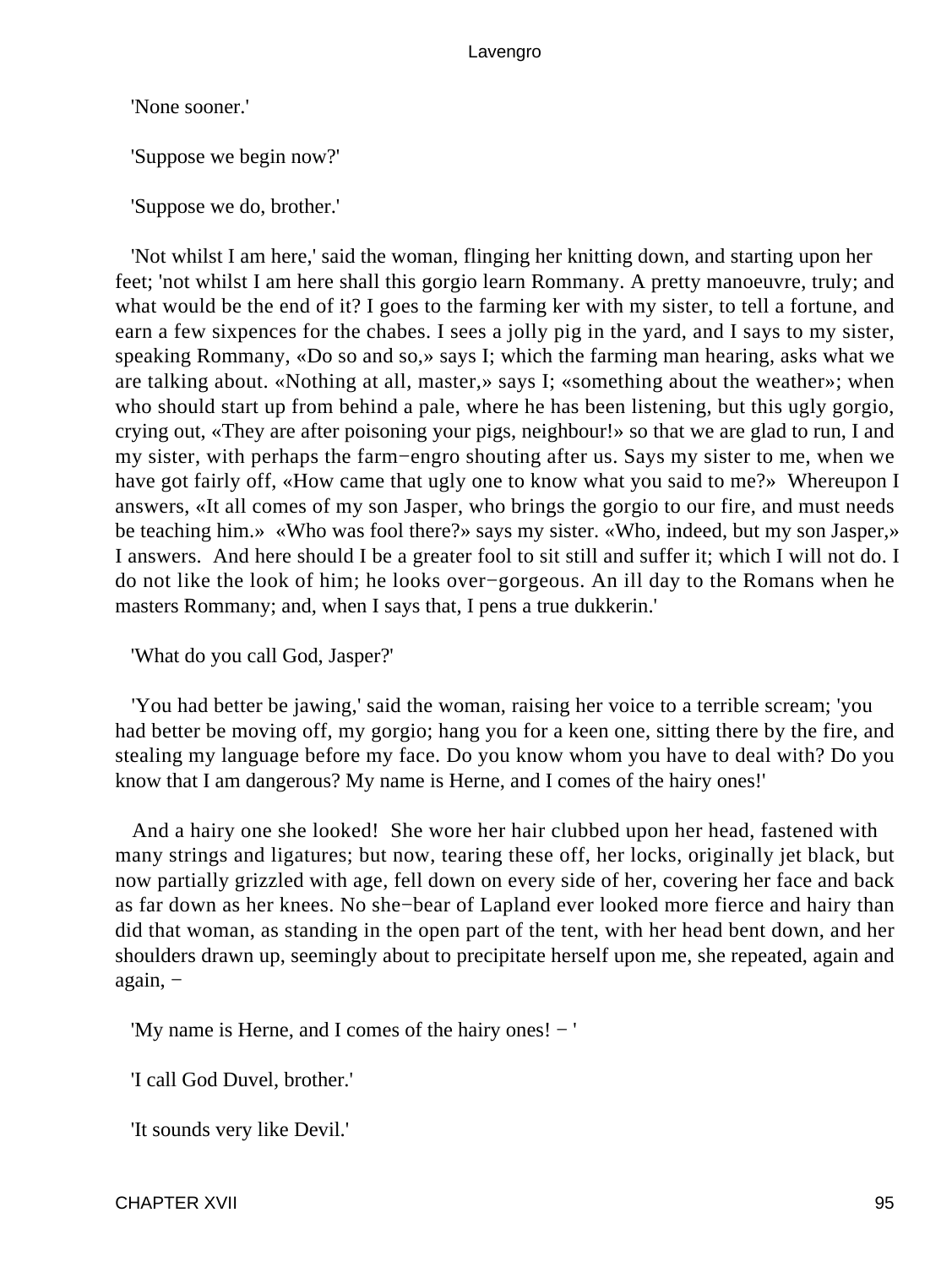'None sooner.'

'Suppose we begin now?'

'Suppose we do, brother.'

'Not whilst I am here,' said the woman, flinging her knitting down, and starting upon her feet; 'not whilst I am here shall this gorgio learn Rommany. A pretty manoeuvre, truly; and what would be the end of it? I goes to the farming ker with my sister, to tell a fortune, and earn a few sixpences for the chabes. I sees a jolly pig in the yard, and I says to my sister, speaking Rommany, «Do so and so,» says I; which the farming man hearing, asks what we are talking about. «Nothing at all, master,» says I; «something about the weather»; when who should start up from behind a pale, where he has been listening, but this ugly gorgio, crying out, «They are after poisoning your pigs, neighbour!» so that we are glad to run, I and my sister, with perhaps the farm−engro shouting after us. Says my sister to me, when we have got fairly off, «How came that ugly one to know what you said to me?» Whereupon I answers, «It all comes of my son Jasper, who brings the gorgio to our fire, and must needs be teaching him.» «Who was fool there?» says my sister. «Who, indeed, but my son Jasper,» I answers. And here should I be a greater fool to sit still and suffer it; which I will not do. I do not like the look of him; he looks over−gorgeous. An ill day to the Romans when he masters Rommany; and, when I says that, I pens a true dukkerin.'

'What do you call God, Jasper?'

'You had better be jawing,' said the woman, raising her voice to a terrible scream; 'you had better be moving off, my gorgio; hang you for a keen one, sitting there by the fire, and stealing my language before my face. Do you know whom you have to deal with? Do you know that I am dangerous? My name is Herne, and I comes of the hairy ones!'

And a hairy one she looked! She wore her hair clubbed upon her head, fastened with many strings and ligatures; but now, tearing these off, her locks, originally jet black, but now partially grizzled with age, fell down on every side of her, covering her face and back as far down as her knees. No she−bear of Lapland ever looked more fierce and hairy than did that woman, as standing in the open part of the tent, with her head bent down, and her shoulders drawn up, seemingly about to precipitate herself upon me, she repeated, again and again, −

'My name is Herne, and I comes of the hairy ones! − '

'I call God Duvel, brother.'

'It sounds very like Devil.'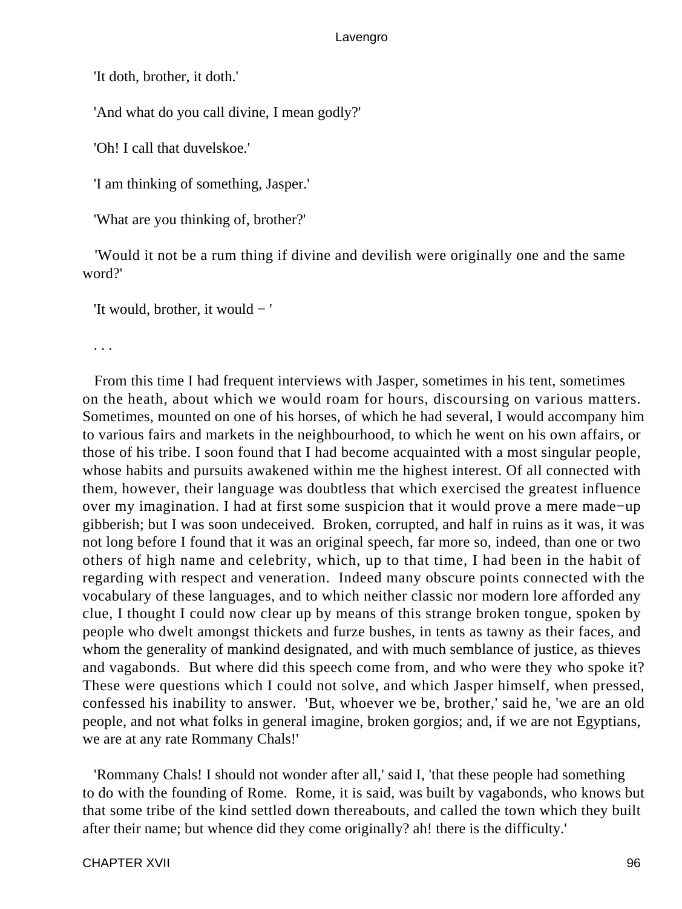'It doth, brother, it doth.'

'And what do you call divine, I mean godly?'

'Oh! I call that duvelskoe.'

'I am thinking of something, Jasper.'

'What are you thinking of, brother?'

'Would it not be a rum thing if divine and devilish were originally one and the same word?'

'It would, brother, it would − '

. . .

From this time I had frequent interviews with Jasper, sometimes in his tent, sometimes on the heath, about which we would roam for hours, discoursing on various matters. Sometimes, mounted on one of his horses, of which he had several, I would accompany him to various fairs and markets in the neighbourhood, to which he went on his own affairs, or those of his tribe. I soon found that I had become acquainted with a most singular people, whose habits and pursuits awakened within me the highest interest. Of all connected with them, however, their language was doubtless that which exercised the greatest influence over my imagination. I had at first some suspicion that it would prove a mere made−up gibberish; but I was soon undeceived. Broken, corrupted, and half in ruins as it was, it was not long before I found that it was an original speech, far more so, indeed, than one or two others of high name and celebrity, which, up to that time, I had been in the habit of regarding with respect and veneration. Indeed many obscure points connected with the vocabulary of these languages, and to which neither classic nor modern lore afforded any clue, I thought I could now clear up by means of this strange broken tongue, spoken by people who dwelt amongst thickets and furze bushes, in tents as tawny as their faces, and whom the generality of mankind designated, and with much semblance of justice, as thieves and vagabonds. But where did this speech come from, and who were they who spoke it? These were questions which I could not solve, and which Jasper himself, when pressed, confessed his inability to answer. 'But, whoever we be, brother,' said he, 'we are an old people, and not what folks in general imagine, broken gorgios; and, if we are not Egyptians, we are at any rate Rommany Chals!'

'Rommany Chals! I should not wonder after all,' said I, 'that these people had something to do with the founding of Rome. Rome, it is said, was built by vagabonds, who knows but that some tribe of the kind settled down thereabouts, and called the town which they built after their name; but whence did they come originally? ah! there is the difficulty.'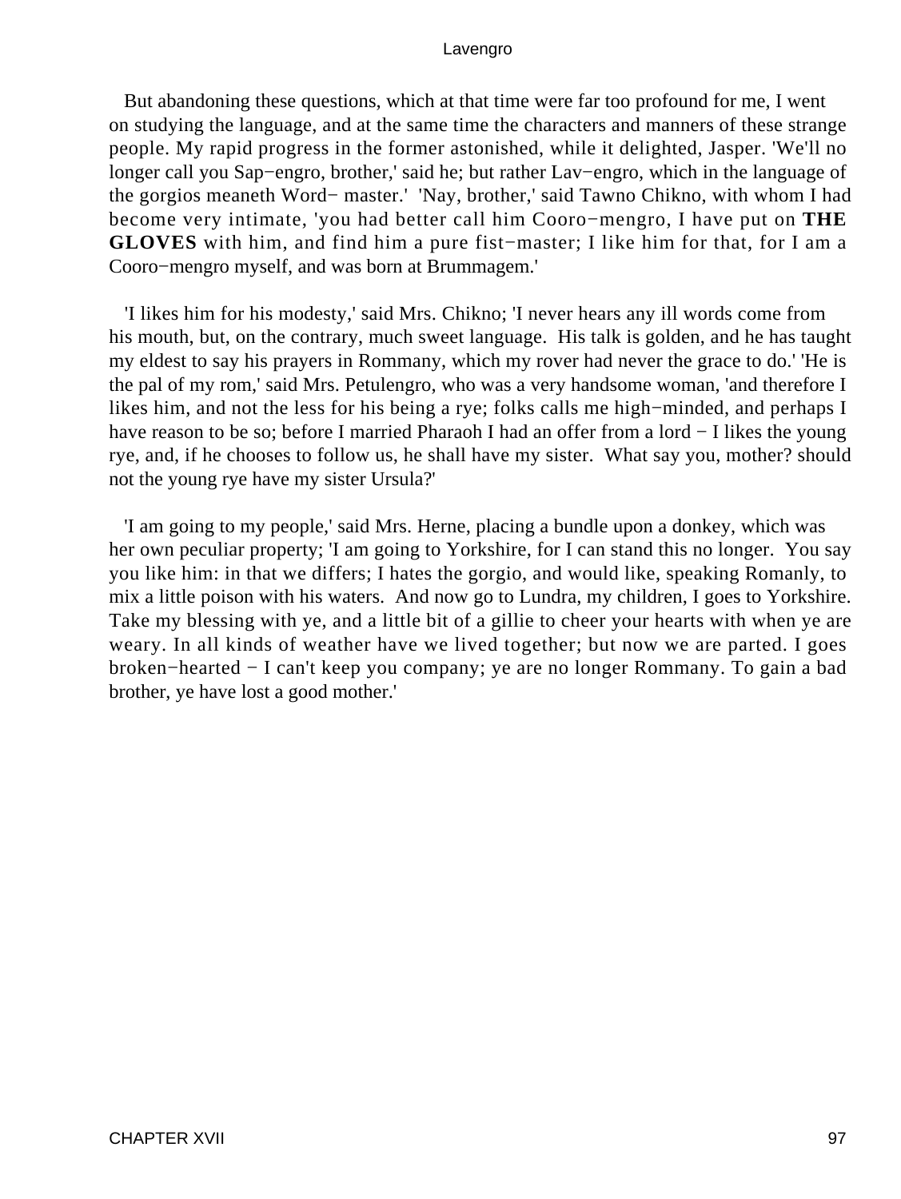But abandoning these questions, which at that time were far too profound for me, I went on studying the language, and at the same time the characters and manners of these strange people. My rapid progress in the former astonished, while it delighted, Jasper. 'We'll no longer call you Sap−engro, brother,' said he; but rather Lav−engro, which in the language of the gorgios meaneth Word− master.' 'Nay, brother,' said Tawno Chikno, with whom I had become very intimate, 'you had better call him Cooro−mengro, I have put on **THE GLOVES** with him, and find him a pure fist−master; I like him for that, for I am a Cooro−mengro myself, and was born at Brummagem.'

'I likes him for his modesty,' said Mrs. Chikno; 'I never hears any ill words come from his mouth, but, on the contrary, much sweet language. His talk is golden, and he has taught my eldest to say his prayers in Rommany, which my rover had never the grace to do.' 'He is the pal of my rom,' said Mrs. Petulengro, who was a very handsome woman, 'and therefore I likes him, and not the less for his being a rye; folks calls me high−minded, and perhaps I have reason to be so; before I married Pharaoh I had an offer from a lord − I likes the young rye, and, if he chooses to follow us, he shall have my sister. What say you, mother? should not the young rye have my sister Ursula?'

'I am going to my people,' said Mrs. Herne, placing a bundle upon a donkey, which was her own peculiar property; 'I am going to Yorkshire, for I can stand this no longer. You say you like him: in that we differs; I hates the gorgio, and would like, speaking Romanly, to mix a little poison with his waters. And now go to Lundra, my children, I goes to Yorkshire. Take my blessing with ye, and a little bit of a gillie to cheer your hearts with when ye are weary. In all kinds of weather have we lived together; but now we are parted. I goes broken−hearted − I can't keep you company; ye are no longer Rommany. To gain a bad brother, ye have lost a good mother.'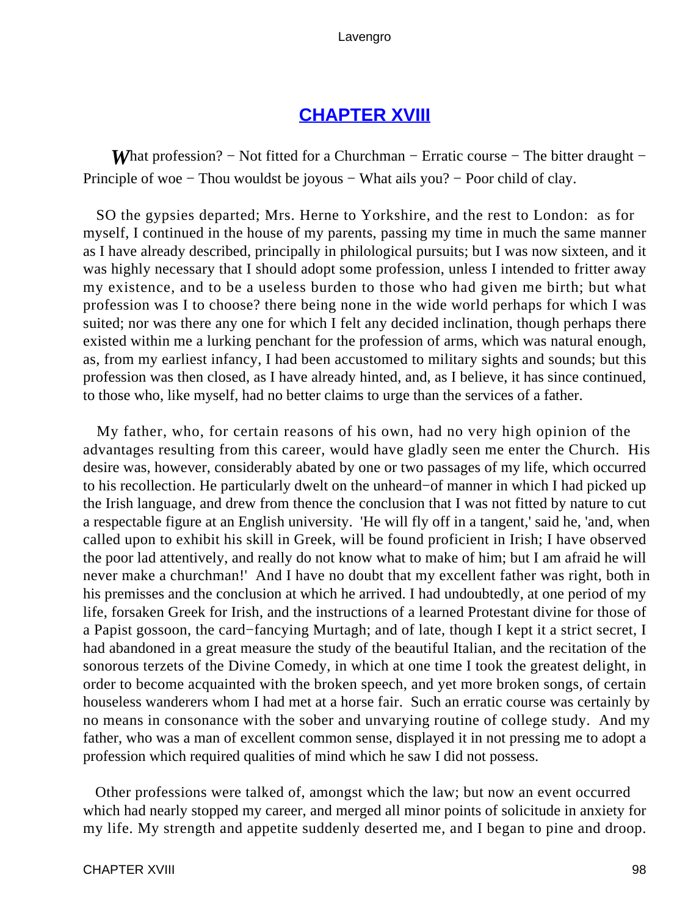## CHAPTER XVIII

*W*hat profession? − Not fitted for a Churchman − Erratic course − The bitter draught − Principle of woe − Thou wouldst be joyous − What ails you? − Poor child of clay.

SO the gypsies departed; Mrs. Herne to Yorkshire, and the rest to London: as for myself, I continued in the house of my parents, passing my time in much the same manner as I have already described, principally in philological pursuits; but I was now sixteen, and it was highly necessary that I should adopt some profession, unless I intended to fritter away my existence, and to be a useless burden to those who had given me birth; but what profession was I to choose? there being none in the wide world perhaps for which I was suited; nor was there any one for which I felt any decided inclination, though perhaps there existed within me a lurking penchant for the profession of arms, which was natural enough, as, from my earliest infancy, I had been accustomed to military sights and sounds; but this profession was then closed, as I have already hinted, and, as I believe, it has since continued, to those who, like myself, had no better claims to urge than the services of a father.

My father, who, for certain reasons of his own, had no very high opinion of the advantages resulting from this career, would have gladly seen me enter the Church. His desire was, however, considerably abated by one or two passages of my life, which occurred to his recollection. He particularly dwelt on the unheard−of manner in which I had picked up the Irish language, and drew from thence the conclusion that I was not fitted by nature to cut a respectable figure at an English university. 'He will fly off in a tangent,' said he, 'and, when called upon to exhibit his skill in Greek, will be found proficient in Irish; I have observed the poor lad attentively, and really do not know what to make of him; but I am afraid he will never make a churchman!' And I have no doubt that my excellent father was right, both in his premisses and the conclusion at which he arrived. I had undoubtedly, at one period of my life, forsaken Greek for Irish, and the instructions of a learned Protestant divine for those of a Papist gossoon, the card−fancying Murtagh; and of late, though I kept it a strict secret, I had abandoned in a great measure the study of the beautiful Italian, and the recitation of the sonorous terzets of the Divine Comedy, in which at one time I took the greatest delight, in order to become acquainted with the broken speech, and yet more broken songs, of certain houseless wanderers whom I had met at a horse fair. Such an erratic course was certainly by no means in consonance with the sober and unvarying routine of college study. And my father, who was a man of excellent common sense, displayed it in not pressing me to adopt a profession which required qualities of mind which he saw I did not possess.

Other professions were talked of, amongst which the law; but now an event occurred which had nearly stopped my career, and merged all minor points of solicitude in anxiety for my life. My strength and appetite suddenly deserted me, and I began to pine and droop.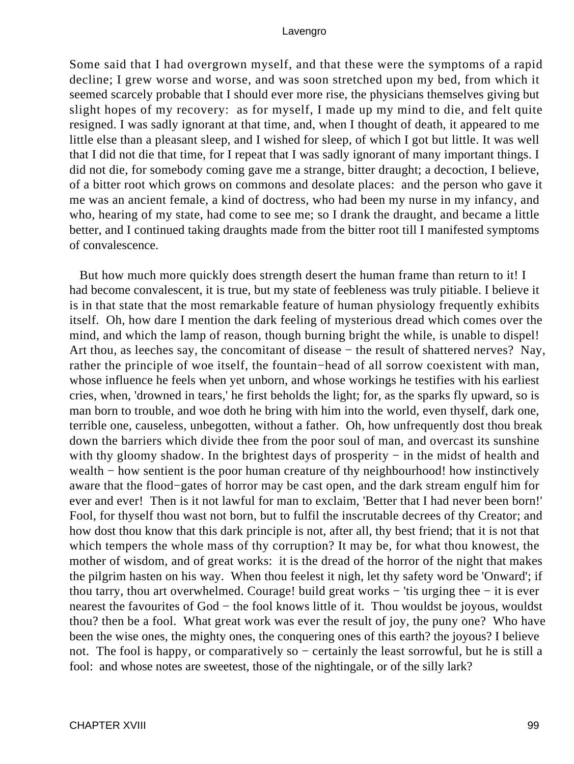Some said that I had overgrown myself, and that these were the symptoms of a rapid decline; I grew worse and worse, and was soon stretched upon my bed, from which it seemed scarcely probable that I should ever more rise, the physicians themselves giving but slight hopes of my recovery: as for myself, I made up my mind to die, and felt quite resigned. I was sadly ignorant at that time, and, when I thought of death, it appeared to me little else than a pleasant sleep, and I wished for sleep, of which I got but little. It was well that I did not die that time, for I repeat that I was sadly ignorant of many important things. I did not die, for somebody coming gave me a strange, bitter draught; a decoction, I believe, of a bitter root which grows on commons and desolate places: and the person who gave it me was an ancient female, a kind of doctress, who had been my nurse in my infancy, and who, hearing of my state, had come to see me; so I drank the draught, and became a little better, and I continued taking draughts made from the bitter root till I manifested symptoms of convalescence.

But how much more quickly does strength desert the human frame than return to it! I had become convalescent, it is true, but my state of feebleness was truly pitiable. I believe it is in that state that the most remarkable feature of human physiology frequently exhibits itself. Oh, how dare I mention the dark feeling of mysterious dread which comes over the mind, and which the lamp of reason, though burning bright the while, is unable to dispel! Art thou, as leeches say, the concomitant of disease − the result of shattered nerves? Nay, rather the principle of woe itself, the fountain−head of all sorrow coexistent with man, whose influence he feels when yet unborn, and whose workings he testifies with his earliest cries, when, 'drowned in tears,' he first beholds the light; for, as the sparks fly upward, so is man born to trouble, and woe doth he bring with him into the world, even thyself, dark one, terrible one, causeless, unbegotten, without a father. Oh, how unfrequently dost thou break down the barriers which divide thee from the poor soul of man, and overcast its sunshine with thy gloomy shadow. In the brightest days of prosperity − in the midst of health and wealth − how sentient is the poor human creature of thy neighbourhood! how instinctively aware that the flood−gates of horror may be cast open, and the dark stream engulf him for ever and ever! Then is it not lawful for man to exclaim, 'Better that I had never been born!' Fool, for thyself thou wast not born, but to fulfil the inscrutable decrees of thy Creator; and how dost thou know that this dark principle is not, after all, thy best friend; that it is not that which tempers the whole mass of thy corruption? It may be, for what thou knowest, the mother of wisdom, and of great works: it is the dread of the horror of the night that makes the pilgrim hasten on his way. When thou feelest it nigh, let thy safety word be 'Onward'; if thou tarry, thou art overwhelmed. Courage! build great works − 'tis urging thee − it is ever nearest the favourites of God − the fool knows little of it. Thou wouldst be joyous, wouldst thou? then be a fool. What great work was ever the result of joy, the puny one? Who have been the wise ones, the mighty ones, the conquering ones of this earth? the joyous? I believe not. The fool is happy, or comparatively so − certainly the least sorrowful, but he is still a fool: and whose notes are sweetest, those of the nightingale, or of the silly lark?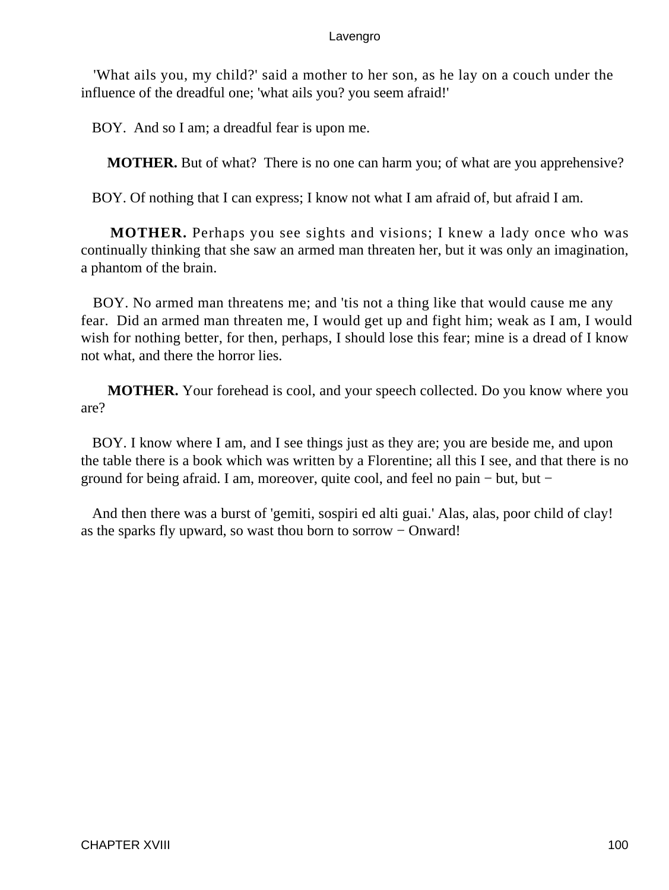'What ails you, my child?' said a mother to her son, as he lay on a couch under the influence of the dreadful one; 'what ails you? you seem afraid!'

BOY. And so I am; a dreadful fear is upon me.

**MOTHER.** But of what? There is no one can harm you; of what are you apprehensive?

BOY. Of nothing that I can express; I know not what I am afraid of, but afraid I am.

**MOTHER.** Perhaps you see sights and visions; I knew a lady once who was continually thinking that she saw an armed man threaten her, but it was only an imagination, a phantom of the brain.

BOY. No armed man threatens me; and 'tis not a thing like that would cause me any fear. Did an armed man threaten me, I would get up and fight him; weak as I am, I would wish for nothing better, for then, perhaps, I should lose this fear; mine is a dread of I know not what, and there the horror lies.

**MOTHER.** Your forehead is cool, and your speech collected. Do you know where you are?

BOY. I know where I am, and I see things just as they are; you are beside me, and upon the table there is a book which was written by a Florentine; all this I see, and that there is no ground for being afraid. I am, moreover, quite cool, and feel no pain − but, but −

And then there was a burst of 'gemiti, sospiri ed alti guai.' Alas, alas, poor child of clay! as the sparks fly upward, so wast thou born to sorrow − Onward!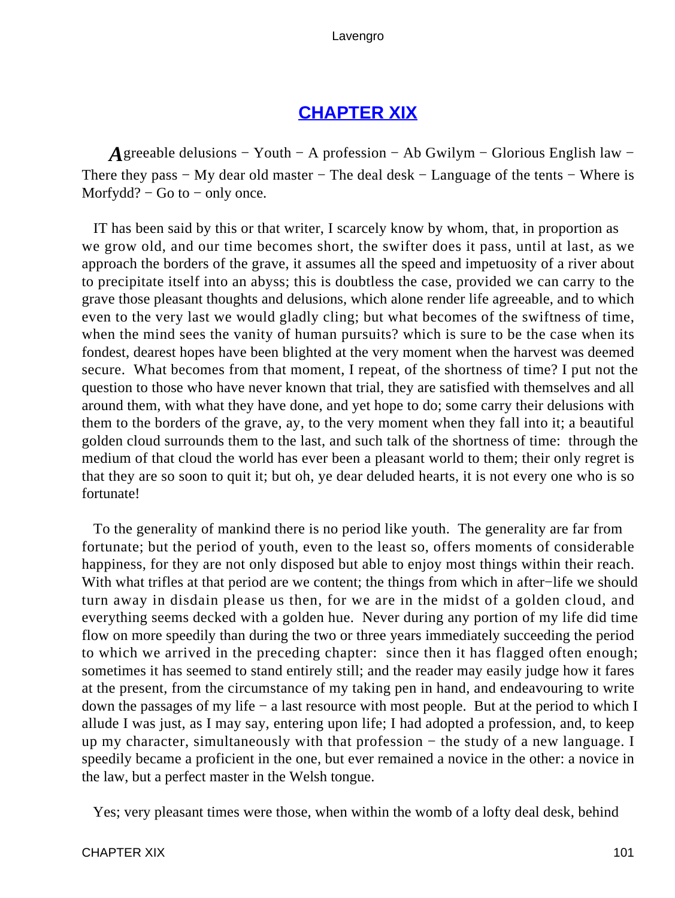## [CHAPTER XIX](#)

*A*greeable delusions − Youth − A profession − Ab Gwilym − Glorious English law − There they pass − My dear old master − The deal desk − Language of the tents − Where is Morfydd? − Go to − only once.

IT has been said by this or that writer, I scarcely know by whom, that, in proportion as we grow old, and our time becomes short, the swifter does it pass, until at last, as we approach the borders of the grave, it assumes all the speed and impetuosity of a river about to precipitate itself into an abyss; this is doubtless the case, provided we can carry to the grave those pleasant thoughts and delusions, which alone render life agreeable, and to which even to the very last we would gladly cling; but what becomes of the swiftness of time, when the mind sees the vanity of human pursuits? which is sure to be the case when its fondest, dearest hopes have been blighted at the very moment when the harvest was deemed secure. What becomes from that moment, I repeat, of the shortness of time? I put not the question to those who have never known that trial, they are satisfied with themselves and all around them, with what they have done, and yet hope to do; some carry their delusions with them to the borders of the grave, ay, to the very moment when they fall into it; a beautiful golden cloud surrounds them to the last, and such talk of the shortness of time: through the medium of that cloud the world has ever been a pleasant world to them; their only regret is that they are so soon to quit it; but oh, ye dear deluded hearts, it is not every one who is so fortunate!

To the generality of mankind there is no period like youth. The generality are far from fortunate; but the period of youth, even to the least so, offers moments of considerable happiness, for they are not only disposed but able to enjoy most things within their reach. With what trifles at that period are we content; the things from which in after−life we should turn away in disdain please us then, for we are in the midst of a golden cloud, and everything seems decked with a golden hue. Never during any portion of my life did time flow on more speedily than during the two or three years immediately succeeding the period to which we arrived in the preceding chapter: since then it has flagged often enough; sometimes it has seemed to stand entirely still; and the reader may easily judge how it fares at the present, from the circumstance of my taking pen in hand, and endeavouring to write down the passages of my life − a last resource with most people. But at the period to which I allude I was just, as I may say, entering upon life; I had adopted a profession, and, to keep up my character, simultaneously with that profession − the study of a new language. I speedily became a proficient in the one, but ever remained a novice in the other: a novice in the law, but a perfect master in the Welsh tongue.

Yes; very pleasant times were those, when within the womb of a lofty deal desk, behind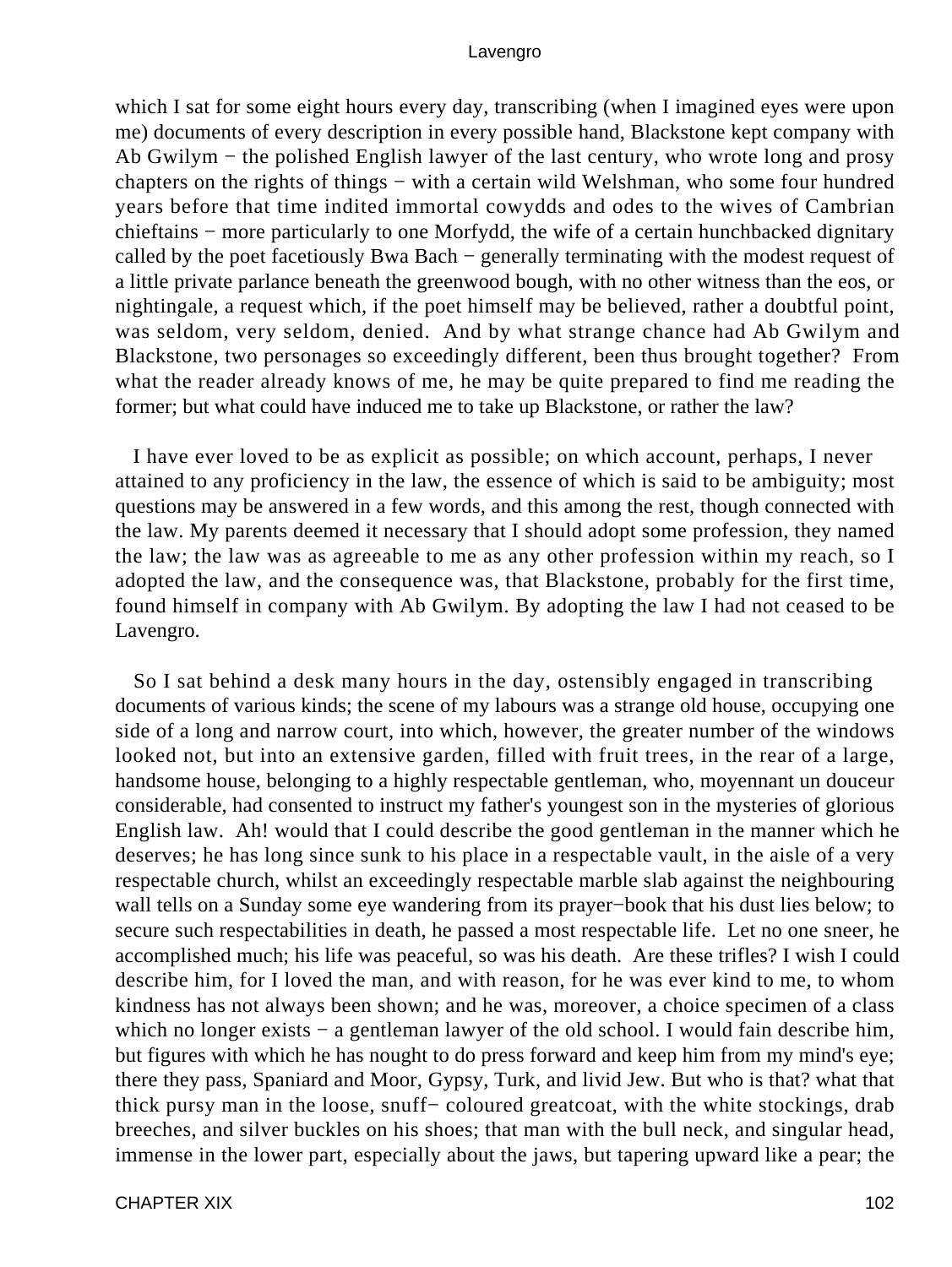which I sat for some eight hours every day, transcribing (when I imagined eyes were upon me) documents of every description in every possible hand, Blackstone kept company with Ab Gwilym − the polished English lawyer of the last century, who wrote long and prosy chapters on the rights of things − with a certain wild Welshman, who some four hundred years before that time indited immortal cowydds and odes to the wives of Cambrian chieftains − more particularly to one Morfydd, the wife of a certain hunchbacked dignitary called by the poet facetiously Bwa Bach − generally terminating with the modest request of a little private parlance beneath the greenwood bough, with no other witness than the eos, or nightingale, a request which, if the poet himself may be believed, rather a doubtful point, was seldom, very seldom, denied. And by what strange chance had Ab Gwilym and Blackstone, two personages so exceedingly different, been thus brought together? From what the reader already knows of me, he may be quite prepared to find me reading the former; but what could have induced me to take up Blackstone, or rather the law?

I have ever loved to be as explicit as possible; on which account, perhaps, I never attained to any proficiency in the law, the essence of which is said to be ambiguity; most questions may be answered in a few words, and this among the rest, though connected with the law. My parents deemed it necessary that I should adopt some profession, they named the law; the law was as agreeable to me as any other profession within my reach, so I adopted the law, and the consequence was, that Blackstone, probably for the first time, found himself in company with Ab Gwilym. By adopting the law I had not ceased to be Lavengro.

So I sat behind a desk many hours in the day, ostensibly engaged in transcribing documents of various kinds; the scene of my labours was a strange old house, occupying one side of a long and narrow court, into which, however, the greater number of the windows looked not, but into an extensive garden, filled with fruit trees, in the rear of a large, handsome house, belonging to a highly respectable gentleman, who, moyennant un douceur considerable, had consented to instruct my father's youngest son in the mysteries of glorious English law. Ah! would that I could describe the good gentleman in the manner which he deserves; he has long since sunk to his place in a respectable vault, in the aisle of a very respectable church, whilst an exceedingly respectable marble slab against the neighbouring wall tells on a Sunday some eye wandering from its prayer−book that his dust lies below; to secure such respectabilities in death, he passed a most respectable life. Let no one sneer, he accomplished much; his life was peaceful, so was his death. Are these trifles? I wish I could describe him, for I loved the man, and with reason, for he was ever kind to me, to whom kindness has not always been shown; and he was, moreover, a choice specimen of a class which no longer exists − a gentleman lawyer of the old school. I would fain describe him, but figures with which he has nought to do press forward and keep him from my mind's eye; there they pass, Spaniard and Moor, Gypsy, Turk, and livid Jew. But who is that? what that thick pursy man in the loose, snuff− coloured greatcoat, with the white stockings, drab breeches, and silver buckles on his shoes; that man with the bull neck, and singular head, immense in the lower part, especially about the jaws, but tapering upward like a pear; the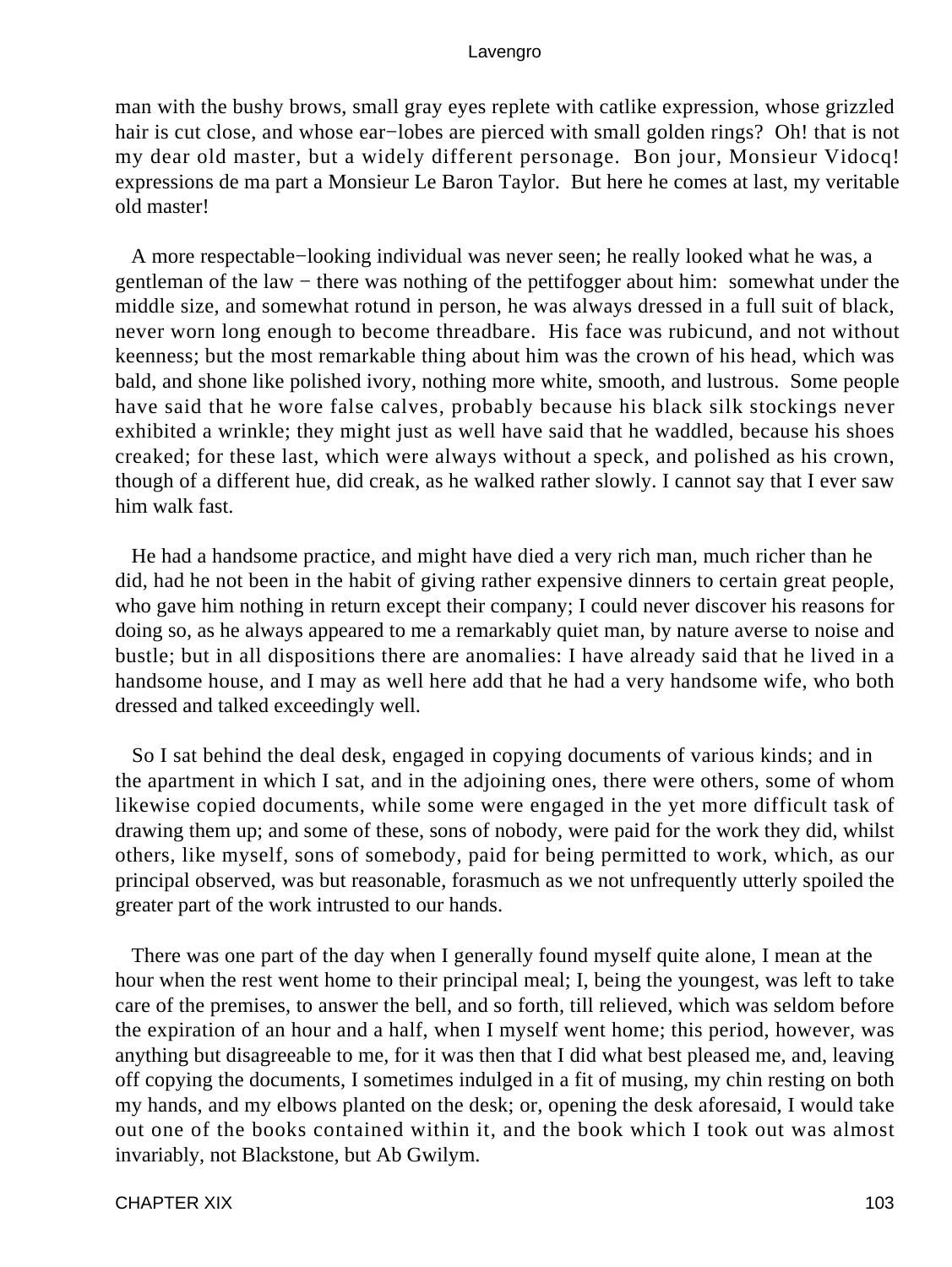man with the bushy brows, small gray eyes replete with catlike expression, whose grizzled hair is cut close, and whose ear−lobes are pierced with small golden rings? Oh! that is not my dear old master, but a widely different personage. Bon jour, Monsieur Vidocq! expressions de ma part a Monsieur Le Baron Taylor. But here he comes at last, my veritable old master!

A more respectable−looking individual was never seen; he really looked what he was, a gentleman of the law − there was nothing of the pettifogger about him: somewhat under the middle size, and somewhat rotund in person, he was always dressed in a full suit of black, never worn long enough to become threadbare. His face was rubicund, and not without keenness; but the most remarkable thing about him was the crown of his head, which was bald, and shone like polished ivory, nothing more white, smooth, and lustrous. Some people have said that he wore false calves, probably because his black silk stockings never exhibited a wrinkle; they might just as well have said that he waddled, because his shoes creaked; for these last, which were always without a speck, and polished as his crown, though of a different hue, did creak, as he walked rather slowly. I cannot say that I ever saw him walk fast.

He had a handsome practice, and might have died a very rich man, much richer than he did, had he not been in the habit of giving rather expensive dinners to certain great people, who gave him nothing in return except their company; I could never discover his reasons for doing so, as he always appeared to me a remarkably quiet man, by nature averse to noise and bustle; but in all dispositions there are anomalies: I have already said that he lived in a handsome house, and I may as well here add that he had a very handsome wife, who both dressed and talked exceedingly well.

So I sat behind the deal desk, engaged in copying documents of various kinds; and in the apartment in which I sat, and in the adjoining ones, there were others, some of whom likewise copied documents, while some were engaged in the yet more difficult task of drawing them up; and some of these, sons of nobody, were paid for the work they did, whilst others, like myself, sons of somebody, paid for being permitted to work, which, as our principal observed, was but reasonable, forasmuch as we not unfrequently utterly spoiled the greater part of the work intrusted to our hands.

There was one part of the day when I generally found myself quite alone, I mean at the hour when the rest went home to their principal meal; I, being the youngest, was left to take care of the premises, to answer the bell, and so forth, till relieved, which was seldom before the expiration of an hour and a half, when I myself went home; this period, however, was anything but disagreeable to me, for it was then that I did what best pleased me, and, leaving off copying the documents, I sometimes indulged in a fit of musing, my chin resting on both my hands, and my elbows planted on the desk; or, opening the desk aforesaid, I would take out one of the books contained within it, and the book which I took out was almost invariably, not Blackstone, but Ab Gwilym.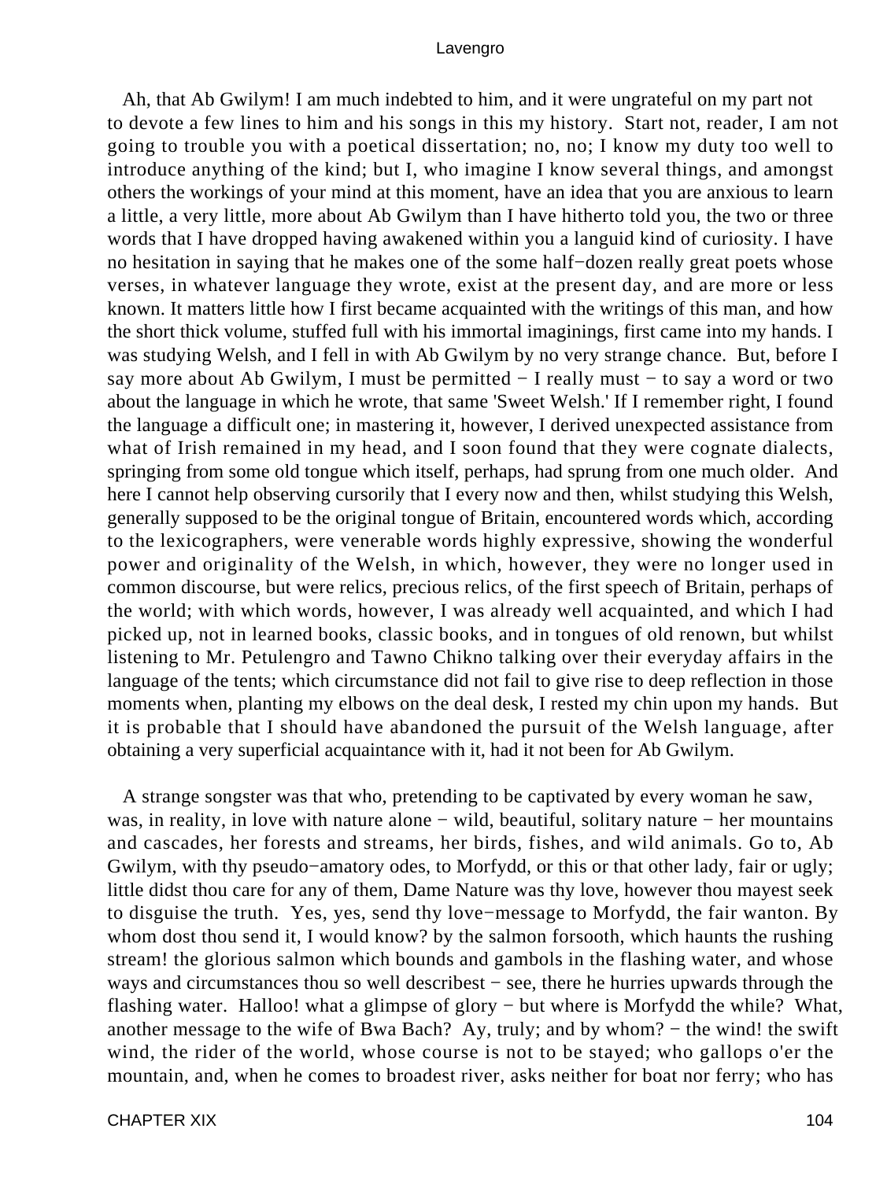Ah, that Ab Gwilym! I am much indebted to him, and it were ungrateful on my part not to devote a few lines to him and his songs in this my history. Start not, reader, I am not going to trouble you with a poetical dissertation; no, no; I know my duty too well to introduce anything of the kind; but I, who imagine I know several things, and amongst others the workings of your mind at this moment, have an idea that you are anxious to learn a little, a very little, more about Ab Gwilym than I have hitherto told you, the two or three words that I have dropped having awakened within you a languid kind of curiosity. I have no hesitation in saying that he makes one of the some half−dozen really great poets whose verses, in whatever language they wrote, exist at the present day, and are more or less known. It matters little how I first became acquainted with the writings of this man, and how the short thick volume, stuffed full with his immortal imaginings, first came into my hands. I was studying Welsh, and I fell in with Ab Gwilym by no very strange chance. But, before I say more about Ab Gwilym, I must be permitted − I really must − to say a word or two about the language in which he wrote, that same 'Sweet Welsh.' If I remember right, I found the language a difficult one; in mastering it, however, I derived unexpected assistance from what of Irish remained in my head, and I soon found that they were cognate dialects, springing from some old tongue which itself, perhaps, had sprung from one much older. And here I cannot help observing cursorily that I every now and then, whilst studying this Welsh, generally supposed to be the original tongue of Britain, encountered words which, according to the lexicographers, were venerable words highly expressive, showing the wonderful power and originality of the Welsh, in which, however, they were no longer used in common discourse, but were relics, precious relics, of the first speech of Britain, perhaps of the world; with which words, however, I was already well acquainted, and which I had picked up, not in learned books, classic books, and in tongues of old renown, but whilst listening to Mr. Petulengro and Tawno Chikno talking over their everyday affairs in the language of the tents; which circumstance did not fail to give rise to deep reflection in those moments when, planting my elbows on the deal desk, I rested my chin upon my hands. But it is probable that I should have abandoned the pursuit of the Welsh language, after obtaining a very superficial acquaintance with it, had it not been for Ab Gwilym.

A strange songster was that who, pretending to be captivated by every woman he saw, was, in reality, in love with nature alone − wild, beautiful, solitary nature − her mountains and cascades, her forests and streams, her birds, fishes, and wild animals. Go to, Ab Gwilym, with thy pseudo−amatory odes, to Morfydd, or this or that other lady, fair or ugly; little didst thou care for any of them, Dame Nature was thy love, however thou mayest seek to disguise the truth. Yes, yes, send thy love−message to Morfydd, the fair wanton. By whom dost thou send it, I would know? by the salmon forsooth, which haunts the rushing stream! the glorious salmon which bounds and gambols in the flashing water, and whose ways and circumstances thou so well describest − see, there he hurries upwards through the flashing water. Halloo! what a glimpse of glory − but where is Morfydd the while? What, another message to the wife of Bwa Bach? Ay, truly; and by whom? − the wind! the swift wind, the rider of the world, whose course is not to be stayed; who gallops o'er the mountain, and, when he comes to broadest river, asks neither for boat nor ferry; who has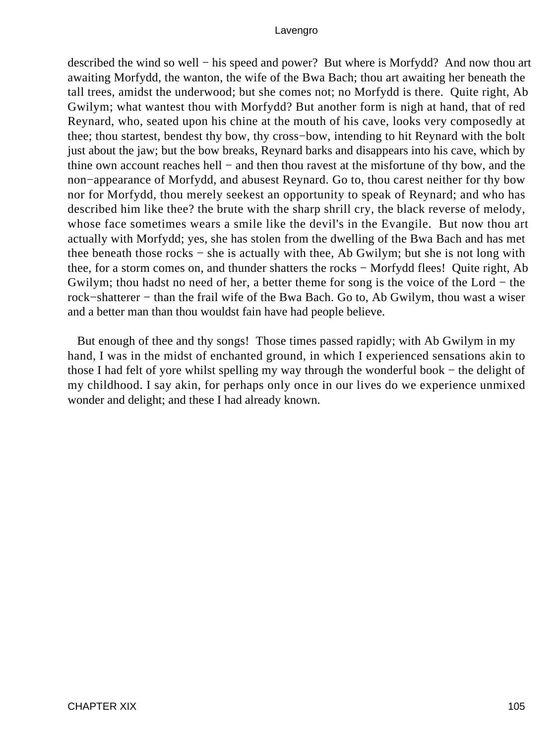described the wind so well − his speed and power? But where is Morfydd? And now thou art awaiting Morfydd, the wanton, the wife of the Bwa Bach; thou art awaiting her beneath the tall trees, amidst the underwood; but she comes not; no Morfydd is there. Quite right, Ab Gwilym; what wantest thou with Morfydd? But another form is nigh at hand, that of red Reynard, who, seated upon his chine at the mouth of his cave, looks very composedly at thee; thou startest, bendest thy bow, thy cross−bow, intending to hit Reynard with the bolt just about the jaw; but the bow breaks, Reynard barks and disappears into his cave, which by thine own account reaches hell − and then thou ravest at the misfortune of thy bow, and the non−appearance of Morfydd, and abusest Reynard. Go to, thou carest neither for thy bow nor for Morfydd, thou merely seekest an opportunity to speak of Reynard; and who has described him like thee? the brute with the sharp shrill cry, the black reverse of melody, whose face sometimes wears a smile like the devil's in the Evangile. But now thou art actually with Morfydd; yes, she has stolen from the dwelling of the Bwa Bach and has met thee beneath those rocks − she is actually with thee, Ab Gwilym; but she is not long with thee, for a storm comes on, and thunder shatters the rocks − Morfydd flees! Quite right, Ab Gwilym; thou hadst no need of her, a better theme for song is the voice of the Lord − the rock−shatterer − than the frail wife of the Bwa Bach. Go to, Ab Gwilym, thou wast a wiser and a better man than thou wouldst fain have had people believe.

But enough of thee and thy songs! Those times passed rapidly; with Ab Gwilym in my hand, I was in the midst of enchanted ground, in which I experienced sensations akin to those I had felt of yore whilst spelling my way through the wonderful book − the delight of my childhood. I say akin, for perhaps only once in our lives do we experience unmixed wonder and delight; and these I had already known.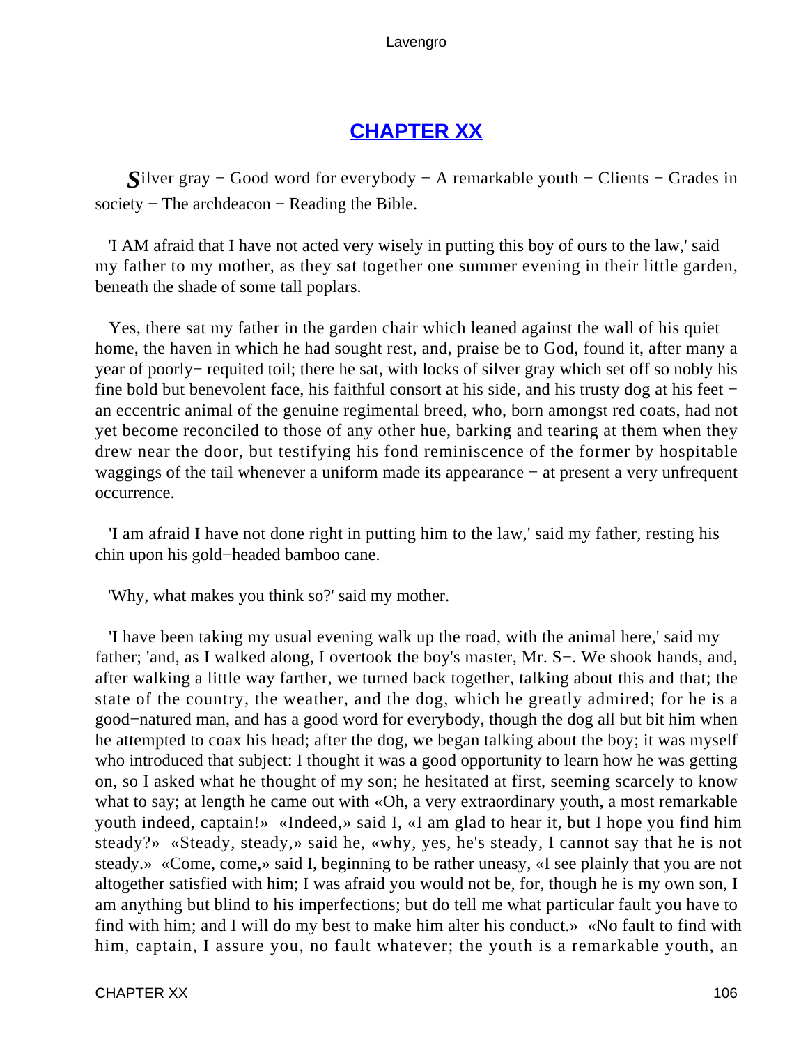## [CHAPTER XX]()

***S***ilver gray − Good word for everybody − A remarkable youth − Clients − Grades in society − The archdeacon − Reading the Bible.

'I AM afraid that I have not acted very wisely in putting this boy of ours to the law,' said my father to my mother, as they sat together one summer evening in their little garden, beneath the shade of some tall poplars.

Yes, there sat my father in the garden chair which leaned against the wall of his quiet home, the haven in which he had sought rest, and, praise be to God, found it, after many a year of poorly− requited toil; there he sat, with locks of silver gray which set off so nobly his fine bold but benevolent face, his faithful consort at his side, and his trusty dog at his feet − an eccentric animal of the genuine regimental breed, who, born amongst red coats, had not yet become reconciled to those of any other hue, barking and tearing at them when they drew near the door, but testifying his fond reminiscence of the former by hospitable waggings of the tail whenever a uniform made its appearance − at present a very unfrequent occurrence.

'I am afraid I have not done right in putting him to the law,' said my father, resting his chin upon his gold−headed bamboo cane.

'Why, what makes you think so?' said my mother.

'I have been taking my usual evening walk up the road, with the animal here,' said my father; 'and, as I walked along, I overtook the boy's master, Mr. S−. We shook hands, and, after walking a little way farther, we turned back together, talking about this and that; the state of the country, the weather, and the dog, which he greatly admired; for he is a good−natured man, and has a good word for everybody, though the dog all but bit him when he attempted to coax his head; after the dog, we began talking about the boy; it was myself who introduced that subject: I thought it was a good opportunity to learn how he was getting on, so I asked what he thought of my son; he hesitated at first, seeming scarcely to know what to say; at length he came out with «Oh, a very extraordinary youth, a most remarkable youth indeed, captain!» «Indeed,» said I, «I am glad to hear it, but I hope you find him steady?» «Steady, steady,» said he, «why, yes, he's steady, I cannot say that he is not steady.» «Come, come,» said I, beginning to be rather uneasy, «I see plainly that you are not altogether satisfied with him; I was afraid you would not be, for, though he is my own son, I am anything but blind to his imperfections; but do tell me what particular fault you have to find with him; and I will do my best to make him alter his conduct.» «No fault to find with him, captain, I assure you, no fault whatever; the youth is a remarkable youth, an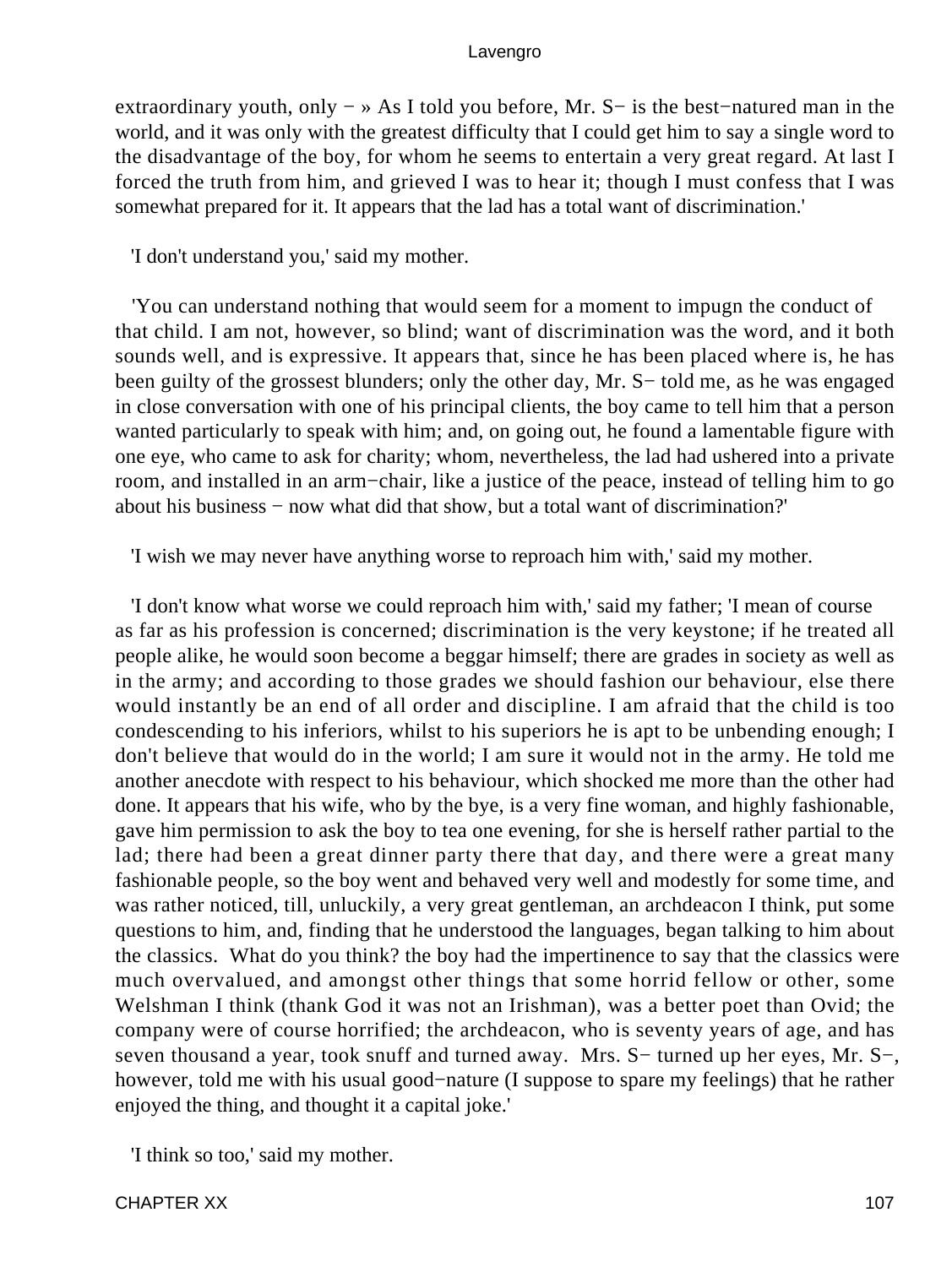extraordinary youth, only − » As I told you before, Mr. S− is the best−natured man in the world, and it was only with the greatest difficulty that I could get him to say a single word to the disadvantage of the boy, for whom he seems to entertain a very great regard. At last I forced the truth from him, and grieved I was to hear it; though I must confess that I was somewhat prepared for it. It appears that the lad has a total want of discrimination.'

'I don't understand you,' said my mother.

'You can understand nothing that would seem for a moment to impugn the conduct of that child. I am not, however, so blind; want of discrimination was the word, and it both sounds well, and is expressive. It appears that, since he has been placed where is, he has been guilty of the grossest blunders; only the other day, Mr. S− told me, as he was engaged in close conversation with one of his principal clients, the boy came to tell him that a person wanted particularly to speak with him; and, on going out, he found a lamentable figure with one eye, who came to ask for charity; whom, nevertheless, the lad had ushered into a private room, and installed in an arm−chair, like a justice of the peace, instead of telling him to go about his business − now what did that show, but a total want of discrimination?'

'I wish we may never have anything worse to reproach him with,' said my mother.

'I don't know what worse we could reproach him with,' said my father; 'I mean of course as far as his profession is concerned; discrimination is the very keystone; if he treated all people alike, he would soon become a beggar himself; there are grades in society as well as in the army; and according to those grades we should fashion our behaviour, else there would instantly be an end of all order and discipline. I am afraid that the child is too condescending to his inferiors, whilst to his superiors he is apt to be unbending enough; I don't believe that would do in the world; I am sure it would not in the army. He told me another anecdote with respect to his behaviour, which shocked me more than the other had done. It appears that his wife, who by the bye, is a very fine woman, and highly fashionable, gave him permission to ask the boy to tea one evening, for she is herself rather partial to the lad; there had been a great dinner party there that day, and there were a great many fashionable people, so the boy went and behaved very well and modestly for some time, and was rather noticed, till, unluckily, a very great gentleman, an archdeacon I think, put some questions to him, and, finding that he understood the languages, began talking to him about the classics. What do you think? the boy had the impertinence to say that the classics were much overvalued, and amongst other things that some horrid fellow or other, some Welshman I think (thank God it was not an Irishman), was a better poet than Ovid; the company were of course horrified; the archdeacon, who is seventy years of age, and has seven thousand a year, took snuff and turned away. Mrs. S− turned up her eyes, Mr. S−, however, told me with his usual good−nature (I suppose to spare my feelings) that he rather enjoyed the thing, and thought it a capital joke.'

'I think so too,' said my mother.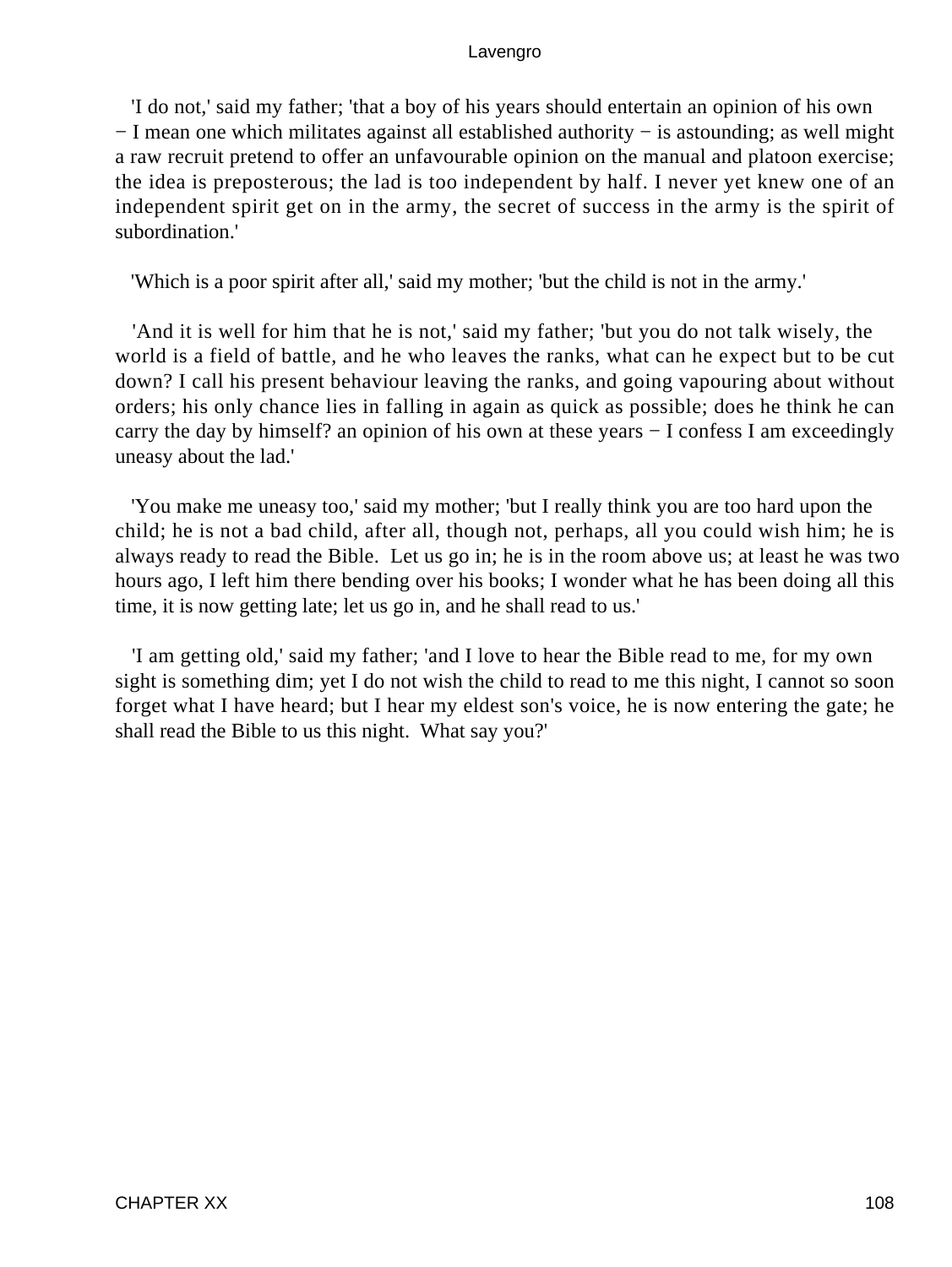'I do not,' said my father; 'that a boy of his years should entertain an opinion of his own − I mean one which militates against all established authority − is astounding; as well might a raw recruit pretend to offer an unfavourable opinion on the manual and platoon exercise; the idea is preposterous; the lad is too independent by half. I never yet knew one of an independent spirit get on in the army, the secret of success in the army is the spirit of subordination.'

'Which is a poor spirit after all,' said my mother; 'but the child is not in the army.'

'And it is well for him that he is not,' said my father; 'but you do not talk wisely, the world is a field of battle, and he who leaves the ranks, what can he expect but to be cut down? I call his present behaviour leaving the ranks, and going vapouring about without orders; his only chance lies in falling in again as quick as possible; does he think he can carry the day by himself? an opinion of his own at these years − I confess I am exceedingly uneasy about the lad.'

'You make me uneasy too,' said my mother; 'but I really think you are too hard upon the child; he is not a bad child, after all, though not, perhaps, all you could wish him; he is always ready to read the Bible. Let us go in; he is in the room above us; at least he was two hours ago, I left him there bending over his books; I wonder what he has been doing all this time, it is now getting late; let us go in, and he shall read to us.'

'I am getting old,' said my father; 'and I love to hear the Bible read to me, for my own sight is something dim; yet I do not wish the child to read to me this night, I cannot so soon forget what I have heard; but I hear my eldest son's voice, he is now entering the gate; he shall read the Bible to us this night. What say you?'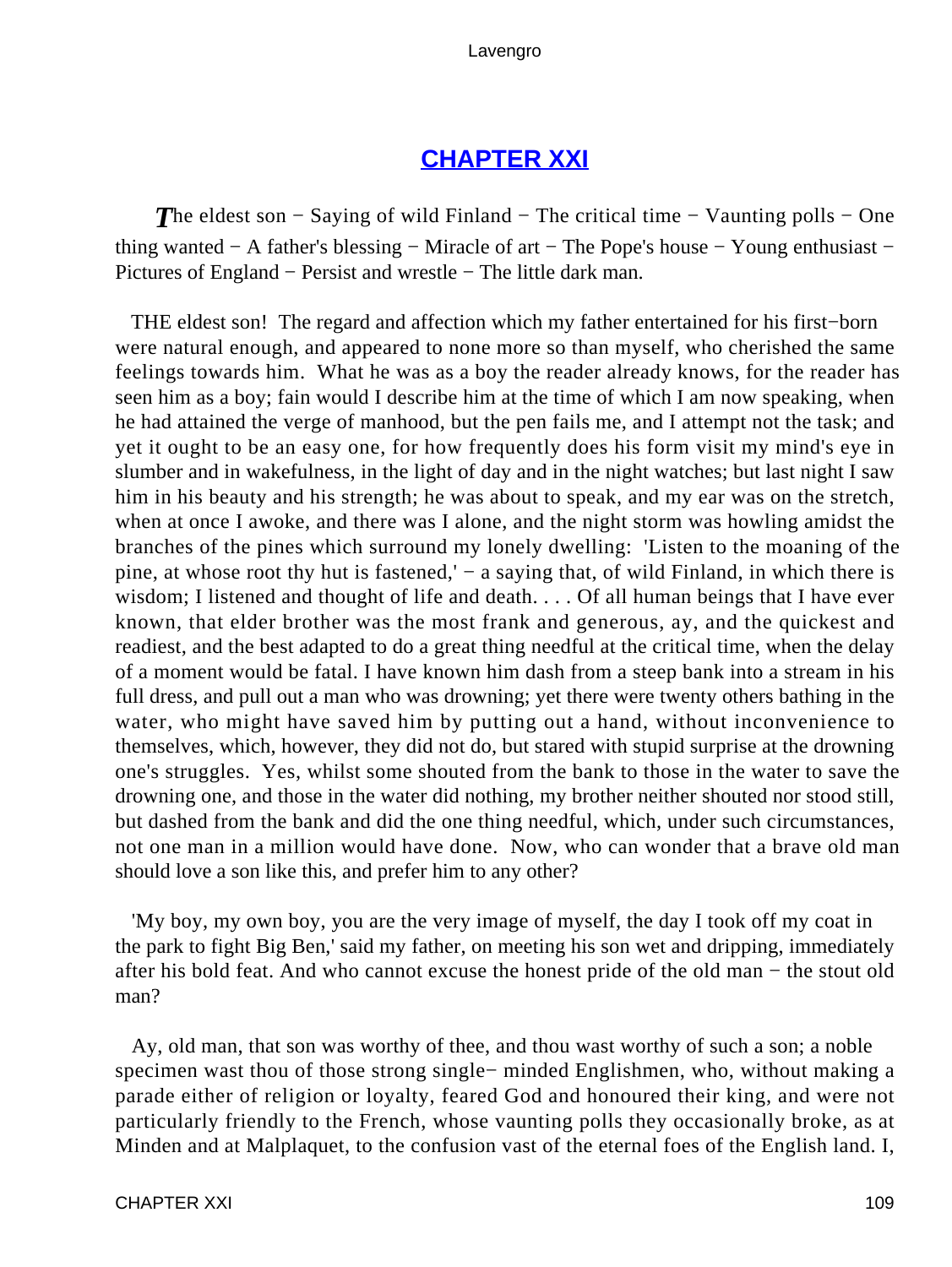## CHAPTER XXI

*T*he eldest son − Saying of wild Finland − The critical time − Vaunting polls − One thing wanted − A father's blessing − Miracle of art − The Pope's house − Young enthusiast − Pictures of England − Persist and wrestle − The little dark man.

THE eldest son! The regard and affection which my father entertained for his first−born were natural enough, and appeared to none more so than myself, who cherished the same feelings towards him. What he was as a boy the reader already knows, for the reader has seen him as a boy; fain would I describe him at the time of which I am now speaking, when he had attained the verge of manhood, but the pen fails me, and I attempt not the task; and yet it ought to be an easy one, for how frequently does his form visit my mind's eye in slumber and in wakefulness, in the light of day and in the night watches; but last night I saw him in his beauty and his strength; he was about to speak, and my ear was on the stretch, when at once I awoke, and there was I alone, and the night storm was howling amidst the branches of the pines which surround my lonely dwelling: 'Listen to the moaning of the pine, at whose root thy hut is fastened,' − a saying that, of wild Finland, in which there is wisdom; I listened and thought of life and death. . . . Of all human beings that I have ever known, that elder brother was the most frank and generous, ay, and the quickest and readiest, and the best adapted to do a great thing needful at the critical time, when the delay of a moment would be fatal. I have known him dash from a steep bank into a stream in his full dress, and pull out a man who was drowning; yet there were twenty others bathing in the water, who might have saved him by putting out a hand, without inconvenience to themselves, which, however, they did not do, but stared with stupid surprise at the drowning one's struggles. Yes, whilst some shouted from the bank to those in the water to save the drowning one, and those in the water did nothing, my brother neither shouted nor stood still, but dashed from the bank and did the one thing needful, which, under such circumstances, not one man in a million would have done. Now, who can wonder that a brave old man should love a son like this, and prefer him to any other?

'My boy, my own boy, you are the very image of myself, the day I took off my coat in the park to fight Big Ben,' said my father, on meeting his son wet and dripping, immediately after his bold feat. And who cannot excuse the honest pride of the old man − the stout old man?

Ay, old man, that son was worthy of thee, and thou wast worthy of such a son; a noble specimen wast thou of those strong single− minded Englishmen, who, without making a parade either of religion or loyalty, feared God and honoured their king, and were not particularly friendly to the French, whose vaunting polls they occasionally broke, as at Minden and at Malplaquet, to the confusion vast of the eternal foes of the English land. I,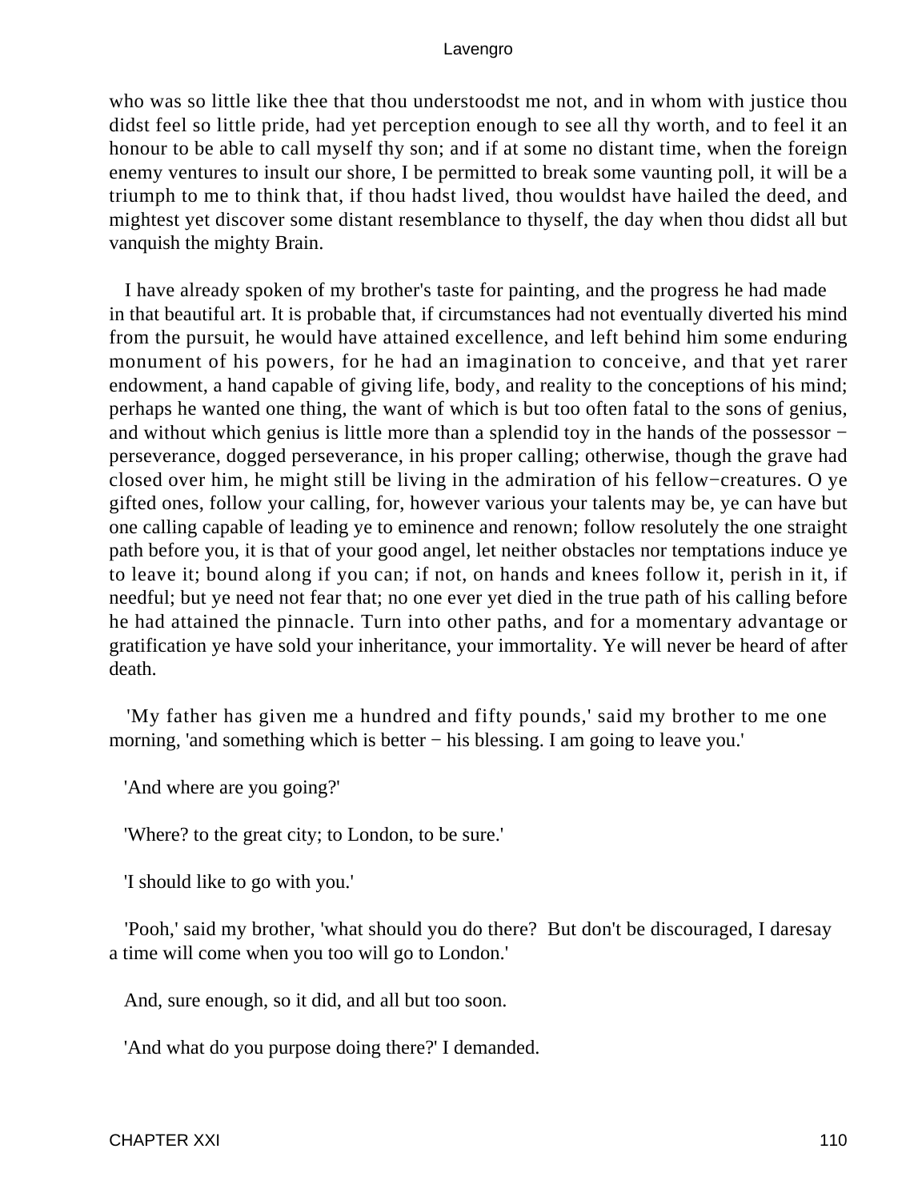who was so little like thee that thou understoodst me not, and in whom with justice thou didst feel so little pride, had yet perception enough to see all thy worth, and to feel it an honour to be able to call myself thy son; and if at some no distant time, when the foreign enemy ventures to insult our shore, I be permitted to break some vaunting poll, it will be a triumph to me to think that, if thou hadst lived, thou wouldst have hailed the deed, and mightest yet discover some distant resemblance to thyself, the day when thou didst all but vanquish the mighty Brain.

I have already spoken of my brother's taste for painting, and the progress he had made in that beautiful art. It is probable that, if circumstances had not eventually diverted his mind from the pursuit, he would have attained excellence, and left behind him some enduring monument of his powers, for he had an imagination to conceive, and that yet rarer endowment, a hand capable of giving life, body, and reality to the conceptions of his mind; perhaps he wanted one thing, the want of which is but too often fatal to the sons of genius, and without which genius is little more than a splendid toy in the hands of the possessor − perseverance, dogged perseverance, in his proper calling; otherwise, though the grave had closed over him, he might still be living in the admiration of his fellow−creatures. O ye gifted ones, follow your calling, for, however various your talents may be, ye can have but one calling capable of leading ye to eminence and renown; follow resolutely the one straight path before you, it is that of your good angel, let neither obstacles nor temptations induce ye to leave it; bound along if you can; if not, on hands and knees follow it, perish in it, if needful; but ye need not fear that; no one ever yet died in the true path of his calling before he had attained the pinnacle. Turn into other paths, and for a momentary advantage or gratification ye have sold your inheritance, your immortality. Ye will never be heard of after death.

'My father has given me a hundred and fifty pounds,' said my brother to me one morning, 'and something which is better − his blessing. I am going to leave you.'

'And where are you going?'

'Where? to the great city; to London, to be sure.'

'I should like to go with you.'

'Pooh,' said my brother, 'what should you do there? But don't be discouraged, I daresay a time will come when you too will go to London.'

And, sure enough, so it did, and all but too soon.

'And what do you purpose doing there?' I demanded.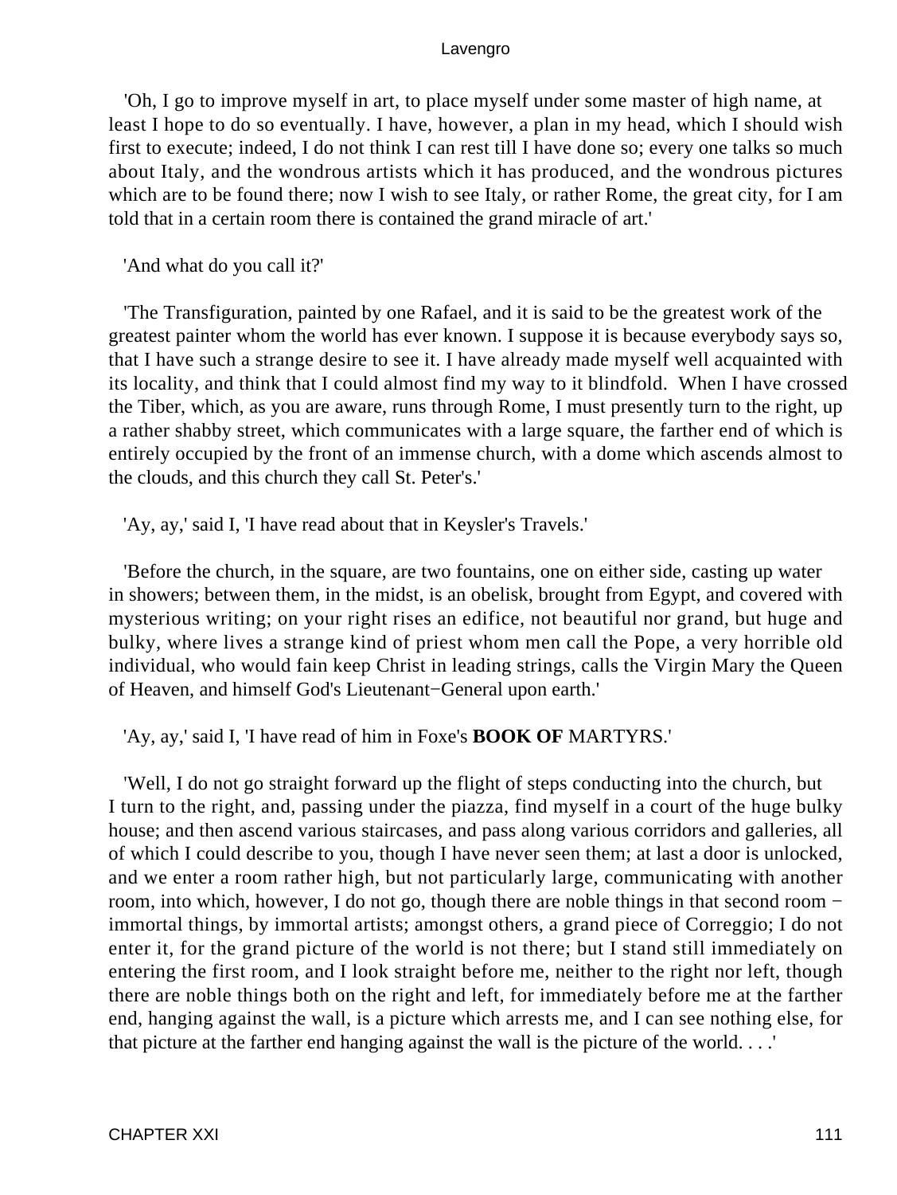'Oh, I go to improve myself in art, to place myself under some master of high name, at least I hope to do so eventually. I have, however, a plan in my head, which I should wish first to execute; indeed, I do not think I can rest till I have done so; every one talks so much about Italy, and the wondrous artists which it has produced, and the wondrous pictures which are to be found there; now I wish to see Italy, or rather Rome, the great city, for I am told that in a certain room there is contained the grand miracle of art.'

'And what do you call it?'

'The Transfiguration, painted by one Rafael, and it is said to be the greatest work of the greatest painter whom the world has ever known. I suppose it is because everybody says so, that I have such a strange desire to see it. I have already made myself well acquainted with its locality, and think that I could almost find my way to it blindfold. When I have crossed the Tiber, which, as you are aware, runs through Rome, I must presently turn to the right, up a rather shabby street, which communicates with a large square, the farther end of which is entirely occupied by the front of an immense church, with a dome which ascends almost to the clouds, and this church they call St. Peter's.'

'Ay, ay,' said I, 'I have read about that in Keysler's Travels.'

'Before the church, in the square, are two fountains, one on either side, casting up water in showers; between them, in the midst, is an obelisk, brought from Egypt, and covered with mysterious writing; on your right rises an edifice, not beautiful nor grand, but huge and bulky, where lives a strange kind of priest whom men call the Pope, a very horrible old individual, who would fain keep Christ in leading strings, calls the Virgin Mary the Queen of Heaven, and himself God's Lieutenant−General upon earth.'

'Ay, ay,' said I, 'I have read of him in Foxe's **BOOK OF** MARTYRS.'

'Well, I do not go straight forward up the flight of steps conducting into the church, but I turn to the right, and, passing under the piazza, find myself in a court of the huge bulky house; and then ascend various staircases, and pass along various corridors and galleries, all of which I could describe to you, though I have never seen them; at last a door is unlocked, and we enter a room rather high, but not particularly large, communicating with another room, into which, however, I do not go, though there are noble things in that second room − immortal things, by immortal artists; amongst others, a grand piece of Correggio; I do not enter it, for the grand picture of the world is not there; but I stand still immediately on entering the first room, and I look straight before me, neither to the right nor left, though there are noble things both on the right and left, for immediately before me at the farther end, hanging against the wall, is a picture which arrests me, and I can see nothing else, for that picture at the farther end hanging against the wall is the picture of the world. . . .'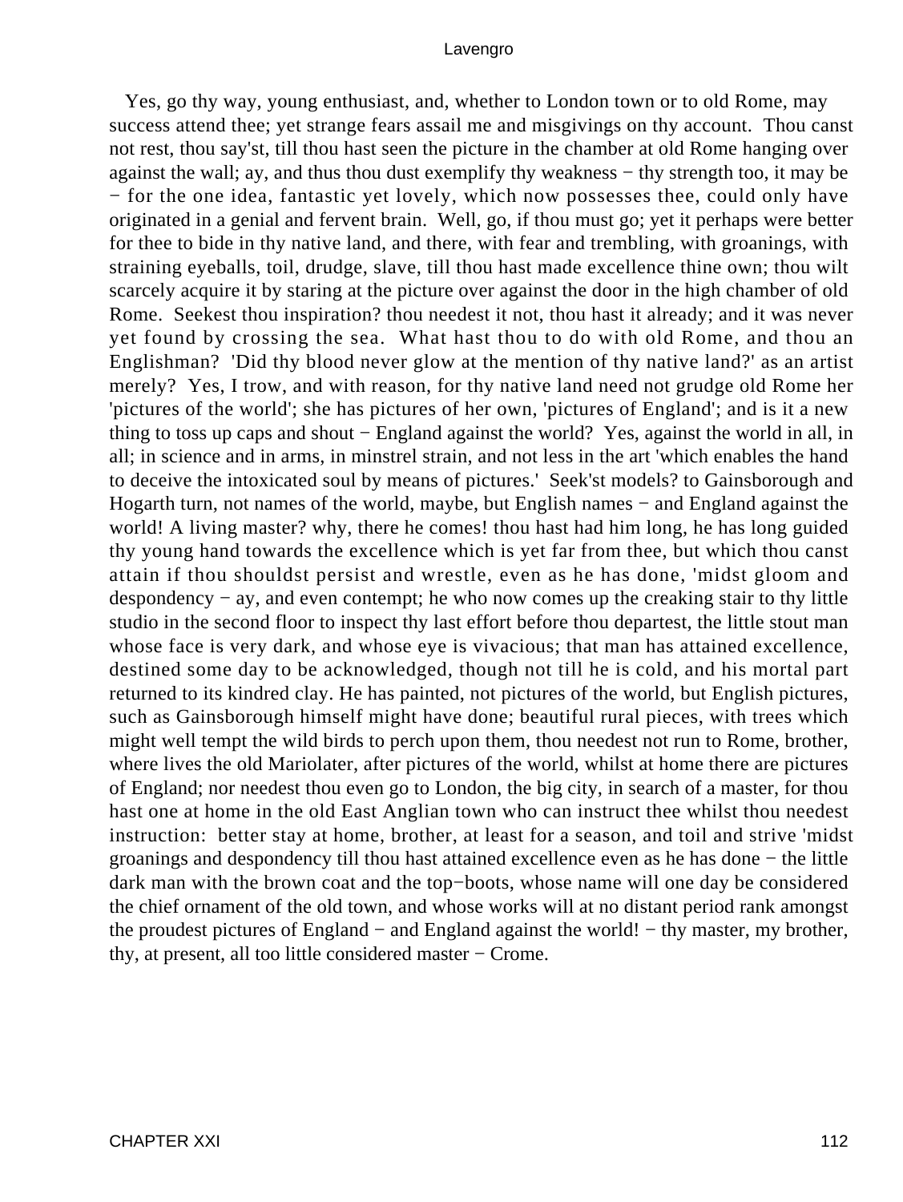Yes, go thy way, young enthusiast, and, whether to London town or to old Rome, may success attend thee; yet strange fears assail me and misgivings on thy account. Thou canst not rest, thou say'st, till thou hast seen the picture in the chamber at old Rome hanging over against the wall; ay, and thus thou dust exemplify thy weakness − thy strength too, it may be − for the one idea, fantastic yet lovely, which now possesses thee, could only have originated in a genial and fervent brain. Well, go, if thou must go; yet it perhaps were better for thee to bide in thy native land, and there, with fear and trembling, with groanings, with straining eyeballs, toil, drudge, slave, till thou hast made excellence thine own; thou wilt scarcely acquire it by staring at the picture over against the door in the high chamber of old Rome. Seekest thou inspiration? thou needest it not, thou hast it already; and it was never yet found by crossing the sea. What hast thou to do with old Rome, and thou an Englishman? 'Did thy blood never glow at the mention of thy native land?' as an artist merely? Yes, I trow, and with reason, for thy native land need not grudge old Rome her 'pictures of the world'; she has pictures of her own, 'pictures of England'; and is it a new thing to toss up caps and shout − England against the world? Yes, against the world in all, in all; in science and in arms, in minstrel strain, and not less in the art 'which enables the hand to deceive the intoxicated soul by means of pictures.' Seek'st models? to Gainsborough and Hogarth turn, not names of the world, maybe, but English names − and England against the world! A living master? why, there he comes! thou hast had him long, he has long guided thy young hand towards the excellence which is yet far from thee, but which thou canst attain if thou shouldst persist and wrestle, even as he has done, 'midst gloom and despondency − ay, and even contempt; he who now comes up the creaking stair to thy little studio in the second floor to inspect thy last effort before thou departest, the little stout man whose face is very dark, and whose eye is vivacious; that man has attained excellence, destined some day to be acknowledged, though not till he is cold, and his mortal part returned to its kindred clay. He has painted, not pictures of the world, but English pictures, such as Gainsborough himself might have done; beautiful rural pieces, with trees which might well tempt the wild birds to perch upon them, thou needest not run to Rome, brother, where lives the old Mariolater, after pictures of the world, whilst at home there are pictures of England; nor needest thou even go to London, the big city, in search of a master, for thou hast one at home in the old East Anglian town who can instruct thee whilst thou needest instruction: better stay at home, brother, at least for a season, and toil and strive 'midst groanings and despondency till thou hast attained excellence even as he has done − the little dark man with the brown coat and the top−boots, whose name will one day be considered the chief ornament of the old town, and whose works will at no distant period rank amongst the proudest pictures of England − and England against the world! − thy master, my brother, thy, at present, all too little considered master − Crome.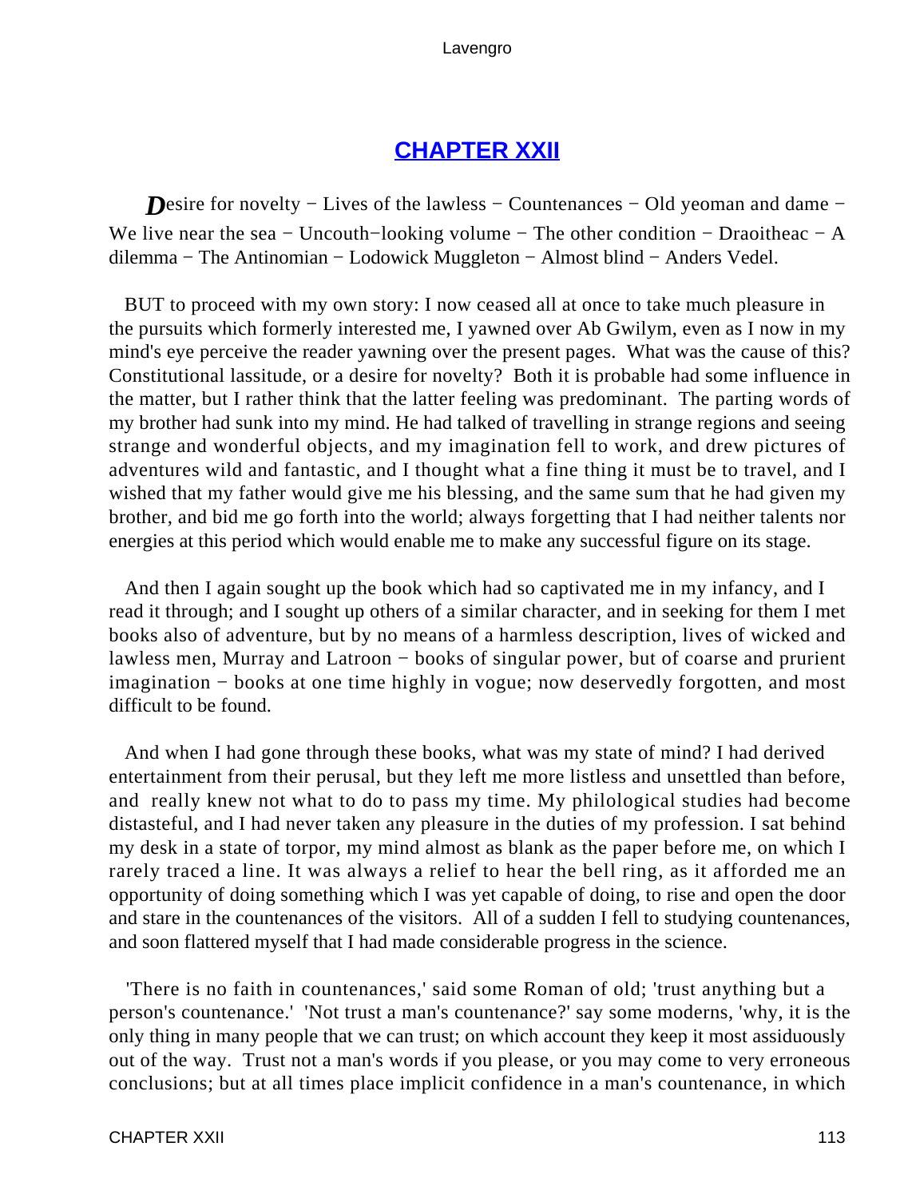## [CHAPTER XXII](#)

*D*esire for novelty − Lives of the lawless − Countenances − Old yeoman and dame − We live near the sea − Uncouth−looking volume − The other condition − Draoitheac − A dilemma − The Antinomian − Lodowick Muggleton − Almost blind − Anders Vedel.

BUT to proceed with my own story: I now ceased all at once to take much pleasure in the pursuits which formerly interested me, I yawned over Ab Gwilym, even as I now in my mind's eye perceive the reader yawning over the present pages. What was the cause of this? Constitutional lassitude, or a desire for novelty? Both it is probable had some influence in the matter, but I rather think that the latter feeling was predominant. The parting words of my brother had sunk into my mind. He had talked of travelling in strange regions and seeing strange and wonderful objects, and my imagination fell to work, and drew pictures of adventures wild and fantastic, and I thought what a fine thing it must be to travel, and I wished that my father would give me his blessing, and the same sum that he had given my brother, and bid me go forth into the world; always forgetting that I had neither talents nor energies at this period which would enable me to make any successful figure on its stage.

And then I again sought up the book which had so captivated me in my infancy, and I read it through; and I sought up others of a similar character, and in seeking for them I met books also of adventure, but by no means of a harmless description, lives of wicked and lawless men, Murray and Latroon − books of singular power, but of coarse and prurient imagination − books at one time highly in vogue; now deservedly forgotten, and most difficult to be found.

And when I had gone through these books, what was my state of mind? I had derived entertainment from their perusal, but they left me more listless and unsettled than before, and really knew not what to do to pass my time. My philological studies had become distasteful, and I had never taken any pleasure in the duties of my profession. I sat behind my desk in a state of torpor, my mind almost as blank as the paper before me, on which I rarely traced a line. It was always a relief to hear the bell ring, as it afforded me an opportunity of doing something which I was yet capable of doing, to rise and open the door and stare in the countenances of the visitors. All of a sudden I fell to studying countenances, and soon flattered myself that I had made considerable progress in the science.

'There is no faith in countenances,' said some Roman of old; 'trust anything but a person's countenance.' 'Not trust a man's countenance?' say some moderns, 'why, it is the only thing in many people that we can trust; on which account they keep it most assiduously out of the way. Trust not a man's words if you please, or you may come to very erroneous conclusions; but at all times place implicit confidence in a man's countenance, in which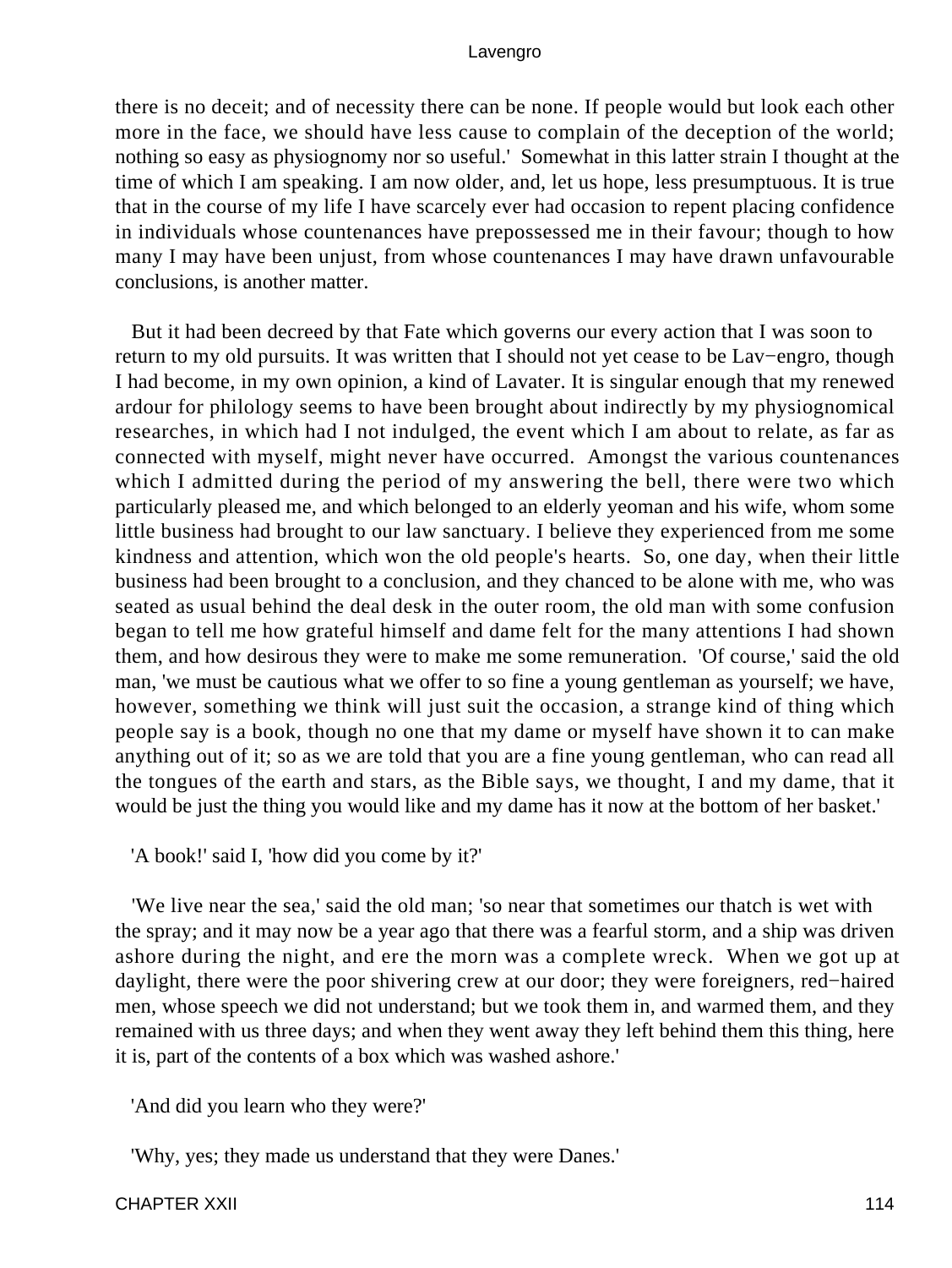there is no deceit; and of necessity there can be none. If people would but look each other more in the face, we should have less cause to complain of the deception of the world; nothing so easy as physiognomy nor so useful.' Somewhat in this latter strain I thought at the time of which I am speaking. I am now older, and, let us hope, less presumptuous. It is true that in the course of my life I have scarcely ever had occasion to repent placing confidence in individuals whose countenances have prepossessed me in their favour; though to how many I may have been unjust, from whose countenances I may have drawn unfavourable conclusions, is another matter.

But it had been decreed by that Fate which governs our every action that I was soon to return to my old pursuits. It was written that I should not yet cease to be Lav−engro, though I had become, in my own opinion, a kind of Lavater. It is singular enough that my renewed ardour for philology seems to have been brought about indirectly by my physiognomical researches, in which had I not indulged, the event which I am about to relate, as far as connected with myself, might never have occurred. Amongst the various countenances which I admitted during the period of my answering the bell, there were two which particularly pleased me, and which belonged to an elderly yeoman and his wife, whom some little business had brought to our law sanctuary. I believe they experienced from me some kindness and attention, which won the old people's hearts. So, one day, when their little business had been brought to a conclusion, and they chanced to be alone with me, who was seated as usual behind the deal desk in the outer room, the old man with some confusion began to tell me how grateful himself and dame felt for the many attentions I had shown them, and how desirous they were to make me some remuneration. 'Of course,' said the old man, 'we must be cautious what we offer to so fine a young gentleman as yourself; we have, however, something we think will just suit the occasion, a strange kind of thing which people say is a book, though no one that my dame or myself have shown it to can make anything out of it; so as we are told that you are a fine young gentleman, who can read all the tongues of the earth and stars, as the Bible says, we thought, I and my dame, that it would be just the thing you would like and my dame has it now at the bottom of her basket.'

'A book!' said I, 'how did you come by it?'

'We live near the sea,' said the old man; 'so near that sometimes our thatch is wet with the spray; and it may now be a year ago that there was a fearful storm, and a ship was driven ashore during the night, and ere the morn was a complete wreck. When we got up at daylight, there were the poor shivering crew at our door; they were foreigners, red−haired men, whose speech we did not understand; but we took them in, and warmed them, and they remained with us three days; and when they went away they left behind them this thing, here it is, part of the contents of a box which was washed ashore.'

'And did you learn who they were?'

'Why, yes; they made us understand that they were Danes.'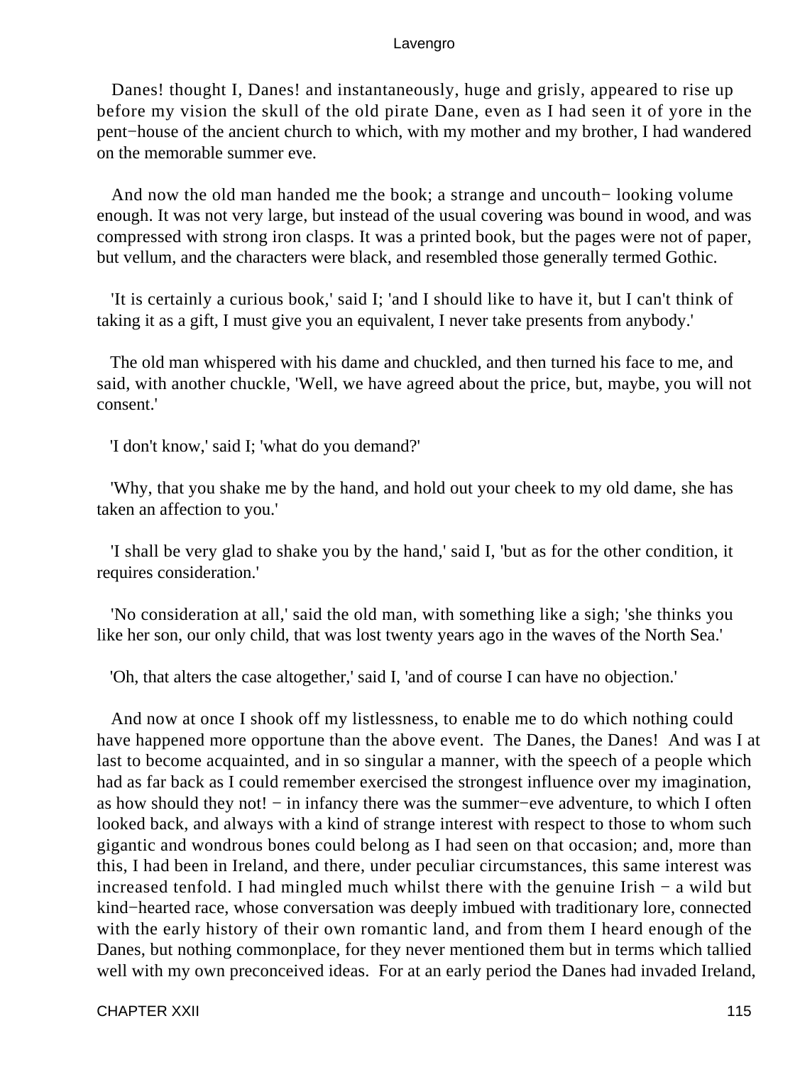Danes! thought I, Danes! and instantaneously, huge and grisly, appeared to rise up before my vision the skull of the old pirate Dane, even as I had seen it of yore in the pent−house of the ancient church to which, with my mother and my brother, I had wandered on the memorable summer eve.

And now the old man handed me the book; a strange and uncouth− looking volume enough. It was not very large, but instead of the usual covering was bound in wood, and was compressed with strong iron clasps. It was a printed book, but the pages were not of paper, but vellum, and the characters were black, and resembled those generally termed Gothic.

'It is certainly a curious book,' said I; 'and I should like to have it, but I can't think of taking it as a gift, I must give you an equivalent, I never take presents from anybody.'

The old man whispered with his dame and chuckled, and then turned his face to me, and said, with another chuckle, 'Well, we have agreed about the price, but, maybe, you will not consent.'

'I don't know,' said I; 'what do you demand?'

'Why, that you shake me by the hand, and hold out your cheek to my old dame, she has taken an affection to you.'

'I shall be very glad to shake you by the hand,' said I, 'but as for the other condition, it requires consideration.'

'No consideration at all,' said the old man, with something like a sigh; 'she thinks you like her son, our only child, that was lost twenty years ago in the waves of the North Sea.'

'Oh, that alters the case altogether,' said I, 'and of course I can have no objection.'

And now at once I shook off my listlessness, to enable me to do which nothing could have happened more opportune than the above event. The Danes, the Danes! And was I at last to become acquainted, and in so singular a manner, with the speech of a people which had as far back as I could remember exercised the strongest influence over my imagination, as how should they not! − in infancy there was the summer−eve adventure, to which I often looked back, and always with a kind of strange interest with respect to those to whom such gigantic and wondrous bones could belong as I had seen on that occasion; and, more than this, I had been in Ireland, and there, under peculiar circumstances, this same interest was increased tenfold. I had mingled much whilst there with the genuine Irish − a wild but kind−hearted race, whose conversation was deeply imbued with traditionary lore, connected with the early history of their own romantic land, and from them I heard enough of the Danes, but nothing commonplace, for they never mentioned them but in terms which tallied well with my own preconceived ideas. For at an early period the Danes had invaded Ireland,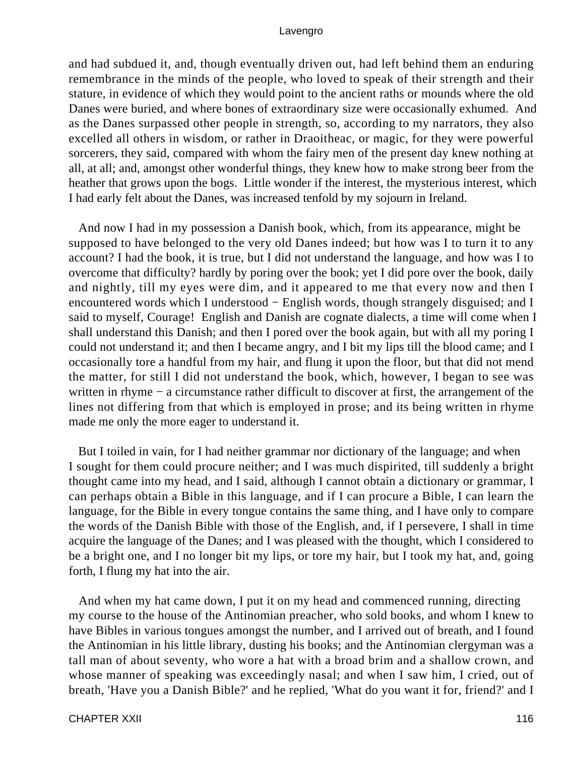and had subdued it, and, though eventually driven out, had left behind them an enduring remembrance in the minds of the people, who loved to speak of their strength and their stature, in evidence of which they would point to the ancient raths or mounds where the old Danes were buried, and where bones of extraordinary size were occasionally exhumed. And as the Danes surpassed other people in strength, so, according to my narrators, they also excelled all others in wisdom, or rather in Draoitheac, or magic, for they were powerful sorcerers, they said, compared with whom the fairy men of the present day knew nothing at all, at all; and, amongst other wonderful things, they knew how to make strong beer from the heather that grows upon the bogs. Little wonder if the interest, the mysterious interest, which I had early felt about the Danes, was increased tenfold by my sojourn in Ireland.

And now I had in my possession a Danish book, which, from its appearance, might be supposed to have belonged to the very old Danes indeed; but how was I to turn it to any account? I had the book, it is true, but I did not understand the language, and how was I to overcome that difficulty? hardly by poring over the book; yet I did pore over the book, daily and nightly, till my eyes were dim, and it appeared to me that every now and then I encountered words which I understood − English words, though strangely disguised; and I said to myself, Courage! English and Danish are cognate dialects, a time will come when I shall understand this Danish; and then I pored over the book again, but with all my poring I could not understand it; and then I became angry, and I bit my lips till the blood came; and I occasionally tore a handful from my hair, and flung it upon the floor, but that did not mend the matter, for still I did not understand the book, which, however, I began to see was written in rhyme − a circumstance rather difficult to discover at first, the arrangement of the lines not differing from that which is employed in prose; and its being written in rhyme made me only the more eager to understand it.

But I toiled in vain, for I had neither grammar nor dictionary of the language; and when I sought for them could procure neither; and I was much dispirited, till suddenly a bright thought came into my head, and I said, although I cannot obtain a dictionary or grammar, I can perhaps obtain a Bible in this language, and if I can procure a Bible, I can learn the language, for the Bible in every tongue contains the same thing, and I have only to compare the words of the Danish Bible with those of the English, and, if I persevere, I shall in time acquire the language of the Danes; and I was pleased with the thought, which I considered to be a bright one, and I no longer bit my lips, or tore my hair, but I took my hat, and, going forth, I flung my hat into the air.

And when my hat came down, I put it on my head and commenced running, directing my course to the house of the Antinomian preacher, who sold books, and whom I knew to have Bibles in various tongues amongst the number, and I arrived out of breath, and I found the Antinomian in his little library, dusting his books; and the Antinomian clergyman was a tall man of about seventy, who wore a hat with a broad brim and a shallow crown, and whose manner of speaking was exceedingly nasal; and when I saw him, I cried, out of breath, 'Have you a Danish Bible?' and he replied, 'What do you want it for, friend?' and I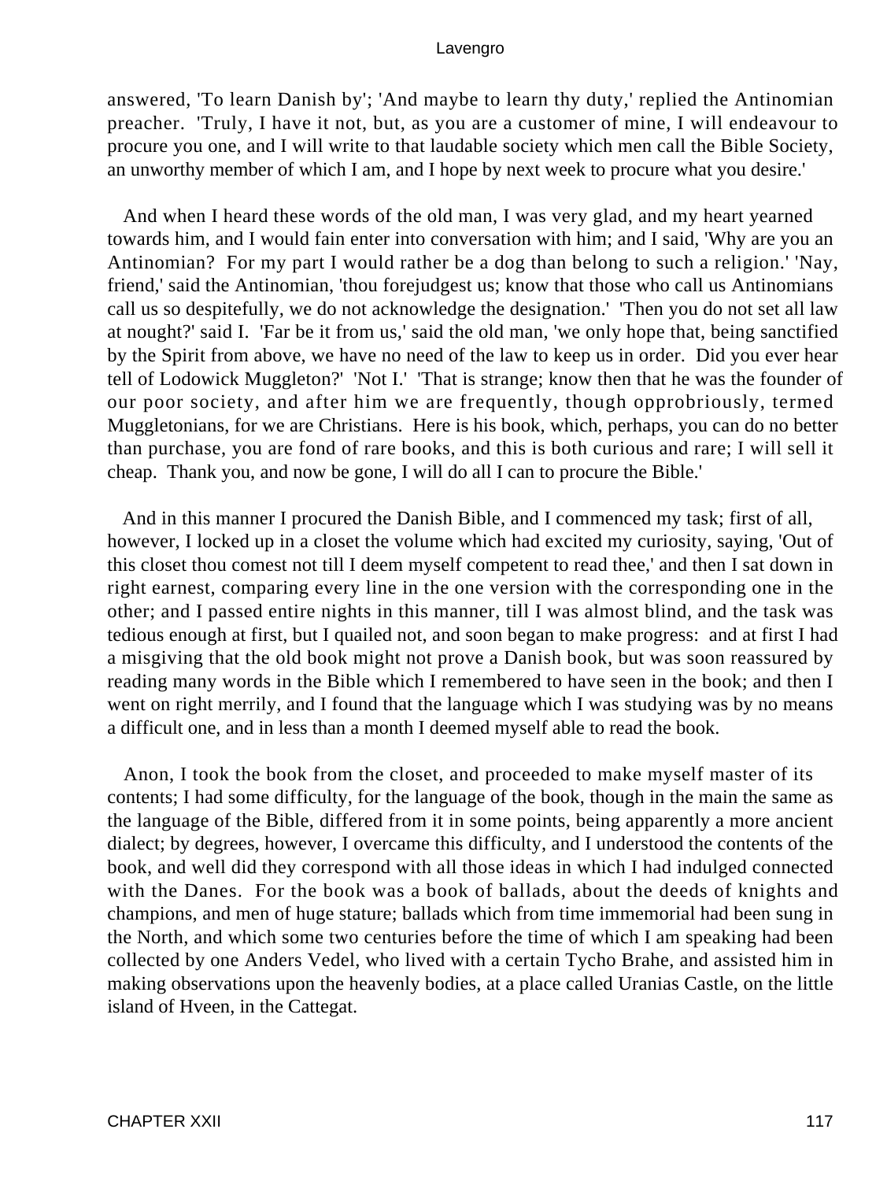answered, 'To learn Danish by'; 'And maybe to learn thy duty,' replied the Antinomian preacher. 'Truly, I have it not, but, as you are a customer of mine, I will endeavour to procure you one, and I will write to that laudable society which men call the Bible Society, an unworthy member of which I am, and I hope by next week to procure what you desire.'

And when I heard these words of the old man, I was very glad, and my heart yearned towards him, and I would fain enter into conversation with him; and I said, 'Why are you an Antinomian? For my part I would rather be a dog than belong to such a religion.' 'Nay, friend,' said the Antinomian, 'thou forejudgest us; know that those who call us Antinomians call us so despitefully, we do not acknowledge the designation.' 'Then you do not set all law at nought?' said I. 'Far be it from us,' said the old man, 'we only hope that, being sanctified by the Spirit from above, we have no need of the law to keep us in order. Did you ever hear tell of Lodowick Muggleton?' 'Not I.' 'That is strange; know then that he was the founder of our poor society, and after him we are frequently, though opprobriously, termed Muggletonians, for we are Christians. Here is his book, which, perhaps, you can do no better than purchase, you are fond of rare books, and this is both curious and rare; I will sell it cheap. Thank you, and now be gone, I will do all I can to procure the Bible.'

And in this manner I procured the Danish Bible, and I commenced my task; first of all, however, I locked up in a closet the volume which had excited my curiosity, saying, 'Out of this closet thou comest not till I deem myself competent to read thee,' and then I sat down in right earnest, comparing every line in the one version with the corresponding one in the other; and I passed entire nights in this manner, till I was almost blind, and the task was tedious enough at first, but I quailed not, and soon began to make progress: and at first I had a misgiving that the old book might not prove a Danish book, but was soon reassured by reading many words in the Bible which I remembered to have seen in the book; and then I went on right merrily, and I found that the language which I was studying was by no means a difficult one, and in less than a month I deemed myself able to read the book.

Anon, I took the book from the closet, and proceeded to make myself master of its contents; I had some difficulty, for the language of the book, though in the main the same as the language of the Bible, differed from it in some points, being apparently a more ancient dialect; by degrees, however, I overcame this difficulty, and I understood the contents of the book, and well did they correspond with all those ideas in which I had indulged connected with the Danes. For the book was a book of ballads, about the deeds of knights and champions, and men of huge stature; ballads which from time immemorial had been sung in the North, and which some two centuries before the time of which I am speaking had been collected by one Anders Vedel, who lived with a certain Tycho Brahe, and assisted him in making observations upon the heavenly bodies, at a place called Uranias Castle, on the little island of Hveen, in the Cattegat.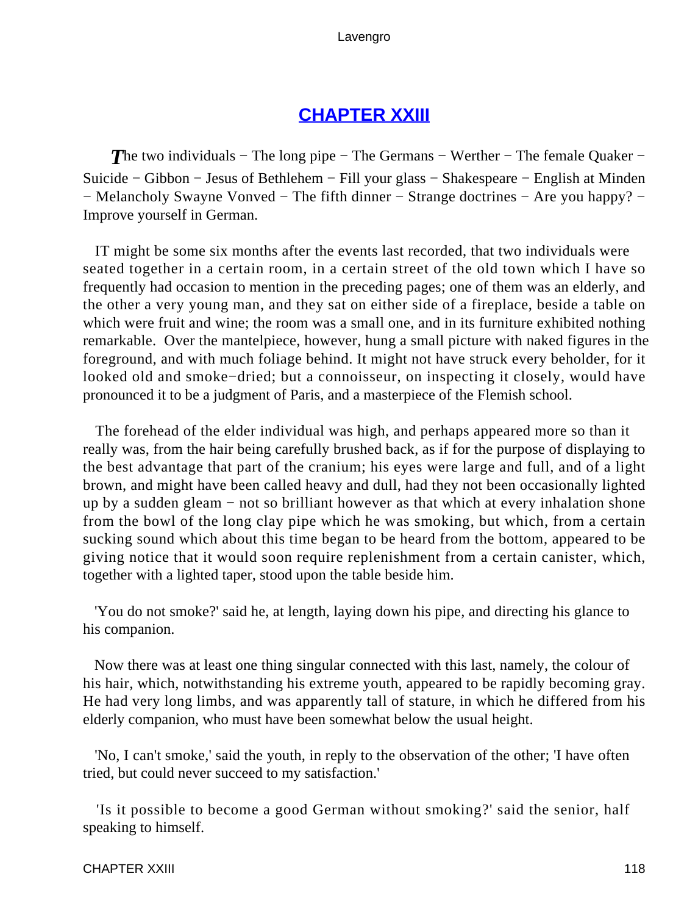## CHAPTER XXIII

*The* two individuals − The long pipe − The Germans − Werther − The female Quaker − Suicide − Gibbon − Jesus of Bethlehem − Fill your glass − Shakespeare − English at Minden − Melancholy Swayne Vonved − The fifth dinner − Strange doctrines − Are you happy? − Improve yourself in German.

IT might be some six months after the events last recorded, that two individuals were seated together in a certain room, in a certain street of the old town which I have so frequently had occasion to mention in the preceding pages; one of them was an elderly, and the other a very young man, and they sat on either side of a fireplace, beside a table on which were fruit and wine; the room was a small one, and in its furniture exhibited nothing remarkable. Over the mantelpiece, however, hung a small picture with naked figures in the foreground, and with much foliage behind. It might not have struck every beholder, for it looked old and smoke−dried; but a connoisseur, on inspecting it closely, would have pronounced it to be a judgment of Paris, and a masterpiece of the Flemish school.

The forehead of the elder individual was high, and perhaps appeared more so than it really was, from the hair being carefully brushed back, as if for the purpose of displaying to the best advantage that part of the cranium; his eyes were large and full, and of a light brown, and might have been called heavy and dull, had they not been occasionally lighted up by a sudden gleam − not so brilliant however as that which at every inhalation shone from the bowl of the long clay pipe which he was smoking, but which, from a certain sucking sound which about this time began to be heard from the bottom, appeared to be giving notice that it would soon require replenishment from a certain canister, which, together with a lighted taper, stood upon the table beside him.

'You do not smoke?' said he, at length, laying down his pipe, and directing his glance to his companion.

Now there was at least one thing singular connected with this last, namely, the colour of his hair, which, notwithstanding his extreme youth, appeared to be rapidly becoming gray. He had very long limbs, and was apparently tall of stature, in which he differed from his elderly companion, who must have been somewhat below the usual height.

'No, I can't smoke,' said the youth, in reply to the observation of the other; 'I have often tried, but could never succeed to my satisfaction.'

'Is it possible to become a good German without smoking?' said the senior, half speaking to himself.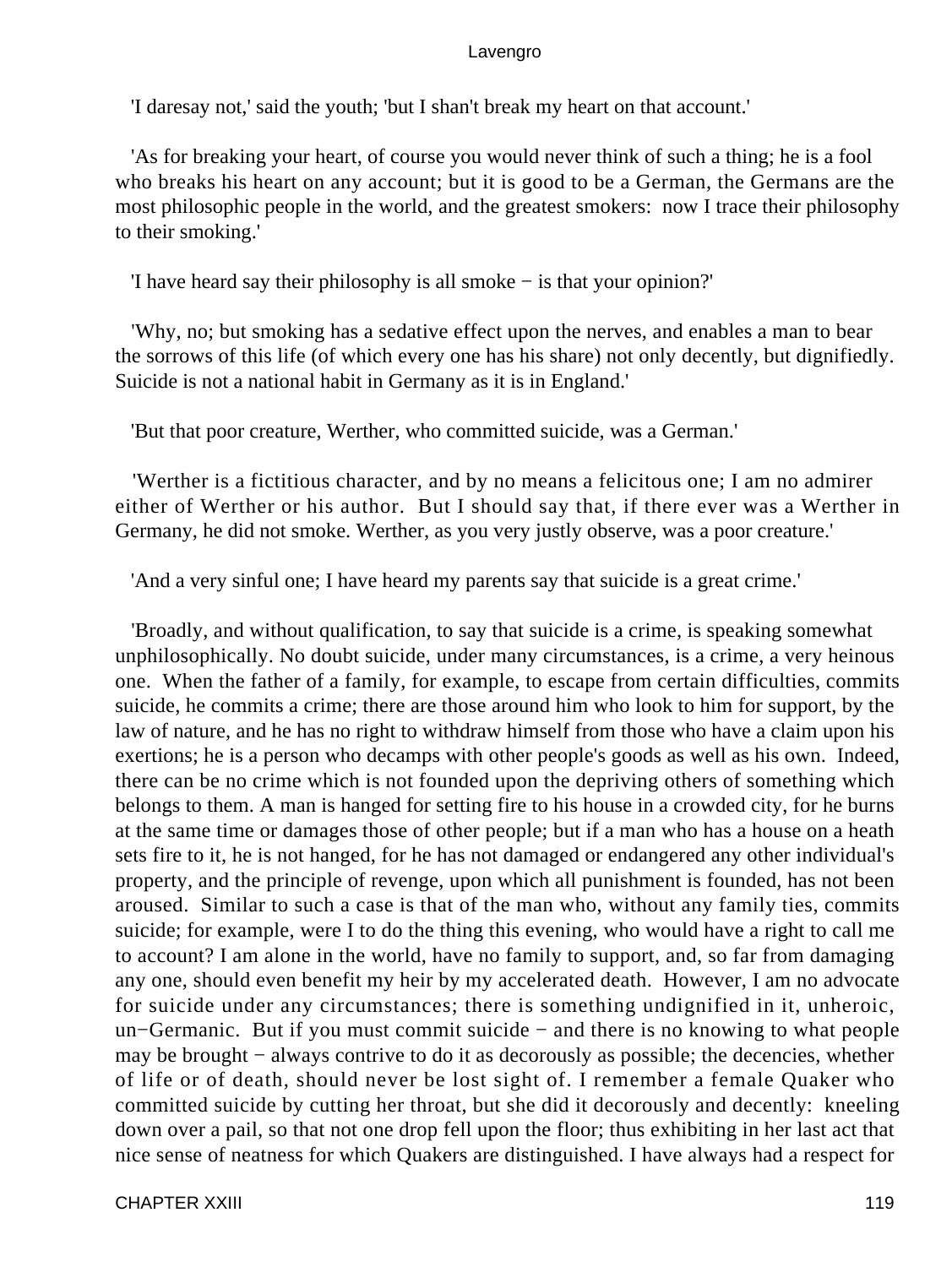'I daresay not,' said the youth; 'but I shan't break my heart on that account.'

'As for breaking your heart, of course you would never think of such a thing; he is a fool who breaks his heart on any account; but it is good to be a German, the Germans are the most philosophic people in the world, and the greatest smokers: now I trace their philosophy to their smoking.'

'I have heard say their philosophy is all smoke − is that your opinion?'

'Why, no; but smoking has a sedative effect upon the nerves, and enables a man to bear the sorrows of this life (of which every one has his share) not only decently, but dignifiedly. Suicide is not a national habit in Germany as it is in England.'

'But that poor creature, Werther, who committed suicide, was a German.'

'Werther is a fictitious character, and by no means a felicitous one; I am no admirer either of Werther or his author. But I should say that, if there ever was a Werther in Germany, he did not smoke. Werther, as you very justly observe, was a poor creature.'

'And a very sinful one; I have heard my parents say that suicide is a great crime.'

'Broadly, and without qualification, to say that suicide is a crime, is speaking somewhat unphilosophically. No doubt suicide, under many circumstances, is a crime, a very heinous one. When the father of a family, for example, to escape from certain difficulties, commits suicide, he commits a crime; there are those around him who look to him for support, by the law of nature, and he has no right to withdraw himself from those who have a claim upon his exertions; he is a person who decamps with other people's goods as well as his own. Indeed, there can be no crime which is not founded upon the depriving others of something which belongs to them. A man is hanged for setting fire to his house in a crowded city, for he burns at the same time or damages those of other people; but if a man who has a house on a heath sets fire to it, he is not hanged, for he has not damaged or endangered any other individual's property, and the principle of revenge, upon which all punishment is founded, has not been aroused. Similar to such a case is that of the man who, without any family ties, commits suicide; for example, were I to do the thing this evening, who would have a right to call me to account? I am alone in the world, have no family to support, and, so far from damaging any one, should even benefit my heir by my accelerated death. However, I am no advocate for suicide under any circumstances; there is something undignified in it, unheroic, un−Germanic. But if you must commit suicide − and there is no knowing to what people may be brought − always contrive to do it as decorously as possible; the decencies, whether of life or of death, should never be lost sight of. I remember a female Quaker who committed suicide by cutting her throat, but she did it decorously and decently: kneeling down over a pail, so that not one drop fell upon the floor; thus exhibiting in her last act that nice sense of neatness for which Quakers are distinguished. I have always had a respect for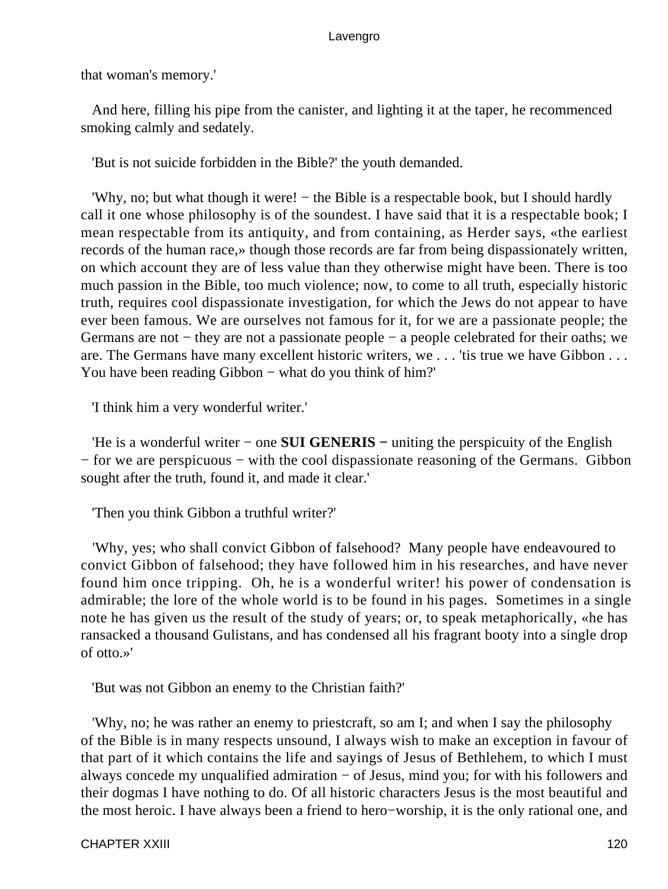that woman's memory.'

And here, filling his pipe from the canister, and lighting it at the taper, he recommenced smoking calmly and sedately.

'But is not suicide forbidden in the Bible?' the youth demanded.

'Why, no; but what though it were! − the Bible is a respectable book, but I should hardly call it one whose philosophy is of the soundest. I have said that it is a respectable book; I mean respectable from its antiquity, and from containing, as Herder says, «the earliest records of the human race,» though those records are far from being dispassionately written, on which account they are of less value than they otherwise might have been. There is too much passion in the Bible, too much violence; now, to come to all truth, especially historic truth, requires cool dispassionate investigation, for which the Jews do not appear to have ever been famous. We are ourselves not famous for it, for we are a passionate people; the Germans are not − they are not a passionate people − a people celebrated for their oaths; we are. The Germans have many excellent historic writers, we . . . 'tis true we have Gibbon . . . You have been reading Gibbon − what do you think of him?'

'I think him a very wonderful writer.'

'He is a wonderful writer − one **SUI GENERIS** − uniting the perspicuity of the English − for we are perspicuous − with the cool dispassionate reasoning of the Germans. Gibbon sought after the truth, found it, and made it clear.'

'Then you think Gibbon a truthful writer?'

'Why, yes; who shall convict Gibbon of falsehood? Many people have endeavoured to convict Gibbon of falsehood; they have followed him in his researches, and have never found him once tripping. Oh, he is a wonderful writer! his power of condensation is admirable; the lore of the whole world is to be found in his pages. Sometimes in a single note he has given us the result of the study of years; or, to speak metaphorically, «he has ransacked a thousand Gulistans, and has condensed all his fragrant booty into a single drop of otto.»'

'But was not Gibbon an enemy to the Christian faith?'

'Why, no; he was rather an enemy to priestcraft, so am I; and when I say the philosophy of the Bible is in many respects unsound, I always wish to make an exception in favour of that part of it which contains the life and sayings of Jesus of Bethlehem, to which I must always concede my unqualified admiration − of Jesus, mind you; for with his followers and their dogmas I have nothing to do. Of all historic characters Jesus is the most beautiful and the most heroic. I have always been a friend to hero−worship, it is the only rational one, and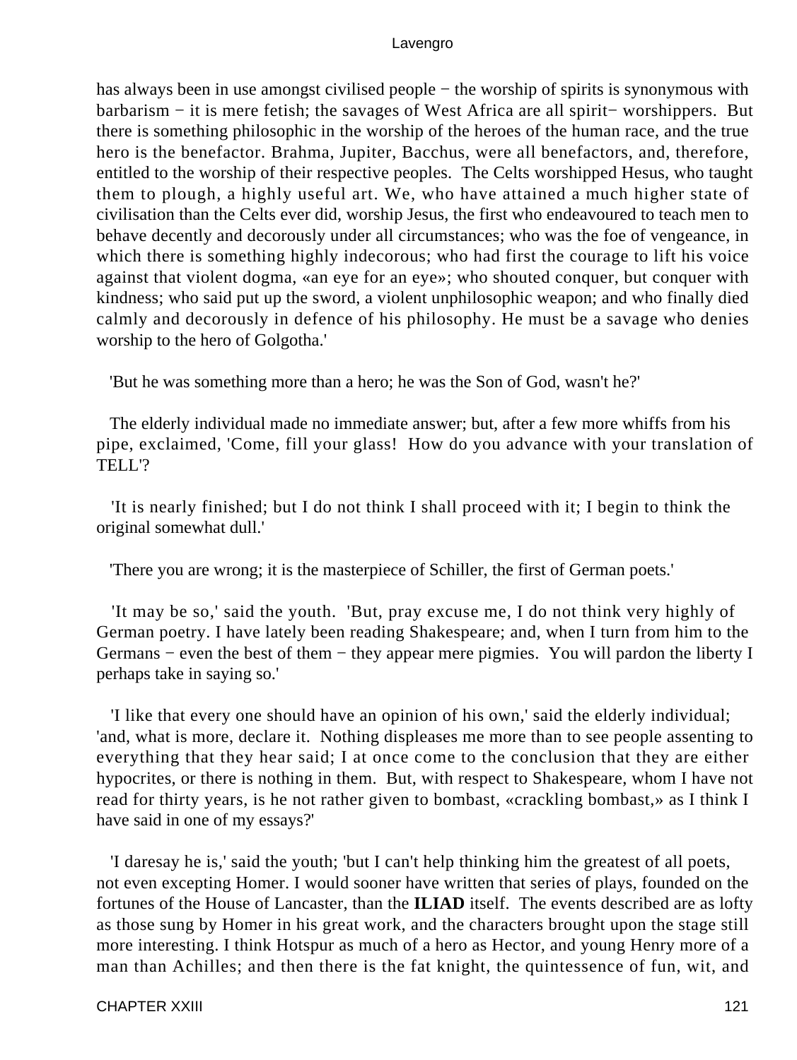has always been in use amongst civilised people − the worship of spirits is synonymous with barbarism − it is mere fetish; the savages of West Africa are all spirit− worshippers. But there is something philosophic in the worship of the heroes of the human race, and the true hero is the benefactor. Brahma, Jupiter, Bacchus, were all benefactors, and, therefore, entitled to the worship of their respective peoples. The Celts worshipped Hesus, who taught them to plough, a highly useful art. We, who have attained a much higher state of civilisation than the Celts ever did, worship Jesus, the first who endeavoured to teach men to behave decently and decorously under all circumstances; who was the foe of vengeance, in which there is something highly indecorous; who had first the courage to lift his voice against that violent dogma, «an eye for an eye»; who shouted conquer, but conquer with kindness; who said put up the sword, a violent unphilosophic weapon; and who finally died calmly and decorously in defence of his philosophy. He must be a savage who denies worship to the hero of Golgotha.'

'But he was something more than a hero; he was the Son of God, wasn't he?'

The elderly individual made no immediate answer; but, after a few more whiffs from his pipe, exclaimed, 'Come, fill your glass! How do you advance with your translation of TELL'?

'It is nearly finished; but I do not think I shall proceed with it; I begin to think the original somewhat dull.'

'There you are wrong; it is the masterpiece of Schiller, the first of German poets.'

'It may be so,' said the youth. 'But, pray excuse me, I do not think very highly of German poetry. I have lately been reading Shakespeare; and, when I turn from him to the Germans − even the best of them − they appear mere pigmies. You will pardon the liberty I perhaps take in saying so.'

'I like that every one should have an opinion of his own,' said the elderly individual; 'and, what is more, declare it. Nothing displeases me more than to see people assenting to everything that they hear said; I at once come to the conclusion that they are either hypocrites, or there is nothing in them. But, with respect to Shakespeare, whom I have not read for thirty years, is he not rather given to bombast, «crackling bombast,» as I think I have said in one of my essays?'

'I daresay he is,' said the youth; 'but I can't help thinking him the greatest of all poets, not even excepting Homer. I would sooner have written that series of plays, founded on the fortunes of the House of Lancaster, than the **ILIAD** itself. The events described are as lofty as those sung by Homer in his great work, and the characters brought upon the stage still more interesting. I think Hotspur as much of a hero as Hector, and young Henry more of a man than Achilles; and then there is the fat knight, the quintessence of fun, wit, and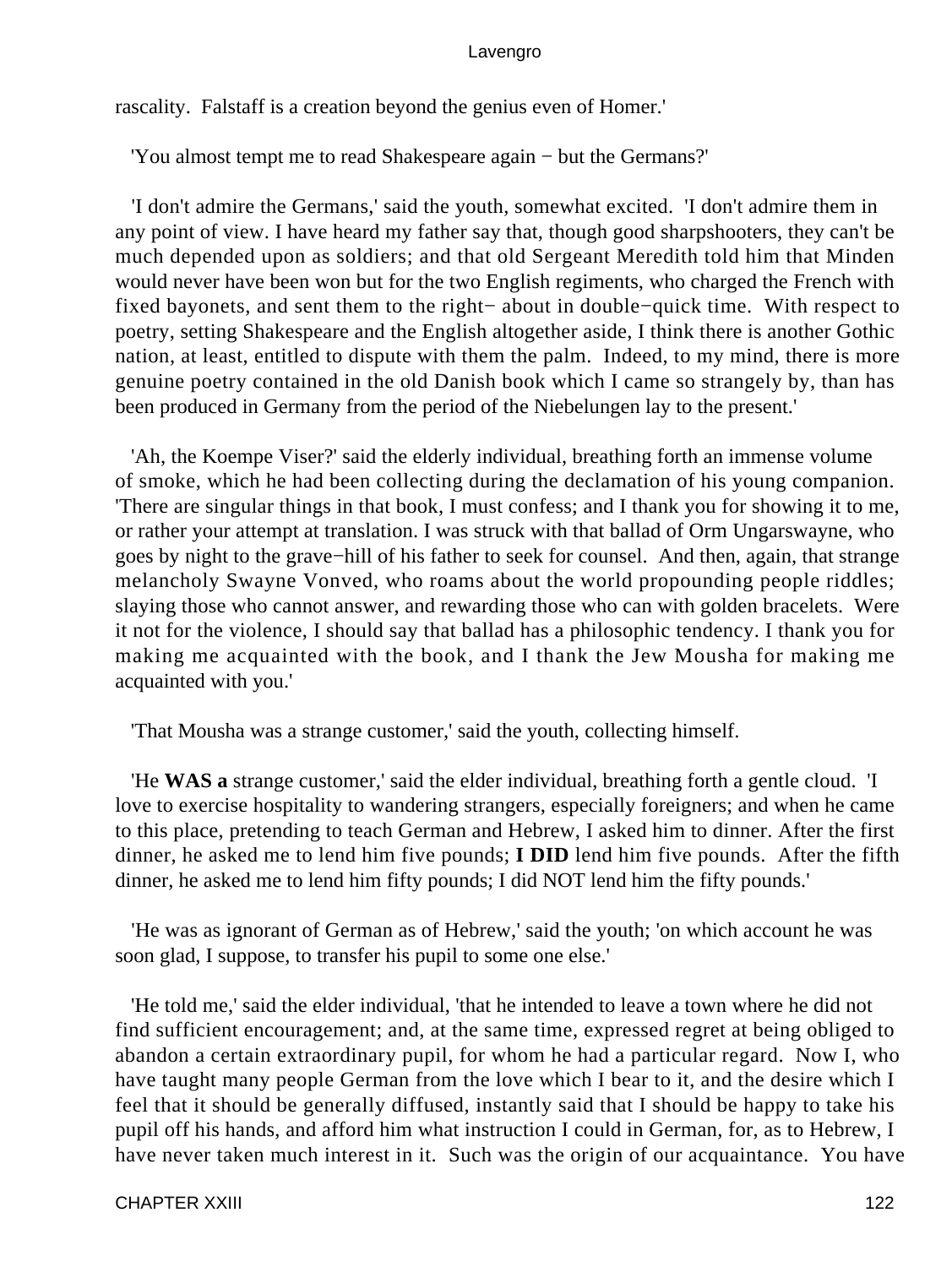rascality. Falstaff is a creation beyond the genius even of Homer.'

'You almost tempt me to read Shakespeare again − but the Germans?'

'I don't admire the Germans,' said the youth, somewhat excited. 'I don't admire them in any point of view. I have heard my father say that, though good sharpshooters, they can't be much depended upon as soldiers; and that old Sergeant Meredith told him that Minden would never have been won but for the two English regiments, who charged the French with fixed bayonets, and sent them to the right− about in double−quick time. With respect to poetry, setting Shakespeare and the English altogether aside, I think there is another Gothic nation, at least, entitled to dispute with them the palm. Indeed, to my mind, there is more genuine poetry contained in the old Danish book which I came so strangely by, than has been produced in Germany from the period of the Niebelungen lay to the present.'

'Ah, the Koempe Viser?' said the elderly individual, breathing forth an immense volume of smoke, which he had been collecting during the declamation of his young companion. 'There are singular things in that book, I must confess; and I thank you for showing it to me, or rather your attempt at translation. I was struck with that ballad of Orm Ungarswayne, who goes by night to the grave−hill of his father to seek for counsel. And then, again, that strange melancholy Swayne Vonved, who roams about the world propounding people riddles; slaying those who cannot answer, and rewarding those who can with golden bracelets. Were it not for the violence, I should say that ballad has a philosophic tendency. I thank you for making me acquainted with the book, and I thank the Jew Mousha for making me acquainted with you.'

'That Mousha was a strange customer,' said the youth, collecting himself.

'He **WAS a** strange customer,' said the elder individual, breathing forth a gentle cloud. 'I love to exercise hospitality to wandering strangers, especially foreigners; and when he came to this place, pretending to teach German and Hebrew, I asked him to dinner. After the first dinner, he asked me to lend him five pounds; **I DID** lend him five pounds. After the fifth dinner, he asked me to lend him fifty pounds; I did NOT lend him the fifty pounds.'

'He was as ignorant of German as of Hebrew,' said the youth; 'on which account he was soon glad, I suppose, to transfer his pupil to some one else.'

'He told me,' said the elder individual, 'that he intended to leave a town where he did not find sufficient encouragement; and, at the same time, expressed regret at being obliged to abandon a certain extraordinary pupil, for whom he had a particular regard. Now I, who have taught many people German from the love which I bear to it, and the desire which I feel that it should be generally diffused, instantly said that I should be happy to take his pupil off his hands, and afford him what instruction I could in German, for, as to Hebrew, I have never taken much interest in it. Such was the origin of our acquaintance. You have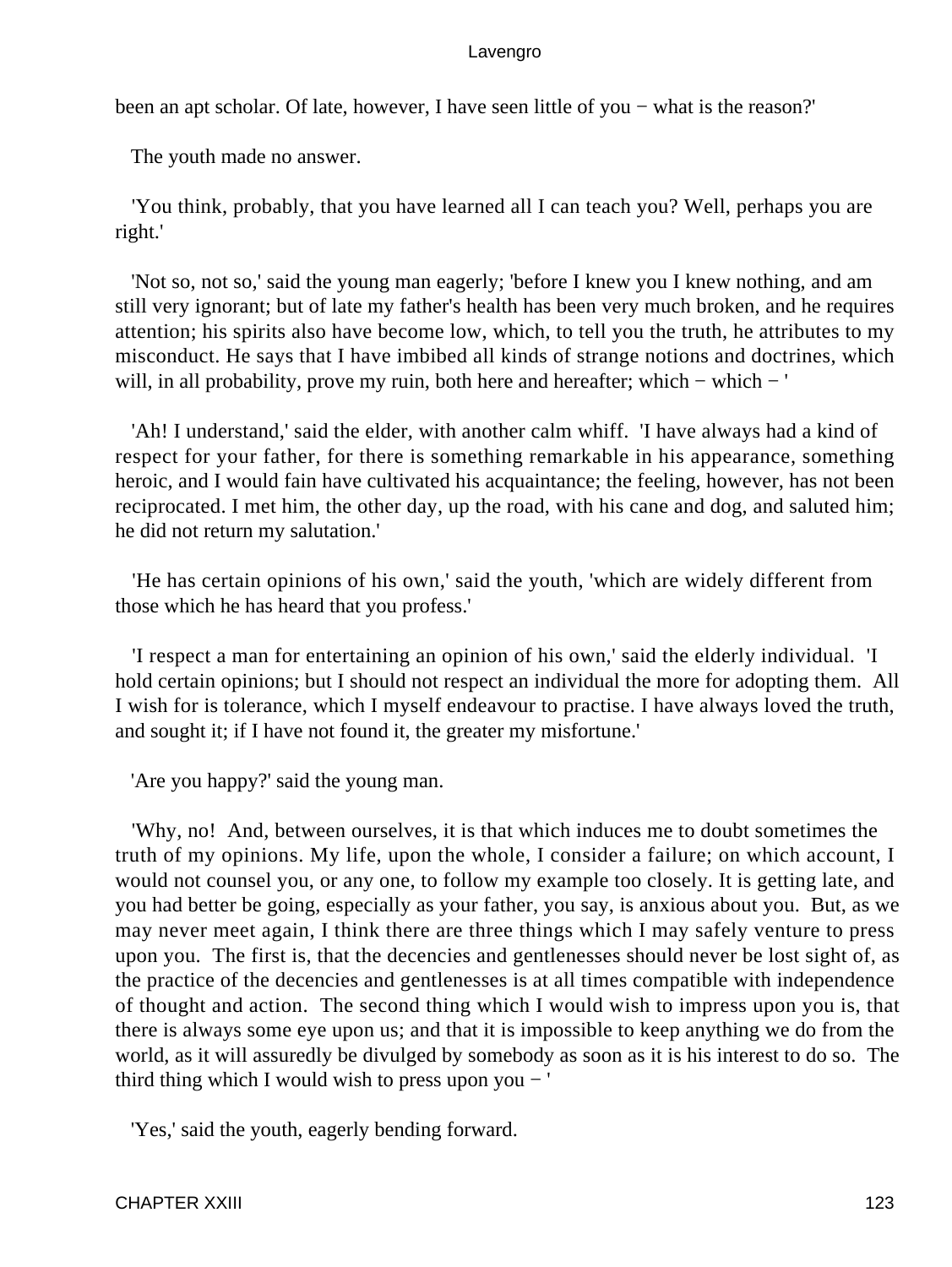been an apt scholar. Of late, however, I have seen little of you − what is the reason?'

The youth made no answer.

'You think, probably, that you have learned all I can teach you? Well, perhaps you are right.'

'Not so, not so,' said the young man eagerly; 'before I knew you I knew nothing, and am still very ignorant; but of late my father's health has been very much broken, and he requires attention; his spirits also have become low, which, to tell you the truth, he attributes to my misconduct. He says that I have imbibed all kinds of strange notions and doctrines, which will, in all probability, prove my ruin, both here and hereafter; which − which − '

'Ah! I understand,' said the elder, with another calm whiff. 'I have always had a kind of respect for your father, for there is something remarkable in his appearance, something heroic, and I would fain have cultivated his acquaintance; the feeling, however, has not been reciprocated. I met him, the other day, up the road, with his cane and dog, and saluted him; he did not return my salutation.'

'He has certain opinions of his own,' said the youth, 'which are widely different from those which he has heard that you profess.'

'I respect a man for entertaining an opinion of his own,' said the elderly individual. 'I hold certain opinions; but I should not respect an individual the more for adopting them. All I wish for is tolerance, which I myself endeavour to practise. I have always loved the truth, and sought it; if I have not found it, the greater my misfortune.'

'Are you happy?' said the young man.

'Why, no! And, between ourselves, it is that which induces me to doubt sometimes the truth of my opinions. My life, upon the whole, I consider a failure; on which account, I would not counsel you, or any one, to follow my example too closely. It is getting late, and you had better be going, especially as your father, you say, is anxious about you. But, as we may never meet again, I think there are three things which I may safely venture to press upon you. The first is, that the decencies and gentlenesses should never be lost sight of, as the practice of the decencies and gentlenesses is at all times compatible with independence of thought and action. The second thing which I would wish to impress upon you is, that there is always some eye upon us; and that it is impossible to keep anything we do from the world, as it will assuredly be divulged by somebody as soon as it is his interest to do so. The third thing which I would wish to press upon you − '

'Yes,' said the youth, eagerly bending forward.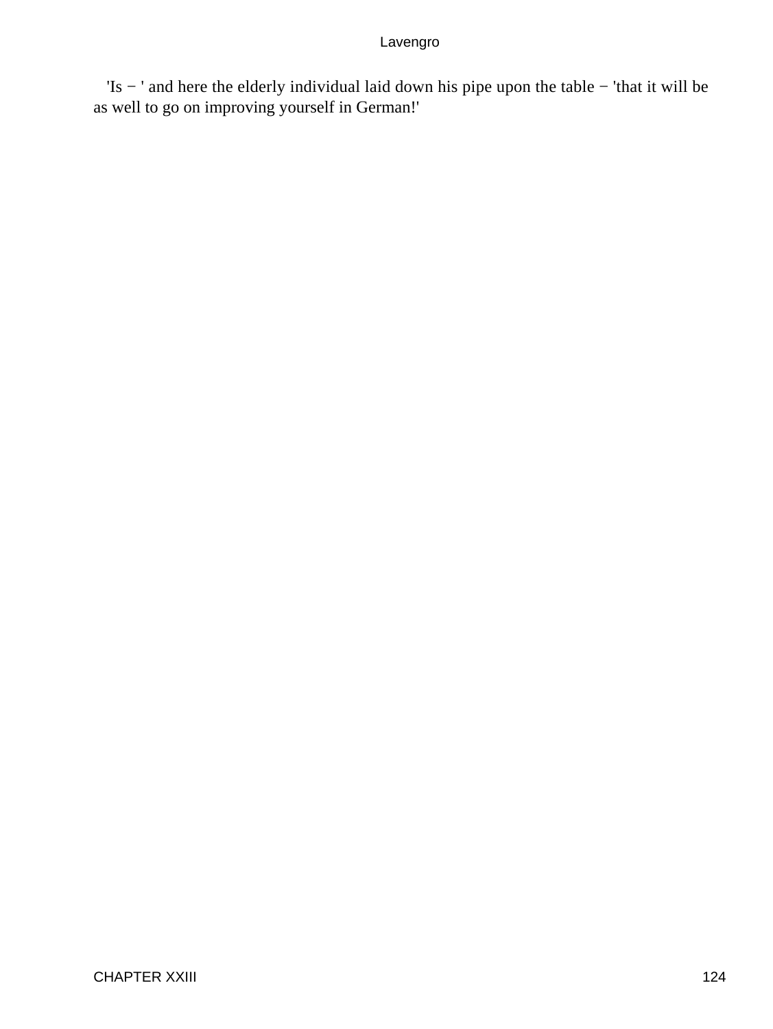'Is − ' and here the elderly individual laid down his pipe upon the table − 'that it will be as well to go on improving yourself in German!'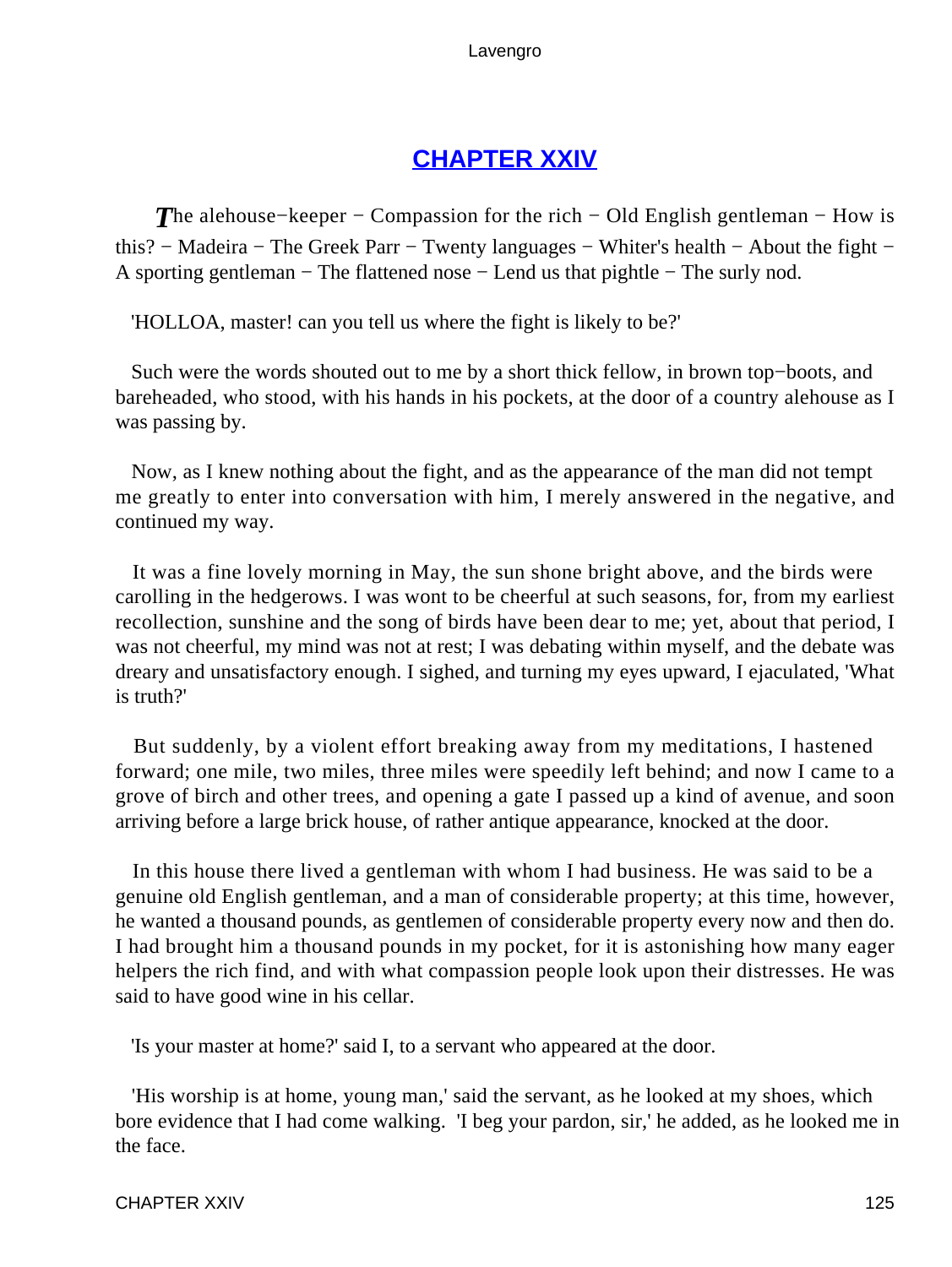## CHAPTER XXIV

*T*he alehouse−keeper − Compassion for the rich − Old English gentleman − How is this? − Madeira − The Greek Parr − Twenty languages − Whiter's health − About the fight − A sporting gentleman − The flattened nose − Lend us that pightle − The surly nod.

'HOLLOA, master! can you tell us where the fight is likely to be?'

Such were the words shouted out to me by a short thick fellow, in brown top−boots, and bareheaded, who stood, with his hands in his pockets, at the door of a country alehouse as I was passing by.

Now, as I knew nothing about the fight, and as the appearance of the man did not tempt me greatly to enter into conversation with him, I merely answered in the negative, and continued my way.

It was a fine lovely morning in May, the sun shone bright above, and the birds were carolling in the hedgerows. I was wont to be cheerful at such seasons, for, from my earliest recollection, sunshine and the song of birds have been dear to me; yet, about that period, I was not cheerful, my mind was not at rest; I was debating within myself, and the debate was dreary and unsatisfactory enough. I sighed, and turning my eyes upward, I ejaculated, 'What is truth?'

But suddenly, by a violent effort breaking away from my meditations, I hastened forward; one mile, two miles, three miles were speedily left behind; and now I came to a grove of birch and other trees, and opening a gate I passed up a kind of avenue, and soon arriving before a large brick house, of rather antique appearance, knocked at the door.

In this house there lived a gentleman with whom I had business. He was said to be a genuine old English gentleman, and a man of considerable property; at this time, however, he wanted a thousand pounds, as gentlemen of considerable property every now and then do. I had brought him a thousand pounds in my pocket, for it is astonishing how many eager helpers the rich find, and with what compassion people look upon their distresses. He was said to have good wine in his cellar.

'Is your master at home?' said I, to a servant who appeared at the door.

'His worship is at home, young man,' said the servant, as he looked at my shoes, which bore evidence that I had come walking. 'I beg your pardon, sir,' he added, as he looked me in the face.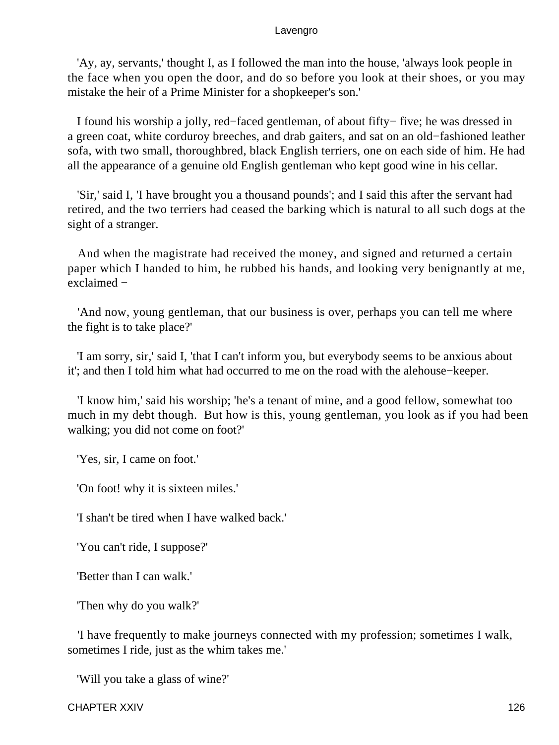'Ay, ay, servants,' thought I, as I followed the man into the house, 'always look people in the face when you open the door, and do so before you look at their shoes, or you may mistake the heir of a Prime Minister for a shopkeeper's son.'

I found his worship a jolly, red−faced gentleman, of about fifty− five; he was dressed in a green coat, white corduroy breeches, and drab gaiters, and sat on an old−fashioned leather sofa, with two small, thoroughbred, black English terriers, one on each side of him. He had all the appearance of a genuine old English gentleman who kept good wine in his cellar.

'Sir,' said I, 'I have brought you a thousand pounds'; and I said this after the servant had retired, and the two terriers had ceased the barking which is natural to all such dogs at the sight of a stranger.

And when the magistrate had received the money, and signed and returned a certain paper which I handed to him, he rubbed his hands, and looking very benignantly at me, exclaimed −

'And now, young gentleman, that our business is over, perhaps you can tell me where the fight is to take place?'

'I am sorry, sir,' said I, 'that I can't inform you, but everybody seems to be anxious about it'; and then I told him what had occurred to me on the road with the alehouse−keeper.

'I know him,' said his worship; 'he's a tenant of mine, and a good fellow, somewhat too much in my debt though. But how is this, young gentleman, you look as if you had been walking; you did not come on foot?'

'Yes, sir, I came on foot.'

'On foot! why it is sixteen miles.'

'I shan't be tired when I have walked back.'

'You can't ride, I suppose?'

'Better than I can walk.'

'Then why do you walk?'

'I have frequently to make journeys connected with my profession; sometimes I walk, sometimes I ride, just as the whim takes me.'

'Will you take a glass of wine?'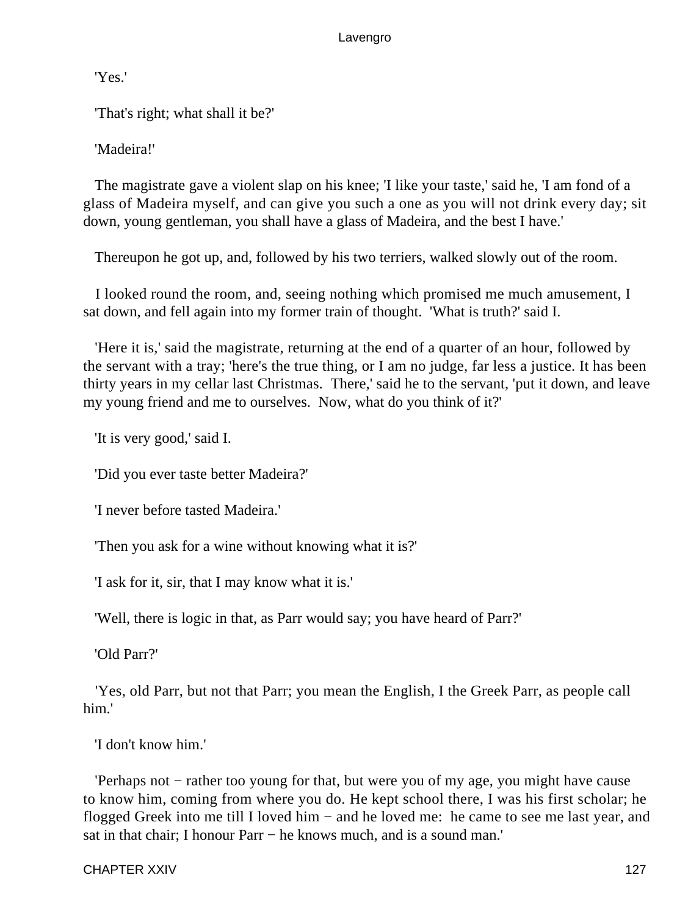'Yes.'

'That's right; what shall it be?'

'Madeira!'

The magistrate gave a violent slap on his knee; 'I like your taste,' said he, 'I am fond of a glass of Madeira myself, and can give you such a one as you will not drink every day; sit down, young gentleman, you shall have a glass of Madeira, and the best I have.'

Thereupon he got up, and, followed by his two terriers, walked slowly out of the room.

I looked round the room, and, seeing nothing which promised me much amusement, I sat down, and fell again into my former train of thought. 'What is truth?' said I.

'Here it is,' said the magistrate, returning at the end of a quarter of an hour, followed by the servant with a tray; 'here's the true thing, or I am no judge, far less a justice. It has been thirty years in my cellar last Christmas. There,' said he to the servant, 'put it down, and leave my young friend and me to ourselves. Now, what do you think of it?'

'It is very good,' said I.

'Did you ever taste better Madeira?'

'I never before tasted Madeira.'

'Then you ask for a wine without knowing what it is?'

'I ask for it, sir, that I may know what it is.'

'Well, there is logic in that, as Parr would say; you have heard of Parr?'

'Old Parr?'

'Yes, old Parr, but not that Parr; you mean the English, I the Greek Parr, as people call him.'

'I don't know him.'

'Perhaps not − rather too young for that, but were you of my age, you might have cause to know him, coming from where you do. He kept school there, I was his first scholar; he flogged Greek into me till I loved him − and he loved me: he came to see me last year, and sat in that chair; I honour Parr − he knows much, and is a sound man.'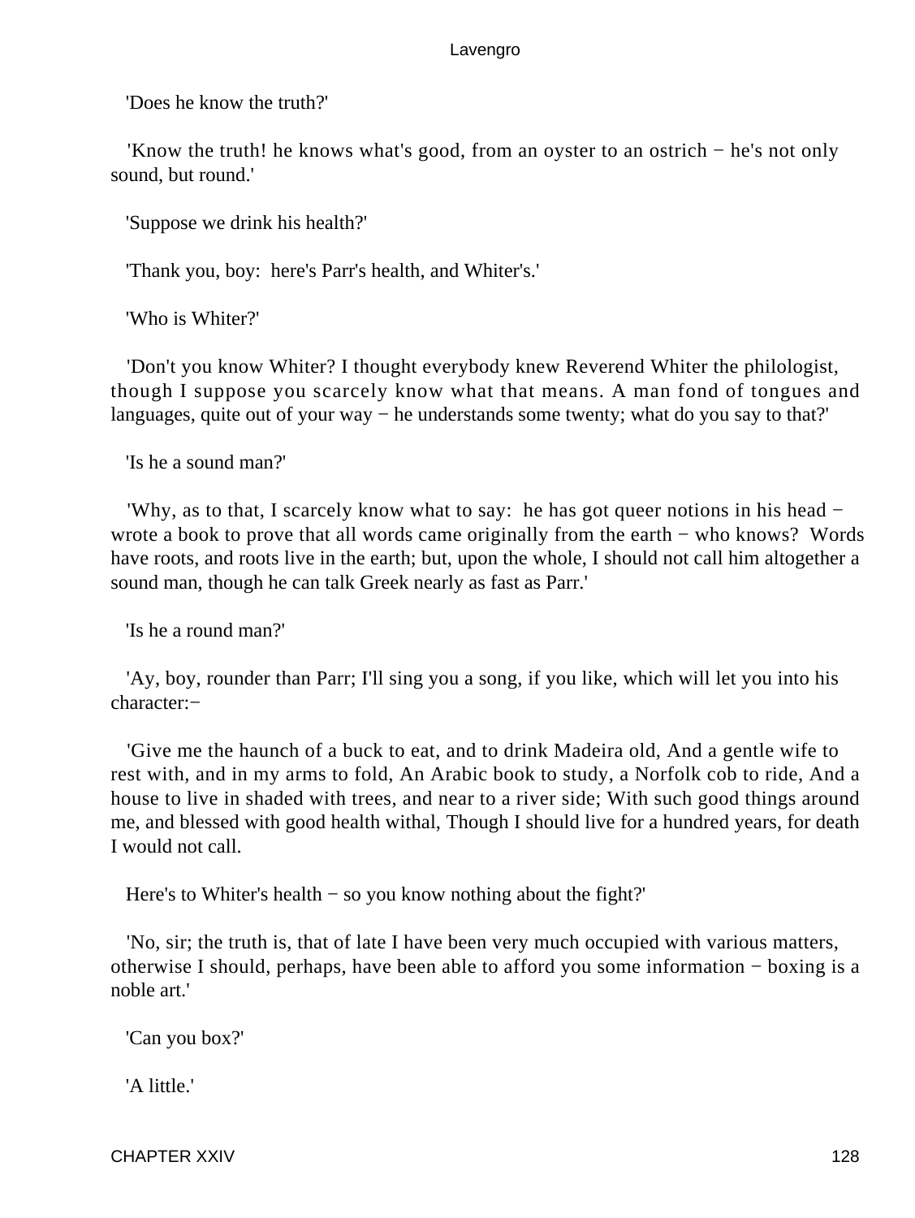'Does he know the truth?'

'Know the truth! he knows what's good, from an oyster to an ostrich − he's not only sound, but round.'

'Suppose we drink his health?'

'Thank you, boy:  here's Parr's health, and Whiter's.'

'Who is Whiter?'

'Don't you know Whiter? I thought everybody knew Reverend Whiter the philologist, though I suppose you scarcely know what that means. A man fond of tongues and languages, quite out of your way − he understands some twenty; what do you say to that?'

'Is he a sound man?'

'Why, as to that, I scarcely know what to say:  he has got queer notions in his head − wrote a book to prove that all words came originally from the earth − who knows?  Words have roots, and roots live in the earth; but, upon the whole, I should not call him altogether a sound man, though he can talk Greek nearly as fast as Parr.'

'Is he a round man?'

'Ay, boy, rounder than Parr; I'll sing you a song, if you like, which will let you into his character:−

'Give me the haunch of a buck to eat, and to drink Madeira old, And a gentle wife to rest with, and in my arms to fold, An Arabic book to study, a Norfolk cob to ride, And a house to live in shaded with trees, and near to a river side; With such good things around me, and blessed with good health withal, Though I should live for a hundred years, for death I would not call.

Here's to Whiter's health − so you know nothing about the fight?'

'No, sir; the truth is, that of late I have been very much occupied with various matters, otherwise I should, perhaps, have been able to afford you some information − boxing is a noble art.'

'Can you box?'

'A little.'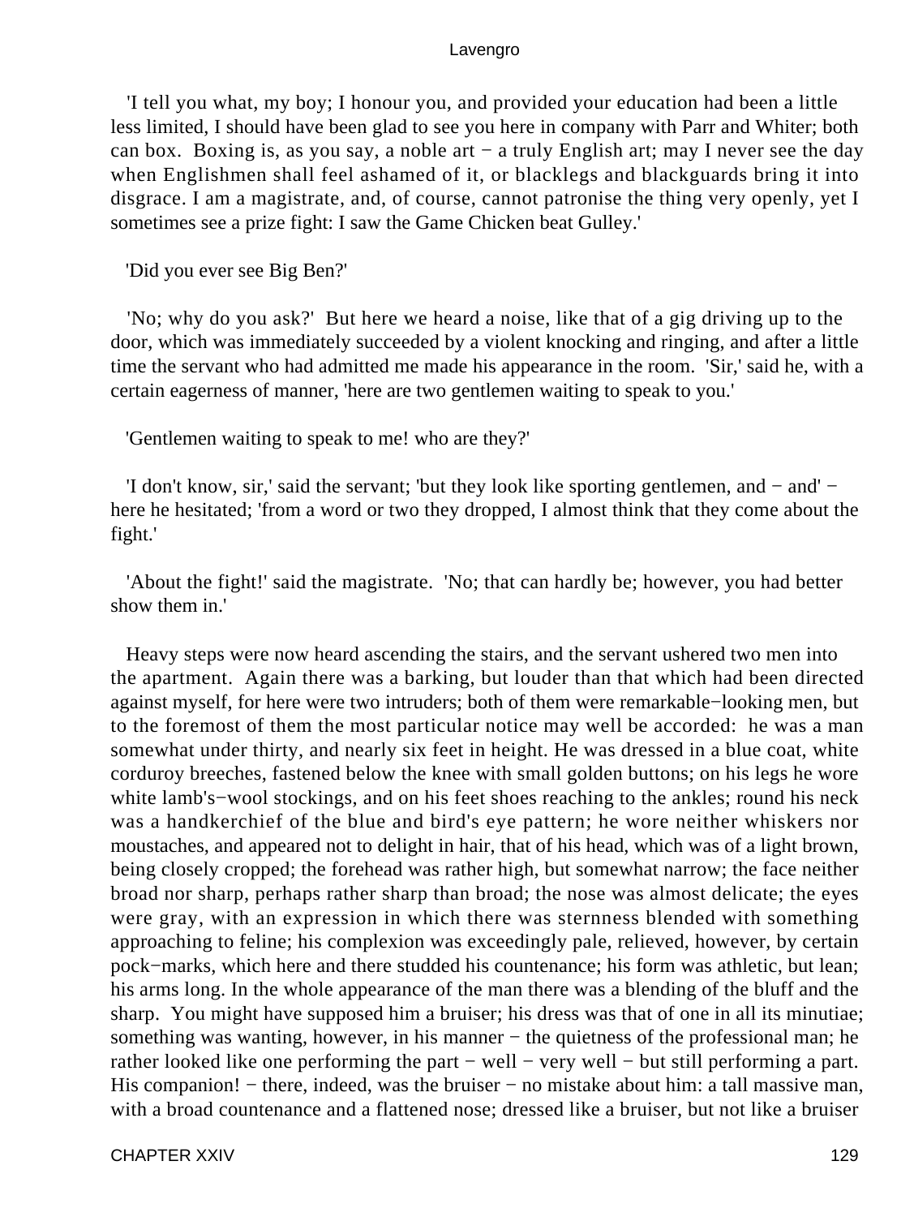'I tell you what, my boy; I honour you, and provided your education had been a little less limited, I should have been glad to see you here in company with Parr and Whiter; both can box. Boxing is, as you say, a noble art − a truly English art; may I never see the day when Englishmen shall feel ashamed of it, or blacklegs and blackguards bring it into disgrace. I am a magistrate, and, of course, cannot patronise the thing very openly, yet I sometimes see a prize fight: I saw the Game Chicken beat Gulley.'

'Did you ever see Big Ben?'

'No; why do you ask?' But here we heard a noise, like that of a gig driving up to the door, which was immediately succeeded by a violent knocking and ringing, and after a little time the servant who had admitted me made his appearance in the room. 'Sir,' said he, with a certain eagerness of manner, 'here are two gentlemen waiting to speak to you.'

'Gentlemen waiting to speak to me! who are they?'

'I don't know, sir,' said the servant; 'but they look like sporting gentlemen, and − and' − here he hesitated; 'from a word or two they dropped, I almost think that they come about the fight.'

'About the fight!' said the magistrate. 'No; that can hardly be; however, you had better show them in.'

Heavy steps were now heard ascending the stairs, and the servant ushered two men into the apartment. Again there was a barking, but louder than that which had been directed against myself, for here were two intruders; both of them were remarkable−looking men, but to the foremost of them the most particular notice may well be accorded: he was a man somewhat under thirty, and nearly six feet in height. He was dressed in a blue coat, white corduroy breeches, fastened below the knee with small golden buttons; on his legs he wore white lamb's−wool stockings, and on his feet shoes reaching to the ankles; round his neck was a handkerchief of the blue and bird's eye pattern; he wore neither whiskers nor moustaches, and appeared not to delight in hair, that of his head, which was of a light brown, being closely cropped; the forehead was rather high, but somewhat narrow; the face neither broad nor sharp, perhaps rather sharp than broad; the nose was almost delicate; the eyes were gray, with an expression in which there was sternness blended with something approaching to feline; his complexion was exceedingly pale, relieved, however, by certain pock−marks, which here and there studded his countenance; his form was athletic, but lean; his arms long. In the whole appearance of the man there was a blending of the bluff and the sharp. You might have supposed him a bruiser; his dress was that of one in all its minutiae; something was wanting, however, in his manner − the quietness of the professional man; he rather looked like one performing the part − well − very well − but still performing a part. His companion! − there, indeed, was the bruiser − no mistake about him: a tall massive man, with a broad countenance and a flattened nose; dressed like a bruiser, but not like a bruiser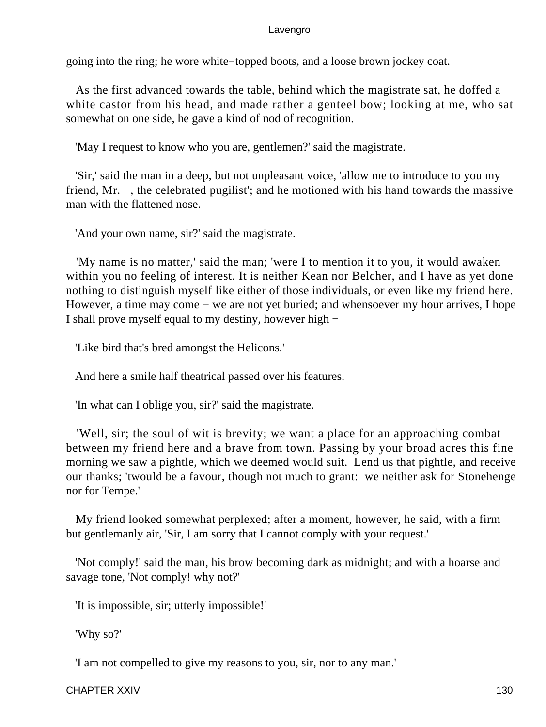going into the ring; he wore white−topped boots, and a loose brown jockey coat.

As the first advanced towards the table, behind which the magistrate sat, he doffed a white castor from his head, and made rather a genteel bow; looking at me, who sat somewhat on one side, he gave a kind of nod of recognition.

'May I request to know who you are, gentlemen?' said the magistrate.

'Sir,' said the man in a deep, but not unpleasant voice, 'allow me to introduce to you my friend, Mr. −, the celebrated pugilist'; and he motioned with his hand towards the massive man with the flattened nose.

'And your own name, sir?' said the magistrate.

'My name is no matter,' said the man; 'were I to mention it to you, it would awaken within you no feeling of interest. It is neither Kean nor Belcher, and I have as yet done nothing to distinguish myself like either of those individuals, or even like my friend here. However, a time may come − we are not yet buried; and whensoever my hour arrives, I hope I shall prove myself equal to my destiny, however high −

'Like bird that's bred amongst the Helicons.'

And here a smile half theatrical passed over his features.

'In what can I oblige you, sir?' said the magistrate.

'Well, sir; the soul of wit is brevity; we want a place for an approaching combat between my friend here and a brave from town. Passing by your broad acres this fine morning we saw a pightle, which we deemed would suit. Lend us that pightle, and receive our thanks; 'twould be a favour, though not much to grant: we neither ask for Stonehenge nor for Tempe.'

My friend looked somewhat perplexed; after a moment, however, he said, with a firm but gentlemanly air, 'Sir, I am sorry that I cannot comply with your request.'

'Not comply!' said the man, his brow becoming dark as midnight; and with a hoarse and savage tone, 'Not comply! why not?'

'It is impossible, sir; utterly impossible!'

'Why so?'

'I am not compelled to give my reasons to you, sir, nor to any man.'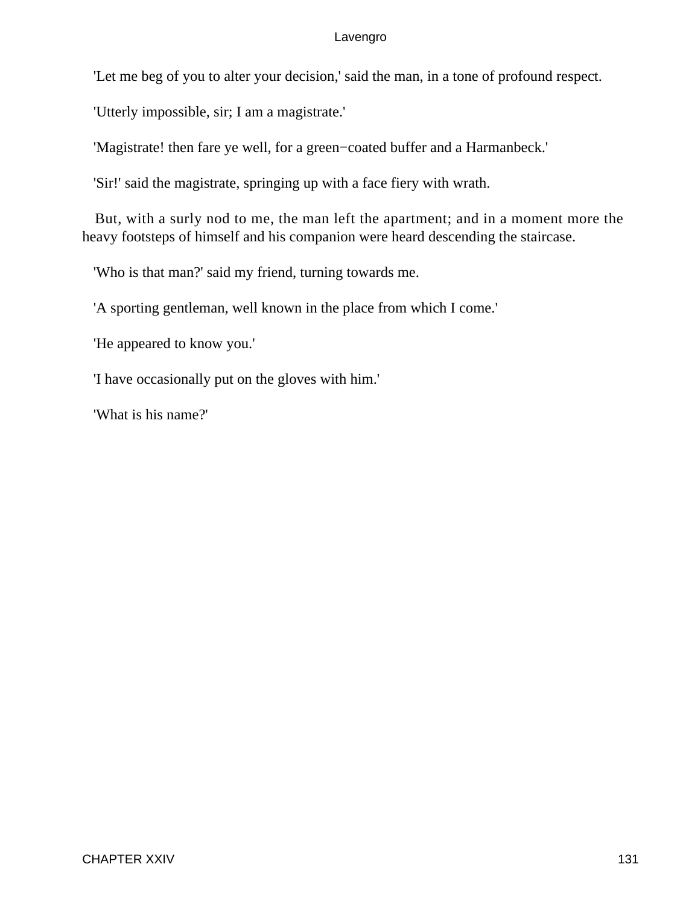'Let me beg of you to alter your decision,' said the man, in a tone of profound respect.

'Utterly impossible, sir; I am a magistrate.'

'Magistrate! then fare ye well, for a green−coated buffer and a Harmanbeck.'

'Sir!' said the magistrate, springing up with a face fiery with wrath.

But, with a surly nod to me, the man left the apartment; and in a moment more the heavy footsteps of himself and his companion were heard descending the staircase.

'Who is that man?' said my friend, turning towards me.

'A sporting gentleman, well known in the place from which I come.'

'He appeared to know you.'

'I have occasionally put on the gloves with him.'

'What is his name?'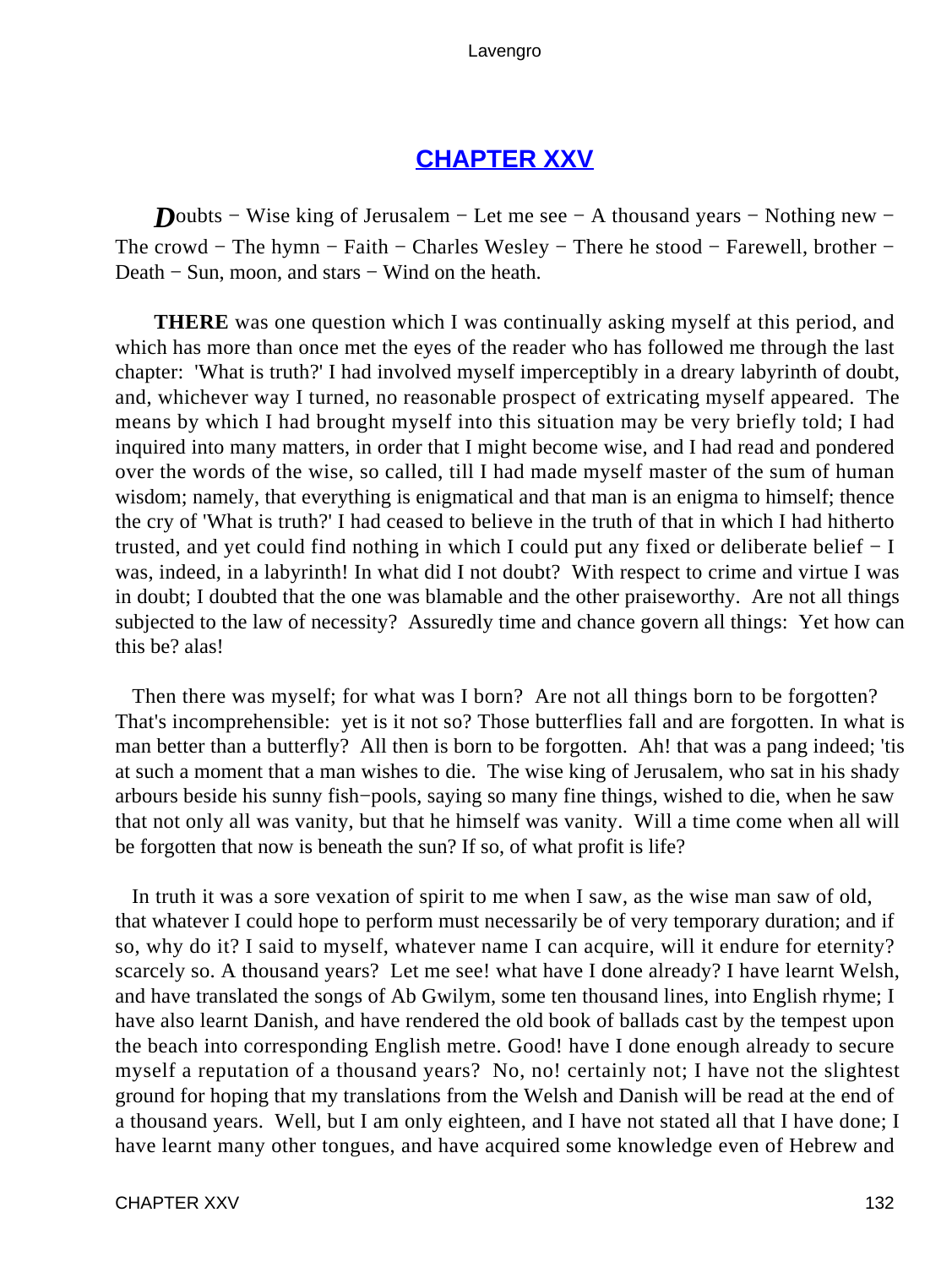## CHAPTER XXV

*D*oubts − Wise king of Jerusalem − Let me see − A thousand years − Nothing new − The crowd − The hymn − Faith − Charles Wesley − There he stood − Farewell, brother − Death − Sun, moon, and stars − Wind on the heath.

**THERE** was one question which I was continually asking myself at this period, and which has more than once met the eyes of the reader who has followed me through the last chapter: 'What is truth?' I had involved myself imperceptibly in a dreary labyrinth of doubt, and, whichever way I turned, no reasonable prospect of extricating myself appeared. The means by which I had brought myself into this situation may be very briefly told; I had inquired into many matters, in order that I might become wise, and I had read and pondered over the words of the wise, so called, till I had made myself master of the sum of human wisdom; namely, that everything is enigmatical and that man is an enigma to himself; thence the cry of 'What is truth?' I had ceased to believe in the truth of that in which I had hitherto trusted, and yet could find nothing in which I could put any fixed or deliberate belief − I was, indeed, in a labyrinth! In what did I not doubt? With respect to crime and virtue I was in doubt; I doubted that the one was blamable and the other praiseworthy. Are not all things subjected to the law of necessity? Assuredly time and chance govern all things: Yet how can this be? alas!

Then there was myself; for what was I born? Are not all things born to be forgotten? That's incomprehensible: yet is it not so? Those butterflies fall and are forgotten. In what is man better than a butterfly? All then is born to be forgotten. Ah! that was a pang indeed; 'tis at such a moment that a man wishes to die. The wise king of Jerusalem, who sat in his shady arbours beside his sunny fish−pools, saying so many fine things, wished to die, when he saw that not only all was vanity, but that he himself was vanity. Will a time come when all will be forgotten that now is beneath the sun? If so, of what profit is life?

In truth it was a sore vexation of spirit to me when I saw, as the wise man saw of old, that whatever I could hope to perform must necessarily be of very temporary duration; and if so, why do it? I said to myself, whatever name I can acquire, will it endure for eternity? scarcely so. A thousand years? Let me see! what have I done already? I have learnt Welsh, and have translated the songs of Ab Gwilym, some ten thousand lines, into English rhyme; I have also learnt Danish, and have rendered the old book of ballads cast by the tempest upon the beach into corresponding English metre. Good! have I done enough already to secure myself a reputation of a thousand years? No, no! certainly not; I have not the slightest ground for hoping that my translations from the Welsh and Danish will be read at the end of a thousand years. Well, but I am only eighteen, and I have not stated all that I have done; I have learnt many other tongues, and have acquired some knowledge even of Hebrew and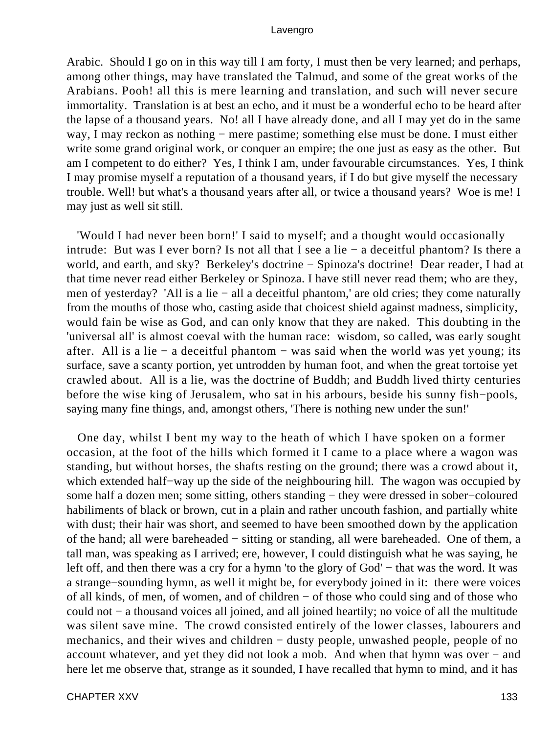Arabic. Should I go on in this way till I am forty, I must then be very learned; and perhaps, among other things, may have translated the Talmud, and some of the great works of the Arabians. Pooh! all this is mere learning and translation, and such will never secure immortality. Translation is at best an echo, and it must be a wonderful echo to be heard after the lapse of a thousand years. No! all I have already done, and all I may yet do in the same way, I may reckon as nothing − mere pastime; something else must be done. I must either write some grand original work, or conquer an empire; the one just as easy as the other. But am I competent to do either? Yes, I think I am, under favourable circumstances. Yes, I think I may promise myself a reputation of a thousand years, if I do but give myself the necessary trouble. Well! but what's a thousand years after all, or twice a thousand years? Woe is me! I may just as well sit still.

'Would I had never been born!' I said to myself; and a thought would occasionally intrude: But was I ever born? Is not all that I see a lie − a deceitful phantom? Is there a world, and earth, and sky? Berkeley's doctrine − Spinoza's doctrine! Dear reader, I had at that time never read either Berkeley or Spinoza. I have still never read them; who are they, men of yesterday? 'All is a lie − all a deceitful phantom,' are old cries; they come naturally from the mouths of those who, casting aside that choicest shield against madness, simplicity, would fain be wise as God, and can only know that they are naked. This doubting in the 'universal all' is almost coeval with the human race: wisdom, so called, was early sought after. All is a lie − a deceitful phantom − was said when the world was yet young; its surface, save a scanty portion, yet untrodden by human foot, and when the great tortoise yet crawled about. All is a lie, was the doctrine of Buddh; and Buddh lived thirty centuries before the wise king of Jerusalem, who sat in his arbours, beside his sunny fish−pools, saying many fine things, and, amongst others, 'There is nothing new under the sun!'

One day, whilst I bent my way to the heath of which I have spoken on a former occasion, at the foot of the hills which formed it I came to a place where a wagon was standing, but without horses, the shafts resting on the ground; there was a crowd about it, which extended half−way up the side of the neighbouring hill. The wagon was occupied by some half a dozen men; some sitting, others standing − they were dressed in sober−coloured habiliments of black or brown, cut in a plain and rather uncouth fashion, and partially white with dust; their hair was short, and seemed to have been smoothed down by the application of the hand; all were bareheaded − sitting or standing, all were bareheaded. One of them, a tall man, was speaking as I arrived; ere, however, I could distinguish what he was saying, he left off, and then there was a cry for a hymn 'to the glory of God' − that was the word. It was a strange−sounding hymn, as well it might be, for everybody joined in it: there were voices of all kinds, of men, of women, and of children − of those who could sing and of those who could not − a thousand voices all joined, and all joined heartily; no voice of all the multitude was silent save mine. The crowd consisted entirely of the lower classes, labourers and mechanics, and their wives and children − dusty people, unwashed people, people of no account whatever, and yet they did not look a mob. And when that hymn was over − and here let me observe that, strange as it sounded, I have recalled that hymn to mind, and it has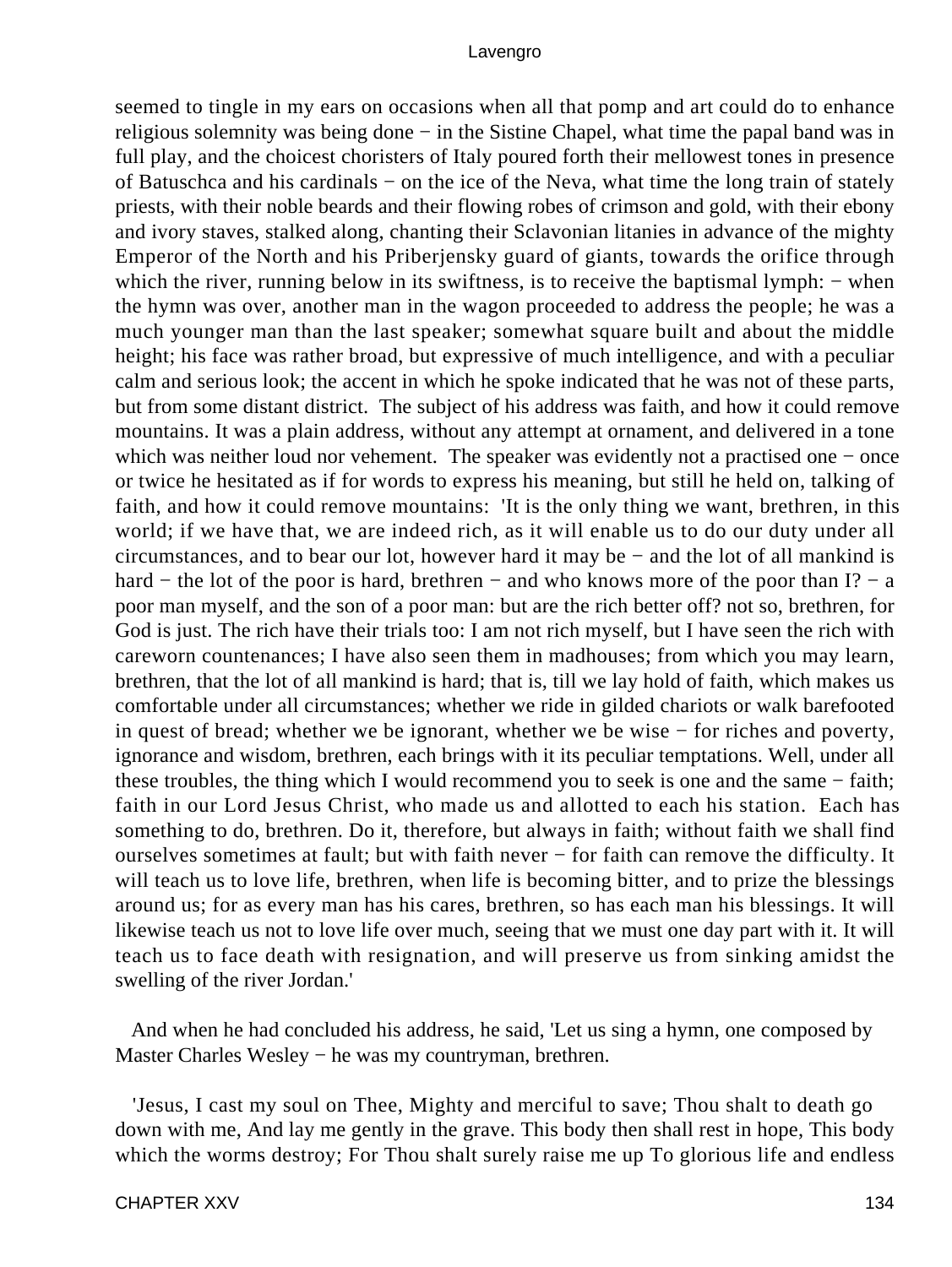seemed to tingle in my ears on occasions when all that pomp and art could do to enhance religious solemnity was being done − in the Sistine Chapel, what time the papal band was in full play, and the choicest choristers of Italy poured forth their mellowest tones in presence of Batuschca and his cardinals − on the ice of the Neva, what time the long train of stately priests, with their noble beards and their flowing robes of crimson and gold, with their ebony and ivory staves, stalked along, chanting their Sclavonian litanies in advance of the mighty Emperor of the North and his Priberjensky guard of giants, towards the orifice through which the river, running below in its swiftness, is to receive the baptismal lymph: − when the hymn was over, another man in the wagon proceeded to address the people; he was a much younger man than the last speaker; somewhat square built and about the middle height; his face was rather broad, but expressive of much intelligence, and with a peculiar calm and serious look; the accent in which he spoke indicated that he was not of these parts, but from some distant district. The subject of his address was faith, and how it could remove mountains. It was a plain address, without any attempt at ornament, and delivered in a tone which was neither loud nor vehement. The speaker was evidently not a practised one − once or twice he hesitated as if for words to express his meaning, but still he held on, talking of faith, and how it could remove mountains: 'It is the only thing we want, brethren, in this world; if we have that, we are indeed rich, as it will enable us to do our duty under all circumstances, and to bear our lot, however hard it may be − and the lot of all mankind is hard − the lot of the poor is hard, brethren − and who knows more of the poor than I? − a poor man myself, and the son of a poor man: but are the rich better off? not so, brethren, for God is just. The rich have their trials too: I am not rich myself, but I have seen the rich with careworn countenances; I have also seen them in madhouses; from which you may learn, brethren, that the lot of all mankind is hard; that is, till we lay hold of faith, which makes us comfortable under all circumstances; whether we ride in gilded chariots or walk barefooted in quest of bread; whether we be ignorant, whether we be wise − for riches and poverty, ignorance and wisdom, brethren, each brings with it its peculiar temptations. Well, under all these troubles, the thing which I would recommend you to seek is one and the same − faith; faith in our Lord Jesus Christ, who made us and allotted to each his station. Each has something to do, brethren. Do it, therefore, but always in faith; without faith we shall find ourselves sometimes at fault; but with faith never − for faith can remove the difficulty. It will teach us to love life, brethren, when life is becoming bitter, and to prize the blessings around us; for as every man has his cares, brethren, so has each man his blessings. It will likewise teach us not to love life over much, seeing that we must one day part with it. It will teach us to face death with resignation, and will preserve us from sinking amidst the swelling of the river Jordan.'

And when he had concluded his address, he said, 'Let us sing a hymn, one composed by Master Charles Wesley − he was my countryman, brethren.

'Jesus, I cast my soul on Thee, Mighty and merciful to save; Thou shalt to death go down with me, And lay me gently in the grave. This body then shall rest in hope, This body which the worms destroy; For Thou shalt surely raise me up To glorious life and endless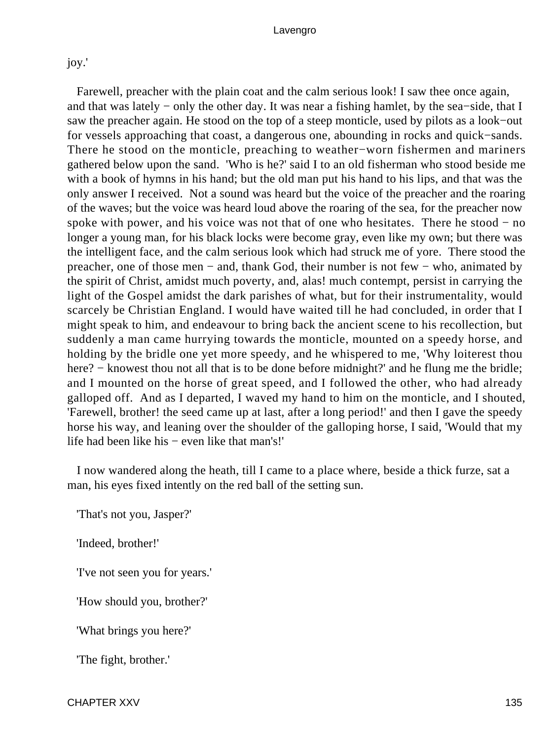joy.'

Farewell, preacher with the plain coat and the calm serious look! I saw thee once again, and that was lately − only the other day. It was near a fishing hamlet, by the sea−side, that I saw the preacher again. He stood on the top of a steep monticle, used by pilots as a look−out for vessels approaching that coast, a dangerous one, abounding in rocks and quick−sands. There he stood on the monticle, preaching to weather−worn fishermen and mariners gathered below upon the sand. 'Who is he?' said I to an old fisherman who stood beside me with a book of hymns in his hand; but the old man put his hand to his lips, and that was the only answer I received. Not a sound was heard but the voice of the preacher and the roaring of the waves; but the voice was heard loud above the roaring of the sea, for the preacher now spoke with power, and his voice was not that of one who hesitates. There he stood − no longer a young man, for his black locks were become gray, even like my own; but there was the intelligent face, and the calm serious look which had struck me of yore. There stood the preacher, one of those men − and, thank God, their number is not few − who, animated by the spirit of Christ, amidst much poverty, and, alas! much contempt, persist in carrying the light of the Gospel amidst the dark parishes of what, but for their instrumentality, would scarcely be Christian England. I would have waited till he had concluded, in order that I might speak to him, and endeavour to bring back the ancient scene to his recollection, but suddenly a man came hurrying towards the monticle, mounted on a speedy horse, and holding by the bridle one yet more speedy, and he whispered to me, 'Why loiterest thou here? − knowest thou not all that is to be done before midnight?' and he flung me the bridle; and I mounted on the horse of great speed, and I followed the other, who had already galloped off. And as I departed, I waved my hand to him on the monticle, and I shouted, 'Farewell, brother! the seed came up at last, after a long period!' and then I gave the speedy horse his way, and leaning over the shoulder of the galloping horse, I said, 'Would that my life had been like his − even like that man's!'

I now wandered along the heath, till I came to a place where, beside a thick furze, sat a man, his eyes fixed intently on the red ball of the setting sun.

'That's not you, Jasper?'

'Indeed, brother!'

'I've not seen you for years.'

'How should you, brother?'

'What brings you here?'

'The fight, brother.'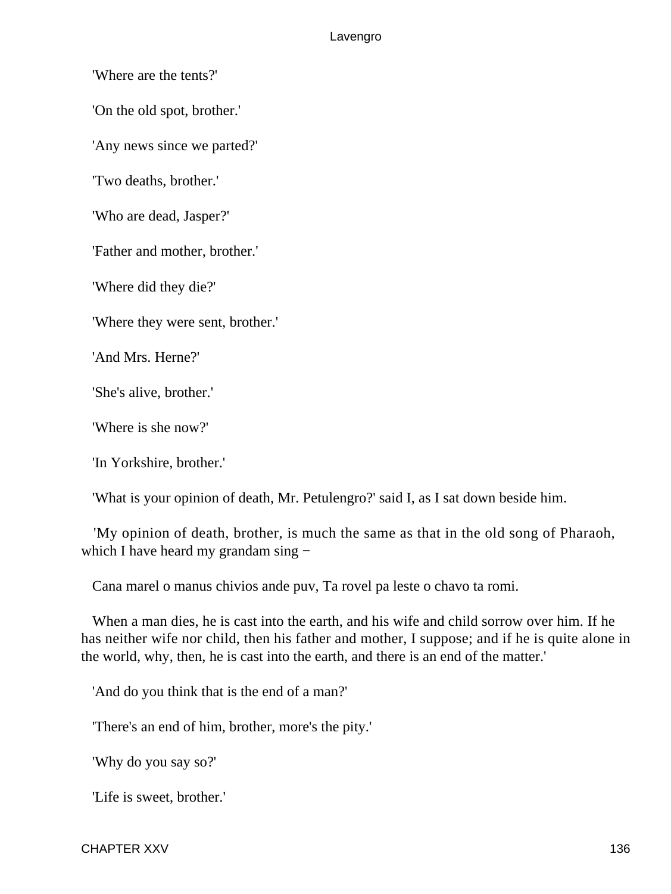'Where are the tents?'

'On the old spot, brother.'

'Any news since we parted?'

'Two deaths, brother.'

'Who are dead, Jasper?'

'Father and mother, brother.'

'Where did they die?'

'Where they were sent, brother.'

'And Mrs. Herne?'

'She's alive, brother.'

'Where is she now?'

'In Yorkshire, brother.'

'What is your opinion of death, Mr. Petulengro?' said I, as I sat down beside him.

'My opinion of death, brother, is much the same as that in the old song of Pharaoh, which I have heard my grandam sing −

Cana marel o manus chivios ande puv, Ta rovel pa leste o chavo ta romi.

When a man dies, he is cast into the earth, and his wife and child sorrow over him. If he has neither wife nor child, then his father and mother, I suppose; and if he is quite alone in the world, why, then, he is cast into the earth, and there is an end of the matter.'

'And do you think that is the end of a man?'

'There's an end of him, brother, more's the pity.'

'Why do you say so?'

'Life is sweet, brother.'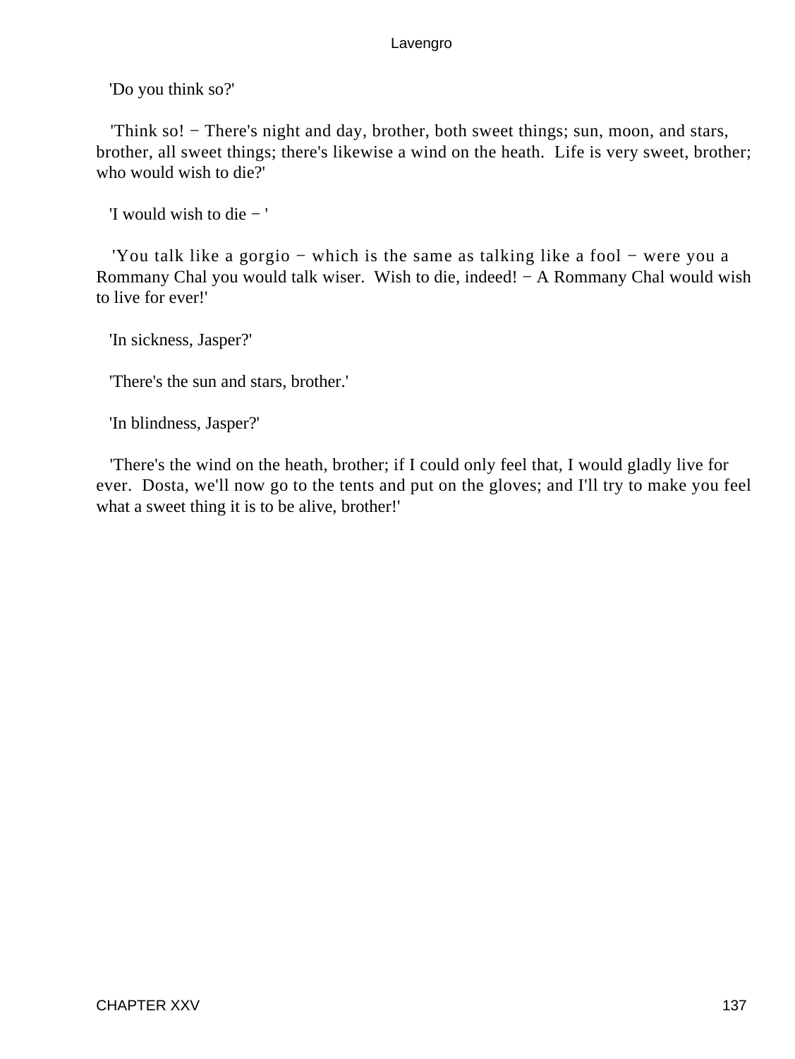'Do you think so?'

'Think so! − There's night and day, brother, both sweet things; sun, moon, and stars, brother, all sweet things; there's likewise a wind on the heath. Life is very sweet, brother; who would wish to die?'

'I would wish to die − '

'You talk like a gorgio − which is the same as talking like a fool − were you a Rommany Chal you would talk wiser. Wish to die, indeed! − A Rommany Chal would wish to live for ever!'

'In sickness, Jasper?'

'There's the sun and stars, brother.'

'In blindness, Jasper?'

'There's the wind on the heath, brother; if I could only feel that, I would gladly live for ever. Dosta, we'll now go to the tents and put on the gloves; and I'll try to make you feel what a sweet thing it is to be alive, brother!'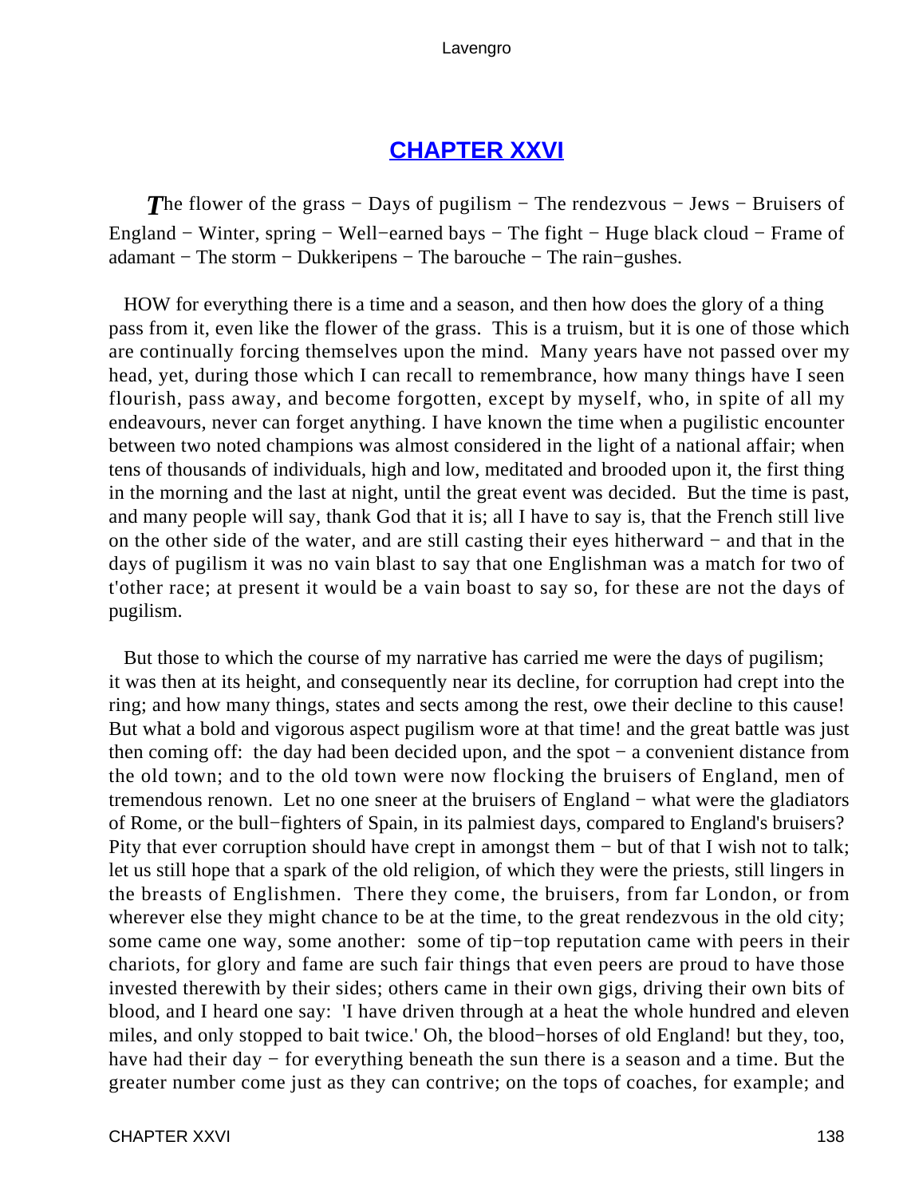## CHAPTER XXVI

*The flower of the grass − Days of pugilism − The rendezvous − Jews − Bruisers of England − Winter, spring − Well−earned bays − The fight − Huge black cloud − Frame of adamant − The storm − Dukkeripens − The barouche − The rain−gushes.*

HOW for everything there is a time and a season, and then how does the glory of a thing pass from it, even like the flower of the grass. This is a truism, but it is one of those which are continually forcing themselves upon the mind. Many years have not passed over my head, yet, during those which I can recall to remembrance, how many things have I seen flourish, pass away, and become forgotten, except by myself, who, in spite of all my endeavours, never can forget anything. I have known the time when a pugilistic encounter between two noted champions was almost considered in the light of a national affair; when tens of thousands of individuals, high and low, meditated and brooded upon it, the first thing in the morning and the last at night, until the great event was decided. But the time is past, and many people will say, thank God that it is; all I have to say is, that the French still live on the other side of the water, and are still casting their eyes hitherward − and that in the days of pugilism it was no vain blast to say that one Englishman was a match for two of t'other race; at present it would be a vain boast to say so, for these are not the days of pugilism.

But those to which the course of my narrative has carried me were the days of pugilism; it was then at its height, and consequently near its decline, for corruption had crept into the ring; and how many things, states and sects among the rest, owe their decline to this cause! But what a bold and vigorous aspect pugilism wore at that time! and the great battle was just then coming off: the day had been decided upon, and the spot − a convenient distance from the old town; and to the old town were now flocking the bruisers of England, men of tremendous renown. Let no one sneer at the bruisers of England − what were the gladiators of Rome, or the bull−fighters of Spain, in its palmiest days, compared to England's bruisers? Pity that ever corruption should have crept in amongst them − but of that I wish not to talk; let us still hope that a spark of the old religion, of which they were the priests, still lingers in the breasts of Englishmen. There they come, the bruisers, from far London, or from wherever else they might chance to be at the time, to the great rendezvous in the old city; some came one way, some another: some of tip−top reputation came with peers in their chariots, for glory and fame are such fair things that even peers are proud to have those invested therewith by their sides; others came in their own gigs, driving their own bits of blood, and I heard one say: 'I have driven through at a heat the whole hundred and eleven miles, and only stopped to bait twice.' Oh, the blood−horses of old England! but they, too, have had their day − for everything beneath the sun there is a season and a time. But the greater number come just as they can contrive; on the tops of coaches, for example; and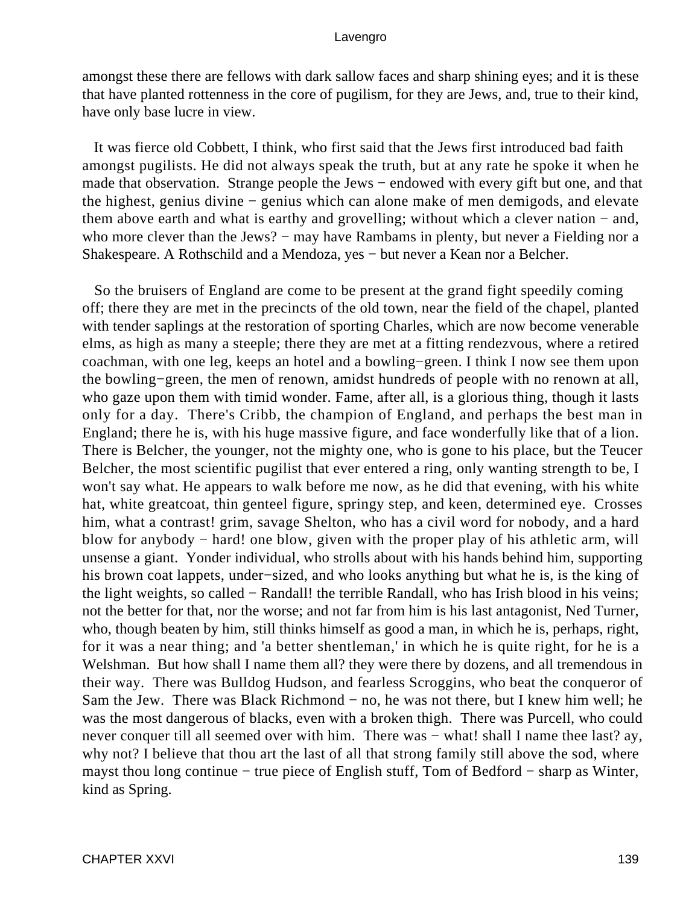amongst these there are fellows with dark sallow faces and sharp shining eyes; and it is these that have planted rottenness in the core of pugilism, for they are Jews, and, true to their kind, have only base lucre in view.

It was fierce old Cobbett, I think, who first said that the Jews first introduced bad faith amongst pugilists. He did not always speak the truth, but at any rate he spoke it when he made that observation. Strange people the Jews − endowed with every gift but one, and that the highest, genius divine − genius which can alone make of men demigods, and elevate them above earth and what is earthy and grovelling; without which a clever nation − and, who more clever than the Jews? − may have Rambams in plenty, but never a Fielding nor a Shakespeare. A Rothschild and a Mendoza, yes − but never a Kean nor a Belcher.

So the bruisers of England are come to be present at the grand fight speedily coming off; there they are met in the precincts of the old town, near the field of the chapel, planted with tender saplings at the restoration of sporting Charles, which are now become venerable elms, as high as many a steeple; there they are met at a fitting rendezvous, where a retired coachman, with one leg, keeps an hotel and a bowling−green. I think I now see them upon the bowling−green, the men of renown, amidst hundreds of people with no renown at all, who gaze upon them with timid wonder. Fame, after all, is a glorious thing, though it lasts only for a day. There's Cribb, the champion of England, and perhaps the best man in England; there he is, with his huge massive figure, and face wonderfully like that of a lion. There is Belcher, the younger, not the mighty one, who is gone to his place, but the Teucer Belcher, the most scientific pugilist that ever entered a ring, only wanting strength to be, I won't say what. He appears to walk before me now, as he did that evening, with his white hat, white greatcoat, thin genteel figure, springy step, and keen, determined eye. Crosses him, what a contrast! grim, savage Shelton, who has a civil word for nobody, and a hard blow for anybody − hard! one blow, given with the proper play of his athletic arm, will unsense a giant. Yonder individual, who strolls about with his hands behind him, supporting his brown coat lappets, under−sized, and who looks anything but what he is, is the king of the light weights, so called − Randall! the terrible Randall, who has Irish blood in his veins; not the better for that, nor the worse; and not far from him is his last antagonist, Ned Turner, who, though beaten by him, still thinks himself as good a man, in which he is, perhaps, right, for it was a near thing; and 'a better shentleman,' in which he is quite right, for he is a Welshman. But how shall I name them all? they were there by dozens, and all tremendous in their way. There was Bulldog Hudson, and fearless Scroggins, who beat the conqueror of Sam the Jew. There was Black Richmond − no, he was not there, but I knew him well; he was the most dangerous of blacks, even with a broken thigh. There was Purcell, who could never conquer till all seemed over with him. There was − what! shall I name thee last? ay, why not? I believe that thou art the last of all that strong family still above the sod, where mayst thou long continue − true piece of English stuff, Tom of Bedford − sharp as Winter, kind as Spring.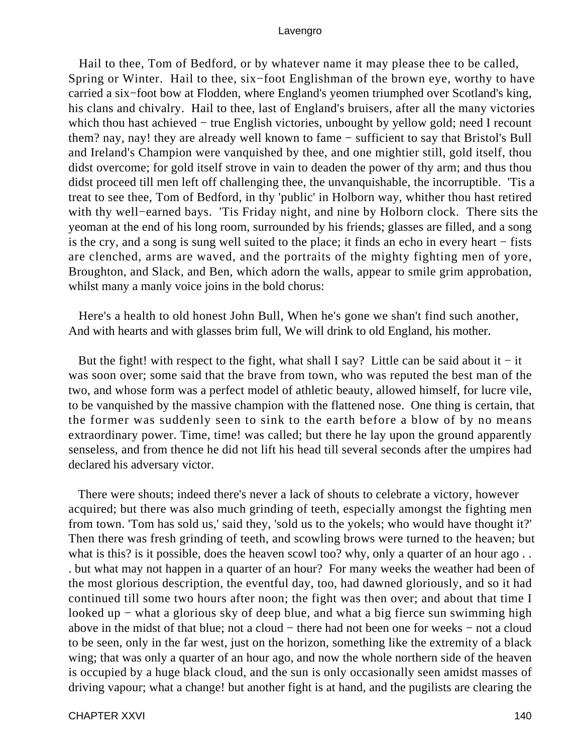Hail to thee, Tom of Bedford, or by whatever name it may please thee to be called, Spring or Winter. Hail to thee, six−foot Englishman of the brown eye, worthy to have carried a six−foot bow at Flodden, where England's yeomen triumphed over Scotland's king, his clans and chivalry. Hail to thee, last of England's bruisers, after all the many victories which thou hast achieved − true English victories, unbought by yellow gold; need I recount them? nay, nay! they are already well known to fame − sufficient to say that Bristol's Bull and Ireland's Champion were vanquished by thee, and one mightier still, gold itself, thou didst overcome; for gold itself strove in vain to deaden the power of thy arm; and thus thou didst proceed till men left off challenging thee, the unvanquishable, the incorruptible. 'Tis a treat to see thee, Tom of Bedford, in thy 'public' in Holborn way, whither thou hast retired with thy well−earned bays. 'Tis Friday night, and nine by Holborn clock. There sits the yeoman at the end of his long room, surrounded by his friends; glasses are filled, and a song is the cry, and a song is sung well suited to the place; it finds an echo in every heart − fists are clenched, arms are waved, and the portraits of the mighty fighting men of yore, Broughton, and Slack, and Ben, which adorn the walls, appear to smile grim approbation, whilst many a manly voice joins in the bold chorus:

Here's a health to old honest John Bull, When he's gone we shan't find such another, And with hearts and with glasses brim full, We will drink to old England, his mother.

But the fight! with respect to the fight, what shall I say? Little can be said about it − it was soon over; some said that the brave from town, who was reputed the best man of the two, and whose form was a perfect model of athletic beauty, allowed himself, for lucre vile, to be vanquished by the massive champion with the flattened nose. One thing is certain, that the former was suddenly seen to sink to the earth before a blow of by no means extraordinary power. Time, time! was called; but there he lay upon the ground apparently senseless, and from thence he did not lift his head till several seconds after the umpires had declared his adversary victor.

There were shouts; indeed there's never a lack of shouts to celebrate a victory, however acquired; but there was also much grinding of teeth, especially amongst the fighting men from town. 'Tom has sold us,' said they, 'sold us to the yokels; who would have thought it?' Then there was fresh grinding of teeth, and scowling brows were turned to the heaven; but what is this? is it possible, does the heaven scowl too? why, only a quarter of an hour ago . . . but what may not happen in a quarter of an hour? For many weeks the weather had been of the most glorious description, the eventful day, too, had dawned gloriously, and so it had continued till some two hours after noon; the fight was then over; and about that time I looked up − what a glorious sky of deep blue, and what a big fierce sun swimming high above in the midst of that blue; not a cloud − there had not been one for weeks − not a cloud to be seen, only in the far west, just on the horizon, something like the extremity of a black wing; that was only a quarter of an hour ago, and now the whole northern side of the heaven is occupied by a huge black cloud, and the sun is only occasionally seen amidst masses of driving vapour; what a change! but another fight is at hand, and the pugilists are clearing the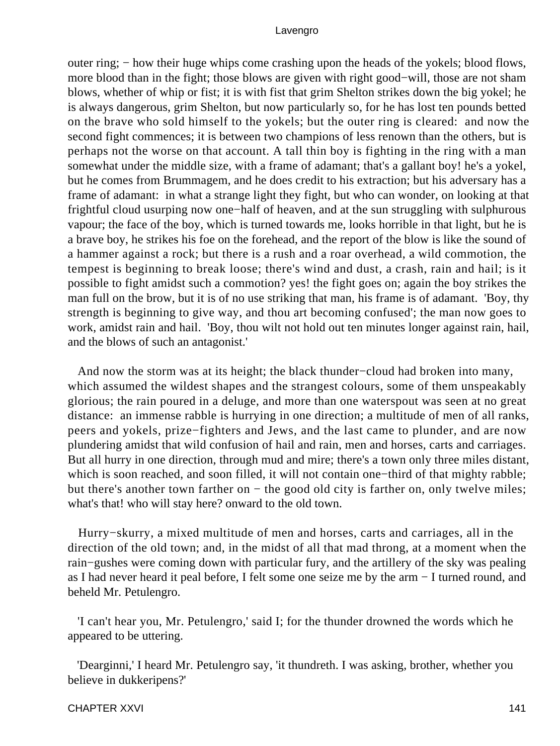outer ring; − how their huge whips come crashing upon the heads of the yokels; blood flows, more blood than in the fight; those blows are given with right good−will, those are not sham blows, whether of whip or fist; it is with fist that grim Shelton strikes down the big yokel; he is always dangerous, grim Shelton, but now particularly so, for he has lost ten pounds betted on the brave who sold himself to the yokels; but the outer ring is cleared: and now the second fight commences; it is between two champions of less renown than the others, but is perhaps not the worse on that account. A tall thin boy is fighting in the ring with a man somewhat under the middle size, with a frame of adamant; that's a gallant boy! he's a yokel, but he comes from Brummagem, and he does credit to his extraction; but his adversary has a frame of adamant: in what a strange light they fight, but who can wonder, on looking at that frightful cloud usurping now one−half of heaven, and at the sun struggling with sulphurous vapour; the face of the boy, which is turned towards me, looks horrible in that light, but he is a brave boy, he strikes his foe on the forehead, and the report of the blow is like the sound of a hammer against a rock; but there is a rush and a roar overhead, a wild commotion, the tempest is beginning to break loose; there's wind and dust, a crash, rain and hail; is it possible to fight amidst such a commotion? yes! the fight goes on; again the boy strikes the man full on the brow, but it is of no use striking that man, his frame is of adamant. 'Boy, thy strength is beginning to give way, and thou art becoming confused'; the man now goes to work, amidst rain and hail. 'Boy, thou wilt not hold out ten minutes longer against rain, hail, and the blows of such an antagonist.'

And now the storm was at its height; the black thunder−cloud had broken into many, which assumed the wildest shapes and the strangest colours, some of them unspeakably glorious; the rain poured in a deluge, and more than one waterspout was seen at no great distance: an immense rabble is hurrying in one direction; a multitude of men of all ranks, peers and yokels, prize−fighters and Jews, and the last came to plunder, and are now plundering amidst that wild confusion of hail and rain, men and horses, carts and carriages. But all hurry in one direction, through mud and mire; there's a town only three miles distant, which is soon reached, and soon filled, it will not contain one−third of that mighty rabble; but there's another town farther on − the good old city is farther on, only twelve miles; what's that! who will stay here? onward to the old town.

Hurry−skurry, a mixed multitude of men and horses, carts and carriages, all in the direction of the old town; and, in the midst of all that mad throng, at a moment when the rain−gushes were coming down with particular fury, and the artillery of the sky was pealing as I had never heard it peal before, I felt some one seize me by the arm − I turned round, and beheld Mr. Petulengro.

'I can't hear you, Mr. Petulengro,' said I; for the thunder drowned the words which he appeared to be uttering.

'Dearginni,' I heard Mr. Petulengro say, 'it thundreth. I was asking, brother, whether you believe in dukkeripens?'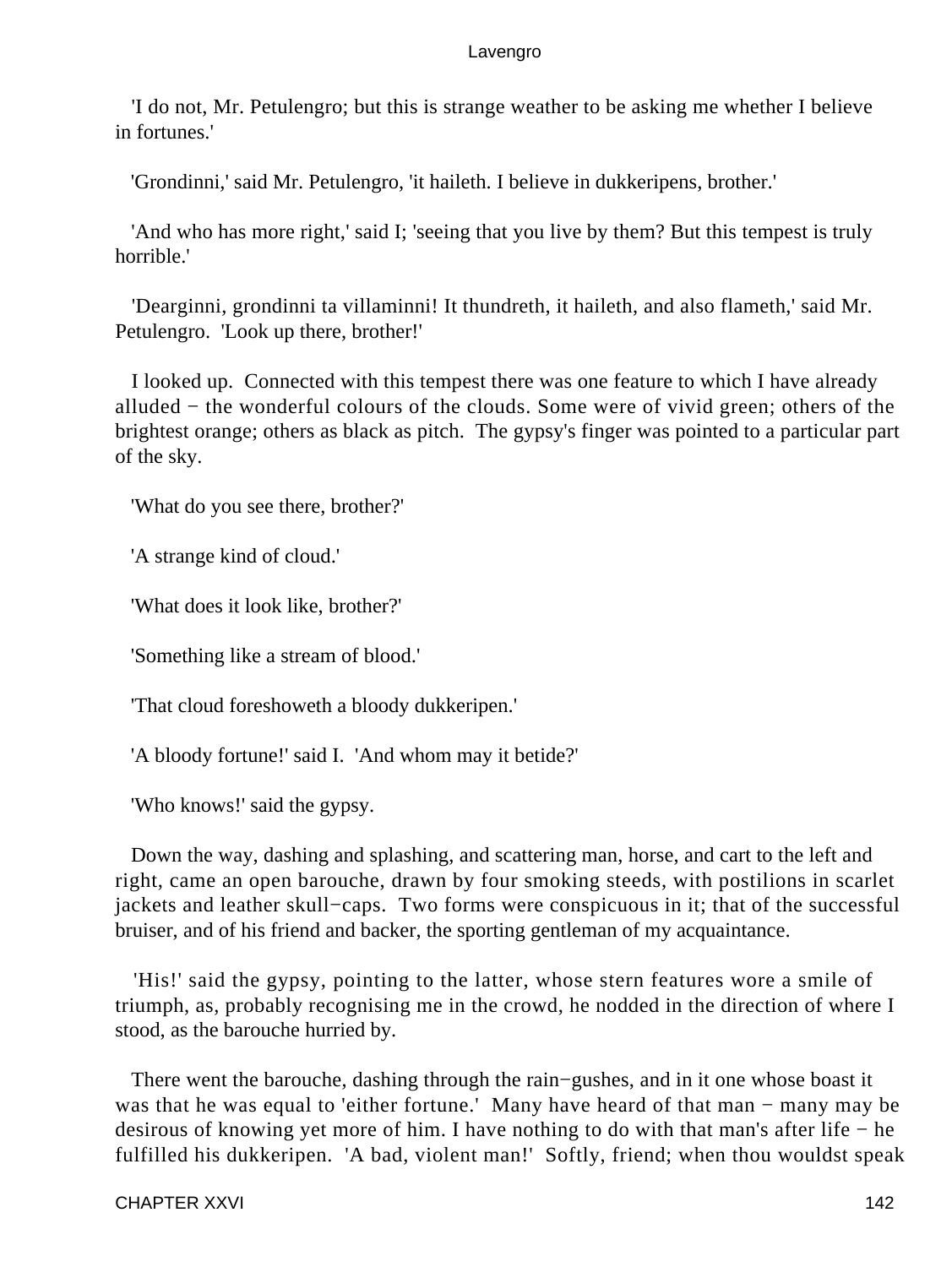'I do not, Mr. Petulengro; but this is strange weather to be asking me whether I believe in fortunes.'

'Grondinni,' said Mr. Petulengro, 'it haileth. I believe in dukkeripens, brother.'

'And who has more right,' said I; 'seeing that you live by them? But this tempest is truly horrible.'

'Dearginni, grondinni ta villaminni! It thundreth, it haileth, and also flameth,' said Mr. Petulengro. 'Look up there, brother!'

I looked up. Connected with this tempest there was one feature to which I have already alluded − the wonderful colours of the clouds. Some were of vivid green; others of the brightest orange; others as black as pitch. The gypsy's finger was pointed to a particular part of the sky.

'What do you see there, brother?'

'A strange kind of cloud.'

'What does it look like, brother?'

'Something like a stream of blood.'

'That cloud foreshoweth a bloody dukkeripen.'

'A bloody fortune!' said I. 'And whom may it betide?'

'Who knows!' said the gypsy.

Down the way, dashing and splashing, and scattering man, horse, and cart to the left and right, came an open barouche, drawn by four smoking steeds, with postilions in scarlet jackets and leather skull−caps. Two forms were conspicuous in it; that of the successful bruiser, and of his friend and backer, the sporting gentleman of my acquaintance.

'His!' said the gypsy, pointing to the latter, whose stern features wore a smile of triumph, as, probably recognising me in the crowd, he nodded in the direction of where I stood, as the barouche hurried by.

There went the barouche, dashing through the rain−gushes, and in it one whose boast it was that he was equal to 'either fortune.' Many have heard of that man − many may be desirous of knowing yet more of him. I have nothing to do with that man's after life − he fulfilled his dukkeripen. 'A bad, violent man!' Softly, friend; when thou wouldst speak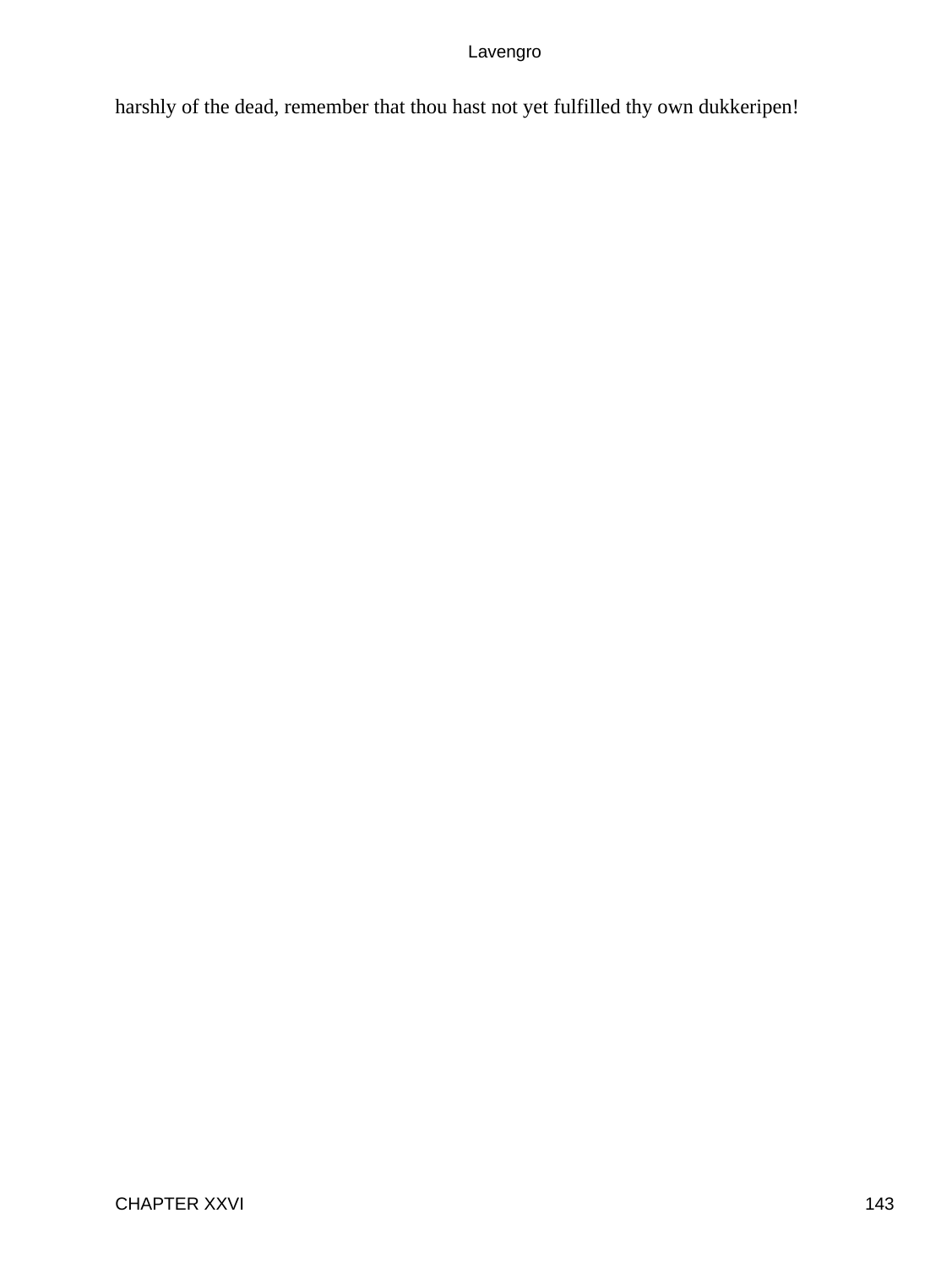harshly of the dead, remember that thou hast not yet fulfilled thy own dukkeripen!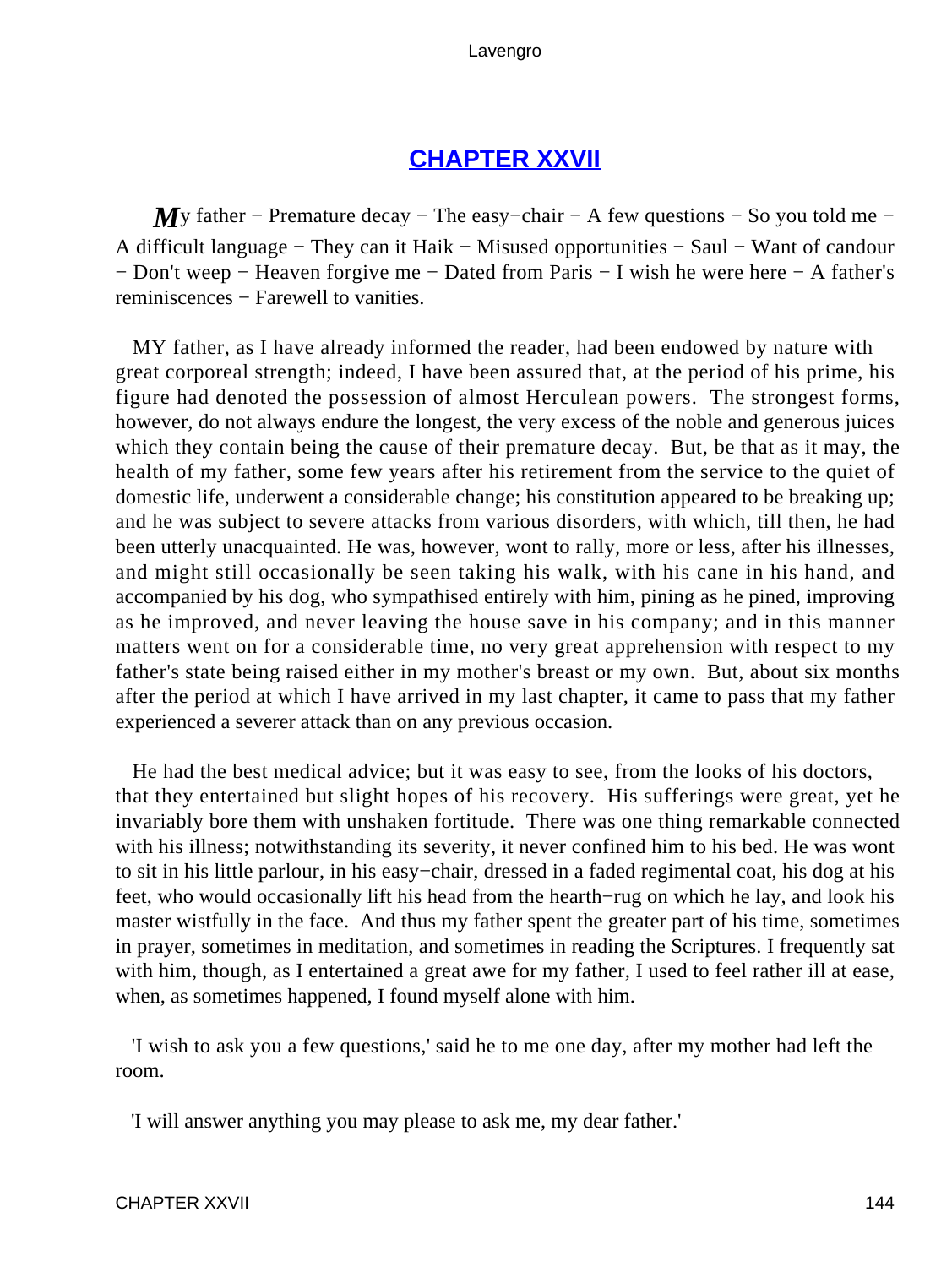## CHAPTER XXVII

*M*y father − Premature decay − The easy−chair − A few questions − So you told me − A difficult language − They can it Haik − Misused opportunities − Saul − Want of candour − Don't weep − Heaven forgive me − Dated from Paris − I wish he were here − A father's reminiscences − Farewell to vanities.

MY father, as I have already informed the reader, had been endowed by nature with great corporeal strength; indeed, I have been assured that, at the period of his prime, his figure had denoted the possession of almost Herculean powers. The strongest forms, however, do not always endure the longest, the very excess of the noble and generous juices which they contain being the cause of their premature decay. But, be that as it may, the health of my father, some few years after his retirement from the service to the quiet of domestic life, underwent a considerable change; his constitution appeared to be breaking up; and he was subject to severe attacks from various disorders, with which, till then, he had been utterly unacquainted. He was, however, wont to rally, more or less, after his illnesses, and might still occasionally be seen taking his walk, with his cane in his hand, and accompanied by his dog, who sympathised entirely with him, pining as he pined, improving as he improved, and never leaving the house save in his company; and in this manner matters went on for a considerable time, no very great apprehension with respect to my father's state being raised either in my mother's breast or my own. But, about six months after the period at which I have arrived in my last chapter, it came to pass that my father experienced a severer attack than on any previous occasion.

He had the best medical advice; but it was easy to see, from the looks of his doctors, that they entertained but slight hopes of his recovery. His sufferings were great, yet he invariably bore them with unshaken fortitude. There was one thing remarkable connected with his illness; notwithstanding its severity, it never confined him to his bed. He was wont to sit in his little parlour, in his easy−chair, dressed in a faded regimental coat, his dog at his feet, who would occasionally lift his head from the hearth−rug on which he lay, and look his master wistfully in the face. And thus my father spent the greater part of his time, sometimes in prayer, sometimes in meditation, and sometimes in reading the Scriptures. I frequently sat with him, though, as I entertained a great awe for my father, I used to feel rather ill at ease, when, as sometimes happened, I found myself alone with him.

'I wish to ask you a few questions,' said he to me one day, after my mother had left the room.

'I will answer anything you may please to ask me, my dear father.'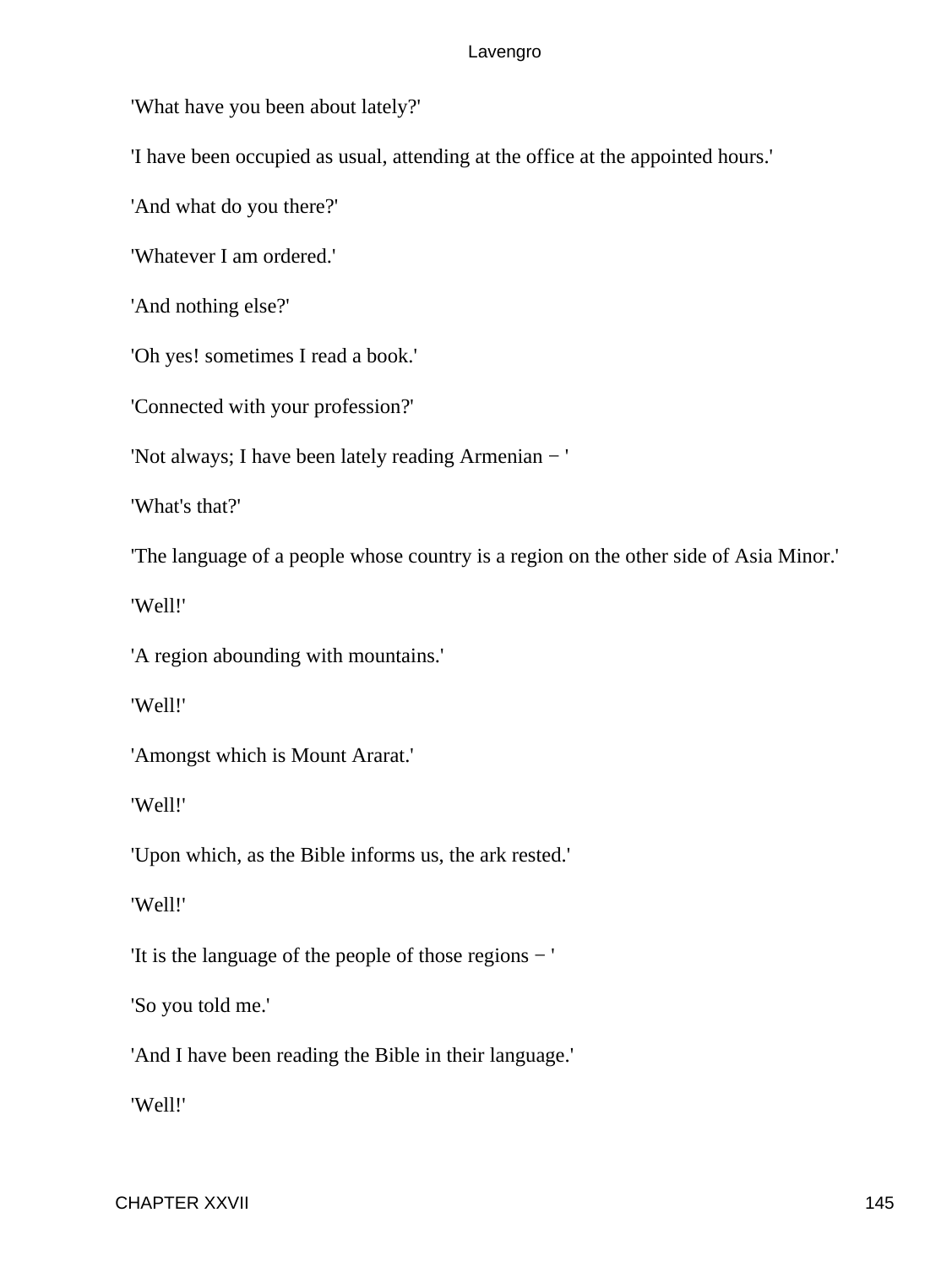'What have you been about lately?'

'I have been occupied as usual, attending at the office at the appointed hours.'

'And what do you there?'

'Whatever I am ordered.'

'And nothing else?'

'Oh yes! sometimes I read a book.'

'Connected with your profession?'

'Not always; I have been lately reading Armenian − '

'What's that?'

'The language of a people whose country is a region on the other side of Asia Minor.'

'Well!'

'A region abounding with mountains.'

'Well!'

'Amongst which is Mount Ararat.'

'Well!'

'Upon which, as the Bible informs us, the ark rested.'

'Well!'

'It is the language of the people of those regions − '

'So you told me.'

'And I have been reading the Bible in their language.'

'Well!'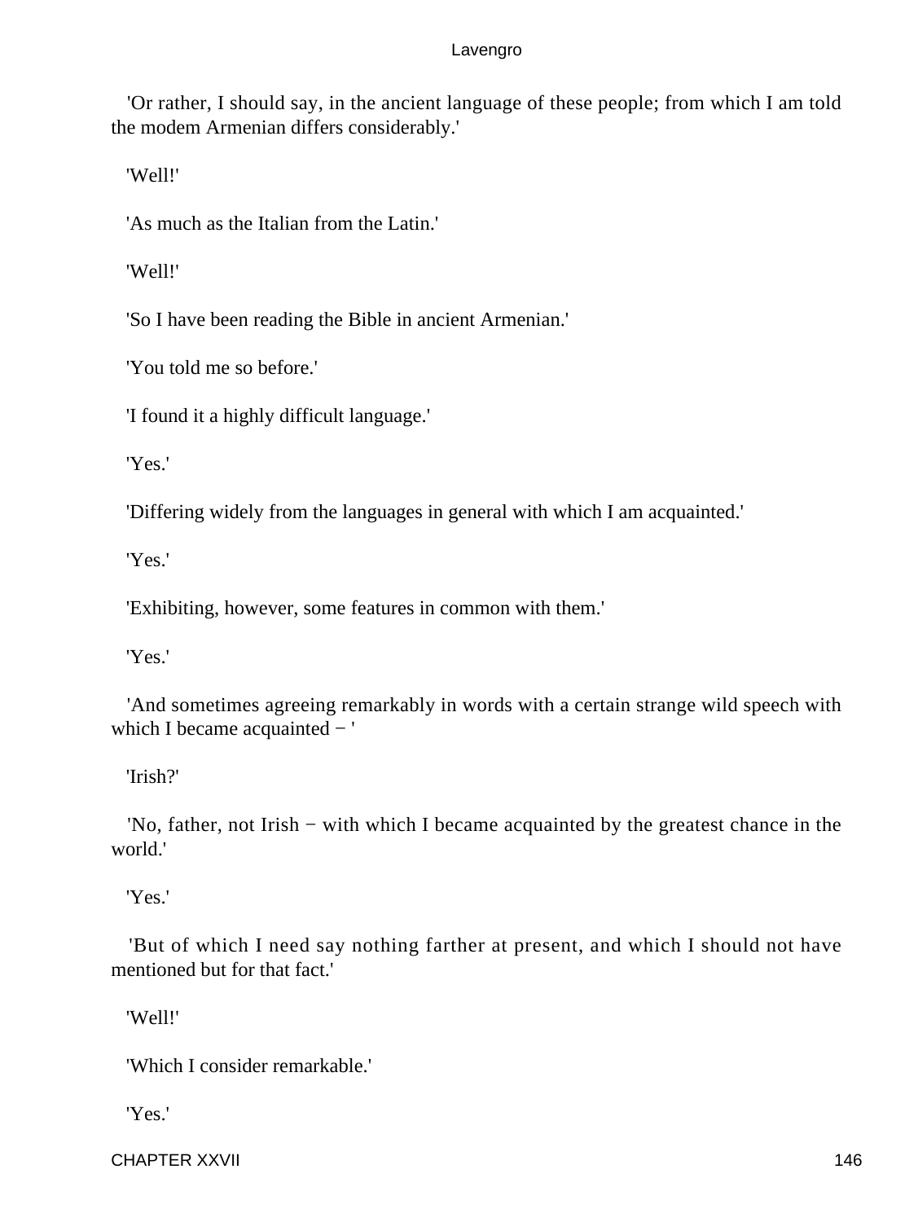'Or rather, I should say, in the ancient language of these people; from which I am told the modem Armenian differs considerably.'

'Well!'

'As much as the Italian from the Latin.'

'Well!'

'So I have been reading the Bible in ancient Armenian.'

'You told me so before.'

'I found it a highly difficult language.'

'Yes.'

'Differing widely from the languages in general with which I am acquainted.'

'Yes.'

'Exhibiting, however, some features in common with them.'

'Yes.'

'And sometimes agreeing remarkably in words with a certain strange wild speech with which I became acquainted − '

'Irish?'

'No, father, not Irish − with which I became acquainted by the greatest chance in the world.'

'Yes.'

'But of which I need say nothing farther at present, and which I should not have mentioned but for that fact.'

'Well!'

'Which I consider remarkable.'

'Yes.'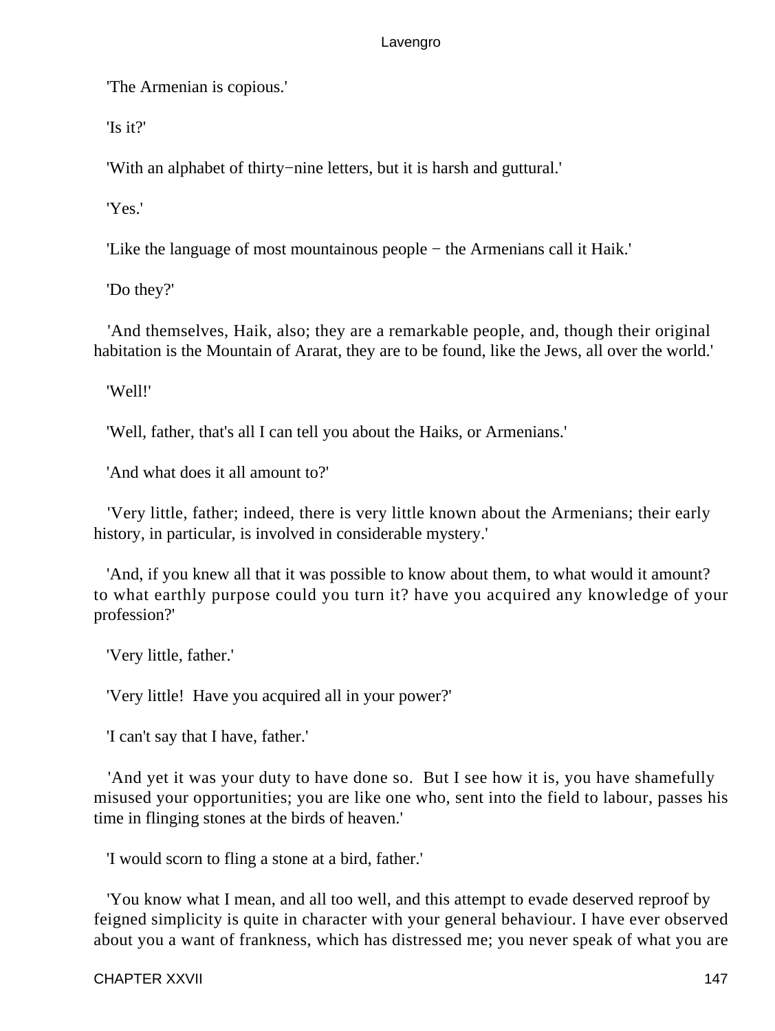'The Armenian is copious.'

'Is it?'

'With an alphabet of thirty−nine letters, but it is harsh and guttural.'

'Yes.'

'Like the language of most mountainous people − the Armenians call it Haik.'

'Do they?'

'And themselves, Haik, also; they are a remarkable people, and, though their original habitation is the Mountain of Ararat, they are to be found, like the Jews, all over the world.'

'Well!'

'Well, father, that's all I can tell you about the Haiks, or Armenians.'

'And what does it all amount to?'

'Very little, father; indeed, there is very little known about the Armenians; their early history, in particular, is involved in considerable mystery.'

'And, if you knew all that it was possible to know about them, to what would it amount? to what earthly purpose could you turn it? have you acquired any knowledge of your profession?'

'Very little, father.'

'Very little! Have you acquired all in your power?'

'I can't say that I have, father.'

'And yet it was your duty to have done so. But I see how it is, you have shamefully misused your opportunities; you are like one who, sent into the field to labour, passes his time in flinging stones at the birds of heaven.'

'I would scorn to fling a stone at a bird, father.'

'You know what I mean, and all too well, and this attempt to evade deserved reproof by feigned simplicity is quite in character with your general behaviour. I have ever observed about you a want of frankness, which has distressed me; you never speak of what you are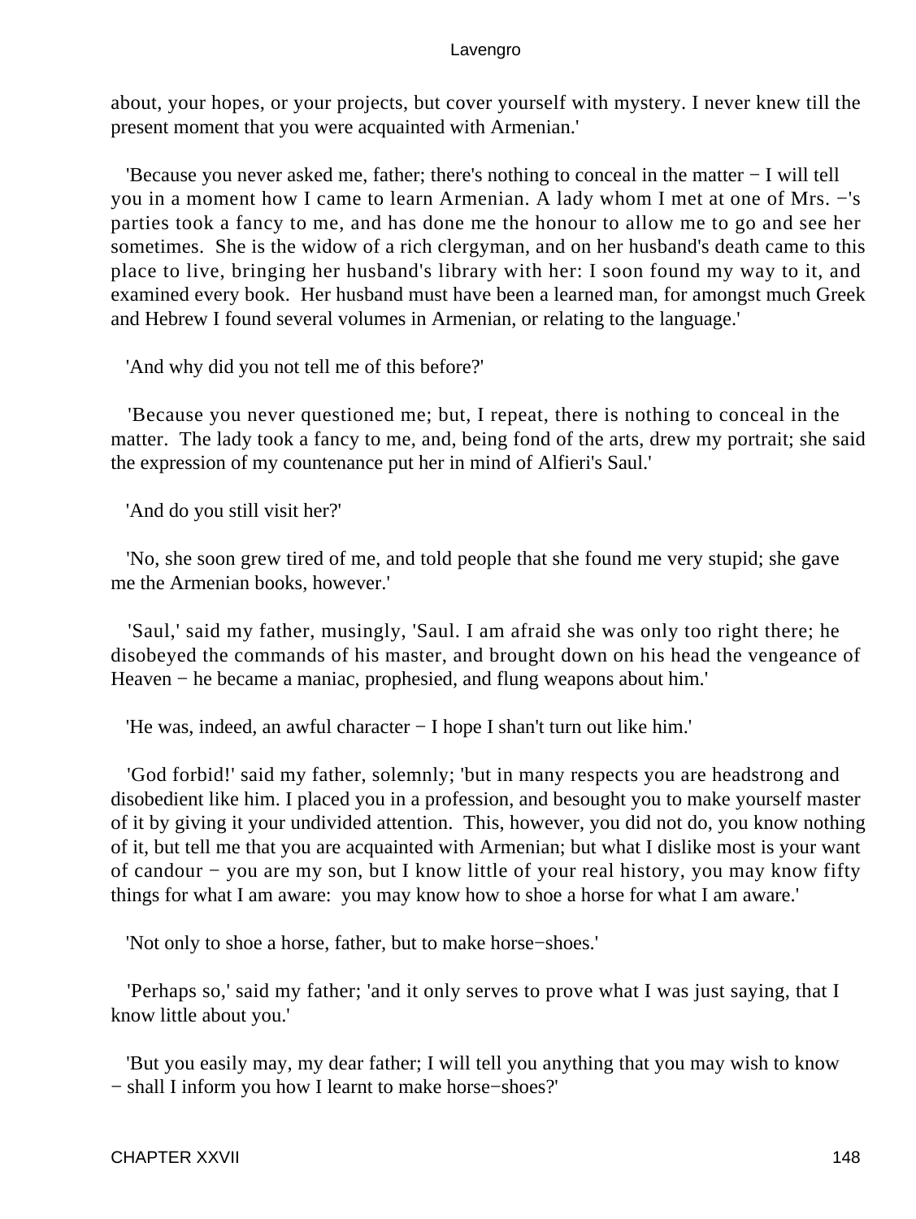about, your hopes, or your projects, but cover yourself with mystery. I never knew till the present moment that you were acquainted with Armenian.'

'Because you never asked me, father; there's nothing to conceal in the matter − I will tell you in a moment how I came to learn Armenian. A lady whom I met at one of Mrs. −'s parties took a fancy to me, and has done me the honour to allow me to go and see her sometimes. She is the widow of a rich clergyman, and on her husband's death came to this place to live, bringing her husband's library with her: I soon found my way to it, and examined every book. Her husband must have been a learned man, for amongst much Greek and Hebrew I found several volumes in Armenian, or relating to the language.'

'And why did you not tell me of this before?'

'Because you never questioned me; but, I repeat, there is nothing to conceal in the matter. The lady took a fancy to me, and, being fond of the arts, drew my portrait; she said the expression of my countenance put her in mind of Alfieri's Saul.'

'And do you still visit her?'

'No, she soon grew tired of me, and told people that she found me very stupid; she gave me the Armenian books, however.'

'Saul,' said my father, musingly, 'Saul. I am afraid she was only too right there; he disobeyed the commands of his master, and brought down on his head the vengeance of Heaven − he became a maniac, prophesied, and flung weapons about him.'

'He was, indeed, an awful character − I hope I shan't turn out like him.'

'God forbid!' said my father, solemnly; 'but in many respects you are headstrong and disobedient like him. I placed you in a profession, and besought you to make yourself master of it by giving it your undivided attention. This, however, you did not do, you know nothing of it, but tell me that you are acquainted with Armenian; but what I dislike most is your want of candour − you are my son, but I know little of your real history, you may know fifty things for what I am aware: you may know how to shoe a horse for what I am aware.'

'Not only to shoe a horse, father, but to make horse−shoes.'

'Perhaps so,' said my father; 'and it only serves to prove what I was just saying, that I know little about you.'

'But you easily may, my dear father; I will tell you anything that you may wish to know − shall I inform you how I learnt to make horse−shoes?'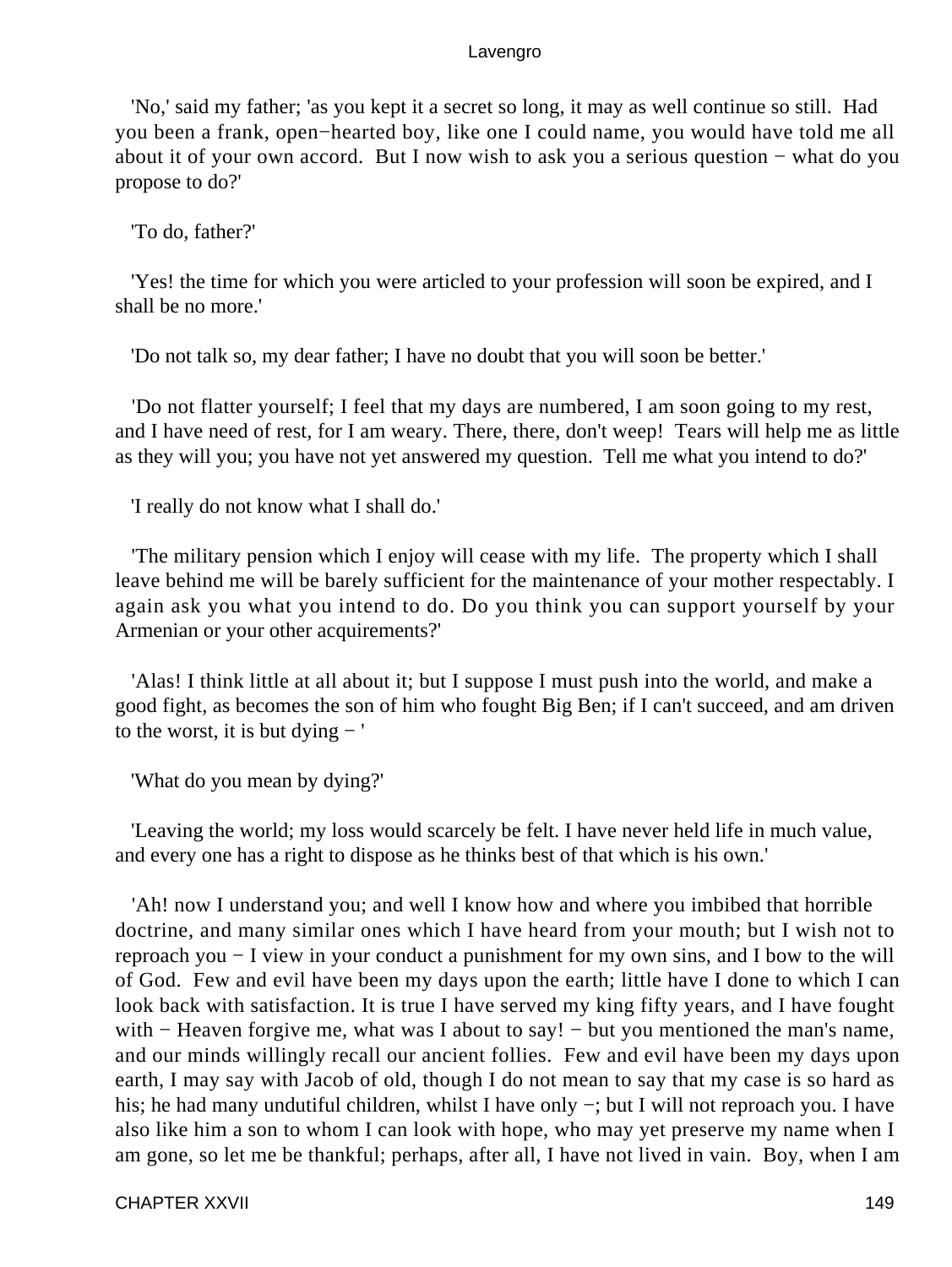'No,' said my father; 'as you kept it a secret so long, it may as well continue so still. Had you been a frank, open−hearted boy, like one I could name, you would have told me all about it of your own accord. But I now wish to ask you a serious question − what do you propose to do?'

'To do, father?'

'Yes! the time for which you were articled to your profession will soon be expired, and I shall be no more.'

'Do not talk so, my dear father; I have no doubt that you will soon be better.'

'Do not flatter yourself; I feel that my days are numbered, I am soon going to my rest, and I have need of rest, for I am weary. There, there, don't weep! Tears will help me as little as they will you; you have not yet answered my question. Tell me what you intend to do?'

'I really do not know what I shall do.'

'The military pension which I enjoy will cease with my life. The property which I shall leave behind me will be barely sufficient for the maintenance of your mother respectably. I again ask you what you intend to do. Do you think you can support yourself by your Armenian or your other acquirements?'

'Alas! I think little at all about it; but I suppose I must push into the world, and make a good fight, as becomes the son of him who fought Big Ben; if I can't succeed, and am driven to the worst, it is but dying − '

'What do you mean by dying?'

'Leaving the world; my loss would scarcely be felt. I have never held life in much value, and every one has a right to dispose as he thinks best of that which is his own.'

'Ah! now I understand you; and well I know how and where you imbibed that horrible doctrine, and many similar ones which I have heard from your mouth; but I wish not to reproach you − I view in your conduct a punishment for my own sins, and I bow to the will of God. Few and evil have been my days upon the earth; little have I done to which I can look back with satisfaction. It is true I have served my king fifty years, and I have fought with − Heaven forgive me, what was I about to say! − but you mentioned the man's name, and our minds willingly recall our ancient follies. Few and evil have been my days upon earth, I may say with Jacob of old, though I do not mean to say that my case is so hard as his; he had many undutiful children, whilst I have only −; but I will not reproach you. I have also like him a son to whom I can look with hope, who may yet preserve my name when I am gone, so let me be thankful; perhaps, after all, I have not lived in vain. Boy, when I am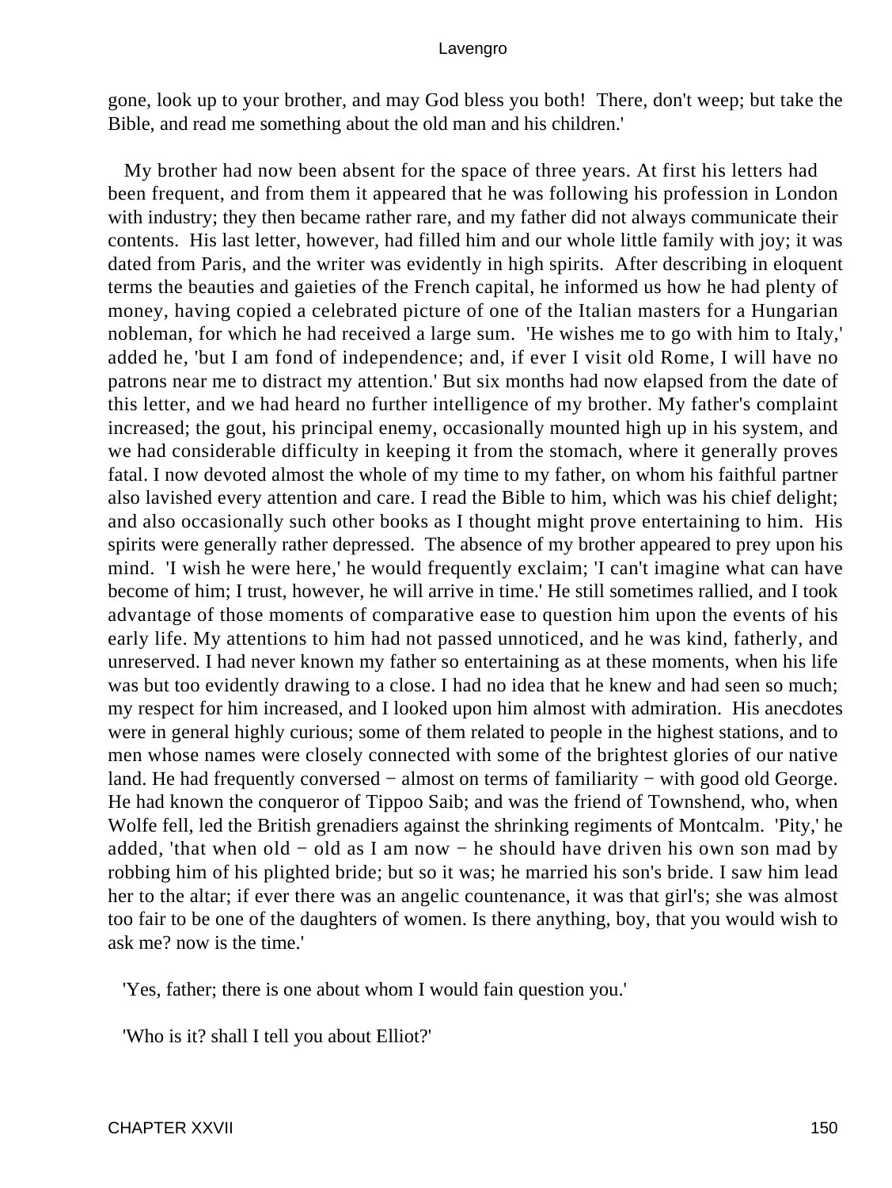gone, look up to your brother, and may God bless you both! There, don't weep; but take the Bible, and read me something about the old man and his children.'

My brother had now been absent for the space of three years. At first his letters had been frequent, and from them it appeared that he was following his profession in London with industry; they then became rather rare, and my father did not always communicate their contents. His last letter, however, had filled him and our whole little family with joy; it was dated from Paris, and the writer was evidently in high spirits. After describing in eloquent terms the beauties and gaieties of the French capital, he informed us how he had plenty of money, having copied a celebrated picture of one of the Italian masters for a Hungarian nobleman, for which he had received a large sum. 'He wishes me to go with him to Italy,' added he, 'but I am fond of independence; and, if ever I visit old Rome, I will have no patrons near me to distract my attention.' But six months had now elapsed from the date of this letter, and we had heard no further intelligence of my brother. My father's complaint increased; the gout, his principal enemy, occasionally mounted high up in his system, and we had considerable difficulty in keeping it from the stomach, where it generally proves fatal. I now devoted almost the whole of my time to my father, on whom his faithful partner also lavished every attention and care. I read the Bible to him, which was his chief delight; and also occasionally such other books as I thought might prove entertaining to him. His spirits were generally rather depressed. The absence of my brother appeared to prey upon his mind. 'I wish he were here,' he would frequently exclaim; 'I can't imagine what can have become of him; I trust, however, he will arrive in time.' He still sometimes rallied, and I took advantage of those moments of comparative ease to question him upon the events of his early life. My attentions to him had not passed unnoticed, and he was kind, fatherly, and unreserved. I had never known my father so entertaining as at these moments, when his life was but too evidently drawing to a close. I had no idea that he knew and had seen so much; my respect for him increased, and I looked upon him almost with admiration. His anecdotes were in general highly curious; some of them related to people in the highest stations, and to men whose names were closely connected with some of the brightest glories of our native land. He had frequently conversed − almost on terms of familiarity − with good old George. He had known the conqueror of Tippoo Saib; and was the friend of Townshend, who, when Wolfe fell, led the British grenadiers against the shrinking regiments of Montcalm. 'Pity,' he added, 'that when old − old as I am now − he should have driven his own son mad by robbing him of his plighted bride; but so it was; he married his son's bride. I saw him lead her to the altar; if ever there was an angelic countenance, it was that girl's; she was almost too fair to be one of the daughters of women. Is there anything, boy, that you would wish to ask me? now is the time.'

'Yes, father; there is one about whom I would fain question you.'

'Who is it? shall I tell you about Elliot?'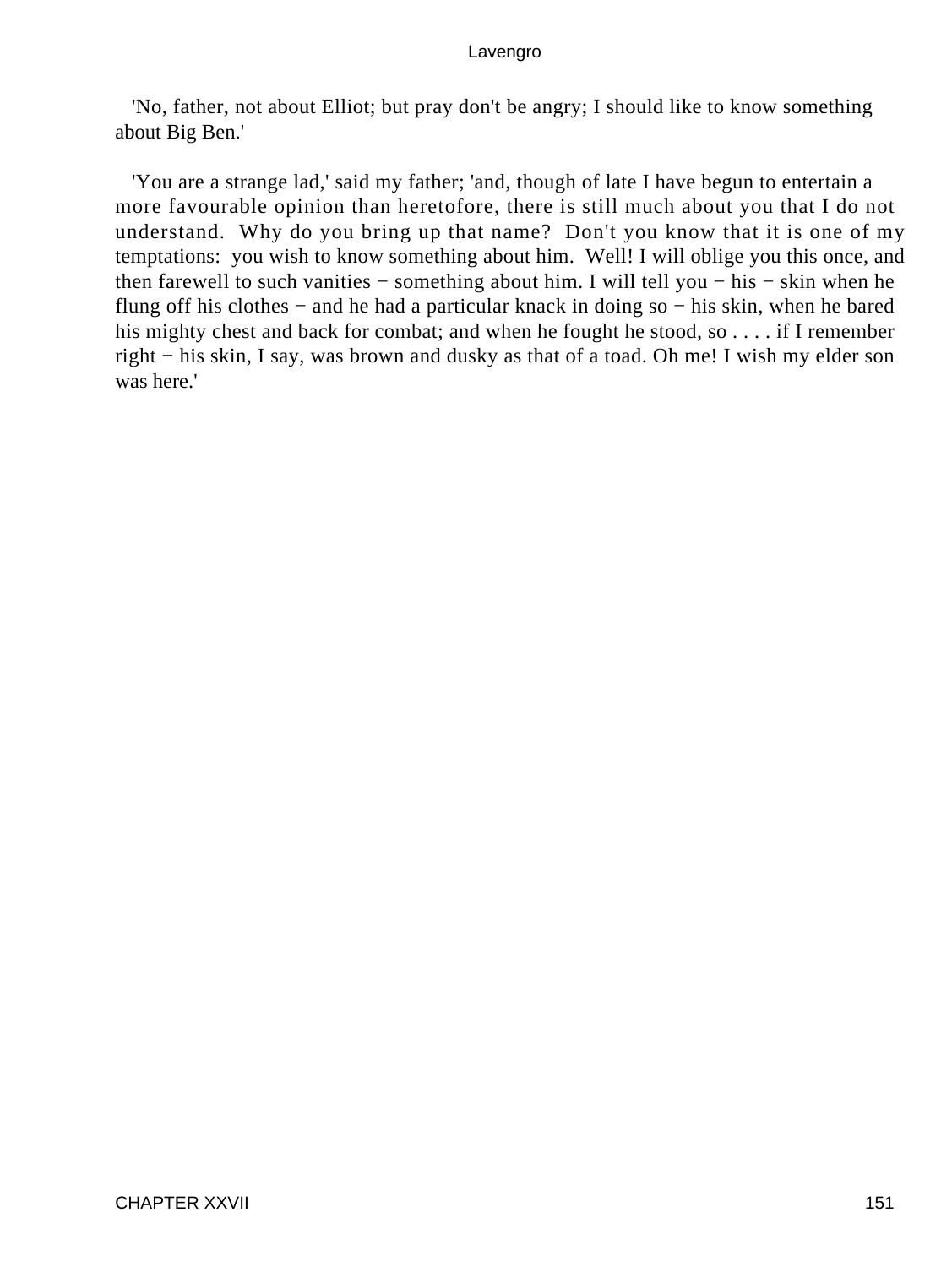'No, father, not about Elliot; but pray don't be angry; I should like to know something about Big Ben.'

'You are a strange lad,' said my father; 'and, though of late I have begun to entertain a more favourable opinion than heretofore, there is still much about you that I do not understand. Why do you bring up that name? Don't you know that it is one of my temptations: you wish to know something about him. Well! I will oblige you this once, and then farewell to such vanities − something about him. I will tell you − his − skin when he flung off his clothes − and he had a particular knack in doing so − his skin, when he bared his mighty chest and back for combat; and when he fought he stood, so . . . . if I remember right − his skin, I say, was brown and dusky as that of a toad. Oh me! I wish my elder son was here.'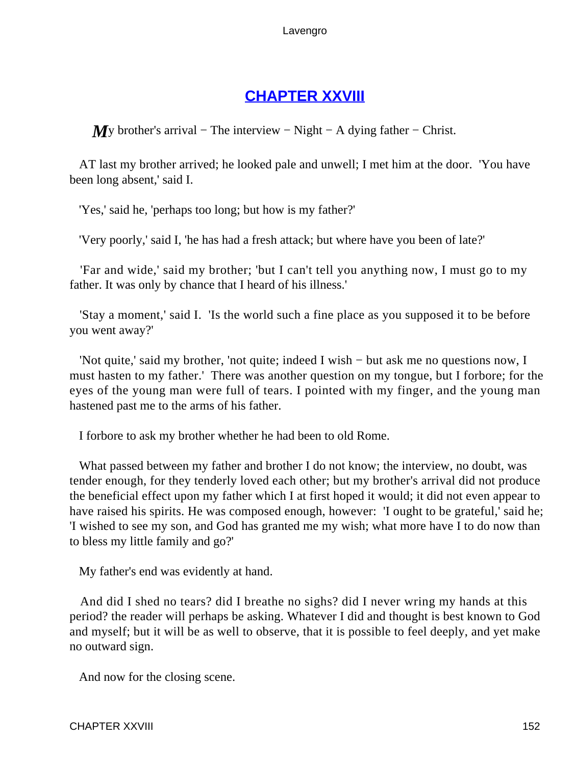## CHAPTER XXVIII

*M*y brother's arrival − The interview − Night − A dying father − Christ.

AT last my brother arrived; he looked pale and unwell; I met him at the door. 'You have been long absent,' said I.

'Yes,' said he, 'perhaps too long; but how is my father?'

'Very poorly,' said I, 'he has had a fresh attack; but where have you been of late?'

'Far and wide,' said my brother; 'but I can't tell you anything now, I must go to my father. It was only by chance that I heard of his illness.'

'Stay a moment,' said I. 'Is the world such a fine place as you supposed it to be before you went away?'

'Not quite,' said my brother, 'not quite; indeed I wish − but ask me no questions now, I must hasten to my father.' There was another question on my tongue, but I forbore; for the eyes of the young man were full of tears. I pointed with my finger, and the young man hastened past me to the arms of his father.

I forbore to ask my brother whether he had been to old Rome.

What passed between my father and brother I do not know; the interview, no doubt, was tender enough, for they tenderly loved each other; but my brother's arrival did not produce the beneficial effect upon my father which I at first hoped it would; it did not even appear to have raised his spirits. He was composed enough, however: 'I ought to be grateful,' said he; 'I wished to see my son, and God has granted me my wish; what more have I to do now than to bless my little family and go?'

My father's end was evidently at hand.

And did I shed no tears? did I breathe no sighs? did I never wring my hands at this period? the reader will perhaps be asking. Whatever I did and thought is best known to God and myself; but it will be as well to observe, that it is possible to feel deeply, and yet make no outward sign.

And now for the closing scene.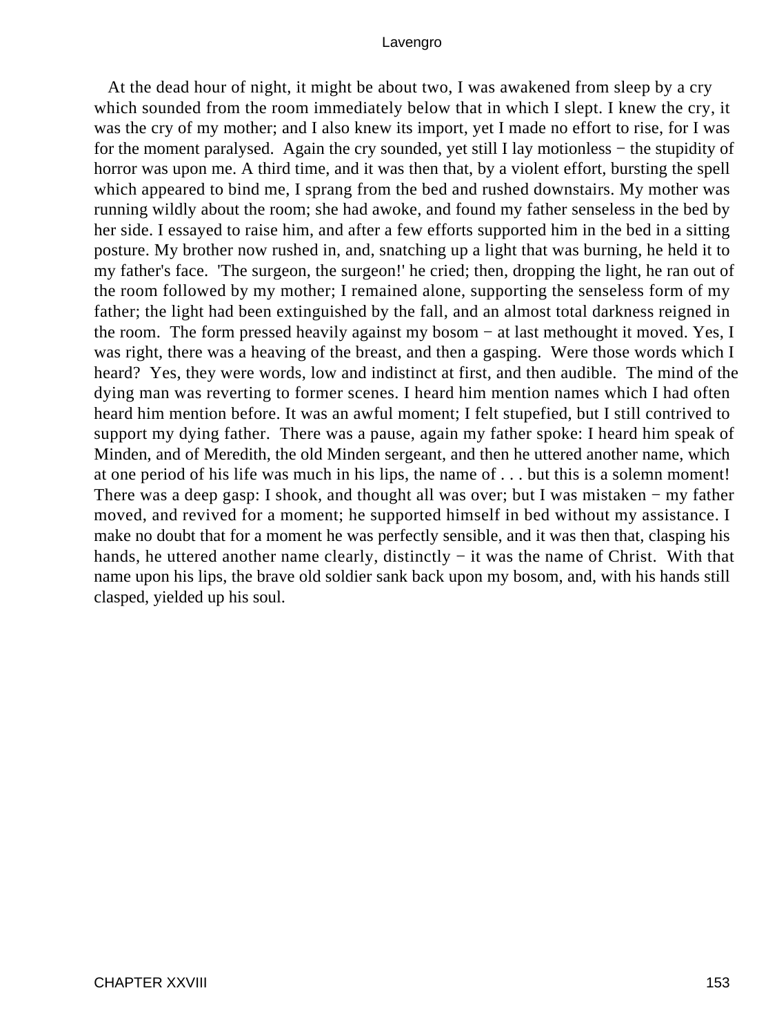At the dead hour of night, it might be about two, I was awakened from sleep by a cry which sounded from the room immediately below that in which I slept. I knew the cry, it was the cry of my mother; and I also knew its import, yet I made no effort to rise, for I was for the moment paralysed. Again the cry sounded, yet still I lay motionless − the stupidity of horror was upon me. A third time, and it was then that, by a violent effort, bursting the spell which appeared to bind me, I sprang from the bed and rushed downstairs. My mother was running wildly about the room; she had awoke, and found my father senseless in the bed by her side. I essayed to raise him, and after a few efforts supported him in the bed in a sitting posture. My brother now rushed in, and, snatching up a light that was burning, he held it to my father's face. 'The surgeon, the surgeon!' he cried; then, dropping the light, he ran out of the room followed by my mother; I remained alone, supporting the senseless form of my father; the light had been extinguished by the fall, and an almost total darkness reigned in the room. The form pressed heavily against my bosom − at last methought it moved. Yes, I was right, there was a heaving of the breast, and then a gasping. Were those words which I heard? Yes, they were words, low and indistinct at first, and then audible. The mind of the dying man was reverting to former scenes. I heard him mention names which I had often heard him mention before. It was an awful moment; I felt stupefied, but I still contrived to support my dying father. There was a pause, again my father spoke: I heard him speak of Minden, and of Meredith, the old Minden sergeant, and then he uttered another name, which at one period of his life was much in his lips, the name of . . . but this is a solemn moment! There was a deep gasp: I shook, and thought all was over; but I was mistaken − my father moved, and revived for a moment; he supported himself in bed without my assistance. I make no doubt that for a moment he was perfectly sensible, and it was then that, clasping his hands, he uttered another name clearly, distinctly − it was the name of Christ. With that name upon his lips, the brave old soldier sank back upon my bosom, and, with his hands still clasped, yielded up his soul.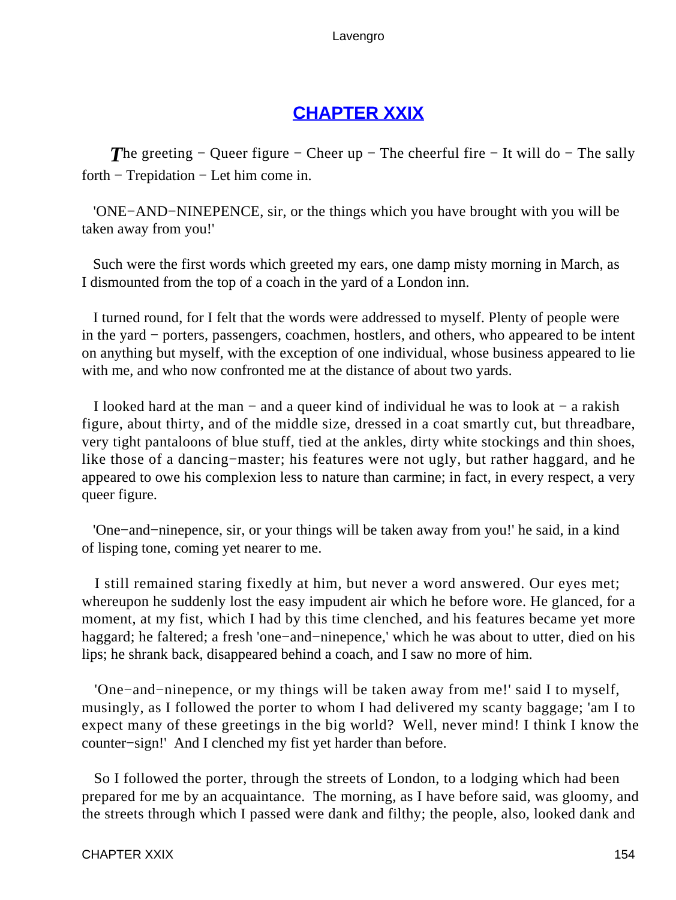## CHAPTER XXIX

*T*he greeting − Queer figure − Cheer up − The cheerful fire − It will do − The sally forth − Trepidation − Let him come in.

'ONE−AND−NINEPENCE, sir, or the things which you have brought with you will be taken away from you!'

Such were the first words which greeted my ears, one damp misty morning in March, as I dismounted from the top of a coach in the yard of a London inn.

I turned round, for I felt that the words were addressed to myself. Plenty of people were in the yard − porters, passengers, coachmen, hostlers, and others, who appeared to be intent on anything but myself, with the exception of one individual, whose business appeared to lie with me, and who now confronted me at the distance of about two yards.

I looked hard at the man − and a queer kind of individual he was to look at − a rakish figure, about thirty, and of the middle size, dressed in a coat smartly cut, but threadbare, very tight pantaloons of blue stuff, tied at the ankles, dirty white stockings and thin shoes, like those of a dancing−master; his features were not ugly, but rather haggard, and he appeared to owe his complexion less to nature than carmine; in fact, in every respect, a very queer figure.

'One−and−ninepence, sir, or your things will be taken away from you!' he said, in a kind of lisping tone, coming yet nearer to me.

I still remained staring fixedly at him, but never a word answered. Our eyes met; whereupon he suddenly lost the easy impudent air which he before wore. He glanced, for a moment, at my fist, which I had by this time clenched, and his features became yet more haggard; he faltered; a fresh 'one−and−ninepence,' which he was about to utter, died on his lips; he shrank back, disappeared behind a coach, and I saw no more of him.

'One−and−ninepence, or my things will be taken away from me!' said I to myself, musingly, as I followed the porter to whom I had delivered my scanty baggage; 'am I to expect many of these greetings in the big world? Well, never mind! I think I know the counter−sign!' And I clenched my fist yet harder than before.

So I followed the porter, through the streets of London, to a lodging which had been prepared for me by an acquaintance. The morning, as I have before said, was gloomy, and the streets through which I passed were dank and filthy; the people, also, looked dank and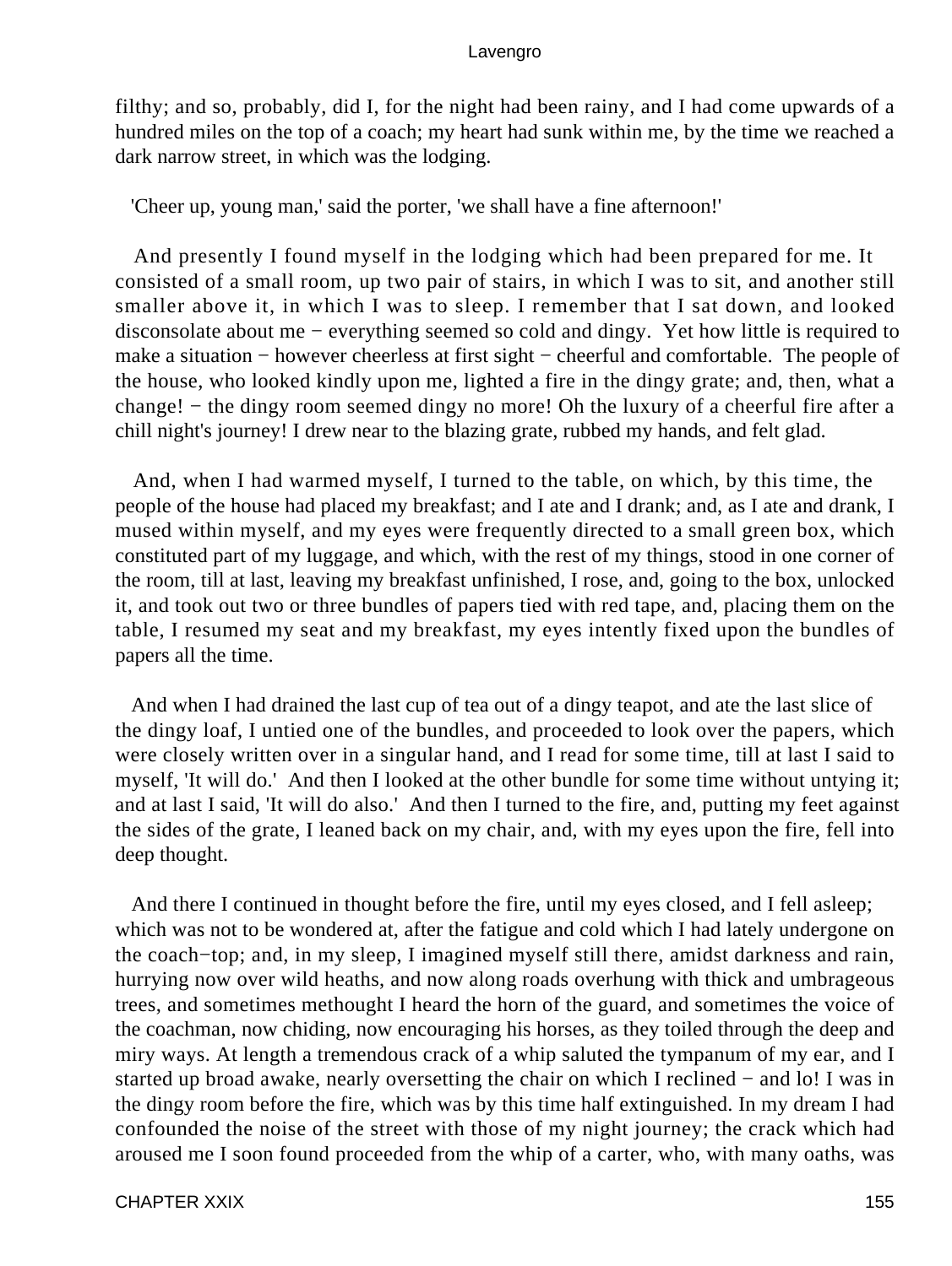filthy; and so, probably, did I, for the night had been rainy, and I had come upwards of a hundred miles on the top of a coach; my heart had sunk within me, by the time we reached a dark narrow street, in which was the lodging.

'Cheer up, young man,' said the porter, 'we shall have a fine afternoon!'

And presently I found myself in the lodging which had been prepared for me. It consisted of a small room, up two pair of stairs, in which I was to sit, and another still smaller above it, in which I was to sleep. I remember that I sat down, and looked disconsolate about me − everything seemed so cold and dingy. Yet how little is required to make a situation − however cheerless at first sight − cheerful and comfortable. The people of the house, who looked kindly upon me, lighted a fire in the dingy grate; and, then, what a change! − the dingy room seemed dingy no more! Oh the luxury of a cheerful fire after a chill night's journey! I drew near to the blazing grate, rubbed my hands, and felt glad.

And, when I had warmed myself, I turned to the table, on which, by this time, the people of the house had placed my breakfast; and I ate and I drank; and, as I ate and drank, I mused within myself, and my eyes were frequently directed to a small green box, which constituted part of my luggage, and which, with the rest of my things, stood in one corner of the room, till at last, leaving my breakfast unfinished, I rose, and, going to the box, unlocked it, and took out two or three bundles of papers tied with red tape, and, placing them on the table, I resumed my seat and my breakfast, my eyes intently fixed upon the bundles of papers all the time.

And when I had drained the last cup of tea out of a dingy teapot, and ate the last slice of the dingy loaf, I untied one of the bundles, and proceeded to look over the papers, which were closely written over in a singular hand, and I read for some time, till at last I said to myself, 'It will do.' And then I looked at the other bundle for some time without untying it; and at last I said, 'It will do also.' And then I turned to the fire, and, putting my feet against the sides of the grate, I leaned back on my chair, and, with my eyes upon the fire, fell into deep thought.

And there I continued in thought before the fire, until my eyes closed, and I fell asleep; which was not to be wondered at, after the fatigue and cold which I had lately undergone on the coach−top; and, in my sleep, I imagined myself still there, amidst darkness and rain, hurrying now over wild heaths, and now along roads overhung with thick and umbrageous trees, and sometimes methought I heard the horn of the guard, and sometimes the voice of the coachman, now chiding, now encouraging his horses, as they toiled through the deep and miry ways. At length a tremendous crack of a whip saluted the tympanum of my ear, and I started up broad awake, nearly oversetting the chair on which I reclined − and lo! I was in the dingy room before the fire, which was by this time half extinguished. In my dream I had confounded the noise of the street with those of my night journey; the crack which had aroused me I soon found proceeded from the whip of a carter, who, with many oaths, was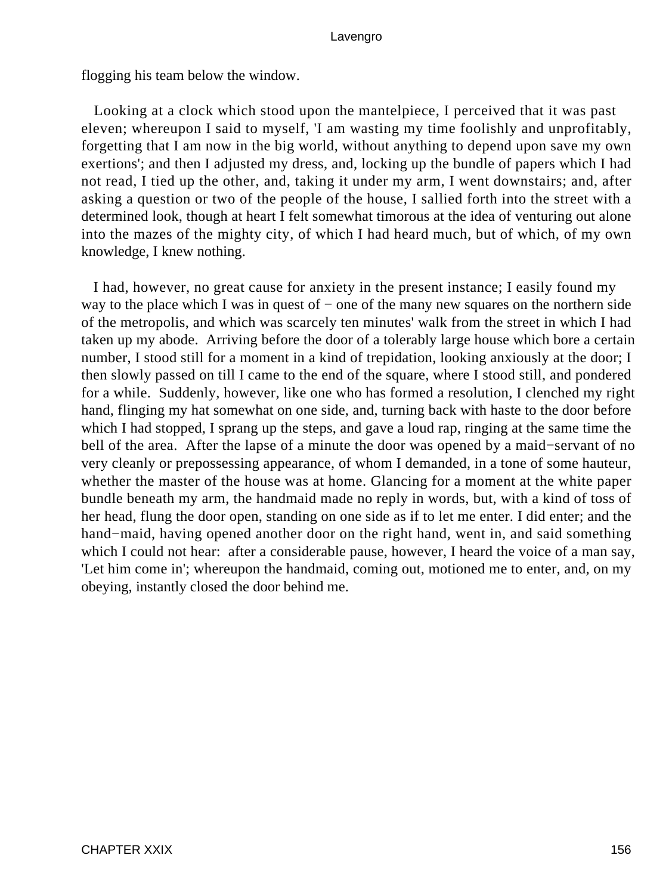flogging his team below the window.

Looking at a clock which stood upon the mantelpiece, I perceived that it was past eleven; whereupon I said to myself, 'I am wasting my time foolishly and unprofitably, forgetting that I am now in the big world, without anything to depend upon save my own exertions'; and then I adjusted my dress, and, locking up the bundle of papers which I had not read, I tied up the other, and, taking it under my arm, I went downstairs; and, after asking a question or two of the people of the house, I sallied forth into the street with a determined look, though at heart I felt somewhat timorous at the idea of venturing out alone into the mazes of the mighty city, of which I had heard much, but of which, of my own knowledge, I knew nothing.

I had, however, no great cause for anxiety in the present instance; I easily found my way to the place which I was in quest of − one of the many new squares on the northern side of the metropolis, and which was scarcely ten minutes' walk from the street in which I had taken up my abode. Arriving before the door of a tolerably large house which bore a certain number, I stood still for a moment in a kind of trepidation, looking anxiously at the door; I then slowly passed on till I came to the end of the square, where I stood still, and pondered for a while. Suddenly, however, like one who has formed a resolution, I clenched my right hand, flinging my hat somewhat on one side, and, turning back with haste to the door before which I had stopped, I sprang up the steps, and gave a loud rap, ringing at the same time the bell of the area. After the lapse of a minute the door was opened by a maid−servant of no very cleanly or prepossessing appearance, of whom I demanded, in a tone of some hauteur, whether the master of the house was at home. Glancing for a moment at the white paper bundle beneath my arm, the handmaid made no reply in words, but, with a kind of toss of her head, flung the door open, standing on one side as if to let me enter. I did enter; and the hand−maid, having opened another door on the right hand, went in, and said something which I could not hear: after a considerable pause, however, I heard the voice of a man say, 'Let him come in'; whereupon the handmaid, coming out, motioned me to enter, and, on my obeying, instantly closed the door behind me.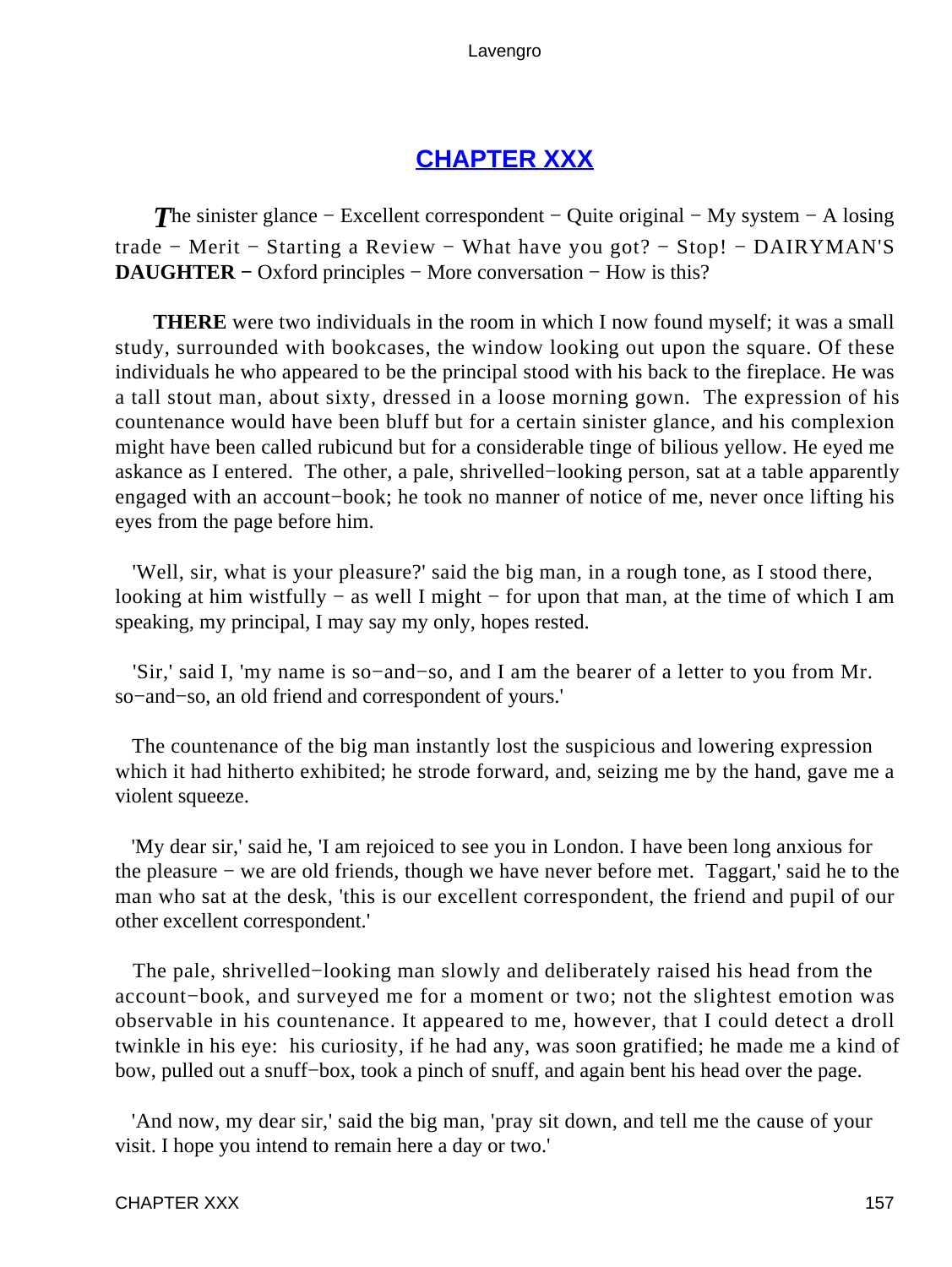## CHAPTER XXX

*The sinister glance − Excellent correspondent − Quite original − My system − A losing trade − Merit − Starting a Review − What have you got? − Stop! − DAIRYMAN'S* **DAUGHTER** *− Oxford principles − More conversation − How is this?*

**THERE** were two individuals in the room in which I now found myself; it was a small study, surrounded with bookcases, the window looking out upon the square. Of these individuals he who appeared to be the principal stood with his back to the fireplace. He was a tall stout man, about sixty, dressed in a loose morning gown. The expression of his countenance would have been bluff but for a certain sinister glance, and his complexion might have been called rubicund but for a considerable tinge of bilious yellow. He eyed me askance as I entered. The other, a pale, shrivelled−looking person, sat at a table apparently engaged with an account−book; he took no manner of notice of me, never once lifting his eyes from the page before him.

'Well, sir, what is your pleasure?' said the big man, in a rough tone, as I stood there, looking at him wistfully − as well I might − for upon that man, at the time of which I am speaking, my principal, I may say my only, hopes rested.

'Sir,' said I, 'my name is so−and−so, and I am the bearer of a letter to you from Mr. so−and−so, an old friend and correspondent of yours.'

The countenance of the big man instantly lost the suspicious and lowering expression which it had hitherto exhibited; he strode forward, and, seizing me by the hand, gave me a violent squeeze.

'My dear sir,' said he, 'I am rejoiced to see you in London. I have been long anxious for the pleasure − we are old friends, though we have never before met. Taggart,' said he to the man who sat at the desk, 'this is our excellent correspondent, the friend and pupil of our other excellent correspondent.'

The pale, shrivelled−looking man slowly and deliberately raised his head from the account−book, and surveyed me for a moment or two; not the slightest emotion was observable in his countenance. It appeared to me, however, that I could detect a droll twinkle in his eye: his curiosity, if he had any, was soon gratified; he made me a kind of bow, pulled out a snuff−box, took a pinch of snuff, and again bent his head over the page.

'And now, my dear sir,' said the big man, 'pray sit down, and tell me the cause of your visit. I hope you intend to remain here a day or two.'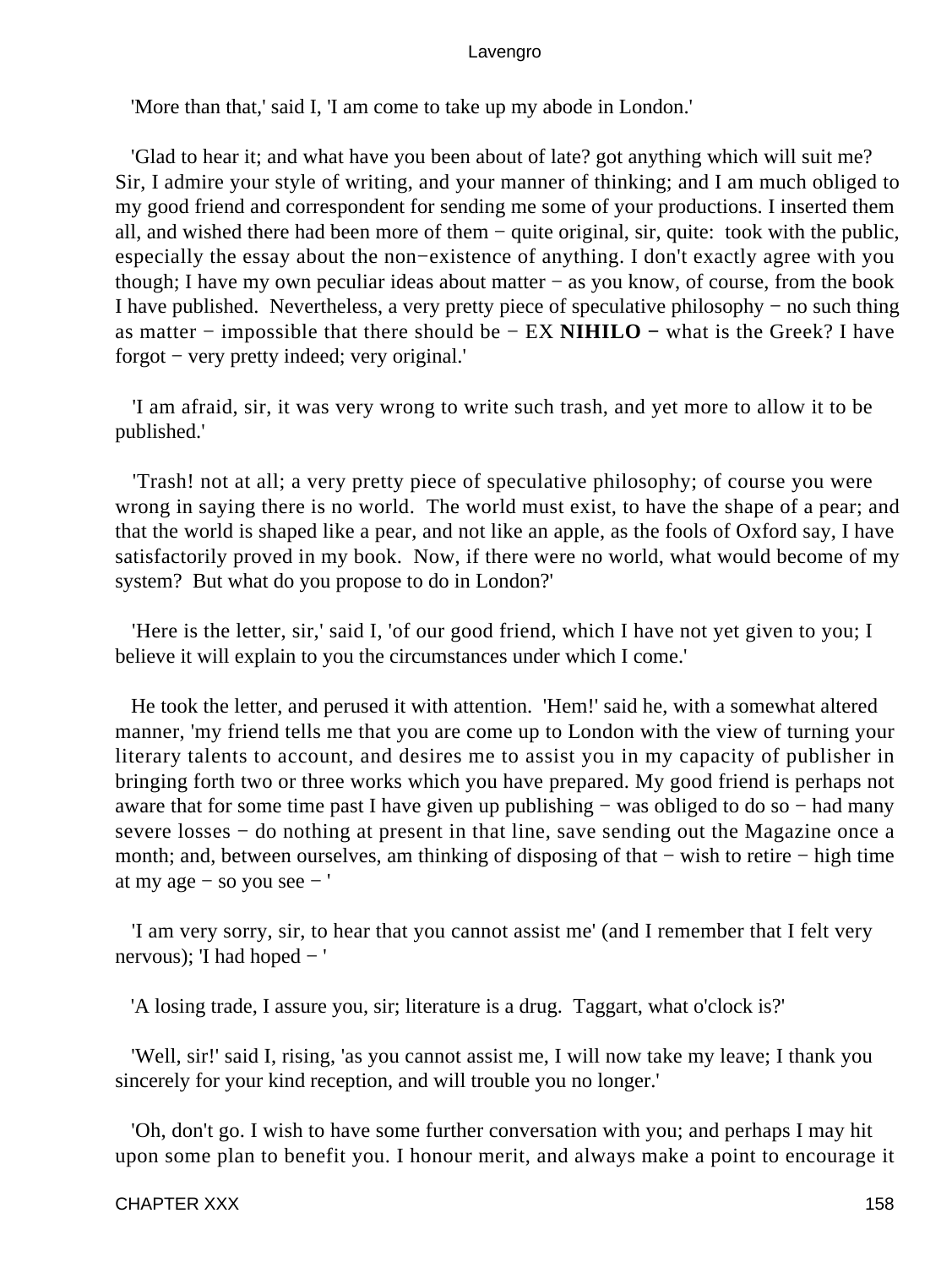'More than that,' said I, 'I am come to take up my abode in London.'

'Glad to hear it; and what have you been about of late? got anything which will suit me? Sir, I admire your style of writing, and your manner of thinking; and I am much obliged to my good friend and correspondent for sending me some of your productions. I inserted them all, and wished there had been more of them − quite original, sir, quite: took with the public, especially the essay about the non−existence of anything. I don't exactly agree with you though; I have my own peculiar ideas about matter − as you know, of course, from the book I have published. Nevertheless, a very pretty piece of speculative philosophy − no such thing as matter − impossible that there should be − EX **NIHILO** − what is the Greek? I have forgot − very pretty indeed; very original.'

'I am afraid, sir, it was very wrong to write such trash, and yet more to allow it to be published.'

'Trash! not at all; a very pretty piece of speculative philosophy; of course you were wrong in saying there is no world. The world must exist, to have the shape of a pear; and that the world is shaped like a pear, and not like an apple, as the fools of Oxford say, I have satisfactorily proved in my book. Now, if there were no world, what would become of my system? But what do you propose to do in London?'

'Here is the letter, sir,' said I, 'of our good friend, which I have not yet given to you; I believe it will explain to you the circumstances under which I come.'

He took the letter, and perused it with attention. 'Hem!' said he, with a somewhat altered manner, 'my friend tells me that you are come up to London with the view of turning your literary talents to account, and desires me to assist you in my capacity of publisher in bringing forth two or three works which you have prepared. My good friend is perhaps not aware that for some time past I have given up publishing − was obliged to do so − had many severe losses − do nothing at present in that line, save sending out the Magazine once a month; and, between ourselves, am thinking of disposing of that − wish to retire − high time at my age − so you see − '

'I am very sorry, sir, to hear that you cannot assist me' (and I remember that I felt very nervous); 'I had hoped − '

'A losing trade, I assure you, sir; literature is a drug. Taggart, what o'clock is?'

'Well, sir!' said I, rising, 'as you cannot assist me, I will now take my leave; I thank you sincerely for your kind reception, and will trouble you no longer.'

'Oh, don't go. I wish to have some further conversation with you; and perhaps I may hit upon some plan to benefit you. I honour merit, and always make a point to encourage it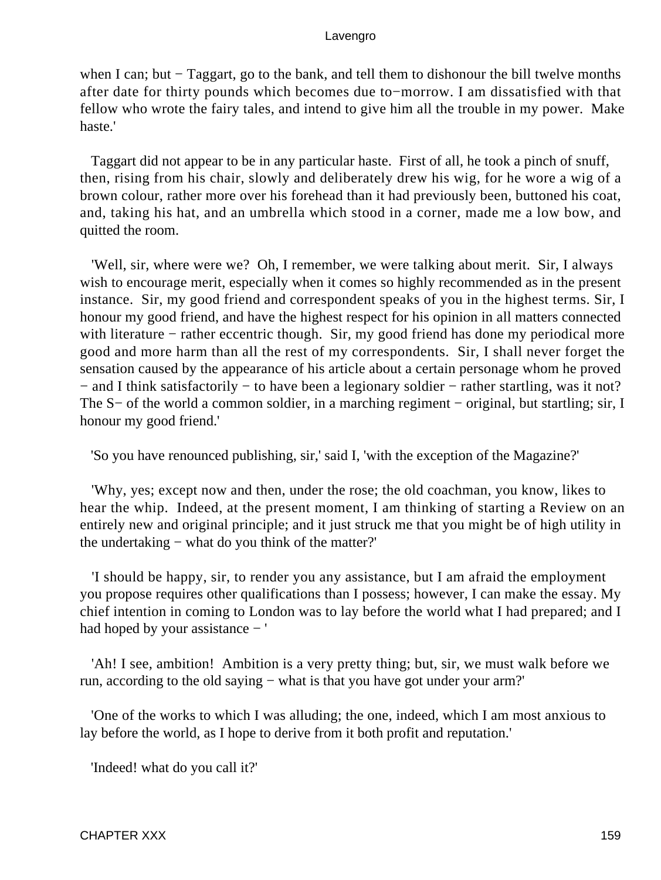when I can; but − Taggart, go to the bank, and tell them to dishonour the bill twelve months after date for thirty pounds which becomes due to−morrow. I am dissatisfied with that fellow who wrote the fairy tales, and intend to give him all the trouble in my power. Make haste.'

Taggart did not appear to be in any particular haste. First of all, he took a pinch of snuff, then, rising from his chair, slowly and deliberately drew his wig, for he wore a wig of a brown colour, rather more over his forehead than it had previously been, buttoned his coat, and, taking his hat, and an umbrella which stood in a corner, made me a low bow, and quitted the room.

'Well, sir, where were we? Oh, I remember, we were talking about merit. Sir, I always wish to encourage merit, especially when it comes so highly recommended as in the present instance. Sir, my good friend and correspondent speaks of you in the highest terms. Sir, I honour my good friend, and have the highest respect for his opinion in all matters connected with literature − rather eccentric though. Sir, my good friend has done my periodical more good and more harm than all the rest of my correspondents. Sir, I shall never forget the sensation caused by the appearance of his article about a certain personage whom he proved − and I think satisfactorily − to have been a legionary soldier − rather startling, was it not? The S− of the world a common soldier, in a marching regiment − original, but startling; sir, I honour my good friend.'

'So you have renounced publishing, sir,' said I, 'with the exception of the Magazine?'

'Why, yes; except now and then, under the rose; the old coachman, you know, likes to hear the whip. Indeed, at the present moment, I am thinking of starting a Review on an entirely new and original principle; and it just struck me that you might be of high utility in the undertaking − what do you think of the matter?'

'I should be happy, sir, to render you any assistance, but I am afraid the employment you propose requires other qualifications than I possess; however, I can make the essay. My chief intention in coming to London was to lay before the world what I had prepared; and I had hoped by your assistance − '

'Ah! I see, ambition! Ambition is a very pretty thing; but, sir, we must walk before we run, according to the old saying − what is that you have got under your arm?'

'One of the works to which I was alluding; the one, indeed, which I am most anxious to lay before the world, as I hope to derive from it both profit and reputation.'

'Indeed! what do you call it?'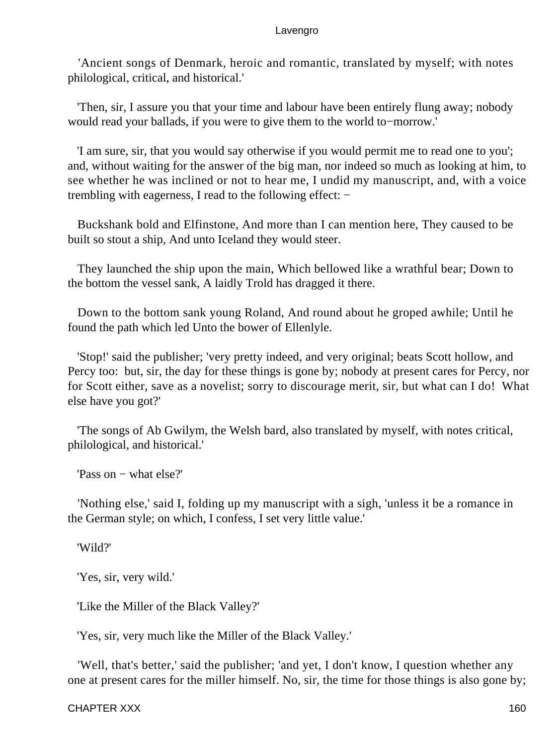'Ancient songs of Denmark, heroic and romantic, translated by myself; with notes philological, critical, and historical.'

'Then, sir, I assure you that your time and labour have been entirely flung away; nobody would read your ballads, if you were to give them to the world to−morrow.'

'I am sure, sir, that you would say otherwise if you would permit me to read one to you'; and, without waiting for the answer of the big man, nor indeed so much as looking at him, to see whether he was inclined or not to hear me, I undid my manuscript, and, with a voice trembling with eagerness, I read to the following effect: −

Buckshank bold and Elfinstone, And more than I can mention here, They caused to be built so stout a ship, And unto Iceland they would steer.

They launched the ship upon the main, Which bellowed like a wrathful bear; Down to the bottom the vessel sank, A laidly Trold has dragged it there.

Down to the bottom sank young Roland, And round about he groped awhile; Until he found the path which led Unto the bower of Ellenlyle.

'Stop!' said the publisher; 'very pretty indeed, and very original; beats Scott hollow, and Percy too: but, sir, the day for these things is gone by; nobody at present cares for Percy, nor for Scott either, save as a novelist; sorry to discourage merit, sir, but what can I do! What else have you got?'

'The songs of Ab Gwilym, the Welsh bard, also translated by myself, with notes critical, philological, and historical.'

'Pass on − what else?'

'Nothing else,' said I, folding up my manuscript with a sigh, 'unless it be a romance in the German style; on which, I confess, I set very little value.'

'Wild?'

'Yes, sir, very wild.'

'Like the Miller of the Black Valley?'

'Yes, sir, very much like the Miller of the Black Valley.'

'Well, that's better,' said the publisher; 'and yet, I don't know, I question whether any one at present cares for the miller himself. No, sir, the time for those things is also gone by;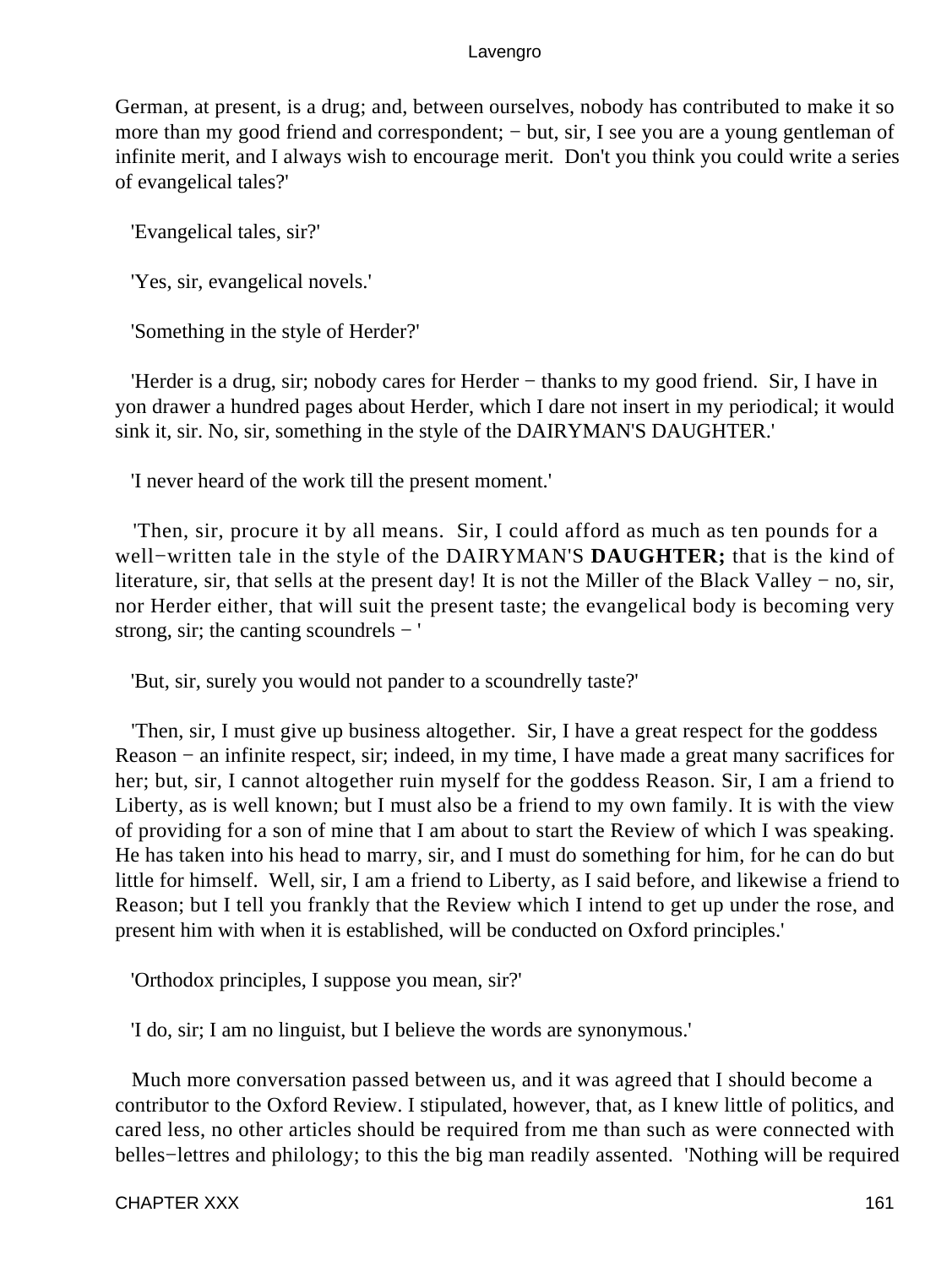German, at present, is a drug; and, between ourselves, nobody has contributed to make it so more than my good friend and correspondent; − but, sir, I see you are a young gentleman of infinite merit, and I always wish to encourage merit. Don't you think you could write a series of evangelical tales?'

'Evangelical tales, sir?'

'Yes, sir, evangelical novels.'

'Something in the style of Herder?'

'Herder is a drug, sir; nobody cares for Herder − thanks to my good friend. Sir, I have in yon drawer a hundred pages about Herder, which I dare not insert in my periodical; it would sink it, sir. No, sir, something in the style of the DAIRYMAN'S DAUGHTER.'

'I never heard of the work till the present moment.'

'Then, sir, procure it by all means. Sir, I could afford as much as ten pounds for a well−written tale in the style of the DAIRYMAN'S **DAUGHTER;** that is the kind of literature, sir, that sells at the present day! It is not the Miller of the Black Valley − no, sir, nor Herder either, that will suit the present taste; the evangelical body is becoming very strong, sir; the canting scoundrels − '

'But, sir, surely you would not pander to a scoundrelly taste?'

'Then, sir, I must give up business altogether. Sir, I have a great respect for the goddess Reason − an infinite respect, sir; indeed, in my time, I have made a great many sacrifices for her; but, sir, I cannot altogether ruin myself for the goddess Reason. Sir, I am a friend to Liberty, as is well known; but I must also be a friend to my own family. It is with the view of providing for a son of mine that I am about to start the Review of which I was speaking. He has taken into his head to marry, sir, and I must do something for him, for he can do but little for himself. Well, sir, I am a friend to Liberty, as I said before, and likewise a friend to Reason; but I tell you frankly that the Review which I intend to get up under the rose, and present him with when it is established, will be conducted on Oxford principles.'

'Orthodox principles, I suppose you mean, sir?'

'I do, sir; I am no linguist, but I believe the words are synonymous.'

Much more conversation passed between us, and it was agreed that I should become a contributor to the Oxford Review. I stipulated, however, that, as I knew little of politics, and cared less, no other articles should be required from me than such as were connected with belles−lettres and philology; to this the big man readily assented. 'Nothing will be required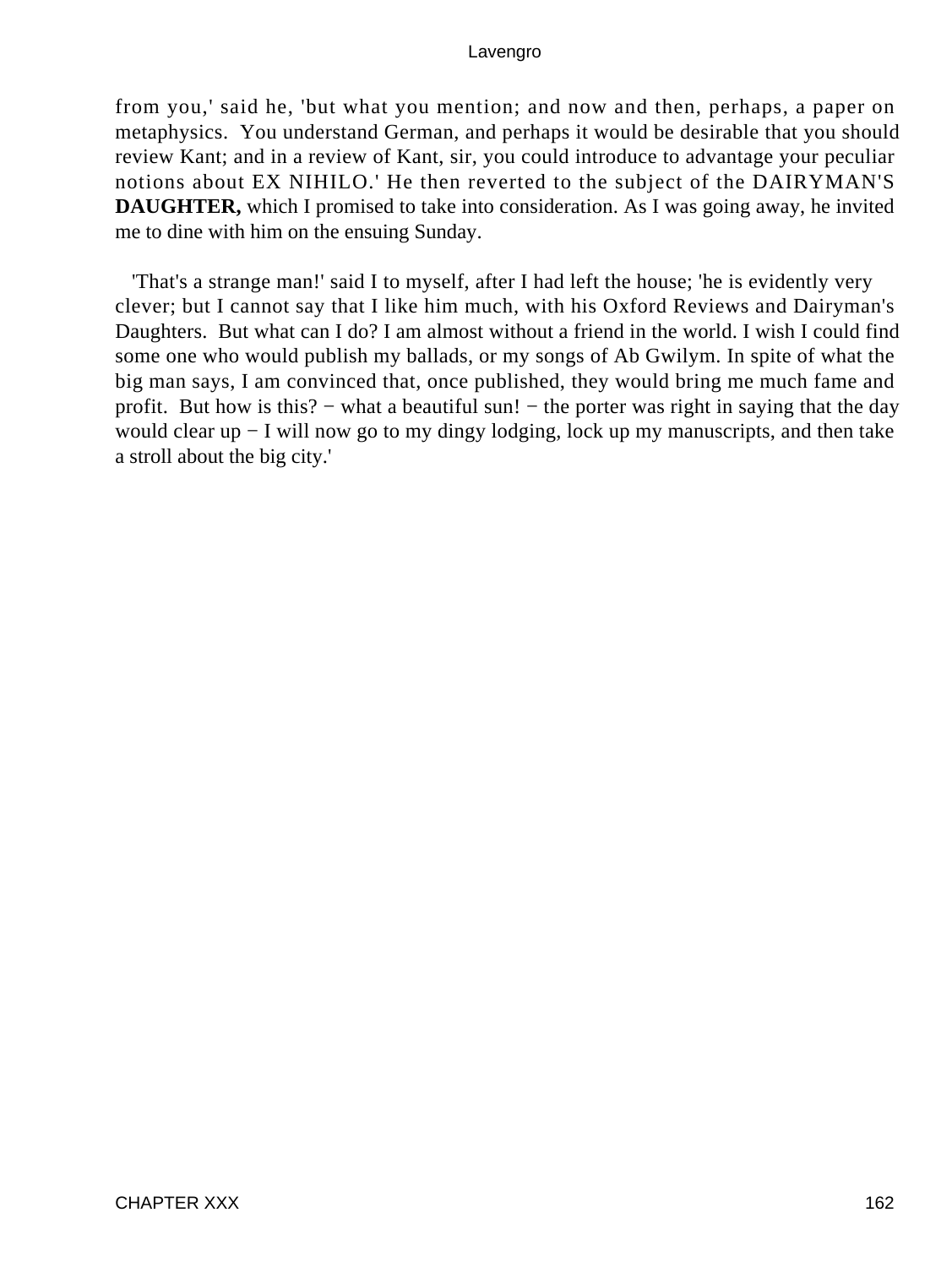from you,' said he, 'but what you mention; and now and then, perhaps, a paper on metaphysics. You understand German, and perhaps it would be desirable that you should review Kant; and in a review of Kant, sir, you could introduce to advantage your peculiar notions about EX NIHILO.' He then reverted to the subject of the DAIRYMAN'S **DAUGHTER,** which I promised to take into consideration. As I was going away, he invited me to dine with him on the ensuing Sunday.

'That's a strange man!' said I to myself, after I had left the house; 'he is evidently very clever; but I cannot say that I like him much, with his Oxford Reviews and Dairyman's Daughters. But what can I do? I am almost without a friend in the world. I wish I could find some one who would publish my ballads, or my songs of Ab Gwilym. In spite of what the big man says, I am convinced that, once published, they would bring me much fame and profit. But how is this? − what a beautiful sun! − the porter was right in saying that the day would clear up − I will now go to my dingy lodging, lock up my manuscripts, and then take a stroll about the big city.'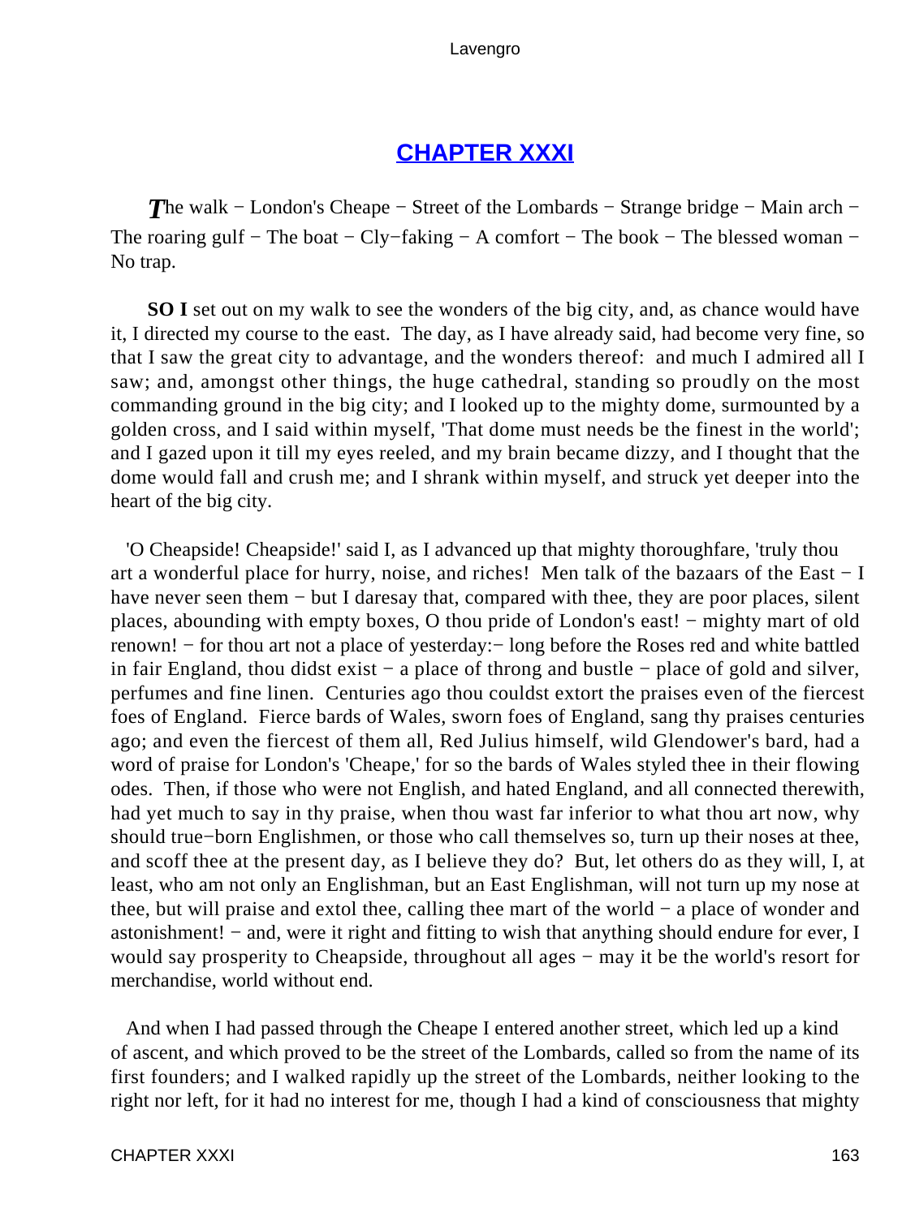## CHAPTER XXXI

*T*he walk − London's Cheape − Street of the Lombards − Strange bridge − Main arch − The roaring gulf − The boat − Cly−faking − A comfort − The book − The blessed woman − No trap.

**SO I** set out on my walk to see the wonders of the big city, and, as chance would have it, I directed my course to the east. The day, as I have already said, had become very fine, so that I saw the great city to advantage, and the wonders thereof: and much I admired all I saw; and, amongst other things, the huge cathedral, standing so proudly on the most commanding ground in the big city; and I looked up to the mighty dome, surmounted by a golden cross, and I said within myself, 'That dome must needs be the finest in the world'; and I gazed upon it till my eyes reeled, and my brain became dizzy, and I thought that the dome would fall and crush me; and I shrank within myself, and struck yet deeper into the heart of the big city.

'O Cheapside! Cheapside!' said I, as I advanced up that mighty thoroughfare, 'truly thou art a wonderful place for hurry, noise, and riches! Men talk of the bazaars of the East − I have never seen them − but I daresay that, compared with thee, they are poor places, silent places, abounding with empty boxes, O thou pride of London's east! − mighty mart of old renown! − for thou art not a place of yesterday:− long before the Roses red and white battled in fair England, thou didst exist − a place of throng and bustle − place of gold and silver, perfumes and fine linen. Centuries ago thou couldst extort the praises even of the fiercest foes of England. Fierce bards of Wales, sworn foes of England, sang thy praises centuries ago; and even the fiercest of them all, Red Julius himself, wild Glendower's bard, had a word of praise for London's 'Cheape,' for so the bards of Wales styled thee in their flowing odes. Then, if those who were not English, and hated England, and all connected therewith, had yet much to say in thy praise, when thou wast far inferior to what thou art now, why should true−born Englishmen, or those who call themselves so, turn up their noses at thee, and scoff thee at the present day, as I believe they do? But, let others do as they will, I, at least, who am not only an Englishman, but an East Englishman, will not turn up my nose at thee, but will praise and extol thee, calling thee mart of the world − a place of wonder and astonishment! − and, were it right and fitting to wish that anything should endure for ever, I would say prosperity to Cheapside, throughout all ages − may it be the world's resort for merchandise, world without end.

And when I had passed through the Cheape I entered another street, which led up a kind of ascent, and which proved to be the street of the Lombards, called so from the name of its first founders; and I walked rapidly up the street of the Lombards, neither looking to the right nor left, for it had no interest for me, though I had a kind of consciousness that mighty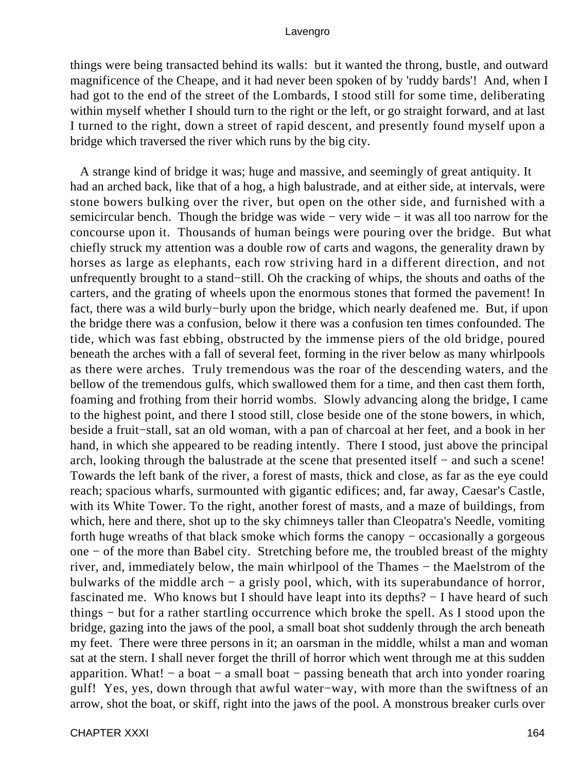things were being transacted behind its walls: but it wanted the throng, bustle, and outward magnificence of the Cheape, and it had never been spoken of by 'ruddy bards'! And, when I had got to the end of the street of the Lombards, I stood still for some time, deliberating within myself whether I should turn to the right or the left, or go straight forward, and at last I turned to the right, down a street of rapid descent, and presently found myself upon a bridge which traversed the river which runs by the big city.

A strange kind of bridge it was; huge and massive, and seemingly of great antiquity. It had an arched back, like that of a hog, a high balustrade, and at either side, at intervals, were stone bowers bulking over the river, but open on the other side, and furnished with a semicircular bench. Though the bridge was wide − very wide − it was all too narrow for the concourse upon it. Thousands of human beings were pouring over the bridge. But what chiefly struck my attention was a double row of carts and wagons, the generality drawn by horses as large as elephants, each row striving hard in a different direction, and not unfrequently brought to a stand−still. Oh the cracking of whips, the shouts and oaths of the carters, and the grating of wheels upon the enormous stones that formed the pavement! In fact, there was a wild burly−burly upon the bridge, which nearly deafened me. But, if upon the bridge there was a confusion, below it there was a confusion ten times confounded. The tide, which was fast ebbing, obstructed by the immense piers of the old bridge, poured beneath the arches with a fall of several feet, forming in the river below as many whirlpools as there were arches. Truly tremendous was the roar of the descending waters, and the bellow of the tremendous gulfs, which swallowed them for a time, and then cast them forth, foaming and frothing from their horrid wombs. Slowly advancing along the bridge, I came to the highest point, and there I stood still, close beside one of the stone bowers, in which, beside a fruit−stall, sat an old woman, with a pan of charcoal at her feet, and a book in her hand, in which she appeared to be reading intently. There I stood, just above the principal arch, looking through the balustrade at the scene that presented itself − and such a scene! Towards the left bank of the river, a forest of masts, thick and close, as far as the eye could reach; spacious wharfs, surmounted with gigantic edifices; and, far away, Caesar's Castle, with its White Tower. To the right, another forest of masts, and a maze of buildings, from which, here and there, shot up to the sky chimneys taller than Cleopatra's Needle, vomiting forth huge wreaths of that black smoke which forms the canopy − occasionally a gorgeous one − of the more than Babel city. Stretching before me, the troubled breast of the mighty river, and, immediately below, the main whirlpool of the Thames − the Maelstrom of the bulwarks of the middle arch − a grisly pool, which, with its superabundance of horror, fascinated me. Who knows but I should have leapt into its depths? − I have heard of such things − but for a rather startling occurrence which broke the spell. As I stood upon the bridge, gazing into the jaws of the pool, a small boat shot suddenly through the arch beneath my feet. There were three persons in it; an oarsman in the middle, whilst a man and woman sat at the stern. I shall never forget the thrill of horror which went through me at this sudden apparition. What! − a boat − a small boat − passing beneath that arch into yonder roaring gulf! Yes, yes, down through that awful water−way, with more than the swiftness of an arrow, shot the boat, or skiff, right into the jaws of the pool. A monstrous breaker curls over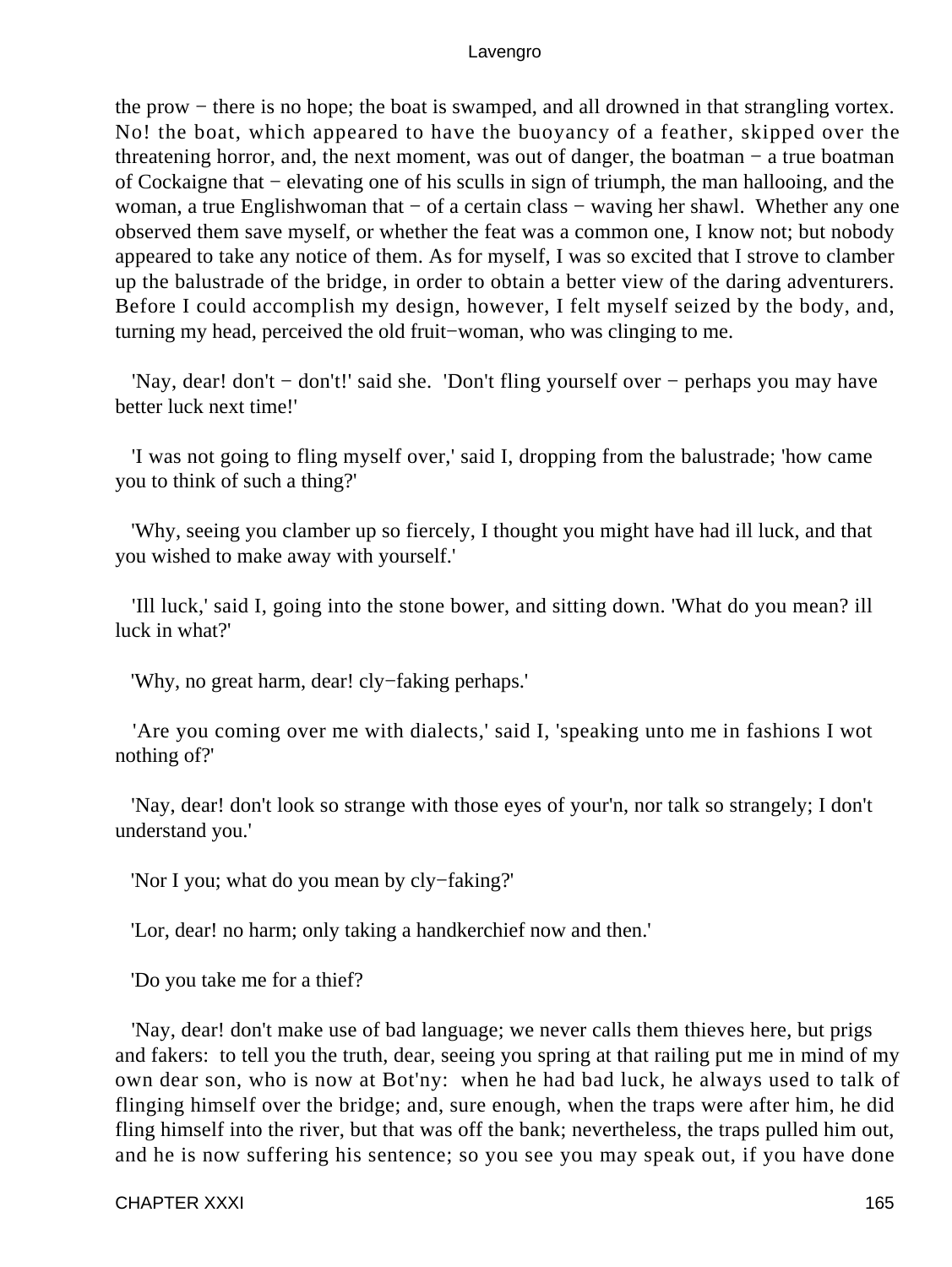the prow − there is no hope; the boat is swamped, and all drowned in that strangling vortex. No! the boat, which appeared to have the buoyancy of a feather, skipped over the threatening horror, and, the next moment, was out of danger, the boatman − a true boatman of Cockaigne that − elevating one of his sculls in sign of triumph, the man hallooing, and the woman, a true Englishwoman that − of a certain class − waving her shawl. Whether any one observed them save myself, or whether the feat was a common one, I know not; but nobody appeared to take any notice of them. As for myself, I was so excited that I strove to clamber up the balustrade of the bridge, in order to obtain a better view of the daring adventurers. Before I could accomplish my design, however, I felt myself seized by the body, and, turning my head, perceived the old fruit−woman, who was clinging to me.

'Nay, dear! don't − don't!' said she. 'Don't fling yourself over − perhaps you may have better luck next time!'

'I was not going to fling myself over,' said I, dropping from the balustrade; 'how came you to think of such a thing?'

'Why, seeing you clamber up so fiercely, I thought you might have had ill luck, and that you wished to make away with yourself.'

'Ill luck,' said I, going into the stone bower, and sitting down. 'What do you mean? ill luck in what?'

'Why, no great harm, dear! cly−faking perhaps.'

'Are you coming over me with dialects,' said I, 'speaking unto me in fashions I wot nothing of?'

'Nay, dear! don't look so strange with those eyes of your'n, nor talk so strangely; I don't understand you.'

'Nor I you; what do you mean by cly−faking?'

'Lor, dear! no harm; only taking a handkerchief now and then.'

'Do you take me for a thief?

'Nay, dear! don't make use of bad language; we never calls them thieves here, but prigs and fakers: to tell you the truth, dear, seeing you spring at that railing put me in mind of my own dear son, who is now at Bot'ny: when he had bad luck, he always used to talk of flinging himself over the bridge; and, sure enough, when the traps were after him, he did fling himself into the river, but that was off the bank; nevertheless, the traps pulled him out, and he is now suffering his sentence; so you see you may speak out, if you have done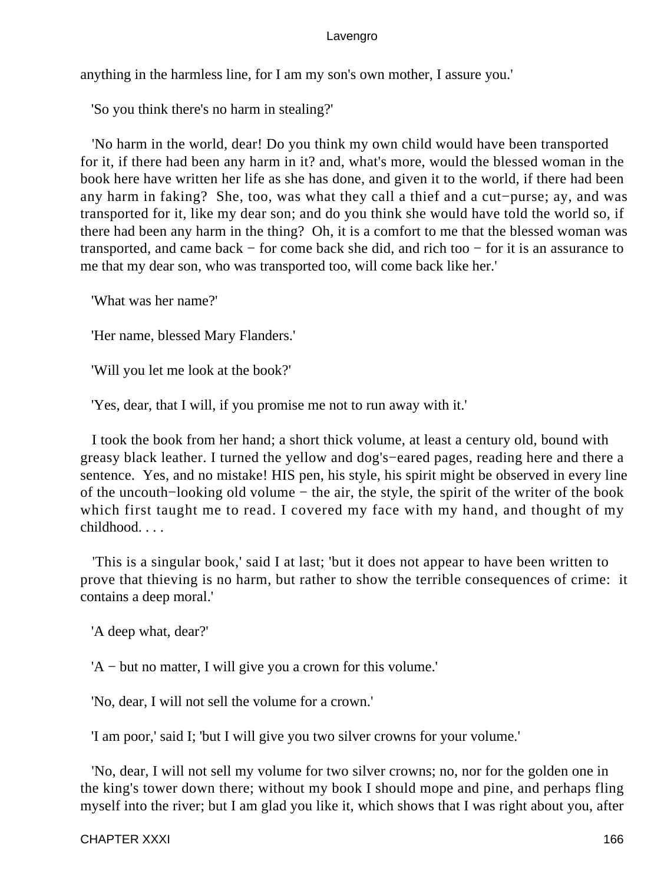anything in the harmless line, for I am my son's own mother, I assure you.'

'So you think there's no harm in stealing?'

'No harm in the world, dear! Do you think my own child would have been transported for it, if there had been any harm in it? and, what's more, would the blessed woman in the book here have written her life as she has done, and given it to the world, if there had been any harm in faking? She, too, was what they call a thief and a cut−purse; ay, and was transported for it, like my dear son; and do you think she would have told the world so, if there had been any harm in the thing? Oh, it is a comfort to me that the blessed woman was transported, and came back − for come back she did, and rich too − for it is an assurance to me that my dear son, who was transported too, will come back like her.'

'What was her name?'

'Her name, blessed Mary Flanders.'

'Will you let me look at the book?'

'Yes, dear, that I will, if you promise me not to run away with it.'

I took the book from her hand; a short thick volume, at least a century old, bound with greasy black leather. I turned the yellow and dog's−eared pages, reading here and there a sentence. Yes, and no mistake! HIS pen, his style, his spirit might be observed in every line of the uncouth−looking old volume − the air, the style, the spirit of the writer of the book which first taught me to read. I covered my face with my hand, and thought of my childhood. . . .

'This is a singular book,' said I at last; 'but it does not appear to have been written to prove that thieving is no harm, but rather to show the terrible consequences of crime: it contains a deep moral.'

'A deep what, dear?'

'A − but no matter, I will give you a crown for this volume.'

'No, dear, I will not sell the volume for a crown.'

'I am poor,' said I; 'but I will give you two silver crowns for your volume.'

'No, dear, I will not sell my volume for two silver crowns; no, nor for the golden one in the king's tower down there; without my book I should mope and pine, and perhaps fling myself into the river; but I am glad you like it, which shows that I was right about you, after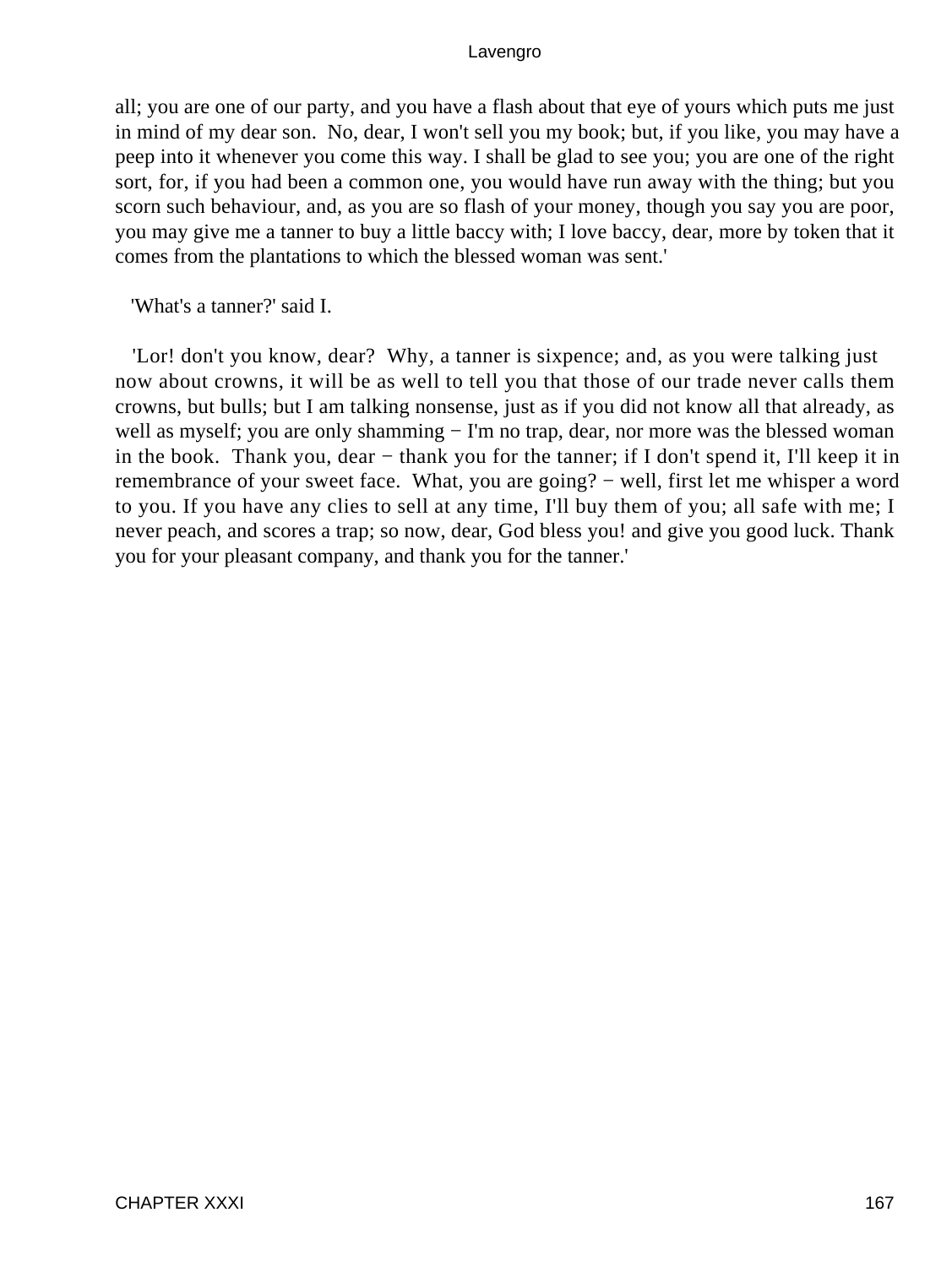all; you are one of our party, and you have a flash about that eye of yours which puts me just in mind of my dear son. No, dear, I won't sell you my book; but, if you like, you may have a peep into it whenever you come this way. I shall be glad to see you; you are one of the right sort, for, if you had been a common one, you would have run away with the thing; but you scorn such behaviour, and, as you are so flash of your money, though you say you are poor, you may give me a tanner to buy a little baccy with; I love baccy, dear, more by token that it comes from the plantations to which the blessed woman was sent.'

'What's a tanner?' said I.

'Lor! don't you know, dear? Why, a tanner is sixpence; and, as you were talking just now about crowns, it will be as well to tell you that those of our trade never calls them crowns, but bulls; but I am talking nonsense, just as if you did not know all that already, as well as myself; you are only shamming − I'm no trap, dear, nor more was the blessed woman in the book. Thank you, dear − thank you for the tanner; if I don't spend it, I'll keep it in remembrance of your sweet face. What, you are going? − well, first let me whisper a word to you. If you have any clies to sell at any time, I'll buy them of you; all safe with me; I never peach, and scores a trap; so now, dear, God bless you! and give you good luck. Thank you for your pleasant company, and thank you for the tanner.'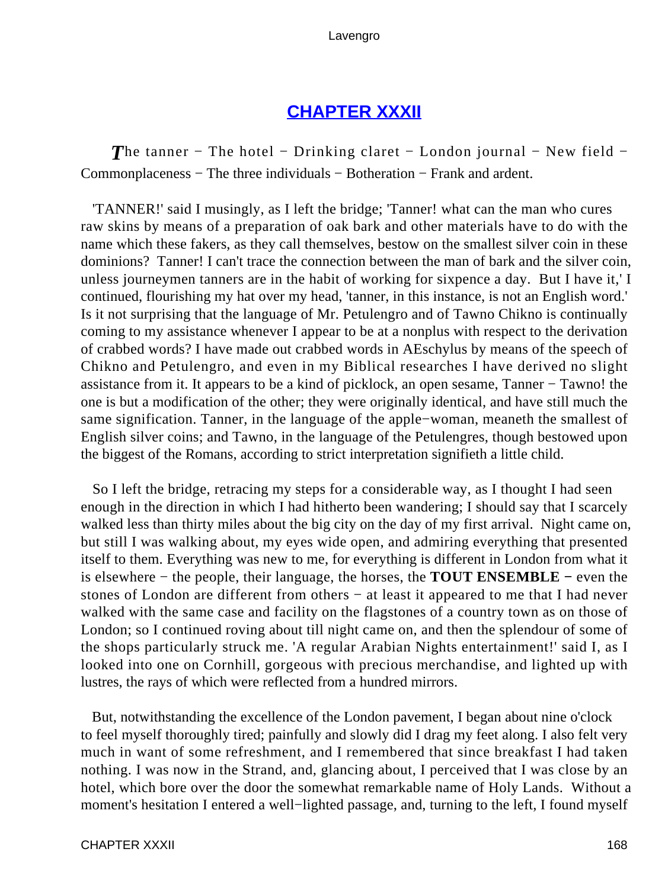## CHAPTER XXXII

*T*he tanner − The hotel − Drinking claret − London journal − New field − Commonplaceness − The three individuals − Botheration − Frank and ardent.

'TANNER!' said I musingly, as I left the bridge; 'Tanner! what can the man who cures raw skins by means of a preparation of oak bark and other materials have to do with the name which these fakers, as they call themselves, bestow on the smallest silver coin in these dominions? Tanner! I can't trace the connection between the man of bark and the silver coin, unless journeymen tanners are in the habit of working for sixpence a day. But I have it,' I continued, flourishing my hat over my head, 'tanner, in this instance, is not an English word.' Is it not surprising that the language of Mr. Petulengro and of Tawno Chikno is continually coming to my assistance whenever I appear to be at a nonplus with respect to the derivation of crabbed words? I have made out crabbed words in AEschylus by means of the speech of Chikno and Petulengro, and even in my Biblical researches I have derived no slight assistance from it. It appears to be a kind of picklock, an open sesame, Tanner − Tawno! the one is but a modification of the other; they were originally identical, and have still much the same signification. Tanner, in the language of the apple−woman, meaneth the smallest of English silver coins; and Tawno, in the language of the Petulengres, though bestowed upon the biggest of the Romans, according to strict interpretation signifieth a little child.

So I left the bridge, retracing my steps for a considerable way, as I thought I had seen enough in the direction in which I had hitherto been wandering; I should say that I scarcely walked less than thirty miles about the big city on the day of my first arrival. Night came on, but still I was walking about, my eyes wide open, and admiring everything that presented itself to them. Everything was new to me, for everything is different in London from what it is elsewhere − the people, their language, the horses, the **TOUT ENSEMBLE** − even the stones of London are different from others − at least it appeared to me that I had never walked with the same case and facility on the flagstones of a country town as on those of London; so I continued roving about till night came on, and then the splendour of some of the shops particularly struck me. 'A regular Arabian Nights entertainment!' said I, as I looked into one on Cornhill, gorgeous with precious merchandise, and lighted up with lustres, the rays of which were reflected from a hundred mirrors.

But, notwithstanding the excellence of the London pavement, I began about nine o'clock to feel myself thoroughly tired; painfully and slowly did I drag my feet along. I also felt very much in want of some refreshment, and I remembered that since breakfast I had taken nothing. I was now in the Strand, and, glancing about, I perceived that I was close by an hotel, which bore over the door the somewhat remarkable name of Holy Lands. Without a moment's hesitation I entered a well−lighted passage, and, turning to the left, I found myself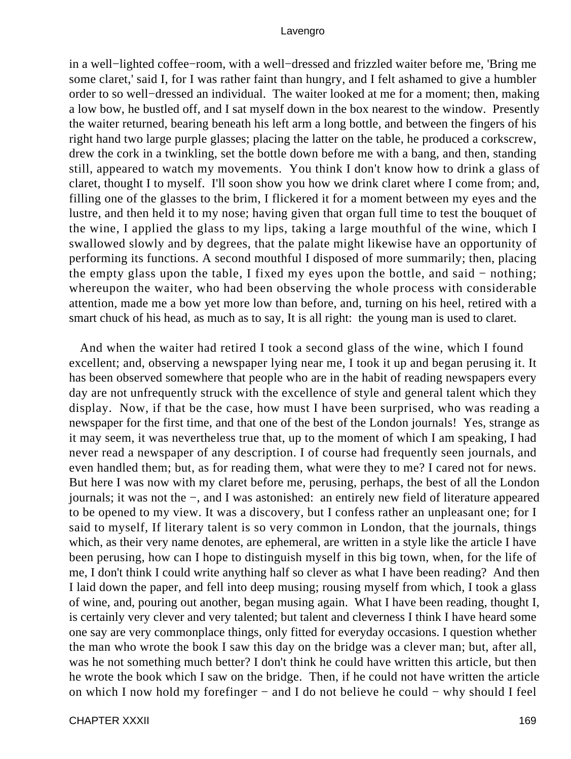in a well−lighted coffee−room, with a well−dressed and frizzled waiter before me, 'Bring me some claret,' said I, for I was rather faint than hungry, and I felt ashamed to give a humbler order to so well−dressed an individual. The waiter looked at me for a moment; then, making a low bow, he bustled off, and I sat myself down in the box nearest to the window. Presently the waiter returned, bearing beneath his left arm a long bottle, and between the fingers of his right hand two large purple glasses; placing the latter on the table, he produced a corkscrew, drew the cork in a twinkling, set the bottle down before me with a bang, and then, standing still, appeared to watch my movements. You think I don't know how to drink a glass of claret, thought I to myself. I'll soon show you how we drink claret where I come from; and, filling one of the glasses to the brim, I flickered it for a moment between my eyes and the lustre, and then held it to my nose; having given that organ full time to test the bouquet of the wine, I applied the glass to my lips, taking a large mouthful of the wine, which I swallowed slowly and by degrees, that the palate might likewise have an opportunity of performing its functions. A second mouthful I disposed of more summarily; then, placing the empty glass upon the table, I fixed my eyes upon the bottle, and said − nothing; whereupon the waiter, who had been observing the whole process with considerable attention, made me a bow yet more low than before, and, turning on his heel, retired with a smart chuck of his head, as much as to say, It is all right: the young man is used to claret.

And when the waiter had retired I took a second glass of the wine, which I found excellent; and, observing a newspaper lying near me, I took it up and began perusing it. It has been observed somewhere that people who are in the habit of reading newspapers every day are not unfrequently struck with the excellence of style and general talent which they display. Now, if that be the case, how must I have been surprised, who was reading a newspaper for the first time, and that one of the best of the London journals! Yes, strange as it may seem, it was nevertheless true that, up to the moment of which I am speaking, I had never read a newspaper of any description. I of course had frequently seen journals, and even handled them; but, as for reading them, what were they to me? I cared not for news. But here I was now with my claret before me, perusing, perhaps, the best of all the London journals; it was not the −, and I was astonished: an entirely new field of literature appeared to be opened to my view. It was a discovery, but I confess rather an unpleasant one; for I said to myself, If literary talent is so very common in London, that the journals, things which, as their very name denotes, are ephemeral, are written in a style like the article I have been perusing, how can I hope to distinguish myself in this big town, when, for the life of me, I don't think I could write anything half so clever as what I have been reading? And then I laid down the paper, and fell into deep musing; rousing myself from which, I took a glass of wine, and, pouring out another, began musing again. What I have been reading, thought I, is certainly very clever and very talented; but talent and cleverness I think I have heard some one say are very commonplace things, only fitted for everyday occasions. I question whether the man who wrote the book I saw this day on the bridge was a clever man; but, after all, was he not something much better? I don't think he could have written this article, but then he wrote the book which I saw on the bridge. Then, if he could not have written the article on which I now hold my forefinger − and I do not believe he could − why should I feel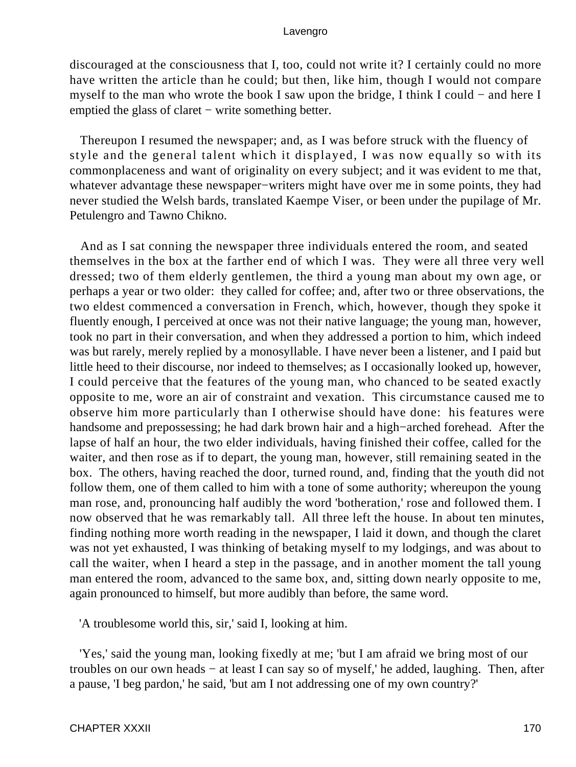discouraged at the consciousness that I, too, could not write it? I certainly could no more have written the article than he could; but then, like him, though I would not compare myself to the man who wrote the book I saw upon the bridge, I think I could − and here I emptied the glass of claret − write something better.

Thereupon I resumed the newspaper; and, as I was before struck with the fluency of style and the general talent which it displayed, I was now equally so with its commonplaceness and want of originality on every subject; and it was evident to me that, whatever advantage these newspaper−writers might have over me in some points, they had never studied the Welsh bards, translated Kaempe Viser, or been under the pupilage of Mr. Petulengro and Tawno Chikno.

And as I sat conning the newspaper three individuals entered the room, and seated themselves in the box at the farther end of which I was. They were all three very well dressed; two of them elderly gentlemen, the third a young man about my own age, or perhaps a year or two older: they called for coffee; and, after two or three observations, the two eldest commenced a conversation in French, which, however, though they spoke it fluently enough, I perceived at once was not their native language; the young man, however, took no part in their conversation, and when they addressed a portion to him, which indeed was but rarely, merely replied by a monosyllable. I have never been a listener, and I paid but little heed to their discourse, nor indeed to themselves; as I occasionally looked up, however, I could perceive that the features of the young man, who chanced to be seated exactly opposite to me, wore an air of constraint and vexation. This circumstance caused me to observe him more particularly than I otherwise should have done: his features were handsome and prepossessing; he had dark brown hair and a high−arched forehead. After the lapse of half an hour, the two elder individuals, having finished their coffee, called for the waiter, and then rose as if to depart, the young man, however, still remaining seated in the box. The others, having reached the door, turned round, and, finding that the youth did not follow them, one of them called to him with a tone of some authority; whereupon the young man rose, and, pronouncing half audibly the word 'botheration,' rose and followed them. I now observed that he was remarkably tall. All three left the house. In about ten minutes, finding nothing more worth reading in the newspaper, I laid it down, and though the claret was not yet exhausted, I was thinking of betaking myself to my lodgings, and was about to call the waiter, when I heard a step in the passage, and in another moment the tall young man entered the room, advanced to the same box, and, sitting down nearly opposite to me, again pronounced to himself, but more audibly than before, the same word.

'A troublesome world this, sir,' said I, looking at him.

'Yes,' said the young man, looking fixedly at me; 'but I am afraid we bring most of our troubles on our own heads − at least I can say so of myself,' he added, laughing. Then, after a pause, 'I beg pardon,' he said, 'but am I not addressing one of my own country?'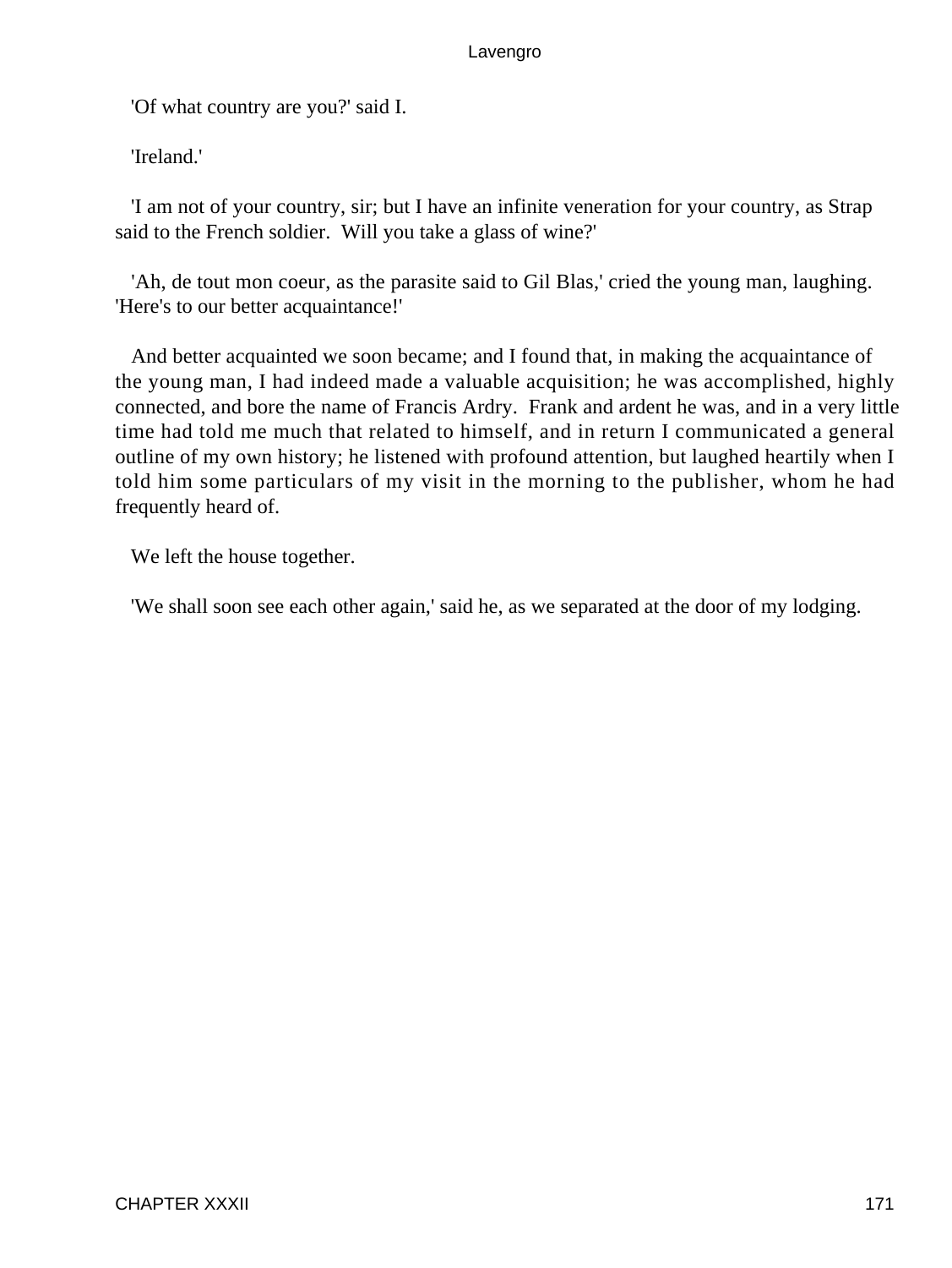'Of what country are you?' said I.

'Ireland.'

'I am not of your country, sir; but I have an infinite veneration for your country, as Strap said to the French soldier. Will you take a glass of wine?'

'Ah, de tout mon coeur, as the parasite said to Gil Blas,' cried the young man, laughing. 'Here's to our better acquaintance!'

And better acquainted we soon became; and I found that, in making the acquaintance of the young man, I had indeed made a valuable acquisition; he was accomplished, highly connected, and bore the name of Francis Ardry. Frank and ardent he was, and in a very little time had told me much that related to himself, and in return I communicated a general outline of my own history; he listened with profound attention, but laughed heartily when I told him some particulars of my visit in the morning to the publisher, whom he had frequently heard of.

We left the house together.

'We shall soon see each other again,' said he, as we separated at the door of my lodging.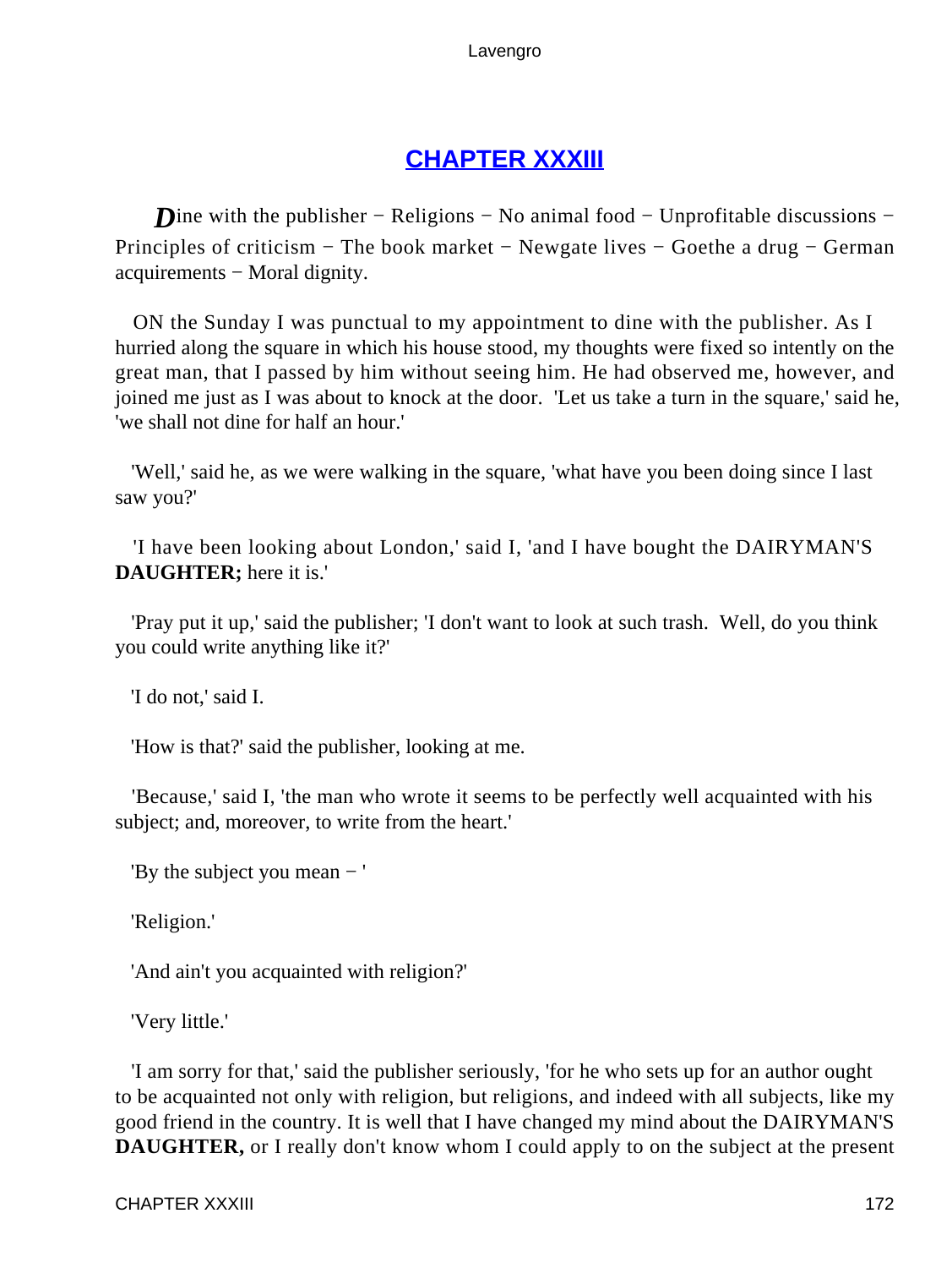# [CHAPTER XXXIII](#)

*D*ine with the publisher − Religions − No animal food − Unprofitable discussions − Principles of criticism − The book market − Newgate lives − Goethe a drug − German acquirements − Moral dignity.

ON the Sunday I was punctual to my appointment to dine with the publisher. As I hurried along the square in which his house stood, my thoughts were fixed so intently on the great man, that I passed by him without seeing him. He had observed me, however, and joined me just as I was about to knock at the door. 'Let us take a turn in the square,' said he, 'we shall not dine for half an hour.'

'Well,' said he, as we were walking in the square, 'what have you been doing since I last saw you?'

'I have been looking about London,' said I, 'and I have bought the DAIRYMAN'S **DAUGHTER;** here it is.'

'Pray put it up,' said the publisher; 'I don't want to look at such trash. Well, do you think you could write anything like it?'

'I do not,' said I.

'How is that?' said the publisher, looking at me.

'Because,' said I, 'the man who wrote it seems to be perfectly well acquainted with his subject; and, moreover, to write from the heart.'

'By the subject you mean − '

'Religion.'

'And ain't you acquainted with religion?'

'Very little.'

'I am sorry for that,' said the publisher seriously, 'for he who sets up for an author ought to be acquainted not only with religion, but religions, and indeed with all subjects, like my good friend in the country. It is well that I have changed my mind about the DAIRYMAN'S **DAUGHTER,** or I really don't know whom I could apply to on the subject at the present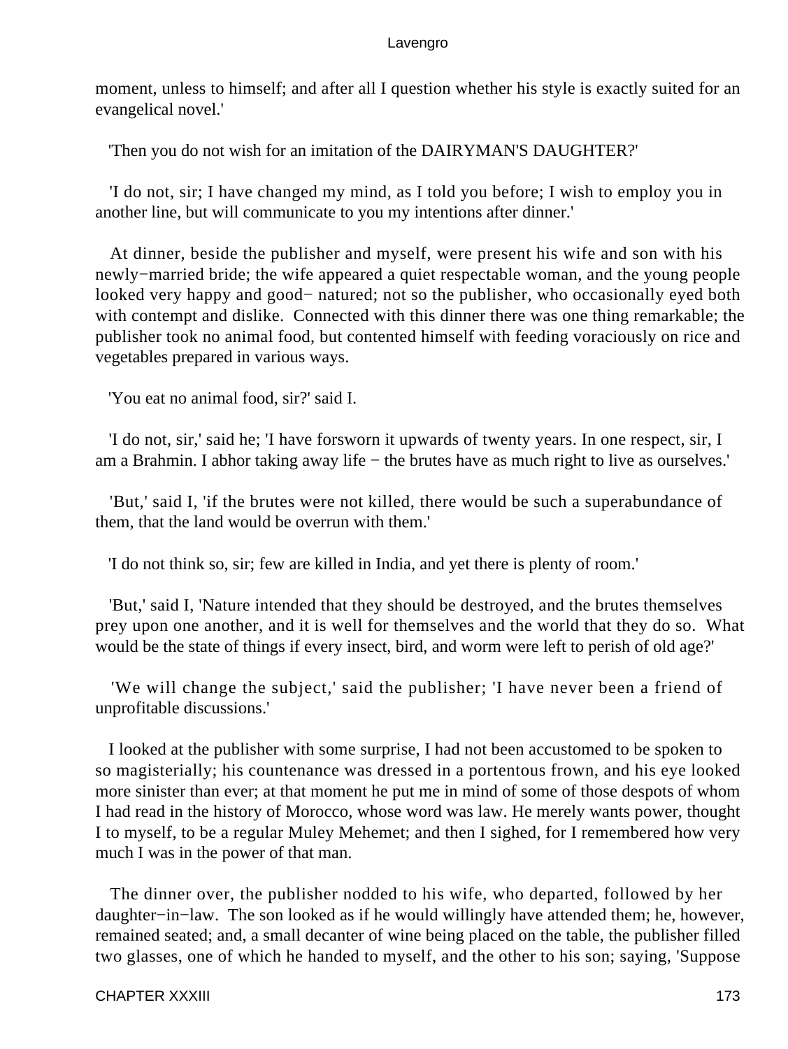moment, unless to himself; and after all I question whether his style is exactly suited for an evangelical novel.'

'Then you do not wish for an imitation of the DAIRYMAN'S DAUGHTER?'

'I do not, sir; I have changed my mind, as I told you before; I wish to employ you in another line, but will communicate to you my intentions after dinner.'

At dinner, beside the publisher and myself, were present his wife and son with his newly−married bride; the wife appeared a quiet respectable woman, and the young people looked very happy and good− natured; not so the publisher, who occasionally eyed both with contempt and dislike. Connected with this dinner there was one thing remarkable; the publisher took no animal food, but contented himself with feeding voraciously on rice and vegetables prepared in various ways.

'You eat no animal food, sir?' said I.

'I do not, sir,' said he; 'I have forsworn it upwards of twenty years. In one respect, sir, I am a Brahmin. I abhor taking away life − the brutes have as much right to live as ourselves.'

'But,' said I, 'if the brutes were not killed, there would be such a superabundance of them, that the land would be overrun with them.'

'I do not think so, sir; few are killed in India, and yet there is plenty of room.'

'But,' said I, 'Nature intended that they should be destroyed, and the brutes themselves prey upon one another, and it is well for themselves and the world that they do so. What would be the state of things if every insect, bird, and worm were left to perish of old age?'

'We will change the subject,' said the publisher; 'I have never been a friend of unprofitable discussions.'

I looked at the publisher with some surprise, I had not been accustomed to be spoken to so magisterially; his countenance was dressed in a portentous frown, and his eye looked more sinister than ever; at that moment he put me in mind of some of those despots of whom I had read in the history of Morocco, whose word was law. He merely wants power, thought I to myself, to be a regular Muley Mehemet; and then I sighed, for I remembered how very much I was in the power of that man.

The dinner over, the publisher nodded to his wife, who departed, followed by her daughter−in−law. The son looked as if he would willingly have attended them; he, however, remained seated; and, a small decanter of wine being placed on the table, the publisher filled two glasses, one of which he handed to myself, and the other to his son; saying, 'Suppose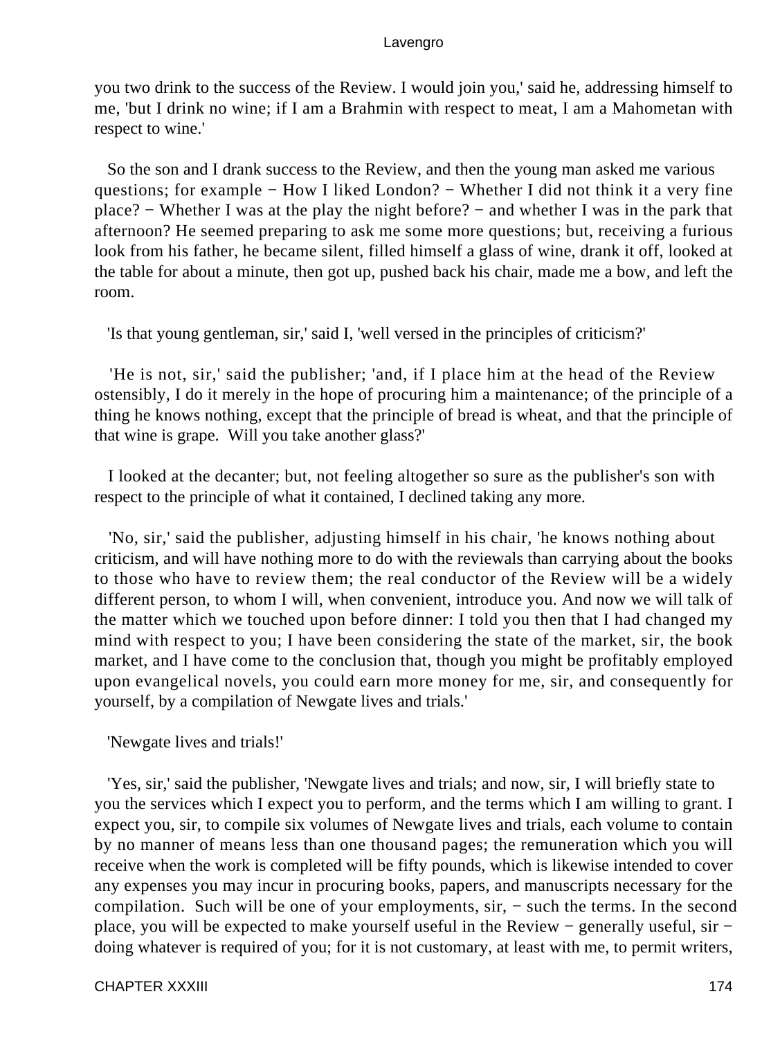you two drink to the success of the Review. I would join you,' said he, addressing himself to me, 'but I drink no wine; if I am a Brahmin with respect to meat, I am a Mahometan with respect to wine.'

So the son and I drank success to the Review, and then the young man asked me various questions; for example − How I liked London? − Whether I did not think it a very fine place? − Whether I was at the play the night before? − and whether I was in the park that afternoon? He seemed preparing to ask me some more questions; but, receiving a furious look from his father, he became silent, filled himself a glass of wine, drank it off, looked at the table for about a minute, then got up, pushed back his chair, made me a bow, and left the room.

'Is that young gentleman, sir,' said I, 'well versed in the principles of criticism?'

'He is not, sir,' said the publisher; 'and, if I place him at the head of the Review ostensibly, I do it merely in the hope of procuring him a maintenance; of the principle of a thing he knows nothing, except that the principle of bread is wheat, and that the principle of that wine is grape. Will you take another glass?'

I looked at the decanter; but, not feeling altogether so sure as the publisher's son with respect to the principle of what it contained, I declined taking any more.

'No, sir,' said the publisher, adjusting himself in his chair, 'he knows nothing about criticism, and will have nothing more to do with the reviewals than carrying about the books to those who have to review them; the real conductor of the Review will be a widely different person, to whom I will, when convenient, introduce you. And now we will talk of the matter which we touched upon before dinner: I told you then that I had changed my mind with respect to you; I have been considering the state of the market, sir, the book market, and I have come to the conclusion that, though you might be profitably employed upon evangelical novels, you could earn more money for me, sir, and consequently for yourself, by a compilation of Newgate lives and trials.'

'Newgate lives and trials!'

'Yes, sir,' said the publisher, 'Newgate lives and trials; and now, sir, I will briefly state to you the services which I expect you to perform, and the terms which I am willing to grant. I expect you, sir, to compile six volumes of Newgate lives and trials, each volume to contain by no manner of means less than one thousand pages; the remuneration which you will receive when the work is completed will be fifty pounds, which is likewise intended to cover any expenses you may incur in procuring books, papers, and manuscripts necessary for the compilation. Such will be one of your employments, sir, − such the terms. In the second place, you will be expected to make yourself useful in the Review − generally useful, sir − doing whatever is required of you; for it is not customary, at least with me, to permit writers,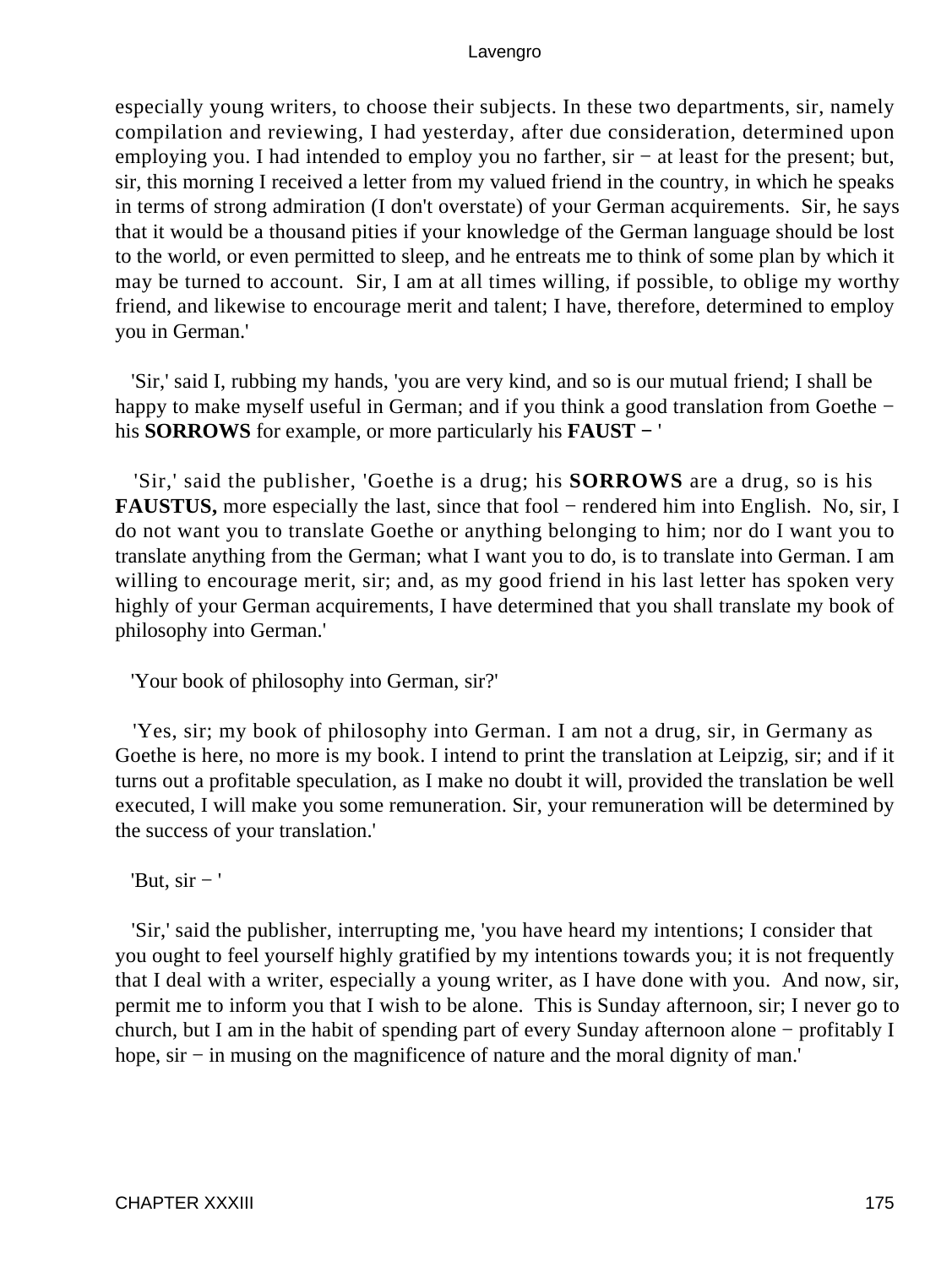especially young writers, to choose their subjects. In these two departments, sir, namely compilation and reviewing, I had yesterday, after due consideration, determined upon employing you. I had intended to employ you no farther, sir − at least for the present; but, sir, this morning I received a letter from my valued friend in the country, in which he speaks in terms of strong admiration (I don't overstate) of your German acquirements. Sir, he says that it would be a thousand pities if your knowledge of the German language should be lost to the world, or even permitted to sleep, and he entreats me to think of some plan by which it may be turned to account. Sir, I am at all times willing, if possible, to oblige my worthy friend, and likewise to encourage merit and talent; I have, therefore, determined to employ you in German.'

'Sir,' said I, rubbing my hands, 'you are very kind, and so is our mutual friend; I shall be happy to make myself useful in German; and if you think a good translation from Goethe − his **SORROWS** for example, or more particularly his **FAUST** − '

'Sir,' said the publisher, 'Goethe is a drug; his **SORROWS** are a drug, so is his **FAUSTUS,** more especially the last, since that fool − rendered him into English. No, sir, I do not want you to translate Goethe or anything belonging to him; nor do I want you to translate anything from the German; what I want you to do, is to translate into German. I am willing to encourage merit, sir; and, as my good friend in his last letter has spoken very highly of your German acquirements, I have determined that you shall translate my book of philosophy into German.'

'Your book of philosophy into German, sir?'

'Yes, sir; my book of philosophy into German. I am not a drug, sir, in Germany as Goethe is here, no more is my book. I intend to print the translation at Leipzig, sir; and if it turns out a profitable speculation, as I make no doubt it will, provided the translation be well executed, I will make you some remuneration. Sir, your remuneration will be determined by the success of your translation.'

'But, sir − '

'Sir,' said the publisher, interrupting me, 'you have heard my intentions; I consider that you ought to feel yourself highly gratified by my intentions towards you; it is not frequently that I deal with a writer, especially a young writer, as I have done with you. And now, sir, permit me to inform you that I wish to be alone. This is Sunday afternoon, sir; I never go to church, but I am in the habit of spending part of every Sunday afternoon alone − profitably I hope, sir − in musing on the magnificence of nature and the moral dignity of man.'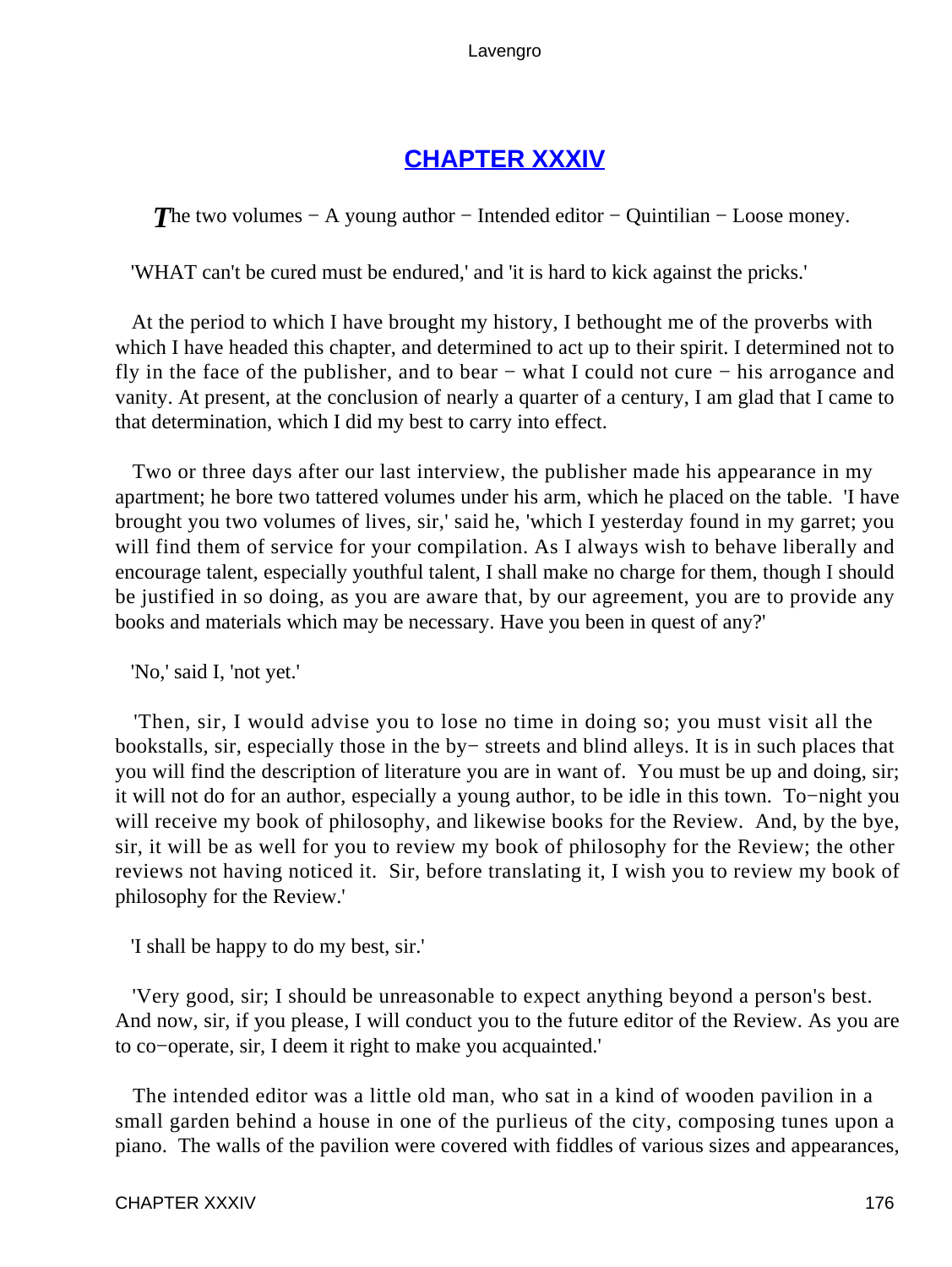## CHAPTER XXXIV

*The two volumes − A young author − Intended editor − Quintilian − Loose money.*

'WHAT can't be cured must be endured,' and 'it is hard to kick against the pricks.'

At the period to which I have brought my history, I bethought me of the proverbs with which I have headed this chapter, and determined to act up to their spirit. I determined not to fly in the face of the publisher, and to bear − what I could not cure − his arrogance and vanity. At present, at the conclusion of nearly a quarter of a century, I am glad that I came to that determination, which I did my best to carry into effect.

Two or three days after our last interview, the publisher made his appearance in my apartment; he bore two tattered volumes under his arm, which he placed on the table. 'I have brought you two volumes of lives, sir,' said he, 'which I yesterday found in my garret; you will find them of service for your compilation. As I always wish to behave liberally and encourage talent, especially youthful talent, I shall make no charge for them, though I should be justified in so doing, as you are aware that, by our agreement, you are to provide any books and materials which may be necessary. Have you been in quest of any?'

'No,' said I, 'not yet.'

'Then, sir, I would advise you to lose no time in doing so; you must visit all the bookstalls, sir, especially those in the by− streets and blind alleys. It is in such places that you will find the description of literature you are in want of. You must be up and doing, sir; it will not do for an author, especially a young author, to be idle in this town. To−night you will receive my book of philosophy, and likewise books for the Review. And, by the bye, sir, it will be as well for you to review my book of philosophy for the Review; the other reviews not having noticed it. Sir, before translating it, I wish you to review my book of philosophy for the Review.'

'I shall be happy to do my best, sir.'

'Very good, sir; I should be unreasonable to expect anything beyond a person's best. And now, sir, if you please, I will conduct you to the future editor of the Review. As you are to co−operate, sir, I deem it right to make you acquainted.'

The intended editor was a little old man, who sat in a kind of wooden pavilion in a small garden behind a house in one of the purlieus of the city, composing tunes upon a piano. The walls of the pavilion were covered with fiddles of various sizes and appearances,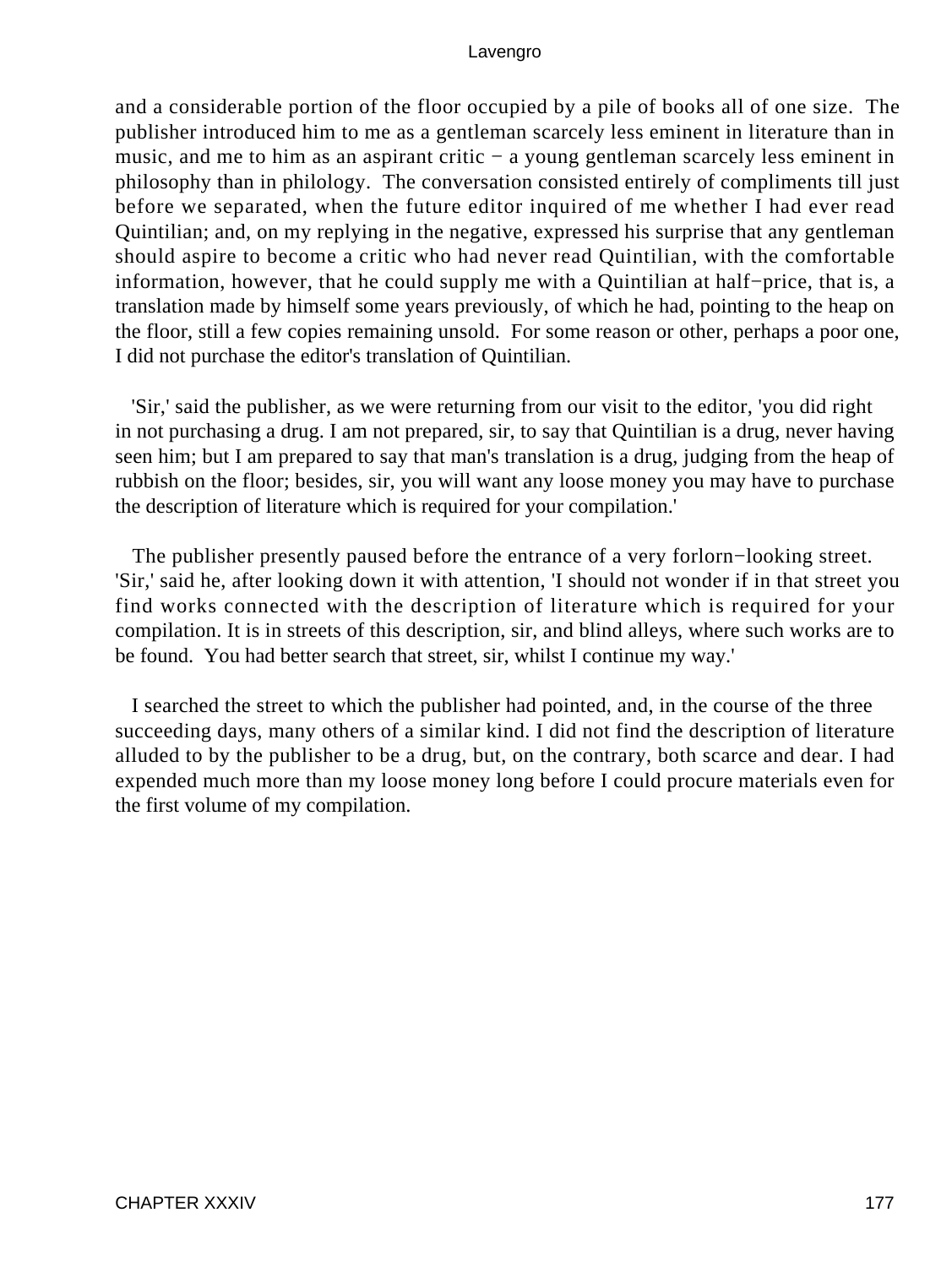and a considerable portion of the floor occupied by a pile of books all of one size. The publisher introduced him to me as a gentleman scarcely less eminent in literature than in music, and me to him as an aspirant critic − a young gentleman scarcely less eminent in philosophy than in philology. The conversation consisted entirely of compliments till just before we separated, when the future editor inquired of me whether I had ever read Quintilian; and, on my replying in the negative, expressed his surprise that any gentleman should aspire to become a critic who had never read Quintilian, with the comfortable information, however, that he could supply me with a Quintilian at half−price, that is, a translation made by himself some years previously, of which he had, pointing to the heap on the floor, still a few copies remaining unsold. For some reason or other, perhaps a poor one, I did not purchase the editor's translation of Quintilian.

'Sir,' said the publisher, as we were returning from our visit to the editor, 'you did right in not purchasing a drug. I am not prepared, sir, to say that Quintilian is a drug, never having seen him; but I am prepared to say that man's translation is a drug, judging from the heap of rubbish on the floor; besides, sir, you will want any loose money you may have to purchase the description of literature which is required for your compilation.'

The publisher presently paused before the entrance of a very forlorn−looking street. 'Sir,' said he, after looking down it with attention, 'I should not wonder if in that street you find works connected with the description of literature which is required for your compilation. It is in streets of this description, sir, and blind alleys, where such works are to be found. You had better search that street, sir, whilst I continue my way.'

I searched the street to which the publisher had pointed, and, in the course of the three succeeding days, many others of a similar kind. I did not find the description of literature alluded to by the publisher to be a drug, but, on the contrary, both scarce and dear. I had expended much more than my loose money long before I could procure materials even for the first volume of my compilation.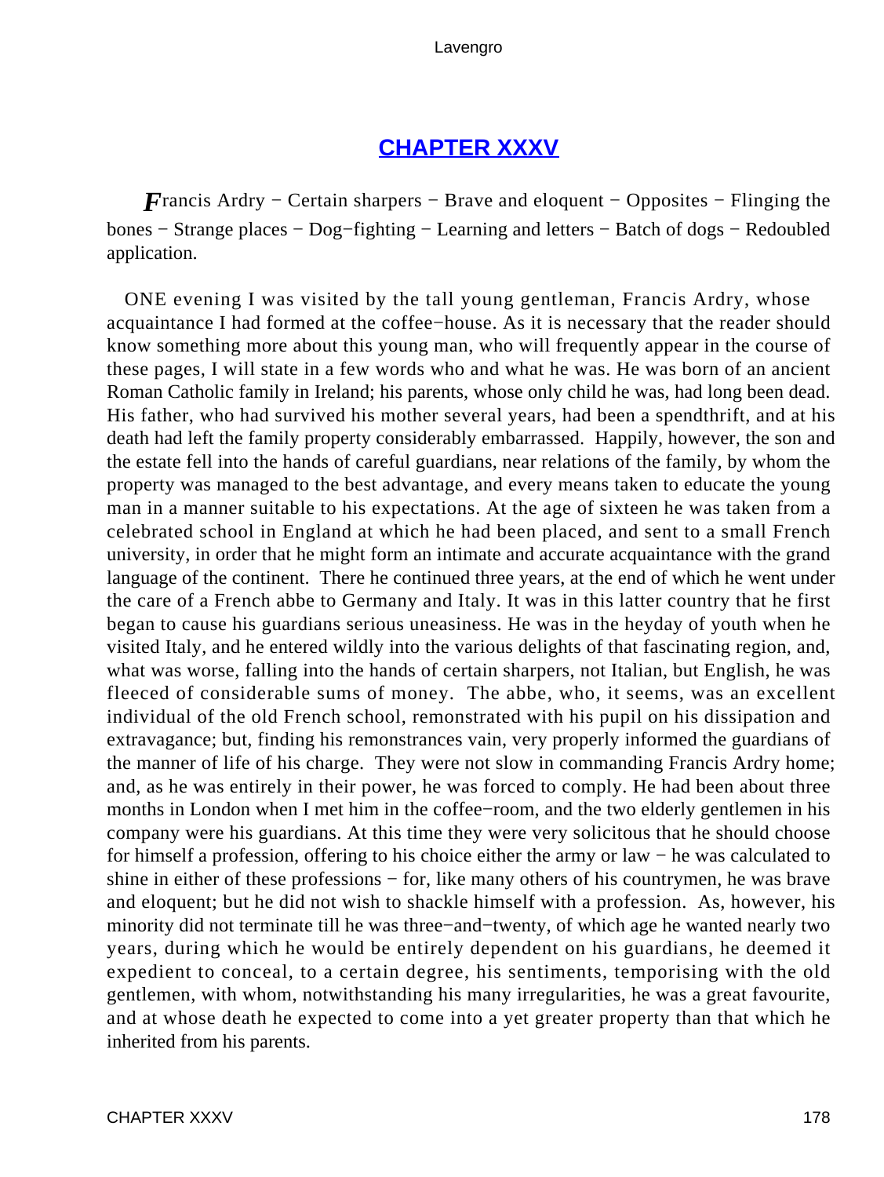## CHAPTER XXXV

*F*rancis Ardry − Certain sharpers − Brave and eloquent − Opposites − Flinging the bones − Strange places − Dog−fighting − Learning and letters − Batch of dogs − Redoubled application.

ONE evening I was visited by the tall young gentleman, Francis Ardry, whose acquaintance I had formed at the coffee−house. As it is necessary that the reader should know something more about this young man, who will frequently appear in the course of these pages, I will state in a few words who and what he was. He was born of an ancient Roman Catholic family in Ireland; his parents, whose only child he was, had long been dead. His father, who had survived his mother several years, had been a spendthrift, and at his death had left the family property considerably embarrassed. Happily, however, the son and the estate fell into the hands of careful guardians, near relations of the family, by whom the property was managed to the best advantage, and every means taken to educate the young man in a manner suitable to his expectations. At the age of sixteen he was taken from a celebrated school in England at which he had been placed, and sent to a small French university, in order that he might form an intimate and accurate acquaintance with the grand language of the continent. There he continued three years, at the end of which he went under the care of a French abbe to Germany and Italy. It was in this latter country that he first began to cause his guardians serious uneasiness. He was in the heyday of youth when he visited Italy, and he entered wildly into the various delights of that fascinating region, and, what was worse, falling into the hands of certain sharpers, not Italian, but English, he was fleeced of considerable sums of money. The abbe, who, it seems, was an excellent individual of the old French school, remonstrated with his pupil on his dissipation and extravagance; but, finding his remonstrances vain, very properly informed the guardians of the manner of life of his charge. They were not slow in commanding Francis Ardry home; and, as he was entirely in their power, he was forced to comply. He had been about three months in London when I met him in the coffee−room, and the two elderly gentlemen in his company were his guardians. At this time they were very solicitous that he should choose for himself a profession, offering to his choice either the army or law − he was calculated to shine in either of these professions − for, like many others of his countrymen, he was brave and eloquent; but he did not wish to shackle himself with a profession. As, however, his minority did not terminate till he was three−and−twenty, of which age he wanted nearly two years, during which he would be entirely dependent on his guardians, he deemed it expedient to conceal, to a certain degree, his sentiments, temporising with the old gentlemen, with whom, notwithstanding his many irregularities, he was a great favourite, and at whose death he expected to come into a yet greater property than that which he inherited from his parents.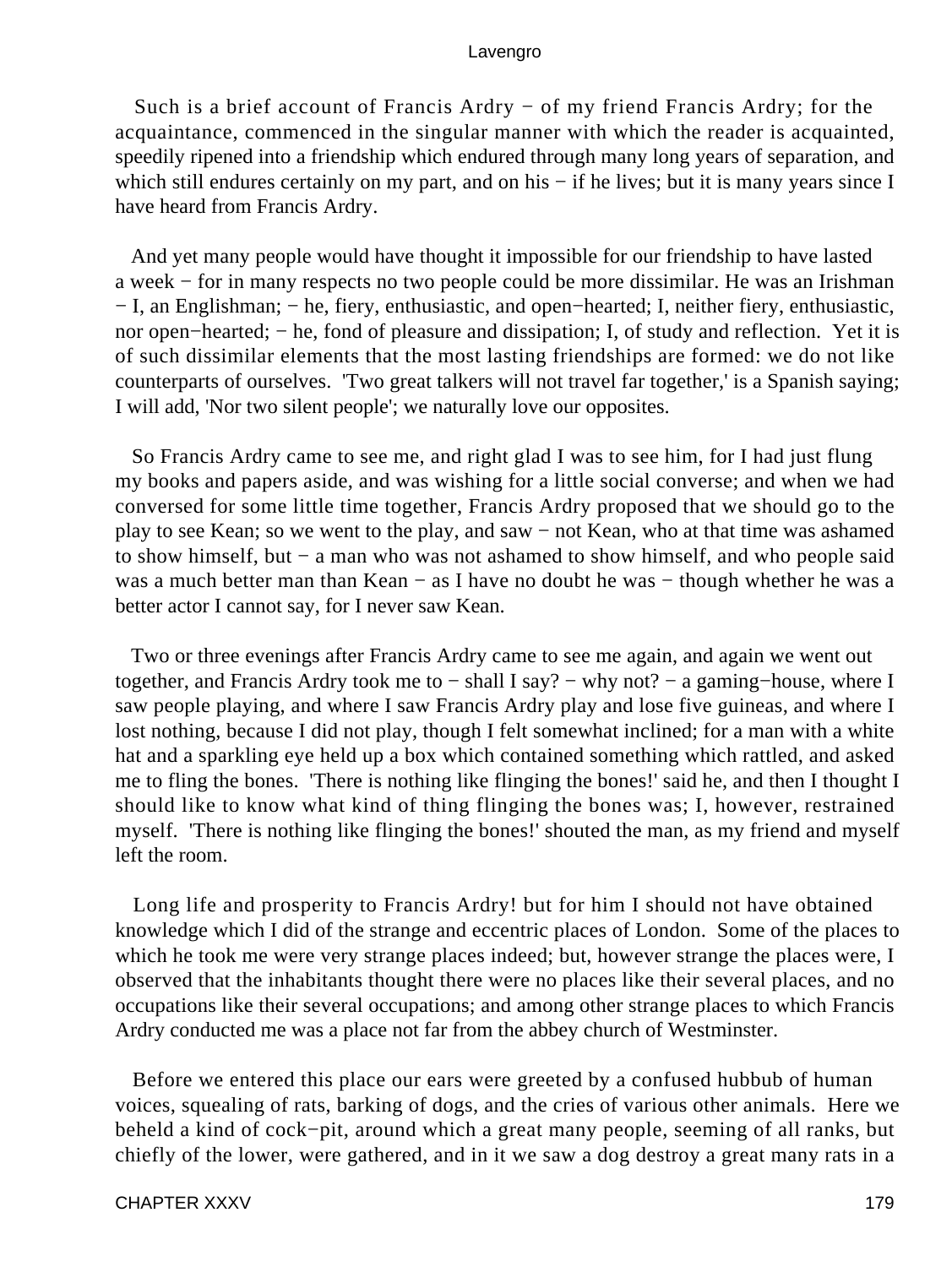Such is a brief account of Francis Ardry − of my friend Francis Ardry; for the acquaintance, commenced in the singular manner with which the reader is acquainted, speedily ripened into a friendship which endured through many long years of separation, and which still endures certainly on my part, and on his − if he lives; but it is many years since I have heard from Francis Ardry.

And yet many people would have thought it impossible for our friendship to have lasted a week − for in many respects no two people could be more dissimilar. He was an Irishman − I, an Englishman; − he, fiery, enthusiastic, and open−hearted; I, neither fiery, enthusiastic, nor open−hearted; − he, fond of pleasure and dissipation; I, of study and reflection. Yet it is of such dissimilar elements that the most lasting friendships are formed: we do not like counterparts of ourselves. 'Two great talkers will not travel far together,' is a Spanish saying; I will add, 'Nor two silent people'; we naturally love our opposites.

So Francis Ardry came to see me, and right glad I was to see him, for I had just flung my books and papers aside, and was wishing for a little social converse; and when we had conversed for some little time together, Francis Ardry proposed that we should go to the play to see Kean; so we went to the play, and saw − not Kean, who at that time was ashamed to show himself, but − a man who was not ashamed to show himself, and who people said was a much better man than Kean − as I have no doubt he was − though whether he was a better actor I cannot say, for I never saw Kean.

Two or three evenings after Francis Ardry came to see me again, and again we went out together, and Francis Ardry took me to − shall I say? − why not? − a gaming−house, where I saw people playing, and where I saw Francis Ardry play and lose five guineas, and where I lost nothing, because I did not play, though I felt somewhat inclined; for a man with a white hat and a sparkling eye held up a box which contained something which rattled, and asked me to fling the bones. 'There is nothing like flinging the bones!' said he, and then I thought I should like to know what kind of thing flinging the bones was; I, however, restrained myself. 'There is nothing like flinging the bones!' shouted the man, as my friend and myself left the room.

Long life and prosperity to Francis Ardry! but for him I should not have obtained knowledge which I did of the strange and eccentric places of London. Some of the places to which he took me were very strange places indeed; but, however strange the places were, I observed that the inhabitants thought there were no places like their several places, and no occupations like their several occupations; and among other strange places to which Francis Ardry conducted me was a place not far from the abbey church of Westminster.

Before we entered this place our ears were greeted by a confused hubbub of human voices, squealing of rats, barking of dogs, and the cries of various other animals. Here we beheld a kind of cock−pit, around which a great many people, seeming of all ranks, but chiefly of the lower, were gathered, and in it we saw a dog destroy a great many rats in a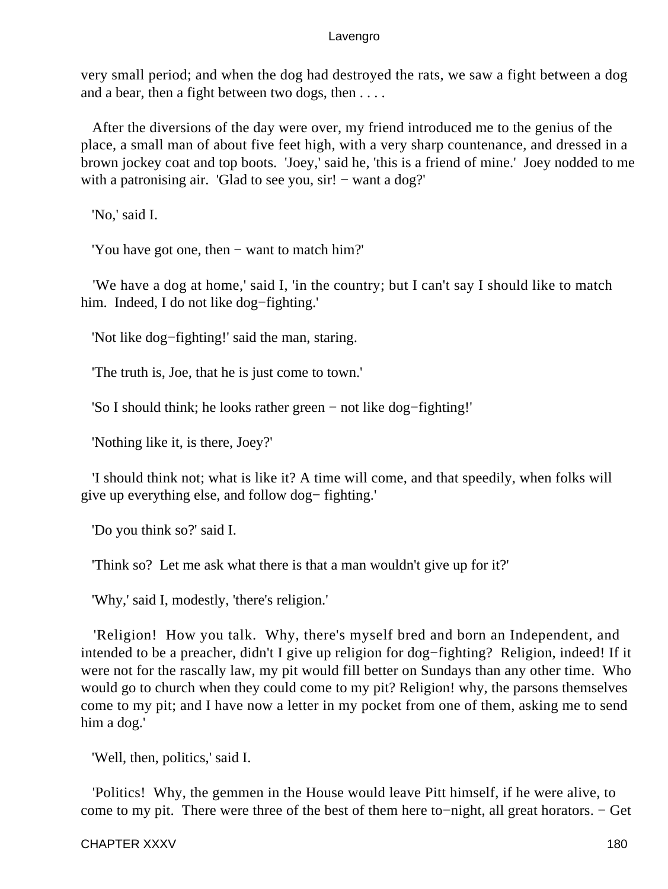very small period; and when the dog had destroyed the rats, we saw a fight between a dog and a bear, then a fight between two dogs, then . . . .

After the diversions of the day were over, my friend introduced me to the genius of the place, a small man of about five feet high, with a very sharp countenance, and dressed in a brown jockey coat and top boots. 'Joey,' said he, 'this is a friend of mine.' Joey nodded to me with a patronising air. 'Glad to see you, sir! − want a dog?'

'No,' said I.

'You have got one, then − want to match him?'

'We have a dog at home,' said I, 'in the country; but I can't say I should like to match him. Indeed, I do not like dog−fighting.'

'Not like dog−fighting!' said the man, staring.

'The truth is, Joe, that he is just come to town.'

'So I should think; he looks rather green − not like dog−fighting!'

'Nothing like it, is there, Joey?'

'I should think not; what is like it? A time will come, and that speedily, when folks will give up everything else, and follow dog− fighting.'

'Do you think so?' said I.

'Think so? Let me ask what there is that a man wouldn't give up for it?'

'Why,' said I, modestly, 'there's religion.'

'Religion! How you talk. Why, there's myself bred and born an Independent, and intended to be a preacher, didn't I give up religion for dog−fighting? Religion, indeed! If it were not for the rascally law, my pit would fill better on Sundays than any other time. Who would go to church when they could come to my pit? Religion! why, the parsons themselves come to my pit; and I have now a letter in my pocket from one of them, asking me to send him a dog.'

'Well, then, politics,' said I.

'Politics! Why, the gemmen in the House would leave Pitt himself, if he were alive, to come to my pit. There were three of the best of them here to−night, all great horators. − Get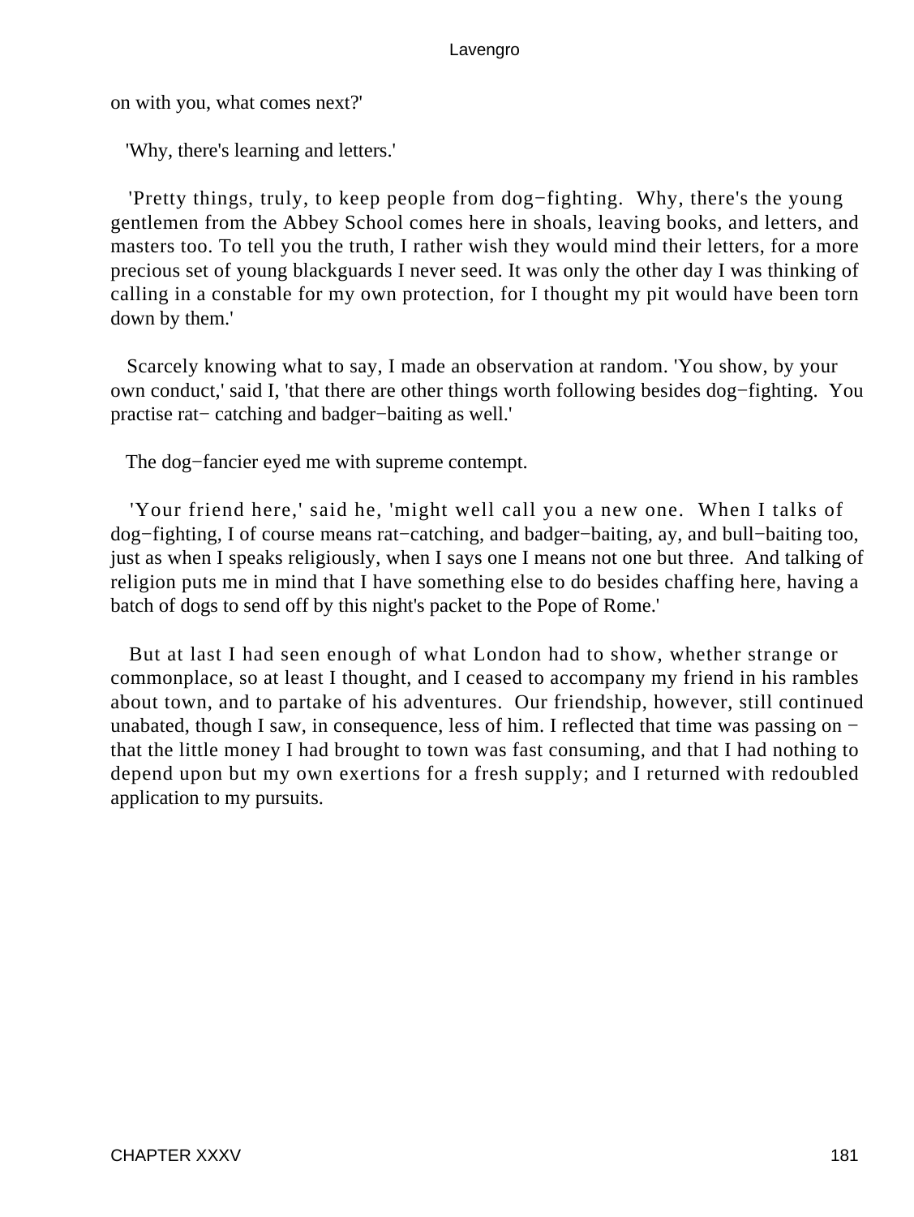on with you, what comes next?'

'Why, there's learning and letters.'

'Pretty things, truly, to keep people from dog−fighting. Why, there's the young gentlemen from the Abbey School comes here in shoals, leaving books, and letters, and masters too. To tell you the truth, I rather wish they would mind their letters, for a more precious set of young blackguards I never seed. It was only the other day I was thinking of calling in a constable for my own protection, for I thought my pit would have been torn down by them.'

Scarcely knowing what to say, I made an observation at random. 'You show, by your own conduct,' said I, 'that there are other things worth following besides dog−fighting. You practise rat− catching and badger−baiting as well.'

The dog−fancier eyed me with supreme contempt.

'Your friend here,' said he, 'might well call you a new one. When I talks of dog−fighting, I of course means rat−catching, and badger−baiting, ay, and bull−baiting too, just as when I speaks religiously, when I says one I means not one but three. And talking of religion puts me in mind that I have something else to do besides chaffing here, having a batch of dogs to send off by this night's packet to the Pope of Rome.'

But at last I had seen enough of what London had to show, whether strange or commonplace, so at least I thought, and I ceased to accompany my friend in his rambles about town, and to partake of his adventures. Our friendship, however, still continued unabated, though I saw, in consequence, less of him. I reflected that time was passing on − that the little money I had brought to town was fast consuming, and that I had nothing to depend upon but my own exertions for a fresh supply; and I returned with redoubled application to my pursuits.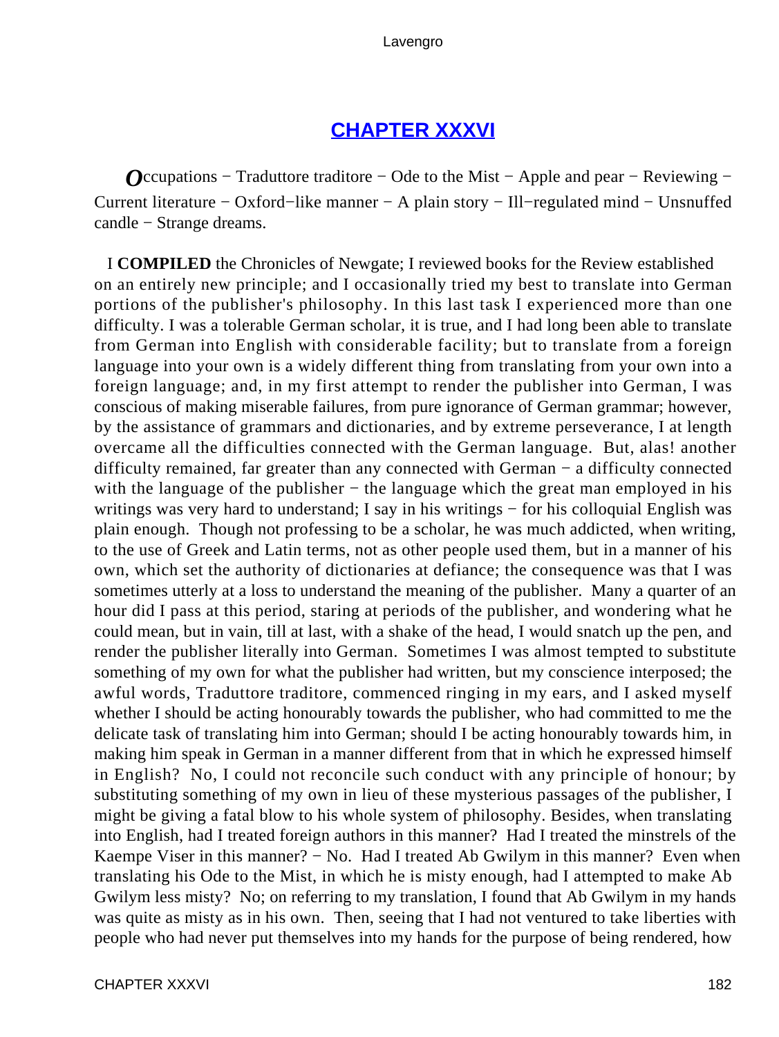## CHAPTER XXXVI

*O*ccupations − Traduttore traditore − Ode to the Mist − Apple and pear − Reviewing − Current literature − Oxford−like manner − A plain story − Ill−regulated mind − Unsnuffed candle − Strange dreams.

I **COMPILED** the Chronicles of Newgate; I reviewed books for the Review established on an entirely new principle; and I occasionally tried my best to translate into German portions of the publisher's philosophy. In this last task I experienced more than one difficulty. I was a tolerable German scholar, it is true, and I had long been able to translate from German into English with considerable facility; but to translate from a foreign language into your own is a widely different thing from translating from your own into a foreign language; and, in my first attempt to render the publisher into German, I was conscious of making miserable failures, from pure ignorance of German grammar; however, by the assistance of grammars and dictionaries, and by extreme perseverance, I at length overcame all the difficulties connected with the German language. But, alas! another difficulty remained, far greater than any connected with German − a difficulty connected with the language of the publisher − the language which the great man employed in his writings was very hard to understand; I say in his writings − for his colloquial English was plain enough. Though not professing to be a scholar, he was much addicted, when writing, to the use of Greek and Latin terms, not as other people used them, but in a manner of his own, which set the authority of dictionaries at defiance; the consequence was that I was sometimes utterly at a loss to understand the meaning of the publisher. Many a quarter of an hour did I pass at this period, staring at periods of the publisher, and wondering what he could mean, but in vain, till at last, with a shake of the head, I would snatch up the pen, and render the publisher literally into German. Sometimes I was almost tempted to substitute something of my own for what the publisher had written, but my conscience interposed; the awful words, Traduttore traditore, commenced ringing in my ears, and I asked myself whether I should be acting honourably towards the publisher, who had committed to me the delicate task of translating him into German; should I be acting honourably towards him, in making him speak in German in a manner different from that in which he expressed himself in English? No, I could not reconcile such conduct with any principle of honour; by substituting something of my own in lieu of these mysterious passages of the publisher, I might be giving a fatal blow to his whole system of philosophy. Besides, when translating into English, had I treated foreign authors in this manner? Had I treated the minstrels of the Kaempe Viser in this manner? − No. Had I treated Ab Gwilym in this manner? Even when translating his Ode to the Mist, in which he is misty enough, had I attempted to make Ab Gwilym less misty? No; on referring to my translation, I found that Ab Gwilym in my hands was quite as misty as in his own. Then, seeing that I had not ventured to take liberties with people who had never put themselves into my hands for the purpose of being rendered, how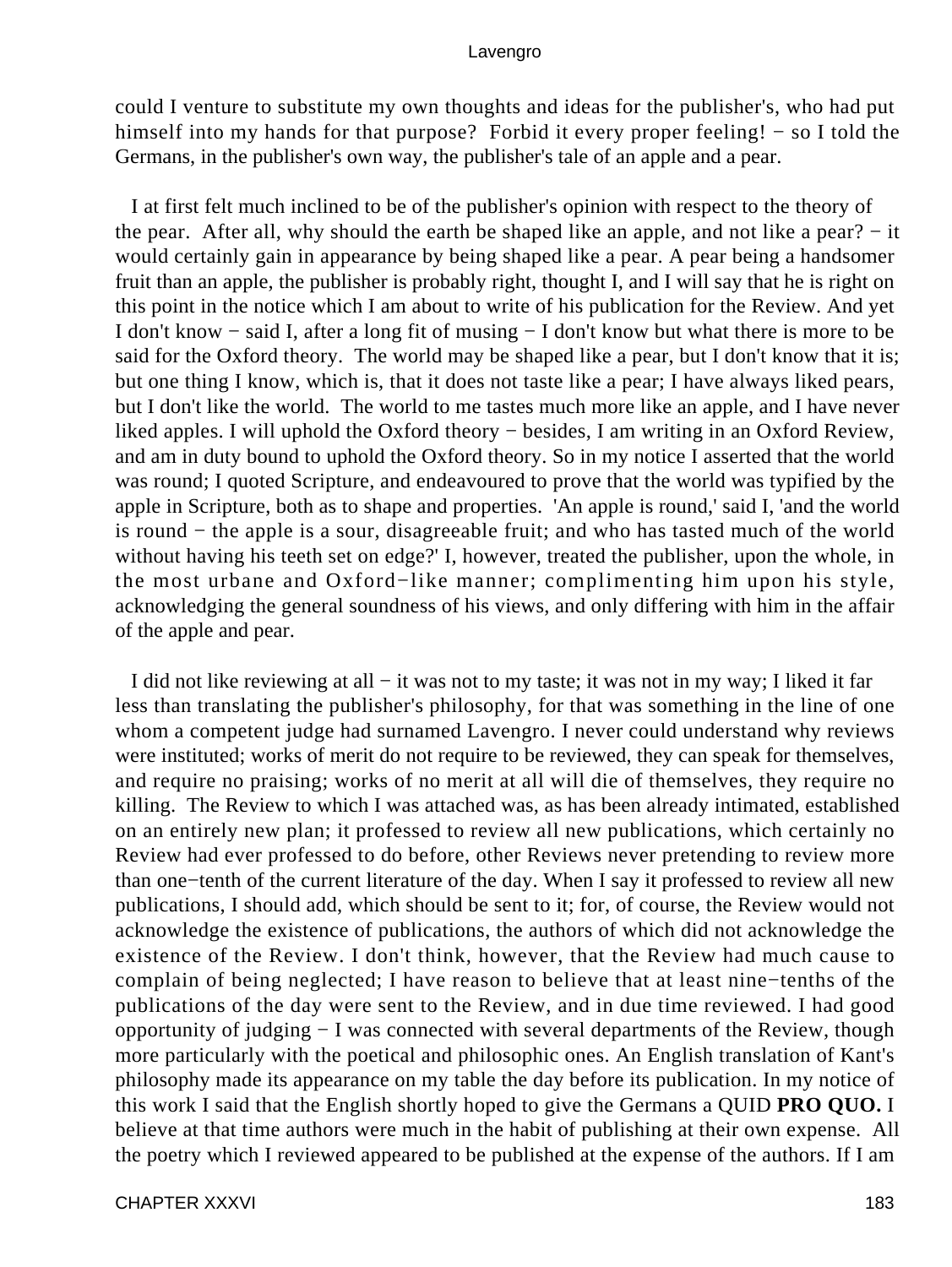could I venture to substitute my own thoughts and ideas for the publisher's, who had put himself into my hands for that purpose? Forbid it every proper feeling! − so I told the Germans, in the publisher's own way, the publisher's tale of an apple and a pear.

I at first felt much inclined to be of the publisher's opinion with respect to the theory of the pear. After all, why should the earth be shaped like an apple, and not like a pear? − it would certainly gain in appearance by being shaped like a pear. A pear being a handsomer fruit than an apple, the publisher is probably right, thought I, and I will say that he is right on this point in the notice which I am about to write of his publication for the Review. And yet I don't know − said I, after a long fit of musing − I don't know but what there is more to be said for the Oxford theory. The world may be shaped like a pear, but I don't know that it is; but one thing I know, which is, that it does not taste like a pear; I have always liked pears, but I don't like the world. The world to me tastes much more like an apple, and I have never liked apples. I will uphold the Oxford theory − besides, I am writing in an Oxford Review, and am in duty bound to uphold the Oxford theory. So in my notice I asserted that the world was round; I quoted Scripture, and endeavoured to prove that the world was typified by the apple in Scripture, both as to shape and properties. 'An apple is round,' said I, 'and the world is round − the apple is a sour, disagreeable fruit; and who has tasted much of the world without having his teeth set on edge?' I, however, treated the publisher, upon the whole, in the most urbane and Oxford−like manner; complimenting him upon his style, acknowledging the general soundness of his views, and only differing with him in the affair of the apple and pear.

I did not like reviewing at all − it was not to my taste; it was not in my way; I liked it far less than translating the publisher's philosophy, for that was something in the line of one whom a competent judge had surnamed Lavengro. I never could understand why reviews were instituted; works of merit do not require to be reviewed, they can speak for themselves, and require no praising; works of no merit at all will die of themselves, they require no killing. The Review to which I was attached was, as has been already intimated, established on an entirely new plan; it professed to review all new publications, which certainly no Review had ever professed to do before, other Reviews never pretending to review more than one−tenth of the current literature of the day. When I say it professed to review all new publications, I should add, which should be sent to it; for, of course, the Review would not acknowledge the existence of publications, the authors of which did not acknowledge the existence of the Review. I don't think, however, that the Review had much cause to complain of being neglected; I have reason to believe that at least nine−tenths of the publications of the day were sent to the Review, and in due time reviewed. I had good opportunity of judging − I was connected with several departments of the Review, though more particularly with the poetical and philosophic ones. An English translation of Kant's philosophy made its appearance on my table the day before its publication. In my notice of this work I said that the English shortly hoped to give the Germans a QUID **PRO QUO.** I believe at that time authors were much in the habit of publishing at their own expense. All the poetry which I reviewed appeared to be published at the expense of the authors. If I am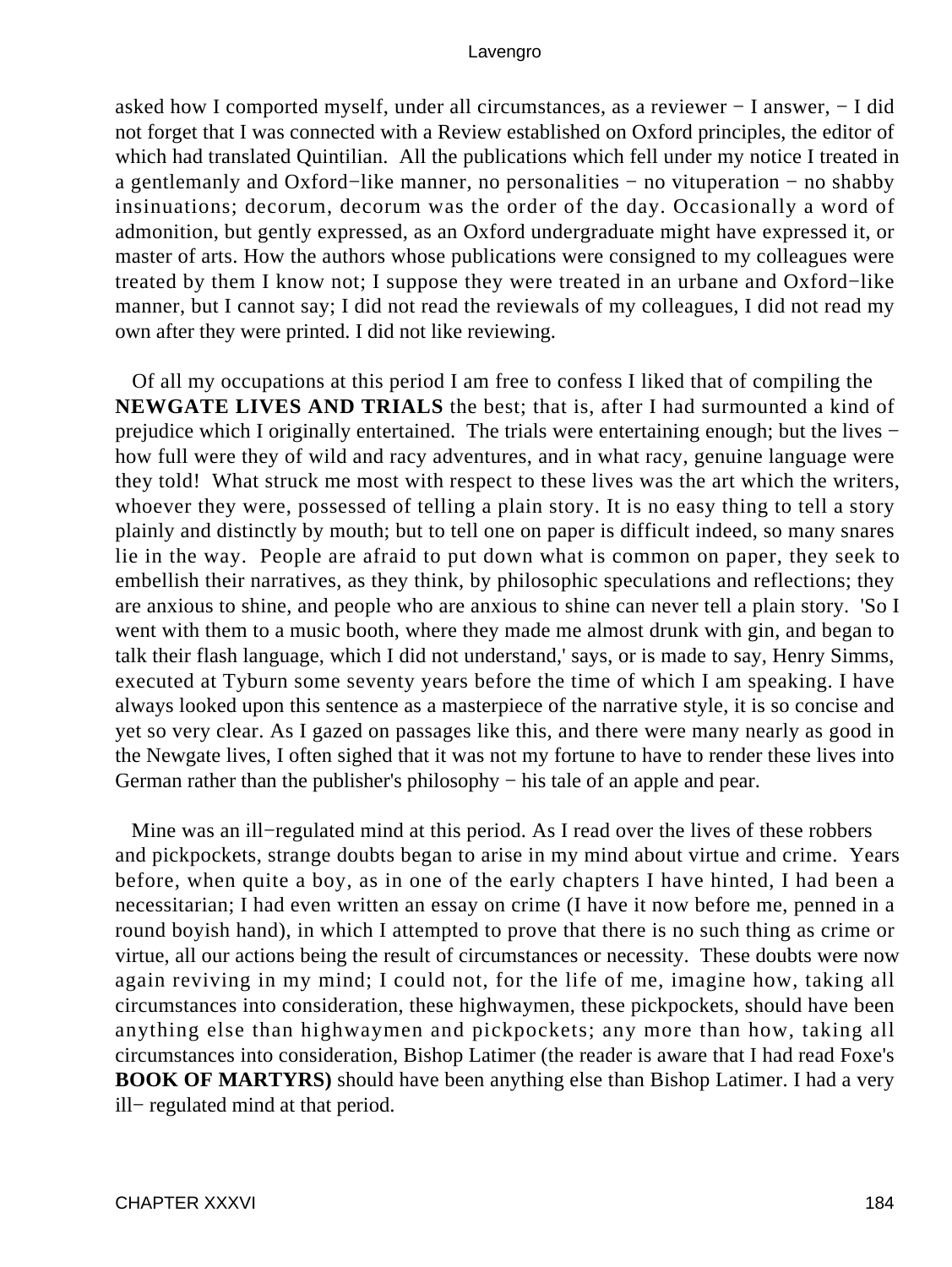asked how I comported myself, under all circumstances, as a reviewer − I answer, − I did not forget that I was connected with a Review established on Oxford principles, the editor of which had translated Quintilian. All the publications which fell under my notice I treated in a gentlemanly and Oxford−like manner, no personalities − no vituperation − no shabby insinuations; decorum, decorum was the order of the day. Occasionally a word of admonition, but gently expressed, as an Oxford undergraduate might have expressed it, or master of arts. How the authors whose publications were consigned to my colleagues were treated by them I know not; I suppose they were treated in an urbane and Oxford−like manner, but I cannot say; I did not read the reviewals of my colleagues, I did not read my own after they were printed. I did not like reviewing.

Of all my occupations at this period I am free to confess I liked that of compiling the **NEWGATE LIVES AND TRIALS** the best; that is, after I had surmounted a kind of prejudice which I originally entertained. The trials were entertaining enough; but the lives − how full were they of wild and racy adventures, and in what racy, genuine language were they told! What struck me most with respect to these lives was the art which the writers, whoever they were, possessed of telling a plain story. It is no easy thing to tell a story plainly and distinctly by mouth; but to tell one on paper is difficult indeed, so many snares lie in the way. People are afraid to put down what is common on paper, they seek to embellish their narratives, as they think, by philosophic speculations and reflections; they are anxious to shine, and people who are anxious to shine can never tell a plain story. 'So I went with them to a music booth, where they made me almost drunk with gin, and began to talk their flash language, which I did not understand,' says, or is made to say, Henry Simms, executed at Tyburn some seventy years before the time of which I am speaking. I have always looked upon this sentence as a masterpiece of the narrative style, it is so concise and yet so very clear. As I gazed on passages like this, and there were many nearly as good in the Newgate lives, I often sighed that it was not my fortune to have to render these lives into German rather than the publisher's philosophy − his tale of an apple and pear.

Mine was an ill−regulated mind at this period. As I read over the lives of these robbers and pickpockets, strange doubts began to arise in my mind about virtue and crime. Years before, when quite a boy, as in one of the early chapters I have hinted, I had been a necessitarian; I had even written an essay on crime (I have it now before me, penned in a round boyish hand), in which I attempted to prove that there is no such thing as crime or virtue, all our actions being the result of circumstances or necessity. These doubts were now again reviving in my mind; I could not, for the life of me, imagine how, taking all circumstances into consideration, these highwaymen, these pickpockets, should have been anything else than highwaymen and pickpockets; any more than how, taking all circumstances into consideration, Bishop Latimer (the reader is aware that I had read Foxe's **BOOK OF MARTYRS)** should have been anything else than Bishop Latimer. I had a very ill− regulated mind at that period.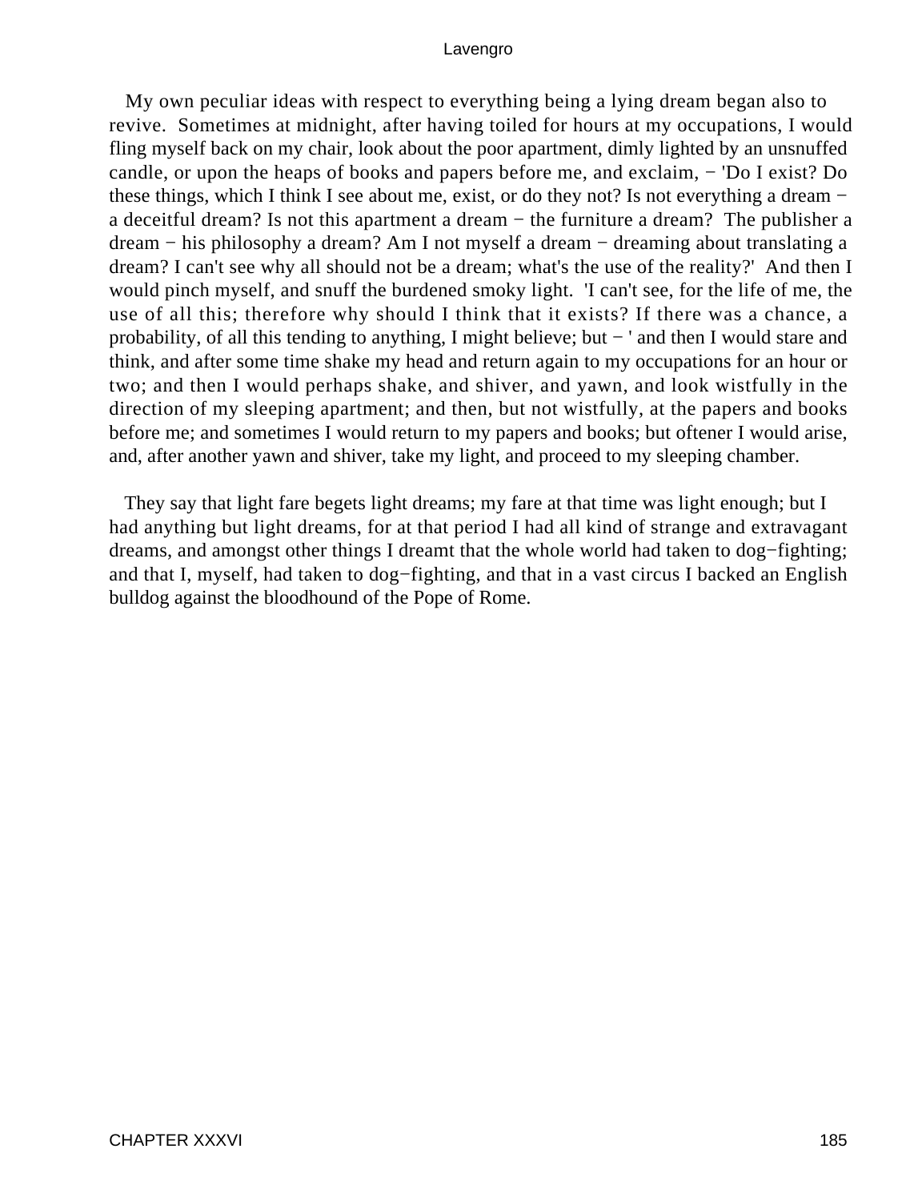My own peculiar ideas with respect to everything being a lying dream began also to revive. Sometimes at midnight, after having toiled for hours at my occupations, I would fling myself back on my chair, look about the poor apartment, dimly lighted by an unsnuffed candle, or upon the heaps of books and papers before me, and exclaim, − 'Do I exist? Do these things, which I think I see about me, exist, or do they not? Is not everything a dream − a deceitful dream? Is not this apartment a dream − the furniture a dream? The publisher a dream − his philosophy a dream? Am I not myself a dream − dreaming about translating a dream? I can't see why all should not be a dream; what's the use of the reality?' And then I would pinch myself, and snuff the burdened smoky light. 'I can't see, for the life of me, the use of all this; therefore why should I think that it exists? If there was a chance, a probability, of all this tending to anything, I might believe; but − ' and then I would stare and think, and after some time shake my head and return again to my occupations for an hour or two; and then I would perhaps shake, and shiver, and yawn, and look wistfully in the direction of my sleeping apartment; and then, but not wistfully, at the papers and books before me; and sometimes I would return to my papers and books; but oftener I would arise, and, after another yawn and shiver, take my light, and proceed to my sleeping chamber.

They say that light fare begets light dreams; my fare at that time was light enough; but I had anything but light dreams, for at that period I had all kind of strange and extravagant dreams, and amongst other things I dreamt that the whole world had taken to dog−fighting; and that I, myself, had taken to dog−fighting, and that in a vast circus I backed an English bulldog against the bloodhound of the Pope of Rome.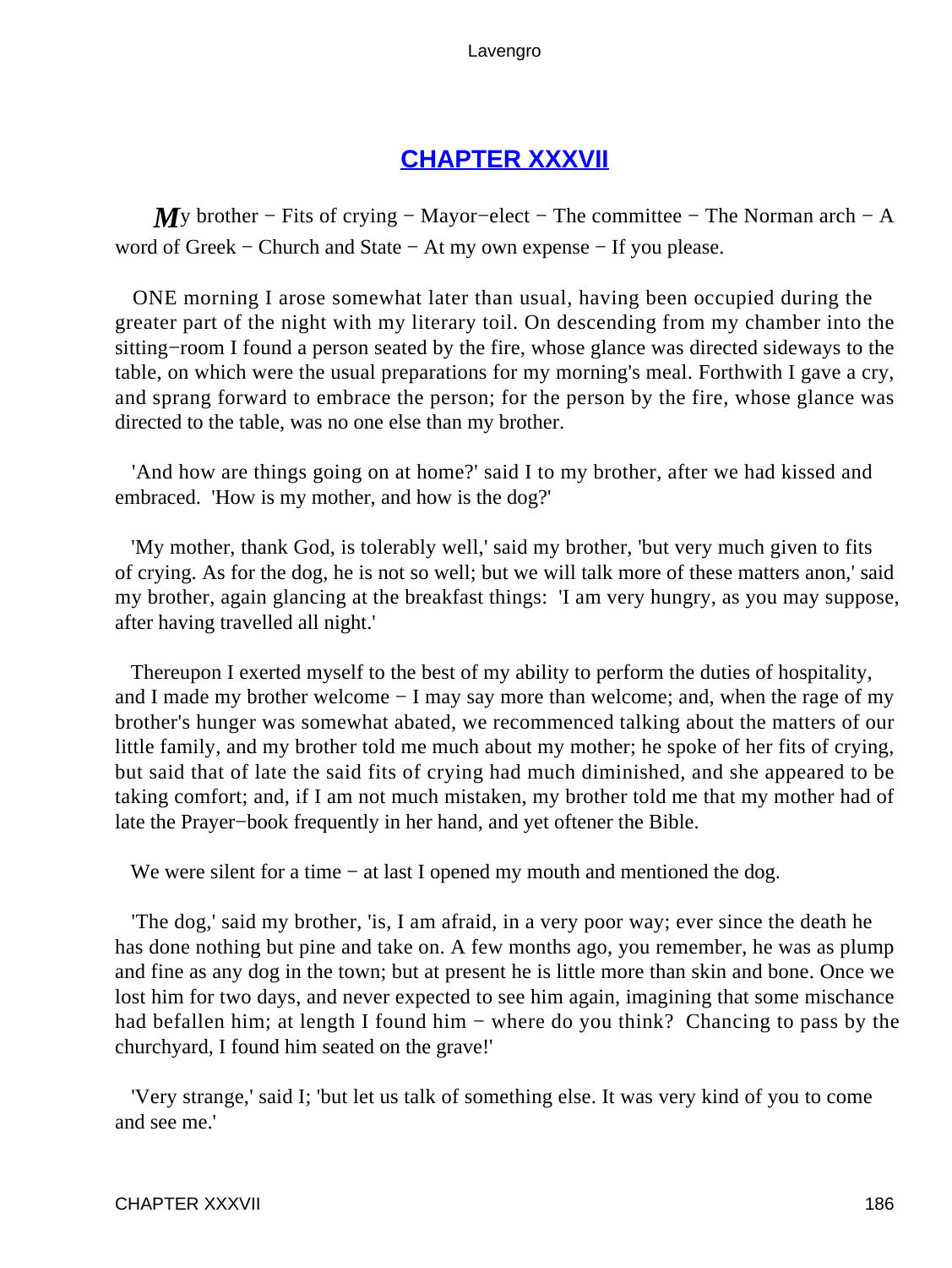## CHAPTER XXXVII

*M*y brother − Fits of crying − Mayor−elect − The committee − The Norman arch − A word of Greek − Church and State − At my own expense − If you please.

ONE morning I arose somewhat later than usual, having been occupied during the greater part of the night with my literary toil. On descending from my chamber into the sitting−room I found a person seated by the fire, whose glance was directed sideways to the table, on which were the usual preparations for my morning's meal. Forthwith I gave a cry, and sprang forward to embrace the person; for the person by the fire, whose glance was directed to the table, was no one else than my brother.

'And how are things going on at home?' said I to my brother, after we had kissed and embraced. 'How is my mother, and how is the dog?'

'My mother, thank God, is tolerably well,' said my brother, 'but very much given to fits of crying. As for the dog, he is not so well; but we will talk more of these matters anon,' said my brother, again glancing at the breakfast things: 'I am very hungry, as you may suppose, after having travelled all night.'

Thereupon I exerted myself to the best of my ability to perform the duties of hospitality, and I made my brother welcome − I may say more than welcome; and, when the rage of my brother's hunger was somewhat abated, we recommenced talking about the matters of our little family, and my brother told me much about my mother; he spoke of her fits of crying, but said that of late the said fits of crying had much diminished, and she appeared to be taking comfort; and, if I am not much mistaken, my brother told me that my mother had of late the Prayer−book frequently in her hand, and yet oftener the Bible.

We were silent for a time − at last I opened my mouth and mentioned the dog.

'The dog,' said my brother, 'is, I am afraid, in a very poor way; ever since the death he has done nothing but pine and take on. A few months ago, you remember, he was as plump and fine as any dog in the town; but at present he is little more than skin and bone. Once we lost him for two days, and never expected to see him again, imagining that some mischance had befallen him; at length I found him − where do you think? Chancing to pass by the churchyard, I found him seated on the grave!'

'Very strange,' said I; 'but let us talk of something else. It was very kind of you to come and see me.'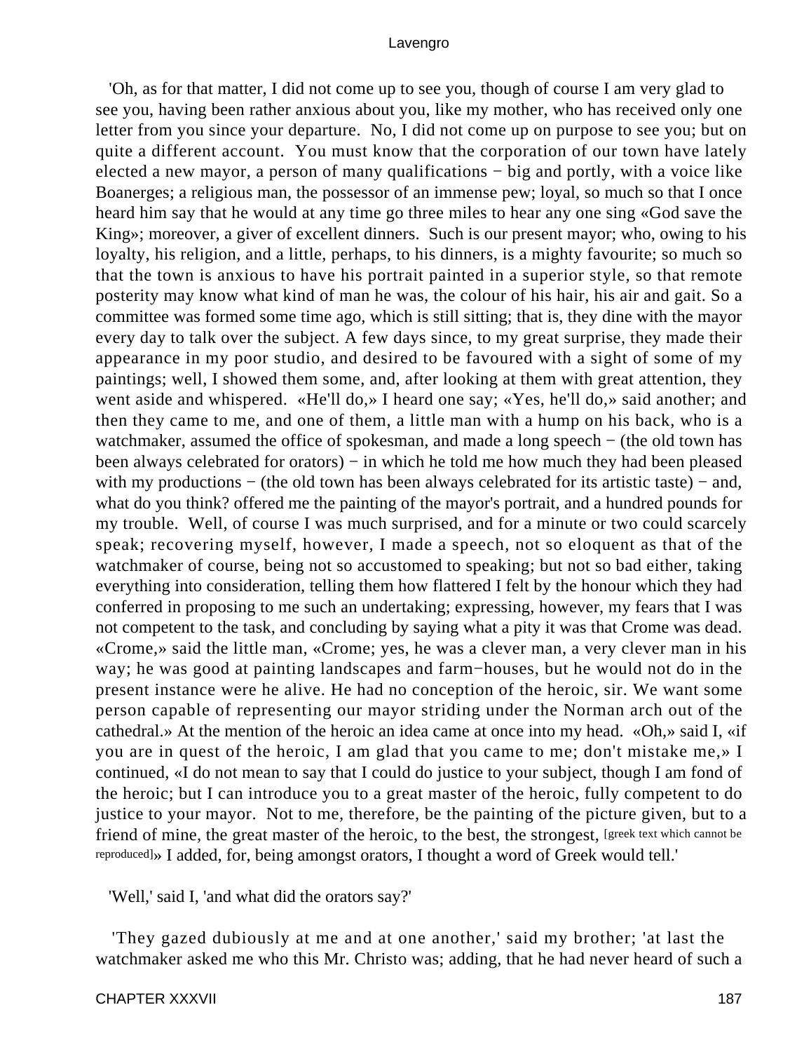'Oh, as for that matter, I did not come up to see you, though of course I am very glad to see you, having been rather anxious about you, like my mother, who has received only one letter from you since your departure. No, I did not come up on purpose to see you; but on quite a different account. You must know that the corporation of our town have lately elected a new mayor, a person of many qualifications − big and portly, with a voice like Boanerges; a religious man, the possessor of an immense pew; loyal, so much so that I once heard him say that he would at any time go three miles to hear any one sing «God save the King»; moreover, a giver of excellent dinners. Such is our present mayor; who, owing to his loyalty, his religion, and a little, perhaps, to his dinners, is a mighty favourite; so much so that the town is anxious to have his portrait painted in a superior style, so that remote posterity may know what kind of man he was, the colour of his hair, his air and gait. So a committee was formed some time ago, which is still sitting; that is, they dine with the mayor every day to talk over the subject. A few days since, to my great surprise, they made their appearance in my poor studio, and desired to be favoured with a sight of some of my paintings; well, I showed them some, and, after looking at them with great attention, they went aside and whispered. «He'll do,» I heard one say; «Yes, he'll do,» said another; and then they came to me, and one of them, a little man with a hump on his back, who is a watchmaker, assumed the office of spokesman, and made a long speech − (the old town has been always celebrated for orators) − in which he told me how much they had been pleased with my productions − (the old town has been always celebrated for its artistic taste) − and, what do you think? offered me the painting of the mayor's portrait, and a hundred pounds for my trouble. Well, of course I was much surprised, and for a minute or two could scarcely speak; recovering myself, however, I made a speech, not so eloquent as that of the watchmaker of course, being not so accustomed to speaking; but not so bad either, taking everything into consideration, telling them how flattered I felt by the honour which they had conferred in proposing to me such an undertaking; expressing, however, my fears that I was not competent to the task, and concluding by saying what a pity it was that Crome was dead. «Crome,» said the little man, «Crome; yes, he was a clever man, a very clever man in his way; he was good at painting landscapes and farm−houses, but he would not do in the present instance were he alive. He had no conception of the heroic, sir. We want some person capable of representing our mayor striding under the Norman arch out of the cathedral.» At the mention of the heroic an idea came at once into my head. «Oh,» said I, «if you are in quest of the heroic, I am glad that you came to me; don't mistake me,» I continued, «I do not mean to say that I could do justice to your subject, though I am fond of the heroic; but I can introduce you to a great master of the heroic, fully competent to do justice to your mayor. Not to me, therefore, be the painting of the picture given, but to a friend of mine, the great master of the heroic, to the best, the strongest, [greek text which cannot be reproduced]» I added, for, being amongst orators, I thought a word of Greek would tell.'

'Well,' said I, 'and what did the orators say?'

'They gazed dubiously at me and at one another,' said my brother; 'at last the watchmaker asked me who this Mr. Christo was; adding, that he had never heard of such a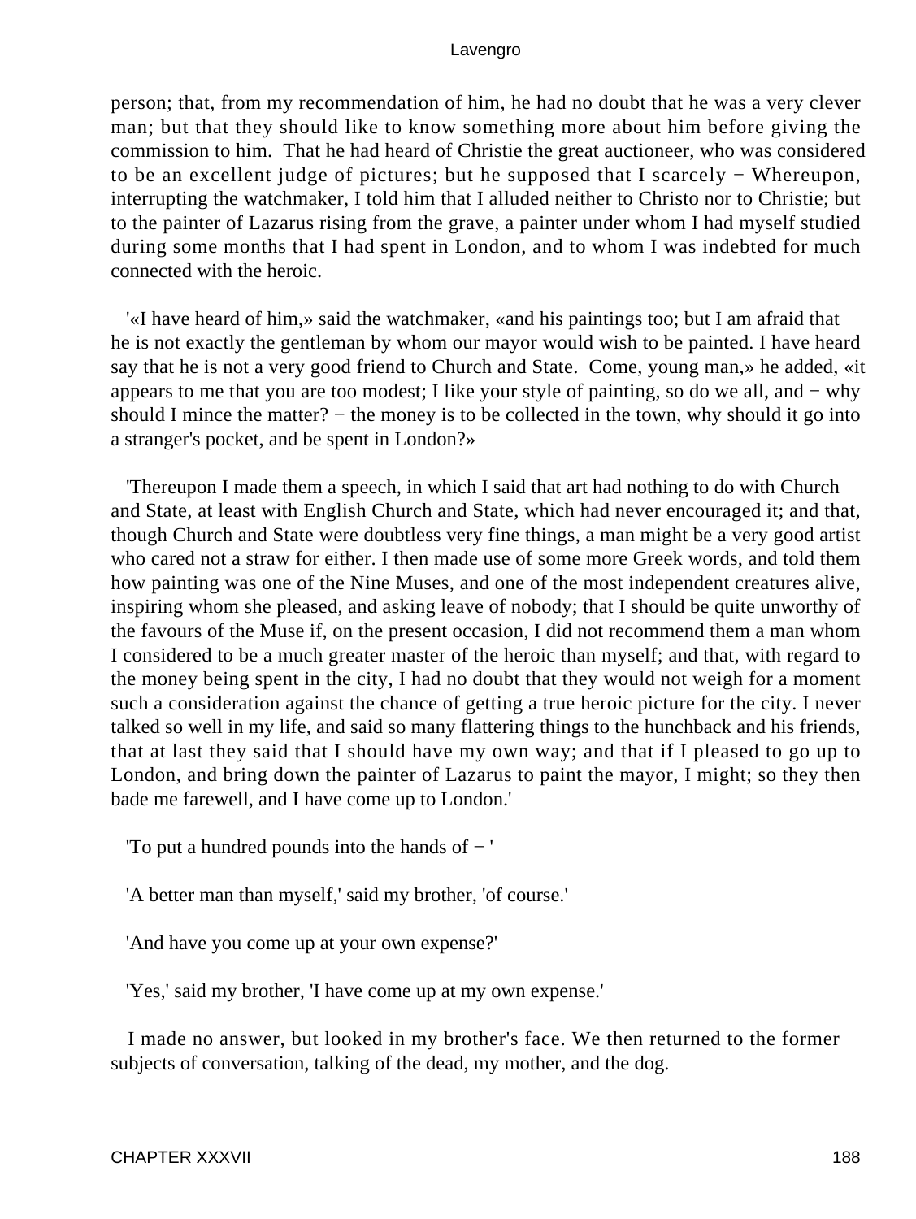person; that, from my recommendation of him, he had no doubt that he was a very clever man; but that they should like to know something more about him before giving the commission to him. That he had heard of Christie the great auctioneer, who was considered to be an excellent judge of pictures; but he supposed that I scarcely − Whereupon, interrupting the watchmaker, I told him that I alluded neither to Christo nor to Christie; but to the painter of Lazarus rising from the grave, a painter under whom I had myself studied during some months that I had spent in London, and to whom I was indebted for much connected with the heroic.

'«I have heard of him,» said the watchmaker, «and his paintings too; but I am afraid that he is not exactly the gentleman by whom our mayor would wish to be painted. I have heard say that he is not a very good friend to Church and State. Come, young man,» he added, «it appears to me that you are too modest; I like your style of painting, so do we all, and − why should I mince the matter? − the money is to be collected in the town, why should it go into a stranger's pocket, and be spent in London?»

'Thereupon I made them a speech, in which I said that art had nothing to do with Church and State, at least with English Church and State, which had never encouraged it; and that, though Church and State were doubtless very fine things, a man might be a very good artist who cared not a straw for either. I then made use of some more Greek words, and told them how painting was one of the Nine Muses, and one of the most independent creatures alive, inspiring whom she pleased, and asking leave of nobody; that I should be quite unworthy of the favours of the Muse if, on the present occasion, I did not recommend them a man whom I considered to be a much greater master of the heroic than myself; and that, with regard to the money being spent in the city, I had no doubt that they would not weigh for a moment such a consideration against the chance of getting a true heroic picture for the city. I never talked so well in my life, and said so many flattering things to the hunchback and his friends, that at last they said that I should have my own way; and that if I pleased to go up to London, and bring down the painter of Lazarus to paint the mayor, I might; so they then bade me farewell, and I have come up to London.'

'To put a hundred pounds into the hands of − '

'A better man than myself,' said my brother, 'of course.'

'And have you come up at your own expense?'

'Yes,' said my brother, 'I have come up at my own expense.'

I made no answer, but looked in my brother's face. We then returned to the former subjects of conversation, talking of the dead, my mother, and the dog.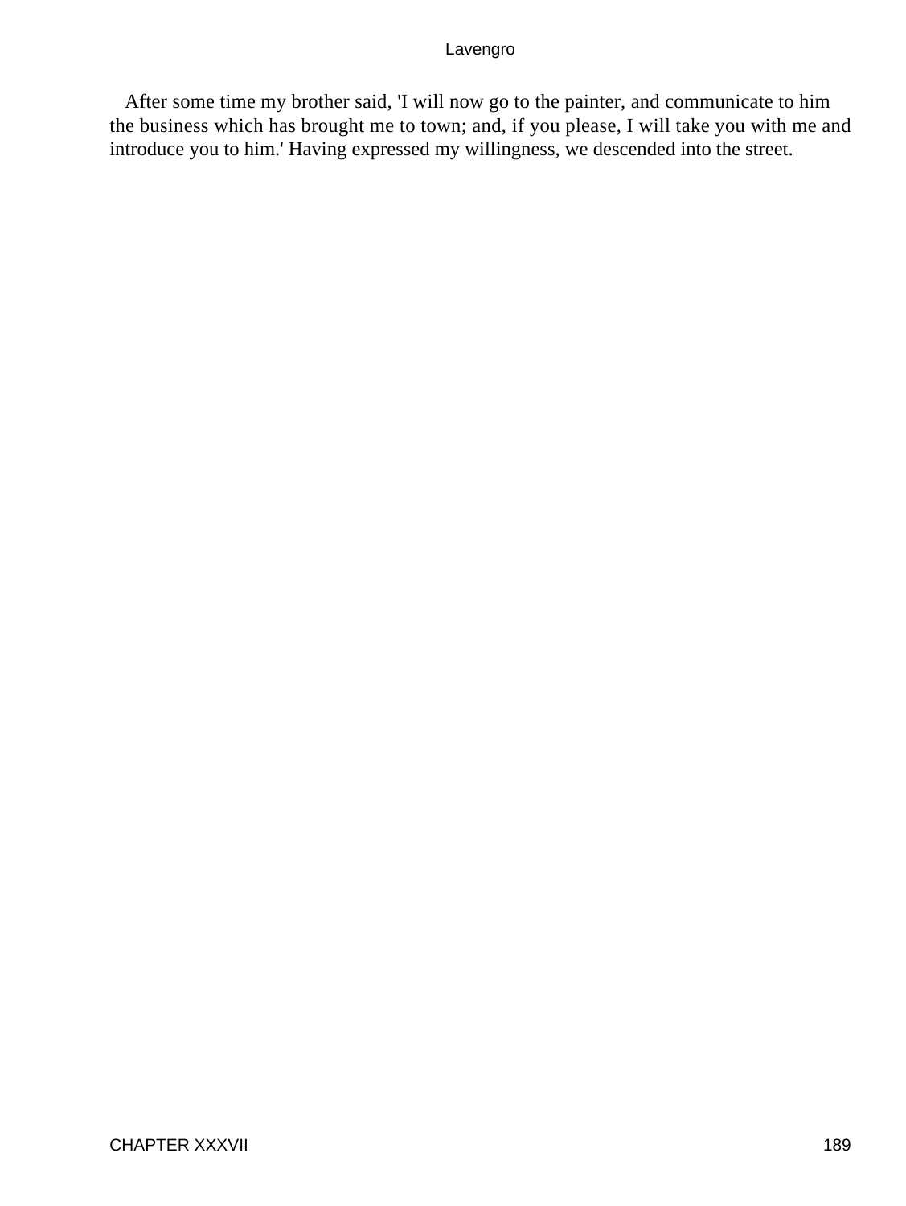After some time my brother said, 'I will now go to the painter, and communicate to him the business which has brought me to town; and, if you please, I will take you with me and introduce you to him.' Having expressed my willingness, we descended into the street.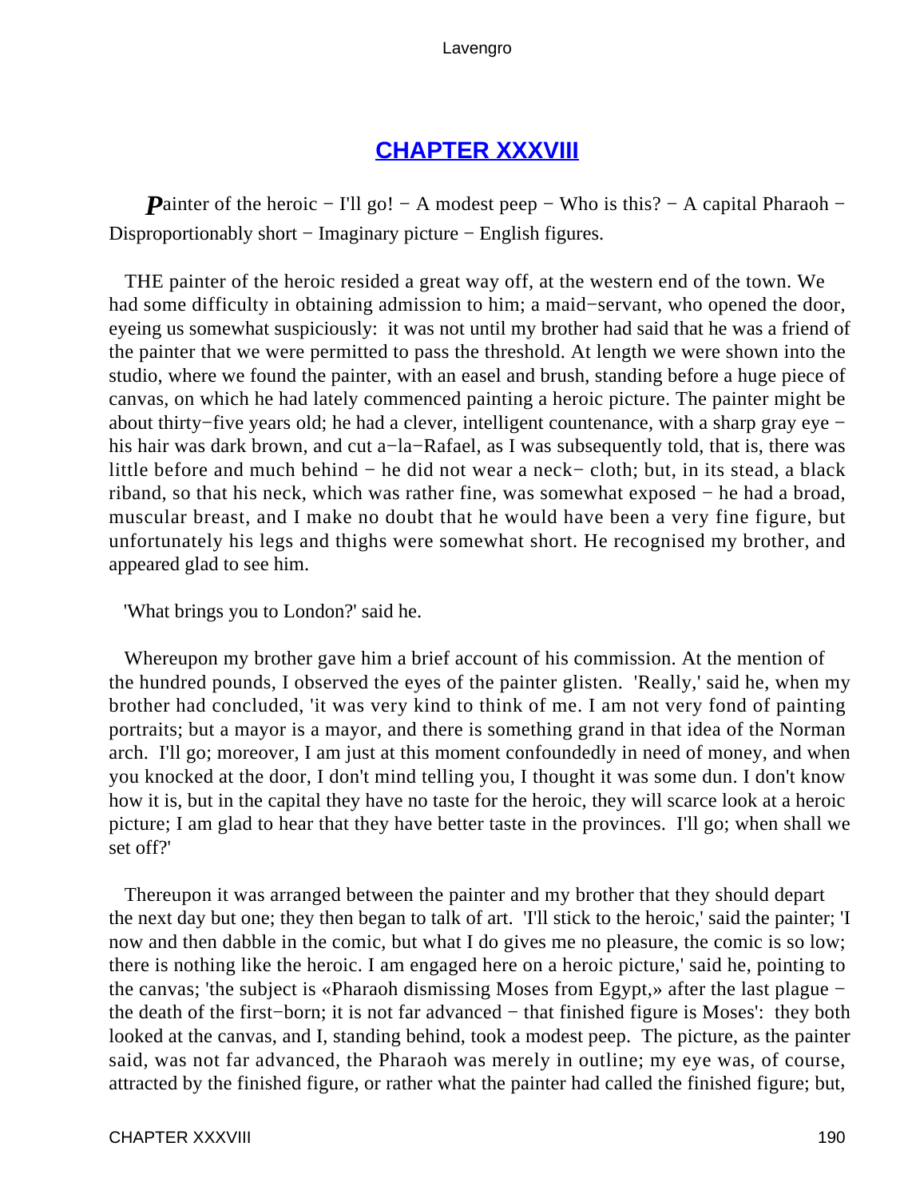## [CHAPTER XXXVIII](#)

***P**ainter of the heroic − I'll go! − A modest peep − Who is this? − A capital Pharaoh − Disproportionably short − Imaginary picture − English figures.*

THE painter of the heroic resided a great way off, at the western end of the town. We had some difficulty in obtaining admission to him; a maid−servant, who opened the door, eyeing us somewhat suspiciously: it was not until my brother had said that he was a friend of the painter that we were permitted to pass the threshold. At length we were shown into the studio, where we found the painter, with an easel and brush, standing before a huge piece of canvas, on which he had lately commenced painting a heroic picture. The painter might be about thirty−five years old; he had a clever, intelligent countenance, with a sharp gray eye − his hair was dark brown, and cut a−la−Rafael, as I was subsequently told, that is, there was little before and much behind − he did not wear a neck− cloth; but, in its stead, a black riband, so that his neck, which was rather fine, was somewhat exposed − he had a broad, muscular breast, and I make no doubt that he would have been a very fine figure, but unfortunately his legs and thighs were somewhat short. He recognised my brother, and appeared glad to see him.

'What brings you to London?' said he.

Whereupon my brother gave him a brief account of his commission. At the mention of the hundred pounds, I observed the eyes of the painter glisten. 'Really,' said he, when my brother had concluded, 'it was very kind to think of me. I am not very fond of painting portraits; but a mayor is a mayor, and there is something grand in that idea of the Norman arch. I'll go; moreover, I am just at this moment confoundedly in need of money, and when you knocked at the door, I don't mind telling you, I thought it was some dun. I don't know how it is, but in the capital they have no taste for the heroic, they will scarce look at a heroic picture; I am glad to hear that they have better taste in the provinces. I'll go; when shall we set off?'

Thereupon it was arranged between the painter and my brother that they should depart the next day but one; they then began to talk of art. 'I'll stick to the heroic,' said the painter; 'I now and then dabble in the comic, but what I do gives me no pleasure, the comic is so low; there is nothing like the heroic. I am engaged here on a heroic picture,' said he, pointing to the canvas; 'the subject is «Pharaoh dismissing Moses from Egypt,» after the last plague − the death of the first−born; it is not far advanced − that finished figure is Moses': they both looked at the canvas, and I, standing behind, took a modest peep. The picture, as the painter said, was not far advanced, the Pharaoh was merely in outline; my eye was, of course, attracted by the finished figure, or rather what the painter had called the finished figure; but,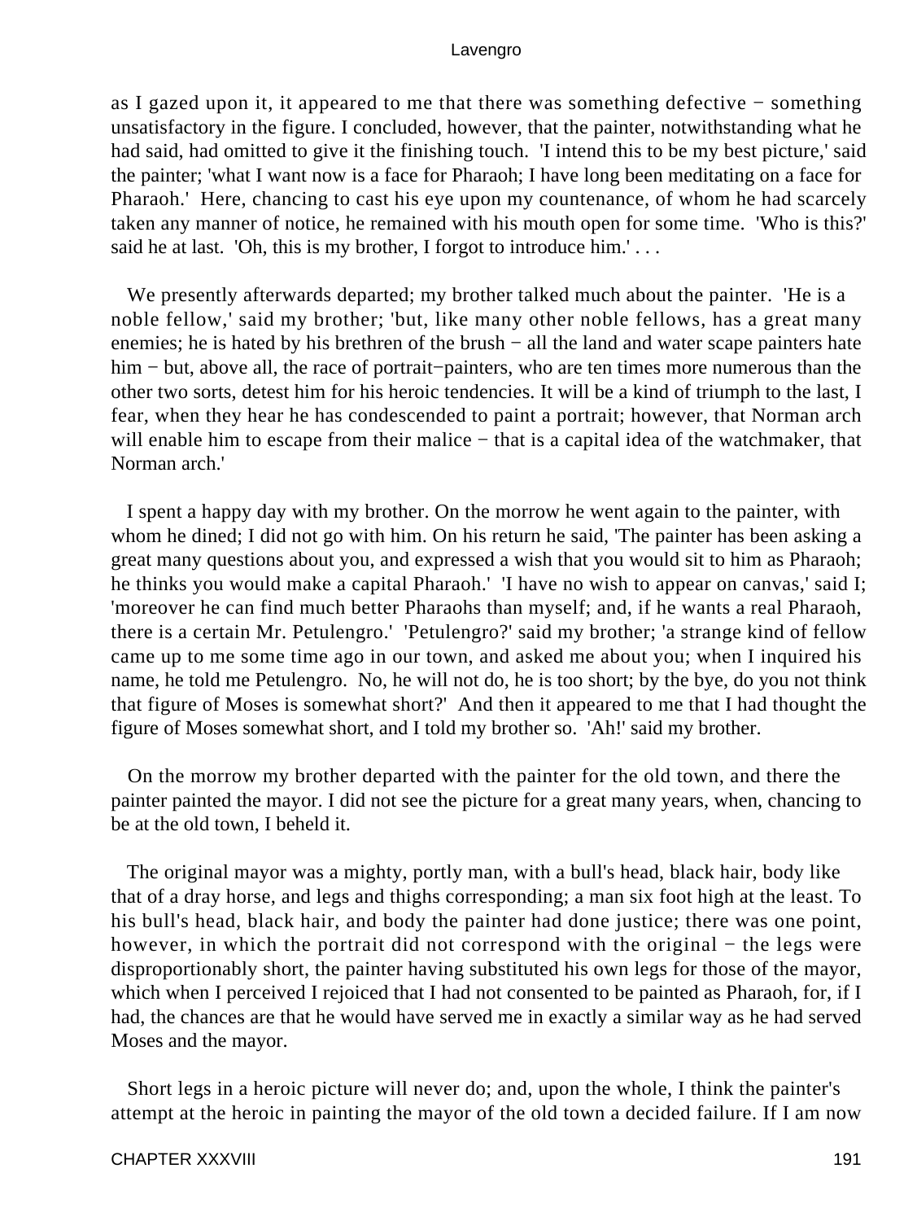as I gazed upon it, it appeared to me that there was something defective − something unsatisfactory in the figure. I concluded, however, that the painter, notwithstanding what he had said, had omitted to give it the finishing touch. 'I intend this to be my best picture,' said the painter; 'what I want now is a face for Pharaoh; I have long been meditating on a face for Pharaoh.' Here, chancing to cast his eye upon my countenance, of whom he had scarcely taken any manner of notice, he remained with his mouth open for some time. 'Who is this?' said he at last. 'Oh, this is my brother, I forgot to introduce him.' . . .

We presently afterwards departed; my brother talked much about the painter. 'He is a noble fellow,' said my brother; 'but, like many other noble fellows, has a great many enemies; he is hated by his brethren of the brush − all the land and water scape painters hate him − but, above all, the race of portrait−painters, who are ten times more numerous than the other two sorts, detest him for his heroic tendencies. It will be a kind of triumph to the last, I fear, when they hear he has condescended to paint a portrait; however, that Norman arch will enable him to escape from their malice − that is a capital idea of the watchmaker, that Norman arch.'

I spent a happy day with my brother. On the morrow he went again to the painter, with whom he dined; I did not go with him. On his return he said, 'The painter has been asking a great many questions about you, and expressed a wish that you would sit to him as Pharaoh; he thinks you would make a capital Pharaoh.' 'I have no wish to appear on canvas,' said I; 'moreover he can find much better Pharaohs than myself; and, if he wants a real Pharaoh, there is a certain Mr. Petulengro.' 'Petulengro?' said my brother; 'a strange kind of fellow came up to me some time ago in our town, and asked me about you; when I inquired his name, he told me Petulengro. No, he will not do, he is too short; by the bye, do you not think that figure of Moses is somewhat short?' And then it appeared to me that I had thought the figure of Moses somewhat short, and I told my brother so. 'Ah!' said my brother.

On the morrow my brother departed with the painter for the old town, and there the painter painted the mayor. I did not see the picture for a great many years, when, chancing to be at the old town, I beheld it.

The original mayor was a mighty, portly man, with a bull's head, black hair, body like that of a dray horse, and legs and thighs corresponding; a man six foot high at the least. To his bull's head, black hair, and body the painter had done justice; there was one point, however, in which the portrait did not correspond with the original − the legs were disproportionably short, the painter having substituted his own legs for those of the mayor, which when I perceived I rejoiced that I had not consented to be painted as Pharaoh, for, if I had, the chances are that he would have served me in exactly a similar way as he had served Moses and the mayor.

Short legs in a heroic picture will never do; and, upon the whole, I think the painter's attempt at the heroic in painting the mayor of the old town a decided failure. If I am now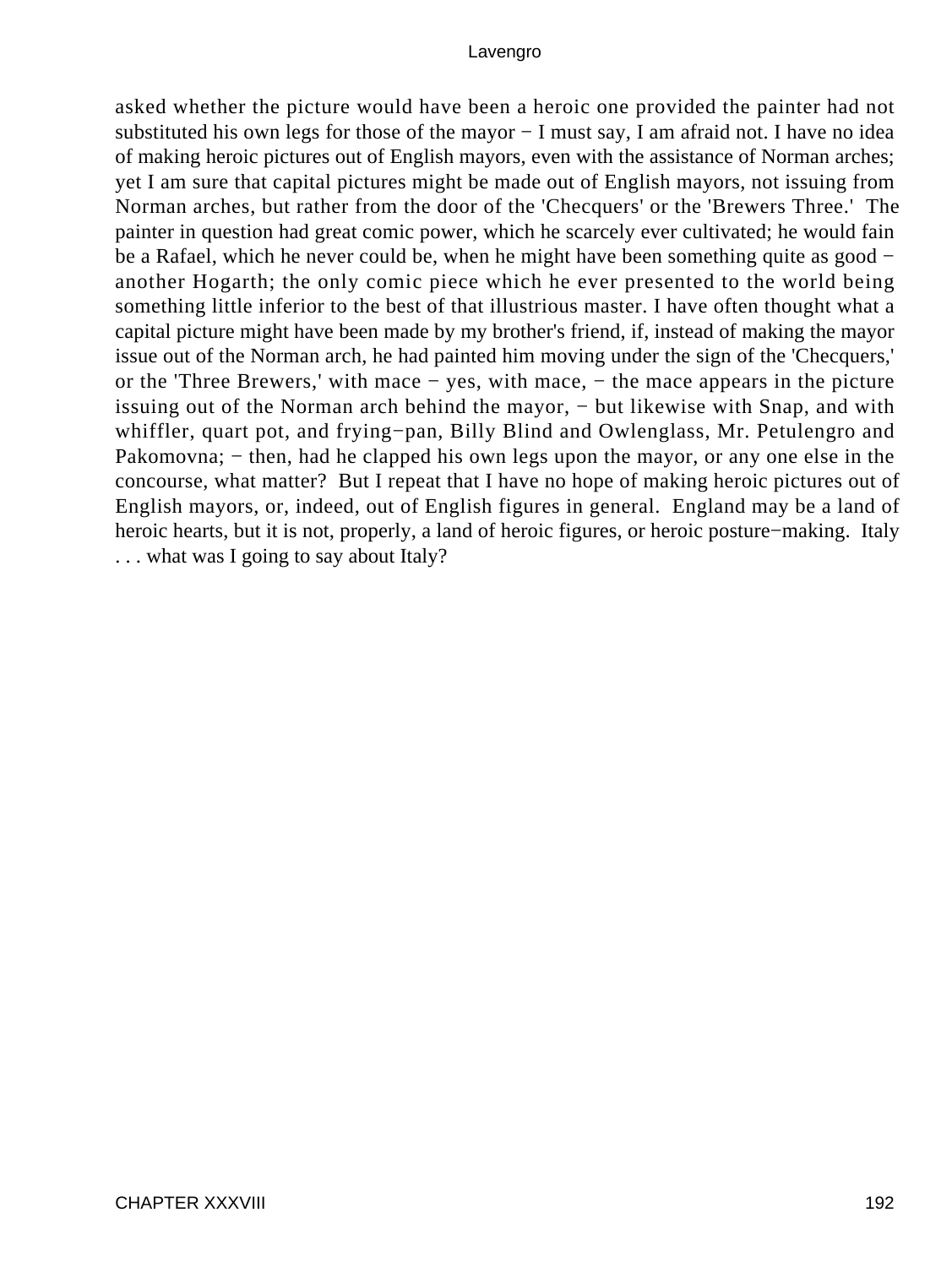asked whether the picture would have been a heroic one provided the painter had not substituted his own legs for those of the mayor − I must say, I am afraid not. I have no idea of making heroic pictures out of English mayors, even with the assistance of Norman arches; yet I am sure that capital pictures might be made out of English mayors, not issuing from Norman arches, but rather from the door of the 'Checquers' or the 'Brewers Three.' The painter in question had great comic power, which he scarcely ever cultivated; he would fain be a Rafael, which he never could be, when he might have been something quite as good − another Hogarth; the only comic piece which he ever presented to the world being something little inferior to the best of that illustrious master. I have often thought what a capital picture might have been made by my brother's friend, if, instead of making the mayor issue out of the Norman arch, he had painted him moving under the sign of the 'Checquers,' or the 'Three Brewers,' with mace − yes, with mace, − the mace appears in the picture issuing out of the Norman arch behind the mayor, − but likewise with Snap, and with whiffler, quart pot, and frying−pan, Billy Blind and Owlenglass, Mr. Petulengro and Pakomovna; − then, had he clapped his own legs upon the mayor, or any one else in the concourse, what matter? But I repeat that I have no hope of making heroic pictures out of English mayors, or, indeed, out of English figures in general. England may be a land of heroic hearts, but it is not, properly, a land of heroic figures, or heroic posture−making. Italy . . . what was I going to say about Italy?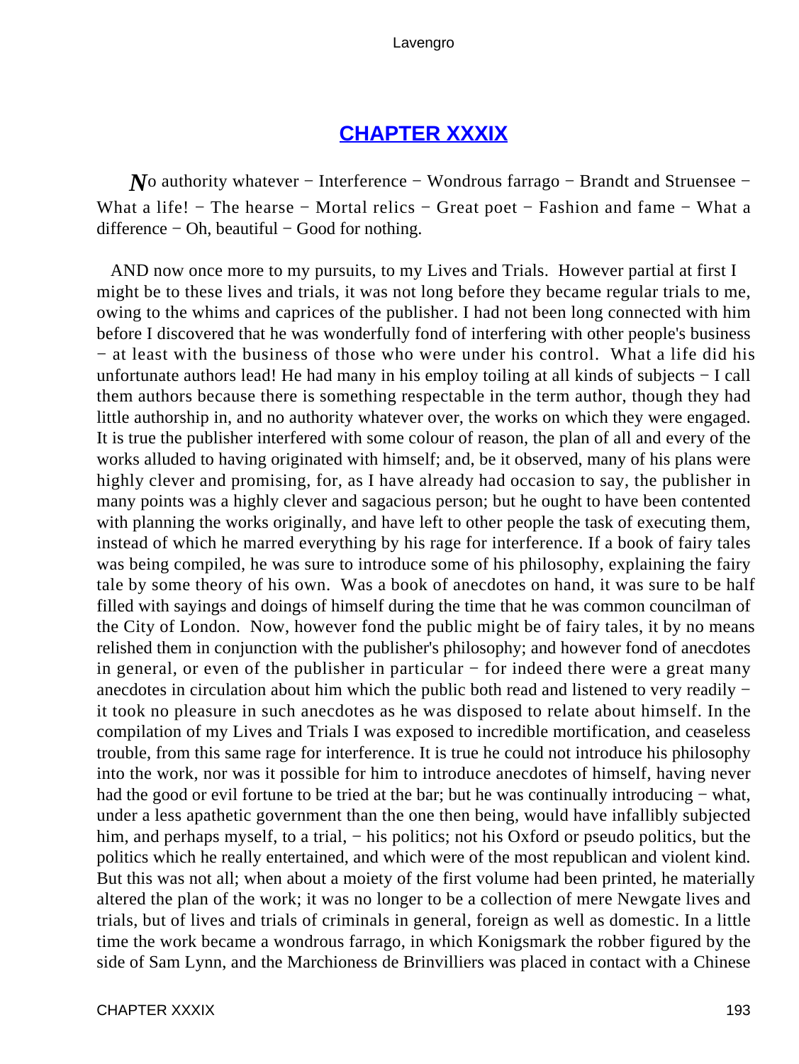## CHAPTER XXXIX

*N*o authority whatever − Interference − Wondrous farrago − Brandt and Struensee − What a life! − The hearse − Mortal relics − Great poet − Fashion and fame − What a difference − Oh, beautiful − Good for nothing.

AND now once more to my pursuits, to my Lives and Trials. However partial at first I might be to these lives and trials, it was not long before they became regular trials to me, owing to the whims and caprices of the publisher. I had not been long connected with him before I discovered that he was wonderfully fond of interfering with other people's business − at least with the business of those who were under his control. What a life did his unfortunate authors lead! He had many in his employ toiling at all kinds of subjects − I call them authors because there is something respectable in the term author, though they had little authorship in, and no authority whatever over, the works on which they were engaged. It is true the publisher interfered with some colour of reason, the plan of all and every of the works alluded to having originated with himself; and, be it observed, many of his plans were highly clever and promising, for, as I have already had occasion to say, the publisher in many points was a highly clever and sagacious person; but he ought to have been contented with planning the works originally, and have left to other people the task of executing them, instead of which he marred everything by his rage for interference. If a book of fairy tales was being compiled, he was sure to introduce some of his philosophy, explaining the fairy tale by some theory of his own. Was a book of anecdotes on hand, it was sure to be half filled with sayings and doings of himself during the time that he was common councilman of the City of London. Now, however fond the public might be of fairy tales, it by no means relished them in conjunction with the publisher's philosophy; and however fond of anecdotes in general, or even of the publisher in particular − for indeed there were a great many anecdotes in circulation about him which the public both read and listened to very readily − it took no pleasure in such anecdotes as he was disposed to relate about himself. In the compilation of my Lives and Trials I was exposed to incredible mortification, and ceaseless trouble, from this same rage for interference. It is true he could not introduce his philosophy into the work, nor was it possible for him to introduce anecdotes of himself, having never had the good or evil fortune to be tried at the bar; but he was continually introducing − what, under a less apathetic government than the one then being, would have infallibly subjected him, and perhaps myself, to a trial, − his politics; not his Oxford or pseudo politics, but the politics which he really entertained, and which were of the most republican and violent kind. But this was not all; when about a moiety of the first volume had been printed, he materially altered the plan of the work; it was no longer to be a collection of mere Newgate lives and trials, but of lives and trials of criminals in general, foreign as well as domestic. In a little time the work became a wondrous farrago, in which Konigsmark the robber figured by the side of Sam Lynn, and the Marchioness de Brinvilliers was placed in contact with a Chinese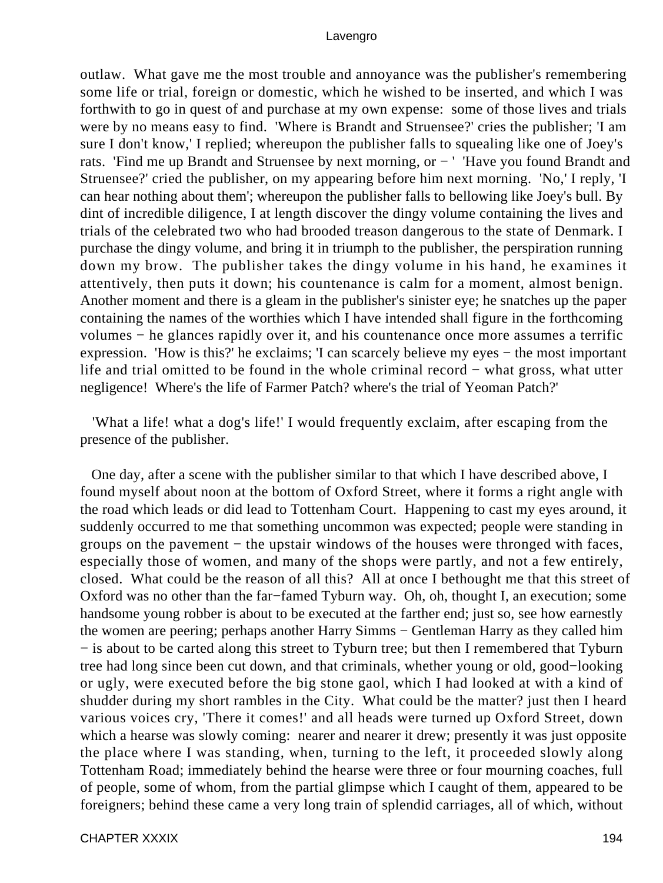outlaw. What gave me the most trouble and annoyance was the publisher's remembering some life or trial, foreign or domestic, which he wished to be inserted, and which I was forthwith to go in quest of and purchase at my own expense: some of those lives and trials were by no means easy to find. 'Where is Brandt and Struensee?' cries the publisher; 'I am sure I don't know,' I replied; whereupon the publisher falls to squealing like one of Joey's rats. 'Find me up Brandt and Struensee by next morning, or − ' 'Have you found Brandt and Struensee?' cried the publisher, on my appearing before him next morning. 'No,' I reply, 'I can hear nothing about them'; whereupon the publisher falls to bellowing like Joey's bull. By dint of incredible diligence, I at length discover the dingy volume containing the lives and trials of the celebrated two who had brooded treason dangerous to the state of Denmark. I purchase the dingy volume, and bring it in triumph to the publisher, the perspiration running down my brow. The publisher takes the dingy volume in his hand, he examines it attentively, then puts it down; his countenance is calm for a moment, almost benign. Another moment and there is a gleam in the publisher's sinister eye; he snatches up the paper containing the names of the worthies which I have intended shall figure in the forthcoming volumes − he glances rapidly over it, and his countenance once more assumes a terrific expression. 'How is this?' he exclaims; 'I can scarcely believe my eyes − the most important life and trial omitted to be found in the whole criminal record − what gross, what utter negligence! Where's the life of Farmer Patch? where's the trial of Yeoman Patch?'

'What a life! what a dog's life!' I would frequently exclaim, after escaping from the presence of the publisher.

One day, after a scene with the publisher similar to that which I have described above, I found myself about noon at the bottom of Oxford Street, where it forms a right angle with the road which leads or did lead to Tottenham Court. Happening to cast my eyes around, it suddenly occurred to me that something uncommon was expected; people were standing in groups on the pavement − the upstair windows of the houses were thronged with faces, especially those of women, and many of the shops were partly, and not a few entirely, closed. What could be the reason of all this? All at once I bethought me that this street of Oxford was no other than the far−famed Tyburn way. Oh, oh, thought I, an execution; some handsome young robber is about to be executed at the farther end; just so, see how earnestly the women are peering; perhaps another Harry Simms − Gentleman Harry as they called him − is about to be carted along this street to Tyburn tree; but then I remembered that Tyburn tree had long since been cut down, and that criminals, whether young or old, good−looking or ugly, were executed before the big stone gaol, which I had looked at with a kind of shudder during my short rambles in the City. What could be the matter? just then I heard various voices cry, 'There it comes!' and all heads were turned up Oxford Street, down which a hearse was slowly coming: nearer and nearer it drew; presently it was just opposite the place where I was standing, when, turning to the left, it proceeded slowly along Tottenham Road; immediately behind the hearse were three or four mourning coaches, full of people, some of whom, from the partial glimpse which I caught of them, appeared to be foreigners; behind these came a very long train of splendid carriages, all of which, without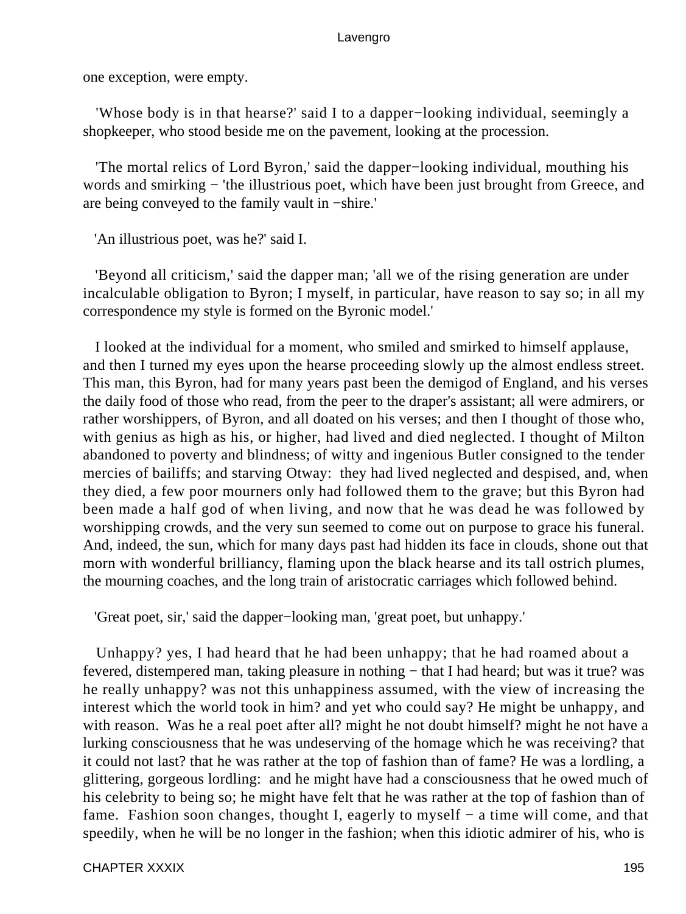one exception, were empty.

'Whose body is in that hearse?' said I to a dapper−looking individual, seemingly a shopkeeper, who stood beside me on the pavement, looking at the procession.

'The mortal relics of Lord Byron,' said the dapper−looking individual, mouthing his words and smirking − 'the illustrious poet, which have been just brought from Greece, and are being conveyed to the family vault in −shire.'

'An illustrious poet, was he?' said I.

'Beyond all criticism,' said the dapper man; 'all we of the rising generation are under incalculable obligation to Byron; I myself, in particular, have reason to say so; in all my correspondence my style is formed on the Byronic model.'

I looked at the individual for a moment, who smiled and smirked to himself applause, and then I turned my eyes upon the hearse proceeding slowly up the almost endless street. This man, this Byron, had for many years past been the demigod of England, and his verses the daily food of those who read, from the peer to the draper's assistant; all were admirers, or rather worshippers, of Byron, and all doated on his verses; and then I thought of those who, with genius as high as his, or higher, had lived and died neglected. I thought of Milton abandoned to poverty and blindness; of witty and ingenious Butler consigned to the tender mercies of bailiffs; and starving Otway: they had lived neglected and despised, and, when they died, a few poor mourners only had followed them to the grave; but this Byron had been made a half god of when living, and now that he was dead he was followed by worshipping crowds, and the very sun seemed to come out on purpose to grace his funeral. And, indeed, the sun, which for many days past had hidden its face in clouds, shone out that morn with wonderful brilliancy, flaming upon the black hearse and its tall ostrich plumes, the mourning coaches, and the long train of aristocratic carriages which followed behind.

'Great poet, sir,' said the dapper−looking man, 'great poet, but unhappy.'

Unhappy? yes, I had heard that he had been unhappy; that he had roamed about a fevered, distempered man, taking pleasure in nothing − that I had heard; but was it true? was he really unhappy? was not this unhappiness assumed, with the view of increasing the interest which the world took in him? and yet who could say? He might be unhappy, and with reason. Was he a real poet after all? might he not doubt himself? might he not have a lurking consciousness that he was undeserving of the homage which he was receiving? that it could not last? that he was rather at the top of fashion than of fame? He was a lordling, a glittering, gorgeous lordling: and he might have had a consciousness that he owed much of his celebrity to being so; he might have felt that he was rather at the top of fashion than of fame. Fashion soon changes, thought I, eagerly to myself − a time will come, and that speedily, when he will be no longer in the fashion; when this idiotic admirer of his, who is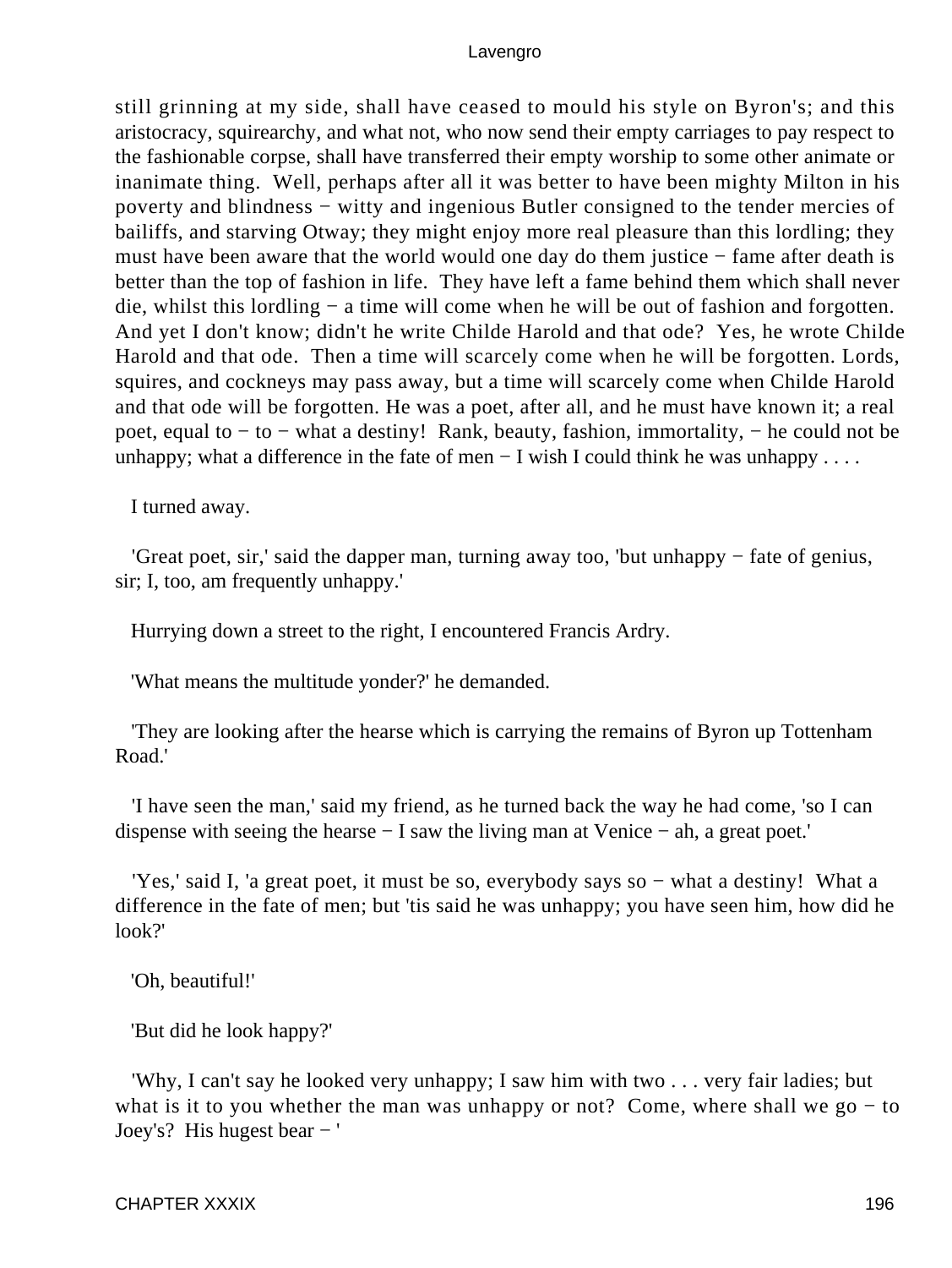still grinning at my side, shall have ceased to mould his style on Byron's; and this aristocracy, squirearchy, and what not, who now send their empty carriages to pay respect to the fashionable corpse, shall have transferred their empty worship to some other animate or inanimate thing. Well, perhaps after all it was better to have been mighty Milton in his poverty and blindness − witty and ingenious Butler consigned to the tender mercies of bailiffs, and starving Otway; they might enjoy more real pleasure than this lordling; they must have been aware that the world would one day do them justice − fame after death is better than the top of fashion in life. They have left a fame behind them which shall never die, whilst this lordling − a time will come when he will be out of fashion and forgotten. And yet I don't know; didn't he write Childe Harold and that ode? Yes, he wrote Childe Harold and that ode. Then a time will scarcely come when he will be forgotten. Lords, squires, and cockneys may pass away, but a time will scarcely come when Childe Harold and that ode will be forgotten. He was a poet, after all, and he must have known it; a real poet, equal to − to − what a destiny! Rank, beauty, fashion, immortality, − he could not be unhappy; what a difference in the fate of men − I wish I could think he was unhappy . . . .

I turned away.

'Great poet, sir,' said the dapper man, turning away too, 'but unhappy − fate of genius, sir; I, too, am frequently unhappy.'

Hurrying down a street to the right, I encountered Francis Ardry.

'What means the multitude yonder?' he demanded.

'They are looking after the hearse which is carrying the remains of Byron up Tottenham Road.'

'I have seen the man,' said my friend, as he turned back the way he had come, 'so I can dispense with seeing the hearse − I saw the living man at Venice − ah, a great poet.'

'Yes,' said I, 'a great poet, it must be so, everybody says so − what a destiny! What a difference in the fate of men; but 'tis said he was unhappy; you have seen him, how did he look?'

'Oh, beautiful!'

'But did he look happy?'

'Why, I can't say he looked very unhappy; I saw him with two . . . very fair ladies; but what is it to you whether the man was unhappy or not? Come, where shall we go − to Joey's? His hugest bear − '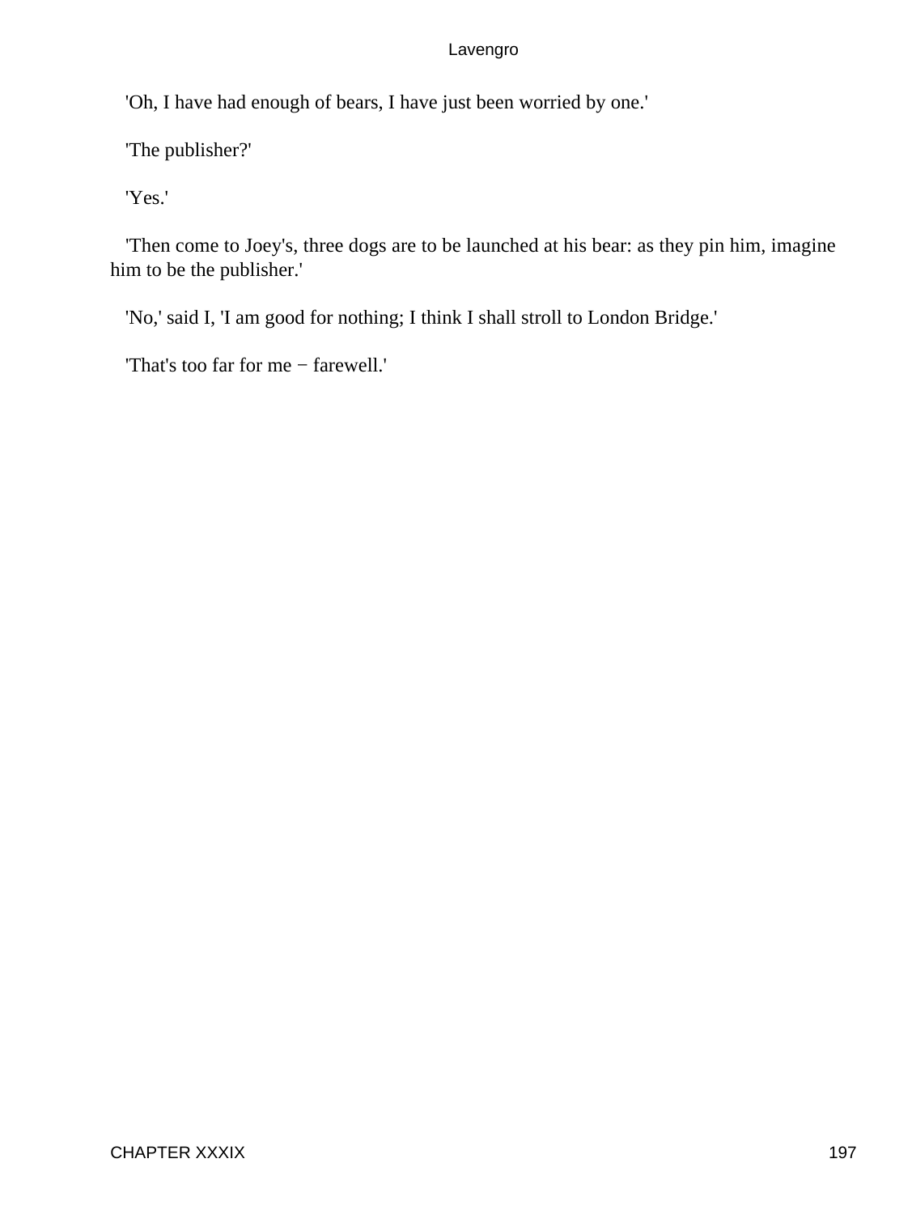'Oh, I have had enough of bears, I have just been worried by one.'

'The publisher?'

'Yes.'

'Then come to Joey's, three dogs are to be launched at his bear: as they pin him, imagine him to be the publisher.'

'No,' said I, 'I am good for nothing; I think I shall stroll to London Bridge.'

'That's too far for me − farewell.'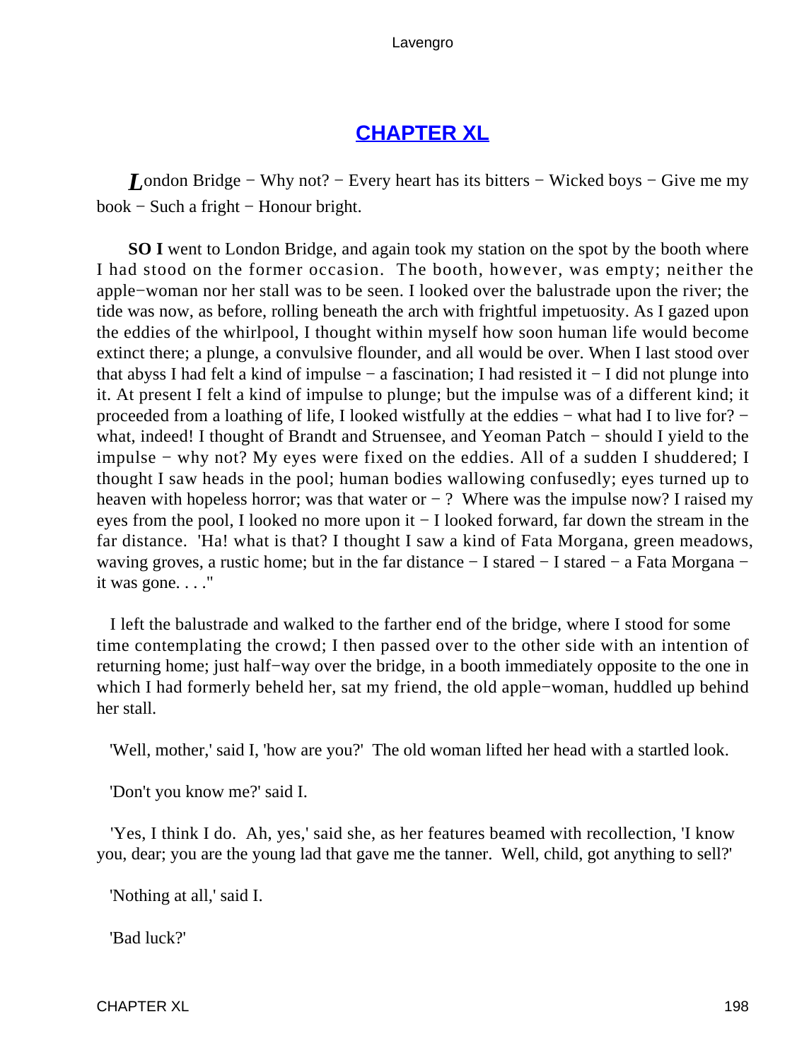## CHAPTER XL

*L*ondon Bridge − Why not? − Every heart has its bitters − Wicked boys − Give me my book − Such a fright − Honour bright.

**SO I** went to London Bridge, and again took my station on the spot by the booth where I had stood on the former occasion. The booth, however, was empty; neither the apple−woman nor her stall was to be seen. I looked over the balustrade upon the river; the tide was now, as before, rolling beneath the arch with frightful impetuosity. As I gazed upon the eddies of the whirlpool, I thought within myself how soon human life would become extinct there; a plunge, a convulsive flounder, and all would be over. When I last stood over that abyss I had felt a kind of impulse − a fascination; I had resisted it − I did not plunge into it. At present I felt a kind of impulse to plunge; but the impulse was of a different kind; it proceeded from a loathing of life, I looked wistfully at the eddies − what had I to live for? − what, indeed! I thought of Brandt and Struensee, and Yeoman Patch − should I yield to the impulse − why not? My eyes were fixed on the eddies. All of a sudden I shuddered; I thought I saw heads in the pool; human bodies wallowing confusedly; eyes turned up to heaven with hopeless horror; was that water or − ? Where was the impulse now? I raised my eyes from the pool, I looked no more upon it − I looked forward, far down the stream in the far distance. 'Ha! what is that? I thought I saw a kind of Fata Morgana, green meadows, waving groves, a rustic home; but in the far distance − I stared − I stared − a Fata Morgana − it was gone. . . ."

I left the balustrade and walked to the farther end of the bridge, where I stood for some time contemplating the crowd; I then passed over to the other side with an intention of returning home; just half−way over the bridge, in a booth immediately opposite to the one in which I had formerly beheld her, sat my friend, the old apple−woman, huddled up behind her stall.

'Well, mother,' said I, 'how are you?' The old woman lifted her head with a startled look.

'Don't you know me?' said I.

'Yes, I think I do. Ah, yes,' said she, as her features beamed with recollection, 'I know you, dear; you are the young lad that gave me the tanner. Well, child, got anything to sell?'

'Nothing at all,' said I.

'Bad luck?'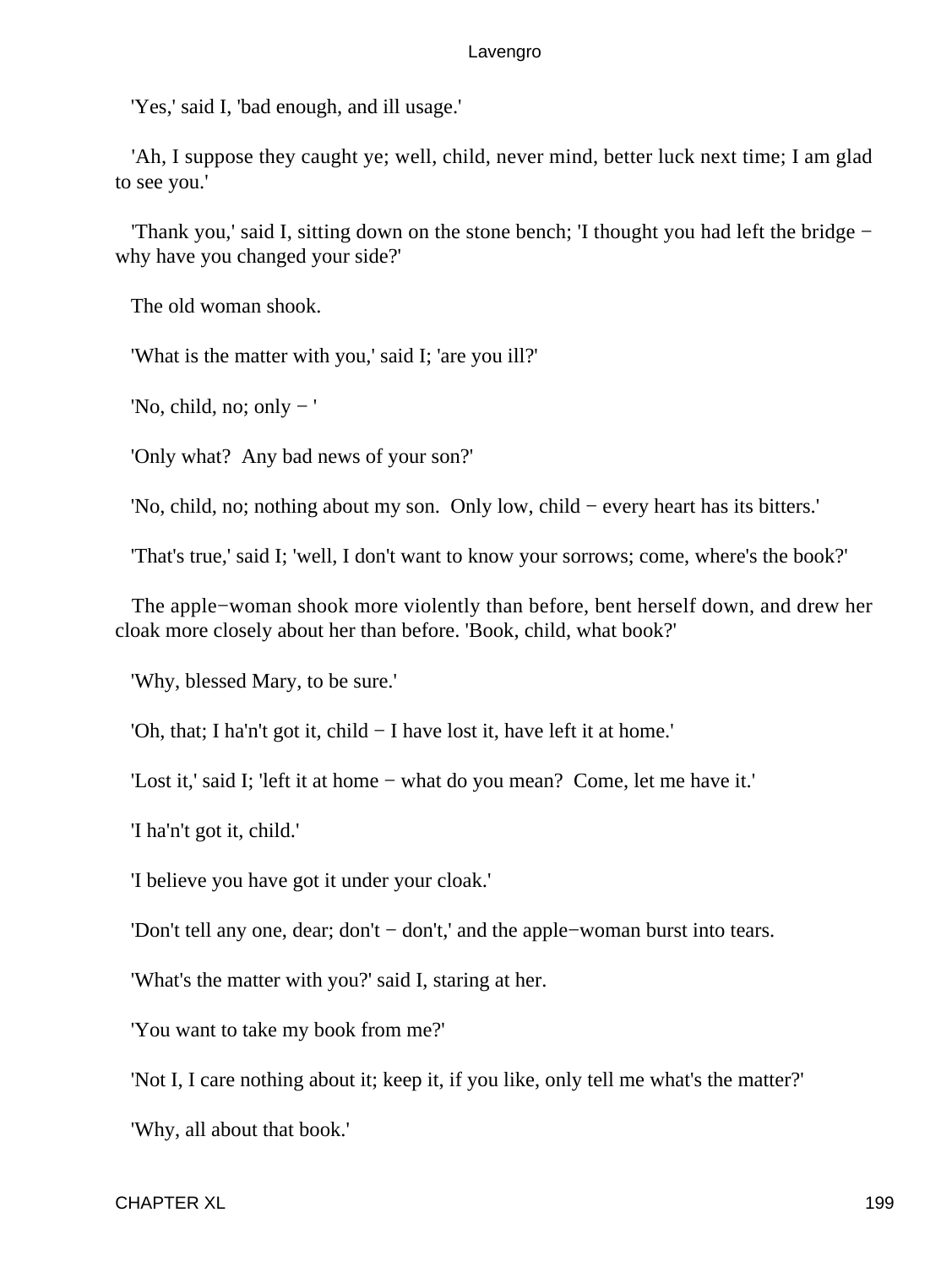'Yes,' said I, 'bad enough, and ill usage.'

'Ah, I suppose they caught ye; well, child, never mind, better luck next time; I am glad to see you.'

'Thank you,' said I, sitting down on the stone bench; 'I thought you had left the bridge − why have you changed your side?'

The old woman shook.

'What is the matter with you,' said I; 'are you ill?'

'No, child, no; only − '

'Only what? Any bad news of your son?'

'No, child, no; nothing about my son. Only low, child − every heart has its bitters.'

'That's true,' said I; 'well, I don't want to know your sorrows; come, where's the book?'

The apple−woman shook more violently than before, bent herself down, and drew her cloak more closely about her than before. 'Book, child, what book?'

'Why, blessed Mary, to be sure.'

'Oh, that; I ha'n't got it, child − I have lost it, have left it at home.'

'Lost it,' said I; 'left it at home − what do you mean? Come, let me have it.'

'I ha'n't got it, child.'

'I believe you have got it under your cloak.'

'Don't tell any one, dear; don't − don't,' and the apple−woman burst into tears.

'What's the matter with you?' said I, staring at her.

'You want to take my book from me?'

'Not I, I care nothing about it; keep it, if you like, only tell me what's the matter?'

'Why, all about that book.'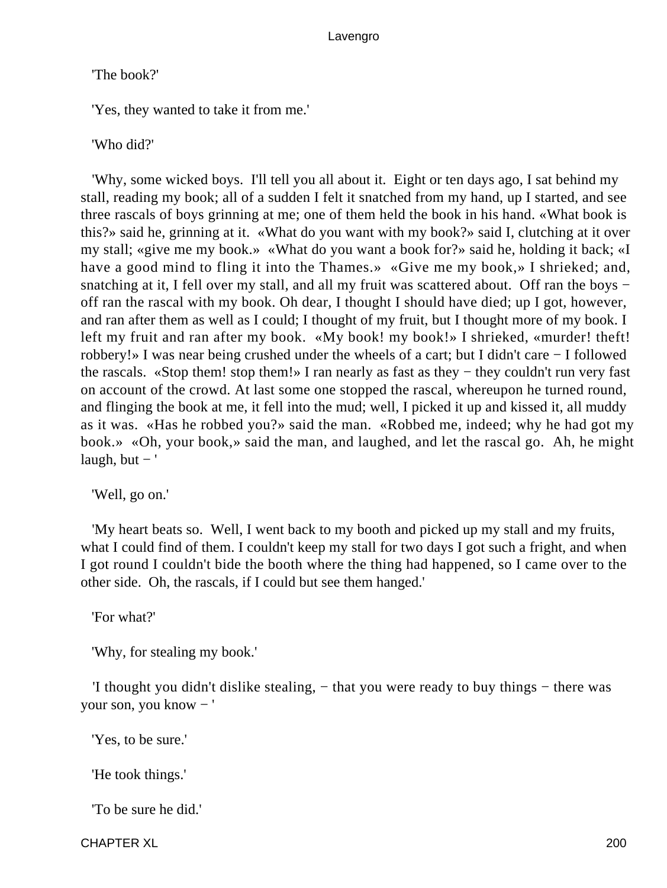'The book?'

'Yes, they wanted to take it from me.'

'Who did?'

'Why, some wicked boys. I'll tell you all about it. Eight or ten days ago, I sat behind my stall, reading my book; all of a sudden I felt it snatched from my hand, up I started, and see three rascals of boys grinning at me; one of them held the book in his hand. «What book is this?» said he, grinning at it. «What do you want with my book?» said I, clutching at it over my stall; «give me my book.» «What do you want a book for?» said he, holding it back; «I have a good mind to fling it into the Thames.» «Give me my book,» I shrieked; and, snatching at it, I fell over my stall, and all my fruit was scattered about. Off ran the boys − off ran the rascal with my book. Oh dear, I thought I should have died; up I got, however, and ran after them as well as I could; I thought of my fruit, but I thought more of my book. I left my fruit and ran after my book. «My book! my book!» I shrieked, «murder! theft! robbery!» I was near being crushed under the wheels of a cart; but I didn't care − I followed the rascals. «Stop them! stop them!» I ran nearly as fast as they − they couldn't run very fast on account of the crowd. At last some one stopped the rascal, whereupon he turned round, and flinging the book at me, it fell into the mud; well, I picked it up and kissed it, all muddy as it was. «Has he robbed you?» said the man. «Robbed me, indeed; why he had got my book.» «Oh, your book,» said the man, and laughed, and let the rascal go. Ah, he might laugh, but − '

'Well, go on.'

'My heart beats so. Well, I went back to my booth and picked up my stall and my fruits, what I could find of them. I couldn't keep my stall for two days I got such a fright, and when I got round I couldn't bide the booth where the thing had happened, so I came over to the other side. Oh, the rascals, if I could but see them hanged.'

'For what?'

'Why, for stealing my book.'

'I thought you didn't dislike stealing, − that you were ready to buy things − there was your son, you know − '

'Yes, to be sure.'

'He took things.'

'To be sure he did.'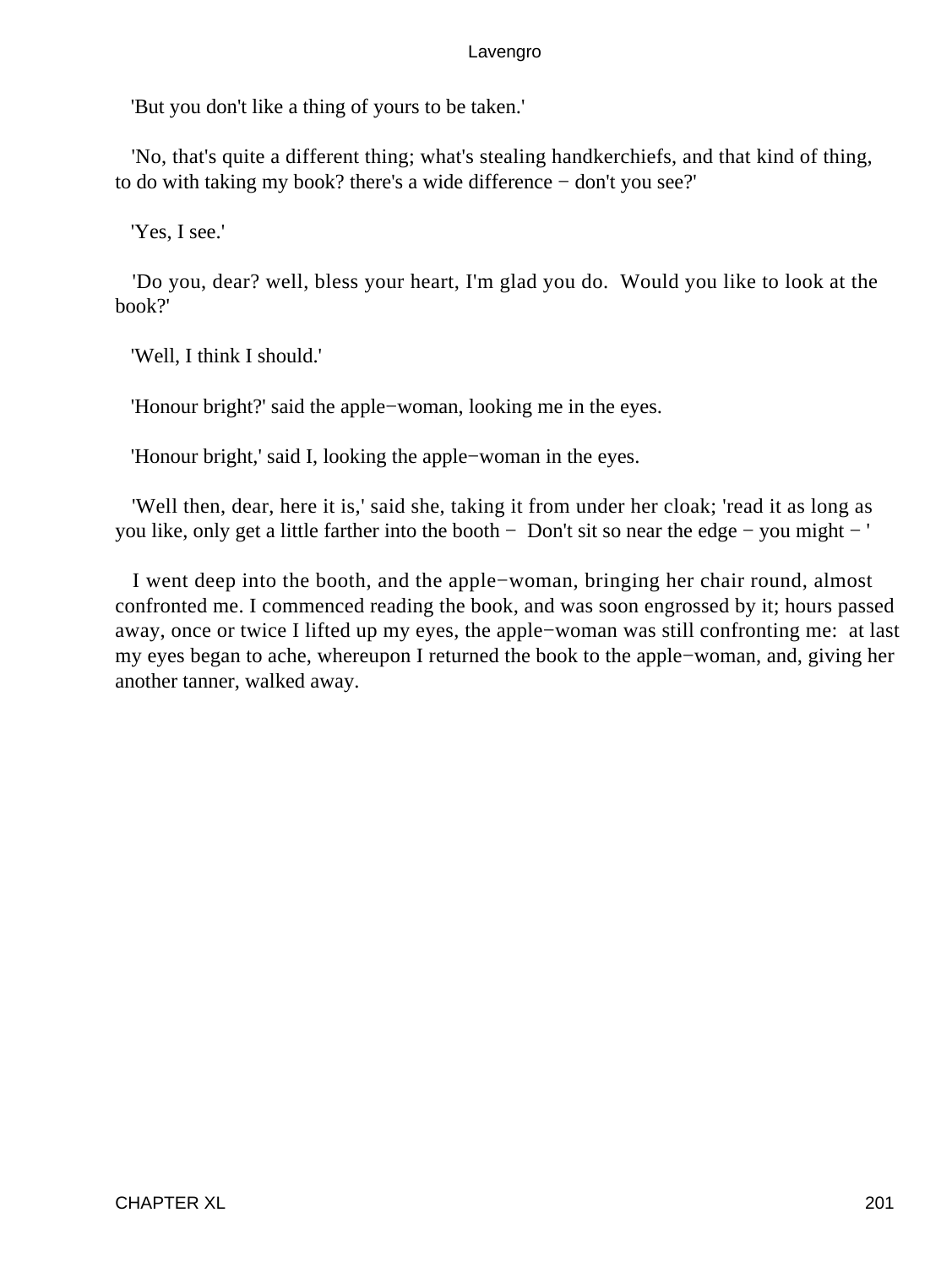'But you don't like a thing of yours to be taken.'

'No, that's quite a different thing; what's stealing handkerchiefs, and that kind of thing, to do with taking my book? there's a wide difference − don't you see?'

'Yes, I see.'

'Do you, dear? well, bless your heart, I'm glad you do. Would you like to look at the book?'

'Well, I think I should.'

'Honour bright?' said the apple−woman, looking me in the eyes.

'Honour bright,' said I, looking the apple−woman in the eyes.

'Well then, dear, here it is,' said she, taking it from under her cloak; 'read it as long as you like, only get a little farther into the booth − Don't sit so near the edge − you might − '

I went deep into the booth, and the apple−woman, bringing her chair round, almost confronted me. I commenced reading the book, and was soon engrossed by it; hours passed away, once or twice I lifted up my eyes, the apple−woman was still confronting me: at last my eyes began to ache, whereupon I returned the book to the apple−woman, and, giving her another tanner, walked away.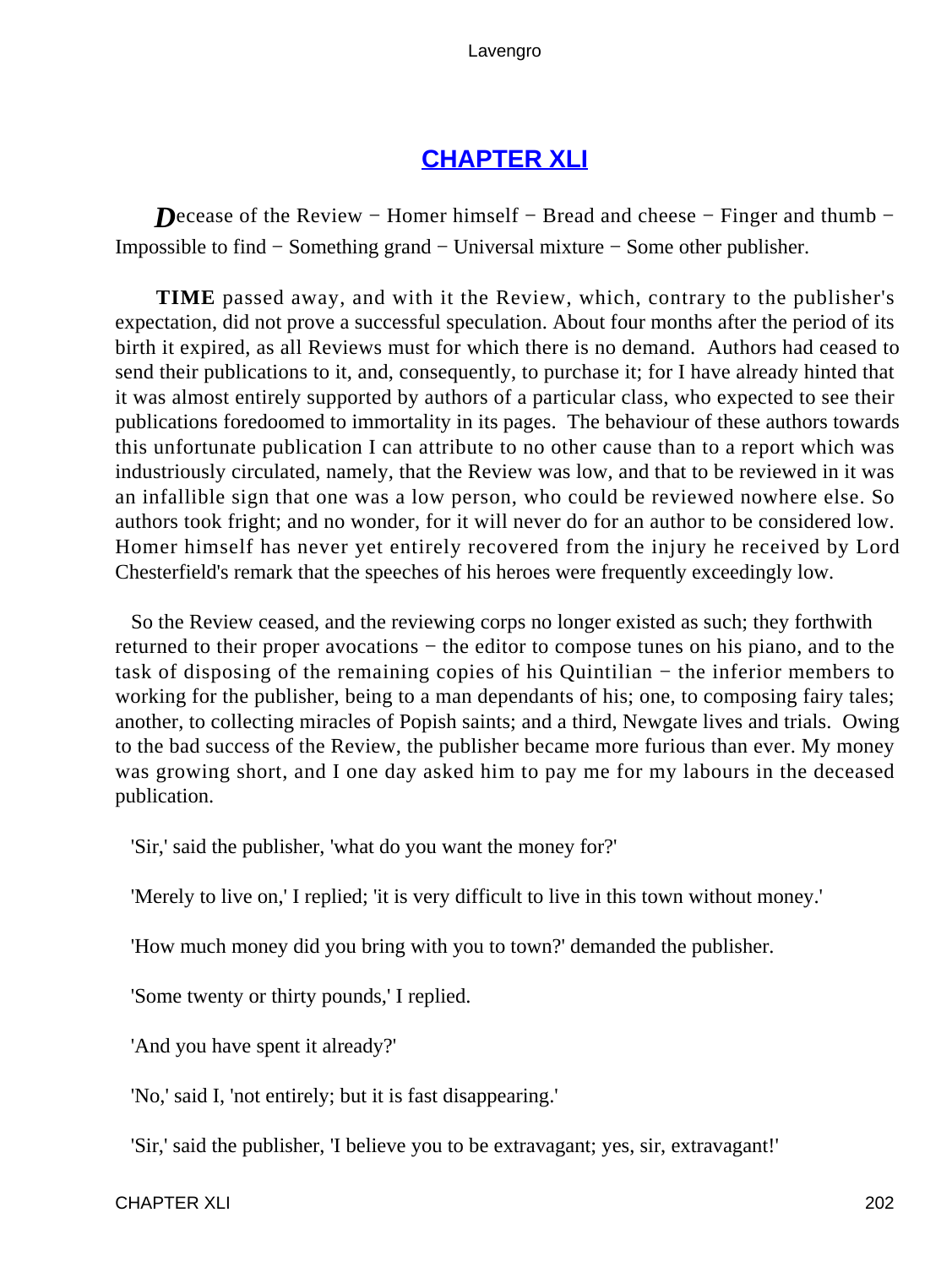## CHAPTER XLI

*D*ecease of the Review − Homer himself − Bread and cheese − Finger and thumb − Impossible to find − Something grand − Universal mixture − Some other publisher.

**TIME** passed away, and with it the Review, which, contrary to the publisher's expectation, did not prove a successful speculation. About four months after the period of its birth it expired, as all Reviews must for which there is no demand. Authors had ceased to send their publications to it, and, consequently, to purchase it; for I have already hinted that it was almost entirely supported by authors of a particular class, who expected to see their publications foredoomed to immortality in its pages. The behaviour of these authors towards this unfortunate publication I can attribute to no other cause than to a report which was industriously circulated, namely, that the Review was low, and that to be reviewed in it was an infallible sign that one was a low person, who could be reviewed nowhere else. So authors took fright; and no wonder, for it will never do for an author to be considered low. Homer himself has never yet entirely recovered from the injury he received by Lord Chesterfield's remark that the speeches of his heroes were frequently exceedingly low.

So the Review ceased, and the reviewing corps no longer existed as such; they forthwith returned to their proper avocations − the editor to compose tunes on his piano, and to the task of disposing of the remaining copies of his Quintilian − the inferior members to working for the publisher, being to a man dependants of his; one, to composing fairy tales; another, to collecting miracles of Popish saints; and a third, Newgate lives and trials. Owing to the bad success of the Review, the publisher became more furious than ever. My money was growing short, and I one day asked him to pay me for my labours in the deceased publication.

'Sir,' said the publisher, 'what do you want the money for?'

'Merely to live on,' I replied; 'it is very difficult to live in this town without money.'

'How much money did you bring with you to town?' demanded the publisher.

'Some twenty or thirty pounds,' I replied.

'And you have spent it already?'

'No,' said I, 'not entirely; but it is fast disappearing.'

'Sir,' said the publisher, 'I believe you to be extravagant; yes, sir, extravagant!'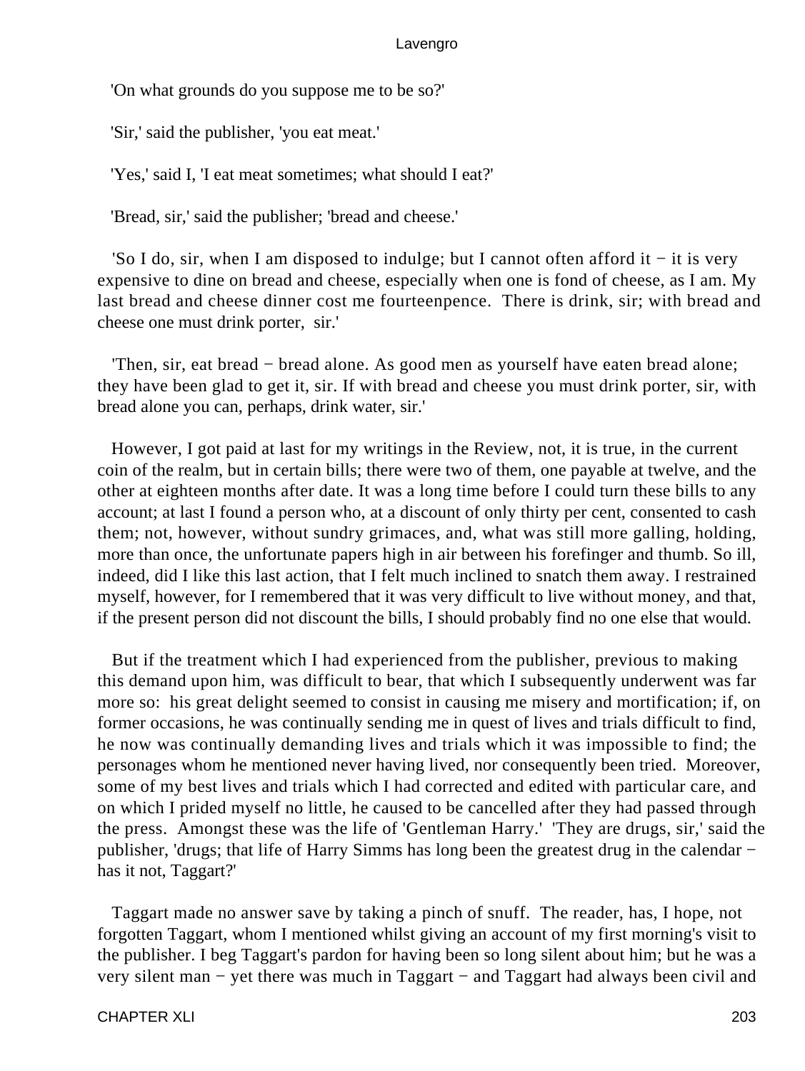'On what grounds do you suppose me to be so?'

'Sir,' said the publisher, 'you eat meat.'

'Yes,' said I, 'I eat meat sometimes; what should I eat?'

'Bread, sir,' said the publisher; 'bread and cheese.'

'So I do, sir, when I am disposed to indulge; but I cannot often afford it − it is very expensive to dine on bread and cheese, especially when one is fond of cheese, as I am. My last bread and cheese dinner cost me fourteenpence. There is drink, sir; with bread and cheese one must drink porter, sir.'

'Then, sir, eat bread − bread alone. As good men as yourself have eaten bread alone; they have been glad to get it, sir. If with bread and cheese you must drink porter, sir, with bread alone you can, perhaps, drink water, sir.'

However, I got paid at last for my writings in the Review, not, it is true, in the current coin of the realm, but in certain bills; there were two of them, one payable at twelve, and the other at eighteen months after date. It was a long time before I could turn these bills to any account; at last I found a person who, at a discount of only thirty per cent, consented to cash them; not, however, without sundry grimaces, and, what was still more galling, holding, more than once, the unfortunate papers high in air between his forefinger and thumb. So ill, indeed, did I like this last action, that I felt much inclined to snatch them away. I restrained myself, however, for I remembered that it was very difficult to live without money, and that, if the present person did not discount the bills, I should probably find no one else that would.

But if the treatment which I had experienced from the publisher, previous to making this demand upon him, was difficult to bear, that which I subsequently underwent was far more so: his great delight seemed to consist in causing me misery and mortification; if, on former occasions, he was continually sending me in quest of lives and trials difficult to find, he now was continually demanding lives and trials which it was impossible to find; the personages whom he mentioned never having lived, nor consequently been tried. Moreover, some of my best lives and trials which I had corrected and edited with particular care, and on which I prided myself no little, he caused to be cancelled after they had passed through the press. Amongst these was the life of 'Gentleman Harry.' 'They are drugs, sir,' said the publisher, 'drugs; that life of Harry Simms has long been the greatest drug in the calendar − has it not, Taggart?'

Taggart made no answer save by taking a pinch of snuff. The reader, has, I hope, not forgotten Taggart, whom I mentioned whilst giving an account of my first morning's visit to the publisher. I beg Taggart's pardon for having been so long silent about him; but he was a very silent man − yet there was much in Taggart − and Taggart had always been civil and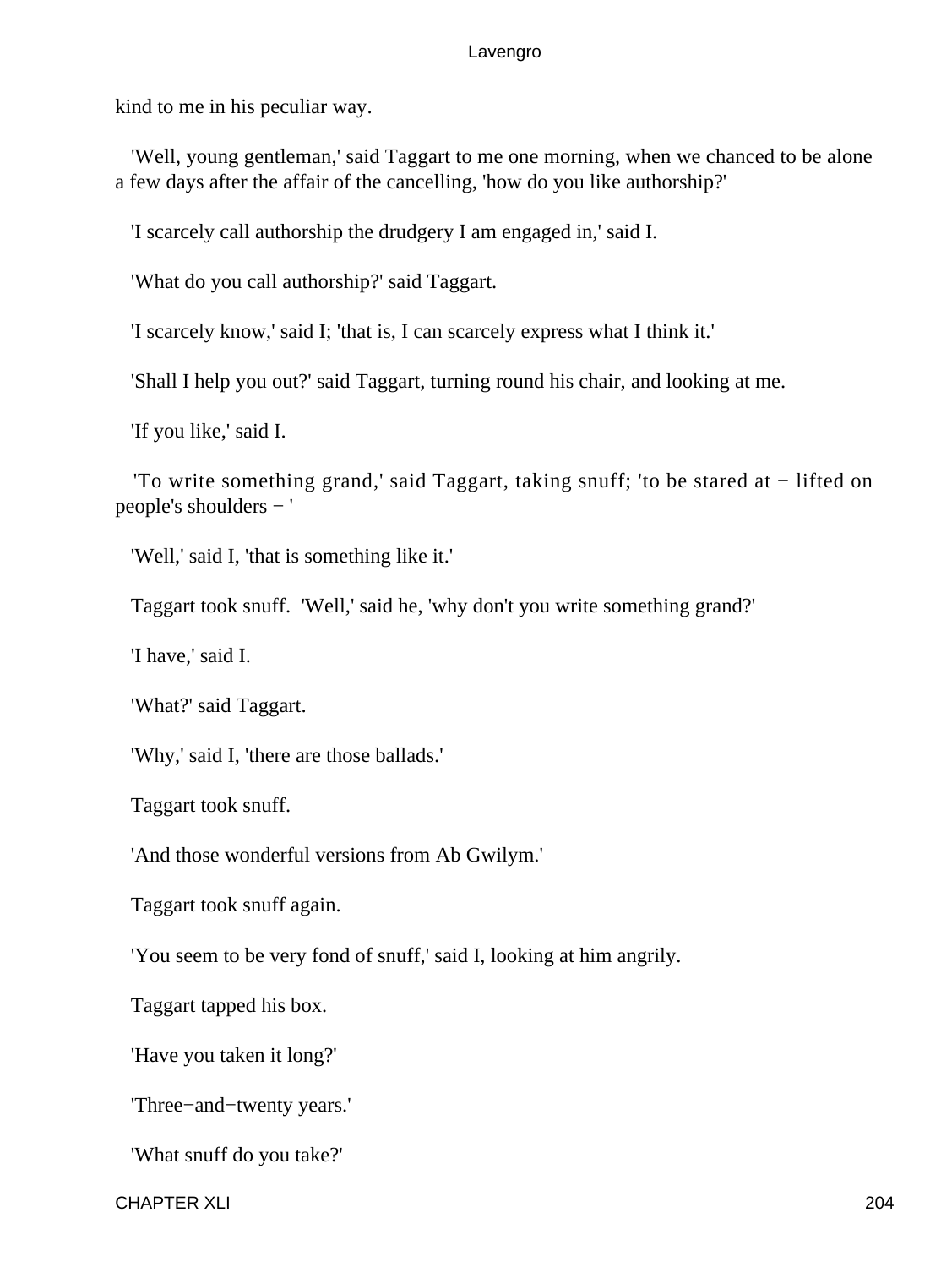kind to me in his peculiar way.

'Well, young gentleman,' said Taggart to me one morning, when we chanced to be alone a few days after the affair of the cancelling, 'how do you like authorship?'

'I scarcely call authorship the drudgery I am engaged in,' said I.

'What do you call authorship?' said Taggart.

'I scarcely know,' said I; 'that is, I can scarcely express what I think it.'

'Shall I help you out?' said Taggart, turning round his chair, and looking at me.

'If you like,' said I.

'To write something grand,' said Taggart, taking snuff; 'to be stared at − lifted on people's shoulders − '

'Well,' said I, 'that is something like it.'

Taggart took snuff. 'Well,' said he, 'why don't you write something grand?'

'I have,' said I.

'What?' said Taggart.

'Why,' said I, 'there are those ballads.'

Taggart took snuff.

'And those wonderful versions from Ab Gwilym.'

Taggart took snuff again.

'You seem to be very fond of snuff,' said I, looking at him angrily.

Taggart tapped his box.

'Have you taken it long?'

'Three−and−twenty years.'

'What snuff do you take?'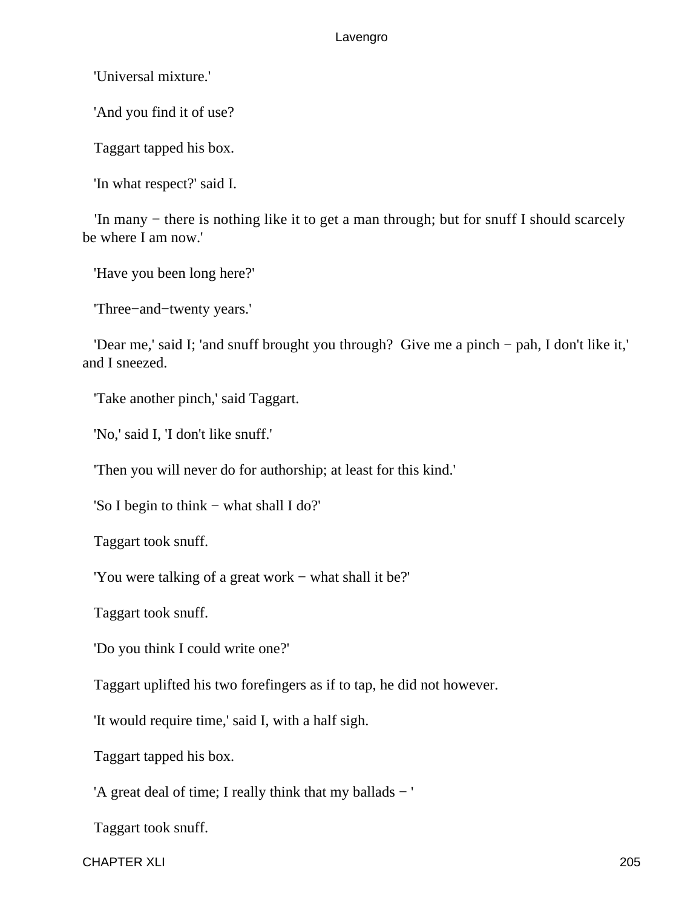'Universal mixture.'

'And you find it of use?

Taggart tapped his box.

'In what respect?' said I.

'In many − there is nothing like it to get a man through; but for snuff I should scarcely be where I am now.'

'Have you been long here?'

'Three−and−twenty years.'

'Dear me,' said I; 'and snuff brought you through? Give me a pinch − pah, I don't like it,' and I sneezed.

'Take another pinch,' said Taggart.

'No,' said I, 'I don't like snuff.'

'Then you will never do for authorship; at least for this kind.'

'So I begin to think − what shall I do?'

Taggart took snuff.

'You were talking of a great work − what shall it be?'

Taggart took snuff.

'Do you think I could write one?'

Taggart uplifted his two forefingers as if to tap, he did not however.

'It would require time,' said I, with a half sigh.

Taggart tapped his box.

'A great deal of time; I really think that my ballads − '

Taggart took snuff.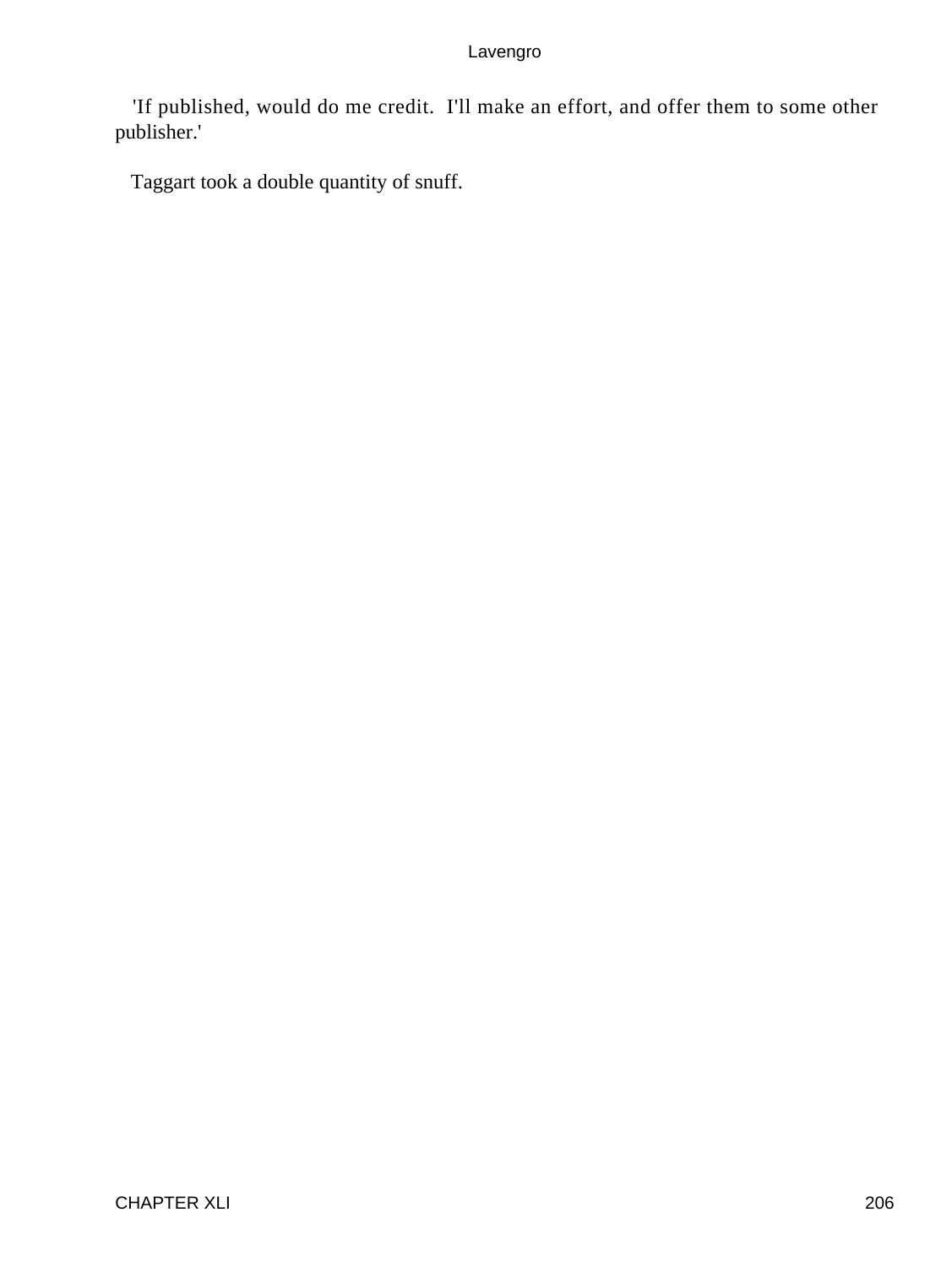'If published, would do me credit. I'll make an effort, and offer them to some other publisher.'

Taggart took a double quantity of snuff.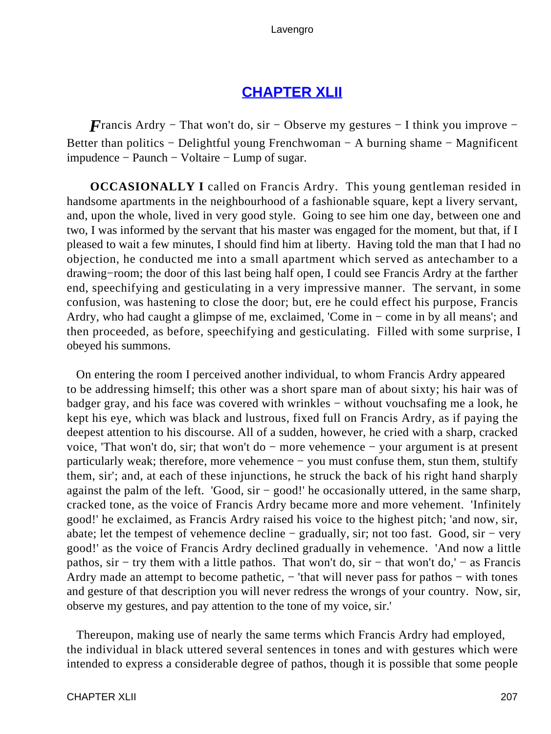## CHAPTER XLII

*F*rancis Ardry − That won't do, sir − Observe my gestures − I think you improve − Better than politics − Delightful young Frenchwoman − A burning shame − Magnificent impudence − Paunch − Voltaire − Lump of sugar.

**OCCASIONALLY I** called on Francis Ardry. This young gentleman resided in handsome apartments in the neighbourhood of a fashionable square, kept a livery servant, and, upon the whole, lived in very good style. Going to see him one day, between one and two, I was informed by the servant that his master was engaged for the moment, but that, if I pleased to wait a few minutes, I should find him at liberty. Having told the man that I had no objection, he conducted me into a small apartment which served as antechamber to a drawing−room; the door of this last being half open, I could see Francis Ardry at the farther end, speechifying and gesticulating in a very impressive manner. The servant, in some confusion, was hastening to close the door; but, ere he could effect his purpose, Francis Ardry, who had caught a glimpse of me, exclaimed, 'Come in − come in by all means'; and then proceeded, as before, speechifying and gesticulating. Filled with some surprise, I obeyed his summons.

On entering the room I perceived another individual, to whom Francis Ardry appeared to be addressing himself; this other was a short spare man of about sixty; his hair was of badger gray, and his face was covered with wrinkles − without vouchsafing me a look, he kept his eye, which was black and lustrous, fixed full on Francis Ardry, as if paying the deepest attention to his discourse. All of a sudden, however, he cried with a sharp, cracked voice, 'That won't do, sir; that won't do − more vehemence − your argument is at present particularly weak; therefore, more vehemence − you must confuse them, stun them, stultify them, sir'; and, at each of these injunctions, he struck the back of his right hand sharply against the palm of the left. 'Good, sir − good!' he occasionally uttered, in the same sharp, cracked tone, as the voice of Francis Ardry became more and more vehement. 'Infinitely good!' he exclaimed, as Francis Ardry raised his voice to the highest pitch; 'and now, sir, abate; let the tempest of vehemence decline − gradually, sir; not too fast. Good, sir − very good!' as the voice of Francis Ardry declined gradually in vehemence. 'And now a little pathos, sir − try them with a little pathos. That won't do, sir − that won't do,' − as Francis Ardry made an attempt to become pathetic, − 'that will never pass for pathos − with tones and gesture of that description you will never redress the wrongs of your country. Now, sir, observe my gestures, and pay attention to the tone of my voice, sir.'

Thereupon, making use of nearly the same terms which Francis Ardry had employed, the individual in black uttered several sentences in tones and with gestures which were intended to express a considerable degree of pathos, though it is possible that some people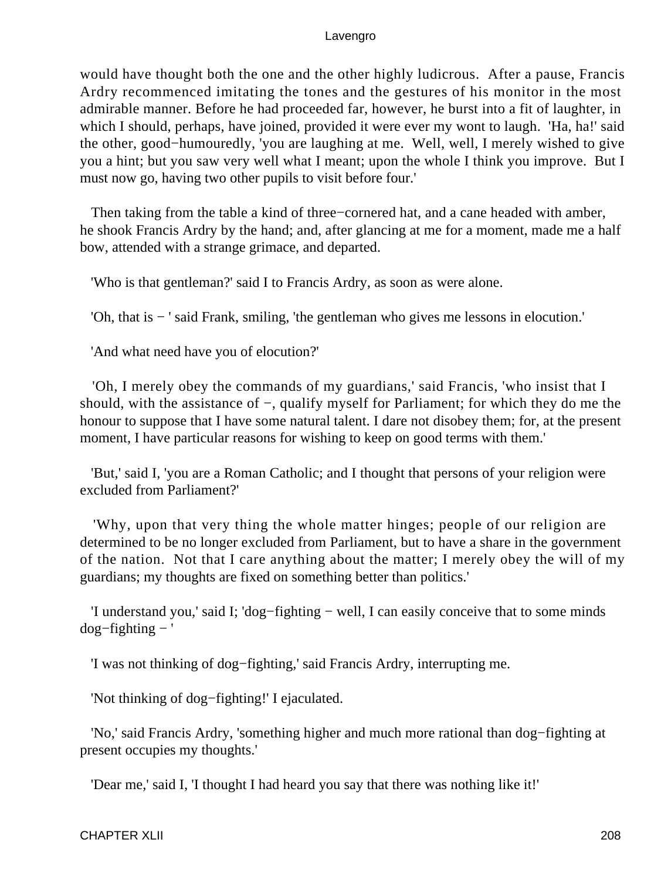would have thought both the one and the other highly ludicrous. After a pause, Francis Ardry recommenced imitating the tones and the gestures of his monitor in the most admirable manner. Before he had proceeded far, however, he burst into a fit of laughter, in which I should, perhaps, have joined, provided it were ever my wont to laugh. 'Ha, ha!' said the other, good−humouredly, 'you are laughing at me. Well, well, I merely wished to give you a hint; but you saw very well what I meant; upon the whole I think you improve. But I must now go, having two other pupils to visit before four.'

Then taking from the table a kind of three−cornered hat, and a cane headed with amber, he shook Francis Ardry by the hand; and, after glancing at me for a moment, made me a half bow, attended with a strange grimace, and departed.

'Who is that gentleman?' said I to Francis Ardry, as soon as were alone.

'Oh, that is − ' said Frank, smiling, 'the gentleman who gives me lessons in elocution.'

'And what need have you of elocution?'

'Oh, I merely obey the commands of my guardians,' said Francis, 'who insist that I should, with the assistance of −, qualify myself for Parliament; for which they do me the honour to suppose that I have some natural talent. I dare not disobey them; for, at the present moment, I have particular reasons for wishing to keep on good terms with them.'

'But,' said I, 'you are a Roman Catholic; and I thought that persons of your religion were excluded from Parliament?'

'Why, upon that very thing the whole matter hinges; people of our religion are determined to be no longer excluded from Parliament, but to have a share in the government of the nation. Not that I care anything about the matter; I merely obey the will of my guardians; my thoughts are fixed on something better than politics.'

'I understand you,' said I; 'dog−fighting − well, I can easily conceive that to some minds dog−fighting − '

'I was not thinking of dog−fighting,' said Francis Ardry, interrupting me.

'Not thinking of dog−fighting!' I ejaculated.

'No,' said Francis Ardry, 'something higher and much more rational than dog−fighting at present occupies my thoughts.'

'Dear me,' said I, 'I thought I had heard you say that there was nothing like it!'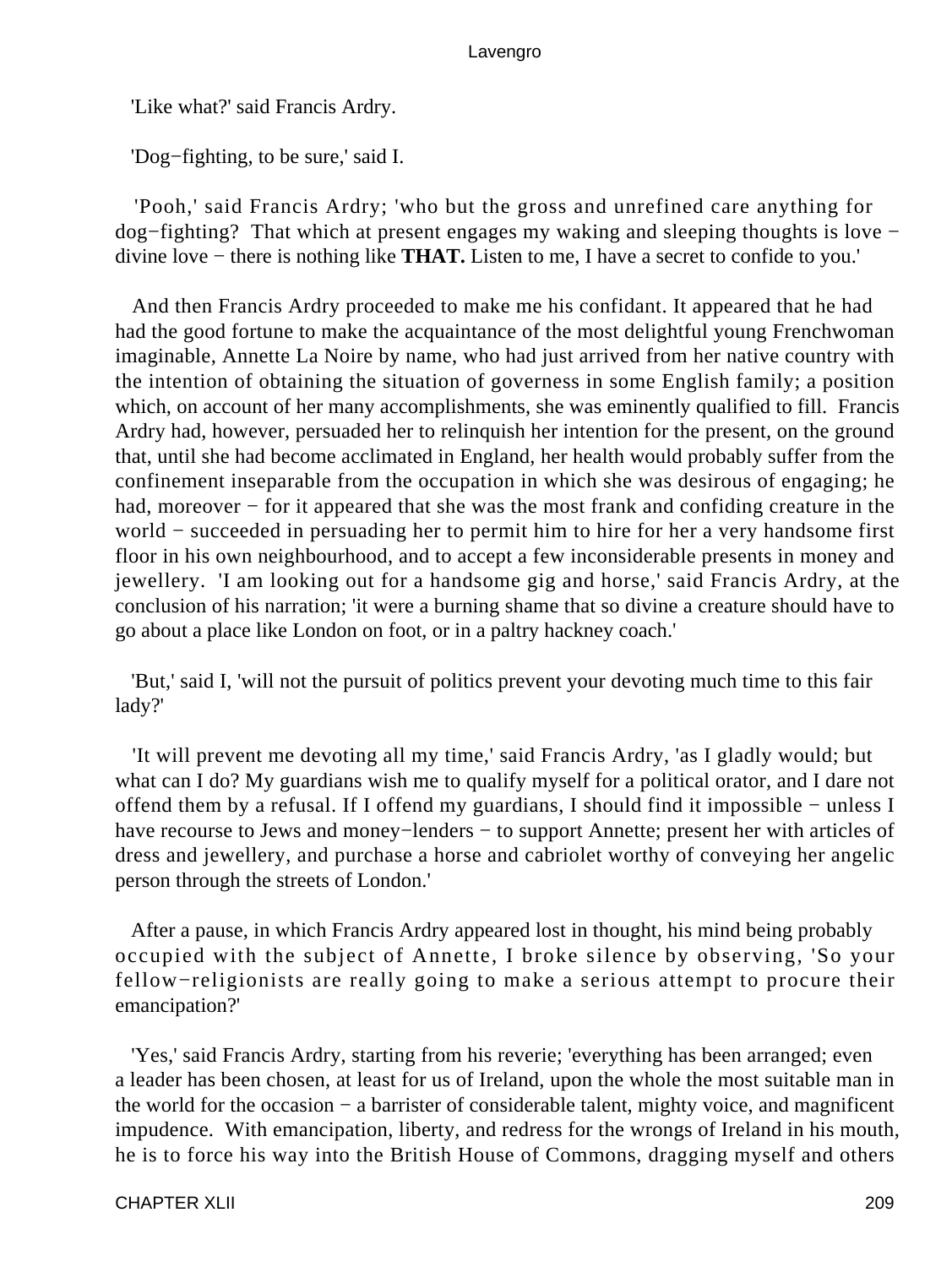'Like what?' said Francis Ardry.

'Dog−fighting, to be sure,' said I.

'Pooh,' said Francis Ardry; 'who but the gross and unrefined care anything for dog−fighting? That which at present engages my waking and sleeping thoughts is love − divine love − there is nothing like **THAT.** Listen to me, I have a secret to confide to you.'

And then Francis Ardry proceeded to make me his confidant. It appeared that he had had the good fortune to make the acquaintance of the most delightful young Frenchwoman imaginable, Annette La Noire by name, who had just arrived from her native country with the intention of obtaining the situation of governess in some English family; a position which, on account of her many accomplishments, she was eminently qualified to fill. Francis Ardry had, however, persuaded her to relinquish her intention for the present, on the ground that, until she had become acclimated in England, her health would probably suffer from the confinement inseparable from the occupation in which she was desirous of engaging; he had, moreover − for it appeared that she was the most frank and confiding creature in the world − succeeded in persuading her to permit him to hire for her a very handsome first floor in his own neighbourhood, and to accept a few inconsiderable presents in money and jewellery. 'I am looking out for a handsome gig and horse,' said Francis Ardry, at the conclusion of his narration; 'it were a burning shame that so divine a creature should have to go about a place like London on foot, or in a paltry hackney coach.'

'But,' said I, 'will not the pursuit of politics prevent your devoting much time to this fair lady?'

'It will prevent me devoting all my time,' said Francis Ardry, 'as I gladly would; but what can I do? My guardians wish me to qualify myself for a political orator, and I dare not offend them by a refusal. If I offend my guardians, I should find it impossible − unless I have recourse to Jews and money−lenders − to support Annette; present her with articles of dress and jewellery, and purchase a horse and cabriolet worthy of conveying her angelic person through the streets of London.'

After a pause, in which Francis Ardry appeared lost in thought, his mind being probably occupied with the subject of Annette, I broke silence by observing, 'So your fellow−religionists are really going to make a serious attempt to procure their emancipation?'

'Yes,' said Francis Ardry, starting from his reverie; 'everything has been arranged; even a leader has been chosen, at least for us of Ireland, upon the whole the most suitable man in the world for the occasion − a barrister of considerable talent, mighty voice, and magnificent impudence. With emancipation, liberty, and redress for the wrongs of Ireland in his mouth, he is to force his way into the British House of Commons, dragging myself and others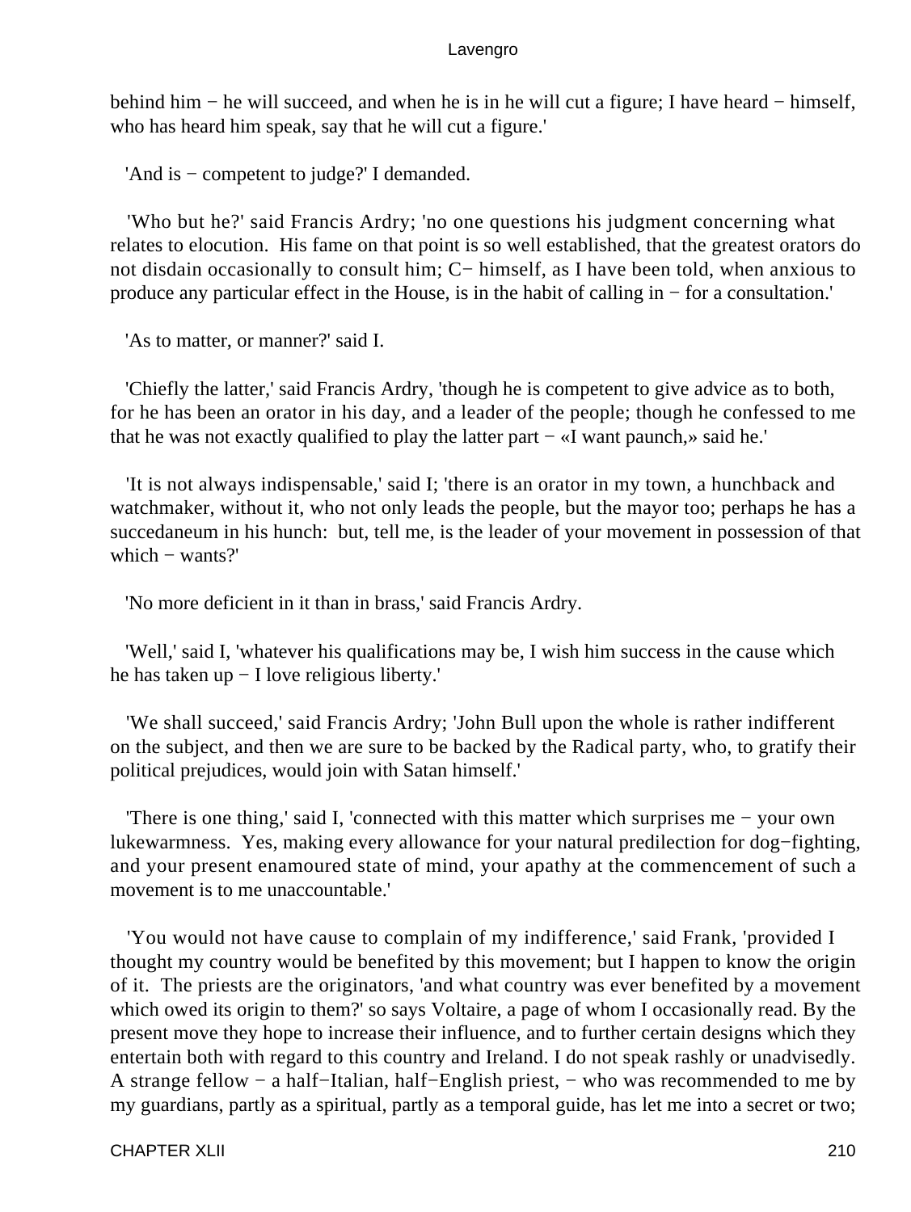behind him − he will succeed, and when he is in he will cut a figure; I have heard − himself, who has heard him speak, say that he will cut a figure.'

'And is − competent to judge?' I demanded.

'Who but he?' said Francis Ardry; 'no one questions his judgment concerning what relates to elocution. His fame on that point is so well established, that the greatest orators do not disdain occasionally to consult him; C− himself, as I have been told, when anxious to produce any particular effect in the House, is in the habit of calling in − for a consultation.'

'As to matter, or manner?' said I.

'Chiefly the latter,' said Francis Ardry, 'though he is competent to give advice as to both, for he has been an orator in his day, and a leader of the people; though he confessed to me that he was not exactly qualified to play the latter part − «I want paunch,» said he.'

'It is not always indispensable,' said I; 'there is an orator in my town, a hunchback and watchmaker, without it, who not only leads the people, but the mayor too; perhaps he has a succedaneum in his hunch: but, tell me, is the leader of your movement in possession of that which − wants?'

'No more deficient in it than in brass,' said Francis Ardry.

'Well,' said I, 'whatever his qualifications may be, I wish him success in the cause which he has taken up − I love religious liberty.'

'We shall succeed,' said Francis Ardry; 'John Bull upon the whole is rather indifferent on the subject, and then we are sure to be backed by the Radical party, who, to gratify their political prejudices, would join with Satan himself.'

'There is one thing,' said I, 'connected with this matter which surprises me − your own lukewarmness. Yes, making every allowance for your natural predilection for dog−fighting, and your present enamoured state of mind, your apathy at the commencement of such a movement is to me unaccountable.'

'You would not have cause to complain of my indifference,' said Frank, 'provided I thought my country would be benefited by this movement; but I happen to know the origin of it. The priests are the originators, 'and what country was ever benefited by a movement which owed its origin to them?' so says Voltaire, a page of whom I occasionally read. By the present move they hope to increase their influence, and to further certain designs which they entertain both with regard to this country and Ireland. I do not speak rashly or unadvisedly. A strange fellow − a half−Italian, half−English priest, − who was recommended to me by my guardians, partly as a spiritual, partly as a temporal guide, has let me into a secret or two;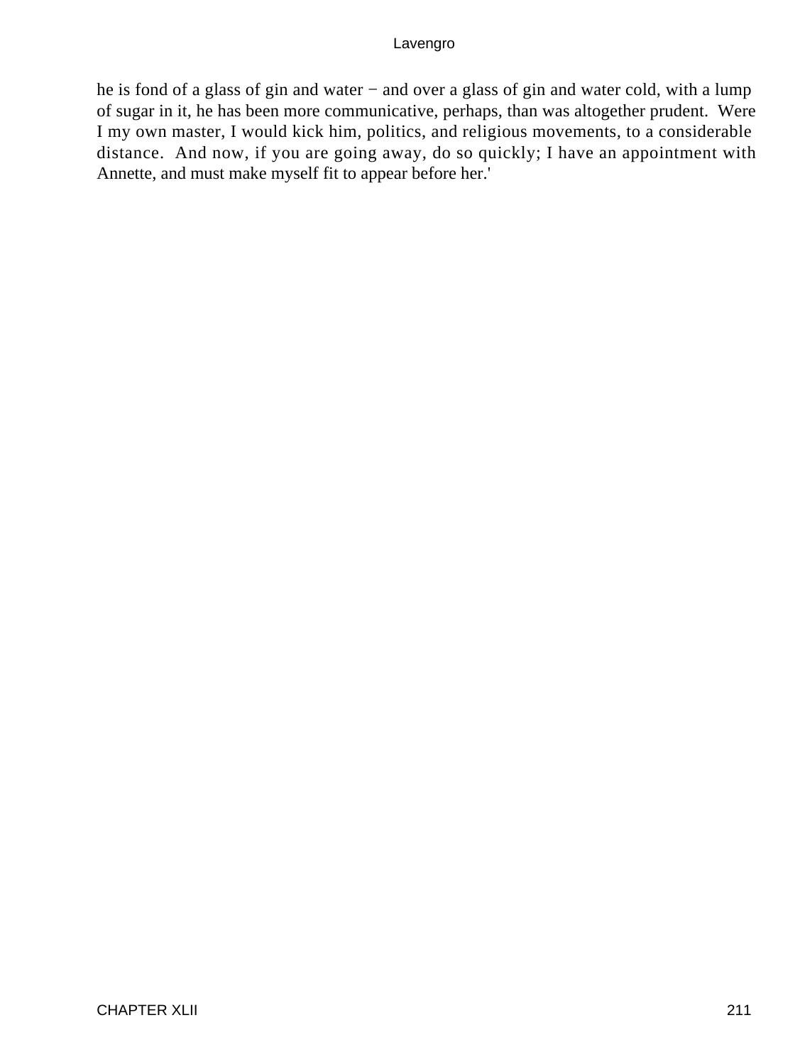he is fond of a glass of gin and water − and over a glass of gin and water cold, with a lump of sugar in it, he has been more communicative, perhaps, than was altogether prudent. Were I my own master, I would kick him, politics, and religious movements, to a considerable distance. And now, if you are going away, do so quickly; I have an appointment with Annette, and must make myself fit to appear before her.'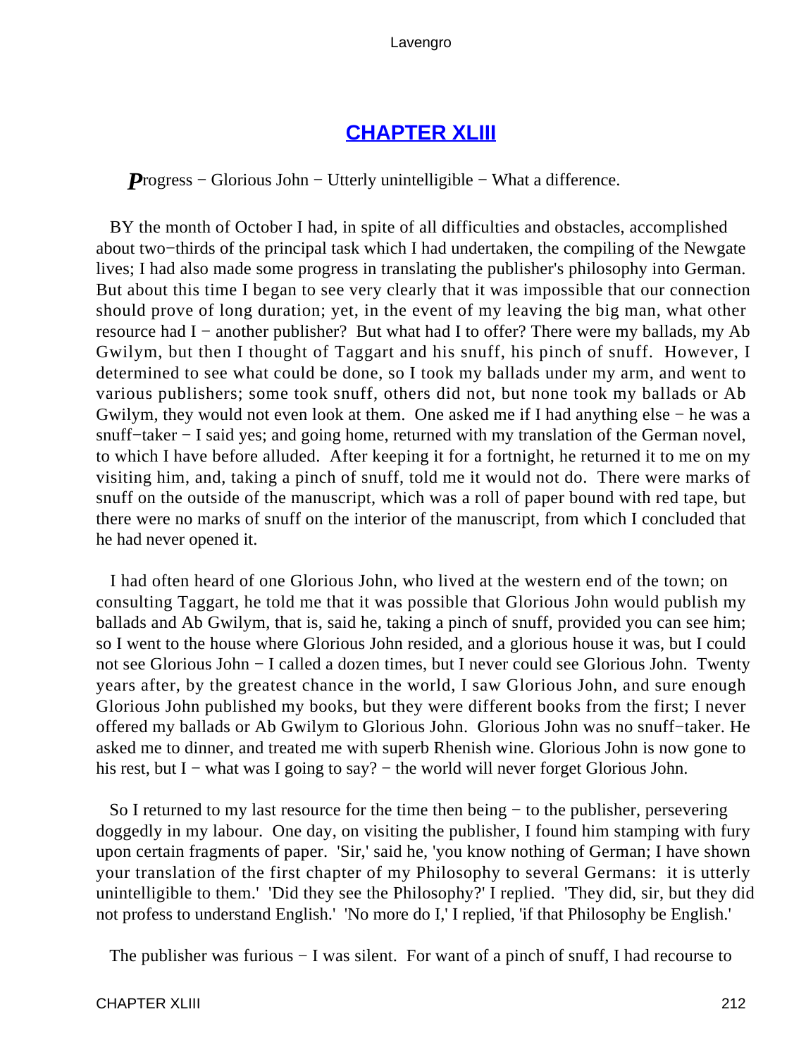## CHAPTER XLIII

***P**rogress − Glorious John − Utterly unintelligible − What a difference.*

BY the month of October I had, in spite of all difficulties and obstacles, accomplished about two−thirds of the principal task which I had undertaken, the compiling of the Newgate lives; I had also made some progress in translating the publisher's philosophy into German. But about this time I began to see very clearly that it was impossible that our connection should prove of long duration; yet, in the event of my leaving the big man, what other resource had I − another publisher? But what had I to offer? There were my ballads, my Ab Gwilym, but then I thought of Taggart and his snuff, his pinch of snuff. However, I determined to see what could be done, so I took my ballads under my arm, and went to various publishers; some took snuff, others did not, but none took my ballads or Ab Gwilym, they would not even look at them. One asked me if I had anything else − he was a snuff−taker − I said yes; and going home, returned with my translation of the German novel, to which I have before alluded. After keeping it for a fortnight, he returned it to me on my visiting him, and, taking a pinch of snuff, told me it would not do. There were marks of snuff on the outside of the manuscript, which was a roll of paper bound with red tape, but there were no marks of snuff on the interior of the manuscript, from which I concluded that he had never opened it.

I had often heard of one Glorious John, who lived at the western end of the town; on consulting Taggart, he told me that it was possible that Glorious John would publish my ballads and Ab Gwilym, that is, said he, taking a pinch of snuff, provided you can see him; so I went to the house where Glorious John resided, and a glorious house it was, but I could not see Glorious John − I called a dozen times, but I never could see Glorious John. Twenty years after, by the greatest chance in the world, I saw Glorious John, and sure enough Glorious John published my books, but they were different books from the first; I never offered my ballads or Ab Gwilym to Glorious John. Glorious John was no snuff−taker. He asked me to dinner, and treated me with superb Rhenish wine. Glorious John is now gone to his rest, but I − what was I going to say? − the world will never forget Glorious John.

So I returned to my last resource for the time then being − to the publisher, persevering doggedly in my labour. One day, on visiting the publisher, I found him stamping with fury upon certain fragments of paper. 'Sir,' said he, 'you know nothing of German; I have shown your translation of the first chapter of my Philosophy to several Germans: it is utterly unintelligible to them.' 'Did they see the Philosophy?' I replied. 'They did, sir, but they did not profess to understand English.' 'No more do I,' I replied, 'if that Philosophy be English.'

The publisher was furious − I was silent. For want of a pinch of snuff, I had recourse to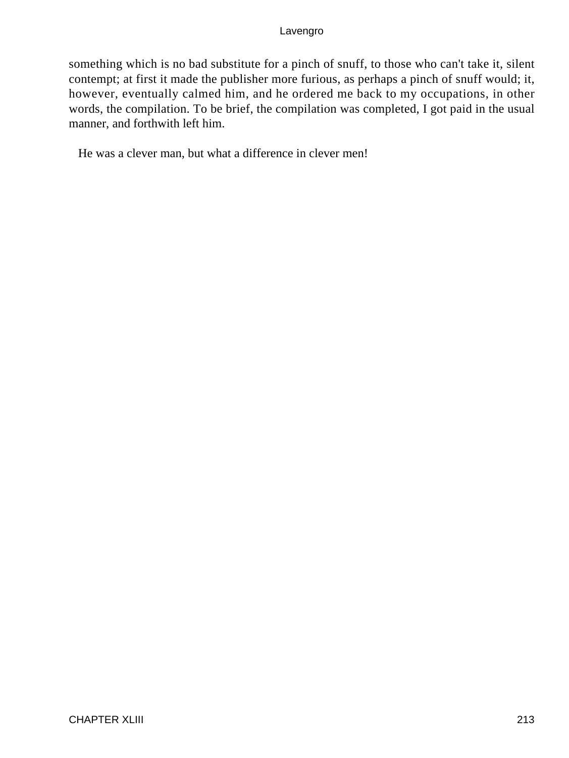something which is no bad substitute for a pinch of snuff, to those who can't take it, silent contempt; at first it made the publisher more furious, as perhaps a pinch of snuff would; it, however, eventually calmed him, and he ordered me back to my occupations, in other words, the compilation. To be brief, the compilation was completed, I got paid in the usual manner, and forthwith left him.

He was a clever man, but what a difference in clever men!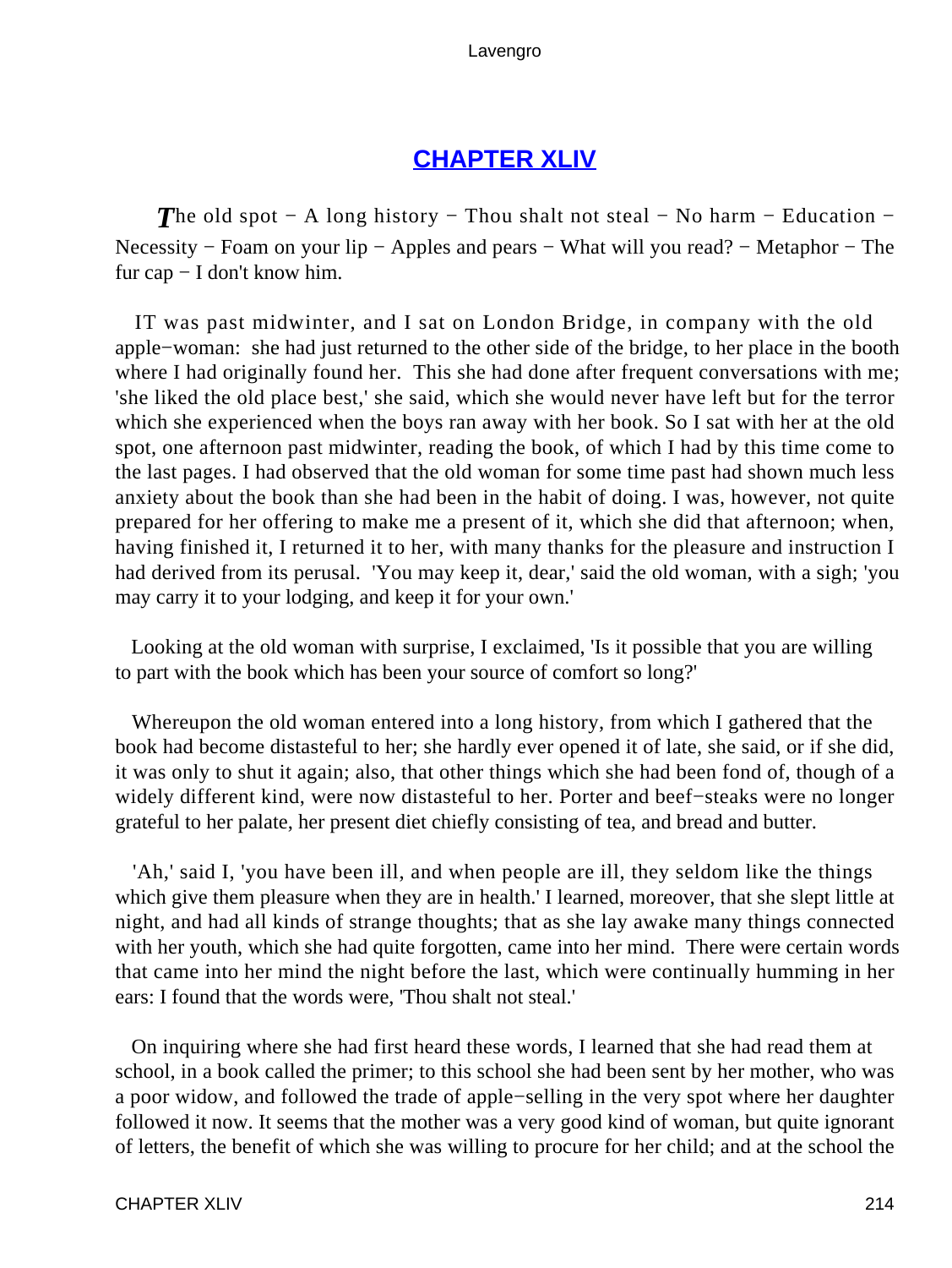## CHAPTER XLIV

***T**he old spot − A long history − Thou shalt not steal − No harm − Education − Necessity − Foam on your lip − Apples and pears − What will you read? − Metaphor − The fur cap − I don't know him.*

IT was past midwinter, and I sat on London Bridge, in company with the old apple−woman: she had just returned to the other side of the bridge, to her place in the booth where I had originally found her. This she had done after frequent conversations with me; 'she liked the old place best,' she said, which she would never have left but for the terror which she experienced when the boys ran away with her book. So I sat with her at the old spot, one afternoon past midwinter, reading the book, of which I had by this time come to the last pages. I had observed that the old woman for some time past had shown much less anxiety about the book than she had been in the habit of doing. I was, however, not quite prepared for her offering to make me a present of it, which she did that afternoon; when, having finished it, I returned it to her, with many thanks for the pleasure and instruction I had derived from its perusal. 'You may keep it, dear,' said the old woman, with a sigh; 'you may carry it to your lodging, and keep it for your own.'

Looking at the old woman with surprise, I exclaimed, 'Is it possible that you are willing to part with the book which has been your source of comfort so long?'

Whereupon the old woman entered into a long history, from which I gathered that the book had become distasteful to her; she hardly ever opened it of late, she said, or if she did, it was only to shut it again; also, that other things which she had been fond of, though of a widely different kind, were now distasteful to her. Porter and beef−steaks were no longer grateful to her palate, her present diet chiefly consisting of tea, and bread and butter.

'Ah,' said I, 'you have been ill, and when people are ill, they seldom like the things which give them pleasure when they are in health.' I learned, moreover, that she slept little at night, and had all kinds of strange thoughts; that as she lay awake many things connected with her youth, which she had quite forgotten, came into her mind. There were certain words that came into her mind the night before the last, which were continually humming in her ears: I found that the words were, 'Thou shalt not steal.'

On inquiring where she had first heard these words, I learned that she had read them at school, in a book called the primer; to this school she had been sent by her mother, who was a poor widow, and followed the trade of apple−selling in the very spot where her daughter followed it now. It seems that the mother was a very good kind of woman, but quite ignorant of letters, the benefit of which she was willing to procure for her child; and at the school the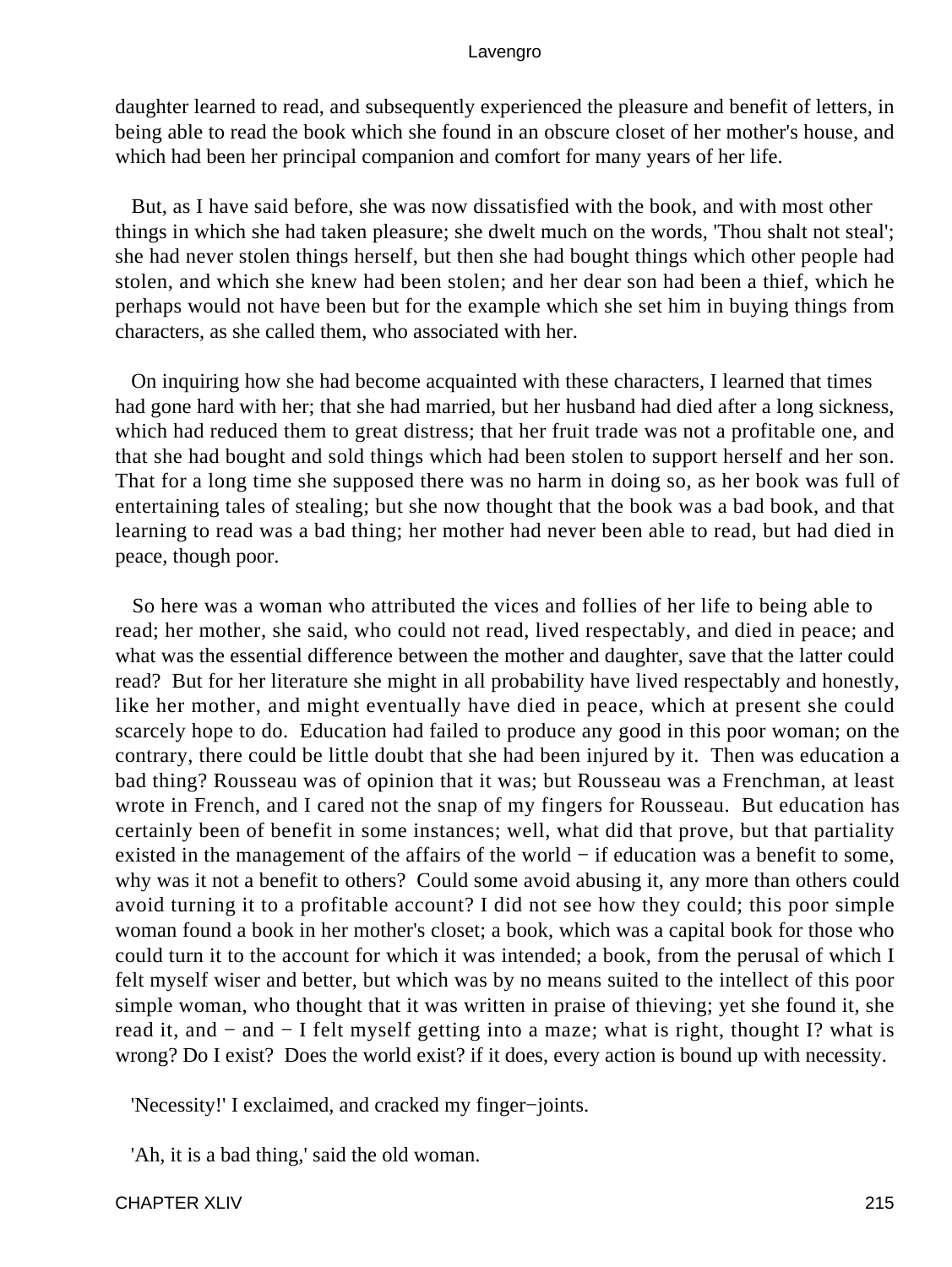daughter learned to read, and subsequently experienced the pleasure and benefit of letters, in being able to read the book which she found in an obscure closet of her mother's house, and which had been her principal companion and comfort for many years of her life.

But, as I have said before, she was now dissatisfied with the book, and with most other things in which she had taken pleasure; she dwelt much on the words, 'Thou shalt not steal'; she had never stolen things herself, but then she had bought things which other people had stolen, and which she knew had been stolen; and her dear son had been a thief, which he perhaps would not have been but for the example which she set him in buying things from characters, as she called them, who associated with her.

On inquiring how she had become acquainted with these characters, I learned that times had gone hard with her; that she had married, but her husband had died after a long sickness, which had reduced them to great distress; that her fruit trade was not a profitable one, and that she had bought and sold things which had been stolen to support herself and her son. That for a long time she supposed there was no harm in doing so, as her book was full of entertaining tales of stealing; but she now thought that the book was a bad book, and that learning to read was a bad thing; her mother had never been able to read, but had died in peace, though poor.

So here was a woman who attributed the vices and follies of her life to being able to read; her mother, she said, who could not read, lived respectably, and died in peace; and what was the essential difference between the mother and daughter, save that the latter could read? But for her literature she might in all probability have lived respectably and honestly, like her mother, and might eventually have died in peace, which at present she could scarcely hope to do. Education had failed to produce any good in this poor woman; on the contrary, there could be little doubt that she had been injured by it. Then was education a bad thing? Rousseau was of opinion that it was; but Rousseau was a Frenchman, at least wrote in French, and I cared not the snap of my fingers for Rousseau. But education has certainly been of benefit in some instances; well, what did that prove, but that partiality existed in the management of the affairs of the world − if education was a benefit to some, why was it not a benefit to others? Could some avoid abusing it, any more than others could avoid turning it to a profitable account? I did not see how they could; this poor simple woman found a book in her mother's closet; a book, which was a capital book for those who could turn it to the account for which it was intended; a book, from the perusal of which I felt myself wiser and better, but which was by no means suited to the intellect of this poor simple woman, who thought that it was written in praise of thieving; yet she found it, she read it, and − and − I felt myself getting into a maze; what is right, thought I? what is wrong? Do I exist? Does the world exist? if it does, every action is bound up with necessity.

'Necessity!' I exclaimed, and cracked my finger−joints.

'Ah, it is a bad thing,' said the old woman.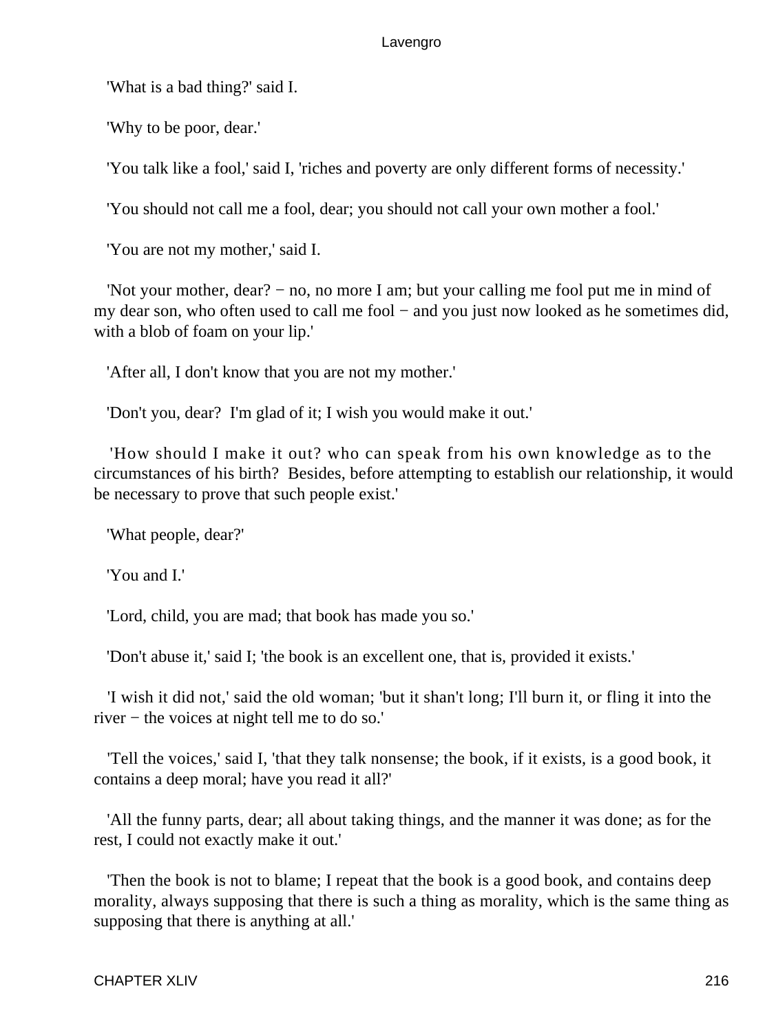'What is a bad thing?' said I.

'Why to be poor, dear.'

'You talk like a fool,' said I, 'riches and poverty are only different forms of necessity.'

'You should not call me a fool, dear; you should not call your own mother a fool.'

'You are not my mother,' said I.

'Not your mother, dear? − no, no more I am; but your calling me fool put me in mind of my dear son, who often used to call me fool − and you just now looked as he sometimes did, with a blob of foam on your lip.'

'After all, I don't know that you are not my mother.'

'Don't you, dear? I'm glad of it; I wish you would make it out.'

'How should I make it out? who can speak from his own knowledge as to the circumstances of his birth? Besides, before attempting to establish our relationship, it would be necessary to prove that such people exist.'

'What people, dear?'

'You and I.'

'Lord, child, you are mad; that book has made you so.'

'Don't abuse it,' said I; 'the book is an excellent one, that is, provided it exists.'

'I wish it did not,' said the old woman; 'but it shan't long; I'll burn it, or fling it into the river − the voices at night tell me to do so.'

'Tell the voices,' said I, 'that they talk nonsense; the book, if it exists, is a good book, it contains a deep moral; have you read it all?'

'All the funny parts, dear; all about taking things, and the manner it was done; as for the rest, I could not exactly make it out.'

'Then the book is not to blame; I repeat that the book is a good book, and contains deep morality, always supposing that there is such a thing as morality, which is the same thing as supposing that there is anything at all.'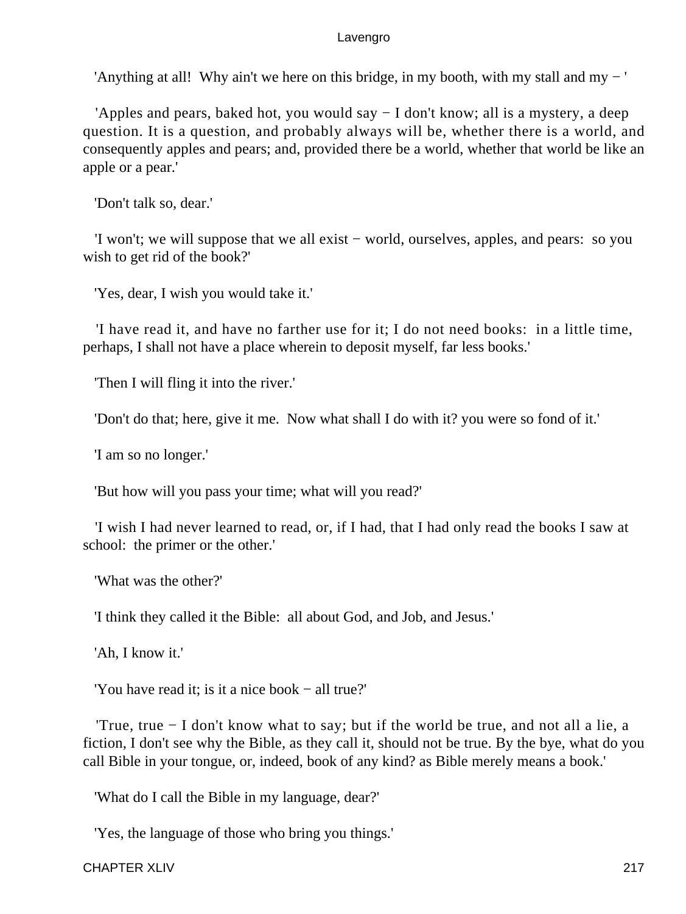'Anything at all! Why ain't we here on this bridge, in my booth, with my stall and my − '

'Apples and pears, baked hot, you would say − I don't know; all is a mystery, a deep question. It is a question, and probably always will be, whether there is a world, and consequently apples and pears; and, provided there be a world, whether that world be like an apple or a pear.'

'Don't talk so, dear.'

'I won't; we will suppose that we all exist − world, ourselves, apples, and pears: so you wish to get rid of the book?'

'Yes, dear, I wish you would take it.'

'I have read it, and have no farther use for it; I do not need books: in a little time, perhaps, I shall not have a place wherein to deposit myself, far less books.'

'Then I will fling it into the river.'

'Don't do that; here, give it me. Now what shall I do with it? you were so fond of it.'

'I am so no longer.'

'But how will you pass your time; what will you read?'

'I wish I had never learned to read, or, if I had, that I had only read the books I saw at school: the primer or the other.'

'What was the other?'

'I think they called it the Bible: all about God, and Job, and Jesus.'

'Ah, I know it.'

'You have read it; is it a nice book − all true?'

'True, true − I don't know what to say; but if the world be true, and not all a lie, a fiction, I don't see why the Bible, as they call it, should not be true. By the bye, what do you call Bible in your tongue, or, indeed, book of any kind? as Bible merely means a book.'

'What do I call the Bible in my language, dear?'

'Yes, the language of those who bring you things.'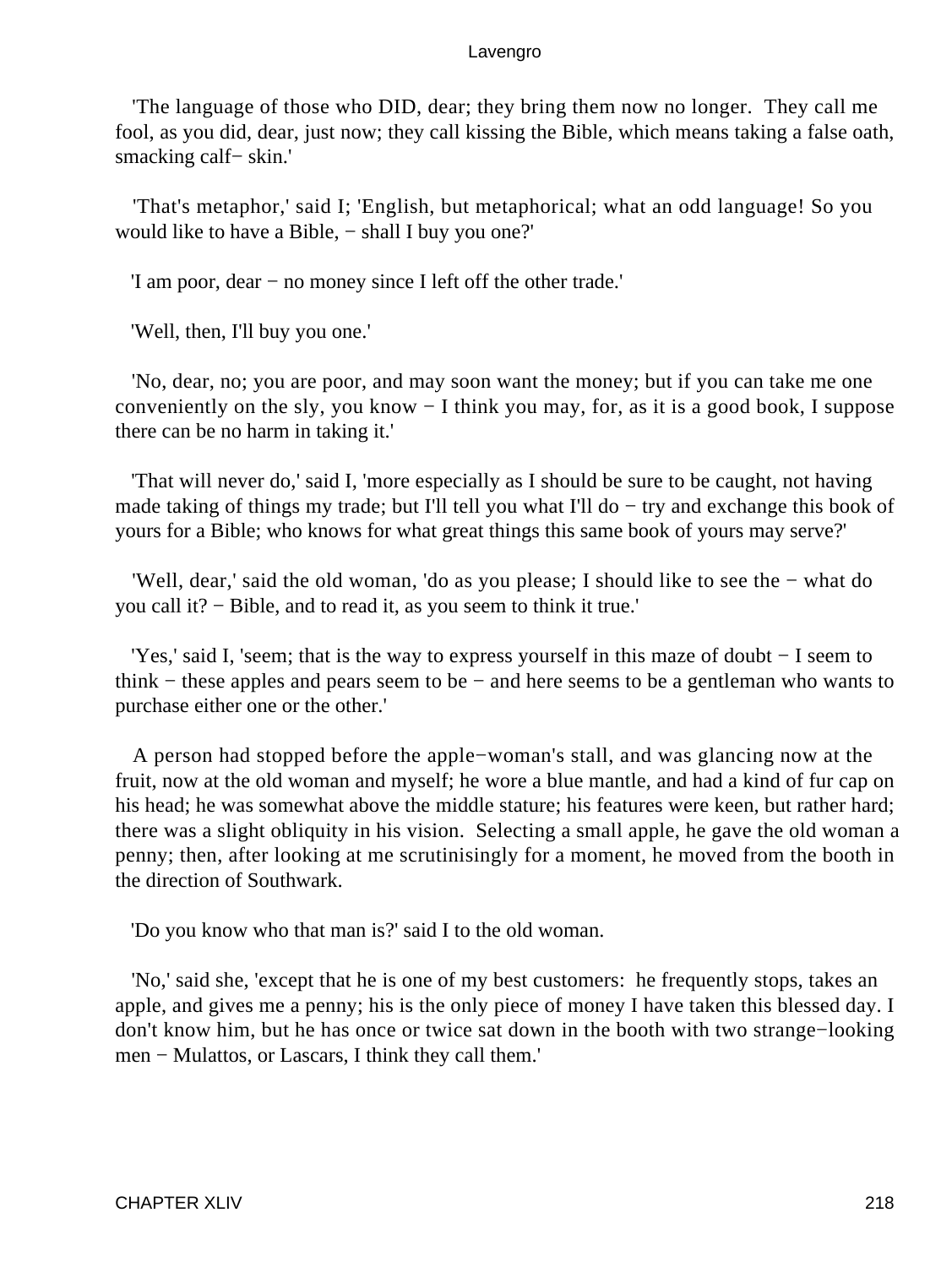'The language of those who DID, dear; they bring them now no longer. They call me fool, as you did, dear, just now; they call kissing the Bible, which means taking a false oath, smacking calf− skin.'

'That's metaphor,' said I; 'English, but metaphorical; what an odd language! So you would like to have a Bible, − shall I buy you one?'

'I am poor, dear − no money since I left off the other trade.'

'Well, then, I'll buy you one.'

'No, dear, no; you are poor, and may soon want the money; but if you can take me one conveniently on the sly, you know − I think you may, for, as it is a good book, I suppose there can be no harm in taking it.'

'That will never do,' said I, 'more especially as I should be sure to be caught, not having made taking of things my trade; but I'll tell you what I'll do − try and exchange this book of yours for a Bible; who knows for what great things this same book of yours may serve?'

'Well, dear,' said the old woman, 'do as you please; I should like to see the − what do you call it? − Bible, and to read it, as you seem to think it true.'

'Yes,' said I, 'seem; that is the way to express yourself in this maze of doubt − I seem to think − these apples and pears seem to be − and here seems to be a gentleman who wants to purchase either one or the other.'

A person had stopped before the apple−woman's stall, and was glancing now at the fruit, now at the old woman and myself; he wore a blue mantle, and had a kind of fur cap on his head; he was somewhat above the middle stature; his features were keen, but rather hard; there was a slight obliquity in his vision. Selecting a small apple, he gave the old woman a penny; then, after looking at me scrutinisingly for a moment, he moved from the booth in the direction of Southwark.

'Do you know who that man is?' said I to the old woman.

'No,' said she, 'except that he is one of my best customers: he frequently stops, takes an apple, and gives me a penny; his is the only piece of money I have taken this blessed day. I don't know him, but he has once or twice sat down in the booth with two strange−looking men − Mulattos, or Lascars, I think they call them.'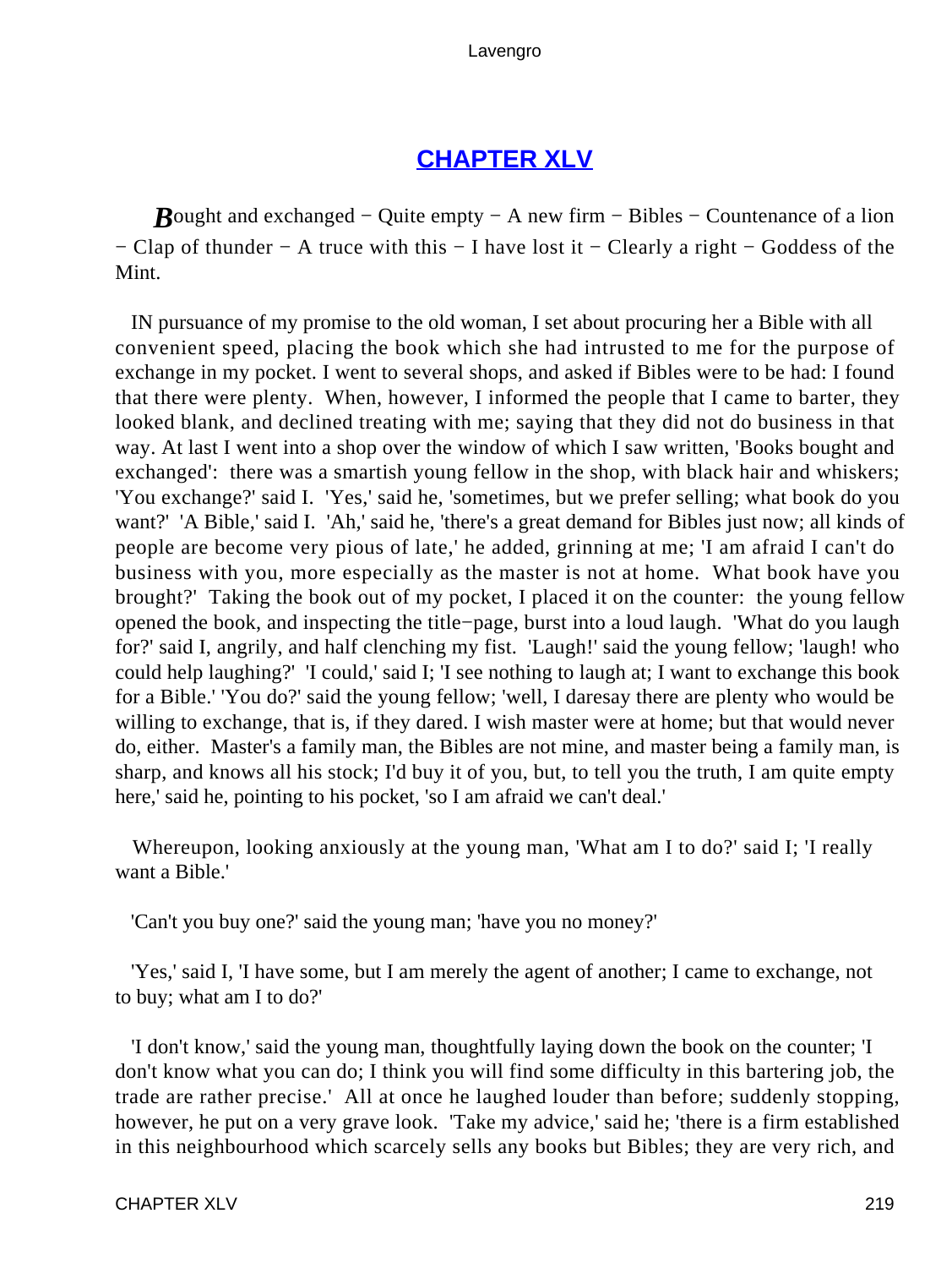## CHAPTER XLV

***B***ought and exchanged − Quite empty − A new firm − Bibles − Countenance of a lion − Clap of thunder − A truce with this − I have lost it − Clearly a right − Goddess of the Mint.

IN pursuance of my promise to the old woman, I set about procuring her a Bible with all convenient speed, placing the book which she had intrusted to me for the purpose of exchange in my pocket. I went to several shops, and asked if Bibles were to be had: I found that there were plenty. When, however, I informed the people that I came to barter, they looked blank, and declined treating with me; saying that they did not do business in that way. At last I went into a shop over the window of which I saw written, 'Books bought and exchanged': there was a smartish young fellow in the shop, with black hair and whiskers; 'You exchange?' said I. 'Yes,' said he, 'sometimes, but we prefer selling; what book do you want?' 'A Bible,' said I. 'Ah,' said he, 'there's a great demand for Bibles just now; all kinds of people are become very pious of late,' he added, grinning at me; 'I am afraid I can't do business with you, more especially as the master is not at home. What book have you brought?' Taking the book out of my pocket, I placed it on the counter: the young fellow opened the book, and inspecting the title−page, burst into a loud laugh. 'What do you laugh for?' said I, angrily, and half clenching my fist. 'Laugh!' said the young fellow; 'laugh! who could help laughing?' 'I could,' said I; 'I see nothing to laugh at; I want to exchange this book for a Bible.' 'You do?' said the young fellow; 'well, I daresay there are plenty who would be willing to exchange, that is, if they dared. I wish master were at home; but that would never do, either. Master's a family man, the Bibles are not mine, and master being a family man, is sharp, and knows all his stock; I'd buy it of you, but, to tell you the truth, I am quite empty here,' said he, pointing to his pocket, 'so I am afraid we can't deal.'

Whereupon, looking anxiously at the young man, 'What am I to do?' said I; 'I really want a Bible.'

'Can't you buy one?' said the young man; 'have you no money?'

'Yes,' said I, 'I have some, but I am merely the agent of another; I came to exchange, not to buy; what am I to do?'

'I don't know,' said the young man, thoughtfully laying down the book on the counter; 'I don't know what you can do; I think you will find some difficulty in this bartering job, the trade are rather precise.' All at once he laughed louder than before; suddenly stopping, however, he put on a very grave look. 'Take my advice,' said he; 'there is a firm established in this neighbourhood which scarcely sells any books but Bibles; they are very rich, and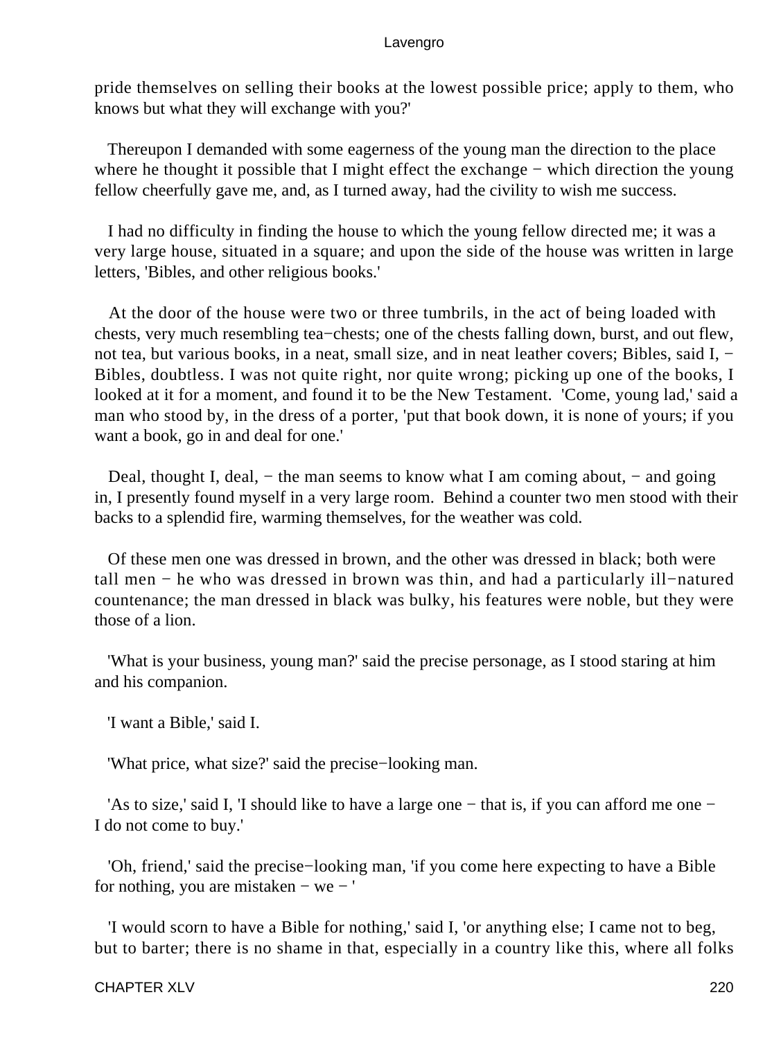pride themselves on selling their books at the lowest possible price; apply to them, who knows but what they will exchange with you?'

Thereupon I demanded with some eagerness of the young man the direction to the place where he thought it possible that I might effect the exchange − which direction the young fellow cheerfully gave me, and, as I turned away, had the civility to wish me success.

I had no difficulty in finding the house to which the young fellow directed me; it was a very large house, situated in a square; and upon the side of the house was written in large letters, 'Bibles, and other religious books.'

At the door of the house were two or three tumbrils, in the act of being loaded with chests, very much resembling tea−chests; one of the chests falling down, burst, and out flew, not tea, but various books, in a neat, small size, and in neat leather covers; Bibles, said I, − Bibles, doubtless. I was not quite right, nor quite wrong; picking up one of the books, I looked at it for a moment, and found it to be the New Testament. 'Come, young lad,' said a man who stood by, in the dress of a porter, 'put that book down, it is none of yours; if you want a book, go in and deal for one.'

Deal, thought I, deal, − the man seems to know what I am coming about, − and going in, I presently found myself in a very large room. Behind a counter two men stood with their backs to a splendid fire, warming themselves, for the weather was cold.

Of these men one was dressed in brown, and the other was dressed in black; both were tall men − he who was dressed in brown was thin, and had a particularly ill−natured countenance; the man dressed in black was bulky, his features were noble, but they were those of a lion.

'What is your business, young man?' said the precise personage, as I stood staring at him and his companion.

'I want a Bible,' said I.

'What price, what size?' said the precise−looking man.

'As to size,' said I, 'I should like to have a large one − that is, if you can afford me one − I do not come to buy.'

'Oh, friend,' said the precise−looking man, 'if you come here expecting to have a Bible for nothing, you are mistaken − we − '

'I would scorn to have a Bible for nothing,' said I, 'or anything else; I came not to beg, but to barter; there is no shame in that, especially in a country like this, where all folks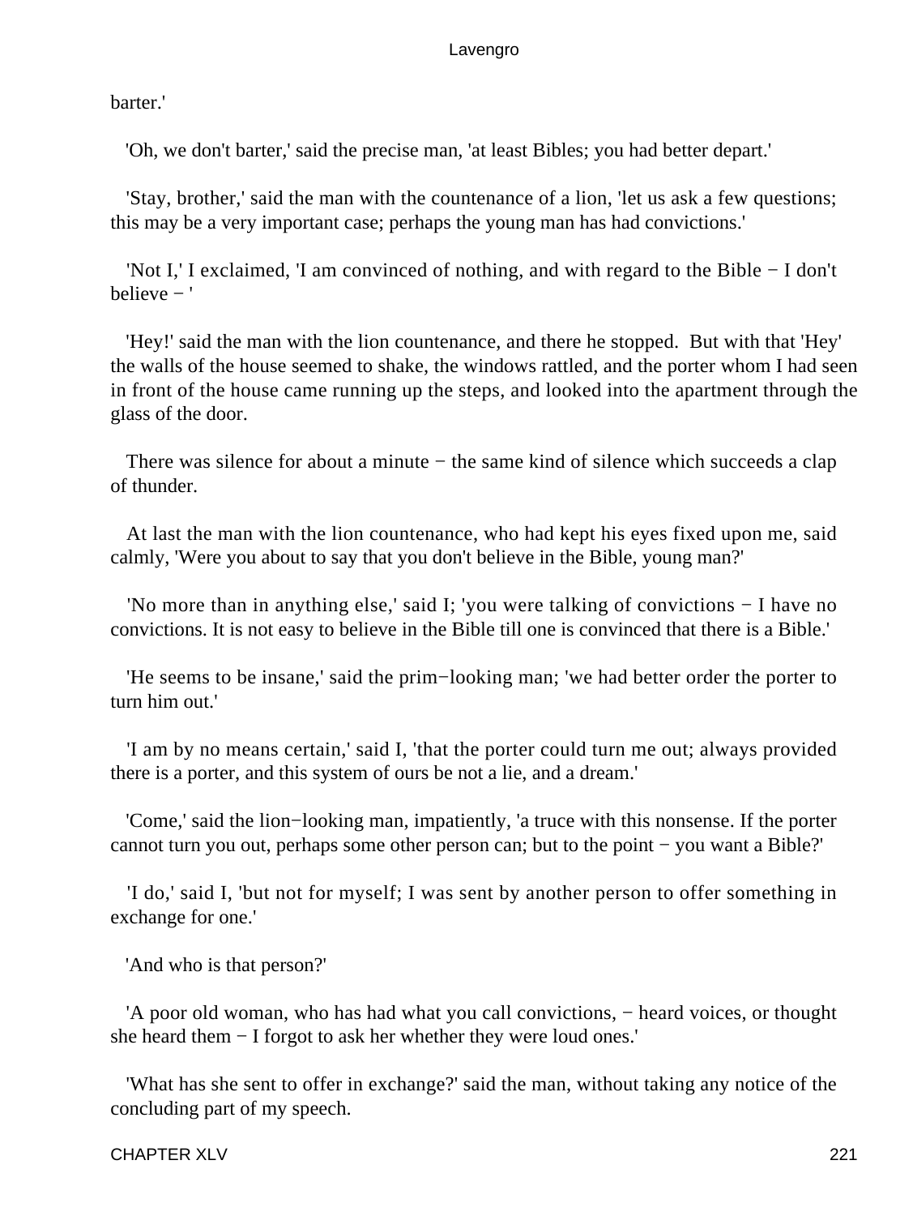barter.'

'Oh, we don't barter,' said the precise man, 'at least Bibles; you had better depart.'

'Stay, brother,' said the man with the countenance of a lion, 'let us ask a few questions; this may be a very important case; perhaps the young man has had convictions.'

'Not I,' I exclaimed, 'I am convinced of nothing, and with regard to the Bible − I don't believe − '

'Hey!' said the man with the lion countenance, and there he stopped. But with that 'Hey' the walls of the house seemed to shake, the windows rattled, and the porter whom I had seen in front of the house came running up the steps, and looked into the apartment through the glass of the door.

There was silence for about a minute − the same kind of silence which succeeds a clap of thunder.

At last the man with the lion countenance, who had kept his eyes fixed upon me, said calmly, 'Were you about to say that you don't believe in the Bible, young man?'

'No more than in anything else,' said I; 'you were talking of convictions − I have no convictions. It is not easy to believe in the Bible till one is convinced that there is a Bible.'

'He seems to be insane,' said the prim−looking man; 'we had better order the porter to turn him out.'

'I am by no means certain,' said I, 'that the porter could turn me out; always provided there is a porter, and this system of ours be not a lie, and a dream.'

'Come,' said the lion−looking man, impatiently, 'a truce with this nonsense. If the porter cannot turn you out, perhaps some other person can; but to the point − you want a Bible?'

'I do,' said I, 'but not for myself; I was sent by another person to offer something in exchange for one.'

'And who is that person?'

'A poor old woman, who has had what you call convictions, − heard voices, or thought she heard them − I forgot to ask her whether they were loud ones.'

'What has she sent to offer in exchange?' said the man, without taking any notice of the concluding part of my speech.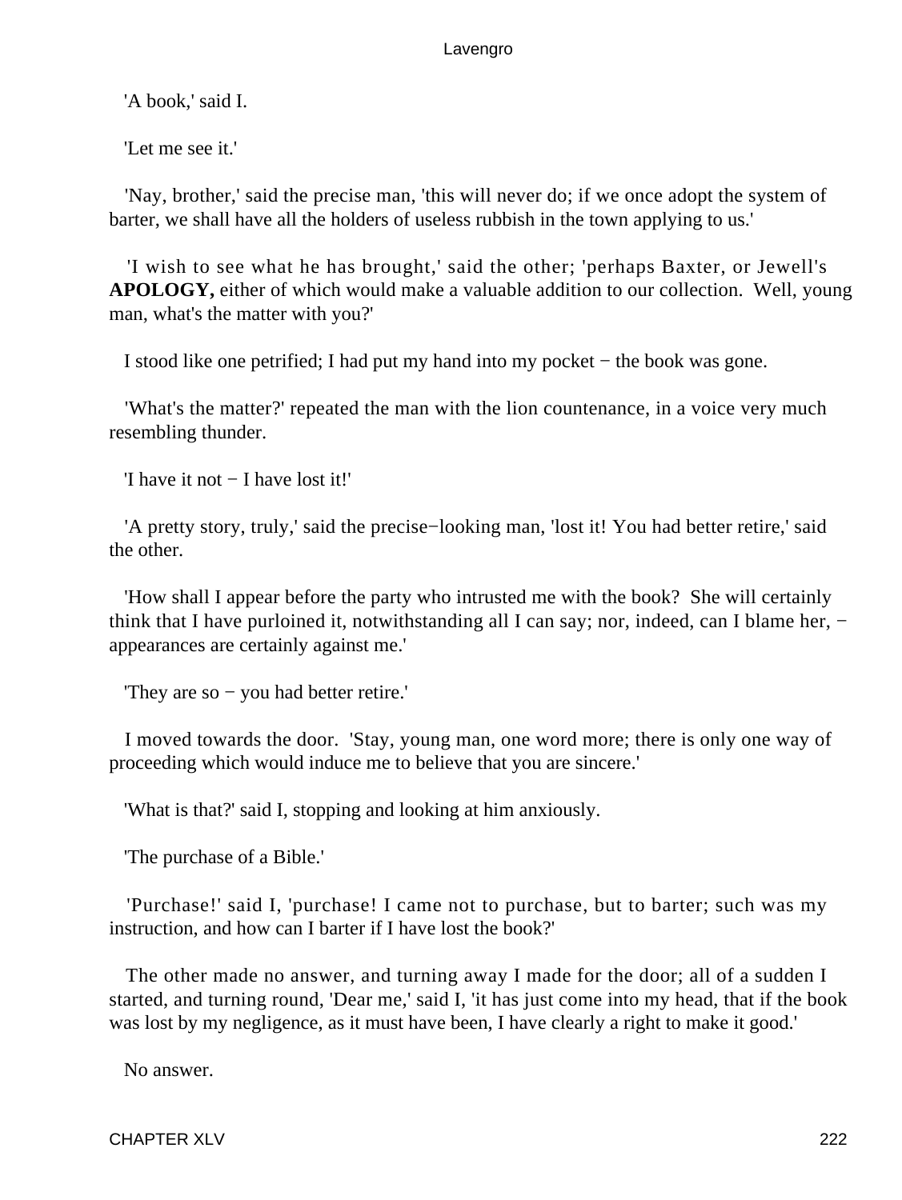'A book,' said I.

'Let me see it.'

'Nay, brother,' said the precise man, 'this will never do; if we once adopt the system of barter, we shall have all the holders of useless rubbish in the town applying to us.'

'I wish to see what he has brought,' said the other; 'perhaps Baxter, or Jewell's **APOLOGY,** either of which would make a valuable addition to our collection. Well, young man, what's the matter with you?'

I stood like one petrified; I had put my hand into my pocket − the book was gone.

'What's the matter?' repeated the man with the lion countenance, in a voice very much resembling thunder.

'I have it not − I have lost it!'

'A pretty story, truly,' said the precise−looking man, 'lost it! You had better retire,' said the other.

'How shall I appear before the party who intrusted me with the book? She will certainly think that I have purloined it, notwithstanding all I can say; nor, indeed, can I blame her, − appearances are certainly against me.'

'They are so − you had better retire.'

I moved towards the door. 'Stay, young man, one word more; there is only one way of proceeding which would induce me to believe that you are sincere.'

'What is that?' said I, stopping and looking at him anxiously.

'The purchase of a Bible.'

'Purchase!' said I, 'purchase! I came not to purchase, but to barter; such was my instruction, and how can I barter if I have lost the book?'

The other made no answer, and turning away I made for the door; all of a sudden I started, and turning round, 'Dear me,' said I, 'it has just come into my head, that if the book was lost by my negligence, as it must have been, I have clearly a right to make it good.'

No answer.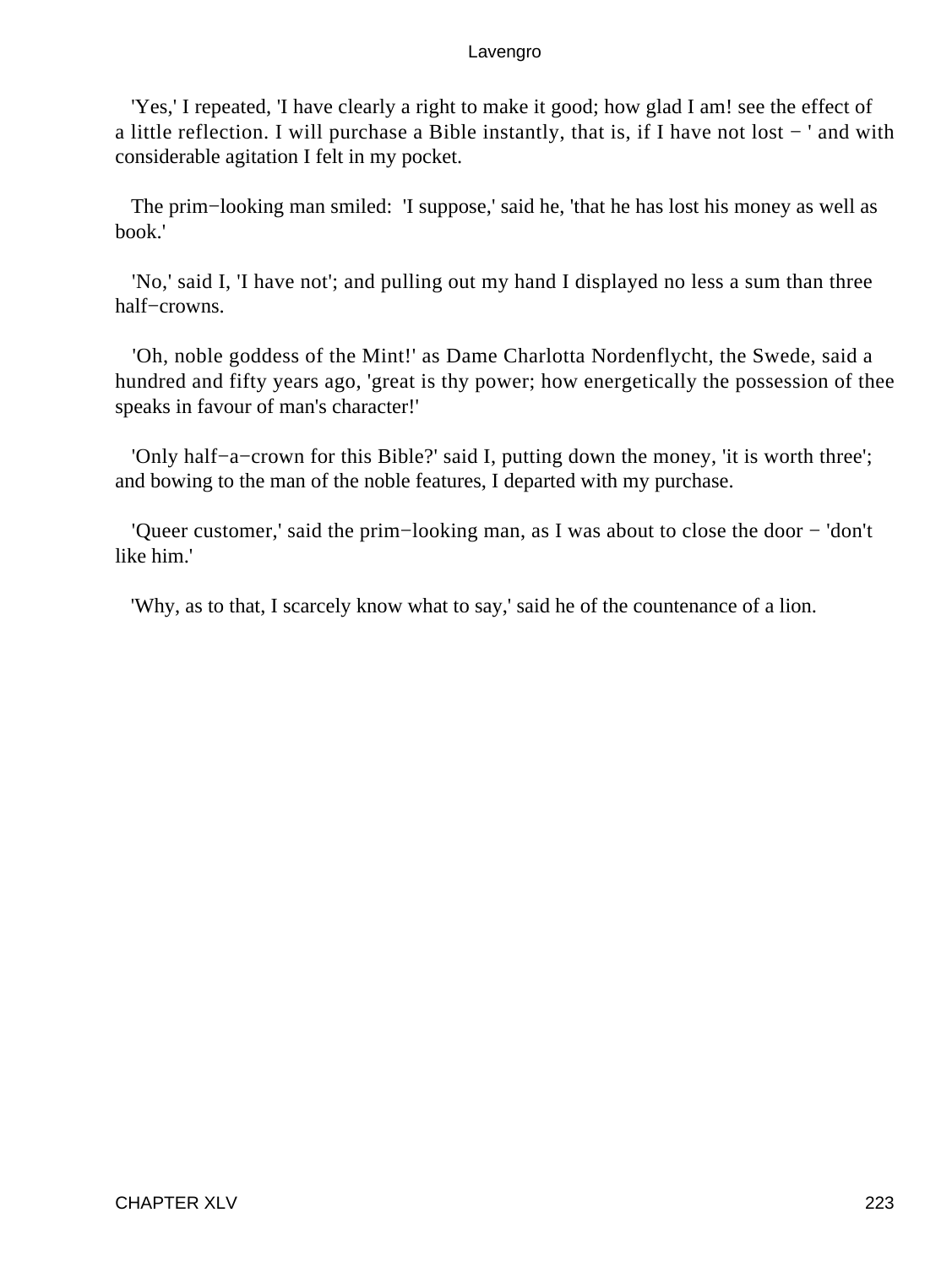'Yes,' I repeated, 'I have clearly a right to make it good; how glad I am! see the effect of a little reflection. I will purchase a Bible instantly, that is, if I have not lost − ' and with considerable agitation I felt in my pocket.

The prim−looking man smiled: 'I suppose,' said he, 'that he has lost his money as well as book.'

'No,' said I, 'I have not'; and pulling out my hand I displayed no less a sum than three half−crowns.

'Oh, noble goddess of the Mint!' as Dame Charlotta Nordenflycht, the Swede, said a hundred and fifty years ago, 'great is thy power; how energetically the possession of thee speaks in favour of man's character!'

'Only half−a−crown for this Bible?' said I, putting down the money, 'it is worth three'; and bowing to the man of the noble features, I departed with my purchase.

'Queer customer,' said the prim−looking man, as I was about to close the door − 'don't like him.'

'Why, as to that, I scarcely know what to say,' said he of the countenance of a lion.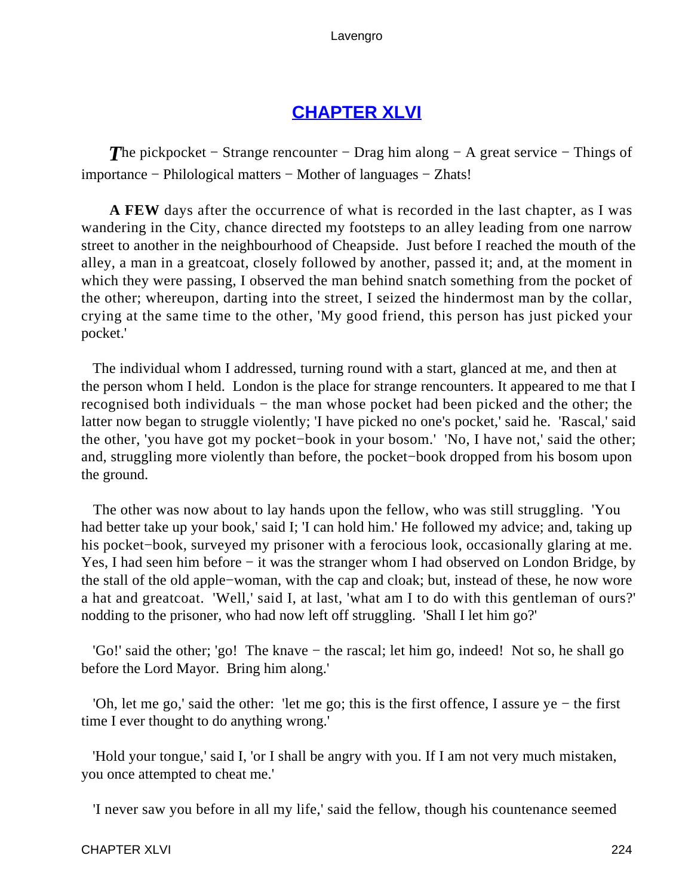## CHAPTER XLVI

*T*he pickpocket − Strange rencounter − Drag him along − A great service − Things of importance − Philological matters − Mother of languages − Zhats!

**A FEW** days after the occurrence of what is recorded in the last chapter, as I was wandering in the City, chance directed my footsteps to an alley leading from one narrow street to another in the neighbourhood of Cheapside. Just before I reached the mouth of the alley, a man in a greatcoat, closely followed by another, passed it; and, at the moment in which they were passing, I observed the man behind snatch something from the pocket of the other; whereupon, darting into the street, I seized the hindermost man by the collar, crying at the same time to the other, 'My good friend, this person has just picked your pocket.'

The individual whom I addressed, turning round with a start, glanced at me, and then at the person whom I held. London is the place for strange rencounters. It appeared to me that I recognised both individuals − the man whose pocket had been picked and the other; the latter now began to struggle violently; 'I have picked no one's pocket,' said he. 'Rascal,' said the other, 'you have got my pocket−book in your bosom.' 'No, I have not,' said the other; and, struggling more violently than before, the pocket−book dropped from his bosom upon the ground.

The other was now about to lay hands upon the fellow, who was still struggling. 'You had better take up your book,' said I; 'I can hold him.' He followed my advice; and, taking up his pocket−book, surveyed my prisoner with a ferocious look, occasionally glaring at me. Yes, I had seen him before − it was the stranger whom I had observed on London Bridge, by the stall of the old apple−woman, with the cap and cloak; but, instead of these, he now wore a hat and greatcoat. 'Well,' said I, at last, 'what am I to do with this gentleman of ours?' nodding to the prisoner, who had now left off struggling. 'Shall I let him go?'

'Go!' said the other; 'go! The knave − the rascal; let him go, indeed! Not so, he shall go before the Lord Mayor. Bring him along.'

'Oh, let me go,' said the other: 'let me go; this is the first offence, I assure ye − the first time I ever thought to do anything wrong.'

'Hold your tongue,' said I, 'or I shall be angry with you. If I am not very much mistaken, you once attempted to cheat me.'

'I never saw you before in all my life,' said the fellow, though his countenance seemed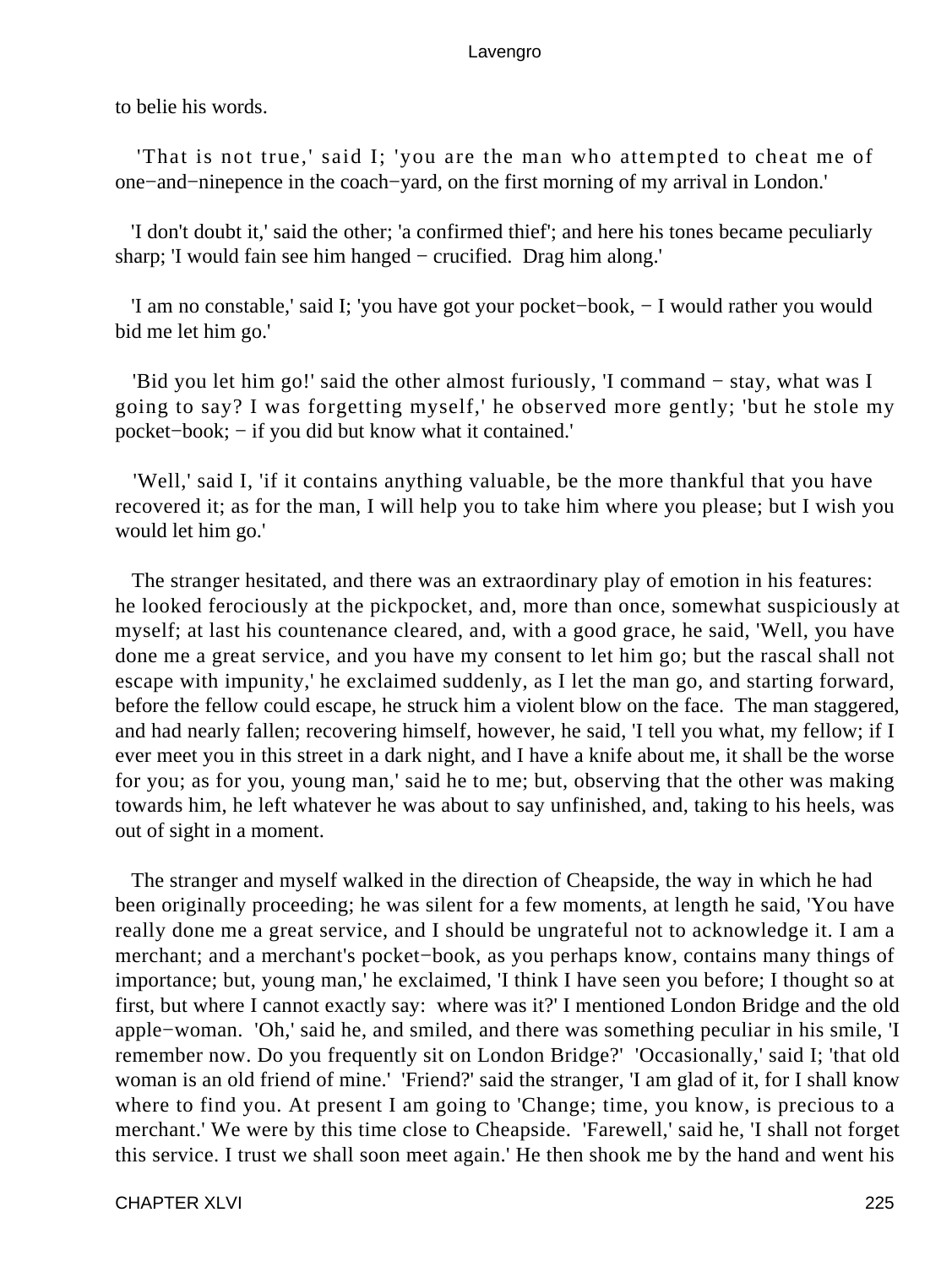to belie his words.

'That is not true,' said I; 'you are the man who attempted to cheat me of one−and−ninepence in the coach−yard, on the first morning of my arrival in London.'

'I don't doubt it,' said the other; 'a confirmed thief'; and here his tones became peculiarly sharp; 'I would fain see him hanged − crucified. Drag him along.'

'I am no constable,' said I; 'you have got your pocket−book, − I would rather you would bid me let him go.'

'Bid you let him go!' said the other almost furiously, 'I command − stay, what was I going to say? I was forgetting myself,' he observed more gently; 'but he stole my pocket−book; − if you did but know what it contained.'

'Well,' said I, 'if it contains anything valuable, be the more thankful that you have recovered it; as for the man, I will help you to take him where you please; but I wish you would let him go.'

The stranger hesitated, and there was an extraordinary play of emotion in his features: he looked ferociously at the pickpocket, and, more than once, somewhat suspiciously at myself; at last his countenance cleared, and, with a good grace, he said, 'Well, you have done me a great service, and you have my consent to let him go; but the rascal shall not escape with impunity,' he exclaimed suddenly, as I let the man go, and starting forward, before the fellow could escape, he struck him a violent blow on the face. The man staggered, and had nearly fallen; recovering himself, however, he said, 'I tell you what, my fellow; if I ever meet you in this street in a dark night, and I have a knife about me, it shall be the worse for you; as for you, young man,' said he to me; but, observing that the other was making towards him, he left whatever he was about to say unfinished, and, taking to his heels, was out of sight in a moment.

The stranger and myself walked in the direction of Cheapside, the way in which he had been originally proceeding; he was silent for a few moments, at length he said, 'You have really done me a great service, and I should be ungrateful not to acknowledge it. I am a merchant; and a merchant's pocket−book, as you perhaps know, contains many things of importance; but, young man,' he exclaimed, 'I think I have seen you before; I thought so at first, but where I cannot exactly say: where was it?' I mentioned London Bridge and the old apple−woman. 'Oh,' said he, and smiled, and there was something peculiar in his smile, 'I remember now. Do you frequently sit on London Bridge?' 'Occasionally,' said I; 'that old woman is an old friend of mine.' 'Friend?' said the stranger, 'I am glad of it, for I shall know where to find you. At present I am going to 'Change; time, you know, is precious to a merchant.' We were by this time close to Cheapside. 'Farewell,' said he, 'I shall not forget this service. I trust we shall soon meet again.' He then shook me by the hand and went his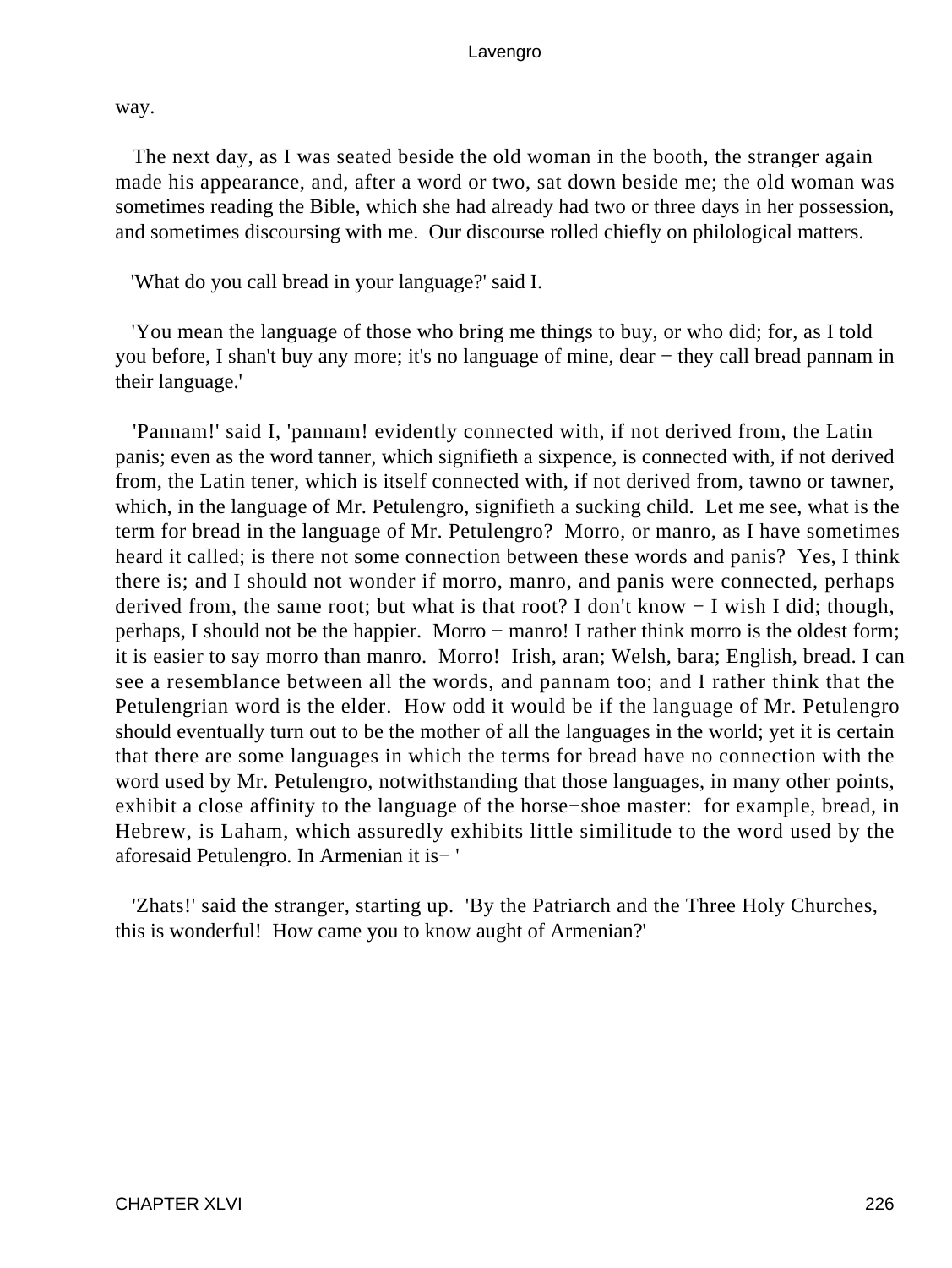way.

The next day, as I was seated beside the old woman in the booth, the stranger again made his appearance, and, after a word or two, sat down beside me; the old woman was sometimes reading the Bible, which she had already had two or three days in her possession, and sometimes discoursing with me. Our discourse rolled chiefly on philological matters.

'What do you call bread in your language?' said I.

'You mean the language of those who bring me things to buy, or who did; for, as I told you before, I shan't buy any more; it's no language of mine, dear − they call bread pannam in their language.'

'Pannam!' said I, 'pannam! evidently connected with, if not derived from, the Latin panis; even as the word tanner, which signifieth a sixpence, is connected with, if not derived from, the Latin tener, which is itself connected with, if not derived from, tawno or tawner, which, in the language of Mr. Petulengro, signifieth a sucking child. Let me see, what is the term for bread in the language of Mr. Petulengro? Morro, or manro, as I have sometimes heard it called; is there not some connection between these words and panis? Yes, I think there is; and I should not wonder if morro, manro, and panis were connected, perhaps derived from, the same root; but what is that root? I don't know − I wish I did; though, perhaps, I should not be the happier. Morro − manro! I rather think morro is the oldest form; it is easier to say morro than manro. Morro! Irish, aran; Welsh, bara; English, bread. I can see a resemblance between all the words, and pannam too; and I rather think that the Petulengrian word is the elder. How odd it would be if the language of Mr. Petulengro should eventually turn out to be the mother of all the languages in the world; yet it is certain that there are some languages in which the terms for bread have no connection with the word used by Mr. Petulengro, notwithstanding that those languages, in many other points, exhibit a close affinity to the language of the horse−shoe master: for example, bread, in Hebrew, is Laham, which assuredly exhibits little similitude to the word used by the aforesaid Petulengro. In Armenian it is− '

'Zhats!' said the stranger, starting up. 'By the Patriarch and the Three Holy Churches, this is wonderful! How came you to know aught of Armenian?'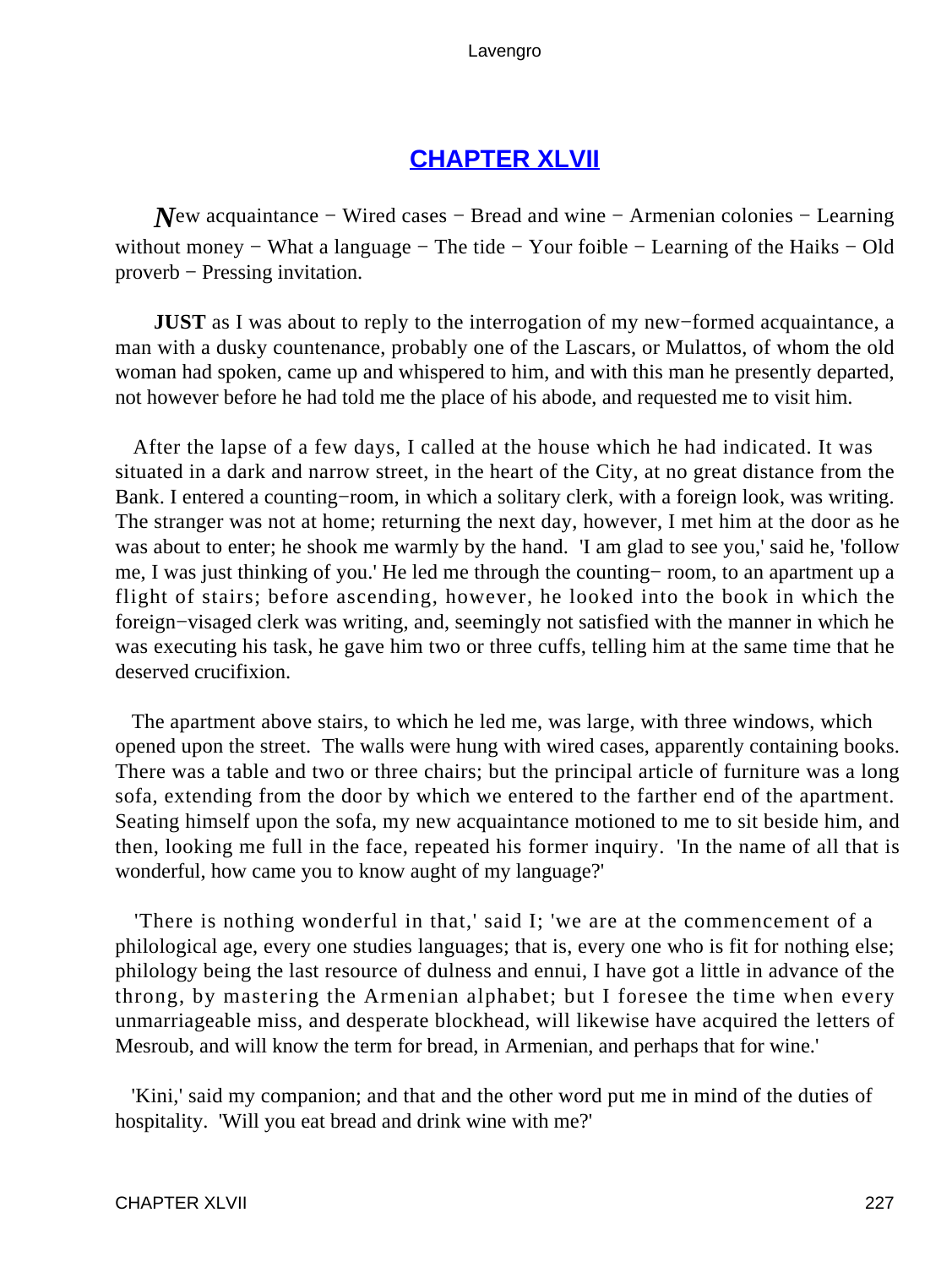## CHAPTER XLVII

*N*ew acquaintance − Wired cases − Bread and wine − Armenian colonies − Learning without money − What a language − The tide − Your foible − Learning of the Haiks − Old proverb − Pressing invitation.

**JUST** as I was about to reply to the interrogation of my new−formed acquaintance, a man with a dusky countenance, probably one of the Lascars, or Mulattos, of whom the old woman had spoken, came up and whispered to him, and with this man he presently departed, not however before he had told me the place of his abode, and requested me to visit him.

After the lapse of a few days, I called at the house which he had indicated. It was situated in a dark and narrow street, in the heart of the City, at no great distance from the Bank. I entered a counting−room, in which a solitary clerk, with a foreign look, was writing. The stranger was not at home; returning the next day, however, I met him at the door as he was about to enter; he shook me warmly by the hand. 'I am glad to see you,' said he, 'follow me, I was just thinking of you.' He led me through the counting− room, to an apartment up a flight of stairs; before ascending, however, he looked into the book in which the foreign−visaged clerk was writing, and, seemingly not satisfied with the manner in which he was executing his task, he gave him two or three cuffs, telling him at the same time that he deserved crucifixion.

The apartment above stairs, to which he led me, was large, with three windows, which opened upon the street. The walls were hung with wired cases, apparently containing books. There was a table and two or three chairs; but the principal article of furniture was a long sofa, extending from the door by which we entered to the farther end of the apartment. Seating himself upon the sofa, my new acquaintance motioned to me to sit beside him, and then, looking me full in the face, repeated his former inquiry. 'In the name of all that is wonderful, how came you to know aught of my language?'

'There is nothing wonderful in that,' said I; 'we are at the commencement of a philological age, every one studies languages; that is, every one who is fit for nothing else; philology being the last resource of dulness and ennui, I have got a little in advance of the throng, by mastering the Armenian alphabet; but I foresee the time when every unmarriageable miss, and desperate blockhead, will likewise have acquired the letters of Mesroub, and will know the term for bread, in Armenian, and perhaps that for wine.'

'Kini,' said my companion; and that and the other word put me in mind of the duties of hospitality. 'Will you eat bread and drink wine with me?'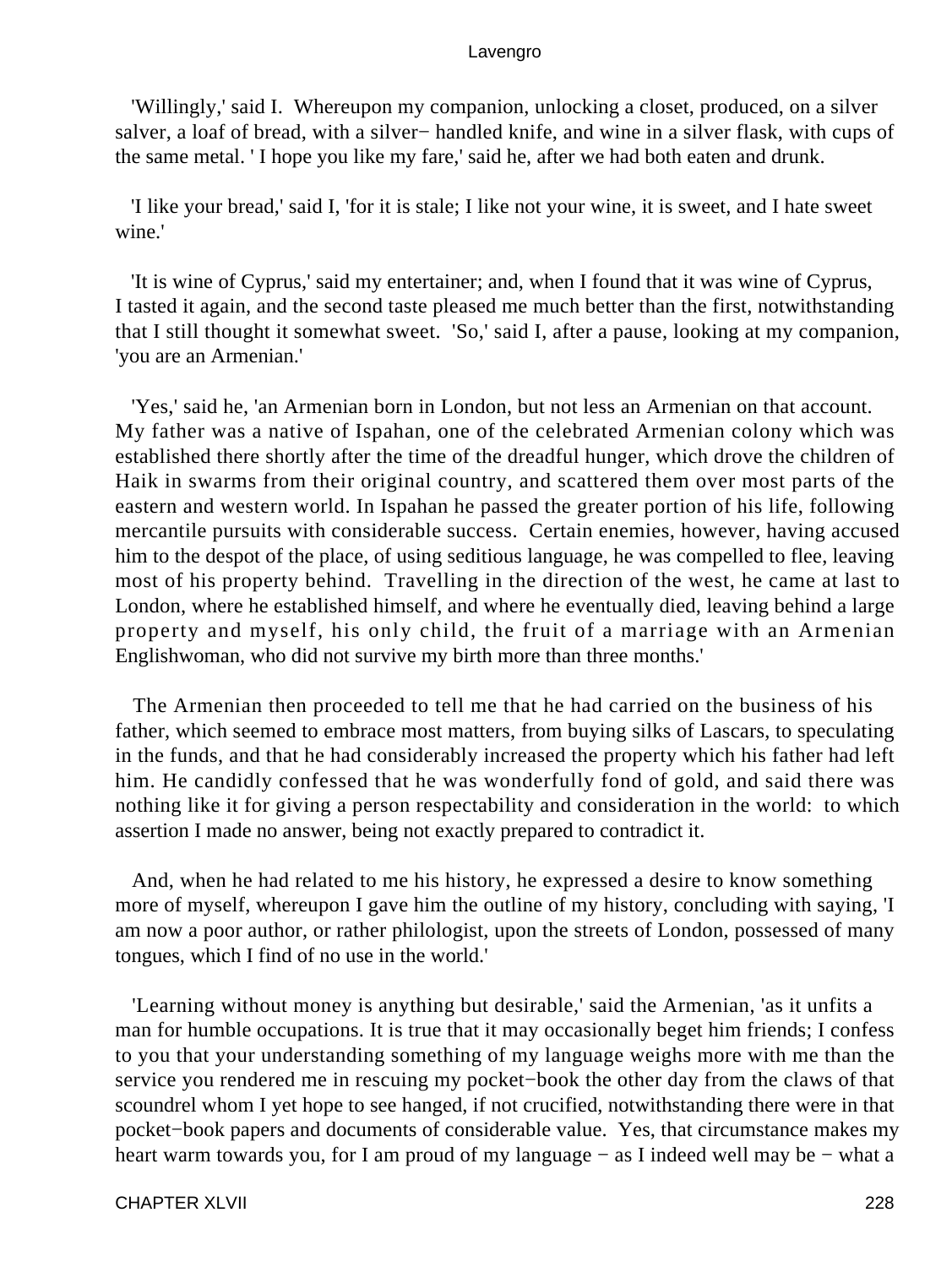'Willingly,' said I. Whereupon my companion, unlocking a closet, produced, on a silver salver, a loaf of bread, with a silver− handled knife, and wine in a silver flask, with cups of the same metal. ' I hope you like my fare,' said he, after we had both eaten and drunk.

'I like your bread,' said I, 'for it is stale; I like not your wine, it is sweet, and I hate sweet wine.'

'It is wine of Cyprus,' said my entertainer; and, when I found that it was wine of Cyprus, I tasted it again, and the second taste pleased me much better than the first, notwithstanding that I still thought it somewhat sweet. 'So,' said I, after a pause, looking at my companion, 'you are an Armenian.'

'Yes,' said he, 'an Armenian born in London, but not less an Armenian on that account. My father was a native of Ispahan, one of the celebrated Armenian colony which was established there shortly after the time of the dreadful hunger, which drove the children of Haik in swarms from their original country, and scattered them over most parts of the eastern and western world. In Ispahan he passed the greater portion of his life, following mercantile pursuits with considerable success. Certain enemies, however, having accused him to the despot of the place, of using seditious language, he was compelled to flee, leaving most of his property behind. Travelling in the direction of the west, he came at last to London, where he established himself, and where he eventually died, leaving behind a large property and myself, his only child, the fruit of a marriage with an Armenian Englishwoman, who did not survive my birth more than three months.'

The Armenian then proceeded to tell me that he had carried on the business of his father, which seemed to embrace most matters, from buying silks of Lascars, to speculating in the funds, and that he had considerably increased the property which his father had left him. He candidly confessed that he was wonderfully fond of gold, and said there was nothing like it for giving a person respectability and consideration in the world: to which assertion I made no answer, being not exactly prepared to contradict it.

And, when he had related to me his history, he expressed a desire to know something more of myself, whereupon I gave him the outline of my history, concluding with saying, 'I am now a poor author, or rather philologist, upon the streets of London, possessed of many tongues, which I find of no use in the world.'

'Learning without money is anything but desirable,' said the Armenian, 'as it unfits a man for humble occupations. It is true that it may occasionally beget him friends; I confess to you that your understanding something of my language weighs more with me than the service you rendered me in rescuing my pocket−book the other day from the claws of that scoundrel whom I yet hope to see hanged, if not crucified, notwithstanding there were in that pocket−book papers and documents of considerable value. Yes, that circumstance makes my heart warm towards you, for I am proud of my language − as I indeed well may be − what a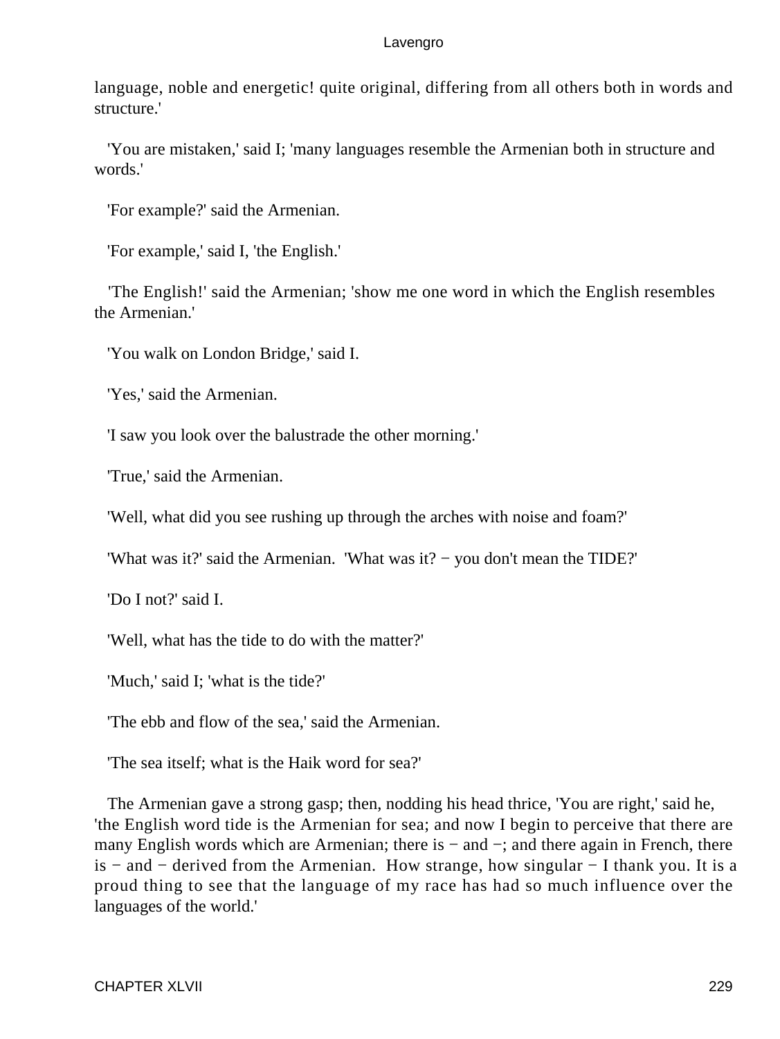language, noble and energetic! quite original, differing from all others both in words and structure.'

'You are mistaken,' said I; 'many languages resemble the Armenian both in structure and words.'

'For example?' said the Armenian.

'For example,' said I, 'the English.'

'The English!' said the Armenian; 'show me one word in which the English resembles the Armenian.'

'You walk on London Bridge,' said I.

'Yes,' said the Armenian.

'I saw you look over the balustrade the other morning.'

'True,' said the Armenian.

'Well, what did you see rushing up through the arches with noise and foam?'

'What was it?' said the Armenian. 'What was it? − you don't mean the TIDE?'

'Do I not?' said I.

'Well, what has the tide to do with the matter?'

'Much,' said I; 'what is the tide?'

'The ebb and flow of the sea,' said the Armenian.

'The sea itself; what is the Haik word for sea?'

The Armenian gave a strong gasp; then, nodding his head thrice, 'You are right,' said he, 'the English word tide is the Armenian for sea; and now I begin to perceive that there are many English words which are Armenian; there is − and −; and there again in French, there is − and − derived from the Armenian. How strange, how singular − I thank you. It is a proud thing to see that the language of my race has had so much influence over the languages of the world.'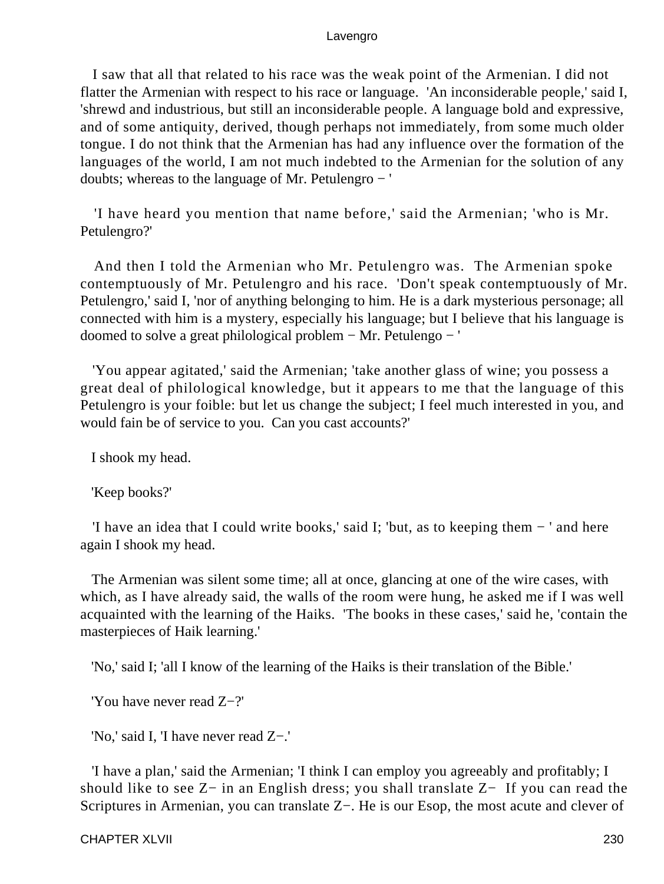I saw that all that related to his race was the weak point of the Armenian. I did not flatter the Armenian with respect to his race or language. 'An inconsiderable people,' said I, 'shrewd and industrious, but still an inconsiderable people. A language bold and expressive, and of some antiquity, derived, though perhaps not immediately, from some much older tongue. I do not think that the Armenian has had any influence over the formation of the languages of the world, I am not much indebted to the Armenian for the solution of any doubts; whereas to the language of Mr. Petulengro − '

'I have heard you mention that name before,' said the Armenian; 'who is Mr. Petulengro?'

And then I told the Armenian who Mr. Petulengro was. The Armenian spoke contemptuously of Mr. Petulengro and his race. 'Don't speak contemptuously of Mr. Petulengro,' said I, 'nor of anything belonging to him. He is a dark mysterious personage; all connected with him is a mystery, especially his language; but I believe that his language is doomed to solve a great philological problem − Mr. Petulengo − '

'You appear agitated,' said the Armenian; 'take another glass of wine; you possess a great deal of philological knowledge, but it appears to me that the language of this Petulengro is your foible: but let us change the subject; I feel much interested in you, and would fain be of service to you. Can you cast accounts?'

I shook my head.

'Keep books?'

'I have an idea that I could write books,' said I; 'but, as to keeping them − ' and here again I shook my head.

The Armenian was silent some time; all at once, glancing at one of the wire cases, with which, as I have already said, the walls of the room were hung, he asked me if I was well acquainted with the learning of the Haiks. 'The books in these cases,' said he, 'contain the masterpieces of Haik learning.'

'No,' said I; 'all I know of the learning of the Haiks is their translation of the Bible.'

'You have never read Z−?'

'No,' said I, 'I have never read Z−.'

'I have a plan,' said the Armenian; 'I think I can employ you agreeably and profitably; I should like to see Z− in an English dress; you shall translate Z− If you can read the Scriptures in Armenian, you can translate Z−. He is our Esop, the most acute and clever of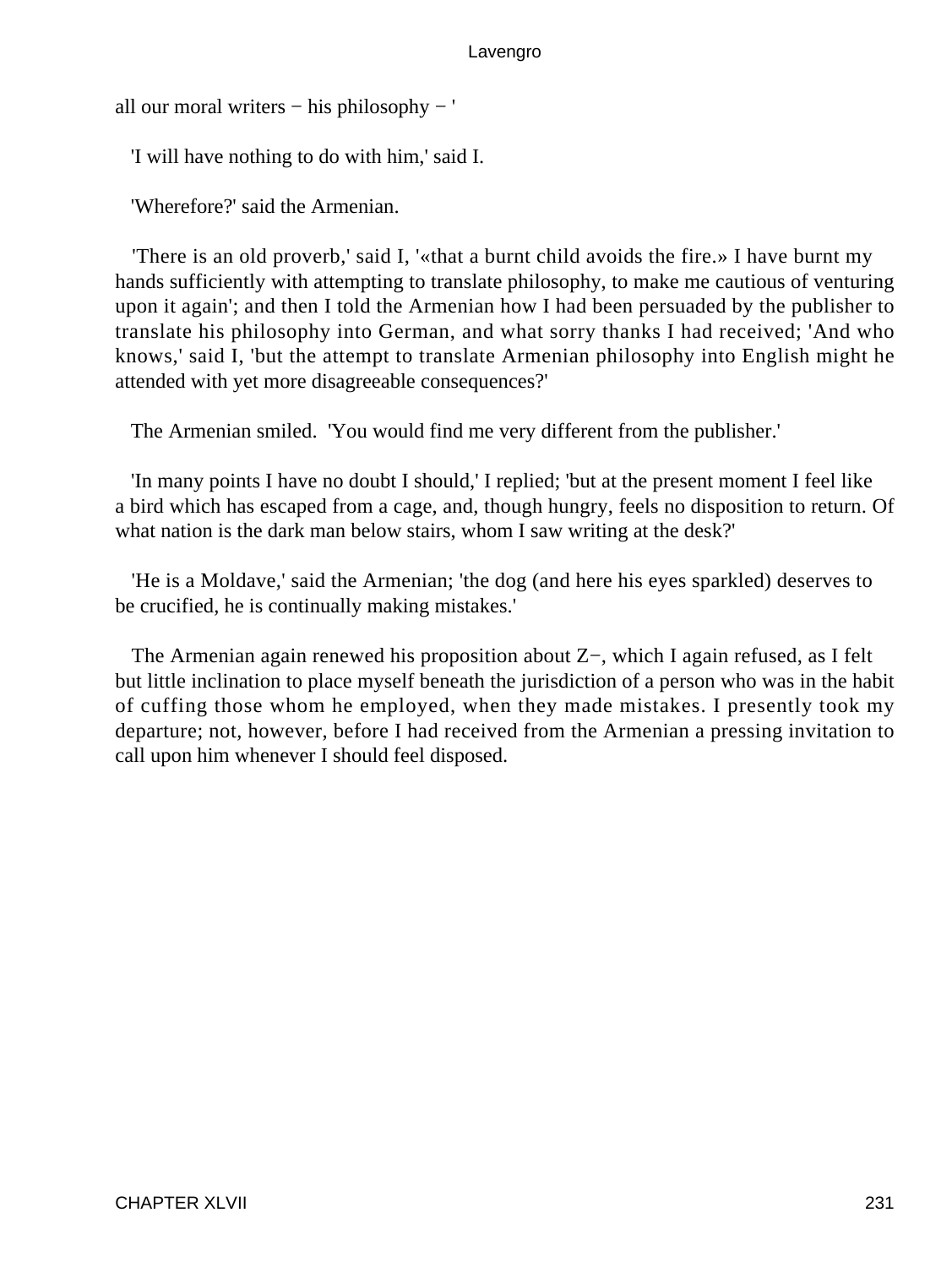all our moral writers − his philosophy − '

'I will have nothing to do with him,' said I.

'Wherefore?' said the Armenian.

'There is an old proverb,' said I, '«that a burnt child avoids the fire.» I have burnt my hands sufficiently with attempting to translate philosophy, to make me cautious of venturing upon it again'; and then I told the Armenian how I had been persuaded by the publisher to translate his philosophy into German, and what sorry thanks I had received; 'And who knows,' said I, 'but the attempt to translate Armenian philosophy into English might he attended with yet more disagreeable consequences?'

The Armenian smiled. 'You would find me very different from the publisher.'

'In many points I have no doubt I should,' I replied; 'but at the present moment I feel like a bird which has escaped from a cage, and, though hungry, feels no disposition to return. Of what nation is the dark man below stairs, whom I saw writing at the desk?'

'He is a Moldave,' said the Armenian; 'the dog (and here his eyes sparkled) deserves to be crucified, he is continually making mistakes.'

The Armenian again renewed his proposition about Z−, which I again refused, as I felt but little inclination to place myself beneath the jurisdiction of a person who was in the habit of cuffing those whom he employed, when they made mistakes. I presently took my departure; not, however, before I had received from the Armenian a pressing invitation to call upon him whenever I should feel disposed.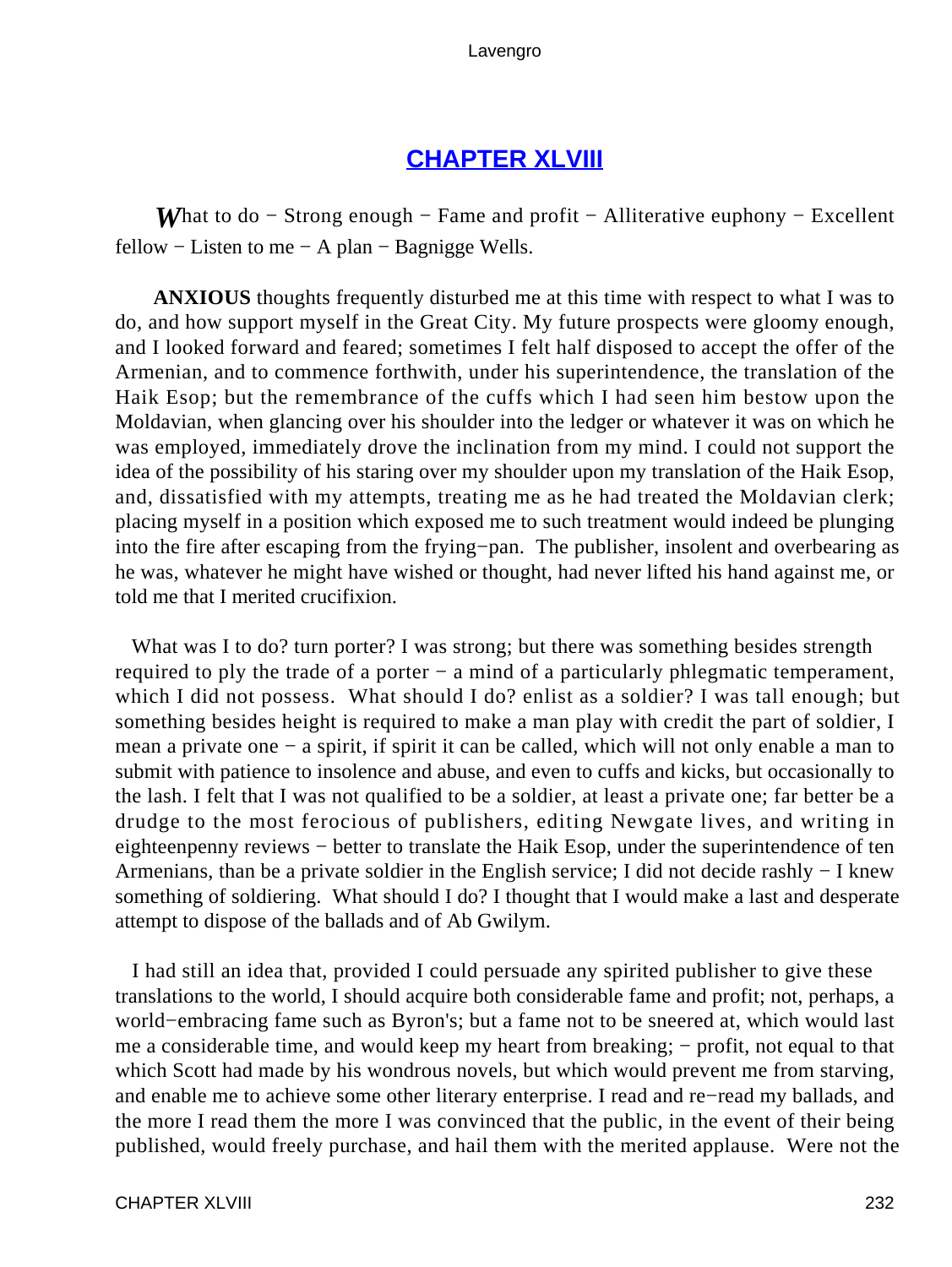## CHAPTER XLVIII

*W*hat to do − Strong enough − Fame and profit − Alliterative euphony − Excellent fellow − Listen to me − A plan − Bagnigge Wells.

**ANXIOUS** thoughts frequently disturbed me at this time with respect to what I was to do, and how support myself in the Great City. My future prospects were gloomy enough, and I looked forward and feared; sometimes I felt half disposed to accept the offer of the Armenian, and to commence forthwith, under his superintendence, the translation of the Haik Esop; but the remembrance of the cuffs which I had seen him bestow upon the Moldavian, when glancing over his shoulder into the ledger or whatever it was on which he was employed, immediately drove the inclination from my mind. I could not support the idea of the possibility of his staring over my shoulder upon my translation of the Haik Esop, and, dissatisfied with my attempts, treating me as he had treated the Moldavian clerk; placing myself in a position which exposed me to such treatment would indeed be plunging into the fire after escaping from the frying−pan. The publisher, insolent and overbearing as he was, whatever he might have wished or thought, had never lifted his hand against me, or told me that I merited crucifixion.

What was I to do? turn porter? I was strong; but there was something besides strength required to ply the trade of a porter − a mind of a particularly phlegmatic temperament, which I did not possess. What should I do? enlist as a soldier? I was tall enough; but something besides height is required to make a man play with credit the part of soldier, I mean a private one − a spirit, if spirit it can be called, which will not only enable a man to submit with patience to insolence and abuse, and even to cuffs and kicks, but occasionally to the lash. I felt that I was not qualified to be a soldier, at least a private one; far better be a drudge to the most ferocious of publishers, editing Newgate lives, and writing in eighteenpenny reviews − better to translate the Haik Esop, under the superintendence of ten Armenians, than be a private soldier in the English service; I did not decide rashly − I knew something of soldiering. What should I do? I thought that I would make a last and desperate attempt to dispose of the ballads and of Ab Gwilym.

I had still an idea that, provided I could persuade any spirited publisher to give these translations to the world, I should acquire both considerable fame and profit; not, perhaps, a world−embracing fame such as Byron's; but a fame not to be sneered at, which would last me a considerable time, and would keep my heart from breaking; − profit, not equal to that which Scott had made by his wondrous novels, but which would prevent me from starving, and enable me to achieve some other literary enterprise. I read and re−read my ballads, and the more I read them the more I was convinced that the public, in the event of their being published, would freely purchase, and hail them with the merited applause. Were not the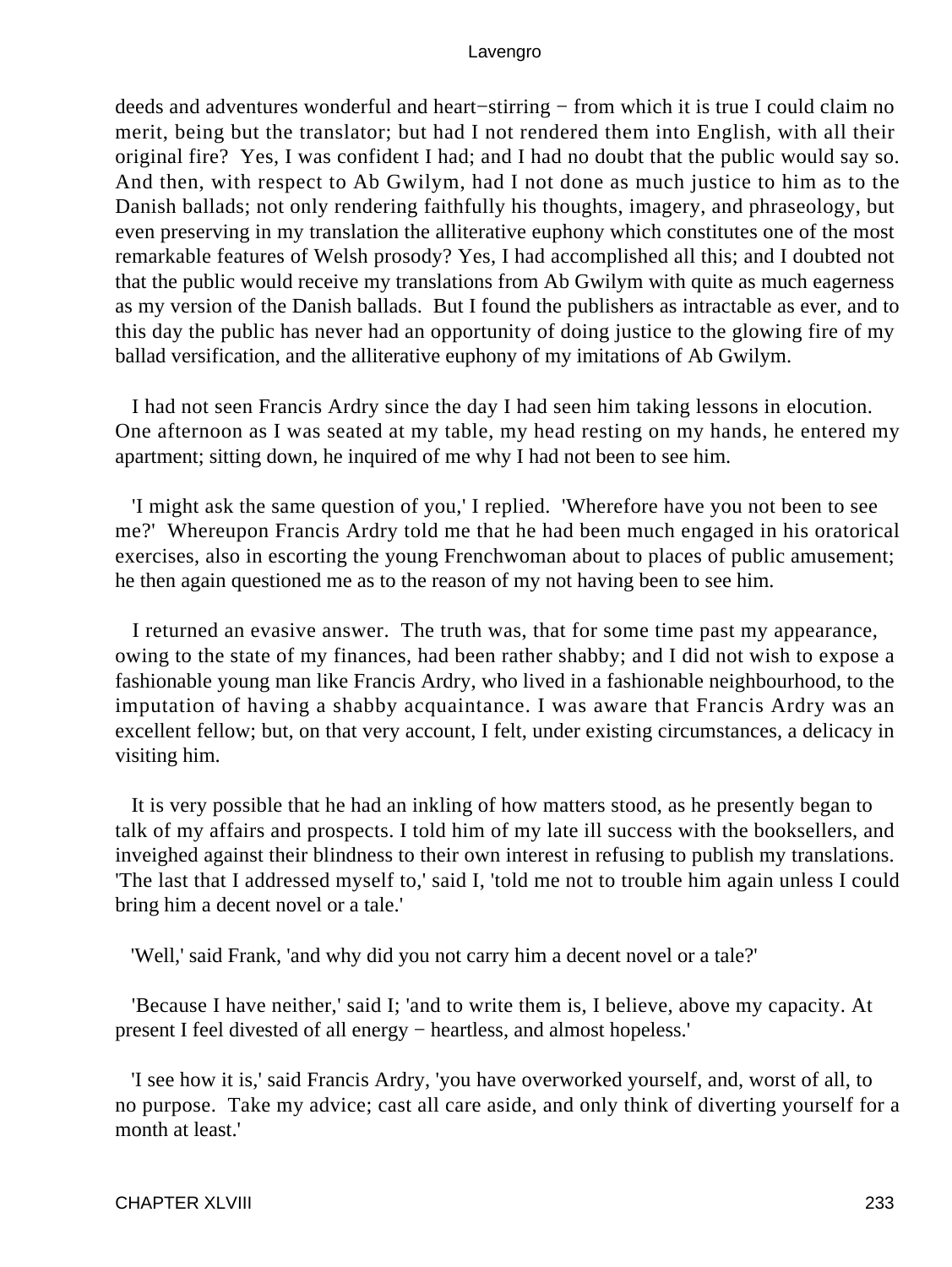deeds and adventures wonderful and heart−stirring − from which it is true I could claim no merit, being but the translator; but had I not rendered them into English, with all their original fire? Yes, I was confident I had; and I had no doubt that the public would say so. And then, with respect to Ab Gwilym, had I not done as much justice to him as to the Danish ballads; not only rendering faithfully his thoughts, imagery, and phraseology, but even preserving in my translation the alliterative euphony which constitutes one of the most remarkable features of Welsh prosody? Yes, I had accomplished all this; and I doubted not that the public would receive my translations from Ab Gwilym with quite as much eagerness as my version of the Danish ballads. But I found the publishers as intractable as ever, and to this day the public has never had an opportunity of doing justice to the glowing fire of my ballad versification, and the alliterative euphony of my imitations of Ab Gwilym.

I had not seen Francis Ardry since the day I had seen him taking lessons in elocution. One afternoon as I was seated at my table, my head resting on my hands, he entered my apartment; sitting down, he inquired of me why I had not been to see him.

'I might ask the same question of you,' I replied. 'Wherefore have you not been to see me?' Whereupon Francis Ardry told me that he had been much engaged in his oratorical exercises, also in escorting the young Frenchwoman about to places of public amusement; he then again questioned me as to the reason of my not having been to see him.

I returned an evasive answer. The truth was, that for some time past my appearance, owing to the state of my finances, had been rather shabby; and I did not wish to expose a fashionable young man like Francis Ardry, who lived in a fashionable neighbourhood, to the imputation of having a shabby acquaintance. I was aware that Francis Ardry was an excellent fellow; but, on that very account, I felt, under existing circumstances, a delicacy in visiting him.

It is very possible that he had an inkling of how matters stood, as he presently began to talk of my affairs and prospects. I told him of my late ill success with the booksellers, and inveighed against their blindness to their own interest in refusing to publish my translations. 'The last that I addressed myself to,' said I, 'told me not to trouble him again unless I could bring him a decent novel or a tale.'

'Well,' said Frank, 'and why did you not carry him a decent novel or a tale?'

'Because I have neither,' said I; 'and to write them is, I believe, above my capacity. At present I feel divested of all energy − heartless, and almost hopeless.'

'I see how it is,' said Francis Ardry, 'you have overworked yourself, and, worst of all, to no purpose. Take my advice; cast all care aside, and only think of diverting yourself for a month at least.'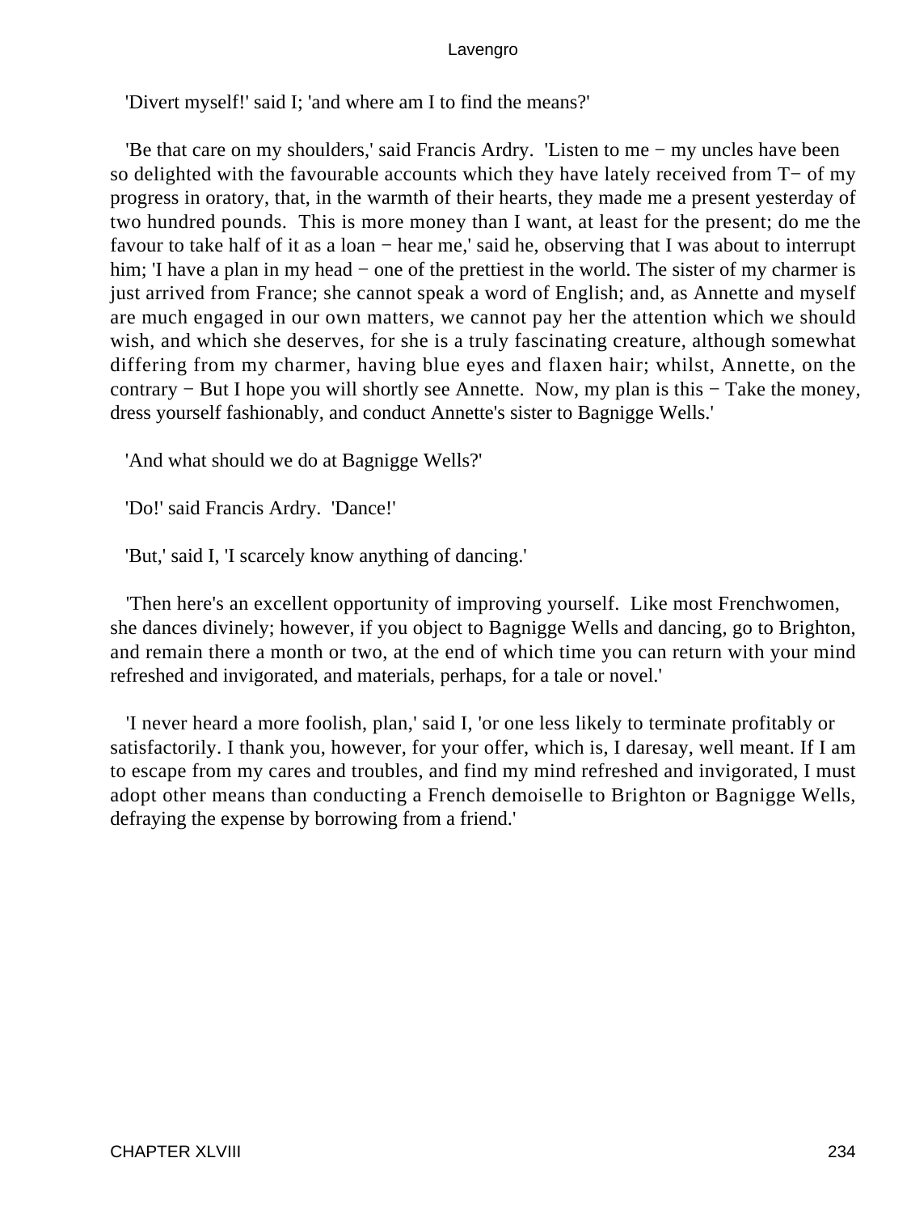'Divert myself!' said I; 'and where am I to find the means?'

'Be that care on my shoulders,' said Francis Ardry. 'Listen to me − my uncles have been so delighted with the favourable accounts which they have lately received from T− of my progress in oratory, that, in the warmth of their hearts, they made me a present yesterday of two hundred pounds. This is more money than I want, at least for the present; do me the favour to take half of it as a loan − hear me,' said he, observing that I was about to interrupt him; 'I have a plan in my head − one of the prettiest in the world. The sister of my charmer is just arrived from France; she cannot speak a word of English; and, as Annette and myself are much engaged in our own matters, we cannot pay her the attention which we should wish, and which she deserves, for she is a truly fascinating creature, although somewhat differing from my charmer, having blue eyes and flaxen hair; whilst, Annette, on the contrary − But I hope you will shortly see Annette. Now, my plan is this − Take the money, dress yourself fashionably, and conduct Annette's sister to Bagnigge Wells.'

'And what should we do at Bagnigge Wells?'

'Do!' said Francis Ardry. 'Dance!'

'But,' said I, 'I scarcely know anything of dancing.'

'Then here's an excellent opportunity of improving yourself. Like most Frenchwomen, she dances divinely; however, if you object to Bagnigge Wells and dancing, go to Brighton, and remain there a month or two, at the end of which time you can return with your mind refreshed and invigorated, and materials, perhaps, for a tale or novel.'

'I never heard a more foolish, plan,' said I, 'or one less likely to terminate profitably or satisfactorily. I thank you, however, for your offer, which is, I daresay, well meant. If I am to escape from my cares and troubles, and find my mind refreshed and invigorated, I must adopt other means than conducting a French demoiselle to Brighton or Bagnigge Wells, defraying the expense by borrowing from a friend.'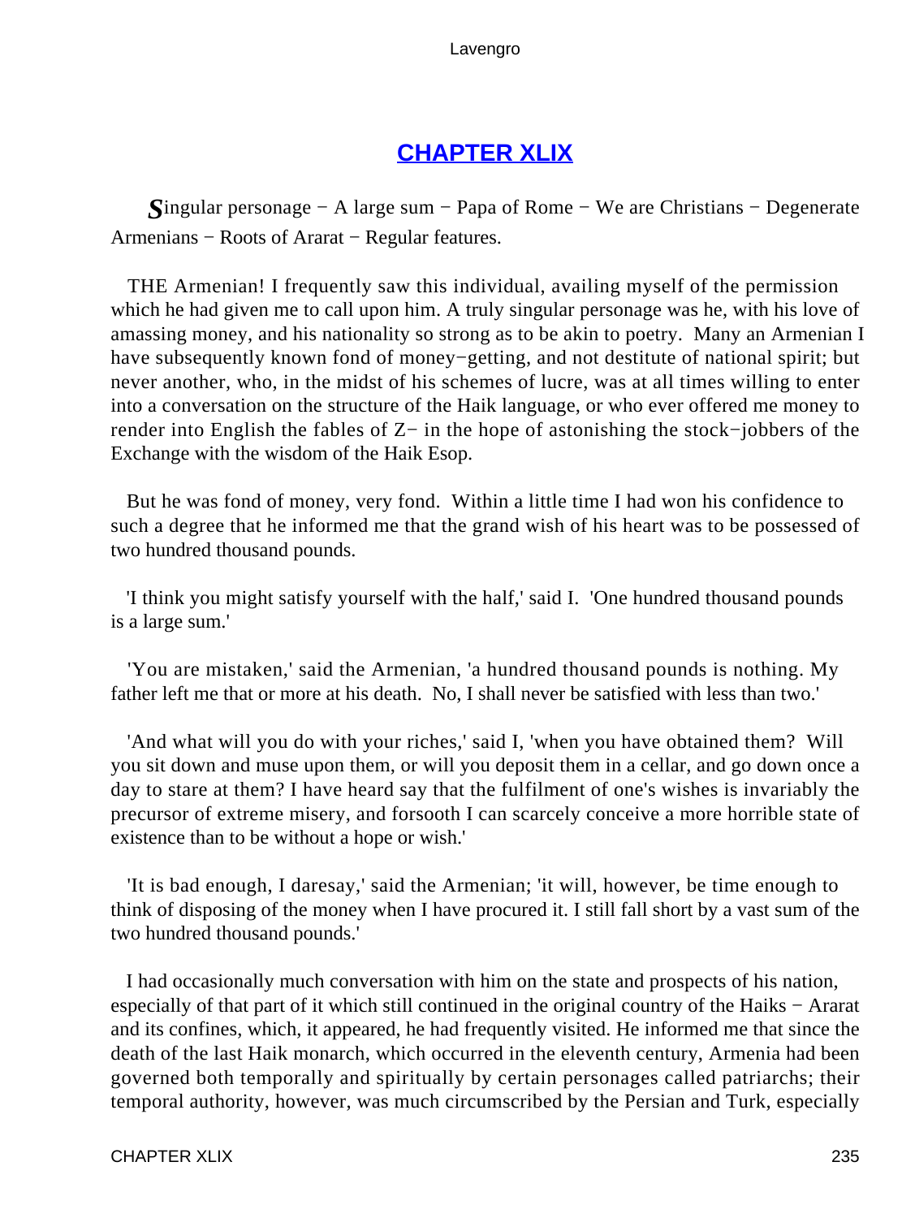## CHAPTER XLIX

*S*ingular personage − A large sum − Papa of Rome − We are Christians − Degenerate Armenians − Roots of Ararat − Regular features.

THE Armenian! I frequently saw this individual, availing myself of the permission which he had given me to call upon him. A truly singular personage was he, with his love of amassing money, and his nationality so strong as to be akin to poetry. Many an Armenian I have subsequently known fond of money−getting, and not destitute of national spirit; but never another, who, in the midst of his schemes of lucre, was at all times willing to enter into a conversation on the structure of the Haik language, or who ever offered me money to render into English the fables of Z− in the hope of astonishing the stock−jobbers of the Exchange with the wisdom of the Haik Esop.

But he was fond of money, very fond. Within a little time I had won his confidence to such a degree that he informed me that the grand wish of his heart was to be possessed of two hundred thousand pounds.

'I think you might satisfy yourself with the half,' said I. 'One hundred thousand pounds is a large sum.'

'You are mistaken,' said the Armenian, 'a hundred thousand pounds is nothing. My father left me that or more at his death. No, I shall never be satisfied with less than two.'

'And what will you do with your riches,' said I, 'when you have obtained them? Will you sit down and muse upon them, or will you deposit them in a cellar, and go down once a day to stare at them? I have heard say that the fulfilment of one's wishes is invariably the precursor of extreme misery, and forsooth I can scarcely conceive a more horrible state of existence than to be without a hope or wish.'

'It is bad enough, I daresay,' said the Armenian; 'it will, however, be time enough to think of disposing of the money when I have procured it. I still fall short by a vast sum of the two hundred thousand pounds.'

I had occasionally much conversation with him on the state and prospects of his nation, especially of that part of it which still continued in the original country of the Haiks − Ararat and its confines, which, it appeared, he had frequently visited. He informed me that since the death of the last Haik monarch, which occurred in the eleventh century, Armenia had been governed both temporally and spiritually by certain personages called patriarchs; their temporal authority, however, was much circumscribed by the Persian and Turk, especially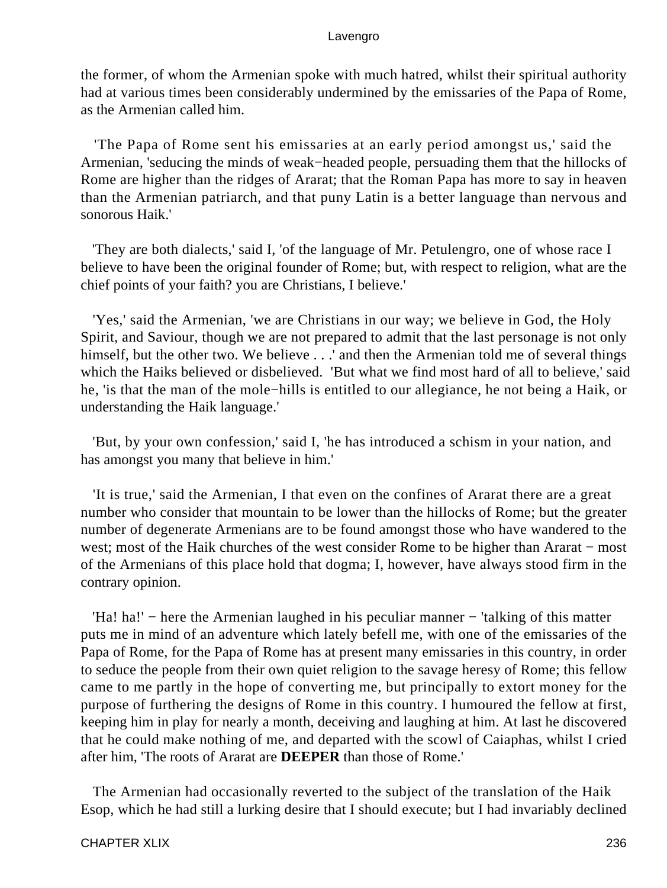the former, of whom the Armenian spoke with much hatred, whilst their spiritual authority had at various times been considerably undermined by the emissaries of the Papa of Rome, as the Armenian called him.

'The Papa of Rome sent his emissaries at an early period amongst us,' said the Armenian, 'seducing the minds of weak−headed people, persuading them that the hillocks of Rome are higher than the ridges of Ararat; that the Roman Papa has more to say in heaven than the Armenian patriarch, and that puny Latin is a better language than nervous and sonorous Haik.'

'They are both dialects,' said I, 'of the language of Mr. Petulengro, one of whose race I believe to have been the original founder of Rome; but, with respect to religion, what are the chief points of your faith? you are Christians, I believe.'

'Yes,' said the Armenian, 'we are Christians in our way; we believe in God, the Holy Spirit, and Saviour, though we are not prepared to admit that the last personage is not only himself, but the other two. We believe . . .' and then the Armenian told me of several things which the Haiks believed or disbelieved. 'But what we find most hard of all to believe,' said he, 'is that the man of the mole−hills is entitled to our allegiance, he not being a Haik, or understanding the Haik language.'

'But, by your own confession,' said I, 'he has introduced a schism in your nation, and has amongst you many that believe in him.'

'It is true,' said the Armenian, I that even on the confines of Ararat there are a great number who consider that mountain to be lower than the hillocks of Rome; but the greater number of degenerate Armenians are to be found amongst those who have wandered to the west; most of the Haik churches of the west consider Rome to be higher than Ararat − most of the Armenians of this place hold that dogma; I, however, have always stood firm in the contrary opinion.

'Ha! ha!' − here the Armenian laughed in his peculiar manner − 'talking of this matter puts me in mind of an adventure which lately befell me, with one of the emissaries of the Papa of Rome, for the Papa of Rome has at present many emissaries in this country, in order to seduce the people from their own quiet religion to the savage heresy of Rome; this fellow came to me partly in the hope of converting me, but principally to extort money for the purpose of furthering the designs of Rome in this country. I humoured the fellow at first, keeping him in play for nearly a month, deceiving and laughing at him. At last he discovered that he could make nothing of me, and departed with the scowl of Caiaphas, whilst I cried after him, 'The roots of Ararat are **DEEPER** than those of Rome.'

The Armenian had occasionally reverted to the subject of the translation of the Haik Esop, which he had still a lurking desire that I should execute; but I had invariably declined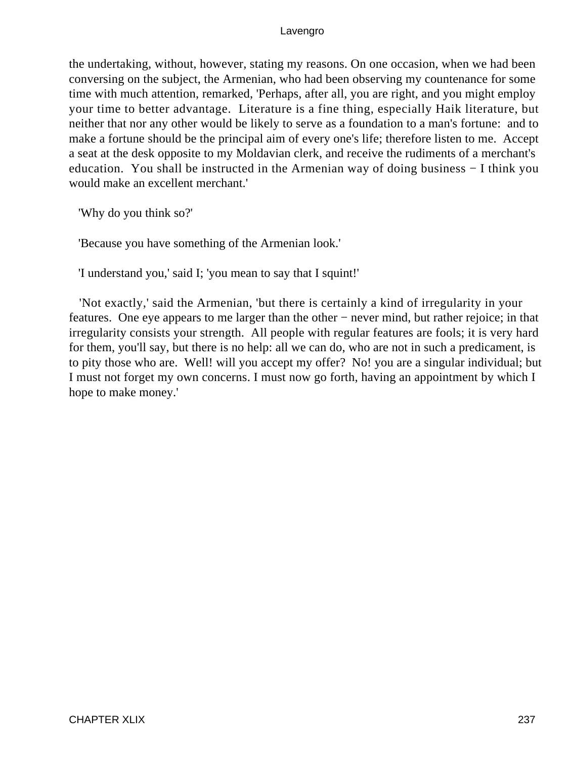the undertaking, without, however, stating my reasons. On one occasion, when we had been conversing on the subject, the Armenian, who had been observing my countenance for some time with much attention, remarked, 'Perhaps, after all, you are right, and you might employ your time to better advantage. Literature is a fine thing, especially Haik literature, but neither that nor any other would be likely to serve as a foundation to a man's fortune: and to make a fortune should be the principal aim of every one's life; therefore listen to me. Accept a seat at the desk opposite to my Moldavian clerk, and receive the rudiments of a merchant's education. You shall be instructed in the Armenian way of doing business − I think you would make an excellent merchant.'

'Why do you think so?'

'Because you have something of the Armenian look.'

'I understand you,' said I; 'you mean to say that I squint!'

'Not exactly,' said the Armenian, 'but there is certainly a kind of irregularity in your features. One eye appears to me larger than the other − never mind, but rather rejoice; in that irregularity consists your strength. All people with regular features are fools; it is very hard for them, you'll say, but there is no help: all we can do, who are not in such a predicament, is to pity those who are. Well! will you accept my offer? No! you are a singular individual; but I must not forget my own concerns. I must now go forth, having an appointment by which I hope to make money.'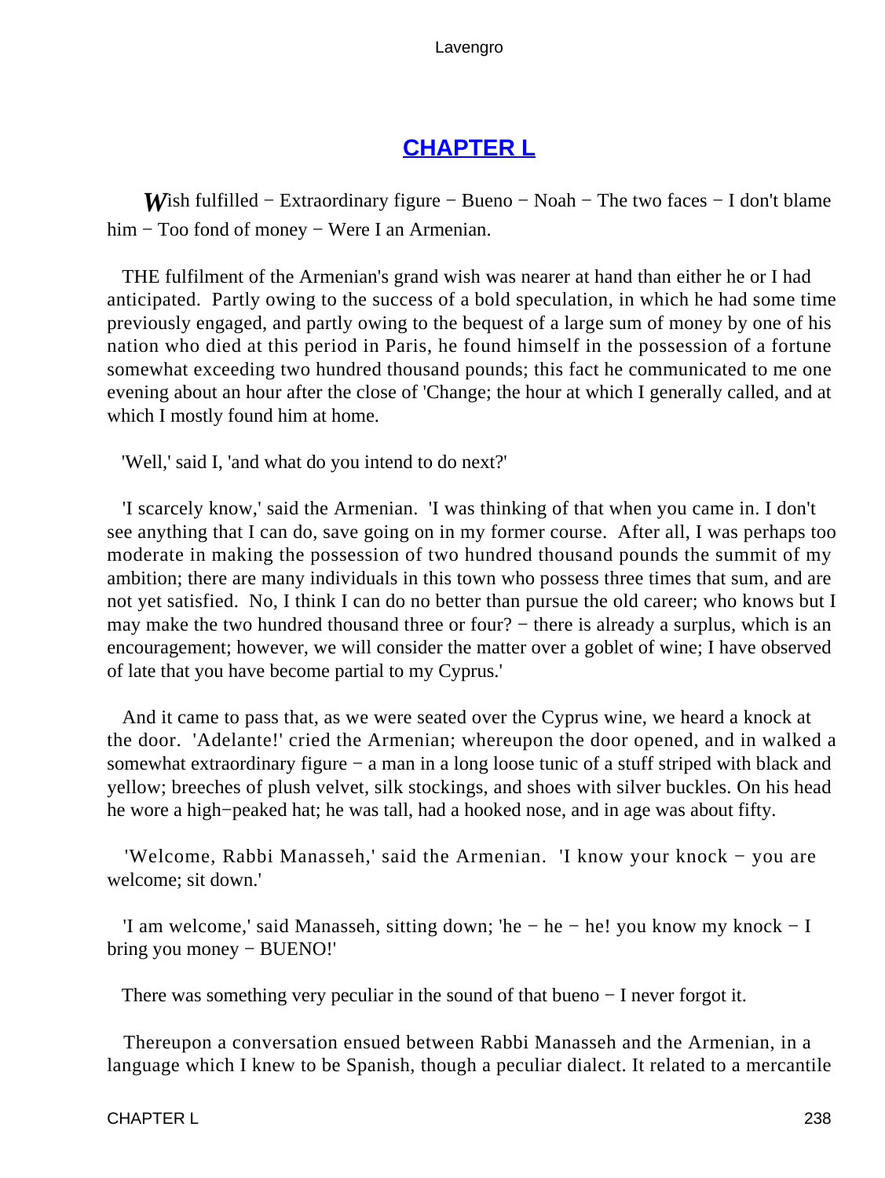## CHAPTER L

*W*ish fulfilled − Extraordinary figure − Bueno − Noah − The two faces − I don't blame him − Too fond of money − Were I an Armenian.

THE fulfilment of the Armenian's grand wish was nearer at hand than either he or I had anticipated. Partly owing to the success of a bold speculation, in which he had some time previously engaged, and partly owing to the bequest of a large sum of money by one of his nation who died at this period in Paris, he found himself in the possession of a fortune somewhat exceeding two hundred thousand pounds; this fact he communicated to me one evening about an hour after the close of 'Change; the hour at which I generally called, and at which I mostly found him at home.

'Well,' said I, 'and what do you intend to do next?'

'I scarcely know,' said the Armenian. 'I was thinking of that when you came in. I don't see anything that I can do, save going on in my former course. After all, I was perhaps too moderate in making the possession of two hundred thousand pounds the summit of my ambition; there are many individuals in this town who possess three times that sum, and are not yet satisfied. No, I think I can do no better than pursue the old career; who knows but I may make the two hundred thousand three or four? − there is already a surplus, which is an encouragement; however, we will consider the matter over a goblet of wine; I have observed of late that you have become partial to my Cyprus.'

And it came to pass that, as we were seated over the Cyprus wine, we heard a knock at the door. 'Adelante!' cried the Armenian; whereupon the door opened, and in walked a somewhat extraordinary figure − a man in a long loose tunic of a stuff striped with black and yellow; breeches of plush velvet, silk stockings, and shoes with silver buckles. On his head he wore a high−peaked hat; he was tall, had a hooked nose, and in age was about fifty.

'Welcome, Rabbi Manasseh,' said the Armenian. 'I know your knock − you are welcome; sit down.'

'I am welcome,' said Manasseh, sitting down; 'he − he − he! you know my knock − I bring you money − BUENO!'

There was something very peculiar in the sound of that bueno − I never forgot it.

Thereupon a conversation ensued between Rabbi Manasseh and the Armenian, in a language which I knew to be Spanish, though a peculiar dialect. It related to a mercantile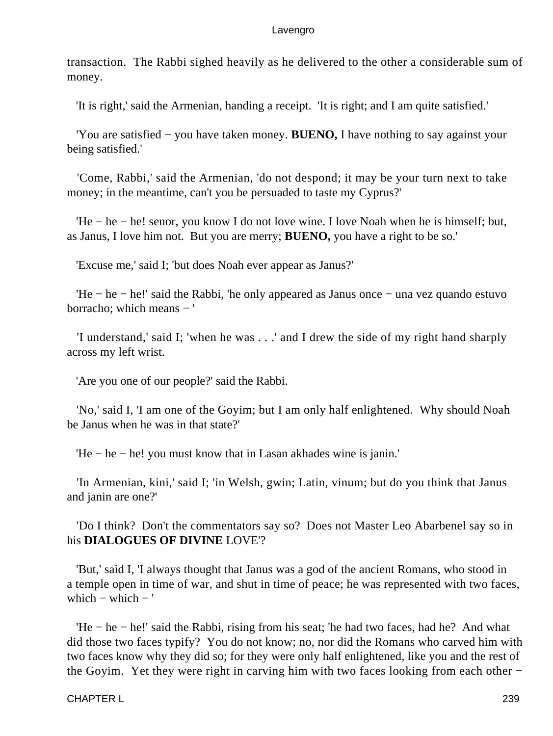transaction. The Rabbi sighed heavily as he delivered to the other a considerable sum of money.

'It is right,' said the Armenian, handing a receipt. 'It is right; and I am quite satisfied.'

'You are satisfied − you have taken money. **BUENO,** I have nothing to say against your being satisfied.'

'Come, Rabbi,' said the Armenian, 'do not despond; it may be your turn next to take money; in the meantime, can't you be persuaded to taste my Cyprus?'

'He − he − he! senor, you know I do not love wine. I love Noah when he is himself; but, as Janus, I love him not. But you are merry; **BUENO,** you have a right to be so.'

'Excuse me,' said I; 'but does Noah ever appear as Janus?'

'He − he − he!' said the Rabbi, 'he only appeared as Janus once − una vez quando estuvo borracho; which means − '

'I understand,' said I; 'when he was . . .' and I drew the side of my right hand sharply across my left wrist.

'Are you one of our people?' said the Rabbi.

'No,' said I, 'I am one of the Goyim; but I am only half enlightened. Why should Noah be Janus when he was in that state?'

'He − he − he! you must know that in Lasan akhades wine is janin.'

'In Armenian, kini,' said I; 'in Welsh, gwin; Latin, vinum; but do you think that Janus and janin are one?'

'Do I think? Don't the commentators say so? Does not Master Leo Abarbenel say so in his **DIALOGUES OF DIVINE** LOVE'?

'But,' said I, 'I always thought that Janus was a god of the ancient Romans, who stood in a temple open in time of war, and shut in time of peace; he was represented with two faces, which − which − '

'He − he − he!' said the Rabbi, rising from his seat; 'he had two faces, had he? And what did those two faces typify? You do not know; no, nor did the Romans who carved him with two faces know why they did so; for they were only half enlightened, like you and the rest of the Goyim. Yet they were right in carving him with two faces looking from each other −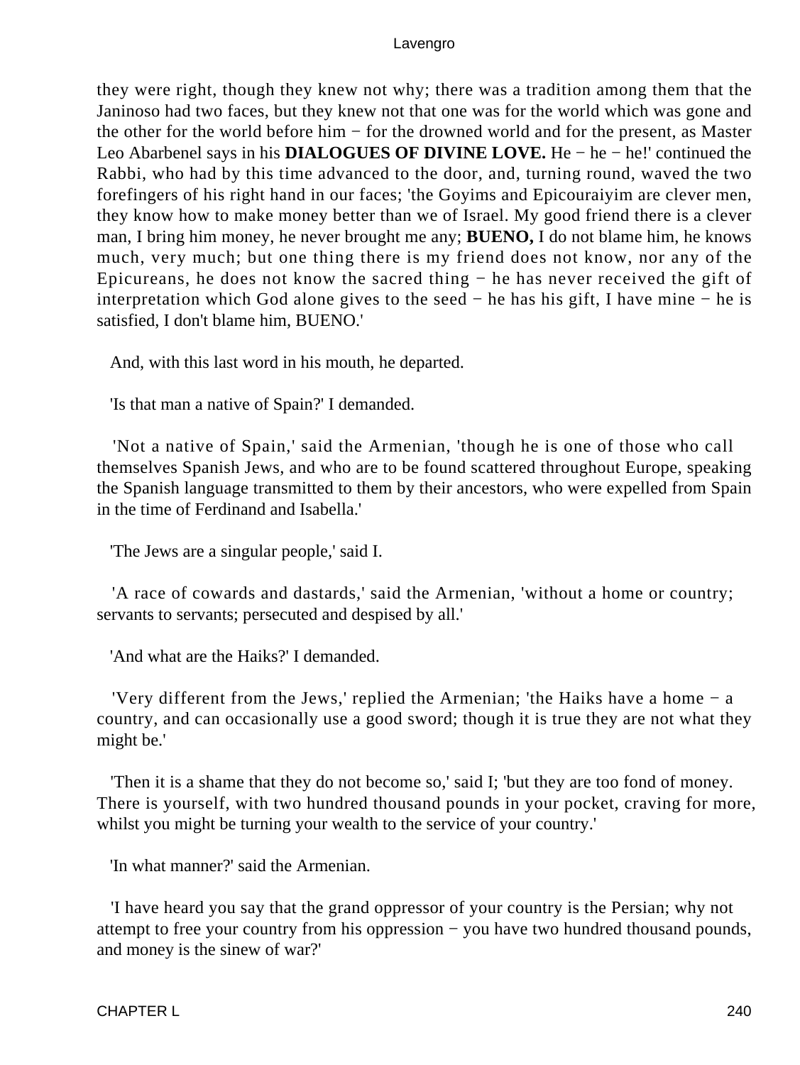they were right, though they knew not why; there was a tradition among them that the Janinoso had two faces, but they knew not that one was for the world which was gone and the other for the world before him − for the drowned world and for the present, as Master Leo Abarbenel says in his **DIALOGUES OF DIVINE LOVE.** He − he − he!' continued the Rabbi, who had by this time advanced to the door, and, turning round, waved the two forefingers of his right hand in our faces; 'the Goyims and Epicouraiyim are clever men, they know how to make money better than we of Israel. My good friend there is a clever man, I bring him money, he never brought me any; **BUENO,** I do not blame him, he knows much, very much; but one thing there is my friend does not know, nor any of the Epicureans, he does not know the sacred thing − he has never received the gift of interpretation which God alone gives to the seed − he has his gift, I have mine − he is satisfied, I don't blame him, BUENO.'

And, with this last word in his mouth, he departed.

'Is that man a native of Spain?' I demanded.

'Not a native of Spain,' said the Armenian, 'though he is one of those who call themselves Spanish Jews, and who are to be found scattered throughout Europe, speaking the Spanish language transmitted to them by their ancestors, who were expelled from Spain in the time of Ferdinand and Isabella.'

'The Jews are a singular people,' said I.

'A race of cowards and dastards,' said the Armenian, 'without a home or country; servants to servants; persecuted and despised by all.'

'And what are the Haiks?' I demanded.

'Very different from the Jews,' replied the Armenian; 'the Haiks have a home − a country, and can occasionally use a good sword; though it is true they are not what they might be.'

'Then it is a shame that they do not become so,' said I; 'but they are too fond of money. There is yourself, with two hundred thousand pounds in your pocket, craving for more, whilst you might be turning your wealth to the service of your country.'

'In what manner?' said the Armenian.

'I have heard you say that the grand oppressor of your country is the Persian; why not attempt to free your country from his oppression − you have two hundred thousand pounds, and money is the sinew of war?'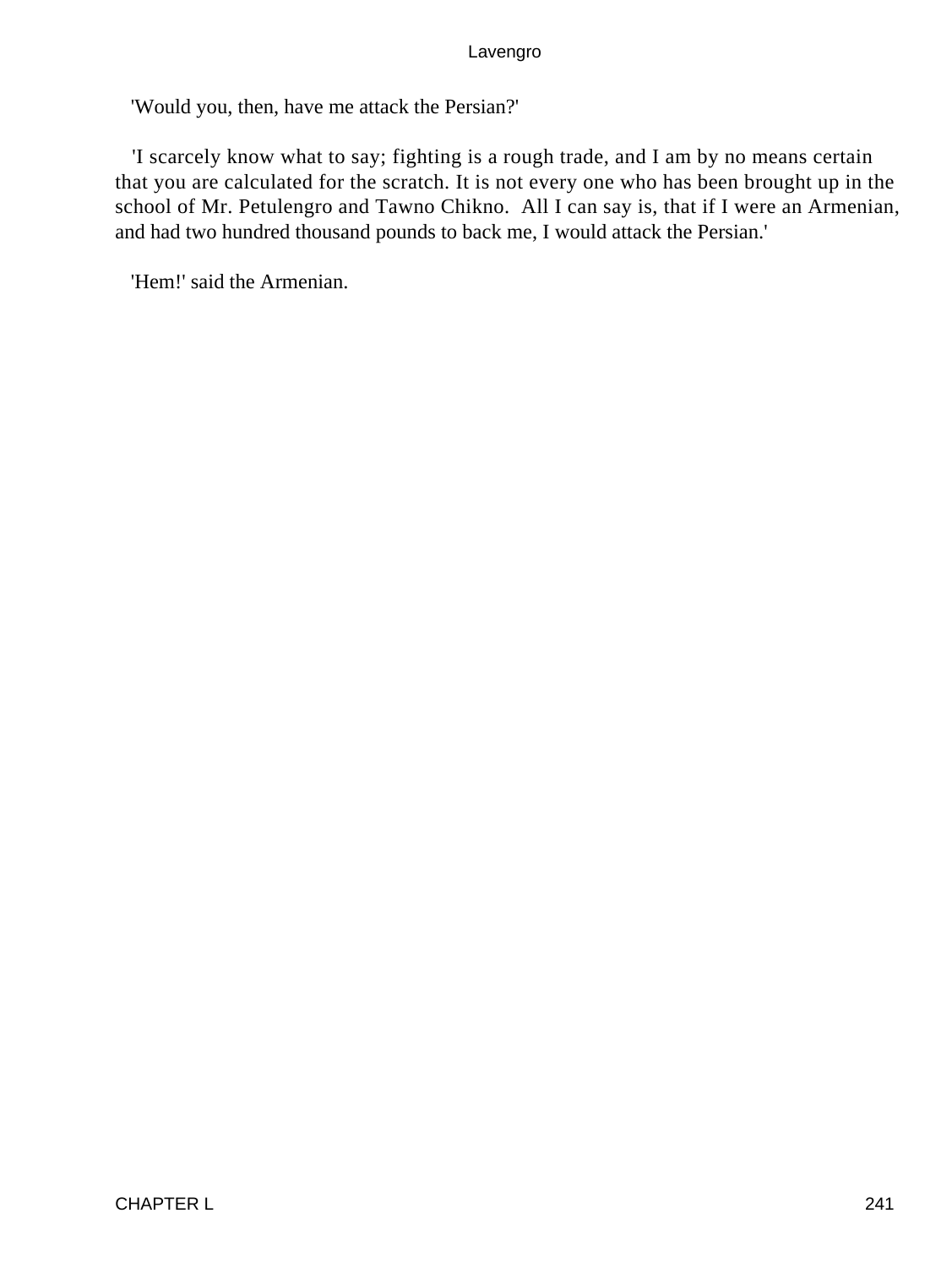'Would you, then, have me attack the Persian?'

'I scarcely know what to say; fighting is a rough trade, and I am by no means certain that you are calculated for the scratch. It is not every one who has been brought up in the school of Mr. Petulengro and Tawno Chikno. All I can say is, that if I were an Armenian, and had two hundred thousand pounds to back me, I would attack the Persian.'

'Hem!' said the Armenian.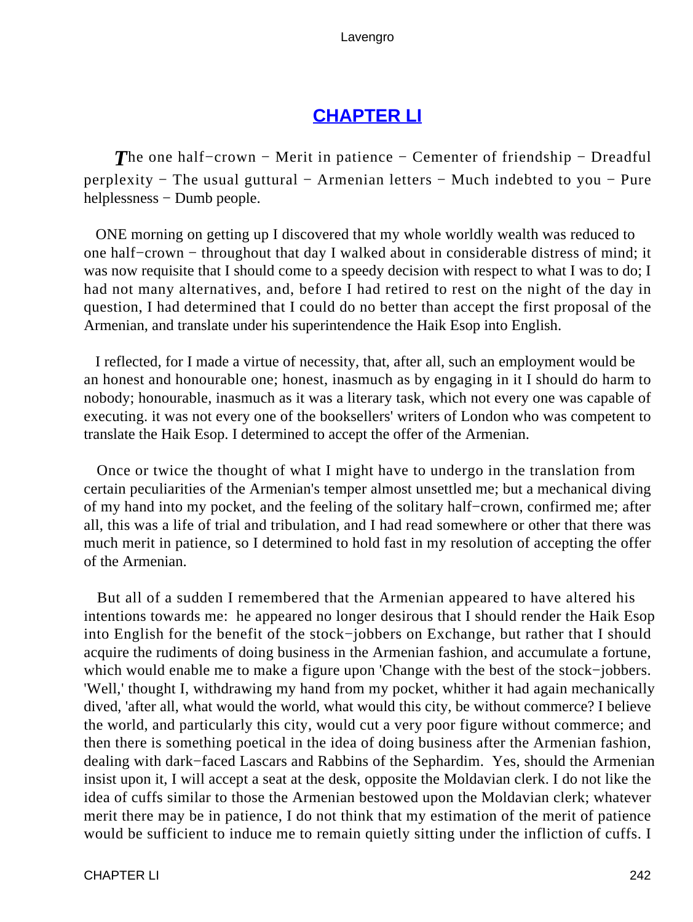## CHAPTER LI

*T*he one half−crown − Merit in patience − Cementer of friendship − Dreadful perplexity − The usual guttural − Armenian letters − Much indebted to you − Pure helplessness − Dumb people.

ONE morning on getting up I discovered that my whole worldly wealth was reduced to one half−crown − throughout that day I walked about in considerable distress of mind; it was now requisite that I should come to a speedy decision with respect to what I was to do; I had not many alternatives, and, before I had retired to rest on the night of the day in question, I had determined that I could do no better than accept the first proposal of the Armenian, and translate under his superintendence the Haik Esop into English.

I reflected, for I made a virtue of necessity, that, after all, such an employment would be an honest and honourable one; honest, inasmuch as by engaging in it I should do harm to nobody; honourable, inasmuch as it was a literary task, which not every one was capable of executing. it was not every one of the booksellers' writers of London who was competent to translate the Haik Esop. I determined to accept the offer of the Armenian.

Once or twice the thought of what I might have to undergo in the translation from certain peculiarities of the Armenian's temper almost unsettled me; but a mechanical diving of my hand into my pocket, and the feeling of the solitary half−crown, confirmed me; after all, this was a life of trial and tribulation, and I had read somewhere or other that there was much merit in patience, so I determined to hold fast in my resolution of accepting the offer of the Armenian.

But all of a sudden I remembered that the Armenian appeared to have altered his intentions towards me: he appeared no longer desirous that I should render the Haik Esop into English for the benefit of the stock−jobbers on Exchange, but rather that I should acquire the rudiments of doing business in the Armenian fashion, and accumulate a fortune, which would enable me to make a figure upon 'Change with the best of the stock−jobbers. 'Well,' thought I, withdrawing my hand from my pocket, whither it had again mechanically dived, 'after all, what would the world, what would this city, be without commerce? I believe the world, and particularly this city, would cut a very poor figure without commerce; and then there is something poetical in the idea of doing business after the Armenian fashion, dealing with dark−faced Lascars and Rabbins of the Sephardim. Yes, should the Armenian insist upon it, I will accept a seat at the desk, opposite the Moldavian clerk. I do not like the idea of cuffs similar to those the Armenian bestowed upon the Moldavian clerk; whatever merit there may be in patience, I do not think that my estimation of the merit of patience would be sufficient to induce me to remain quietly sitting under the infliction of cuffs. I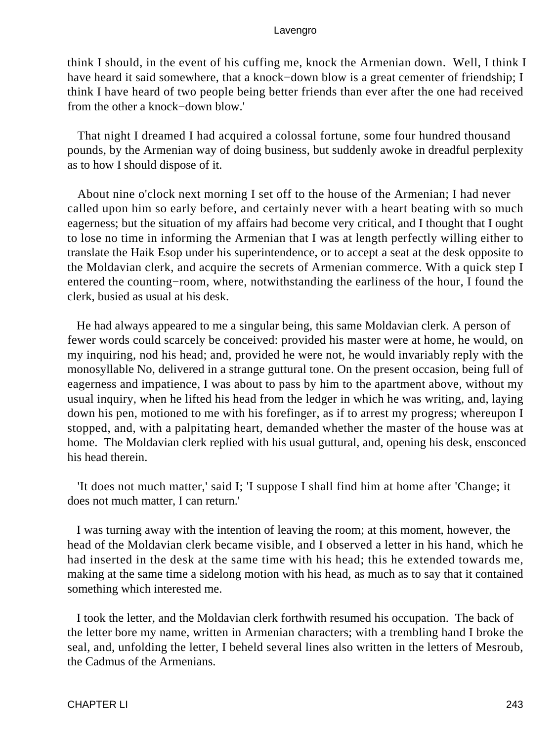think I should, in the event of his cuffing me, knock the Armenian down. Well, I think I have heard it said somewhere, that a knock−down blow is a great cementer of friendship; I think I have heard of two people being better friends than ever after the one had received from the other a knock−down blow.'

That night I dreamed I had acquired a colossal fortune, some four hundred thousand pounds, by the Armenian way of doing business, but suddenly awoke in dreadful perplexity as to how I should dispose of it.

About nine o'clock next morning I set off to the house of the Armenian; I had never called upon him so early before, and certainly never with a heart beating with so much eagerness; but the situation of my affairs had become very critical, and I thought that I ought to lose no time in informing the Armenian that I was at length perfectly willing either to translate the Haik Esop under his superintendence, or to accept a seat at the desk opposite to the Moldavian clerk, and acquire the secrets of Armenian commerce. With a quick step I entered the counting−room, where, notwithstanding the earliness of the hour, I found the clerk, busied as usual at his desk.

He had always appeared to me a singular being, this same Moldavian clerk. A person of fewer words could scarcely be conceived: provided his master were at home, he would, on my inquiring, nod his head; and, provided he were not, he would invariably reply with the monosyllable No, delivered in a strange guttural tone. On the present occasion, being full of eagerness and impatience, I was about to pass by him to the apartment above, without my usual inquiry, when he lifted his head from the ledger in which he was writing, and, laying down his pen, motioned to me with his forefinger, as if to arrest my progress; whereupon I stopped, and, with a palpitating heart, demanded whether the master of the house was at home. The Moldavian clerk replied with his usual guttural, and, opening his desk, ensconced his head therein.

'It does not much matter,' said I; 'I suppose I shall find him at home after 'Change; it does not much matter, I can return.'

I was turning away with the intention of leaving the room; at this moment, however, the head of the Moldavian clerk became visible, and I observed a letter in his hand, which he had inserted in the desk at the same time with his head; this he extended towards me, making at the same time a sidelong motion with his head, as much as to say that it contained something which interested me.

I took the letter, and the Moldavian clerk forthwith resumed his occupation. The back of the letter bore my name, written in Armenian characters; with a trembling hand I broke the seal, and, unfolding the letter, I beheld several lines also written in the letters of Mesroub, the Cadmus of the Armenians.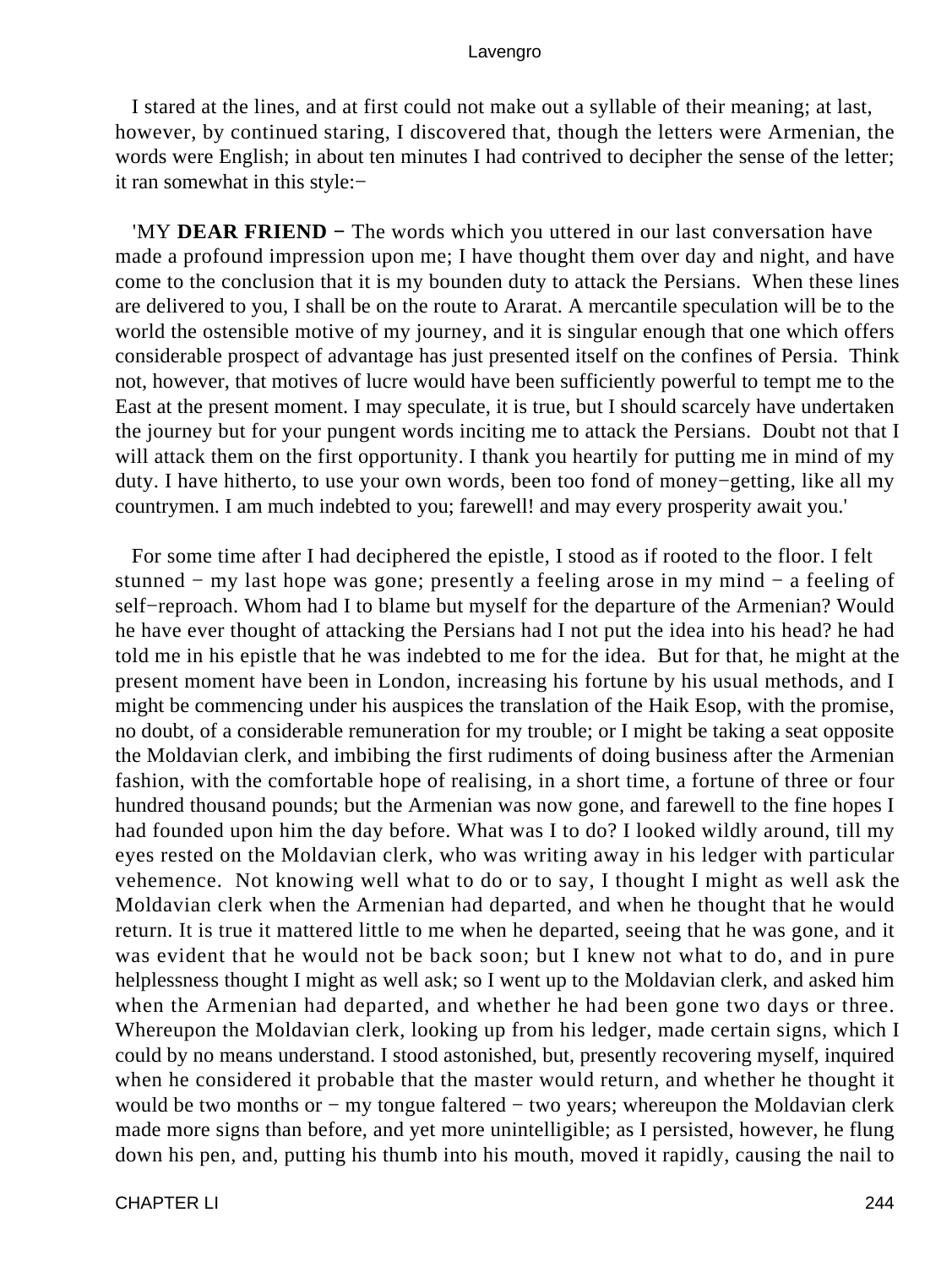I stared at the lines, and at first could not make out a syllable of their meaning; at last, however, by continued staring, I discovered that, though the letters were Armenian, the words were English; in about ten minutes I had contrived to decipher the sense of the letter; it ran somewhat in this style:−

'MY **DEAR FRIEND** − The words which you uttered in our last conversation have made a profound impression upon me; I have thought them over day and night, and have come to the conclusion that it is my bounden duty to attack the Persians. When these lines are delivered to you, I shall be on the route to Ararat. A mercantile speculation will be to the world the ostensible motive of my journey, and it is singular enough that one which offers considerable prospect of advantage has just presented itself on the confines of Persia. Think not, however, that motives of lucre would have been sufficiently powerful to tempt me to the East at the present moment. I may speculate, it is true, but I should scarcely have undertaken the journey but for your pungent words inciting me to attack the Persians. Doubt not that I will attack them on the first opportunity. I thank you heartily for putting me in mind of my duty. I have hitherto, to use your own words, been too fond of money−getting, like all my countrymen. I am much indebted to you; farewell! and may every prosperity await you.'

For some time after I had deciphered the epistle, I stood as if rooted to the floor. I felt stunned − my last hope was gone; presently a feeling arose in my mind − a feeling of self−reproach. Whom had I to blame but myself for the departure of the Armenian? Would he have ever thought of attacking the Persians had I not put the idea into his head? he had told me in his epistle that he was indebted to me for the idea. But for that, he might at the present moment have been in London, increasing his fortune by his usual methods, and I might be commencing under his auspices the translation of the Haik Esop, with the promise, no doubt, of a considerable remuneration for my trouble; or I might be taking a seat opposite the Moldavian clerk, and imbibing the first rudiments of doing business after the Armenian fashion, with the comfortable hope of realising, in a short time, a fortune of three or four hundred thousand pounds; but the Armenian was now gone, and farewell to the fine hopes I had founded upon him the day before. What was I to do? I looked wildly around, till my eyes rested on the Moldavian clerk, who was writing away in his ledger with particular vehemence. Not knowing well what to do or to say, I thought I might as well ask the Moldavian clerk when the Armenian had departed, and when he thought that he would return. It is true it mattered little to me when he departed, seeing that he was gone, and it was evident that he would not be back soon; but I knew not what to do, and in pure helplessness thought I might as well ask; so I went up to the Moldavian clerk, and asked him when the Armenian had departed, and whether he had been gone two days or three. Whereupon the Moldavian clerk, looking up from his ledger, made certain signs, which I could by no means understand. I stood astonished, but, presently recovering myself, inquired when he considered it probable that the master would return, and whether he thought it would be two months or − my tongue faltered − two years; whereupon the Moldavian clerk made more signs than before, and yet more unintelligible; as I persisted, however, he flung down his pen, and, putting his thumb into his mouth, moved it rapidly, causing the nail to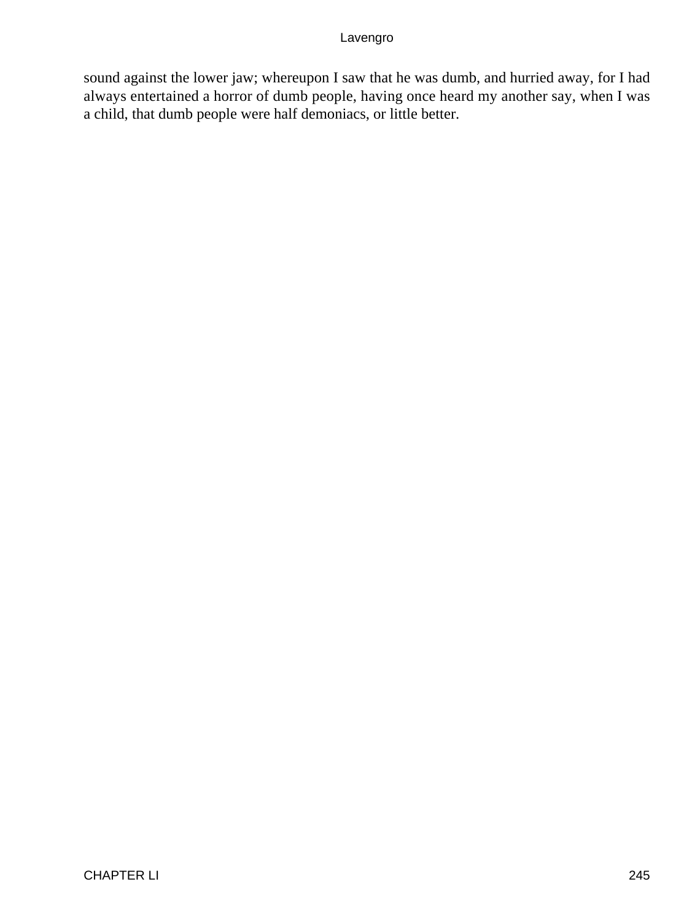sound against the lower jaw; whereupon I saw that he was dumb, and hurried away, for I had always entertained a horror of dumb people, having once heard my another say, when I was a child, that dumb people were half demoniacs, or little better.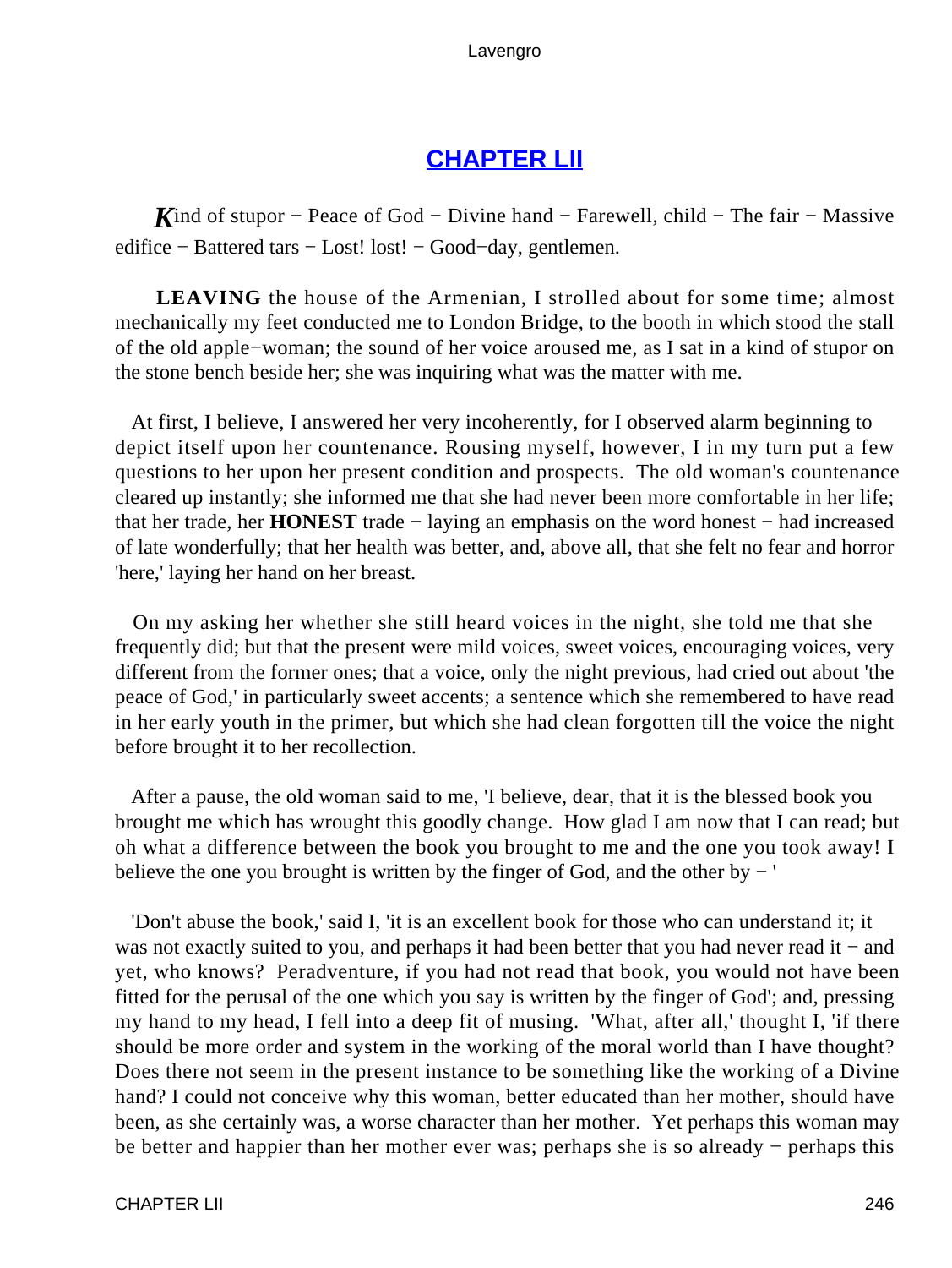## CHAPTER LII

*K*ind of stupor − Peace of God − Divine hand − Farewell, child − The fair − Massive edifice − Battered tars − Lost! lost! − Good−day, gentlemen.

**LEAVING** the house of the Armenian, I strolled about for some time; almost mechanically my feet conducted me to London Bridge, to the booth in which stood the stall of the old apple−woman; the sound of her voice aroused me, as I sat in a kind of stupor on the stone bench beside her; she was inquiring what was the matter with me.

At first, I believe, I answered her very incoherently, for I observed alarm beginning to depict itself upon her countenance. Rousing myself, however, I in my turn put a few questions to her upon her present condition and prospects. The old woman's countenance cleared up instantly; she informed me that she had never been more comfortable in her life; that her trade, her **HONEST** trade − laying an emphasis on the word honest − had increased of late wonderfully; that her health was better, and, above all, that she felt no fear and horror 'here,' laying her hand on her breast.

On my asking her whether she still heard voices in the night, she told me that she frequently did; but that the present were mild voices, sweet voices, encouraging voices, very different from the former ones; that a voice, only the night previous, had cried out about 'the peace of God,' in particularly sweet accents; a sentence which she remembered to have read in her early youth in the primer, but which she had clean forgotten till the voice the night before brought it to her recollection.

After a pause, the old woman said to me, 'I believe, dear, that it is the blessed book you brought me which has wrought this goodly change. How glad I am now that I can read; but oh what a difference between the book you brought to me and the one you took away! I believe the one you brought is written by the finger of God, and the other by − '

'Don't abuse the book,' said I, 'it is an excellent book for those who can understand it; it was not exactly suited to you, and perhaps it had been better that you had never read it − and yet, who knows? Peradventure, if you had not read that book, you would not have been fitted for the perusal of the one which you say is written by the finger of God'; and, pressing my hand to my head, I fell into a deep fit of musing. 'What, after all,' thought I, 'if there should be more order and system in the working of the moral world than I have thought? Does there not seem in the present instance to be something like the working of a Divine hand? I could not conceive why this woman, better educated than her mother, should have been, as she certainly was, a worse character than her mother. Yet perhaps this woman may be better and happier than her mother ever was; perhaps she is so already − perhaps this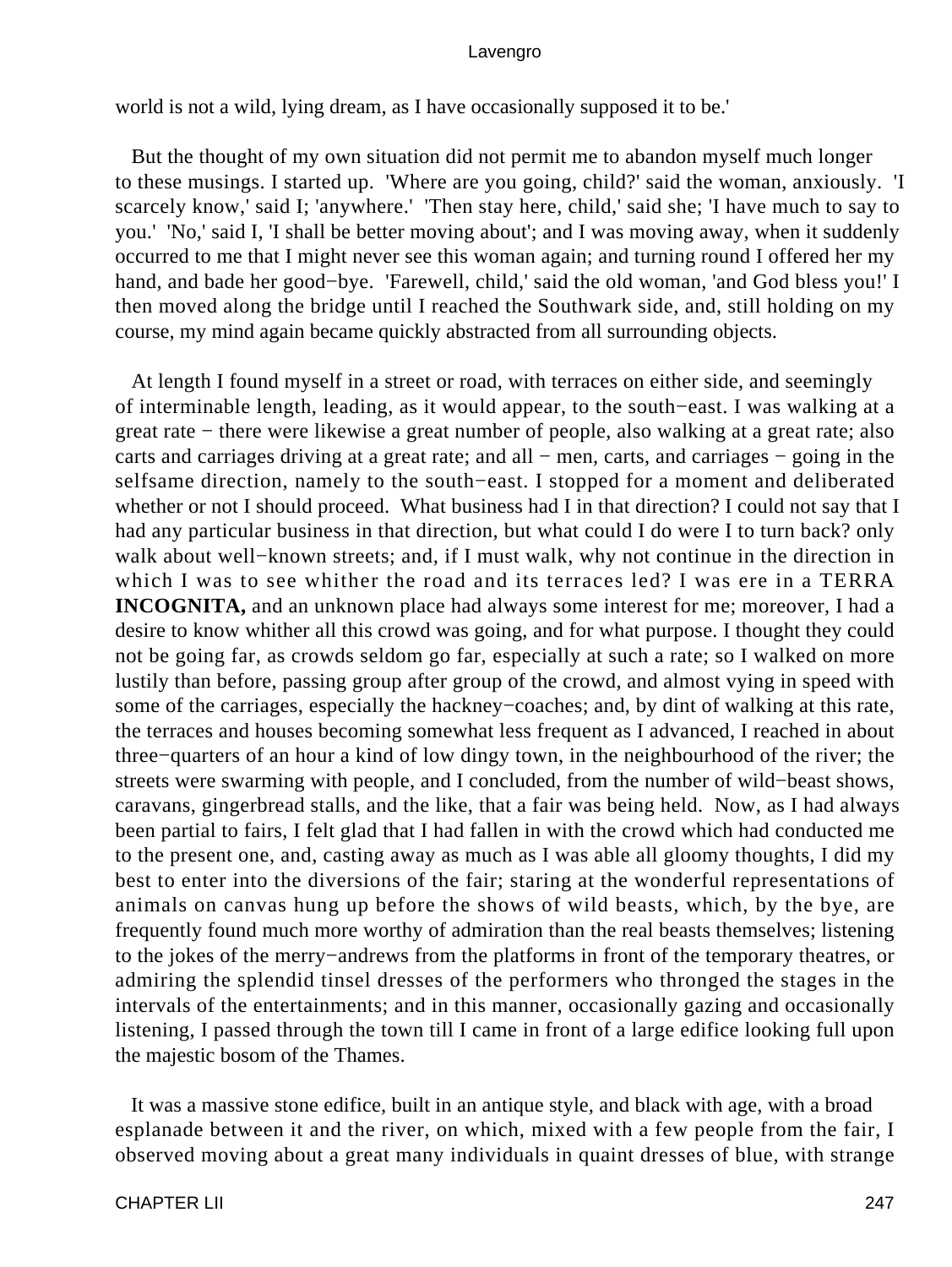world is not a wild, lying dream, as I have occasionally supposed it to be.'

But the thought of my own situation did not permit me to abandon myself much longer to these musings. I started up. 'Where are you going, child?' said the woman, anxiously. 'I scarcely know,' said I; 'anywhere.' 'Then stay here, child,' said she; 'I have much to say to you.' 'No,' said I, 'I shall be better moving about'; and I was moving away, when it suddenly occurred to me that I might never see this woman again; and turning round I offered her my hand, and bade her good−bye. 'Farewell, child,' said the old woman, 'and God bless you!' I then moved along the bridge until I reached the Southwark side, and, still holding on my course, my mind again became quickly abstracted from all surrounding objects.

At length I found myself in a street or road, with terraces on either side, and seemingly of interminable length, leading, as it would appear, to the south−east. I was walking at a great rate − there were likewise a great number of people, also walking at a great rate; also carts and carriages driving at a great rate; and all − men, carts, and carriages − going in the selfsame direction, namely to the south−east. I stopped for a moment and deliberated whether or not I should proceed. What business had I in that direction? I could not say that I had any particular business in that direction, but what could I do were I to turn back? only walk about well−known streets; and, if I must walk, why not continue in the direction in which I was to see whither the road and its terraces led? I was ere in a TERRA **INCOGNITA,** and an unknown place had always some interest for me; moreover, I had a desire to know whither all this crowd was going, and for what purpose. I thought they could not be going far, as crowds seldom go far, especially at such a rate; so I walked on more lustily than before, passing group after group of the crowd, and almost vying in speed with some of the carriages, especially the hackney−coaches; and, by dint of walking at this rate, the terraces and houses becoming somewhat less frequent as I advanced, I reached in about three−quarters of an hour a kind of low dingy town, in the neighbourhood of the river; the streets were swarming with people, and I concluded, from the number of wild−beast shows, caravans, gingerbread stalls, and the like, that a fair was being held. Now, as I had always been partial to fairs, I felt glad that I had fallen in with the crowd which had conducted me to the present one, and, casting away as much as I was able all gloomy thoughts, I did my best to enter into the diversions of the fair; staring at the wonderful representations of animals on canvas hung up before the shows of wild beasts, which, by the bye, are frequently found much more worthy of admiration than the real beasts themselves; listening to the jokes of the merry−andrews from the platforms in front of the temporary theatres, or admiring the splendid tinsel dresses of the performers who thronged the stages in the intervals of the entertainments; and in this manner, occasionally gazing and occasionally listening, I passed through the town till I came in front of a large edifice looking full upon the majestic bosom of the Thames.

It was a massive stone edifice, built in an antique style, and black with age, with a broad esplanade between it and the river, on which, mixed with a few people from the fair, I observed moving about a great many individuals in quaint dresses of blue, with strange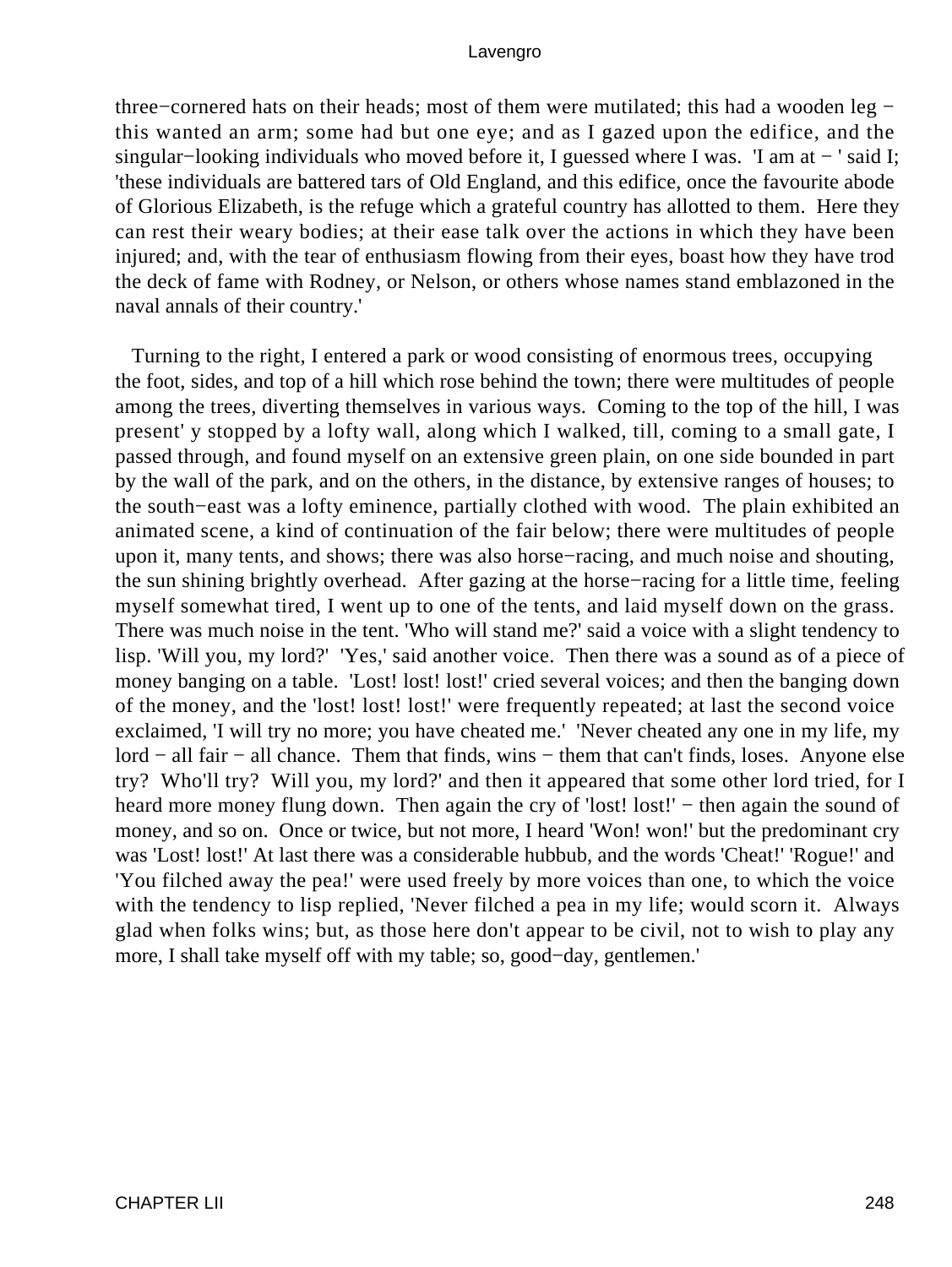three−cornered hats on their heads; most of them were mutilated; this had a wooden leg − this wanted an arm; some had but one eye; and as I gazed upon the edifice, and the singular−looking individuals who moved before it, I guessed where I was. 'I am at − ' said I; 'these individuals are battered tars of Old England, and this edifice, once the favourite abode of Glorious Elizabeth, is the refuge which a grateful country has allotted to them. Here they can rest their weary bodies; at their ease talk over the actions in which they have been injured; and, with the tear of enthusiasm flowing from their eyes, boast how they have trod the deck of fame with Rodney, or Nelson, or others whose names stand emblazoned in the naval annals of their country.'

Turning to the right, I entered a park or wood consisting of enormous trees, occupying the foot, sides, and top of a hill which rose behind the town; there were multitudes of people among the trees, diverting themselves in various ways. Coming to the top of the hill, I was present' y stopped by a lofty wall, along which I walked, till, coming to a small gate, I passed through, and found myself on an extensive green plain, on one side bounded in part by the wall of the park, and on the others, in the distance, by extensive ranges of houses; to the south−east was a lofty eminence, partially clothed with wood. The plain exhibited an animated scene, a kind of continuation of the fair below; there were multitudes of people upon it, many tents, and shows; there was also horse−racing, and much noise and shouting, the sun shining brightly overhead. After gazing at the horse−racing for a little time, feeling myself somewhat tired, I went up to one of the tents, and laid myself down on the grass. There was much noise in the tent. 'Who will stand me?' said a voice with a slight tendency to lisp. 'Will you, my lord?' 'Yes,' said another voice. Then there was a sound as of a piece of money banging on a table. 'Lost! lost! lost!' cried several voices; and then the banging down of the money, and the 'lost! lost! lost!' were frequently repeated; at last the second voice exclaimed, 'I will try no more; you have cheated me.' 'Never cheated any one in my life, my lord − all fair − all chance. Them that finds, wins − them that can't finds, loses. Anyone else try? Who'll try? Will you, my lord?' and then it appeared that some other lord tried, for I heard more money flung down. Then again the cry of 'lost! lost!' − then again the sound of money, and so on. Once or twice, but not more, I heard 'Won! won!' but the predominant cry was 'Lost! lost!' At last there was a considerable hubbub, and the words 'Cheat!' 'Rogue!' and 'You filched away the pea!' were used freely by more voices than one, to which the voice with the tendency to lisp replied, 'Never filched a pea in my life; would scorn it. Always glad when folks wins; but, as those here don't appear to be civil, not to wish to play any more, I shall take myself off with my table; so, good−day, gentlemen.'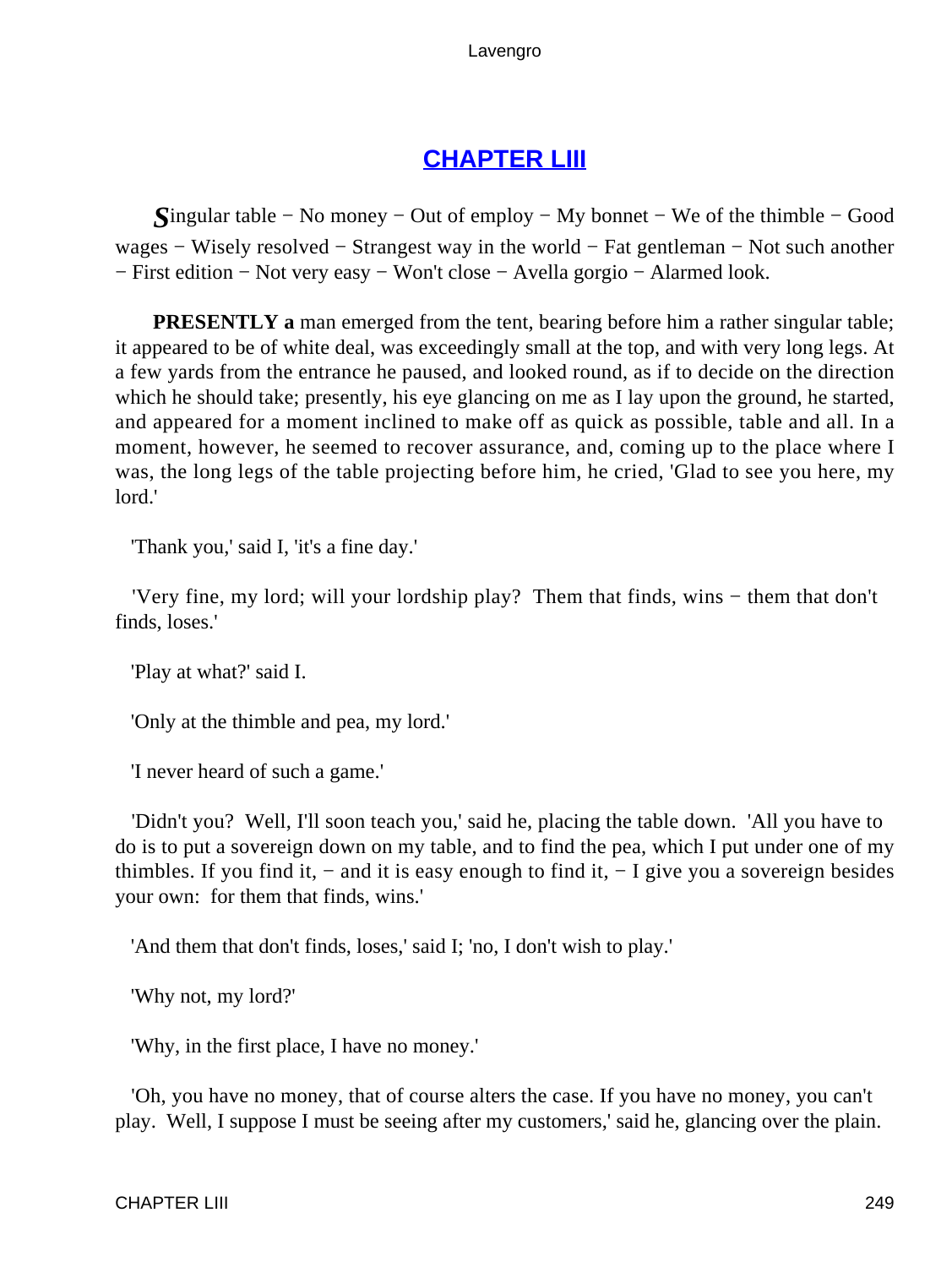## CHAPTER LIII

*S*ingular table − No money − Out of employ − My bonnet − We of the thimble − Good wages − Wisely resolved − Strangest way in the world − Fat gentleman − Not such another − First edition − Not very easy − Won't close − Avella gorgio − Alarmed look.

**PRESENTLY a** man emerged from the tent, bearing before him a rather singular table; it appeared to be of white deal, was exceedingly small at the top, and with very long legs. At a few yards from the entrance he paused, and looked round, as if to decide on the direction which he should take; presently, his eye glancing on me as I lay upon the ground, he started, and appeared for a moment inclined to make off as quick as possible, table and all. In a moment, however, he seemed to recover assurance, and, coming up to the place where I was, the long legs of the table projecting before him, he cried, 'Glad to see you here, my lord.'

'Thank you,' said I, 'it's a fine day.'

'Very fine, my lord; will your lordship play? Them that finds, wins − them that don't finds, loses.'

'Play at what?' said I.

'Only at the thimble and pea, my lord.'

'I never heard of such a game.'

'Didn't you? Well, I'll soon teach you,' said he, placing the table down. 'All you have to do is to put a sovereign down on my table, and to find the pea, which I put under one of my thimbles. If you find it, − and it is easy enough to find it, − I give you a sovereign besides your own: for them that finds, wins.'

'And them that don't finds, loses,' said I; 'no, I don't wish to play.'

'Why not, my lord?'

'Why, in the first place, I have no money.'

'Oh, you have no money, that of course alters the case. If you have no money, you can't play. Well, I suppose I must be seeing after my customers,' said he, glancing over the plain.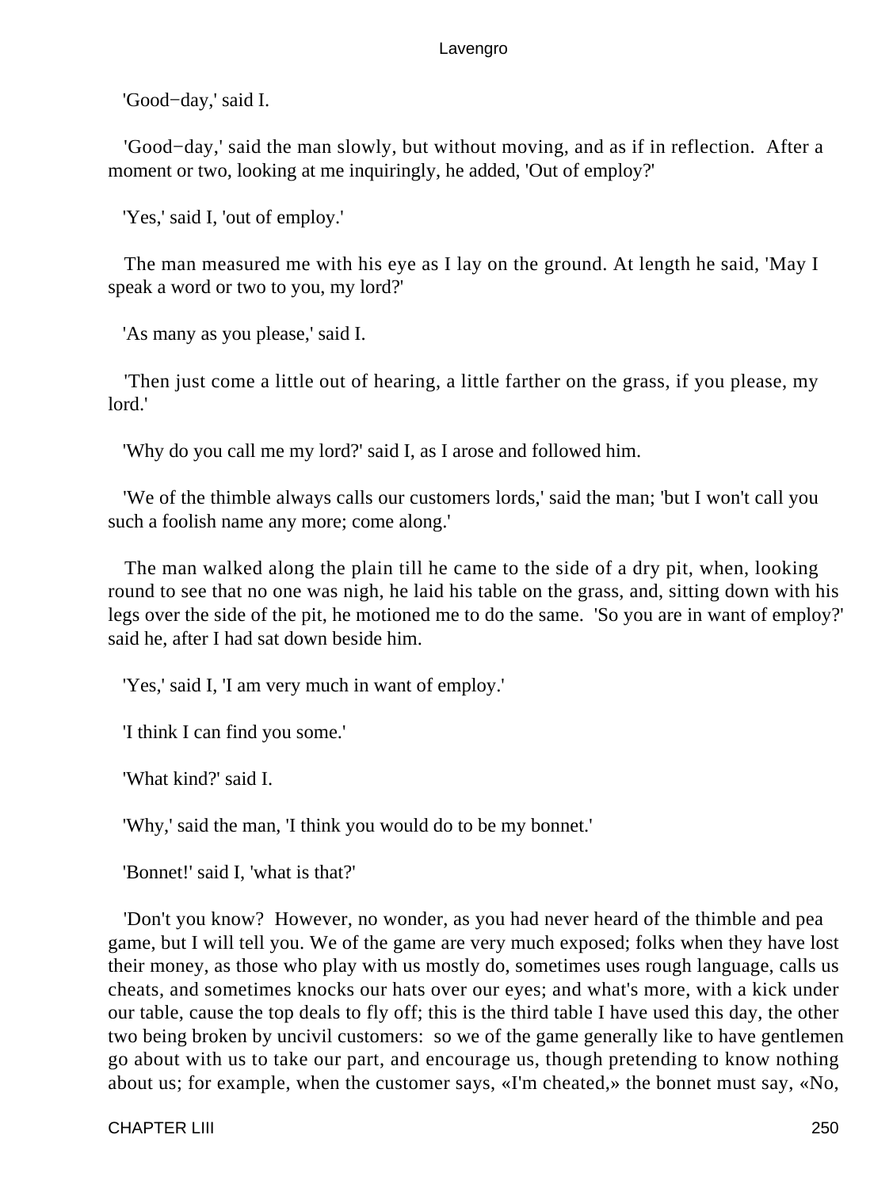'Good−day,' said I.

'Good−day,' said the man slowly, but without moving, and as if in reflection. After a moment or two, looking at me inquiringly, he added, 'Out of employ?'

'Yes,' said I, 'out of employ.'

The man measured me with his eye as I lay on the ground. At length he said, 'May I speak a word or two to you, my lord?'

'As many as you please,' said I.

'Then just come a little out of hearing, a little farther on the grass, if you please, my lord.'

'Why do you call me my lord?' said I, as I arose and followed him.

'We of the thimble always calls our customers lords,' said the man; 'but I won't call you such a foolish name any more; come along.'

The man walked along the plain till he came to the side of a dry pit, when, looking round to see that no one was nigh, he laid his table on the grass, and, sitting down with his legs over the side of the pit, he motioned me to do the same. 'So you are in want of employ?' said he, after I had sat down beside him.

'Yes,' said I, 'I am very much in want of employ.'

'I think I can find you some.'

'What kind?' said I.

'Why,' said the man, 'I think you would do to be my bonnet.'

'Bonnet!' said I, 'what is that?'

'Don't you know? However, no wonder, as you had never heard of the thimble and pea game, but I will tell you. We of the game are very much exposed; folks when they have lost their money, as those who play with us mostly do, sometimes uses rough language, calls us cheats, and sometimes knocks our hats over our eyes; and what's more, with a kick under our table, cause the top deals to fly off; this is the third table I have used this day, the other two being broken by uncivil customers: so we of the game generally like to have gentlemen go about with us to take our part, and encourage us, though pretending to know nothing about us; for example, when the customer says, «I'm cheated,» the bonnet must say, «No,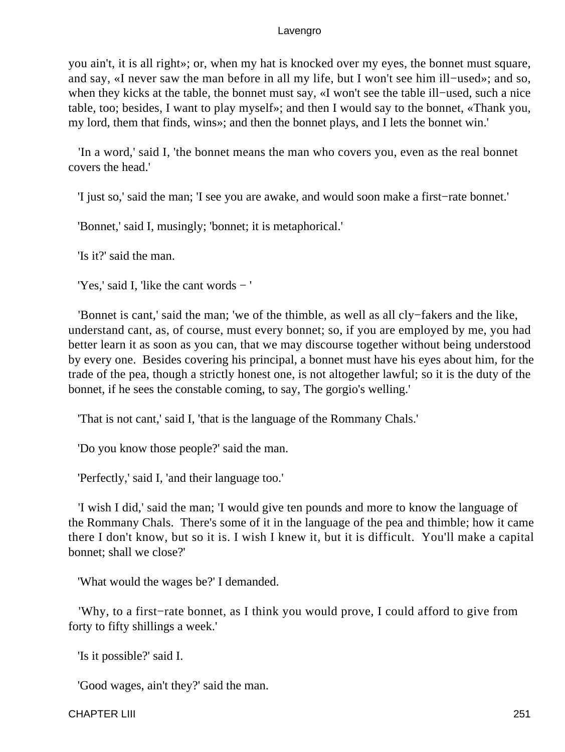you ain't, it is all right»; or, when my hat is knocked over my eyes, the bonnet must square, and say, «I never saw the man before in all my life, but I won't see him ill−used»; and so, when they kicks at the table, the bonnet must say, «I won't see the table ill−used, such a nice table, too; besides, I want to play myself»; and then I would say to the bonnet, «Thank you, my lord, them that finds, wins»; and then the bonnet plays, and I lets the bonnet win.'

'In a word,' said I, 'the bonnet means the man who covers you, even as the real bonnet covers the head.'

'I just so,' said the man; 'I see you are awake, and would soon make a first−rate bonnet.'

'Bonnet,' said I, musingly; 'bonnet; it is metaphorical.'

'Is it?' said the man.

'Yes,' said I, 'like the cant words − '

'Bonnet is cant,' said the man; 'we of the thimble, as well as all cly−fakers and the like, understand cant, as, of course, must every bonnet; so, if you are employed by me, you had better learn it as soon as you can, that we may discourse together without being understood by every one. Besides covering his principal, a bonnet must have his eyes about him, for the trade of the pea, though a strictly honest one, is not altogether lawful; so it is the duty of the bonnet, if he sees the constable coming, to say, The gorgio's welling.'

'That is not cant,' said I, 'that is the language of the Rommany Chals.'

'Do you know those people?' said the man.

'Perfectly,' said I, 'and their language too.'

'I wish I did,' said the man; 'I would give ten pounds and more to know the language of the Rommany Chals. There's some of it in the language of the pea and thimble; how it came there I don't know, but so it is. I wish I knew it, but it is difficult. You'll make a capital bonnet; shall we close?'

'What would the wages be?' I demanded.

'Why, to a first−rate bonnet, as I think you would prove, I could afford to give from forty to fifty shillings a week.'

'Is it possible?' said I.

'Good wages, ain't they?' said the man.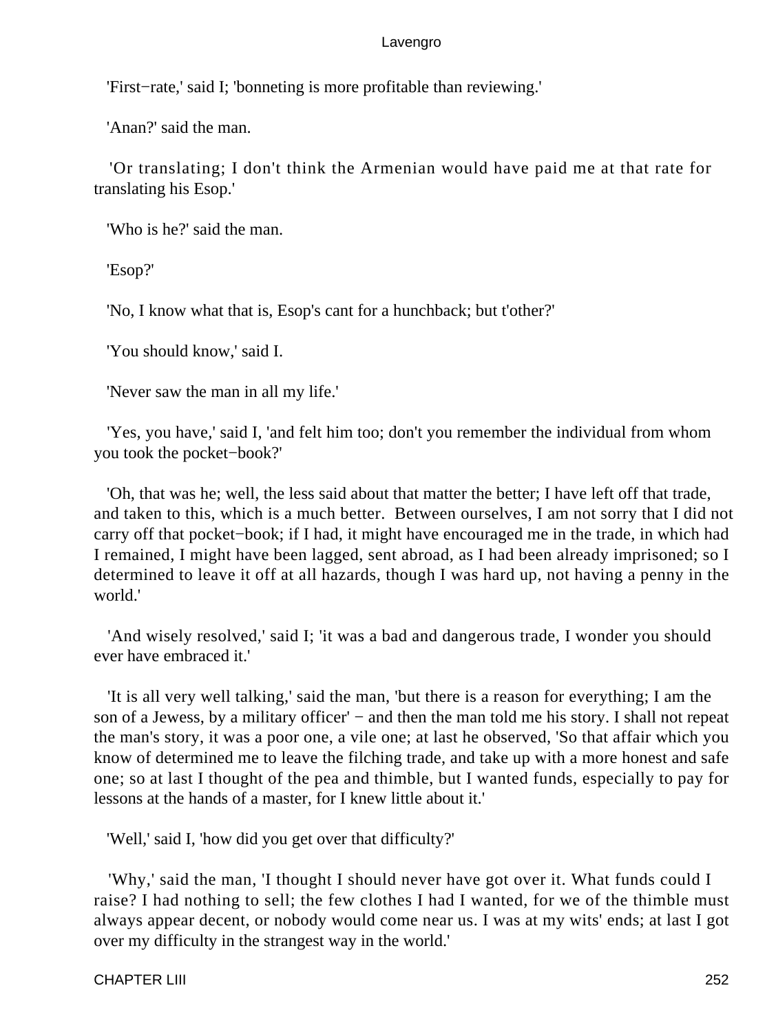'First−rate,' said I; 'bonneting is more profitable than reviewing.'

'Anan?' said the man.

'Or translating; I don't think the Armenian would have paid me at that rate for translating his Esop.'

'Who is he?' said the man.

'Esop?'

'No, I know what that is, Esop's cant for a hunchback; but t'other?'

'You should know,' said I.

'Never saw the man in all my life.'

'Yes, you have,' said I, 'and felt him too; don't you remember the individual from whom you took the pocket−book?'

'Oh, that was he; well, the less said about that matter the better; I have left off that trade, and taken to this, which is a much better. Between ourselves, I am not sorry that I did not carry off that pocket−book; if I had, it might have encouraged me in the trade, in which had I remained, I might have been lagged, sent abroad, as I had been already imprisoned; so I determined to leave it off at all hazards, though I was hard up, not having a penny in the world.'

'And wisely resolved,' said I; 'it was a bad and dangerous trade, I wonder you should ever have embraced it.'

'It is all very well talking,' said the man, 'but there is a reason for everything; I am the son of a Jewess, by a military officer' − and then the man told me his story. I shall not repeat the man's story, it was a poor one, a vile one; at last he observed, 'So that affair which you know of determined me to leave the filching trade, and take up with a more honest and safe one; so at last I thought of the pea and thimble, but I wanted funds, especially to pay for lessons at the hands of a master, for I knew little about it.'

'Well,' said I, 'how did you get over that difficulty?'

'Why,' said the man, 'I thought I should never have got over it. What funds could I raise? I had nothing to sell; the few clothes I had I wanted, for we of the thimble must always appear decent, or nobody would come near us. I was at my wits' ends; at last I got over my difficulty in the strangest way in the world.'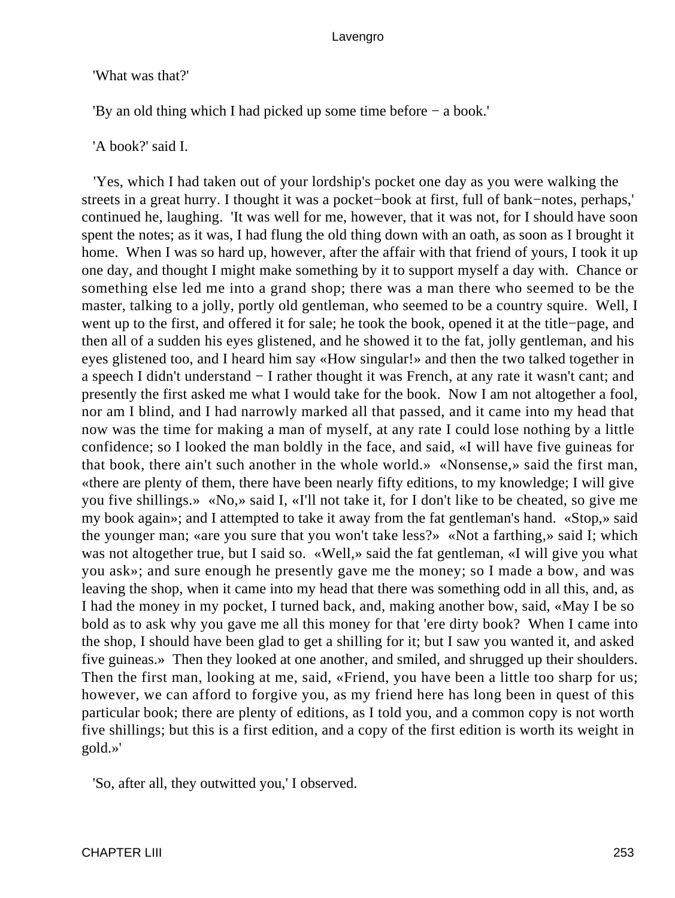'What was that?'

'By an old thing which I had picked up some time before − a book.'

'A book?' said I.

'Yes, which I had taken out of your lordship's pocket one day as you were walking the streets in a great hurry. I thought it was a pocket−book at first, full of bank−notes, perhaps,' continued he, laughing. 'It was well for me, however, that it was not, for I should have soon spent the notes; as it was, I had flung the old thing down with an oath, as soon as I brought it home. When I was so hard up, however, after the affair with that friend of yours, I took it up one day, and thought I might make something by it to support myself a day with. Chance or something else led me into a grand shop; there was a man there who seemed to be the master, talking to a jolly, portly old gentleman, who seemed to be a country squire. Well, I went up to the first, and offered it for sale; he took the book, opened it at the title−page, and then all of a sudden his eyes glistened, and he showed it to the fat, jolly gentleman, and his eyes glistened too, and I heard him say «How singular!» and then the two talked together in a speech I didn't understand − I rather thought it was French, at any rate it wasn't cant; and presently the first asked me what I would take for the book. Now I am not altogether a fool, nor am I blind, and I had narrowly marked all that passed, and it came into my head that now was the time for making a man of myself, at any rate I could lose nothing by a little confidence; so I looked the man boldly in the face, and said, «I will have five guineas for that book, there ain't such another in the whole world.» «Nonsense,» said the first man, «there are plenty of them, there have been nearly fifty editions, to my knowledge; I will give you five shillings.» «No,» said I, «I'll not take it, for I don't like to be cheated, so give me my book again»; and I attempted to take it away from the fat gentleman's hand. «Stop,» said the younger man; «are you sure that you won't take less?» «Not a farthing,» said I; which was not altogether true, but I said so. «Well,» said the fat gentleman, «I will give you what you ask»; and sure enough he presently gave me the money; so I made a bow, and was leaving the shop, when it came into my head that there was something odd in all this, and, as I had the money in my pocket, I turned back, and, making another bow, said, «May I be so bold as to ask why you gave me all this money for that 'ere dirty book? When I came into the shop, I should have been glad to get a shilling for it; but I saw you wanted it, and asked five guineas.» Then they looked at one another, and smiled, and shrugged up their shoulders. Then the first man, looking at me, said, «Friend, you have been a little too sharp for us; however, we can afford to forgive you, as my friend here has long been in quest of this particular book; there are plenty of editions, as I told you, and a common copy is not worth five shillings; but this is a first edition, and a copy of the first edition is worth its weight in gold.»'

'So, after all, they outwitted you,' I observed.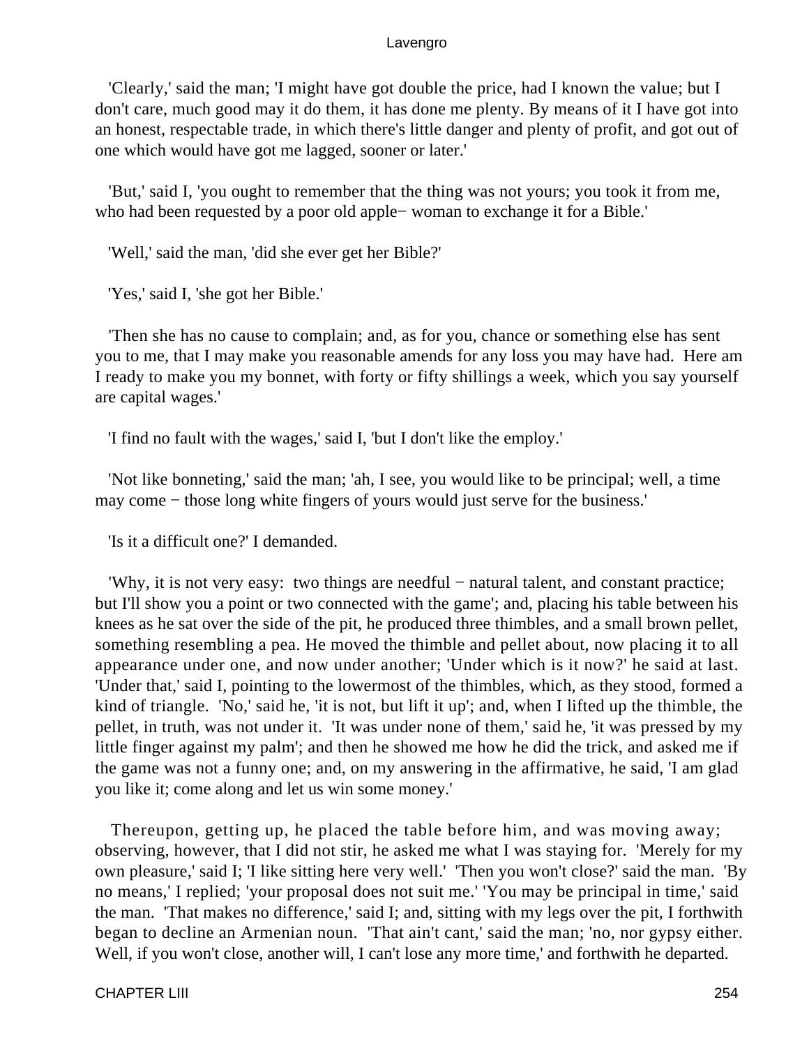'Clearly,' said the man; 'I might have got double the price, had I known the value; but I don't care, much good may it do them, it has done me plenty. By means of it I have got into an honest, respectable trade, in which there's little danger and plenty of profit, and got out of one which would have got me lagged, sooner or later.'

'But,' said I, 'you ought to remember that the thing was not yours; you took it from me, who had been requested by a poor old apple− woman to exchange it for a Bible.'

'Well,' said the man, 'did she ever get her Bible?'

'Yes,' said I, 'she got her Bible.'

'Then she has no cause to complain; and, as for you, chance or something else has sent you to me, that I may make you reasonable amends for any loss you may have had. Here am I ready to make you my bonnet, with forty or fifty shillings a week, which you say yourself are capital wages.'

'I find no fault with the wages,' said I, 'but I don't like the employ.'

'Not like bonneting,' said the man; 'ah, I see, you would like to be principal; well, a time may come − those long white fingers of yours would just serve for the business.'

'Is it a difficult one?' I demanded.

'Why, it is not very easy: two things are needful − natural talent, and constant practice; but I'll show you a point or two connected with the game'; and, placing his table between his knees as he sat over the side of the pit, he produced three thimbles, and a small brown pellet, something resembling a pea. He moved the thimble and pellet about, now placing it to all appearance under one, and now under another; 'Under which is it now?' he said at last. 'Under that,' said I, pointing to the lowermost of the thimbles, which, as they stood, formed a kind of triangle. 'No,' said he, 'it is not, but lift it up'; and, when I lifted up the thimble, the pellet, in truth, was not under it. 'It was under none of them,' said he, 'it was pressed by my little finger against my palm'; and then he showed me how he did the trick, and asked me if the game was not a funny one; and, on my answering in the affirmative, he said, 'I am glad you like it; come along and let us win some money.'

Thereupon, getting up, he placed the table before him, and was moving away; observing, however, that I did not stir, he asked me what I was staying for. 'Merely for my own pleasure,' said I; 'I like sitting here very well.' 'Then you won't close?' said the man. 'By no means,' I replied; 'your proposal does not suit me.' 'You may be principal in time,' said the man. 'That makes no difference,' said I; and, sitting with my legs over the pit, I forthwith began to decline an Armenian noun. 'That ain't cant,' said the man; 'no, nor gypsy either. Well, if you won't close, another will, I can't lose any more time,' and forthwith he departed.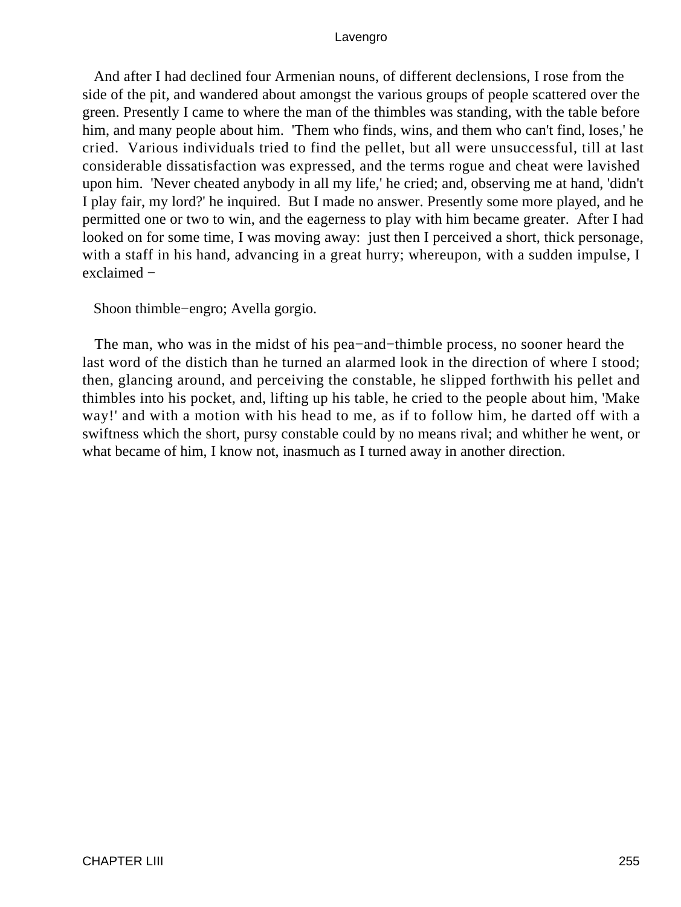And after I had declined four Armenian nouns, of different declensions, I rose from the side of the pit, and wandered about amongst the various groups of people scattered over the green. Presently I came to where the man of the thimbles was standing, with the table before him, and many people about him. 'Them who finds, wins, and them who can't find, loses,' he cried. Various individuals tried to find the pellet, but all were unsuccessful, till at last considerable dissatisfaction was expressed, and the terms rogue and cheat were lavished upon him. 'Never cheated anybody in all my life,' he cried; and, observing me at hand, 'didn't I play fair, my lord?' he inquired. But I made no answer. Presently some more played, and he permitted one or two to win, and the eagerness to play with him became greater. After I had looked on for some time, I was moving away: just then I perceived a short, thick personage, with a staff in his hand, advancing in a great hurry; whereupon, with a sudden impulse, I exclaimed −

Shoon thimble−engro; Avella gorgio.

The man, who was in the midst of his pea−and−thimble process, no sooner heard the last word of the distich than he turned an alarmed look in the direction of where I stood; then, glancing around, and perceiving the constable, he slipped forthwith his pellet and thimbles into his pocket, and, lifting up his table, he cried to the people about him, 'Make way!' and with a motion with his head to me, as if to follow him, he darted off with a swiftness which the short, pursy constable could by no means rival; and whither he went, or what became of him, I know not, inasmuch as I turned away in another direction.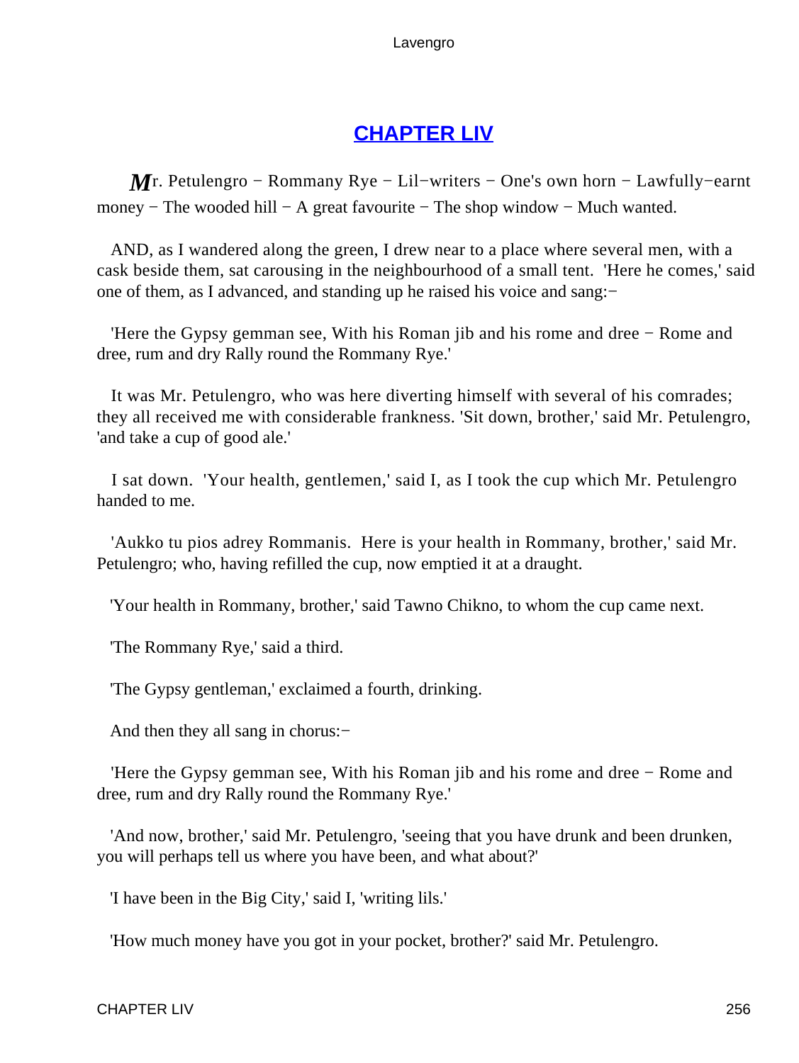## [CHAPTER LIV]()

Mr. Petulengro − Rommany Rye − Lil−writers − One's own horn − Lawfully−earnt money − The wooded hill − A great favourite − The shop window − Much wanted.

AND, as I wandered along the green, I drew near to a place where several men, with a cask beside them, sat carousing in the neighbourhood of a small tent. 'Here he comes,' said one of them, as I advanced, and standing up he raised his voice and sang:−

'Here the Gypsy gemman see, With his Roman jib and his rome and dree − Rome and dree, rum and dry Rally round the Rommany Rye.'

It was Mr. Petulengro, who was here diverting himself with several of his comrades; they all received me with considerable frankness. 'Sit down, brother,' said Mr. Petulengro, 'and take a cup of good ale.'

I sat down. 'Your health, gentlemen,' said I, as I took the cup which Mr. Petulengro handed to me.

'Aukko tu pios adrey Rommanis. Here is your health in Rommany, brother,' said Mr. Petulengro; who, having refilled the cup, now emptied it at a draught.

'Your health in Rommany, brother,' said Tawno Chikno, to whom the cup came next.

'The Rommany Rye,' said a third.

'The Gypsy gentleman,' exclaimed a fourth, drinking.

And then they all sang in chorus:−

'Here the Gypsy gemman see, With his Roman jib and his rome and dree − Rome and dree, rum and dry Rally round the Rommany Rye.'

'And now, brother,' said Mr. Petulengro, 'seeing that you have drunk and been drunken, you will perhaps tell us where you have been, and what about?'

'I have been in the Big City,' said I, 'writing lils.'

'How much money have you got in your pocket, brother?' said Mr. Petulengro.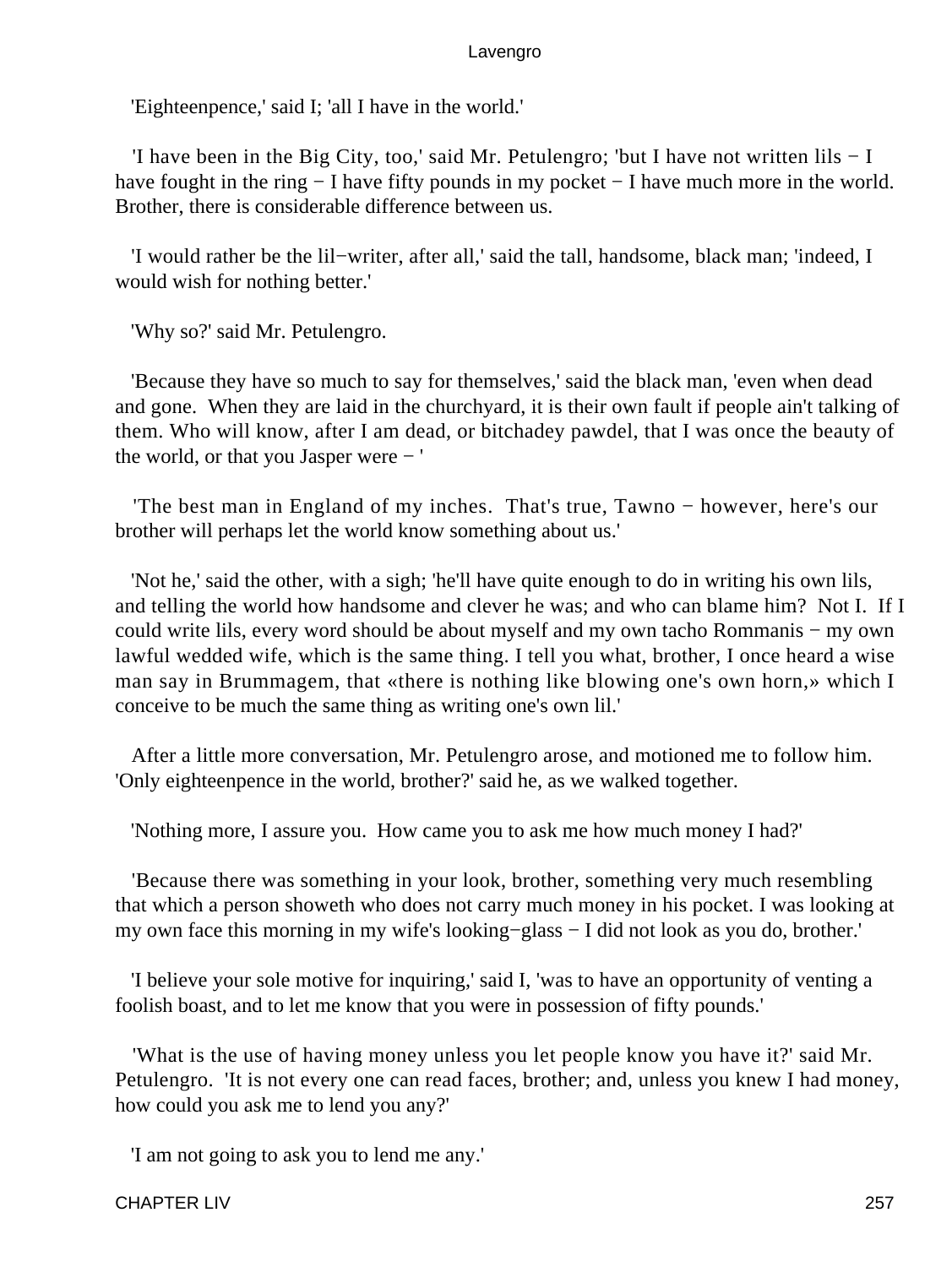'Eighteenpence,' said I; 'all I have in the world.'

'I have been in the Big City, too,' said Mr. Petulengro; 'but I have not written lils − I have fought in the ring − I have fifty pounds in my pocket − I have much more in the world. Brother, there is considerable difference between us.

'I would rather be the lil−writer, after all,' said the tall, handsome, black man; 'indeed, I would wish for nothing better.'

'Why so?' said Mr. Petulengro.

'Because they have so much to say for themselves,' said the black man, 'even when dead and gone. When they are laid in the churchyard, it is their own fault if people ain't talking of them. Who will know, after I am dead, or bitchadey pawdel, that I was once the beauty of the world, or that you Jasper were − '

'The best man in England of my inches. That's true, Tawno − however, here's our brother will perhaps let the world know something about us.'

'Not he,' said the other, with a sigh; 'he'll have quite enough to do in writing his own lils, and telling the world how handsome and clever he was; and who can blame him? Not I. If I could write lils, every word should be about myself and my own tacho Rommanis − my own lawful wedded wife, which is the same thing. I tell you what, brother, I once heard a wise man say in Brummagem, that «there is nothing like blowing one's own horn,» which I conceive to be much the same thing as writing one's own lil.'

After a little more conversation, Mr. Petulengro arose, and motioned me to follow him. 'Only eighteenpence in the world, brother?' said he, as we walked together.

'Nothing more, I assure you. How came you to ask me how much money I had?'

'Because there was something in your look, brother, something very much resembling that which a person showeth who does not carry much money in his pocket. I was looking at my own face this morning in my wife's looking−glass − I did not look as you do, brother.'

'I believe your sole motive for inquiring,' said I, 'was to have an opportunity of venting a foolish boast, and to let me know that you were in possession of fifty pounds.'

'What is the use of having money unless you let people know you have it?' said Mr. Petulengro. 'It is not every one can read faces, brother; and, unless you knew I had money, how could you ask me to lend you any?'

'I am not going to ask you to lend me any.'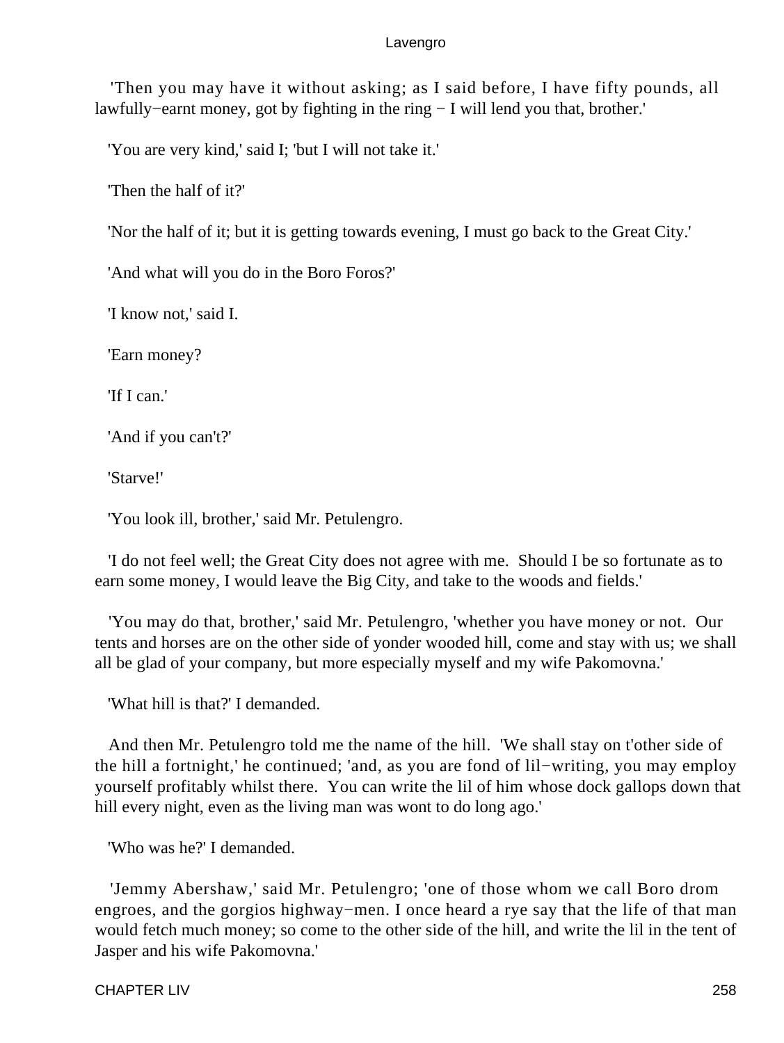'Then you may have it without asking; as I said before, I have fifty pounds, all lawfully−earnt money, got by fighting in the ring − I will lend you that, brother.'

'You are very kind,' said I; 'but I will not take it.'

'Then the half of it?'

'Nor the half of it; but it is getting towards evening, I must go back to the Great City.'

'And what will you do in the Boro Foros?'

'I know not,' said I.

'Earn money?

'If I can.'

'And if you can't?'

'Starve!'

'You look ill, brother,' said Mr. Petulengro.

'I do not feel well; the Great City does not agree with me. Should I be so fortunate as to earn some money, I would leave the Big City, and take to the woods and fields.'

'You may do that, brother,' said Mr. Petulengro, 'whether you have money or not. Our tents and horses are on the other side of yonder wooded hill, come and stay with us; we shall all be glad of your company, but more especially myself and my wife Pakomovna.'

'What hill is that?' I demanded.

And then Mr. Petulengro told me the name of the hill. 'We shall stay on t'other side of the hill a fortnight,' he continued; 'and, as you are fond of lil−writing, you may employ yourself profitably whilst there. You can write the lil of him whose dock gallops down that hill every night, even as the living man was wont to do long ago.'

'Who was he?' I demanded.

'Jemmy Abershaw,' said Mr. Petulengro; 'one of those whom we call Boro drom engroes, and the gorgios highway−men. I once heard a rye say that the life of that man would fetch much money; so come to the other side of the hill, and write the lil in the tent of Jasper and his wife Pakomovna.'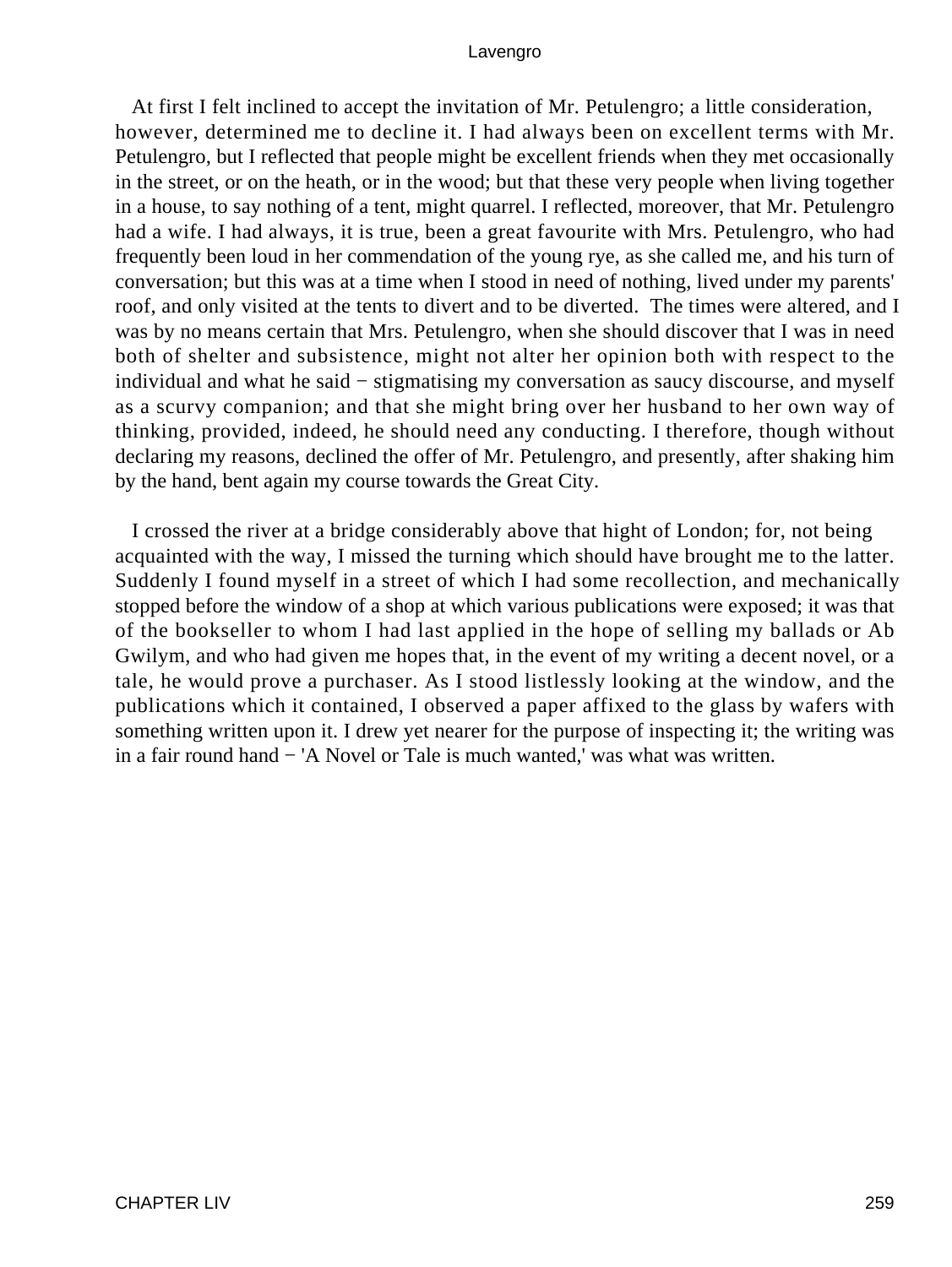At first I felt inclined to accept the invitation of Mr. Petulengro; a little consideration, however, determined me to decline it. I had always been on excellent terms with Mr. Petulengro, but I reflected that people might be excellent friends when they met occasionally in the street, or on the heath, or in the wood; but that these very people when living together in a house, to say nothing of a tent, might quarrel. I reflected, moreover, that Mr. Petulengro had a wife. I had always, it is true, been a great favourite with Mrs. Petulengro, who had frequently been loud in her commendation of the young rye, as she called me, and his turn of conversation; but this was at a time when I stood in need of nothing, lived under my parents' roof, and only visited at the tents to divert and to be diverted. The times were altered, and I was by no means certain that Mrs. Petulengro, when she should discover that I was in need both of shelter and subsistence, might not alter her opinion both with respect to the individual and what he said − stigmatising my conversation as saucy discourse, and myself as a scurvy companion; and that she might bring over her husband to her own way of thinking, provided, indeed, he should need any conducting. I therefore, though without declaring my reasons, declined the offer of Mr. Petulengro, and presently, after shaking him by the hand, bent again my course towards the Great City.

I crossed the river at a bridge considerably above that hight of London; for, not being acquainted with the way, I missed the turning which should have brought me to the latter. Suddenly I found myself in a street of which I had some recollection, and mechanically stopped before the window of a shop at which various publications were exposed; it was that of the bookseller to whom I had last applied in the hope of selling my ballads or Ab Gwilym, and who had given me hopes that, in the event of my writing a decent novel, or a tale, he would prove a purchaser. As I stood listlessly looking at the window, and the publications which it contained, I observed a paper affixed to the glass by wafers with something written upon it. I drew yet nearer for the purpose of inspecting it; the writing was in a fair round hand − 'A Novel or Tale is much wanted,' was what was written.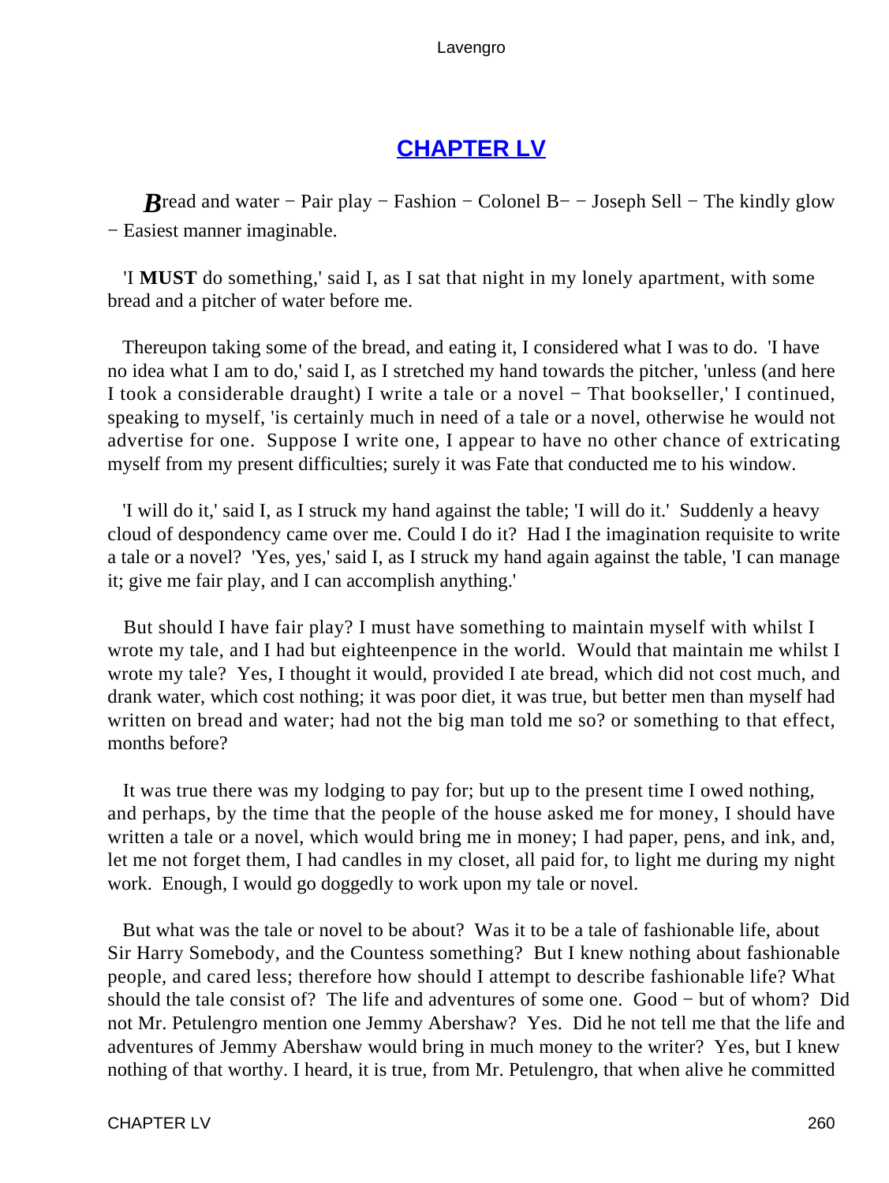## [CHAPTER LV]

*B*read and water − Pair play − Fashion − Colonel B− − Joseph Sell − The kindly glow − Easiest manner imaginable.

'I **MUST** do something,' said I, as I sat that night in my lonely apartment, with some bread and a pitcher of water before me.

Thereupon taking some of the bread, and eating it, I considered what I was to do. 'I have no idea what I am to do,' said I, as I stretched my hand towards the pitcher, 'unless (and here I took a considerable draught) I write a tale or a novel − That bookseller,' I continued, speaking to myself, 'is certainly much in need of a tale or a novel, otherwise he would not advertise for one. Suppose I write one, I appear to have no other chance of extricating myself from my present difficulties; surely it was Fate that conducted me to his window.

'I will do it,' said I, as I struck my hand against the table; 'I will do it.' Suddenly a heavy cloud of despondency came over me. Could I do it? Had I the imagination requisite to write a tale or a novel? 'Yes, yes,' said I, as I struck my hand again against the table, 'I can manage it; give me fair play, and I can accomplish anything.'

But should I have fair play? I must have something to maintain myself with whilst I wrote my tale, and I had but eighteenpence in the world. Would that maintain me whilst I wrote my tale? Yes, I thought it would, provided I ate bread, which did not cost much, and drank water, which cost nothing; it was poor diet, it was true, but better men than myself had written on bread and water; had not the big man told me so? or something to that effect, months before?

It was true there was my lodging to pay for; but up to the present time I owed nothing, and perhaps, by the time that the people of the house asked me for money, I should have written a tale or a novel, which would bring me in money; I had paper, pens, and ink, and, let me not forget them, I had candles in my closet, all paid for, to light me during my night work. Enough, I would go doggedly to work upon my tale or novel.

But what was the tale or novel to be about? Was it to be a tale of fashionable life, about Sir Harry Somebody, and the Countess something? But I knew nothing about fashionable people, and cared less; therefore how should I attempt to describe fashionable life? What should the tale consist of? The life and adventures of some one. Good − but of whom? Did not Mr. Petulengro mention one Jemmy Abershaw? Yes. Did he not tell me that the life and adventures of Jemmy Abershaw would bring in much money to the writer? Yes, but I knew nothing of that worthy. I heard, it is true, from Mr. Petulengro, that when alive he committed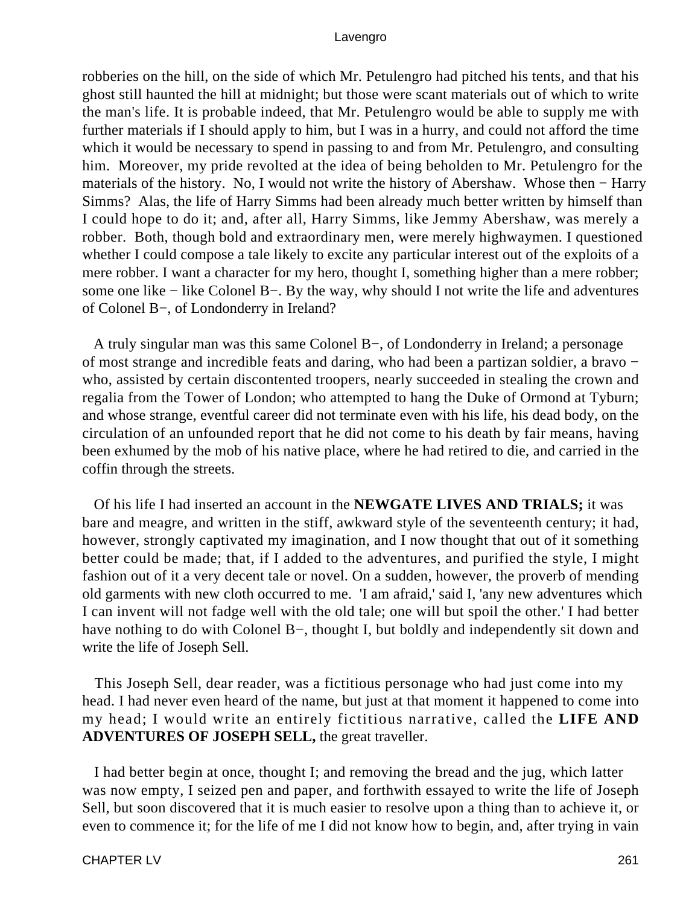robberies on the hill, on the side of which Mr. Petulengro had pitched his tents, and that his ghost still haunted the hill at midnight; but those were scant materials out of which to write the man's life. It is probable indeed, that Mr. Petulengro would be able to supply me with further materials if I should apply to him, but I was in a hurry, and could not afford the time which it would be necessary to spend in passing to and from Mr. Petulengro, and consulting him. Moreover, my pride revolted at the idea of being beholden to Mr. Petulengro for the materials of the history. No, I would not write the history of Abershaw. Whose then − Harry Simms? Alas, the life of Harry Simms had been already much better written by himself than I could hope to do it; and, after all, Harry Simms, like Jemmy Abershaw, was merely a robber. Both, though bold and extraordinary men, were merely highwaymen. I questioned whether I could compose a tale likely to excite any particular interest out of the exploits of a mere robber. I want a character for my hero, thought I, something higher than a mere robber; some one like − like Colonel B−. By the way, why should I not write the life and adventures of Colonel B−, of Londonderry in Ireland?

A truly singular man was this same Colonel B−, of Londonderry in Ireland; a personage of most strange and incredible feats and daring, who had been a partizan soldier, a bravo − who, assisted by certain discontented troopers, nearly succeeded in stealing the crown and regalia from the Tower of London; who attempted to hang the Duke of Ormond at Tyburn; and whose strange, eventful career did not terminate even with his life, his dead body, on the circulation of an unfounded report that he did not come to his death by fair means, having been exhumed by the mob of his native place, where he had retired to die, and carried in the coffin through the streets.

Of his life I had inserted an account in the **NEWGATE LIVES AND TRIALS;** it was bare and meagre, and written in the stiff, awkward style of the seventeenth century; it had, however, strongly captivated my imagination, and I now thought that out of it something better could be made; that, if I added to the adventures, and purified the style, I might fashion out of it a very decent tale or novel. On a sudden, however, the proverb of mending old garments with new cloth occurred to me. 'I am afraid,' said I, 'any new adventures which I can invent will not fadge well with the old tale; one will but spoil the other.' I had better have nothing to do with Colonel B−, thought I, but boldly and independently sit down and write the life of Joseph Sell.

This Joseph Sell, dear reader, was a fictitious personage who had just come into my head. I had never even heard of the name, but just at that moment it happened to come into my head; I would write an entirely fictitious narrative, called the **LIFE AND ADVENTURES OF JOSEPH SELL,** the great traveller.

I had better begin at once, thought I; and removing the bread and the jug, which latter was now empty, I seized pen and paper, and forthwith essayed to write the life of Joseph Sell, but soon discovered that it is much easier to resolve upon a thing than to achieve it, or even to commence it; for the life of me I did not know how to begin, and, after trying in vain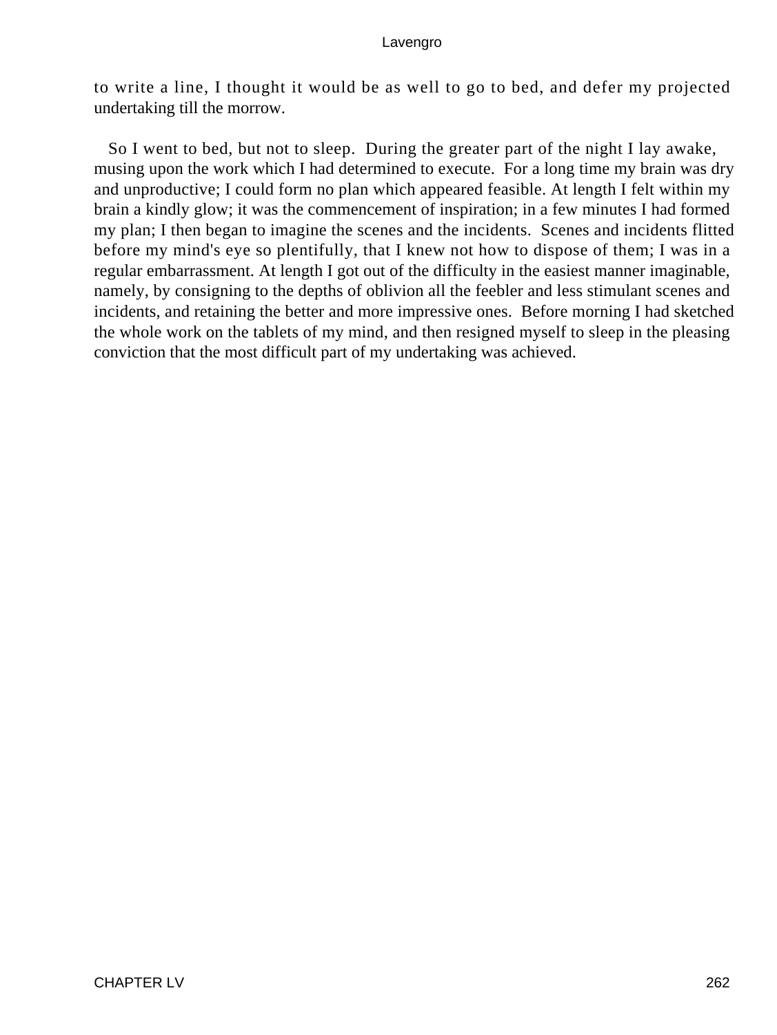to write a line, I thought it would be as well to go to bed, and defer my projected undertaking till the morrow.

So I went to bed, but not to sleep. During the greater part of the night I lay awake, musing upon the work which I had determined to execute. For a long time my brain was dry and unproductive; I could form no plan which appeared feasible. At length I felt within my brain a kindly glow; it was the commencement of inspiration; in a few minutes I had formed my plan; I then began to imagine the scenes and the incidents. Scenes and incidents flitted before my mind's eye so plentifully, that I knew not how to dispose of them; I was in a regular embarrassment. At length I got out of the difficulty in the easiest manner imaginable, namely, by consigning to the depths of oblivion all the feebler and less stimulant scenes and incidents, and retaining the better and more impressive ones. Before morning I had sketched the whole work on the tablets of my mind, and then resigned myself to sleep in the pleasing conviction that the most difficult part of my undertaking was achieved.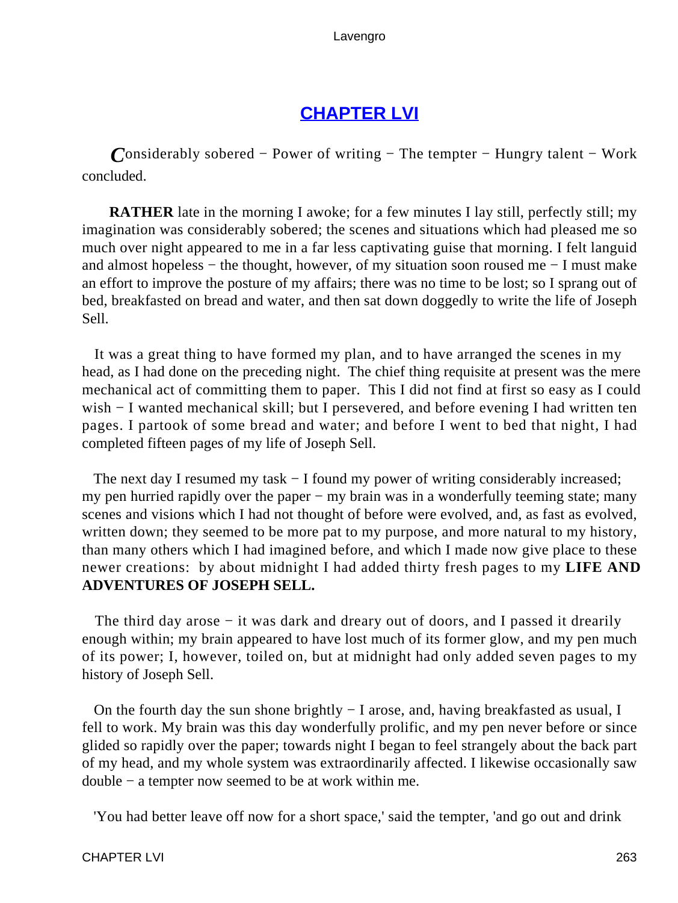## CHAPTER LVI

*C*onsidered sobered − Power of writing − The tempter − Hungry talent − Work concluded.

**RATHER** late in the morning I awoke; for a few minutes I lay still, perfectly still; my imagination was considerably sobered; the scenes and situations which had pleased me so much over night appeared to me in a far less captivating guise that morning. I felt languid and almost hopeless − the thought, however, of my situation soon roused me − I must make an effort to improve the posture of my affairs; there was no time to be lost; so I sprang out of bed, breakfasted on bread and water, and then sat down doggedly to write the life of Joseph Sell.

It was a great thing to have formed my plan, and to have arranged the scenes in my head, as I had done on the preceding night. The chief thing requisite at present was the mere mechanical act of committing them to paper. This I did not find at first so easy as I could wish − I wanted mechanical skill; but I persevered, and before evening I had written ten pages. I partook of some bread and water; and before I went to bed that night, I had completed fifteen pages of my life of Joseph Sell.

The next day I resumed my task − I found my power of writing considerably increased; my pen hurried rapidly over the paper − my brain was in a wonderfully teeming state; many scenes and visions which I had not thought of before were evolved, and, as fast as evolved, written down; they seemed to be more pat to my purpose, and more natural to my history, than many others which I had imagined before, and which I made now give place to these newer creations: by about midnight I had added thirty fresh pages to my **LIFE AND ADVENTURES OF JOSEPH SELL.**

The third day arose − it was dark and dreary out of doors, and I passed it drearily enough within; my brain appeared to have lost much of its former glow, and my pen much of its power; I, however, toiled on, but at midnight had only added seven pages to my history of Joseph Sell.

On the fourth day the sun shone brightly − I arose, and, having breakfasted as usual, I fell to work. My brain was this day wonderfully prolific, and my pen never before or since glided so rapidly over the paper; towards night I began to feel strangely about the back part of my head, and my whole system was extraordinarily affected. I likewise occasionally saw double − a tempter now seemed to be at work within me.

'You had better leave off now for a short space,' said the tempter, 'and go out and drink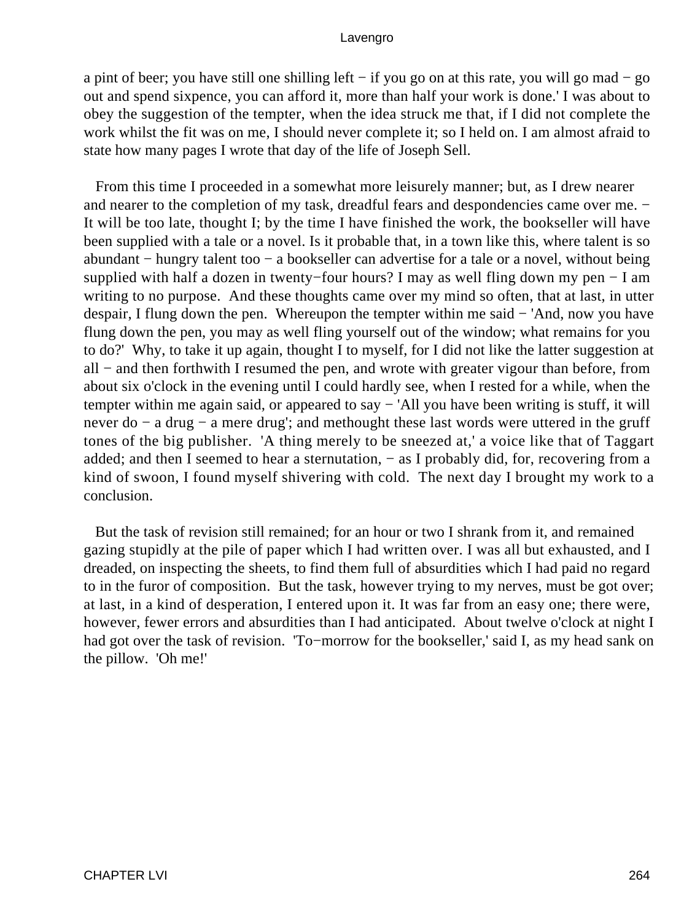a pint of beer; you have still one shilling left − if you go on at this rate, you will go mad − go out and spend sixpence, you can afford it, more than half your work is done.' I was about to obey the suggestion of the tempter, when the idea struck me that, if I did not complete the work whilst the fit was on me, I should never complete it; so I held on. I am almost afraid to state how many pages I wrote that day of the life of Joseph Sell.

From this time I proceeded in a somewhat more leisurely manner; but, as I drew nearer and nearer to the completion of my task, dreadful fears and despondencies came over me. − It will be too late, thought I; by the time I have finished the work, the bookseller will have been supplied with a tale or a novel. Is it probable that, in a town like this, where talent is so abundant − hungry talent too − a bookseller can advertise for a tale or a novel, without being supplied with half a dozen in twenty−four hours? I may as well fling down my pen − I am writing to no purpose. And these thoughts came over my mind so often, that at last, in utter despair, I flung down the pen. Whereupon the tempter within me said − 'And, now you have flung down the pen, you may as well fling yourself out of the window; what remains for you to do?' Why, to take it up again, thought I to myself, for I did not like the latter suggestion at all − and then forthwith I resumed the pen, and wrote with greater vigour than before, from about six o'clock in the evening until I could hardly see, when I rested for a while, when the tempter within me again said, or appeared to say − 'All you have been writing is stuff, it will never do − a drug − a mere drug'; and methought these last words were uttered in the gruff tones of the big publisher. 'A thing merely to be sneezed at,' a voice like that of Taggart added; and then I seemed to hear a sternutation, − as I probably did, for, recovering from a kind of swoon, I found myself shivering with cold. The next day I brought my work to a conclusion.

But the task of revision still remained; for an hour or two I shrank from it, and remained gazing stupidly at the pile of paper which I had written over. I was all but exhausted, and I dreaded, on inspecting the sheets, to find them full of absurdities which I had paid no regard to in the furor of composition. But the task, however trying to my nerves, must be got over; at last, in a kind of desperation, I entered upon it. It was far from an easy one; there were, however, fewer errors and absurdities than I had anticipated. About twelve o'clock at night I had got over the task of revision. 'To−morrow for the bookseller,' said I, as my head sank on the pillow. 'Oh me!'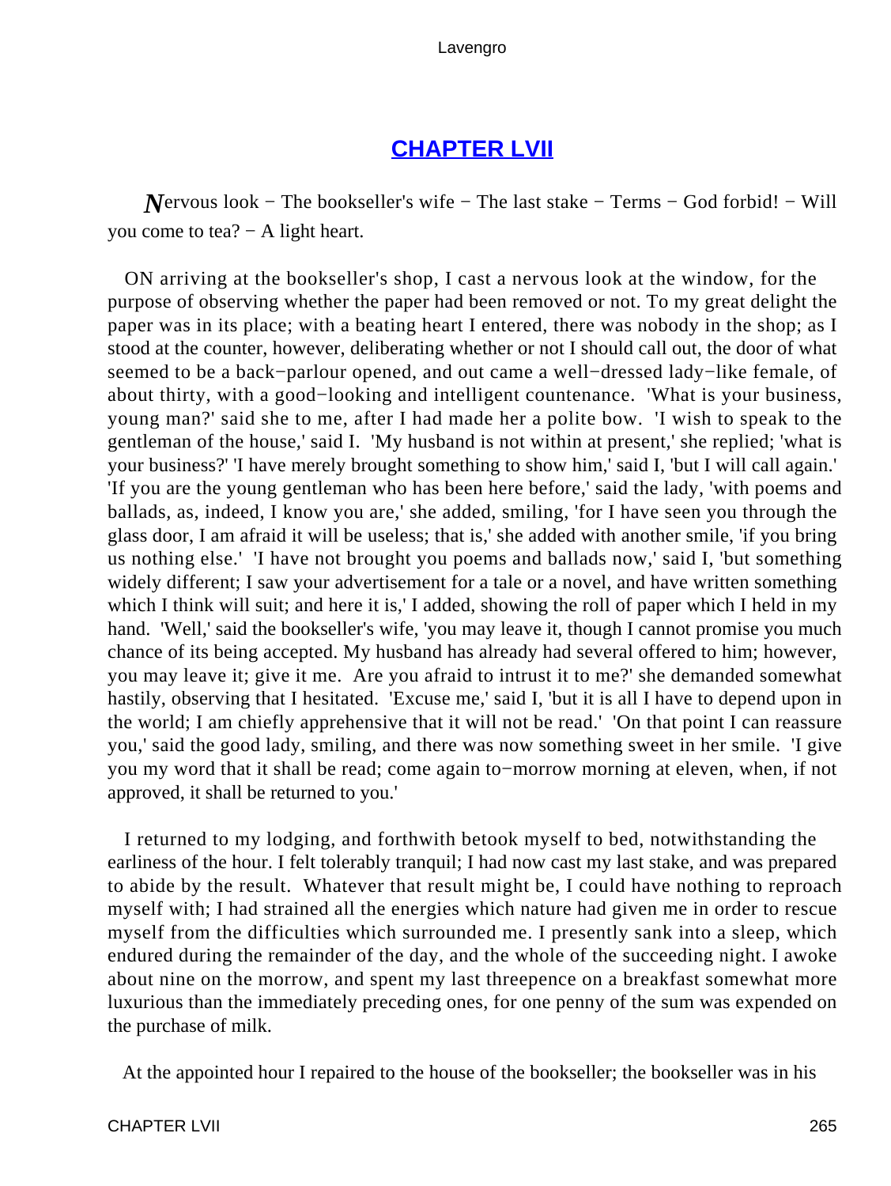## [CHAPTER LVII]()

*N*ervous look − The bookseller's wife − The last stake − Terms − God forbid! − Will you come to tea? − A light heart.

ON arriving at the bookseller's shop, I cast a nervous look at the window, for the purpose of observing whether the paper had been removed or not. To my great delight the paper was in its place; with a beating heart I entered, there was nobody in the shop; as I stood at the counter, however, deliberating whether or not I should call out, the door of what seemed to be a back−parlour opened, and out came a well−dressed lady−like female, of about thirty, with a good−looking and intelligent countenance. 'What is your business, young man?' said she to me, after I had made her a polite bow. 'I wish to speak to the gentleman of the house,' said I. 'My husband is not within at present,' she replied; 'what is your business?' 'I have merely brought something to show him,' said I, 'but I will call again.' 'If you are the young gentleman who has been here before,' said the lady, 'with poems and ballads, as, indeed, I know you are,' she added, smiling, 'for I have seen you through the glass door, I am afraid it will be useless; that is,' she added with another smile, 'if you bring us nothing else.' 'I have not brought you poems and ballads now,' said I, 'but something widely different; I saw your advertisement for a tale or a novel, and have written something which I think will suit; and here it is,' I added, showing the roll of paper which I held in my hand. 'Well,' said the bookseller's wife, 'you may leave it, though I cannot promise you much chance of its being accepted. My husband has already had several offered to him; however, you may leave it; give it me. Are you afraid to intrust it to me?' she demanded somewhat hastily, observing that I hesitated. 'Excuse me,' said I, 'but it is all I have to depend upon in the world; I am chiefly apprehensive that it will not be read.' 'On that point I can reassure you,' said the good lady, smiling, and there was now something sweet in her smile. 'I give you my word that it shall be read; come again to−morrow morning at eleven, when, if not approved, it shall be returned to you.'

I returned to my lodging, and forthwith betook myself to bed, notwithstanding the earliness of the hour. I felt tolerably tranquil; I had now cast my last stake, and was prepared to abide by the result. Whatever that result might be, I could have nothing to reproach myself with; I had strained all the energies which nature had given me in order to rescue myself from the difficulties which surrounded me. I presently sank into a sleep, which endured during the remainder of the day, and the whole of the succeeding night. I awoke about nine on the morrow, and spent my last threepence on a breakfast somewhat more luxurious than the immediately preceding ones, for one penny of the sum was expended on the purchase of milk.

At the appointed hour I repaired to the house of the bookseller; the bookseller was in his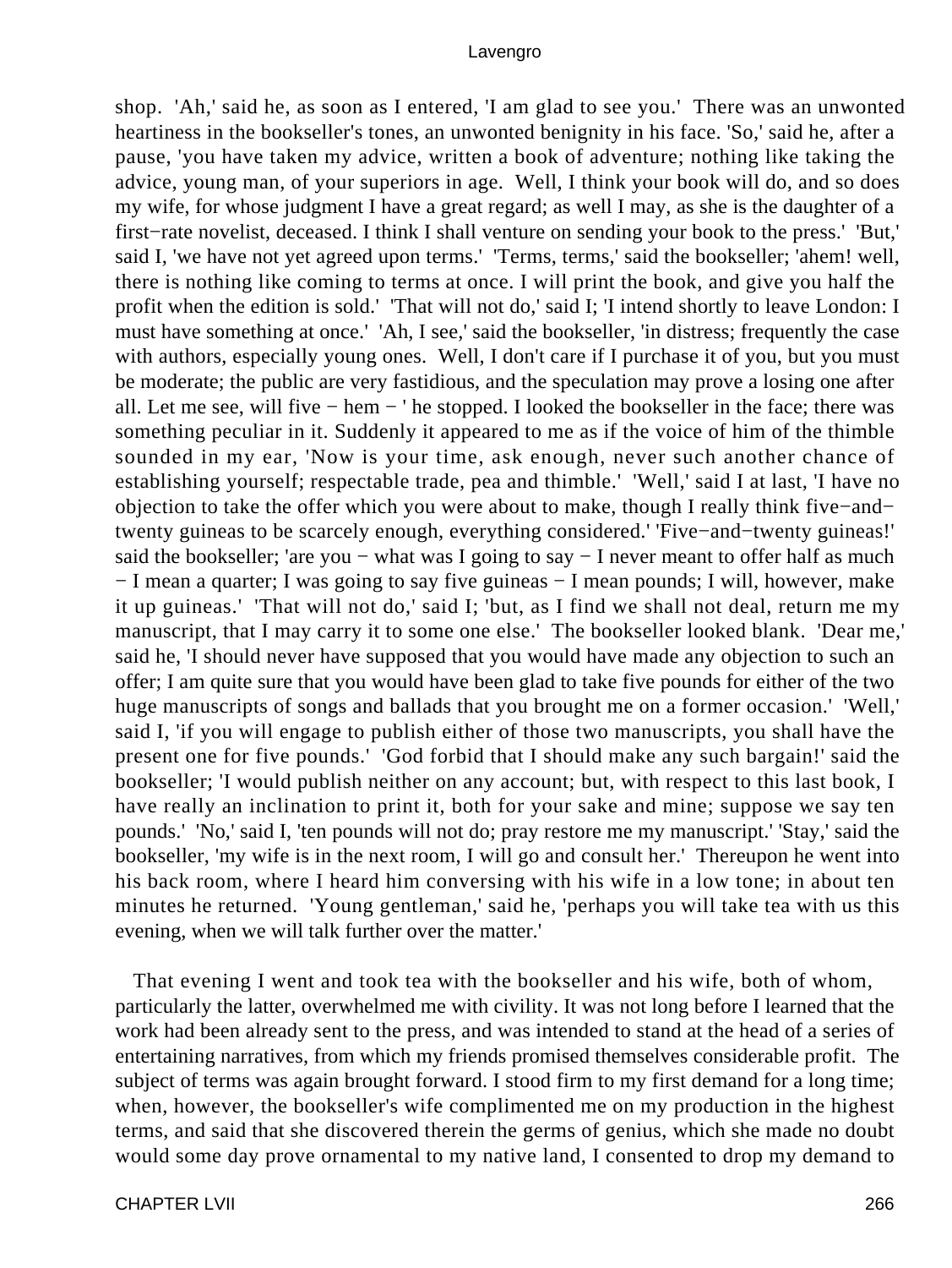shop. 'Ah,' said he, as soon as I entered, 'I am glad to see you.' There was an unwonted heartiness in the bookseller's tones, an unwonted benignity in his face. 'So,' said he, after a pause, 'you have taken my advice, written a book of adventure; nothing like taking the advice, young man, of your superiors in age. Well, I think your book will do, and so does my wife, for whose judgment I have a great regard; as well I may, as she is the daughter of a first−rate novelist, deceased. I think I shall venture on sending your book to the press.' 'But,' said I, 'we have not yet agreed upon terms.' 'Terms, terms,' said the bookseller; 'ahem! well, there is nothing like coming to terms at once. I will print the book, and give you half the profit when the edition is sold.' 'That will not do,' said I; 'I intend shortly to leave London: I must have something at once.' 'Ah, I see,' said the bookseller, 'in distress; frequently the case with authors, especially young ones. Well, I don't care if I purchase it of you, but you must be moderate; the public are very fastidious, and the speculation may prove a losing one after all. Let me see, will five − hem − ' he stopped. I looked the bookseller in the face; there was something peculiar in it. Suddenly it appeared to me as if the voice of him of the thimble sounded in my ear, 'Now is your time, ask enough, never such another chance of establishing yourself; respectable trade, pea and thimble.' 'Well,' said I at last, 'I have no objection to take the offer which you were about to make, though I really think five−and−twenty guineas to be scarcely enough, everything considered.' 'Five−and−twenty guineas!' said the bookseller; 'are you − what was I going to say − I never meant to offer half as much − I mean a quarter; I was going to say five guineas − I mean pounds; I will, however, make it up guineas.' 'That will not do,' said I; 'but, as I find we shall not deal, return me my manuscript, that I may carry it to some one else.' The bookseller looked blank. 'Dear me,' said he, 'I should never have supposed that you would have made any objection to such an offer; I am quite sure that you would have been glad to take five pounds for either of the two huge manuscripts of songs and ballads that you brought me on a former occasion.' 'Well,' said I, 'if you will engage to publish either of those two manuscripts, you shall have the present one for five pounds.' 'God forbid that I should make any such bargain!' said the bookseller; 'I would publish neither on any account; but, with respect to this last book, I have really an inclination to print it, both for your sake and mine; suppose we say ten pounds.' 'No,' said I, 'ten pounds will not do; pray restore me my manuscript.' 'Stay,' said the bookseller, 'my wife is in the next room, I will go and consult her.' Thereupon he went into his back room, where I heard him conversing with his wife in a low tone; in about ten minutes he returned. 'Young gentleman,' said he, 'perhaps you will take tea with us this evening, when we will talk further over the matter.'

That evening I went and took tea with the bookseller and his wife, both of whom, particularly the latter, overwhelmed me with civility. It was not long before I learned that the work had been already sent to the press, and was intended to stand at the head of a series of entertaining narratives, from which my friends promised themselves considerable profit. The subject of terms was again brought forward. I stood firm to my first demand for a long time; when, however, the bookseller's wife complimented me on my production in the highest terms, and said that she discovered therein the germs of genius, which she made no doubt would some day prove ornamental to my native land, I consented to drop my demand to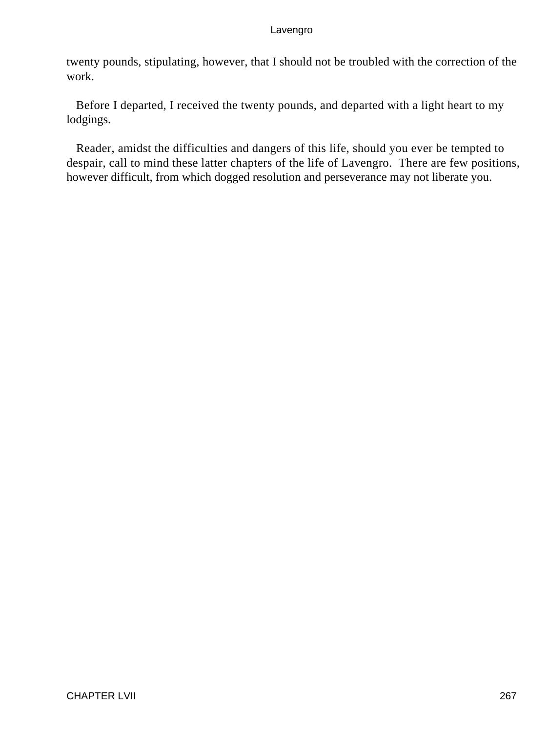twenty pounds, stipulating, however, that I should not be troubled with the correction of the work.

Before I departed, I received the twenty pounds, and departed with a light heart to my lodgings.

Reader, amidst the difficulties and dangers of this life, should you ever be tempted to despair, call to mind these latter chapters of the life of Lavengro. There are few positions, however difficult, from which dogged resolution and perseverance may not liberate you.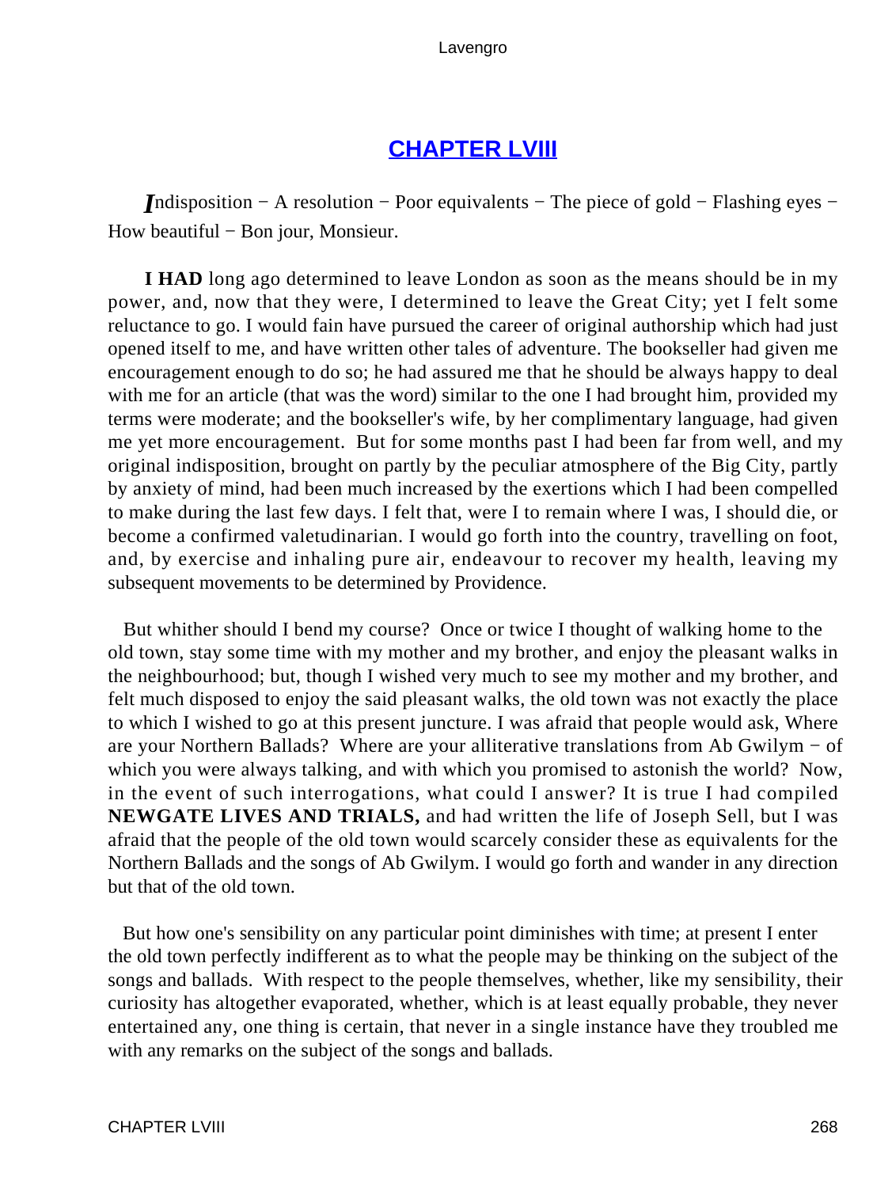## [CHAPTER LVIII]

*I*ndisposition − A resolution − Poor equivalents − The piece of gold − Flashing eyes − How beautiful − Bon jour, Monsieur.

**I HAD** long ago determined to leave London as soon as the means should be in my power, and, now that they were, I determined to leave the Great City; yet I felt some reluctance to go. I would fain have pursued the career of original authorship which had just opened itself to me, and have written other tales of adventure. The bookseller had given me encouragement enough to do so; he had assured me that he should be always happy to deal with me for an article (that was the word) similar to the one I had brought him, provided my terms were moderate; and the bookseller's wife, by her complimentary language, had given me yet more encouragement. But for some months past I had been far from well, and my original indisposition, brought on partly by the peculiar atmosphere of the Big City, partly by anxiety of mind, had been much increased by the exertions which I had been compelled to make during the last few days. I felt that, were I to remain where I was, I should die, or become a confirmed valetudinarian. I would go forth into the country, travelling on foot, and, by exercise and inhaling pure air, endeavour to recover my health, leaving my subsequent movements to be determined by Providence.

But whither should I bend my course? Once or twice I thought of walking home to the old town, stay some time with my mother and my brother, and enjoy the pleasant walks in the neighbourhood; but, though I wished very much to see my mother and my brother, and felt much disposed to enjoy the said pleasant walks, the old town was not exactly the place to which I wished to go at this present juncture. I was afraid that people would ask, Where are your Northern Ballads? Where are your alliterative translations from Ab Gwilym − of which you were always talking, and with which you promised to astonish the world? Now, in the event of such interrogations, what could I answer? It is true I had compiled **NEWGATE LIVES AND TRIALS,** and had written the life of Joseph Sell, but I was afraid that the people of the old town would scarcely consider these as equivalents for the Northern Ballads and the songs of Ab Gwilym. I would go forth and wander in any direction but that of the old town.

But how one's sensibility on any particular point diminishes with time; at present I enter the old town perfectly indifferent as to what the people may be thinking on the subject of the songs and ballads. With respect to the people themselves, whether, like my sensibility, their curiosity has altogether evaporated, whether, which is at least equally probable, they never entertained any, one thing is certain, that never in a single instance have they troubled me with any remarks on the subject of the songs and ballads.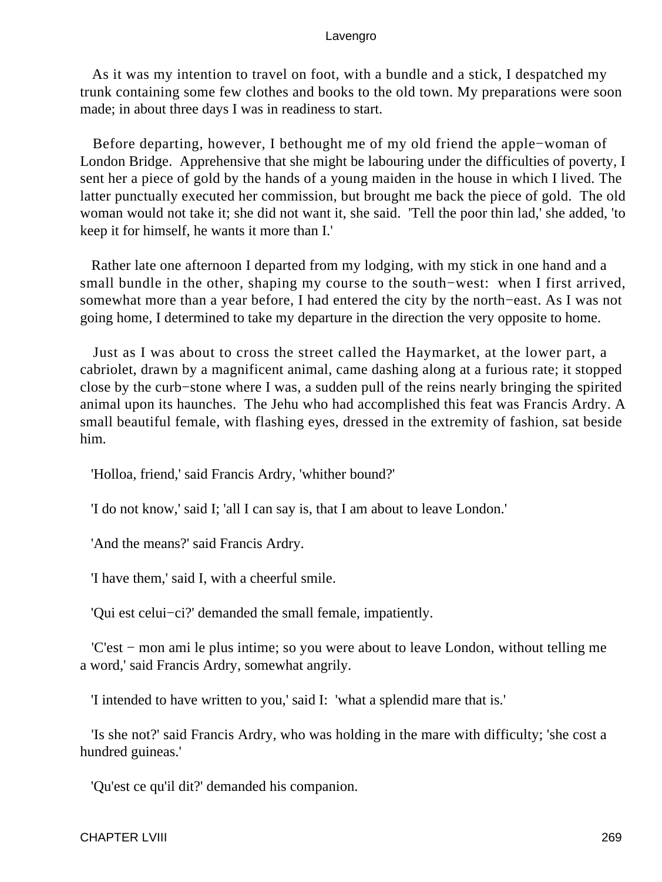As it was my intention to travel on foot, with a bundle and a stick, I despatched my trunk containing some few clothes and books to the old town. My preparations were soon made; in about three days I was in readiness to start.

Before departing, however, I bethought me of my old friend the apple−woman of London Bridge. Apprehensive that she might be labouring under the difficulties of poverty, I sent her a piece of gold by the hands of a young maiden in the house in which I lived. The latter punctually executed her commission, but brought me back the piece of gold. The old woman would not take it; she did not want it, she said. 'Tell the poor thin lad,' she added, 'to keep it for himself, he wants it more than I.'

Rather late one afternoon I departed from my lodging, with my stick in one hand and a small bundle in the other, shaping my course to the south−west: when I first arrived, somewhat more than a year before, I had entered the city by the north−east. As I was not going home, I determined to take my departure in the direction the very opposite to home.

Just as I was about to cross the street called the Haymarket, at the lower part, a cabriolet, drawn by a magnificent animal, came dashing along at a furious rate; it stopped close by the curb−stone where I was, a sudden pull of the reins nearly bringing the spirited animal upon its haunches. The Jehu who had accomplished this feat was Francis Ardry. A small beautiful female, with flashing eyes, dressed in the extremity of fashion, sat beside him.

'Holloa, friend,' said Francis Ardry, 'whither bound?'

'I do not know,' said I; 'all I can say is, that I am about to leave London.'

'And the means?' said Francis Ardry.

'I have them,' said I, with a cheerful smile.

'Qui est celui−ci?' demanded the small female, impatiently.

'C'est − mon ami le plus intime; so you were about to leave London, without telling me a word,' said Francis Ardry, somewhat angrily.

'I intended to have written to you,' said I: 'what a splendid mare that is.'

'Is she not?' said Francis Ardry, who was holding in the mare with difficulty; 'she cost a hundred guineas.'

'Qu'est ce qu'il dit?' demanded his companion.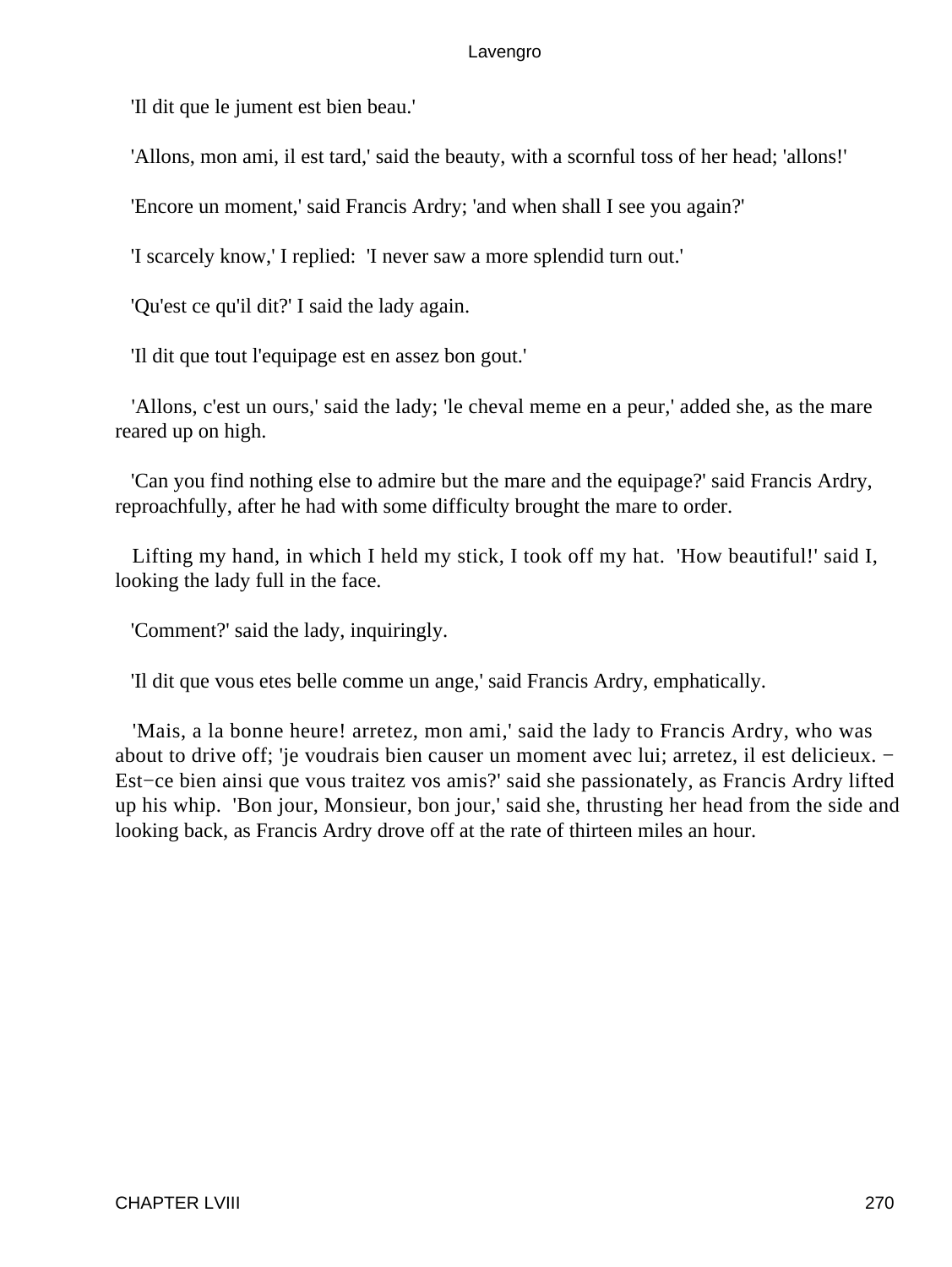'Il dit que le jument est bien beau.'

'Allons, mon ami, il est tard,' said the beauty, with a scornful toss of her head; 'allons!'

'Encore un moment,' said Francis Ardry; 'and when shall I see you again?'

'I scarcely know,' I replied: 'I never saw a more splendid turn out.'

'Qu'est ce qu'il dit?' I said the lady again.

'Il dit que tout l'equipage est en assez bon gout.'

'Allons, c'est un ours,' said the lady; 'le cheval meme en a peur,' added she, as the mare reared up on high.

'Can you find nothing else to admire but the mare and the equipage?' said Francis Ardry, reproachfully, after he had with some difficulty brought the mare to order.

Lifting my hand, in which I held my stick, I took off my hat. 'How beautiful!' said I, looking the lady full in the face.

'Comment?' said the lady, inquiringly.

'Il dit que vous etes belle comme un ange,' said Francis Ardry, emphatically.

'Mais, a la bonne heure! arretez, mon ami,' said the lady to Francis Ardry, who was about to drive off; 'je voudrais bien causer un moment avec lui; arretez, il est delicieux. − Est−ce bien ainsi que vous traitez vos amis?' said she passionately, as Francis Ardry lifted up his whip. 'Bon jour, Monsieur, bon jour,' said she, thrusting her head from the side and looking back, as Francis Ardry drove off at the rate of thirteen miles an hour.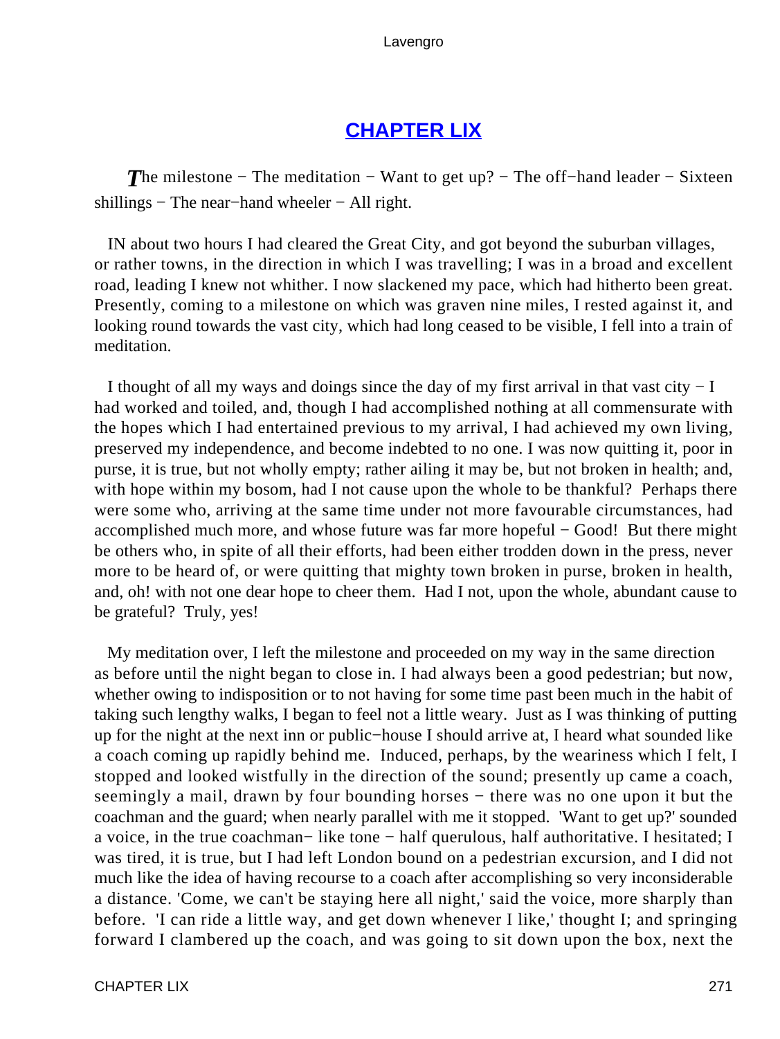## CHAPTER LIX

*The milestone − The meditation − Want to get up? − The off−hand leader − Sixteen shillings − The near−hand wheeler − All right.*

IN about two hours I had cleared the Great City, and got beyond the suburban villages, or rather towns, in the direction in which I was travelling; I was in a broad and excellent road, leading I knew not whither. I now slackened my pace, which had hitherto been great. Presently, coming to a milestone on which was graven nine miles, I rested against it, and looking round towards the vast city, which had long ceased to be visible, I fell into a train of meditation.

I thought of all my ways and doings since the day of my first arrival in that vast city − I had worked and toiled, and, though I had accomplished nothing at all commensurate with the hopes which I had entertained previous to my arrival, I had achieved my own living, preserved my independence, and become indebted to no one. I was now quitting it, poor in purse, it is true, but not wholly empty; rather ailing it may be, but not broken in health; and, with hope within my bosom, had I not cause upon the whole to be thankful? Perhaps there were some who, arriving at the same time under not more favourable circumstances, had accomplished much more, and whose future was far more hopeful − Good! But there might be others who, in spite of all their efforts, had been either trodden down in the press, never more to be heard of, or were quitting that mighty town broken in purse, broken in health, and, oh! with not one dear hope to cheer them. Had I not, upon the whole, abundant cause to be grateful? Truly, yes!

My meditation over, I left the milestone and proceeded on my way in the same direction as before until the night began to close in. I had always been a good pedestrian; but now, whether owing to indisposition or to not having for some time past been much in the habit of taking such lengthy walks, I began to feel not a little weary. Just as I was thinking of putting up for the night at the next inn or public−house I should arrive at, I heard what sounded like a coach coming up rapidly behind me. Induced, perhaps, by the weariness which I felt, I stopped and looked wistfully in the direction of the sound; presently up came a coach, seemingly a mail, drawn by four bounding horses − there was no one upon it but the coachman and the guard; when nearly parallel with me it stopped. 'Want to get up?' sounded a voice, in the true coachman− like tone − half querulous, half authoritative. I hesitated; I was tired, it is true, but I had left London bound on a pedestrian excursion, and I did not much like the idea of having recourse to a coach after accomplishing so very inconsiderable a distance. 'Come, we can't be staying here all night,' said the voice, more sharply than before. 'I can ride a little way, and get down whenever I like,' thought I; and springing forward I clambered up the coach, and was going to sit down upon the box, next the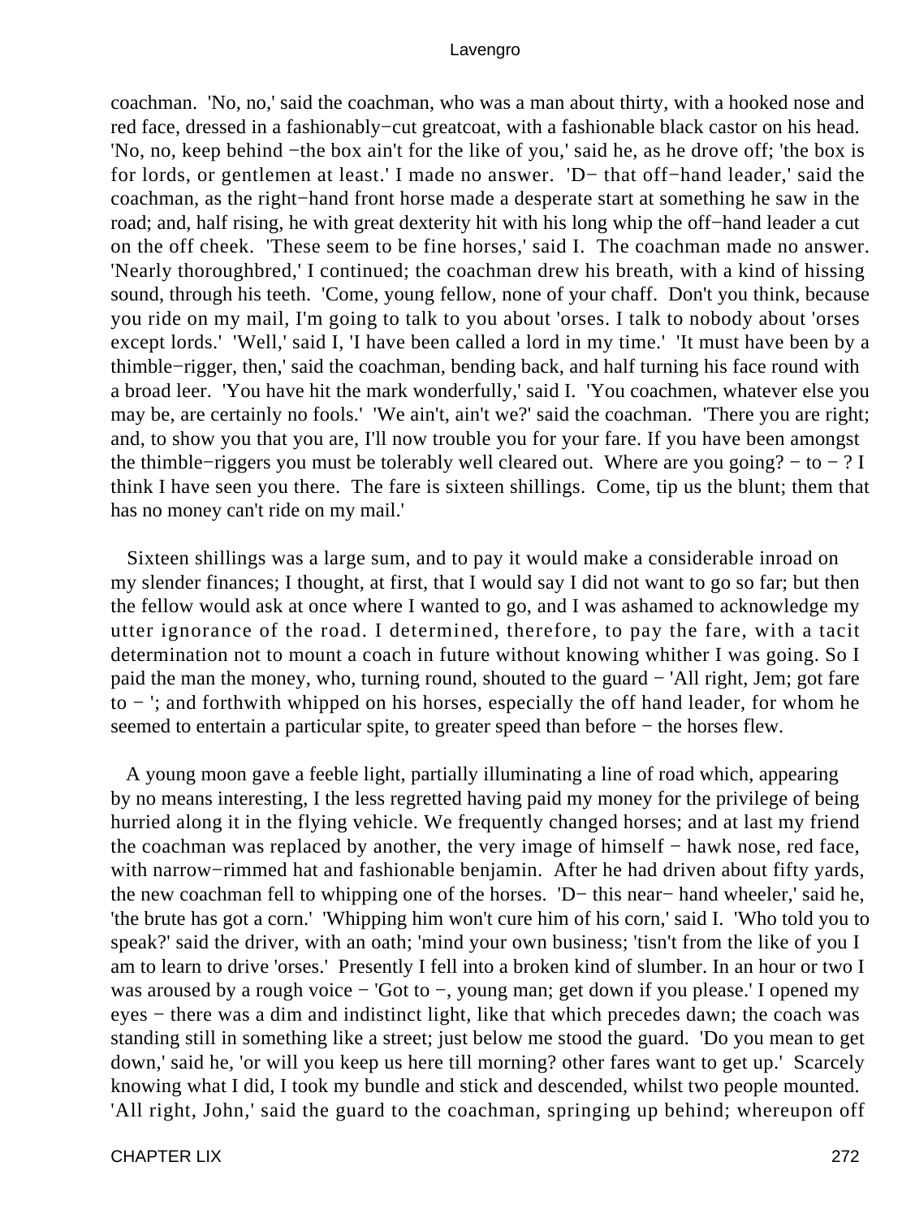coachman. 'No, no,' said the coachman, who was a man about thirty, with a hooked nose and red face, dressed in a fashionably−cut greatcoat, with a fashionable black castor on his head. 'No, no, keep behind −the box ain't for the like of you,' said he, as he drove off; 'the box is for lords, or gentlemen at least.' I made no answer. 'D− that off−hand leader,' said the coachman, as the right−hand front horse made a desperate start at something he saw in the road; and, half rising, he with great dexterity hit with his long whip the off−hand leader a cut on the off cheek. 'These seem to be fine horses,' said I. The coachman made no answer. 'Nearly thoroughbred,' I continued; the coachman drew his breath, with a kind of hissing sound, through his teeth. 'Come, young fellow, none of your chaff. Don't you think, because you ride on my mail, I'm going to talk to you about 'orses. I talk to nobody about 'orses except lords.' 'Well,' said I, 'I have been called a lord in my time.' 'It must have been by a thimble−rigger, then,' said the coachman, bending back, and half turning his face round with a broad leer. 'You have hit the mark wonderfully,' said I. 'You coachmen, whatever else you may be, are certainly no fools.' 'We ain't, ain't we?' said the coachman. 'There you are right; and, to show you that you are, I'll now trouble you for your fare. If you have been amongst the thimble−riggers you must be tolerably well cleared out. Where are you going? − to − ? I think I have seen you there. The fare is sixteen shillings. Come, tip us the blunt; them that has no money can't ride on my mail.'

Sixteen shillings was a large sum, and to pay it would make a considerable inroad on my slender finances; I thought, at first, that I would say I did not want to go so far; but then the fellow would ask at once where I wanted to go, and I was ashamed to acknowledge my utter ignorance of the road. I determined, therefore, to pay the fare, with a tacit determination not to mount a coach in future without knowing whither I was going. So I paid the man the money, who, turning round, shouted to the guard − 'All right, Jem; got fare to − '; and forthwith whipped on his horses, especially the off hand leader, for whom he seemed to entertain a particular spite, to greater speed than before − the horses flew.

A young moon gave a feeble light, partially illuminating a line of road which, appearing by no means interesting, I the less regretted having paid my money for the privilege of being hurried along it in the flying vehicle. We frequently changed horses; and at last my friend the coachman was replaced by another, the very image of himself − hawk nose, red face, with narrow−rimmed hat and fashionable benjamin. After he had driven about fifty yards, the new coachman fell to whipping one of the horses. 'D− this near− hand wheeler,' said he, 'the brute has got a corn.' 'Whipping him won't cure him of his corn,' said I. 'Who told you to speak?' said the driver, with an oath; 'mind your own business; 'tisn't from the like of you I am to learn to drive 'orses.' Presently I fell into a broken kind of slumber. In an hour or two I was aroused by a rough voice − 'Got to −, young man; get down if you please.' I opened my eyes − there was a dim and indistinct light, like that which precedes dawn; the coach was standing still in something like a street; just below me stood the guard. 'Do you mean to get down,' said he, 'or will you keep us here till morning? other fares want to get up.' Scarcely knowing what I did, I took my bundle and stick and descended, whilst two people mounted. 'All right, John,' said the guard to the coachman, springing up behind; whereupon off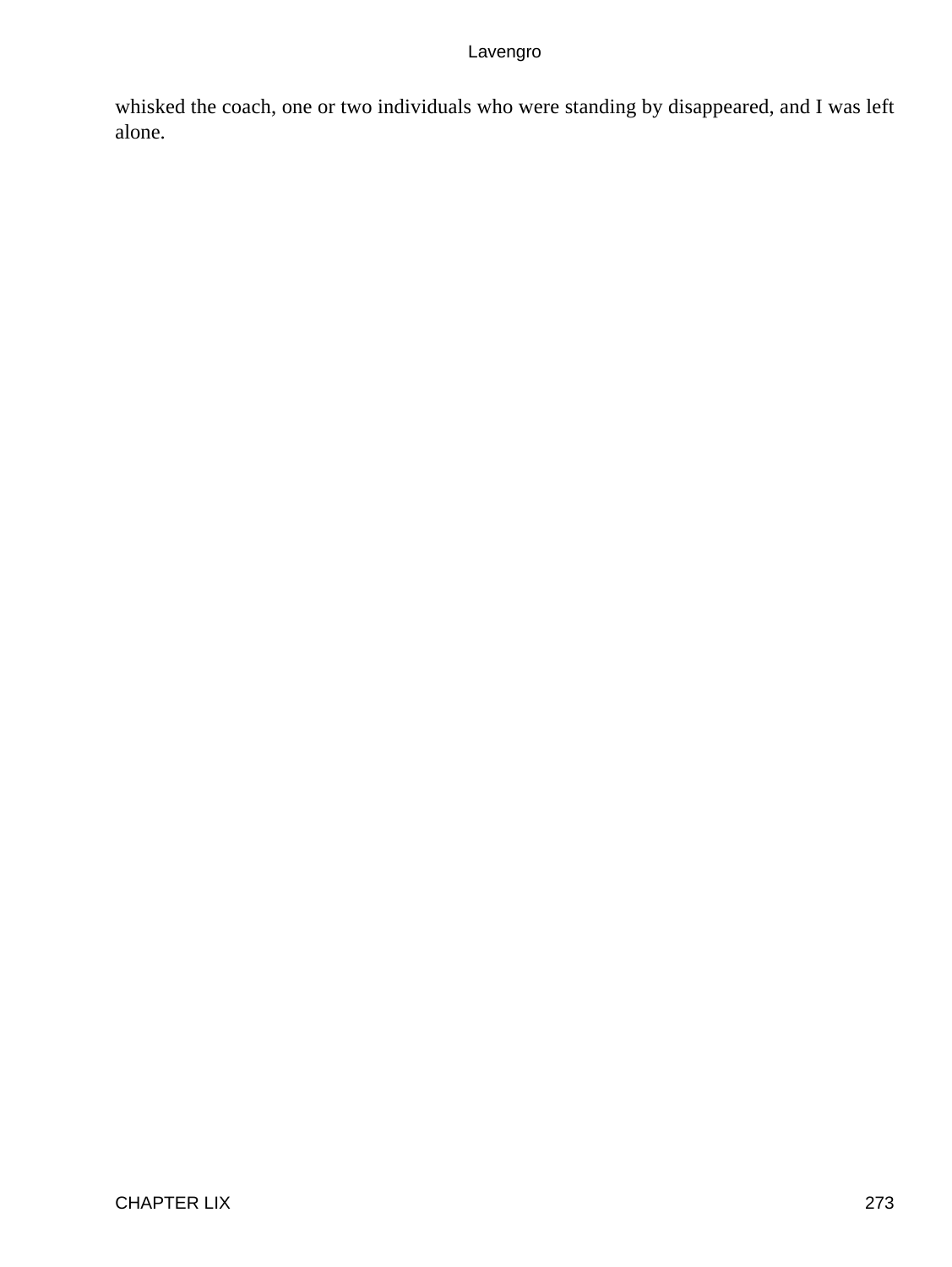whisked the coach, one or two individuals who were standing by disappeared, and I was left alone.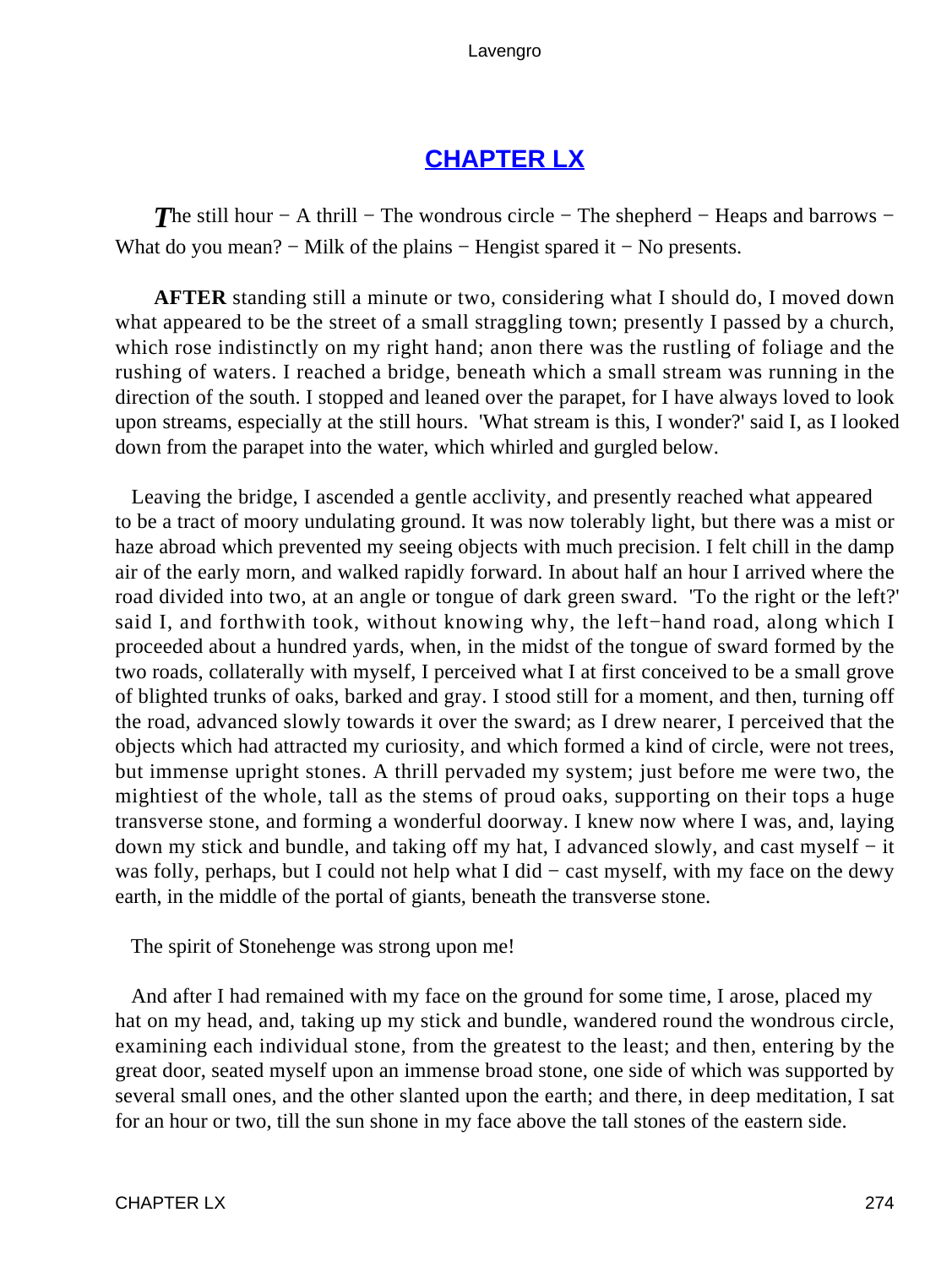## CHAPTER LX

*The still hour − A thrill − The wondrous circle − The shepherd − Heaps and barrows − What do you mean? − Milk of the plains − Hengist spared it − No presents.*

**AFTER** standing still a minute or two, considering what I should do, I moved down what appeared to be the street of a small straggling town; presently I passed by a church, which rose indistinctly on my right hand; anon there was the rustling of foliage and the rushing of waters. I reached a bridge, beneath which a small stream was running in the direction of the south. I stopped and leaned over the parapet, for I have always loved to look upon streams, especially at the still hours. 'What stream is this, I wonder?' said I, as I looked down from the parapet into the water, which whirled and gurgled below.

Leaving the bridge, I ascended a gentle acclivity, and presently reached what appeared to be a tract of moory undulating ground. It was now tolerably light, but there was a mist or haze abroad which prevented my seeing objects with much precision. I felt chill in the damp air of the early morn, and walked rapidly forward. In about half an hour I arrived where the road divided into two, at an angle or tongue of dark green sward. 'To the right or the left?' said I, and forthwith took, without knowing why, the left−hand road, along which I proceeded about a hundred yards, when, in the midst of the tongue of sward formed by the two roads, collaterally with myself, I perceived what I at first conceived to be a small grove of blighted trunks of oaks, barked and gray. I stood still for a moment, and then, turning off the road, advanced slowly towards it over the sward; as I drew nearer, I perceived that the objects which had attracted my curiosity, and which formed a kind of circle, were not trees, but immense upright stones. A thrill pervaded my system; just before me were two, the mightiest of the whole, tall as the stems of proud oaks, supporting on their tops a huge transverse stone, and forming a wonderful doorway. I knew now where I was, and, laying down my stick and bundle, and taking off my hat, I advanced slowly, and cast myself − it was folly, perhaps, but I could not help what I did − cast myself, with my face on the dewy earth, in the middle of the portal of giants, beneath the transverse stone.

The spirit of Stonehenge was strong upon me!

And after I had remained with my face on the ground for some time, I arose, placed my hat on my head, and, taking up my stick and bundle, wandered round the wondrous circle, examining each individual stone, from the greatest to the least; and then, entering by the great door, seated myself upon an immense broad stone, one side of which was supported by several small ones, and the other slanted upon the earth; and there, in deep meditation, I sat for an hour or two, till the sun shone in my face above the tall stones of the eastern side.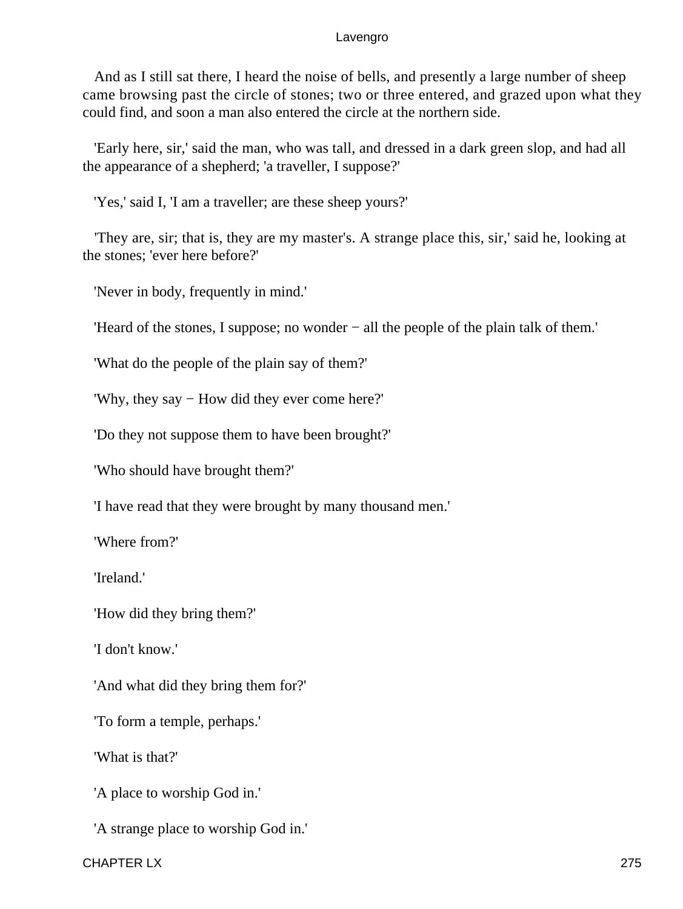And as I still sat there, I heard the noise of bells, and presently a large number of sheep came browsing past the circle of stones; two or three entered, and grazed upon what they could find, and soon a man also entered the circle at the northern side.

'Early here, sir,' said the man, who was tall, and dressed in a dark green slop, and had all the appearance of a shepherd; 'a traveller, I suppose?'

'Yes,' said I, 'I am a traveller; are these sheep yours?'

'They are, sir; that is, they are my master's. A strange place this, sir,' said he, looking at the stones; 'ever here before?'

'Never in body, frequently in mind.'

'Heard of the stones, I suppose; no wonder − all the people of the plain talk of them.'

'What do the people of the plain say of them?'

'Why, they say − How did they ever come here?'

'Do they not suppose them to have been brought?'

'Who should have brought them?'

'I have read that they were brought by many thousand men.'

'Where from?'

'Ireland.'

'How did they bring them?'

'I don't know.'

'And what did they bring them for?'

'To form a temple, perhaps.'

'What is that?'

'A place to worship God in.'

'A strange place to worship God in.'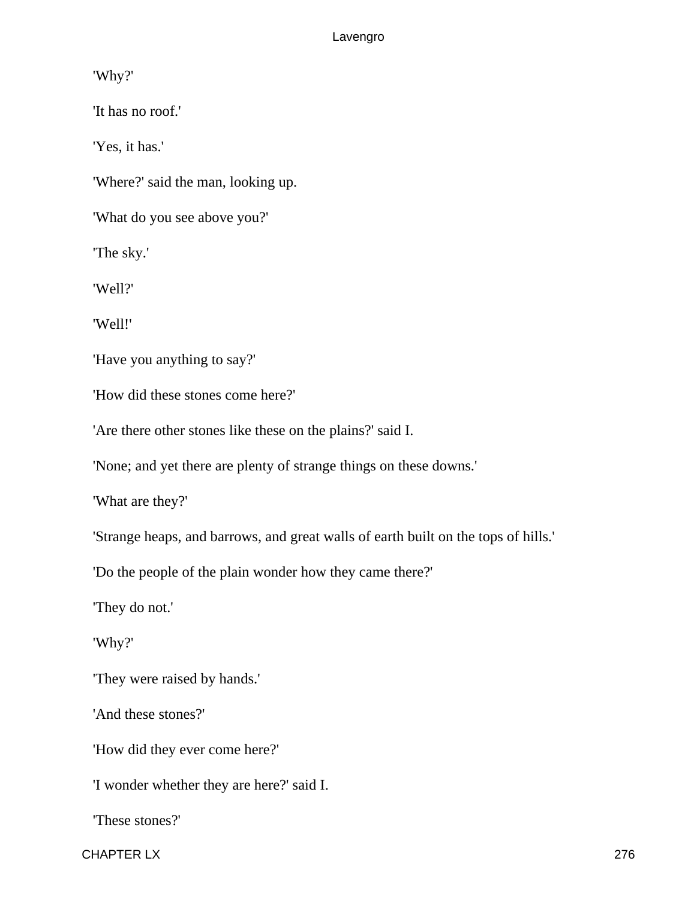'Why?'

'It has no roof.'

'Yes, it has.'

'Where?' said the man, looking up.

'What do you see above you?'

'The sky.'

'Well?'

'Well!'

'Have you anything to say?'

'How did these stones come here?'

'Are there other stones like these on the plains?' said I.

'None; and yet there are plenty of strange things on these downs.'

'What are they?'

'Strange heaps, and barrows, and great walls of earth built on the tops of hills.'

'Do the people of the plain wonder how they came there?'

'They do not.'

'Why?'

'They were raised by hands.'

'And these stones?'

'How did they ever come here?'

'I wonder whether they are here?' said I.

'These stones?'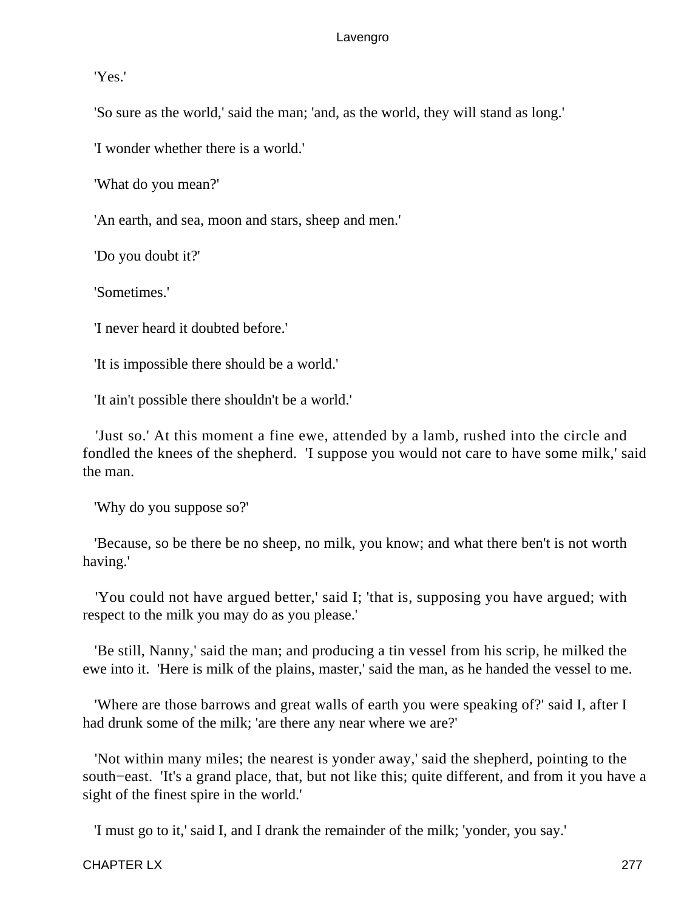'Yes.'

'So sure as the world,' said the man; 'and, as the world, they will stand as long.'

'I wonder whether there is a world.'

'What do you mean?'

'An earth, and sea, moon and stars, sheep and men.'

'Do you doubt it?'

'Sometimes.'

'I never heard it doubted before.'

'It is impossible there should be a world.'

'It ain't possible there shouldn't be a world.'

'Just so.' At this moment a fine ewe, attended by a lamb, rushed into the circle and fondled the knees of the shepherd. 'I suppose you would not care to have some milk,' said the man.

'Why do you suppose so?'

'Because, so be there be no sheep, no milk, you know; and what there ben't is not worth having.'

'You could not have argued better,' said I; 'that is, supposing you have argued; with respect to the milk you may do as you please.'

'Be still, Nanny,' said the man; and producing a tin vessel from his scrip, he milked the ewe into it. 'Here is milk of the plains, master,' said the man, as he handed the vessel to me.

'Where are those barrows and great walls of earth you were speaking of?' said I, after I had drunk some of the milk; 'are there any near where we are?'

'Not within many miles; the nearest is yonder away,' said the shepherd, pointing to the south−east. 'It's a grand place, that, but not like this; quite different, and from it you have a sight of the finest spire in the world.'

'I must go to it,' said I, and I drank the remainder of the milk; 'yonder, you say.'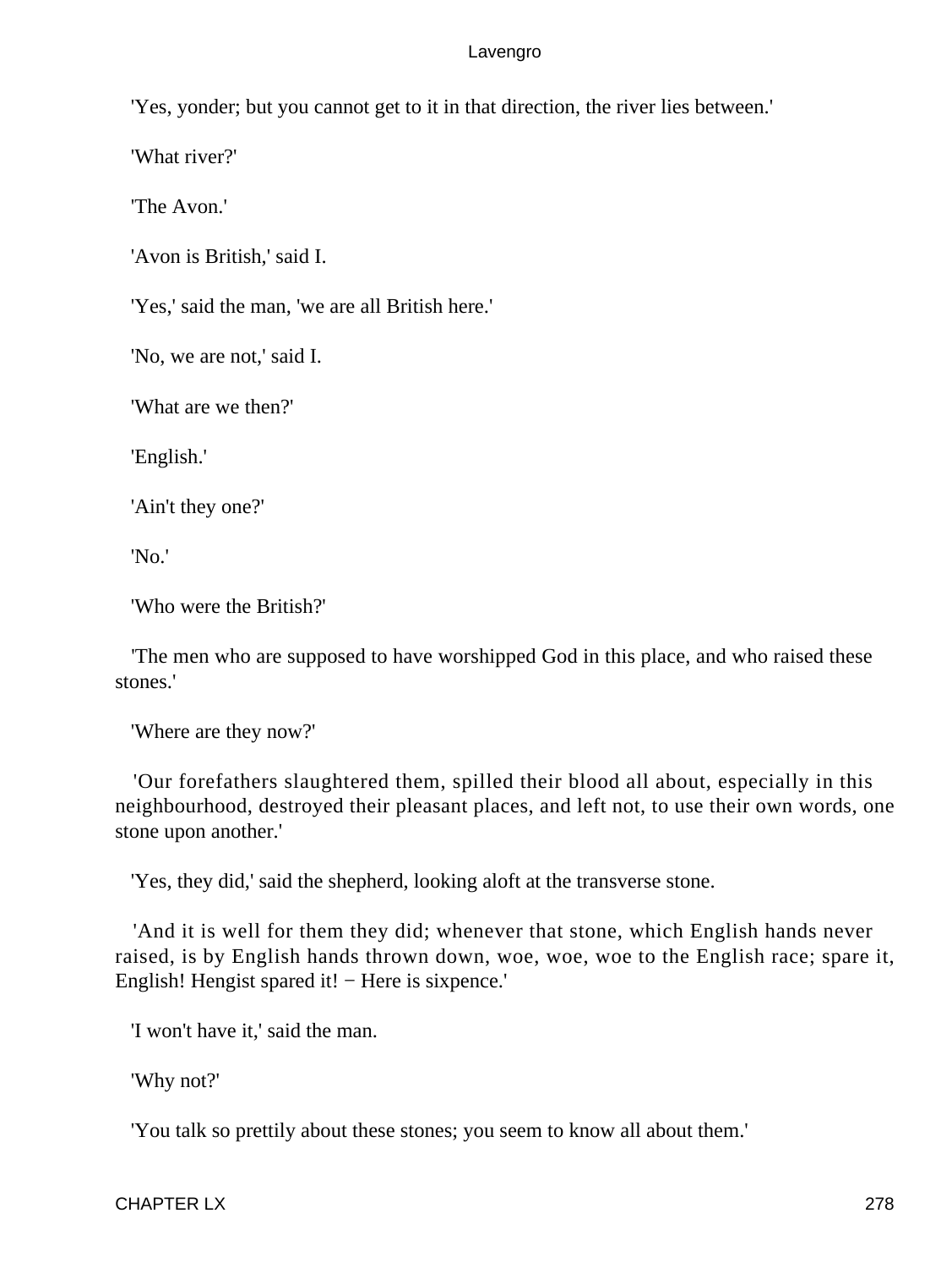'Yes, yonder; but you cannot get to it in that direction, the river lies between.'

'What river?'

'The Avon.'

'Avon is British,' said I.

'Yes,' said the man, 'we are all British here.'

'No, we are not,' said I.

'What are we then?'

'English.'

'Ain't they one?'

'No.'

'Who were the British?'

'The men who are supposed to have worshipped God in this place, and who raised these stones.'

'Where are they now?'

'Our forefathers slaughtered them, spilled their blood all about, especially in this neighbourhood, destroyed their pleasant places, and left not, to use their own words, one stone upon another.'

'Yes, they did,' said the shepherd, looking aloft at the transverse stone.

'And it is well for them they did; whenever that stone, which English hands never raised, is by English hands thrown down, woe, woe, woe to the English race; spare it, English! Hengist spared it! − Here is sixpence.'

'I won't have it,' said the man.

'Why not?'

'You talk so prettily about these stones; you seem to know all about them.'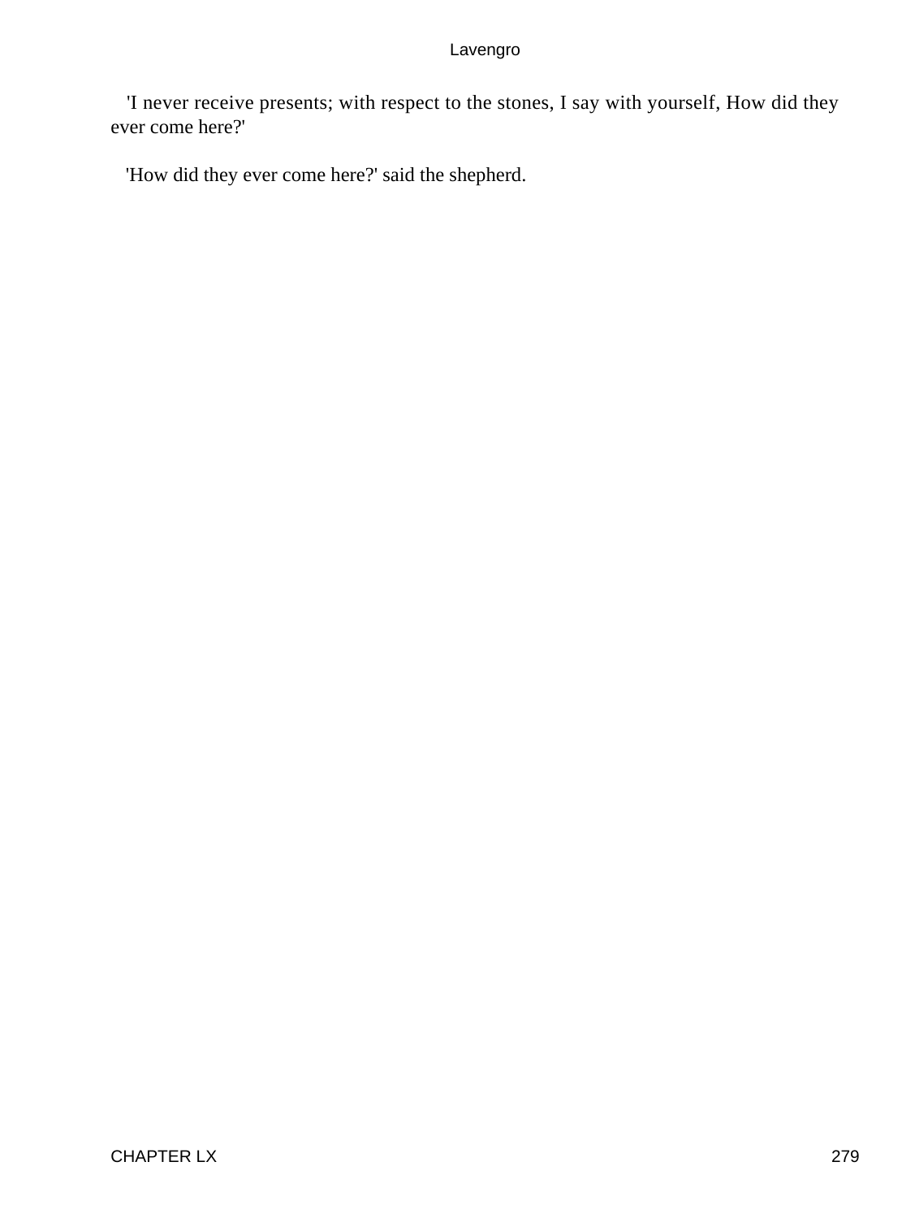'I never receive presents; with respect to the stones, I say with yourself, How did they ever come here?'

'How did they ever come here?' said the shepherd.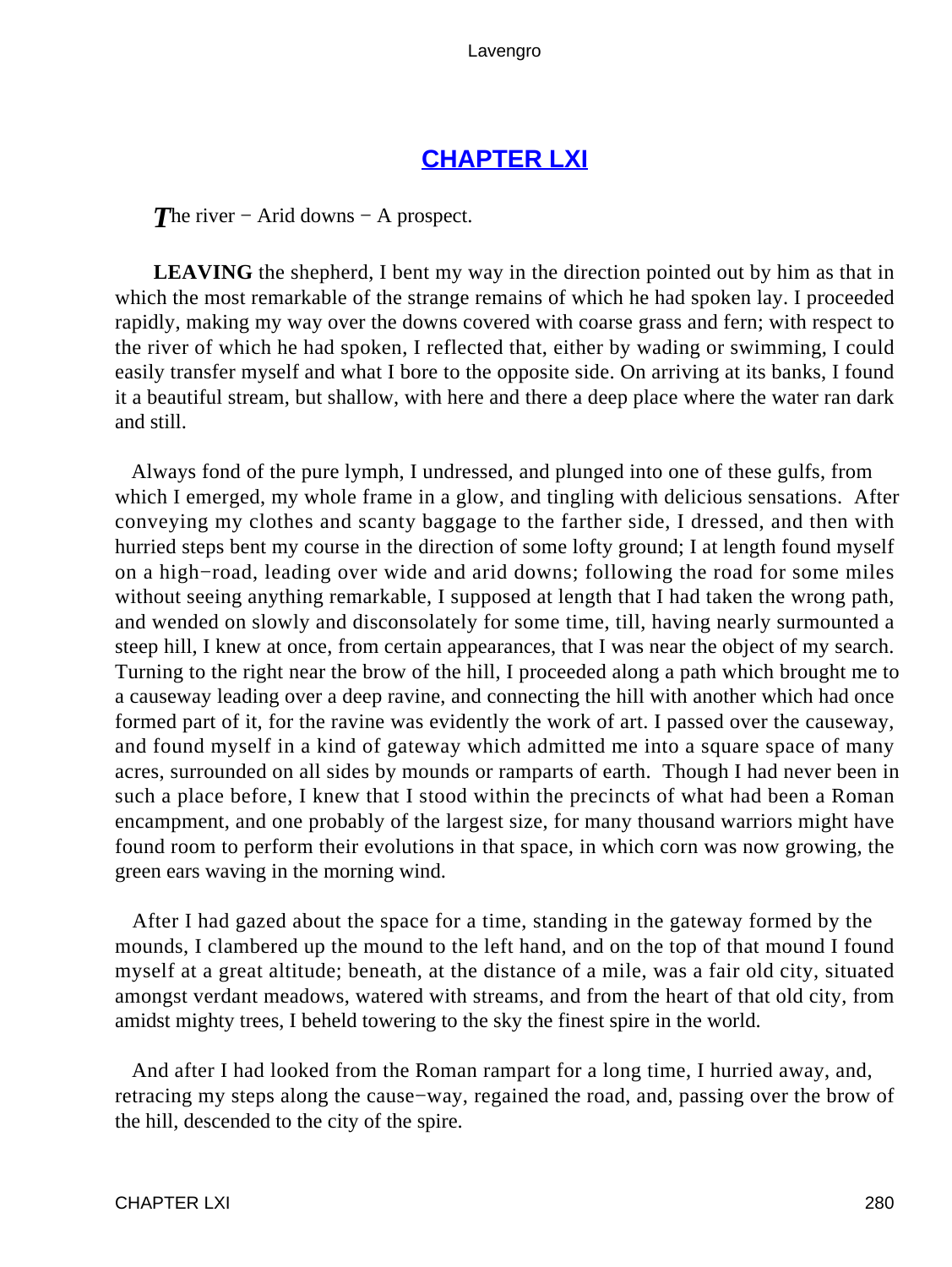## CHAPTER LXI

The river − Arid downs − A prospect.

**LEAVING** the shepherd, I bent my way in the direction pointed out by him as that in which the most remarkable of the strange remains of which he had spoken lay. I proceeded rapidly, making my way over the downs covered with coarse grass and fern; with respect to the river of which he had spoken, I reflected that, either by wading or swimming, I could easily transfer myself and what I bore to the opposite side. On arriving at its banks, I found it a beautiful stream, but shallow, with here and there a deep place where the water ran dark and still.

Always fond of the pure lymph, I undressed, and plunged into one of these gulfs, from which I emerged, my whole frame in a glow, and tingling with delicious sensations. After conveying my clothes and scanty baggage to the farther side, I dressed, and then with hurried steps bent my course in the direction of some lofty ground; I at length found myself on a high−road, leading over wide and arid downs; following the road for some miles without seeing anything remarkable, I supposed at length that I had taken the wrong path, and wended on slowly and disconsolately for some time, till, having nearly surmounted a steep hill, I knew at once, from certain appearances, that I was near the object of my search. Turning to the right near the brow of the hill, I proceeded along a path which brought me to a causeway leading over a deep ravine, and connecting the hill with another which had once formed part of it, for the ravine was evidently the work of art. I passed over the causeway, and found myself in a kind of gateway which admitted me into a square space of many acres, surrounded on all sides by mounds or ramparts of earth. Though I had never been in such a place before, I knew that I stood within the precincts of what had been a Roman encampment, and one probably of the largest size, for many thousand warriors might have found room to perform their evolutions in that space, in which corn was now growing, the green ears waving in the morning wind.

After I had gazed about the space for a time, standing in the gateway formed by the mounds, I clambered up the mound to the left hand, and on the top of that mound I found myself at a great altitude; beneath, at the distance of a mile, was a fair old city, situated amongst verdant meadows, watered with streams, and from the heart of that old city, from amidst mighty trees, I beheld towering to the sky the finest spire in the world.

And after I had looked from the Roman rampart for a long time, I hurried away, and, retracing my steps along the cause−way, regained the road, and, passing over the brow of the hill, descended to the city of the spire.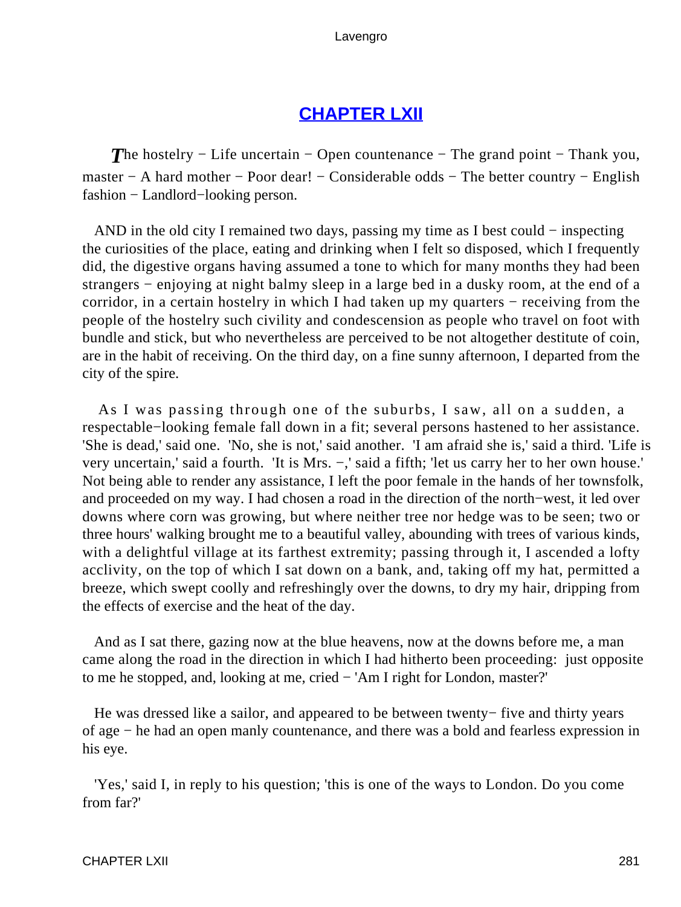## CHAPTER LXII

*T*he hostelry − Life uncertain − Open countenance − The grand point − Thank you, master − A hard mother − Poor dear! − Considerable odds − The better country − English fashion − Landlord−looking person.

AND in the old city I remained two days, passing my time as I best could − inspecting the curiosities of the place, eating and drinking when I felt so disposed, which I frequently did, the digestive organs having assumed a tone to which for many months they had been strangers − enjoying at night balmy sleep in a large bed in a dusky room, at the end of a corridor, in a certain hostelry in which I had taken up my quarters − receiving from the people of the hostelry such civility and condescension as people who travel on foot with bundle and stick, but who nevertheless are perceived to be not altogether destitute of coin, are in the habit of receiving. On the third day, on a fine sunny afternoon, I departed from the city of the spire.

As I was passing through one of the suburbs, I saw, all on a sudden, a respectable−looking female fall down in a fit; several persons hastened to her assistance. 'She is dead,' said one. 'No, she is not,' said another. 'I am afraid she is,' said a third. 'Life is very uncertain,' said a fourth. 'It is Mrs. −,' said a fifth; 'let us carry her to her own house.' Not being able to render any assistance, I left the poor female in the hands of her townsfolk, and proceeded on my way. I had chosen a road in the direction of the north−west, it led over downs where corn was growing, but where neither tree nor hedge was to be seen; two or three hours' walking brought me to a beautiful valley, abounding with trees of various kinds, with a delightful village at its farthest extremity; passing through it, I ascended a lofty acclivity, on the top of which I sat down on a bank, and, taking off my hat, permitted a breeze, which swept coolly and refreshingly over the downs, to dry my hair, dripping from the effects of exercise and the heat of the day.

And as I sat there, gazing now at the blue heavens, now at the downs before me, a man came along the road in the direction in which I had hitherto been proceeding: just opposite to me he stopped, and, looking at me, cried − 'Am I right for London, master?'

He was dressed like a sailor, and appeared to be between twenty− five and thirty years of age − he had an open manly countenance, and there was a bold and fearless expression in his eye.

'Yes,' said I, in reply to his question; 'this is one of the ways to London. Do you come from far?'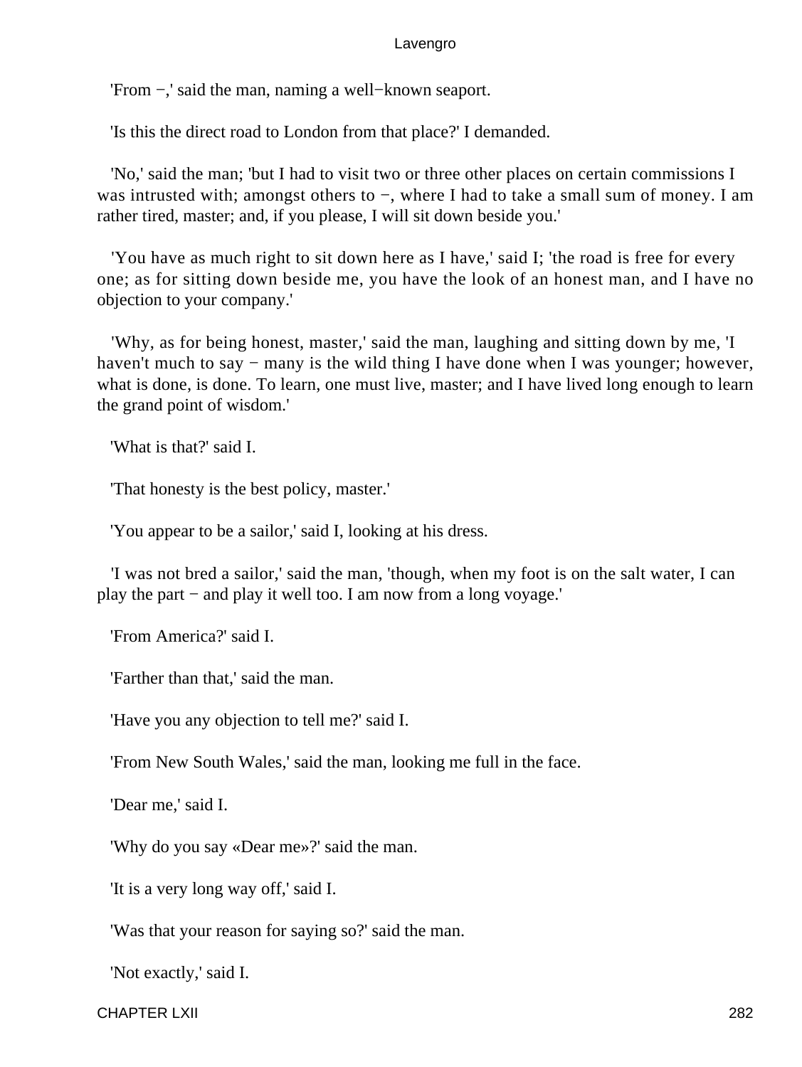'From −,' said the man, naming a well−known seaport.

'Is this the direct road to London from that place?' I demanded.

'No,' said the man; 'but I had to visit two or three other places on certain commissions I was intrusted with; amongst others to −, where I had to take a small sum of money. I am rather tired, master; and, if you please, I will sit down beside you.'

'You have as much right to sit down here as I have,' said I; 'the road is free for every one; as for sitting down beside me, you have the look of an honest man, and I have no objection to your company.'

'Why, as for being honest, master,' said the man, laughing and sitting down by me, 'I haven't much to say − many is the wild thing I have done when I was younger; however, what is done, is done. To learn, one must live, master; and I have lived long enough to learn the grand point of wisdom.'

'What is that?' said I.

'That honesty is the best policy, master.'

'You appear to be a sailor,' said I, looking at his dress.

'I was not bred a sailor,' said the man, 'though, when my foot is on the salt water, I can play the part − and play it well too. I am now from a long voyage.'

'From America?' said I.

'Farther than that,' said the man.

'Have you any objection to tell me?' said I.

'From New South Wales,' said the man, looking me full in the face.

'Dear me,' said I.

'Why do you say «Dear me»?' said the man.

'It is a very long way off,' said I.

'Was that your reason for saying so?' said the man.

'Not exactly,' said I.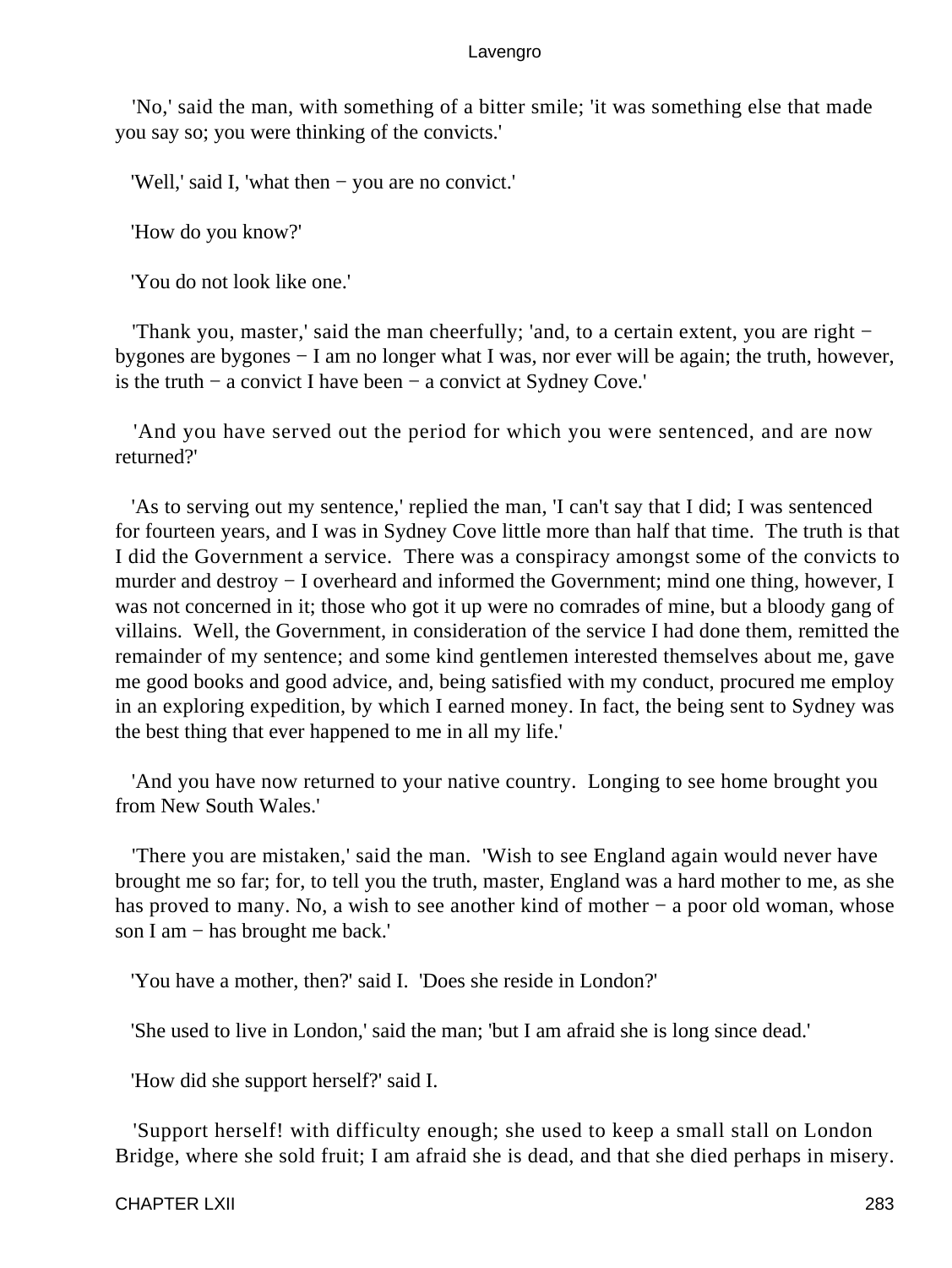'No,' said the man, with something of a bitter smile; 'it was something else that made you say so; you were thinking of the convicts.'

'Well,' said I, 'what then − you are no convict.'

'How do you know?'

'You do not look like one.'

'Thank you, master,' said the man cheerfully; 'and, to a certain extent, you are right − bygones are bygones − I am no longer what I was, nor ever will be again; the truth, however, is the truth − a convict I have been − a convict at Sydney Cove.'

'And you have served out the period for which you were sentenced, and are now returned?'

'As to serving out my sentence,' replied the man, 'I can't say that I did; I was sentenced for fourteen years, and I was in Sydney Cove little more than half that time. The truth is that I did the Government a service. There was a conspiracy amongst some of the convicts to murder and destroy − I overheard and informed the Government; mind one thing, however, I was not concerned in it; those who got it up were no comrades of mine, but a bloody gang of villains. Well, the Government, in consideration of the service I had done them, remitted the remainder of my sentence; and some kind gentlemen interested themselves about me, gave me good books and good advice, and, being satisfied with my conduct, procured me employ in an exploring expedition, by which I earned money. In fact, the being sent to Sydney was the best thing that ever happened to me in all my life.'

'And you have now returned to your native country. Longing to see home brought you from New South Wales.'

'There you are mistaken,' said the man. 'Wish to see England again would never have brought me so far; for, to tell you the truth, master, England was a hard mother to me, as she has proved to many. No, a wish to see another kind of mother − a poor old woman, whose son I am − has brought me back.'

'You have a mother, then?' said I. 'Does she reside in London?'

'She used to live in London,' said the man; 'but I am afraid she is long since dead.'

'How did she support herself?' said I.

'Support herself! with difficulty enough; she used to keep a small stall on London Bridge, where she sold fruit; I am afraid she is dead, and that she died perhaps in misery.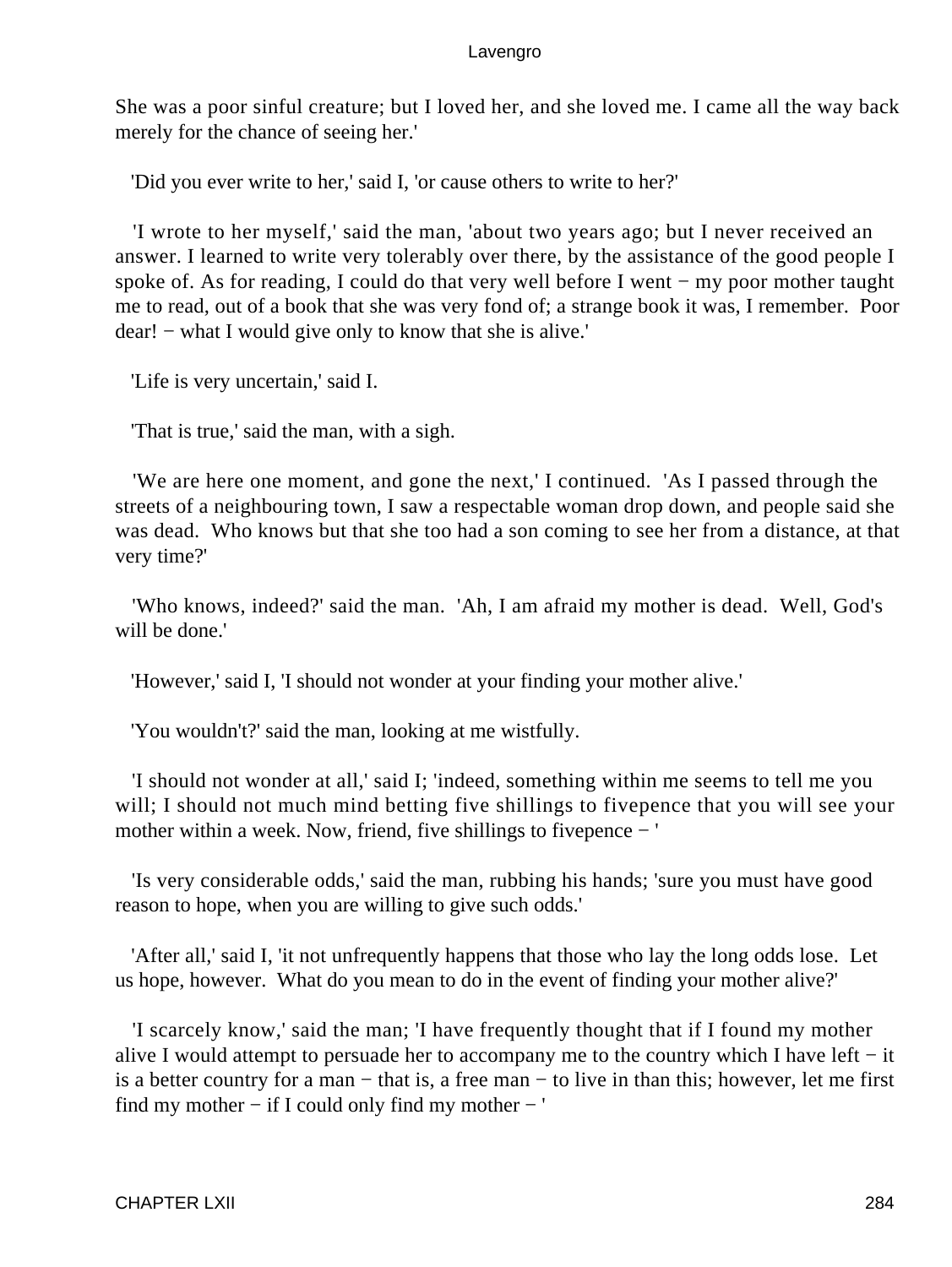She was a poor sinful creature; but I loved her, and she loved me. I came all the way back merely for the chance of seeing her.'

'Did you ever write to her,' said I, 'or cause others to write to her?'

'I wrote to her myself,' said the man, 'about two years ago; but I never received an answer. I learned to write very tolerably over there, by the assistance of the good people I spoke of. As for reading, I could do that very well before I went − my poor mother taught me to read, out of a book that she was very fond of; a strange book it was, I remember. Poor dear! − what I would give only to know that she is alive.'

'Life is very uncertain,' said I.

'That is true,' said the man, with a sigh.

'We are here one moment, and gone the next,' I continued. 'As I passed through the streets of a neighbouring town, I saw a respectable woman drop down, and people said she was dead. Who knows but that she too had a son coming to see her from a distance, at that very time?'

'Who knows, indeed?' said the man. 'Ah, I am afraid my mother is dead. Well, God's will be done.'

'However,' said I, 'I should not wonder at your finding your mother alive.'

'You wouldn't?' said the man, looking at me wistfully.

'I should not wonder at all,' said I; 'indeed, something within me seems to tell me you will; I should not much mind betting five shillings to fivepence that you will see your mother within a week. Now, friend, five shillings to fivepence − '

'Is very considerable odds,' said the man, rubbing his hands; 'sure you must have good reason to hope, when you are willing to give such odds.'

'After all,' said I, 'it not unfrequently happens that those who lay the long odds lose. Let us hope, however. What do you mean to do in the event of finding your mother alive?'

'I scarcely know,' said the man; 'I have frequently thought that if I found my mother alive I would attempt to persuade her to accompany me to the country which I have left − it is a better country for a man − that is, a free man − to live in than this; however, let me first find my mother − if I could only find my mother − '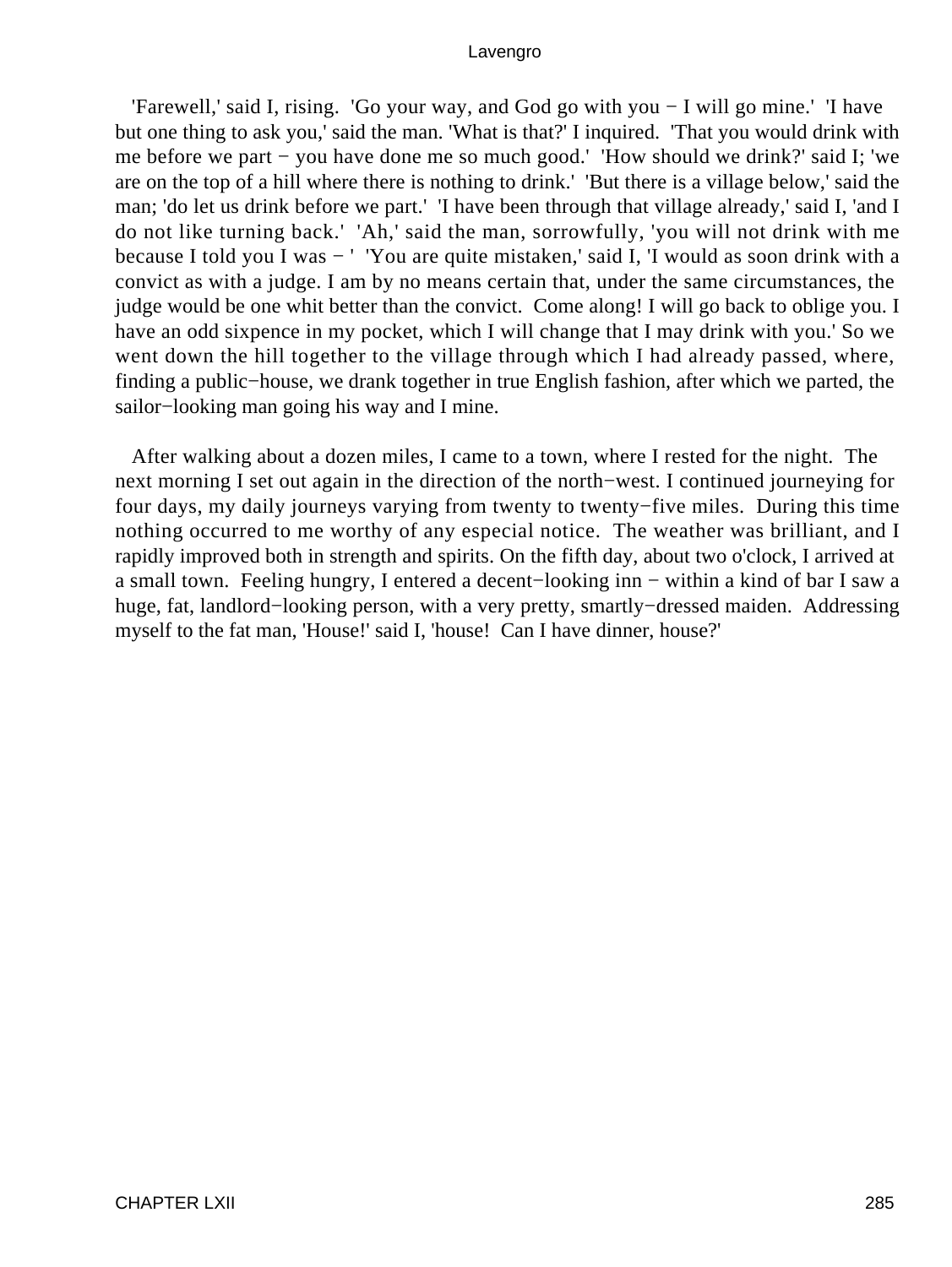'Farewell,' said I, rising. 'Go your way, and God go with you − I will go mine.' 'I have but one thing to ask you,' said the man. 'What is that?' I inquired. 'That you would drink with me before we part − you have done me so much good.' 'How should we drink?' said I; 'we are on the top of a hill where there is nothing to drink.' 'But there is a village below,' said the man; 'do let us drink before we part.' 'I have been through that village already,' said I, 'and I do not like turning back.' 'Ah,' said the man, sorrowfully, 'you will not drink with me because I told you I was − ' 'You are quite mistaken,' said I, 'I would as soon drink with a convict as with a judge. I am by no means certain that, under the same circumstances, the judge would be one whit better than the convict. Come along! I will go back to oblige you. I have an odd sixpence in my pocket, which I will change that I may drink with you.' So we went down the hill together to the village through which I had already passed, where, finding a public−house, we drank together in true English fashion, after which we parted, the sailor−looking man going his way and I mine.

After walking about a dozen miles, I came to a town, where I rested for the night. The next morning I set out again in the direction of the north−west. I continued journeying for four days, my daily journeys varying from twenty to twenty−five miles. During this time nothing occurred to me worthy of any especial notice. The weather was brilliant, and I rapidly improved both in strength and spirits. On the fifth day, about two o'clock, I arrived at a small town. Feeling hungry, I entered a decent−looking inn − within a kind of bar I saw a huge, fat, landlord−looking person, with a very pretty, smartly−dressed maiden. Addressing myself to the fat man, 'House!' said I, 'house! Can I have dinner, house?'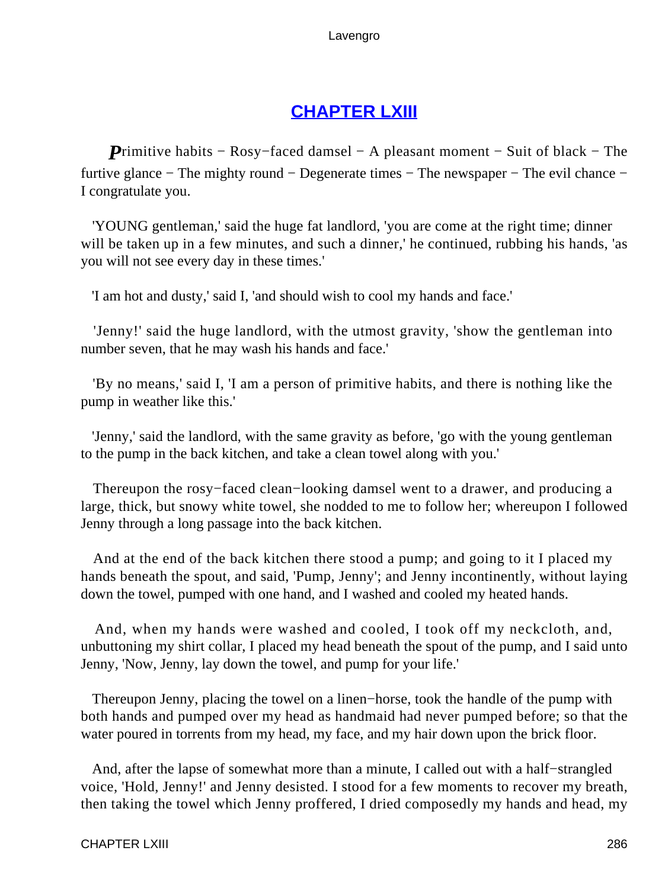## CHAPTER LXIII

***P***rimitive habits − Rosy−faced damsel − A pleasant moment − Suit of black − The furtive glance − The mighty round − Degenerate times − The newspaper − The evil chance − I congratulate you.

'YOUNG gentleman,' said the huge fat landlord, 'you are come at the right time; dinner will be taken up in a few minutes, and such a dinner,' he continued, rubbing his hands, 'as you will not see every day in these times.'

'I am hot and dusty,' said I, 'and should wish to cool my hands and face.'

'Jenny!' said the huge landlord, with the utmost gravity, 'show the gentleman into number seven, that he may wash his hands and face.'

'By no means,' said I, 'I am a person of primitive habits, and there is nothing like the pump in weather like this.'

'Jenny,' said the landlord, with the same gravity as before, 'go with the young gentleman to the pump in the back kitchen, and take a clean towel along with you.'

Thereupon the rosy−faced clean−looking damsel went to a drawer, and producing a large, thick, but snowy white towel, she nodded to me to follow her; whereupon I followed Jenny through a long passage into the back kitchen.

And at the end of the back kitchen there stood a pump; and going to it I placed my hands beneath the spout, and said, 'Pump, Jenny'; and Jenny incontinently, without laying down the towel, pumped with one hand, and I washed and cooled my heated hands.

And, when my hands were washed and cooled, I took off my neckcloth, and, unbuttoning my shirt collar, I placed my head beneath the spout of the pump, and I said unto Jenny, 'Now, Jenny, lay down the towel, and pump for your life.'

Thereupon Jenny, placing the towel on a linen−horse, took the handle of the pump with both hands and pumped over my head as handmaid had never pumped before; so that the water poured in torrents from my head, my face, and my hair down upon the brick floor.

And, after the lapse of somewhat more than a minute, I called out with a half−strangled voice, 'Hold, Jenny!' and Jenny desisted. I stood for a few moments to recover my breath, then taking the towel which Jenny proffered, I dried composedly my hands and head, my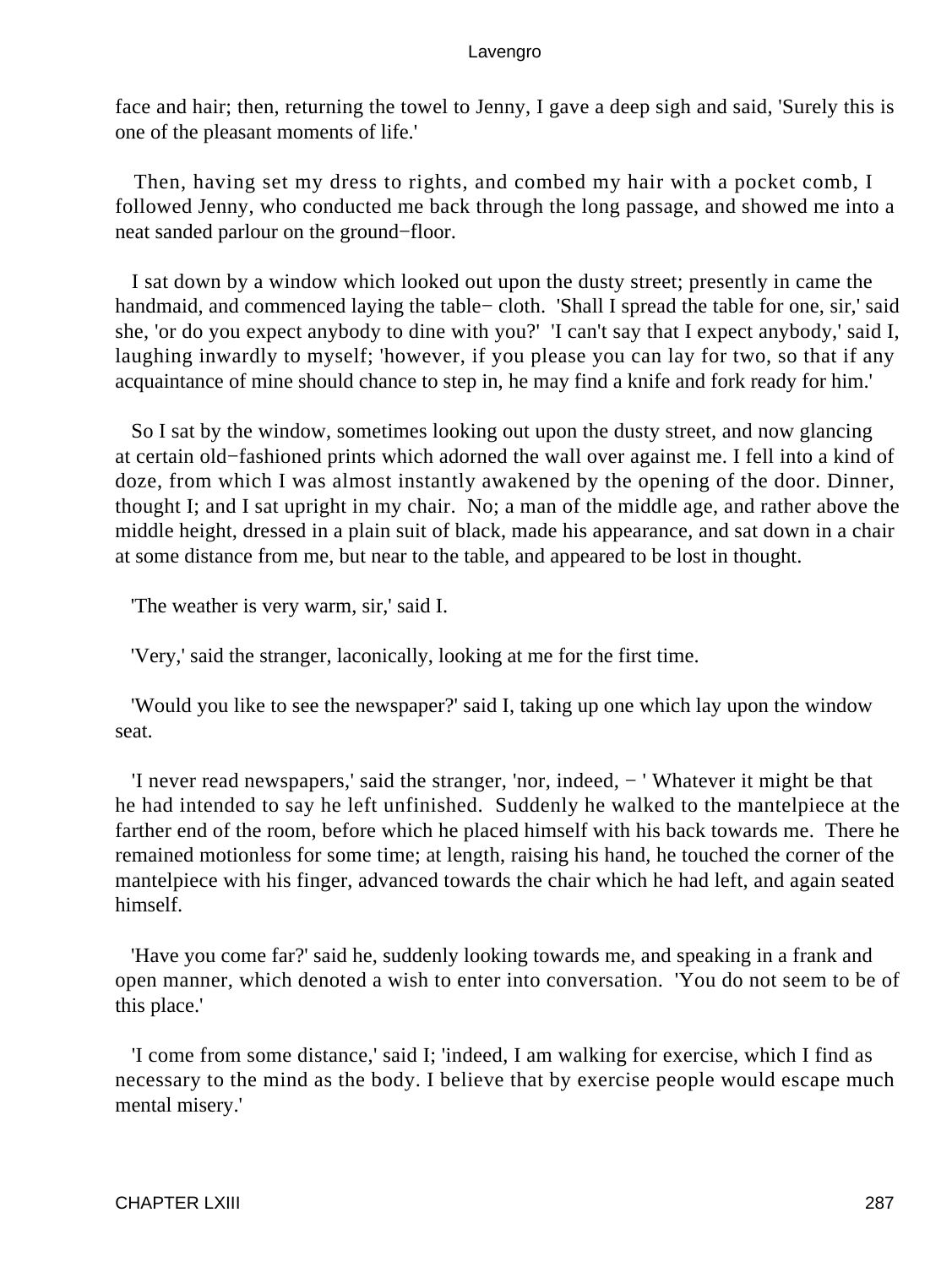face and hair; then, returning the towel to Jenny, I gave a deep sigh and said, 'Surely this is one of the pleasant moments of life.'

Then, having set my dress to rights, and combed my hair with a pocket comb, I followed Jenny, who conducted me back through the long passage, and showed me into a neat sanded parlour on the ground−floor.

I sat down by a window which looked out upon the dusty street; presently in came the handmaid, and commenced laying the table− cloth. 'Shall I spread the table for one, sir,' said she, 'or do you expect anybody to dine with you?' 'I can't say that I expect anybody,' said I, laughing inwardly to myself; 'however, if you please you can lay for two, so that if any acquaintance of mine should chance to step in, he may find a knife and fork ready for him.'

So I sat by the window, sometimes looking out upon the dusty street, and now glancing at certain old−fashioned prints which adorned the wall over against me. I fell into a kind of doze, from which I was almost instantly awakened by the opening of the door. Dinner, thought I; and I sat upright in my chair. No; a man of the middle age, and rather above the middle height, dressed in a plain suit of black, made his appearance, and sat down in a chair at some distance from me, but near to the table, and appeared to be lost in thought.

'The weather is very warm, sir,' said I.

'Very,' said the stranger, laconically, looking at me for the first time.

'Would you like to see the newspaper?' said I, taking up one which lay upon the window seat.

'I never read newspapers,' said the stranger, 'nor, indeed, − ' Whatever it might be that he had intended to say he left unfinished. Suddenly he walked to the mantelpiece at the farther end of the room, before which he placed himself with his back towards me. There he remained motionless for some time; at length, raising his hand, he touched the corner of the mantelpiece with his finger, advanced towards the chair which he had left, and again seated himself.

'Have you come far?' said he, suddenly looking towards me, and speaking in a frank and open manner, which denoted a wish to enter into conversation. 'You do not seem to be of this place.'

'I come from some distance,' said I; 'indeed, I am walking for exercise, which I find as necessary to the mind as the body. I believe that by exercise people would escape much mental misery.'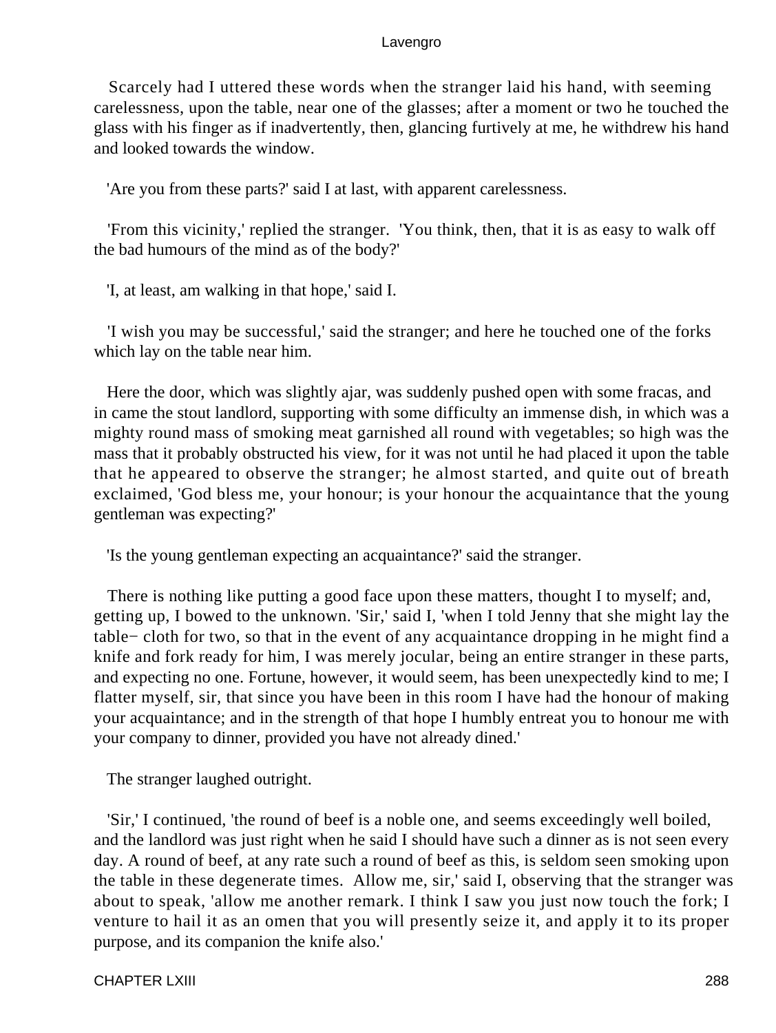Scarcely had I uttered these words when the stranger laid his hand, with seeming carelessness, upon the table, near one of the glasses; after a moment or two he touched the glass with his finger as if inadvertently, then, glancing furtively at me, he withdrew his hand and looked towards the window.

'Are you from these parts?' said I at last, with apparent carelessness.

'From this vicinity,' replied the stranger. 'You think, then, that it is as easy to walk off the bad humours of the mind as of the body?'

'I, at least, am walking in that hope,' said I.

'I wish you may be successful,' said the stranger; and here he touched one of the forks which lay on the table near him.

Here the door, which was slightly ajar, was suddenly pushed open with some fracas, and in came the stout landlord, supporting with some difficulty an immense dish, in which was a mighty round mass of smoking meat garnished all round with vegetables; so high was the mass that it probably obstructed his view, for it was not until he had placed it upon the table that he appeared to observe the stranger; he almost started, and quite out of breath exclaimed, 'God bless me, your honour; is your honour the acquaintance that the young gentleman was expecting?'

'Is the young gentleman expecting an acquaintance?' said the stranger.

There is nothing like putting a good face upon these matters, thought I to myself; and, getting up, I bowed to the unknown. 'Sir,' said I, 'when I told Jenny that she might lay the table− cloth for two, so that in the event of any acquaintance dropping in he might find a knife and fork ready for him, I was merely jocular, being an entire stranger in these parts, and expecting no one. Fortune, however, it would seem, has been unexpectedly kind to me; I flatter myself, sir, that since you have been in this room I have had the honour of making your acquaintance; and in the strength of that hope I humbly entreat you to honour me with your company to dinner, provided you have not already dined.'

The stranger laughed outright.

'Sir,' I continued, 'the round of beef is a noble one, and seems exceedingly well boiled, and the landlord was just right when he said I should have such a dinner as is not seen every day. A round of beef, at any rate such a round of beef as this, is seldom seen smoking upon the table in these degenerate times. Allow me, sir,' said I, observing that the stranger was about to speak, 'allow me another remark. I think I saw you just now touch the fork; I venture to hail it as an omen that you will presently seize it, and apply it to its proper purpose, and its companion the knife also.'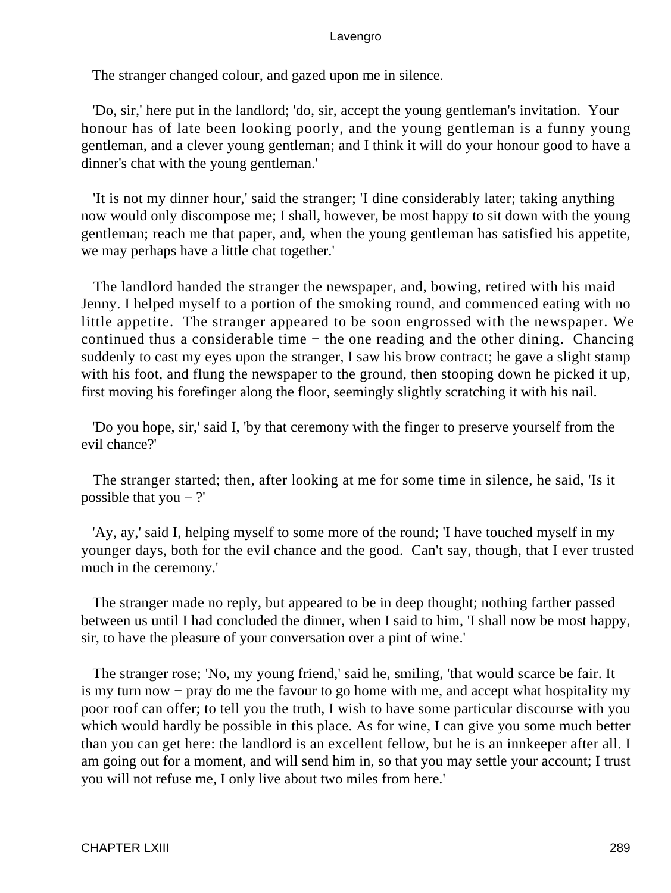The stranger changed colour, and gazed upon me in silence.

'Do, sir,' here put in the landlord; 'do, sir, accept the young gentleman's invitation. Your honour has of late been looking poorly, and the young gentleman is a funny young gentleman, and a clever young gentleman; and I think it will do your honour good to have a dinner's chat with the young gentleman.'

'It is not my dinner hour,' said the stranger; 'I dine considerably later; taking anything now would only discompose me; I shall, however, be most happy to sit down with the young gentleman; reach me that paper, and, when the young gentleman has satisfied his appetite, we may perhaps have a little chat together.'

The landlord handed the stranger the newspaper, and, bowing, retired with his maid Jenny. I helped myself to a portion of the smoking round, and commenced eating with no little appetite. The stranger appeared to be soon engrossed with the newspaper. We continued thus a considerable time − the one reading and the other dining. Chancing suddenly to cast my eyes upon the stranger, I saw his brow contract; he gave a slight stamp with his foot, and flung the newspaper to the ground, then stooping down he picked it up, first moving his forefinger along the floor, seemingly slightly scratching it with his nail.

'Do you hope, sir,' said I, 'by that ceremony with the finger to preserve yourself from the evil chance?'

The stranger started; then, after looking at me for some time in silence, he said, 'Is it possible that you − ?'

'Ay, ay,' said I, helping myself to some more of the round; 'I have touched myself in my younger days, both for the evil chance and the good. Can't say, though, that I ever trusted much in the ceremony.'

The stranger made no reply, but appeared to be in deep thought; nothing farther passed between us until I had concluded the dinner, when I said to him, 'I shall now be most happy, sir, to have the pleasure of your conversation over a pint of wine.'

The stranger rose; 'No, my young friend,' said he, smiling, 'that would scarce be fair. It is my turn now − pray do me the favour to go home with me, and accept what hospitality my poor roof can offer; to tell you the truth, I wish to have some particular discourse with you which would hardly be possible in this place. As for wine, I can give you some much better than you can get here: the landlord is an excellent fellow, but he is an innkeeper after all. I am going out for a moment, and will send him in, so that you may settle your account; I trust you will not refuse me, I only live about two miles from here.'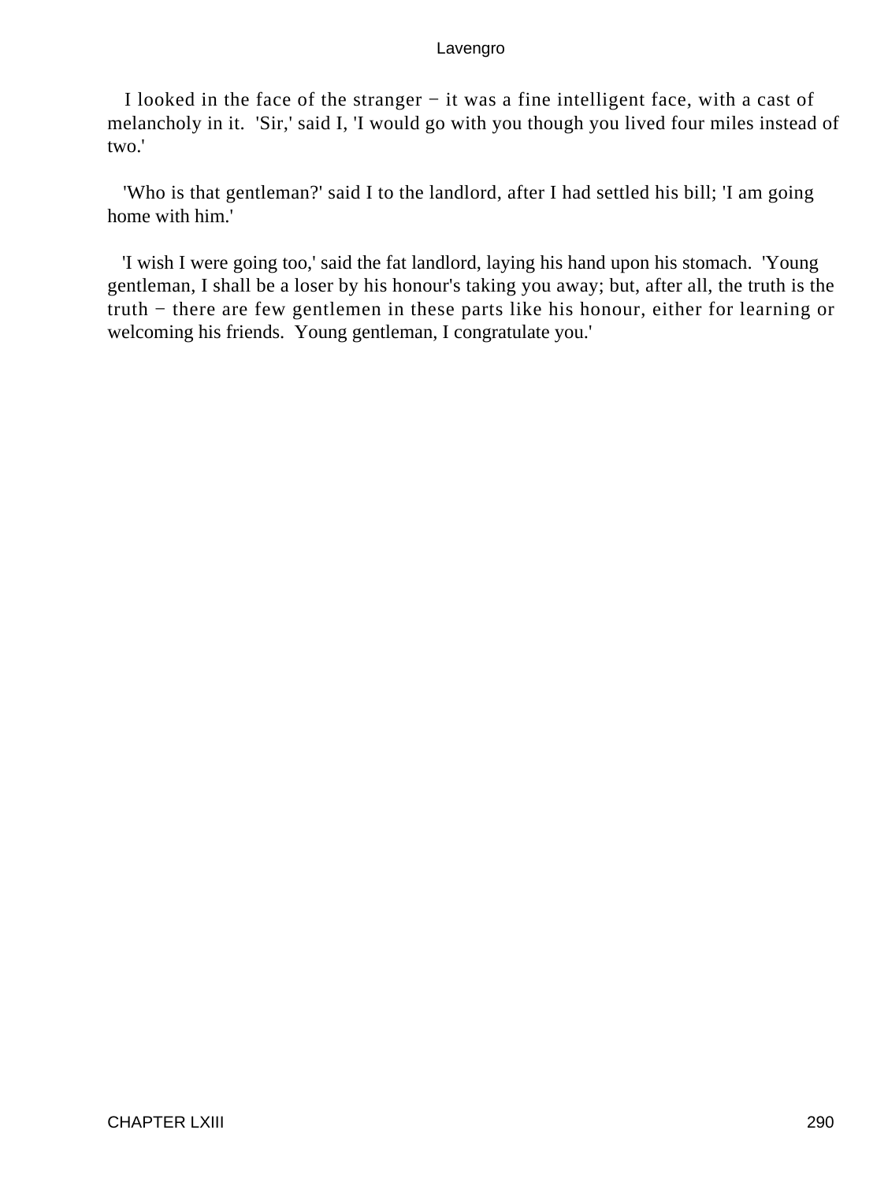I looked in the face of the stranger − it was a fine intelligent face, with a cast of melancholy in it. 'Sir,' said I, 'I would go with you though you lived four miles instead of two.'

'Who is that gentleman?' said I to the landlord, after I had settled his bill; 'I am going home with him.'

'I wish I were going too,' said the fat landlord, laying his hand upon his stomach. 'Young gentleman, I shall be a loser by his honour's taking you away; but, after all, the truth is the truth − there are few gentlemen in these parts like his honour, either for learning or welcoming his friends. Young gentleman, I congratulate you.'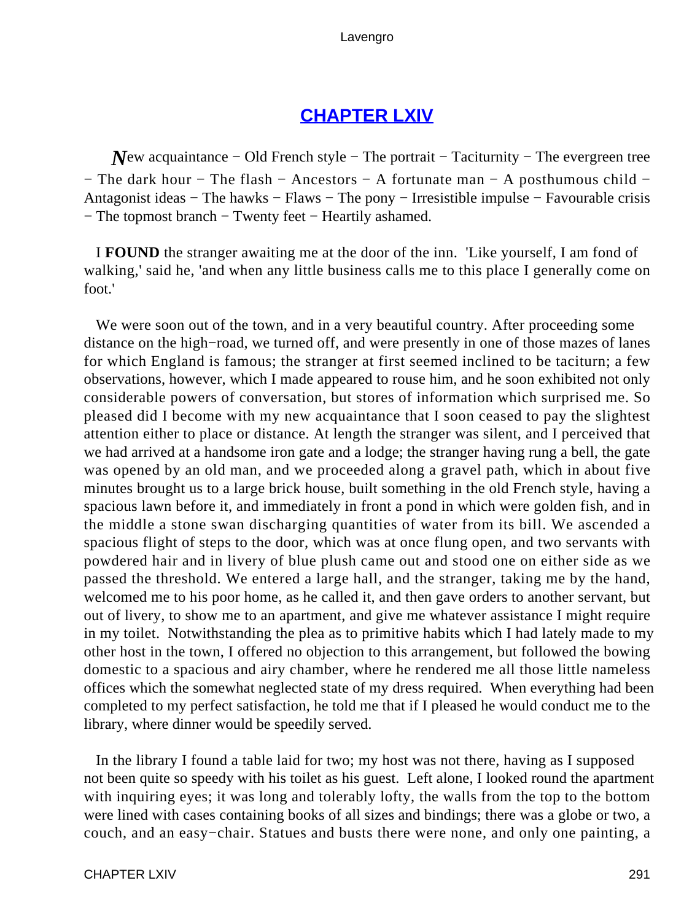## CHAPTER LXIV

*N*ew acquaintance − Old French style − The portrait − Taciturnity − The evergreen tree − The dark hour − The flash − Ancestors − A fortunate man − A posthumous child − Antagonist ideas − The hawks − Flaws − The pony − Irresistible impulse − Favourable crisis − The topmost branch − Twenty feet − Heartily ashamed.

I **FOUND** the stranger awaiting me at the door of the inn. 'Like yourself, I am fond of walking,' said he, 'and when any little business calls me to this place I generally come on foot.'

We were soon out of the town, and in a very beautiful country. After proceeding some distance on the high−road, we turned off, and were presently in one of those mazes of lanes for which England is famous; the stranger at first seemed inclined to be taciturn; a few observations, however, which I made appeared to rouse him, and he soon exhibited not only considerable powers of conversation, but stores of information which surprised me. So pleased did I become with my new acquaintance that I soon ceased to pay the slightest attention either to place or distance. At length the stranger was silent, and I perceived that we had arrived at a handsome iron gate and a lodge; the stranger having rung a bell, the gate was opened by an old man, and we proceeded along a gravel path, which in about five minutes brought us to a large brick house, built something in the old French style, having a spacious lawn before it, and immediately in front a pond in which were golden fish, and in the middle a stone swan discharging quantities of water from its bill. We ascended a spacious flight of steps to the door, which was at once flung open, and two servants with powdered hair and in livery of blue plush came out and stood one on either side as we passed the threshold. We entered a large hall, and the stranger, taking me by the hand, welcomed me to his poor home, as he called it, and then gave orders to another servant, but out of livery, to show me to an apartment, and give me whatever assistance I might require in my toilet. Notwithstanding the plea as to primitive habits which I had lately made to my other host in the town, I offered no objection to this arrangement, but followed the bowing domestic to a spacious and airy chamber, where he rendered me all those little nameless offices which the somewhat neglected state of my dress required. When everything had been completed to my perfect satisfaction, he told me that if I pleased he would conduct me to the library, where dinner would be speedily served.

In the library I found a table laid for two; my host was not there, having as I supposed not been quite so speedy with his toilet as his guest. Left alone, I looked round the apartment with inquiring eyes; it was long and tolerably lofty, the walls from the top to the bottom were lined with cases containing books of all sizes and bindings; there was a globe or two, a couch, and an easy−chair. Statues and busts there were none, and only one painting, a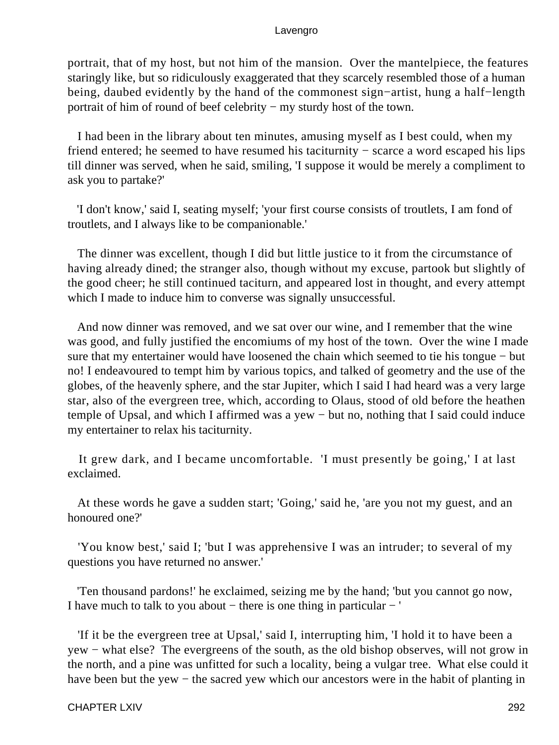portrait, that of my host, but not him of the mansion. Over the mantelpiece, the features staringly like, but so ridiculously exaggerated that they scarcely resembled those of a human being, daubed evidently by the hand of the commonest sign−artist, hung a half−length portrait of him of round of beef celebrity − my sturdy host of the town.

I had been in the library about ten minutes, amusing myself as I best could, when my friend entered; he seemed to have resumed his taciturnity − scarce a word escaped his lips till dinner was served, when he said, smiling, 'I suppose it would be merely a compliment to ask you to partake?'

'I don't know,' said I, seating myself; 'your first course consists of troutlets, I am fond of troutlets, and I always like to be companionable.'

The dinner was excellent, though I did but little justice to it from the circumstance of having already dined; the stranger also, though without my excuse, partook but slightly of the good cheer; he still continued taciturn, and appeared lost in thought, and every attempt which I made to induce him to converse was signally unsuccessful.

And now dinner was removed, and we sat over our wine, and I remember that the wine was good, and fully justified the encomiums of my host of the town. Over the wine I made sure that my entertainer would have loosened the chain which seemed to tie his tongue − but no! I endeavoured to tempt him by various topics, and talked of geometry and the use of the globes, of the heavenly sphere, and the star Jupiter, which I said I had heard was a very large star, also of the evergreen tree, which, according to Olaus, stood of old before the heathen temple of Upsal, and which I affirmed was a yew − but no, nothing that I said could induce my entertainer to relax his taciturnity.

It grew dark, and I became uncomfortable. 'I must presently be going,' I at last exclaimed.

At these words he gave a sudden start; 'Going,' said he, 'are you not my guest, and an honoured one?'

'You know best,' said I; 'but I was apprehensive I was an intruder; to several of my questions you have returned no answer.'

'Ten thousand pardons!' he exclaimed, seizing me by the hand; 'but you cannot go now, I have much to talk to you about − there is one thing in particular − '

'If it be the evergreen tree at Upsal,' said I, interrupting him, 'I hold it to have been a yew − what else? The evergreens of the south, as the old bishop observes, will not grow in the north, and a pine was unfitted for such a locality, being a vulgar tree. What else could it have been but the yew − the sacred yew which our ancestors were in the habit of planting in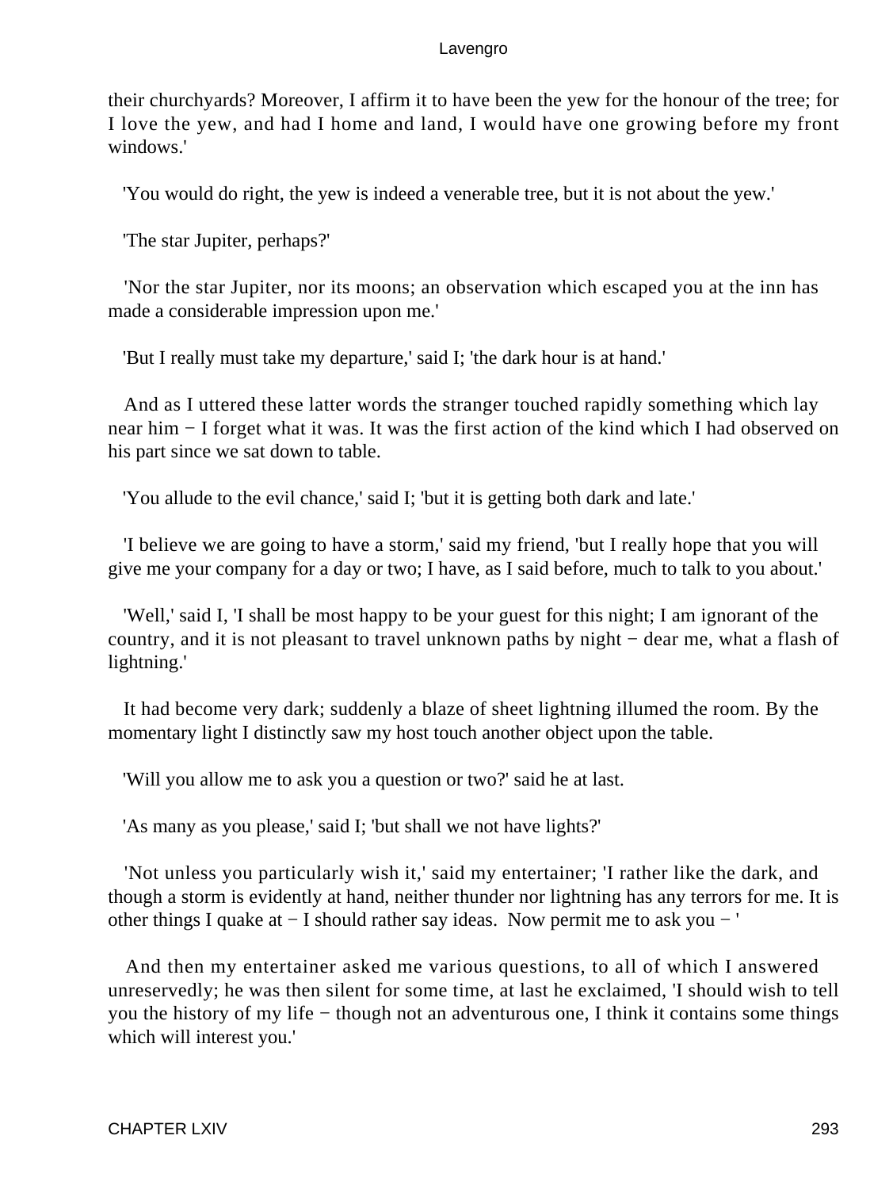their churchyards? Moreover, I affirm it to have been the yew for the honour of the tree; for I love the yew, and had I home and land, I would have one growing before my front windows.'

'You would do right, the yew is indeed a venerable tree, but it is not about the yew.'

'The star Jupiter, perhaps?'

'Nor the star Jupiter, nor its moons; an observation which escaped you at the inn has made a considerable impression upon me.'

'But I really must take my departure,' said I; 'the dark hour is at hand.'

And as I uttered these latter words the stranger touched rapidly something which lay near him − I forget what it was. It was the first action of the kind which I had observed on his part since we sat down to table.

'You allude to the evil chance,' said I; 'but it is getting both dark and late.'

'I believe we are going to have a storm,' said my friend, 'but I really hope that you will give me your company for a day or two; I have, as I said before, much to talk to you about.'

'Well,' said I, 'I shall be most happy to be your guest for this night; I am ignorant of the country, and it is not pleasant to travel unknown paths by night − dear me, what a flash of lightning.'

It had become very dark; suddenly a blaze of sheet lightning illumed the room. By the momentary light I distinctly saw my host touch another object upon the table.

'Will you allow me to ask you a question or two?' said he at last.

'As many as you please,' said I; 'but shall we not have lights?'

'Not unless you particularly wish it,' said my entertainer; 'I rather like the dark, and though a storm is evidently at hand, neither thunder nor lightning has any terrors for me. It is other things I quake at − I should rather say ideas. Now permit me to ask you − '

And then my entertainer asked me various questions, to all of which I answered unreservedly; he was then silent for some time, at last he exclaimed, 'I should wish to tell you the history of my life − though not an adventurous one, I think it contains some things which will interest you.'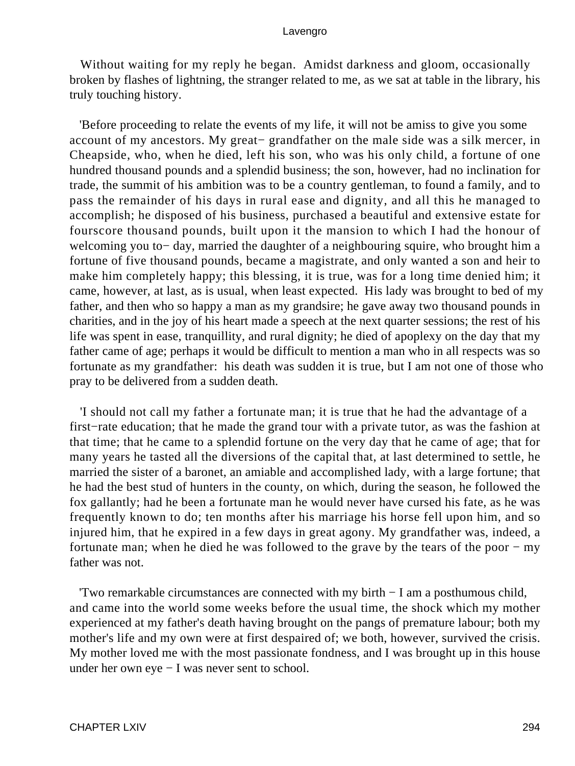Without waiting for my reply he began. Amidst darkness and gloom, occasionally broken by flashes of lightning, the stranger related to me, as we sat at table in the library, his truly touching history.

'Before proceeding to relate the events of my life, it will not be amiss to give you some account of my ancestors. My great− grandfather on the male side was a silk mercer, in Cheapside, who, when he died, left his son, who was his only child, a fortune of one hundred thousand pounds and a splendid business; the son, however, had no inclination for trade, the summit of his ambition was to be a country gentleman, to found a family, and to pass the remainder of his days in rural ease and dignity, and all this he managed to accomplish; he disposed of his business, purchased a beautiful and extensive estate for fourscore thousand pounds, built upon it the mansion to which I had the honour of welcoming you to− day, married the daughter of a neighbouring squire, who brought him a fortune of five thousand pounds, became a magistrate, and only wanted a son and heir to make him completely happy; this blessing, it is true, was for a long time denied him; it came, however, at last, as is usual, when least expected. His lady was brought to bed of my father, and then who so happy a man as my grandsire; he gave away two thousand pounds in charities, and in the joy of his heart made a speech at the next quarter sessions; the rest of his life was spent in ease, tranquillity, and rural dignity; he died of apoplexy on the day that my father came of age; perhaps it would be difficult to mention a man who in all respects was so fortunate as my grandfather: his death was sudden it is true, but I am not one of those who pray to be delivered from a sudden death.

'I should not call my father a fortunate man; it is true that he had the advantage of a first−rate education; that he made the grand tour with a private tutor, as was the fashion at that time; that he came to a splendid fortune on the very day that he came of age; that for many years he tasted all the diversions of the capital that, at last determined to settle, he married the sister of a baronet, an amiable and accomplished lady, with a large fortune; that he had the best stud of hunters in the county, on which, during the season, he followed the fox gallantly; had he been a fortunate man he would never have cursed his fate, as he was frequently known to do; ten months after his marriage his horse fell upon him, and so injured him, that he expired in a few days in great agony. My grandfather was, indeed, a fortunate man; when he died he was followed to the grave by the tears of the poor − my father was not.

'Two remarkable circumstances are connected with my birth − I am a posthumous child, and came into the world some weeks before the usual time, the shock which my mother experienced at my father's death having brought on the pangs of premature labour; both my mother's life and my own were at first despaired of; we both, however, survived the crisis. My mother loved me with the most passionate fondness, and I was brought up in this house under her own eye − I was never sent to school.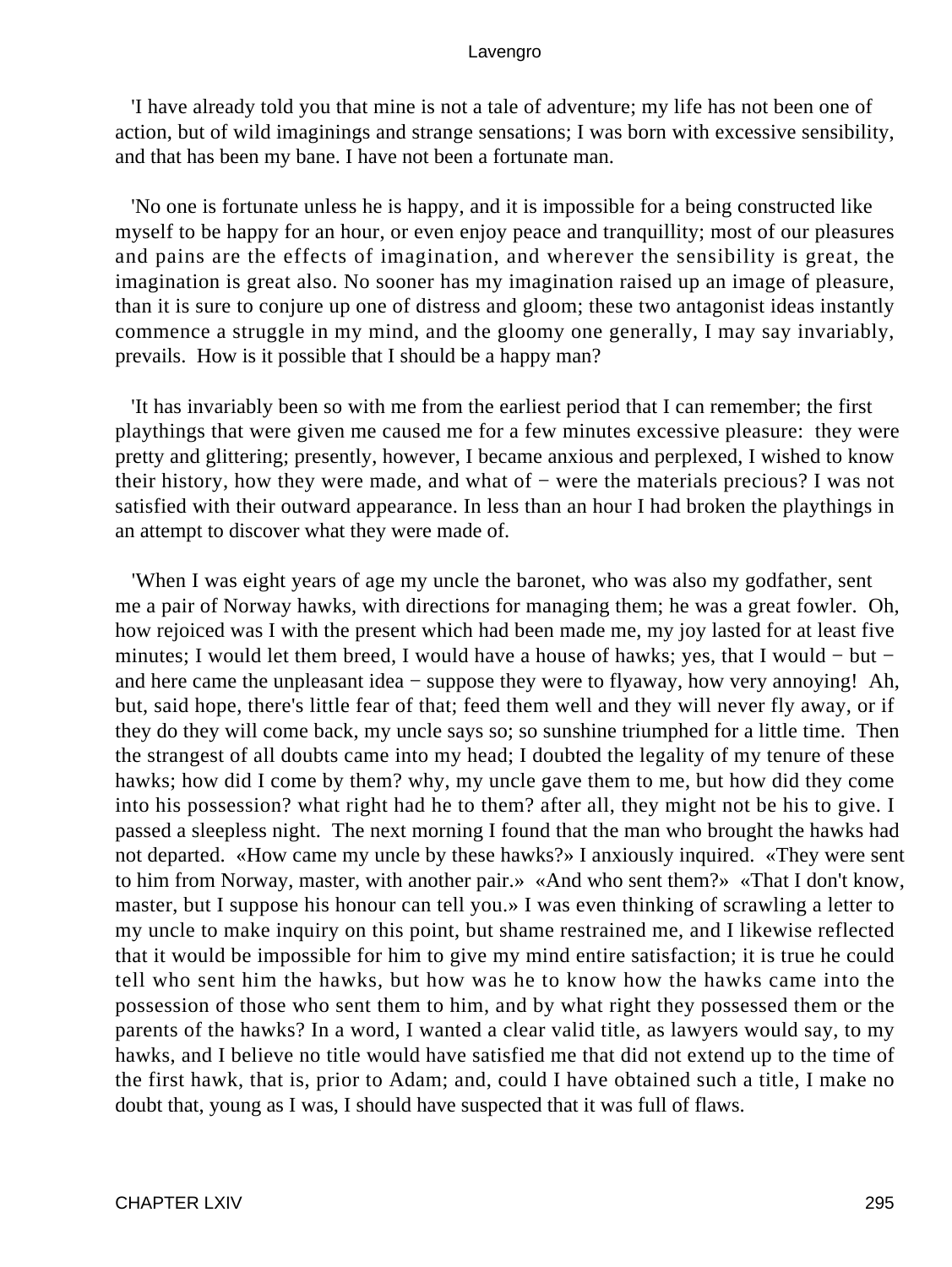'I have already told you that mine is not a tale of adventure; my life has not been one of action, but of wild imaginings and strange sensations; I was born with excessive sensibility, and that has been my bane. I have not been a fortunate man.

'No one is fortunate unless he is happy, and it is impossible for a being constructed like myself to be happy for an hour, or even enjoy peace and tranquillity; most of our pleasures and pains are the effects of imagination, and wherever the sensibility is great, the imagination is great also. No sooner has my imagination raised up an image of pleasure, than it is sure to conjure up one of distress and gloom; these two antagonist ideas instantly commence a struggle in my mind, and the gloomy one generally, I may say invariably, prevails. How is it possible that I should be a happy man?

'It has invariably been so with me from the earliest period that I can remember; the first playthings that were given me caused me for a few minutes excessive pleasure: they were pretty and glittering; presently, however, I became anxious and perplexed, I wished to know their history, how they were made, and what of − were the materials precious? I was not satisfied with their outward appearance. In less than an hour I had broken the playthings in an attempt to discover what they were made of.

'When I was eight years of age my uncle the baronet, who was also my godfather, sent me a pair of Norway hawks, with directions for managing them; he was a great fowler. Oh, how rejoiced was I with the present which had been made me, my joy lasted for at least five minutes; I would let them breed, I would have a house of hawks; yes, that I would − but − and here came the unpleasant idea − suppose they were to flyaway, how very annoying! Ah, but, said hope, there's little fear of that; feed them well and they will never fly away, or if they do they will come back, my uncle says so; so sunshine triumphed for a little time. Then the strangest of all doubts came into my head; I doubted the legality of my tenure of these hawks; how did I come by them? why, my uncle gave them to me, but how did they come into his possession? what right had he to them? after all, they might not be his to give. I passed a sleepless night. The next morning I found that the man who brought the hawks had not departed. «How came my uncle by these hawks?» I anxiously inquired. «They were sent to him from Norway, master, with another pair.» «And who sent them?» «That I don't know, master, but I suppose his honour can tell you.» I was even thinking of scrawling a letter to my uncle to make inquiry on this point, but shame restrained me, and I likewise reflected that it would be impossible for him to give my mind entire satisfaction; it is true he could tell who sent him the hawks, but how was he to know how the hawks came into the possession of those who sent them to him, and by what right they possessed them or the parents of the hawks? In a word, I wanted a clear valid title, as lawyers would say, to my hawks, and I believe no title would have satisfied me that did not extend up to the time of the first hawk, that is, prior to Adam; and, could I have obtained such a title, I make no doubt that, young as I was, I should have suspected that it was full of flaws.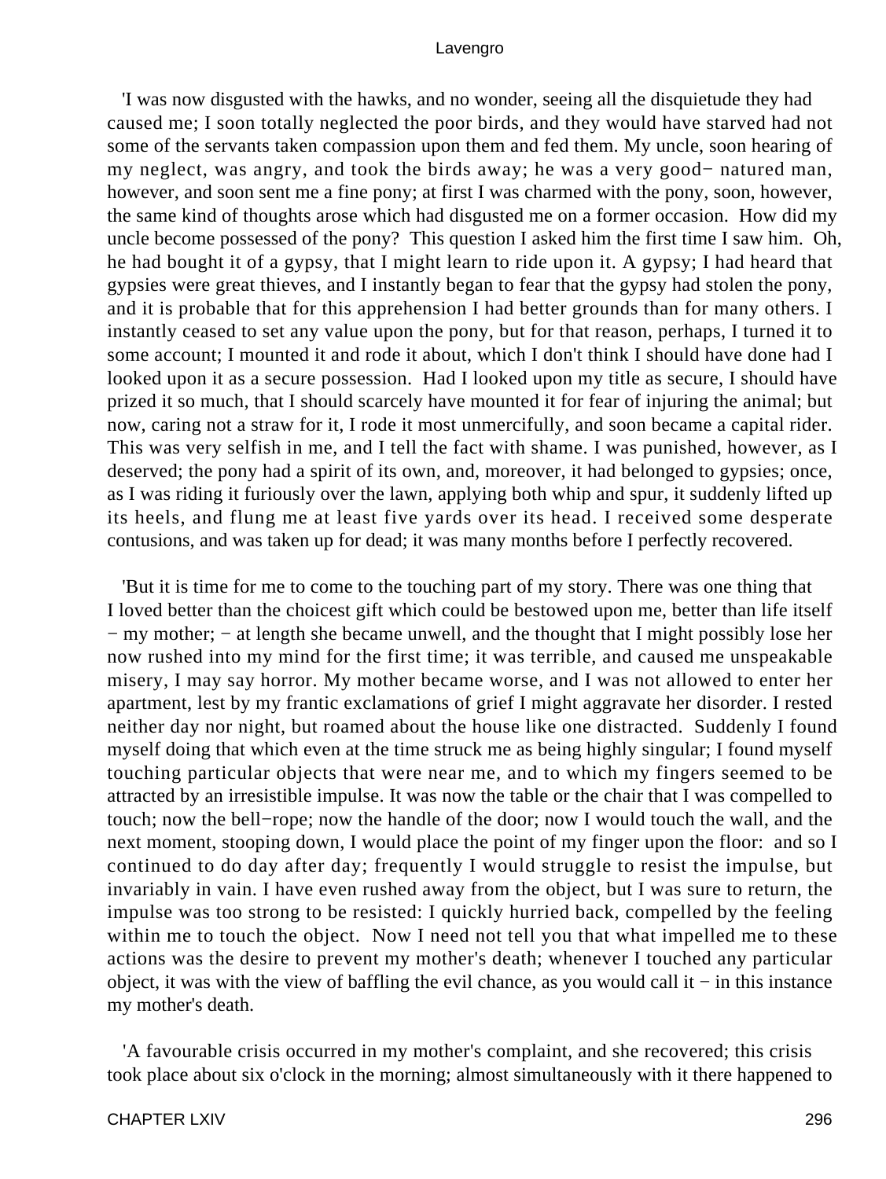'I was now disgusted with the hawks, and no wonder, seeing all the disquietude they had caused me; I soon totally neglected the poor birds, and they would have starved had not some of the servants taken compassion upon them and fed them. My uncle, soon hearing of my neglect, was angry, and took the birds away; he was a very good− natured man, however, and soon sent me a fine pony; at first I was charmed with the pony, soon, however, the same kind of thoughts arose which had disgusted me on a former occasion. How did my uncle become possessed of the pony? This question I asked him the first time I saw him. Oh, he had bought it of a gypsy, that I might learn to ride upon it. A gypsy; I had heard that gypsies were great thieves, and I instantly began to fear that the gypsy had stolen the pony, and it is probable that for this apprehension I had better grounds than for many others. I instantly ceased to set any value upon the pony, but for that reason, perhaps, I turned it to some account; I mounted it and rode it about, which I don't think I should have done had I looked upon it as a secure possession. Had I looked upon my title as secure, I should have prized it so much, that I should scarcely have mounted it for fear of injuring the animal; but now, caring not a straw for it, I rode it most unmercifully, and soon became a capital rider. This was very selfish in me, and I tell the fact with shame. I was punished, however, as I deserved; the pony had a spirit of its own, and, moreover, it had belonged to gypsies; once, as I was riding it furiously over the lawn, applying both whip and spur, it suddenly lifted up its heels, and flung me at least five yards over its head. I received some desperate contusions, and was taken up for dead; it was many months before I perfectly recovered.

'But it is time for me to come to the touching part of my story. There was one thing that I loved better than the choicest gift which could be bestowed upon me, better than life itself − my mother; − at length she became unwell, and the thought that I might possibly lose her now rushed into my mind for the first time; it was terrible, and caused me unspeakable misery, I may say horror. My mother became worse, and I was not allowed to enter her apartment, lest by my frantic exclamations of grief I might aggravate her disorder. I rested neither day nor night, but roamed about the house like one distracted. Suddenly I found myself doing that which even at the time struck me as being highly singular; I found myself touching particular objects that were near me, and to which my fingers seemed to be attracted by an irresistible impulse. It was now the table or the chair that I was compelled to touch; now the bell−rope; now the handle of the door; now I would touch the wall, and the next moment, stooping down, I would place the point of my finger upon the floor: and so I continued to do day after day; frequently I would struggle to resist the impulse, but invariably in vain. I have even rushed away from the object, but I was sure to return, the impulse was too strong to be resisted: I quickly hurried back, compelled by the feeling within me to touch the object. Now I need not tell you that what impelled me to these actions was the desire to prevent my mother's death; whenever I touched any particular object, it was with the view of baffling the evil chance, as you would call it − in this instance my mother's death.

'A favourable crisis occurred in my mother's complaint, and she recovered; this crisis took place about six o'clock in the morning; almost simultaneously with it there happened to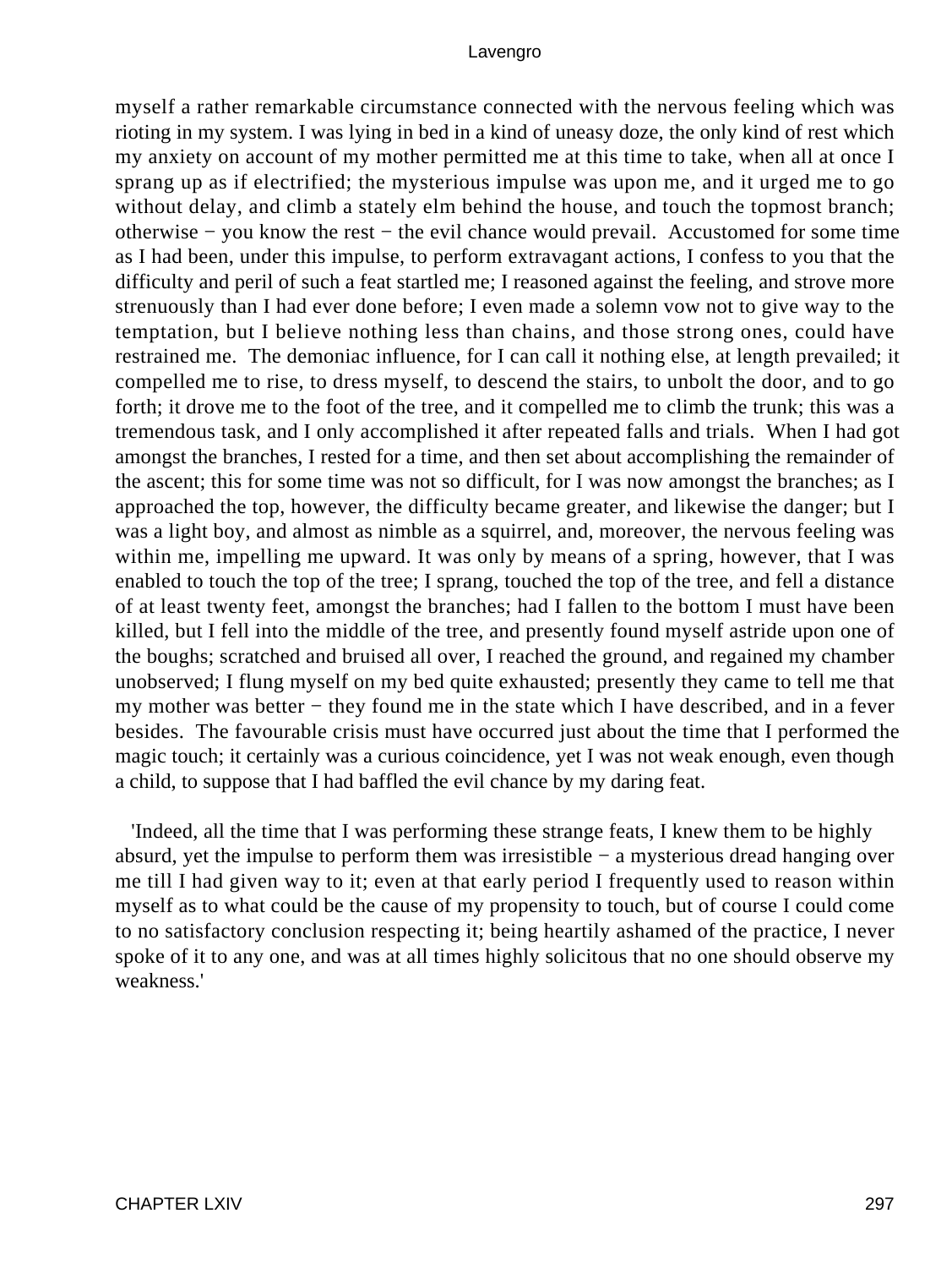myself a rather remarkable circumstance connected with the nervous feeling which was rioting in my system. I was lying in bed in a kind of uneasy doze, the only kind of rest which my anxiety on account of my mother permitted me at this time to take, when all at once I sprang up as if electrified; the mysterious impulse was upon me, and it urged me to go without delay, and climb a stately elm behind the house, and touch the topmost branch; otherwise − you know the rest − the evil chance would prevail. Accustomed for some time as I had been, under this impulse, to perform extravagant actions, I confess to you that the difficulty and peril of such a feat startled me; I reasoned against the feeling, and strove more strenuously than I had ever done before; I even made a solemn vow not to give way to the temptation, but I believe nothing less than chains, and those strong ones, could have restrained me. The demoniac influence, for I can call it nothing else, at length prevailed; it compelled me to rise, to dress myself, to descend the stairs, to unbolt the door, and to go forth; it drove me to the foot of the tree, and it compelled me to climb the trunk; this was a tremendous task, and I only accomplished it after repeated falls and trials. When I had got amongst the branches, I rested for a time, and then set about accomplishing the remainder of the ascent; this for some time was not so difficult, for I was now amongst the branches; as I approached the top, however, the difficulty became greater, and likewise the danger; but I was a light boy, and almost as nimble as a squirrel, and, moreover, the nervous feeling was within me, impelling me upward. It was only by means of a spring, however, that I was enabled to touch the top of the tree; I sprang, touched the top of the tree, and fell a distance of at least twenty feet, amongst the branches; had I fallen to the bottom I must have been killed, but I fell into the middle of the tree, and presently found myself astride upon one of the boughs; scratched and bruised all over, I reached the ground, and regained my chamber unobserved; I flung myself on my bed quite exhausted; presently they came to tell me that my mother was better − they found me in the state which I have described, and in a fever besides. The favourable crisis must have occurred just about the time that I performed the magic touch; it certainly was a curious coincidence, yet I was not weak enough, even though a child, to suppose that I had baffled the evil chance by my daring feat.

'Indeed, all the time that I was performing these strange feats, I knew them to be highly absurd, yet the impulse to perform them was irresistible − a mysterious dread hanging over me till I had given way to it; even at that early period I frequently used to reason within myself as to what could be the cause of my propensity to touch, but of course I could come to no satisfactory conclusion respecting it; being heartily ashamed of the practice, I never spoke of it to any one, and was at all times highly solicitous that no one should observe my weakness.'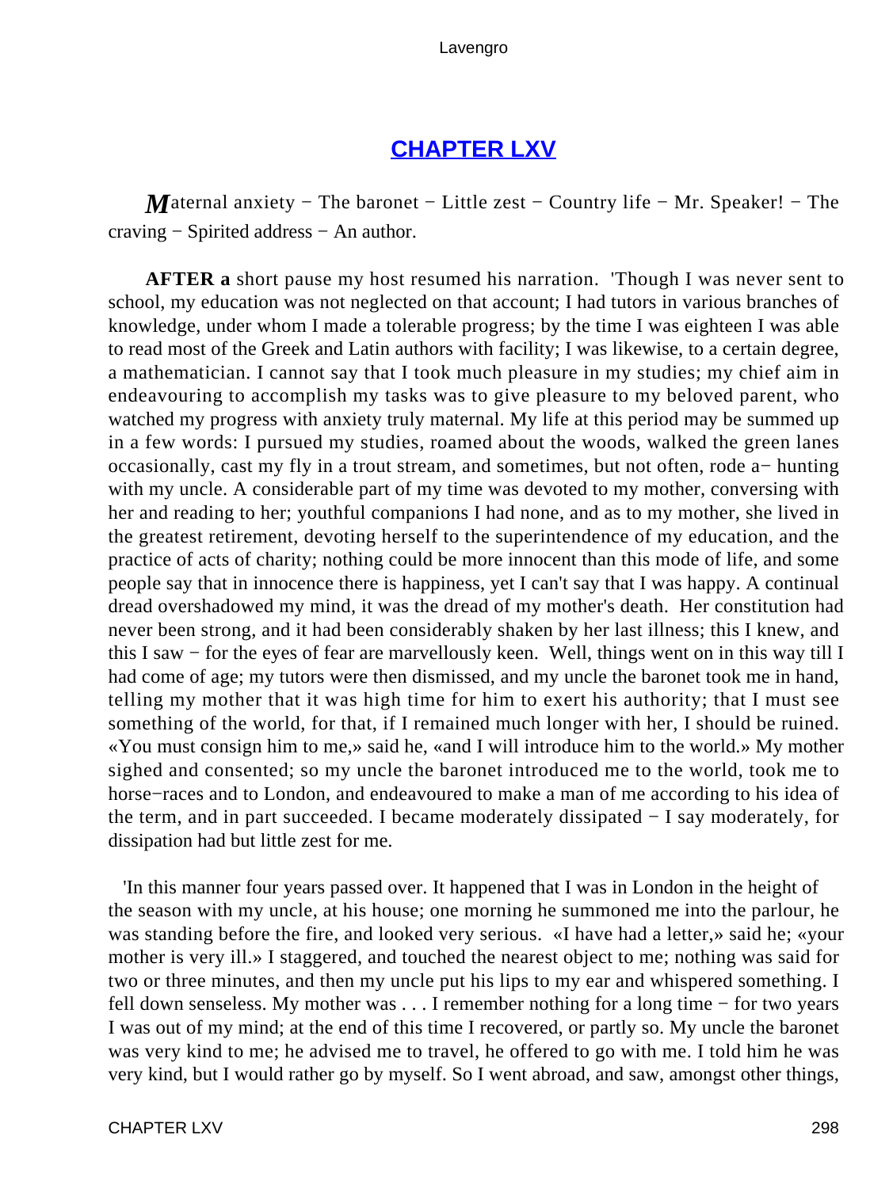## CHAPTER LXV

*M*aternal anxiety − The baronet − Little zest − Country life − Mr. Speaker! − The craving − Spirited address − An author.

**AFTER a** short pause my host resumed his narration. 'Though I was never sent to school, my education was not neglected on that account; I had tutors in various branches of knowledge, under whom I made a tolerable progress; by the time I was eighteen I was able to read most of the Greek and Latin authors with facility; I was likewise, to a certain degree, a mathematician. I cannot say that I took much pleasure in my studies; my chief aim in endeavouring to accomplish my tasks was to give pleasure to my beloved parent, who watched my progress with anxiety truly maternal. My life at this period may be summed up in a few words: I pursued my studies, roamed about the woods, walked the green lanes occasionally, cast my fly in a trout stream, and sometimes, but not often, rode a− hunting with my uncle. A considerable part of my time was devoted to my mother, conversing with her and reading to her; youthful companions I had none, and as to my mother, she lived in the greatest retirement, devoting herself to the superintendence of my education, and the practice of acts of charity; nothing could be more innocent than this mode of life, and some people say that in innocence there is happiness, yet I can't say that I was happy. A continual dread overshadowed my mind, it was the dread of my mother's death. Her constitution had never been strong, and it had been considerably shaken by her last illness; this I knew, and this I saw − for the eyes of fear are marvellously keen. Well, things went on in this way till I had come of age; my tutors were then dismissed, and my uncle the baronet took me in hand, telling my mother that it was high time for him to exert his authority; that I must see something of the world, for that, if I remained much longer with her, I should be ruined. «You must consign him to me,» said he, «and I will introduce him to the world.» My mother sighed and consented; so my uncle the baronet introduced me to the world, took me to horse−races and to London, and endeavoured to make a man of me according to his idea of the term, and in part succeeded. I became moderately dissipated − I say moderately, for dissipation had but little zest for me.

'In this manner four years passed over. It happened that I was in London in the height of the season with my uncle, at his house; one morning he summoned me into the parlour, he was standing before the fire, and looked very serious. «I have had a letter,» said he; «your mother is very ill.» I staggered, and touched the nearest object to me; nothing was said for two or three minutes, and then my uncle put his lips to my ear and whispered something. I fell down senseless. My mother was . . . I remember nothing for a long time − for two years I was out of my mind; at the end of this time I recovered, or partly so. My uncle the baronet was very kind to me; he advised me to travel, he offered to go with me. I told him he was very kind, but I would rather go by myself. So I went abroad, and saw, amongst other things,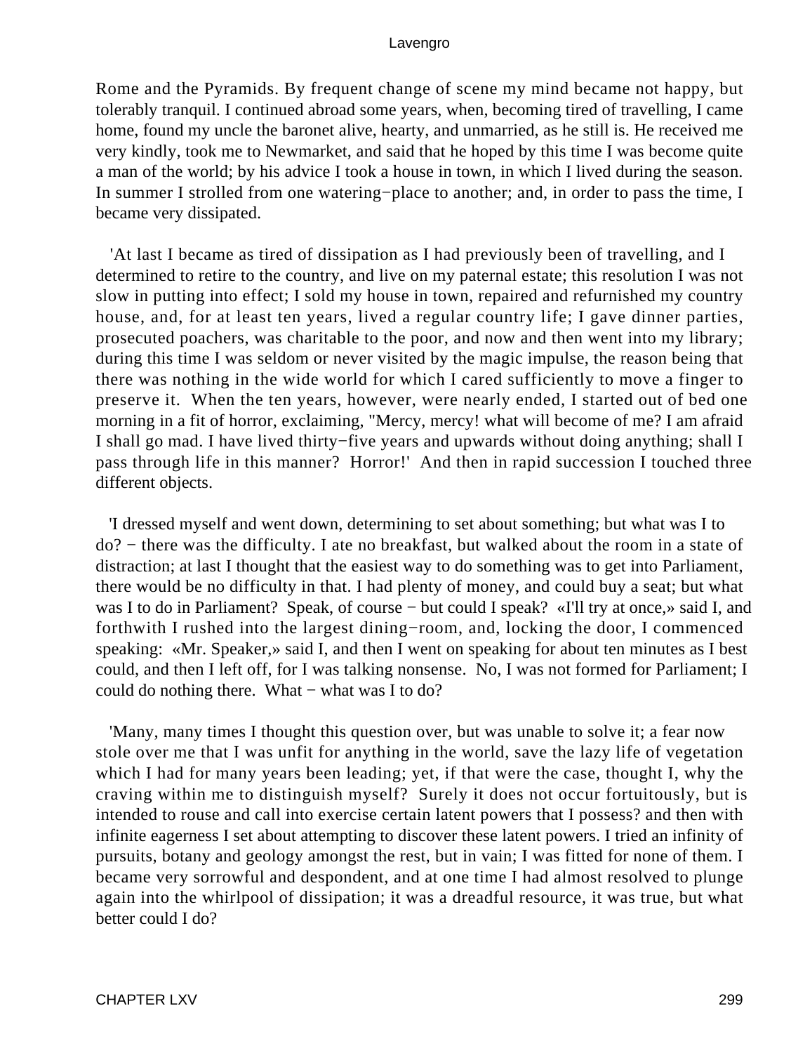Rome and the Pyramids. By frequent change of scene my mind became not happy, but tolerably tranquil. I continued abroad some years, when, becoming tired of travelling, I came home, found my uncle the baronet alive, hearty, and unmarried, as he still is. He received me very kindly, took me to Newmarket, and said that he hoped by this time I was become quite a man of the world; by his advice I took a house in town, in which I lived during the season. In summer I strolled from one watering−place to another; and, in order to pass the time, I became very dissipated.

'At last I became as tired of dissipation as I had previously been of travelling, and I determined to retire to the country, and live on my paternal estate; this resolution I was not slow in putting into effect; I sold my house in town, repaired and refurnished my country house, and, for at least ten years, lived a regular country life; I gave dinner parties, prosecuted poachers, was charitable to the poor, and now and then went into my library; during this time I was seldom or never visited by the magic impulse, the reason being that there was nothing in the wide world for which I cared sufficiently to move a finger to preserve it. When the ten years, however, were nearly ended, I started out of bed one morning in a fit of horror, exclaiming, "Mercy, mercy! what will become of me? I am afraid I shall go mad. I have lived thirty−five years and upwards without doing anything; shall I pass through life in this manner? Horror!' And then in rapid succession I touched three different objects.

'I dressed myself and went down, determining to set about something; but what was I to do? − there was the difficulty. I ate no breakfast, but walked about the room in a state of distraction; at last I thought that the easiest way to do something was to get into Parliament, there would be no difficulty in that. I had plenty of money, and could buy a seat; but what was I to do in Parliament? Speak, of course − but could I speak? «I'll try at once,» said I, and forthwith I rushed into the largest dining−room, and, locking the door, I commenced speaking: «Mr. Speaker,» said I, and then I went on speaking for about ten minutes as I best could, and then I left off, for I was talking nonsense. No, I was not formed for Parliament; I could do nothing there. What − what was I to do?

'Many, many times I thought this question over, but was unable to solve it; a fear now stole over me that I was unfit for anything in the world, save the lazy life of vegetation which I had for many years been leading; yet, if that were the case, thought I, why the craving within me to distinguish myself? Surely it does not occur fortuitously, but is intended to rouse and call into exercise certain latent powers that I possess? and then with infinite eagerness I set about attempting to discover these latent powers. I tried an infinity of pursuits, botany and geology amongst the rest, but in vain; I was fitted for none of them. I became very sorrowful and despondent, and at one time I had almost resolved to plunge again into the whirlpool of dissipation; it was a dreadful resource, it was true, but what better could I do?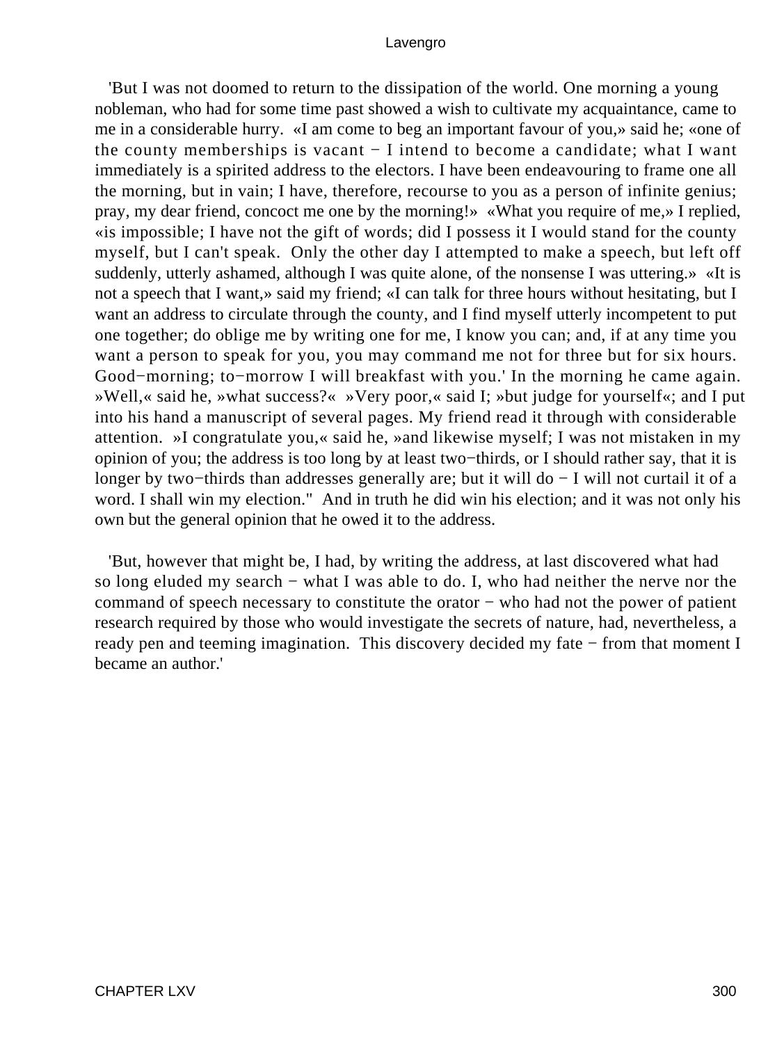'But I was not doomed to return to the dissipation of the world. One morning a young nobleman, who had for some time past showed a wish to cultivate my acquaintance, came to me in a considerable hurry. «I am come to beg an important favour of you,» said he; «one of the county memberships is vacant − I intend to become a candidate; what I want immediately is a spirited address to the electors. I have been endeavouring to frame one all the morning, but in vain; I have, therefore, recourse to you as a person of infinite genius; pray, my dear friend, concoct me one by the morning!» «What you require of me,» I replied, «is impossible; I have not the gift of words; did I possess it I would stand for the county myself, but I can't speak. Only the other day I attempted to make a speech, but left off suddenly, utterly ashamed, although I was quite alone, of the nonsense I was uttering.» «It is not a speech that I want,» said my friend; «I can talk for three hours without hesitating, but I want an address to circulate through the county, and I find myself utterly incompetent to put one together; do oblige me by writing one for me, I know you can; and, if at any time you want a person to speak for you, you may command me not for three but for six hours. Good−morning; to−morrow I will breakfast with you.' In the morning he came again. »Well,« said he, »what success?« »Very poor,« said I; »but judge for yourself«; and I put into his hand a manuscript of several pages. My friend read it through with considerable attention. »I congratulate you,« said he, »and likewise myself; I was not mistaken in my opinion of you; the address is too long by at least two−thirds, or I should rather say, that it is longer by two−thirds than addresses generally are; but it will do − I will not curtail it of a word. I shall win my election." And in truth he did win his election; and it was not only his own but the general opinion that he owed it to the address.

'But, however that might be, I had, by writing the address, at last discovered what had so long eluded my search − what I was able to do. I, who had neither the nerve nor the command of speech necessary to constitute the orator − who had not the power of patient research required by those who would investigate the secrets of nature, had, nevertheless, a ready pen and teeming imagination. This discovery decided my fate − from that moment I became an author.'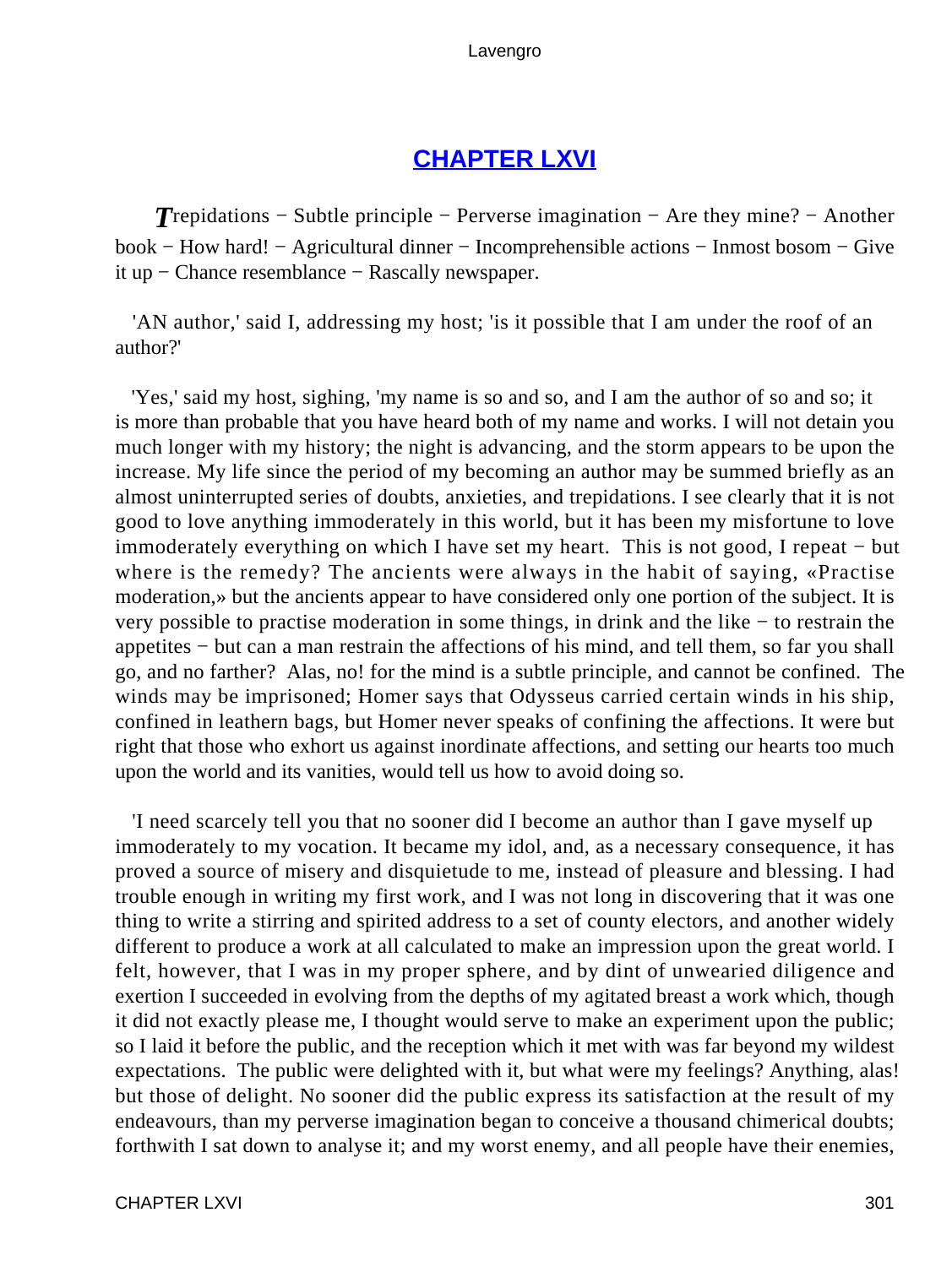## CHAPTER LXVI

*T*repidations − Subtle principle − Perverse imagination − Are they mine? − Another book − How hard! − Agricultural dinner − Incomprehensible actions − Inmost bosom − Give it up − Chance resemblance − Rascally newspaper.

'AN author,' said I, addressing my host; 'is it possible that I am under the roof of an author?'

'Yes,' said my host, sighing, 'my name is so and so, and I am the author of so and so; it is more than probable that you have heard both of my name and works. I will not detain you much longer with my history; the night is advancing, and the storm appears to be upon the increase. My life since the period of my becoming an author may be summed briefly as an almost uninterrupted series of doubts, anxieties, and trepidations. I see clearly that it is not good to love anything immoderately in this world, but it has been my misfortune to love immoderately everything on which I have set my heart. This is not good, I repeat − but where is the remedy? The ancients were always in the habit of saying, «Practise moderation,» but the ancients appear to have considered only one portion of the subject. It is very possible to practise moderation in some things, in drink and the like − to restrain the appetites − but can a man restrain the affections of his mind, and tell them, so far you shall go, and no farther? Alas, no! for the mind is a subtle principle, and cannot be confined. The winds may be imprisoned; Homer says that Odysseus carried certain winds in his ship, confined in leathern bags, but Homer never speaks of confining the affections. It were but right that those who exhort us against inordinate affections, and setting our hearts too much upon the world and its vanities, would tell us how to avoid doing so.

'I need scarcely tell you that no sooner did I become an author than I gave myself up immoderately to my vocation. It became my idol, and, as a necessary consequence, it has proved a source of misery and disquietude to me, instead of pleasure and blessing. I had trouble enough in writing my first work, and I was not long in discovering that it was one thing to write a stirring and spirited address to a set of county electors, and another widely different to produce a work at all calculated to make an impression upon the great world. I felt, however, that I was in my proper sphere, and by dint of unwearied diligence and exertion I succeeded in evolving from the depths of my agitated breast a work which, though it did not exactly please me, I thought would serve to make an experiment upon the public; so I laid it before the public, and the reception which it met with was far beyond my wildest expectations. The public were delighted with it, but what were my feelings? Anything, alas! but those of delight. No sooner did the public express its satisfaction at the result of my endeavours, than my perverse imagination began to conceive a thousand chimerical doubts; forthwith I sat down to analyse it; and my worst enemy, and all people have their enemies,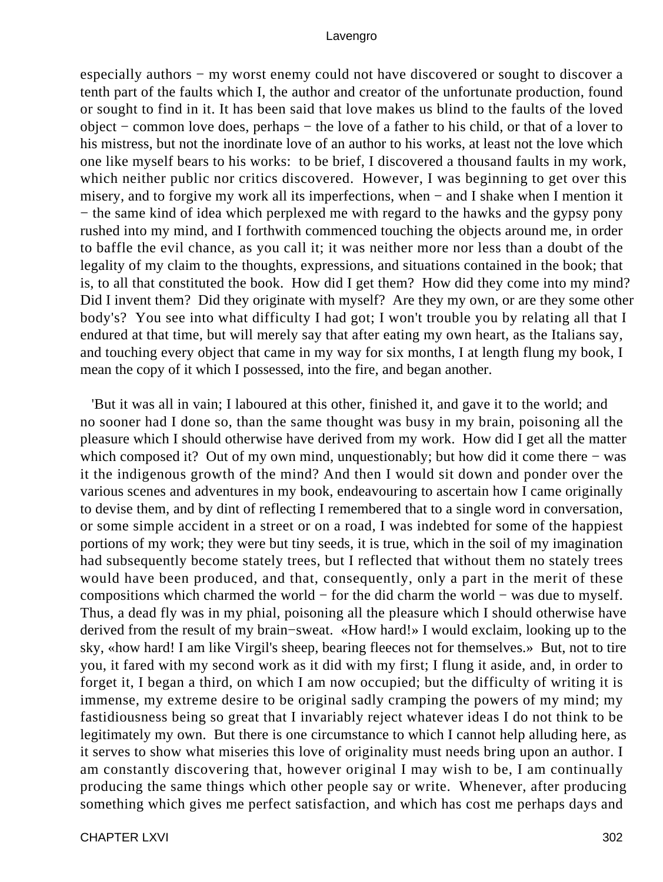especially authors − my worst enemy could not have discovered or sought to discover a tenth part of the faults which I, the author and creator of the unfortunate production, found or sought to find in it. It has been said that love makes us blind to the faults of the loved object − common love does, perhaps − the love of a father to his child, or that of a lover to his mistress, but not the inordinate love of an author to his works, at least not the love which one like myself bears to his works: to be brief, I discovered a thousand faults in my work, which neither public nor critics discovered. However, I was beginning to get over this misery, and to forgive my work all its imperfections, when − and I shake when I mention it − the same kind of idea which perplexed me with regard to the hawks and the gypsy pony rushed into my mind, and I forthwith commenced touching the objects around me, in order to baffle the evil chance, as you call it; it was neither more nor less than a doubt of the legality of my claim to the thoughts, expressions, and situations contained in the book; that is, to all that constituted the book. How did I get them? How did they come into my mind? Did I invent them? Did they originate with myself? Are they my own, or are they some other body's? You see into what difficulty I had got; I won't trouble you by relating all that I endured at that time, but will merely say that after eating my own heart, as the Italians say, and touching every object that came in my way for six months, I at length flung my book, I mean the copy of it which I possessed, into the fire, and began another.

'But it was all in vain; I laboured at this other, finished it, and gave it to the world; and no sooner had I done so, than the same thought was busy in my brain, poisoning all the pleasure which I should otherwise have derived from my work. How did I get all the matter which composed it? Out of my own mind, unquestionably; but how did it come there − was it the indigenous growth of the mind? And then I would sit down and ponder over the various scenes and adventures in my book, endeavouring to ascertain how I came originally to devise them, and by dint of reflecting I remembered that to a single word in conversation, or some simple accident in a street or on a road, I was indebted for some of the happiest portions of my work; they were but tiny seeds, it is true, which in the soil of my imagination had subsequently become stately trees, but I reflected that without them no stately trees would have been produced, and that, consequently, only a part in the merit of these compositions which charmed the world − for the did charm the world − was due to myself. Thus, a dead fly was in my phial, poisoning all the pleasure which I should otherwise have derived from the result of my brain−sweat. «How hard!» I would exclaim, looking up to the sky, «how hard! I am like Virgil's sheep, bearing fleeces not for themselves.» But, not to tire you, it fared with my second work as it did with my first; I flung it aside, and, in order to forget it, I began a third, on which I am now occupied; but the difficulty of writing it is immense, my extreme desire to be original sadly cramping the powers of my mind; my fastidiousness being so great that I invariably reject whatever ideas I do not think to be legitimately my own. But there is one circumstance to which I cannot help alluding here, as it serves to show what miseries this love of originality must needs bring upon an author. I am constantly discovering that, however original I may wish to be, I am continually producing the same things which other people say or write. Whenever, after producing something which gives me perfect satisfaction, and which has cost me perhaps days and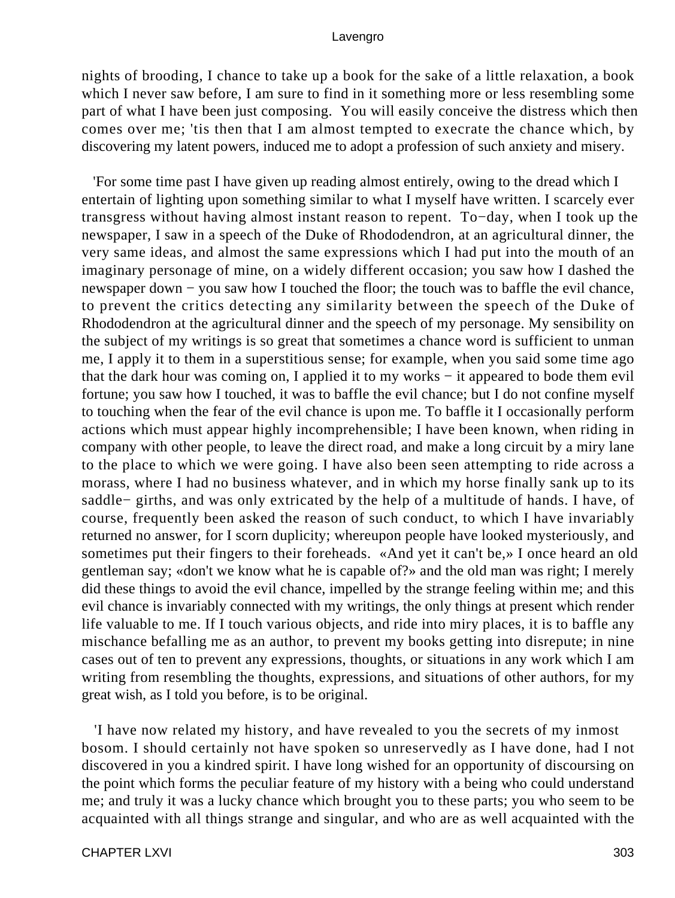nights of brooding, I chance to take up a book for the sake of a little relaxation, a book which I never saw before, I am sure to find in it something more or less resembling some part of what I have been just composing. You will easily conceive the distress which then comes over me; 'tis then that I am almost tempted to execrate the chance which, by discovering my latent powers, induced me to adopt a profession of such anxiety and misery.

'For some time past I have given up reading almost entirely, owing to the dread which I entertain of lighting upon something similar to what I myself have written. I scarcely ever transgress without having almost instant reason to repent. To−day, when I took up the newspaper, I saw in a speech of the Duke of Rhododendron, at an agricultural dinner, the very same ideas, and almost the same expressions which I had put into the mouth of an imaginary personage of mine, on a widely different occasion; you saw how I dashed the newspaper down − you saw how I touched the floor; the touch was to baffle the evil chance, to prevent the critics detecting any similarity between the speech of the Duke of Rhododendron at the agricultural dinner and the speech of my personage. My sensibility on the subject of my writings is so great that sometimes a chance word is sufficient to unman me, I apply it to them in a superstitious sense; for example, when you said some time ago that the dark hour was coming on, I applied it to my works − it appeared to bode them evil fortune; you saw how I touched, it was to baffle the evil chance; but I do not confine myself to touching when the fear of the evil chance is upon me. To baffle it I occasionally perform actions which must appear highly incomprehensible; I have been known, when riding in company with other people, to leave the direct road, and make a long circuit by a miry lane to the place to which we were going. I have also been seen attempting to ride across a morass, where I had no business whatever, and in which my horse finally sank up to its saddle− girths, and was only extricated by the help of a multitude of hands. I have, of course, frequently been asked the reason of such conduct, to which I have invariably returned no answer, for I scorn duplicity; whereupon people have looked mysteriously, and sometimes put their fingers to their foreheads. «And yet it can't be,» I once heard an old gentleman say; «don't we know what he is capable of?» and the old man was right; I merely did these things to avoid the evil chance, impelled by the strange feeling within me; and this evil chance is invariably connected with my writings, the only things at present which render life valuable to me. If I touch various objects, and ride into miry places, it is to baffle any mischance befalling me as an author, to prevent my books getting into disrepute; in nine cases out of ten to prevent any expressions, thoughts, or situations in any work which I am writing from resembling the thoughts, expressions, and situations of other authors, for my great wish, as I told you before, is to be original.

'I have now related my history, and have revealed to you the secrets of my inmost bosom. I should certainly not have spoken so unreservedly as I have done, had I not discovered in you a kindred spirit. I have long wished for an opportunity of discoursing on the point which forms the peculiar feature of my history with a being who could understand me; and truly it was a lucky chance which brought you to these parts; you who seem to be acquainted with all things strange and singular, and who are as well acquainted with the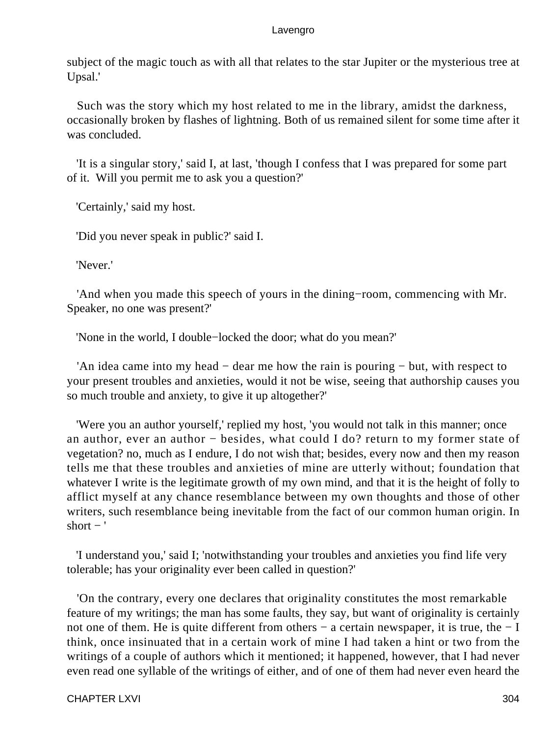subject of the magic touch as with all that relates to the star Jupiter or the mysterious tree at Upsal.'

Such was the story which my host related to me in the library, amidst the darkness, occasionally broken by flashes of lightning. Both of us remained silent for some time after it was concluded.

'It is a singular story,' said I, at last, 'though I confess that I was prepared for some part of it. Will you permit me to ask you a question?'

'Certainly,' said my host.

'Did you never speak in public?' said I.

'Never.'

'And when you made this speech of yours in the dining−room, commencing with Mr. Speaker, no one was present?'

'None in the world, I double−locked the door; what do you mean?'

'An idea came into my head − dear me how the rain is pouring − but, with respect to your present troubles and anxieties, would it not be wise, seeing that authorship causes you so much trouble and anxiety, to give it up altogether?'

'Were you an author yourself,' replied my host, 'you would not talk in this manner; once an author, ever an author − besides, what could I do? return to my former state of vegetation? no, much as I endure, I do not wish that; besides, every now and then my reason tells me that these troubles and anxieties of mine are utterly without; foundation that whatever I write is the legitimate growth of my own mind, and that it is the height of folly to afflict myself at any chance resemblance between my own thoughts and those of other writers, such resemblance being inevitable from the fact of our common human origin. In short − '

'I understand you,' said I; 'notwithstanding your troubles and anxieties you find life very tolerable; has your originality ever been called in question?'

'On the contrary, every one declares that originality constitutes the most remarkable feature of my writings; the man has some faults, they say, but want of originality is certainly not one of them. He is quite different from others − a certain newspaper, it is true, the − I think, once insinuated that in a certain work of mine I had taken a hint or two from the writings of a couple of authors which it mentioned; it happened, however, that I had never even read one syllable of the writings of either, and of one of them had never even heard the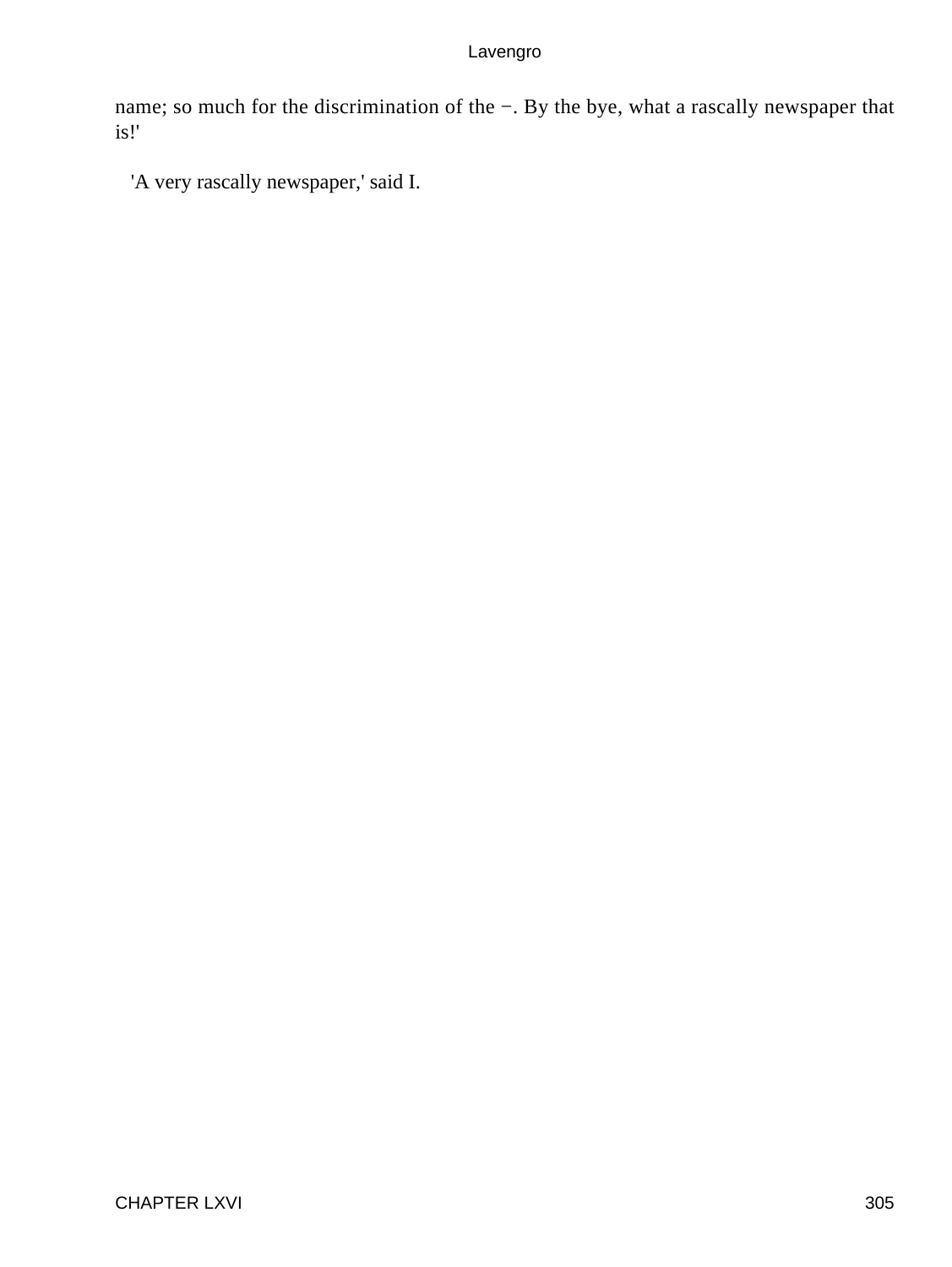name; so much for the discrimination of the −. By the bye, what a rascally newspaper that is!'

'A very rascally newspaper,' said I.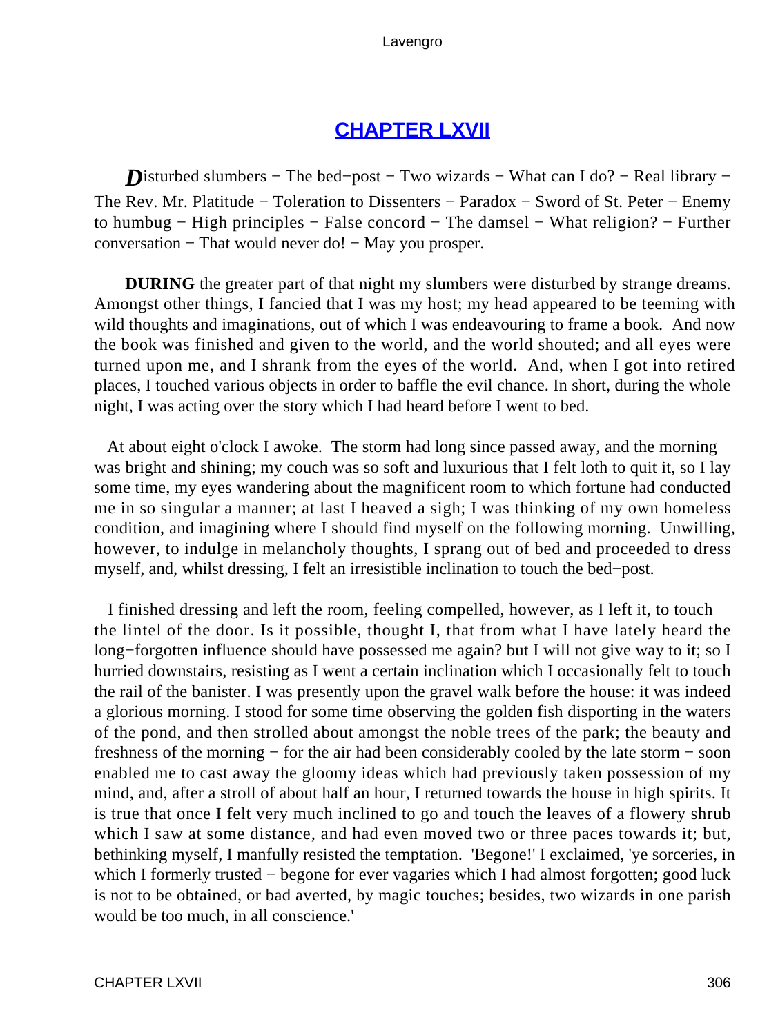## CHAPTER LXVII

*D*isturbed slumbers − The bed−post − Two wizards − What can I do? − Real library − The Rev. Mr. Platitude − Toleration to Dissenters − Paradox − Sword of St. Peter − Enemy to humbug − High principles − False concord − The damsel − What religion? − Further conversation − That would never do! − May you prosper.

**DURING** the greater part of that night my slumbers were disturbed by strange dreams. Amongst other things, I fancied that I was my host; my head appeared to be teeming with wild thoughts and imaginations, out of which I was endeavouring to frame a book. And now the book was finished and given to the world, and the world shouted; and all eyes were turned upon me, and I shrank from the eyes of the world. And, when I got into retired places, I touched various objects in order to baffle the evil chance. In short, during the whole night, I was acting over the story which I had heard before I went to bed.

At about eight o'clock I awoke. The storm had long since passed away, and the morning was bright and shining; my couch was so soft and luxurious that I felt loth to quit it, so I lay some time, my eyes wandering about the magnificent room to which fortune had conducted me in so singular a manner; at last I heaved a sigh; I was thinking of my own homeless condition, and imagining where I should find myself on the following morning. Unwilling, however, to indulge in melancholy thoughts, I sprang out of bed and proceeded to dress myself, and, whilst dressing, I felt an irresistible inclination to touch the bed−post.

I finished dressing and left the room, feeling compelled, however, as I left it, to touch the lintel of the door. Is it possible, thought I, that from what I have lately heard the long−forgotten influence should have possessed me again? but I will not give way to it; so I hurried downstairs, resisting as I went a certain inclination which I occasionally felt to touch the rail of the banister. I was presently upon the gravel walk before the house: it was indeed a glorious morning. I stood for some time observing the golden fish disporting in the waters of the pond, and then strolled about amongst the noble trees of the park; the beauty and freshness of the morning − for the air had been considerably cooled by the late storm − soon enabled me to cast away the gloomy ideas which had previously taken possession of my mind, and, after a stroll of about half an hour, I returned towards the house in high spirits. It is true that once I felt very much inclined to go and touch the leaves of a flowery shrub which I saw at some distance, and had even moved two or three paces towards it; but, bethinking myself, I manfully resisted the temptation. 'Begone!' I exclaimed, 'ye sorceries, in which I formerly trusted − begone for ever vagaries which I had almost forgotten; good luck is not to be obtained, or bad averted, by magic touches; besides, two wizards in one parish would be too much, in all conscience.'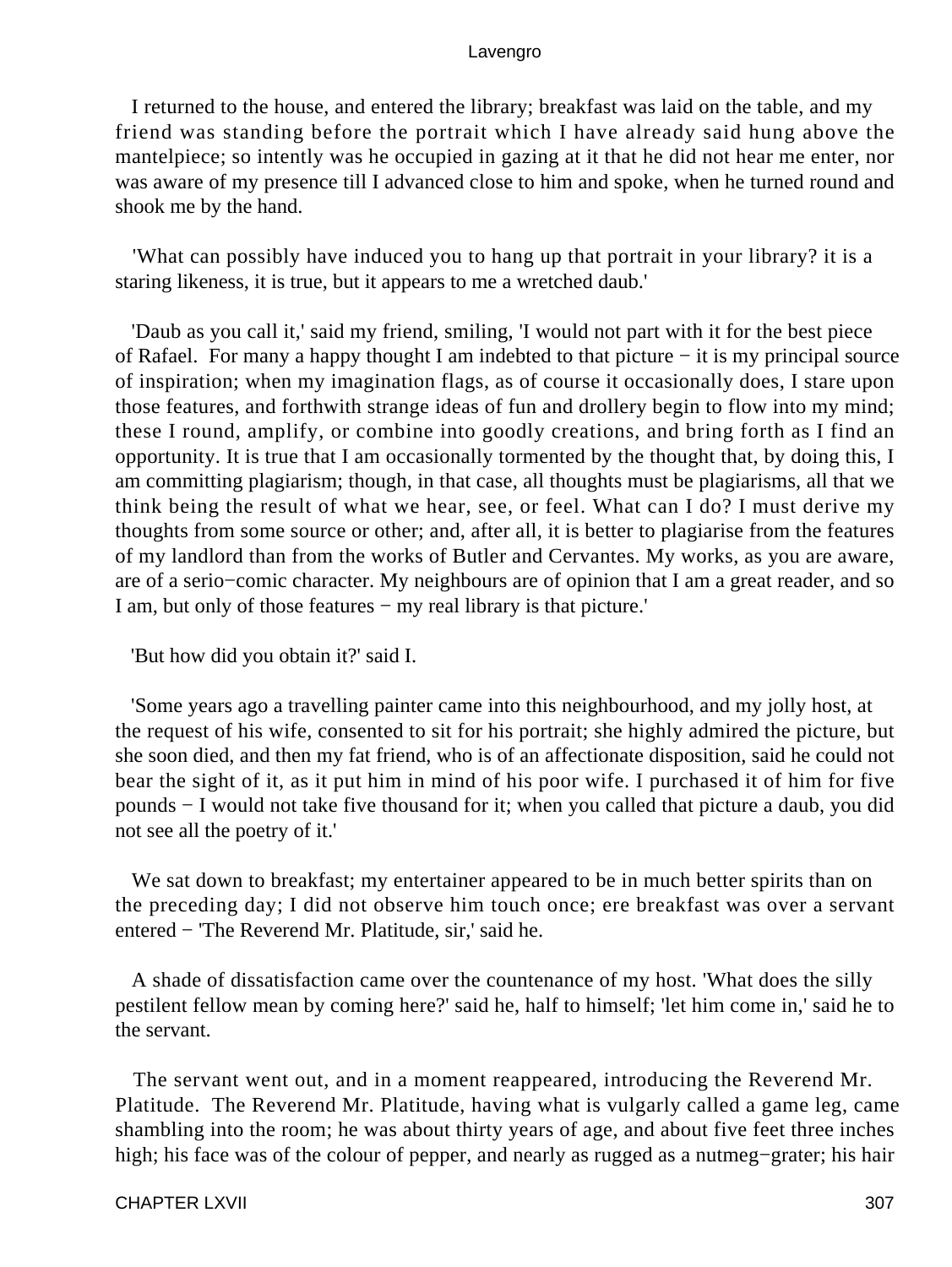I returned to the house, and entered the library; breakfast was laid on the table, and my friend was standing before the portrait which I have already said hung above the mantelpiece; so intently was he occupied in gazing at it that he did not hear me enter, nor was aware of my presence till I advanced close to him and spoke, when he turned round and shook me by the hand.

'What can possibly have induced you to hang up that portrait in your library? it is a staring likeness, it is true, but it appears to me a wretched daub.'

'Daub as you call it,' said my friend, smiling, 'I would not part with it for the best piece of Rafael. For many a happy thought I am indebted to that picture − it is my principal source of inspiration; when my imagination flags, as of course it occasionally does, I stare upon those features, and forthwith strange ideas of fun and drollery begin to flow into my mind; these I round, amplify, or combine into goodly creations, and bring forth as I find an opportunity. It is true that I am occasionally tormented by the thought that, by doing this, I am committing plagiarism; though, in that case, all thoughts must be plagiarisms, all that we think being the result of what we hear, see, or feel. What can I do? I must derive my thoughts from some source or other; and, after all, it is better to plagiarise from the features of my landlord than from the works of Butler and Cervantes. My works, as you are aware, are of a serio−comic character. My neighbours are of opinion that I am a great reader, and so I am, but only of those features − my real library is that picture.'

'But how did you obtain it?' said I.

'Some years ago a travelling painter came into this neighbourhood, and my jolly host, at the request of his wife, consented to sit for his portrait; she highly admired the picture, but she soon died, and then my fat friend, who is of an affectionate disposition, said he could not bear the sight of it, as it put him in mind of his poor wife. I purchased it of him for five pounds − I would not take five thousand for it; when you called that picture a daub, you did not see all the poetry of it.'

We sat down to breakfast; my entertainer appeared to be in much better spirits than on the preceding day; I did not observe him touch once; ere breakfast was over a servant entered − 'The Reverend Mr. Platitude, sir,' said he.

A shade of dissatisfaction came over the countenance of my host. 'What does the silly pestilent fellow mean by coming here?' said he, half to himself; 'let him come in,' said he to the servant.

The servant went out, and in a moment reappeared, introducing the Reverend Mr. Platitude. The Reverend Mr. Platitude, having what is vulgarly called a game leg, came shambling into the room; he was about thirty years of age, and about five feet three inches high; his face was of the colour of pepper, and nearly as rugged as a nutmeg−grater; his hair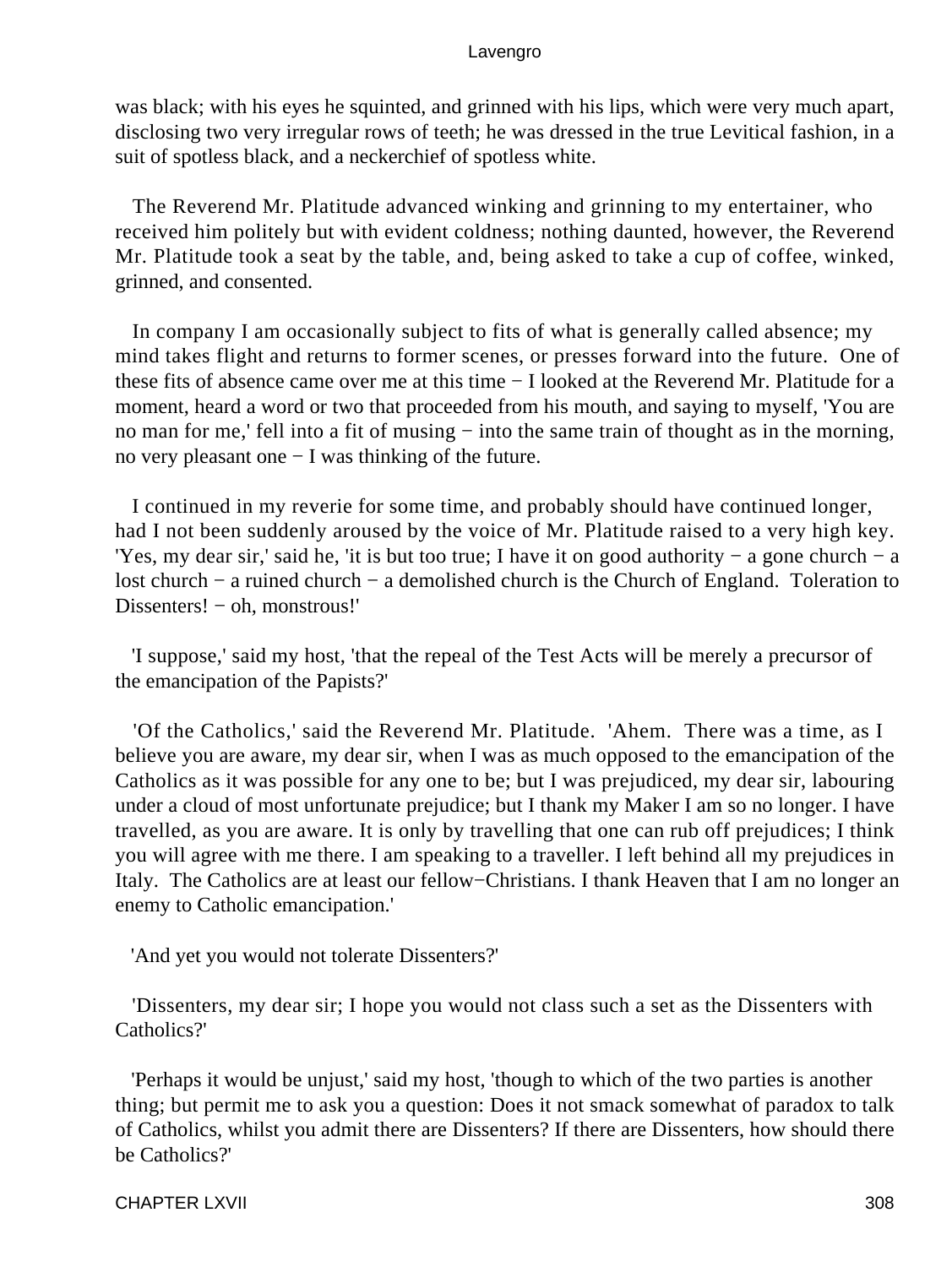was black; with his eyes he squinted, and grinned with his lips, which were very much apart, disclosing two very irregular rows of teeth; he was dressed in the true Levitical fashion, in a suit of spotless black, and a neckerchief of spotless white.

The Reverend Mr. Platitude advanced winking and grinning to my entertainer, who received him politely but with evident coldness; nothing daunted, however, the Reverend Mr. Platitude took a seat by the table, and, being asked to take a cup of coffee, winked, grinned, and consented.

In company I am occasionally subject to fits of what is generally called absence; my mind takes flight and returns to former scenes, or presses forward into the future. One of these fits of absence came over me at this time − I looked at the Reverend Mr. Platitude for a moment, heard a word or two that proceeded from his mouth, and saying to myself, 'You are no man for me,' fell into a fit of musing − into the same train of thought as in the morning, no very pleasant one − I was thinking of the future.

I continued in my reverie for some time, and probably should have continued longer, had I not been suddenly aroused by the voice of Mr. Platitude raised to a very high key. 'Yes, my dear sir,' said he, 'it is but too true; I have it on good authority − a gone church − a lost church − a ruined church − a demolished church is the Church of England. Toleration to Dissenters! − oh, monstrous!'

'I suppose,' said my host, 'that the repeal of the Test Acts will be merely a precursor of the emancipation of the Papists?'

'Of the Catholics,' said the Reverend Mr. Platitude. 'Ahem. There was a time, as I believe you are aware, my dear sir, when I was as much opposed to the emancipation of the Catholics as it was possible for any one to be; but I was prejudiced, my dear sir, labouring under a cloud of most unfortunate prejudice; but I thank my Maker I am so no longer. I have travelled, as you are aware. It is only by travelling that one can rub off prejudices; I think you will agree with me there. I am speaking to a traveller. I left behind all my prejudices in Italy. The Catholics are at least our fellow−Christians. I thank Heaven that I am no longer an enemy to Catholic emancipation.'

'And yet you would not tolerate Dissenters?'

'Dissenters, my dear sir; I hope you would not class such a set as the Dissenters with Catholics?'

'Perhaps it would be unjust,' said my host, 'though to which of the two parties is another thing; but permit me to ask you a question: Does it not smack somewhat of paradox to talk of Catholics, whilst you admit there are Dissenters? If there are Dissenters, how should there be Catholics?'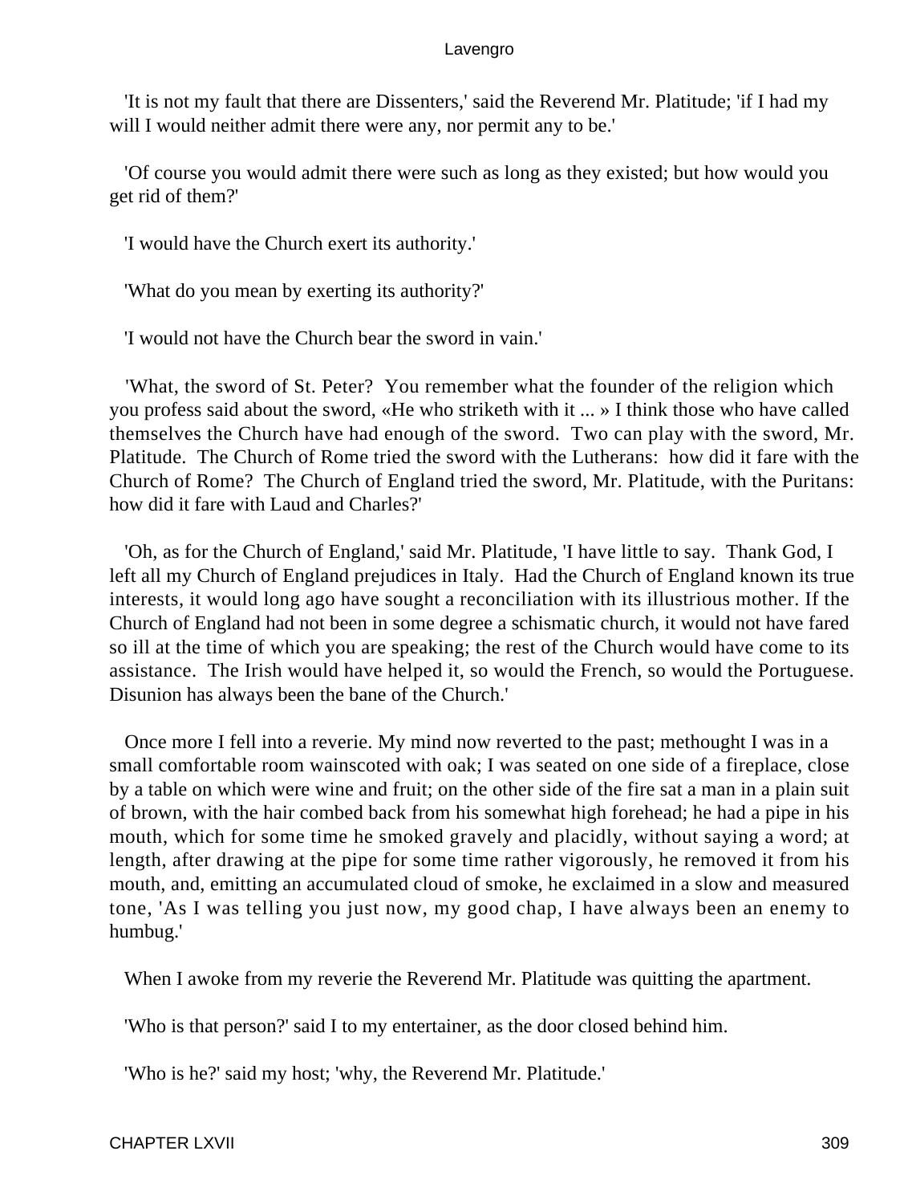'It is not my fault that there are Dissenters,' said the Reverend Mr. Platitude; 'if I had my will I would neither admit there were any, nor permit any to be.'

'Of course you would admit there were such as long as they existed; but how would you get rid of them?'

'I would have the Church exert its authority.'

'What do you mean by exerting its authority?'

'I would not have the Church bear the sword in vain.'

'What, the sword of St. Peter? You remember what the founder of the religion which you profess said about the sword, «He who striketh with it ... » I think those who have called themselves the Church have had enough of the sword. Two can play with the sword, Mr. Platitude. The Church of Rome tried the sword with the Lutherans: how did it fare with the Church of Rome? The Church of England tried the sword, Mr. Platitude, with the Puritans: how did it fare with Laud and Charles?'

'Oh, as for the Church of England,' said Mr. Platitude, 'I have little to say. Thank God, I left all my Church of England prejudices in Italy. Had the Church of England known its true interests, it would long ago have sought a reconciliation with its illustrious mother. If the Church of England had not been in some degree a schismatic church, it would not have fared so ill at the time of which you are speaking; the rest of the Church would have come to its assistance. The Irish would have helped it, so would the French, so would the Portuguese. Disunion has always been the bane of the Church.'

Once more I fell into a reverie. My mind now reverted to the past; methought I was in a small comfortable room wainscoted with oak; I was seated on one side of a fireplace, close by a table on which were wine and fruit; on the other side of the fire sat a man in a plain suit of brown, with the hair combed back from his somewhat high forehead; he had a pipe in his mouth, which for some time he smoked gravely and placidly, without saying a word; at length, after drawing at the pipe for some time rather vigorously, he removed it from his mouth, and, emitting an accumulated cloud of smoke, he exclaimed in a slow and measured tone, 'As I was telling you just now, my good chap, I have always been an enemy to humbug.'

When I awoke from my reverie the Reverend Mr. Platitude was quitting the apartment.

'Who is that person?' said I to my entertainer, as the door closed behind him.

'Who is he?' said my host; 'why, the Reverend Mr. Platitude.'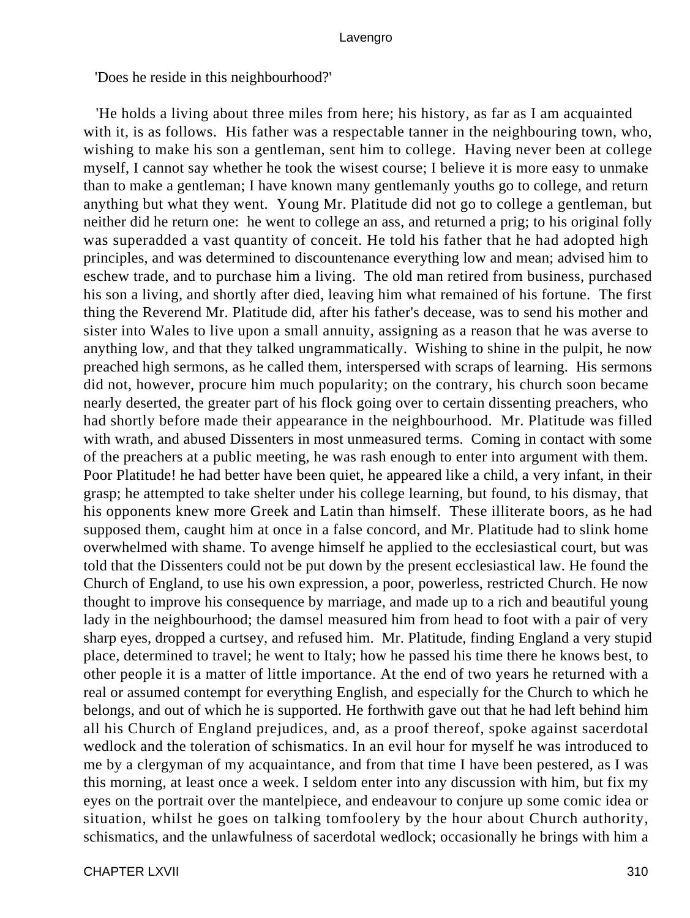'Does he reside in this neighbourhood?'

'He holds a living about three miles from here; his history, as far as I am acquainted with it, is as follows. His father was a respectable tanner in the neighbouring town, who, wishing to make his son a gentleman, sent him to college. Having never been at college myself, I cannot say whether he took the wisest course; I believe it is more easy to unmake than to make a gentleman; I have known many gentlemanly youths go to college, and return anything but what they went. Young Mr. Platitude did not go to college a gentleman, but neither did he return one: he went to college an ass, and returned a prig; to his original folly was superadded a vast quantity of conceit. He told his father that he had adopted high principles, and was determined to discountenance everything low and mean; advised him to eschew trade, and to purchase him a living. The old man retired from business, purchased his son a living, and shortly after died, leaving him what remained of his fortune. The first thing the Reverend Mr. Platitude did, after his father's decease, was to send his mother and sister into Wales to live upon a small annuity, assigning as a reason that he was averse to anything low, and that they talked ungrammatically. Wishing to shine in the pulpit, he now preached high sermons, as he called them, interspersed with scraps of learning. His sermons did not, however, procure him much popularity; on the contrary, his church soon became nearly deserted, the greater part of his flock going over to certain dissenting preachers, who had shortly before made their appearance in the neighbourhood. Mr. Platitude was filled with wrath, and abused Dissenters in most unmeasured terms. Coming in contact with some of the preachers at a public meeting, he was rash enough to enter into argument with them. Poor Platitude! he had better have been quiet, he appeared like a child, a very infant, in their grasp; he attempted to take shelter under his college learning, but found, to his dismay, that his opponents knew more Greek and Latin than himself. These illiterate boors, as he had supposed them, caught him at once in a false concord, and Mr. Platitude had to slink home overwhelmed with shame. To avenge himself he applied to the ecclesiastical court, but was told that the Dissenters could not be put down by the present ecclesiastical law. He found the Church of England, to use his own expression, a poor, powerless, restricted Church. He now thought to improve his consequence by marriage, and made up to a rich and beautiful young lady in the neighbourhood; the damsel measured him from head to foot with a pair of very sharp eyes, dropped a curtsey, and refused him. Mr. Platitude, finding England a very stupid place, determined to travel; he went to Italy; how he passed his time there he knows best, to other people it is a matter of little importance. At the end of two years he returned with a real or assumed contempt for everything English, and especially for the Church to which he belongs, and out of which he is supported. He forthwith gave out that he had left behind him all his Church of England prejudices, and, as a proof thereof, spoke against sacerdotal wedlock and the toleration of schismatics. In an evil hour for myself he was introduced to me by a clergyman of my acquaintance, and from that time I have been pestered, as I was this morning, at least once a week. I seldom enter into any discussion with him, but fix my eyes on the portrait over the mantelpiece, and endeavour to conjure up some comic idea or situation, whilst he goes on talking tomfoolery by the hour about Church authority, schismatics, and the unlawfulness of sacerdotal wedlock; occasionally he brings with him a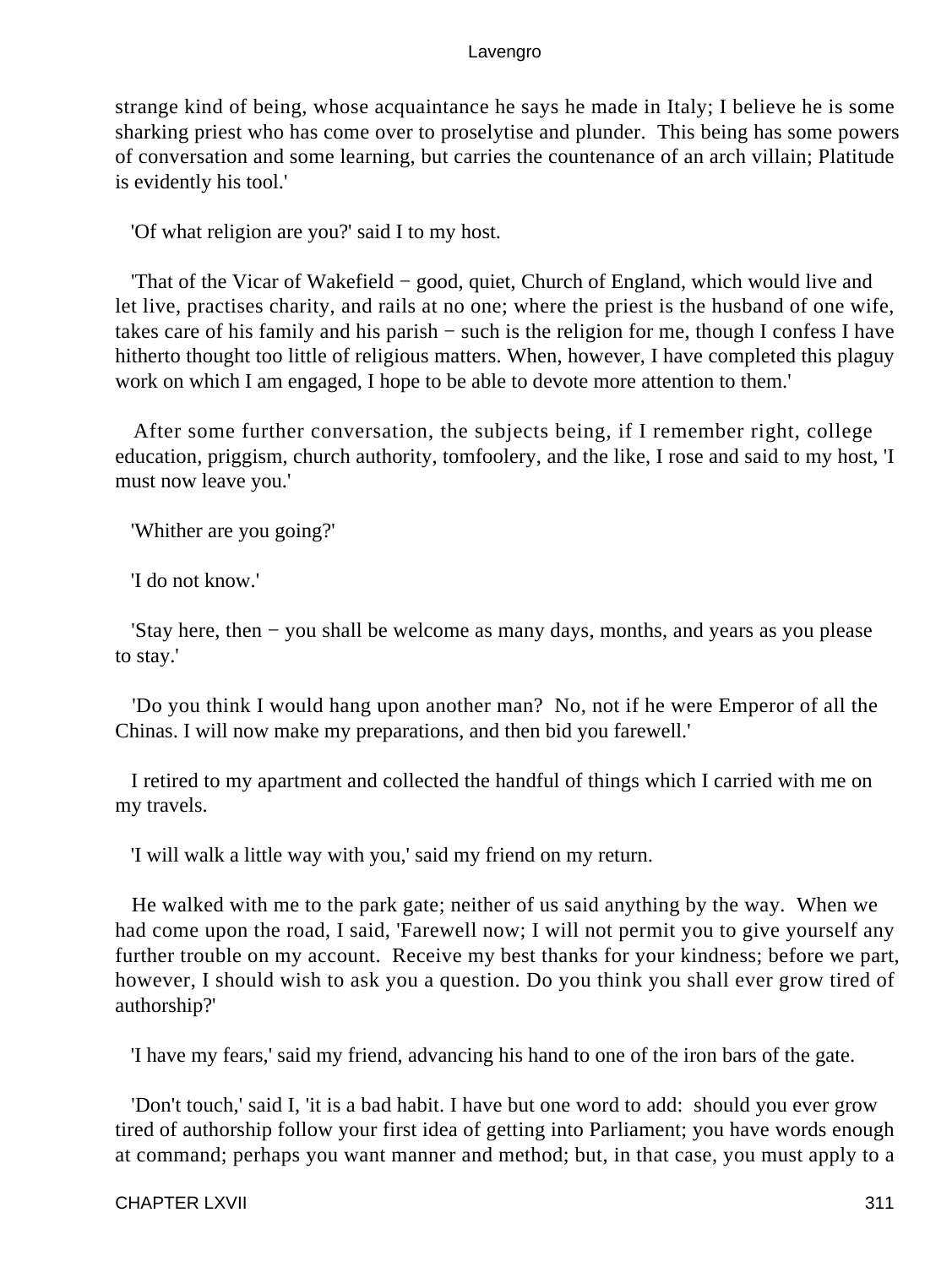strange kind of being, whose acquaintance he says he made in Italy; I believe he is some sharking priest who has come over to proselytise and plunder.  This being has some powers of conversation and some learning, but carries the countenance of an arch villain; Platitude is evidently his tool.'

'Of what religion are you?' said I to my host.

'That of the Vicar of Wakefield − good, quiet, Church of England, which would live and let live, practises charity, and rails at no one; where the priest is the husband of one wife, takes care of his family and his parish − such is the religion for me, though I confess I have hitherto thought too little of religious matters. When, however, I have completed this plaguy work on which I am engaged, I hope to be able to devote more attention to them.'

After some further conversation, the subjects being, if I remember right, college education, priggism, church authority, tomfoolery, and the like, I rose and said to my host, 'I must now leave you.'

'Whither are you going?'

'I do not know.'

'Stay here, then − you shall be welcome as many days, months, and years as you please to stay.'

'Do you think I would hang upon another man?  No, not if he were Emperor of all the Chinas. I will now make my preparations, and then bid you farewell.'

I retired to my apartment and collected the handful of things which I carried with me on my travels.

'I will walk a little way with you,' said my friend on my return.

He walked with me to the park gate; neither of us said anything by the way.  When we had come upon the road, I said, 'Farewell now; I will not permit you to give yourself any further trouble on my account.  Receive my best thanks for your kindness; before we part, however, I should wish to ask you a question. Do you think you shall ever grow tired of authorship?'

'I have my fears,' said my friend, advancing his hand to one of the iron bars of the gate.

'Don't touch,' said I, 'it is a bad habit. I have but one word to add:  should you ever grow tired of authorship follow your first idea of getting into Parliament; you have words enough at command; perhaps you want manner and method; but, in that case, you must apply to a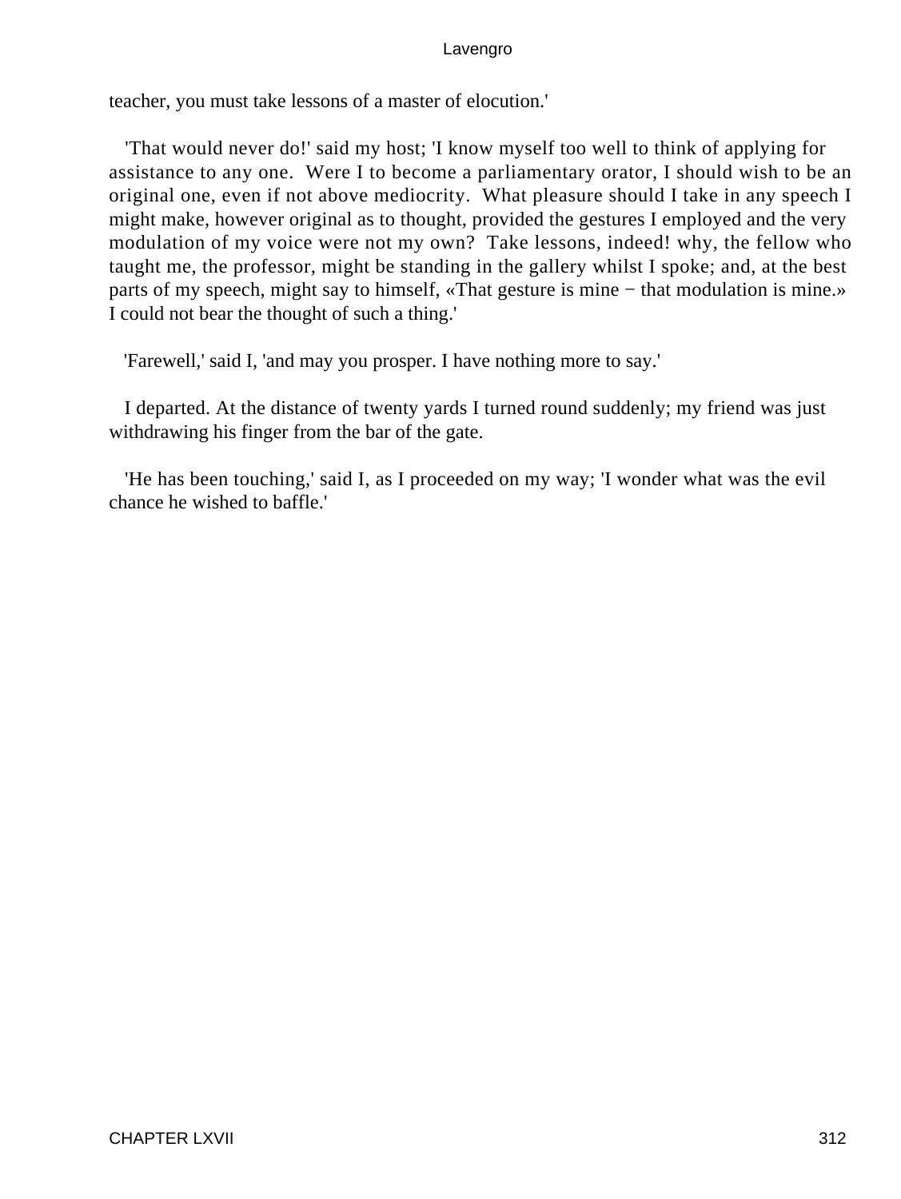teacher, you must take lessons of a master of elocution.'

'That would never do!' said my host; 'I know myself too well to think of applying for assistance to any one. Were I to become a parliamentary orator, I should wish to be an original one, even if not above mediocrity. What pleasure should I take in any speech I might make, however original as to thought, provided the gestures I employed and the very modulation of my voice were not my own? Take lessons, indeed! why, the fellow who taught me, the professor, might be standing in the gallery whilst I spoke; and, at the best parts of my speech, might say to himself, «That gesture is mine − that modulation is mine.» I could not bear the thought of such a thing.'

'Farewell,' said I, 'and may you prosper. I have nothing more to say.'

I departed. At the distance of twenty yards I turned round suddenly; my friend was just withdrawing his finger from the bar of the gate.

'He has been touching,' said I, as I proceeded on my way; 'I wonder what was the evil chance he wished to baffle.'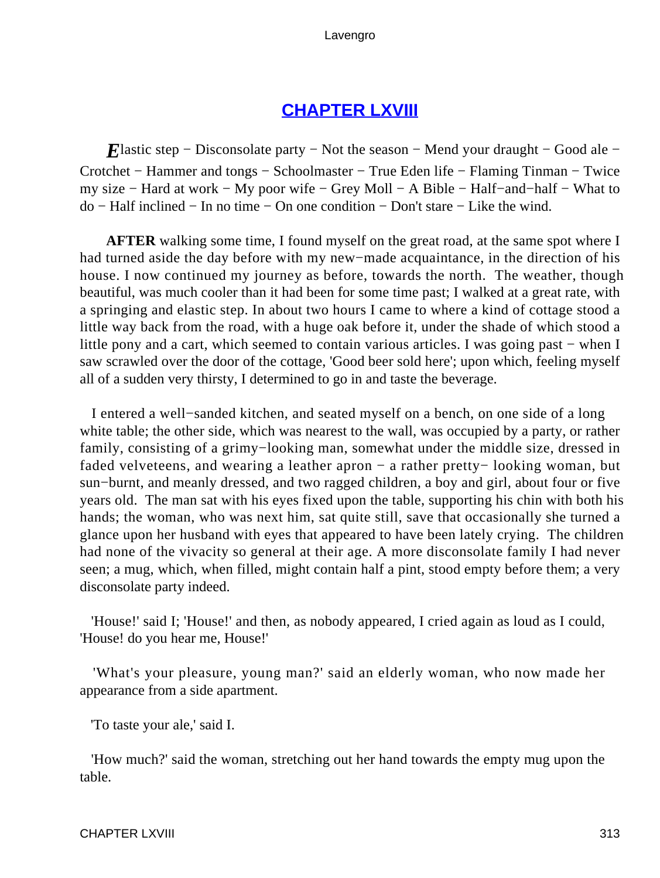## [CHAPTER LXVIII](#)

*E*lastic step − Disconsolate party − Not the season − Mend your draught − Good ale − Crotchet − Hammer and tongs − Schoolmaster − True Eden life − Flaming Tinman − Twice my size − Hard at work − My poor wife − Grey Moll − A Bible − Half−and−half − What to do − Half inclined − In no time − On one condition − Don't stare − Like the wind.

**AFTER** walking some time, I found myself on the great road, at the same spot where I had turned aside the day before with my new−made acquaintance, in the direction of his house. I now continued my journey as before, towards the north. The weather, though beautiful, was much cooler than it had been for some time past; I walked at a great rate, with a springing and elastic step. In about two hours I came to where a kind of cottage stood a little way back from the road, with a huge oak before it, under the shade of which stood a little pony and a cart, which seemed to contain various articles. I was going past − when I saw scrawled over the door of the cottage, 'Good beer sold here'; upon which, feeling myself all of a sudden very thirsty, I determined to go in and taste the beverage.

I entered a well−sanded kitchen, and seated myself on a bench, on one side of a long white table; the other side, which was nearest to the wall, was occupied by a party, or rather family, consisting of a grimy−looking man, somewhat under the middle size, dressed in faded velveteens, and wearing a leather apron − a rather pretty− looking woman, but sun−burnt, and meanly dressed, and two ragged children, a boy and girl, about four or five years old. The man sat with his eyes fixed upon the table, supporting his chin with both his hands; the woman, who was next him, sat quite still, save that occasionally she turned a glance upon her husband with eyes that appeared to have been lately crying. The children had none of the vivacity so general at their age. A more disconsolate family I had never seen; a mug, which, when filled, might contain half a pint, stood empty before them; a very disconsolate party indeed.

'House!' said I; 'House!' and then, as nobody appeared, I cried again as loud as I could, 'House! do you hear me, House!'

'What's your pleasure, young man?' said an elderly woman, who now made her appearance from a side apartment.

'To taste your ale,' said I.

'How much?' said the woman, stretching out her hand towards the empty mug upon the table.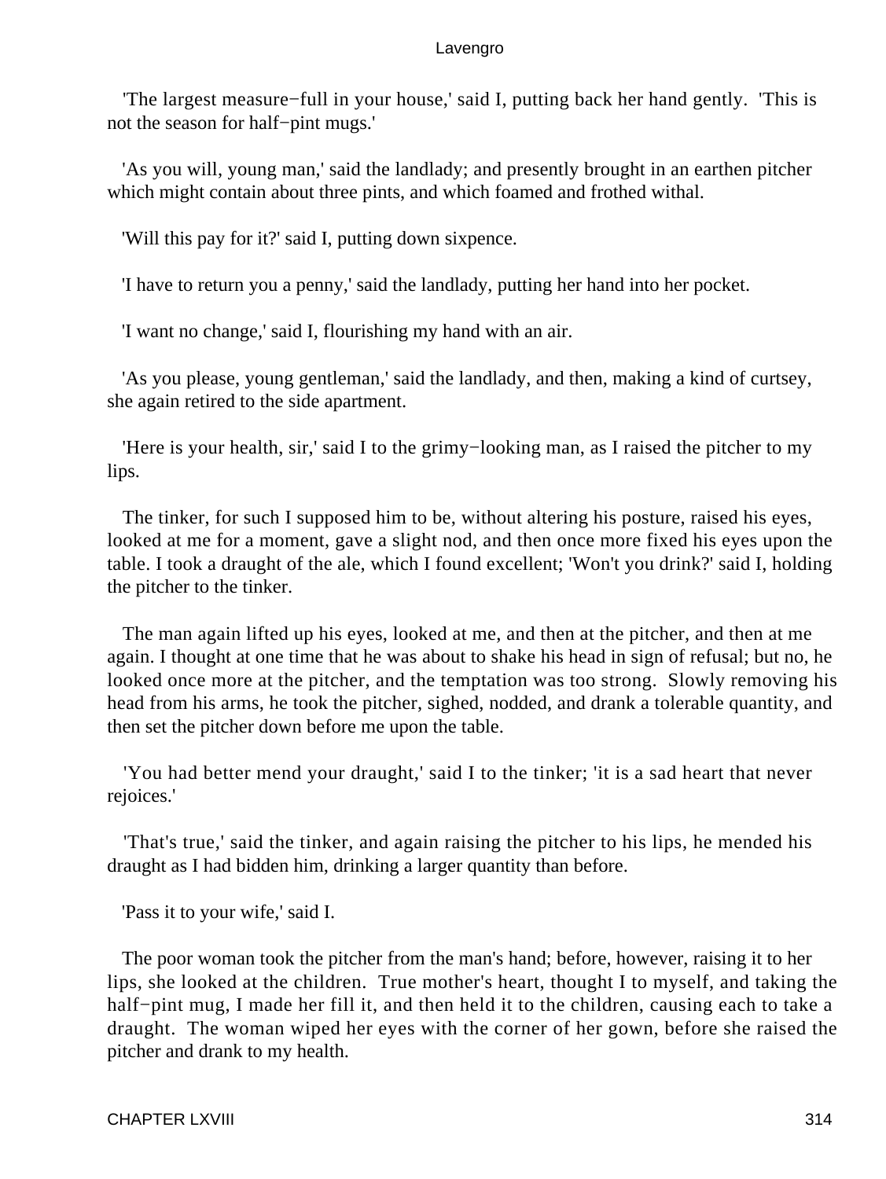'The largest measure−full in your house,' said I, putting back her hand gently. 'This is not the season for half−pint mugs.'

'As you will, young man,' said the landlady; and presently brought in an earthen pitcher which might contain about three pints, and which foamed and frothed withal.

'Will this pay for it?' said I, putting down sixpence.

'I have to return you a penny,' said the landlady, putting her hand into her pocket.

'I want no change,' said I, flourishing my hand with an air.

'As you please, young gentleman,' said the landlady, and then, making a kind of curtsey, she again retired to the side apartment.

'Here is your health, sir,' said I to the grimy−looking man, as I raised the pitcher to my lips.

The tinker, for such I supposed him to be, without altering his posture, raised his eyes, looked at me for a moment, gave a slight nod, and then once more fixed his eyes upon the table. I took a draught of the ale, which I found excellent; 'Won't you drink?' said I, holding the pitcher to the tinker.

The man again lifted up his eyes, looked at me, and then at the pitcher, and then at me again. I thought at one time that he was about to shake his head in sign of refusal; but no, he looked once more at the pitcher, and the temptation was too strong. Slowly removing his head from his arms, he took the pitcher, sighed, nodded, and drank a tolerable quantity, and then set the pitcher down before me upon the table.

'You had better mend your draught,' said I to the tinker; 'it is a sad heart that never rejoices.'

'That's true,' said the tinker, and again raising the pitcher to his lips, he mended his draught as I had bidden him, drinking a larger quantity than before.

'Pass it to your wife,' said I.

The poor woman took the pitcher from the man's hand; before, however, raising it to her lips, she looked at the children. True mother's heart, thought I to myself, and taking the half−pint mug, I made her fill it, and then held it to the children, causing each to take a draught. The woman wiped her eyes with the corner of her gown, before she raised the pitcher and drank to my health.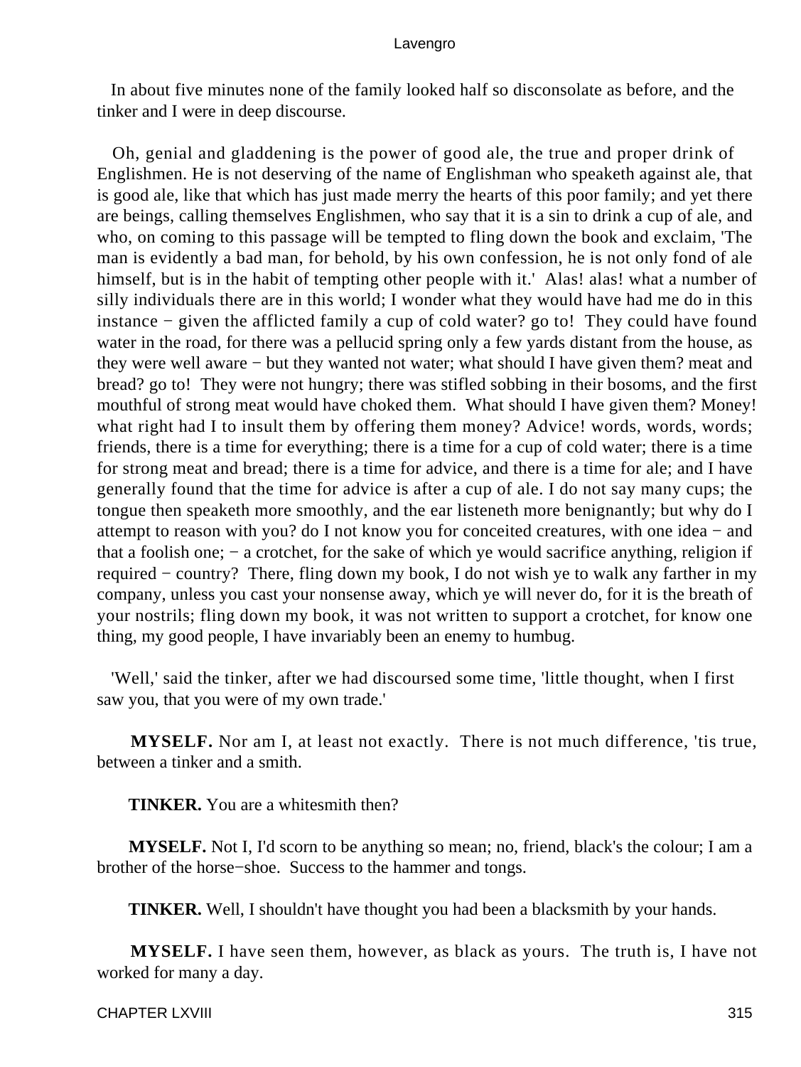In about five minutes none of the family looked half so disconsolate as before, and the tinker and I were in deep discourse.

Oh, genial and gladdening is the power of good ale, the true and proper drink of Englishmen. He is not deserving of the name of Englishman who speaketh against ale, that is good ale, like that which has just made merry the hearts of this poor family; and yet there are beings, calling themselves Englishmen, who say that it is a sin to drink a cup of ale, and who, on coming to this passage will be tempted to fling down the book and exclaim, 'The man is evidently a bad man, for behold, by his own confession, he is not only fond of ale himself, but is in the habit of tempting other people with it.' Alas! alas! what a number of silly individuals there are in this world; I wonder what they would have had me do in this instance − given the afflicted family a cup of cold water? go to! They could have found water in the road, for there was a pellucid spring only a few yards distant from the house, as they were well aware − but they wanted not water; what should I have given them? meat and bread? go to! They were not hungry; there was stifled sobbing in their bosoms, and the first mouthful of strong meat would have choked them. What should I have given them? Money! what right had I to insult them by offering them money? Advice! words, words, words; friends, there is a time for everything; there is a time for a cup of cold water; there is a time for strong meat and bread; there is a time for advice, and there is a time for ale; and I have generally found that the time for advice is after a cup of ale. I do not say many cups; the tongue then speaketh more smoothly, and the ear listeneth more benignantly; but why do I attempt to reason with you? do I not know you for conceited creatures, with one idea − and that a foolish one; − a crotchet, for the sake of which ye would sacrifice anything, religion if required − country? There, fling down my book, I do not wish ye to walk any farther in my company, unless you cast your nonsense away, which ye will never do, for it is the breath of your nostrils; fling down my book, it was not written to support a crotchet, for know one thing, my good people, I have invariably been an enemy to humbug.

'Well,' said the tinker, after we had discoursed some time, 'little thought, when I first saw you, that you were of my own trade.'

**MYSELF.** Nor am I, at least not exactly. There is not much difference, 'tis true, between a tinker and a smith.

**TINKER.** You are a whitesmith then?

**MYSELF.** Not I, I'd scorn to be anything so mean; no, friend, black's the colour; I am a brother of the horse−shoe. Success to the hammer and tongs.

**TINKER.** Well, I shouldn't have thought you had been a blacksmith by your hands.

**MYSELF.** I have seen them, however, as black as yours. The truth is, I have not worked for many a day.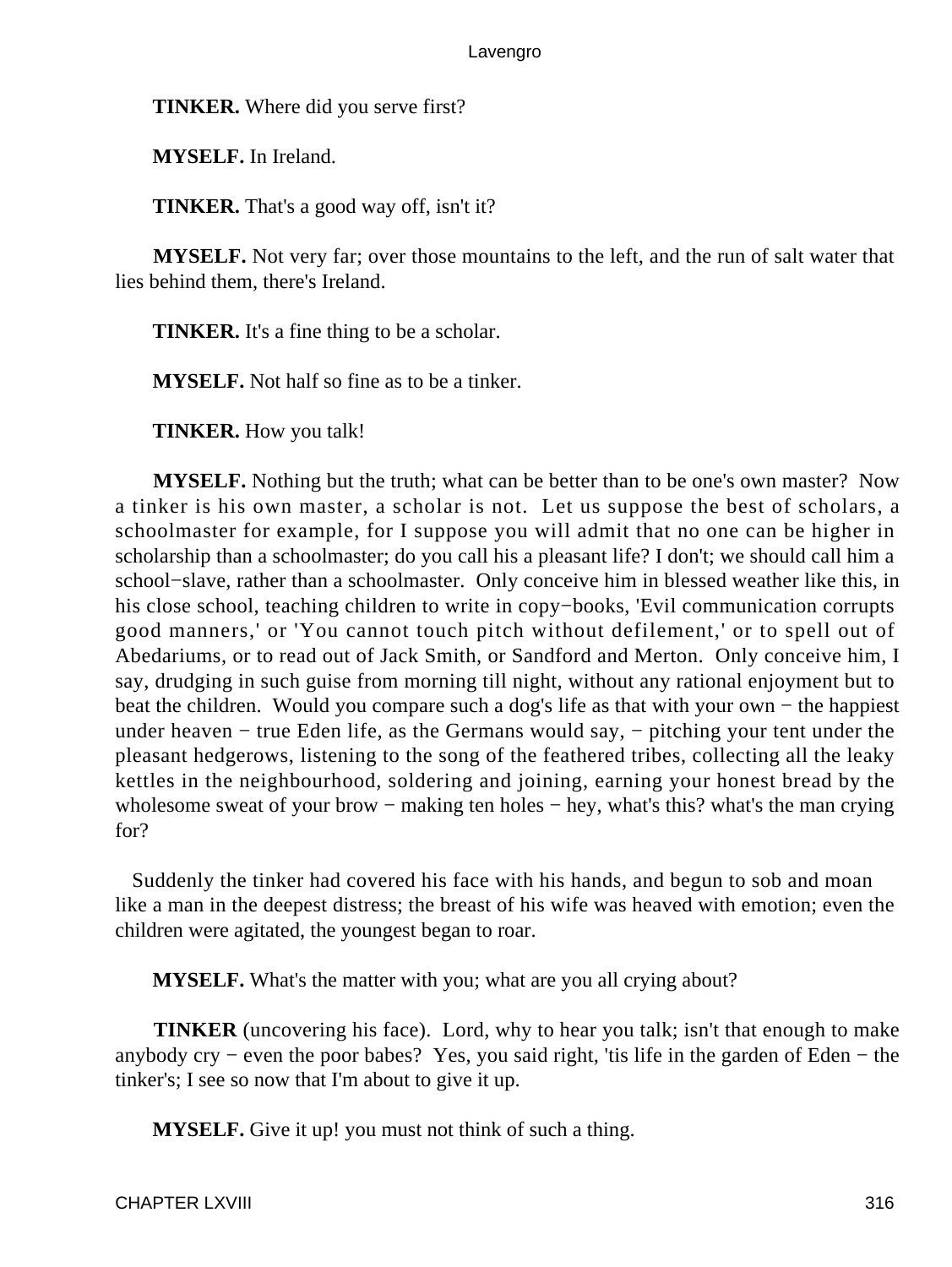**TINKER.** Where did you serve first?

**MYSELF.** In Ireland.

**TINKER.** That's a good way off, isn't it?

**MYSELF.** Not very far; over those mountains to the left, and the run of salt water that lies behind them, there's Ireland.

**TINKER.** It's a fine thing to be a scholar.

**MYSELF.** Not half so fine as to be a tinker.

**TINKER.** How you talk!

**MYSELF.** Nothing but the truth; what can be better than to be one's own master? Now a tinker is his own master, a scholar is not. Let us suppose the best of scholars, a schoolmaster for example, for I suppose you will admit that no one can be higher in scholarship than a schoolmaster; do you call his a pleasant life? I don't; we should call him a school−slave, rather than a schoolmaster. Only conceive him in blessed weather like this, in his close school, teaching children to write in copy−books, 'Evil communication corrupts good manners,' or 'You cannot touch pitch without defilement,' or to spell out of Abedariums, or to read out of Jack Smith, or Sandford and Merton. Only conceive him, I say, drudging in such guise from morning till night, without any rational enjoyment but to beat the children. Would you compare such a dog's life as that with your own − the happiest under heaven − true Eden life, as the Germans would say, − pitching your tent under the pleasant hedgerows, listening to the song of the feathered tribes, collecting all the leaky kettles in the neighbourhood, soldering and joining, earning your honest bread by the wholesome sweat of your brow − making ten holes − hey, what's this? what's the man crying for?

Suddenly the tinker had covered his face with his hands, and begun to sob and moan like a man in the deepest distress; the breast of his wife was heaved with emotion; even the children were agitated, the youngest began to roar.

**MYSELF.** What's the matter with you; what are you all crying about?

**TINKER** (uncovering his face). Lord, why to hear you talk; isn't that enough to make anybody cry − even the poor babes? Yes, you said right, 'tis life in the garden of Eden − the tinker's; I see so now that I'm about to give it up.

**MYSELF.** Give it up! you must not think of such a thing.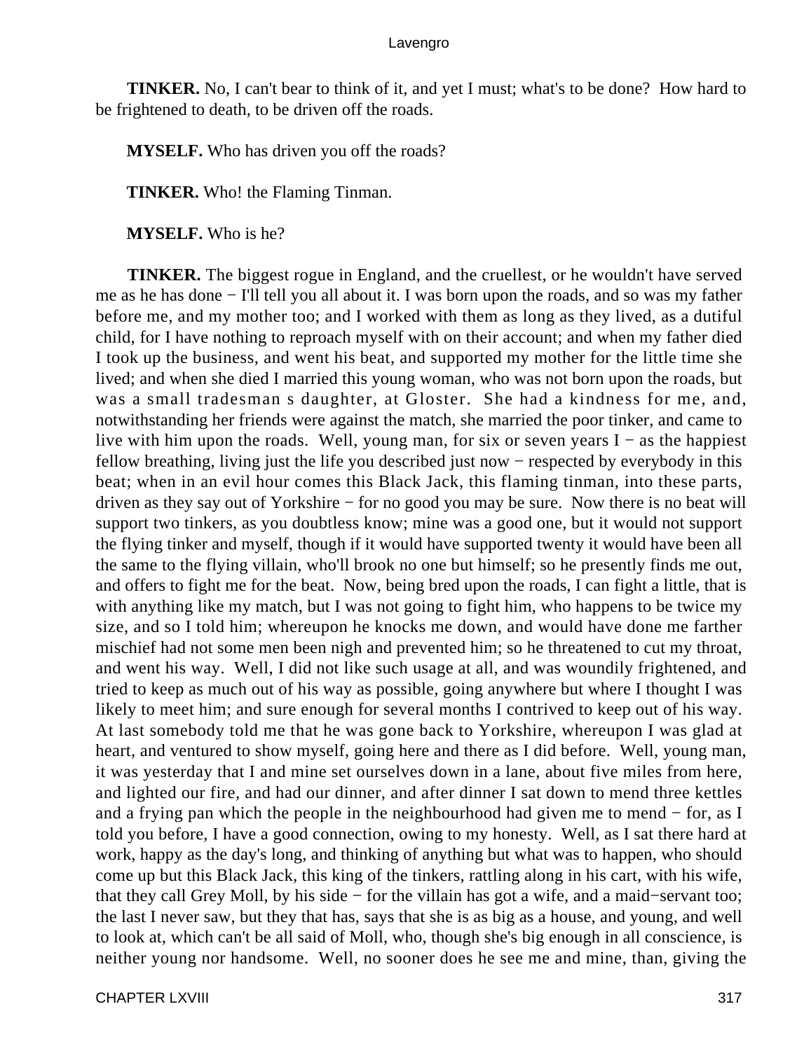**TINKER.** No, I can't bear to think of it, and yet I must; what's to be done? How hard to be frightened to death, to be driven off the roads.

**MYSELF.** Who has driven you off the roads?

**TINKER.** Who! the Flaming Tinman.

**MYSELF.** Who is he?

**TINKER.** The biggest rogue in England, and the cruellest, or he wouldn't have served me as he has done − I'll tell you all about it. I was born upon the roads, and so was my father before me, and my mother too; and I worked with them as long as they lived, as a dutiful child, for I have nothing to reproach myself with on their account; and when my father died I took up the business, and went his beat, and supported my mother for the little time she lived; and when she died I married this young woman, who was not born upon the roads, but was a small tradesman s daughter, at Gloster. She had a kindness for me, and, notwithstanding her friends were against the match, she married the poor tinker, and came to live with him upon the roads. Well, young man, for six or seven years I − as the happiest fellow breathing, living just the life you described just now − respected by everybody in this beat; when in an evil hour comes this Black Jack, this flaming tinman, into these parts, driven as they say out of Yorkshire − for no good you may be sure. Now there is no beat will support two tinkers, as you doubtless know; mine was a good one, but it would not support the flying tinker and myself, though if it would have supported twenty it would have been all the same to the flying villain, who'll brook no one but himself; so he presently finds me out, and offers to fight me for the beat. Now, being bred upon the roads, I can fight a little, that is with anything like my match, but I was not going to fight him, who happens to be twice my size, and so I told him; whereupon he knocks me down, and would have done me farther mischief had not some men been nigh and prevented him; so he threatened to cut my throat, and went his way. Well, I did not like such usage at all, and was woundily frightened, and tried to keep as much out of his way as possible, going anywhere but where I thought I was likely to meet him; and sure enough for several months I contrived to keep out of his way. At last somebody told me that he was gone back to Yorkshire, whereupon I was glad at heart, and ventured to show myself, going here and there as I did before. Well, young man, it was yesterday that I and mine set ourselves down in a lane, about five miles from here, and lighted our fire, and had our dinner, and after dinner I sat down to mend three kettles and a frying pan which the people in the neighbourhood had given me to mend − for, as I told you before, I have a good connection, owing to my honesty. Well, as I sat there hard at work, happy as the day's long, and thinking of anything but what was to happen, who should come up but this Black Jack, this king of the tinkers, rattling along in his cart, with his wife, that they call Grey Moll, by his side − for the villain has got a wife, and a maid−servant too; the last I never saw, but they that has, says that she is as big as a house, and young, and well to look at, which can't be all said of Moll, who, though she's big enough in all conscience, is neither young nor handsome. Well, no sooner does he see me and mine, than, giving the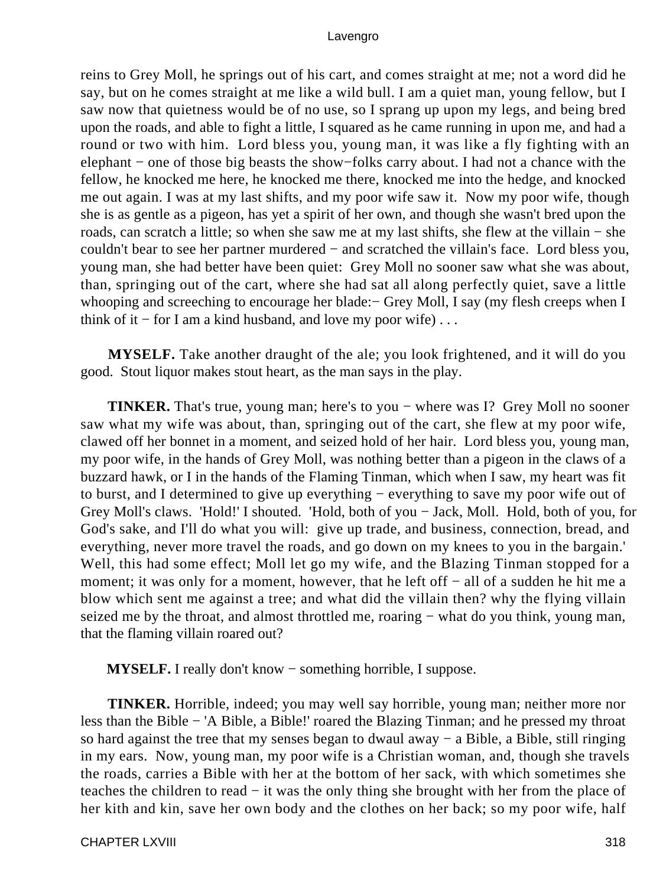reins to Grey Moll, he springs out of his cart, and comes straight at me; not a word did he say, but on he comes straight at me like a wild bull. I am a quiet man, young fellow, but I saw now that quietness would be of no use, so I sprang up upon my legs, and being bred upon the roads, and able to fight a little, I squared as he came running in upon me, and had a round or two with him. Lord bless you, young man, it was like a fly fighting with an elephant − one of those big beasts the show−folks carry about. I had not a chance with the fellow, he knocked me here, he knocked me there, knocked me into the hedge, and knocked me out again. I was at my last shifts, and my poor wife saw it. Now my poor wife, though she is as gentle as a pigeon, has yet a spirit of her own, and though she wasn't bred upon the roads, can scratch a little; so when she saw me at my last shifts, she flew at the villain − she couldn't bear to see her partner murdered − and scratched the villain's face. Lord bless you, young man, she had better have been quiet: Grey Moll no sooner saw what she was about, than, springing out of the cart, where she had sat all along perfectly quiet, save a little whooping and screeching to encourage her blade:− Grey Moll, I say (my flesh creeps when I think of it − for I am a kind husband, and love my poor wife) . . .

**MYSELF.** Take another draught of the ale; you look frightened, and it will do you good. Stout liquor makes stout heart, as the man says in the play.

**TINKER.** That's true, young man; here's to you − where was I? Grey Moll no sooner saw what my wife was about, than, springing out of the cart, she flew at my poor wife, clawed off her bonnet in a moment, and seized hold of her hair. Lord bless you, young man, my poor wife, in the hands of Grey Moll, was nothing better than a pigeon in the claws of a buzzard hawk, or I in the hands of the Flaming Tinman, which when I saw, my heart was fit to burst, and I determined to give up everything − everything to save my poor wife out of Grey Moll's claws. 'Hold!' I shouted. 'Hold, both of you − Jack, Moll. Hold, both of you, for God's sake, and I'll do what you will: give up trade, and business, connection, bread, and everything, never more travel the roads, and go down on my knees to you in the bargain.' Well, this had some effect; Moll let go my wife, and the Blazing Tinman stopped for a moment; it was only for a moment, however, that he left off − all of a sudden he hit me a blow which sent me against a tree; and what did the villain then? why the flying villain seized me by the throat, and almost throttled me, roaring − what do you think, young man, that the flaming villain roared out?

**MYSELF.** I really don't know − something horrible, I suppose.

**TINKER.** Horrible, indeed; you may well say horrible, young man; neither more nor less than the Bible − 'A Bible, a Bible!' roared the Blazing Tinman; and he pressed my throat so hard against the tree that my senses began to dwaul away − a Bible, a Bible, still ringing in my ears. Now, young man, my poor wife is a Christian woman, and, though she travels the roads, carries a Bible with her at the bottom of her sack, with which sometimes she teaches the children to read − it was the only thing she brought with her from the place of her kith and kin, save her own body and the clothes on her back; so my poor wife, half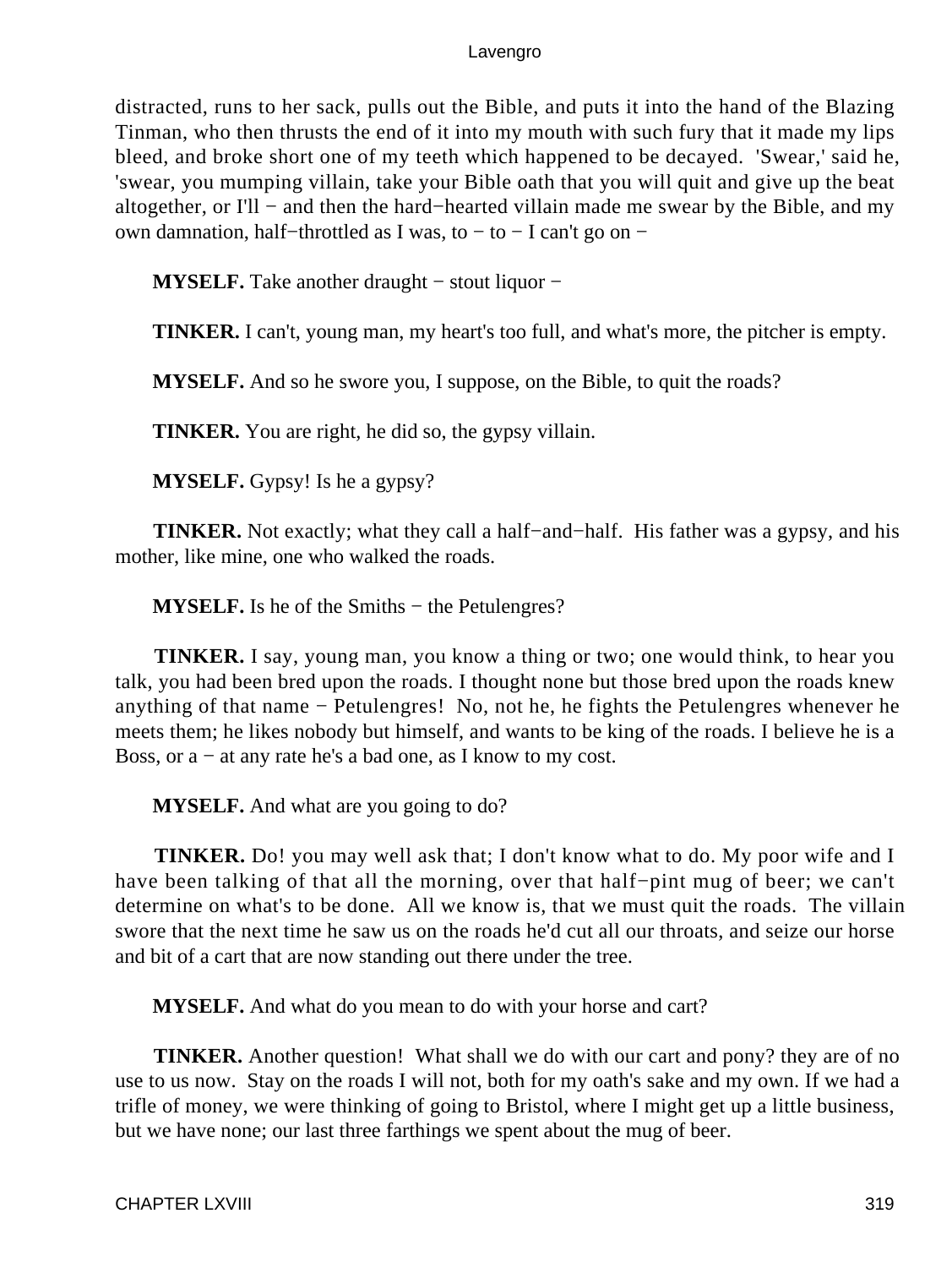distracted, runs to her sack, pulls out the Bible, and puts it into the hand of the Blazing Tinman, who then thrusts the end of it into my mouth with such fury that it made my lips bleed, and broke short one of my teeth which happened to be decayed. 'Swear,' said he, 'swear, you mumping villain, take your Bible oath that you will quit and give up the beat altogether, or I'll − and then the hard−hearted villain made me swear by the Bible, and my own damnation, half−throttled as I was, to − to − I can't go on −

**MYSELF.** Take another draught − stout liquor −

**TINKER.** I can't, young man, my heart's too full, and what's more, the pitcher is empty.

**MYSELF.** And so he swore you, I suppose, on the Bible, to quit the roads?

**TINKER.** You are right, he did so, the gypsy villain.

**MYSELF.** Gypsy! Is he a gypsy?

**TINKER.** Not exactly; what they call a half−and−half. His father was a gypsy, and his mother, like mine, one who walked the roads.

**MYSELF.** Is he of the Smiths − the Petulengres?

**TINKER.** I say, young man, you know a thing or two; one would think, to hear you talk, you had been bred upon the roads. I thought none but those bred upon the roads knew anything of that name − Petulengres! No, not he, he fights the Petulengres whenever he meets them; he likes nobody but himself, and wants to be king of the roads. I believe he is a Boss, or a − at any rate he's a bad one, as I know to my cost.

**MYSELF.** And what are you going to do?

**TINKER.** Do! you may well ask that; I don't know what to do. My poor wife and I have been talking of that all the morning, over that half−pint mug of beer; we can't determine on what's to be done. All we know is, that we must quit the roads. The villain swore that the next time he saw us on the roads he'd cut all our throats, and seize our horse and bit of a cart that are now standing out there under the tree.

**MYSELF.** And what do you mean to do with your horse and cart?

**TINKER.** Another question! What shall we do with our cart and pony? they are of no use to us now. Stay on the roads I will not, both for my oath's sake and my own. If we had a trifle of money, we were thinking of going to Bristol, where I might get up a little business, but we have none; our last three farthings we spent about the mug of beer.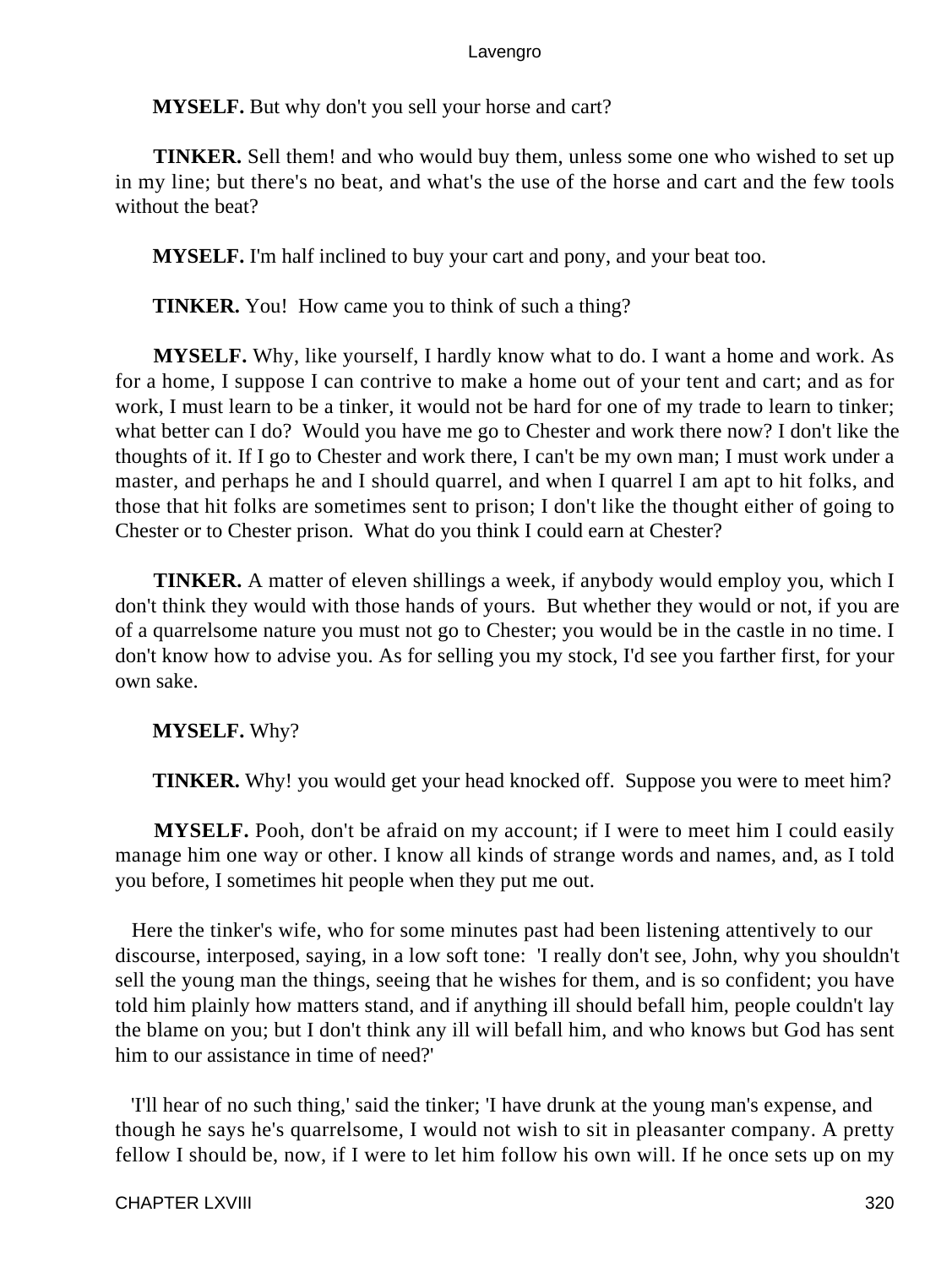**MYSELF.** But why don't you sell your horse and cart?

**TINKER.** Sell them! and who would buy them, unless some one who wished to set up in my line; but there's no beat, and what's the use of the horse and cart and the few tools without the beat?

**MYSELF.** I'm half inclined to buy your cart and pony, and your beat too.

**TINKER.** You! How came you to think of such a thing?

**MYSELF.** Why, like yourself, I hardly know what to do. I want a home and work. As for a home, I suppose I can contrive to make a home out of your tent and cart; and as for work, I must learn to be a tinker, it would not be hard for one of my trade to learn to tinker; what better can I do? Would you have me go to Chester and work there now? I don't like the thoughts of it. If I go to Chester and work there, I can't be my own man; I must work under a master, and perhaps he and I should quarrel, and when I quarrel I am apt to hit folks, and those that hit folks are sometimes sent to prison; I don't like the thought either of going to Chester or to Chester prison. What do you think I could earn at Chester?

**TINKER.** A matter of eleven shillings a week, if anybody would employ you, which I don't think they would with those hands of yours. But whether they would or not, if you are of a quarrelsome nature you must not go to Chester; you would be in the castle in no time. I don't know how to advise you. As for selling you my stock, I'd see you farther first, for your own sake.

**MYSELF.** Why?

**TINKER.** Why! you would get your head knocked off. Suppose you were to meet him?

**MYSELF.** Pooh, don't be afraid on my account; if I were to meet him I could easily manage him one way or other. I know all kinds of strange words and names, and, as I told you before, I sometimes hit people when they put me out.

Here the tinker's wife, who for some minutes past had been listening attentively to our discourse, interposed, saying, in a low soft tone: 'I really don't see, John, why you shouldn't sell the young man the things, seeing that he wishes for them, and is so confident; you have told him plainly how matters stand, and if anything ill should befall him, people couldn't lay the blame on you; but I don't think any ill will befall him, and who knows but God has sent him to our assistance in time of need?'

'I'll hear of no such thing,' said the tinker; 'I have drunk at the young man's expense, and though he says he's quarrelsome, I would not wish to sit in pleasanter company. A pretty fellow I should be, now, if I were to let him follow his own will. If he once sets up on my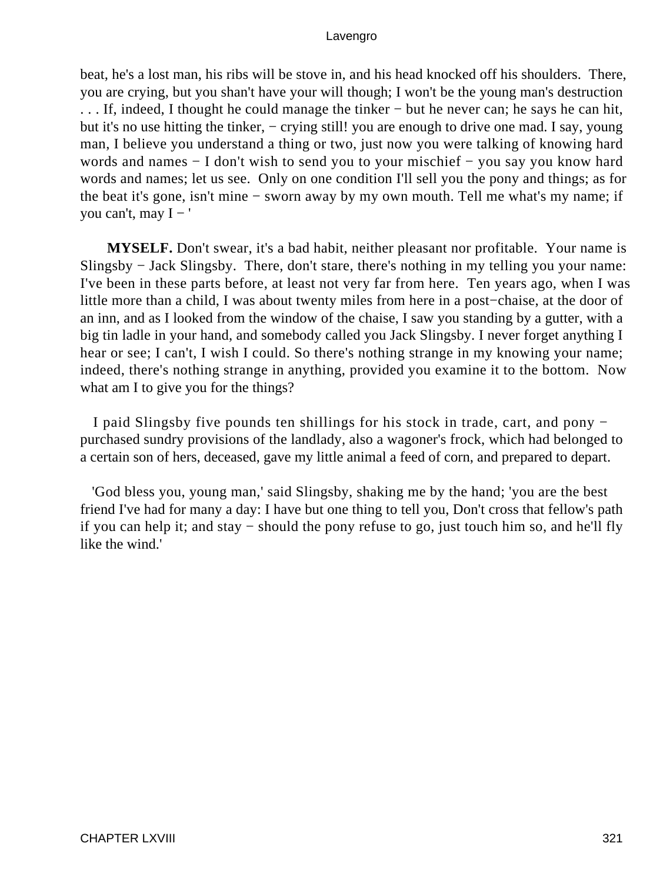beat, he's a lost man, his ribs will be stove in, and his head knocked off his shoulders. There, you are crying, but you shan't have your will though; I won't be the young man's destruction . . . If, indeed, I thought he could manage the tinker − but he never can; he says he can hit, but it's no use hitting the tinker, − crying still! you are enough to drive one mad. I say, young man, I believe you understand a thing or two, just now you were talking of knowing hard words and names − I don't wish to send you to your mischief − you say you know hard words and names; let us see. Only on one condition I'll sell you the pony and things; as for the beat it's gone, isn't mine − sworn away by my own mouth. Tell me what's my name; if you can't, may I − '

**MYSELF.** Don't swear, it's a bad habit, neither pleasant nor profitable. Your name is Slingsby − Jack Slingsby. There, don't stare, there's nothing in my telling you your name: I've been in these parts before, at least not very far from here. Ten years ago, when I was little more than a child, I was about twenty miles from here in a post−chaise, at the door of an inn, and as I looked from the window of the chaise, I saw you standing by a gutter, with a big tin ladle in your hand, and somebody called you Jack Slingsby. I never forget anything I hear or see; I can't, I wish I could. So there's nothing strange in my knowing your name; indeed, there's nothing strange in anything, provided you examine it to the bottom. Now what am I to give you for the things?

I paid Slingsby five pounds ten shillings for his stock in trade, cart, and pony − purchased sundry provisions of the landlady, also a wagoner's frock, which had belonged to a certain son of hers, deceased, gave my little animal a feed of corn, and prepared to depart.

'God bless you, young man,' said Slingsby, shaking me by the hand; 'you are the best friend I've had for many a day: I have but one thing to tell you, Don't cross that fellow's path if you can help it; and stay − should the pony refuse to go, just touch him so, and he'll fly like the wind.'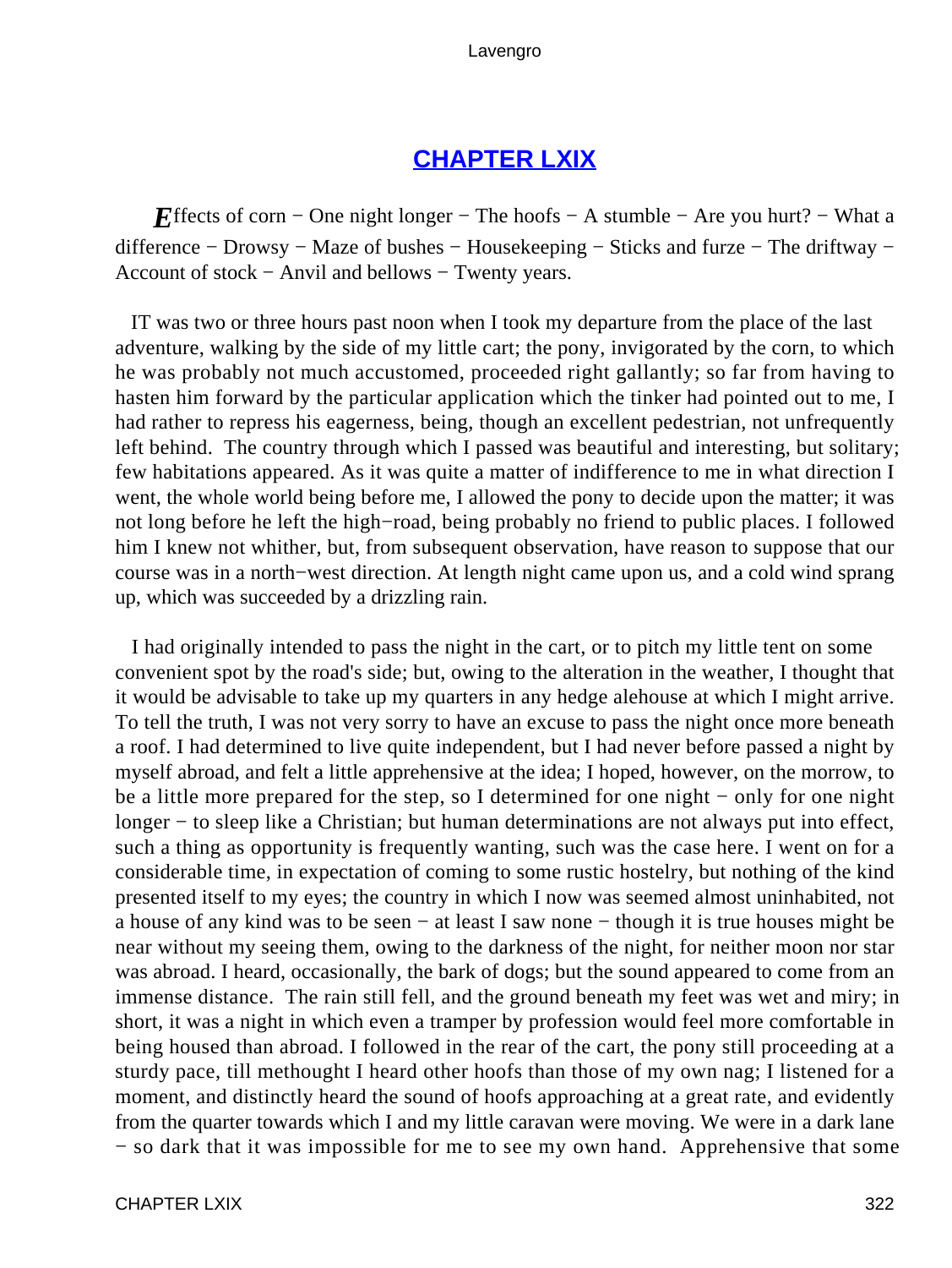## CHAPTER LXIX

*E*ffects of corn − One night longer − The hoofs − A stumble − Are you hurt? − What a difference − Drowsy − Maze of bushes − Housekeeping − Sticks and furze − The driftway − Account of stock − Anvil and bellows − Twenty years.

IT was two or three hours past noon when I took my departure from the place of the last adventure, walking by the side of my little cart; the pony, invigorated by the corn, to which he was probably not much accustomed, proceeded right gallantly; so far from having to hasten him forward by the particular application which the tinker had pointed out to me, I had rather to repress his eagerness, being, though an excellent pedestrian, not unfrequently left behind. The country through which I passed was beautiful and interesting, but solitary; few habitations appeared. As it was quite a matter of indifference to me in what direction I went, the whole world being before me, I allowed the pony to decide upon the matter; it was not long before he left the high−road, being probably no friend to public places. I followed him I knew not whither, but, from subsequent observation, have reason to suppose that our course was in a north−west direction. At length night came upon us, and a cold wind sprang up, which was succeeded by a drizzling rain.

I had originally intended to pass the night in the cart, or to pitch my little tent on some convenient spot by the road's side; but, owing to the alteration in the weather, I thought that it would be advisable to take up my quarters in any hedge alehouse at which I might arrive. To tell the truth, I was not very sorry to have an excuse to pass the night once more beneath a roof. I had determined to live quite independent, but I had never before passed a night by myself abroad, and felt a little apprehensive at the idea; I hoped, however, on the morrow, to be a little more prepared for the step, so I determined for one night − only for one night longer − to sleep like a Christian; but human determinations are not always put into effect, such a thing as opportunity is frequently wanting, such was the case here. I went on for a considerable time, in expectation of coming to some rustic hostelry, but nothing of the kind presented itself to my eyes; the country in which I now was seemed almost uninhabited, not a house of any kind was to be seen − at least I saw none − though it is true houses might be near without my seeing them, owing to the darkness of the night, for neither moon nor star was abroad. I heard, occasionally, the bark of dogs; but the sound appeared to come from an immense distance. The rain still fell, and the ground beneath my feet was wet and miry; in short, it was a night in which even a tramper by profession would feel more comfortable in being housed than abroad. I followed in the rear of the cart, the pony still proceeding at a sturdy pace, till methought I heard other hoofs than those of my own nag; I listened for a moment, and distinctly heard the sound of hoofs approaching at a great rate, and evidently from the quarter towards which I and my little caravan were moving. We were in a dark lane − so dark that it was impossible for me to see my own hand. Apprehensive that some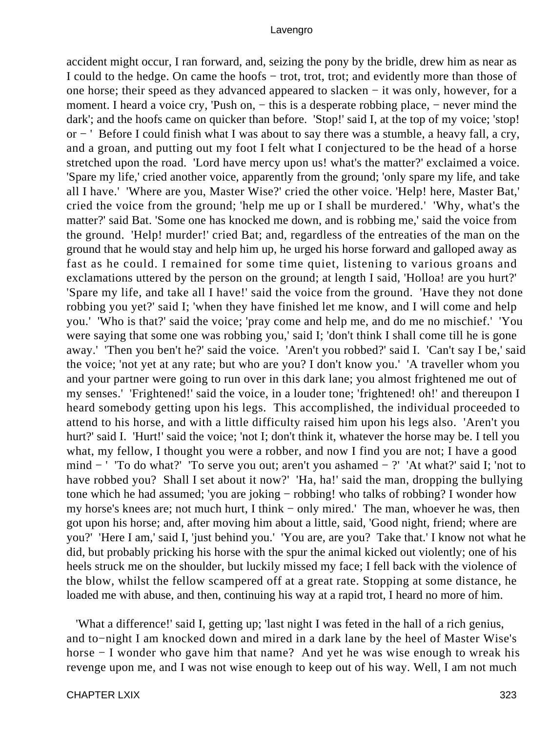accident might occur, I ran forward, and, seizing the pony by the bridle, drew him as near as I could to the hedge. On came the hoofs − trot, trot, trot; and evidently more than those of one horse; their speed as they advanced appeared to slacken − it was only, however, for a moment. I heard a voice cry, 'Push on, − this is a desperate robbing place, − never mind the dark'; and the hoofs came on quicker than before. 'Stop!' said I, at the top of my voice; 'stop! or − ' Before I could finish what I was about to say there was a stumble, a heavy fall, a cry, and a groan, and putting out my foot I felt what I conjectured to be the head of a horse stretched upon the road. 'Lord have mercy upon us! what's the matter?' exclaimed a voice. 'Spare my life,' cried another voice, apparently from the ground; 'only spare my life, and take all I have.' 'Where are you, Master Wise?' cried the other voice. 'Help! here, Master Bat,' cried the voice from the ground; 'help me up or I shall be murdered.' 'Why, what's the matter?' said Bat. 'Some one has knocked me down, and is robbing me,' said the voice from the ground. 'Help! murder!' cried Bat; and, regardless of the entreaties of the man on the ground that he would stay and help him up, he urged his horse forward and galloped away as fast as he could. I remained for some time quiet, listening to various groans and exclamations uttered by the person on the ground; at length I said, 'Holloa! are you hurt?' 'Spare my life, and take all I have!' said the voice from the ground. 'Have they not done robbing you yet?' said I; 'when they have finished let me know, and I will come and help you.' 'Who is that?' said the voice; 'pray come and help me, and do me no mischief.' 'You were saying that some one was robbing you,' said I; 'don't think I shall come till he is gone away.' 'Then you ben't he?' said the voice. 'Aren't you robbed?' said I. 'Can't say I be,' said the voice; 'not yet at any rate; but who are you? I don't know you.' 'A traveller whom you and your partner were going to run over in this dark lane; you almost frightened me out of my senses.' 'Frightened!' said the voice, in a louder tone; 'frightened! oh!' and thereupon I heard somebody getting upon his legs. This accomplished, the individual proceeded to attend to his horse, and with a little difficulty raised him upon his legs also. 'Aren't you hurt?' said I. 'Hurt!' said the voice; 'not I; don't think it, whatever the horse may be. I tell you what, my fellow, I thought you were a robber, and now I find you are not; I have a good mind − ' 'To do what?' 'To serve you out; aren't you ashamed − ?' 'At what?' said I; 'not to have robbed you? Shall I set about it now?' 'Ha, ha!' said the man, dropping the bullying tone which he had assumed; 'you are joking − robbing! who talks of robbing? I wonder how my horse's knees are; not much hurt, I think − only mired.' The man, whoever he was, then got upon his horse; and, after moving him about a little, said, 'Good night, friend; where are you?' 'Here I am,' said I, 'just behind you.' 'You are, are you? Take that.' I know not what he did, but probably pricking his horse with the spur the animal kicked out violently; one of his heels struck me on the shoulder, but luckily missed my face; I fell back with the violence of the blow, whilst the fellow scampered off at a great rate. Stopping at some distance, he loaded me with abuse, and then, continuing his way at a rapid trot, I heard no more of him.

'What a difference!' said I, getting up; 'last night I was feted in the hall of a rich genius, and to−night I am knocked down and mired in a dark lane by the heel of Master Wise's horse − I wonder who gave him that name? And yet he was wise enough to wreak his revenge upon me, and I was not wise enough to keep out of his way. Well, I am not much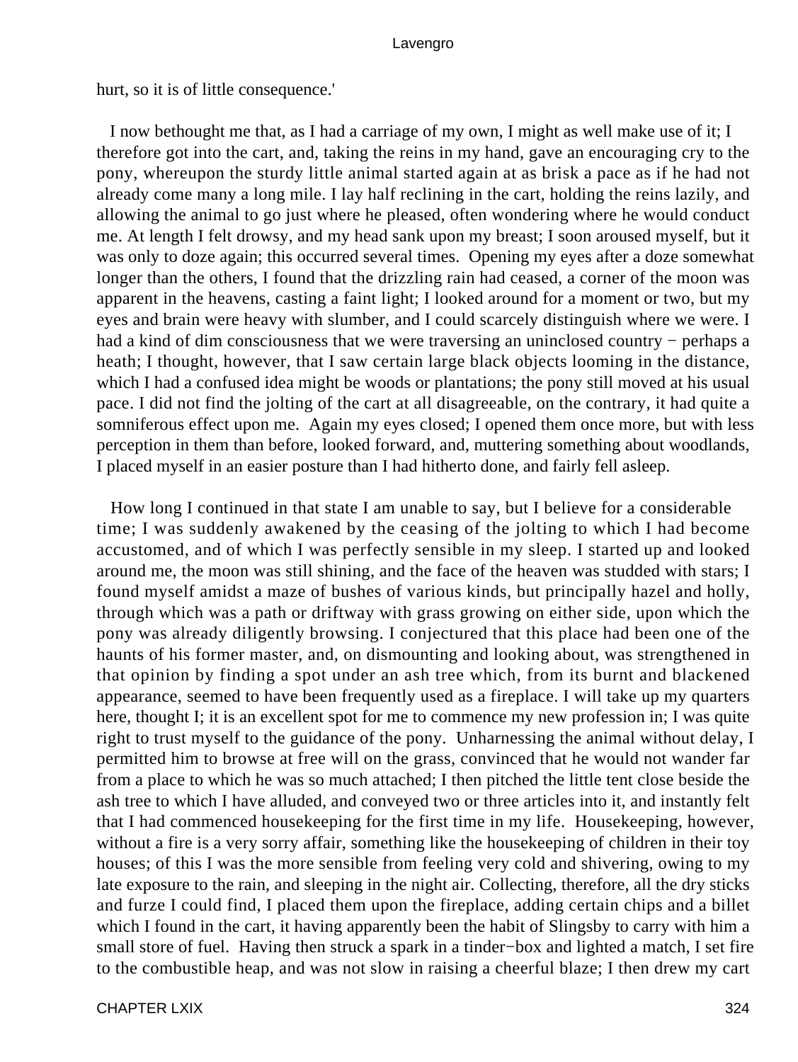hurt, so it is of little consequence.'

I now bethought me that, as I had a carriage of my own, I might as well make use of it; I therefore got into the cart, and, taking the reins in my hand, gave an encouraging cry to the pony, whereupon the sturdy little animal started again at as brisk a pace as if he had not already come many a long mile. I lay half reclining in the cart, holding the reins lazily, and allowing the animal to go just where he pleased, often wondering where he would conduct me. At length I felt drowsy, and my head sank upon my breast; I soon aroused myself, but it was only to doze again; this occurred several times. Opening my eyes after a doze somewhat longer than the others, I found that the drizzling rain had ceased, a corner of the moon was apparent in the heavens, casting a faint light; I looked around for a moment or two, but my eyes and brain were heavy with slumber, and I could scarcely distinguish where we were. I had a kind of dim consciousness that we were traversing an uninclosed country − perhaps a heath; I thought, however, that I saw certain large black objects looming in the distance, which I had a confused idea might be woods or plantations; the pony still moved at his usual pace. I did not find the jolting of the cart at all disagreeable, on the contrary, it had quite a somniferous effect upon me. Again my eyes closed; I opened them once more, but with less perception in them than before, looked forward, and, muttering something about woodlands, I placed myself in an easier posture than I had hitherto done, and fairly fell asleep.

How long I continued in that state I am unable to say, but I believe for a considerable time; I was suddenly awakened by the ceasing of the jolting to which I had become accustomed, and of which I was perfectly sensible in my sleep. I started up and looked around me, the moon was still shining, and the face of the heaven was studded with stars; I found myself amidst a maze of bushes of various kinds, but principally hazel and holly, through which was a path or driftway with grass growing on either side, upon which the pony was already diligently browsing. I conjectured that this place had been one of the haunts of his former master, and, on dismounting and looking about, was strengthened in that opinion by finding a spot under an ash tree which, from its burnt and blackened appearance, seemed to have been frequently used as a fireplace. I will take up my quarters here, thought I; it is an excellent spot for me to commence my new profession in; I was quite right to trust myself to the guidance of the pony. Unharnessing the animal without delay, I permitted him to browse at free will on the grass, convinced that he would not wander far from a place to which he was so much attached; I then pitched the little tent close beside the ash tree to which I have alluded, and conveyed two or three articles into it, and instantly felt that I had commenced housekeeping for the first time in my life. Housekeeping, however, without a fire is a very sorry affair, something like the housekeeping of children in their toy houses; of this I was the more sensible from feeling very cold and shivering, owing to my late exposure to the rain, and sleeping in the night air. Collecting, therefore, all the dry sticks and furze I could find, I placed them upon the fireplace, adding certain chips and a billet which I found in the cart, it having apparently been the habit of Slingsby to carry with him a small store of fuel. Having then struck a spark in a tinder−box and lighted a match, I set fire to the combustible heap, and was not slow in raising a cheerful blaze; I then drew my cart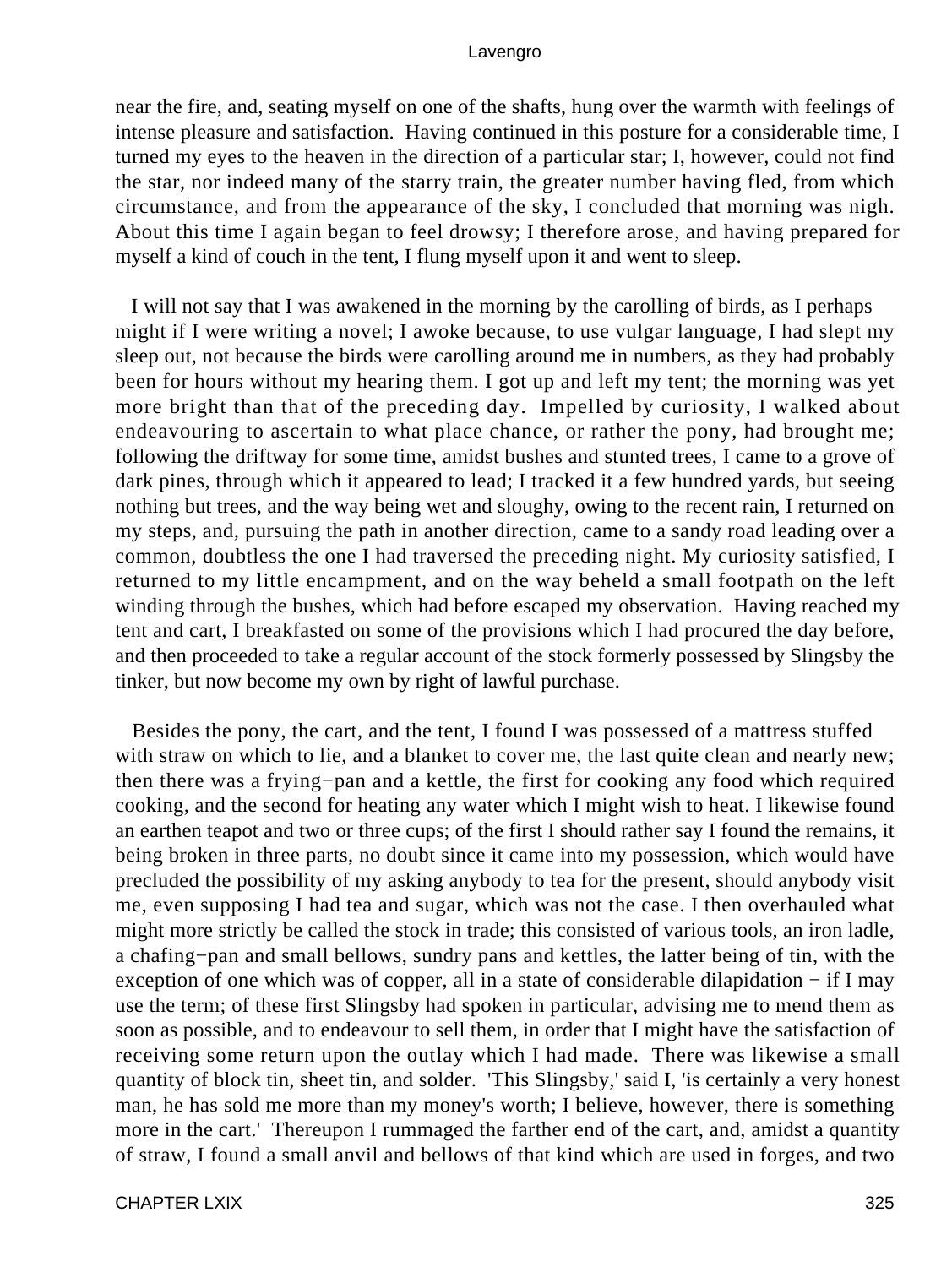near the fire, and, seating myself on one of the shafts, hung over the warmth with feelings of intense pleasure and satisfaction. Having continued in this posture for a considerable time, I turned my eyes to the heaven in the direction of a particular star; I, however, could not find the star, nor indeed many of the starry train, the greater number having fled, from which circumstance, and from the appearance of the sky, I concluded that morning was nigh. About this time I again began to feel drowsy; I therefore arose, and having prepared for myself a kind of couch in the tent, I flung myself upon it and went to sleep.

I will not say that I was awakened in the morning by the carolling of birds, as I perhaps might if I were writing a novel; I awoke because, to use vulgar language, I had slept my sleep out, not because the birds were carolling around me in numbers, as they had probably been for hours without my hearing them. I got up and left my tent; the morning was yet more bright than that of the preceding day. Impelled by curiosity, I walked about endeavouring to ascertain to what place chance, or rather the pony, had brought me; following the driftway for some time, amidst bushes and stunted trees, I came to a grove of dark pines, through which it appeared to lead; I tracked it a few hundred yards, but seeing nothing but trees, and the way being wet and sloughy, owing to the recent rain, I returned on my steps, and, pursuing the path in another direction, came to a sandy road leading over a common, doubtless the one I had traversed the preceding night. My curiosity satisfied, I returned to my little encampment, and on the way beheld a small footpath on the left winding through the bushes, which had before escaped my observation. Having reached my tent and cart, I breakfasted on some of the provisions which I had procured the day before, and then proceeded to take a regular account of the stock formerly possessed by Slingsby the tinker, but now become my own by right of lawful purchase.

Besides the pony, the cart, and the tent, I found I was possessed of a mattress stuffed with straw on which to lie, and a blanket to cover me, the last quite clean and nearly new; then there was a frying−pan and a kettle, the first for cooking any food which required cooking, and the second for heating any water which I might wish to heat. I likewise found an earthen teapot and two or three cups; of the first I should rather say I found the remains, it being broken in three parts, no doubt since it came into my possession, which would have precluded the possibility of my asking anybody to tea for the present, should anybody visit me, even supposing I had tea and sugar, which was not the case. I then overhauled what might more strictly be called the stock in trade; this consisted of various tools, an iron ladle, a chafing−pan and small bellows, sundry pans and kettles, the latter being of tin, with the exception of one which was of copper, all in a state of considerable dilapidation − if I may use the term; of these first Slingsby had spoken in particular, advising me to mend them as soon as possible, and to endeavour to sell them, in order that I might have the satisfaction of receiving some return upon the outlay which I had made. There was likewise a small quantity of block tin, sheet tin, and solder. 'This Slingsby,' said I, 'is certainly a very honest man, he has sold me more than my money's worth; I believe, however, there is something more in the cart.' Thereupon I rummaged the farther end of the cart, and, amidst a quantity of straw, I found a small anvil and bellows of that kind which are used in forges, and two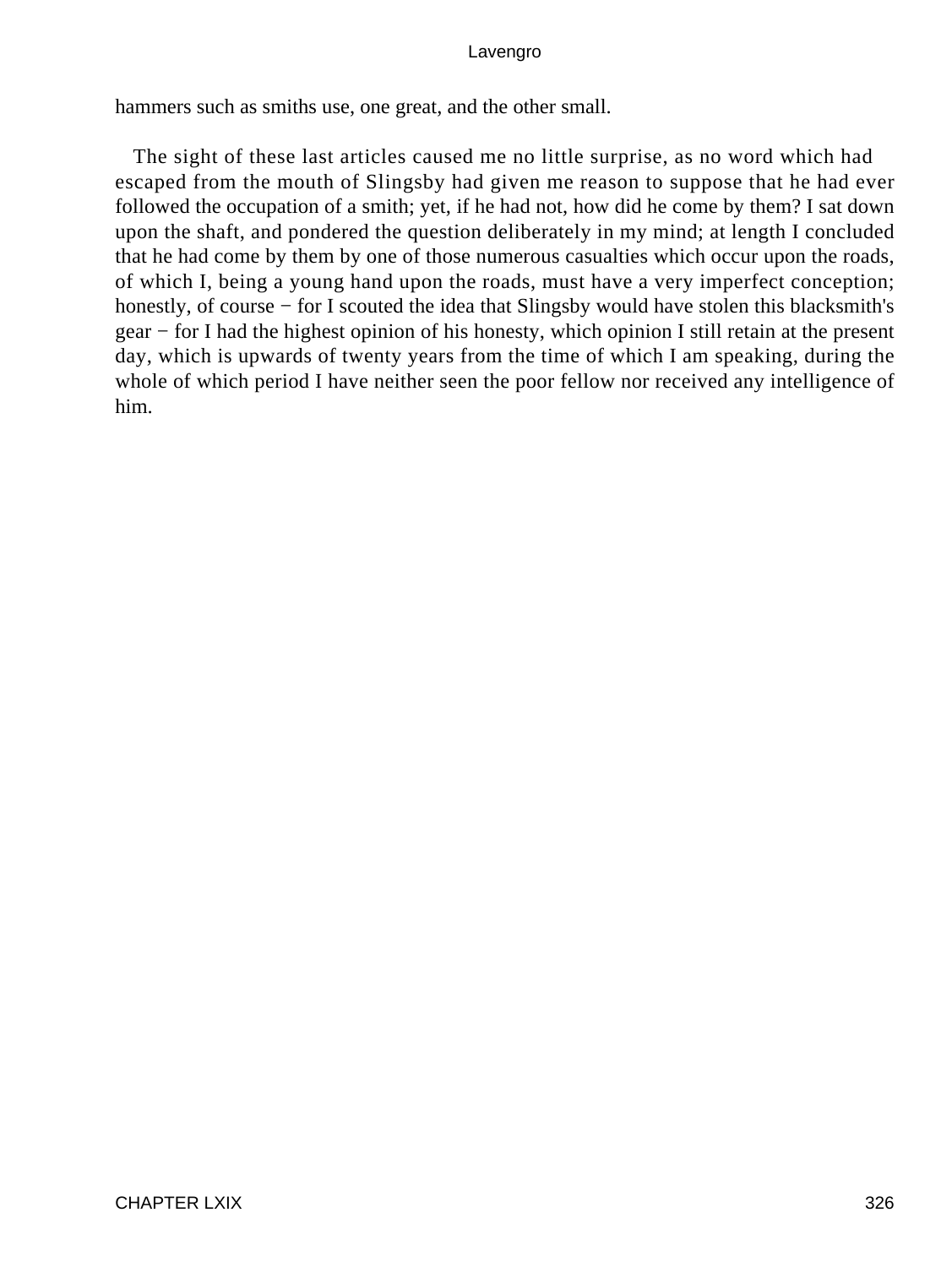hammers such as smiths use, one great, and the other small.

The sight of these last articles caused me no little surprise, as no word which had escaped from the mouth of Slingsby had given me reason to suppose that he had ever followed the occupation of a smith; yet, if he had not, how did he come by them? I sat down upon the shaft, and pondered the question deliberately in my mind; at length I concluded that he had come by them by one of those numerous casualties which occur upon the roads, of which I, being a young hand upon the roads, must have a very imperfect conception; honestly, of course − for I scouted the idea that Slingsby would have stolen this blacksmith's gear − for I had the highest opinion of his honesty, which opinion I still retain at the present day, which is upwards of twenty years from the time of which I am speaking, during the whole of which period I have neither seen the poor fellow nor received any intelligence of him.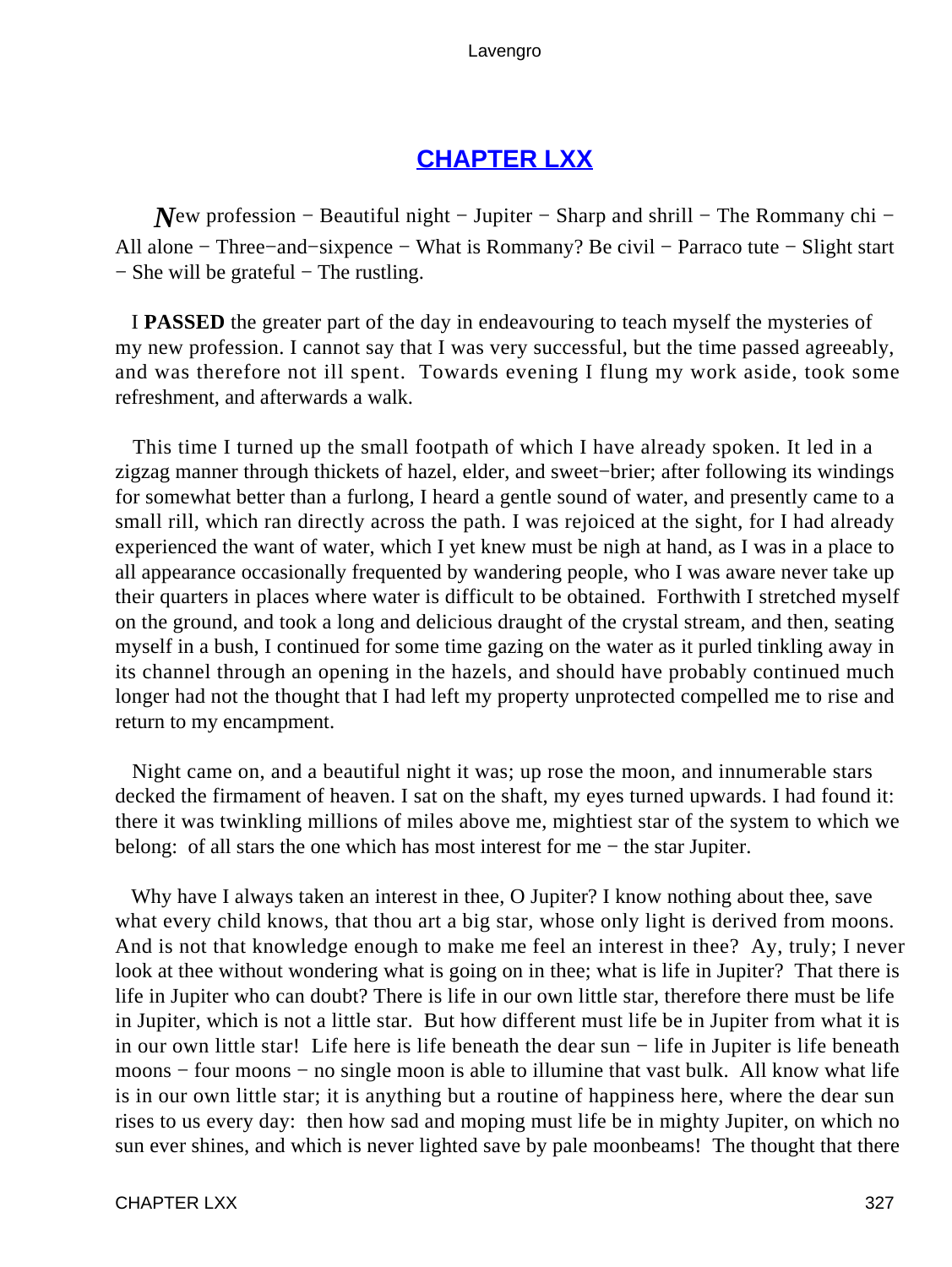## CHAPTER LXX

*N*ew profession − Beautiful night − Jupiter − Sharp and shrill − The Rommany chi − All alone − Three−and−sixpence − What is Rommany? Be civil − Parraco tute − Slight start − She will be grateful − The rustling.

I **PASSED** the greater part of the day in endeavouring to teach myself the mysteries of my new profession. I cannot say that I was very successful, but the time passed agreeably, and was therefore not ill spent. Towards evening I flung my work aside, took some refreshment, and afterwards a walk.

This time I turned up the small footpath of which I have already spoken. It led in a zigzag manner through thickets of hazel, elder, and sweet−brier; after following its windings for somewhat better than a furlong, I heard a gentle sound of water, and presently came to a small rill, which ran directly across the path. I was rejoiced at the sight, for I had already experienced the want of water, which I yet knew must be nigh at hand, as I was in a place to all appearance occasionally frequented by wandering people, who I was aware never take up their quarters in places where water is difficult to be obtained. Forthwith I stretched myself on the ground, and took a long and delicious draught of the crystal stream, and then, seating myself in a bush, I continued for some time gazing on the water as it purled tinkling away in its channel through an opening in the hazels, and should have probably continued much longer had not the thought that I had left my property unprotected compelled me to rise and return to my encampment.

Night came on, and a beautiful night it was; up rose the moon, and innumerable stars decked the firmament of heaven. I sat on the shaft, my eyes turned upwards. I had found it: there it was twinkling millions of miles above me, mightiest star of the system to which we belong: of all stars the one which has most interest for me − the star Jupiter.

Why have I always taken an interest in thee, O Jupiter? I know nothing about thee, save what every child knows, that thou art a big star, whose only light is derived from moons. And is not that knowledge enough to make me feel an interest in thee? Ay, truly; I never look at thee without wondering what is going on in thee; what is life in Jupiter? That there is life in Jupiter who can doubt? There is life in our own little star, therefore there must be life in Jupiter, which is not a little star. But how different must life be in Jupiter from what it is in our own little star! Life here is life beneath the dear sun − life in Jupiter is life beneath moons − four moons − no single moon is able to illumine that vast bulk. All know what life is in our own little star; it is anything but a routine of happiness here, where the dear sun rises to us every day: then how sad and moping must life be in mighty Jupiter, on which no sun ever shines, and which is never lighted save by pale moonbeams! The thought that there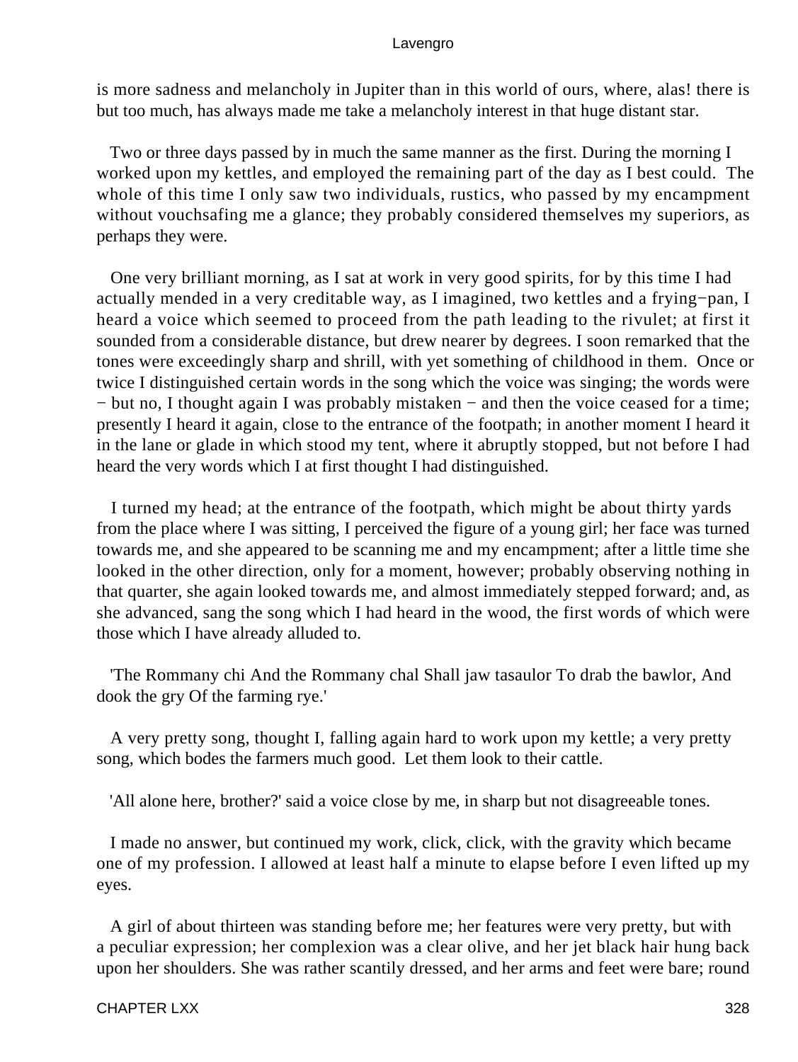is more sadness and melancholy in Jupiter than in this world of ours, where, alas! there is but too much, has always made me take a melancholy interest in that huge distant star.

Two or three days passed by in much the same manner as the first. During the morning I worked upon my kettles, and employed the remaining part of the day as I best could. The whole of this time I only saw two individuals, rustics, who passed by my encampment without vouchsafing me a glance; they probably considered themselves my superiors, as perhaps they were.

One very brilliant morning, as I sat at work in very good spirits, for by this time I had actually mended in a very creditable way, as I imagined, two kettles and a frying−pan, I heard a voice which seemed to proceed from the path leading to the rivulet; at first it sounded from a considerable distance, but drew nearer by degrees. I soon remarked that the tones were exceedingly sharp and shrill, with yet something of childhood in them. Once or twice I distinguished certain words in the song which the voice was singing; the words were − but no, I thought again I was probably mistaken − and then the voice ceased for a time; presently I heard it again, close to the entrance of the footpath; in another moment I heard it in the lane or glade in which stood my tent, where it abruptly stopped, but not before I had heard the very words which I at first thought I had distinguished.

I turned my head; at the entrance of the footpath, which might be about thirty yards from the place where I was sitting, I perceived the figure of a young girl; her face was turned towards me, and she appeared to be scanning me and my encampment; after a little time she looked in the other direction, only for a moment, however; probably observing nothing in that quarter, she again looked towards me, and almost immediately stepped forward; and, as she advanced, sang the song which I had heard in the wood, the first words of which were those which I have already alluded to.

'The Rommany chi And the Rommany chal Shall jaw tasaulor To drab the bawlor, And dook the gry Of the farming rye.'

A very pretty song, thought I, falling again hard to work upon my kettle; a very pretty song, which bodes the farmers much good. Let them look to their cattle.

'All alone here, brother?' said a voice close by me, in sharp but not disagreeable tones.

I made no answer, but continued my work, click, click, with the gravity which became one of my profession. I allowed at least half a minute to elapse before I even lifted up my eyes.

A girl of about thirteen was standing before me; her features were very pretty, but with a peculiar expression; her complexion was a clear olive, and her jet black hair hung back upon her shoulders. She was rather scantily dressed, and her arms and feet were bare; round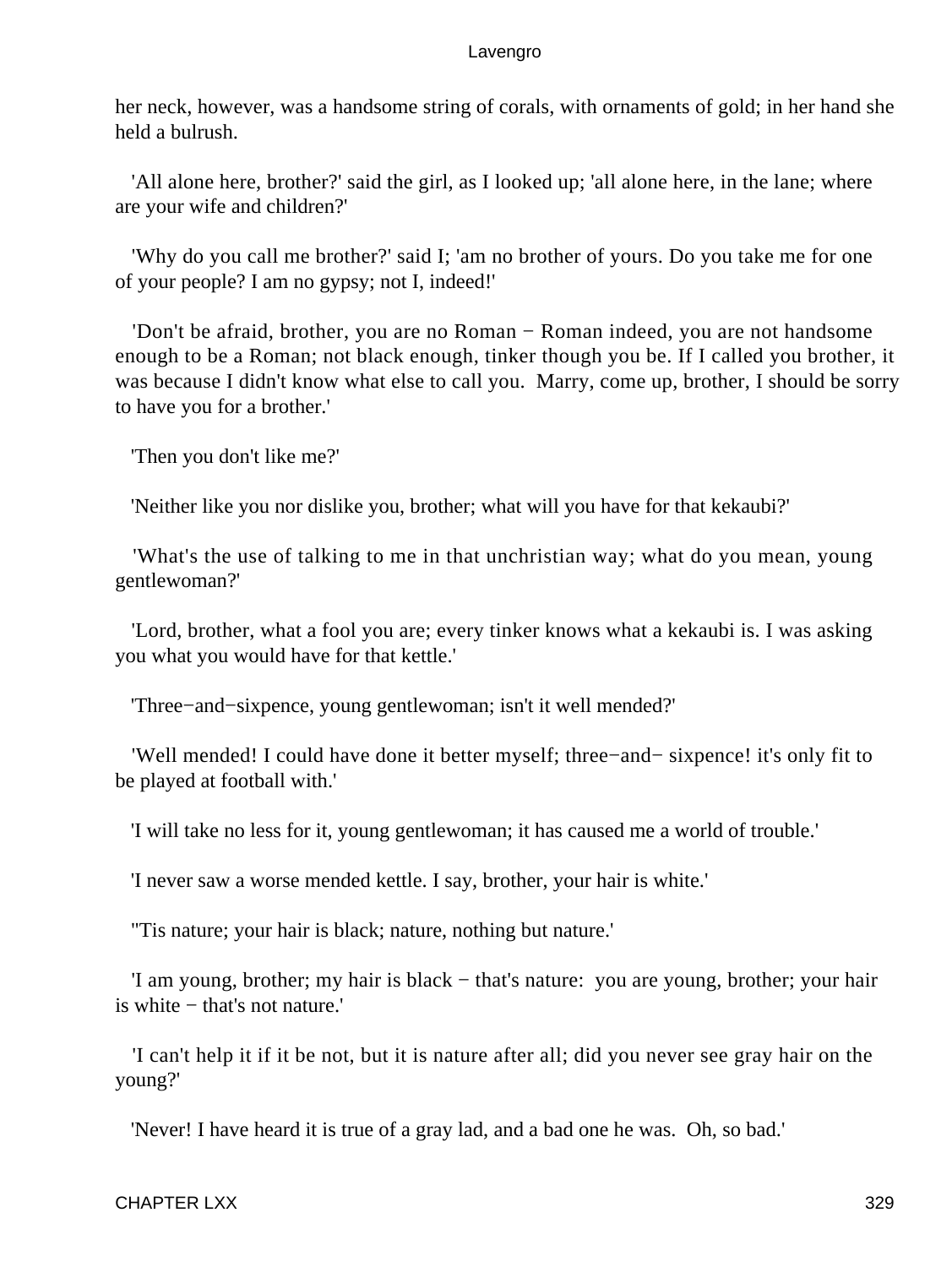her neck, however, was a handsome string of corals, with ornaments of gold; in her hand she held a bulrush.

'All alone here, brother?' said the girl, as I looked up; 'all alone here, in the lane; where are your wife and children?'

'Why do you call me brother?' said I; 'am no brother of yours. Do you take me for one of your people? I am no gypsy; not I, indeed!'

'Don't be afraid, brother, you are no Roman − Roman indeed, you are not handsome enough to be a Roman; not black enough, tinker though you be. If I called you brother, it was because I didn't know what else to call you. Marry, come up, brother, I should be sorry to have you for a brother.'

'Then you don't like me?'

'Neither like you nor dislike you, brother; what will you have for that kekaubi?'

'What's the use of talking to me in that unchristian way; what do you mean, young gentlewoman?'

'Lord, brother, what a fool you are; every tinker knows what a kekaubi is. I was asking you what you would have for that kettle.'

'Three−and−sixpence, young gentlewoman; isn't it well mended?'

'Well mended! I could have done it better myself; three−and− sixpence! it's only fit to be played at football with.'

'I will take no less for it, young gentlewoman; it has caused me a world of trouble.'

'I never saw a worse mended kettle. I say, brother, your hair is white.'

''Tis nature; your hair is black; nature, nothing but nature.'

'I am young, brother; my hair is black − that's nature: you are young, brother; your hair is white − that's not nature.'

'I can't help it if it be not, but it is nature after all; did you never see gray hair on the young?'

'Never! I have heard it is true of a gray lad, and a bad one he was. Oh, so bad.'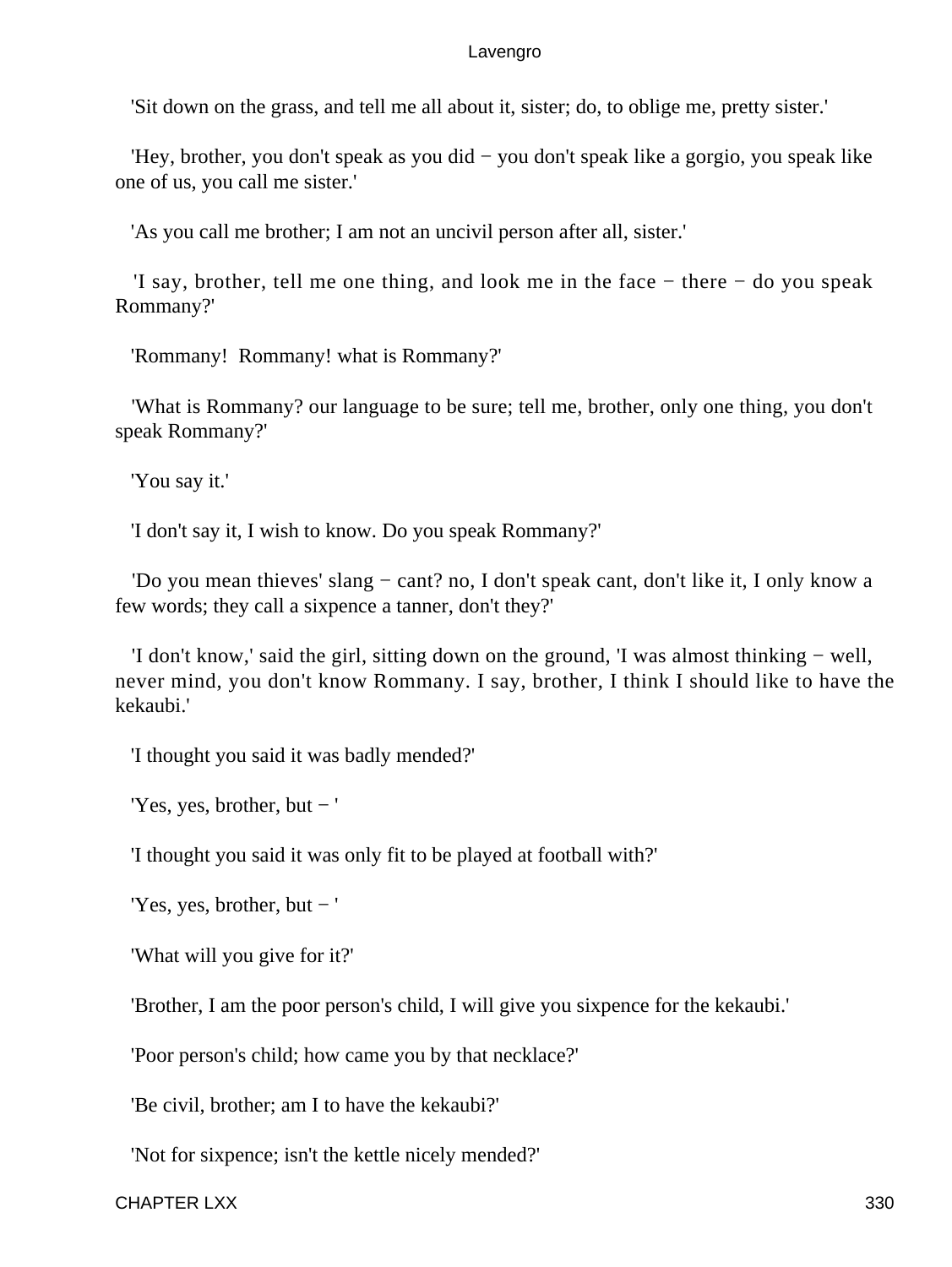'Sit down on the grass, and tell me all about it, sister; do, to oblige me, pretty sister.'

'Hey, brother, you don't speak as you did − you don't speak like a gorgio, you speak like one of us, you call me sister.'

'As you call me brother; I am not an uncivil person after all, sister.'

'I say, brother, tell me one thing, and look me in the face − there − do you speak Rommany?'

'Rommany! Rommany! what is Rommany?'

'What is Rommany? our language to be sure; tell me, brother, only one thing, you don't speak Rommany?'

'You say it.'

'I don't say it, I wish to know. Do you speak Rommany?'

'Do you mean thieves' slang − cant? no, I don't speak cant, don't like it, I only know a few words; they call a sixpence a tanner, don't they?'

'I don't know,' said the girl, sitting down on the ground, 'I was almost thinking − well, never mind, you don't know Rommany. I say, brother, I think I should like to have the kekaubi.'

'I thought you said it was badly mended?'

'Yes, yes, brother, but − '

'I thought you said it was only fit to be played at football with?'

'Yes, yes, brother, but − '

'What will you give for it?'

'Brother, I am the poor person's child, I will give you sixpence for the kekaubi.'

'Poor person's child; how came you by that necklace?'

'Be civil, brother; am I to have the kekaubi?'

'Not for sixpence; isn't the kettle nicely mended?'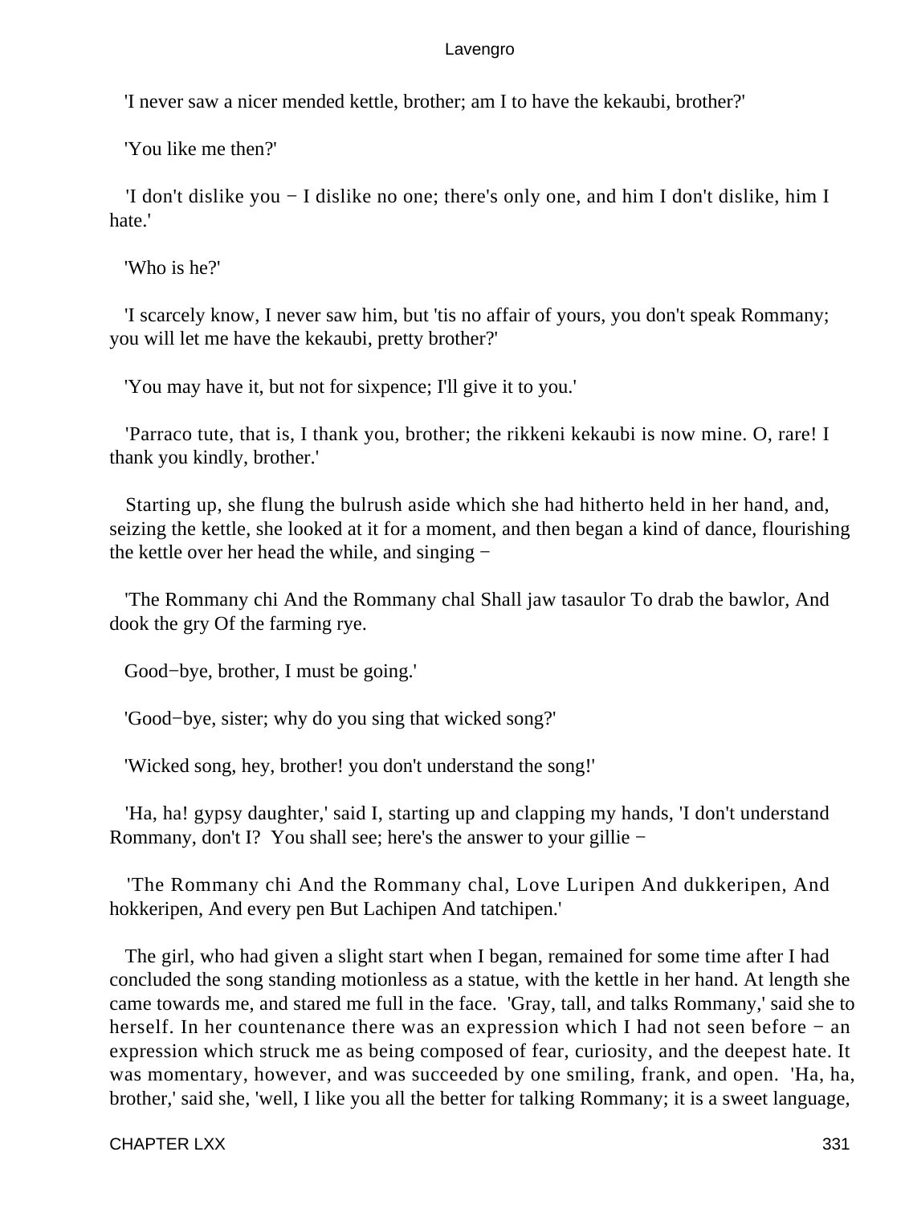'I never saw a nicer mended kettle, brother; am I to have the kekaubi, brother?'

'You like me then?'

'I don't dislike you − I dislike no one; there's only one, and him I don't dislike, him I hate.'

'Who is he?'

'I scarcely know, I never saw him, but 'tis no affair of yours, you don't speak Rommany; you will let me have the kekaubi, pretty brother?'

'You may have it, but not for sixpence; I'll give it to you.'

'Parraco tute, that is, I thank you, brother; the rikkeni kekaubi is now mine. O, rare! I thank you kindly, brother.'

Starting up, she flung the bulrush aside which she had hitherto held in her hand, and, seizing the kettle, she looked at it for a moment, and then began a kind of dance, flourishing the kettle over her head the while, and singing −

'The Rommany chi And the Rommany chal Shall jaw tasaulor To drab the bawlor, And dook the gry Of the farming rye.

Good−bye, brother, I must be going.'

'Good−bye, sister; why do you sing that wicked song?'

'Wicked song, hey, brother! you don't understand the song!'

'Ha, ha! gypsy daughter,' said I, starting up and clapping my hands, 'I don't understand Rommany, don't I? You shall see; here's the answer to your gillie −

'The Rommany chi And the Rommany chal, Love Luripen And dukkeripen, And hokkeripen, And every pen But Lachipen And tatchipen.'

The girl, who had given a slight start when I began, remained for some time after I had concluded the song standing motionless as a statue, with the kettle in her hand. At length she came towards me, and stared me full in the face. 'Gray, tall, and talks Rommany,' said she to herself. In her countenance there was an expression which I had not seen before − an expression which struck me as being composed of fear, curiosity, and the deepest hate. It was momentary, however, and was succeeded by one smiling, frank, and open. 'Ha, ha, brother,' said she, 'well, I like you all the better for talking Rommany; it is a sweet language,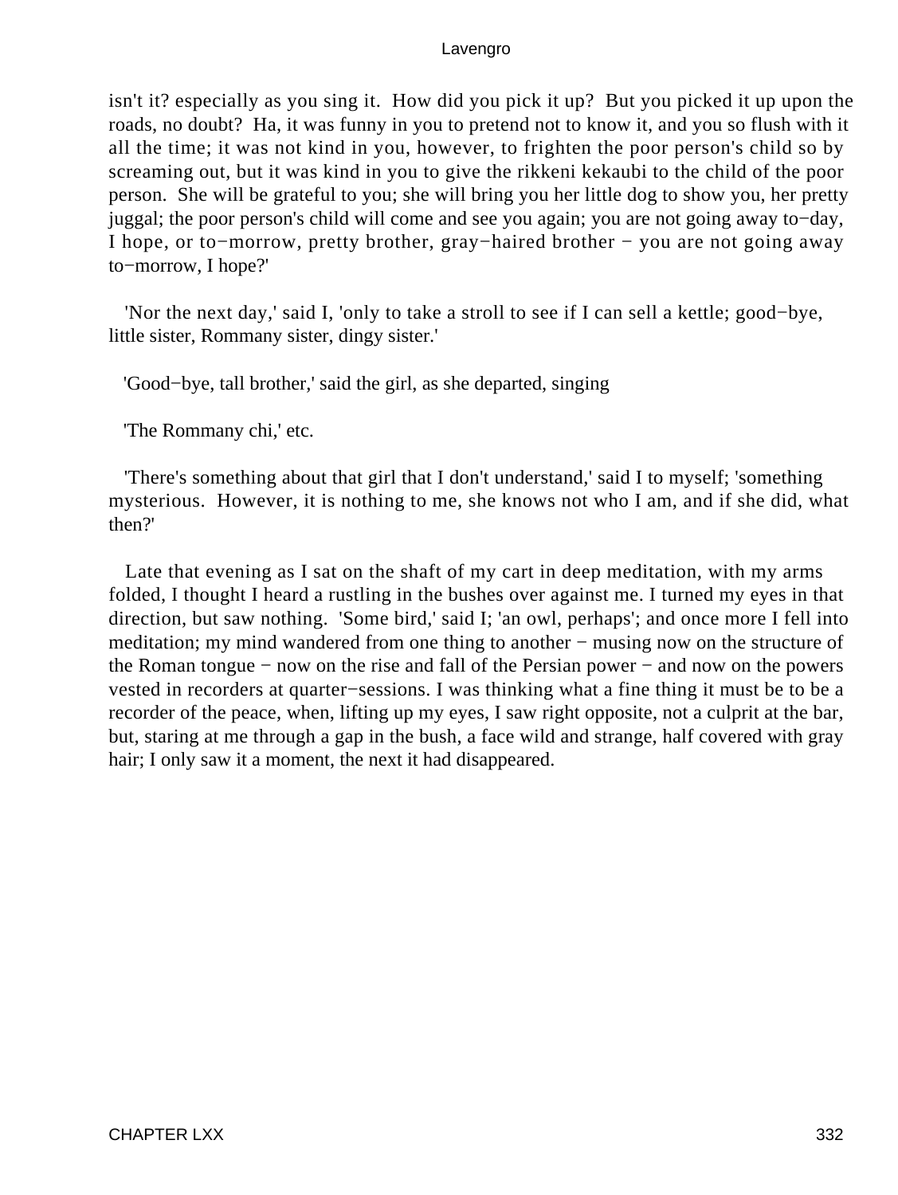isn't it? especially as you sing it. How did you pick it up? But you picked it up upon the roads, no doubt? Ha, it was funny in you to pretend not to know it, and you so flush with it all the time; it was not kind in you, however, to frighten the poor person's child so by screaming out, but it was kind in you to give the rikkeni kekaubi to the child of the poor person. She will be grateful to you; she will bring you her little dog to show you, her pretty juggal; the poor person's child will come and see you again; you are not going away to−day, I hope, or to−morrow, pretty brother, gray−haired brother − you are not going away to−morrow, I hope?'

'Nor the next day,' said I, 'only to take a stroll to see if I can sell a kettle; good−bye, little sister, Rommany sister, dingy sister.'

'Good−bye, tall brother,' said the girl, as she departed, singing

'The Rommany chi,' etc.

'There's something about that girl that I don't understand,' said I to myself; 'something mysterious. However, it is nothing to me, she knows not who I am, and if she did, what then?'

Late that evening as I sat on the shaft of my cart in deep meditation, with my arms folded, I thought I heard a rustling in the bushes over against me. I turned my eyes in that direction, but saw nothing. 'Some bird,' said I; 'an owl, perhaps'; and once more I fell into meditation; my mind wandered from one thing to another − musing now on the structure of the Roman tongue − now on the rise and fall of the Persian power − and now on the powers vested in recorders at quarter−sessions. I was thinking what a fine thing it must be to be a recorder of the peace, when, lifting up my eyes, I saw right opposite, not a culprit at the bar, but, staring at me through a gap in the bush, a face wild and strange, half covered with gray hair; I only saw it a moment, the next it had disappeared.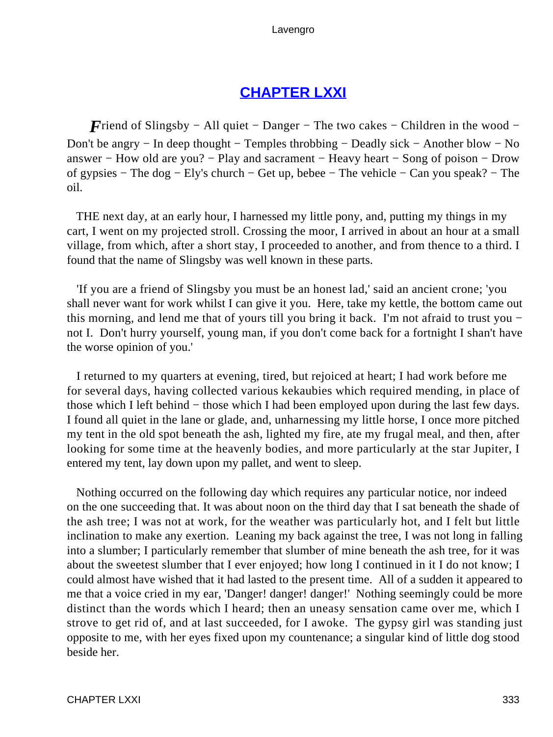# CHAPTER LXXI

*F*riend of Slingsby − All quiet − Danger − The two cakes − Children in the wood − Don't be angry − In deep thought − Temples throbbing − Deadly sick − Another blow − No answer − How old are you? − Play and sacrament − Heavy heart − Song of poison − Drow of gypsies − The dog − Ely's church − Get up, bebee − The vehicle − Can you speak? − The oil.

THE next day, at an early hour, I harnessed my little pony, and, putting my things in my cart, I went on my projected stroll. Crossing the moor, I arrived in about an hour at a small village, from which, after a short stay, I proceeded to another, and from thence to a third. I found that the name of Slingsby was well known in these parts.

'If you are a friend of Slingsby you must be an honest lad,' said an ancient crone; 'you shall never want for work whilst I can give it you. Here, take my kettle, the bottom came out this morning, and lend me that of yours till you bring it back. I'm not afraid to trust you − not I. Don't hurry yourself, young man, if you don't come back for a fortnight I shan't have the worse opinion of you.'

I returned to my quarters at evening, tired, but rejoiced at heart; I had work before me for several days, having collected various kekaubies which required mending, in place of those which I left behind − those which I had been employed upon during the last few days. I found all quiet in the lane or glade, and, unharnessing my little horse, I once more pitched my tent in the old spot beneath the ash, lighted my fire, ate my frugal meal, and then, after looking for some time at the heavenly bodies, and more particularly at the star Jupiter, I entered my tent, lay down upon my pallet, and went to sleep.

Nothing occurred on the following day which requires any particular notice, nor indeed on the one succeeding that. It was about noon on the third day that I sat beneath the shade of the ash tree; I was not at work, for the weather was particularly hot, and I felt but little inclination to make any exertion. Leaning my back against the tree, I was not long in falling into a slumber; I particularly remember that slumber of mine beneath the ash tree, for it was about the sweetest slumber that I ever enjoyed; how long I continued in it I do not know; I could almost have wished that it had lasted to the present time. All of a sudden it appeared to me that a voice cried in my ear, 'Danger! danger! danger!' Nothing seemingly could be more distinct than the words which I heard; then an uneasy sensation came over me, which I strove to get rid of, and at last succeeded, for I awoke. The gypsy girl was standing just opposite to me, with her eyes fixed upon my countenance; a singular kind of little dog stood beside her.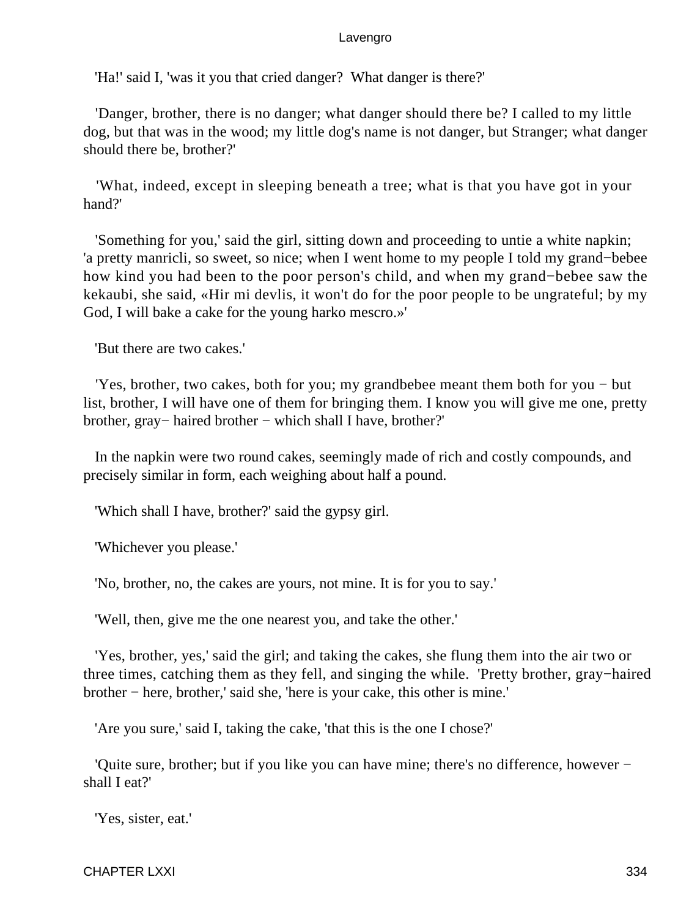'Ha!' said I, 'was it you that cried danger?  What danger is there?'

'Danger, brother, there is no danger; what danger should there be? I called to my little dog, but that was in the wood; my little dog's name is not danger, but Stranger; what danger should there be, brother?'

'What, indeed, except in sleeping beneath a tree; what is that you have got in your hand?'

'Something for you,' said the girl, sitting down and proceeding to untie a white napkin; 'a pretty manricli, so sweet, so nice; when I went home to my people I told my grand−bebee how kind you had been to the poor person's child, and when my grand−bebee saw the kekaubi, she said, «Hir mi devlis, it won't do for the poor people to be ungrateful; by my God, I will bake a cake for the young harko mescro.»'

'But there are two cakes.'

'Yes, brother, two cakes, both for you; my grandbebee meant them both for you − but list, brother, I will have one of them for bringing them. I know you will give me one, pretty brother, gray− haired brother − which shall I have, brother?'

In the napkin were two round cakes, seemingly made of rich and costly compounds, and precisely similar in form, each weighing about half a pound.

'Which shall I have, brother?' said the gypsy girl.

'Whichever you please.'

'No, brother, no, the cakes are yours, not mine. It is for you to say.'

'Well, then, give me the one nearest you, and take the other.'

'Yes, brother, yes,' said the girl; and taking the cakes, she flung them into the air two or three times, catching them as they fell, and singing the while.  'Pretty brother, gray−haired brother − here, brother,' said she, 'here is your cake, this other is mine.'

'Are you sure,' said I, taking the cake, 'that this is the one I chose?'

'Quite sure, brother; but if you like you can have mine; there's no difference, however − shall I eat?'

'Yes, sister, eat.'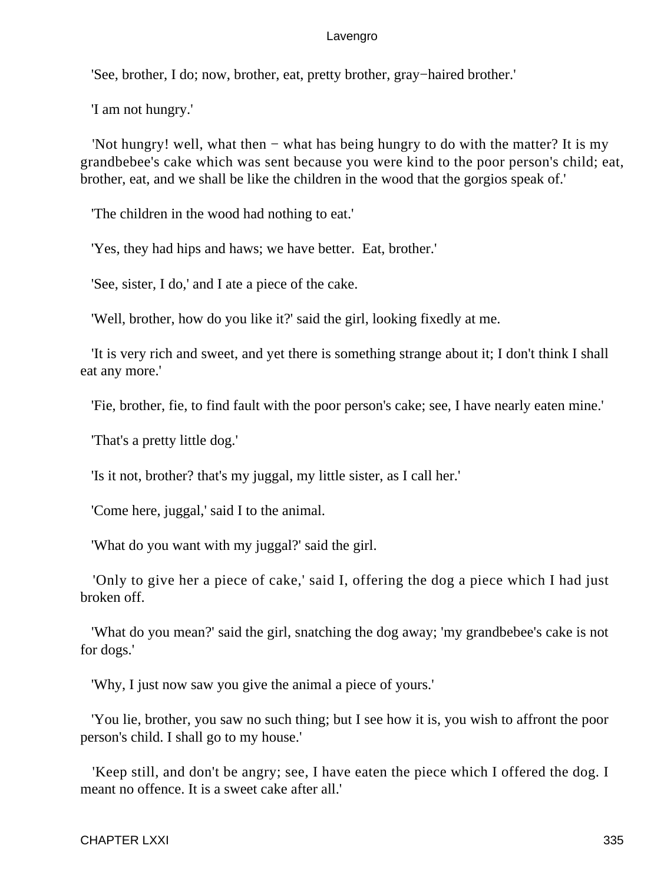'See, brother, I do; now, brother, eat, pretty brother, gray−haired brother.'

'I am not hungry.'

'Not hungry! well, what then − what has being hungry to do with the matter? It is my grandbebee's cake which was sent because you were kind to the poor person's child; eat, brother, eat, and we shall be like the children in the wood that the gorgios speak of.'

'The children in the wood had nothing to eat.'

'Yes, they had hips and haws; we have better. Eat, brother.'

'See, sister, I do,' and I ate a piece of the cake.

'Well, brother, how do you like it?' said the girl, looking fixedly at me.

'It is very rich and sweet, and yet there is something strange about it; I don't think I shall eat any more.'

'Fie, brother, fie, to find fault with the poor person's cake; see, I have nearly eaten mine.'

'That's a pretty little dog.'

'Is it not, brother? that's my juggal, my little sister, as I call her.'

'Come here, juggal,' said I to the animal.

'What do you want with my juggal?' said the girl.

'Only to give her a piece of cake,' said I, offering the dog a piece which I had just broken off.

'What do you mean?' said the girl, snatching the dog away; 'my grandbebee's cake is not for dogs.'

'Why, I just now saw you give the animal a piece of yours.'

'You lie, brother, you saw no such thing; but I see how it is, you wish to affront the poor person's child. I shall go to my house.'

'Keep still, and don't be angry; see, I have eaten the piece which I offered the dog. I meant no offence. It is a sweet cake after all.'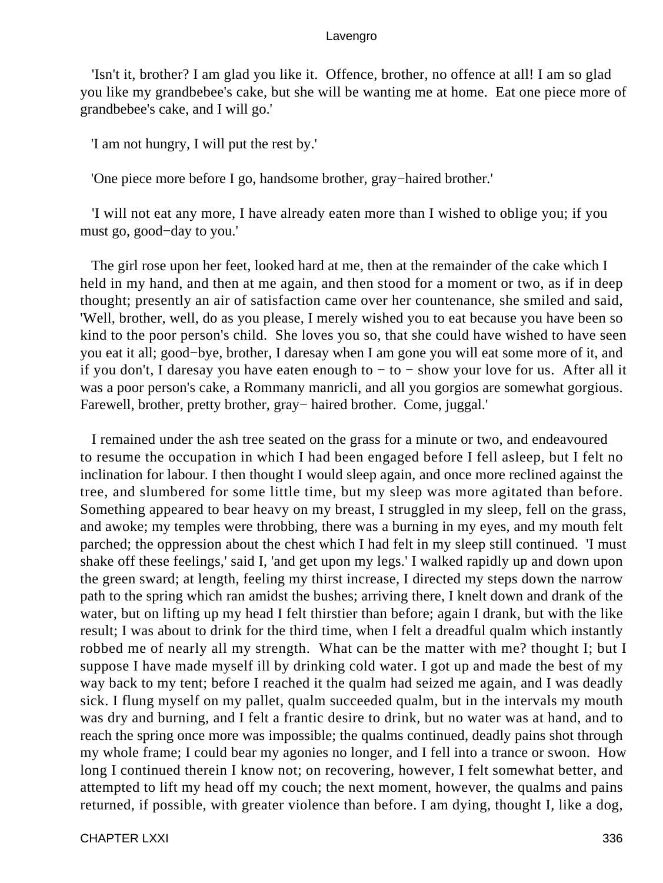'Isn't it, brother? I am glad you like it. Offence, brother, no offence at all! I am so glad you like my grandbebee's cake, but she will be wanting me at home. Eat one piece more of grandbebee's cake, and I will go.'

'I am not hungry, I will put the rest by.'

'One piece more before I go, handsome brother, gray−haired brother.'

'I will not eat any more, I have already eaten more than I wished to oblige you; if you must go, good−day to you.'

The girl rose upon her feet, looked hard at me, then at the remainder of the cake which I held in my hand, and then at me again, and then stood for a moment or two, as if in deep thought; presently an air of satisfaction came over her countenance, she smiled and said, 'Well, brother, well, do as you please, I merely wished you to eat because you have been so kind to the poor person's child. She loves you so, that she could have wished to have seen you eat it all; good−bye, brother, I daresay when I am gone you will eat some more of it, and if you don't, I daresay you have eaten enough to − to − show your love for us. After all it was a poor person's cake, a Rommany manricli, and all you gorgios are somewhat gorgious. Farewell, brother, pretty brother, gray− haired brother. Come, juggal.'

I remained under the ash tree seated on the grass for a minute or two, and endeavoured to resume the occupation in which I had been engaged before I fell asleep, but I felt no inclination for labour. I then thought I would sleep again, and once more reclined against the tree, and slumbered for some little time, but my sleep was more agitated than before. Something appeared to bear heavy on my breast, I struggled in my sleep, fell on the grass, and awoke; my temples were throbbing, there was a burning in my eyes, and my mouth felt parched; the oppression about the chest which I had felt in my sleep still continued. 'I must shake off these feelings,' said I, 'and get upon my legs.' I walked rapidly up and down upon the green sward; at length, feeling my thirst increase, I directed my steps down the narrow path to the spring which ran amidst the bushes; arriving there, I knelt down and drank of the water, but on lifting up my head I felt thirstier than before; again I drank, but with the like result; I was about to drink for the third time, when I felt a dreadful qualm which instantly robbed me of nearly all my strength. What can be the matter with me? thought I; but I suppose I have made myself ill by drinking cold water. I got up and made the best of my way back to my tent; before I reached it the qualm had seized me again, and I was deadly sick. I flung myself on my pallet, qualm succeeded qualm, but in the intervals my mouth was dry and burning, and I felt a frantic desire to drink, but no water was at hand, and to reach the spring once more was impossible; the qualms continued, deadly pains shot through my whole frame; I could bear my agonies no longer, and I fell into a trance or swoon. How long I continued therein I know not; on recovering, however, I felt somewhat better, and attempted to lift my head off my couch; the next moment, however, the qualms and pains returned, if possible, with greater violence than before. I am dying, thought I, like a dog,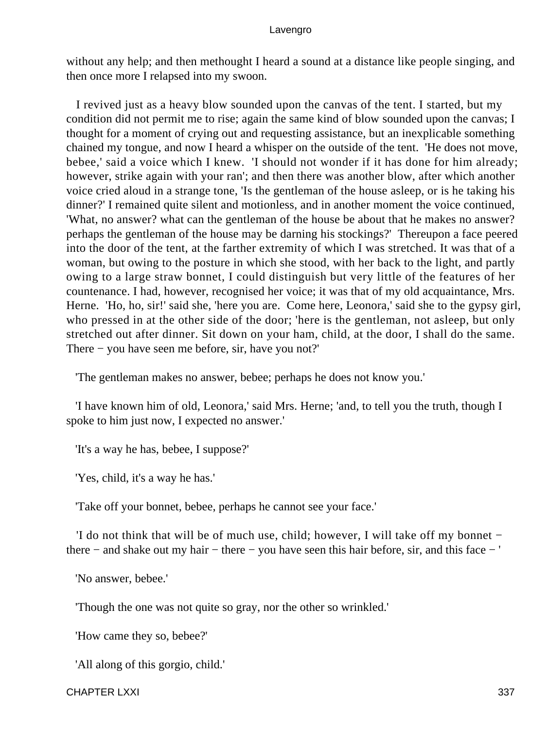without any help; and then methought I heard a sound at a distance like people singing, and then once more I relapsed into my swoon.

I revived just as a heavy blow sounded upon the canvas of the tent. I started, but my condition did not permit me to rise; again the same kind of blow sounded upon the canvas; I thought for a moment of crying out and requesting assistance, but an inexplicable something chained my tongue, and now I heard a whisper on the outside of the tent. 'He does not move, bebee,' said a voice which I knew. 'I should not wonder if it has done for him already; however, strike again with your ran'; and then there was another blow, after which another voice cried aloud in a strange tone, 'Is the gentleman of the house asleep, or is he taking his dinner?' I remained quite silent and motionless, and in another moment the voice continued, 'What, no answer? what can the gentleman of the house be about that he makes no answer? perhaps the gentleman of the house may be darning his stockings?' Thereupon a face peered into the door of the tent, at the farther extremity of which I was stretched. It was that of a woman, but owing to the posture in which she stood, with her back to the light, and partly owing to a large straw bonnet, I could distinguish but very little of the features of her countenance. I had, however, recognised her voice; it was that of my old acquaintance, Mrs. Herne. 'Ho, ho, sir!' said she, 'here you are. Come here, Leonora,' said she to the gypsy girl, who pressed in at the other side of the door; 'here is the gentleman, not asleep, but only stretched out after dinner. Sit down on your ham, child, at the door, I shall do the same. There − you have seen me before, sir, have you not?'

'The gentleman makes no answer, bebee; perhaps he does not know you.'

'I have known him of old, Leonora,' said Mrs. Herne; 'and, to tell you the truth, though I spoke to him just now, I expected no answer.'

'It's a way he has, bebee, I suppose?'

'Yes, child, it's a way he has.'

'Take off your bonnet, bebee, perhaps he cannot see your face.'

'I do not think that will be of much use, child; however, I will take off my bonnet − there − and shake out my hair − there − you have seen this hair before, sir, and this face − '

'No answer, bebee.'

'Though the one was not quite so gray, nor the other so wrinkled.'

'How came they so, bebee?'

'All along of this gorgio, child.'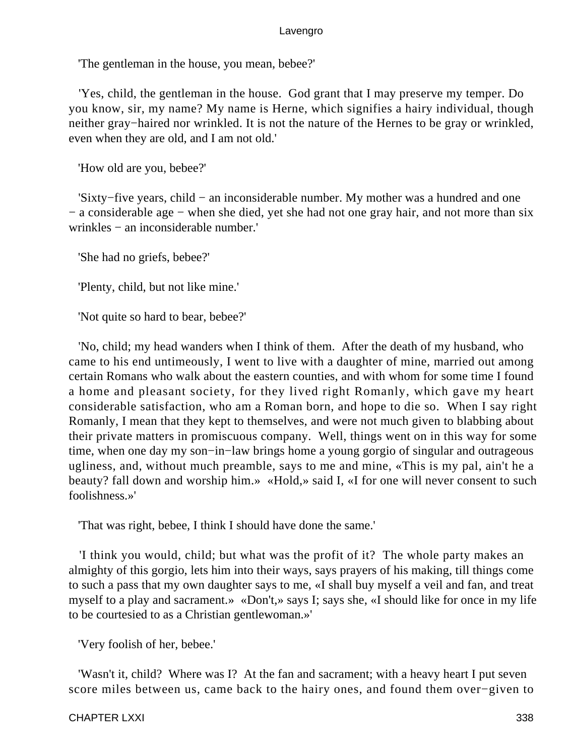'The gentleman in the house, you mean, bebee?'

'Yes, child, the gentleman in the house. God grant that I may preserve my temper. Do you know, sir, my name? My name is Herne, which signifies a hairy individual, though neither gray−haired nor wrinkled. It is not the nature of the Hernes to be gray or wrinkled, even when they are old, and I am not old.'

'How old are you, bebee?'

'Sixty−five years, child − an inconsiderable number. My mother was a hundred and one − a considerable age − when she died, yet she had not one gray hair, and not more than six wrinkles − an inconsiderable number.'

'She had no griefs, bebee?'

'Plenty, child, but not like mine.'

'Not quite so hard to bear, bebee?'

'No, child; my head wanders when I think of them. After the death of my husband, who came to his end untimeously, I went to live with a daughter of mine, married out among certain Romans who walk about the eastern counties, and with whom for some time I found a home and pleasant society, for they lived right Romanly, which gave my heart considerable satisfaction, who am a Roman born, and hope to die so. When I say right Romanly, I mean that they kept to themselves, and were not much given to blabbing about their private matters in promiscuous company. Well, things went on in this way for some time, when one day my son−in−law brings home a young gorgio of singular and outrageous ugliness, and, without much preamble, says to me and mine, «This is my pal, ain't he a beauty? fall down and worship him.» «Hold,» said I, «I for one will never consent to such foolishness.»'

'That was right, bebee, I think I should have done the same.'

'I think you would, child; but what was the profit of it? The whole party makes an almighty of this gorgio, lets him into their ways, says prayers of his making, till things come to such a pass that my own daughter says to me, «I shall buy myself a veil and fan, and treat myself to a play and sacrament.» «Don't,» says I; says she, «I should like for once in my life to be courtesied to as a Christian gentlewoman.»'

'Very foolish of her, bebee.'

'Wasn't it, child? Where was I? At the fan and sacrament; with a heavy heart I put seven score miles between us, came back to the hairy ones, and found them over−given to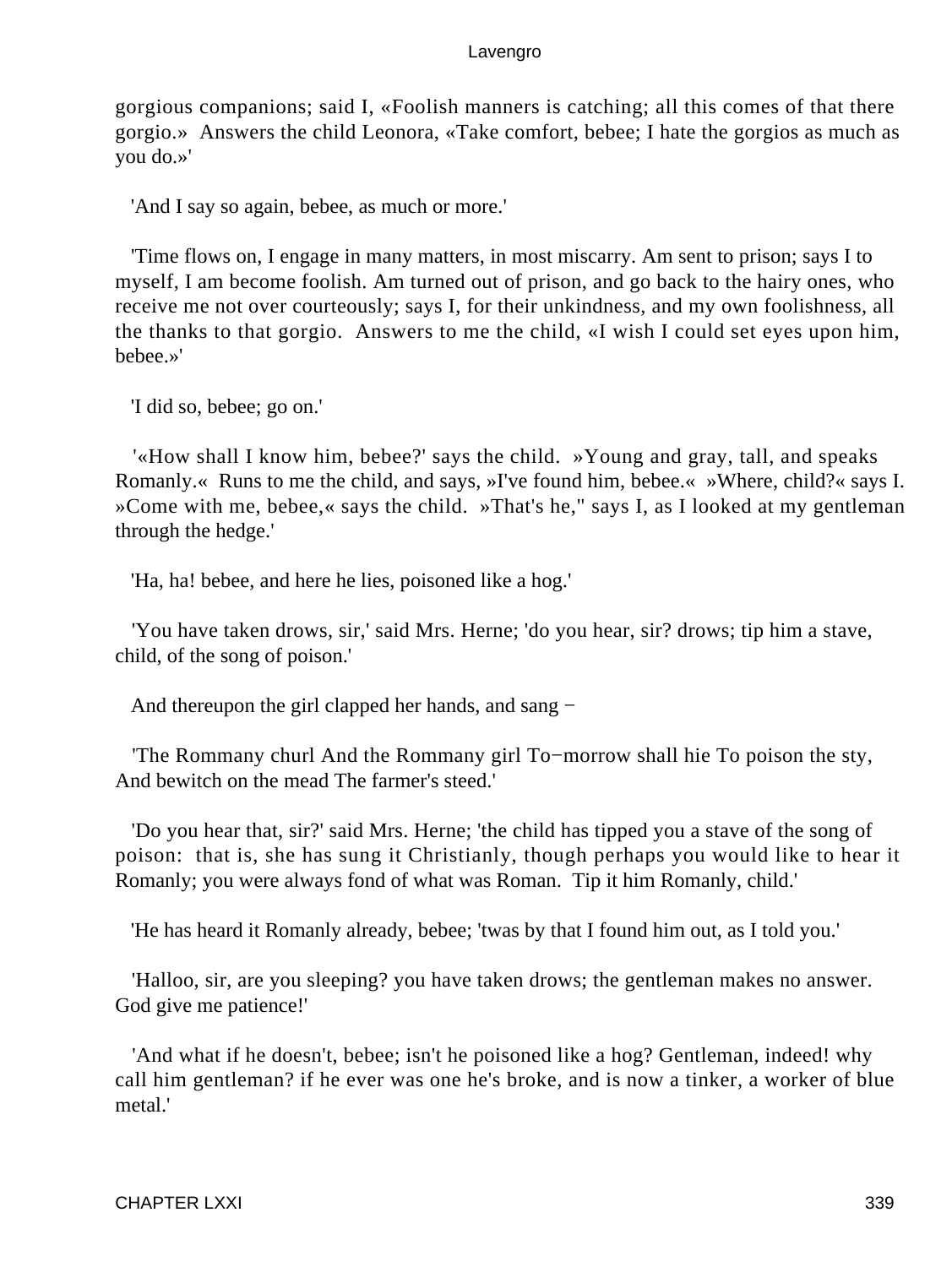gorgious companions; said I, «Foolish manners is catching; all this comes of that there gorgio.» Answers the child Leonora, «Take comfort, bebee; I hate the gorgios as much as you do.»'

'And I say so again, bebee, as much or more.'

'Time flows on, I engage in many matters, in most miscarry. Am sent to prison; says I to myself, I am become foolish. Am turned out of prison, and go back to the hairy ones, who receive me not over courteously; says I, for their unkindness, and my own foolishness, all the thanks to that gorgio. Answers to me the child, «I wish I could set eyes upon him, bebee.»'

'I did so, bebee; go on.'

'«How shall I know him, bebee?' says the child. »Young and gray, tall, and speaks Romanly.« Runs to me the child, and says, »I've found him, bebee.« »Where, child?« says I. »Come with me, bebee,« says the child. »That's he," says I, as I looked at my gentleman through the hedge.'

'Ha, ha! bebee, and here he lies, poisoned like a hog.'

'You have taken drows, sir,' said Mrs. Herne; 'do you hear, sir? drows; tip him a stave, child, of the song of poison.'

And thereupon the girl clapped her hands, and sang −

'The Rommany churl And the Rommany girl To−morrow shall hie To poison the sty, And bewitch on the mead The farmer's steed.'

'Do you hear that, sir?' said Mrs. Herne; 'the child has tipped you a stave of the song of poison: that is, she has sung it Christianly, though perhaps you would like to hear it Romanly; you were always fond of what was Roman. Tip it him Romanly, child.'

'He has heard it Romanly already, bebee; 'twas by that I found him out, as I told you.'

'Halloo, sir, are you sleeping? you have taken drows; the gentleman makes no answer. God give me patience!'

'And what if he doesn't, bebee; isn't he poisoned like a hog? Gentleman, indeed! why call him gentleman? if he ever was one he's broke, and is now a tinker, a worker of blue metal.'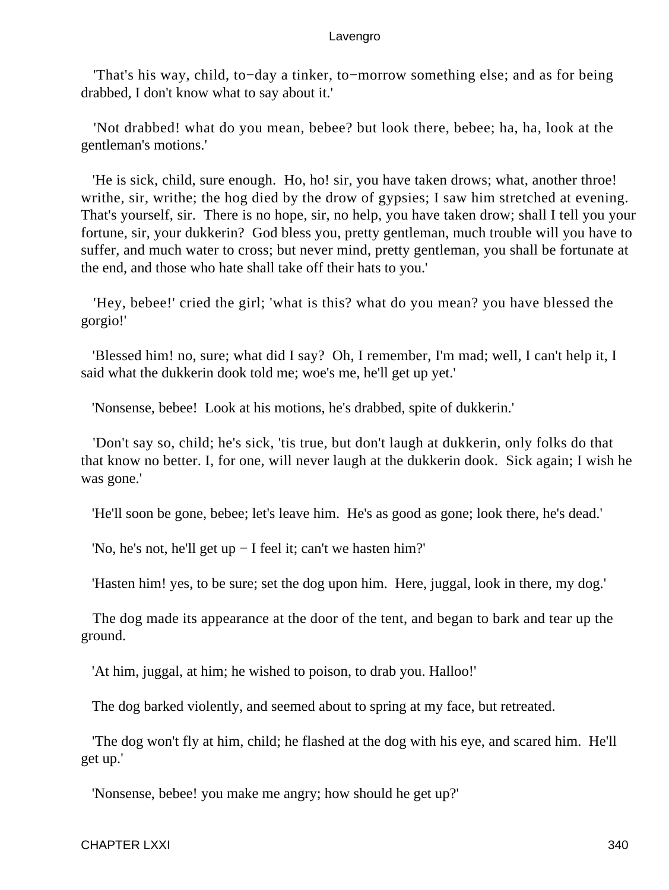'That's his way, child, to−day a tinker, to−morrow something else; and as for being drabbed, I don't know what to say about it.'

'Not drabbed! what do you mean, bebee? but look there, bebee; ha, ha, look at the gentleman's motions.'

'He is sick, child, sure enough. Ho, ho! sir, you have taken drows; what, another throe! writhe, sir, writhe; the hog died by the drow of gypsies; I saw him stretched at evening. That's yourself, sir. There is no hope, sir, no help, you have taken drow; shall I tell you your fortune, sir, your dukkerin? God bless you, pretty gentleman, much trouble will you have to suffer, and much water to cross; but never mind, pretty gentleman, you shall be fortunate at the end, and those who hate shall take off their hats to you.'

'Hey, bebee!' cried the girl; 'what is this? what do you mean? you have blessed the gorgio!'

'Blessed him! no, sure; what did I say? Oh, I remember, I'm mad; well, I can't help it, I said what the dukkerin dook told me; woe's me, he'll get up yet.'

'Nonsense, bebee! Look at his motions, he's drabbed, spite of dukkerin.'

'Don't say so, child; he's sick, 'tis true, but don't laugh at dukkerin, only folks do that that know no better. I, for one, will never laugh at the dukkerin dook. Sick again; I wish he was gone.'

'He'll soon be gone, bebee; let's leave him. He's as good as gone; look there, he's dead.'

'No, he's not, he'll get up − I feel it; can't we hasten him?'

'Hasten him! yes, to be sure; set the dog upon him. Here, juggal, look in there, my dog.'

The dog made its appearance at the door of the tent, and began to bark and tear up the ground.

'At him, juggal, at him; he wished to poison, to drab you. Halloo!'

The dog barked violently, and seemed about to spring at my face, but retreated.

'The dog won't fly at him, child; he flashed at the dog with his eye, and scared him. He'll get up.'

'Nonsense, bebee! you make me angry; how should he get up?'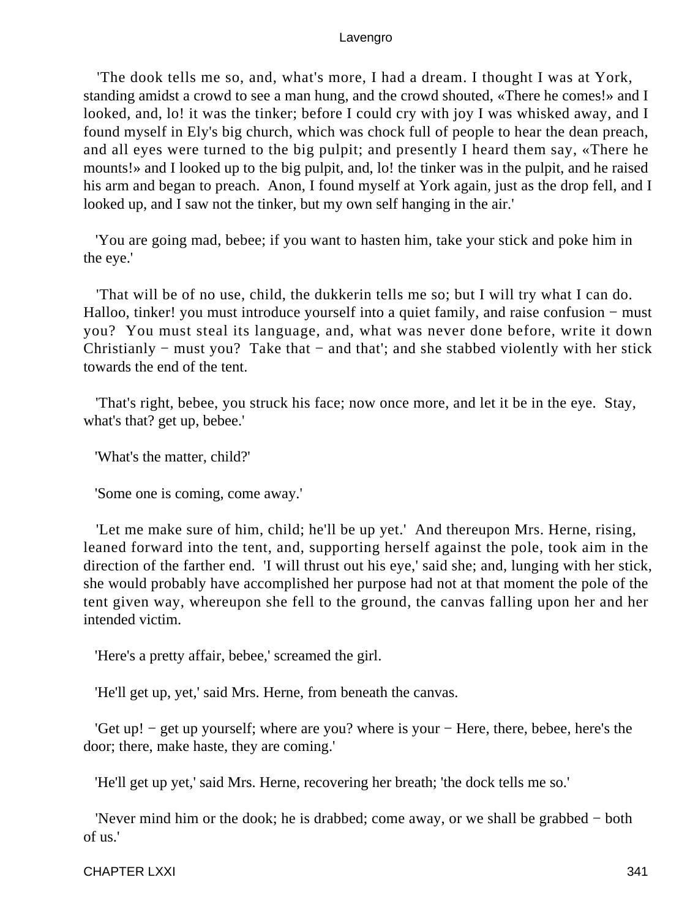'The dook tells me so, and, what's more, I had a dream. I thought I was at York, standing amidst a crowd to see a man hung, and the crowd shouted, «There he comes!» and I looked, and, lo! it was the tinker; before I could cry with joy I was whisked away, and I found myself in Ely's big church, which was chock full of people to hear the dean preach, and all eyes were turned to the big pulpit; and presently I heard them say, «There he mounts!» and I looked up to the big pulpit, and, lo! the tinker was in the pulpit, and he raised his arm and began to preach. Anon, I found myself at York again, just as the drop fell, and I looked up, and I saw not the tinker, but my own self hanging in the air.'

'You are going mad, bebee; if you want to hasten him, take your stick and poke him in the eye.'

'That will be of no use, child, the dukkerin tells me so; but I will try what I can do. Halloo, tinker! you must introduce yourself into a quiet family, and raise confusion − must you? You must steal its language, and, what was never done before, write it down Christianly − must you? Take that − and that'; and she stabbed violently with her stick towards the end of the tent.

'That's right, bebee, you struck his face; now once more, and let it be in the eye. Stay, what's that? get up, bebee.'

'What's the matter, child?'

'Some one is coming, come away.'

'Let me make sure of him, child; he'll be up yet.' And thereupon Mrs. Herne, rising, leaned forward into the tent, and, supporting herself against the pole, took aim in the direction of the farther end. 'I will thrust out his eye,' said she; and, lunging with her stick, she would probably have accomplished her purpose had not at that moment the pole of the tent given way, whereupon she fell to the ground, the canvas falling upon her and her intended victim.

'Here's a pretty affair, bebee,' screamed the girl.

'He'll get up, yet,' said Mrs. Herne, from beneath the canvas.

'Get up! − get up yourself; where are you? where is your − Here, there, bebee, here's the door; there, make haste, they are coming.'

'He'll get up yet,' said Mrs. Herne, recovering her breath; 'the dock tells me so.'

'Never mind him or the dook; he is drabbed; come away, or we shall be grabbed − both of us.'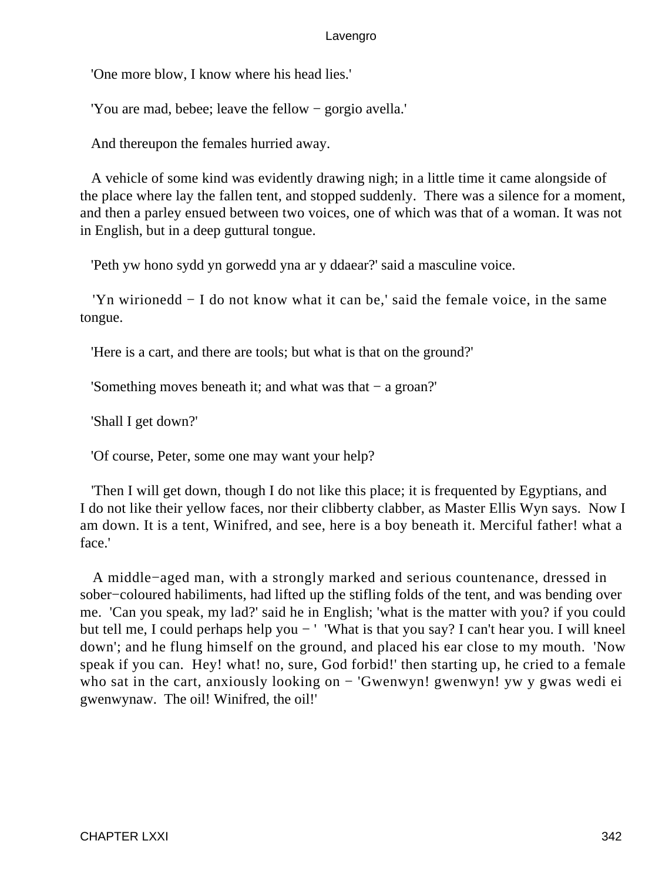'One more blow, I know where his head lies.'

'You are mad, bebee; leave the fellow − gorgio avella.'

And thereupon the females hurried away.

A vehicle of some kind was evidently drawing nigh; in a little time it came alongside of the place where lay the fallen tent, and stopped suddenly. There was a silence for a moment, and then a parley ensued between two voices, one of which was that of a woman. It was not in English, but in a deep guttural tongue.

'Peth yw hono sydd yn gorwedd yna ar y ddaear?' said a masculine voice.

'Yn wirionedd − I do not know what it can be,' said the female voice, in the same tongue.

'Here is a cart, and there are tools; but what is that on the ground?'

'Something moves beneath it; and what was that − a groan?'

'Shall I get down?'

'Of course, Peter, some one may want your help?

'Then I will get down, though I do not like this place; it is frequented by Egyptians, and I do not like their yellow faces, nor their clibberty clabber, as Master Ellis Wyn says. Now I am down. It is a tent, Winifred, and see, here is a boy beneath it. Merciful father! what a face.'

A middle−aged man, with a strongly marked and serious countenance, dressed in sober−coloured habiliments, had lifted up the stifling folds of the tent, and was bending over me. 'Can you speak, my lad?' said he in English; 'what is the matter with you? if you could but tell me, I could perhaps help you − ' 'What is that you say? I can't hear you. I will kneel down'; and he flung himself on the ground, and placed his ear close to my mouth. 'Now speak if you can. Hey! what! no, sure, God forbid!' then starting up, he cried to a female who sat in the cart, anxiously looking on − 'Gwenwyn! gwenwyn! yw y gwas wedi ei gwenwynaw. The oil! Winifred, the oil!'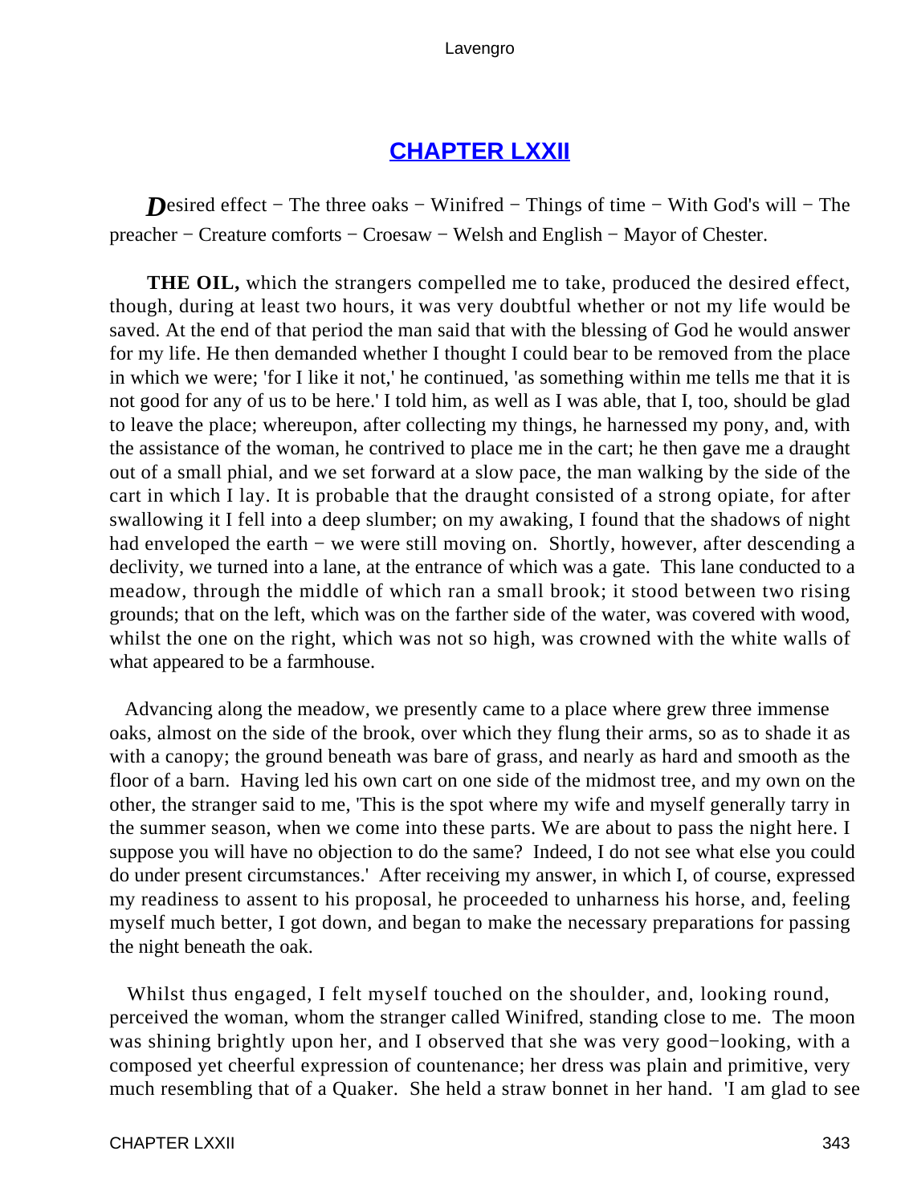## [CHAPTER LXXII](#)

*D*esired effect − The three oaks − Winifred − Things of time − With God's will − The preacher − Creature comforts − Croesaw − Welsh and English − Mayor of Chester.

**THE OIL,** which the strangers compelled me to take, produced the desired effect, though, during at least two hours, it was very doubtful whether or not my life would be saved. At the end of that period the man said that with the blessing of God he would answer for my life. He then demanded whether I thought I could bear to be removed from the place in which we were; 'for I like it not,' he continued, 'as something within me tells me that it is not good for any of us to be here.' I told him, as well as I was able, that I, too, should be glad to leave the place; whereupon, after collecting my things, he harnessed my pony, and, with the assistance of the woman, he contrived to place me in the cart; he then gave me a draught out of a small phial, and we set forward at a slow pace, the man walking by the side of the cart in which I lay. It is probable that the draught consisted of a strong opiate, for after swallowing it I fell into a deep slumber; on my awaking, I found that the shadows of night had enveloped the earth − we were still moving on. Shortly, however, after descending a declivity, we turned into a lane, at the entrance of which was a gate. This lane conducted to a meadow, through the middle of which ran a small brook; it stood between two rising grounds; that on the left, which was on the farther side of the water, was covered with wood, whilst the one on the right, which was not so high, was crowned with the white walls of what appeared to be a farmhouse.

Advancing along the meadow, we presently came to a place where grew three immense oaks, almost on the side of the brook, over which they flung their arms, so as to shade it as with a canopy; the ground beneath was bare of grass, and nearly as hard and smooth as the floor of a barn. Having led his own cart on one side of the midmost tree, and my own on the other, the stranger said to me, 'This is the spot where my wife and myself generally tarry in the summer season, when we come into these parts. We are about to pass the night here. I suppose you will have no objection to do the same? Indeed, I do not see what else you could do under present circumstances.' After receiving my answer, in which I, of course, expressed my readiness to assent to his proposal, he proceeded to unharness his horse, and, feeling myself much better, I got down, and began to make the necessary preparations for passing the night beneath the oak.

Whilst thus engaged, I felt myself touched on the shoulder, and, looking round, perceived the woman, whom the stranger called Winifred, standing close to me. The moon was shining brightly upon her, and I observed that she was very good−looking, with a composed yet cheerful expression of countenance; her dress was plain and primitive, very much resembling that of a Quaker. She held a straw bonnet in her hand. 'I am glad to see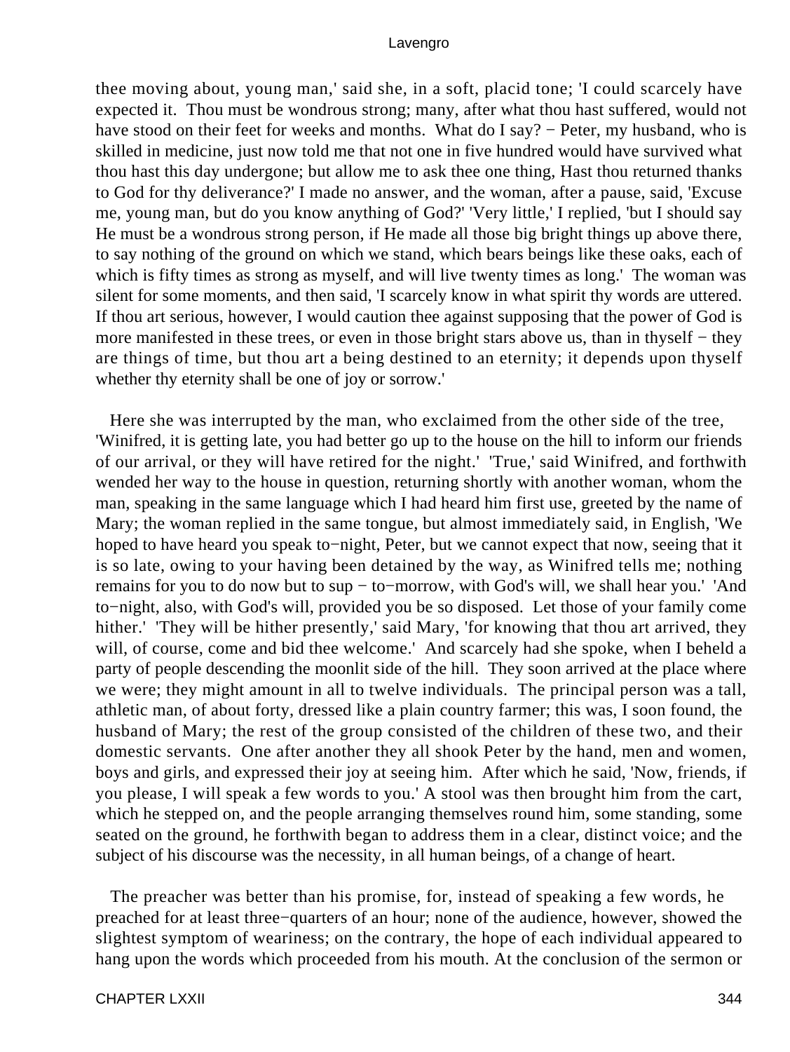thee moving about, young man,' said she, in a soft, placid tone; 'I could scarcely have expected it. Thou must be wondrous strong; many, after what thou hast suffered, would not have stood on their feet for weeks and months. What do I say? − Peter, my husband, who is skilled in medicine, just now told me that not one in five hundred would have survived what thou hast this day undergone; but allow me to ask thee one thing, Hast thou returned thanks to God for thy deliverance?' I made no answer, and the woman, after a pause, said, 'Excuse me, young man, but do you know anything of God?' 'Very little,' I replied, 'but I should say He must be a wondrous strong person, if He made all those big bright things up above there, to say nothing of the ground on which we stand, which bears beings like these oaks, each of which is fifty times as strong as myself, and will live twenty times as long.' The woman was silent for some moments, and then said, 'I scarcely know in what spirit thy words are uttered. If thou art serious, however, I would caution thee against supposing that the power of God is more manifested in these trees, or even in those bright stars above us, than in thyself − they are things of time, but thou art a being destined to an eternity; it depends upon thyself whether thy eternity shall be one of joy or sorrow.'

Here she was interrupted by the man, who exclaimed from the other side of the tree, 'Winifred, it is getting late, you had better go up to the house on the hill to inform our friends of our arrival, or they will have retired for the night.' 'True,' said Winifred, and forthwith wended her way to the house in question, returning shortly with another woman, whom the man, speaking in the same language which I had heard him first use, greeted by the name of Mary; the woman replied in the same tongue, but almost immediately said, in English, 'We hoped to have heard you speak to−night, Peter, but we cannot expect that now, seeing that it is so late, owing to your having been detained by the way, as Winifred tells me; nothing remains for you to do now but to sup − to−morrow, with God's will, we shall hear you.' 'And to−night, also, with God's will, provided you be so disposed. Let those of your family come hither.' 'They will be hither presently,' said Mary, 'for knowing that thou art arrived, they will, of course, come and bid thee welcome.' And scarcely had she spoke, when I beheld a party of people descending the moonlit side of the hill. They soon arrived at the place where we were; they might amount in all to twelve individuals. The principal person was a tall, athletic man, of about forty, dressed like a plain country farmer; this was, I soon found, the husband of Mary; the rest of the group consisted of the children of these two, and their domestic servants. One after another they all shook Peter by the hand, men and women, boys and girls, and expressed their joy at seeing him. After which he said, 'Now, friends, if you please, I will speak a few words to you.' A stool was then brought him from the cart, which he stepped on, and the people arranging themselves round him, some standing, some seated on the ground, he forthwith began to address them in a clear, distinct voice; and the subject of his discourse was the necessity, in all human beings, of a change of heart.

The preacher was better than his promise, for, instead of speaking a few words, he preached for at least three−quarters of an hour; none of the audience, however, showed the slightest symptom of weariness; on the contrary, the hope of each individual appeared to hang upon the words which proceeded from his mouth. At the conclusion of the sermon or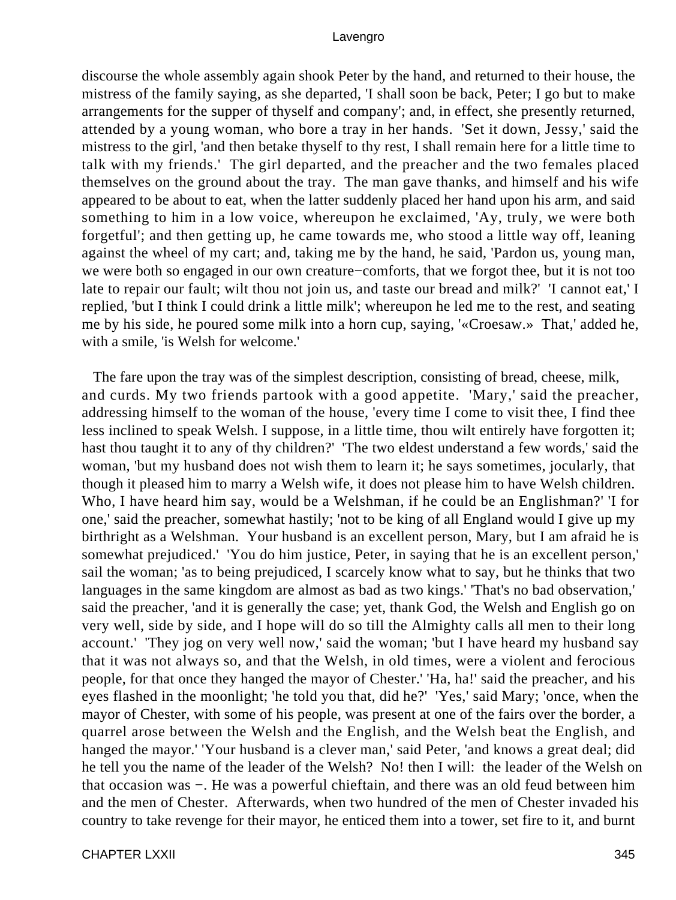discourse the whole assembly again shook Peter by the hand, and returned to their house, the mistress of the family saying, as she departed, 'I shall soon be back, Peter; I go but to make arrangements for the supper of thyself and company'; and, in effect, she presently returned, attended by a young woman, who bore a tray in her hands. 'Set it down, Jessy,' said the mistress to the girl, 'and then betake thyself to thy rest, I shall remain here for a little time to talk with my friends.' The girl departed, and the preacher and the two females placed themselves on the ground about the tray. The man gave thanks, and himself and his wife appeared to be about to eat, when the latter suddenly placed her hand upon his arm, and said something to him in a low voice, whereupon he exclaimed, 'Ay, truly, we were both forgetful'; and then getting up, he came towards me, who stood a little way off, leaning against the wheel of my cart; and, taking me by the hand, he said, 'Pardon us, young man, we were both so engaged in our own creature−comforts, that we forgot thee, but it is not too late to repair our fault; wilt thou not join us, and taste our bread and milk?' 'I cannot eat,' I replied, 'but I think I could drink a little milk'; whereupon he led me to the rest, and seating me by his side, he poured some milk into a horn cup, saying, '«Croesaw.» That,' added he, with a smile, 'is Welsh for welcome.'

The fare upon the tray was of the simplest description, consisting of bread, cheese, milk, and curds. My two friends partook with a good appetite. 'Mary,' said the preacher, addressing himself to the woman of the house, 'every time I come to visit thee, I find thee less inclined to speak Welsh. I suppose, in a little time, thou wilt entirely have forgotten it; hast thou taught it to any of thy children?' 'The two eldest understand a few words,' said the woman, 'but my husband does not wish them to learn it; he says sometimes, jocularly, that though it pleased him to marry a Welsh wife, it does not please him to have Welsh children. Who, I have heard him say, would be a Welshman, if he could be an Englishman?' 'I for one,' said the preacher, somewhat hastily; 'not to be king of all England would I give up my birthright as a Welshman. Your husband is an excellent person, Mary, but I am afraid he is somewhat prejudiced.' 'You do him justice, Peter, in saying that he is an excellent person,' sail the woman; 'as to being prejudiced, I scarcely know what to say, but he thinks that two languages in the same kingdom are almost as bad as two kings.' 'That's no bad observation,' said the preacher, 'and it is generally the case; yet, thank God, the Welsh and English go on very well, side by side, and I hope will do so till the Almighty calls all men to their long account.' 'They jog on very well now,' said the woman; 'but I have heard my husband say that it was not always so, and that the Welsh, in old times, were a violent and ferocious people, for that once they hanged the mayor of Chester.' 'Ha, ha!' said the preacher, and his eyes flashed in the moonlight; 'he told you that, did he?' 'Yes,' said Mary; 'once, when the mayor of Chester, with some of his people, was present at one of the fairs over the border, a quarrel arose between the Welsh and the English, and the Welsh beat the English, and hanged the mayor.' 'Your husband is a clever man,' said Peter, 'and knows a great deal; did he tell you the name of the leader of the Welsh? No! then I will: the leader of the Welsh on that occasion was −. He was a powerful chieftain, and there was an old feud between him and the men of Chester. Afterwards, when two hundred of the men of Chester invaded his country to take revenge for their mayor, he enticed them into a tower, set fire to it, and burnt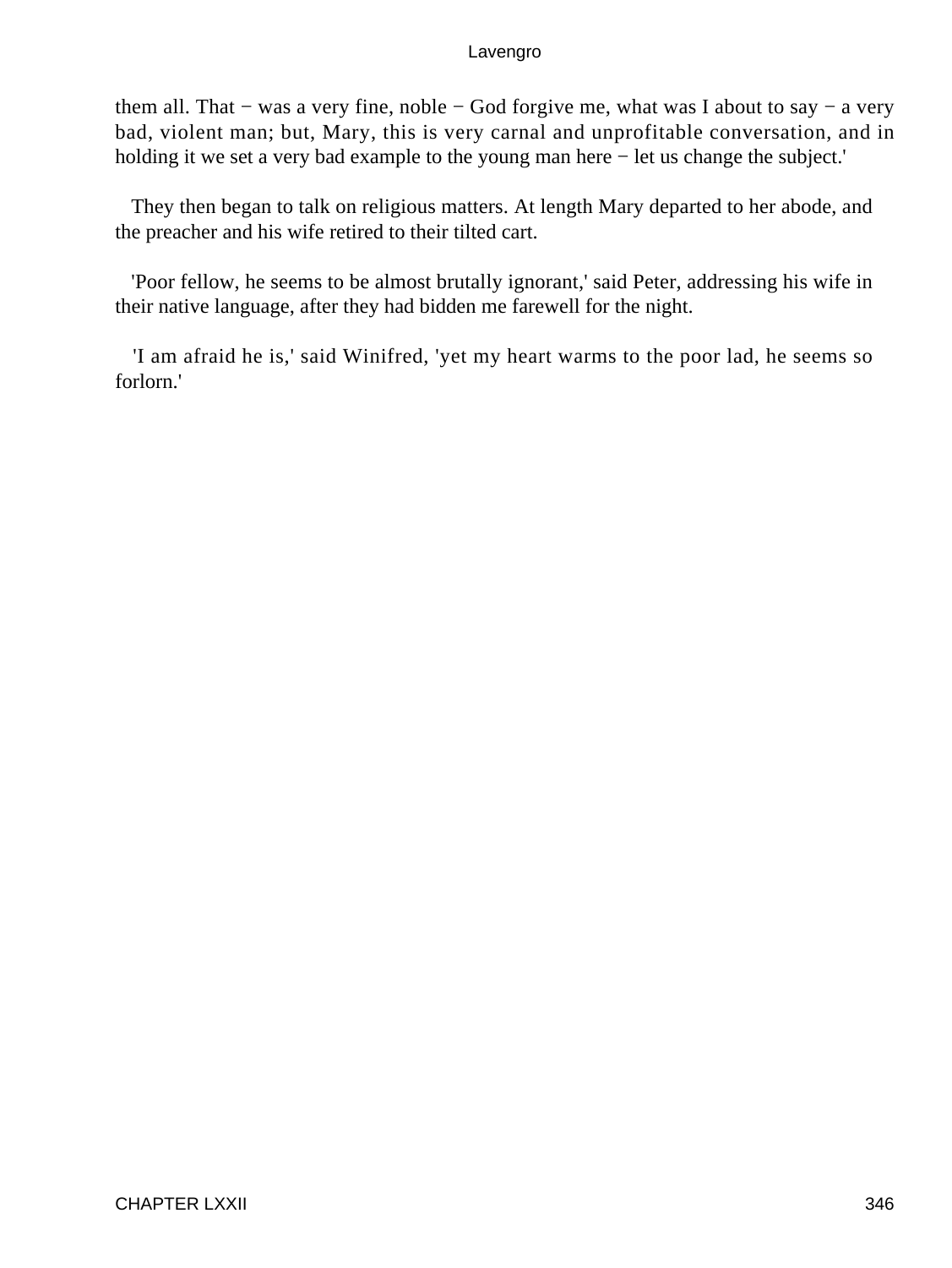them all. That − was a very fine, noble − God forgive me, what was I about to say − a very bad, violent man; but, Mary, this is very carnal and unprofitable conversation, and in holding it we set a very bad example to the young man here − let us change the subject.'

They then began to talk on religious matters. At length Mary departed to her abode, and the preacher and his wife retired to their tilted cart.

'Poor fellow, he seems to be almost brutally ignorant,' said Peter, addressing his wife in their native language, after they had bidden me farewell for the night.

'I am afraid he is,' said Winifred, 'yet my heart warms to the poor lad, he seems so forlorn.'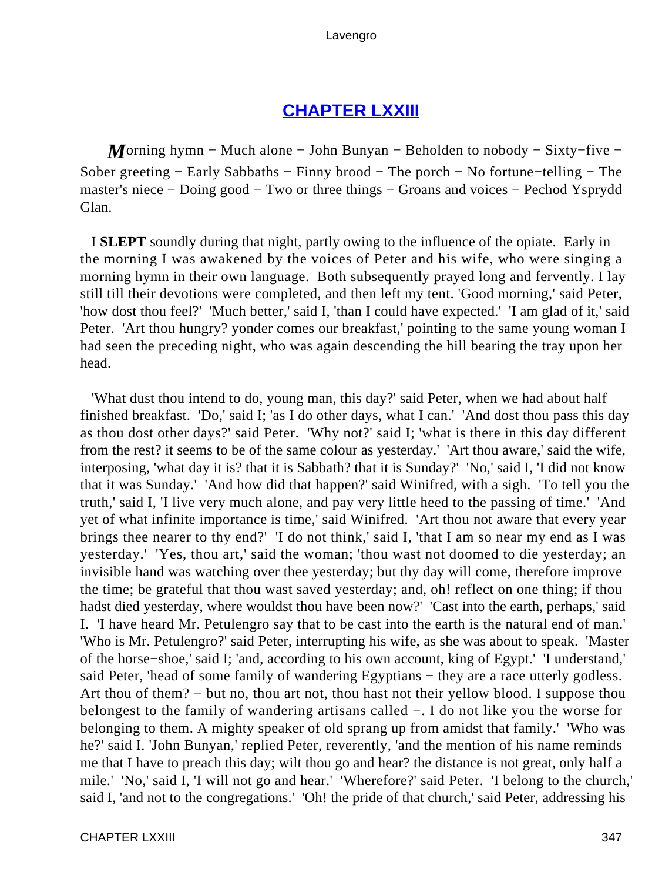## CHAPTER LXXIII

*M*orning hymn − Much alone − John Bunyan − Beholden to nobody − Sixty−five − Sober greeting − Early Sabbaths − Finny brood − The porch − No fortune−telling − The master's niece − Doing good − Two or three things − Groans and voices − Pechod Ysprydd Glan.

I **SLEPT** soundly during that night, partly owing to the influence of the opiate. Early in the morning I was awakened by the voices of Peter and his wife, who were singing a morning hymn in their own language. Both subsequently prayed long and fervently. I lay still till their devotions were completed, and then left my tent. 'Good morning,' said Peter, 'how dost thou feel?' 'Much better,' said I, 'than I could have expected.' 'I am glad of it,' said Peter. 'Art thou hungry? yonder comes our breakfast,' pointing to the same young woman I had seen the preceding night, who was again descending the hill bearing the tray upon her head.

'What dust thou intend to do, young man, this day?' said Peter, when we had about half finished breakfast. 'Do,' said I; 'as I do other days, what I can.' 'And dost thou pass this day as thou dost other days?' said Peter. 'Why not?' said I; 'what is there in this day different from the rest? it seems to be of the same colour as yesterday.' 'Art thou aware,' said the wife, interposing, 'what day it is? that it is Sabbath? that it is Sunday?' 'No,' said I, 'I did not know that it was Sunday.' 'And how did that happen?' said Winifred, with a sigh. 'To tell you the truth,' said I, 'I live very much alone, and pay very little heed to the passing of time.' 'And yet of what infinite importance is time,' said Winifred. 'Art thou not aware that every year brings thee nearer to thy end?' 'I do not think,' said I, 'that I am so near my end as I was yesterday.' 'Yes, thou art,' said the woman; 'thou wast not doomed to die yesterday; an invisible hand was watching over thee yesterday; but thy day will come, therefore improve the time; be grateful that thou wast saved yesterday; and, oh! reflect on one thing; if thou hadst died yesterday, where wouldst thou have been now?' 'Cast into the earth, perhaps,' said I. 'I have heard Mr. Petulengro say that to be cast into the earth is the natural end of man.' 'Who is Mr. Petulengro?' said Peter, interrupting his wife, as she was about to speak. 'Master of the horse−shoe,' said I; 'and, according to his own account, king of Egypt.' 'I understand,' said Peter, 'head of some family of wandering Egyptians − they are a race utterly godless. Art thou of them? − but no, thou art not, thou hast not their yellow blood. I suppose thou belongest to the family of wandering artisans called −. I do not like you the worse for belonging to them. A mighty speaker of old sprang up from amidst that family.' 'Who was he?' said I. 'John Bunyan,' replied Peter, reverently, 'and the mention of his name reminds me that I have to preach this day; wilt thou go and hear? the distance is not great, only half a mile.' 'No,' said I, 'I will not go and hear.' 'Wherefore?' said Peter. 'I belong to the church,' said I, 'and not to the congregations.' 'Oh! the pride of that church,' said Peter, addressing his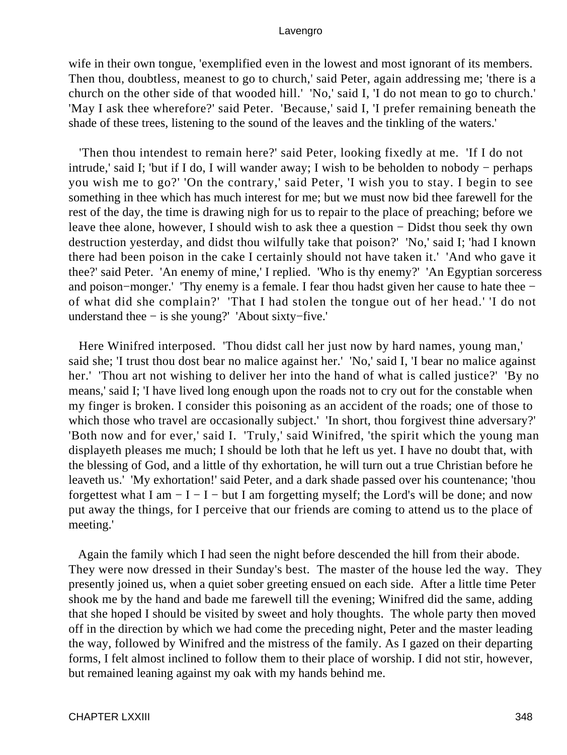wife in their own tongue, 'exemplified even in the lowest and most ignorant of its members. Then thou, doubtless, meanest to go to church,' said Peter, again addressing me; 'there is a church on the other side of that wooded hill.' 'No,' said I, 'I do not mean to go to church.' 'May I ask thee wherefore?' said Peter. 'Because,' said I, 'I prefer remaining beneath the shade of these trees, listening to the sound of the leaves and the tinkling of the waters.'

'Then thou intendest to remain here?' said Peter, looking fixedly at me. 'If I do not intrude,' said I; 'but if I do, I will wander away; I wish to be beholden to nobody − perhaps you wish me to go?' 'On the contrary,' said Peter, 'I wish you to stay. I begin to see something in thee which has much interest for me; but we must now bid thee farewell for the rest of the day, the time is drawing nigh for us to repair to the place of preaching; before we leave thee alone, however, I should wish to ask thee a question − Didst thou seek thy own destruction yesterday, and didst thou wilfully take that poison?' 'No,' said I; 'had I known there had been poison in the cake I certainly should not have taken it.' 'And who gave it thee?' said Peter. 'An enemy of mine,' I replied. 'Who is thy enemy?' 'An Egyptian sorceress and poison−monger.' 'Thy enemy is a female. I fear thou hadst given her cause to hate thee − of what did she complain?' 'That I had stolen the tongue out of her head.' 'I do not understand thee − is she young?' 'About sixty−five.'

Here Winifred interposed. 'Thou didst call her just now by hard names, young man,' said she; 'I trust thou dost bear no malice against her.' 'No,' said I, 'I bear no malice against her.' 'Thou art not wishing to deliver her into the hand of what is called justice?' 'By no means,' said I; 'I have lived long enough upon the roads not to cry out for the constable when my finger is broken. I consider this poisoning as an accident of the roads; one of those to which those who travel are occasionally subject.' 'In short, thou forgivest thine adversary?' 'Both now and for ever,' said I. 'Truly,' said Winifred, 'the spirit which the young man displayeth pleases me much; I should be loth that he left us yet. I have no doubt that, with the blessing of God, and a little of thy exhortation, he will turn out a true Christian before he leaveth us.' 'My exhortation!' said Peter, and a dark shade passed over his countenance; 'thou forgettest what I am − I − I − but I am forgetting myself; the Lord's will be done; and now put away the things, for I perceive that our friends are coming to attend us to the place of meeting.'

Again the family which I had seen the night before descended the hill from their abode. They were now dressed in their Sunday's best. The master of the house led the way. They presently joined us, when a quiet sober greeting ensued on each side. After a little time Peter shook me by the hand and bade me farewell till the evening; Winifred did the same, adding that she hoped I should be visited by sweet and holy thoughts. The whole party then moved off in the direction by which we had come the preceding night, Peter and the master leading the way, followed by Winifred and the mistress of the family. As I gazed on their departing forms, I felt almost inclined to follow them to their place of worship. I did not stir, however, but remained leaning against my oak with my hands behind me.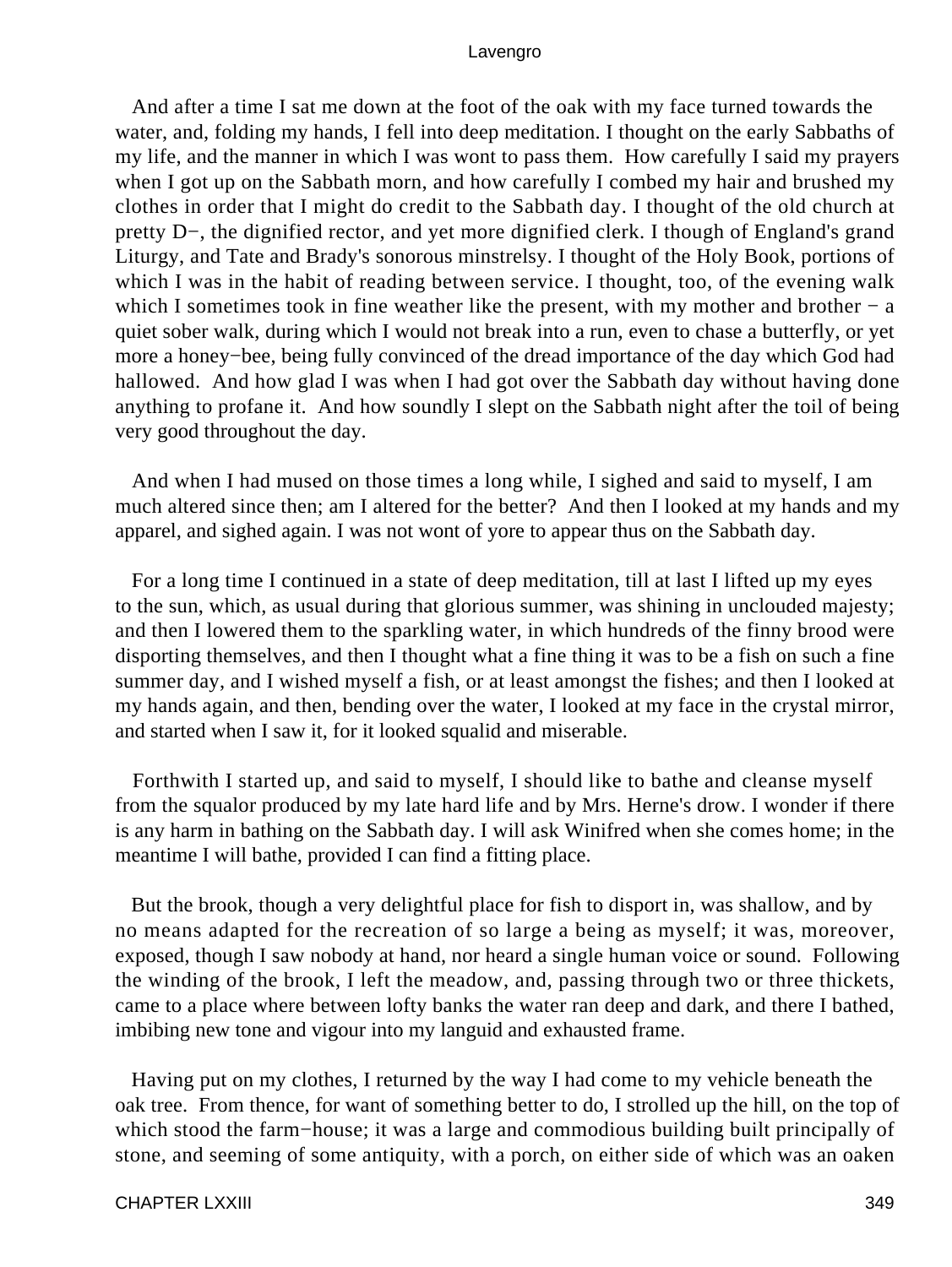And after a time I sat me down at the foot of the oak with my face turned towards the water, and, folding my hands, I fell into deep meditation. I thought on the early Sabbaths of my life, and the manner in which I was wont to pass them. How carefully I said my prayers when I got up on the Sabbath morn, and how carefully I combed my hair and brushed my clothes in order that I might do credit to the Sabbath day. I thought of the old church at pretty D−, the dignified rector, and yet more dignified clerk. I though of England's grand Liturgy, and Tate and Brady's sonorous minstrelsy. I thought of the Holy Book, portions of which I was in the habit of reading between service. I thought, too, of the evening walk which I sometimes took in fine weather like the present, with my mother and brother − a quiet sober walk, during which I would not break into a run, even to chase a butterfly, or yet more a honey−bee, being fully convinced of the dread importance of the day which God had hallowed. And how glad I was when I had got over the Sabbath day without having done anything to profane it. And how soundly I slept on the Sabbath night after the toil of being very good throughout the day.

And when I had mused on those times a long while, I sighed and said to myself, I am much altered since then; am I altered for the better? And then I looked at my hands and my apparel, and sighed again. I was not wont of yore to appear thus on the Sabbath day.

For a long time I continued in a state of deep meditation, till at last I lifted up my eyes to the sun, which, as usual during that glorious summer, was shining in unclouded majesty; and then I lowered them to the sparkling water, in which hundreds of the finny brood were disporting themselves, and then I thought what a fine thing it was to be a fish on such a fine summer day, and I wished myself a fish, or at least amongst the fishes; and then I looked at my hands again, and then, bending over the water, I looked at my face in the crystal mirror, and started when I saw it, for it looked squalid and miserable.

Forthwith I started up, and said to myself, I should like to bathe and cleanse myself from the squalor produced by my late hard life and by Mrs. Herne's drow. I wonder if there is any harm in bathing on the Sabbath day. I will ask Winifred when she comes home; in the meantime I will bathe, provided I can find a fitting place.

But the brook, though a very delightful place for fish to disport in, was shallow, and by no means adapted for the recreation of so large a being as myself; it was, moreover, exposed, though I saw nobody at hand, nor heard a single human voice or sound. Following the winding of the brook, I left the meadow, and, passing through two or three thickets, came to a place where between lofty banks the water ran deep and dark, and there I bathed, imbibing new tone and vigour into my languid and exhausted frame.

Having put on my clothes, I returned by the way I had come to my vehicle beneath the oak tree. From thence, for want of something better to do, I strolled up the hill, on the top of which stood the farm−house; it was a large and commodious building built principally of stone, and seeming of some antiquity, with a porch, on either side of which was an oaken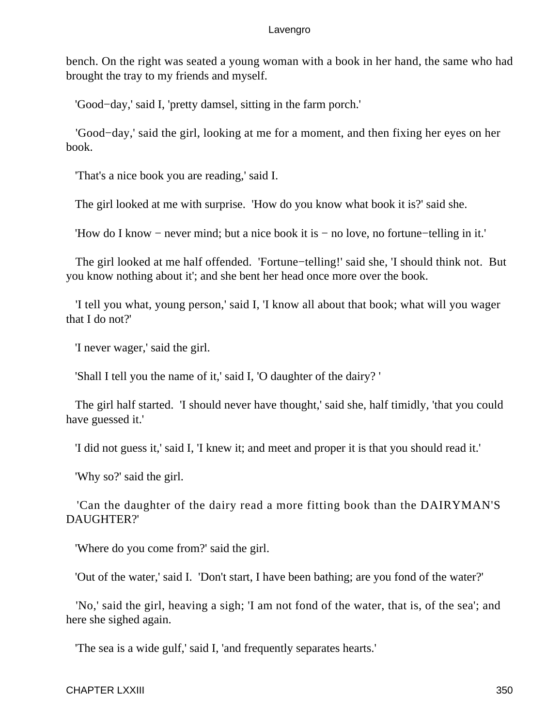bench. On the right was seated a young woman with a book in her hand, the same who had brought the tray to my friends and myself.

'Good−day,' said I, 'pretty damsel, sitting in the farm porch.'

'Good−day,' said the girl, looking at me for a moment, and then fixing her eyes on her book.

'That's a nice book you are reading,' said I.

The girl looked at me with surprise. 'How do you know what book it is?' said she.

'How do I know − never mind; but a nice book it is − no love, no fortune−telling in it.'

The girl looked at me half offended. 'Fortune−telling!' said she, 'I should think not. But you know nothing about it'; and she bent her head once more over the book.

'I tell you what, young person,' said I, 'I know all about that book; what will you wager that I do not?'

'I never wager,' said the girl.

'Shall I tell you the name of it,' said I, 'O daughter of the dairy? '

The girl half started. 'I should never have thought,' said she, half timidly, 'that you could have guessed it.'

'I did not guess it,' said I, 'I knew it; and meet and proper it is that you should read it.'

'Why so?' said the girl.

'Can the daughter of the dairy read a more fitting book than the DAIRYMAN'S DAUGHTER?'

'Where do you come from?' said the girl.

'Out of the water,' said I. 'Don't start, I have been bathing; are you fond of the water?'

'No,' said the girl, heaving a sigh; 'I am not fond of the water, that is, of the sea'; and here she sighed again.

'The sea is a wide gulf,' said I, 'and frequently separates hearts.'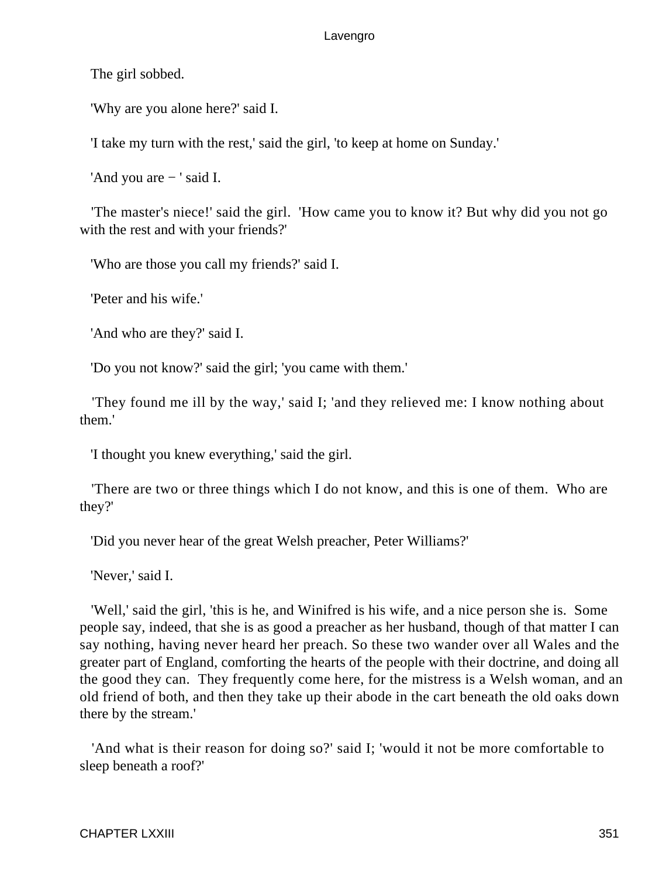The girl sobbed.

'Why are you alone here?' said I.

'I take my turn with the rest,' said the girl, 'to keep at home on Sunday.'

'And you are − ' said I.

'The master's niece!' said the girl. 'How came you to know it? But why did you not go with the rest and with your friends?'

'Who are those you call my friends?' said I.

'Peter and his wife.'

'And who are they?' said I.

'Do you not know?' said the girl; 'you came with them.'

'They found me ill by the way,' said I; 'and they relieved me: I know nothing about them.'

'I thought you knew everything,' said the girl.

'There are two or three things which I do not know, and this is one of them. Who are they?'

'Did you never hear of the great Welsh preacher, Peter Williams?'

'Never,' said I.

'Well,' said the girl, 'this is he, and Winifred is his wife, and a nice person she is. Some people say, indeed, that she is as good a preacher as her husband, though of that matter I can say nothing, having never heard her preach. So these two wander over all Wales and the greater part of England, comforting the hearts of the people with their doctrine, and doing all the good they can. They frequently come here, for the mistress is a Welsh woman, and an old friend of both, and then they take up their abode in the cart beneath the old oaks down there by the stream.'

'And what is their reason for doing so?' said I; 'would it not be more comfortable to sleep beneath a roof?'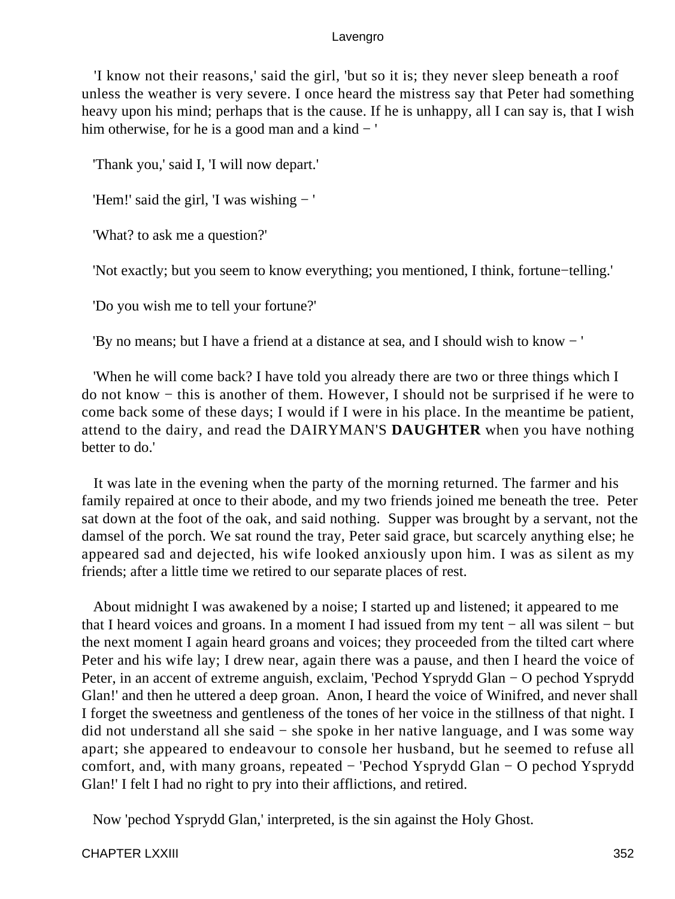'I know not their reasons,' said the girl, 'but so it is; they never sleep beneath a roof unless the weather is very severe. I once heard the mistress say that Peter had something heavy upon his mind; perhaps that is the cause. If he is unhappy, all I can say is, that I wish him otherwise, for he is a good man and a kind − '

'Thank you,' said I, 'I will now depart.'

'Hem!' said the girl, 'I was wishing − '

'What? to ask me a question?'

'Not exactly; but you seem to know everything; you mentioned, I think, fortune−telling.'

'Do you wish me to tell your fortune?'

'By no means; but I have a friend at a distance at sea, and I should wish to know − '

'When he will come back? I have told you already there are two or three things which I do not know − this is another of them. However, I should not be surprised if he were to come back some of these days; I would if I were in his place. In the meantime be patient, attend to the dairy, and read the DAIRYMAN'S **DAUGHTER** when you have nothing better to do.'

It was late in the evening when the party of the morning returned. The farmer and his family repaired at once to their abode, and my two friends joined me beneath the tree. Peter sat down at the foot of the oak, and said nothing. Supper was brought by a servant, not the damsel of the porch. We sat round the tray, Peter said grace, but scarcely anything else; he appeared sad and dejected, his wife looked anxiously upon him. I was as silent as my friends; after a little time we retired to our separate places of rest.

About midnight I was awakened by a noise; I started up and listened; it appeared to me that I heard voices and groans. In a moment I had issued from my tent − all was silent − but the next moment I again heard groans and voices; they proceeded from the tilted cart where Peter and his wife lay; I drew near, again there was a pause, and then I heard the voice of Peter, in an accent of extreme anguish, exclaim, 'Pechod Ysprydd Glan − O pechod Ysprydd Glan!' and then he uttered a deep groan. Anon, I heard the voice of Winifred, and never shall I forget the sweetness and gentleness of the tones of her voice in the stillness of that night. I did not understand all she said − she spoke in her native language, and I was some way apart; she appeared to endeavour to console her husband, but he seemed to refuse all comfort, and, with many groans, repeated − 'Pechod Ysprydd Glan − O pechod Ysprydd Glan!' I felt I had no right to pry into their afflictions, and retired.

Now 'pechod Ysprydd Glan,' interpreted, is the sin against the Holy Ghost.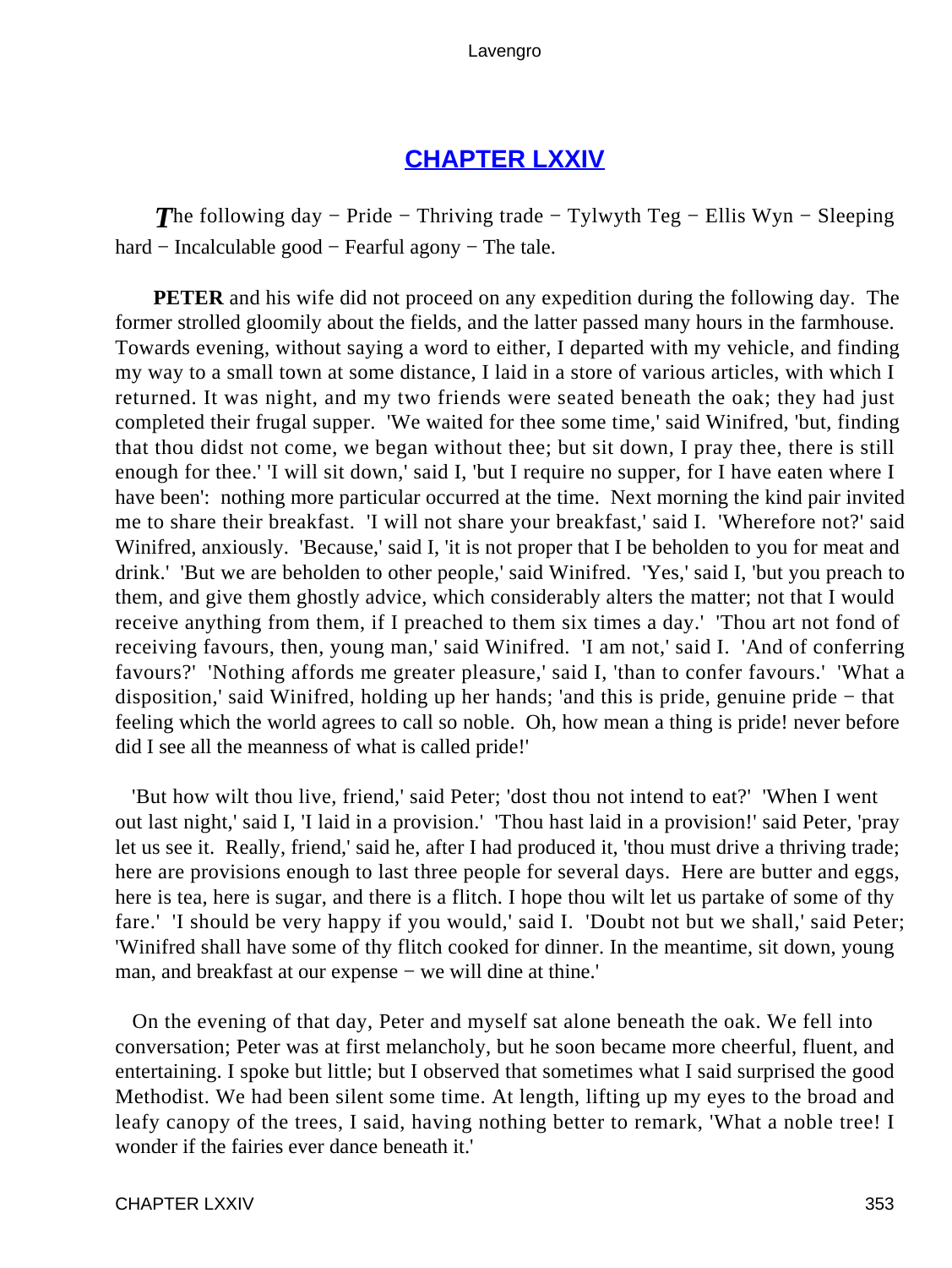## [CHAPTER LXXIV](#)

***T**he following day − Pride − Thriving trade − Tylwyth Teg − Ellis Wyn − Sleeping hard − Incalculable good − Fearful agony − The tale.*

**PETER** and his wife did not proceed on any expedition during the following day. The former strolled gloomily about the fields, and the latter passed many hours in the farmhouse. Towards evening, without saying a word to either, I departed with my vehicle, and finding my way to a small town at some distance, I laid in a store of various articles, with which I returned. It was night, and my two friends were seated beneath the oak; they had just completed their frugal supper. 'We waited for thee some time,' said Winifred, 'but, finding that thou didst not come, we began without thee; but sit down, I pray thee, there is still enough for thee.' 'I will sit down,' said I, 'but I require no supper, for I have eaten where I have been': nothing more particular occurred at the time. Next morning the kind pair invited me to share their breakfast. 'I will not share your breakfast,' said I. 'Wherefore not?' said Winifred, anxiously. 'Because,' said I, 'it is not proper that I be beholden to you for meat and drink.' 'But we are beholden to other people,' said Winifred. 'Yes,' said I, 'but you preach to them, and give them ghostly advice, which considerably alters the matter; not that I would receive anything from them, if I preached to them six times a day.' 'Thou art not fond of receiving favours, then, young man,' said Winifred. 'I am not,' said I. 'And of conferring favours?' 'Nothing affords me greater pleasure,' said I, 'than to confer favours.' 'What a disposition,' said Winifred, holding up her hands; 'and this is pride, genuine pride − that feeling which the world agrees to call so noble. Oh, how mean a thing is pride! never before did I see all the meanness of what is called pride!'

'But how wilt thou live, friend,' said Peter; 'dost thou not intend to eat?' 'When I went out last night,' said I, 'I laid in a provision.' 'Thou hast laid in a provision!' said Peter, 'pray let us see it. Really, friend,' said he, after I had produced it, 'thou must drive a thriving trade; here are provisions enough to last three people for several days. Here are butter and eggs, here is tea, here is sugar, and there is a flitch. I hope thou wilt let us partake of some of thy fare.' 'I should be very happy if you would,' said I. 'Doubt not but we shall,' said Peter; 'Winifred shall have some of thy flitch cooked for dinner. In the meantime, sit down, young man, and breakfast at our expense − we will dine at thine.'

On the evening of that day, Peter and myself sat alone beneath the oak. We fell into conversation; Peter was at first melancholy, but he soon became more cheerful, fluent, and entertaining. I spoke but little; but I observed that sometimes what I said surprised the good Methodist. We had been silent some time. At length, lifting up my eyes to the broad and leafy canopy of the trees, I said, having nothing better to remark, 'What a noble tree! I wonder if the fairies ever dance beneath it.'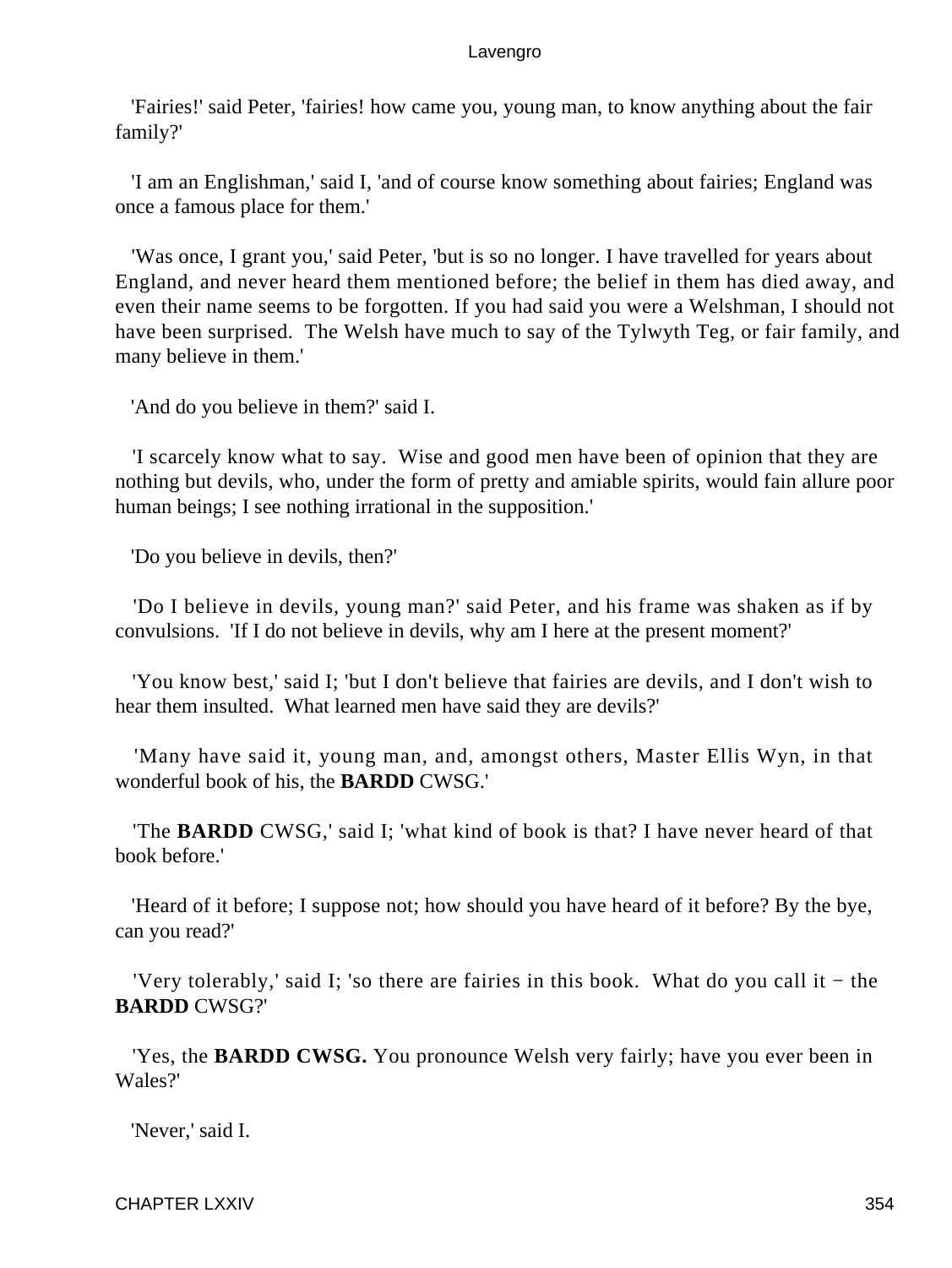'Fairies!' said Peter, 'fairies! how came you, young man, to know anything about the fair family?'

'I am an Englishman,' said I, 'and of course know something about fairies; England was once a famous place for them.'

'Was once, I grant you,' said Peter, 'but is so no longer. I have travelled for years about England, and never heard them mentioned before; the belief in them has died away, and even their name seems to be forgotten. If you had said you were a Welshman, I should not have been surprised. The Welsh have much to say of the Tylwyth Teg, or fair family, and many believe in them.'

'And do you believe in them?' said I.

'I scarcely know what to say. Wise and good men have been of opinion that they are nothing but devils, who, under the form of pretty and amiable spirits, would fain allure poor human beings; I see nothing irrational in the supposition.'

'Do you believe in devils, then?'

'Do I believe in devils, young man?' said Peter, and his frame was shaken as if by convulsions. 'If I do not believe in devils, why am I here at the present moment?'

'You know best,' said I; 'but I don't believe that fairies are devils, and I don't wish to hear them insulted. What learned men have said they are devils?'

'Many have said it, young man, and, amongst others, Master Ellis Wyn, in that wonderful book of his, the **BARDD** CWSG.'

'The **BARDD** CWSG,' said I; 'what kind of book is that? I have never heard of that book before.'

'Heard of it before; I suppose not; how should you have heard of it before? By the bye, can you read?'

'Very tolerably,' said I; 'so there are fairies in this book. What do you call it − the **BARDD** CWSG?'

'Yes, the **BARDD CWSG.** You pronounce Welsh very fairly; have you ever been in Wales?'

'Never,' said I.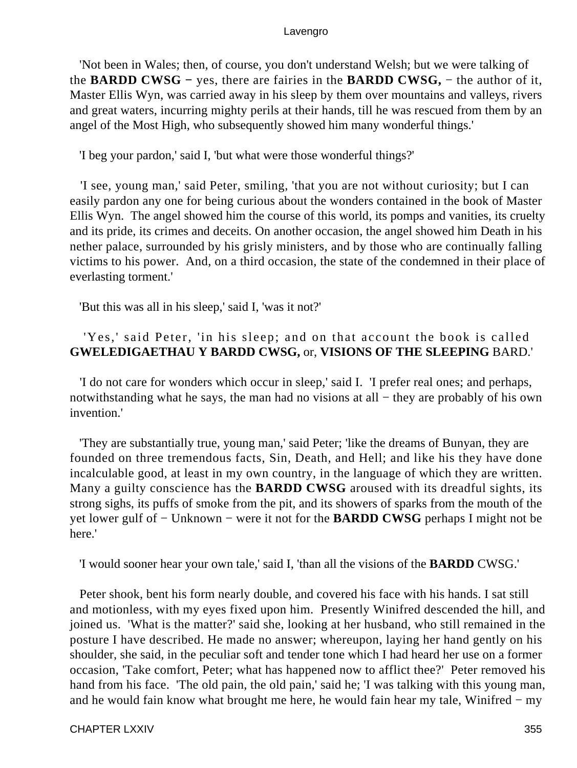'Not been in Wales; then, of course, you don't understand Welsh; but we were talking of the **BARDD CWSG** − yes, there are fairies in the **BARDD CWSG,** − the author of it, Master Ellis Wyn, was carried away in his sleep by them over mountains and valleys, rivers and great waters, incurring mighty perils at their hands, till he was rescued from them by an angel of the Most High, who subsequently showed him many wonderful things.'

'I beg your pardon,' said I, 'but what were those wonderful things?'

'I see, young man,' said Peter, smiling, 'that you are not without curiosity; but I can easily pardon any one for being curious about the wonders contained in the book of Master Ellis Wyn. The angel showed him the course of this world, its pomps and vanities, its cruelty and its pride, its crimes and deceits. On another occasion, the angel showed him Death in his nether palace, surrounded by his grisly ministers, and by those who are continually falling victims to his power. And, on a third occasion, the state of the condemned in their place of everlasting torment.'

'But this was all in his sleep,' said I, 'was it not?'

'Yes,' said Peter, 'in his sleep; and on that account the book is called **GWELEDIGAETHAU Y BARDD CWSG,** or, **VISIONS OF THE SLEEPING** BARD.'

'I do not care for wonders which occur in sleep,' said I. 'I prefer real ones; and perhaps, notwithstanding what he says, the man had no visions at all − they are probably of his own invention.'

'They are substantially true, young man,' said Peter; 'like the dreams of Bunyan, they are founded on three tremendous facts, Sin, Death, and Hell; and like his they have done incalculable good, at least in my own country, in the language of which they are written. Many a guilty conscience has the **BARDD CWSG** aroused with its dreadful sights, its strong sighs, its puffs of smoke from the pit, and its showers of sparks from the mouth of the yet lower gulf of − Unknown − were it not for the **BARDD CWSG** perhaps I might not be here.'

'I would sooner hear your own tale,' said I, 'than all the visions of the **BARDD** CWSG.'

Peter shook, bent his form nearly double, and covered his face with his hands. I sat still and motionless, with my eyes fixed upon him. Presently Winifred descended the hill, and joined us. 'What is the matter?' said she, looking at her husband, who still remained in the posture I have described. He made no answer; whereupon, laying her hand gently on his shoulder, she said, in the peculiar soft and tender tone which I had heard her use on a former occasion, 'Take comfort, Peter; what has happened now to afflict thee?' Peter removed his hand from his face. 'The old pain, the old pain,' said he; 'I was talking with this young man, and he would fain know what brought me here, he would fain hear my tale, Winifred − my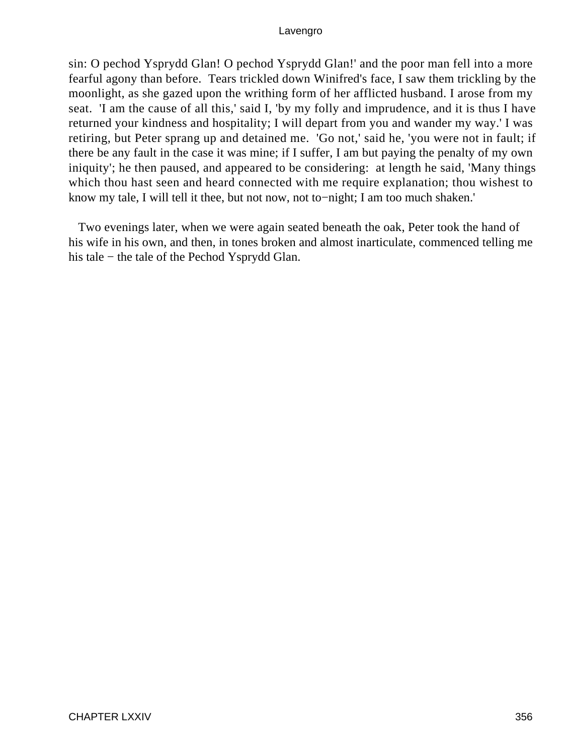sin: O pechod Ysprydd Glan! O pechod Ysprydd Glan!' and the poor man fell into a more fearful agony than before. Tears trickled down Winifred's face, I saw them trickling by the moonlight, as she gazed upon the writhing form of her afflicted husband. I arose from my seat. 'I am the cause of all this,' said I, 'by my folly and imprudence, and it is thus I have returned your kindness and hospitality; I will depart from you and wander my way.' I was retiring, but Peter sprang up and detained me. 'Go not,' said he, 'you were not in fault; if there be any fault in the case it was mine; if I suffer, I am but paying the penalty of my own iniquity'; he then paused, and appeared to be considering: at length he said, 'Many things which thou hast seen and heard connected with me require explanation; thou wishest to know my tale, I will tell it thee, but not now, not to−night; I am too much shaken.'

Two evenings later, when we were again seated beneath the oak, Peter took the hand of his wife in his own, and then, in tones broken and almost inarticulate, commenced telling me his tale − the tale of the Pechod Ysprydd Glan.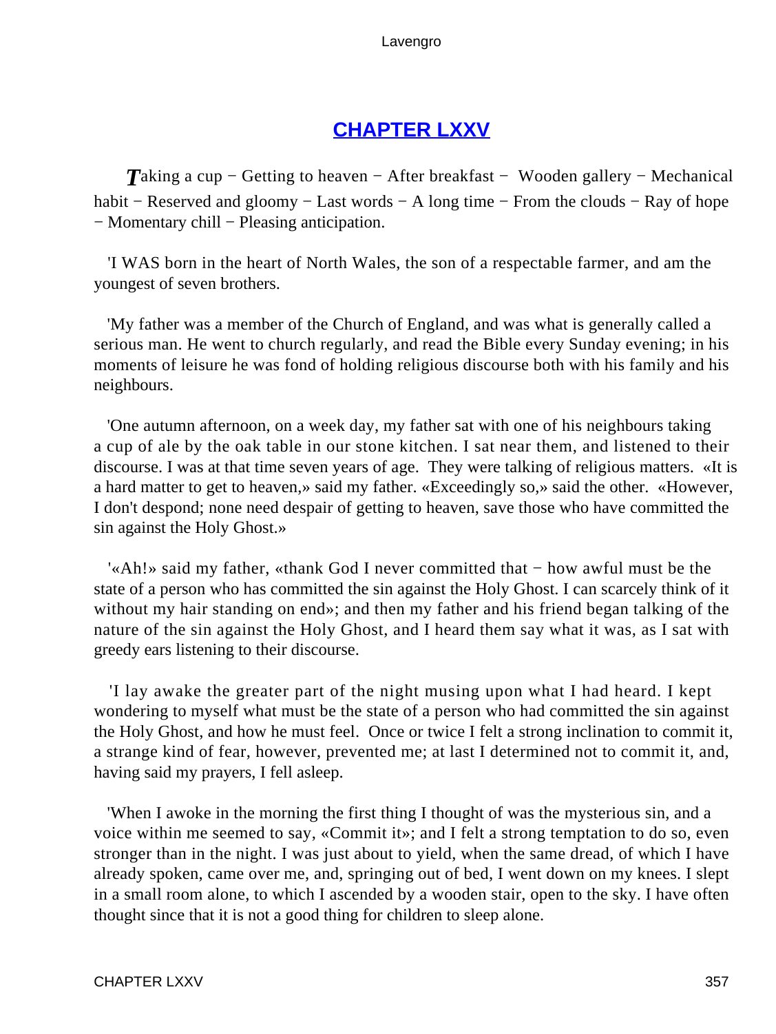# [CHAPTER LXXV]()

*T*aking a cup − Getting to heaven − After breakfast − Wooden gallery − Mechanical habit − Reserved and gloomy − Last words − A long time − From the clouds − Ray of hope − Momentary chill − Pleasing anticipation.

'I WAS born in the heart of North Wales, the son of a respectable farmer, and am the youngest of seven brothers.

'My father was a member of the Church of England, and was what is generally called a serious man. He went to church regularly, and read the Bible every Sunday evening; in his moments of leisure he was fond of holding religious discourse both with his family and his neighbours.

'One autumn afternoon, on a week day, my father sat with one of his neighbours taking a cup of ale by the oak table in our stone kitchen. I sat near them, and listened to their discourse. I was at that time seven years of age. They were talking of religious matters. «It is a hard matter to get to heaven,» said my father. «Exceedingly so,» said the other. «However, I don't despond; none need despair of getting to heaven, save those who have committed the sin against the Holy Ghost.»

'«Ah!» said my father, «thank God I never committed that − how awful must be the state of a person who has committed the sin against the Holy Ghost. I can scarcely think of it without my hair standing on end»; and then my father and his friend began talking of the nature of the sin against the Holy Ghost, and I heard them say what it was, as I sat with greedy ears listening to their discourse.

'I lay awake the greater part of the night musing upon what I had heard. I kept wondering to myself what must be the state of a person who had committed the sin against the Holy Ghost, and how he must feel. Once or twice I felt a strong inclination to commit it, a strange kind of fear, however, prevented me; at last I determined not to commit it, and, having said my prayers, I fell asleep.

'When I awoke in the morning the first thing I thought of was the mysterious sin, and a voice within me seemed to say, «Commit it»; and I felt a strong temptation to do so, even stronger than in the night. I was just about to yield, when the same dread, of which I have already spoken, came over me, and, springing out of bed, I went down on my knees. I slept in a small room alone, to which I ascended by a wooden stair, open to the sky. I have often thought since that it is not a good thing for children to sleep alone.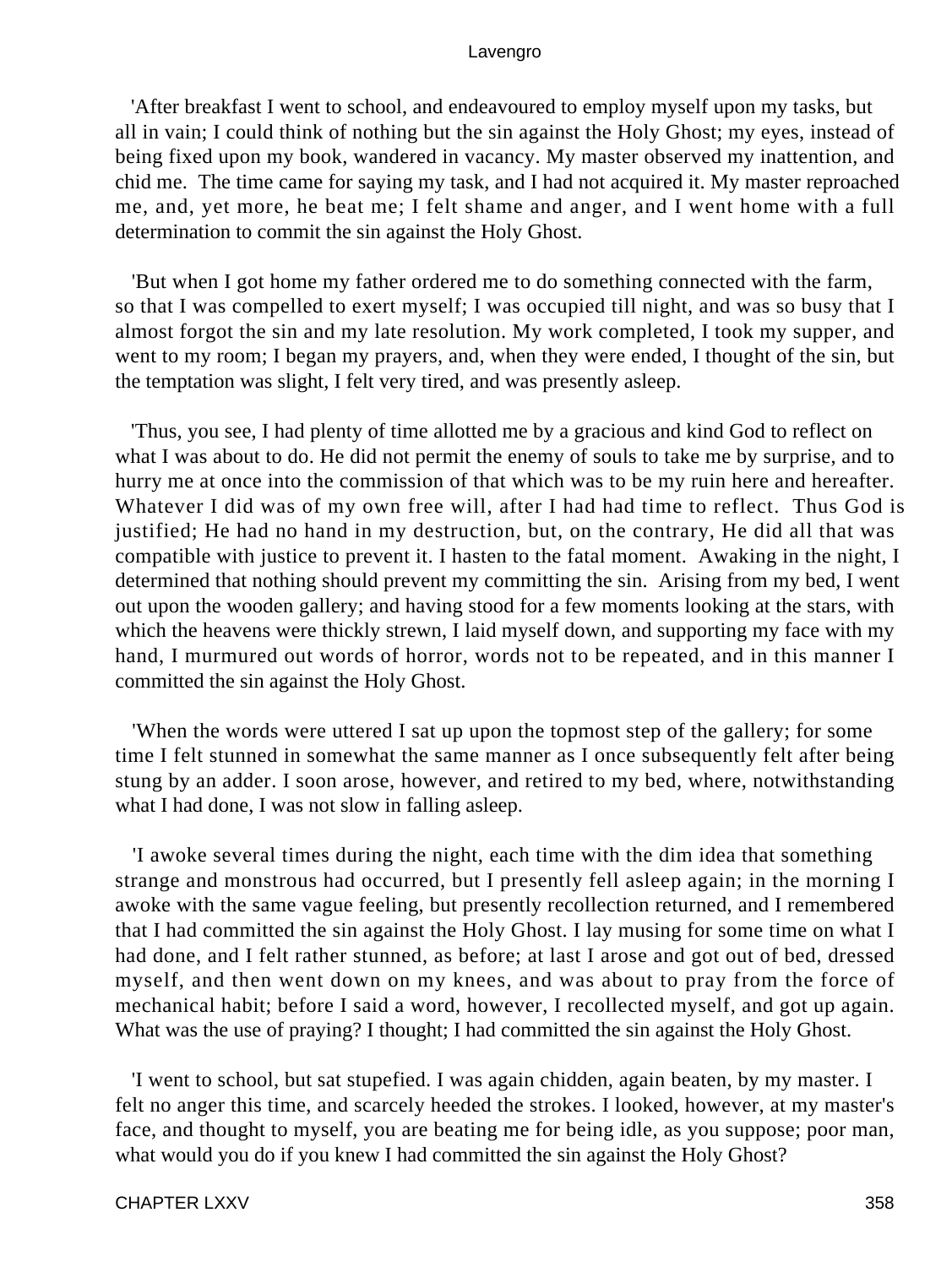'After breakfast I went to school, and endeavoured to employ myself upon my tasks, but all in vain; I could think of nothing but the sin against the Holy Ghost; my eyes, instead of being fixed upon my book, wandered in vacancy. My master observed my inattention, and chid me. The time came for saying my task, and I had not acquired it. My master reproached me, and, yet more, he beat me; I felt shame and anger, and I went home with a full determination to commit the sin against the Holy Ghost.

'But when I got home my father ordered me to do something connected with the farm, so that I was compelled to exert myself; I was occupied till night, and was so busy that I almost forgot the sin and my late resolution. My work completed, I took my supper, and went to my room; I began my prayers, and, when they were ended, I thought of the sin, but the temptation was slight, I felt very tired, and was presently asleep.

'Thus, you see, I had plenty of time allotted me by a gracious and kind God to reflect on what I was about to do. He did not permit the enemy of souls to take me by surprise, and to hurry me at once into the commission of that which was to be my ruin here and hereafter. Whatever I did was of my own free will, after I had had time to reflect. Thus God is justified; He had no hand in my destruction, but, on the contrary, He did all that was compatible with justice to prevent it. I hasten to the fatal moment. Awaking in the night, I determined that nothing should prevent my committing the sin. Arising from my bed, I went out upon the wooden gallery; and having stood for a few moments looking at the stars, with which the heavens were thickly strewn, I laid myself down, and supporting my face with my hand, I murmured out words of horror, words not to be repeated, and in this manner I committed the sin against the Holy Ghost.

'When the words were uttered I sat up upon the topmost step of the gallery; for some time I felt stunned in somewhat the same manner as I once subsequently felt after being stung by an adder. I soon arose, however, and retired to my bed, where, notwithstanding what I had done, I was not slow in falling asleep.

'I awoke several times during the night, each time with the dim idea that something strange and monstrous had occurred, but I presently fell asleep again; in the morning I awoke with the same vague feeling, but presently recollection returned, and I remembered that I had committed the sin against the Holy Ghost. I lay musing for some time on what I had done, and I felt rather stunned, as before; at last I arose and got out of bed, dressed myself, and then went down on my knees, and was about to pray from the force of mechanical habit; before I said a word, however, I recollected myself, and got up again. What was the use of praying? I thought; I had committed the sin against the Holy Ghost.

'I went to school, but sat stupefied. I was again chidden, again beaten, by my master. I felt no anger this time, and scarcely heeded the strokes. I looked, however, at my master's face, and thought to myself, you are beating me for being idle, as you suppose; poor man, what would you do if you knew I had committed the sin against the Holy Ghost?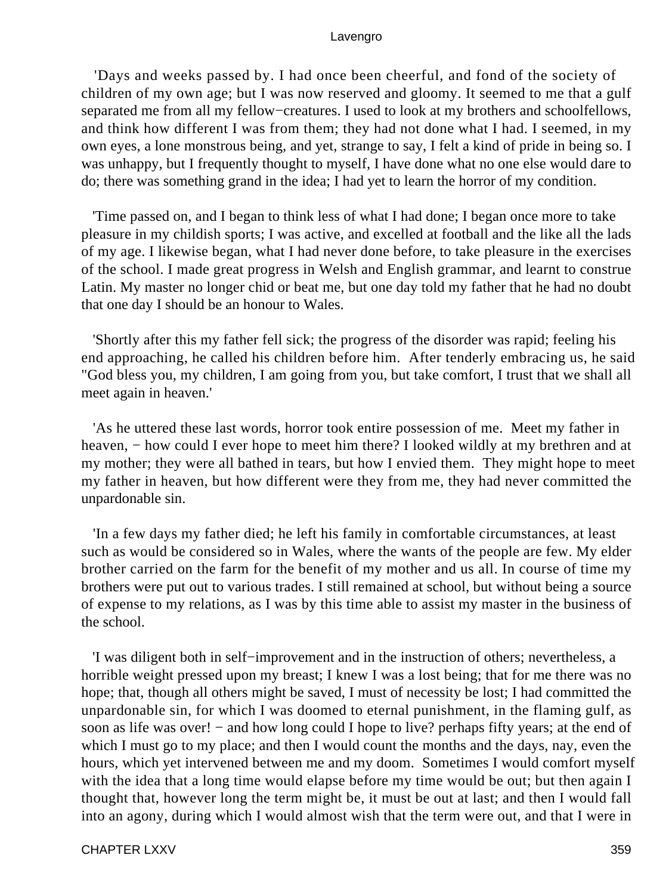'Days and weeks passed by. I had once been cheerful, and fond of the society of children of my own age; but I was now reserved and gloomy. It seemed to me that a gulf separated me from all my fellow−creatures. I used to look at my brothers and schoolfellows, and think how different I was from them; they had not done what I had. I seemed, in my own eyes, a lone monstrous being, and yet, strange to say, I felt a kind of pride in being so. I was unhappy, but I frequently thought to myself, I have done what no one else would dare to do; there was something grand in the idea; I had yet to learn the horror of my condition.

'Time passed on, and I began to think less of what I had done; I began once more to take pleasure in my childish sports; I was active, and excelled at football and the like all the lads of my age. I likewise began, what I had never done before, to take pleasure in the exercises of the school. I made great progress in Welsh and English grammar, and learnt to construe Latin. My master no longer chid or beat me, but one day told my father that he had no doubt that one day I should be an honour to Wales.

'Shortly after this my father fell sick; the progress of the disorder was rapid; feeling his end approaching, he called his children before him. After tenderly embracing us, he said "God bless you, my children, I am going from you, but take comfort, I trust that we shall all meet again in heaven.'

'As he uttered these last words, horror took entire possession of me. Meet my father in heaven, − how could I ever hope to meet him there? I looked wildly at my brethren and at my mother; they were all bathed in tears, but how I envied them. They might hope to meet my father in heaven, but how different were they from me, they had never committed the unpardonable sin.

'In a few days my father died; he left his family in comfortable circumstances, at least such as would be considered so in Wales, where the wants of the people are few. My elder brother carried on the farm for the benefit of my mother and us all. In course of time my brothers were put out to various trades. I still remained at school, but without being a source of expense to my relations, as I was by this time able to assist my master in the business of the school.

'I was diligent both in self−improvement and in the instruction of others; nevertheless, a horrible weight pressed upon my breast; I knew I was a lost being; that for me there was no hope; that, though all others might be saved, I must of necessity be lost; I had committed the unpardonable sin, for which I was doomed to eternal punishment, in the flaming gulf, as soon as life was over! − and how long could I hope to live? perhaps fifty years; at the end of which I must go to my place; and then I would count the months and the days, nay, even the hours, which yet intervened between me and my doom. Sometimes I would comfort myself with the idea that a long time would elapse before my time would be out; but then again I thought that, however long the term might be, it must be out at last; and then I would fall into an agony, during which I would almost wish that the term were out, and that I were in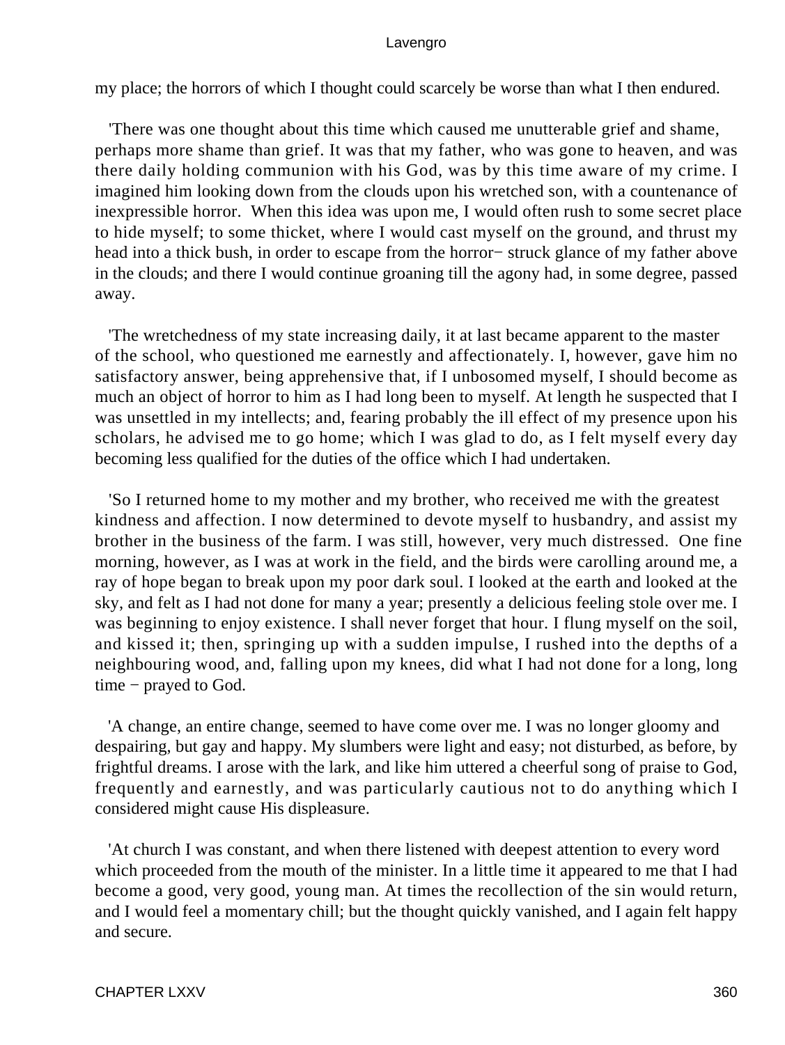my place; the horrors of which I thought could scarcely be worse than what I then endured.

'There was one thought about this time which caused me unutterable grief and shame, perhaps more shame than grief. It was that my father, who was gone to heaven, and was there daily holding communion with his God, was by this time aware of my crime. I imagined him looking down from the clouds upon his wretched son, with a countenance of inexpressible horror. When this idea was upon me, I would often rush to some secret place to hide myself; to some thicket, where I would cast myself on the ground, and thrust my head into a thick bush, in order to escape from the horror− struck glance of my father above in the clouds; and there I would continue groaning till the agony had, in some degree, passed away.

'The wretchedness of my state increasing daily, it at last became apparent to the master of the school, who questioned me earnestly and affectionately. I, however, gave him no satisfactory answer, being apprehensive that, if I unbosomed myself, I should become as much an object of horror to him as I had long been to myself. At length he suspected that I was unsettled in my intellects; and, fearing probably the ill effect of my presence upon his scholars, he advised me to go home; which I was glad to do, as I felt myself every day becoming less qualified for the duties of the office which I had undertaken.

'So I returned home to my mother and my brother, who received me with the greatest kindness and affection. I now determined to devote myself to husbandry, and assist my brother in the business of the farm. I was still, however, very much distressed. One fine morning, however, as I was at work in the field, and the birds were carolling around me, a ray of hope began to break upon my poor dark soul. I looked at the earth and looked at the sky, and felt as I had not done for many a year; presently a delicious feeling stole over me. I was beginning to enjoy existence. I shall never forget that hour. I flung myself on the soil, and kissed it; then, springing up with a sudden impulse, I rushed into the depths of a neighbouring wood, and, falling upon my knees, did what I had not done for a long, long time − prayed to God.

'A change, an entire change, seemed to have come over me. I was no longer gloomy and despairing, but gay and happy. My slumbers were light and easy; not disturbed, as before, by frightful dreams. I arose with the lark, and like him uttered a cheerful song of praise to God, frequently and earnestly, and was particularly cautious not to do anything which I considered might cause His displeasure.

'At church I was constant, and when there listened with deepest attention to every word which proceeded from the mouth of the minister. In a little time it appeared to me that I had become a good, very good, young man. At times the recollection of the sin would return, and I would feel a momentary chill; but the thought quickly vanished, and I again felt happy and secure.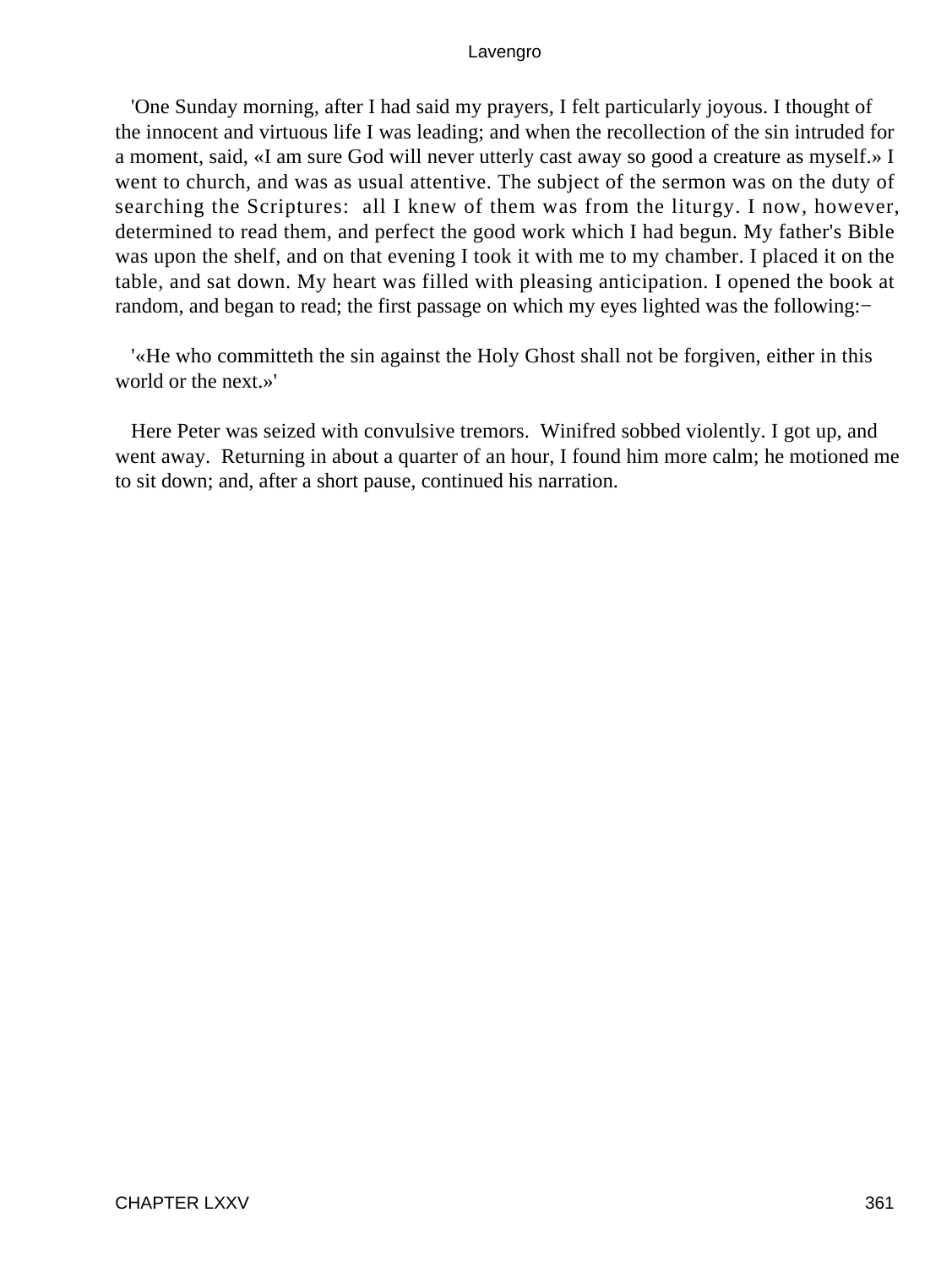'One Sunday morning, after I had said my prayers, I felt particularly joyous. I thought of the innocent and virtuous life I was leading; and when the recollection of the sin intruded for a moment, said, «I am sure God will never utterly cast away so good a creature as myself.» I went to church, and was as usual attentive. The subject of the sermon was on the duty of searching the Scriptures: all I knew of them was from the liturgy. I now, however, determined to read them, and perfect the good work which I had begun. My father's Bible was upon the shelf, and on that evening I took it with me to my chamber. I placed it on the table, and sat down. My heart was filled with pleasing anticipation. I opened the book at random, and began to read; the first passage on which my eyes lighted was the following:−

'«He who committeth the sin against the Holy Ghost shall not be forgiven, either in this world or the next.»'

Here Peter was seized with convulsive tremors. Winifred sobbed violently. I got up, and went away. Returning in about a quarter of an hour, I found him more calm; he motioned me to sit down; and, after a short pause, continued his narration.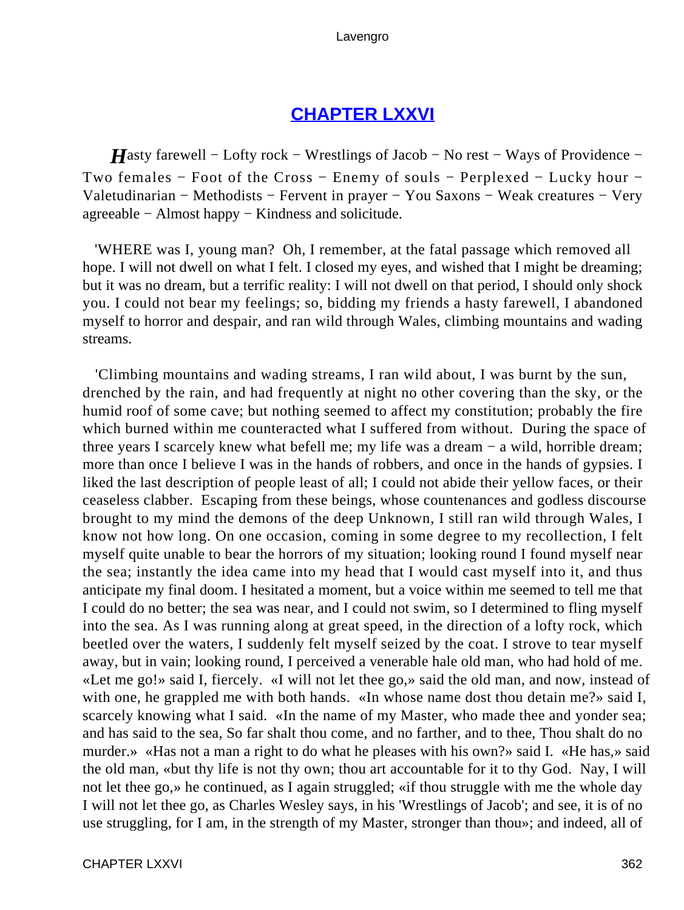## CHAPTER LXXVI

***H****asty farewell − Lofty rock − Wrestlings of Jacob − No rest − Ways of Providence − Two females − Foot of the Cross − Enemy of souls − Perplexed − Lucky hour − Valetudinarian − Methodists − Fervent in prayer − You Saxons − Weak creatures − Very agreeable − Almost happy − Kindness and solicitude.*

'WHERE was I, young man? Oh, I remember, at the fatal passage which removed all hope. I will not dwell on what I felt. I closed my eyes, and wished that I might be dreaming; but it was no dream, but a terrific reality: I will not dwell on that period, I should only shock you. I could not bear my feelings; so, bidding my friends a hasty farewell, I abandoned myself to horror and despair, and ran wild through Wales, climbing mountains and wading streams.

'Climbing mountains and wading streams, I ran wild about, I was burnt by the sun, drenched by the rain, and had frequently at night no other covering than the sky, or the humid roof of some cave; but nothing seemed to affect my constitution; probably the fire which burned within me counteracted what I suffered from without. During the space of three years I scarcely knew what befell me; my life was a dream − a wild, horrible dream; more than once I believe I was in the hands of robbers, and once in the hands of gypsies. I liked the last description of people least of all; I could not abide their yellow faces, or their ceaseless clabber. Escaping from these beings, whose countenances and godless discourse brought to my mind the demons of the deep Unknown, I still ran wild through Wales, I know not how long. On one occasion, coming in some degree to my recollection, I felt myself quite unable to bear the horrors of my situation; looking round I found myself near the sea; instantly the idea came into my head that I would cast myself into it, and thus anticipate my final doom. I hesitated a moment, but a voice within me seemed to tell me that I could do no better; the sea was near, and I could not swim, so I determined to fling myself into the sea. As I was running along at great speed, in the direction of a lofty rock, which beetled over the waters, I suddenly felt myself seized by the coat. I strove to tear myself away, but in vain; looking round, I perceived a venerable hale old man, who had hold of me. «Let me go!» said I, fiercely. «I will not let thee go,» said the old man, and now, instead of with one, he grappled me with both hands. «In whose name dost thou detain me?» said I, scarcely knowing what I said. «In the name of my Master, who made thee and yonder sea; and has said to the sea, So far shalt thou come, and no farther, and to thee, Thou shalt do no murder.» «Has not a man a right to do what he pleases with his own?» said I. «He has,» said the old man, «but thy life is not thy own; thou art accountable for it to thy God. Nay, I will not let thee go,» he continued, as I again struggled; «if thou struggle with me the whole day I will not let thee go, as Charles Wesley says, in his 'Wrestlings of Jacob'; and see, it is of no use struggling, for I am, in the strength of my Master, stronger than thou»; and indeed, all of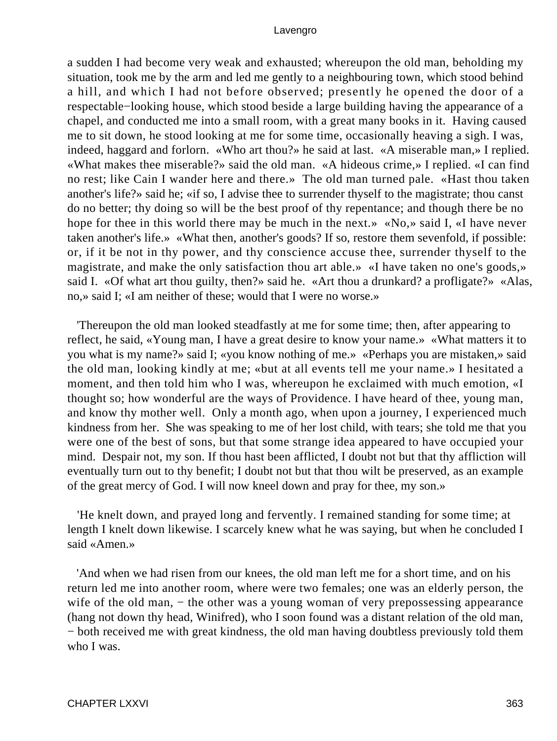a sudden I had become very weak and exhausted; whereupon the old man, beholding my situation, took me by the arm and led me gently to a neighbouring town, which stood behind a hill, and which I had not before observed; presently he opened the door of a respectable−looking house, which stood beside a large building having the appearance of a chapel, and conducted me into a small room, with a great many books in it. Having caused me to sit down, he stood looking at me for some time, occasionally heaving a sigh. I was, indeed, haggard and forlorn. «Who art thou?» he said at last. «A miserable man,» I replied. «What makes thee miserable?» said the old man. «A hideous crime,» I replied. «I can find no rest; like Cain I wander here and there.» The old man turned pale. «Hast thou taken another's life?» said he; «if so, I advise thee to surrender thyself to the magistrate; thou canst do no better; thy doing so will be the best proof of thy repentance; and though there be no hope for thee in this world there may be much in the next.» «No,» said I, «I have never taken another's life.» «What then, another's goods? If so, restore them sevenfold, if possible: or, if it be not in thy power, and thy conscience accuse thee, surrender thyself to the magistrate, and make the only satisfaction thou art able.» «I have taken no one's goods,» said I. «Of what art thou guilty, then?» said he. «Art thou a drunkard? a profligate?» «Alas, no,» said I; «I am neither of these; would that I were no worse.»

'Thereupon the old man looked steadfastly at me for some time; then, after appearing to reflect, he said, «Young man, I have a great desire to know your name.» «What matters it to you what is my name?» said I; «you know nothing of me.» «Perhaps you are mistaken,» said the old man, looking kindly at me; «but at all events tell me your name.» I hesitated a moment, and then told him who I was, whereupon he exclaimed with much emotion, «I thought so; how wonderful are the ways of Providence. I have heard of thee, young man, and know thy mother well. Only a month ago, when upon a journey, I experienced much kindness from her. She was speaking to me of her lost child, with tears; she told me that you were one of the best of sons, but that some strange idea appeared to have occupied your mind. Despair not, my son. If thou hast been afflicted, I doubt not but that thy affliction will eventually turn out to thy benefit; I doubt not but that thou wilt be preserved, as an example of the great mercy of God. I will now kneel down and pray for thee, my son.»

'He knelt down, and prayed long and fervently. I remained standing for some time; at length I knelt down likewise. I scarcely knew what he was saying, but when he concluded I said «Amen.»

'And when we had risen from our knees, the old man left me for a short time, and on his return led me into another room, where were two females; one was an elderly person, the wife of the old man, − the other was a young woman of very prepossessing appearance (hang not down thy head, Winifred), who I soon found was a distant relation of the old man, − both received me with great kindness, the old man having doubtless previously told them who I was.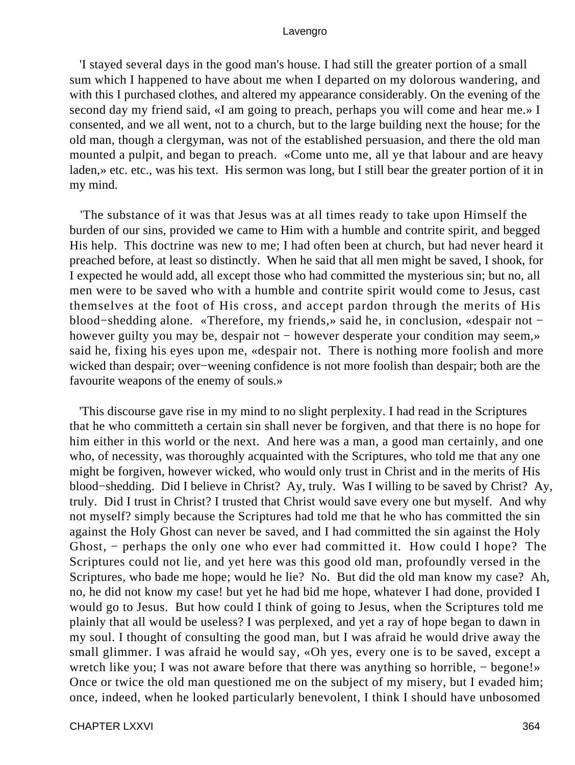'I stayed several days in the good man's house. I had still the greater portion of a small sum which I happened to have about me when I departed on my dolorous wandering, and with this I purchased clothes, and altered my appearance considerably. On the evening of the second day my friend said, «I am going to preach, perhaps you will come and hear me.» I consented, and we all went, not to a church, but to the large building next the house; for the old man, though a clergyman, was not of the established persuasion, and there the old man mounted a pulpit, and began to preach. «Come unto me, all ye that labour and are heavy laden,» etc. etc., was his text. His sermon was long, but I still bear the greater portion of it in my mind.

'The substance of it was that Jesus was at all times ready to take upon Himself the burden of our sins, provided we came to Him with a humble and contrite spirit, and begged His help. This doctrine was new to me; I had often been at church, but had never heard it preached before, at least so distinctly. When he said that all men might be saved, I shook, for I expected he would add, all except those who had committed the mysterious sin; but no, all men were to be saved who with a humble and contrite spirit would come to Jesus, cast themselves at the foot of His cross, and accept pardon through the merits of His blood−shedding alone. «Therefore, my friends,» said he, in conclusion, «despair not − however guilty you may be, despair not − however desperate your condition may seem,» said he, fixing his eyes upon me, «despair not. There is nothing more foolish and more wicked than despair; over−weening confidence is not more foolish than despair; both are the favourite weapons of the enemy of souls.»

'This discourse gave rise in my mind to no slight perplexity. I had read in the Scriptures that he who committeth a certain sin shall never be forgiven, and that there is no hope for him either in this world or the next. And here was a man, a good man certainly, and one who, of necessity, was thoroughly acquainted with the Scriptures, who told me that any one might be forgiven, however wicked, who would only trust in Christ and in the merits of His blood−shedding. Did I believe in Christ? Ay, truly. Was I willing to be saved by Christ? Ay, truly. Did I trust in Christ? I trusted that Christ would save every one but myself. And why not myself? simply because the Scriptures had told me that he who has committed the sin against the Holy Ghost can never be saved, and I had committed the sin against the Holy Ghost, − perhaps the only one who ever had committed it. How could I hope? The Scriptures could not lie, and yet here was this good old man, profoundly versed in the Scriptures, who bade me hope; would he lie? No. But did the old man know my case? Ah, no, he did not know my case! but yet he had bid me hope, whatever I had done, provided I would go to Jesus. But how could I think of going to Jesus, when the Scriptures told me plainly that all would be useless? I was perplexed, and yet a ray of hope began to dawn in my soul. I thought of consulting the good man, but I was afraid he would drive away the small glimmer. I was afraid he would say, «Oh yes, every one is to be saved, except a wretch like you; I was not aware before that there was anything so horrible, − begone!» Once or twice the old man questioned me on the subject of my misery, but I evaded him; once, indeed, when he looked particularly benevolent, I think I should have unbosomed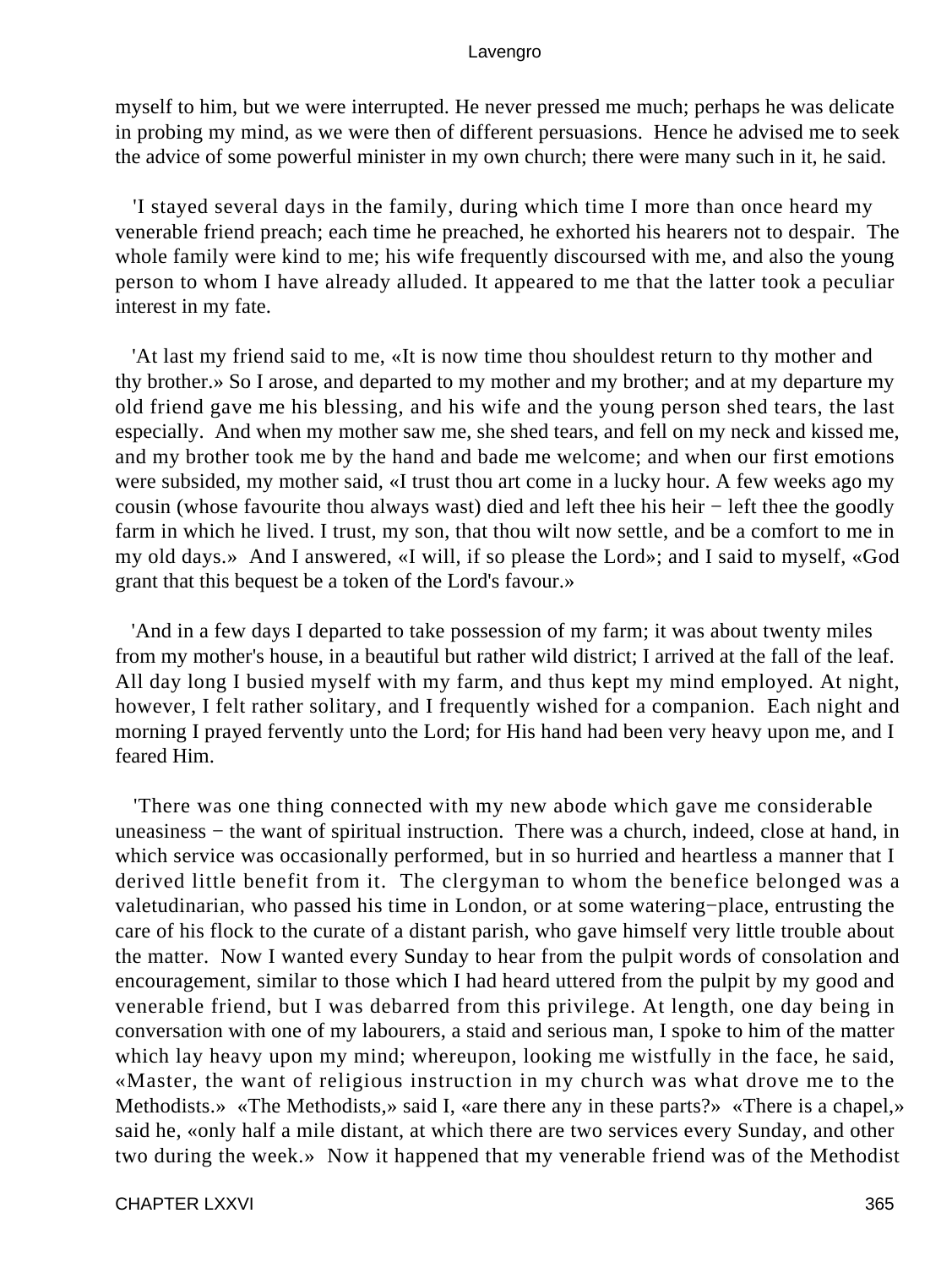myself to him, but we were interrupted. He never pressed me much; perhaps he was delicate in probing my mind, as we were then of different persuasions. Hence he advised me to seek the advice of some powerful minister in my own church; there were many such in it, he said.

'I stayed several days in the family, during which time I more than once heard my venerable friend preach; each time he preached, he exhorted his hearers not to despair. The whole family were kind to me; his wife frequently discoursed with me, and also the young person to whom I have already alluded. It appeared to me that the latter took a peculiar interest in my fate.

'At last my friend said to me, «It is now time thou shouldest return to thy mother and thy brother.» So I arose, and departed to my mother and my brother; and at my departure my old friend gave me his blessing, and his wife and the young person shed tears, the last especially. And when my mother saw me, she shed tears, and fell on my neck and kissed me, and my brother took me by the hand and bade me welcome; and when our first emotions were subsided, my mother said, «I trust thou art come in a lucky hour. A few weeks ago my cousin (whose favourite thou always wast) died and left thee his heir − left thee the goodly farm in which he lived. I trust, my son, that thou wilt now settle, and be a comfort to me in my old days.» And I answered, «I will, if so please the Lord»; and I said to myself, «God grant that this bequest be a token of the Lord's favour.»

'And in a few days I departed to take possession of my farm; it was about twenty miles from my mother's house, in a beautiful but rather wild district; I arrived at the fall of the leaf. All day long I busied myself with my farm, and thus kept my mind employed. At night, however, I felt rather solitary, and I frequently wished for a companion. Each night and morning I prayed fervently unto the Lord; for His hand had been very heavy upon me, and I feared Him.

'There was one thing connected with my new abode which gave me considerable uneasiness − the want of spiritual instruction. There was a church, indeed, close at hand, in which service was occasionally performed, but in so hurried and heartless a manner that I derived little benefit from it. The clergyman to whom the benefice belonged was a valetudinarian, who passed his time in London, or at some watering−place, entrusting the care of his flock to the curate of a distant parish, who gave himself very little trouble about the matter. Now I wanted every Sunday to hear from the pulpit words of consolation and encouragement, similar to those which I had heard uttered from the pulpit by my good and venerable friend, but I was debarred from this privilege. At length, one day being in conversation with one of my labourers, a staid and serious man, I spoke to him of the matter which lay heavy upon my mind; whereupon, looking me wistfully in the face, he said, «Master, the want of religious instruction in my church was what drove me to the Methodists.» «The Methodists,» said I, «are there any in these parts?» «There is a chapel,» said he, «only half a mile distant, at which there are two services every Sunday, and other two during the week.» Now it happened that my venerable friend was of the Methodist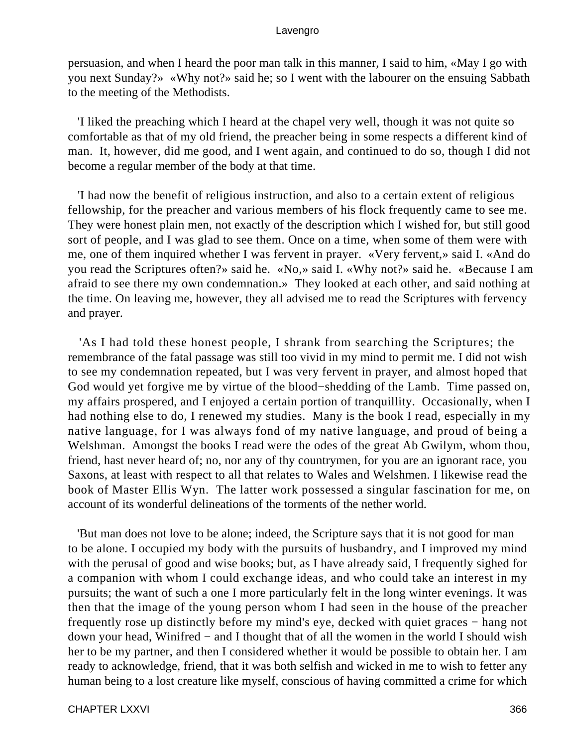persuasion, and when I heard the poor man talk in this manner, I said to him, «May I go with you next Sunday?» «Why not?» said he; so I went with the labourer on the ensuing Sabbath to the meeting of the Methodists.

'I liked the preaching which I heard at the chapel very well, though it was not quite so comfortable as that of my old friend, the preacher being in some respects a different kind of man. It, however, did me good, and I went again, and continued to do so, though I did not become a regular member of the body at that time.

'I had now the benefit of religious instruction, and also to a certain extent of religious fellowship, for the preacher and various members of his flock frequently came to see me. They were honest plain men, not exactly of the description which I wished for, but still good sort of people, and I was glad to see them. Once on a time, when some of them were with me, one of them inquired whether I was fervent in prayer. «Very fervent,» said I. «And do you read the Scriptures often?» said he. «No,» said I. «Why not?» said he. «Because I am afraid to see there my own condemnation.» They looked at each other, and said nothing at the time. On leaving me, however, they all advised me to read the Scriptures with fervency and prayer.

'As I had told these honest people, I shrank from searching the Scriptures; the remembrance of the fatal passage was still too vivid in my mind to permit me. I did not wish to see my condemnation repeated, but I was very fervent in prayer, and almost hoped that God would yet forgive me by virtue of the blood−shedding of the Lamb. Time passed on, my affairs prospered, and I enjoyed a certain portion of tranquillity. Occasionally, when I had nothing else to do, I renewed my studies. Many is the book I read, especially in my native language, for I was always fond of my native language, and proud of being a Welshman. Amongst the books I read were the odes of the great Ab Gwilym, whom thou, friend, hast never heard of; no, nor any of thy countrymen, for you are an ignorant race, you Saxons, at least with respect to all that relates to Wales and Welshmen. I likewise read the book of Master Ellis Wyn. The latter work possessed a singular fascination for me, on account of its wonderful delineations of the torments of the nether world.

'But man does not love to be alone; indeed, the Scripture says that it is not good for man to be alone. I occupied my body with the pursuits of husbandry, and I improved my mind with the perusal of good and wise books; but, as I have already said, I frequently sighed for a companion with whom I could exchange ideas, and who could take an interest in my pursuits; the want of such a one I more particularly felt in the long winter evenings. It was then that the image of the young person whom I had seen in the house of the preacher frequently rose up distinctly before my mind's eye, decked with quiet graces − hang not down your head, Winifred − and I thought that of all the women in the world I should wish her to be my partner, and then I considered whether it would be possible to obtain her. I am ready to acknowledge, friend, that it was both selfish and wicked in me to wish to fetter any human being to a lost creature like myself, conscious of having committed a crime for which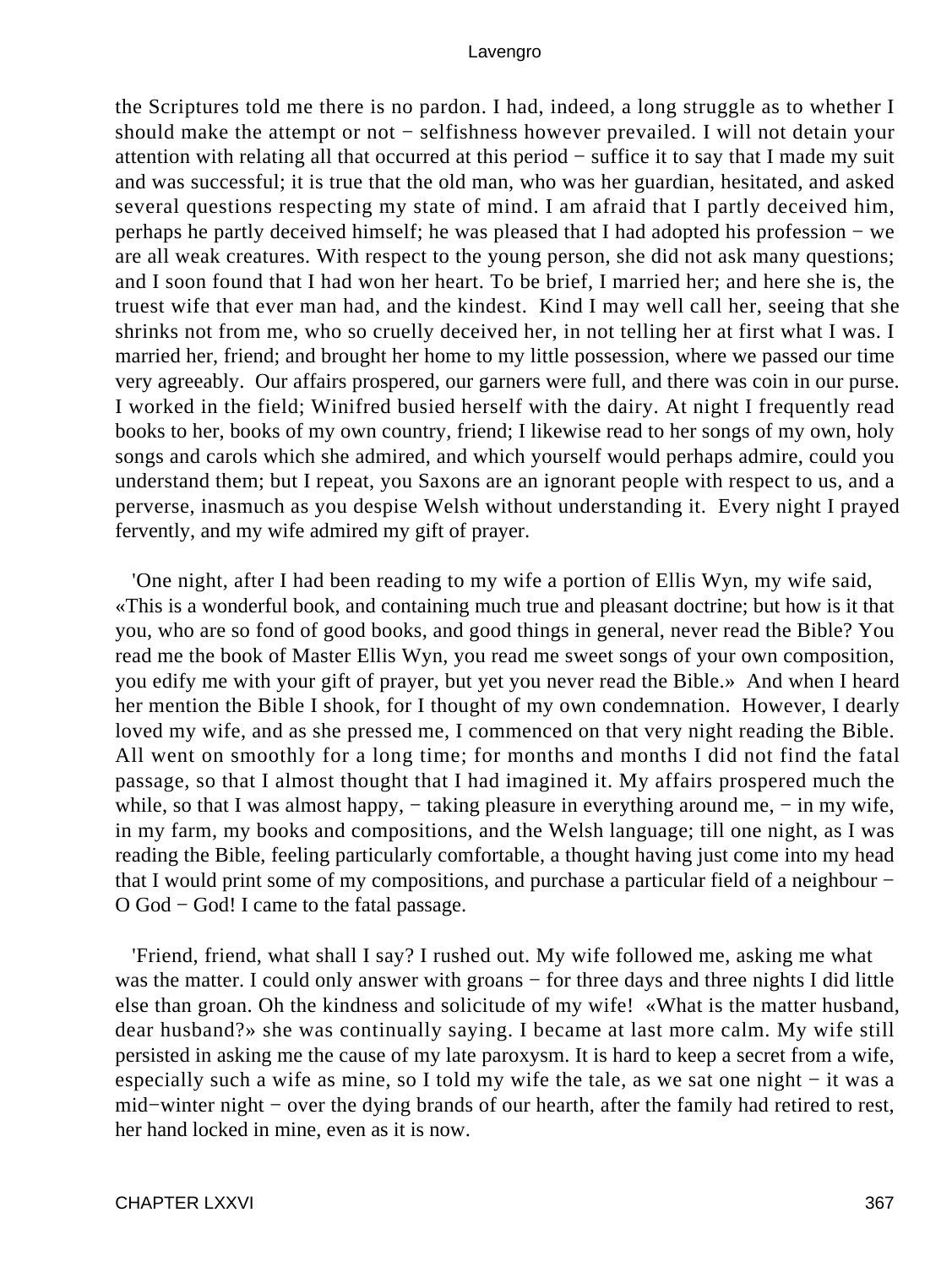the Scriptures told me there is no pardon. I had, indeed, a long struggle as to whether I should make the attempt or not − selfishness however prevailed. I will not detain your attention with relating all that occurred at this period − suffice it to say that I made my suit and was successful; it is true that the old man, who was her guardian, hesitated, and asked several questions respecting my state of mind. I am afraid that I partly deceived him, perhaps he partly deceived himself; he was pleased that I had adopted his profession − we are all weak creatures. With respect to the young person, she did not ask many questions; and I soon found that I had won her heart. To be brief, I married her; and here she is, the truest wife that ever man had, and the kindest. Kind I may well call her, seeing that she shrinks not from me, who so cruelly deceived her, in not telling her at first what I was. I married her, friend; and brought her home to my little possession, where we passed our time very agreeably. Our affairs prospered, our garners were full, and there was coin in our purse. I worked in the field; Winifred busied herself with the dairy. At night I frequently read books to her, books of my own country, friend; I likewise read to her songs of my own, holy songs and carols which she admired, and which yourself would perhaps admire, could you understand them; but I repeat, you Saxons are an ignorant people with respect to us, and a perverse, inasmuch as you despise Welsh without understanding it. Every night I prayed fervently, and my wife admired my gift of prayer.

'One night, after I had been reading to my wife a portion of Ellis Wyn, my wife said, «This is a wonderful book, and containing much true and pleasant doctrine; but how is it that you, who are so fond of good books, and good things in general, never read the Bible? You read me the book of Master Ellis Wyn, you read me sweet songs of your own composition, you edify me with your gift of prayer, but yet you never read the Bible.» And when I heard her mention the Bible I shook, for I thought of my own condemnation. However, I dearly loved my wife, and as she pressed me, I commenced on that very night reading the Bible. All went on smoothly for a long time; for months and months I did not find the fatal passage, so that I almost thought that I had imagined it. My affairs prospered much the while, so that I was almost happy, − taking pleasure in everything around me, − in my wife, in my farm, my books and compositions, and the Welsh language; till one night, as I was reading the Bible, feeling particularly comfortable, a thought having just come into my head that I would print some of my compositions, and purchase a particular field of a neighbour − O God − God! I came to the fatal passage.

'Friend, friend, what shall I say? I rushed out. My wife followed me, asking me what was the matter. I could only answer with groans − for three days and three nights I did little else than groan. Oh the kindness and solicitude of my wife! «What is the matter husband, dear husband?» she was continually saying. I became at last more calm. My wife still persisted in asking me the cause of my late paroxysm. It is hard to keep a secret from a wife, especially such a wife as mine, so I told my wife the tale, as we sat one night − it was a mid−winter night − over the dying brands of our hearth, after the family had retired to rest, her hand locked in mine, even as it is now.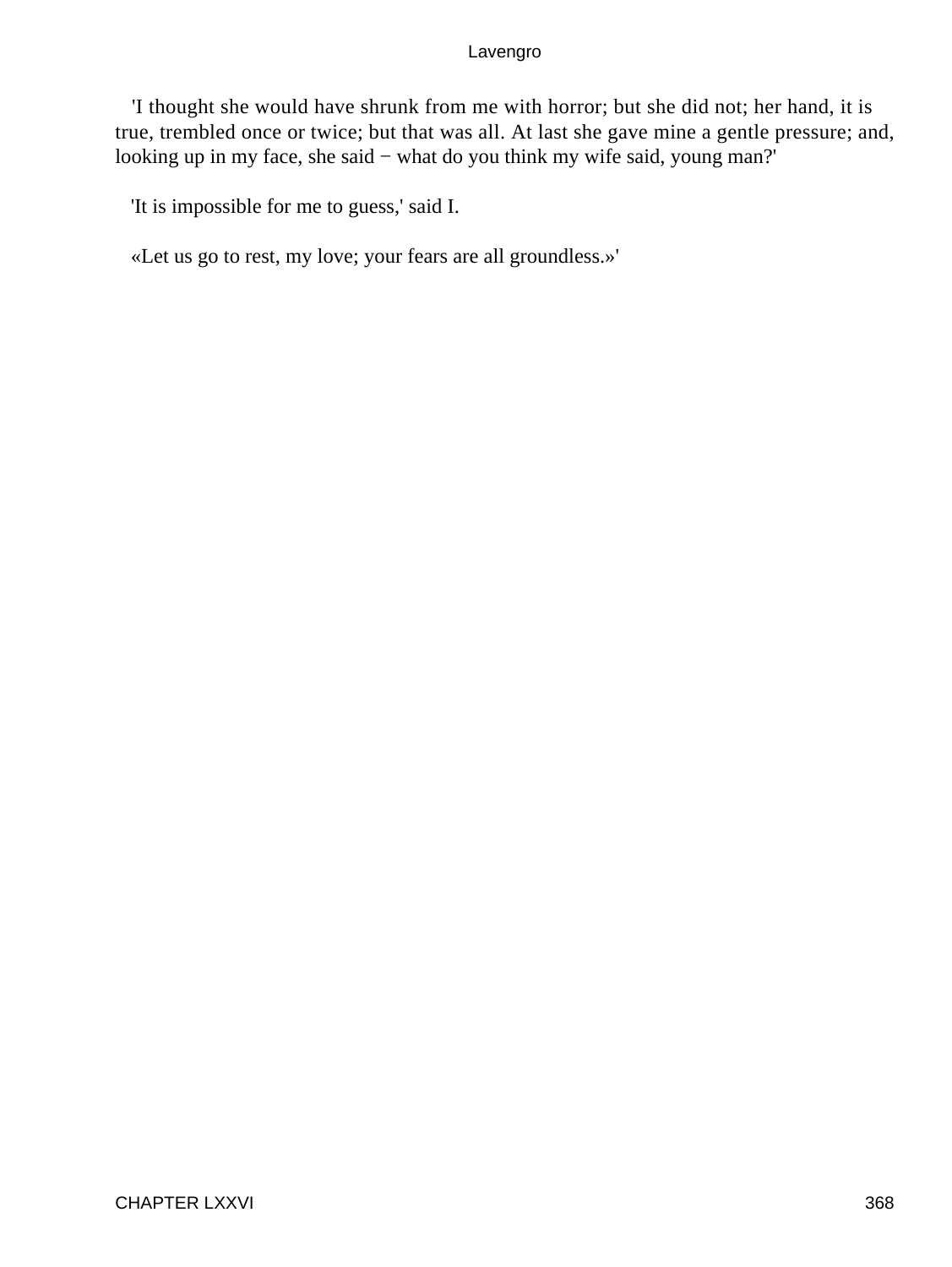'I thought she would have shrunk from me with horror; but she did not; her hand, it is true, trembled once or twice; but that was all. At last she gave mine a gentle pressure; and, looking up in my face, she said − what do you think my wife said, young man?'

'It is impossible for me to guess,' said I.

«Let us go to rest, my love; your fears are all groundless.»'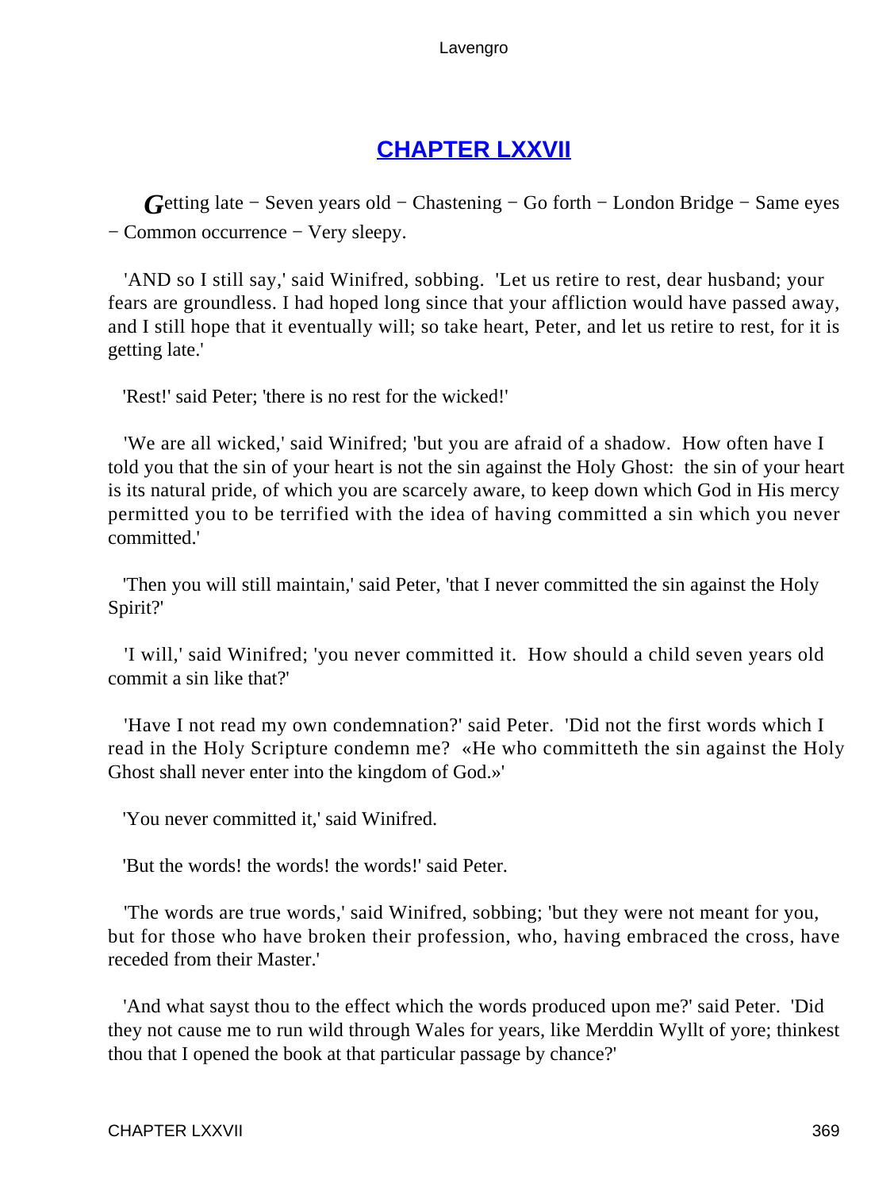## CHAPTER LXXVII

*G*etting late − Seven years old − Chastening − Go forth − London Bridge − Same eyes − Common occurrence − Very sleepy.

'AND so I still say,' said Winifred, sobbing. 'Let us retire to rest, dear husband; your fears are groundless. I had hoped long since that your affliction would have passed away, and I still hope that it eventually will; so take heart, Peter, and let us retire to rest, for it is getting late.'

'Rest!' said Peter; 'there is no rest for the wicked!'

'We are all wicked,' said Winifred; 'but you are afraid of a shadow. How often have I told you that the sin of your heart is not the sin against the Holy Ghost: the sin of your heart is its natural pride, of which you are scarcely aware, to keep down which God in His mercy permitted you to be terrified with the idea of having committed a sin which you never committed.'

'Then you will still maintain,' said Peter, 'that I never committed the sin against the Holy Spirit?'

'I will,' said Winifred; 'you never committed it. How should a child seven years old commit a sin like that?'

'Have I not read my own condemnation?' said Peter. 'Did not the first words which I read in the Holy Scripture condemn me? «He who committeth the sin against the Holy Ghost shall never enter into the kingdom of God.»'

'You never committed it,' said Winifred.

'But the words! the words! the words!' said Peter.

'The words are true words,' said Winifred, sobbing; 'but they were not meant for you, but for those who have broken their profession, who, having embraced the cross, have receded from their Master.'

'And what sayst thou to the effect which the words produced upon me?' said Peter. 'Did they not cause me to run wild through Wales for years, like Merddin Wyllt of yore; thinkest thou that I opened the book at that particular passage by chance?'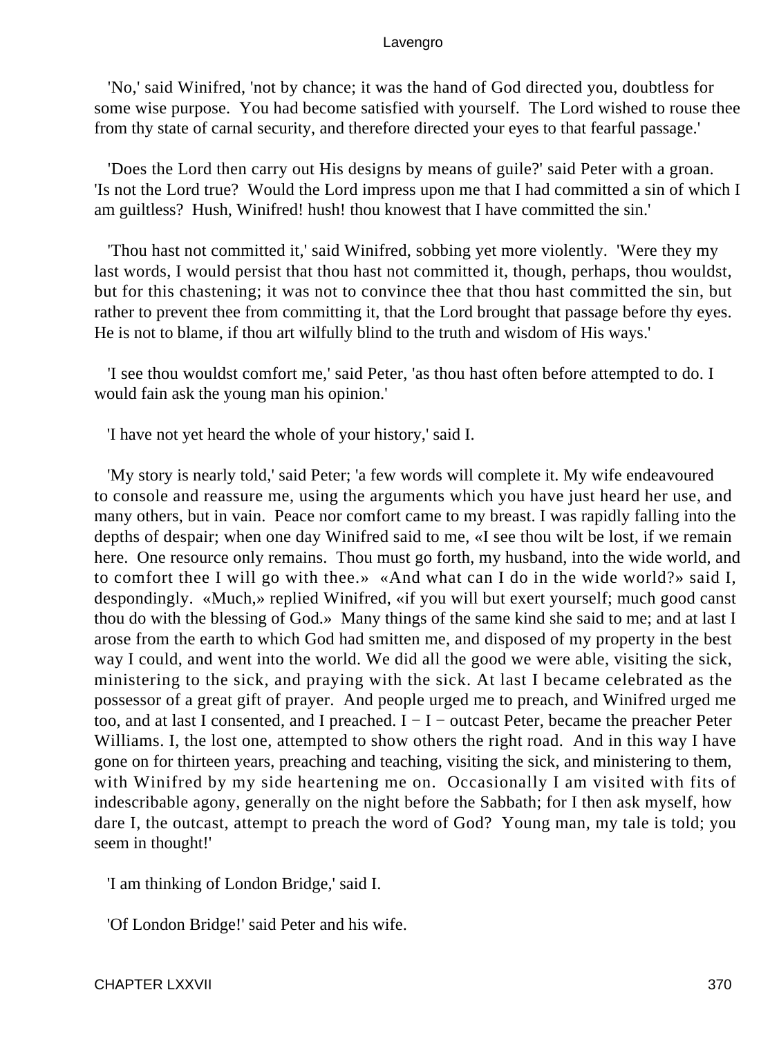'No,' said Winifred, 'not by chance; it was the hand of God directed you, doubtless for some wise purpose. You had become satisfied with yourself. The Lord wished to rouse thee from thy state of carnal security, and therefore directed your eyes to that fearful passage.'

'Does the Lord then carry out His designs by means of guile?' said Peter with a groan. 'Is not the Lord true? Would the Lord impress upon me that I had committed a sin of which I am guiltless? Hush, Winifred! hush! thou knowest that I have committed the sin.'

'Thou hast not committed it,' said Winifred, sobbing yet more violently. 'Were they my last words, I would persist that thou hast not committed it, though, perhaps, thou wouldst, but for this chastening; it was not to convince thee that thou hast committed the sin, but rather to prevent thee from committing it, that the Lord brought that passage before thy eyes. He is not to blame, if thou art wilfully blind to the truth and wisdom of His ways.'

'I see thou wouldst comfort me,' said Peter, 'as thou hast often before attempted to do. I would fain ask the young man his opinion.'

'I have not yet heard the whole of your history,' said I.

'My story is nearly told,' said Peter; 'a few words will complete it. My wife endeavoured to console and reassure me, using the arguments which you have just heard her use, and many others, but in vain. Peace nor comfort came to my breast. I was rapidly falling into the depths of despair; when one day Winifred said to me, «I see thou wilt be lost, if we remain here. One resource only remains. Thou must go forth, my husband, into the wide world, and to comfort thee I will go with thee.» «And what can I do in the wide world?» said I, despondingly. «Much,» replied Winifred, «if you will but exert yourself; much good canst thou do with the blessing of God.» Many things of the same kind she said to me; and at last I arose from the earth to which God had smitten me, and disposed of my property in the best way I could, and went into the world. We did all the good we were able, visiting the sick, ministering to the sick, and praying with the sick. At last I became celebrated as the possessor of a great gift of prayer. And people urged me to preach, and Winifred urged me too, and at last I consented, and I preached. I − I − outcast Peter, became the preacher Peter Williams. I, the lost one, attempted to show others the right road. And in this way I have gone on for thirteen years, preaching and teaching, visiting the sick, and ministering to them, with Winifred by my side heartening me on. Occasionally I am visited with fits of indescribable agony, generally on the night before the Sabbath; for I then ask myself, how dare I, the outcast, attempt to preach the word of God? Young man, my tale is told; you seem in thought!'

'I am thinking of London Bridge,' said I.

'Of London Bridge!' said Peter and his wife.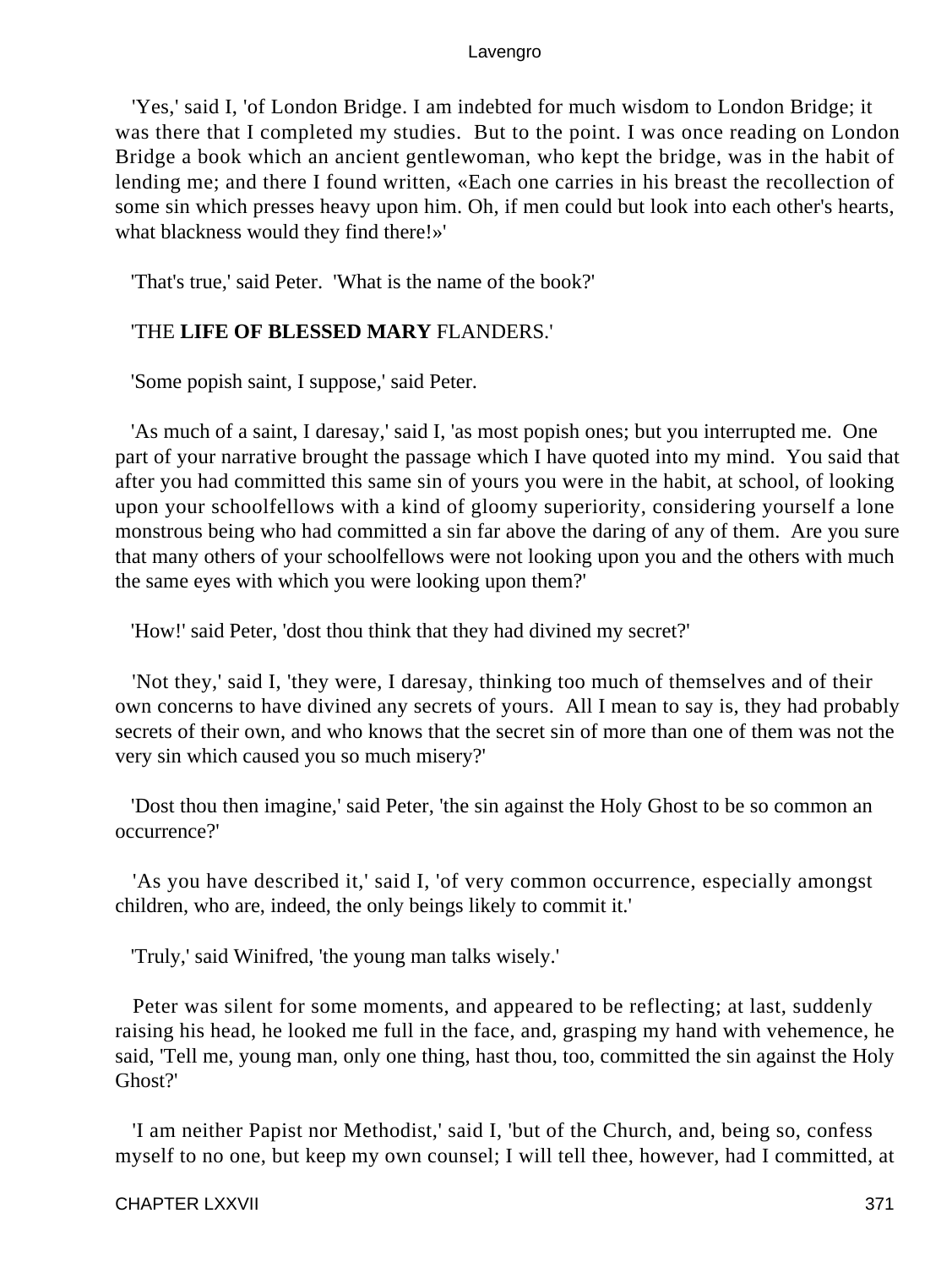'Yes,' said I, 'of London Bridge. I am indebted for much wisdom to London Bridge; it was there that I completed my studies. But to the point. I was once reading on London Bridge a book which an ancient gentlewoman, who kept the bridge, was in the habit of lending me; and there I found written, «Each one carries in his breast the recollection of some sin which presses heavy upon him. Oh, if men could but look into each other's hearts, what blackness would they find there!»'

'That's true,' said Peter. 'What is the name of the book?'

'THE **LIFE OF BLESSED MARY** FLANDERS.'

'Some popish saint, I suppose,' said Peter.

'As much of a saint, I daresay,' said I, 'as most popish ones; but you interrupted me. One part of your narrative brought the passage which I have quoted into my mind. You said that after you had committed this same sin of yours you were in the habit, at school, of looking upon your schoolfellows with a kind of gloomy superiority, considering yourself a lone monstrous being who had committed a sin far above the daring of any of them. Are you sure that many others of your schoolfellows were not looking upon you and the others with much the same eyes with which you were looking upon them?'

'How!' said Peter, 'dost thou think that they had divined my secret?'

'Not they,' said I, 'they were, I daresay, thinking too much of themselves and of their own concerns to have divined any secrets of yours. All I mean to say is, they had probably secrets of their own, and who knows that the secret sin of more than one of them was not the very sin which caused you so much misery?'

'Dost thou then imagine,' said Peter, 'the sin against the Holy Ghost to be so common an occurrence?'

'As you have described it,' said I, 'of very common occurrence, especially amongst children, who are, indeed, the only beings likely to commit it.'

'Truly,' said Winifred, 'the young man talks wisely.'

Peter was silent for some moments, and appeared to be reflecting; at last, suddenly raising his head, he looked me full in the face, and, grasping my hand with vehemence, he said, 'Tell me, young man, only one thing, hast thou, too, committed the sin against the Holy Ghost?'

'I am neither Papist nor Methodist,' said I, 'but of the Church, and, being so, confess myself to no one, but keep my own counsel; I will tell thee, however, had I committed, at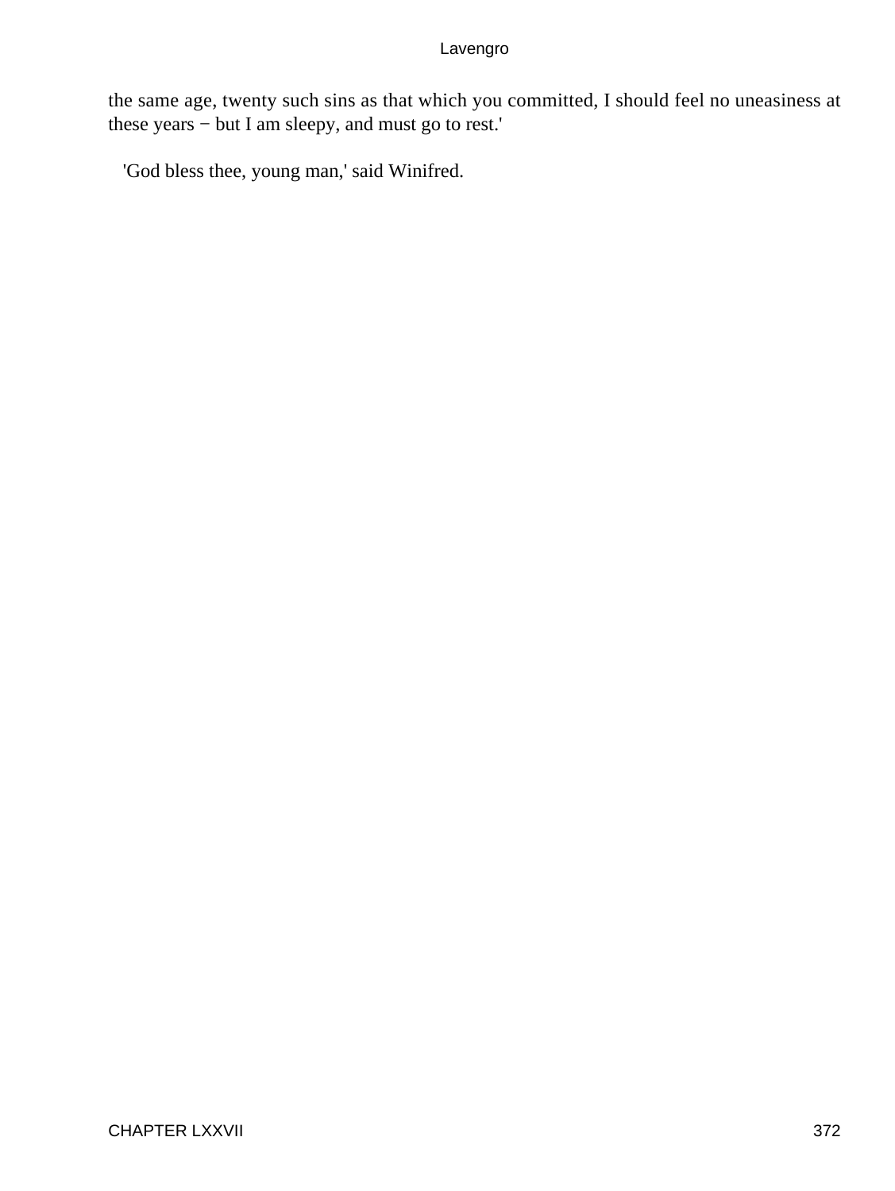the same age, twenty such sins as that which you committed, I should feel no uneasiness at these years − but I am sleepy, and must go to rest.'

'God bless thee, young man,' said Winifred.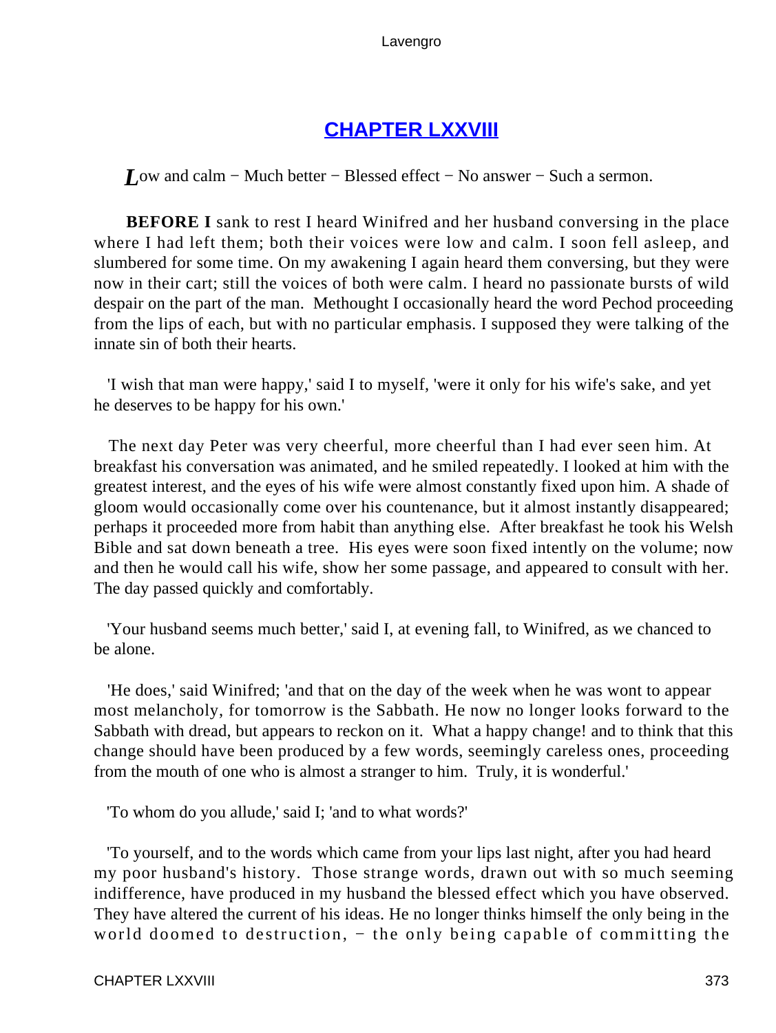## CHAPTER LXXVIII

*Low and calm − Much better − Blessed effect − No answer − Such a sermon.*

**BEFORE I** sank to rest I heard Winifred and her husband conversing in the place where I had left them; both their voices were low and calm. I soon fell asleep, and slumbered for some time. On my awakening I again heard them conversing, but they were now in their cart; still the voices of both were calm. I heard no passionate bursts of wild despair on the part of the man. Methought I occasionally heard the word Pechod proceeding from the lips of each, but with no particular emphasis. I supposed they were talking of the innate sin of both their hearts.

'I wish that man were happy,' said I to myself, 'were it only for his wife's sake, and yet he deserves to be happy for his own.'

The next day Peter was very cheerful, more cheerful than I had ever seen him. At breakfast his conversation was animated, and he smiled repeatedly. I looked at him with the greatest interest, and the eyes of his wife were almost constantly fixed upon him. A shade of gloom would occasionally come over his countenance, but it almost instantly disappeared; perhaps it proceeded more from habit than anything else. After breakfast he took his Welsh Bible and sat down beneath a tree. His eyes were soon fixed intently on the volume; now and then he would call his wife, show her some passage, and appeared to consult with her. The day passed quickly and comfortably.

'Your husband seems much better,' said I, at evening fall, to Winifred, as we chanced to be alone.

'He does,' said Winifred; 'and that on the day of the week when he was wont to appear most melancholy, for tomorrow is the Sabbath. He now no longer looks forward to the Sabbath with dread, but appears to reckon on it. What a happy change! and to think that this change should have been produced by a few words, seemingly careless ones, proceeding from the mouth of one who is almost a stranger to him. Truly, it is wonderful.'

'To whom do you allude,' said I; 'and to what words?'

'To yourself, and to the words which came from your lips last night, after you had heard my poor husband's history. Those strange words, drawn out with so much seeming indifference, have produced in my husband the blessed effect which you have observed. They have altered the current of his ideas. He no longer thinks himself the only being in the world doomed to destruction, − the only being capable of committing the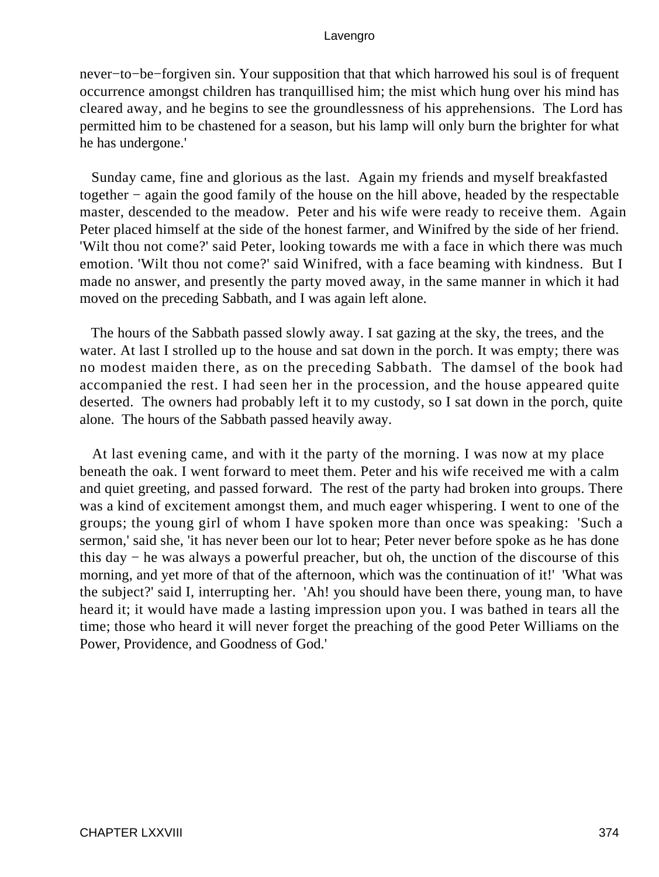never−to−be−forgiven sin. Your supposition that that which harrowed his soul is of frequent occurrence amongst children has tranquillised him; the mist which hung over his mind has cleared away, and he begins to see the groundlessness of his apprehensions. The Lord has permitted him to be chastened for a season, but his lamp will only burn the brighter for what he has undergone.'

Sunday came, fine and glorious as the last. Again my friends and myself breakfasted together − again the good family of the house on the hill above, headed by the respectable master, descended to the meadow. Peter and his wife were ready to receive them. Again Peter placed himself at the side of the honest farmer, and Winifred by the side of her friend. 'Wilt thou not come?' said Peter, looking towards me with a face in which there was much emotion. 'Wilt thou not come?' said Winifred, with a face beaming with kindness. But I made no answer, and presently the party moved away, in the same manner in which it had moved on the preceding Sabbath, and I was again left alone.

The hours of the Sabbath passed slowly away. I sat gazing at the sky, the trees, and the water. At last I strolled up to the house and sat down in the porch. It was empty; there was no modest maiden there, as on the preceding Sabbath. The damsel of the book had accompanied the rest. I had seen her in the procession, and the house appeared quite deserted. The owners had probably left it to my custody, so I sat down in the porch, quite alone. The hours of the Sabbath passed heavily away.

At last evening came, and with it the party of the morning. I was now at my place beneath the oak. I went forward to meet them. Peter and his wife received me with a calm and quiet greeting, and passed forward. The rest of the party had broken into groups. There was a kind of excitement amongst them, and much eager whispering. I went to one of the groups; the young girl of whom I have spoken more than once was speaking: 'Such a sermon,' said she, 'it has never been our lot to hear; Peter never before spoke as he has done this day − he was always a powerful preacher, but oh, the unction of the discourse of this morning, and yet more of that of the afternoon, which was the continuation of it!' 'What was the subject?' said I, interrupting her. 'Ah! you should have been there, young man, to have heard it; it would have made a lasting impression upon you. I was bathed in tears all the time; those who heard it will never forget the preaching of the good Peter Williams on the Power, Providence, and Goodness of God.'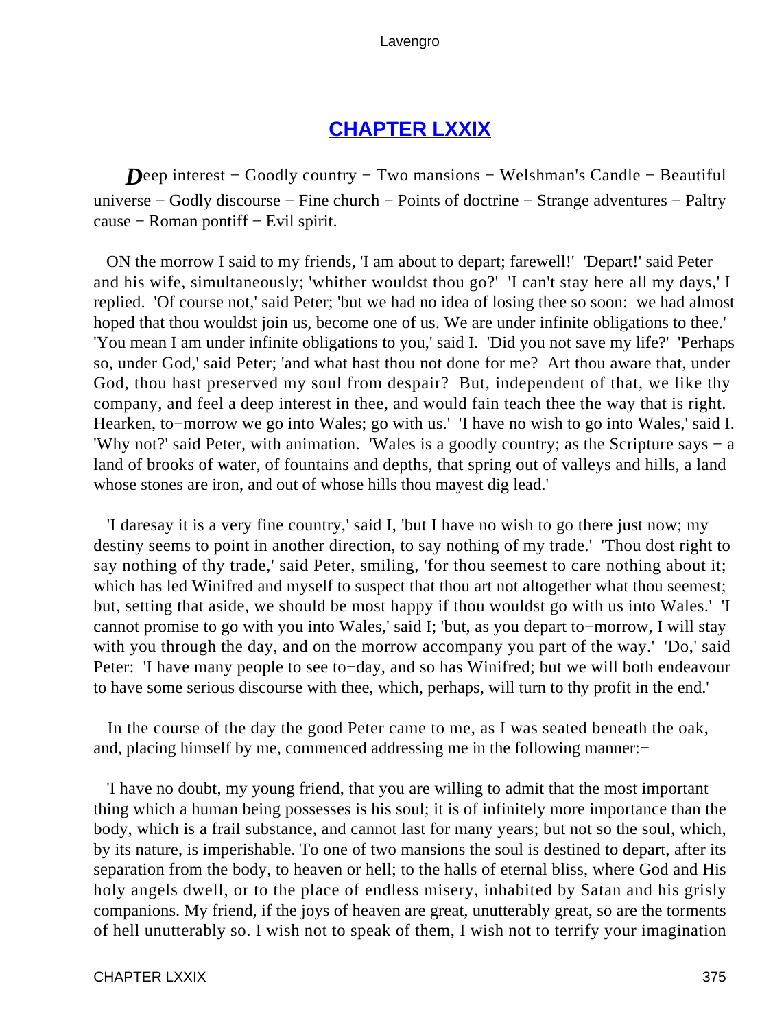## [CHAPTER LXXIX](#)

*D*eep interest − Goodly country − Two mansions − Welshman's Candle − Beautiful universe − Godly discourse − Fine church − Points of doctrine − Strange adventures − Paltry cause − Roman pontiff − Evil spirit.

ON the morrow I said to my friends, 'I am about to depart; farewell!' 'Depart!' said Peter and his wife, simultaneously; 'whither wouldst thou go?' 'I can't stay here all my days,' I replied. 'Of course not,' said Peter; 'but we had no idea of losing thee so soon: we had almost hoped that thou wouldst join us, become one of us. We are under infinite obligations to thee.' 'You mean I am under infinite obligations to you,' said I. 'Did you not save my life?' 'Perhaps so, under God,' said Peter; 'and what hast thou not done for me? Art thou aware that, under God, thou hast preserved my soul from despair? But, independent of that, we like thy company, and feel a deep interest in thee, and would fain teach thee the way that is right. Hearken, to−morrow we go into Wales; go with us.' 'I have no wish to go into Wales,' said I. 'Why not?' said Peter, with animation. 'Wales is a goodly country; as the Scripture says − a land of brooks of water, of fountains and depths, that spring out of valleys and hills, a land whose stones are iron, and out of whose hills thou mayest dig lead.'

'I daresay it is a very fine country,' said I, 'but I have no wish to go there just now; my destiny seems to point in another direction, to say nothing of my trade.' 'Thou dost right to say nothing of thy trade,' said Peter, smiling, 'for thou seemest to care nothing about it; which has led Winifred and myself to suspect that thou art not altogether what thou seemest; but, setting that aside, we should be most happy if thou wouldst go with us into Wales.' 'I cannot promise to go with you into Wales,' said I; 'but, as you depart to−morrow, I will stay with you through the day, and on the morrow accompany you part of the way.' 'Do,' said Peter: 'I have many people to see to−day, and so has Winifred; but we will both endeavour to have some serious discourse with thee, which, perhaps, will turn to thy profit in the end.'

In the course of the day the good Peter came to me, as I was seated beneath the oak, and, placing himself by me, commenced addressing me in the following manner:−

'I have no doubt, my young friend, that you are willing to admit that the most important thing which a human being possesses is his soul; it is of infinitely more importance than the body, which is a frail substance, and cannot last for many years; but not so the soul, which, by its nature, is imperishable. To one of two mansions the soul is destined to depart, after its separation from the body, to heaven or hell; to the halls of eternal bliss, where God and His holy angels dwell, or to the place of endless misery, inhabited by Satan and his grisly companions. My friend, if the joys of heaven are great, unutterably great, so are the torments of hell unutterably so. I wish not to speak of them, I wish not to terrify your imagination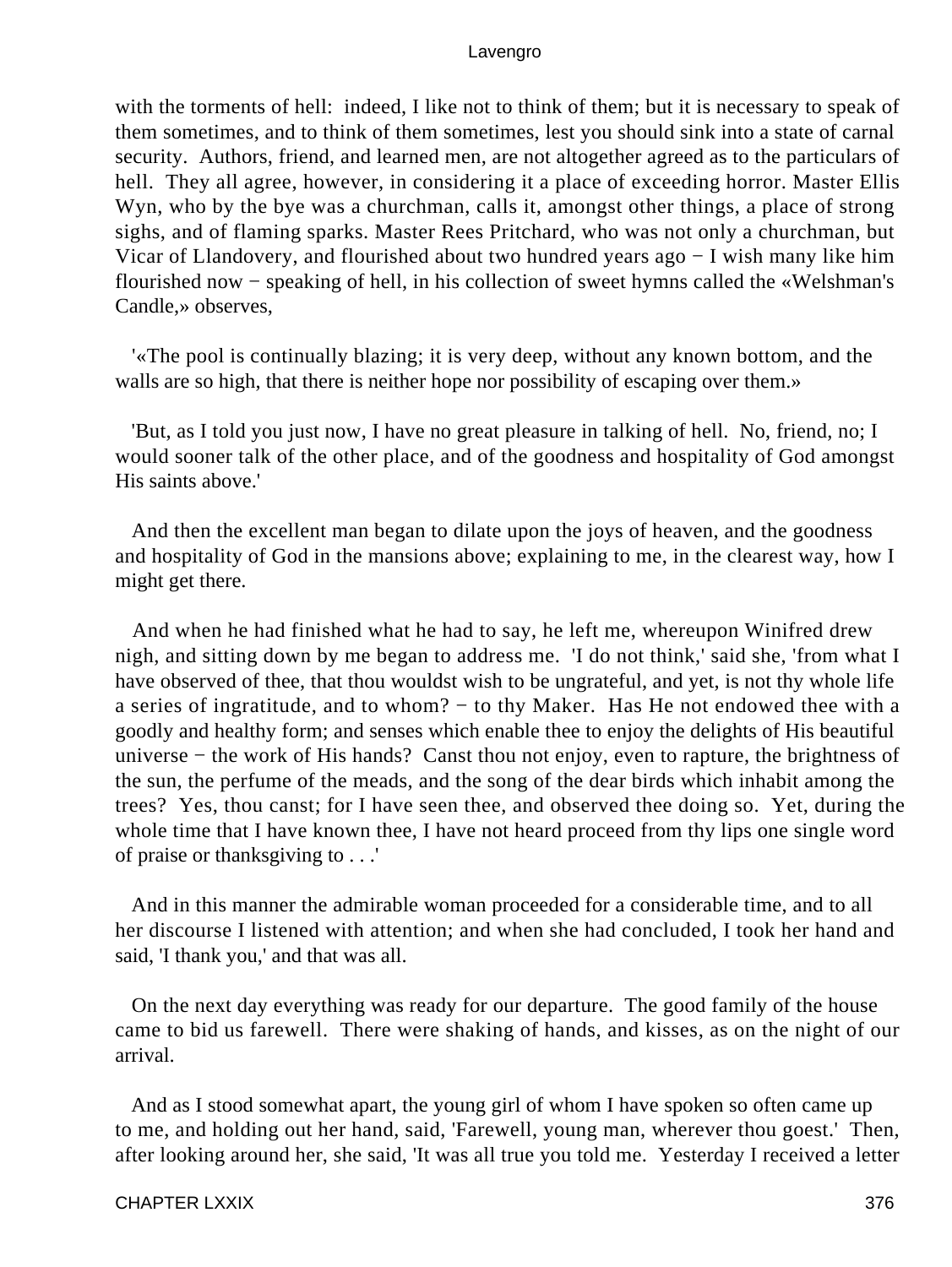with the torments of hell: indeed, I like not to think of them; but it is necessary to speak of them sometimes, and to think of them sometimes, lest you should sink into a state of carnal security. Authors, friend, and learned men, are not altogether agreed as to the particulars of hell. They all agree, however, in considering it a place of exceeding horror. Master Ellis Wyn, who by the bye was a churchman, calls it, amongst other things, a place of strong sighs, and of flaming sparks. Master Rees Pritchard, who was not only a churchman, but Vicar of Llandovery, and flourished about two hundred years ago − I wish many like him flourished now − speaking of hell, in his collection of sweet hymns called the «Welshman's Candle,» observes,

'«The pool is continually blazing; it is very deep, without any known bottom, and the walls are so high, that there is neither hope nor possibility of escaping over them.»

'But, as I told you just now, I have no great pleasure in talking of hell. No, friend, no; I would sooner talk of the other place, and of the goodness and hospitality of God amongst His saints above.'

And then the excellent man began to dilate upon the joys of heaven, and the goodness and hospitality of God in the mansions above; explaining to me, in the clearest way, how I might get there.

And when he had finished what he had to say, he left me, whereupon Winifred drew nigh, and sitting down by me began to address me. 'I do not think,' said she, 'from what I have observed of thee, that thou wouldst wish to be ungrateful, and yet, is not thy whole life a series of ingratitude, and to whom? − to thy Maker. Has He not endowed thee with a goodly and healthy form; and senses which enable thee to enjoy the delights of His beautiful universe − the work of His hands? Canst thou not enjoy, even to rapture, the brightness of the sun, the perfume of the meads, and the song of the dear birds which inhabit among the trees? Yes, thou canst; for I have seen thee, and observed thee doing so. Yet, during the whole time that I have known thee, I have not heard proceed from thy lips one single word of praise or thanksgiving to . . .'

And in this manner the admirable woman proceeded for a considerable time, and to all her discourse I listened with attention; and when she had concluded, I took her hand and said, 'I thank you,' and that was all.

On the next day everything was ready for our departure. The good family of the house came to bid us farewell. There were shaking of hands, and kisses, as on the night of our arrival.

And as I stood somewhat apart, the young girl of whom I have spoken so often came up to me, and holding out her hand, said, 'Farewell, young man, wherever thou goest.' Then, after looking around her, she said, 'It was all true you told me. Yesterday I received a letter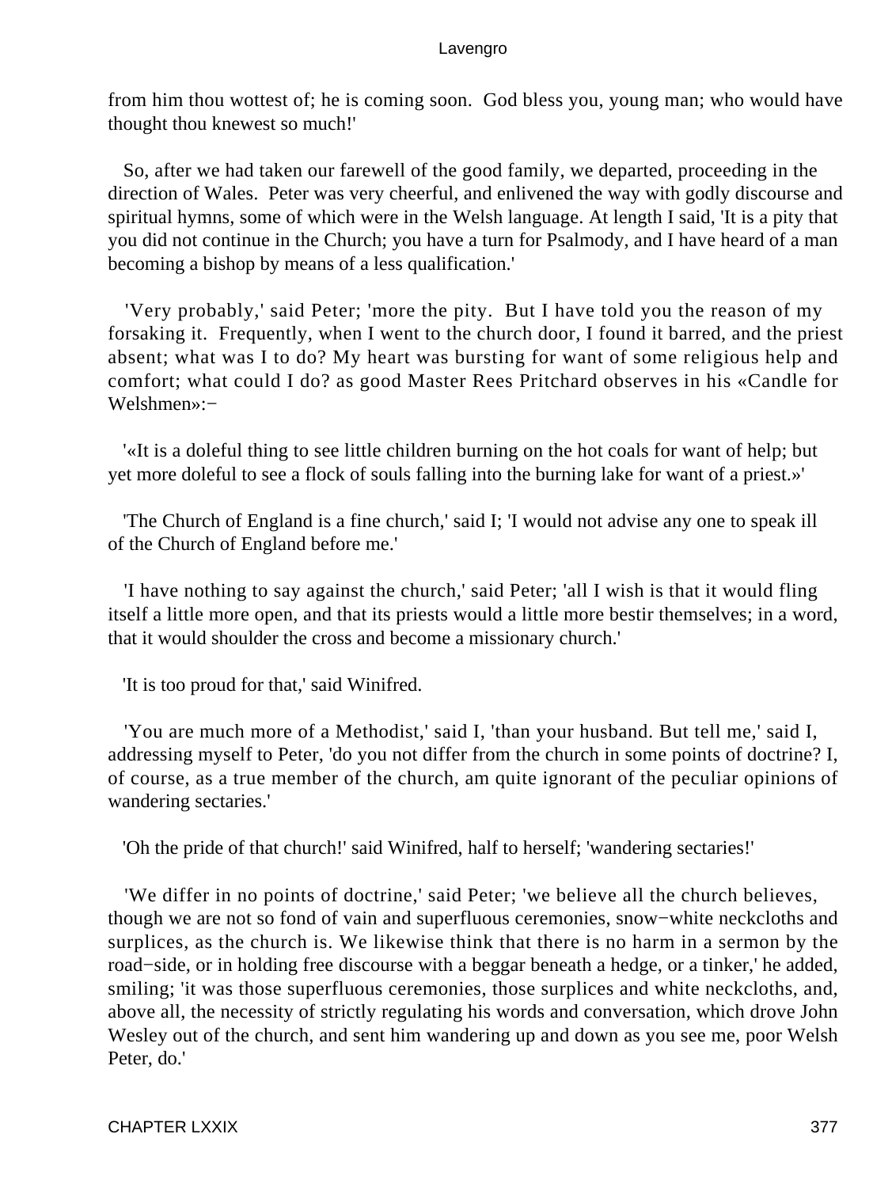from him thou wottest of; he is coming soon. God bless you, young man; who would have thought thou knewest so much!'

So, after we had taken our farewell of the good family, we departed, proceeding in the direction of Wales. Peter was very cheerful, and enlivened the way with godly discourse and spiritual hymns, some of which were in the Welsh language. At length I said, 'It is a pity that you did not continue in the Church; you have a turn for Psalmody, and I have heard of a man becoming a bishop by means of a less qualification.'

'Very probably,' said Peter; 'more the pity. But I have told you the reason of my forsaking it. Frequently, when I went to the church door, I found it barred, and the priest absent; what was I to do? My heart was bursting for want of some religious help and comfort; what could I do? as good Master Rees Pritchard observes in his «Candle for Welshmen»:−

'«It is a doleful thing to see little children burning on the hot coals for want of help; but yet more doleful to see a flock of souls falling into the burning lake for want of a priest.»'

'The Church of England is a fine church,' said I; 'I would not advise any one to speak ill of the Church of England before me.'

'I have nothing to say against the church,' said Peter; 'all I wish is that it would fling itself a little more open, and that its priests would a little more bestir themselves; in a word, that it would shoulder the cross and become a missionary church.'

'It is too proud for that,' said Winifred.

'You are much more of a Methodist,' said I, 'than your husband. But tell me,' said I, addressing myself to Peter, 'do you not differ from the church in some points of doctrine? I, of course, as a true member of the church, am quite ignorant of the peculiar opinions of wandering sectaries.'

'Oh the pride of that church!' said Winifred, half to herself; 'wandering sectaries!'

'We differ in no points of doctrine,' said Peter; 'we believe all the church believes, though we are not so fond of vain and superfluous ceremonies, snow−white neckcloths and surplices, as the church is. We likewise think that there is no harm in a sermon by the road−side, or in holding free discourse with a beggar beneath a hedge, or a tinker,' he added, smiling; 'it was those superfluous ceremonies, those surplices and white neckcloths, and, above all, the necessity of strictly regulating his words and conversation, which drove John Wesley out of the church, and sent him wandering up and down as you see me, poor Welsh Peter, do.'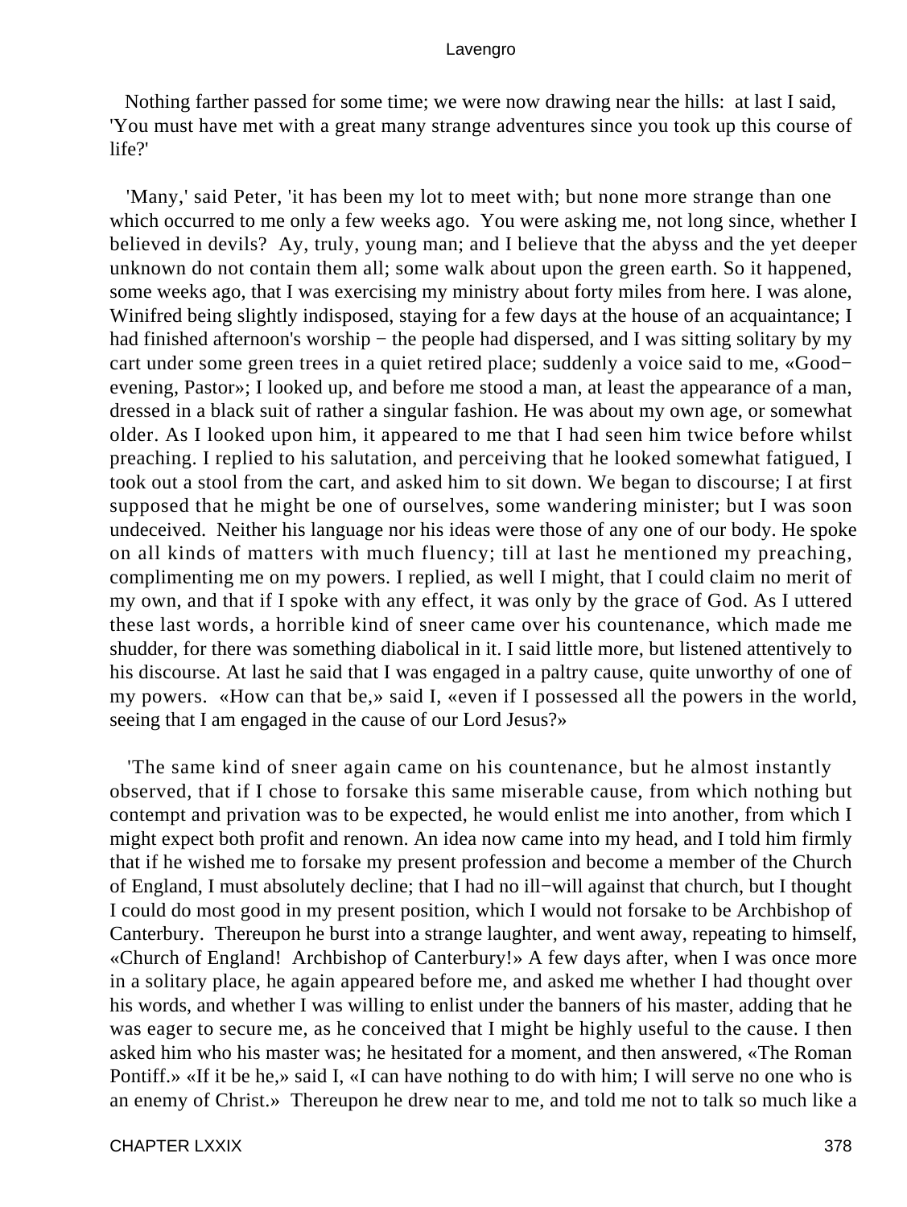Nothing farther passed for some time; we were now drawing near the hills: at last I said, 'You must have met with a great many strange adventures since you took up this course of life?'

'Many,' said Peter, 'it has been my lot to meet with; but none more strange than one which occurred to me only a few weeks ago. You were asking me, not long since, whether I believed in devils? Ay, truly, young man; and I believe that the abyss and the yet deeper unknown do not contain them all; some walk about upon the green earth. So it happened, some weeks ago, that I was exercising my ministry about forty miles from here. I was alone, Winifred being slightly indisposed, staying for a few days at the house of an acquaintance; I had finished afternoon's worship − the people had dispersed, and I was sitting solitary by my cart under some green trees in a quiet retired place; suddenly a voice said to me, «Good−evening, Pastor»; I looked up, and before me stood a man, at least the appearance of a man, dressed in a black suit of rather a singular fashion. He was about my own age, or somewhat older. As I looked upon him, it appeared to me that I had seen him twice before whilst preaching. I replied to his salutation, and perceiving that he looked somewhat fatigued, I took out a stool from the cart, and asked him to sit down. We began to discourse; I at first supposed that he might be one of ourselves, some wandering minister; but I was soon undeceived. Neither his language nor his ideas were those of any one of our body. He spoke on all kinds of matters with much fluency; till at last he mentioned my preaching, complimenting me on my powers. I replied, as well I might, that I could claim no merit of my own, and that if I spoke with any effect, it was only by the grace of God. As I uttered these last words, a horrible kind of sneer came over his countenance, which made me shudder, for there was something diabolical in it. I said little more, but listened attentively to his discourse. At last he said that I was engaged in a paltry cause, quite unworthy of one of my powers. «How can that be,» said I, «even if I possessed all the powers in the world, seeing that I am engaged in the cause of our Lord Jesus?»

'The same kind of sneer again came on his countenance, but he almost instantly observed, that if I chose to forsake this same miserable cause, from which nothing but contempt and privation was to be expected, he would enlist me into another, from which I might expect both profit and renown. An idea now came into my head, and I told him firmly that if he wished me to forsake my present profession and become a member of the Church of England, I must absolutely decline; that I had no ill−will against that church, but I thought I could do most good in my present position, which I would not forsake to be Archbishop of Canterbury. Thereupon he burst into a strange laughter, and went away, repeating to himself, «Church of England! Archbishop of Canterbury!» A few days after, when I was once more in a solitary place, he again appeared before me, and asked me whether I had thought over his words, and whether I was willing to enlist under the banners of his master, adding that he was eager to secure me, as he conceived that I might be highly useful to the cause. I then asked him who his master was; he hesitated for a moment, and then answered, «The Roman Pontiff.» «If it be he,» said I, «I can have nothing to do with him; I will serve no one who is an enemy of Christ.» Thereupon he drew near to me, and told me not to talk so much like a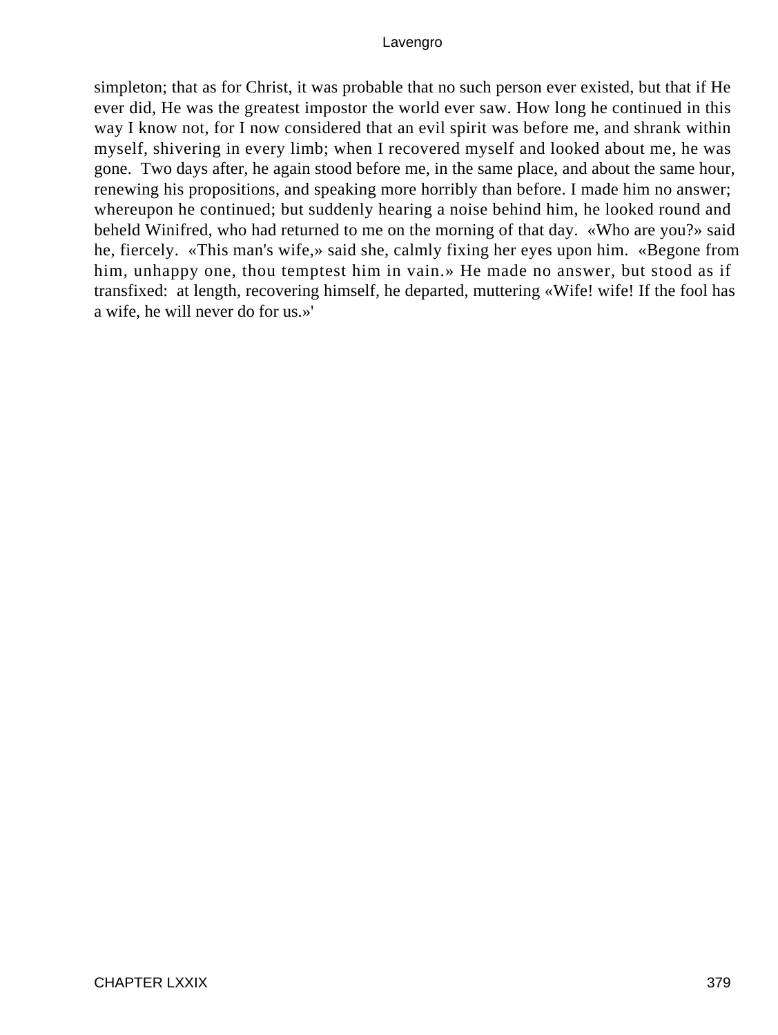simpleton; that as for Christ, it was probable that no such person ever existed, but that if He ever did, He was the greatest impostor the world ever saw. How long he continued in this way I know not, for I now considered that an evil spirit was before me, and shrank within myself, shivering in every limb; when I recovered myself and looked about me, he was gone. Two days after, he again stood before me, in the same place, and about the same hour, renewing his propositions, and speaking more horribly than before. I made him no answer; whereupon he continued; but suddenly hearing a noise behind him, he looked round and beheld Winifred, who had returned to me on the morning of that day. «Who are you?» said he, fiercely. «This man's wife,» said she, calmly fixing her eyes upon him. «Begone from him, unhappy one, thou temptest him in vain.» He made no answer, but stood as if transfixed: at length, recovering himself, he departed, muttering «Wife! wife! If the fool has a wife, he will never do for us.»'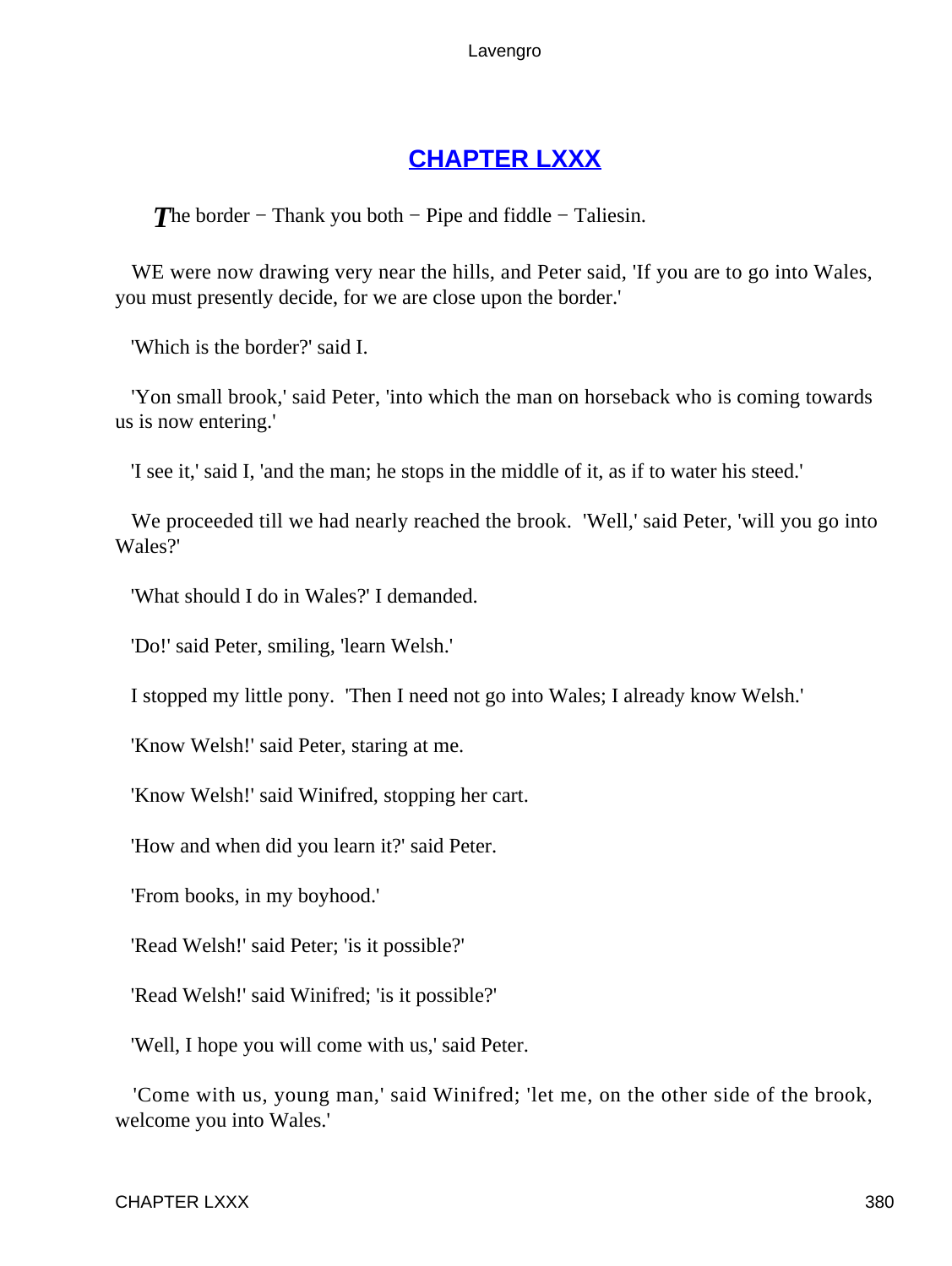## CHAPTER LXXX

*T*he border − Thank you both − Pipe and fiddle − Taliesin.

WE were now drawing very near the hills, and Peter said, 'If you are to go into Wales, you must presently decide, for we are close upon the border.'

'Which is the border?' said I.

'Yon small brook,' said Peter, 'into which the man on horseback who is coming towards us is now entering.'

'I see it,' said I, 'and the man; he stops in the middle of it, as if to water his steed.'

We proceeded till we had nearly reached the brook. 'Well,' said Peter, 'will you go into Wales?'

'What should I do in Wales?' I demanded.

'Do!' said Peter, smiling, 'learn Welsh.'

I stopped my little pony. 'Then I need not go into Wales; I already know Welsh.'

'Know Welsh!' said Peter, staring at me.

'Know Welsh!' said Winifred, stopping her cart.

'How and when did you learn it?' said Peter.

'From books, in my boyhood.'

'Read Welsh!' said Peter; 'is it possible?'

'Read Welsh!' said Winifred; 'is it possible?'

'Well, I hope you will come with us,' said Peter.

'Come with us, young man,' said Winifred; 'let me, on the other side of the brook, welcome you into Wales.'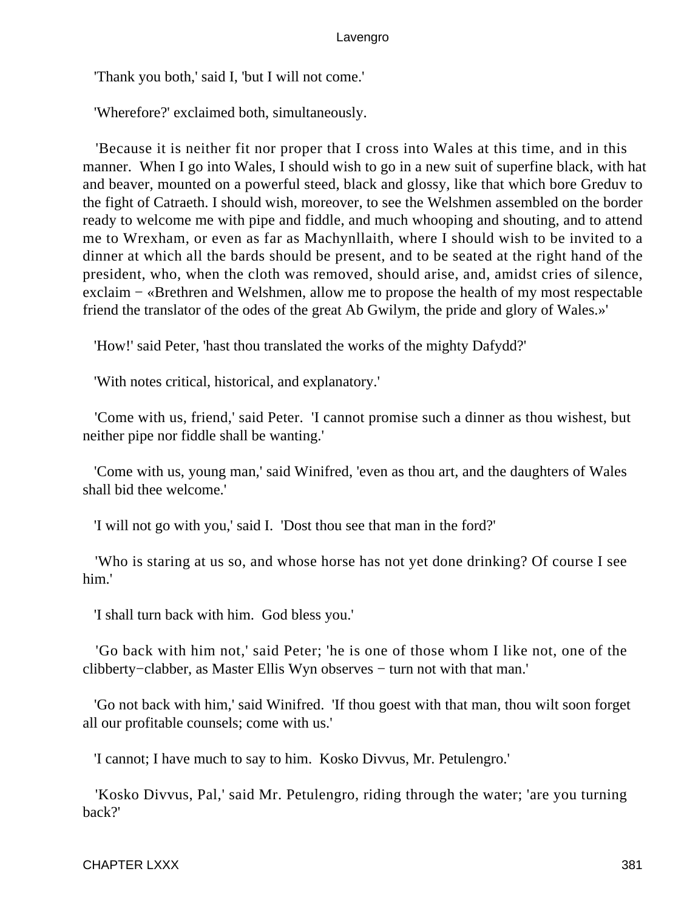'Thank you both,' said I, 'but I will not come.'

'Wherefore?' exclaimed both, simultaneously.

'Because it is neither fit nor proper that I cross into Wales at this time, and in this manner. When I go into Wales, I should wish to go in a new suit of superfine black, with hat and beaver, mounted on a powerful steed, black and glossy, like that which bore Greduv to the fight of Catraeth. I should wish, moreover, to see the Welshmen assembled on the border ready to welcome me with pipe and fiddle, and much whooping and shouting, and to attend me to Wrexham, or even as far as Machynllaith, where I should wish to be invited to a dinner at which all the bards should be present, and to be seated at the right hand of the president, who, when the cloth was removed, should arise, and, amidst cries of silence, exclaim − «Brethren and Welshmen, allow me to propose the health of my most respectable friend the translator of the odes of the great Ab Gwilym, the pride and glory of Wales.»'

'How!' said Peter, 'hast thou translated the works of the mighty Dafydd?'

'With notes critical, historical, and explanatory.'

'Come with us, friend,' said Peter. 'I cannot promise such a dinner as thou wishest, but neither pipe nor fiddle shall be wanting.'

'Come with us, young man,' said Winifred, 'even as thou art, and the daughters of Wales shall bid thee welcome.'

'I will not go with you,' said I. 'Dost thou see that man in the ford?'

'Who is staring at us so, and whose horse has not yet done drinking? Of course I see him.'

'I shall turn back with him. God bless you.'

'Go back with him not,' said Peter; 'he is one of those whom I like not, one of the clibberty−clabber, as Master Ellis Wyn observes − turn not with that man.'

'Go not back with him,' said Winifred. 'If thou goest with that man, thou wilt soon forget all our profitable counsels; come with us.'

'I cannot; I have much to say to him. Kosko Divvus, Mr. Petulengro.'

'Kosko Divvus, Pal,' said Mr. Petulengro, riding through the water; 'are you turning back?'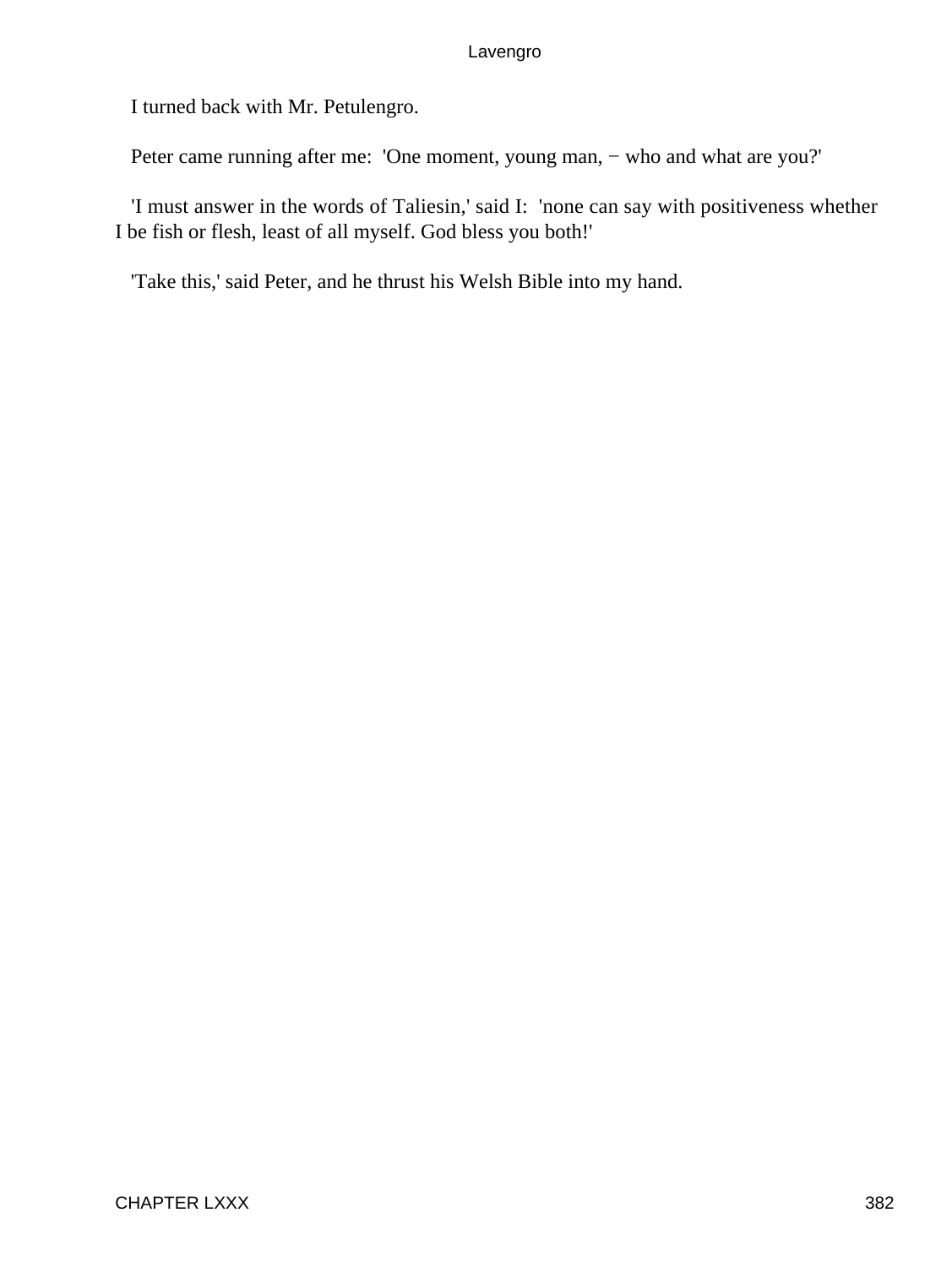I turned back with Mr. Petulengro.

Peter came running after me: 'One moment, young man, − who and what are you?'

'I must answer in the words of Taliesin,' said I: 'none can say with positiveness whether I be fish or flesh, least of all myself. God bless you both!'

'Take this,' said Peter, and he thrust his Welsh Bible into my hand.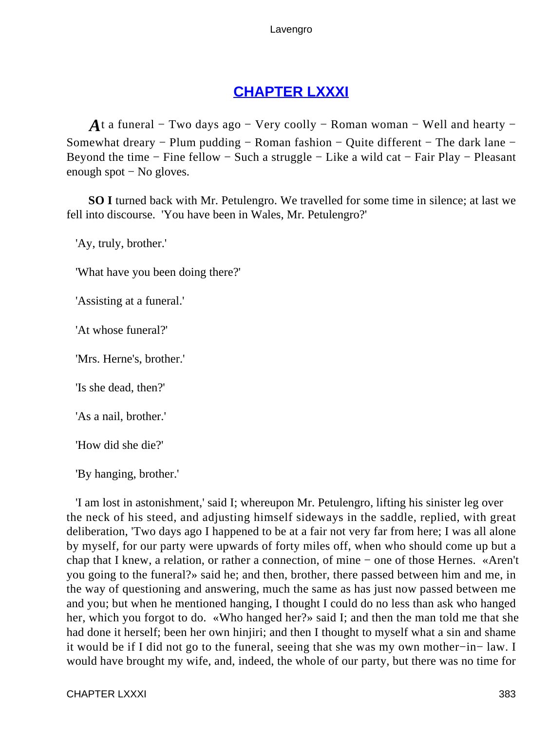## [CHAPTER LXXXI](#)

*A*t a funeral − Two days ago − Very coolly − Roman woman − Well and hearty − Somewhat dreary − Plum pudding − Roman fashion − Quite different − The dark lane − Beyond the time − Fine fellow − Such a struggle − Like a wild cat − Fair Play − Pleasant enough spot − No gloves.

**SO I** turned back with Mr. Petulengro. We travelled for some time in silence; at last we fell into discourse. 'You have been in Wales, Mr. Petulengro?'

'Ay, truly, brother.'

'What have you been doing there?'

'Assisting at a funeral.'

'At whose funeral?'

'Mrs. Herne's, brother.'

'Is she dead, then?'

'As a nail, brother.'

'How did she die?'

'By hanging, brother.'

'I am lost in astonishment,' said I; whereupon Mr. Petulengro, lifting his sinister leg over the neck of his steed, and adjusting himself sideways in the saddle, replied, with great deliberation, 'Two days ago I happened to be at a fair not very far from here; I was all alone by myself, for our party were upwards of forty miles off, when who should come up but a chap that I knew, a relation, or rather a connection, of mine − one of those Hernes. «Aren't you going to the funeral?» said he; and then, brother, there passed between him and me, in the way of questioning and answering, much the same as has just now passed between me and you; but when he mentioned hanging, I thought I could do no less than ask who hanged her, which you forgot to do. «Who hanged her?» said I; and then the man told me that she had done it herself; been her own hinjiri; and then I thought to myself what a sin and shame it would be if I did not go to the funeral, seeing that she was my own mother−in− law. I would have brought my wife, and, indeed, the whole of our party, but there was no time for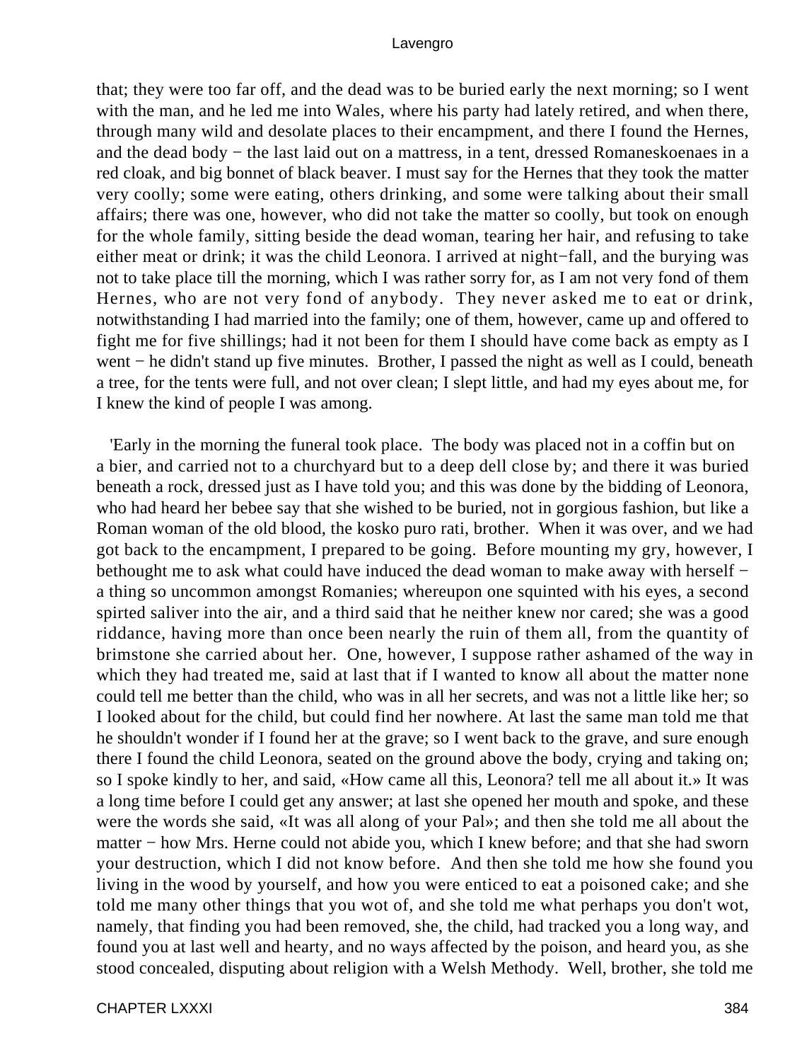that; they were too far off, and the dead was to be buried early the next morning; so I went with the man, and he led me into Wales, where his party had lately retired, and when there, through many wild and desolate places to their encampment, and there I found the Hernes, and the dead body − the last laid out on a mattress, in a tent, dressed Romaneskoenaes in a red cloak, and big bonnet of black beaver. I must say for the Hernes that they took the matter very coolly; some were eating, others drinking, and some were talking about their small affairs; there was one, however, who did not take the matter so coolly, but took on enough for the whole family, sitting beside the dead woman, tearing her hair, and refusing to take either meat or drink; it was the child Leonora. I arrived at night−fall, and the burying was not to take place till the morning, which I was rather sorry for, as I am not very fond of them Hernes, who are not very fond of anybody. They never asked me to eat or drink, notwithstanding I had married into the family; one of them, however, came up and offered to fight me for five shillings; had it not been for them I should have come back as empty as I went − he didn't stand up five minutes. Brother, I passed the night as well as I could, beneath a tree, for the tents were full, and not over clean; I slept little, and had my eyes about me, for I knew the kind of people I was among.

'Early in the morning the funeral took place. The body was placed not in a coffin but on a bier, and carried not to a churchyard but to a deep dell close by; and there it was buried beneath a rock, dressed just as I have told you; and this was done by the bidding of Leonora, who had heard her bebee say that she wished to be buried, not in gorgious fashion, but like a Roman woman of the old blood, the kosko puro rati, brother. When it was over, and we had got back to the encampment, I prepared to be going. Before mounting my gry, however, I bethought me to ask what could have induced the dead woman to make away with herself − a thing so uncommon amongst Romanies; whereupon one squinted with his eyes, a second spirted saliver into the air, and a third said that he neither knew nor cared; she was a good riddance, having more than once been nearly the ruin of them all, from the quantity of brimstone she carried about her. One, however, I suppose rather ashamed of the way in which they had treated me, said at last that if I wanted to know all about the matter none could tell me better than the child, who was in all her secrets, and was not a little like her; so I looked about for the child, but could find her nowhere. At last the same man told me that he shouldn't wonder if I found her at the grave; so I went back to the grave, and sure enough there I found the child Leonora, seated on the ground above the body, crying and taking on; so I spoke kindly to her, and said, «How came all this, Leonora? tell me all about it.» It was a long time before I could get any answer; at last she opened her mouth and spoke, and these were the words she said, «It was all along of your Pal»; and then she told me all about the matter − how Mrs. Herne could not abide you, which I knew before; and that she had sworn your destruction, which I did not know before. And then she told me how she found you living in the wood by yourself, and how you were enticed to eat a poisoned cake; and she told me many other things that you wot of, and she told me what perhaps you don't wot, namely, that finding you had been removed, she, the child, had tracked you a long way, and found you at last well and hearty, and no ways affected by the poison, and heard you, as she stood concealed, disputing about religion with a Welsh Methody. Well, brother, she told me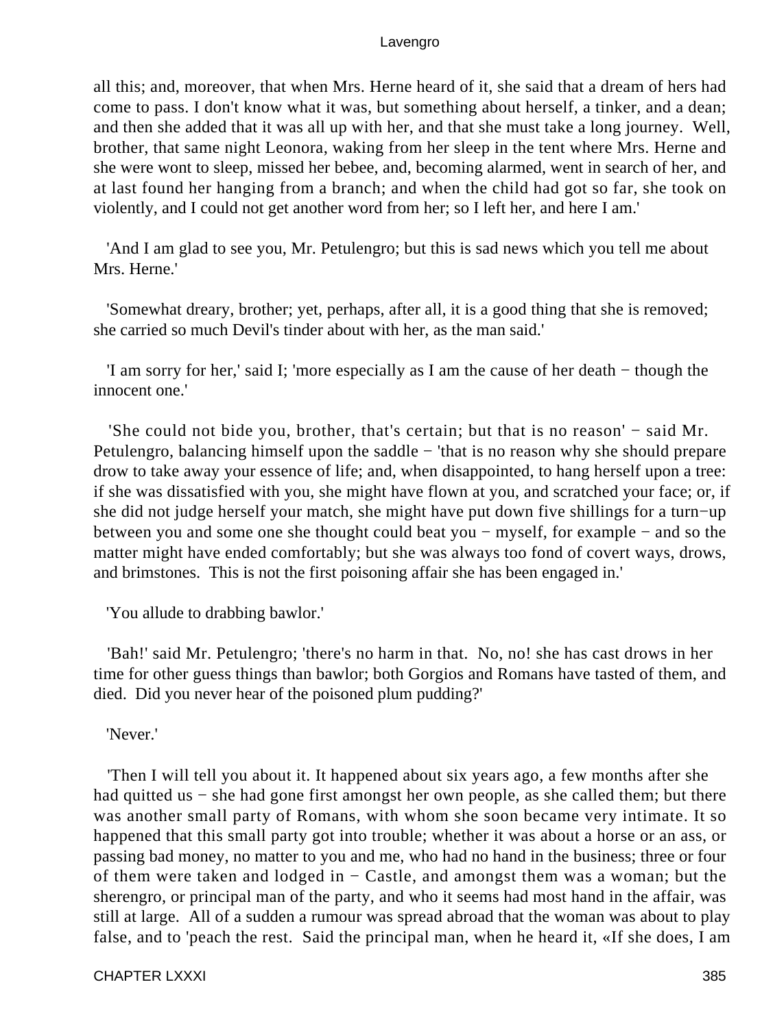all this; and, moreover, that when Mrs. Herne heard of it, she said that a dream of hers had come to pass. I don't know what it was, but something about herself, a tinker, and a dean; and then she added that it was all up with her, and that she must take a long journey. Well, brother, that same night Leonora, waking from her sleep in the tent where Mrs. Herne and she were wont to sleep, missed her bebee, and, becoming alarmed, went in search of her, and at last found her hanging from a branch; and when the child had got so far, she took on violently, and I could not get another word from her; so I left her, and here I am.'

'And I am glad to see you, Mr. Petulengro; but this is sad news which you tell me about Mrs. Herne.'

'Somewhat dreary, brother; yet, perhaps, after all, it is a good thing that she is removed; she carried so much Devil's tinder about with her, as the man said.'

'I am sorry for her,' said I; 'more especially as I am the cause of her death − though the innocent one.'

'She could not bide you, brother, that's certain; but that is no reason' − said Mr. Petulengro, balancing himself upon the saddle − 'that is no reason why she should prepare drow to take away your essence of life; and, when disappointed, to hang herself upon a tree: if she was dissatisfied with you, she might have flown at you, and scratched your face; or, if she did not judge herself your match, she might have put down five shillings for a turn−up between you and some one she thought could beat you − myself, for example − and so the matter might have ended comfortably; but she was always too fond of covert ways, drows, and brimstones. This is not the first poisoning affair she has been engaged in.'

'You allude to drabbing bawlor.'

'Bah!' said Mr. Petulengro; 'there's no harm in that. No, no! she has cast drows in her time for other guess things than bawlor; both Gorgios and Romans have tasted of them, and died. Did you never hear of the poisoned plum pudding?'

'Never.'

'Then I will tell you about it. It happened about six years ago, a few months after she had quitted us − she had gone first amongst her own people, as she called them; but there was another small party of Romans, with whom she soon became very intimate. It so happened that this small party got into trouble; whether it was about a horse or an ass, or passing bad money, no matter to you and me, who had no hand in the business; three or four of them were taken and lodged in − Castle, and amongst them was a woman; but the sherengro, or principal man of the party, and who it seems had most hand in the affair, was still at large. All of a sudden a rumour was spread abroad that the woman was about to play false, and to 'peach the rest. Said the principal man, when he heard it, «If she does, I am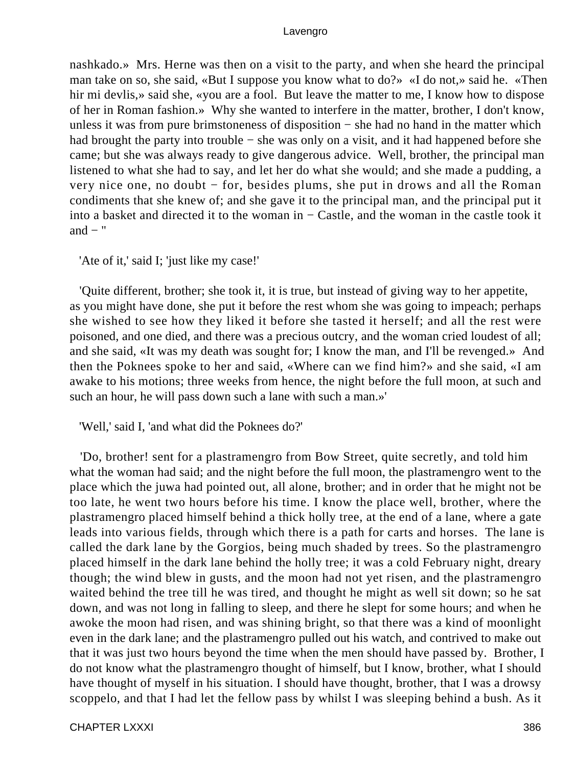nashkado.» Mrs. Herne was then on a visit to the party, and when she heard the principal man take on so, she said, «But I suppose you know what to do?» «I do not,» said he. «Then hir mi devlis,» said she, «you are a fool. But leave the matter to me, I know how to dispose of her in Roman fashion.» Why she wanted to interfere in the matter, brother, I don't know, unless it was from pure brimstoneness of disposition − she had no hand in the matter which had brought the party into trouble − she was only on a visit, and it had happened before she came; but she was always ready to give dangerous advice. Well, brother, the principal man listened to what she had to say, and let her do what she would; and she made a pudding, a very nice one, no doubt − for, besides plums, she put in drows and all the Roman condiments that she knew of; and she gave it to the principal man, and the principal put it into a basket and directed it to the woman in − Castle, and the woman in the castle took it and − "

'Ate of it,' said I; 'just like my case!'

'Quite different, brother; she took it, it is true, but instead of giving way to her appetite, as you might have done, she put it before the rest whom she was going to impeach; perhaps she wished to see how they liked it before she tasted it herself; and all the rest were poisoned, and one died, and there was a precious outcry, and the woman cried loudest of all; and she said, «It was my death was sought for; I know the man, and I'll be revenged.» And then the Poknees spoke to her and said, «Where can we find him?» and she said, «I am awake to his motions; three weeks from hence, the night before the full moon, at such and such an hour, he will pass down such a lane with such a man.»'

'Well,' said I, 'and what did the Poknees do?'

'Do, brother! sent for a plastramengro from Bow Street, quite secretly, and told him what the woman had said; and the night before the full moon, the plastramengro went to the place which the juwa had pointed out, all alone, brother; and in order that he might not be too late, he went two hours before his time. I know the place well, brother, where the plastramengro placed himself behind a thick holly tree, at the end of a lane, where a gate leads into various fields, through which there is a path for carts and horses. The lane is called the dark lane by the Gorgios, being much shaded by trees. So the plastramengro placed himself in the dark lane behind the holly tree; it was a cold February night, dreary though; the wind blew in gusts, and the moon had not yet risen, and the plastramengro waited behind the tree till he was tired, and thought he might as well sit down; so he sat down, and was not long in falling to sleep, and there he slept for some hours; and when he awoke the moon had risen, and was shining bright, so that there was a kind of moonlight even in the dark lane; and the plastramengro pulled out his watch, and contrived to make out that it was just two hours beyond the time when the men should have passed by. Brother, I do not know what the plastramengro thought of himself, but I know, brother, what I should have thought of myself in his situation. I should have thought, brother, that I was a drowsy scoppelo, and that I had let the fellow pass by whilst I was sleeping behind a bush. As it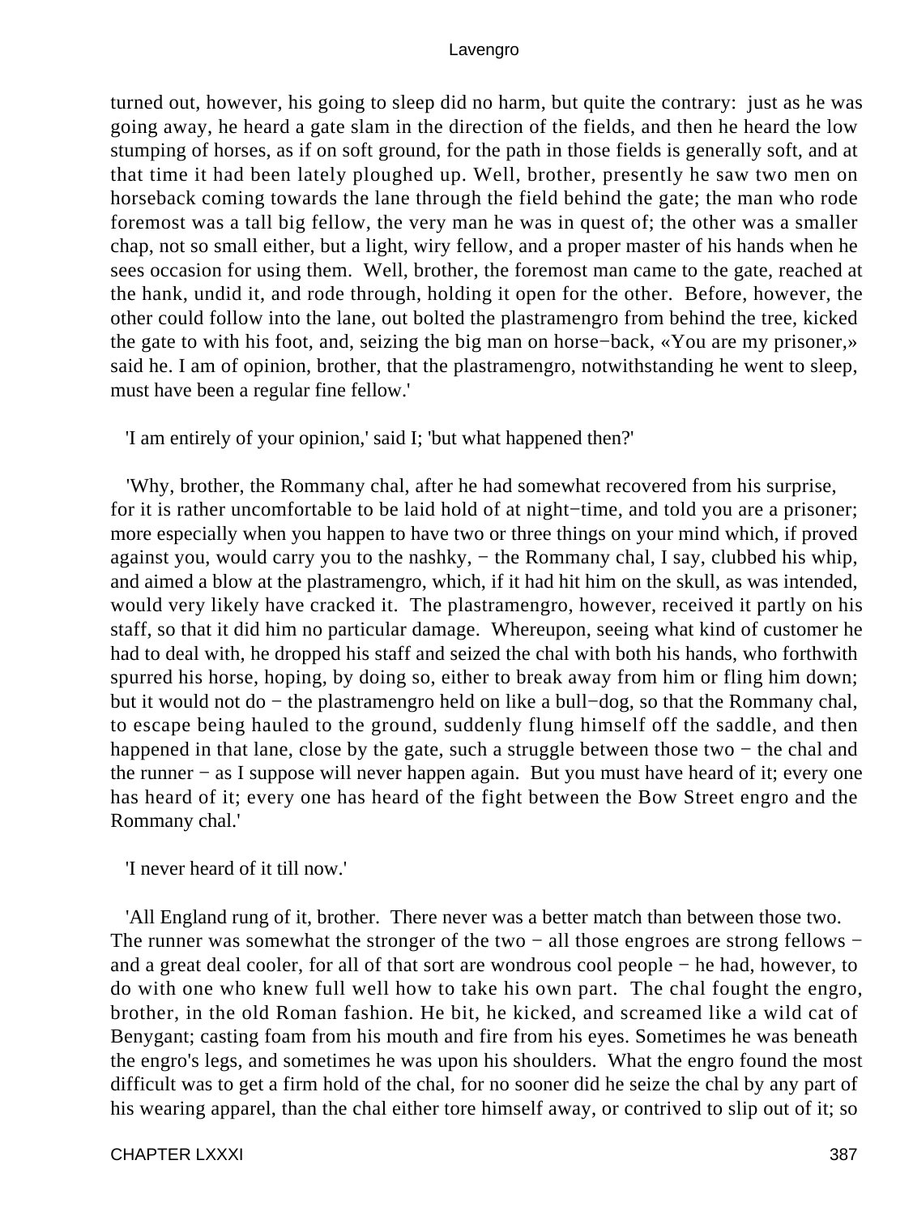turned out, however, his going to sleep did no harm, but quite the contrary: just as he was going away, he heard a gate slam in the direction of the fields, and then he heard the low stumping of horses, as if on soft ground, for the path in those fields is generally soft, and at that time it had been lately ploughed up. Well, brother, presently he saw two men on horseback coming towards the lane through the field behind the gate; the man who rode foremost was a tall big fellow, the very man he was in quest of; the other was a smaller chap, not so small either, but a light, wiry fellow, and a proper master of his hands when he sees occasion for using them. Well, brother, the foremost man came to the gate, reached at the hank, undid it, and rode through, holding it open for the other. Before, however, the other could follow into the lane, out bolted the plastramengro from behind the tree, kicked the gate to with his foot, and, seizing the big man on horse−back, «You are my prisoner,» said he. I am of opinion, brother, that the plastramengro, notwithstanding he went to sleep, must have been a regular fine fellow.'

'I am entirely of your opinion,' said I; 'but what happened then?'

'Why, brother, the Rommany chal, after he had somewhat recovered from his surprise, for it is rather uncomfortable to be laid hold of at night−time, and told you are a prisoner; more especially when you happen to have two or three things on your mind which, if proved against you, would carry you to the nashky, − the Rommany chal, I say, clubbed his whip, and aimed a blow at the plastramengro, which, if it had hit him on the skull, as was intended, would very likely have cracked it. The plastramengro, however, received it partly on his staff, so that it did him no particular damage. Whereupon, seeing what kind of customer he had to deal with, he dropped his staff and seized the chal with both his hands, who forthwith spurred his horse, hoping, by doing so, either to break away from him or fling him down; but it would not do − the plastramengro held on like a bull−dog, so that the Rommany chal, to escape being hauled to the ground, suddenly flung himself off the saddle, and then happened in that lane, close by the gate, such a struggle between those two − the chal and the runner − as I suppose will never happen again. But you must have heard of it; every one has heard of it; every one has heard of the fight between the Bow Street engro and the Rommany chal.'

'I never heard of it till now.'

'All England rung of it, brother. There never was a better match than between those two. The runner was somewhat the stronger of the two − all those engroes are strong fellows − and a great deal cooler, for all of that sort are wondrous cool people − he had, however, to do with one who knew full well how to take his own part. The chal fought the engro, brother, in the old Roman fashion. He bit, he kicked, and screamed like a wild cat of Benygant; casting foam from his mouth and fire from his eyes. Sometimes he was beneath the engro's legs, and sometimes he was upon his shoulders. What the engro found the most difficult was to get a firm hold of the chal, for no sooner did he seize the chal by any part of his wearing apparel, than the chal either tore himself away, or contrived to slip out of it; so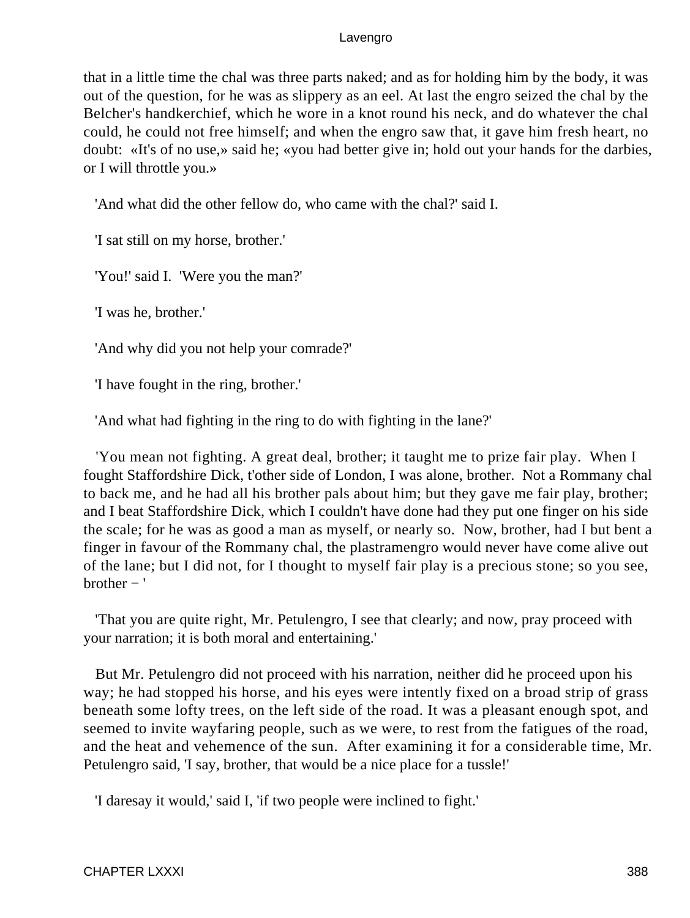that in a little time the chal was three parts naked; and as for holding him by the body, it was out of the question, for he was as slippery as an eel. At last the engro seized the chal by the Belcher's handkerchief, which he wore in a knot round his neck, and do whatever the chal could, he could not free himself; and when the engro saw that, it gave him fresh heart, no doubt: «It's of no use,» said he; «you had better give in; hold out your hands for the darbies, or I will throttle you.»

'And what did the other fellow do, who came with the chal?' said I.

'I sat still on my horse, brother.'

'You!' said I. 'Were you the man?'

'I was he, brother.'

'And why did you not help your comrade?'

'I have fought in the ring, brother.'

'And what had fighting in the ring to do with fighting in the lane?'

'You mean not fighting. A great deal, brother; it taught me to prize fair play. When I fought Staffordshire Dick, t'other side of London, I was alone, brother. Not a Rommany chal to back me, and he had all his brother pals about him; but they gave me fair play, brother; and I beat Staffordshire Dick, which I couldn't have done had they put one finger on his side the scale; for he was as good a man as myself, or nearly so. Now, brother, had I but bent a finger in favour of the Rommany chal, the plastramengro would never have come alive out of the lane; but I did not, for I thought to myself fair play is a precious stone; so you see, brother − '

'That you are quite right, Mr. Petulengro, I see that clearly; and now, pray proceed with your narration; it is both moral and entertaining.'

But Mr. Petulengro did not proceed with his narration, neither did he proceed upon his way; he had stopped his horse, and his eyes were intently fixed on a broad strip of grass beneath some lofty trees, on the left side of the road. It was a pleasant enough spot, and seemed to invite wayfaring people, such as we were, to rest from the fatigues of the road, and the heat and vehemence of the sun. After examining it for a considerable time, Mr. Petulengro said, 'I say, brother, that would be a nice place for a tussle!'

'I daresay it would,' said I, 'if two people were inclined to fight.'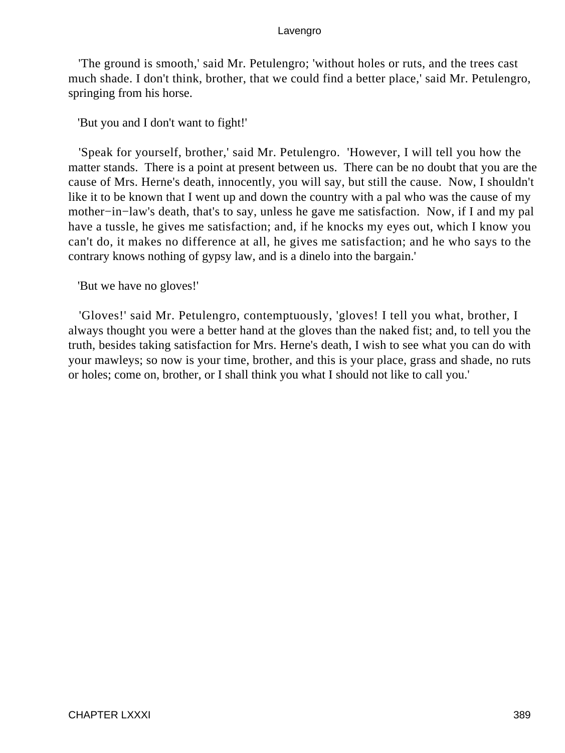'The ground is smooth,' said Mr. Petulengro; 'without holes or ruts, and the trees cast much shade. I don't think, brother, that we could find a better place,' said Mr. Petulengro, springing from his horse.

'But you and I don't want to fight!'

'Speak for yourself, brother,' said Mr. Petulengro. 'However, I will tell you how the matter stands. There is a point at present between us. There can be no doubt that you are the cause of Mrs. Herne's death, innocently, you will say, but still the cause. Now, I shouldn't like it to be known that I went up and down the country with a pal who was the cause of my mother−in−law's death, that's to say, unless he gave me satisfaction. Now, if I and my pal have a tussle, he gives me satisfaction; and, if he knocks my eyes out, which I know you can't do, it makes no difference at all, he gives me satisfaction; and he who says to the contrary knows nothing of gypsy law, and is a dinelo into the bargain.'

'But we have no gloves!'

'Gloves!' said Mr. Petulengro, contemptuously, 'gloves! I tell you what, brother, I always thought you were a better hand at the gloves than the naked fist; and, to tell you the truth, besides taking satisfaction for Mrs. Herne's death, I wish to see what you can do with your mawleys; so now is your time, brother, and this is your place, grass and shade, no ruts or holes; come on, brother, or I shall think you what I should not like to call you.'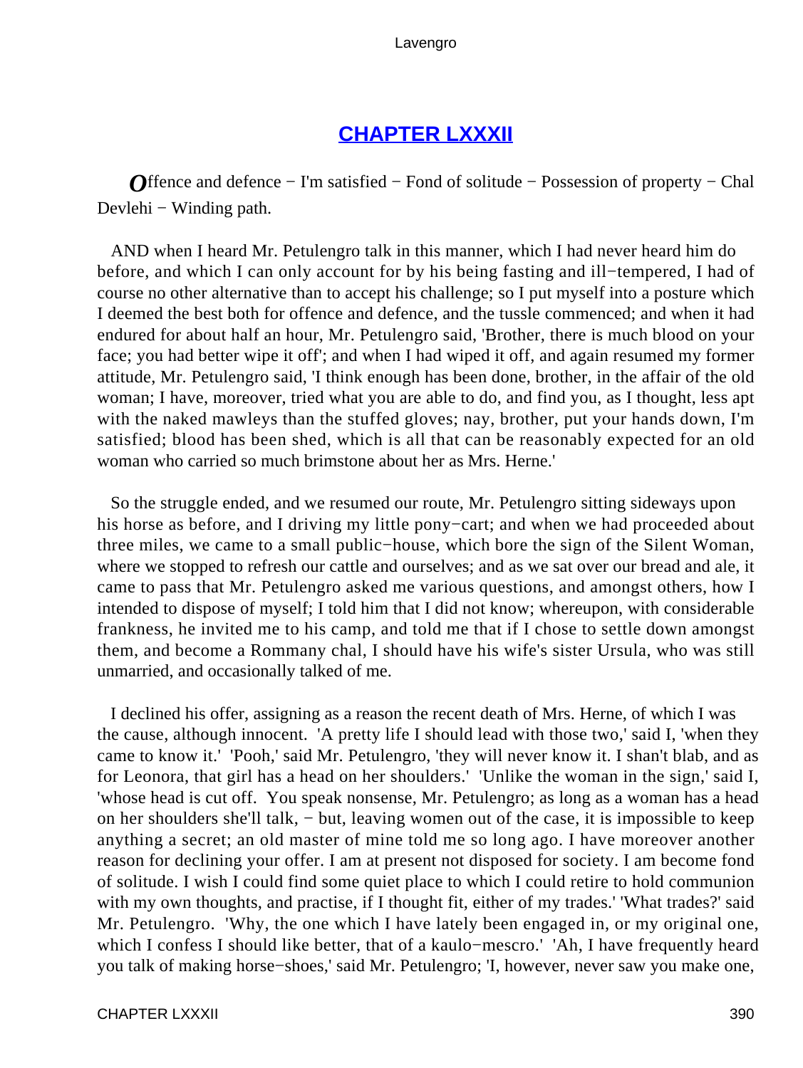## CHAPTER LXXXII

*O*ffence and defence − I'm satisfied − Fond of solitude − Possession of property − Chal Devlehi − Winding path.

AND when I heard Mr. Petulengro talk in this manner, which I had never heard him do before, and which I can only account for by his being fasting and ill−tempered, I had of course no other alternative than to accept his challenge; so I put myself into a posture which I deemed the best both for offence and defence, and the tussle commenced; and when it had endured for about half an hour, Mr. Petulengro said, 'Brother, there is much blood on your face; you had better wipe it off'; and when I had wiped it off, and again resumed my former attitude, Mr. Petulengro said, 'I think enough has been done, brother, in the affair of the old woman; I have, moreover, tried what you are able to do, and find you, as I thought, less apt with the naked mawleys than the stuffed gloves; nay, brother, put your hands down, I'm satisfied; blood has been shed, which is all that can be reasonably expected for an old woman who carried so much brimstone about her as Mrs. Herne.'

So the struggle ended, and we resumed our route, Mr. Petulengro sitting sideways upon his horse as before, and I driving my little pony−cart; and when we had proceeded about three miles, we came to a small public−house, which bore the sign of the Silent Woman, where we stopped to refresh our cattle and ourselves; and as we sat over our bread and ale, it came to pass that Mr. Petulengro asked me various questions, and amongst others, how I intended to dispose of myself; I told him that I did not know; whereupon, with considerable frankness, he invited me to his camp, and told me that if I chose to settle down amongst them, and become a Rommany chal, I should have his wife's sister Ursula, who was still unmarried, and occasionally talked of me.

I declined his offer, assigning as a reason the recent death of Mrs. Herne, of which I was the cause, although innocent. 'A pretty life I should lead with those two,' said I, 'when they came to know it.' 'Pooh,' said Mr. Petulengro, 'they will never know it. I shan't blab, and as for Leonora, that girl has a head on her shoulders.' 'Unlike the woman in the sign,' said I, 'whose head is cut off. You speak nonsense, Mr. Petulengro; as long as a woman has a head on her shoulders she'll talk, − but, leaving women out of the case, it is impossible to keep anything a secret; an old master of mine told me so long ago. I have moreover another reason for declining your offer. I am at present not disposed for society. I am become fond of solitude. I wish I could find some quiet place to which I could retire to hold communion with my own thoughts, and practise, if I thought fit, either of my trades.' 'What trades?' said Mr. Petulengro. 'Why, the one which I have lately been engaged in, or my original one, which I confess I should like better, that of a kaulo−mescro.' 'Ah, I have frequently heard you talk of making horse−shoes,' said Mr. Petulengro; 'I, however, never saw you make one,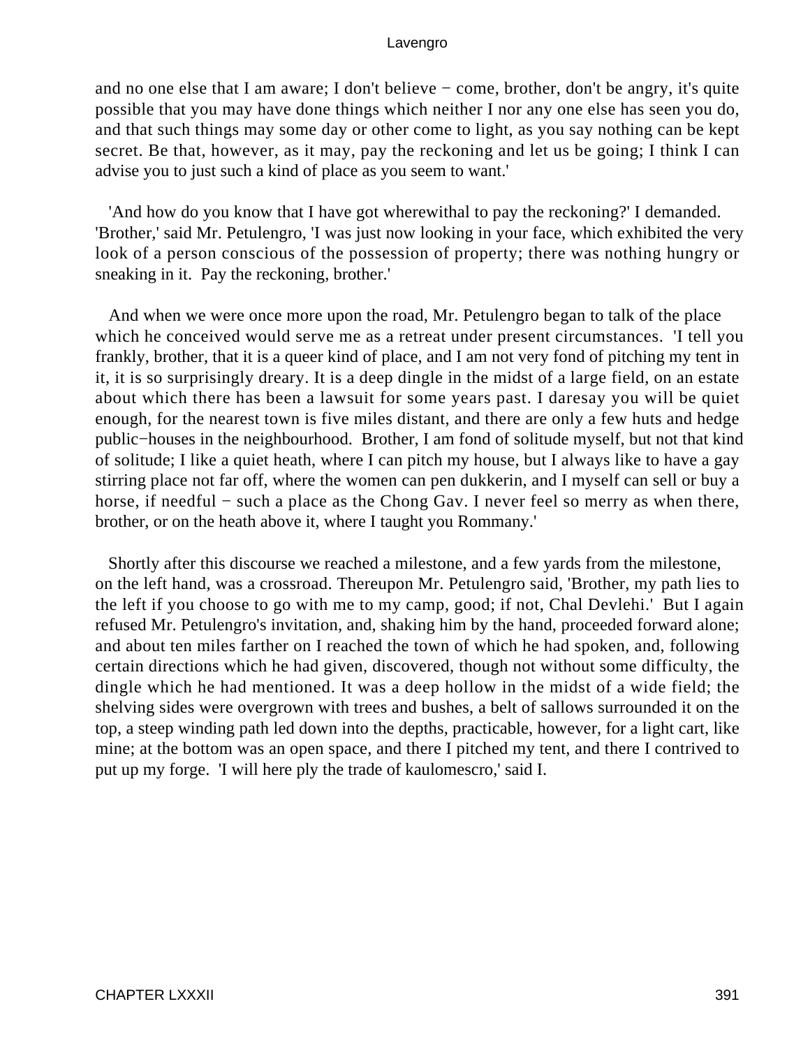and no one else that I am aware; I don't believe − come, brother, don't be angry, it's quite possible that you may have done things which neither I nor any one else has seen you do, and that such things may some day or other come to light, as you say nothing can be kept secret. Be that, however, as it may, pay the reckoning and let us be going; I think I can advise you to just such a kind of place as you seem to want.'

'And how do you know that I have got wherewithal to pay the reckoning?' I demanded. 'Brother,' said Mr. Petulengro, 'I was just now looking in your face, which exhibited the very look of a person conscious of the possession of property; there was nothing hungry or sneaking in it. Pay the reckoning, brother.'

And when we were once more upon the road, Mr. Petulengro began to talk of the place which he conceived would serve me as a retreat under present circumstances. 'I tell you frankly, brother, that it is a queer kind of place, and I am not very fond of pitching my tent in it, it is so surprisingly dreary. It is a deep dingle in the midst of a large field, on an estate about which there has been a lawsuit for some years past. I daresay you will be quiet enough, for the nearest town is five miles distant, and there are only a few huts and hedge public−houses in the neighbourhood. Brother, I am fond of solitude myself, but not that kind of solitude; I like a quiet heath, where I can pitch my house, but I always like to have a gay stirring place not far off, where the women can pen dukkerin, and I myself can sell or buy a horse, if needful − such a place as the Chong Gav. I never feel so merry as when there, brother, or on the heath above it, where I taught you Rommany.'

Shortly after this discourse we reached a milestone, and a few yards from the milestone, on the left hand, was a crossroad. Thereupon Mr. Petulengro said, 'Brother, my path lies to the left if you choose to go with me to my camp, good; if not, Chal Devlehi.' But I again refused Mr. Petulengro's invitation, and, shaking him by the hand, proceeded forward alone; and about ten miles farther on I reached the town of which he had spoken, and, following certain directions which he had given, discovered, though not without some difficulty, the dingle which he had mentioned. It was a deep hollow in the midst of a wide field; the shelving sides were overgrown with trees and bushes, a belt of sallows surrounded it on the top, a steep winding path led down into the depths, practicable, however, for a light cart, like mine; at the bottom was an open space, and there I pitched my tent, and there I contrived to put up my forge. 'I will here ply the trade of kaulomescro,' said I.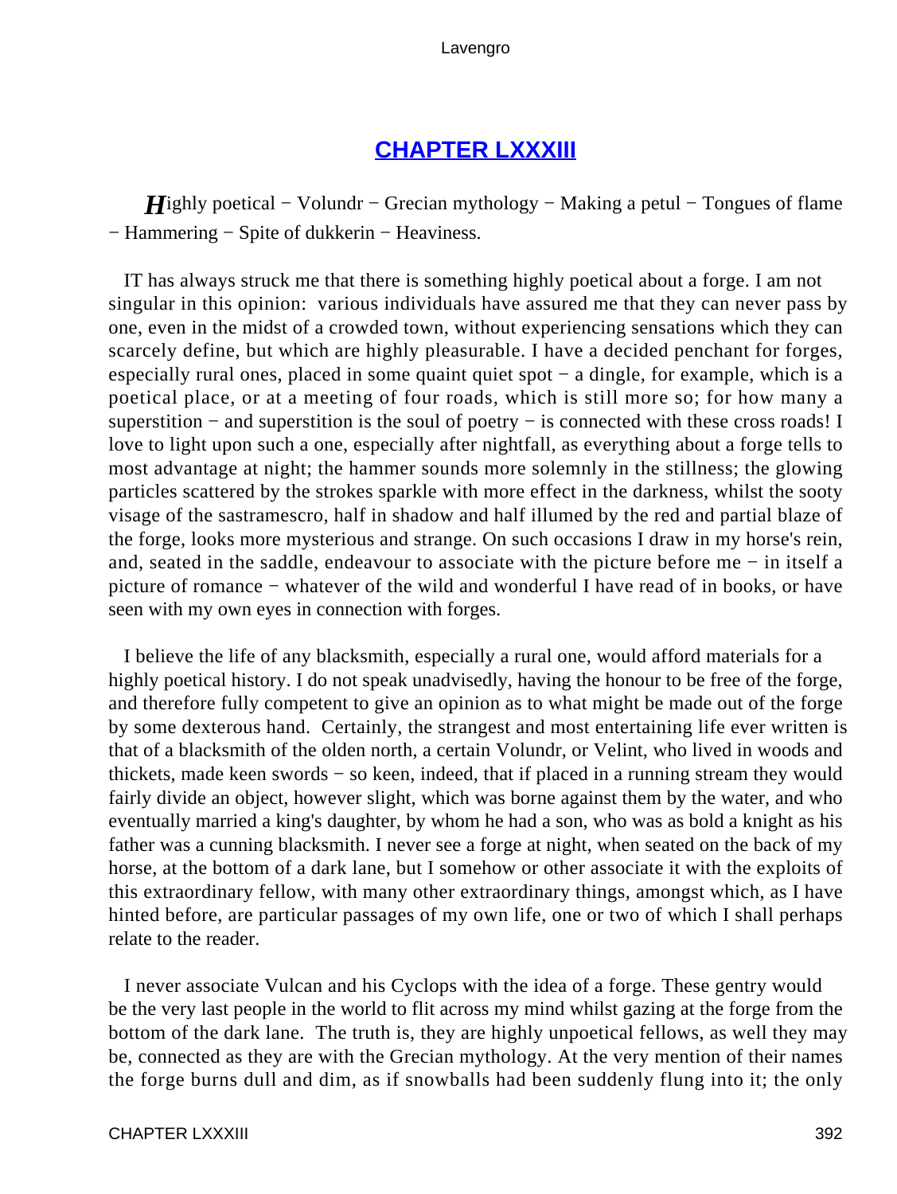## CHAPTER LXXXIII

***H**ighly poetical − Volundr − Grecian mythology − Making a petul − Tongues of flame − Hammering − Spite of dukkerin − Heaviness.*

IT has always struck me that there is something highly poetical about a forge. I am not singular in this opinion: various individuals have assured me that they can never pass by one, even in the midst of a crowded town, without experiencing sensations which they can scarcely define, but which are highly pleasurable. I have a decided penchant for forges, especially rural ones, placed in some quaint quiet spot − a dingle, for example, which is a poetical place, or at a meeting of four roads, which is still more so; for how many a superstition − and superstition is the soul of poetry − is connected with these cross roads! I love to light upon such a one, especially after nightfall, as everything about a forge tells to most advantage at night; the hammer sounds more solemnly in the stillness; the glowing particles scattered by the strokes sparkle with more effect in the darkness, whilst the sooty visage of the sastramescro, half in shadow and half illumed by the red and partial blaze of the forge, looks more mysterious and strange. On such occasions I draw in my horse's rein, and, seated in the saddle, endeavour to associate with the picture before me − in itself a picture of romance − whatever of the wild and wonderful I have read of in books, or have seen with my own eyes in connection with forges.

I believe the life of any blacksmith, especially a rural one, would afford materials for a highly poetical history. I do not speak unadvisedly, having the honour to be free of the forge, and therefore fully competent to give an opinion as to what might be made out of the forge by some dexterous hand. Certainly, the strangest and most entertaining life ever written is that of a blacksmith of the olden north, a certain Volundr, or Velint, who lived in woods and thickets, made keen swords − so keen, indeed, that if placed in a running stream they would fairly divide an object, however slight, which was borne against them by the water, and who eventually married a king's daughter, by whom he had a son, who was as bold a knight as his father was a cunning blacksmith. I never see a forge at night, when seated on the back of my horse, at the bottom of a dark lane, but I somehow or other associate it with the exploits of this extraordinary fellow, with many other extraordinary things, amongst which, as I have hinted before, are particular passages of my own life, one or two of which I shall perhaps relate to the reader.

I never associate Vulcan and his Cyclops with the idea of a forge. These gentry would be the very last people in the world to flit across my mind whilst gazing at the forge from the bottom of the dark lane. The truth is, they are highly unpoetical fellows, as well they may be, connected as they are with the Grecian mythology. At the very mention of their names the forge burns dull and dim, as if snowballs had been suddenly flung into it; the only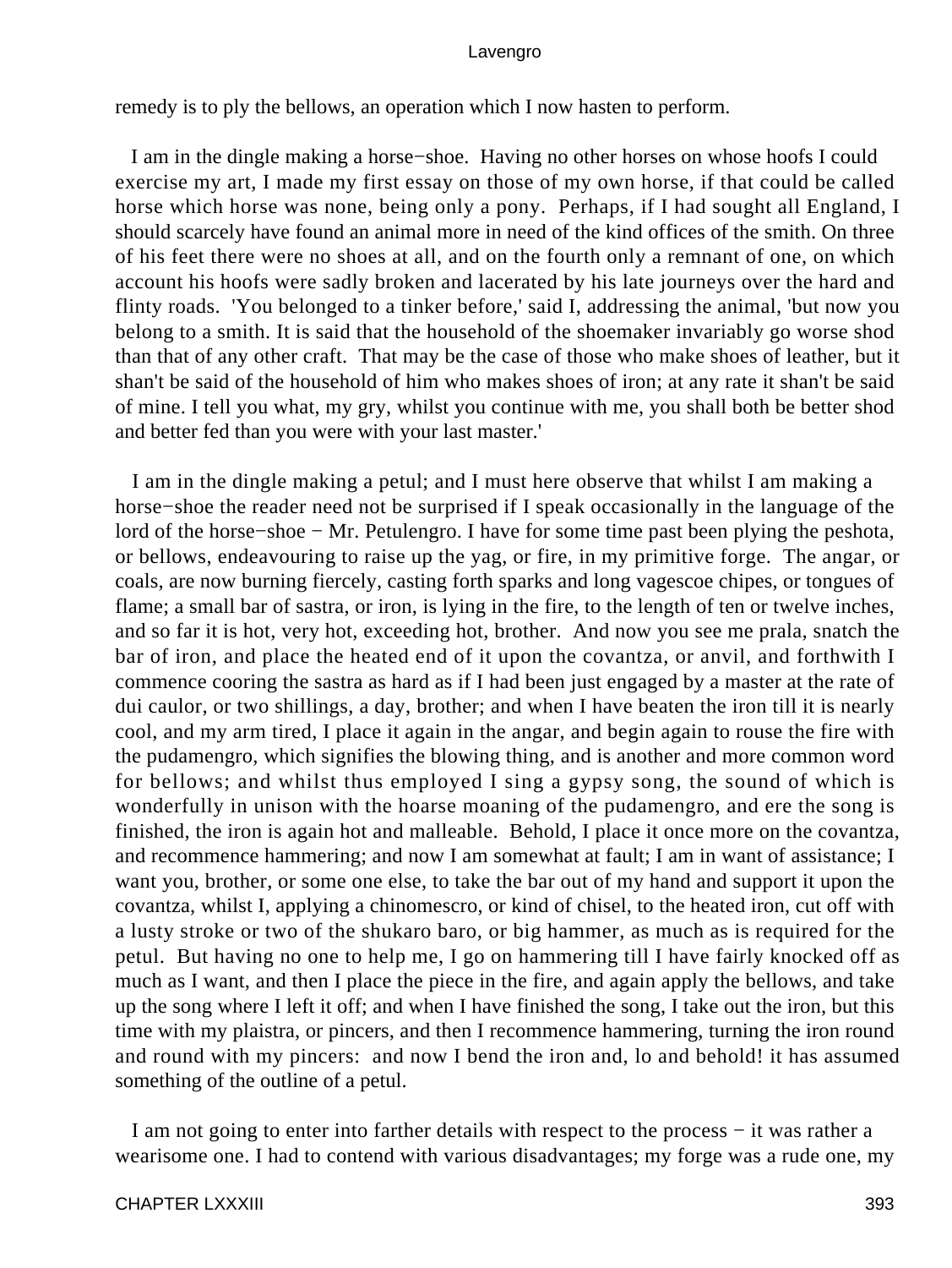remedy is to ply the bellows, an operation which I now hasten to perform.

I am in the dingle making a horse−shoe. Having no other horses on whose hoofs I could exercise my art, I made my first essay on those of my own horse, if that could be called horse which horse was none, being only a pony. Perhaps, if I had sought all England, I should scarcely have found an animal more in need of the kind offices of the smith. On three of his feet there were no shoes at all, and on the fourth only a remnant of one, on which account his hoofs were sadly broken and lacerated by his late journeys over the hard and flinty roads. 'You belonged to a tinker before,' said I, addressing the animal, 'but now you belong to a smith. It is said that the household of the shoemaker invariably go worse shod than that of any other craft. That may be the case of those who make shoes of leather, but it shan't be said of the household of him who makes shoes of iron; at any rate it shan't be said of mine. I tell you what, my gry, whilst you continue with me, you shall both be better shod and better fed than you were with your last master.'

I am in the dingle making a petul; and I must here observe that whilst I am making a horse−shoe the reader need not be surprised if I speak occasionally in the language of the lord of the horse−shoe − Mr. Petulengro. I have for some time past been plying the peshota, or bellows, endeavouring to raise up the yag, or fire, in my primitive forge. The angar, or coals, are now burning fiercely, casting forth sparks and long vagescoe chipes, or tongues of flame; a small bar of sastra, or iron, is lying in the fire, to the length of ten or twelve inches, and so far it is hot, very hot, exceeding hot, brother. And now you see me prala, snatch the bar of iron, and place the heated end of it upon the covantza, or anvil, and forthwith I commence cooring the sastra as hard as if I had been just engaged by a master at the rate of dui caulor, or two shillings, a day, brother; and when I have beaten the iron till it is nearly cool, and my arm tired, I place it again in the angar, and begin again to rouse the fire with the pudamengro, which signifies the blowing thing, and is another and more common word for bellows; and whilst thus employed I sing a gypsy song, the sound of which is wonderfully in unison with the hoarse moaning of the pudamengro, and ere the song is finished, the iron is again hot and malleable. Behold, I place it once more on the covantza, and recommence hammering; and now I am somewhat at fault; I am in want of assistance; I want you, brother, or some one else, to take the bar out of my hand and support it upon the covantza, whilst I, applying a chinomescro, or kind of chisel, to the heated iron, cut off with a lusty stroke or two of the shukaro baro, or big hammer, as much as is required for the petul. But having no one to help me, I go on hammering till I have fairly knocked off as much as I want, and then I place the piece in the fire, and again apply the bellows, and take up the song where I left it off; and when I have finished the song, I take out the iron, but this time with my plaistra, or pincers, and then I recommence hammering, turning the iron round and round with my pincers: and now I bend the iron and, lo and behold! it has assumed something of the outline of a petul.

I am not going to enter into farther details with respect to the process − it was rather a wearisome one. I had to contend with various disadvantages; my forge was a rude one, my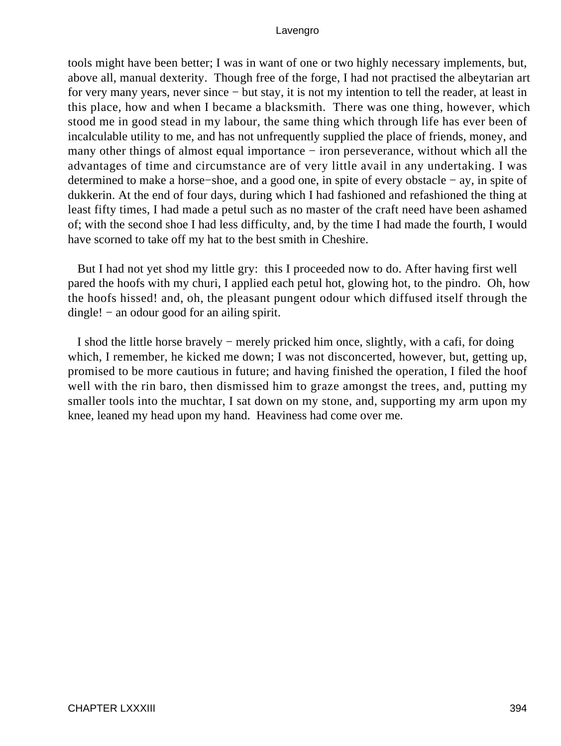tools might have been better; I was in want of one or two highly necessary implements, but, above all, manual dexterity. Though free of the forge, I had not practised the albeytarian art for very many years, never since − but stay, it is not my intention to tell the reader, at least in this place, how and when I became a blacksmith. There was one thing, however, which stood me in good stead in my labour, the same thing which through life has ever been of incalculable utility to me, and has not unfrequently supplied the place of friends, money, and many other things of almost equal importance − iron perseverance, without which all the advantages of time and circumstance are of very little avail in any undertaking. I was determined to make a horse−shoe, and a good one, in spite of every obstacle − ay, in spite of dukkerin. At the end of four days, during which I had fashioned and refashioned the thing at least fifty times, I had made a petul such as no master of the craft need have been ashamed of; with the second shoe I had less difficulty, and, by the time I had made the fourth, I would have scorned to take off my hat to the best smith in Cheshire.

But I had not yet shod my little gry: this I proceeded now to do. After having first well pared the hoofs with my churi, I applied each petul hot, glowing hot, to the pindro. Oh, how the hoofs hissed! and, oh, the pleasant pungent odour which diffused itself through the dingle! − an odour good for an ailing spirit.

I shod the little horse bravely − merely pricked him once, slightly, with a cafi, for doing which, I remember, he kicked me down; I was not disconcerted, however, but, getting up, promised to be more cautious in future; and having finished the operation, I filed the hoof well with the rin baro, then dismissed him to graze amongst the trees, and, putting my smaller tools into the muchtar, I sat down on my stone, and, supporting my arm upon my knee, leaned my head upon my hand. Heaviness had come over me.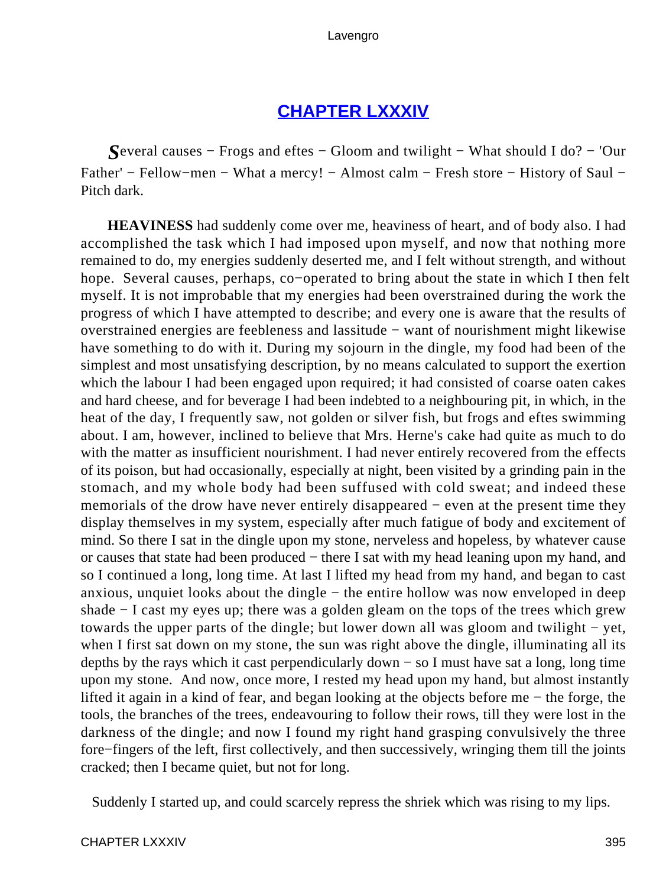## CHAPTER LXXXIV

*Several causes − Frogs and eftes − Gloom and twilight − What should I do? − 'Our Father' − Fellow−men − What a mercy! − Almost calm − Fresh store − History of Saul − Pitch dark.*

**HEAVINESS** had suddenly come over me, heaviness of heart, and of body also. I had accomplished the task which I had imposed upon myself, and now that nothing more remained to do, my energies suddenly deserted me, and I felt without strength, and without hope. Several causes, perhaps, co−operated to bring about the state in which I then felt myself. It is not improbable that my energies had been overstrained during the work the progress of which I have attempted to describe; and every one is aware that the results of overstrained energies are feebleness and lassitude − want of nourishment might likewise have something to do with it. During my sojourn in the dingle, my food had been of the simplest and most unsatisfying description, by no means calculated to support the exertion which the labour I had been engaged upon required; it had consisted of coarse oaten cakes and hard cheese, and for beverage I had been indebted to a neighbouring pit, in which, in the heat of the day, I frequently saw, not golden or silver fish, but frogs and eftes swimming about. I am, however, inclined to believe that Mrs. Herne's cake had quite as much to do with the matter as insufficient nourishment. I had never entirely recovered from the effects of its poison, but had occasionally, especially at night, been visited by a grinding pain in the stomach, and my whole body had been suffused with cold sweat; and indeed these memorials of the drow have never entirely disappeared − even at the present time they display themselves in my system, especially after much fatigue of body and excitement of mind. So there I sat in the dingle upon my stone, nerveless and hopeless, by whatever cause or causes that state had been produced − there I sat with my head leaning upon my hand, and so I continued a long, long time. At last I lifted my head from my hand, and began to cast anxious, unquiet looks about the dingle − the entire hollow was now enveloped in deep shade − I cast my eyes up; there was a golden gleam on the tops of the trees which grew towards the upper parts of the dingle; but lower down all was gloom and twilight − yet, when I first sat down on my stone, the sun was right above the dingle, illuminating all its depths by the rays which it cast perpendicularly down − so I must have sat a long, long time upon my stone. And now, once more, I rested my head upon my hand, but almost instantly lifted it again in a kind of fear, and began looking at the objects before me − the forge, the tools, the branches of the trees, endeavouring to follow their rows, till they were lost in the darkness of the dingle; and now I found my right hand grasping convulsively the three fore−fingers of the left, first collectively, and then successively, wringing them till the joints cracked; then I became quiet, but not for long.

Suddenly I started up, and could scarcely repress the shriek which was rising to my lips.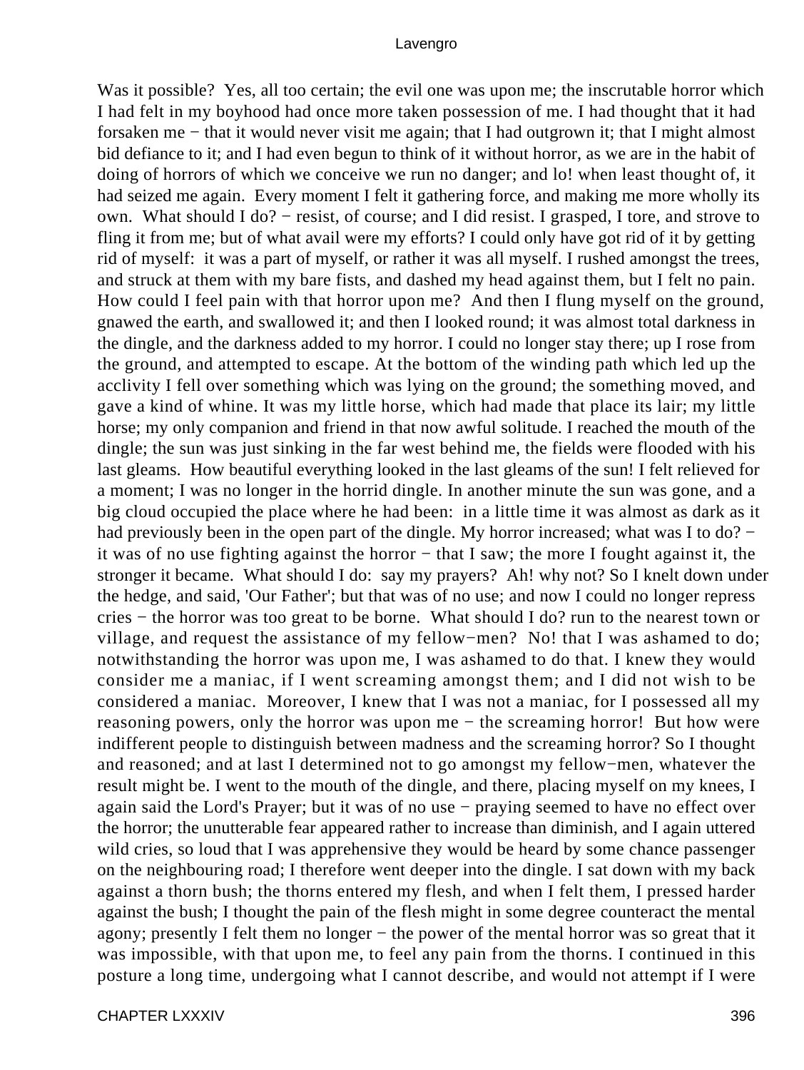Was it possible? Yes, all too certain; the evil one was upon me; the inscrutable horror which I had felt in my boyhood had once more taken possession of me. I had thought that it had forsaken me − that it would never visit me again; that I had outgrown it; that I might almost bid defiance to it; and I had even begun to think of it without horror, as we are in the habit of doing of horrors of which we conceive we run no danger; and lo! when least thought of, it had seized me again. Every moment I felt it gathering force, and making me more wholly its own. What should I do? − resist, of course; and I did resist. I grasped, I tore, and strove to fling it from me; but of what avail were my efforts? I could only have got rid of it by getting rid of myself: it was a part of myself, or rather it was all myself. I rushed amongst the trees, and struck at them with my bare fists, and dashed my head against them, but I felt no pain. How could I feel pain with that horror upon me? And then I flung myself on the ground, gnawed the earth, and swallowed it; and then I looked round; it was almost total darkness in the dingle, and the darkness added to my horror. I could no longer stay there; up I rose from the ground, and attempted to escape. At the bottom of the winding path which led up the acclivity I fell over something which was lying on the ground; the something moved, and gave a kind of whine. It was my little horse, which had made that place its lair; my little horse; my only companion and friend in that now awful solitude. I reached the mouth of the dingle; the sun was just sinking in the far west behind me, the fields were flooded with his last gleams. How beautiful everything looked in the last gleams of the sun! I felt relieved for a moment; I was no longer in the horrid dingle. In another minute the sun was gone, and a big cloud occupied the place where he had been: in a little time it was almost as dark as it had previously been in the open part of the dingle. My horror increased; what was I to do? − it was of no use fighting against the horror − that I saw; the more I fought against it, the stronger it became. What should I do: say my prayers? Ah! why not? So I knelt down under the hedge, and said, 'Our Father'; but that was of no use; and now I could no longer repress cries − the horror was too great to be borne. What should I do? run to the nearest town or village, and request the assistance of my fellow−men? No! that I was ashamed to do; notwithstanding the horror was upon me, I was ashamed to do that. I knew they would consider me a maniac, if I went screaming amongst them; and I did not wish to be considered a maniac. Moreover, I knew that I was not a maniac, for I possessed all my reasoning powers, only the horror was upon me − the screaming horror! But how were indifferent people to distinguish between madness and the screaming horror? So I thought and reasoned; and at last I determined not to go amongst my fellow−men, whatever the result might be. I went to the mouth of the dingle, and there, placing myself on my knees, I again said the Lord's Prayer; but it was of no use − praying seemed to have no effect over the horror; the unutterable fear appeared rather to increase than diminish, and I again uttered wild cries, so loud that I was apprehensive they would be heard by some chance passenger on the neighbouring road; I therefore went deeper into the dingle. I sat down with my back against a thorn bush; the thorns entered my flesh, and when I felt them, I pressed harder against the bush; I thought the pain of the flesh might in some degree counteract the mental agony; presently I felt them no longer − the power of the mental horror was so great that it was impossible, with that upon me, to feel any pain from the thorns. I continued in this posture a long time, undergoing what I cannot describe, and would not attempt if I were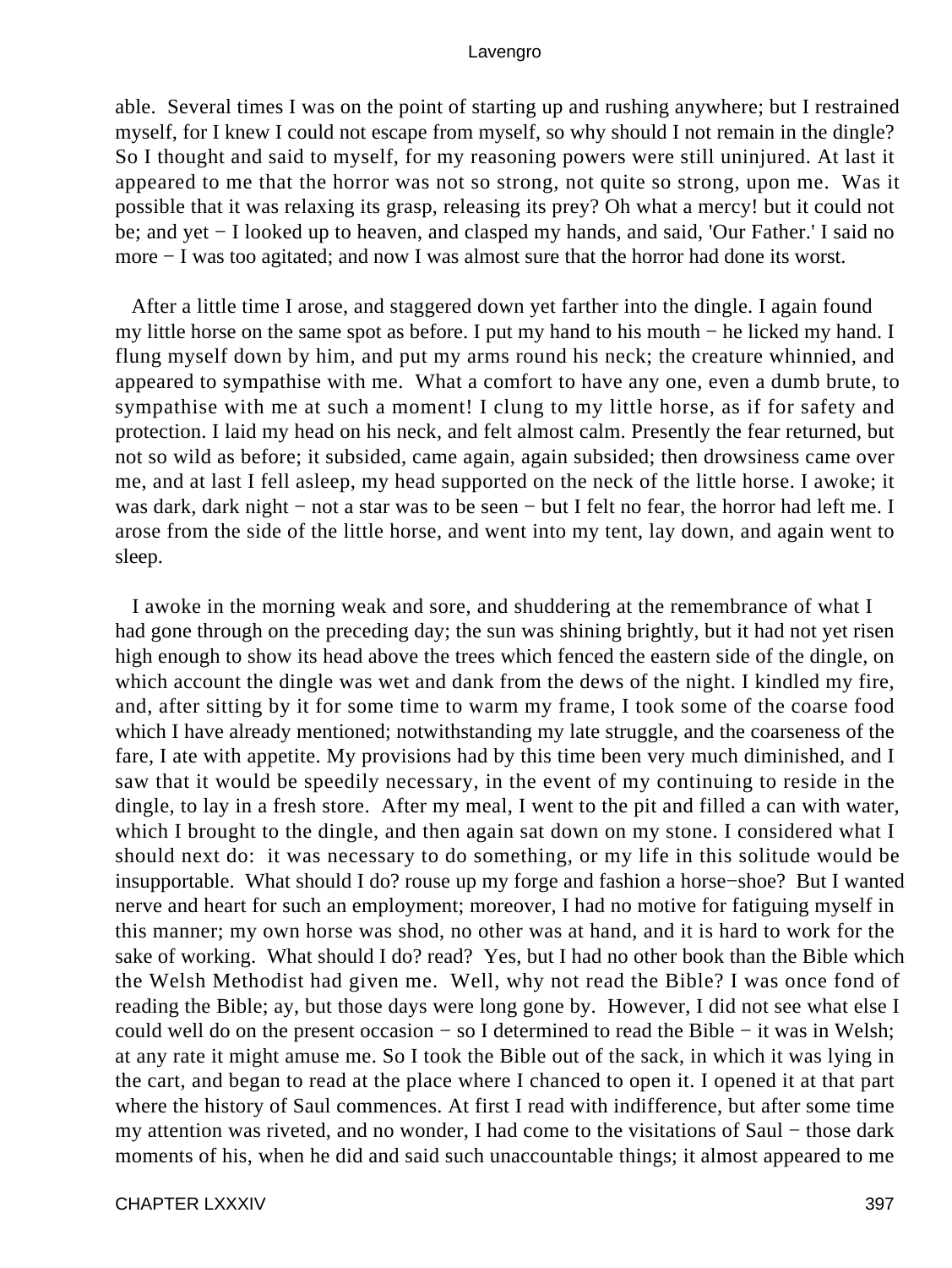able. Several times I was on the point of starting up and rushing anywhere; but I restrained myself, for I knew I could not escape from myself, so why should I not remain in the dingle? So I thought and said to myself, for my reasoning powers were still uninjured. At last it appeared to me that the horror was not so strong, not quite so strong, upon me. Was it possible that it was relaxing its grasp, releasing its prey? Oh what a mercy! but it could not be; and yet − I looked up to heaven, and clasped my hands, and said, 'Our Father.' I said no more − I was too agitated; and now I was almost sure that the horror had done its worst.

After a little time I arose, and staggered down yet farther into the dingle. I again found my little horse on the same spot as before. I put my hand to his mouth − he licked my hand. I flung myself down by him, and put my arms round his neck; the creature whinnied, and appeared to sympathise with me. What a comfort to have any one, even a dumb brute, to sympathise with me at such a moment! I clung to my little horse, as if for safety and protection. I laid my head on his neck, and felt almost calm. Presently the fear returned, but not so wild as before; it subsided, came again, again subsided; then drowsiness came over me, and at last I fell asleep, my head supported on the neck of the little horse. I awoke; it was dark, dark night − not a star was to be seen − but I felt no fear, the horror had left me. I arose from the side of the little horse, and went into my tent, lay down, and again went to sleep.

I awoke in the morning weak and sore, and shuddering at the remembrance of what I had gone through on the preceding day; the sun was shining brightly, but it had not yet risen high enough to show its head above the trees which fenced the eastern side of the dingle, on which account the dingle was wet and dank from the dews of the night. I kindled my fire, and, after sitting by it for some time to warm my frame, I took some of the coarse food which I have already mentioned; notwithstanding my late struggle, and the coarseness of the fare, I ate with appetite. My provisions had by this time been very much diminished, and I saw that it would be speedily necessary, in the event of my continuing to reside in the dingle, to lay in a fresh store. After my meal, I went to the pit and filled a can with water, which I brought to the dingle, and then again sat down on my stone. I considered what I should next do: it was necessary to do something, or my life in this solitude would be insupportable. What should I do? rouse up my forge and fashion a horse−shoe? But I wanted nerve and heart for such an employment; moreover, I had no motive for fatiguing myself in this manner; my own horse was shod, no other was at hand, and it is hard to work for the sake of working. What should I do? read? Yes, but I had no other book than the Bible which the Welsh Methodist had given me. Well, why not read the Bible? I was once fond of reading the Bible; ay, but those days were long gone by. However, I did not see what else I could well do on the present occasion − so I determined to read the Bible − it was in Welsh; at any rate it might amuse me. So I took the Bible out of the sack, in which it was lying in the cart, and began to read at the place where I chanced to open it. I opened it at that part where the history of Saul commences. At first I read with indifference, but after some time my attention was riveted, and no wonder, I had come to the visitations of Saul − those dark moments of his, when he did and said such unaccountable things; it almost appeared to me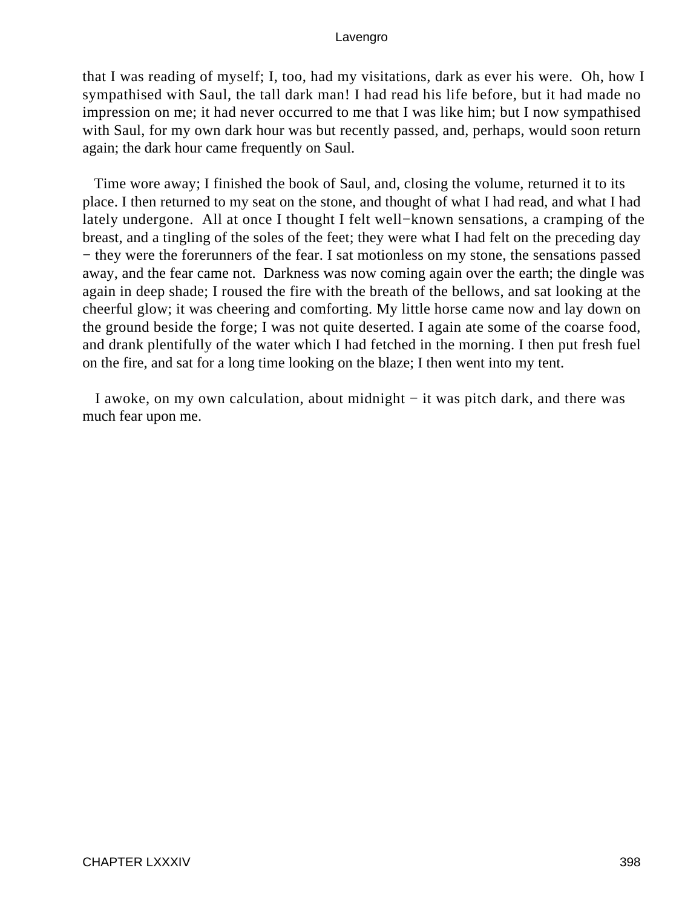that I was reading of myself; I, too, had my visitations, dark as ever his were. Oh, how I sympathised with Saul, the tall dark man! I had read his life before, but it had made no impression on me; it had never occurred to me that I was like him; but I now sympathised with Saul, for my own dark hour was but recently passed, and, perhaps, would soon return again; the dark hour came frequently on Saul.

Time wore away; I finished the book of Saul, and, closing the volume, returned it to its place. I then returned to my seat on the stone, and thought of what I had read, and what I had lately undergone. All at once I thought I felt well−known sensations, a cramping of the breast, and a tingling of the soles of the feet; they were what I had felt on the preceding day − they were the forerunners of the fear. I sat motionless on my stone, the sensations passed away, and the fear came not. Darkness was now coming again over the earth; the dingle was again in deep shade; I roused the fire with the breath of the bellows, and sat looking at the cheerful glow; it was cheering and comforting. My little horse came now and lay down on the ground beside the forge; I was not quite deserted. I again ate some of the coarse food, and drank plentifully of the water which I had fetched in the morning. I then put fresh fuel on the fire, and sat for a long time looking on the blaze; I then went into my tent.

I awoke, on my own calculation, about midnight − it was pitch dark, and there was much fear upon me.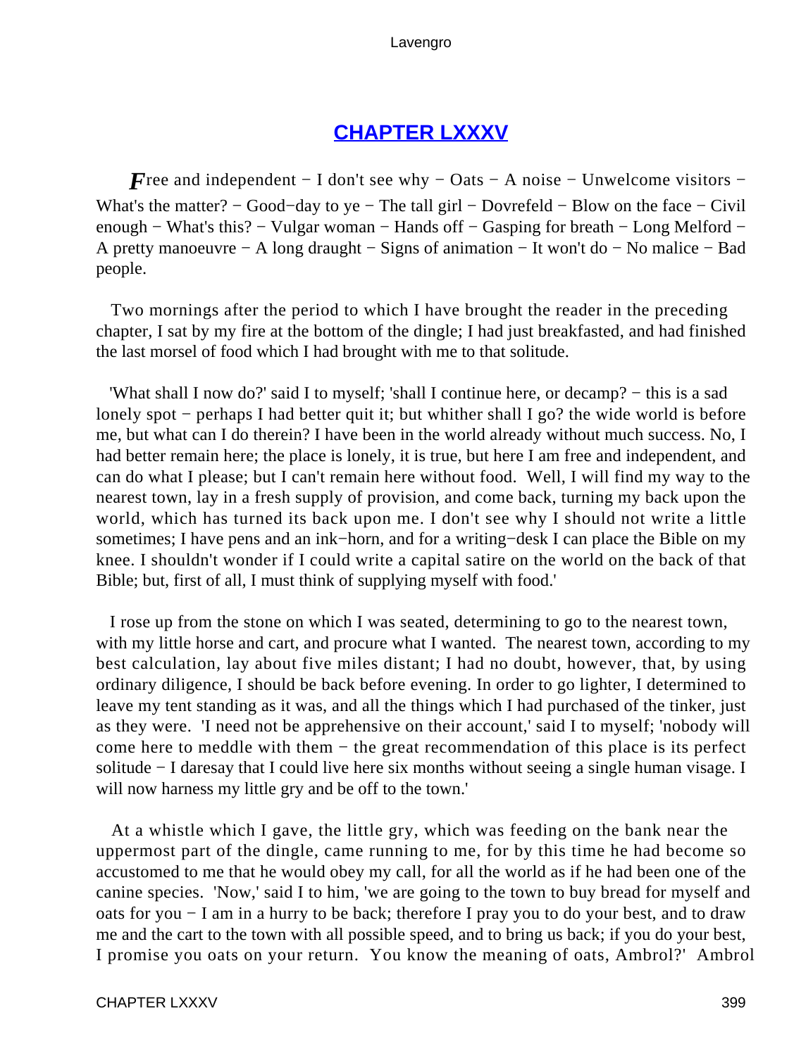## CHAPTER LXXXV

*F*ree and independent − I don't see why − Oats − A noise − Unwelcome visitors − What's the matter? − Good−day to ye − The tall girl − Dovrefeld − Blow on the face − Civil enough − What's this? − Vulgar woman − Hands off − Gasping for breath − Long Melford − A pretty manoeuvre − A long draught − Signs of animation − It won't do − No malice − Bad people.

Two mornings after the period to which I have brought the reader in the preceding chapter, I sat by my fire at the bottom of the dingle; I had just breakfasted, and had finished the last morsel of food which I had brought with me to that solitude.

'What shall I now do?' said I to myself; 'shall I continue here, or decamp? − this is a sad lonely spot − perhaps I had better quit it; but whither shall I go? the wide world is before me, but what can I do therein? I have been in the world already without much success. No, I had better remain here; the place is lonely, it is true, but here I am free and independent, and can do what I please; but I can't remain here without food. Well, I will find my way to the nearest town, lay in a fresh supply of provision, and come back, turning my back upon the world, which has turned its back upon me. I don't see why I should not write a little sometimes; I have pens and an ink−horn, and for a writing−desk I can place the Bible on my knee. I shouldn't wonder if I could write a capital satire on the world on the back of that Bible; but, first of all, I must think of supplying myself with food.'

I rose up from the stone on which I was seated, determining to go to the nearest town, with my little horse and cart, and procure what I wanted. The nearest town, according to my best calculation, lay about five miles distant; I had no doubt, however, that, by using ordinary diligence, I should be back before evening. In order to go lighter, I determined to leave my tent standing as it was, and all the things which I had purchased of the tinker, just as they were. 'I need not be apprehensive on their account,' said I to myself; 'nobody will come here to meddle with them − the great recommendation of this place is its perfect solitude − I daresay that I could live here six months without seeing a single human visage. I will now harness my little gry and be off to the town.'

At a whistle which I gave, the little gry, which was feeding on the bank near the uppermost part of the dingle, came running to me, for by this time he had become so accustomed to me that he would obey my call, for all the world as if he had been one of the canine species. 'Now,' said I to him, 'we are going to the town to buy bread for myself and oats for you − I am in a hurry to be back; therefore I pray you to do your best, and to draw me and the cart to the town with all possible speed, and to bring us back; if you do your best, I promise you oats on your return. You know the meaning of oats, Ambrol?' Ambrol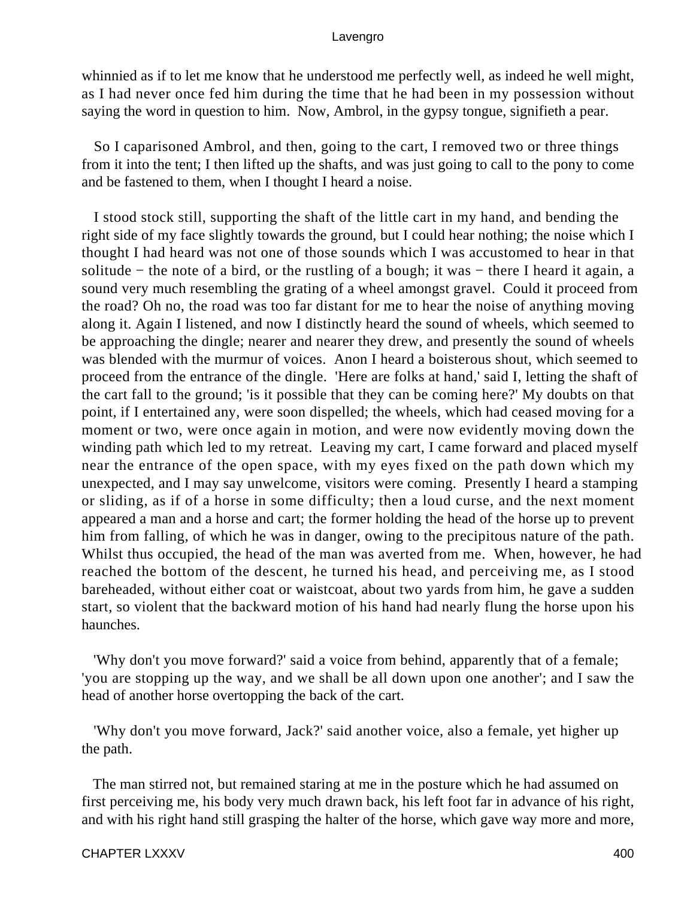whinnied as if to let me know that he understood me perfectly well, as indeed he well might, as I had never once fed him during the time that he had been in my possession without saying the word in question to him. Now, Ambrol, in the gypsy tongue, signifieth a pear.

So I caparisoned Ambrol, and then, going to the cart, I removed two or three things from it into the tent; I then lifted up the shafts, and was just going to call to the pony to come and be fastened to them, when I thought I heard a noise.

I stood stock still, supporting the shaft of the little cart in my hand, and bending the right side of my face slightly towards the ground, but I could hear nothing; the noise which I thought I had heard was not one of those sounds which I was accustomed to hear in that solitude − the note of a bird, or the rustling of a bough; it was − there I heard it again, a sound very much resembling the grating of a wheel amongst gravel. Could it proceed from the road? Oh no, the road was too far distant for me to hear the noise of anything moving along it. Again I listened, and now I distinctly heard the sound of wheels, which seemed to be approaching the dingle; nearer and nearer they drew, and presently the sound of wheels was blended with the murmur of voices. Anon I heard a boisterous shout, which seemed to proceed from the entrance of the dingle. 'Here are folks at hand,' said I, letting the shaft of the cart fall to the ground; 'is it possible that they can be coming here?' My doubts on that point, if I entertained any, were soon dispelled; the wheels, which had ceased moving for a moment or two, were once again in motion, and were now evidently moving down the winding path which led to my retreat. Leaving my cart, I came forward and placed myself near the entrance of the open space, with my eyes fixed on the path down which my unexpected, and I may say unwelcome, visitors were coming. Presently I heard a stamping or sliding, as if of a horse in some difficulty; then a loud curse, and the next moment appeared a man and a horse and cart; the former holding the head of the horse up to prevent him from falling, of which he was in danger, owing to the precipitous nature of the path. Whilst thus occupied, the head of the man was averted from me. When, however, he had reached the bottom of the descent, he turned his head, and perceiving me, as I stood bareheaded, without either coat or waistcoat, about two yards from him, he gave a sudden start, so violent that the backward motion of his hand had nearly flung the horse upon his haunches.

'Why don't you move forward?' said a voice from behind, apparently that of a female; 'you are stopping up the way, and we shall be all down upon one another'; and I saw the head of another horse overtopping the back of the cart.

'Why don't you move forward, Jack?' said another voice, also a female, yet higher up the path.

The man stirred not, but remained staring at me in the posture which he had assumed on first perceiving me, his body very much drawn back, his left foot far in advance of his right, and with his right hand still grasping the halter of the horse, which gave way more and more,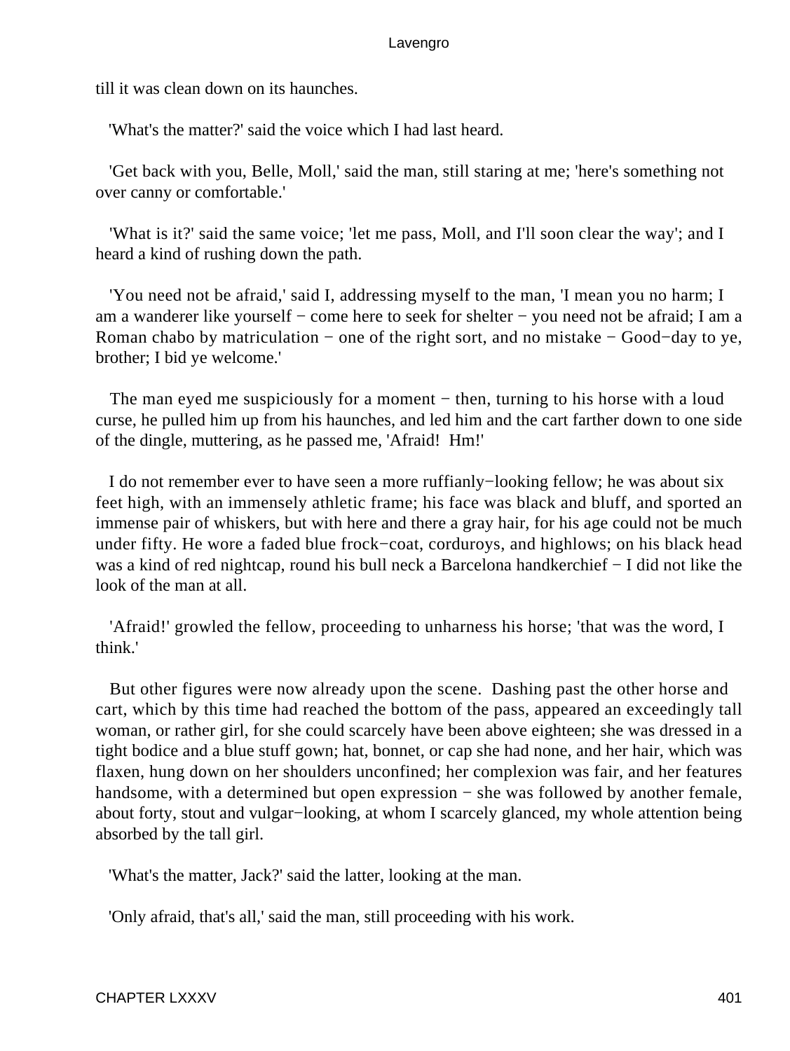till it was clean down on its haunches.

'What's the matter?' said the voice which I had last heard.

'Get back with you, Belle, Moll,' said the man, still staring at me; 'here's something not over canny or comfortable.'

'What is it?' said the same voice; 'let me pass, Moll, and I'll soon clear the way'; and I heard a kind of rushing down the path.

'You need not be afraid,' said I, addressing myself to the man, 'I mean you no harm; I am a wanderer like yourself − come here to seek for shelter − you need not be afraid; I am a Roman chabo by matriculation − one of the right sort, and no mistake − Good−day to ye, brother; I bid ye welcome.'

The man eyed me suspiciously for a moment − then, turning to his horse with a loud curse, he pulled him up from his haunches, and led him and the cart farther down to one side of the dingle, muttering, as he passed me, 'Afraid! Hm!'

I do not remember ever to have seen a more ruffianly−looking fellow; he was about six feet high, with an immensely athletic frame; his face was black and bluff, and sported an immense pair of whiskers, but with here and there a gray hair, for his age could not be much under fifty. He wore a faded blue frock−coat, corduroys, and highlows; on his black head was a kind of red nightcap, round his bull neck a Barcelona handkerchief − I did not like the look of the man at all.

'Afraid!' growled the fellow, proceeding to unharness his horse; 'that was the word, I think.'

But other figures were now already upon the scene. Dashing past the other horse and cart, which by this time had reached the bottom of the pass, appeared an exceedingly tall woman, or rather girl, for she could scarcely have been above eighteen; she was dressed in a tight bodice and a blue stuff gown; hat, bonnet, or cap she had none, and her hair, which was flaxen, hung down on her shoulders unconfined; her complexion was fair, and her features handsome, with a determined but open expression − she was followed by another female, about forty, stout and vulgar−looking, at whom I scarcely glanced, my whole attention being absorbed by the tall girl.

'What's the matter, Jack?' said the latter, looking at the man.

'Only afraid, that's all,' said the man, still proceeding with his work.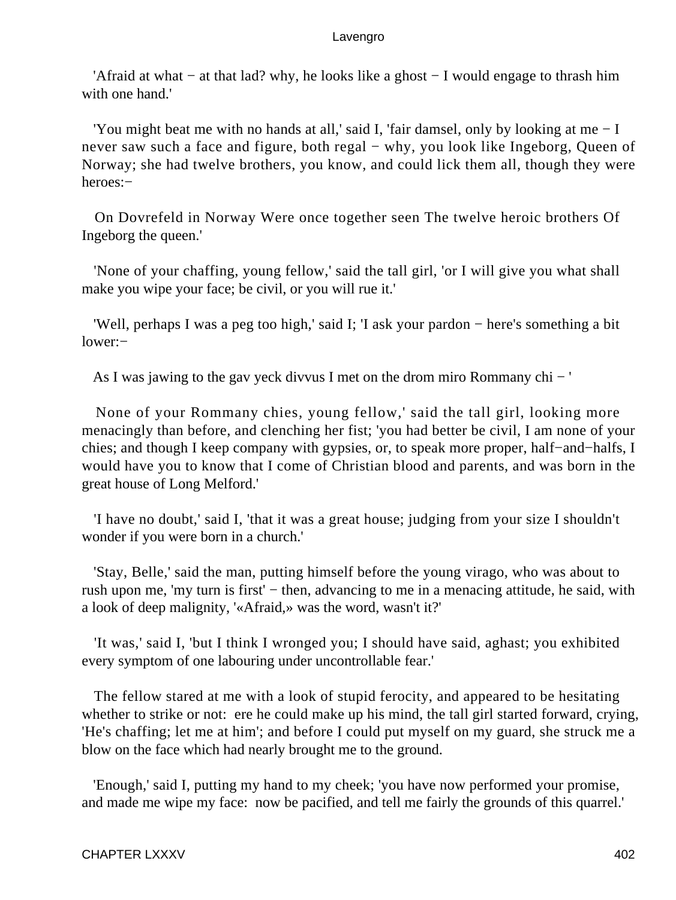'Afraid at what − at that lad? why, he looks like a ghost − I would engage to thrash him with one hand.'

'You might beat me with no hands at all,' said I, 'fair damsel, only by looking at me − I never saw such a face and figure, both regal − why, you look like Ingeborg, Queen of Norway; she had twelve brothers, you know, and could lick them all, though they were heroes:−

On Dovrefeld in Norway Were once together seen The twelve heroic brothers Of Ingeborg the queen.'

'None of your chaffing, young fellow,' said the tall girl, 'or I will give you what shall make you wipe your face; be civil, or you will rue it.'

'Well, perhaps I was a peg too high,' said I; 'I ask your pardon − here's something a bit lower:−

As I was jawing to the gav yeck divvus I met on the drom miro Rommany chi − '

None of your Rommany chies, young fellow,' said the tall girl, looking more menacingly than before, and clenching her fist; 'you had better be civil, I am none of your chies; and though I keep company with gypsies, or, to speak more proper, half−and−halfs, I would have you to know that I come of Christian blood and parents, and was born in the great house of Long Melford.'

'I have no doubt,' said I, 'that it was a great house; judging from your size I shouldn't wonder if you were born in a church.'

'Stay, Belle,' said the man, putting himself before the young virago, who was about to rush upon me, 'my turn is first' − then, advancing to me in a menacing attitude, he said, with a look of deep malignity, '«Afraid,» was the word, wasn't it?'

'It was,' said I, 'but I think I wronged you; I should have said, aghast; you exhibited every symptom of one labouring under uncontrollable fear.'

The fellow stared at me with a look of stupid ferocity, and appeared to be hesitating whether to strike or not: ere he could make up his mind, the tall girl started forward, crying, 'He's chaffing; let me at him'; and before I could put myself on my guard, she struck me a blow on the face which had nearly brought me to the ground.

'Enough,' said I, putting my hand to my cheek; 'you have now performed your promise, and made me wipe my face: now be pacified, and tell me fairly the grounds of this quarrel.'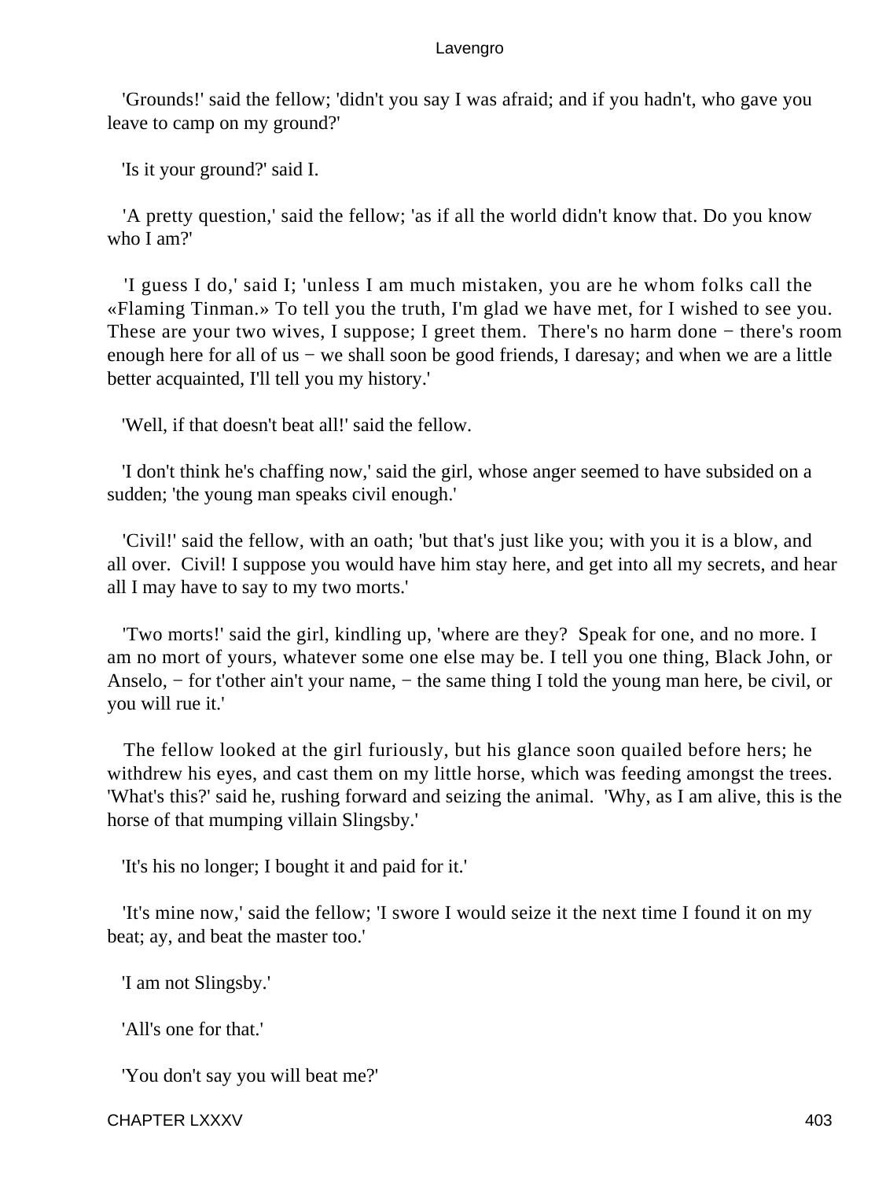'Grounds!' said the fellow; 'didn't you say I was afraid; and if you hadn't, who gave you leave to camp on my ground?'

'Is it your ground?' said I.

'A pretty question,' said the fellow; 'as if all the world didn't know that. Do you know who I am?'

'I guess I do,' said I; 'unless I am much mistaken, you are he whom folks call the «Flaming Tinman.» To tell you the truth, I'm glad we have met, for I wished to see you. These are your two wives, I suppose; I greet them. There's no harm done − there's room enough here for all of us − we shall soon be good friends, I daresay; and when we are a little better acquainted, I'll tell you my history.'

'Well, if that doesn't beat all!' said the fellow.

'I don't think he's chaffing now,' said the girl, whose anger seemed to have subsided on a sudden; 'the young man speaks civil enough.'

'Civil!' said the fellow, with an oath; 'but that's just like you; with you it is a blow, and all over. Civil! I suppose you would have him stay here, and get into all my secrets, and hear all I may have to say to my two morts.'

'Two morts!' said the girl, kindling up, 'where are they? Speak for one, and no more. I am no mort of yours, whatever some one else may be. I tell you one thing, Black John, or Anselo, − for t'other ain't your name, − the same thing I told the young man here, be civil, or you will rue it.'

The fellow looked at the girl furiously, but his glance soon quailed before hers; he withdrew his eyes, and cast them on my little horse, which was feeding amongst the trees. 'What's this?' said he, rushing forward and seizing the animal. 'Why, as I am alive, this is the horse of that mumping villain Slingsby.'

'It's his no longer; I bought it and paid for it.'

'It's mine now,' said the fellow; 'I swore I would seize it the next time I found it on my beat; ay, and beat the master too.'

'I am not Slingsby.'

'All's one for that.'

'You don't say you will beat me?'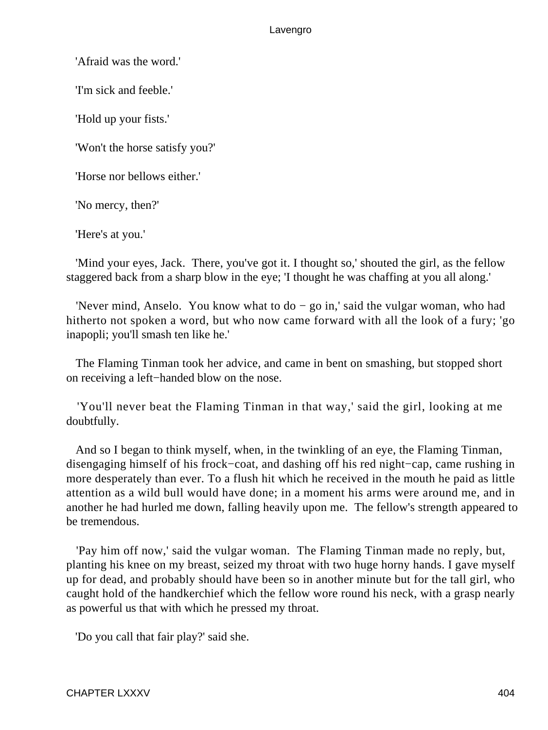'Afraid was the word.'

'I'm sick and feeble.'

'Hold up your fists.'

'Won't the horse satisfy you?'

'Horse nor bellows either.'

'No mercy, then?'

'Here's at you.'

'Mind your eyes, Jack. There, you've got it. I thought so,' shouted the girl, as the fellow staggered back from a sharp blow in the eye; 'I thought he was chaffing at you all along.'

'Never mind, Anselo. You know what to do − go in,' said the vulgar woman, who had hitherto not spoken a word, but who now came forward with all the look of a fury; 'go inapopli; you'll smash ten like he.'

The Flaming Tinman took her advice, and came in bent on smashing, but stopped short on receiving a left−handed blow on the nose.

'You'll never beat the Flaming Tinman in that way,' said the girl, looking at me doubtfully.

And so I began to think myself, when, in the twinkling of an eye, the Flaming Tinman, disengaging himself of his frock−coat, and dashing off his red night−cap, came rushing in more desperately than ever. To a flush hit which he received in the mouth he paid as little attention as a wild bull would have done; in a moment his arms were around me, and in another he had hurled me down, falling heavily upon me. The fellow's strength appeared to be tremendous.

'Pay him off now,' said the vulgar woman. The Flaming Tinman made no reply, but, planting his knee on my breast, seized my throat with two huge horny hands. I gave myself up for dead, and probably should have been so in another minute but for the tall girl, who caught hold of the handkerchief which the fellow wore round his neck, with a grasp nearly as powerful us that with which he pressed my throat.

'Do you call that fair play?' said she.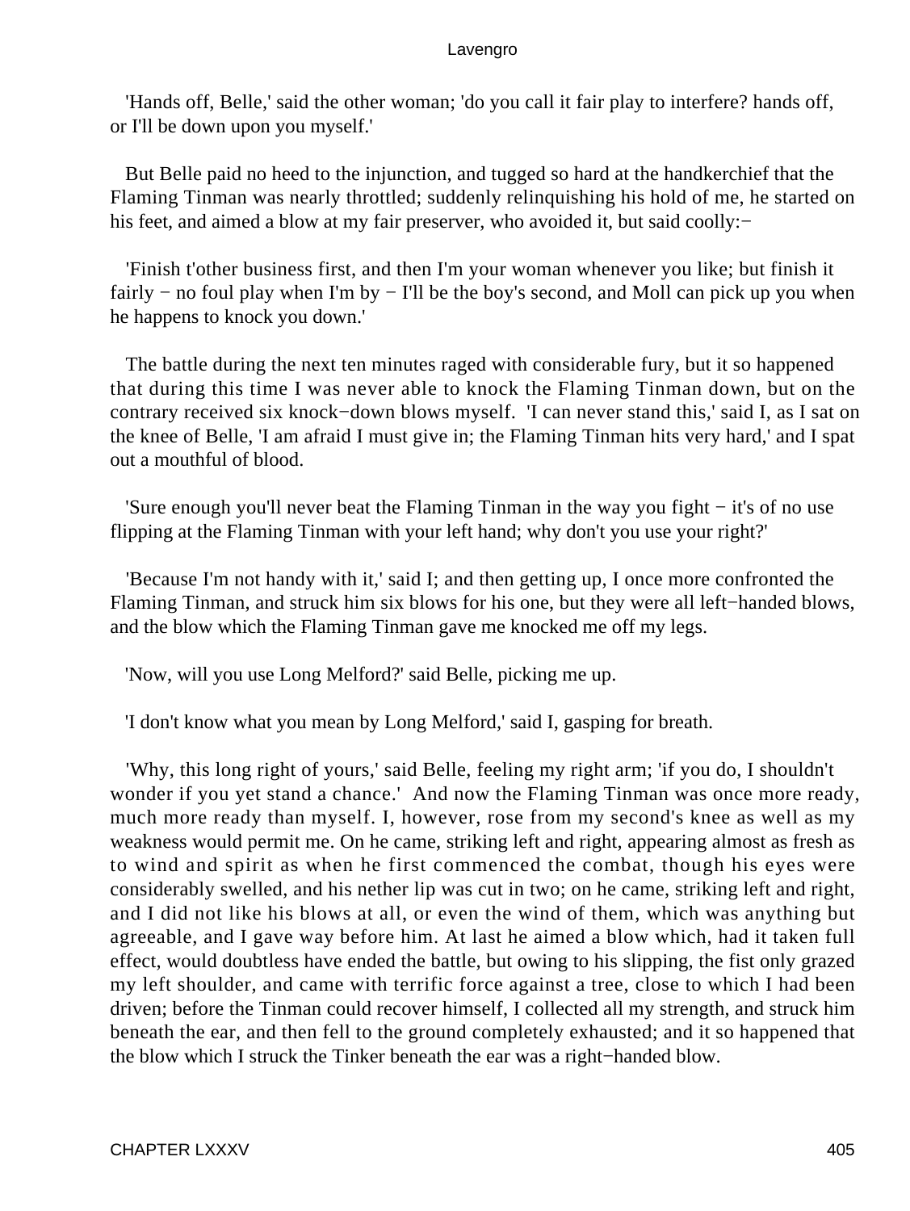'Hands off, Belle,' said the other woman; 'do you call it fair play to interfere? hands off, or I'll be down upon you myself.'

But Belle paid no heed to the injunction, and tugged so hard at the handkerchief that the Flaming Tinman was nearly throttled; suddenly relinquishing his hold of me, he started on his feet, and aimed a blow at my fair preserver, who avoided it, but said coolly:−

'Finish t'other business first, and then I'm your woman whenever you like; but finish it fairly − no foul play when I'm by − I'll be the boy's second, and Moll can pick up you when he happens to knock you down.'

The battle during the next ten minutes raged with considerable fury, but it so happened that during this time I was never able to knock the Flaming Tinman down, but on the contrary received six knock−down blows myself. 'I can never stand this,' said I, as I sat on the knee of Belle, 'I am afraid I must give in; the Flaming Tinman hits very hard,' and I spat out a mouthful of blood.

'Sure enough you'll never beat the Flaming Tinman in the way you fight − it's of no use flipping at the Flaming Tinman with your left hand; why don't you use your right?'

'Because I'm not handy with it,' said I; and then getting up, I once more confronted the Flaming Tinman, and struck him six blows for his one, but they were all left−handed blows, and the blow which the Flaming Tinman gave me knocked me off my legs.

'Now, will you use Long Melford?' said Belle, picking me up.

'I don't know what you mean by Long Melford,' said I, gasping for breath.

'Why, this long right of yours,' said Belle, feeling my right arm; 'if you do, I shouldn't wonder if you yet stand a chance.' And now the Flaming Tinman was once more ready, much more ready than myself. I, however, rose from my second's knee as well as my weakness would permit me. On he came, striking left and right, appearing almost as fresh as to wind and spirit as when he first commenced the combat, though his eyes were considerably swelled, and his nether lip was cut in two; on he came, striking left and right, and I did not like his blows at all, or even the wind of them, which was anything but agreeable, and I gave way before him. At last he aimed a blow which, had it taken full effect, would doubtless have ended the battle, but owing to his slipping, the fist only grazed my left shoulder, and came with terrific force against a tree, close to which I had been driven; before the Tinman could recover himself, I collected all my strength, and struck him beneath the ear, and then fell to the ground completely exhausted; and it so happened that the blow which I struck the Tinker beneath the ear was a right−handed blow.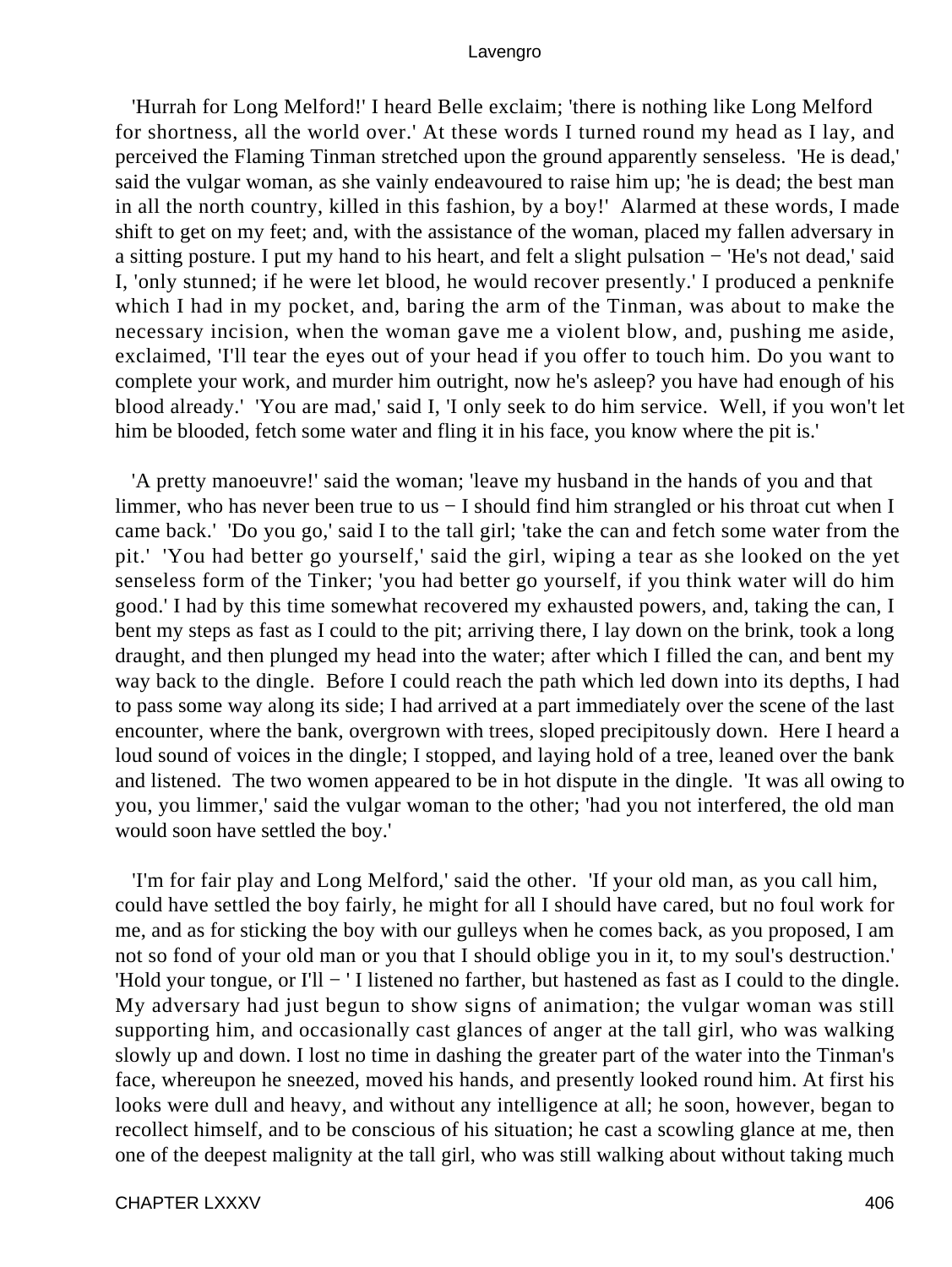'Hurrah for Long Melford!' I heard Belle exclaim; 'there is nothing like Long Melford for shortness, all the world over.' At these words I turned round my head as I lay, and perceived the Flaming Tinman stretched upon the ground apparently senseless. 'He is dead,' said the vulgar woman, as she vainly endeavoured to raise him up; 'he is dead; the best man in all the north country, killed in this fashion, by a boy!' Alarmed at these words, I made shift to get on my feet; and, with the assistance of the woman, placed my fallen adversary in a sitting posture. I put my hand to his heart, and felt a slight pulsation − 'He's not dead,' said I, 'only stunned; if he were let blood, he would recover presently.' I produced a penknife which I had in my pocket, and, baring the arm of the Tinman, was about to make the necessary incision, when the woman gave me a violent blow, and, pushing me aside, exclaimed, 'I'll tear the eyes out of your head if you offer to touch him. Do you want to complete your work, and murder him outright, now he's asleep? you have had enough of his blood already.' 'You are mad,' said I, 'I only seek to do him service. Well, if you won't let him be blooded, fetch some water and fling it in his face, you know where the pit is.'

'A pretty manoeuvre!' said the woman; 'leave my husband in the hands of you and that limmer, who has never been true to us − I should find him strangled or his throat cut when I came back.' 'Do you go,' said I to the tall girl; 'take the can and fetch some water from the pit.' 'You had better go yourself,' said the girl, wiping a tear as she looked on the yet senseless form of the Tinker; 'you had better go yourself, if you think water will do him good.' I had by this time somewhat recovered my exhausted powers, and, taking the can, I bent my steps as fast as I could to the pit; arriving there, I lay down on the brink, took a long draught, and then plunged my head into the water; after which I filled the can, and bent my way back to the dingle. Before I could reach the path which led down into its depths, I had to pass some way along its side; I had arrived at a part immediately over the scene of the last encounter, where the bank, overgrown with trees, sloped precipitously down. Here I heard a loud sound of voices in the dingle; I stopped, and laying hold of a tree, leaned over the bank and listened. The two women appeared to be in hot dispute in the dingle. 'It was all owing to you, you limmer,' said the vulgar woman to the other; 'had you not interfered, the old man would soon have settled the boy.'

'I'm for fair play and Long Melford,' said the other. 'If your old man, as you call him, could have settled the boy fairly, he might for all I should have cared, but no foul work for me, and as for sticking the boy with our gulleys when he comes back, as you proposed, I am not so fond of your old man or you that I should oblige you in it, to my soul's destruction.' 'Hold your tongue, or I'll − ' I listened no farther, but hastened as fast as I could to the dingle. My adversary had just begun to show signs of animation; the vulgar woman was still supporting him, and occasionally cast glances of anger at the tall girl, who was walking slowly up and down. I lost no time in dashing the greater part of the water into the Tinman's face, whereupon he sneezed, moved his hands, and presently looked round him. At first his looks were dull and heavy, and without any intelligence at all; he soon, however, began to recollect himself, and to be conscious of his situation; he cast a scowling glance at me, then one of the deepest malignity at the tall girl, who was still walking about without taking much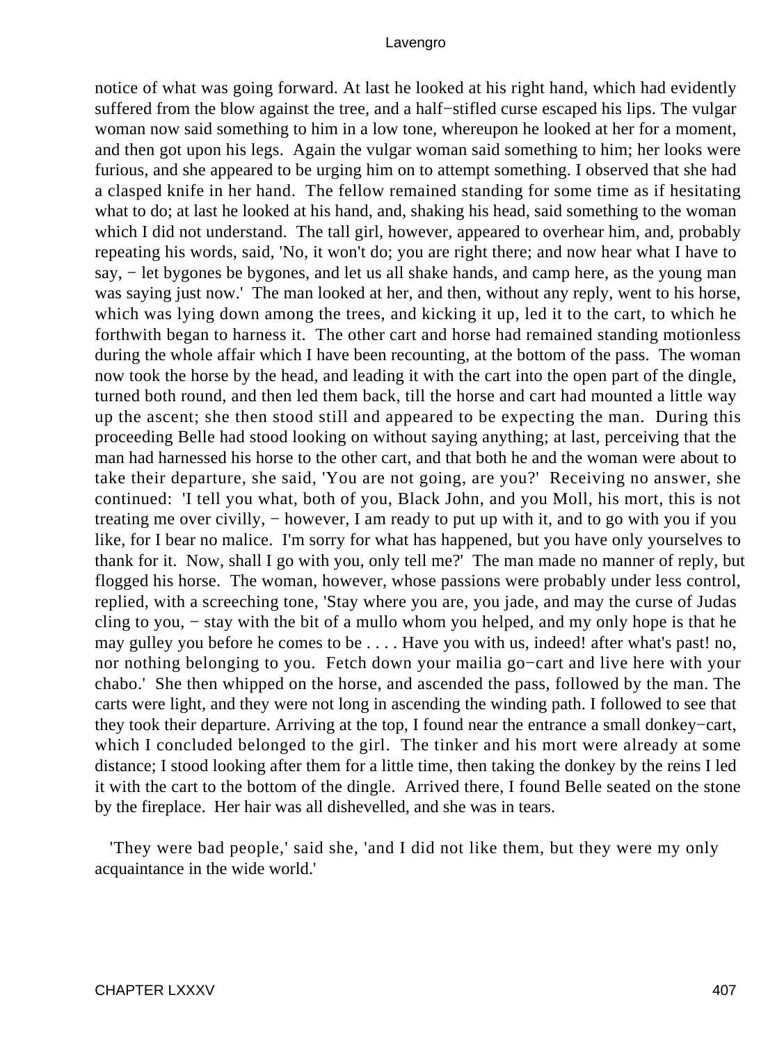notice of what was going forward. At last he looked at his right hand, which had evidently suffered from the blow against the tree, and a half−stifled curse escaped his lips. The vulgar woman now said something to him in a low tone, whereupon he looked at her for a moment, and then got upon his legs. Again the vulgar woman said something to him; her looks were furious, and she appeared to be urging him on to attempt something. I observed that she had a clasped knife in her hand. The fellow remained standing for some time as if hesitating what to do; at last he looked at his hand, and, shaking his head, said something to the woman which I did not understand. The tall girl, however, appeared to overhear him, and, probably repeating his words, said, 'No, it won't do; you are right there; and now hear what I have to say, − let bygones be bygones, and let us all shake hands, and camp here, as the young man was saying just now.' The man looked at her, and then, without any reply, went to his horse, which was lying down among the trees, and kicking it up, led it to the cart, to which he forthwith began to harness it. The other cart and horse had remained standing motionless during the whole affair which I have been recounting, at the bottom of the pass. The woman now took the horse by the head, and leading it with the cart into the open part of the dingle, turned both round, and then led them back, till the horse and cart had mounted a little way up the ascent; she then stood still and appeared to be expecting the man. During this proceeding Belle had stood looking on without saying anything; at last, perceiving that the man had harnessed his horse to the other cart, and that both he and the woman were about to take their departure, she said, 'You are not going, are you?' Receiving no answer, she continued: 'I tell you what, both of you, Black John, and you Moll, his mort, this is not treating me over civilly, − however, I am ready to put up with it, and to go with you if you like, for I bear no malice. I'm sorry for what has happened, but you have only yourselves to thank for it. Now, shall I go with you, only tell me?' The man made no manner of reply, but flogged his horse. The woman, however, whose passions were probably under less control, replied, with a screeching tone, 'Stay where you are, you jade, and may the curse of Judas cling to you, − stay with the bit of a mullo whom you helped, and my only hope is that he may gulley you before he comes to be . . . . Have you with us, indeed! after what's past! no, nor nothing belonging to you. Fetch down your mailia go−cart and live here with your chabo.' She then whipped on the horse, and ascended the pass, followed by the man. The carts were light, and they were not long in ascending the winding path. I followed to see that they took their departure. Arriving at the top, I found near the entrance a small donkey−cart, which I concluded belonged to the girl. The tinker and his mort were already at some distance; I stood looking after them for a little time, then taking the donkey by the reins I led it with the cart to the bottom of the dingle. Arrived there, I found Belle seated on the stone by the fireplace. Her hair was all dishevelled, and she was in tears.

'They were bad people,' said she, 'and I did not like them, but they were my only acquaintance in the wide world.'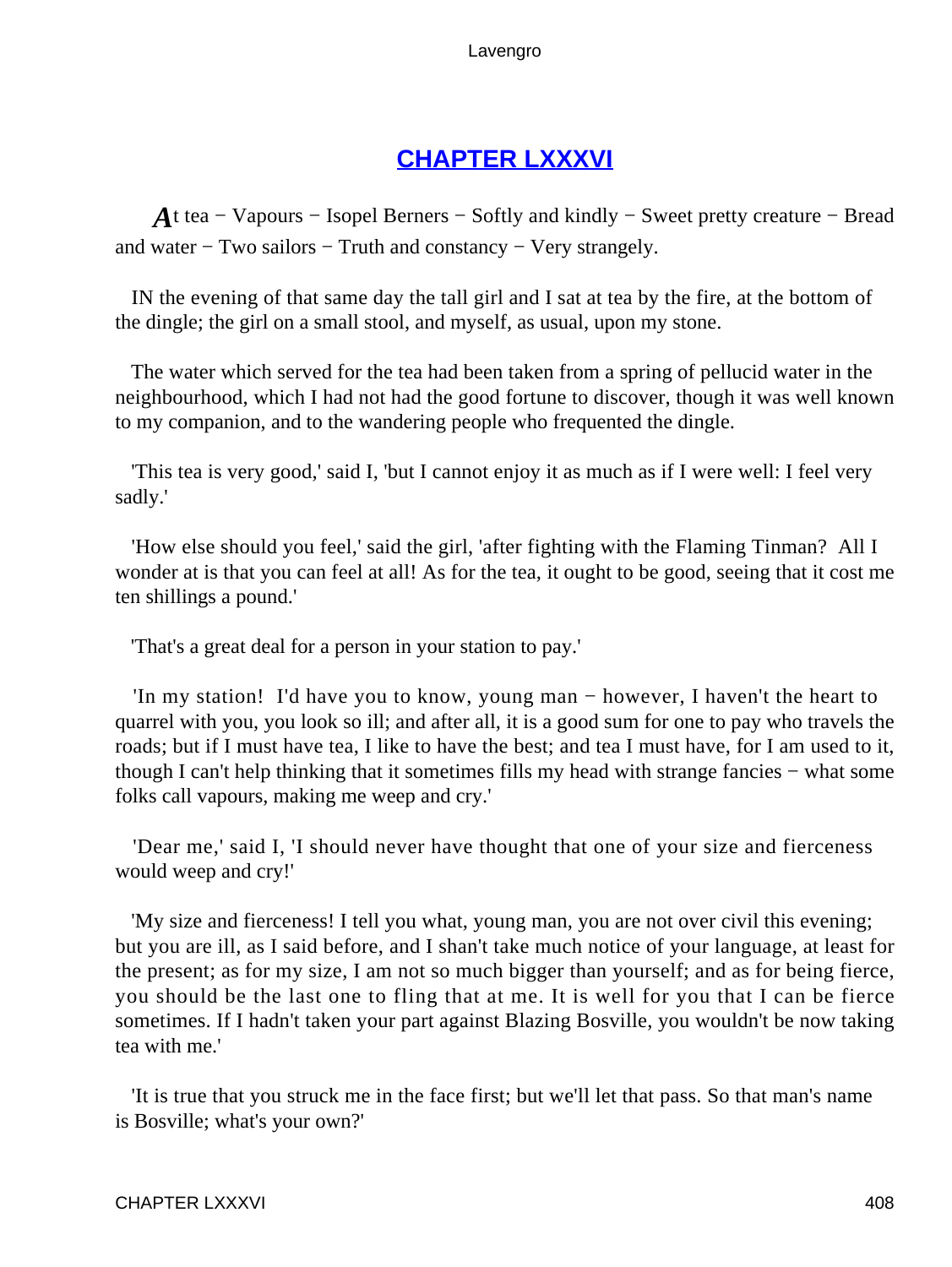## CHAPTER LXXXVI

*A*t tea − Vapours − Isopel Berners − Softly and kindly − Sweet pretty creature − Bread and water − Two sailors − Truth and constancy − Very strangely.

IN the evening of that same day the tall girl and I sat at tea by the fire, at the bottom of the dingle; the girl on a small stool, and myself, as usual, upon my stone.

The water which served for the tea had been taken from a spring of pellucid water in the neighbourhood, which I had not had the good fortune to discover, though it was well known to my companion, and to the wandering people who frequented the dingle.

'This tea is very good,' said I, 'but I cannot enjoy it as much as if I were well: I feel very sadly.'

'How else should you feel,' said the girl, 'after fighting with the Flaming Tinman? All I wonder at is that you can feel at all! As for the tea, it ought to be good, seeing that it cost me ten shillings a pound.'

'That's a great deal for a person in your station to pay.'

'In my station! I'd have you to know, young man − however, I haven't the heart to quarrel with you, you look so ill; and after all, it is a good sum for one to pay who travels the roads; but if I must have tea, I like to have the best; and tea I must have, for I am used to it, though I can't help thinking that it sometimes fills my head with strange fancies − what some folks call vapours, making me weep and cry.'

'Dear me,' said I, 'I should never have thought that one of your size and fierceness would weep and cry!'

'My size and fierceness! I tell you what, young man, you are not over civil this evening; but you are ill, as I said before, and I shan't take much notice of your language, at least for the present; as for my size, I am not so much bigger than yourself; and as for being fierce, you should be the last one to fling that at me. It is well for you that I can be fierce sometimes. If I hadn't taken your part against Blazing Bosville, you wouldn't be now taking tea with me.'

'It is true that you struck me in the face first; but we'll let that pass. So that man's name is Bosville; what's your own?'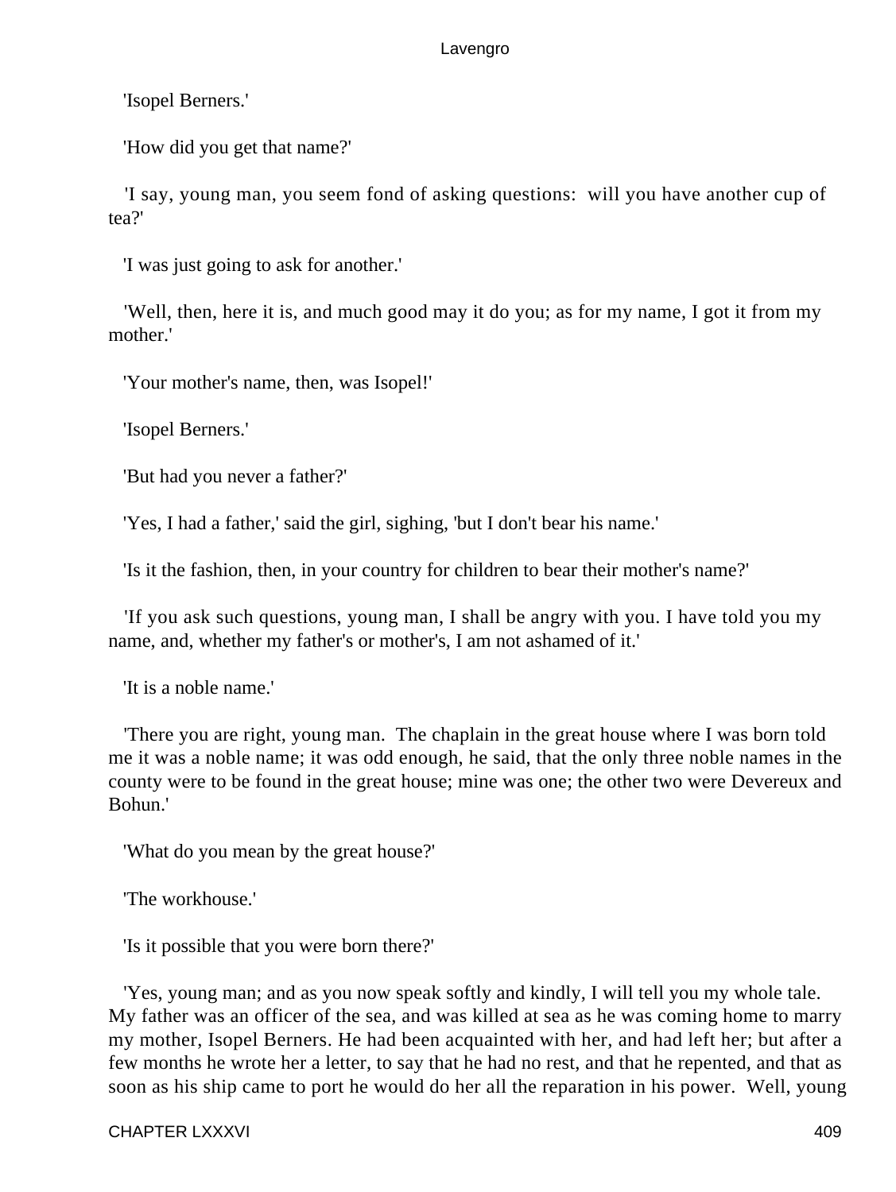'Isopel Berners.'

'How did you get that name?'

'I say, young man, you seem fond of asking questions: will you have another cup of tea?'

'I was just going to ask for another.'

'Well, then, here it is, and much good may it do you; as for my name, I got it from my mother.'

'Your mother's name, then, was Isopel!'

'Isopel Berners.'

'But had you never a father?'

'Yes, I had a father,' said the girl, sighing, 'but I don't bear his name.'

'Is it the fashion, then, in your country for children to bear their mother's name?'

'If you ask such questions, young man, I shall be angry with you. I have told you my name, and, whether my father's or mother's, I am not ashamed of it.'

'It is a noble name.'

'There you are right, young man. The chaplain in the great house where I was born told me it was a noble name; it was odd enough, he said, that the only three noble names in the county were to be found in the great house; mine was one; the other two were Devereux and Bohun.'

'What do you mean by the great house?'

'The workhouse.'

'Is it possible that you were born there?'

'Yes, young man; and as you now speak softly and kindly, I will tell you my whole tale. My father was an officer of the sea, and was killed at sea as he was coming home to marry my mother, Isopel Berners. He had been acquainted with her, and had left her; but after a few months he wrote her a letter, to say that he had no rest, and that he repented, and that as soon as his ship came to port he would do her all the reparation in his power. Well, young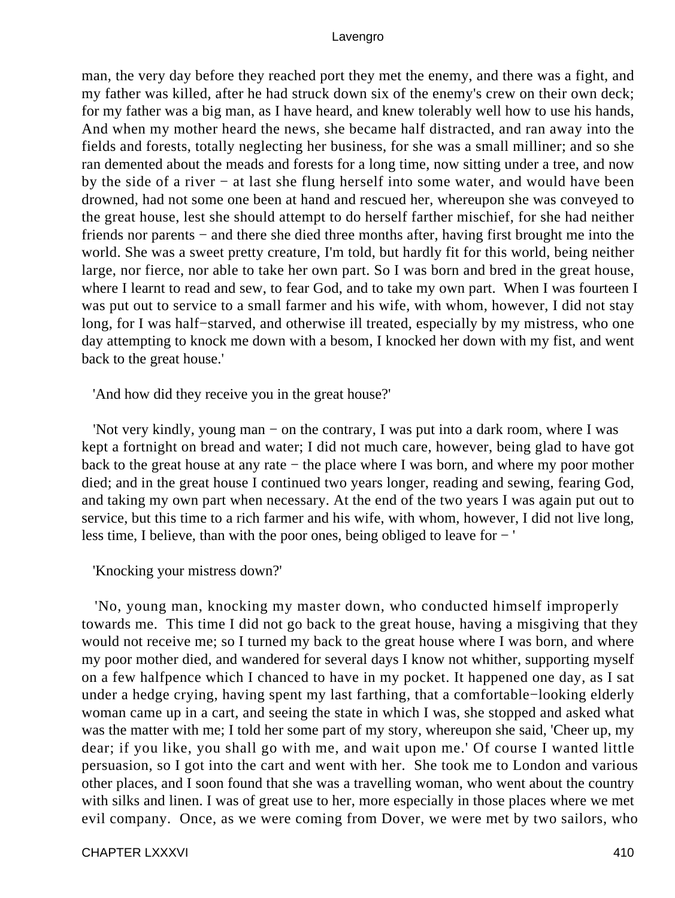man, the very day before they reached port they met the enemy, and there was a fight, and my father was killed, after he had struck down six of the enemy's crew on their own deck; for my father was a big man, as I have heard, and knew tolerably well how to use his hands, And when my mother heard the news, she became half distracted, and ran away into the fields and forests, totally neglecting her business, for she was a small milliner; and so she ran demented about the meads and forests for a long time, now sitting under a tree, and now by the side of a river − at last she flung herself into some water, and would have been drowned, had not some one been at hand and rescued her, whereupon she was conveyed to the great house, lest she should attempt to do herself farther mischief, for she had neither friends nor parents − and there she died three months after, having first brought me into the world. She was a sweet pretty creature, I'm told, but hardly fit for this world, being neither large, nor fierce, nor able to take her own part. So I was born and bred in the great house, where I learnt to read and sew, to fear God, and to take my own part. When I was fourteen I was put out to service to a small farmer and his wife, with whom, however, I did not stay long, for I was half−starved, and otherwise ill treated, especially by my mistress, who one day attempting to knock me down with a besom, I knocked her down with my fist, and went back to the great house.'

'And how did they receive you in the great house?'

'Not very kindly, young man − on the contrary, I was put into a dark room, where I was kept a fortnight on bread and water; I did not much care, however, being glad to have got back to the great house at any rate − the place where I was born, and where my poor mother died; and in the great house I continued two years longer, reading and sewing, fearing God, and taking my own part when necessary. At the end of the two years I was again put out to service, but this time to a rich farmer and his wife, with whom, however, I did not live long, less time, I believe, than with the poor ones, being obliged to leave for − '

'Knocking your mistress down?'

'No, young man, knocking my master down, who conducted himself improperly towards me. This time I did not go back to the great house, having a misgiving that they would not receive me; so I turned my back to the great house where I was born, and where my poor mother died, and wandered for several days I know not whither, supporting myself on a few halfpence which I chanced to have in my pocket. It happened one day, as I sat under a hedge crying, having spent my last farthing, that a comfortable−looking elderly woman came up in a cart, and seeing the state in which I was, she stopped and asked what was the matter with me; I told her some part of my story, whereupon she said, 'Cheer up, my dear; if you like, you shall go with me, and wait upon me.' Of course I wanted little persuasion, so I got into the cart and went with her. She took me to London and various other places, and I soon found that she was a travelling woman, who went about the country with silks and linen. I was of great use to her, more especially in those places where we met evil company. Once, as we were coming from Dover, we were met by two sailors, who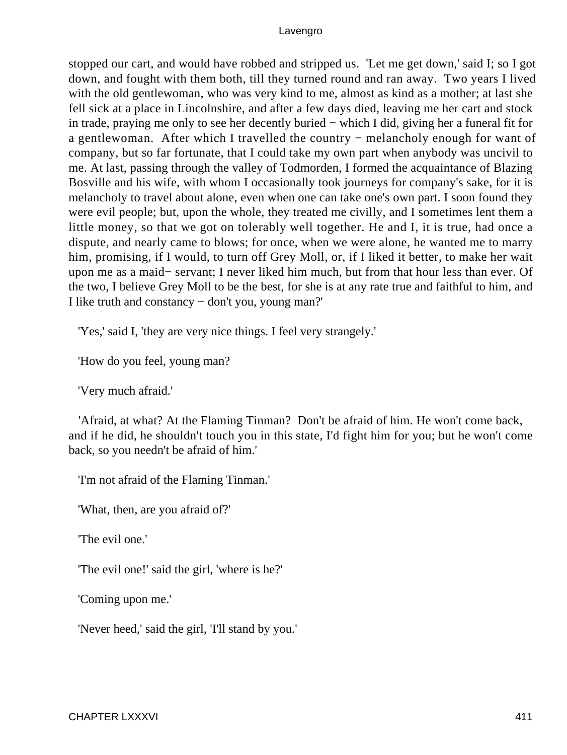stopped our cart, and would have robbed and stripped us. 'Let me get down,' said I; so I got down, and fought with them both, till they turned round and ran away. Two years I lived with the old gentlewoman, who was very kind to me, almost as kind as a mother; at last she fell sick at a place in Lincolnshire, and after a few days died, leaving me her cart and stock in trade, praying me only to see her decently buried − which I did, giving her a funeral fit for a gentlewoman. After which I travelled the country − melancholy enough for want of company, but so far fortunate, that I could take my own part when anybody was uncivil to me. At last, passing through the valley of Todmorden, I formed the acquaintance of Blazing Bosville and his wife, with whom I occasionally took journeys for company's sake, for it is melancholy to travel about alone, even when one can take one's own part. I soon found they were evil people; but, upon the whole, they treated me civilly, and I sometimes lent them a little money, so that we got on tolerably well together. He and I, it is true, had once a dispute, and nearly came to blows; for once, when we were alone, he wanted me to marry him, promising, if I would, to turn off Grey Moll, or, if I liked it better, to make her wait upon me as a maid− servant; I never liked him much, but from that hour less than ever. Of the two, I believe Grey Moll to be the best, for she is at any rate true and faithful to him, and I like truth and constancy − don't you, young man?'

'Yes,' said I, 'they are very nice things. I feel very strangely.'

'How do you feel, young man?

'Very much afraid.'

'Afraid, at what? At the Flaming Tinman? Don't be afraid of him. He won't come back, and if he did, he shouldn't touch you in this state, I'd fight him for you; but he won't come back, so you needn't be afraid of him.'

'I'm not afraid of the Flaming Tinman.'

'What, then, are you afraid of?'

'The evil one.'

'The evil one!' said the girl, 'where is he?'

'Coming upon me.'

'Never heed,' said the girl, 'I'll stand by you.'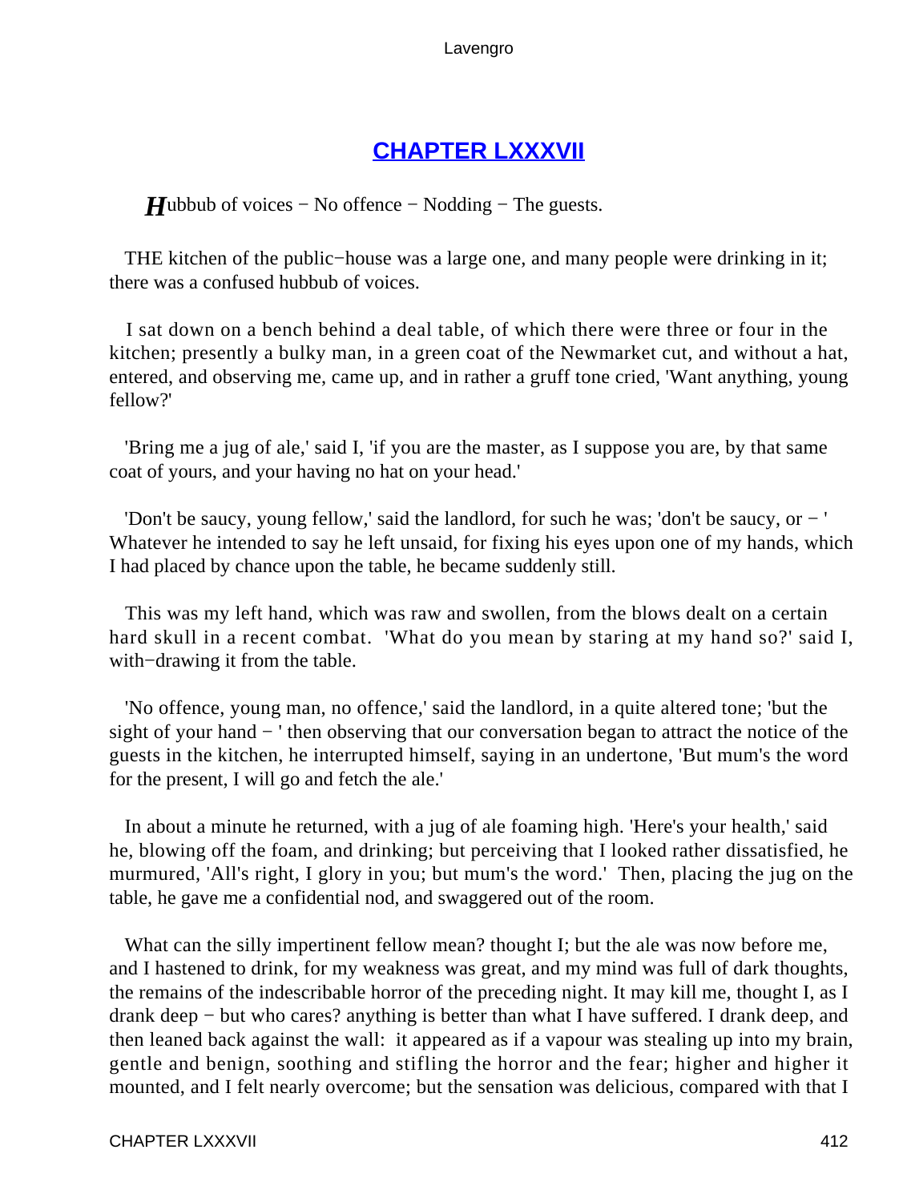## CHAPTER LXXXVII

*H*ubbub of voices − No offence − Nodding − The guests.

THE kitchen of the public−house was a large one, and many people were drinking in it; there was a confused hubbub of voices.

I sat down on a bench behind a deal table, of which there were three or four in the kitchen; presently a bulky man, in a green coat of the Newmarket cut, and without a hat, entered, and observing me, came up, and in rather a gruff tone cried, 'Want anything, young fellow?'

'Bring me a jug of ale,' said I, 'if you are the master, as I suppose you are, by that same coat of yours, and your having no hat on your head.'

'Don't be saucy, young fellow,' said the landlord, for such he was; 'don't be saucy, or − ' Whatever he intended to say he left unsaid, for fixing his eyes upon one of my hands, which I had placed by chance upon the table, he became suddenly still.

This was my left hand, which was raw and swollen, from the blows dealt on a certain hard skull in a recent combat. 'What do you mean by staring at my hand so?' said I, with−drawing it from the table.

'No offence, young man, no offence,' said the landlord, in a quite altered tone; 'but the sight of your hand − ' then observing that our conversation began to attract the notice of the guests in the kitchen, he interrupted himself, saying in an undertone, 'But mum's the word for the present, I will go and fetch the ale.'

In about a minute he returned, with a jug of ale foaming high. 'Here's your health,' said he, blowing off the foam, and drinking; but perceiving that I looked rather dissatisfied, he murmured, 'All's right, I glory in you; but mum's the word.' Then, placing the jug on the table, he gave me a confidential nod, and swaggered out of the room.

What can the silly impertinent fellow mean? thought I; but the ale was now before me, and I hastened to drink, for my weakness was great, and my mind was full of dark thoughts, the remains of the indescribable horror of the preceding night. It may kill me, thought I, as I drank deep − but who cares? anything is better than what I have suffered. I drank deep, and then leaned back against the wall: it appeared as if a vapour was stealing up into my brain, gentle and benign, soothing and stifling the horror and the fear; higher and higher it mounted, and I felt nearly overcome; but the sensation was delicious, compared with that I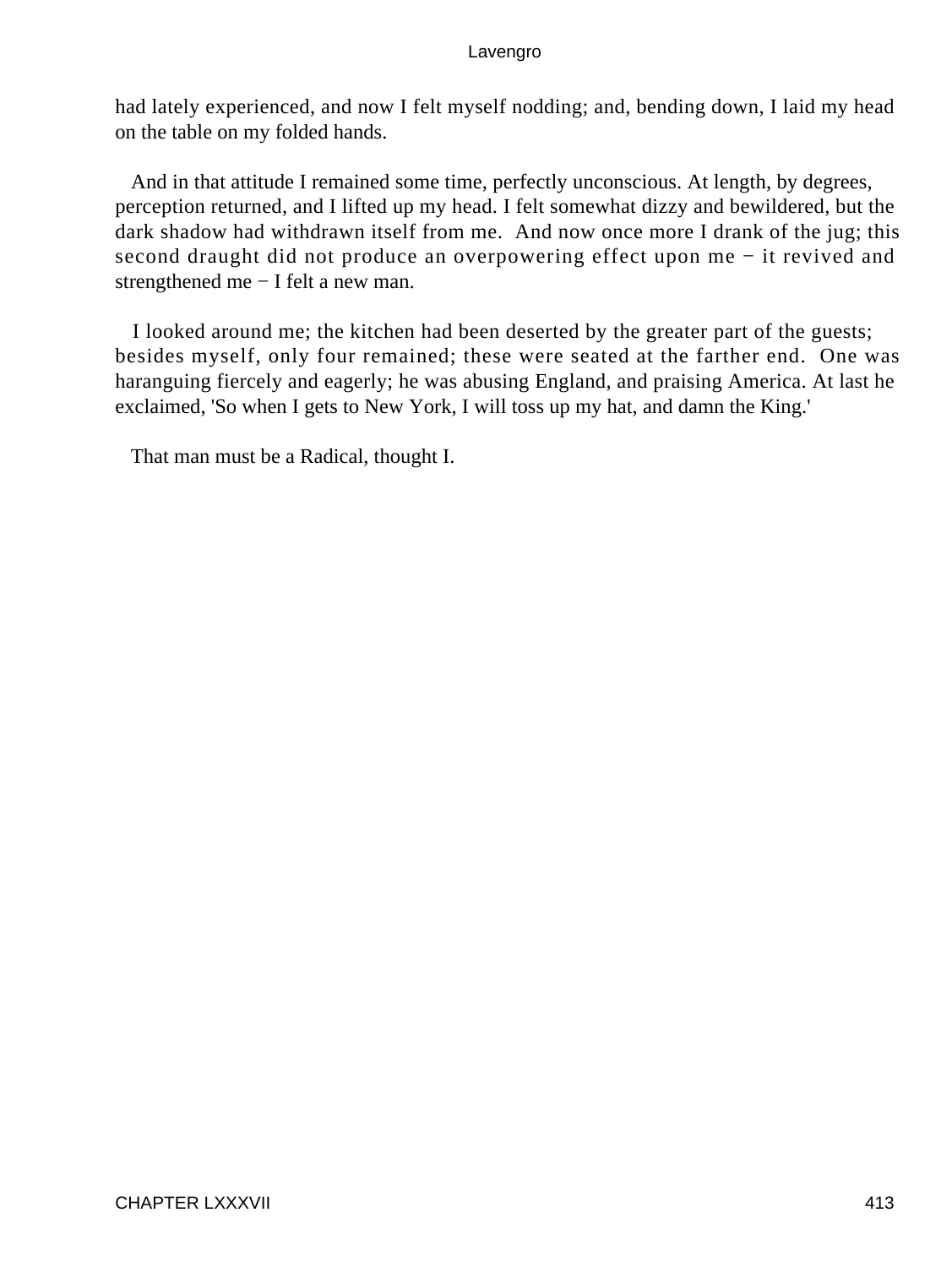had lately experienced, and now I felt myself nodding; and, bending down, I laid my head on the table on my folded hands.

And in that attitude I remained some time, perfectly unconscious. At length, by degrees, perception returned, and I lifted up my head. I felt somewhat dizzy and bewildered, but the dark shadow had withdrawn itself from me. And now once more I drank of the jug; this second draught did not produce an overpowering effect upon me − it revived and strengthened me − I felt a new man.

I looked around me; the kitchen had been deserted by the greater part of the guests; besides myself, only four remained; these were seated at the farther end. One was haranguing fiercely and eagerly; he was abusing England, and praising America. At last he exclaimed, 'So when I gets to New York, I will toss up my hat, and damn the King.'

That man must be a Radical, thought I.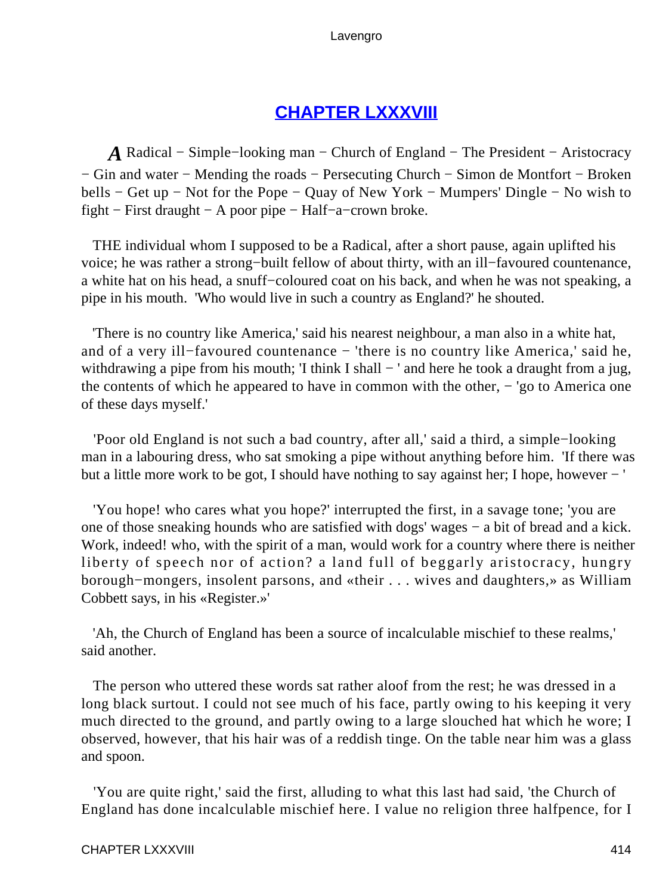## [CHAPTER LXXXVIII](#)

*A* Radical − Simple−looking man − Church of England − The President − Aristocracy − Gin and water − Mending the roads − Persecuting Church − Simon de Montfort − Broken bells − Get up − Not for the Pope − Quay of New York − Mumpers' Dingle − No wish to fight − First draught − A poor pipe − Half−a−crown broke.

THE individual whom I supposed to be a Radical, after a short pause, again uplifted his voice; he was rather a strong−built fellow of about thirty, with an ill−favoured countenance, a white hat on his head, a snuff−coloured coat on his back, and when he was not speaking, a pipe in his mouth. 'Who would live in such a country as England?' he shouted.

'There is no country like America,' said his nearest neighbour, a man also in a white hat, and of a very ill−favoured countenance − 'there is no country like America,' said he, withdrawing a pipe from his mouth; 'I think I shall − ' and here he took a draught from a jug, the contents of which he appeared to have in common with the other, − 'go to America one of these days myself.'

'Poor old England is not such a bad country, after all,' said a third, a simple−looking man in a labouring dress, who sat smoking a pipe without anything before him. 'If there was but a little more work to be got, I should have nothing to say against her; I hope, however − '

'You hope! who cares what you hope?' interrupted the first, in a savage tone; 'you are one of those sneaking hounds who are satisfied with dogs' wages − a bit of bread and a kick. Work, indeed! who, with the spirit of a man, would work for a country where there is neither liberty of speech nor of action? a land full of beggarly aristocracy, hungry borough−mongers, insolent parsons, and «their . . . wives and daughters,» as William Cobbett says, in his «Register.»'

'Ah, the Church of England has been a source of incalculable mischief to these realms,' said another.

The person who uttered these words sat rather aloof from the rest; he was dressed in a long black surtout. I could not see much of his face, partly owing to his keeping it very much directed to the ground, and partly owing to a large slouched hat which he wore; I observed, however, that his hair was of a reddish tinge. On the table near him was a glass and spoon.

'You are quite right,' said the first, alluding to what this last had said, 'the Church of England has done incalculable mischief here. I value no religion three halfpence, for I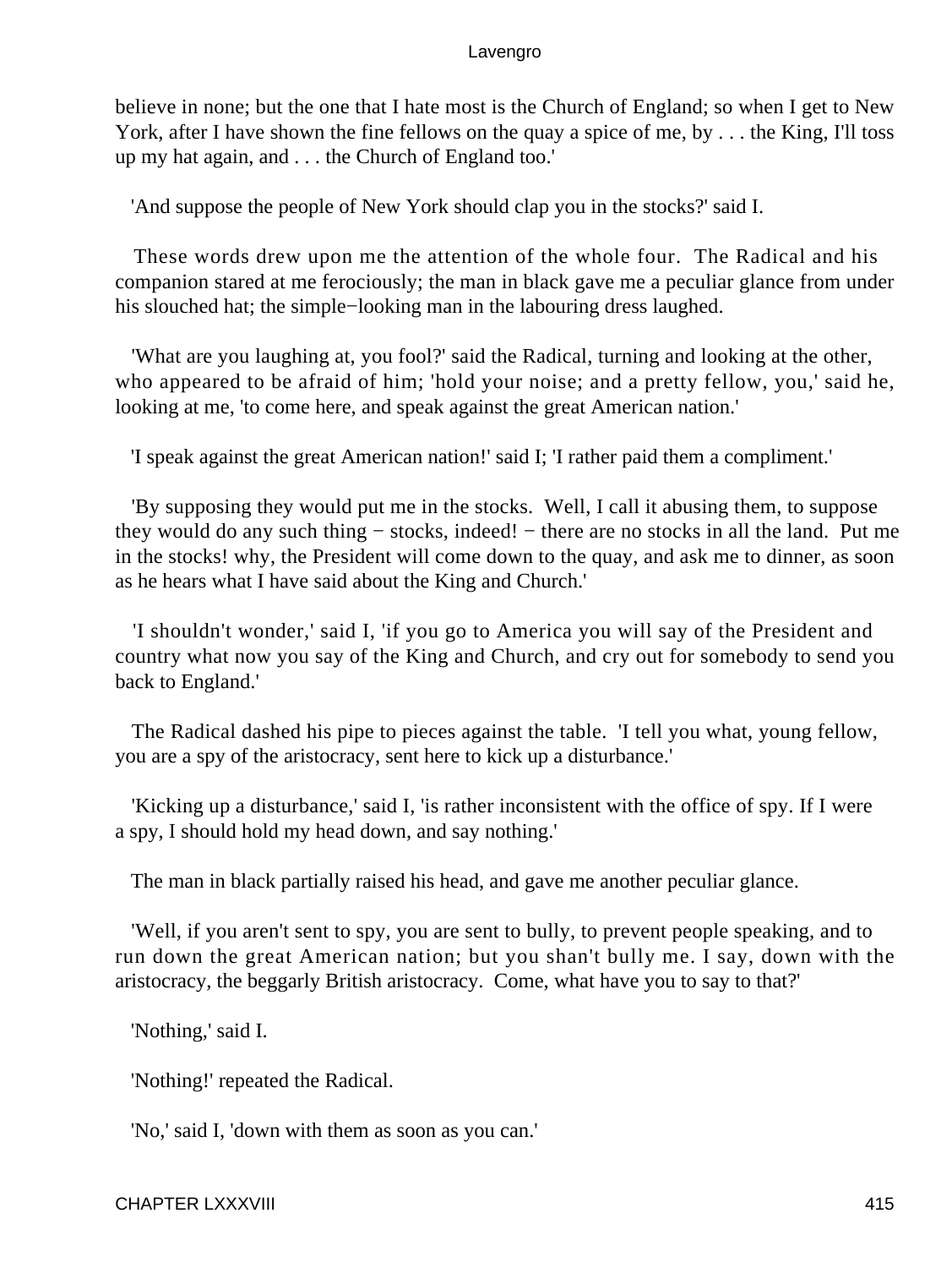believe in none; but the one that I hate most is the Church of England; so when I get to New York, after I have shown the fine fellows on the quay a spice of me, by . . . the King, I'll toss up my hat again, and . . . the Church of England too.'

'And suppose the people of New York should clap you in the stocks?' said I.

These words drew upon me the attention of the whole four. The Radical and his companion stared at me ferociously; the man in black gave me a peculiar glance from under his slouched hat; the simple−looking man in the labouring dress laughed.

'What are you laughing at, you fool?' said the Radical, turning and looking at the other, who appeared to be afraid of him; 'hold your noise; and a pretty fellow, you,' said he, looking at me, 'to come here, and speak against the great American nation.'

'I speak against the great American nation!' said I; 'I rather paid them a compliment.'

'By supposing they would put me in the stocks. Well, I call it abusing them, to suppose they would do any such thing − stocks, indeed! − there are no stocks in all the land. Put me in the stocks! why, the President will come down to the quay, and ask me to dinner, as soon as he hears what I have said about the King and Church.'

'I shouldn't wonder,' said I, 'if you go to America you will say of the President and country what now you say of the King and Church, and cry out for somebody to send you back to England.'

The Radical dashed his pipe to pieces against the table. 'I tell you what, young fellow, you are a spy of the aristocracy, sent here to kick up a disturbance.'

'Kicking up a disturbance,' said I, 'is rather inconsistent with the office of spy. If I were a spy, I should hold my head down, and say nothing.'

The man in black partially raised his head, and gave me another peculiar glance.

'Well, if you aren't sent to spy, you are sent to bully, to prevent people speaking, and to run down the great American nation; but you shan't bully me. I say, down with the aristocracy, the beggarly British aristocracy. Come, what have you to say to that?'

'Nothing,' said I.

'Nothing!' repeated the Radical.

'No,' said I, 'down with them as soon as you can.'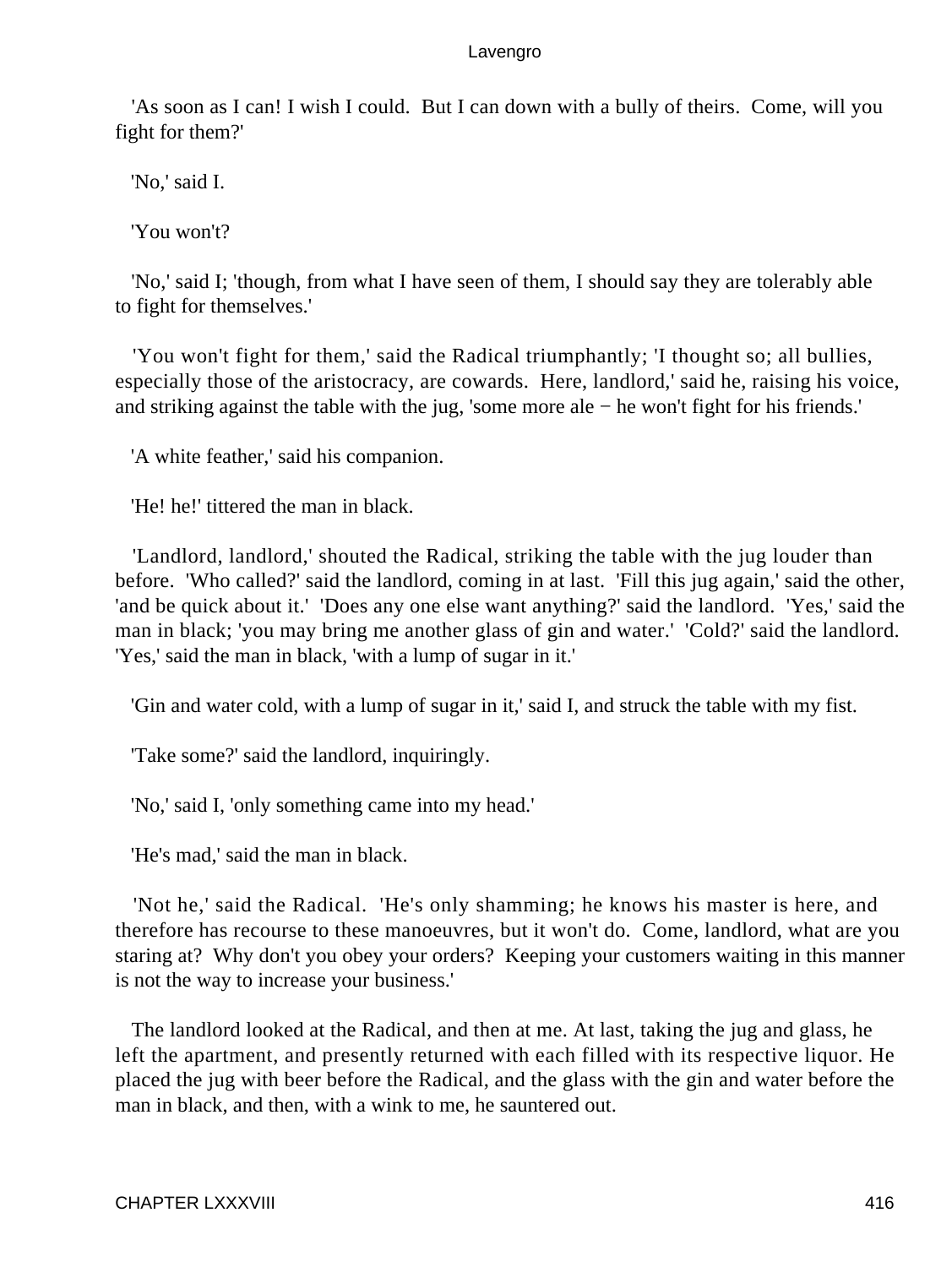'As soon as I can! I wish I could. But I can down with a bully of theirs. Come, will you fight for them?'

'No,' said I.

'You won't?

'No,' said I; 'though, from what I have seen of them, I should say they are tolerably able to fight for themselves.'

'You won't fight for them,' said the Radical triumphantly; 'I thought so; all bullies, especially those of the aristocracy, are cowards. Here, landlord,' said he, raising his voice, and striking against the table with the jug, 'some more ale − he won't fight for his friends.'

'A white feather,' said his companion.

'He! he!' tittered the man in black.

'Landlord, landlord,' shouted the Radical, striking the table with the jug louder than before. 'Who called?' said the landlord, coming in at last. 'Fill this jug again,' said the other, 'and be quick about it.' 'Does any one else want anything?' said the landlord. 'Yes,' said the man in black; 'you may bring me another glass of gin and water.' 'Cold?' said the landlord. 'Yes,' said the man in black, 'with a lump of sugar in it.'

'Gin and water cold, with a lump of sugar in it,' said I, and struck the table with my fist.

'Take some?' said the landlord, inquiringly.

'No,' said I, 'only something came into my head.'

'He's mad,' said the man in black.

'Not he,' said the Radical. 'He's only shamming; he knows his master is here, and therefore has recourse to these manoeuvres, but it won't do. Come, landlord, what are you staring at? Why don't you obey your orders? Keeping your customers waiting in this manner is not the way to increase your business.'

The landlord looked at the Radical, and then at me. At last, taking the jug and glass, he left the apartment, and presently returned with each filled with its respective liquor. He placed the jug with beer before the Radical, and the glass with the gin and water before the man in black, and then, with a wink to me, he sauntered out.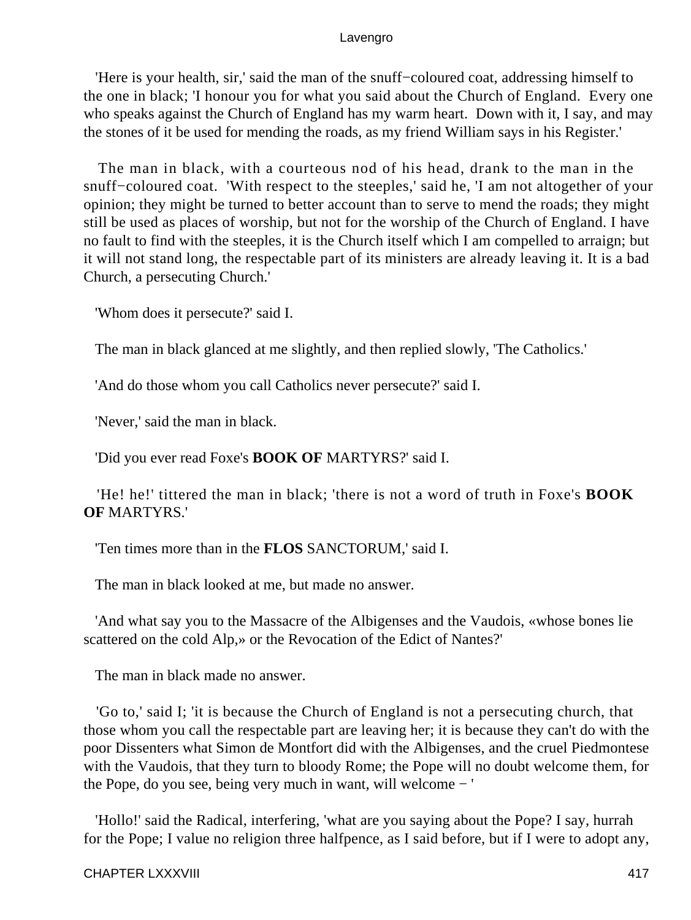'Here is your health, sir,' said the man of the snuff−coloured coat, addressing himself to the one in black; 'I honour you for what you said about the Church of England. Every one who speaks against the Church of England has my warm heart. Down with it, I say, and may the stones of it be used for mending the roads, as my friend William says in his Register.'

The man in black, with a courteous nod of his head, drank to the man in the snuff−coloured coat. 'With respect to the steeples,' said he, 'I am not altogether of your opinion; they might be turned to better account than to serve to mend the roads; they might still be used as places of worship, but not for the worship of the Church of England. I have no fault to find with the steeples, it is the Church itself which I am compelled to arraign; but it will not stand long, the respectable part of its ministers are already leaving it. It is a bad Church, a persecuting Church.'

'Whom does it persecute?' said I.

The man in black glanced at me slightly, and then replied slowly, 'The Catholics.'

'And do those whom you call Catholics never persecute?' said I.

'Never,' said the man in black.

'Did you ever read Foxe's **BOOK OF** MARTYRS?' said I.

'He! he!' tittered the man in black; 'there is not a word of truth in Foxe's **BOOK OF** MARTYRS.'

'Ten times more than in the **FLOS** SANCTORUM,' said I.

The man in black looked at me, but made no answer.

'And what say you to the Massacre of the Albigenses and the Vaudois, «whose bones lie scattered on the cold Alp,» or the Revocation of the Edict of Nantes?'

The man in black made no answer.

'Go to,' said I; 'it is because the Church of England is not a persecuting church, that those whom you call the respectable part are leaving her; it is because they can't do with the poor Dissenters what Simon de Montfort did with the Albigenses, and the cruel Piedmontese with the Vaudois, that they turn to bloody Rome; the Pope will no doubt welcome them, for the Pope, do you see, being very much in want, will welcome − '

'Hollo!' said the Radical, interfering, 'what are you saying about the Pope? I say, hurrah for the Pope; I value no religion three halfpence, as I said before, but if I were to adopt any,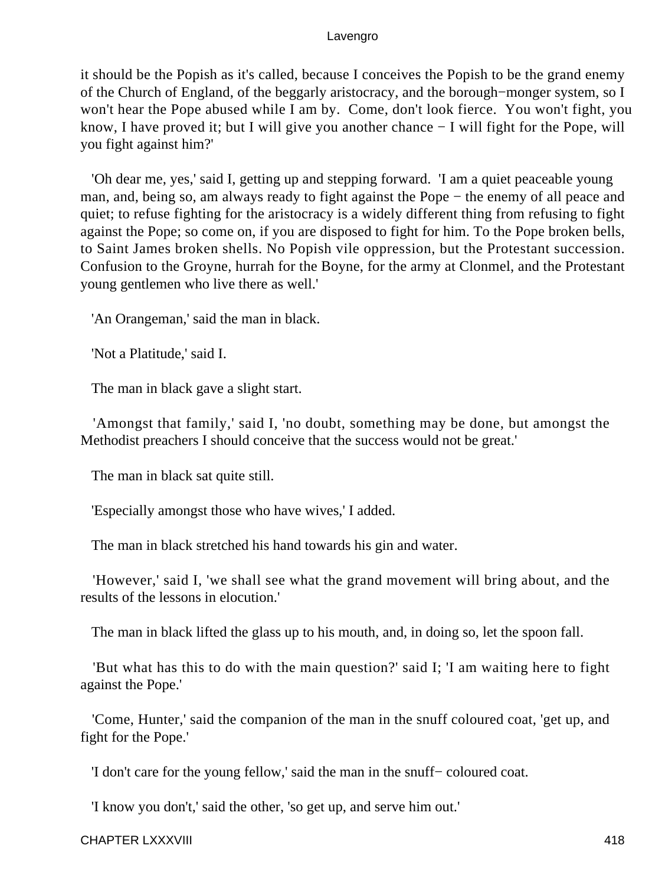it should be the Popish as it's called, because I conceives the Popish to be the grand enemy of the Church of England, of the beggarly aristocracy, and the borough−monger system, so I won't hear the Pope abused while I am by. Come, don't look fierce. You won't fight, you know, I have proved it; but I will give you another chance − I will fight for the Pope, will you fight against him?'

'Oh dear me, yes,' said I, getting up and stepping forward. 'I am a quiet peaceable young man, and, being so, am always ready to fight against the Pope − the enemy of all peace and quiet; to refuse fighting for the aristocracy is a widely different thing from refusing to fight against the Pope; so come on, if you are disposed to fight for him. To the Pope broken bells, to Saint James broken shells. No Popish vile oppression, but the Protestant succession. Confusion to the Groyne, hurrah for the Boyne, for the army at Clonmel, and the Protestant young gentlemen who live there as well.'

'An Orangeman,' said the man in black.

'Not a Platitude,' said I.

The man in black gave a slight start.

'Amongst that family,' said I, 'no doubt, something may be done, but amongst the Methodist preachers I should conceive that the success would not be great.'

The man in black sat quite still.

'Especially amongst those who have wives,' I added.

The man in black stretched his hand towards his gin and water.

'However,' said I, 'we shall see what the grand movement will bring about, and the results of the lessons in elocution.'

The man in black lifted the glass up to his mouth, and, in doing so, let the spoon fall.

'But what has this to do with the main question?' said I; 'I am waiting here to fight against the Pope.'

'Come, Hunter,' said the companion of the man in the snuff coloured coat, 'get up, and fight for the Pope.'

'I don't care for the young fellow,' said the man in the snuff− coloured coat.

'I know you don't,' said the other, 'so get up, and serve him out.'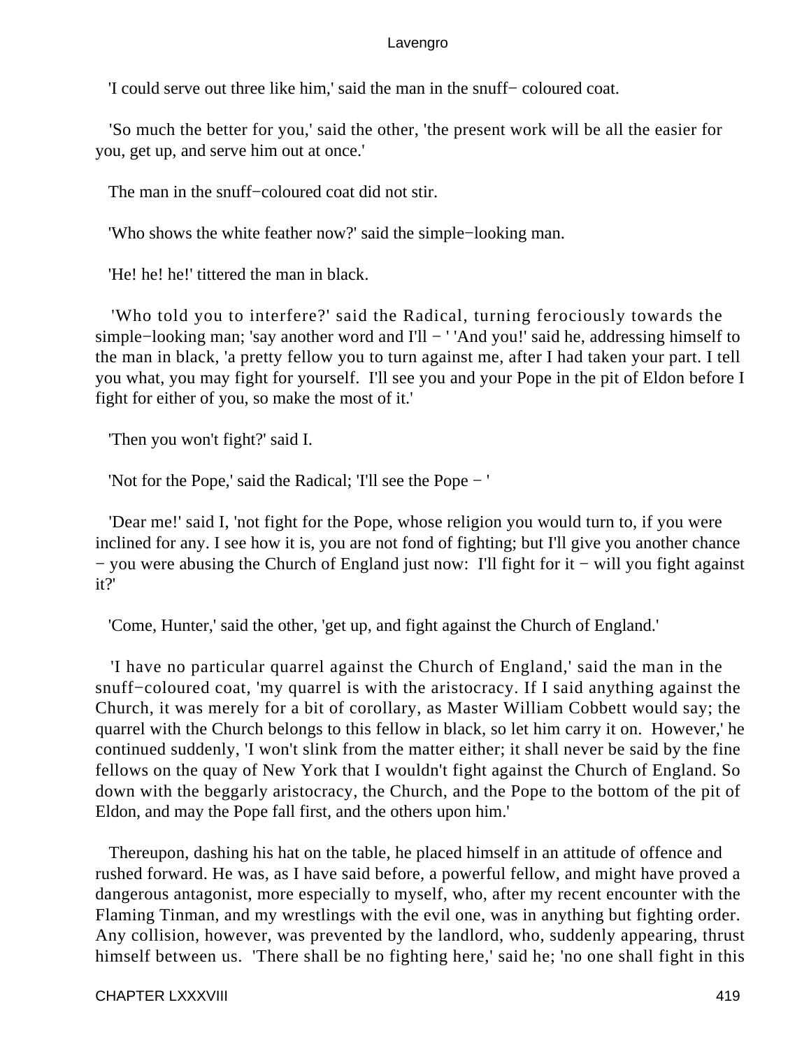'I could serve out three like him,' said the man in the snuff− coloured coat.

'So much the better for you,' said the other, 'the present work will be all the easier for you, get up, and serve him out at once.'

The man in the snuff−coloured coat did not stir.

'Who shows the white feather now?' said the simple−looking man.

'He! he! he!' tittered the man in black.

'Who told you to interfere?' said the Radical, turning ferociously towards the simple−looking man; 'say another word and I'll − ' 'And you!' said he, addressing himself to the man in black, 'a pretty fellow you to turn against me, after I had taken your part. I tell you what, you may fight for yourself. I'll see you and your Pope in the pit of Eldon before I fight for either of you, so make the most of it.'

'Then you won't fight?' said I.

'Not for the Pope,' said the Radical; 'I'll see the Pope − '

'Dear me!' said I, 'not fight for the Pope, whose religion you would turn to, if you were inclined for any. I see how it is, you are not fond of fighting; but I'll give you another chance − you were abusing the Church of England just now: I'll fight for it − will you fight against it?'

'Come, Hunter,' said the other, 'get up, and fight against the Church of England.'

'I have no particular quarrel against the Church of England,' said the man in the snuff−coloured coat, 'my quarrel is with the aristocracy. If I said anything against the Church, it was merely for a bit of corollary, as Master William Cobbett would say; the quarrel with the Church belongs to this fellow in black, so let him carry it on. However,' he continued suddenly, 'I won't slink from the matter either; it shall never be said by the fine fellows on the quay of New York that I wouldn't fight against the Church of England. So down with the beggarly aristocracy, the Church, and the Pope to the bottom of the pit of Eldon, and may the Pope fall first, and the others upon him.'

Thereupon, dashing his hat on the table, he placed himself in an attitude of offence and rushed forward. He was, as I have said before, a powerful fellow, and might have proved a dangerous antagonist, more especially to myself, who, after my recent encounter with the Flaming Tinman, and my wrestlings with the evil one, was in anything but fighting order. Any collision, however, was prevented by the landlord, who, suddenly appearing, thrust himself between us. 'There shall be no fighting here,' said he; 'no one shall fight in this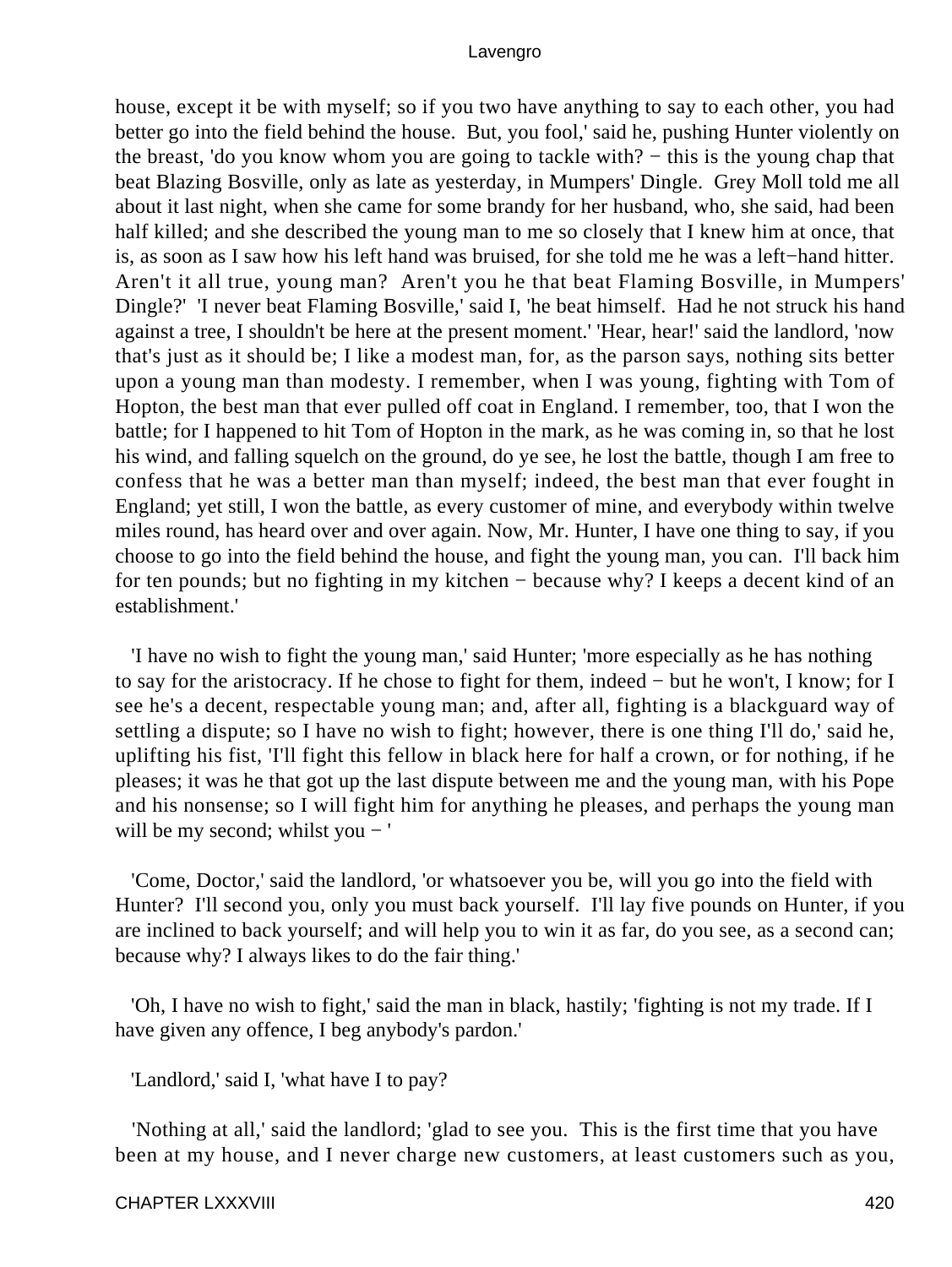house, except it be with myself; so if you two have anything to say to each other, you had better go into the field behind the house. But, you fool,' said he, pushing Hunter violently on the breast, 'do you know whom you are going to tackle with? − this is the young chap that beat Blazing Bosville, only as late as yesterday, in Mumpers' Dingle. Grey Moll told me all about it last night, when she came for some brandy for her husband, who, she said, had been half killed; and she described the young man to me so closely that I knew him at once, that is, as soon as I saw how his left hand was bruised, for she told me he was a left−hand hitter. Aren't it all true, young man? Aren't you he that beat Flaming Bosville, in Mumpers' Dingle?' 'I never beat Flaming Bosville,' said I, 'he beat himself. Had he not struck his hand against a tree, I shouldn't be here at the present moment.' 'Hear, hear!' said the landlord, 'now that's just as it should be; I like a modest man, for, as the parson says, nothing sits better upon a young man than modesty. I remember, when I was young, fighting with Tom of Hopton, the best man that ever pulled off coat in England. I remember, too, that I won the battle; for I happened to hit Tom of Hopton in the mark, as he was coming in, so that he lost his wind, and falling squelch on the ground, do ye see, he lost the battle, though I am free to confess that he was a better man than myself; indeed, the best man that ever fought in England; yet still, I won the battle, as every customer of mine, and everybody within twelve miles round, has heard over and over again. Now, Mr. Hunter, I have one thing to say, if you choose to go into the field behind the house, and fight the young man, you can. I'll back him for ten pounds; but no fighting in my kitchen − because why? I keeps a decent kind of an establishment.'

'I have no wish to fight the young man,' said Hunter; 'more especially as he has nothing to say for the aristocracy. If he chose to fight for them, indeed − but he won't, I know; for I see he's a decent, respectable young man; and, after all, fighting is a blackguard way of settling a dispute; so I have no wish to fight; however, there is one thing I'll do,' said he, uplifting his fist, 'I'll fight this fellow in black here for half a crown, or for nothing, if he pleases; it was he that got up the last dispute between me and the young man, with his Pope and his nonsense; so I will fight him for anything he pleases, and perhaps the young man will be my second; whilst you − '

'Come, Doctor,' said the landlord, 'or whatsoever you be, will you go into the field with Hunter? I'll second you, only you must back yourself. I'll lay five pounds on Hunter, if you are inclined to back yourself; and will help you to win it as far, do you see, as a second can; because why? I always likes to do the fair thing.'

'Oh, I have no wish to fight,' said the man in black, hastily; 'fighting is not my trade. If I have given any offence, I beg anybody's pardon.'

'Landlord,' said I, 'what have I to pay?

'Nothing at all,' said the landlord; 'glad to see you. This is the first time that you have been at my house, and I never charge new customers, at least customers such as you,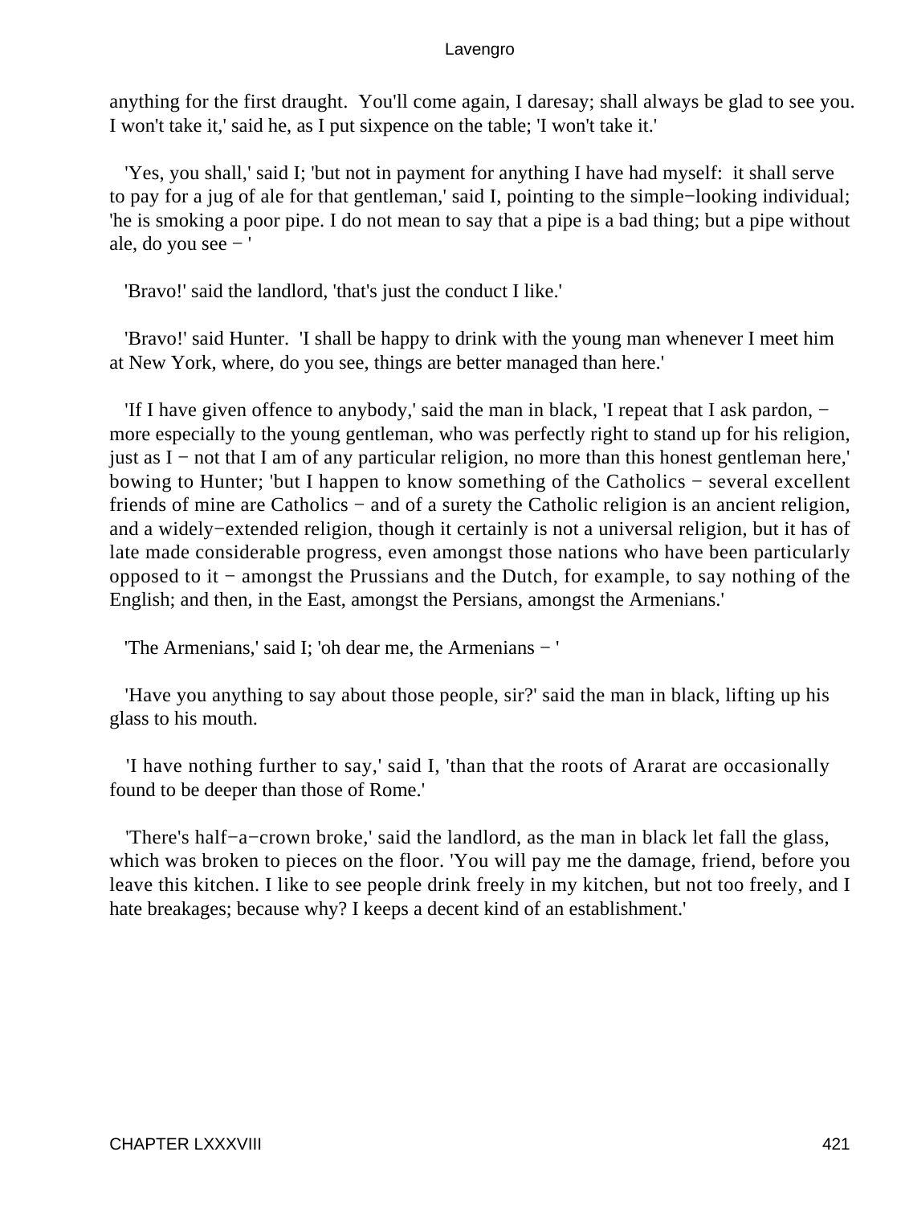anything for the first draught.  You'll come again, I daresay; shall always be glad to see you. I won't take it,' said he, as I put sixpence on the table; 'I won't take it.'

'Yes, you shall,' said I; 'but not in payment for anything I have had myself:  it shall serve to pay for a jug of ale for that gentleman,' said I, pointing to the simple−looking individual; 'he is smoking a poor pipe. I do not mean to say that a pipe is a bad thing; but a pipe without ale, do you see − '

'Bravo!' said the landlord, 'that's just the conduct I like.'

'Bravo!' said Hunter.  'I shall be happy to drink with the young man whenever I meet him at New York, where, do you see, things are better managed than here.'

'If I have given offence to anybody,' said the man in black, 'I repeat that I ask pardon, − more especially to the young gentleman, who was perfectly right to stand up for his religion, just as I − not that I am of any particular religion, no more than this honest gentleman here,' bowing to Hunter; 'but I happen to know something of the Catholics − several excellent friends of mine are Catholics − and of a surety the Catholic religion is an ancient religion, and a widely−extended religion, though it certainly is not a universal religion, but it has of late made considerable progress, even amongst those nations who have been particularly opposed to it − amongst the Prussians and the Dutch, for example, to say nothing of the English; and then, in the East, amongst the Persians, amongst the Armenians.'

'The Armenians,' said I; 'oh dear me, the Armenians − '

'Have you anything to say about those people, sir?' said the man in black, lifting up his glass to his mouth.

'I have nothing further to say,' said I, 'than that the roots of Ararat are occasionally found to be deeper than those of Rome.'

'There's half−a−crown broke,' said the landlord, as the man in black let fall the glass, which was broken to pieces on the floor. 'You will pay me the damage, friend, before you leave this kitchen. I like to see people drink freely in my kitchen, but not too freely, and I hate breakages; because why? I keeps a decent kind of an establishment.'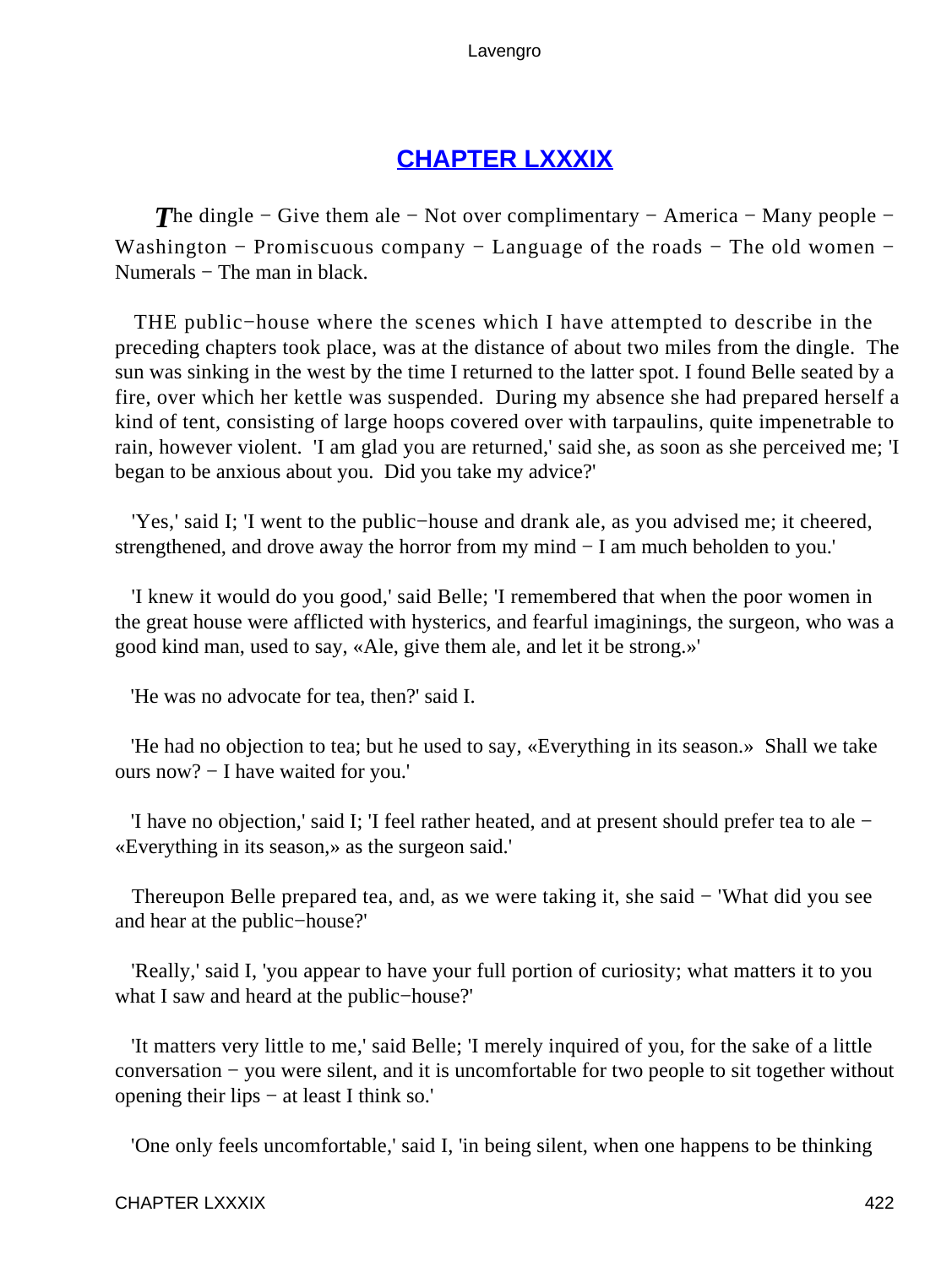## [CHAPTER LXXXIX]

*T*he dingle − Give them ale − Not over complimentary − America − Many people − Washington − Promiscuous company − Language of the roads − The old women − Numerals − The man in black.

THE public−house where the scenes which I have attempted to describe in the preceding chapters took place, was at the distance of about two miles from the dingle. The sun was sinking in the west by the time I returned to the latter spot. I found Belle seated by a fire, over which her kettle was suspended. During my absence she had prepared herself a kind of tent, consisting of large hoops covered over with tarpaulins, quite impenetrable to rain, however violent. 'I am glad you are returned,' said she, as soon as she perceived me; 'I began to be anxious about you. Did you take my advice?'

'Yes,' said I; 'I went to the public−house and drank ale, as you advised me; it cheered, strengthened, and drove away the horror from my mind − I am much beholden to you.'

'I knew it would do you good,' said Belle; 'I remembered that when the poor women in the great house were afflicted with hysterics, and fearful imaginings, the surgeon, who was a good kind man, used to say, «Ale, give them ale, and let it be strong.»'

'He was no advocate for tea, then?' said I.

'He had no objection to tea; but he used to say, «Everything in its season.» Shall we take ours now? − I have waited for you.'

'I have no objection,' said I; 'I feel rather heated, and at present should prefer tea to ale − «Everything in its season,» as the surgeon said.'

Thereupon Belle prepared tea, and, as we were taking it, she said − 'What did you see and hear at the public−house?'

'Really,' said I, 'you appear to have your full portion of curiosity; what matters it to you what I saw and heard at the public−house?'

'It matters very little to me,' said Belle; 'I merely inquired of you, for the sake of a little conversation − you were silent, and it is uncomfortable for two people to sit together without opening their lips − at least I think so.'

'One only feels uncomfortable,' said I, 'in being silent, when one happens to be thinking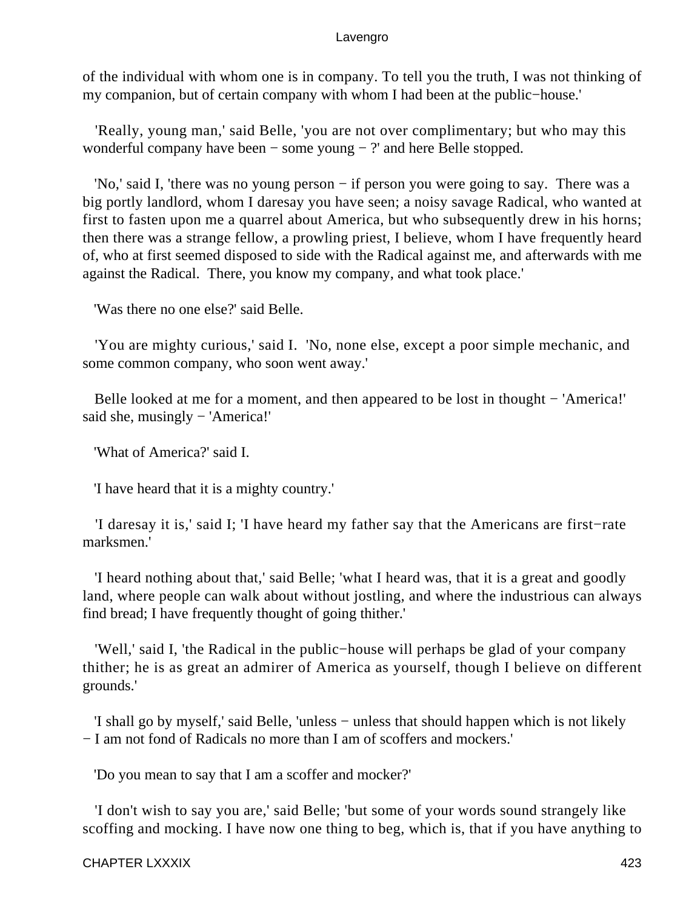of the individual with whom one is in company. To tell you the truth, I was not thinking of my companion, but of certain company with whom I had been at the public−house.'

'Really, young man,' said Belle, 'you are not over complimentary; but who may this wonderful company have been − some young − ?' and here Belle stopped.

'No,' said I, 'there was no young person − if person you were going to say. There was a big portly landlord, whom I daresay you have seen; a noisy savage Radical, who wanted at first to fasten upon me a quarrel about America, but who subsequently drew in his horns; then there was a strange fellow, a prowling priest, I believe, whom I have frequently heard of, who at first seemed disposed to side with the Radical against me, and afterwards with me against the Radical. There, you know my company, and what took place.'

'Was there no one else?' said Belle.

'You are mighty curious,' said I. 'No, none else, except a poor simple mechanic, and some common company, who soon went away.'

Belle looked at me for a moment, and then appeared to be lost in thought − 'America!' said she, musingly − 'America!'

'What of America?' said I.

'I have heard that it is a mighty country.'

'I daresay it is,' said I; 'I have heard my father say that the Americans are first−rate marksmen.'

'I heard nothing about that,' said Belle; 'what I heard was, that it is a great and goodly land, where people can walk about without jostling, and where the industrious can always find bread; I have frequently thought of going thither.'

'Well,' said I, 'the Radical in the public−house will perhaps be glad of your company thither; he is as great an admirer of America as yourself, though I believe on different grounds.'

'I shall go by myself,' said Belle, 'unless − unless that should happen which is not likely − I am not fond of Radicals no more than I am of scoffers and mockers.'

'Do you mean to say that I am a scoffer and mocker?'

'I don't wish to say you are,' said Belle; 'but some of your words sound strangely like scoffing and mocking. I have now one thing to beg, which is, that if you have anything to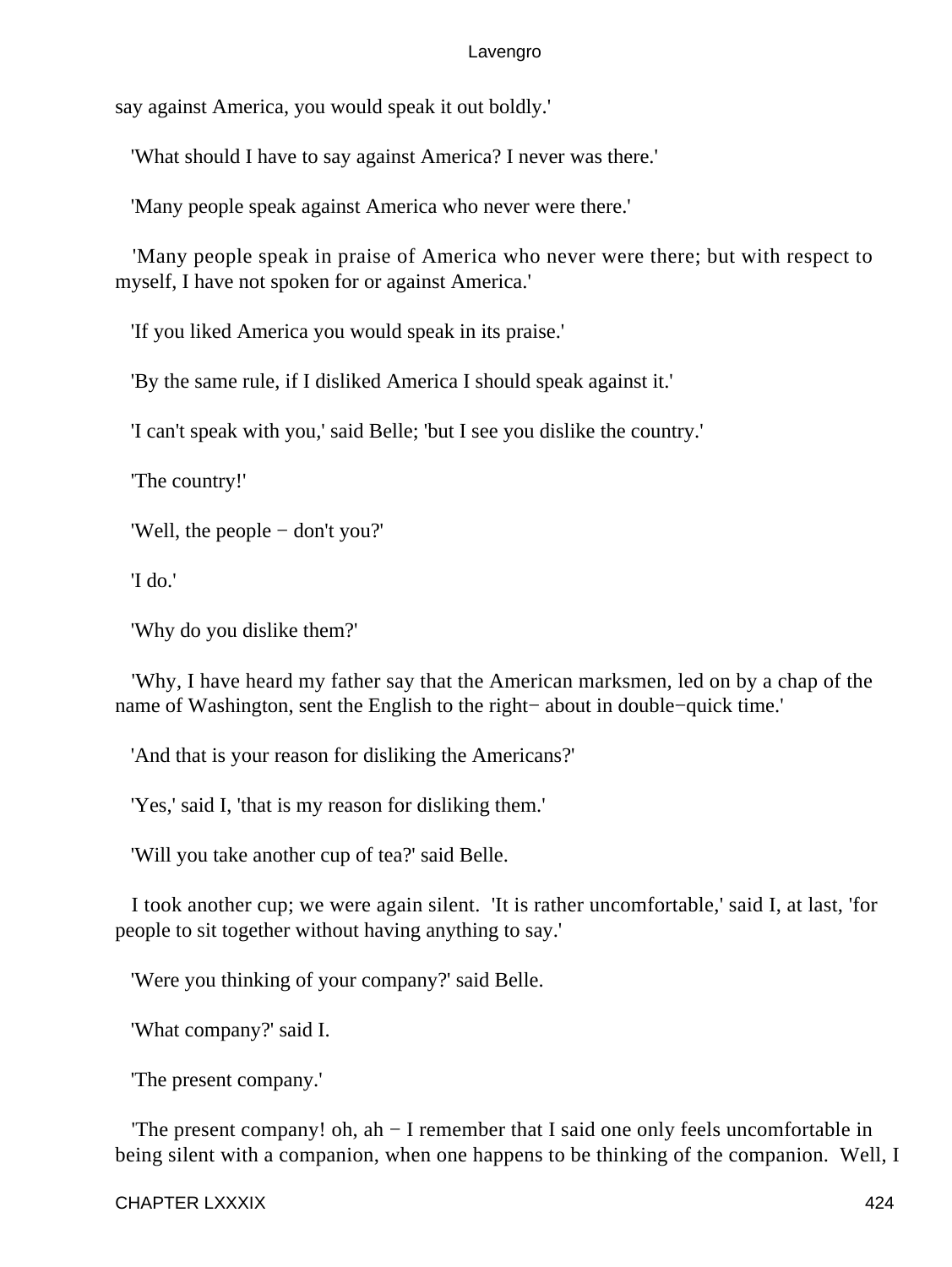say against America, you would speak it out boldly.'

'What should I have to say against America? I never was there.'

'Many people speak against America who never were there.'

'Many people speak in praise of America who never were there; but with respect to myself, I have not spoken for or against America.'

'If you liked America you would speak in its praise.'

'By the same rule, if I disliked America I should speak against it.'

'I can't speak with you,' said Belle; 'but I see you dislike the country.'

'The country!'

'Well, the people − don't you?'

'I do.'

'Why do you dislike them?'

'Why, I have heard my father say that the American marksmen, led on by a chap of the name of Washington, sent the English to the right− about in double−quick time.'

'And that is your reason for disliking the Americans?'

'Yes,' said I, 'that is my reason for disliking them.'

'Will you take another cup of tea?' said Belle.

I took another cup; we were again silent. 'It is rather uncomfortable,' said I, at last, 'for people to sit together without having anything to say.'

'Were you thinking of your company?' said Belle.

'What company?' said I.

'The present company.'

'The present company! oh, ah − I remember that I said one only feels uncomfortable in being silent with a companion, when one happens to be thinking of the companion. Well, I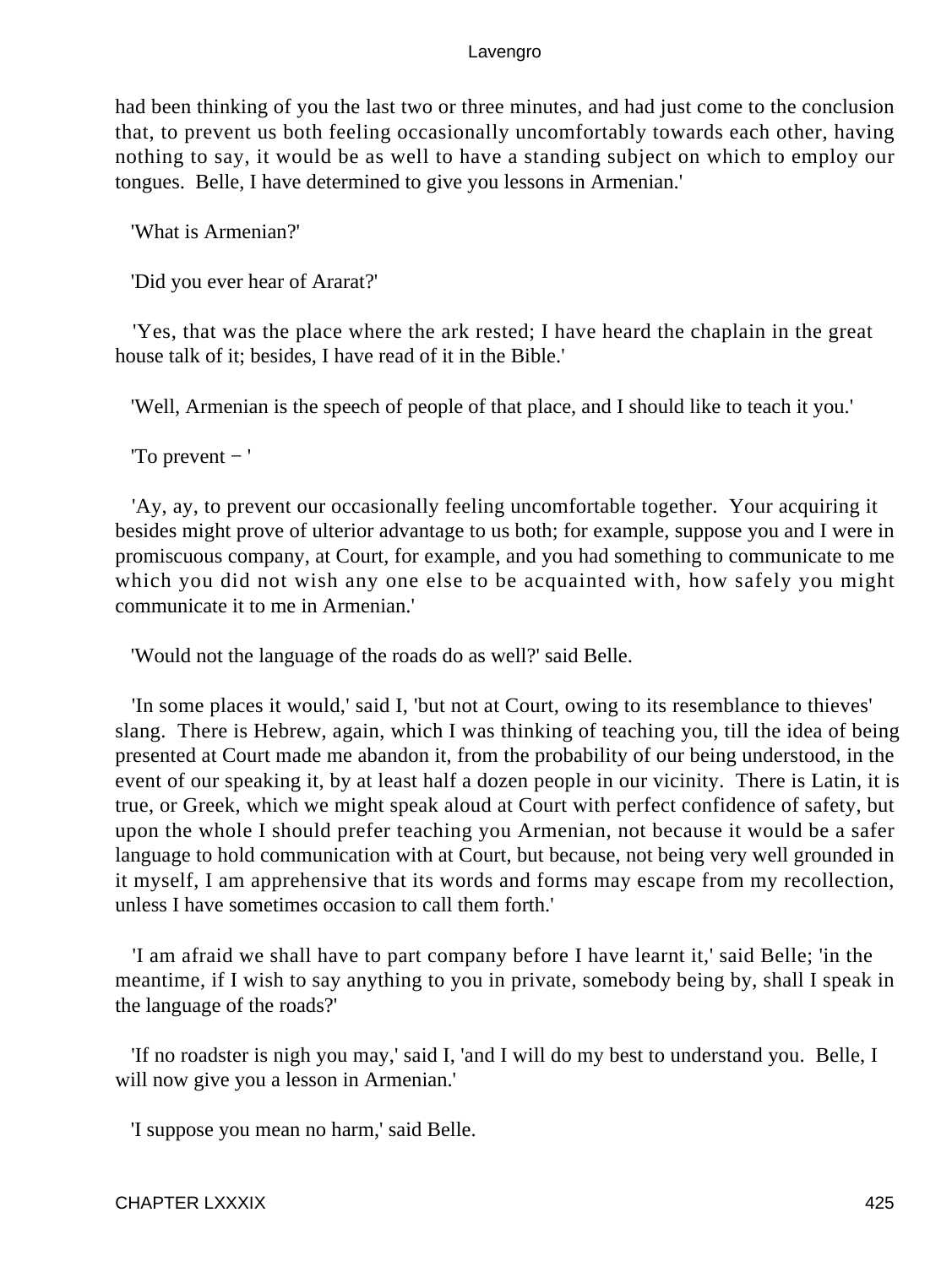had been thinking of you the last two or three minutes, and had just come to the conclusion that, to prevent us both feeling occasionally uncomfortably towards each other, having nothing to say, it would be as well to have a standing subject on which to employ our tongues. Belle, I have determined to give you lessons in Armenian.'

'What is Armenian?'

'Did you ever hear of Ararat?'

'Yes, that was the place where the ark rested; I have heard the chaplain in the great house talk of it; besides, I have read of it in the Bible.'

'Well, Armenian is the speech of people of that place, and I should like to teach it you.'

'To prevent − '

'Ay, ay, to prevent our occasionally feeling uncomfortable together. Your acquiring it besides might prove of ulterior advantage to us both; for example, suppose you and I were in promiscuous company, at Court, for example, and you had something to communicate to me which you did not wish any one else to be acquainted with, how safely you might communicate it to me in Armenian.'

'Would not the language of the roads do as well?' said Belle.

'In some places it would,' said I, 'but not at Court, owing to its resemblance to thieves' slang. There is Hebrew, again, which I was thinking of teaching you, till the idea of being presented at Court made me abandon it, from the probability of our being understood, in the event of our speaking it, by at least half a dozen people in our vicinity. There is Latin, it is true, or Greek, which we might speak aloud at Court with perfect confidence of safety, but upon the whole I should prefer teaching you Armenian, not because it would be a safer language to hold communication with at Court, but because, not being very well grounded in it myself, I am apprehensive that its words and forms may escape from my recollection, unless I have sometimes occasion to call them forth.'

'I am afraid we shall have to part company before I have learnt it,' said Belle; 'in the meantime, if I wish to say anything to you in private, somebody being by, shall I speak in the language of the roads?'

'If no roadster is nigh you may,' said I, 'and I will do my best to understand you. Belle, I will now give you a lesson in Armenian.'

'I suppose you mean no harm,' said Belle.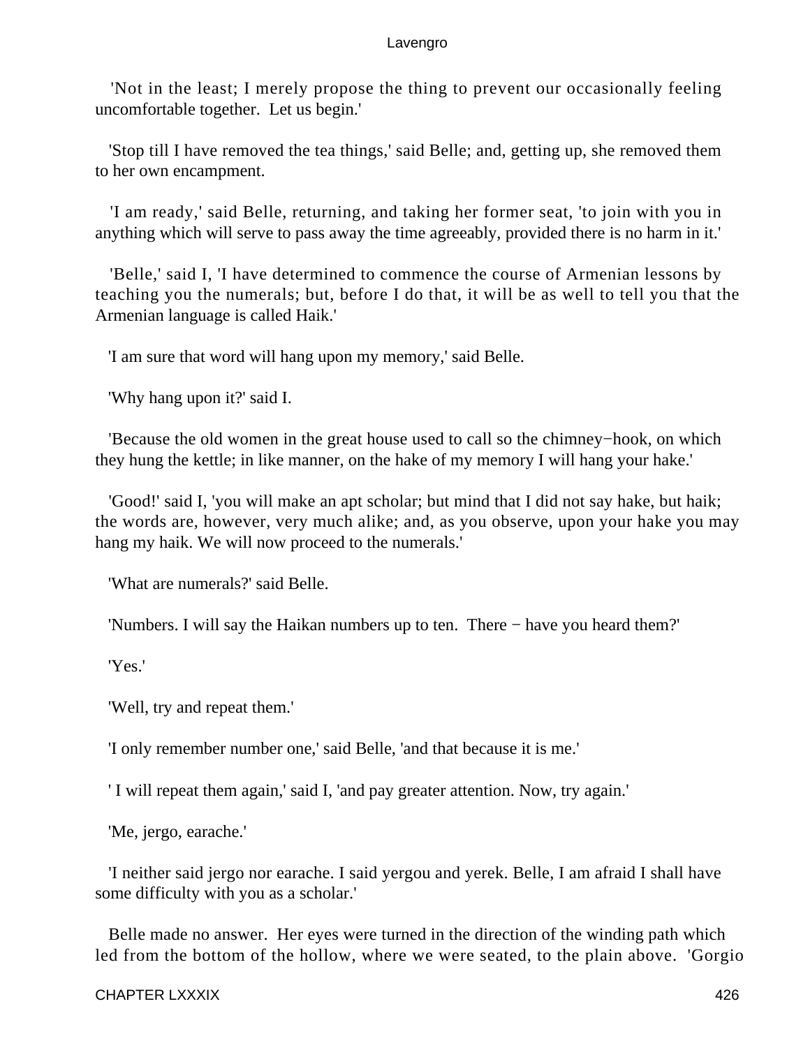'Not in the least; I merely propose the thing to prevent our occasionally feeling uncomfortable together. Let us begin.'

'Stop till I have removed the tea things,' said Belle; and, getting up, she removed them to her own encampment.

'I am ready,' said Belle, returning, and taking her former seat, 'to join with you in anything which will serve to pass away the time agreeably, provided there is no harm in it.'

'Belle,' said I, 'I have determined to commence the course of Armenian lessons by teaching you the numerals; but, before I do that, it will be as well to tell you that the Armenian language is called Haik.'

'I am sure that word will hang upon my memory,' said Belle.

'Why hang upon it?' said I.

'Because the old women in the great house used to call so the chimney−hook, on which they hung the kettle; in like manner, on the hake of my memory I will hang your hake.'

'Good!' said I, 'you will make an apt scholar; but mind that I did not say hake, but haik; the words are, however, very much alike; and, as you observe, upon your hake you may hang my haik. We will now proceed to the numerals.'

'What are numerals?' said Belle.

'Numbers. I will say the Haikan numbers up to ten. There − have you heard them?'

'Yes.'

'Well, try and repeat them.'

'I only remember number one,' said Belle, 'and that because it is me.'

' I will repeat them again,' said I, 'and pay greater attention. Now, try again.'

'Me, jergo, earache.'

'I neither said jergo nor earache. I said yergou and yerek. Belle, I am afraid I shall have some difficulty with you as a scholar.'

Belle made no answer. Her eyes were turned in the direction of the winding path which led from the bottom of the hollow, where we were seated, to the plain above. 'Gorgio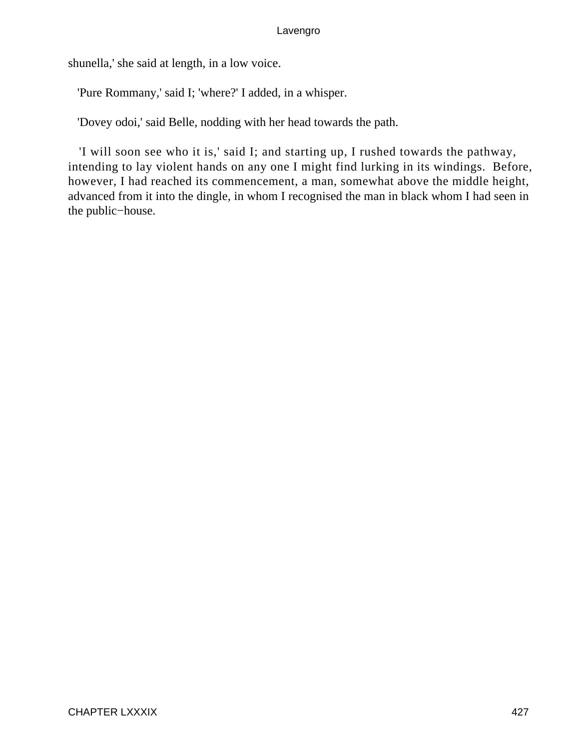shunella,' she said at length, in a low voice.

'Pure Rommany,' said I; 'where?' I added, in a whisper.

'Dovey odoi,' said Belle, nodding with her head towards the path.

'I will soon see who it is,' said I; and starting up, I rushed towards the pathway, intending to lay violent hands on any one I might find lurking in its windings. Before, however, I had reached its commencement, a man, somewhat above the middle height, advanced from it into the dingle, in whom I recognised the man in black whom I had seen in the public−house.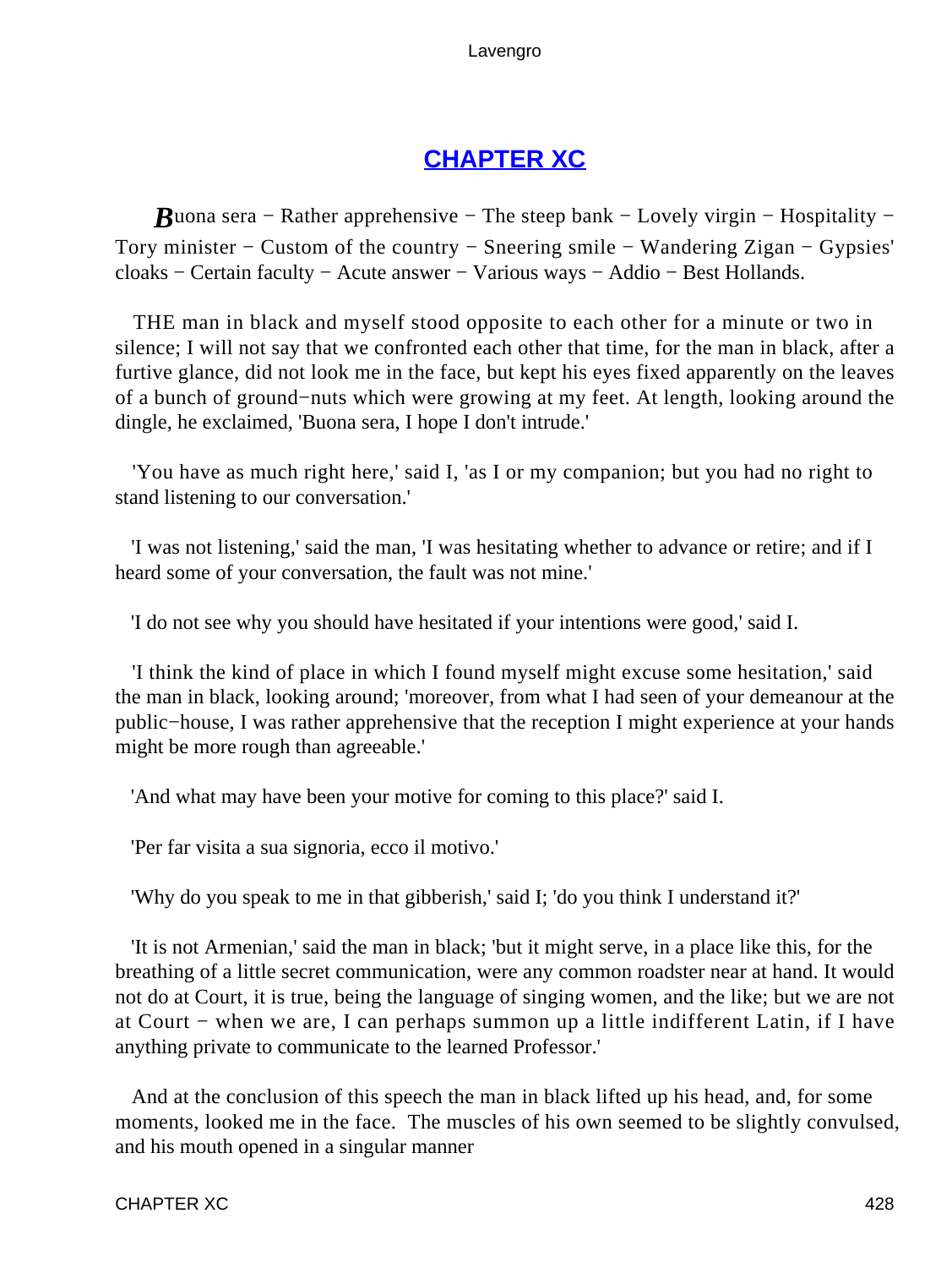## CHAPTER XC

*B*uona sera − Rather apprehensive − The steep bank − Lovely virgin − Hospitality − Tory minister − Custom of the country − Sneering smile − Wandering Zigan − Gypsies' cloaks − Certain faculty − Acute answer − Various ways − Addio − Best Hollands.

THE man in black and myself stood opposite to each other for a minute or two in silence; I will not say that we confronted each other that time, for the man in black, after a furtive glance, did not look me in the face, but kept his eyes fixed apparently on the leaves of a bunch of ground−nuts which were growing at my feet. At length, looking around the dingle, he exclaimed, 'Buona sera, I hope I don't intrude.'

'You have as much right here,' said I, 'as I or my companion; but you had no right to stand listening to our conversation.'

'I was not listening,' said the man, 'I was hesitating whether to advance or retire; and if I heard some of your conversation, the fault was not mine.'

'I do not see why you should have hesitated if your intentions were good,' said I.

'I think the kind of place in which I found myself might excuse some hesitation,' said the man in black, looking around; 'moreover, from what I had seen of your demeanour at the public−house, I was rather apprehensive that the reception I might experience at your hands might be more rough than agreeable.'

'And what may have been your motive for coming to this place?' said I.

'Per far visita a sua signoria, ecco il motivo.'

'Why do you speak to me in that gibberish,' said I; 'do you think I understand it?'

'It is not Armenian,' said the man in black; 'but it might serve, in a place like this, for the breathing of a little secret communication, were any common roadster near at hand. It would not do at Court, it is true, being the language of singing women, and the like; but we are not at Court − when we are, I can perhaps summon up a little indifferent Latin, if I have anything private to communicate to the learned Professor.'

And at the conclusion of this speech the man in black lifted up his head, and, for some moments, looked me in the face. The muscles of his own seemed to be slightly convulsed, and his mouth opened in a singular manner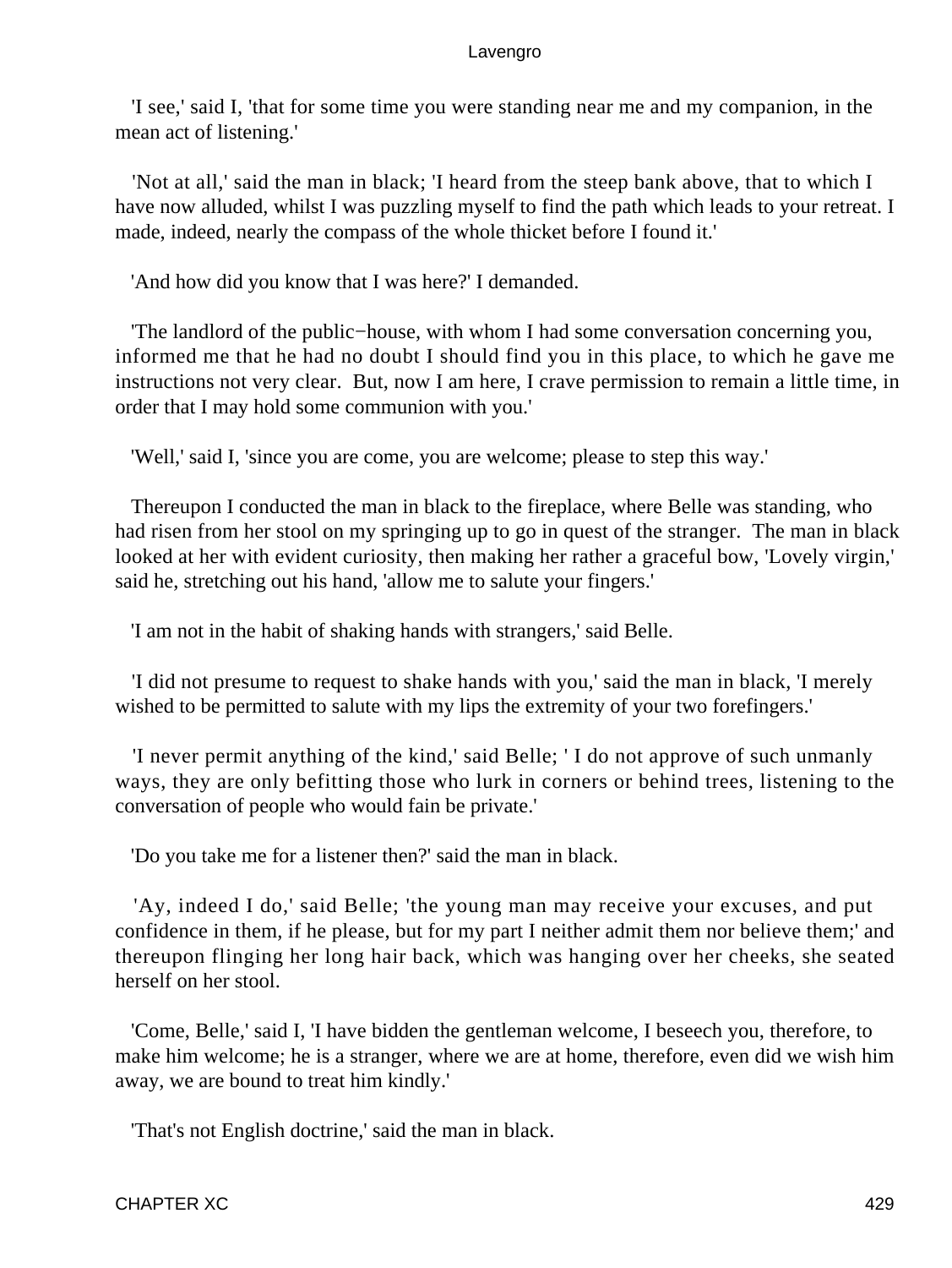'I see,' said I, 'that for some time you were standing near me and my companion, in the mean act of listening.'

'Not at all,' said the man in black; 'I heard from the steep bank above, that to which I have now alluded, whilst I was puzzling myself to find the path which leads to your retreat. I made, indeed, nearly the compass of the whole thicket before I found it.'

'And how did you know that I was here?' I demanded.

'The landlord of the public−house, with whom I had some conversation concerning you, informed me that he had no doubt I should find you in this place, to which he gave me instructions not very clear. But, now I am here, I crave permission to remain a little time, in order that I may hold some communion with you.'

'Well,' said I, 'since you are come, you are welcome; please to step this way.'

Thereupon I conducted the man in black to the fireplace, where Belle was standing, who had risen from her stool on my springing up to go in quest of the stranger. The man in black looked at her with evident curiosity, then making her rather a graceful bow, 'Lovely virgin,' said he, stretching out his hand, 'allow me to salute your fingers.'

'I am not in the habit of shaking hands with strangers,' said Belle.

'I did not presume to request to shake hands with you,' said the man in black, 'I merely wished to be permitted to salute with my lips the extremity of your two forefingers.'

'I never permit anything of the kind,' said Belle; ' I do not approve of such unmanly ways, they are only befitting those who lurk in corners or behind trees, listening to the conversation of people who would fain be private.'

'Do you take me for a listener then?' said the man in black.

'Ay, indeed I do,' said Belle; 'the young man may receive your excuses, and put confidence in them, if he please, but for my part I neither admit them nor believe them;' and thereupon flinging her long hair back, which was hanging over her cheeks, she seated herself on her stool.

'Come, Belle,' said I, 'I have bidden the gentleman welcome, I beseech you, therefore, to make him welcome; he is a stranger, where we are at home, therefore, even did we wish him away, we are bound to treat him kindly.'

'That's not English doctrine,' said the man in black.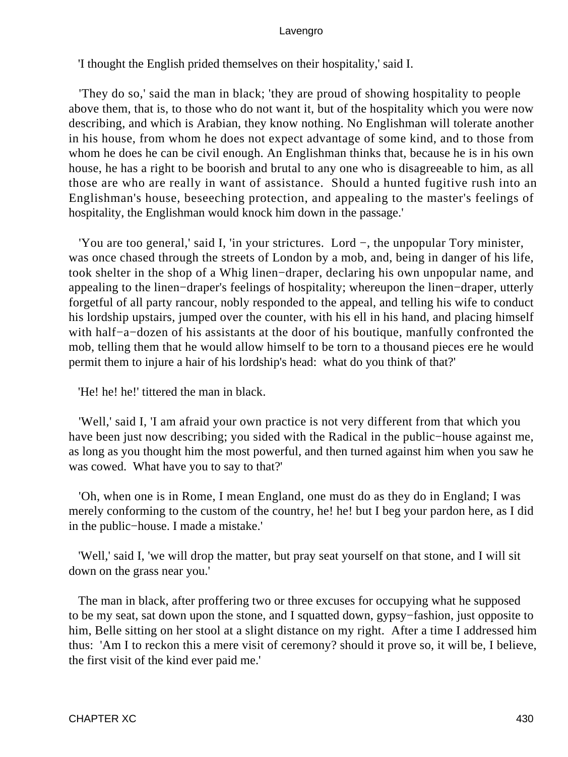'I thought the English prided themselves on their hospitality,' said I.

'They do so,' said the man in black; 'they are proud of showing hospitality to people above them, that is, to those who do not want it, but of the hospitality which you were now describing, and which is Arabian, they know nothing. No Englishman will tolerate another in his house, from whom he does not expect advantage of some kind, and to those from whom he does he can be civil enough. An Englishman thinks that, because he is in his own house, he has a right to be boorish and brutal to any one who is disagreeable to him, as all those are who are really in want of assistance. Should a hunted fugitive rush into an Englishman's house, beseeching protection, and appealing to the master's feelings of hospitality, the Englishman would knock him down in the passage.'

'You are too general,' said I, 'in your strictures. Lord −, the unpopular Tory minister, was once chased through the streets of London by a mob, and, being in danger of his life, took shelter in the shop of a Whig linen−draper, declaring his own unpopular name, and appealing to the linen−draper's feelings of hospitality; whereupon the linen−draper, utterly forgetful of all party rancour, nobly responded to the appeal, and telling his wife to conduct his lordship upstairs, jumped over the counter, with his ell in his hand, and placing himself with half−a−dozen of his assistants at the door of his boutique, manfully confronted the mob, telling them that he would allow himself to be torn to a thousand pieces ere he would permit them to injure a hair of his lordship's head: what do you think of that?'

'He! he! he!' tittered the man in black.

'Well,' said I, 'I am afraid your own practice is not very different from that which you have been just now describing; you sided with the Radical in the public−house against me, as long as you thought him the most powerful, and then turned against him when you saw he was cowed. What have you to say to that?'

'Oh, when one is in Rome, I mean England, one must do as they do in England; I was merely conforming to the custom of the country, he! he! but I beg your pardon here, as I did in the public−house. I made a mistake.'

'Well,' said I, 'we will drop the matter, but pray seat yourself on that stone, and I will sit down on the grass near you.'

The man in black, after proffering two or three excuses for occupying what he supposed to be my seat, sat down upon the stone, and I squatted down, gypsy−fashion, just opposite to him, Belle sitting on her stool at a slight distance on my right. After a time I addressed him thus: 'Am I to reckon this a mere visit of ceremony? should it prove so, it will be, I believe, the first visit of the kind ever paid me.'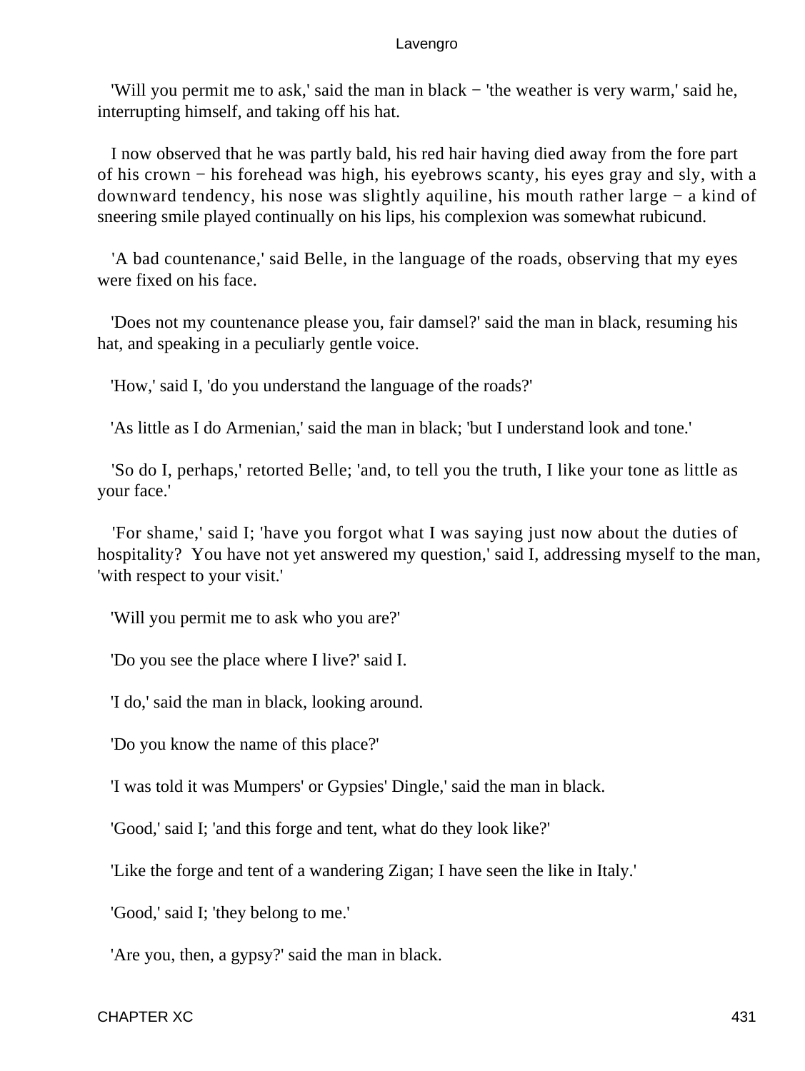'Will you permit me to ask,' said the man in black − 'the weather is very warm,' said he, interrupting himself, and taking off his hat.

I now observed that he was partly bald, his red hair having died away from the fore part of his crown − his forehead was high, his eyebrows scanty, his eyes gray and sly, with a downward tendency, his nose was slightly aquiline, his mouth rather large − a kind of sneering smile played continually on his lips, his complexion was somewhat rubicund.

'A bad countenance,' said Belle, in the language of the roads, observing that my eyes were fixed on his face.

'Does not my countenance please you, fair damsel?' said the man in black, resuming his hat, and speaking in a peculiarly gentle voice.

'How,' said I, 'do you understand the language of the roads?'

'As little as I do Armenian,' said the man in black; 'but I understand look and tone.'

'So do I, perhaps,' retorted Belle; 'and, to tell you the truth, I like your tone as little as your face.'

'For shame,' said I; 'have you forgot what I was saying just now about the duties of hospitality? You have not yet answered my question,' said I, addressing myself to the man, 'with respect to your visit.'

'Will you permit me to ask who you are?'

'Do you see the place where I live?' said I.

'I do,' said the man in black, looking around.

'Do you know the name of this place?'

'I was told it was Mumpers' or Gypsies' Dingle,' said the man in black.

'Good,' said I; 'and this forge and tent, what do they look like?'

'Like the forge and tent of a wandering Zigan; I have seen the like in Italy.'

'Good,' said I; 'they belong to me.'

'Are you, then, a gypsy?' said the man in black.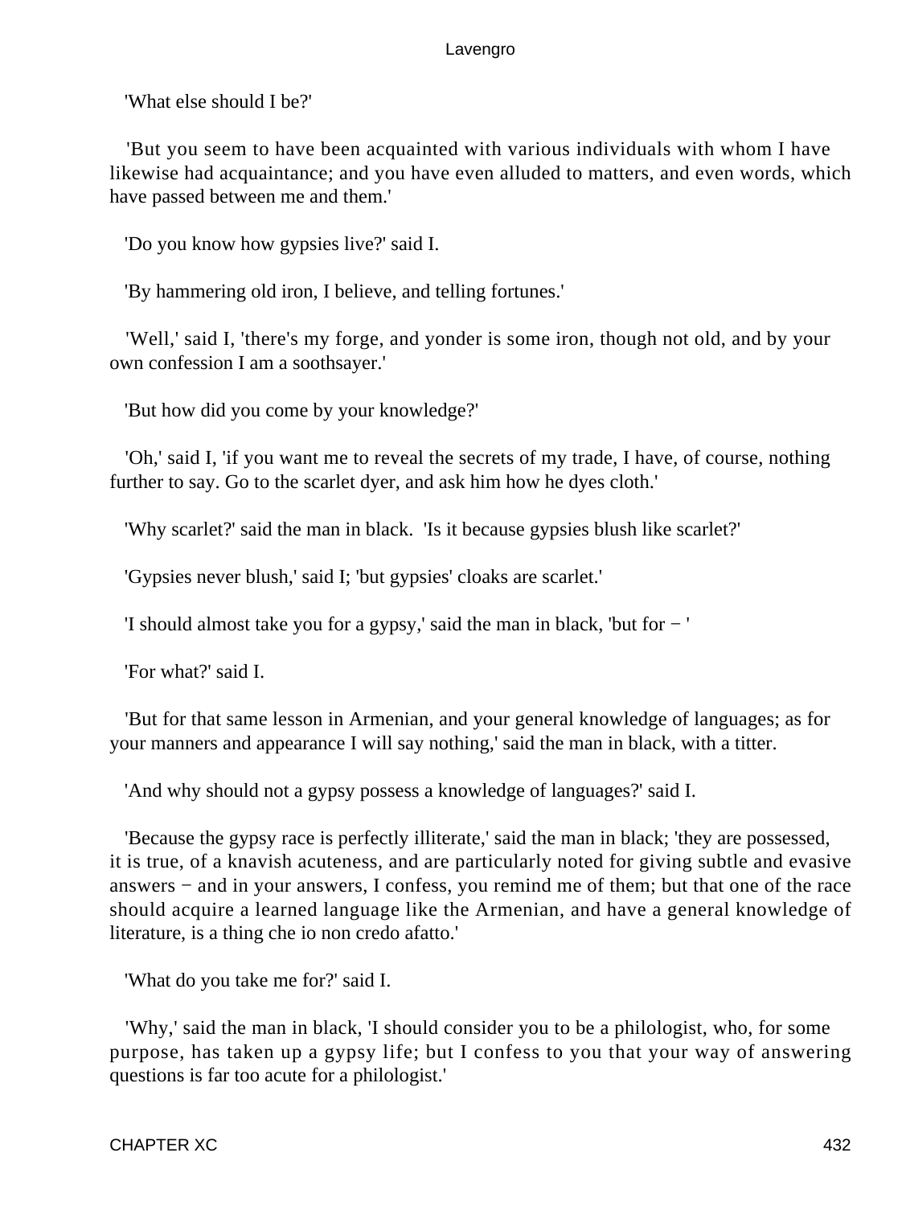'What else should I be?'

'But you seem to have been acquainted with various individuals with whom I have likewise had acquaintance; and you have even alluded to matters, and even words, which have passed between me and them.'

'Do you know how gypsies live?' said I.

'By hammering old iron, I believe, and telling fortunes.'

'Well,' said I, 'there's my forge, and yonder is some iron, though not old, and by your own confession I am a soothsayer.'

'But how did you come by your knowledge?'

'Oh,' said I, 'if you want me to reveal the secrets of my trade, I have, of course, nothing further to say. Go to the scarlet dyer, and ask him how he dyes cloth.'

'Why scarlet?' said the man in black. 'Is it because gypsies blush like scarlet?'

'Gypsies never blush,' said I; 'but gypsies' cloaks are scarlet.'

'I should almost take you for a gypsy,' said the man in black, 'but for − '

'For what?' said I.

'But for that same lesson in Armenian, and your general knowledge of languages; as for your manners and appearance I will say nothing,' said the man in black, with a titter.

'And why should not a gypsy possess a knowledge of languages?' said I.

'Because the gypsy race is perfectly illiterate,' said the man in black; 'they are possessed, it is true, of a knavish acuteness, and are particularly noted for giving subtle and evasive answers − and in your answers, I confess, you remind me of them; but that one of the race should acquire a learned language like the Armenian, and have a general knowledge of literature, is a thing che io non credo afatto.'

'What do you take me for?' said I.

'Why,' said the man in black, 'I should consider you to be a philologist, who, for some purpose, has taken up a gypsy life; but I confess to you that your way of answering questions is far too acute for a philologist.'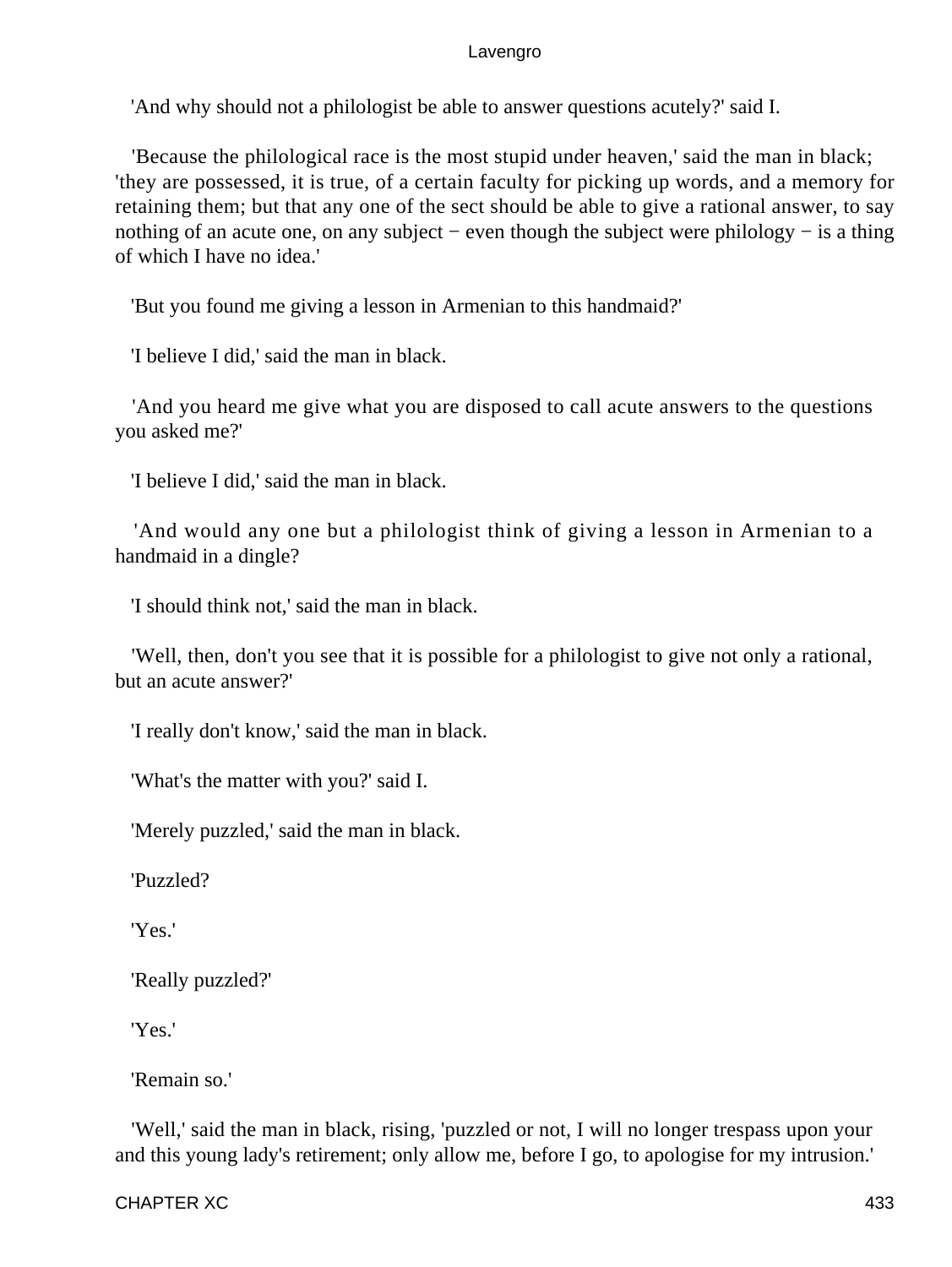'And why should not a philologist be able to answer questions acutely?' said I.

'Because the philological race is the most stupid under heaven,' said the man in black; 'they are possessed, it is true, of a certain faculty for picking up words, and a memory for retaining them; but that any one of the sect should be able to give a rational answer, to say nothing of an acute one, on any subject − even though the subject were philology − is a thing of which I have no idea.'

'But you found me giving a lesson in Armenian to this handmaid?'

'I believe I did,' said the man in black.

'And you heard me give what you are disposed to call acute answers to the questions you asked me?'

'I believe I did,' said the man in black.

'And would any one but a philologist think of giving a lesson in Armenian to a handmaid in a dingle?

'I should think not,' said the man in black.

'Well, then, don't you see that it is possible for a philologist to give not only a rational, but an acute answer?'

'I really don't know,' said the man in black.

'What's the matter with you?' said I.

'Merely puzzled,' said the man in black.

'Puzzled?

'Yes.'

'Really puzzled?'

'Yes.'

'Remain so.'

'Well,' said the man in black, rising, 'puzzled or not, I will no longer trespass upon your and this young lady's retirement; only allow me, before I go, to apologise for my intrusion.'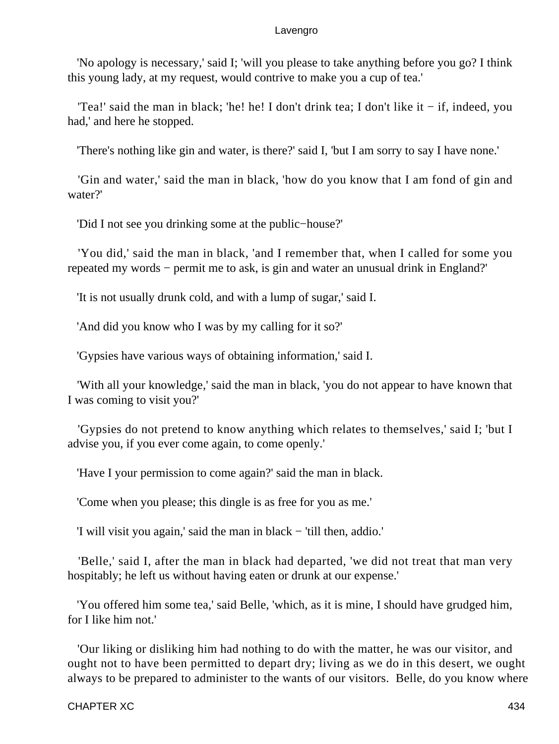'No apology is necessary,' said I; 'will you please to take anything before you go? I think this young lady, at my request, would contrive to make you a cup of tea.'

'Tea!' said the man in black; 'he! he! I don't drink tea; I don't like it − if, indeed, you had,' and here he stopped.

'There's nothing like gin and water, is there?' said I, 'but I am sorry to say I have none.'

'Gin and water,' said the man in black, 'how do you know that I am fond of gin and water?'

'Did I not see you drinking some at the public−house?'

'You did,' said the man in black, 'and I remember that, when I called for some you repeated my words − permit me to ask, is gin and water an unusual drink in England?'

'It is not usually drunk cold, and with a lump of sugar,' said I.

'And did you know who I was by my calling for it so?'

'Gypsies have various ways of obtaining information,' said I.

'With all your knowledge,' said the man in black, 'you do not appear to have known that I was coming to visit you?'

'Gypsies do not pretend to know anything which relates to themselves,' said I; 'but I advise you, if you ever come again, to come openly.'

'Have I your permission to come again?' said the man in black.

'Come when you please; this dingle is as free for you as me.'

'I will visit you again,' said the man in black − 'till then, addio.'

'Belle,' said I, after the man in black had departed, 'we did not treat that man very hospitably; he left us without having eaten or drunk at our expense.'

'You offered him some tea,' said Belle, 'which, as it is mine, I should have grudged him, for I like him not.'

'Our liking or disliking him had nothing to do with the matter, he was our visitor, and ought not to have been permitted to depart dry; living as we do in this desert, we ought always to be prepared to administer to the wants of our visitors. Belle, do you know where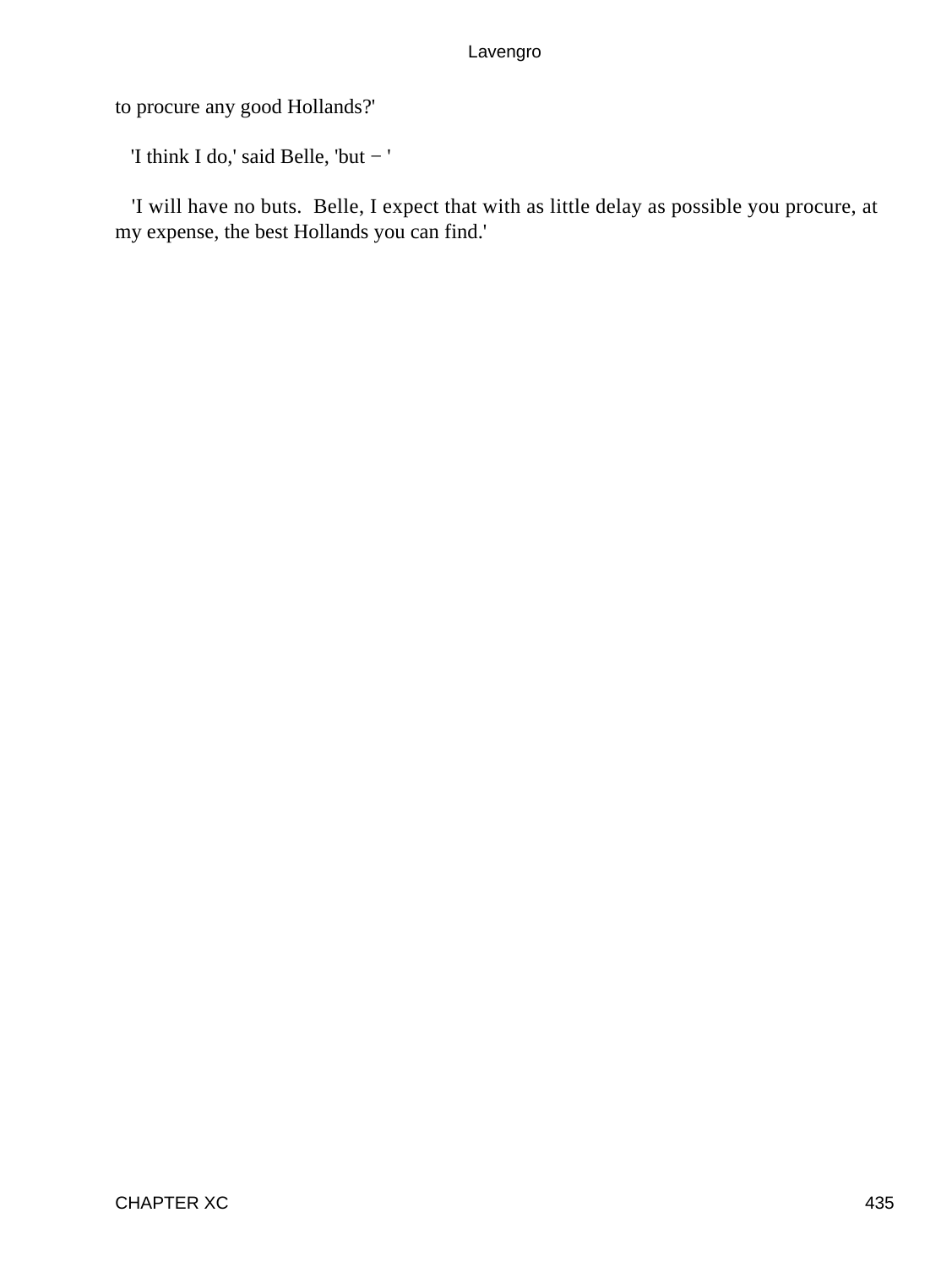to procure any good Hollands?'

'I think I do,' said Belle, 'but − '

'I will have no buts. Belle, I expect that with as little delay as possible you procure, at my expense, the best Hollands you can find.'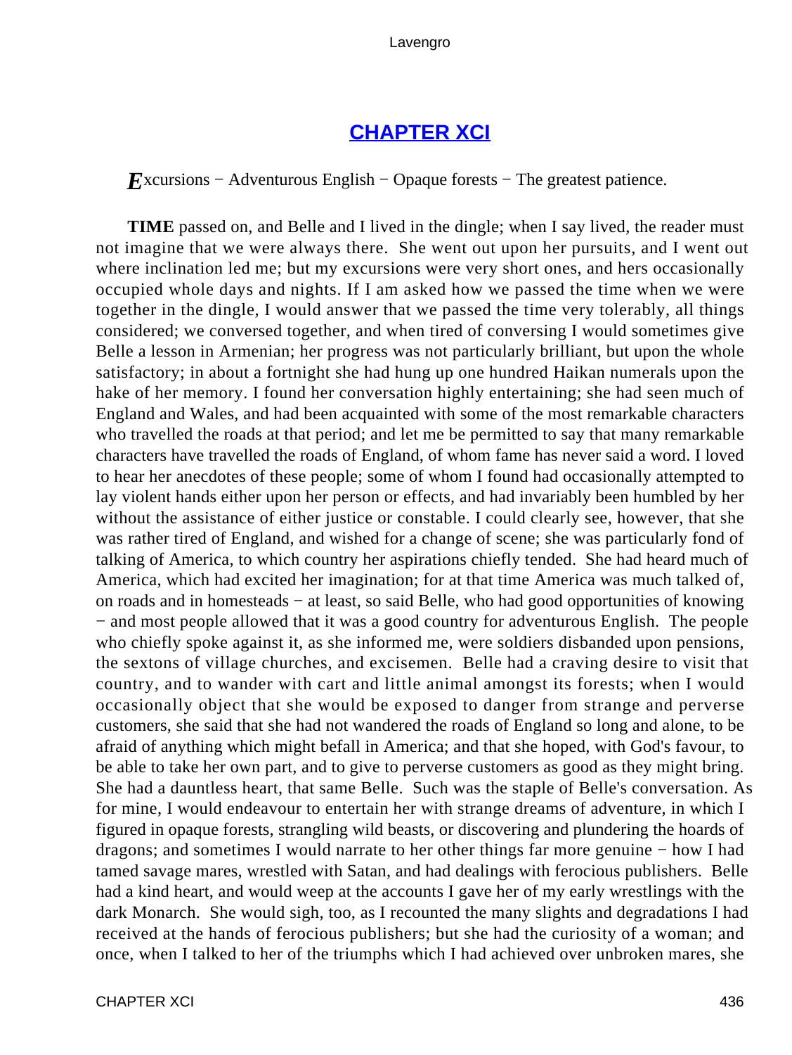## [CHAPTER XCI]

*E*xcursions − Adventurous English − Opaque forests − The greatest patience.

**TIME** passed on, and Belle and I lived in the dingle; when I say lived, the reader must not imagine that we were always there. She went out upon her pursuits, and I went out where inclination led me; but my excursions were very short ones, and hers occasionally occupied whole days and nights. If I am asked how we passed the time when we were together in the dingle, I would answer that we passed the time very tolerably, all things considered; we conversed together, and when tired of conversing I would sometimes give Belle a lesson in Armenian; her progress was not particularly brilliant, but upon the whole satisfactory; in about a fortnight she had hung up one hundred Haikan numerals upon the hake of her memory. I found her conversation highly entertaining; she had seen much of England and Wales, and had been acquainted with some of the most remarkable characters who travelled the roads at that period; and let me be permitted to say that many remarkable characters have travelled the roads of England, of whom fame has never said a word. I loved to hear her anecdotes of these people; some of whom I found had occasionally attempted to lay violent hands either upon her person or effects, and had invariably been humbled by her without the assistance of either justice or constable. I could clearly see, however, that she was rather tired of England, and wished for a change of scene; she was particularly fond of talking of America, to which country her aspirations chiefly tended. She had heard much of America, which had excited her imagination; for at that time America was much talked of, on roads and in homesteads − at least, so said Belle, who had good opportunities of knowing − and most people allowed that it was a good country for adventurous English. The people who chiefly spoke against it, as she informed me, were soldiers disbanded upon pensions, the sextons of village churches, and excisemen. Belle had a craving desire to visit that country, and to wander with cart and little animal amongst its forests; when I would occasionally object that she would be exposed to danger from strange and perverse customers, she said that she had not wandered the roads of England so long and alone, to be afraid of anything which might befall in America; and that she hoped, with God's favour, to be able to take her own part, and to give to perverse customers as good as they might bring. She had a dauntless heart, that same Belle. Such was the staple of Belle's conversation. As for mine, I would endeavour to entertain her with strange dreams of adventure, in which I figured in opaque forests, strangling wild beasts, or discovering and plundering the hoards of dragons; and sometimes I would narrate to her other things far more genuine − how I had tamed savage mares, wrestled with Satan, and had dealings with ferocious publishers. Belle had a kind heart, and would weep at the accounts I gave her of my early wrestlings with the dark Monarch. She would sigh, too, as I recounted the many slights and degradations I had received at the hands of ferocious publishers; but she had the curiosity of a woman; and once, when I talked to her of the triumphs which I had achieved over unbroken mares, she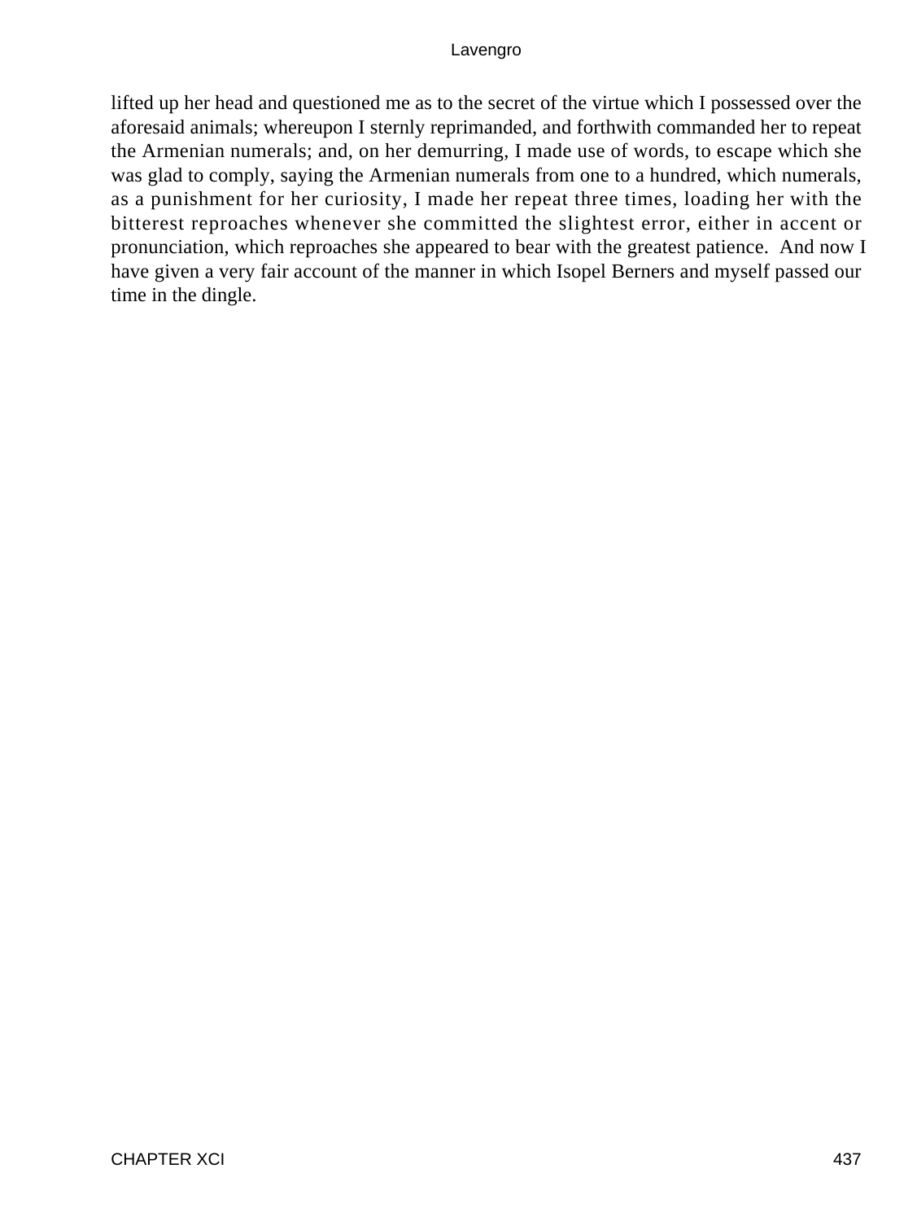lifted up her head and questioned me as to the secret of the virtue which I possessed over the aforesaid animals; whereupon I sternly reprimanded, and forthwith commanded her to repeat the Armenian numerals; and, on her demurring, I made use of words, to escape which she was glad to comply, saying the Armenian numerals from one to a hundred, which numerals, as a punishment for her curiosity, I made her repeat three times, loading her with the bitterest reproaches whenever she committed the slightest error, either in accent or pronunciation, which reproaches she appeared to bear with the greatest patience. And now I have given a very fair account of the manner in which Isopel Berners and myself passed our time in the dingle.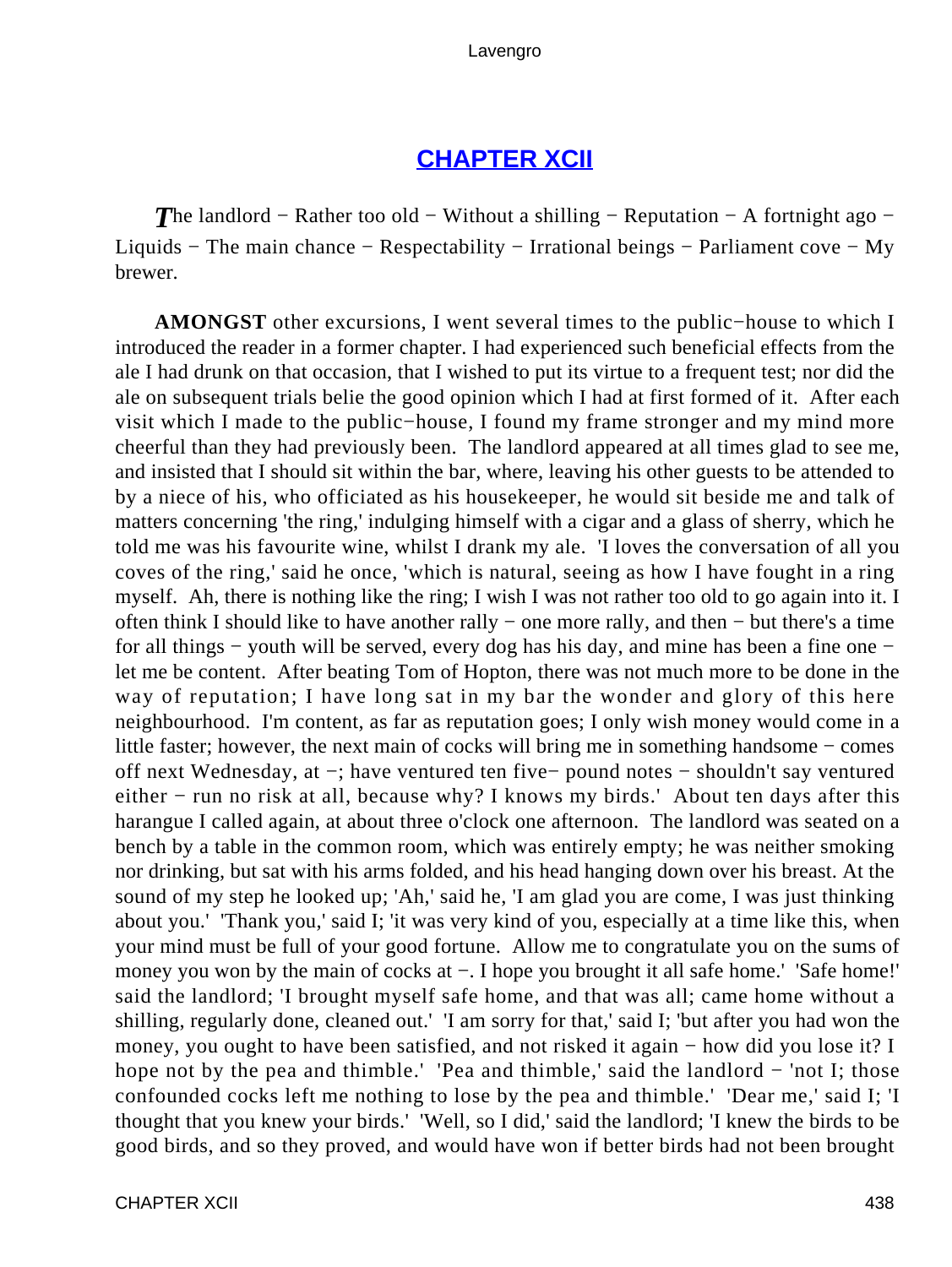## CHAPTER XCII

*T*he landlord − Rather too old − Without a shilling − Reputation − A fortnight ago − Liquids − The main chance − Respectability − Irrational beings − Parliament cove − My brewer.

**AMONGST** other excursions, I went several times to the public−house to which I introduced the reader in a former chapter. I had experienced such beneficial effects from the ale I had drunk on that occasion, that I wished to put its virtue to a frequent test; nor did the ale on subsequent trials belie the good opinion which I had at first formed of it. After each visit which I made to the public−house, I found my frame stronger and my mind more cheerful than they had previously been. The landlord appeared at all times glad to see me, and insisted that I should sit within the bar, where, leaving his other guests to be attended to by a niece of his, who officiated as his housekeeper, he would sit beside me and talk of matters concerning 'the ring,' indulging himself with a cigar and a glass of sherry, which he told me was his favourite wine, whilst I drank my ale. 'I loves the conversation of all you coves of the ring,' said he once, 'which is natural, seeing as how I have fought in a ring myself. Ah, there is nothing like the ring; I wish I was not rather too old to go again into it. I often think I should like to have another rally − one more rally, and then − but there's a time for all things − youth will be served, every dog has his day, and mine has been a fine one − let me be content. After beating Tom of Hopton, there was not much more to be done in the way of reputation; I have long sat in my bar the wonder and glory of this here neighbourhood. I'm content, as far as reputation goes; I only wish money would come in a little faster; however, the next main of cocks will bring me in something handsome − comes off next Wednesday, at −; have ventured ten five− pound notes − shouldn't say ventured either − run no risk at all, because why? I knows my birds.' About ten days after this harangue I called again, at about three o'clock one afternoon. The landlord was seated on a bench by a table in the common room, which was entirely empty; he was neither smoking nor drinking, but sat with his arms folded, and his head hanging down over his breast. At the sound of my step he looked up; 'Ah,' said he, 'I am glad you are come, I was just thinking about you.' 'Thank you,' said I; 'it was very kind of you, especially at a time like this, when your mind must be full of your good fortune. Allow me to congratulate you on the sums of money you won by the main of cocks at −. I hope you brought it all safe home.' 'Safe home!' said the landlord; 'I brought myself safe home, and that was all; came home without a shilling, regularly done, cleaned out.' 'I am sorry for that,' said I; 'but after you had won the money, you ought to have been satisfied, and not risked it again − how did you lose it? I hope not by the pea and thimble.' 'Pea and thimble,' said the landlord − 'not I; those confounded cocks left me nothing to lose by the pea and thimble.' 'Dear me,' said I; 'I thought that you knew your birds.' 'Well, so I did,' said the landlord; 'I knew the birds to be good birds, and so they proved, and would have won if better birds had not been brought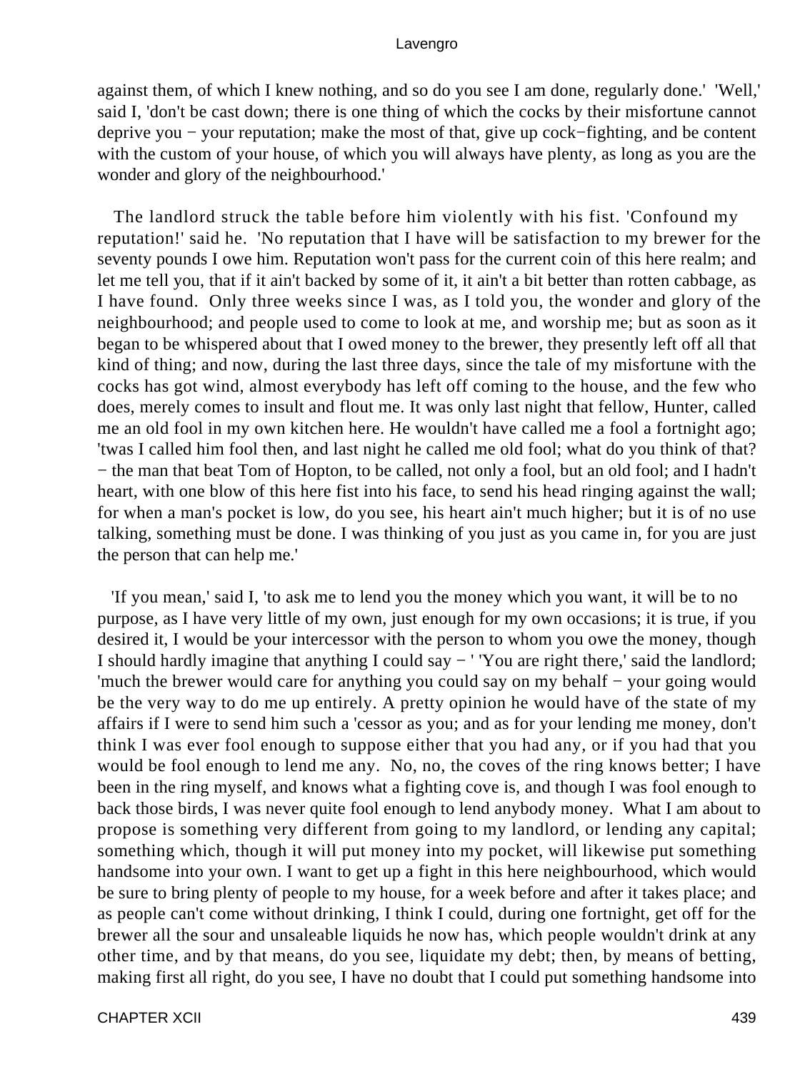against them, of which I knew nothing, and so do you see I am done, regularly done.' 'Well,' said I, 'don't be cast down; there is one thing of which the cocks by their misfortune cannot deprive you − your reputation; make the most of that, give up cock−fighting, and be content with the custom of your house, of which you will always have plenty, as long as you are the wonder and glory of the neighbourhood.'

The landlord struck the table before him violently with his fist. 'Confound my reputation!' said he. 'No reputation that I have will be satisfaction to my brewer for the seventy pounds I owe him. Reputation won't pass for the current coin of this here realm; and let me tell you, that if it ain't backed by some of it, it ain't a bit better than rotten cabbage, as I have found. Only three weeks since I was, as I told you, the wonder and glory of the neighbourhood; and people used to come to look at me, and worship me; but as soon as it began to be whispered about that I owed money to the brewer, they presently left off all that kind of thing; and now, during the last three days, since the tale of my misfortune with the cocks has got wind, almost everybody has left off coming to the house, and the few who does, merely comes to insult and flout me. It was only last night that fellow, Hunter, called me an old fool in my own kitchen here. He wouldn't have called me a fool a fortnight ago; 'twas I called him fool then, and last night he called me old fool; what do you think of that? − the man that beat Tom of Hopton, to be called, not only a fool, but an old fool; and I hadn't heart, with one blow of this here fist into his face, to send his head ringing against the wall; for when a man's pocket is low, do you see, his heart ain't much higher; but it is of no use talking, something must be done. I was thinking of you just as you came in, for you are just the person that can help me.'

'If you mean,' said I, 'to ask me to lend you the money which you want, it will be to no purpose, as I have very little of my own, just enough for my own occasions; it is true, if you desired it, I would be your intercessor with the person to whom you owe the money, though I should hardly imagine that anything I could say − ' 'You are right there,' said the landlord; 'much the brewer would care for anything you could say on my behalf − your going would be the very way to do me up entirely. A pretty opinion he would have of the state of my affairs if I were to send him such a 'cessor as you; and as for your lending me money, don't think I was ever fool enough to suppose either that you had any, or if you had that you would be fool enough to lend me any. No, no, the coves of the ring knows better; I have been in the ring myself, and knows what a fighting cove is, and though I was fool enough to back those birds, I was never quite fool enough to lend anybody money. What I am about to propose is something very different from going to my landlord, or lending any capital; something which, though it will put money into my pocket, will likewise put something handsome into your own. I want to get up a fight in this here neighbourhood, which would be sure to bring plenty of people to my house, for a week before and after it takes place; and as people can't come without drinking, I think I could, during one fortnight, get off for the brewer all the sour and unsaleable liquids he now has, which people wouldn't drink at any other time, and by that means, do you see, liquidate my debt; then, by means of betting, making first all right, do you see, I have no doubt that I could put something handsome into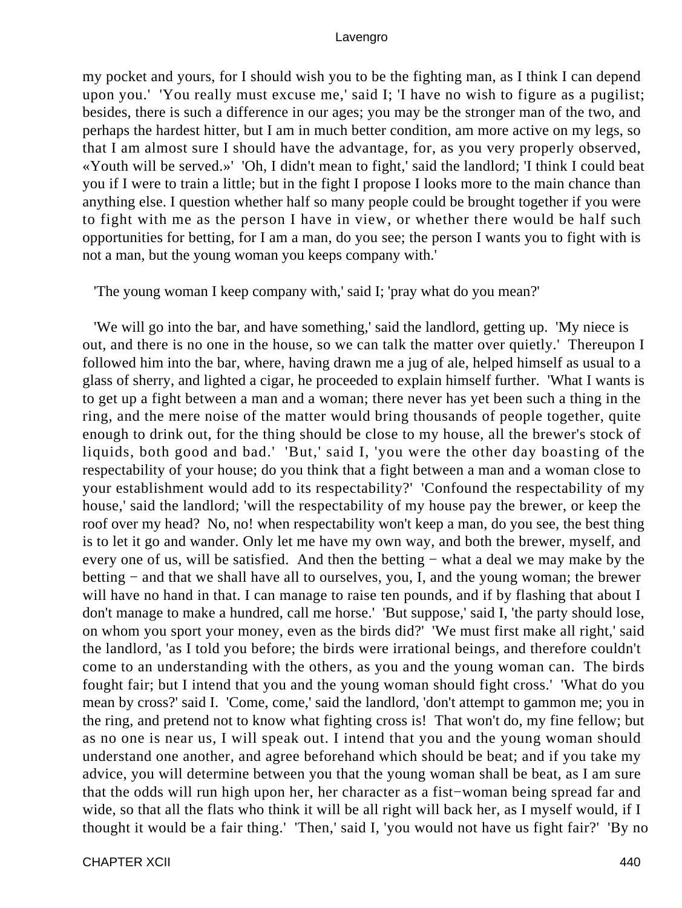my pocket and yours, for I should wish you to be the fighting man, as I think I can depend upon you.' 'You really must excuse me,' said I; 'I have no wish to figure as a pugilist; besides, there is such a difference in our ages; you may be the stronger man of the two, and perhaps the hardest hitter, but I am in much better condition, am more active on my legs, so that I am almost sure I should have the advantage, for, as you very properly observed, «Youth will be served.»' 'Oh, I didn't mean to fight,' said the landlord; 'I think I could beat you if I were to train a little; but in the fight I propose I looks more to the main chance than anything else. I question whether half so many people could be brought together if you were to fight with me as the person I have in view, or whether there would be half such opportunities for betting, for I am a man, do you see; the person I wants you to fight with is not a man, but the young woman you keeps company with.'

'The young woman I keep company with,' said I; 'pray what do you mean?'

'We will go into the bar, and have something,' said the landlord, getting up. 'My niece is out, and there is no one in the house, so we can talk the matter over quietly.' Thereupon I followed him into the bar, where, having drawn me a jug of ale, helped himself as usual to a glass of sherry, and lighted a cigar, he proceeded to explain himself further. 'What I wants is to get up a fight between a man and a woman; there never has yet been such a thing in the ring, and the mere noise of the matter would bring thousands of people together, quite enough to drink out, for the thing should be close to my house, all the brewer's stock of liquids, both good and bad.' 'But,' said I, 'you were the other day boasting of the respectability of your house; do you think that a fight between a man and a woman close to your establishment would add to its respectability?' 'Confound the respectability of my house,' said the landlord; 'will the respectability of my house pay the brewer, or keep the roof over my head? No, no! when respectability won't keep a man, do you see, the best thing is to let it go and wander. Only let me have my own way, and both the brewer, myself, and every one of us, will be satisfied. And then the betting − what a deal we may make by the betting − and that we shall have all to ourselves, you, I, and the young woman; the brewer will have no hand in that. I can manage to raise ten pounds, and if by flashing that about I don't manage to make a hundred, call me horse.' 'But suppose,' said I, 'the party should lose, on whom you sport your money, even as the birds did?' 'We must first make all right,' said the landlord, 'as I told you before; the birds were irrational beings, and therefore couldn't come to an understanding with the others, as you and the young woman can. The birds fought fair; but I intend that you and the young woman should fight cross.' 'What do you mean by cross?' said I. 'Come, come,' said the landlord, 'don't attempt to gammon me; you in the ring, and pretend not to know what fighting cross is! That won't do, my fine fellow; but as no one is near us, I will speak out. I intend that you and the young woman should understand one another, and agree beforehand which should be beat; and if you take my advice, you will determine between you that the young woman shall be beat, as I am sure that the odds will run high upon her, her character as a fist−woman being spread far and wide, so that all the flats who think it will be all right will back her, as I myself would, if I thought it would be a fair thing.' 'Then,' said I, 'you would not have us fight fair?' 'By no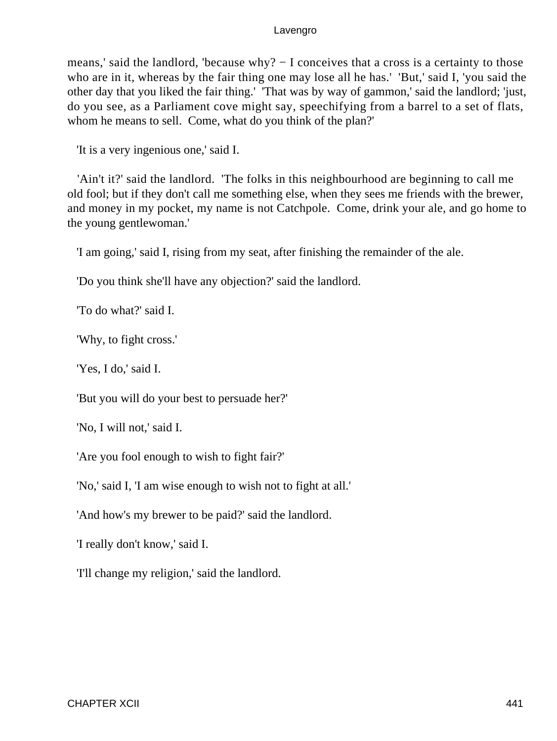means,' said the landlord, 'because why? − I conceives that a cross is a certainty to those who are in it, whereas by the fair thing one may lose all he has.' 'But,' said I, 'you said the other day that you liked the fair thing.' 'That was by way of gammon,' said the landlord; 'just, do you see, as a Parliament cove might say, speechifying from a barrel to a set of flats, whom he means to sell. Come, what do you think of the plan?'

'It is a very ingenious one,' said I.

'Ain't it?' said the landlord. 'The folks in this neighbourhood are beginning to call me old fool; but if they don't call me something else, when they sees me friends with the brewer, and money in my pocket, my name is not Catchpole. Come, drink your ale, and go home to the young gentlewoman.'

'I am going,' said I, rising from my seat, after finishing the remainder of the ale.

'Do you think she'll have any objection?' said the landlord.

'To do what?' said I.

'Why, to fight cross.'

'Yes, I do,' said I.

'But you will do your best to persuade her?'

'No, I will not,' said I.

'Are you fool enough to wish to fight fair?'

'No,' said I, 'I am wise enough to wish not to fight at all.'

'And how's my brewer to be paid?' said the landlord.

'I really don't know,' said I.

'I'll change my religion,' said the landlord.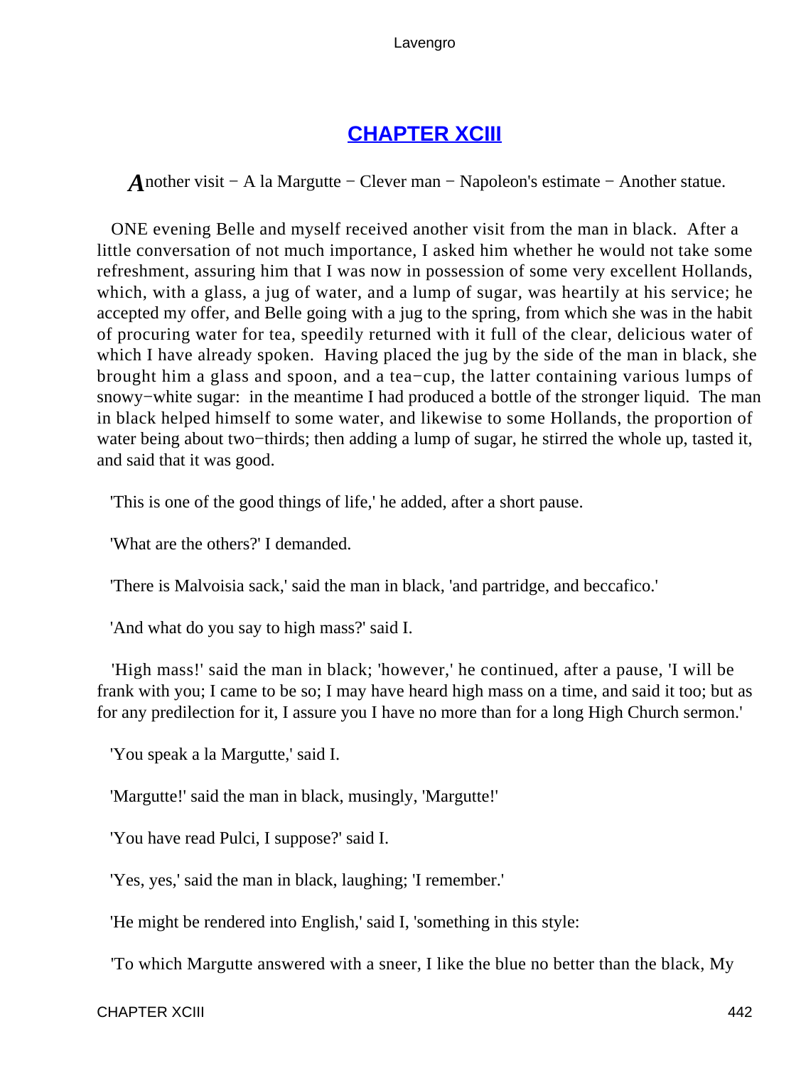## CHAPTER XCIII

*A*nother visit − A la Margutte − Clever man − Napoleon's estimate − Another statue.

ONE evening Belle and myself received another visit from the man in black. After a little conversation of not much importance, I asked him whether he would not take some refreshment, assuring him that I was now in possession of some very excellent Hollands, which, with a glass, a jug of water, and a lump of sugar, was heartily at his service; he accepted my offer, and Belle going with a jug to the spring, from which she was in the habit of procuring water for tea, speedily returned with it full of the clear, delicious water of which I have already spoken. Having placed the jug by the side of the man in black, she brought him a glass and spoon, and a tea−cup, the latter containing various lumps of snowy−white sugar: in the meantime I had produced a bottle of the stronger liquid. The man in black helped himself to some water, and likewise to some Hollands, the proportion of water being about two−thirds; then adding a lump of sugar, he stirred the whole up, tasted it, and said that it was good.

'This is one of the good things of life,' he added, after a short pause.

'What are the others?' I demanded.

'There is Malvoisia sack,' said the man in black, 'and partridge, and beccafico.'

'And what do you say to high mass?' said I.

'High mass!' said the man in black; 'however,' he continued, after a pause, 'I will be frank with you; I came to be so; I may have heard high mass on a time, and said it too; but as for any predilection for it, I assure you I have no more than for a long High Church sermon.'

'You speak a la Margutte,' said I.

'Margutte!' said the man in black, musingly, 'Margutte!'

'You have read Pulci, I suppose?' said I.

'Yes, yes,' said the man in black, laughing; 'I remember.'

'He might be rendered into English,' said I, 'something in this style:

'To which Margutte answered with a sneer, I like the blue no better than the black, My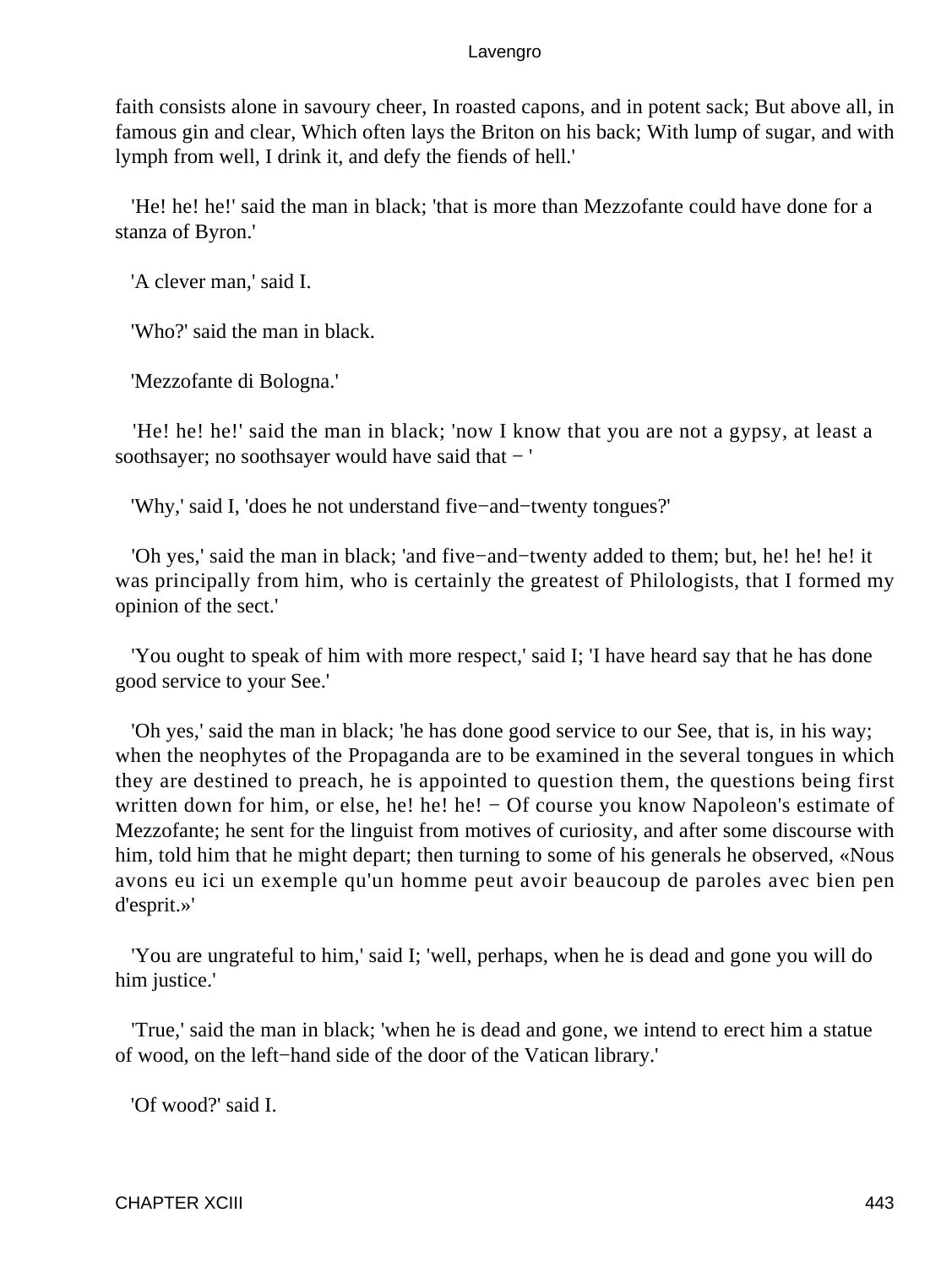faith consists alone in savoury cheer, In roasted capons, and in potent sack; But above all, in famous gin and clear, Which often lays the Briton on his back; With lump of sugar, and with lymph from well, I drink it, and defy the fiends of hell.'

'He! he! he!' said the man in black; 'that is more than Mezzofante could have done for a stanza of Byron.'

'A clever man,' said I.

'Who?' said the man in black.

'Mezzofante di Bologna.'

'He! he! he!' said the man in black; 'now I know that you are not a gypsy, at least a soothsayer; no soothsayer would have said that − '

'Why,' said I, 'does he not understand five−and−twenty tongues?'

'Oh yes,' said the man in black; 'and five−and−twenty added to them; but, he! he! he! it was principally from him, who is certainly the greatest of Philologists, that I formed my opinion of the sect.'

'You ought to speak of him with more respect,' said I; 'I have heard say that he has done good service to your See.'

'Oh yes,' said the man in black; 'he has done good service to our See, that is, in his way; when the neophytes of the Propaganda are to be examined in the several tongues in which they are destined to preach, he is appointed to question them, the questions being first written down for him, or else, he! he! he! − Of course you know Napoleon's estimate of Mezzofante; he sent for the linguist from motives of curiosity, and after some discourse with him, told him that he might depart; then turning to some of his generals he observed, «Nous avons eu ici un exemple qu'un homme peut avoir beaucoup de paroles avec bien pen d'esprit.»'

'You are ungrateful to him,' said I; 'well, perhaps, when he is dead and gone you will do him justice.'

'True,' said the man in black; 'when he is dead and gone, we intend to erect him a statue of wood, on the left−hand side of the door of the Vatican library.'

'Of wood?' said I.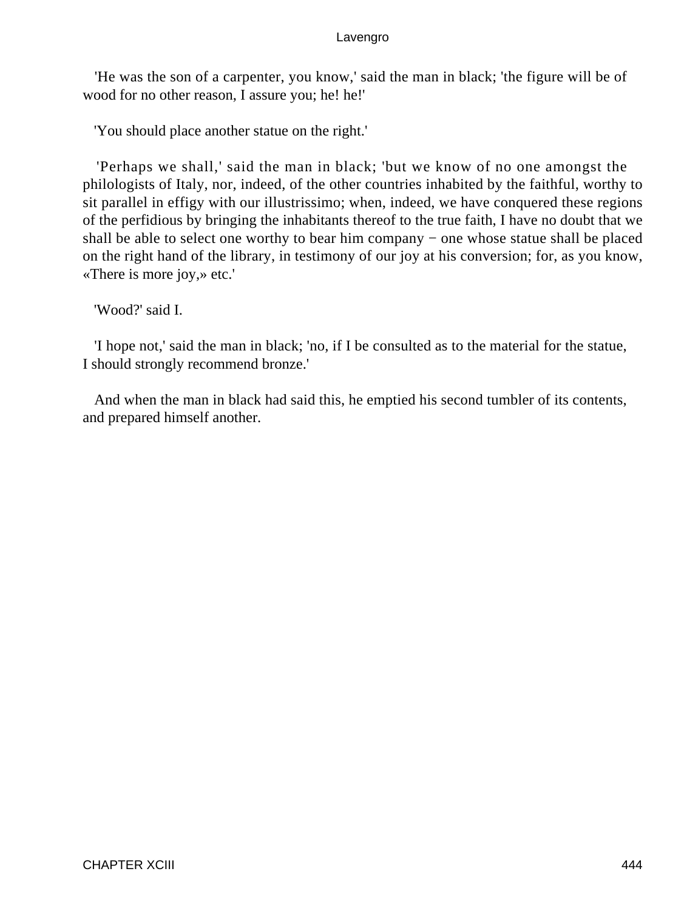'He was the son of a carpenter, you know,' said the man in black; 'the figure will be of wood for no other reason, I assure you; he! he!'

'You should place another statue on the right.'

'Perhaps we shall,' said the man in black; 'but we know of no one amongst the philologists of Italy, nor, indeed, of the other countries inhabited by the faithful, worthy to sit parallel in effigy with our illustrissimo; when, indeed, we have conquered these regions of the perfidious by bringing the inhabitants thereof to the true faith, I have no doubt that we shall be able to select one worthy to bear him company − one whose statue shall be placed on the right hand of the library, in testimony of our joy at his conversion; for, as you know, «There is more joy,» etc.'

'Wood?' said I.

'I hope not,' said the man in black; 'no, if I be consulted as to the material for the statue, I should strongly recommend bronze.'

And when the man in black had said this, he emptied his second tumbler of its contents, and prepared himself another.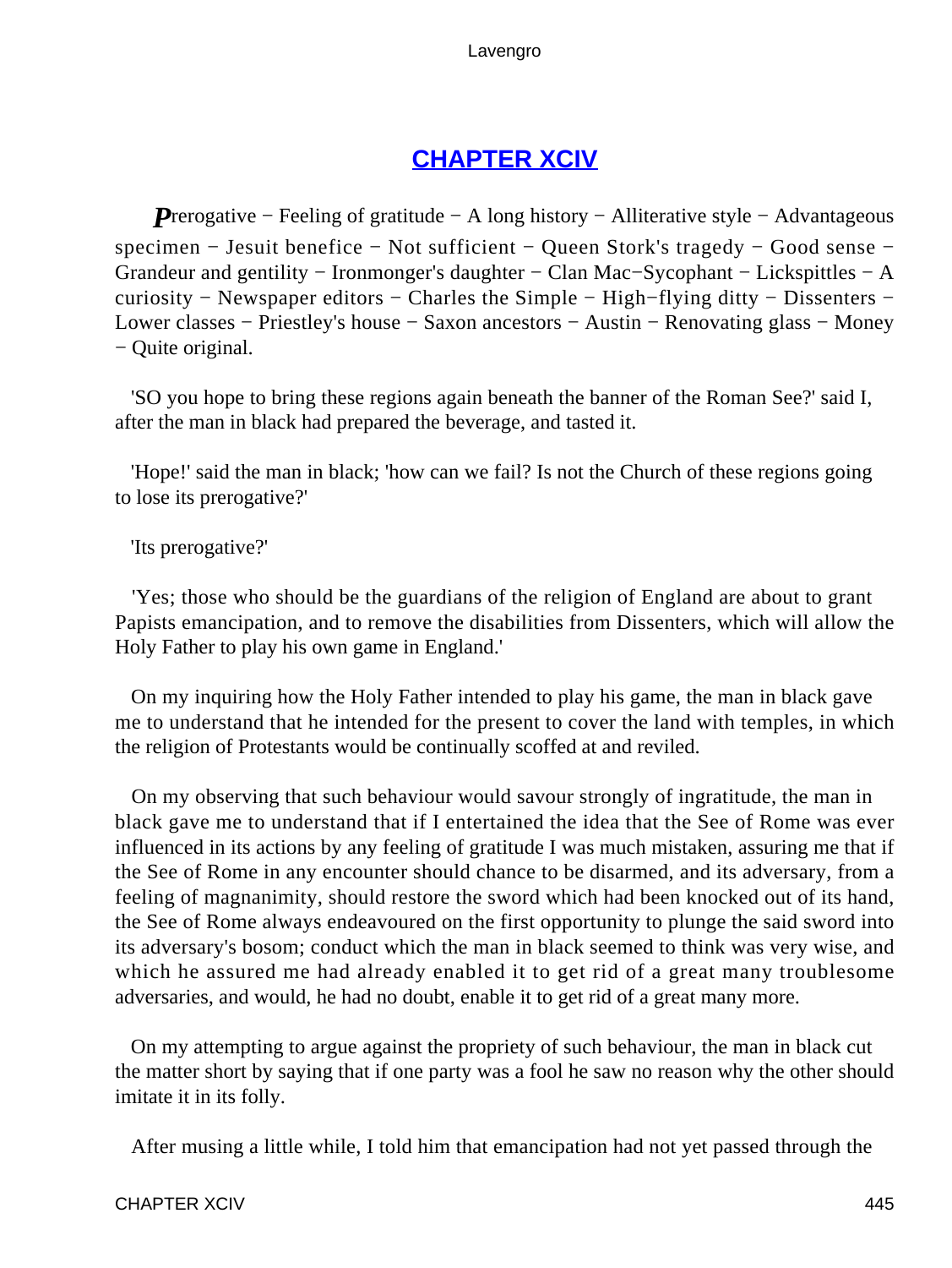## [CHAPTER XCIV](#)

*P*rerogative − Feeling of gratitude − A long history − Alliterative style − Advantageous specimen − Jesuit benefice − Not sufficient − Queen Stork's tragedy − Good sense − Grandeur and gentility − Ironmonger's daughter − Clan Mac−Sycophant − Lickspittles − A curiosity − Newspaper editors − Charles the Simple − High−flying ditty − Dissenters − Lower classes − Priestley's house − Saxon ancestors − Austin − Renovating glass − Money − Quite original.

'SO you hope to bring these regions again beneath the banner of the Roman See?' said I, after the man in black had prepared the beverage, and tasted it.

'Hope!' said the man in black; 'how can we fail? Is not the Church of these regions going to lose its prerogative?'

'Its prerogative?'

'Yes; those who should be the guardians of the religion of England are about to grant Papists emancipation, and to remove the disabilities from Dissenters, which will allow the Holy Father to play his own game in England.'

On my inquiring how the Holy Father intended to play his game, the man in black gave me to understand that he intended for the present to cover the land with temples, in which the religion of Protestants would be continually scoffed at and reviled.

On my observing that such behaviour would savour strongly of ingratitude, the man in black gave me to understand that if I entertained the idea that the See of Rome was ever influenced in its actions by any feeling of gratitude I was much mistaken, assuring me that if the See of Rome in any encounter should chance to be disarmed, and its adversary, from a feeling of magnanimity, should restore the sword which had been knocked out of its hand, the See of Rome always endeavoured on the first opportunity to plunge the said sword into its adversary's bosom; conduct which the man in black seemed to think was very wise, and which he assured me had already enabled it to get rid of a great many troublesome adversaries, and would, he had no doubt, enable it to get rid of a great many more.

On my attempting to argue against the propriety of such behaviour, the man in black cut the matter short by saying that if one party was a fool he saw no reason why the other should imitate it in its folly.

After musing a little while, I told him that emancipation had not yet passed through the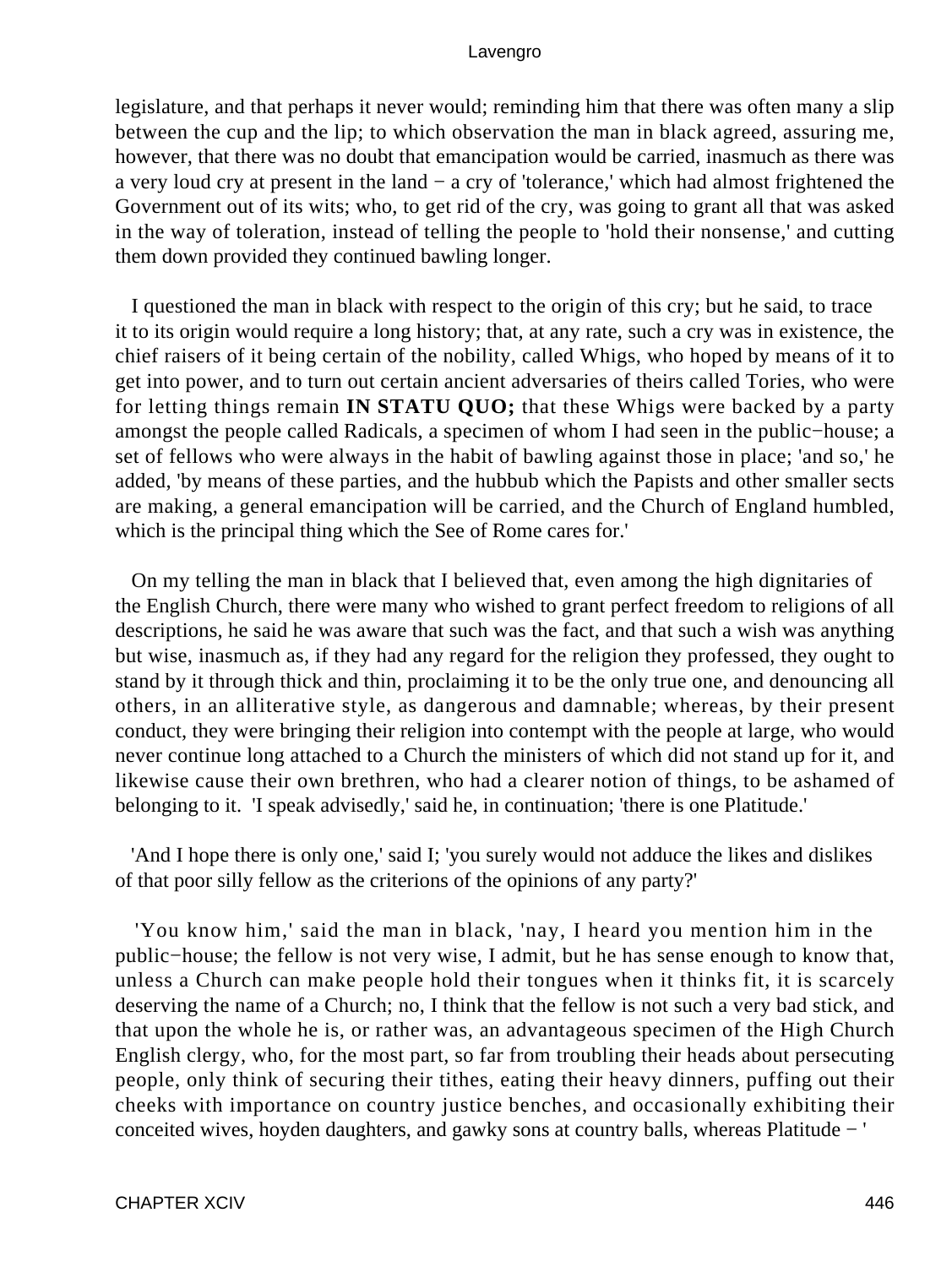legislature, and that perhaps it never would; reminding him that there was often many a slip between the cup and the lip; to which observation the man in black agreed, assuring me, however, that there was no doubt that emancipation would be carried, inasmuch as there was a very loud cry at present in the land − a cry of 'tolerance,' which had almost frightened the Government out of its wits; who, to get rid of the cry, was going to grant all that was asked in the way of toleration, instead of telling the people to 'hold their nonsense,' and cutting them down provided they continued bawling longer.

I questioned the man in black with respect to the origin of this cry; but he said, to trace it to its origin would require a long history; that, at any rate, such a cry was in existence, the chief raisers of it being certain of the nobility, called Whigs, who hoped by means of it to get into power, and to turn out certain ancient adversaries of theirs called Tories, who were for letting things remain **IN STATU QUO;** that these Whigs were backed by a party amongst the people called Radicals, a specimen of whom I had seen in the public−house; a set of fellows who were always in the habit of bawling against those in place; 'and so,' he added, 'by means of these parties, and the hubbub which the Papists and other smaller sects are making, a general emancipation will be carried, and the Church of England humbled, which is the principal thing which the See of Rome cares for.'

On my telling the man in black that I believed that, even among the high dignitaries of the English Church, there were many who wished to grant perfect freedom to religions of all descriptions, he said he was aware that such was the fact, and that such a wish was anything but wise, inasmuch as, if they had any regard for the religion they professed, they ought to stand by it through thick and thin, proclaiming it to be the only true one, and denouncing all others, in an alliterative style, as dangerous and damnable; whereas, by their present conduct, they were bringing their religion into contempt with the people at large, who would never continue long attached to a Church the ministers of which did not stand up for it, and likewise cause their own brethren, who had a clearer notion of things, to be ashamed of belonging to it. 'I speak advisedly,' said he, in continuation; 'there is one Platitude.'

'And I hope there is only one,' said I; 'you surely would not adduce the likes and dislikes of that poor silly fellow as the criterions of the opinions of any party?'

'You know him,' said the man in black, 'nay, I heard you mention him in the public−house; the fellow is not very wise, I admit, but he has sense enough to know that, unless a Church can make people hold their tongues when it thinks fit, it is scarcely deserving the name of a Church; no, I think that the fellow is not such a very bad stick, and that upon the whole he is, or rather was, an advantageous specimen of the High Church English clergy, who, for the most part, so far from troubling their heads about persecuting people, only think of securing their tithes, eating their heavy dinners, puffing out their cheeks with importance on country justice benches, and occasionally exhibiting their conceited wives, hoyden daughters, and gawky sons at country balls, whereas Platitude − '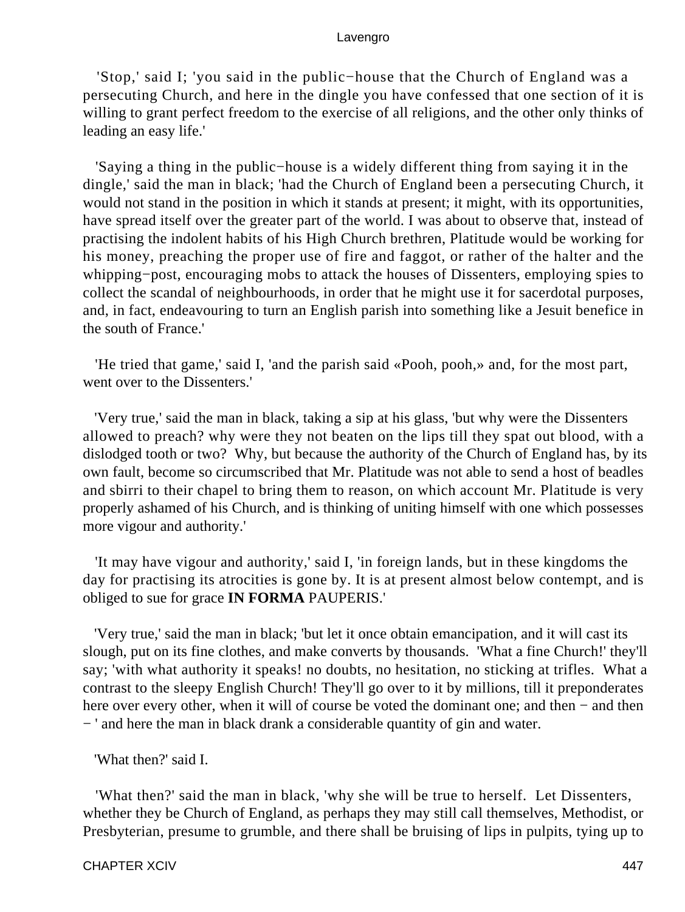'Stop,' said I; 'you said in the public−house that the Church of England was a persecuting Church, and here in the dingle you have confessed that one section of it is willing to grant perfect freedom to the exercise of all religions, and the other only thinks of leading an easy life.'

'Saying a thing in the public−house is a widely different thing from saying it in the dingle,' said the man in black; 'had the Church of England been a persecuting Church, it would not stand in the position in which it stands at present; it might, with its opportunities, have spread itself over the greater part of the world. I was about to observe that, instead of practising the indolent habits of his High Church brethren, Platitude would be working for his money, preaching the proper use of fire and faggot, or rather of the halter and the whipping−post, encouraging mobs to attack the houses of Dissenters, employing spies to collect the scandal of neighbourhoods, in order that he might use it for sacerdotal purposes, and, in fact, endeavouring to turn an English parish into something like a Jesuit benefice in the south of France.'

'He tried that game,' said I, 'and the parish said «Pooh, pooh,» and, for the most part, went over to the Dissenters.'

'Very true,' said the man in black, taking a sip at his glass, 'but why were the Dissenters allowed to preach? why were they not beaten on the lips till they spat out blood, with a dislodged tooth or two? Why, but because the authority of the Church of England has, by its own fault, become so circumscribed that Mr. Platitude was not able to send a host of beadles and sbirri to their chapel to bring them to reason, on which account Mr. Platitude is very properly ashamed of his Church, and is thinking of uniting himself with one which possesses more vigour and authority.'

'It may have vigour and authority,' said I, 'in foreign lands, but in these kingdoms the day for practising its atrocities is gone by. It is at present almost below contempt, and is obliged to sue for grace **IN FORMA** PAUPERIS.'

'Very true,' said the man in black; 'but let it once obtain emancipation, and it will cast its slough, put on its fine clothes, and make converts by thousands. 'What a fine Church!' they'll say; 'with what authority it speaks! no doubts, no hesitation, no sticking at trifles. What a contrast to the sleepy English Church! They'll go over to it by millions, till it preponderates here over every other, when it will of course be voted the dominant one; and then − and then − ' and here the man in black drank a considerable quantity of gin and water.

'What then?' said I.

'What then?' said the man in black, 'why she will be true to herself. Let Dissenters, whether they be Church of England, as perhaps they may still call themselves, Methodist, or Presbyterian, presume to grumble, and there shall be bruising of lips in pulpits, tying up to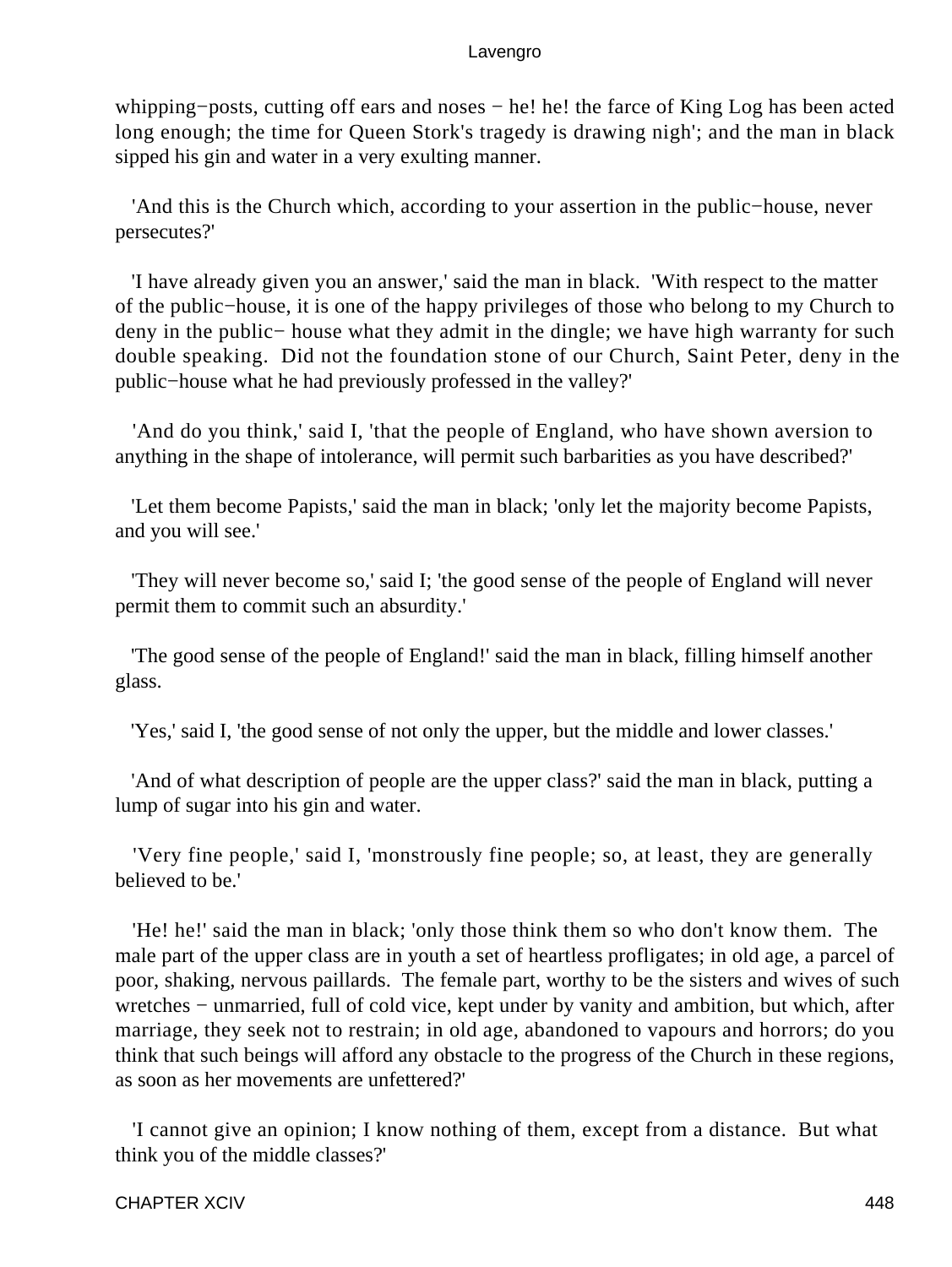whipping−posts, cutting off ears and noses − he! he! the farce of King Log has been acted long enough; the time for Queen Stork's tragedy is drawing nigh'; and the man in black sipped his gin and water in a very exulting manner.

'And this is the Church which, according to your assertion in the public−house, never persecutes?'

'I have already given you an answer,' said the man in black. 'With respect to the matter of the public−house, it is one of the happy privileges of those who belong to my Church to deny in the public− house what they admit in the dingle; we have high warranty for such double speaking. Did not the foundation stone of our Church, Saint Peter, deny in the public−house what he had previously professed in the valley?'

'And do you think,' said I, 'that the people of England, who have shown aversion to anything in the shape of intolerance, will permit such barbarities as you have described?'

'Let them become Papists,' said the man in black; 'only let the majority become Papists, and you will see.'

'They will never become so,' said I; 'the good sense of the people of England will never permit them to commit such an absurdity.'

'The good sense of the people of England!' said the man in black, filling himself another glass.

'Yes,' said I, 'the good sense of not only the upper, but the middle and lower classes.'

'And of what description of people are the upper class?' said the man in black, putting a lump of sugar into his gin and water.

'Very fine people,' said I, 'monstrously fine people; so, at least, they are generally believed to be.'

'He! he!' said the man in black; 'only those think them so who don't know them. The male part of the upper class are in youth a set of heartless profligates; in old age, a parcel of poor, shaking, nervous paillards. The female part, worthy to be the sisters and wives of such wretches − unmarried, full of cold vice, kept under by vanity and ambition, but which, after marriage, they seek not to restrain; in old age, abandoned to vapours and horrors; do you think that such beings will afford any obstacle to the progress of the Church in these regions, as soon as her movements are unfettered?'

'I cannot give an opinion; I know nothing of them, except from a distance. But what think you of the middle classes?'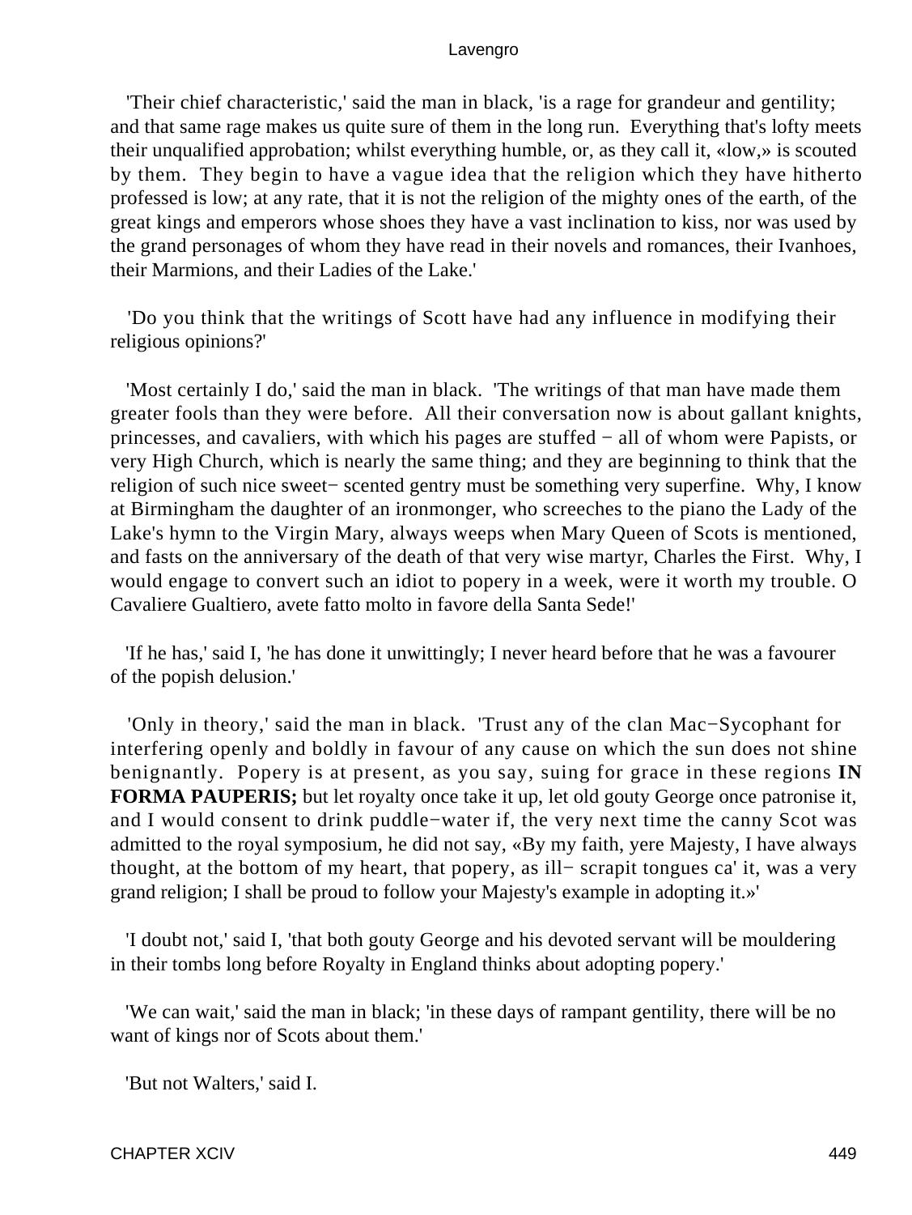'Their chief characteristic,' said the man in black, 'is a rage for grandeur and gentility; and that same rage makes us quite sure of them in the long run. Everything that's lofty meets their unqualified approbation; whilst everything humble, or, as they call it, «low,» is scouted by them. They begin to have a vague idea that the religion which they have hitherto professed is low; at any rate, that it is not the religion of the mighty ones of the earth, of the great kings and emperors whose shoes they have a vast inclination to kiss, nor was used by the grand personages of whom they have read in their novels and romances, their Ivanhoes, their Marmions, and their Ladies of the Lake.'

'Do you think that the writings of Scott have had any influence in modifying their religious opinions?'

'Most certainly I do,' said the man in black. 'The writings of that man have made them greater fools than they were before. All their conversation now is about gallant knights, princesses, and cavaliers, with which his pages are stuffed − all of whom were Papists, or very High Church, which is nearly the same thing; and they are beginning to think that the religion of such nice sweet− scented gentry must be something very superfine. Why, I know at Birmingham the daughter of an ironmonger, who screeches to the piano the Lady of the Lake's hymn to the Virgin Mary, always weeps when Mary Queen of Scots is mentioned, and fasts on the anniversary of the death of that very wise martyr, Charles the First. Why, I would engage to convert such an idiot to popery in a week, were it worth my trouble. O Cavaliere Gualtiero, avete fatto molto in favore della Santa Sede!'

'If he has,' said I, 'he has done it unwittingly; I never heard before that he was a favourer of the popish delusion.'

'Only in theory,' said the man in black. 'Trust any of the clan Mac−Sycophant for interfering openly and boldly in favour of any cause on which the sun does not shine benignantly. Popery is at present, as you say, suing for grace in these regions **IN FORMA PAUPERIS;** but let royalty once take it up, let old gouty George once patronise it, and I would consent to drink puddle−water if, the very next time the canny Scot was admitted to the royal symposium, he did not say, «By my faith, yere Majesty, I have always thought, at the bottom of my heart, that popery, as ill− scrapit tongues ca' it, was a very grand religion; I shall be proud to follow your Majesty's example in adopting it.»'

'I doubt not,' said I, 'that both gouty George and his devoted servant will be mouldering in their tombs long before Royalty in England thinks about adopting popery.'

'We can wait,' said the man in black; 'in these days of rampant gentility, there will be no want of kings nor of Scots about them.'

'But not Walters,' said I.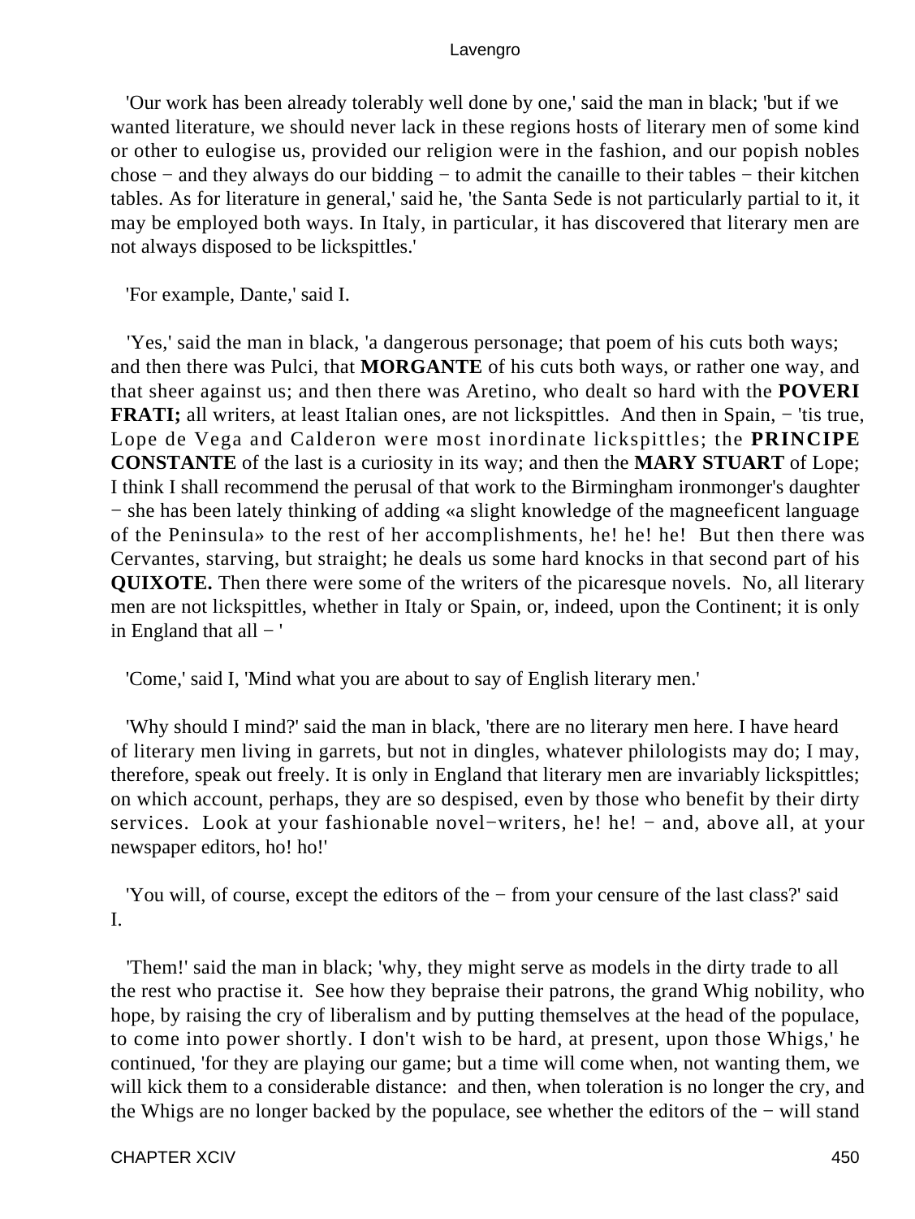'Our work has been already tolerably well done by one,' said the man in black; 'but if we wanted literature, we should never lack in these regions hosts of literary men of some kind or other to eulogise us, provided our religion were in the fashion, and our popish nobles chose − and they always do our bidding − to admit the canaille to their tables − their kitchen tables. As for literature in general,' said he, 'the Santa Sede is not particularly partial to it, it may be employed both ways. In Italy, in particular, it has discovered that literary men are not always disposed to be lickspittles.'

'For example, Dante,' said I.

'Yes,' said the man in black, 'a dangerous personage; that poem of his cuts both ways; and then there was Pulci, that **MORGANTE** of his cuts both ways, or rather one way, and that sheer against us; and then there was Aretino, who dealt so hard with the **POVERI FRATI;** all writers, at least Italian ones, are not lickspittles. And then in Spain, − 'tis true, Lope de Vega and Calderon were most inordinate lickspittles; the **PRINCIPE CONSTANTE** of the last is a curiosity in its way; and then the **MARY STUART** of Lope; I think I shall recommend the perusal of that work to the Birmingham ironmonger's daughter − she has been lately thinking of adding «a slight knowledge of the magneeficent language of the Peninsula» to the rest of her accomplishments, he! he! he! But then there was Cervantes, starving, but straight; he deals us some hard knocks in that second part of his **QUIXOTE.** Then there were some of the writers of the picaresque novels. No, all literary men are not lickspittles, whether in Italy or Spain, or, indeed, upon the Continent; it is only in England that all − '

'Come,' said I, 'Mind what you are about to say of English literary men.'

'Why should I mind?' said the man in black, 'there are no literary men here. I have heard of literary men living in garrets, but not in dingles, whatever philologists may do; I may, therefore, speak out freely. It is only in England that literary men are invariably lickspittles; on which account, perhaps, they are so despised, even by those who benefit by their dirty services. Look at your fashionable novel−writers, he! he! − and, above all, at your newspaper editors, ho! ho!'

'You will, of course, except the editors of the − from your censure of the last class?' said I.

'Them!' said the man in black; 'why, they might serve as models in the dirty trade to all the rest who practise it. See how they bepraise their patrons, the grand Whig nobility, who hope, by raising the cry of liberalism and by putting themselves at the head of the populace, to come into power shortly. I don't wish to be hard, at present, upon those Whigs,' he continued, 'for they are playing our game; but a time will come when, not wanting them, we will kick them to a considerable distance: and then, when toleration is no longer the cry, and the Whigs are no longer backed by the populace, see whether the editors of the − will stand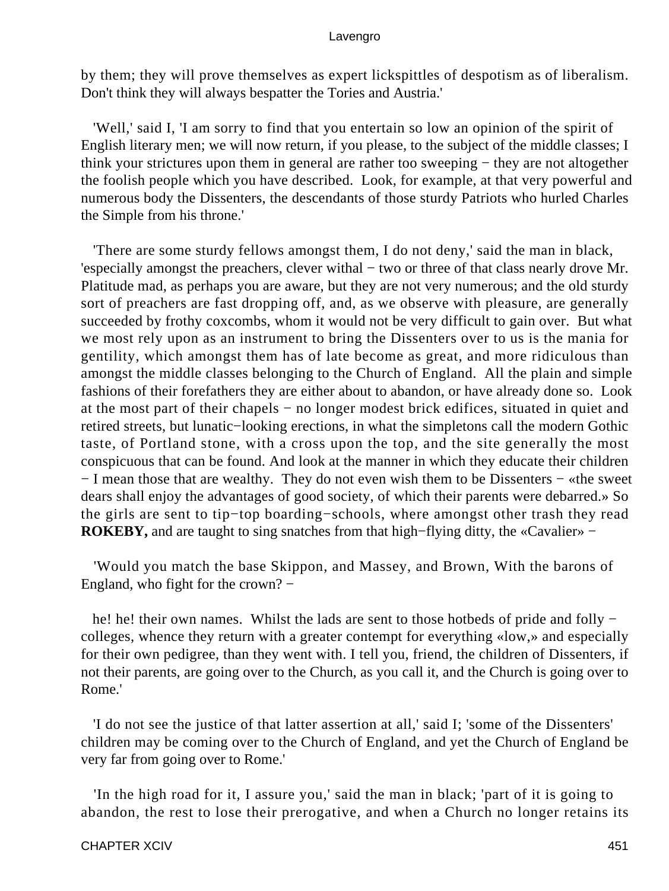by them; they will prove themselves as expert lickspittles of despotism as of liberalism. Don't think they will always bespatter the Tories and Austria.'

'Well,' said I, 'I am sorry to find that you entertain so low an opinion of the spirit of English literary men; we will now return, if you please, to the subject of the middle classes; I think your strictures upon them in general are rather too sweeping − they are not altogether the foolish people which you have described. Look, for example, at that very powerful and numerous body the Dissenters, the descendants of those sturdy Patriots who hurled Charles the Simple from his throne.'

'There are some sturdy fellows amongst them, I do not deny,' said the man in black, 'especially amongst the preachers, clever withal − two or three of that class nearly drove Mr. Platitude mad, as perhaps you are aware, but they are not very numerous; and the old sturdy sort of preachers are fast dropping off, and, as we observe with pleasure, are generally succeeded by frothy coxcombs, whom it would not be very difficult to gain over. But what we most rely upon as an instrument to bring the Dissenters over to us is the mania for gentility, which amongst them has of late become as great, and more ridiculous than amongst the middle classes belonging to the Church of England. All the plain and simple fashions of their forefathers they are either about to abandon, or have already done so. Look at the most part of their chapels − no longer modest brick edifices, situated in quiet and retired streets, but lunatic−looking erections, in what the simpletons call the modern Gothic taste, of Portland stone, with a cross upon the top, and the site generally the most conspicuous that can be found. And look at the manner in which they educate their children − I mean those that are wealthy. They do not even wish them to be Dissenters − «the sweet dears shall enjoy the advantages of good society, of which their parents were debarred.» So the girls are sent to tip−top boarding−schools, where amongst other trash they read **ROKEBY,** and are taught to sing snatches from that high−flying ditty, the «Cavalier» −

'Would you match the base Skippon, and Massey, and Brown, With the barons of England, who fight for the crown? −

he! he! their own names. Whilst the lads are sent to those hotbeds of pride and folly − colleges, whence they return with a greater contempt for everything «low,» and especially for their own pedigree, than they went with. I tell you, friend, the children of Dissenters, if not their parents, are going over to the Church, as you call it, and the Church is going over to Rome.'

'I do not see the justice of that latter assertion at all,' said I; 'some of the Dissenters' children may be coming over to the Church of England, and yet the Church of England be very far from going over to Rome.'

'In the high road for it, I assure you,' said the man in black; 'part of it is going to abandon, the rest to lose their prerogative, and when a Church no longer retains its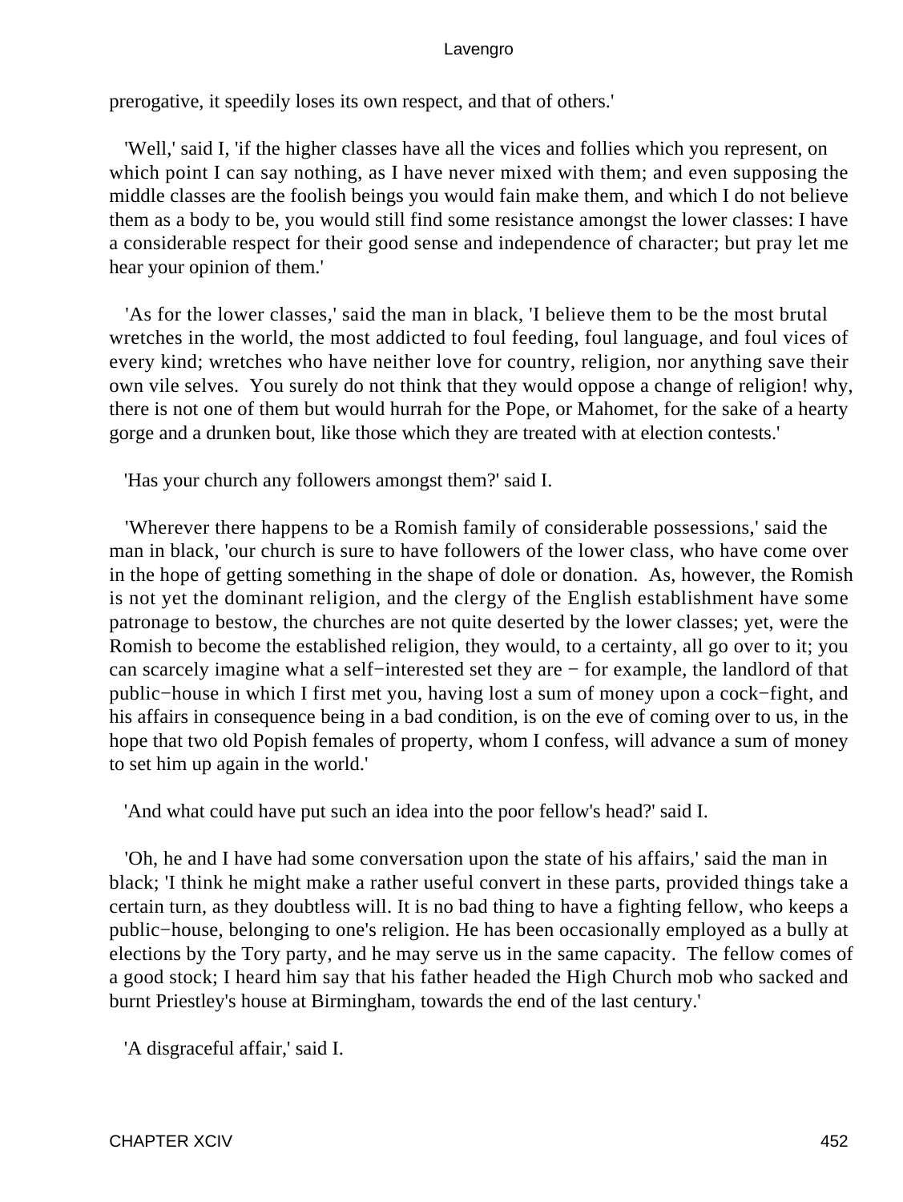prerogative, it speedily loses its own respect, and that of others.'

'Well,' said I, 'if the higher classes have all the vices and follies which you represent, on which point I can say nothing, as I have never mixed with them; and even supposing the middle classes are the foolish beings you would fain make them, and which I do not believe them as a body to be, you would still find some resistance amongst the lower classes: I have a considerable respect for their good sense and independence of character; but pray let me hear your opinion of them.'

'As for the lower classes,' said the man in black, 'I believe them to be the most brutal wretches in the world, the most addicted to foul feeding, foul language, and foul vices of every kind; wretches who have neither love for country, religion, nor anything save their own vile selves. You surely do not think that they would oppose a change of religion! why, there is not one of them but would hurrah for the Pope, or Mahomet, for the sake of a hearty gorge and a drunken bout, like those which they are treated with at election contests.'

'Has your church any followers amongst them?' said I.

'Wherever there happens to be a Romish family of considerable possessions,' said the man in black, 'our church is sure to have followers of the lower class, who have come over in the hope of getting something in the shape of dole or donation. As, however, the Romish is not yet the dominant religion, and the clergy of the English establishment have some patronage to bestow, the churches are not quite deserted by the lower classes; yet, were the Romish to become the established religion, they would, to a certainty, all go over to it; you can scarcely imagine what a self−interested set they are − for example, the landlord of that public−house in which I first met you, having lost a sum of money upon a cock−fight, and his affairs in consequence being in a bad condition, is on the eve of coming over to us, in the hope that two old Popish females of property, whom I confess, will advance a sum of money to set him up again in the world.'

'And what could have put such an idea into the poor fellow's head?' said I.

'Oh, he and I have had some conversation upon the state of his affairs,' said the man in black; 'I think he might make a rather useful convert in these parts, provided things take a certain turn, as they doubtless will. It is no bad thing to have a fighting fellow, who keeps a public−house, belonging to one's religion. He has been occasionally employed as a bully at elections by the Tory party, and he may serve us in the same capacity. The fellow comes of a good stock; I heard him say that his father headed the High Church mob who sacked and burnt Priestley's house at Birmingham, towards the end of the last century.'

'A disgraceful affair,' said I.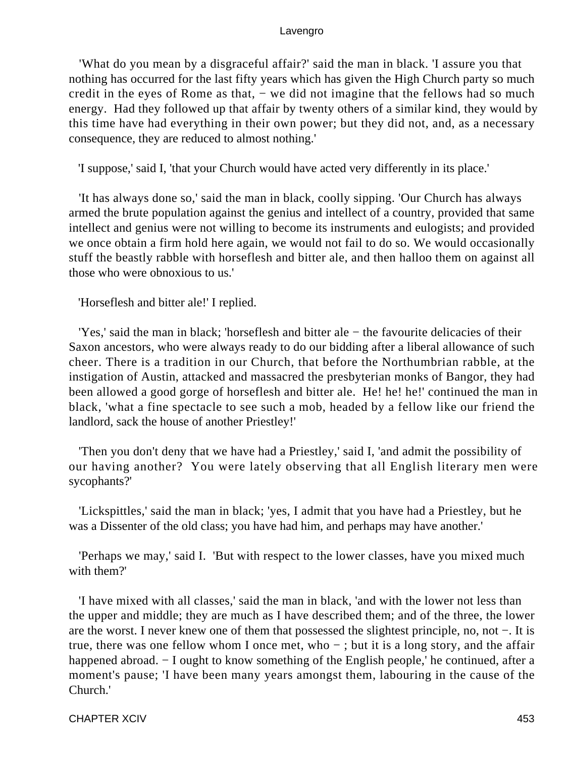'What do you mean by a disgraceful affair?' said the man in black. 'I assure you that nothing has occurred for the last fifty years which has given the High Church party so much credit in the eyes of Rome as that, − we did not imagine that the fellows had so much energy. Had they followed up that affair by twenty others of a similar kind, they would by this time have had everything in their own power; but they did not, and, as a necessary consequence, they are reduced to almost nothing.'

'I suppose,' said I, 'that your Church would have acted very differently in its place.'

'It has always done so,' said the man in black, coolly sipping. 'Our Church has always armed the brute population against the genius and intellect of a country, provided that same intellect and genius were not willing to become its instruments and eulogists; and provided we once obtain a firm hold here again, we would not fail to do so. We would occasionally stuff the beastly rabble with horseflesh and bitter ale, and then halloo them on against all those who were obnoxious to us.'

'Horseflesh and bitter ale!' I replied.

'Yes,' said the man in black; 'horseflesh and bitter ale − the favourite delicacies of their Saxon ancestors, who were always ready to do our bidding after a liberal allowance of such cheer. There is a tradition in our Church, that before the Northumbrian rabble, at the instigation of Austin, attacked and massacred the presbyterian monks of Bangor, they had been allowed a good gorge of horseflesh and bitter ale. He! he! he!' continued the man in black, 'what a fine spectacle to see such a mob, headed by a fellow like our friend the landlord, sack the house of another Priestley!'

'Then you don't deny that we have had a Priestley,' said I, 'and admit the possibility of our having another? You were lately observing that all English literary men were sycophants?'

'Lickspittles,' said the man in black; 'yes, I admit that you have had a Priestley, but he was a Dissenter of the old class; you have had him, and perhaps may have another.'

'Perhaps we may,' said I. 'But with respect to the lower classes, have you mixed much with them?'

'I have mixed with all classes,' said the man in black, 'and with the lower not less than the upper and middle; they are much as I have described them; and of the three, the lower are the worst. I never knew one of them that possessed the slightest principle, no, not −. It is true, there was one fellow whom I once met, who − ; but it is a long story, and the affair happened abroad. − I ought to know something of the English people,' he continued, after a moment's pause; 'I have been many years amongst them, labouring in the cause of the Church.'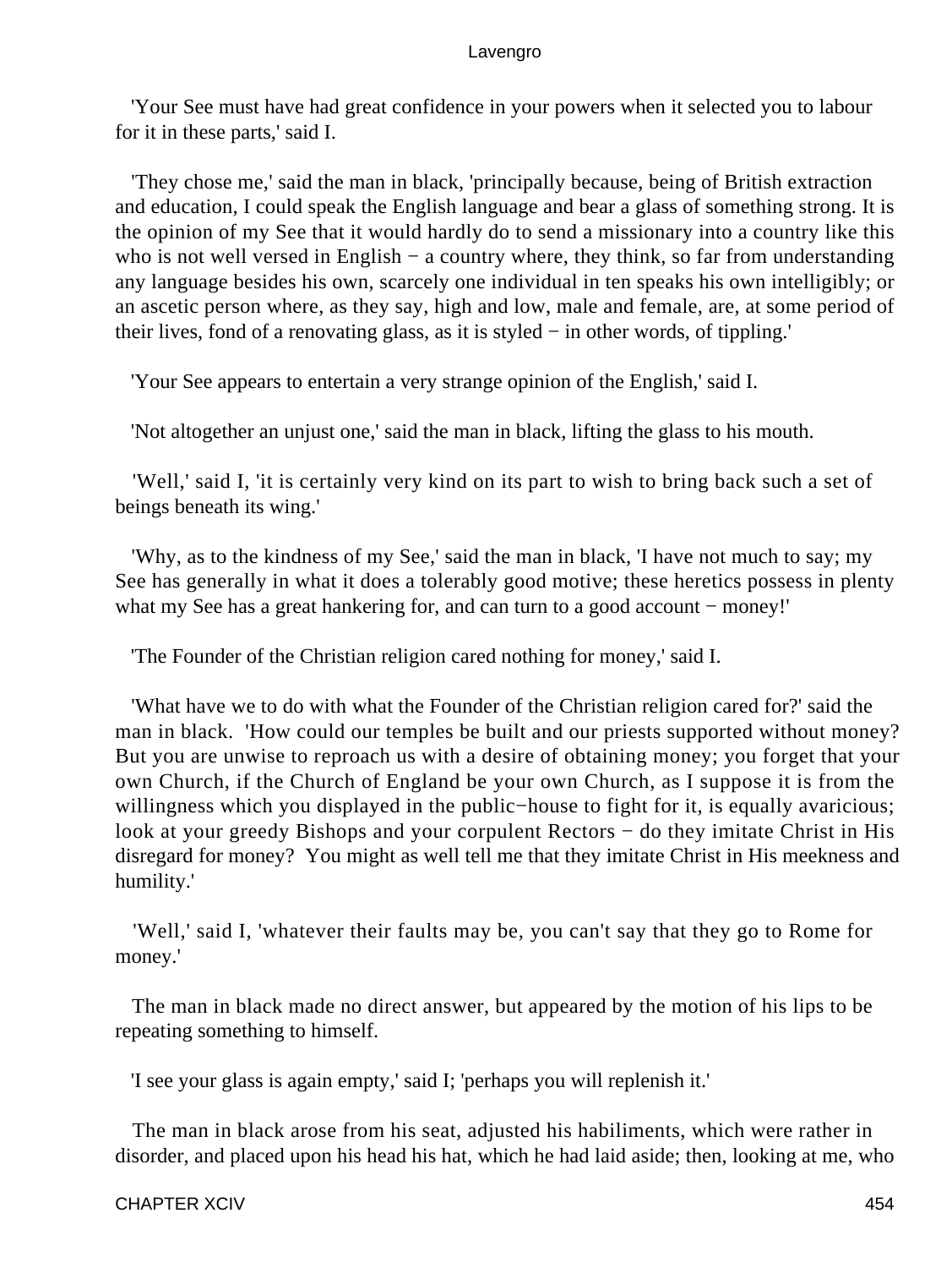'Your See must have had great confidence in your powers when it selected you to labour for it in these parts,' said I.

'They chose me,' said the man in black, 'principally because, being of British extraction and education, I could speak the English language and bear a glass of something strong. It is the opinion of my See that it would hardly do to send a missionary into a country like this who is not well versed in English − a country where, they think, so far from understanding any language besides his own, scarcely one individual in ten speaks his own intelligibly; or an ascetic person where, as they say, high and low, male and female, are, at some period of their lives, fond of a renovating glass, as it is styled − in other words, of tippling.'

'Your See appears to entertain a very strange opinion of the English,' said I.

'Not altogether an unjust one,' said the man in black, lifting the glass to his mouth.

'Well,' said I, 'it is certainly very kind on its part to wish to bring back such a set of beings beneath its wing.'

'Why, as to the kindness of my See,' said the man in black, 'I have not much to say; my See has generally in what it does a tolerably good motive; these heretics possess in plenty what my See has a great hankering for, and can turn to a good account − money!'

'The Founder of the Christian religion cared nothing for money,' said I.

'What have we to do with what the Founder of the Christian religion cared for?' said the man in black. 'How could our temples be built and our priests supported without money? But you are unwise to reproach us with a desire of obtaining money; you forget that your own Church, if the Church of England be your own Church, as I suppose it is from the willingness which you displayed in the public−house to fight for it, is equally avaricious; look at your greedy Bishops and your corpulent Rectors − do they imitate Christ in His disregard for money? You might as well tell me that they imitate Christ in His meekness and humility.'

'Well,' said I, 'whatever their faults may be, you can't say that they go to Rome for money.'

The man in black made no direct answer, but appeared by the motion of his lips to be repeating something to himself.

'I see your glass is again empty,' said I; 'perhaps you will replenish it.'

The man in black arose from his seat, adjusted his habiliments, which were rather in disorder, and placed upon his head his hat, which he had laid aside; then, looking at me, who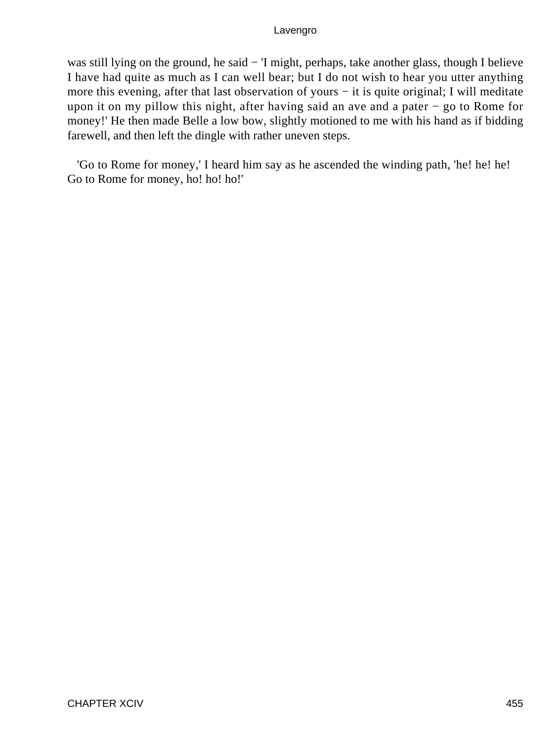was still lying on the ground, he said − 'I might, perhaps, take another glass, though I believe I have had quite as much as I can well bear; but I do not wish to hear you utter anything more this evening, after that last observation of yours − it is quite original; I will meditate upon it on my pillow this night, after having said an ave and a pater − go to Rome for money!' He then made Belle a low bow, slightly motioned to me with his hand as if bidding farewell, and then left the dingle with rather uneven steps.

'Go to Rome for money,' I heard him say as he ascended the winding path, 'he! he! he! Go to Rome for money, ho! ho! ho!'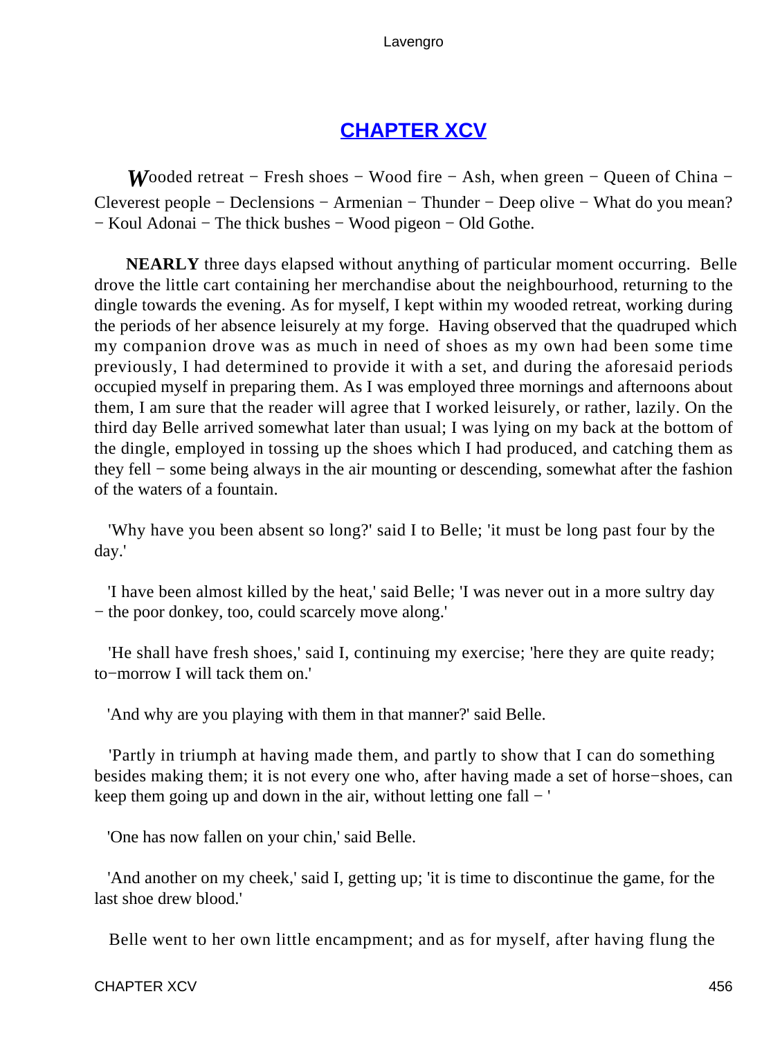## CHAPTER XCV

*W*ooded retreat − Fresh shoes − Wood fire − Ash, when green − Queen of China − Cleverest people − Declensions − Armenian − Thunder − Deep olive − What do you mean? − Koul Adonai − The thick bushes − Wood pigeon − Old Gothe.

**NEARLY** three days elapsed without anything of particular moment occurring. Belle drove the little cart containing her merchandise about the neighbourhood, returning to the dingle towards the evening. As for myself, I kept within my wooded retreat, working during the periods of her absence leisurely at my forge. Having observed that the quadruped which my companion drove was as much in need of shoes as my own had been some time previously, I had determined to provide it with a set, and during the aforesaid periods occupied myself in preparing them. As I was employed three mornings and afternoons about them, I am sure that the reader will agree that I worked leisurely, or rather, lazily. On the third day Belle arrived somewhat later than usual; I was lying on my back at the bottom of the dingle, employed in tossing up the shoes which I had produced, and catching them as they fell − some being always in the air mounting or descending, somewhat after the fashion of the waters of a fountain.

'Why have you been absent so long?' said I to Belle; 'it must be long past four by the day.'

'I have been almost killed by the heat,' said Belle; 'I was never out in a more sultry day − the poor donkey, too, could scarcely move along.'

'He shall have fresh shoes,' said I, continuing my exercise; 'here they are quite ready; to−morrow I will tack them on.'

'And why are you playing with them in that manner?' said Belle.

'Partly in triumph at having made them, and partly to show that I can do something besides making them; it is not every one who, after having made a set of horse−shoes, can keep them going up and down in the air, without letting one fall − '

'One has now fallen on your chin,' said Belle.

'And another on my cheek,' said I, getting up; 'it is time to discontinue the game, for the last shoe drew blood.'

Belle went to her own little encampment; and as for myself, after having flung the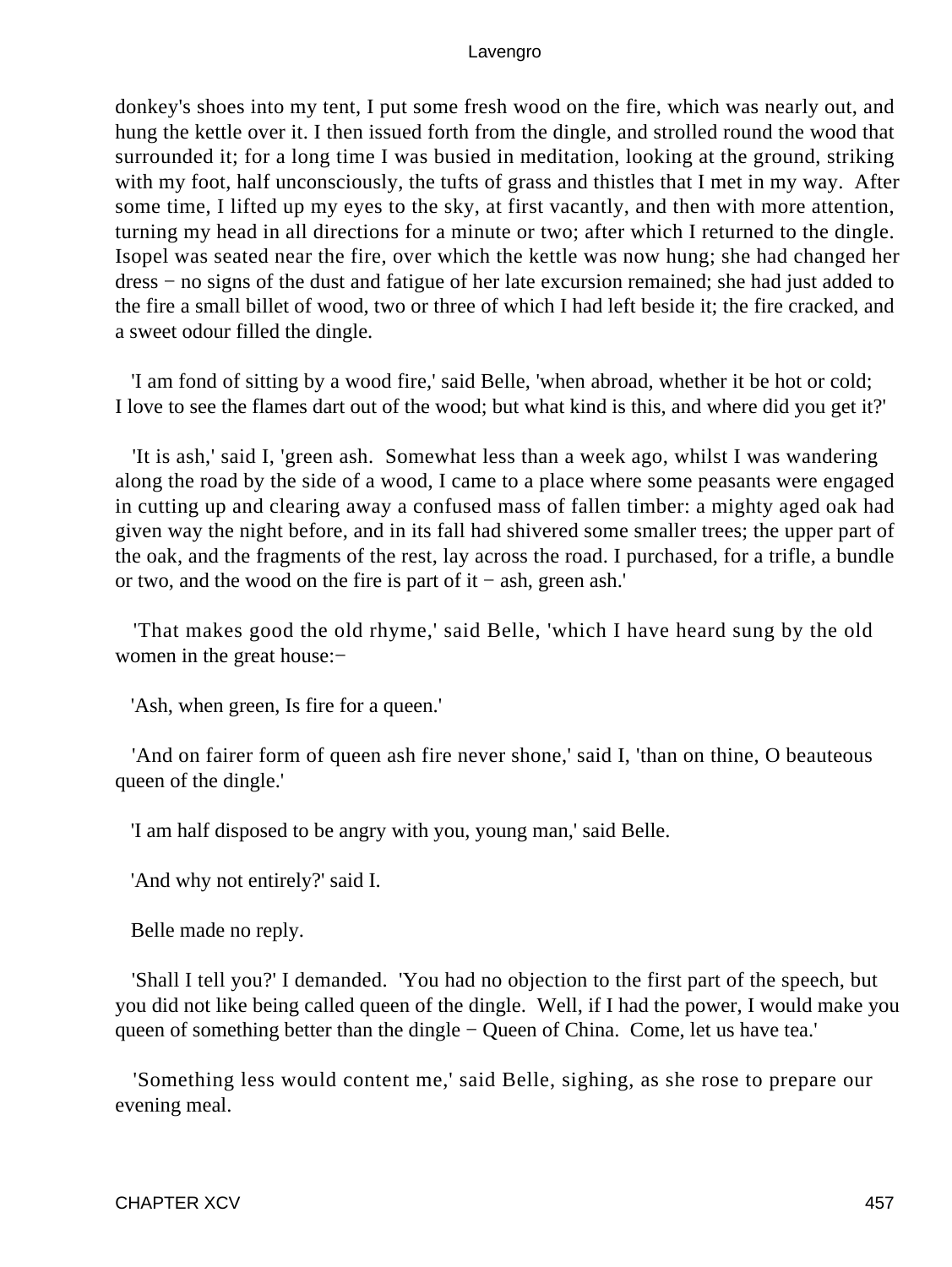donkey's shoes into my tent, I put some fresh wood on the fire, which was nearly out, and hung the kettle over it. I then issued forth from the dingle, and strolled round the wood that surrounded it; for a long time I was busied in meditation, looking at the ground, striking with my foot, half unconsciously, the tufts of grass and thistles that I met in my way. After some time, I lifted up my eyes to the sky, at first vacantly, and then with more attention, turning my head in all directions for a minute or two; after which I returned to the dingle. Isopel was seated near the fire, over which the kettle was now hung; she had changed her dress − no signs of the dust and fatigue of her late excursion remained; she had just added to the fire a small billet of wood, two or three of which I had left beside it; the fire cracked, and a sweet odour filled the dingle.

'I am fond of sitting by a wood fire,' said Belle, 'when abroad, whether it be hot or cold; I love to see the flames dart out of the wood; but what kind is this, and where did you get it?'

'It is ash,' said I, 'green ash. Somewhat less than a week ago, whilst I was wandering along the road by the side of a wood, I came to a place where some peasants were engaged in cutting up and clearing away a confused mass of fallen timber: a mighty aged oak had given way the night before, and in its fall had shivered some smaller trees; the upper part of the oak, and the fragments of the rest, lay across the road. I purchased, for a trifle, a bundle or two, and the wood on the fire is part of it − ash, green ash.'

'That makes good the old rhyme,' said Belle, 'which I have heard sung by the old women in the great house:−

'Ash, when green, Is fire for a queen.'

'And on fairer form of queen ash fire never shone,' said I, 'than on thine, O beauteous queen of the dingle.'

'I am half disposed to be angry with you, young man,' said Belle.

'And why not entirely?' said I.

Belle made no reply.

'Shall I tell you?' I demanded. 'You had no objection to the first part of the speech, but you did not like being called queen of the dingle. Well, if I had the power, I would make you queen of something better than the dingle − Queen of China. Come, let us have tea.'

'Something less would content me,' said Belle, sighing, as she rose to prepare our evening meal.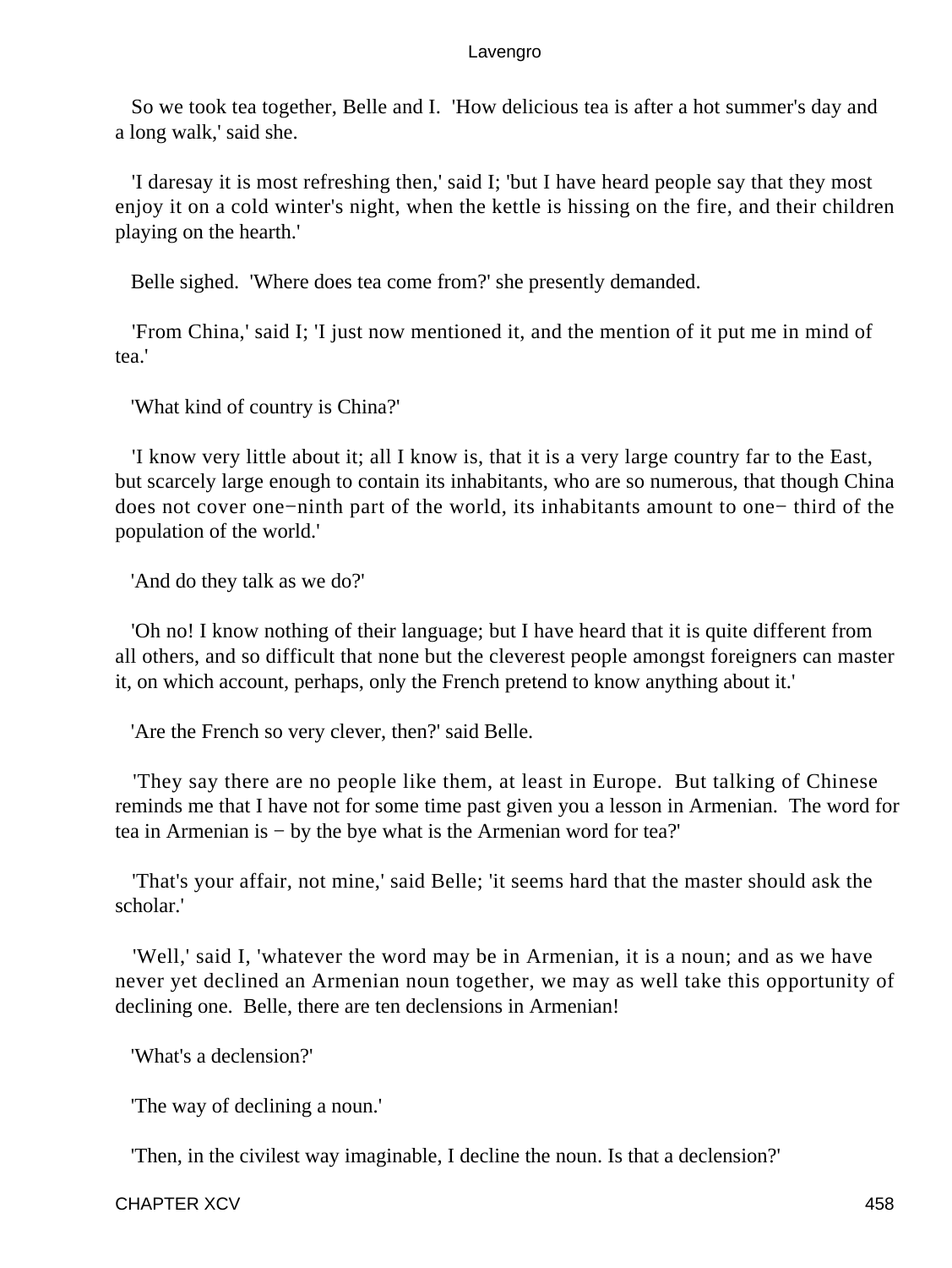So we took tea together, Belle and I. 'How delicious tea is after a hot summer's day and a long walk,' said she.

'I daresay it is most refreshing then,' said I; 'but I have heard people say that they most enjoy it on a cold winter's night, when the kettle is hissing on the fire, and their children playing on the hearth.'

Belle sighed. 'Where does tea come from?' she presently demanded.

'From China,' said I; 'I just now mentioned it, and the mention of it put me in mind of tea.'

'What kind of country is China?'

'I know very little about it; all I know is, that it is a very large country far to the East, but scarcely large enough to contain its inhabitants, who are so numerous, that though China does not cover one−ninth part of the world, its inhabitants amount to one− third of the population of the world.'

'And do they talk as we do?'

'Oh no! I know nothing of their language; but I have heard that it is quite different from all others, and so difficult that none but the cleverest people amongst foreigners can master it, on which account, perhaps, only the French pretend to know anything about it.'

'Are the French so very clever, then?' said Belle.

'They say there are no people like them, at least in Europe. But talking of Chinese reminds me that I have not for some time past given you a lesson in Armenian. The word for tea in Armenian is − by the bye what is the Armenian word for tea?'

'That's your affair, not mine,' said Belle; 'it seems hard that the master should ask the scholar.'

'Well,' said I, 'whatever the word may be in Armenian, it is a noun; and as we have never yet declined an Armenian noun together, we may as well take this opportunity of declining one. Belle, there are ten declensions in Armenian!

'What's a declension?'

'The way of declining a noun.'

'Then, in the civilest way imaginable, I decline the noun. Is that a declension?'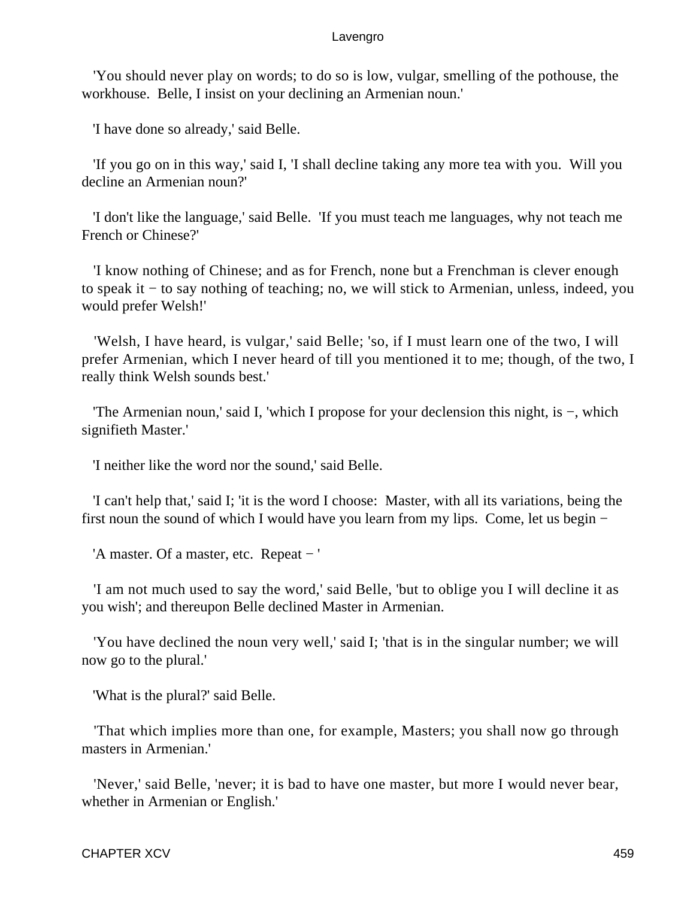'You should never play on words; to do so is low, vulgar, smelling of the pothouse, the workhouse. Belle, I insist on your declining an Armenian noun.'

'I have done so already,' said Belle.

'If you go on in this way,' said I, 'I shall decline taking any more tea with you. Will you decline an Armenian noun?'

'I don't like the language,' said Belle. 'If you must teach me languages, why not teach me French or Chinese?'

'I know nothing of Chinese; and as for French, none but a Frenchman is clever enough to speak it − to say nothing of teaching; no, we will stick to Armenian, unless, indeed, you would prefer Welsh!'

'Welsh, I have heard, is vulgar,' said Belle; 'so, if I must learn one of the two, I will prefer Armenian, which I never heard of till you mentioned it to me; though, of the two, I really think Welsh sounds best.'

'The Armenian noun,' said I, 'which I propose for your declension this night, is −, which signifieth Master.'

'I neither like the word nor the sound,' said Belle.

'I can't help that,' said I; 'it is the word I choose: Master, with all its variations, being the first noun the sound of which I would have you learn from my lips. Come, let us begin −

'A master. Of a master, etc. Repeat − '

'I am not much used to say the word,' said Belle, 'but to oblige you I will decline it as you wish'; and thereupon Belle declined Master in Armenian.

'You have declined the noun very well,' said I; 'that is in the singular number; we will now go to the plural.'

'What is the plural?' said Belle.

'That which implies more than one, for example, Masters; you shall now go through masters in Armenian.'

'Never,' said Belle, 'never; it is bad to have one master, but more I would never bear, whether in Armenian or English.'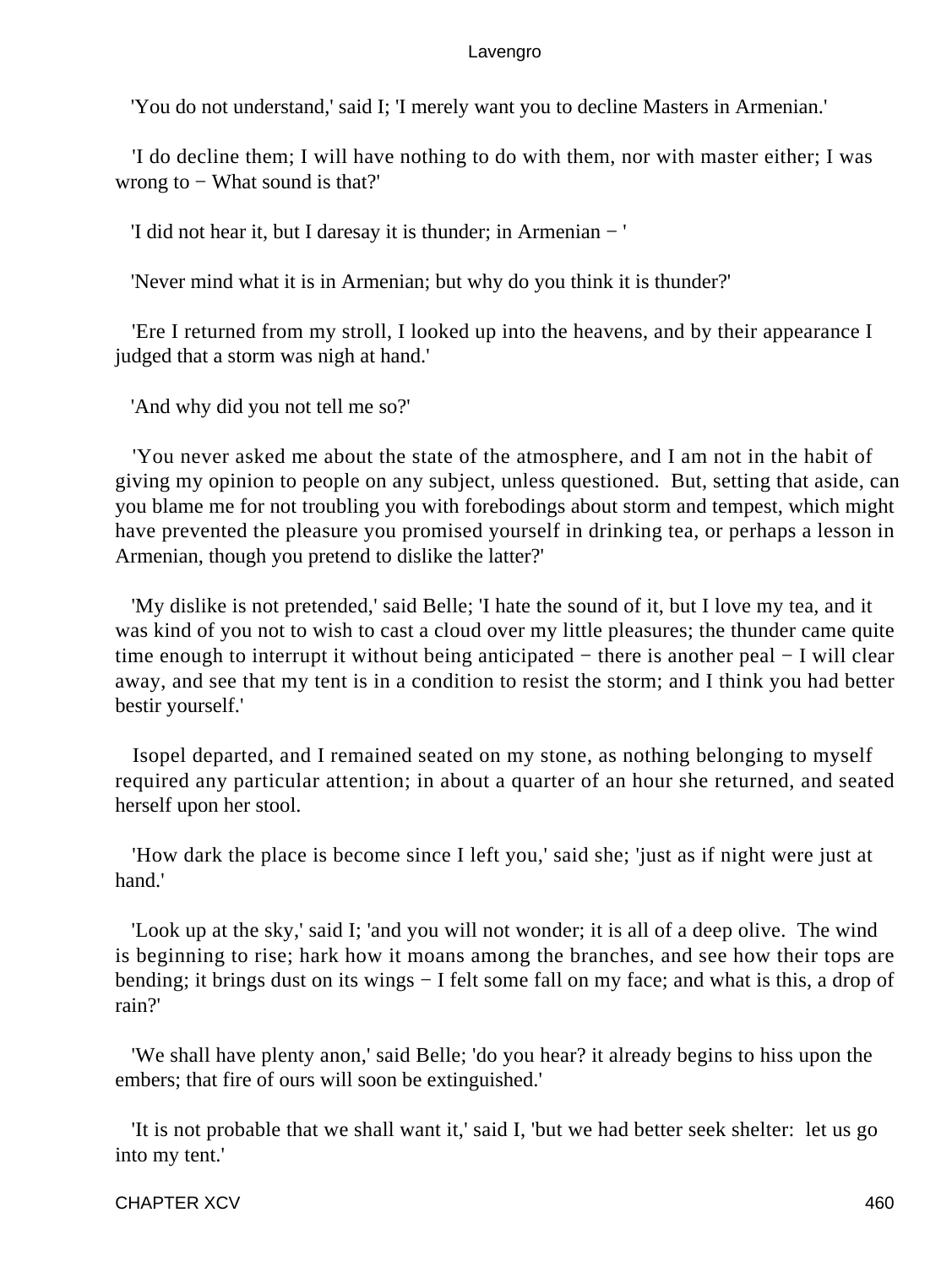'You do not understand,' said I; 'I merely want you to decline Masters in Armenian.'

'I do decline them; I will have nothing to do with them, nor with master either; I was wrong to − What sound is that?'

'I did not hear it, but I daresay it is thunder; in Armenian − '

'Never mind what it is in Armenian; but why do you think it is thunder?'

'Ere I returned from my stroll, I looked up into the heavens, and by their appearance I judged that a storm was nigh at hand.'

'And why did you not tell me so?'

'You never asked me about the state of the atmosphere, and I am not in the habit of giving my opinion to people on any subject, unless questioned. But, setting that aside, can you blame me for not troubling you with forebodings about storm and tempest, which might have prevented the pleasure you promised yourself in drinking tea, or perhaps a lesson in Armenian, though you pretend to dislike the latter?'

'My dislike is not pretended,' said Belle; 'I hate the sound of it, but I love my tea, and it was kind of you not to wish to cast a cloud over my little pleasures; the thunder came quite time enough to interrupt it without being anticipated − there is another peal − I will clear away, and see that my tent is in a condition to resist the storm; and I think you had better bestir yourself.'

Isopel departed, and I remained seated on my stone, as nothing belonging to myself required any particular attention; in about a quarter of an hour she returned, and seated herself upon her stool.

'How dark the place is become since I left you,' said she; 'just as if night were just at hand.'

'Look up at the sky,' said I; 'and you will not wonder; it is all of a deep olive. The wind is beginning to rise; hark how it moans among the branches, and see how their tops are bending; it brings dust on its wings − I felt some fall on my face; and what is this, a drop of rain?'

'We shall have plenty anon,' said Belle; 'do you hear? it already begins to hiss upon the embers; that fire of ours will soon be extinguished.'

'It is not probable that we shall want it,' said I, 'but we had better seek shelter: let us go into my tent.'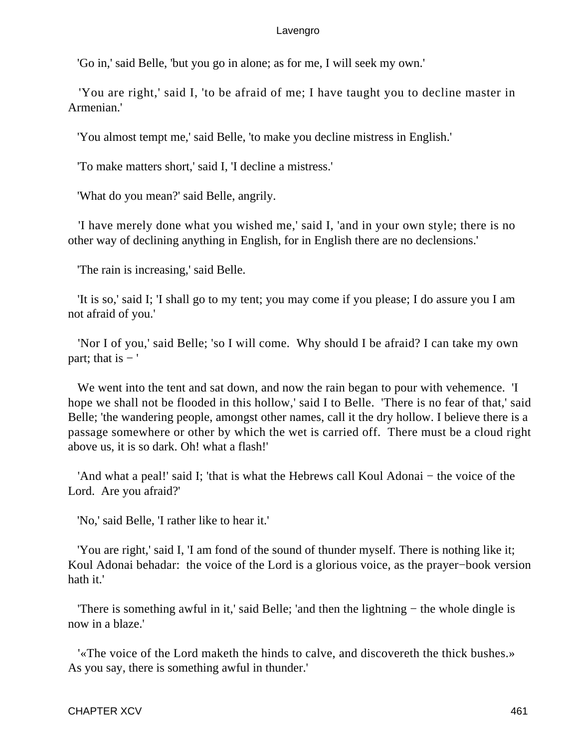'Go in,' said Belle, 'but you go in alone; as for me, I will seek my own.'

'You are right,' said I, 'to be afraid of me; I have taught you to decline master in Armenian.'

'You almost tempt me,' said Belle, 'to make you decline mistress in English.'

'To make matters short,' said I, 'I decline a mistress.'

'What do you mean?' said Belle, angrily.

'I have merely done what you wished me,' said I, 'and in your own style; there is no other way of declining anything in English, for in English there are no declensions.'

'The rain is increasing,' said Belle.

'It is so,' said I; 'I shall go to my tent; you may come if you please; I do assure you I am not afraid of you.'

'Nor I of you,' said Belle; 'so I will come. Why should I be afraid? I can take my own part; that is − '

We went into the tent and sat down, and now the rain began to pour with vehemence. 'I hope we shall not be flooded in this hollow,' said I to Belle. 'There is no fear of that,' said Belle; 'the wandering people, amongst other names, call it the dry hollow. I believe there is a passage somewhere or other by which the wet is carried off. There must be a cloud right above us, it is so dark. Oh! what a flash!'

'And what a peal!' said I; 'that is what the Hebrews call Koul Adonai − the voice of the Lord. Are you afraid?'

'No,' said Belle, 'I rather like to hear it.'

'You are right,' said I, 'I am fond of the sound of thunder myself. There is nothing like it; Koul Adonai behadar: the voice of the Lord is a glorious voice, as the prayer−book version hath it.'

'There is something awful in it,' said Belle; 'and then the lightning − the whole dingle is now in a blaze.'

'«The voice of the Lord maketh the hinds to calve, and discovereth the thick bushes.» As you say, there is something awful in thunder.'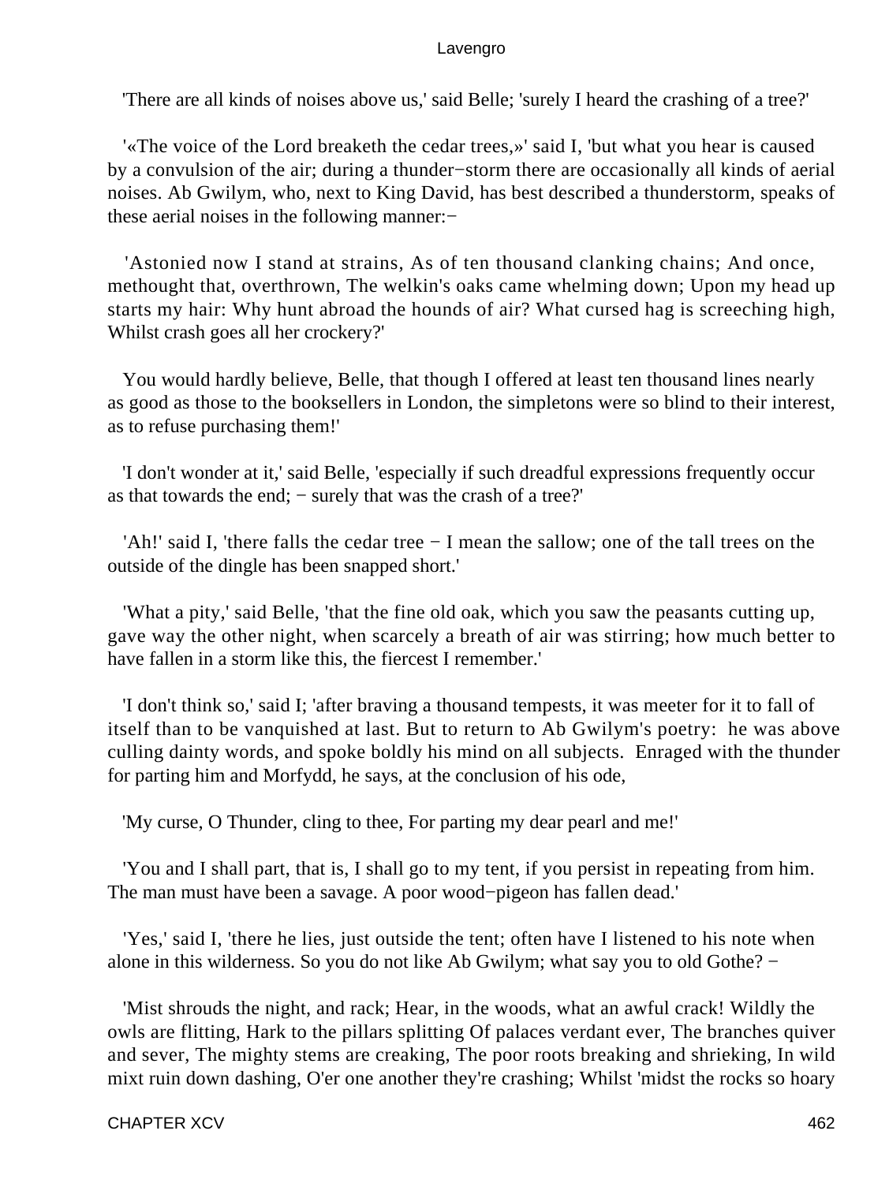'There are all kinds of noises above us,' said Belle; 'surely I heard the crashing of a tree?'

'«The voice of the Lord breaketh the cedar trees,»' said I, 'but what you hear is caused by a convulsion of the air; during a thunder−storm there are occasionally all kinds of aerial noises. Ab Gwilym, who, next to King David, has best described a thunderstorm, speaks of these aerial noises in the following manner:−

'Astonied now I stand at strains, As of ten thousand clanking chains; And once, methought that, overthrown, The welkin's oaks came whelming down; Upon my head up starts my hair: Why hunt abroad the hounds of air? What cursed hag is screeching high, Whilst crash goes all her crockery?'

You would hardly believe, Belle, that though I offered at least ten thousand lines nearly as good as those to the booksellers in London, the simpletons were so blind to their interest, as to refuse purchasing them!'

'I don't wonder at it,' said Belle, 'especially if such dreadful expressions frequently occur as that towards the end; − surely that was the crash of a tree?'

'Ah!' said I, 'there falls the cedar tree − I mean the sallow; one of the tall trees on the outside of the dingle has been snapped short.'

'What a pity,' said Belle, 'that the fine old oak, which you saw the peasants cutting up, gave way the other night, when scarcely a breath of air was stirring; how much better to have fallen in a storm like this, the fiercest I remember.'

'I don't think so,' said I; 'after braving a thousand tempests, it was meeter for it to fall of itself than to be vanquished at last. But to return to Ab Gwilym's poetry: he was above culling dainty words, and spoke boldly his mind on all subjects. Enraged with the thunder for parting him and Morfydd, he says, at the conclusion of his ode,

'My curse, O Thunder, cling to thee, For parting my dear pearl and me!'

'You and I shall part, that is, I shall go to my tent, if you persist in repeating from him. The man must have been a savage. A poor wood−pigeon has fallen dead.'

'Yes,' said I, 'there he lies, just outside the tent; often have I listened to his note when alone in this wilderness. So you do not like Ab Gwilym; what say you to old Gothe? −

'Mist shrouds the night, and rack; Hear, in the woods, what an awful crack! Wildly the owls are flitting, Hark to the pillars splitting Of palaces verdant ever, The branches quiver and sever, The mighty stems are creaking, The poor roots breaking and shrieking, In wild mixt ruin down dashing, O'er one another they're crashing; Whilst 'midst the rocks so hoary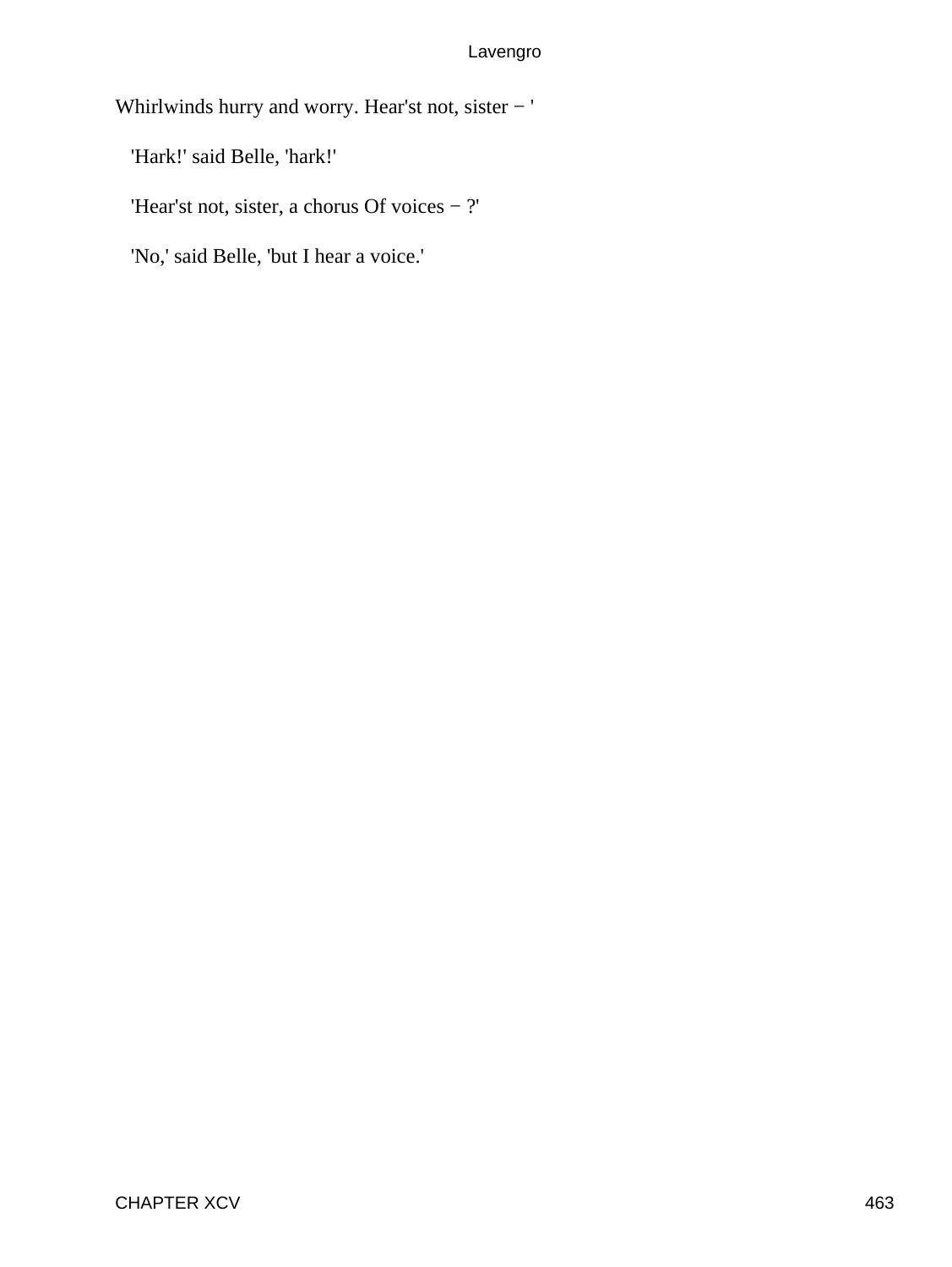Whirlwinds hurry and worry. Hear'st not, sister − '

'Hark!' said Belle, 'hark!'

'Hear'st not, sister, a chorus Of voices − ?'

'No,' said Belle, 'but I hear a voice.'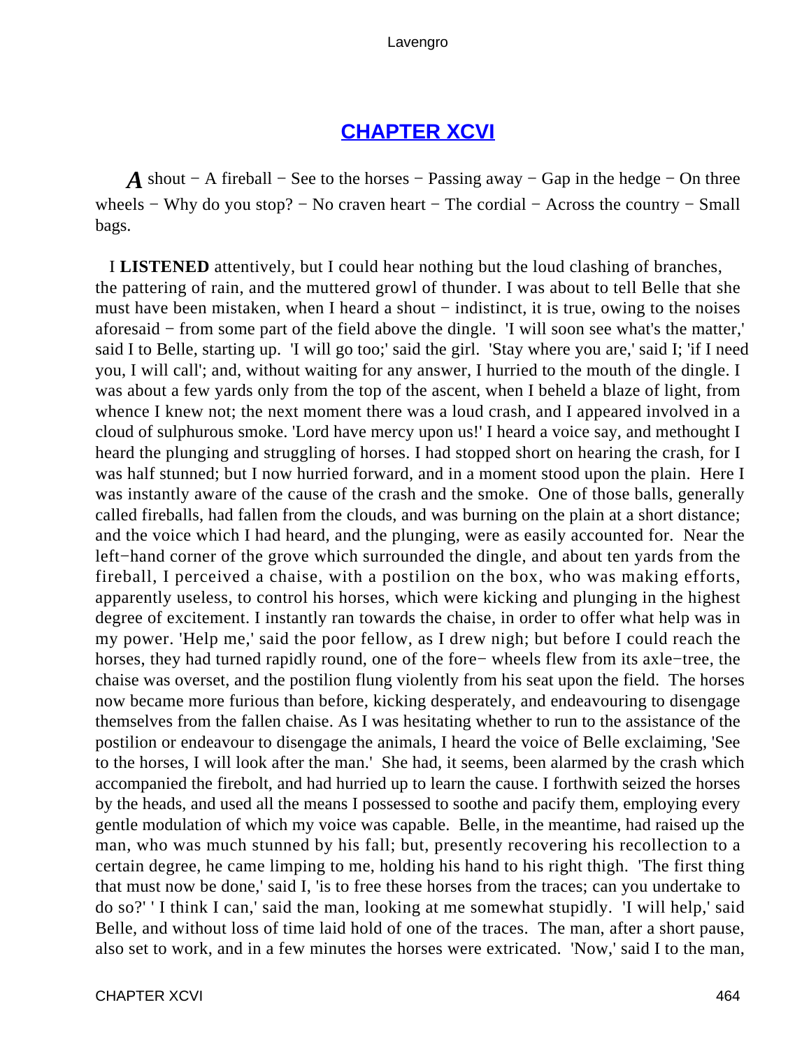## CHAPTER XCVI

*A* shout − A fireball − See to the horses − Passing away − Gap in the hedge − On three wheels − Why do you stop? − No craven heart − The cordial − Across the country − Small bags.

I **LISTENED** attentively, but I could hear nothing but the loud clashing of branches, the pattering of rain, and the muttered growl of thunder. I was about to tell Belle that she must have been mistaken, when I heard a shout − indistinct, it is true, owing to the noises aforesaid − from some part of the field above the dingle. 'I will soon see what's the matter,' said I to Belle, starting up. 'I will go too;' said the girl. 'Stay where you are,' said I; 'if I need you, I will call'; and, without waiting for any answer, I hurried to the mouth of the dingle. I was about a few yards only from the top of the ascent, when I beheld a blaze of light, from whence I knew not; the next moment there was a loud crash, and I appeared involved in a cloud of sulphurous smoke. 'Lord have mercy upon us!' I heard a voice say, and methought I heard the plunging and struggling of horses. I had stopped short on hearing the crash, for I was half stunned; but I now hurried forward, and in a moment stood upon the plain. Here I was instantly aware of the cause of the crash and the smoke. One of those balls, generally called fireballs, had fallen from the clouds, and was burning on the plain at a short distance; and the voice which I had heard, and the plunging, were as easily accounted for. Near the left−hand corner of the grove which surrounded the dingle, and about ten yards from the fireball, I perceived a chaise, with a postilion on the box, who was making efforts, apparently useless, to control his horses, which were kicking and plunging in the highest degree of excitement. I instantly ran towards the chaise, in order to offer what help was in my power. 'Help me,' said the poor fellow, as I drew nigh; but before I could reach the horses, they had turned rapidly round, one of the fore− wheels flew from its axle−tree, the chaise was overset, and the postilion flung violently from his seat upon the field. The horses now became more furious than before, kicking desperately, and endeavouring to disengage themselves from the fallen chaise. As I was hesitating whether to run to the assistance of the postilion or endeavour to disengage the animals, I heard the voice of Belle exclaiming, 'See to the horses, I will look after the man.' She had, it seems, been alarmed by the crash which accompanied the firebolt, and had hurried up to learn the cause. I forthwith seized the horses by the heads, and used all the means I possessed to soothe and pacify them, employing every gentle modulation of which my voice was capable. Belle, in the meantime, had raised up the man, who was much stunned by his fall; but, presently recovering his recollection to a certain degree, he came limping to me, holding his hand to his right thigh. 'The first thing that must now be done,' said I, 'is to free these horses from the traces; can you undertake to do so?' ' I think I can,' said the man, looking at me somewhat stupidly. 'I will help,' said Belle, and without loss of time laid hold of one of the traces. The man, after a short pause, also set to work, and in a few minutes the horses were extricated. 'Now,' said I to the man,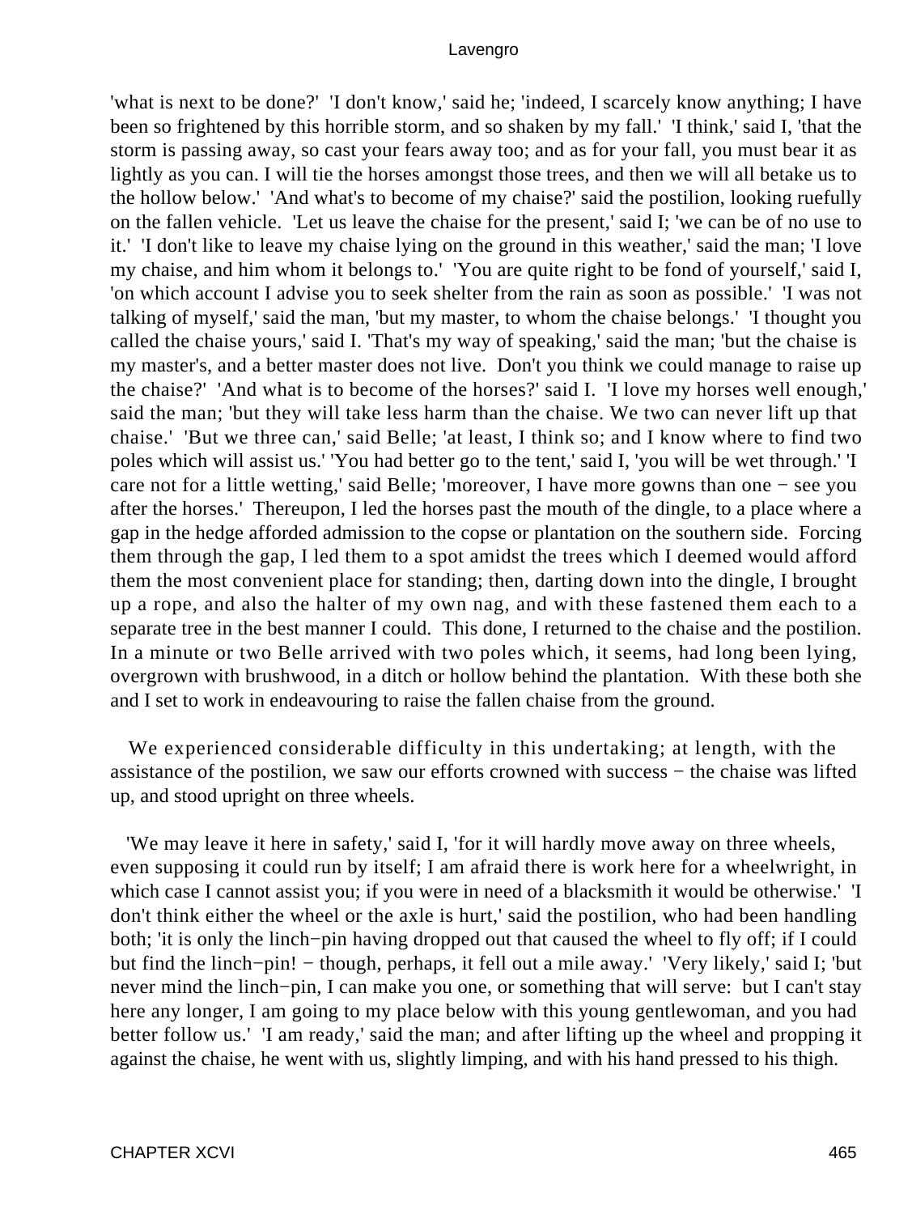'what is next to be done?' 'I don't know,' said he; 'indeed, I scarcely know anything; I have been so frightened by this horrible storm, and so shaken by my fall.' 'I think,' said I, 'that the storm is passing away, so cast your fears away too; and as for your fall, you must bear it as lightly as you can. I will tie the horses amongst those trees, and then we will all betake us to the hollow below.' 'And what's to become of my chaise?' said the postilion, looking ruefully on the fallen vehicle. 'Let us leave the chaise for the present,' said I; 'we can be of no use to it.' 'I don't like to leave my chaise lying on the ground in this weather,' said the man; 'I love my chaise, and him whom it belongs to.' 'You are quite right to be fond of yourself,' said I, 'on which account I advise you to seek shelter from the rain as soon as possible.' 'I was not talking of myself,' said the man, 'but my master, to whom the chaise belongs.' 'I thought you called the chaise yours,' said I. 'That's my way of speaking,' said the man; 'but the chaise is my master's, and a better master does not live. Don't you think we could manage to raise up the chaise?' 'And what is to become of the horses?' said I. 'I love my horses well enough,' said the man; 'but they will take less harm than the chaise. We two can never lift up that chaise.' 'But we three can,' said Belle; 'at least, I think so; and I know where to find two poles which will assist us.' 'You had better go to the tent,' said I, 'you will be wet through.' 'I care not for a little wetting,' said Belle; 'moreover, I have more gowns than one − see you after the horses.' Thereupon, I led the horses past the mouth of the dingle, to a place where a gap in the hedge afforded admission to the copse or plantation on the southern side. Forcing them through the gap, I led them to a spot amidst the trees which I deemed would afford them the most convenient place for standing; then, darting down into the dingle, I brought up a rope, and also the halter of my own nag, and with these fastened them each to a separate tree in the best manner I could. This done, I returned to the chaise and the postilion. In a minute or two Belle arrived with two poles which, it seems, had long been lying, overgrown with brushwood, in a ditch or hollow behind the plantation. With these both she and I set to work in endeavouring to raise the fallen chaise from the ground.

We experienced considerable difficulty in this undertaking; at length, with the assistance of the postilion, we saw our efforts crowned with success − the chaise was lifted up, and stood upright on three wheels.

'We may leave it here in safety,' said I, 'for it will hardly move away on three wheels, even supposing it could run by itself; I am afraid there is work here for a wheelwright, in which case I cannot assist you; if you were in need of a blacksmith it would be otherwise.' 'I don't think either the wheel or the axle is hurt,' said the postilion, who had been handling both; 'it is only the linch−pin having dropped out that caused the wheel to fly off; if I could but find the linch−pin! − though, perhaps, it fell out a mile away.' 'Very likely,' said I; 'but never mind the linch−pin, I can make you one, or something that will serve: but I can't stay here any longer, I am going to my place below with this young gentlewoman, and you had better follow us.' 'I am ready,' said the man; and after lifting up the wheel and propping it against the chaise, he went with us, slightly limping, and with his hand pressed to his thigh.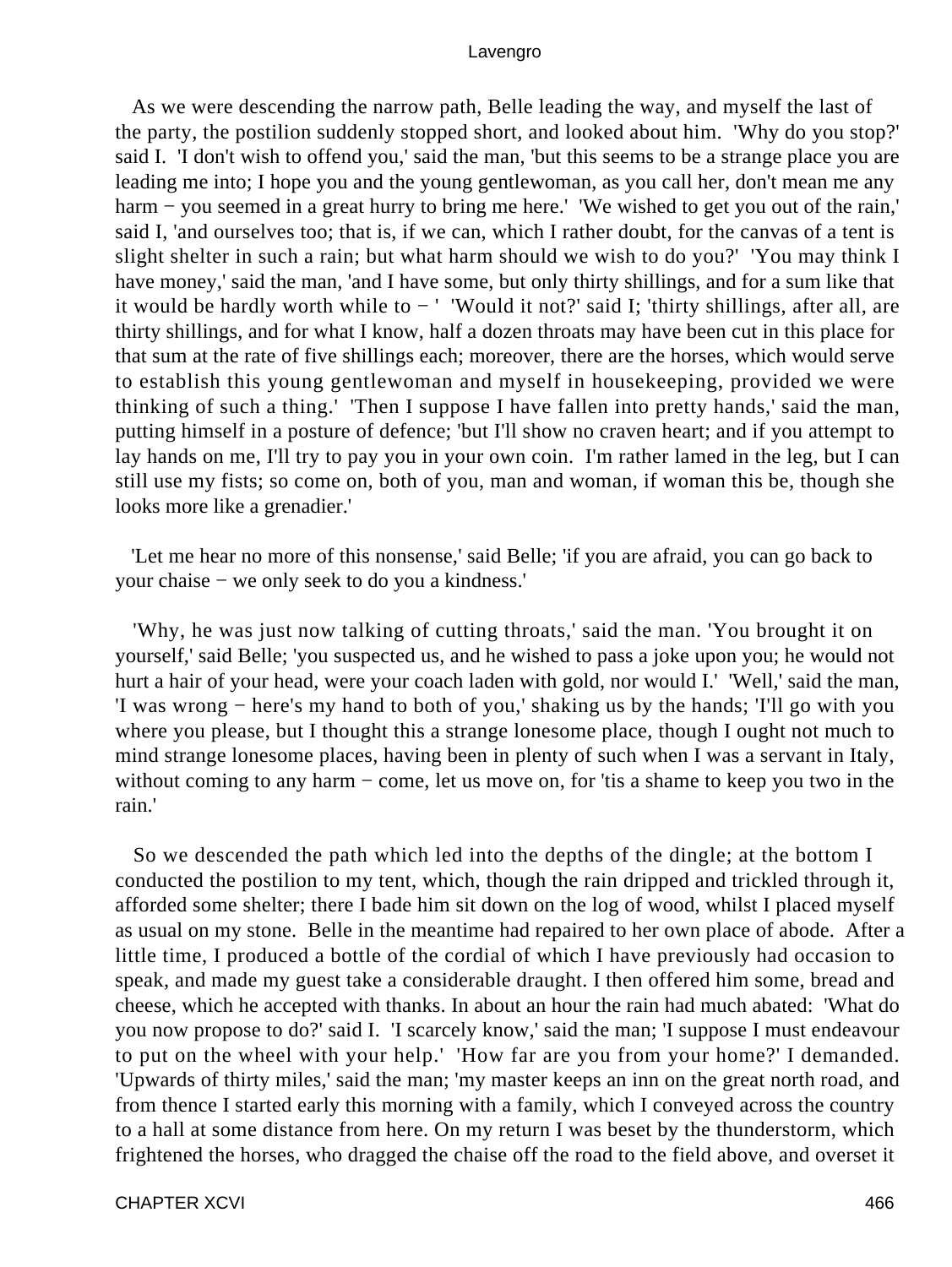As we were descending the narrow path, Belle leading the way, and myself the last of the party, the postilion suddenly stopped short, and looked about him. 'Why do you stop?' said I. 'I don't wish to offend you,' said the man, 'but this seems to be a strange place you are leading me into; I hope you and the young gentlewoman, as you call her, don't mean me any harm − you seemed in a great hurry to bring me here.' 'We wished to get you out of the rain,' said I, 'and ourselves too; that is, if we can, which I rather doubt, for the canvas of a tent is slight shelter in such a rain; but what harm should we wish to do you?' 'You may think I have money,' said the man, 'and I have some, but only thirty shillings, and for a sum like that it would be hardly worth while to − ' 'Would it not?' said I; 'thirty shillings, after all, are thirty shillings, and for what I know, half a dozen throats may have been cut in this place for that sum at the rate of five shillings each; moreover, there are the horses, which would serve to establish this young gentlewoman and myself in housekeeping, provided we were thinking of such a thing.' 'Then I suppose I have fallen into pretty hands,' said the man, putting himself in a posture of defence; 'but I'll show no craven heart; and if you attempt to lay hands on me, I'll try to pay you in your own coin. I'm rather lamed in the leg, but I can still use my fists; so come on, both of you, man and woman, if woman this be, though she looks more like a grenadier.'

'Let me hear no more of this nonsense,' said Belle; 'if you are afraid, you can go back to your chaise − we only seek to do you a kindness.'

'Why, he was just now talking of cutting throats,' said the man. 'You brought it on yourself,' said Belle; 'you suspected us, and he wished to pass a joke upon you; he would not hurt a hair of your head, were your coach laden with gold, nor would I.' 'Well,' said the man, 'I was wrong − here's my hand to both of you,' shaking us by the hands; 'I'll go with you where you please, but I thought this a strange lonesome place, though I ought not much to mind strange lonesome places, having been in plenty of such when I was a servant in Italy, without coming to any harm − come, let us move on, for 'tis a shame to keep you two in the rain.'

So we descended the path which led into the depths of the dingle; at the bottom I conducted the postilion to my tent, which, though the rain dripped and trickled through it, afforded some shelter; there I bade him sit down on the log of wood, whilst I placed myself as usual on my stone. Belle in the meantime had repaired to her own place of abode. After a little time, I produced a bottle of the cordial of which I have previously had occasion to speak, and made my guest take a considerable draught. I then offered him some, bread and cheese, which he accepted with thanks. In about an hour the rain had much abated: 'What do you now propose to do?' said I. 'I scarcely know,' said the man; 'I suppose I must endeavour to put on the wheel with your help.' 'How far are you from your home?' I demanded. 'Upwards of thirty miles,' said the man; 'my master keeps an inn on the great north road, and from thence I started early this morning with a family, which I conveyed across the country to a hall at some distance from here. On my return I was beset by the thunderstorm, which frightened the horses, who dragged the chaise off the road to the field above, and overset it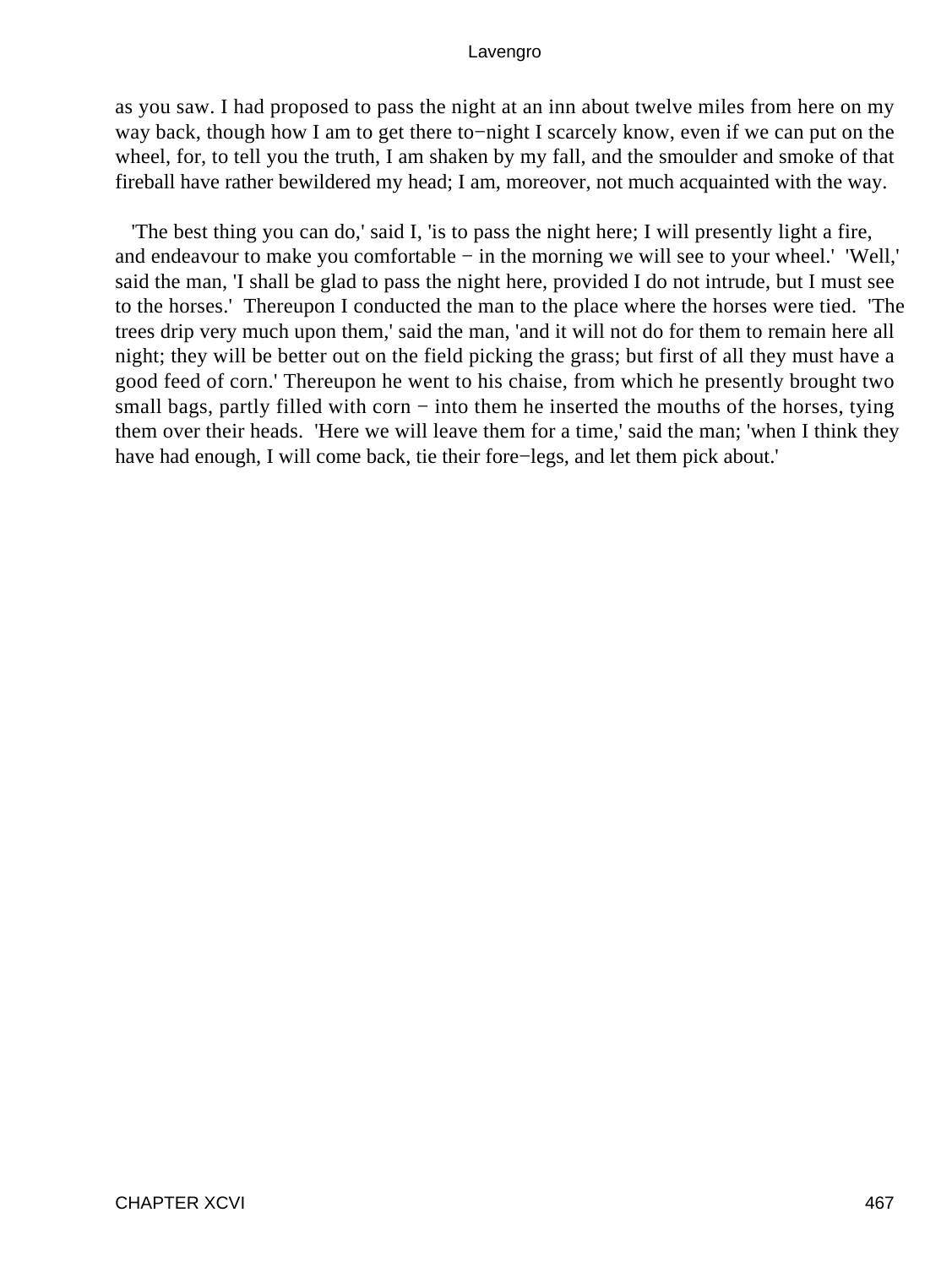as you saw. I had proposed to pass the night at an inn about twelve miles from here on my way back, though how I am to get there to−night I scarcely know, even if we can put on the wheel, for, to tell you the truth, I am shaken by my fall, and the smoulder and smoke of that fireball have rather bewildered my head; I am, moreover, not much acquainted with the way.

'The best thing you can do,' said I, 'is to pass the night here; I will presently light a fire, and endeavour to make you comfortable − in the morning we will see to your wheel.' 'Well,' said the man, 'I shall be glad to pass the night here, provided I do not intrude, but I must see to the horses.' Thereupon I conducted the man to the place where the horses were tied. 'The trees drip very much upon them,' said the man, 'and it will not do for them to remain here all night; they will be better out on the field picking the grass; but first of all they must have a good feed of corn.' Thereupon he went to his chaise, from which he presently brought two small bags, partly filled with corn − into them he inserted the mouths of the horses, tying them over their heads. 'Here we will leave them for a time,' said the man; 'when I think they have had enough, I will come back, tie their fore−legs, and let them pick about.'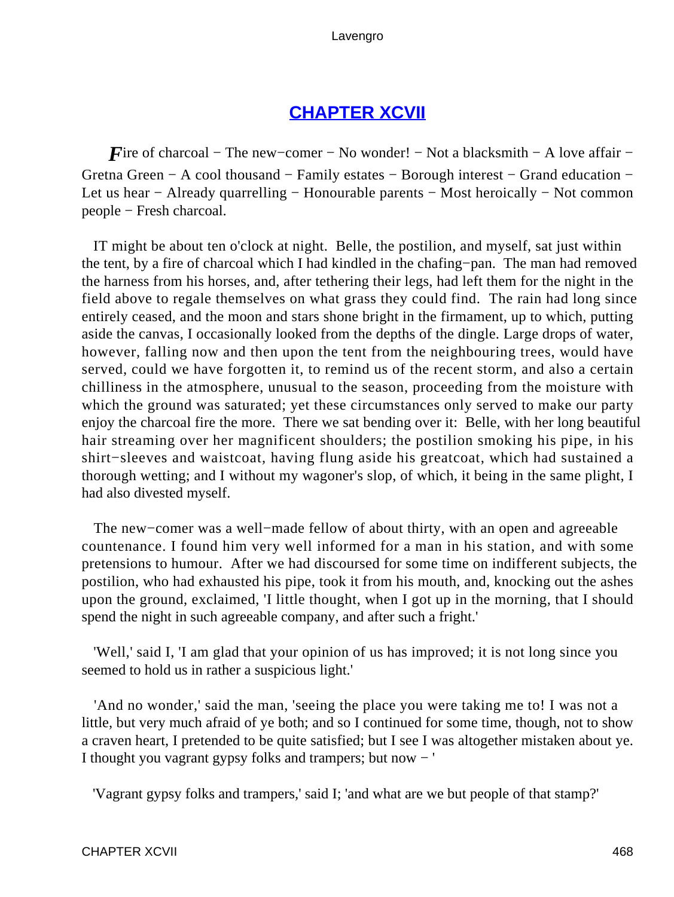## CHAPTER XCVII

*F*ire of charcoal − The new−comer − No wonder! − Not a blacksmith − A love affair − Gretna Green − A cool thousand − Family estates − Borough interest − Grand education − Let us hear − Already quarrelling − Honourable parents − Most heroically − Not common people − Fresh charcoal.

IT might be about ten o'clock at night. Belle, the postilion, and myself, sat just within the tent, by a fire of charcoal which I had kindled in the chafing−pan. The man had removed the harness from his horses, and, after tethering their legs, had left them for the night in the field above to regale themselves on what grass they could find. The rain had long since entirely ceased, and the moon and stars shone bright in the firmament, up to which, putting aside the canvas, I occasionally looked from the depths of the dingle. Large drops of water, however, falling now and then upon the tent from the neighbouring trees, would have served, could we have forgotten it, to remind us of the recent storm, and also a certain chilliness in the atmosphere, unusual to the season, proceeding from the moisture with which the ground was saturated; yet these circumstances only served to make our party enjoy the charcoal fire the more. There we sat bending over it: Belle, with her long beautiful hair streaming over her magnificent shoulders; the postilion smoking his pipe, in his shirt−sleeves and waistcoat, having flung aside his greatcoat, which had sustained a thorough wetting; and I without my wagoner's slop, of which, it being in the same plight, I had also divested myself.

The new−comer was a well−made fellow of about thirty, with an open and agreeable countenance. I found him very well informed for a man in his station, and with some pretensions to humour. After we had discoursed for some time on indifferent subjects, the postilion, who had exhausted his pipe, took it from his mouth, and, knocking out the ashes upon the ground, exclaimed, 'I little thought, when I got up in the morning, that I should spend the night in such agreeable company, and after such a fright.'

'Well,' said I, 'I am glad that your opinion of us has improved; it is not long since you seemed to hold us in rather a suspicious light.'

'And no wonder,' said the man, 'seeing the place you were taking me to! I was not a little, but very much afraid of ye both; and so I continued for some time, though, not to show a craven heart, I pretended to be quite satisfied; but I see I was altogether mistaken about ye. I thought you vagrant gypsy folks and trampers; but now − '

'Vagrant gypsy folks and trampers,' said I; 'and what are we but people of that stamp?'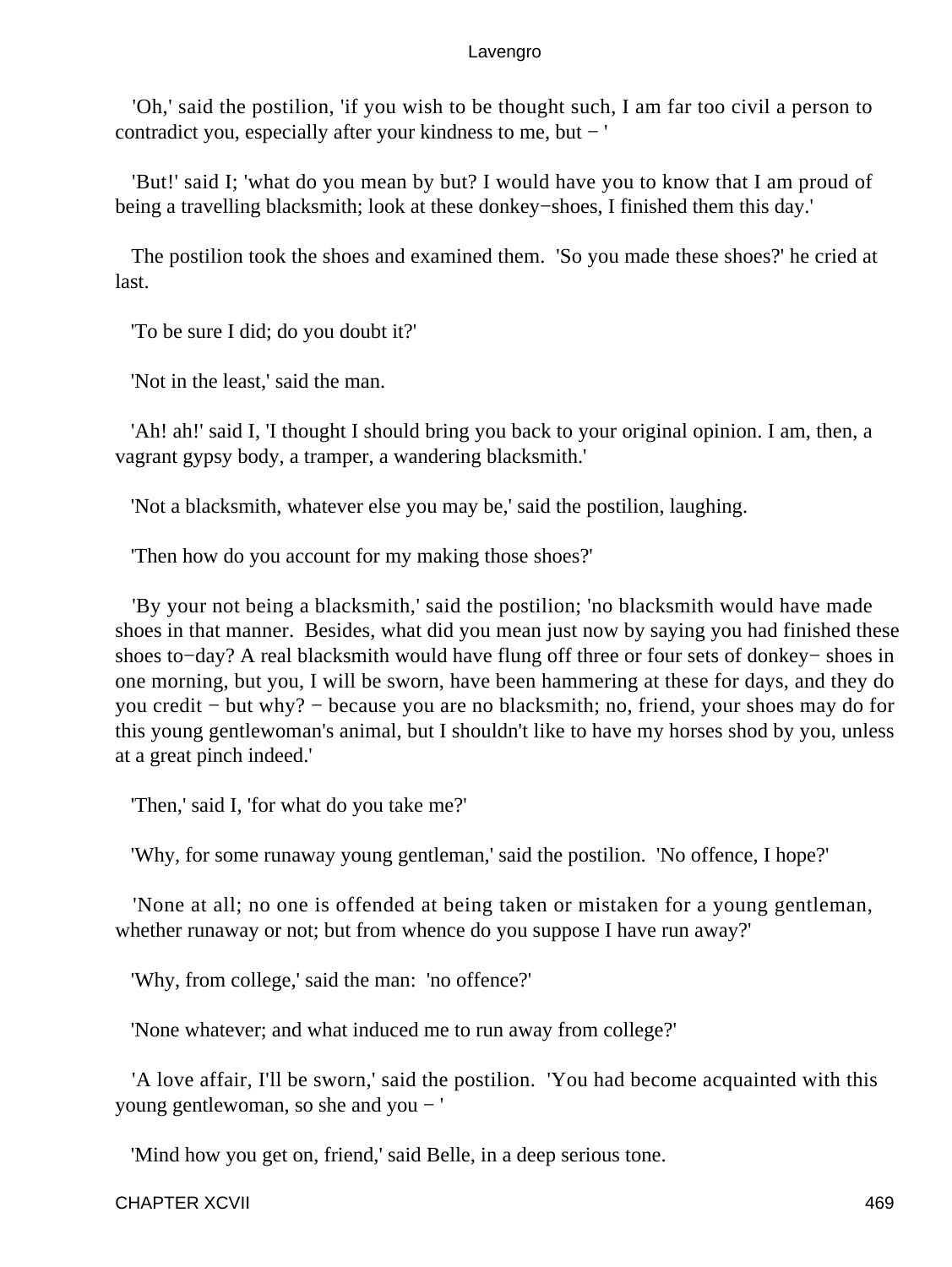'Oh,' said the postilion, 'if you wish to be thought such, I am far too civil a person to contradict you, especially after your kindness to me, but − '

'But!' said I; 'what do you mean by but? I would have you to know that I am proud of being a travelling blacksmith; look at these donkey−shoes, I finished them this day.'

The postilion took the shoes and examined them. 'So you made these shoes?' he cried at last.

'To be sure I did; do you doubt it?'

'Not in the least,' said the man.

'Ah! ah!' said I, 'I thought I should bring you back to your original opinion. I am, then, a vagrant gypsy body, a tramper, a wandering blacksmith.'

'Not a blacksmith, whatever else you may be,' said the postilion, laughing.

'Then how do you account for my making those shoes?'

'By your not being a blacksmith,' said the postilion; 'no blacksmith would have made shoes in that manner. Besides, what did you mean just now by saying you had finished these shoes to−day? A real blacksmith would have flung off three or four sets of donkey− shoes in one morning, but you, I will be sworn, have been hammering at these for days, and they do you credit − but why? − because you are no blacksmith; no, friend, your shoes may do for this young gentlewoman's animal, but I shouldn't like to have my horses shod by you, unless at a great pinch indeed.'

'Then,' said I, 'for what do you take me?'

'Why, for some runaway young gentleman,' said the postilion. 'No offence, I hope?'

'None at all; no one is offended at being taken or mistaken for a young gentleman, whether runaway or not; but from whence do you suppose I have run away?'

'Why, from college,' said the man: 'no offence?'

'None whatever; and what induced me to run away from college?'

'A love affair, I'll be sworn,' said the postilion. 'You had become acquainted with this young gentlewoman, so she and you − '

'Mind how you get on, friend,' said Belle, in a deep serious tone.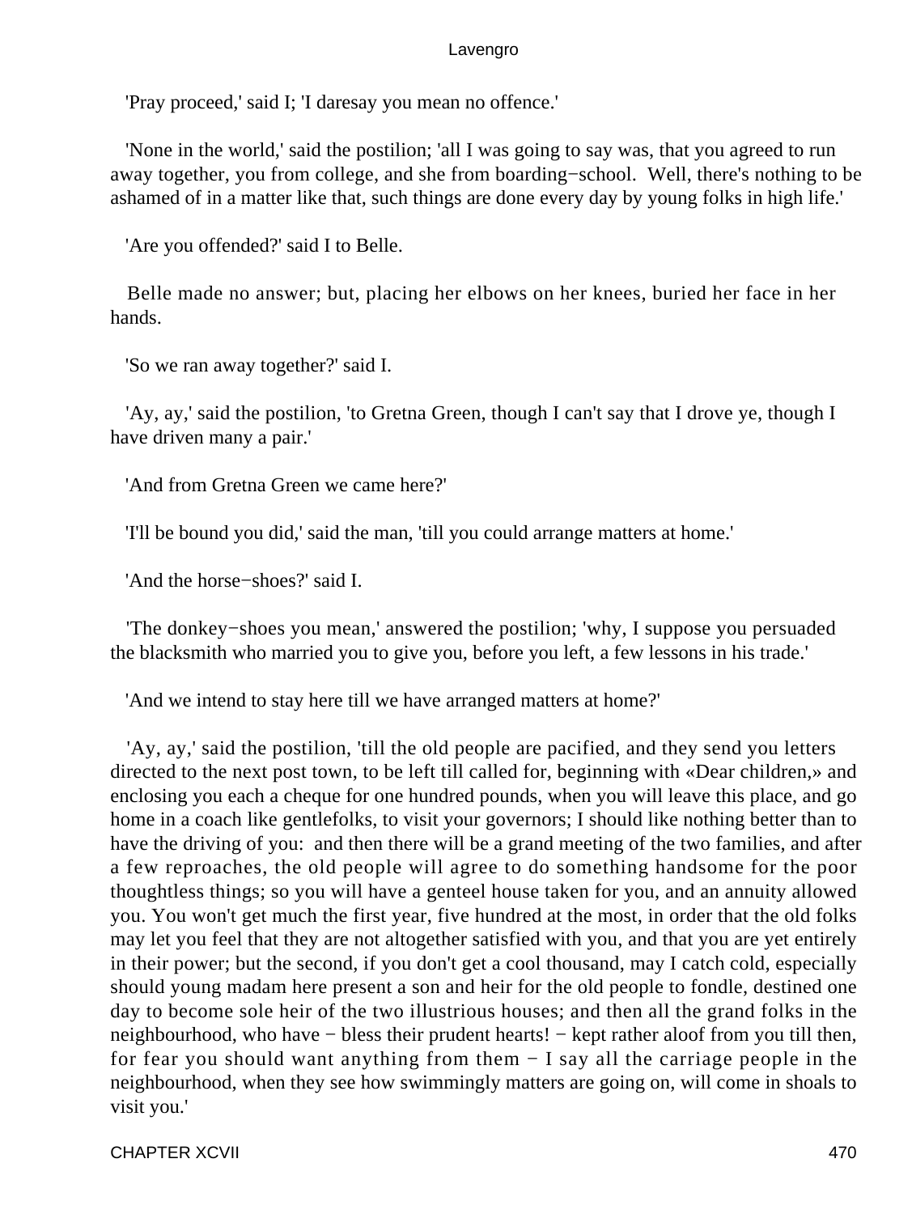'Pray proceed,' said I; 'I daresay you mean no offence.'

'None in the world,' said the postilion; 'all I was going to say was, that you agreed to run away together, you from college, and she from boarding−school. Well, there's nothing to be ashamed of in a matter like that, such things are done every day by young folks in high life.'

'Are you offended?' said I to Belle.

Belle made no answer; but, placing her elbows on her knees, buried her face in her hands.

'So we ran away together?' said I.

'Ay, ay,' said the postilion, 'to Gretna Green, though I can't say that I drove ye, though I have driven many a pair.'

'And from Gretna Green we came here?'

'I'll be bound you did,' said the man, 'till you could arrange matters at home.'

'And the horse−shoes?' said I.

'The donkey−shoes you mean,' answered the postilion; 'why, I suppose you persuaded the blacksmith who married you to give you, before you left, a few lessons in his trade.'

'And we intend to stay here till we have arranged matters at home?'

'Ay, ay,' said the postilion, 'till the old people are pacified, and they send you letters directed to the next post town, to be left till called for, beginning with «Dear children,» and enclosing you each a cheque for one hundred pounds, when you will leave this place, and go home in a coach like gentlefolks, to visit your governors; I should like nothing better than to have the driving of you: and then there will be a grand meeting of the two families, and after a few reproaches, the old people will agree to do something handsome for the poor thoughtless things; so you will have a genteel house taken for you, and an annuity allowed you. You won't get much the first year, five hundred at the most, in order that the old folks may let you feel that they are not altogether satisfied with you, and that you are yet entirely in their power; but the second, if you don't get a cool thousand, may I catch cold, especially should young madam here present a son and heir for the old people to fondle, destined one day to become sole heir of the two illustrious houses; and then all the grand folks in the neighbourhood, who have − bless their prudent hearts! − kept rather aloof from you till then, for fear you should want anything from them − I say all the carriage people in the neighbourhood, when they see how swimmingly matters are going on, will come in shoals to visit you.'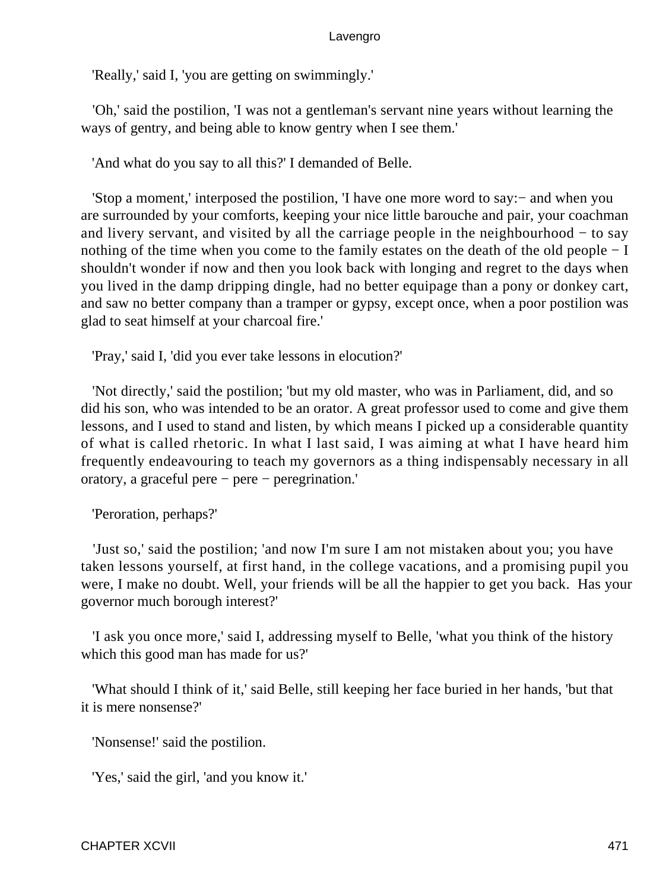'Really,' said I, 'you are getting on swimmingly.'

'Oh,' said the postilion, 'I was not a gentleman's servant nine years without learning the ways of gentry, and being able to know gentry when I see them.'

'And what do you say to all this?' I demanded of Belle.

'Stop a moment,' interposed the postilion, 'I have one more word to say:− and when you are surrounded by your comforts, keeping your nice little barouche and pair, your coachman and livery servant, and visited by all the carriage people in the neighbourhood − to say nothing of the time when you come to the family estates on the death of the old people − I shouldn't wonder if now and then you look back with longing and regret to the days when you lived in the damp dripping dingle, had no better equipage than a pony or donkey cart, and saw no better company than a tramper or gypsy, except once, when a poor postilion was glad to seat himself at your charcoal fire.'

'Pray,' said I, 'did you ever take lessons in elocution?'

'Not directly,' said the postilion; 'but my old master, who was in Parliament, did, and so did his son, who was intended to be an orator. A great professor used to come and give them lessons, and I used to stand and listen, by which means I picked up a considerable quantity of what is called rhetoric. In what I last said, I was aiming at what I have heard him frequently endeavouring to teach my governors as a thing indispensably necessary in all oratory, a graceful pere − pere − peregrination.'

'Peroration, perhaps?'

'Just so,' said the postilion; 'and now I'm sure I am not mistaken about you; you have taken lessons yourself, at first hand, in the college vacations, and a promising pupil you were, I make no doubt. Well, your friends will be all the happier to get you back. Has your governor much borough interest?'

'I ask you once more,' said I, addressing myself to Belle, 'what you think of the history which this good man has made for us?'

'What should I think of it,' said Belle, still keeping her face buried in her hands, 'but that it is mere nonsense?'

'Nonsense!' said the postilion.

'Yes,' said the girl, 'and you know it.'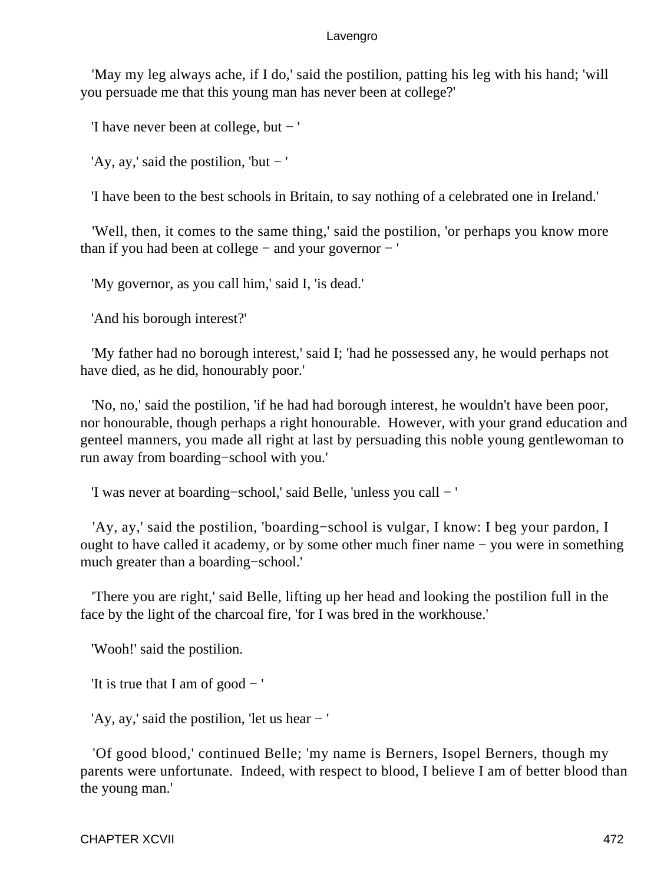'May my leg always ache, if I do,' said the postilion, patting his leg with his hand; 'will you persuade me that this young man has never been at college?'

'I have never been at college, but − '

'Ay, ay,' said the postilion, 'but − '

'I have been to the best schools in Britain, to say nothing of a celebrated one in Ireland.'

'Well, then, it comes to the same thing,' said the postilion, 'or perhaps you know more than if you had been at college − and your governor − '

'My governor, as you call him,' said I, 'is dead.'

'And his borough interest?'

'My father had no borough interest,' said I; 'had he possessed any, he would perhaps not have died, as he did, honourably poor.'

'No, no,' said the postilion, 'if he had had borough interest, he wouldn't have been poor, nor honourable, though perhaps a right honourable. However, with your grand education and genteel manners, you made all right at last by persuading this noble young gentlewoman to run away from boarding−school with you.'

'I was never at boarding−school,' said Belle, 'unless you call − '

'Ay, ay,' said the postilion, 'boarding−school is vulgar, I know: I beg your pardon, I ought to have called it academy, or by some other much finer name − you were in something much greater than a boarding−school.'

'There you are right,' said Belle, lifting up her head and looking the postilion full in the face by the light of the charcoal fire, 'for I was bred in the workhouse.'

'Wooh!' said the postilion.

'It is true that I am of good − '

'Ay, ay,' said the postilion, 'let us hear − '

'Of good blood,' continued Belle; 'my name is Berners, Isopel Berners, though my parents were unfortunate. Indeed, with respect to blood, I believe I am of better blood than the young man.'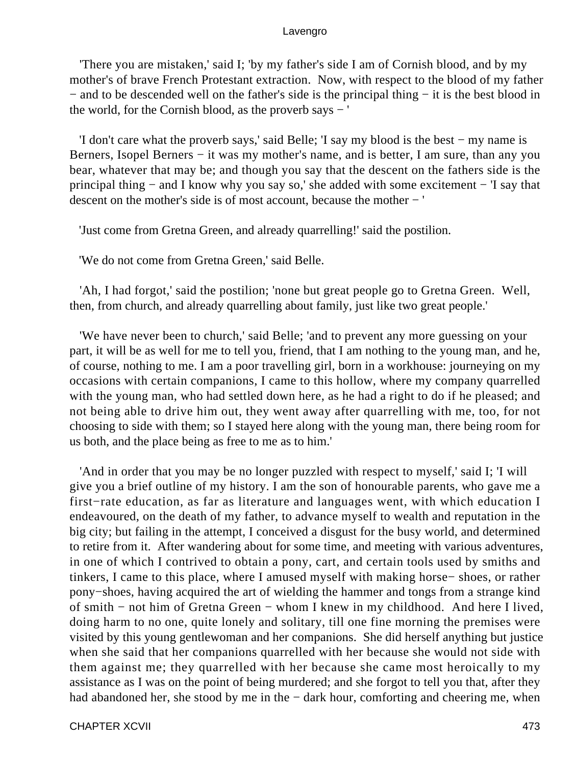'There you are mistaken,' said I; 'by my father's side I am of Cornish blood, and by my mother's of brave French Protestant extraction. Now, with respect to the blood of my father − and to be descended well on the father's side is the principal thing − it is the best blood in the world, for the Cornish blood, as the proverb says − '

'I don't care what the proverb says,' said Belle; 'I say my blood is the best − my name is Berners, Isopel Berners − it was my mother's name, and is better, I am sure, than any you bear, whatever that may be; and though you say that the descent on the fathers side is the principal thing − and I know why you say so,' she added with some excitement − 'I say that descent on the mother's side is of most account, because the mother − '

'Just come from Gretna Green, and already quarrelling!' said the postilion.

'We do not come from Gretna Green,' said Belle.

'Ah, I had forgot,' said the postilion; 'none but great people go to Gretna Green. Well, then, from church, and already quarrelling about family, just like two great people.'

'We have never been to church,' said Belle; 'and to prevent any more guessing on your part, it will be as well for me to tell you, friend, that I am nothing to the young man, and he, of course, nothing to me. I am a poor travelling girl, born in a workhouse: journeying on my occasions with certain companions, I came to this hollow, where my company quarrelled with the young man, who had settled down here, as he had a right to do if he pleased; and not being able to drive him out, they went away after quarrelling with me, too, for not choosing to side with them; so I stayed here along with the young man, there being room for us both, and the place being as free to me as to him.'

'And in order that you may be no longer puzzled with respect to myself,' said I; 'I will give you a brief outline of my history. I am the son of honourable parents, who gave me a first−rate education, as far as literature and languages went, with which education I endeavoured, on the death of my father, to advance myself to wealth and reputation in the big city; but failing in the attempt, I conceived a disgust for the busy world, and determined to retire from it. After wandering about for some time, and meeting with various adventures, in one of which I contrived to obtain a pony, cart, and certain tools used by smiths and tinkers, I came to this place, where I amused myself with making horse− shoes, or rather pony−shoes, having acquired the art of wielding the hammer and tongs from a strange kind of smith − not him of Gretna Green − whom I knew in my childhood. And here I lived, doing harm to no one, quite lonely and solitary, till one fine morning the premises were visited by this young gentlewoman and her companions. She did herself anything but justice when she said that her companions quarrelled with her because she would not side with them against me; they quarrelled with her because she came most heroically to my assistance as I was on the point of being murdered; and she forgot to tell you that, after they had abandoned her, she stood by me in the − dark hour, comforting and cheering me, when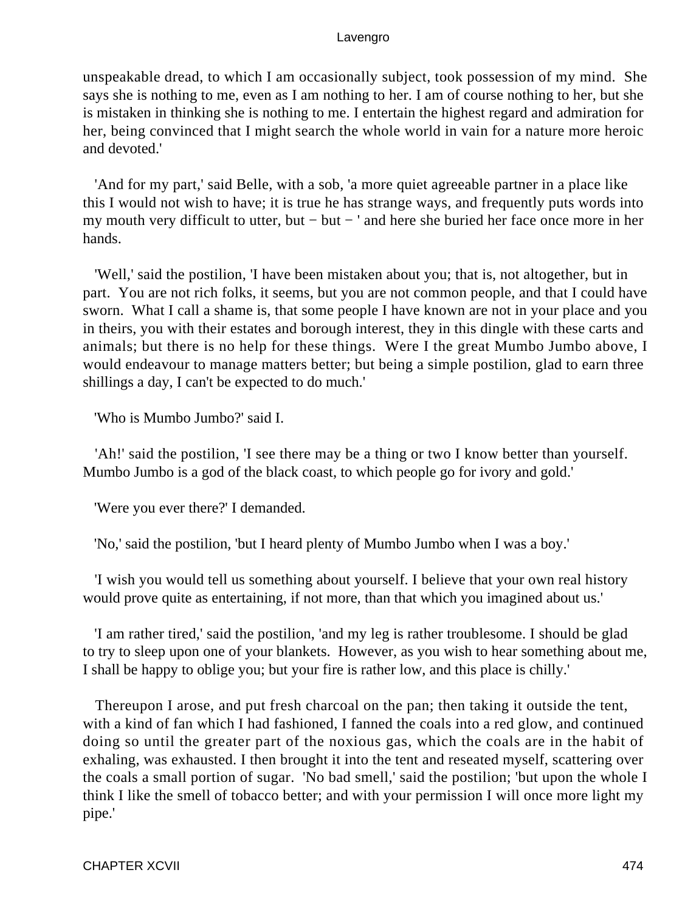unspeakable dread, to which I am occasionally subject, took possession of my mind. She says she is nothing to me, even as I am nothing to her. I am of course nothing to her, but she is mistaken in thinking she is nothing to me. I entertain the highest regard and admiration for her, being convinced that I might search the whole world in vain for a nature more heroic and devoted.'

'And for my part,' said Belle, with a sob, 'a more quiet agreeable partner in a place like this I would not wish to have; it is true he has strange ways, and frequently puts words into my mouth very difficult to utter, but − but − ' and here she buried her face once more in her hands.

'Well,' said the postilion, 'I have been mistaken about you; that is, not altogether, but in part. You are not rich folks, it seems, but you are not common people, and that I could have sworn. What I call a shame is, that some people I have known are not in your place and you in theirs, you with their estates and borough interest, they in this dingle with these carts and animals; but there is no help for these things. Were I the great Mumbo Jumbo above, I would endeavour to manage matters better; but being a simple postilion, glad to earn three shillings a day, I can't be expected to do much.'

'Who is Mumbo Jumbo?' said I.

'Ah!' said the postilion, 'I see there may be a thing or two I know better than yourself. Mumbo Jumbo is a god of the black coast, to which people go for ivory and gold.'

'Were you ever there?' I demanded.

'No,' said the postilion, 'but I heard plenty of Mumbo Jumbo when I was a boy.'

'I wish you would tell us something about yourself. I believe that your own real history would prove quite as entertaining, if not more, than that which you imagined about us.'

'I am rather tired,' said the postilion, 'and my leg is rather troublesome. I should be glad to try to sleep upon one of your blankets. However, as you wish to hear something about me, I shall be happy to oblige you; but your fire is rather low, and this place is chilly.'

Thereupon I arose, and put fresh charcoal on the pan; then taking it outside the tent, with a kind of fan which I had fashioned, I fanned the coals into a red glow, and continued doing so until the greater part of the noxious gas, which the coals are in the habit of exhaling, was exhausted. I then brought it into the tent and reseated myself, scattering over the coals a small portion of sugar. 'No bad smell,' said the postilion; 'but upon the whole I think I like the smell of tobacco better; and with your permission I will once more light my pipe.'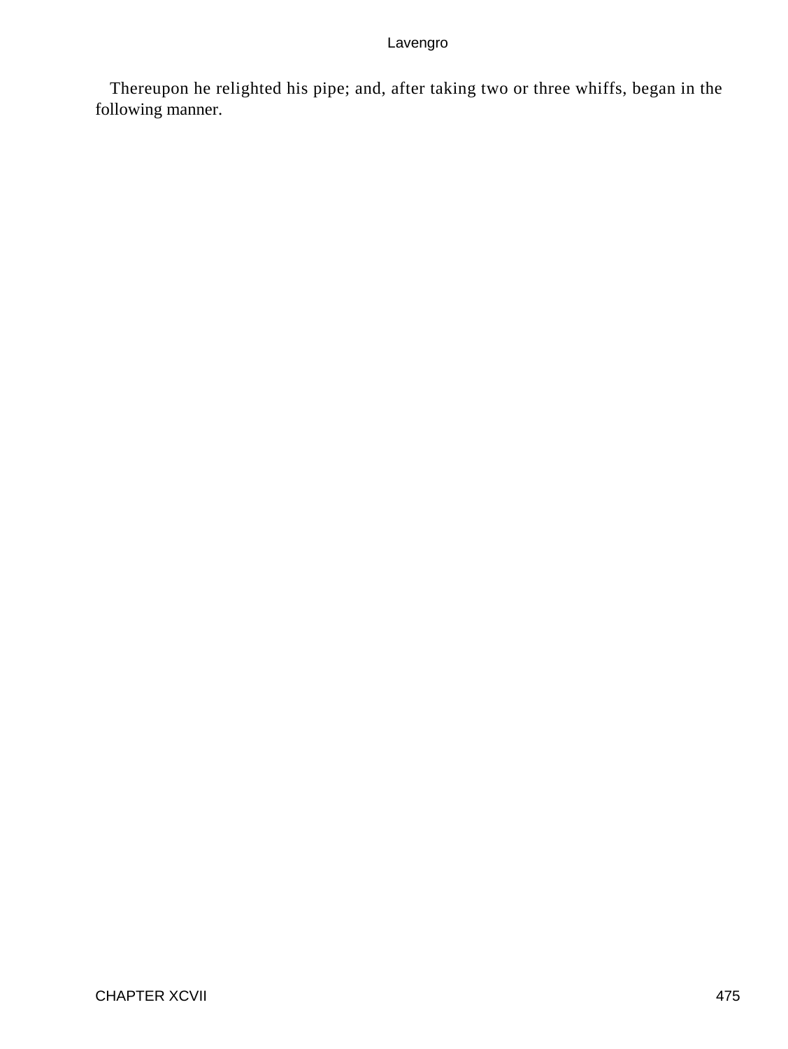Thereupon he relighted his pipe; and, after taking two or three whiffs, began in the following manner.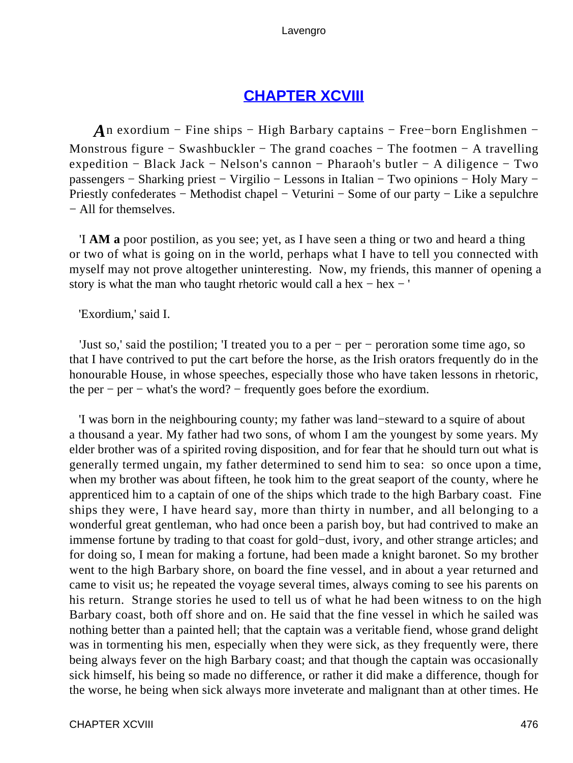## CHAPTER XCVIII

*A*n exordium − Fine ships − High Barbary captains − Free−born Englishmen − Monstrous figure − Swashbuckler − The grand coaches − The footmen − A travelling expedition − Black Jack − Nelson's cannon − Pharaoh's butler − A diligence − Two passengers − Sharking priest − Virgilio − Lessons in Italian − Two opinions − Holy Mary − Priestly confederates − Methodist chapel − Veturini − Some of our party − Like a sepulchre − All for themselves.

'I **AM a** poor postilion, as you see; yet, as I have seen a thing or two and heard a thing or two of what is going on in the world, perhaps what I have to tell you connected with myself may not prove altogether uninteresting. Now, my friends, this manner of opening a story is what the man who taught rhetoric would call a hex − hex − '

'Exordium,' said I.

'Just so,' said the postilion; 'I treated you to a per − per − peroration some time ago, so that I have contrived to put the cart before the horse, as the Irish orators frequently do in the honourable House, in whose speeches, especially those who have taken lessons in rhetoric, the per − per − what's the word? − frequently goes before the exordium.

'I was born in the neighbouring county; my father was land−steward to a squire of about a thousand a year. My father had two sons, of whom I am the youngest by some years. My elder brother was of a spirited roving disposition, and for fear that he should turn out what is generally termed ungain, my father determined to send him to sea: so once upon a time, when my brother was about fifteen, he took him to the great seaport of the county, where he apprenticed him to a captain of one of the ships which trade to the high Barbary coast. Fine ships they were, I have heard say, more than thirty in number, and all belonging to a wonderful great gentleman, who had once been a parish boy, but had contrived to make an immense fortune by trading to that coast for gold−dust, ivory, and other strange articles; and for doing so, I mean for making a fortune, had been made a knight baronet. So my brother went to the high Barbary shore, on board the fine vessel, and in about a year returned and came to visit us; he repeated the voyage several times, always coming to see his parents on his return. Strange stories he used to tell us of what he had been witness to on the high Barbary coast, both off shore and on. He said that the fine vessel in which he sailed was nothing better than a painted hell; that the captain was a veritable fiend, whose grand delight was in tormenting his men, especially when they were sick, as they frequently were, there being always fever on the high Barbary coast; and that though the captain was occasionally sick himself, his being so made no difference, or rather it did make a difference, though for the worse, he being when sick always more inveterate and malignant than at other times. He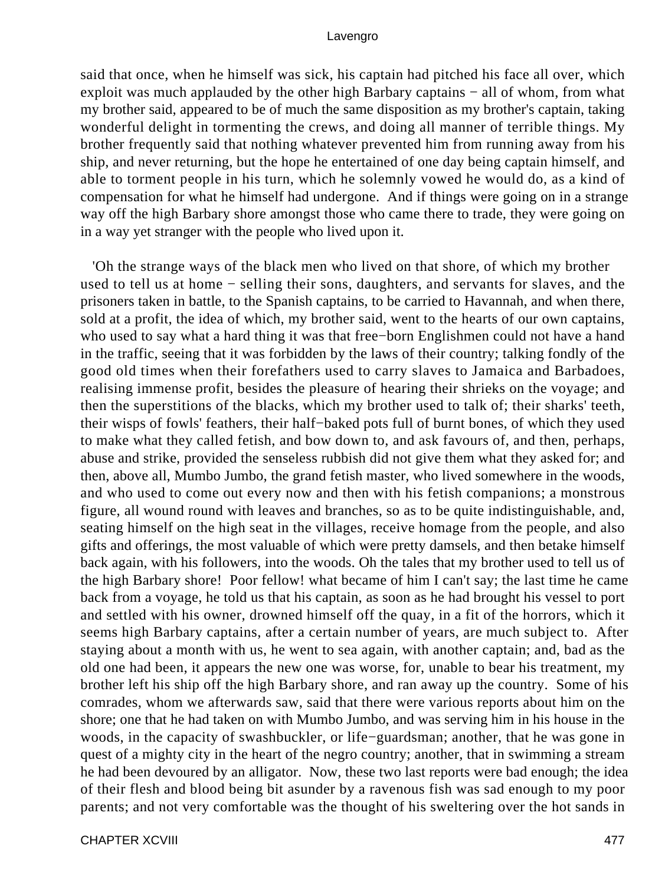said that once, when he himself was sick, his captain had pitched his face all over, which exploit was much applauded by the other high Barbary captains − all of whom, from what my brother said, appeared to be of much the same disposition as my brother's captain, taking wonderful delight in tormenting the crews, and doing all manner of terrible things. My brother frequently said that nothing whatever prevented him from running away from his ship, and never returning, but the hope he entertained of one day being captain himself, and able to torment people in his turn, which he solemnly vowed he would do, as a kind of compensation for what he himself had undergone. And if things were going on in a strange way off the high Barbary shore amongst those who came there to trade, they were going on in a way yet stranger with the people who lived upon it.

'Oh the strange ways of the black men who lived on that shore, of which my brother used to tell us at home − selling their sons, daughters, and servants for slaves, and the prisoners taken in battle, to the Spanish captains, to be carried to Havannah, and when there, sold at a profit, the idea of which, my brother said, went to the hearts of our own captains, who used to say what a hard thing it was that free−born Englishmen could not have a hand in the traffic, seeing that it was forbidden by the laws of their country; talking fondly of the good old times when their forefathers used to carry slaves to Jamaica and Barbadoes, realising immense profit, besides the pleasure of hearing their shrieks on the voyage; and then the superstitions of the blacks, which my brother used to talk of; their sharks' teeth, their wisps of fowls' feathers, their half−baked pots full of burnt bones, of which they used to make what they called fetish, and bow down to, and ask favours of, and then, perhaps, abuse and strike, provided the senseless rubbish did not give them what they asked for; and then, above all, Mumbo Jumbo, the grand fetish master, who lived somewhere in the woods, and who used to come out every now and then with his fetish companions; a monstrous figure, all wound round with leaves and branches, so as to be quite indistinguishable, and, seating himself on the high seat in the villages, receive homage from the people, and also gifts and offerings, the most valuable of which were pretty damsels, and then betake himself back again, with his followers, into the woods. Oh the tales that my brother used to tell us of the high Barbary shore! Poor fellow! what became of him I can't say; the last time he came back from a voyage, he told us that his captain, as soon as he had brought his vessel to port and settled with his owner, drowned himself off the quay, in a fit of the horrors, which it seems high Barbary captains, after a certain number of years, are much subject to. After staying about a month with us, he went to sea again, with another captain; and, bad as the old one had been, it appears the new one was worse, for, unable to bear his treatment, my brother left his ship off the high Barbary shore, and ran away up the country. Some of his comrades, whom we afterwards saw, said that there were various reports about him on the shore; one that he had taken on with Mumbo Jumbo, and was serving him in his house in the woods, in the capacity of swashbuckler, or life−guardsman; another, that he was gone in quest of a mighty city in the heart of the negro country; another, that in swimming a stream he had been devoured by an alligator. Now, these two last reports were bad enough; the idea of their flesh and blood being bit asunder by a ravenous fish was sad enough to my poor parents; and not very comfortable was the thought of his sweltering over the hot sands in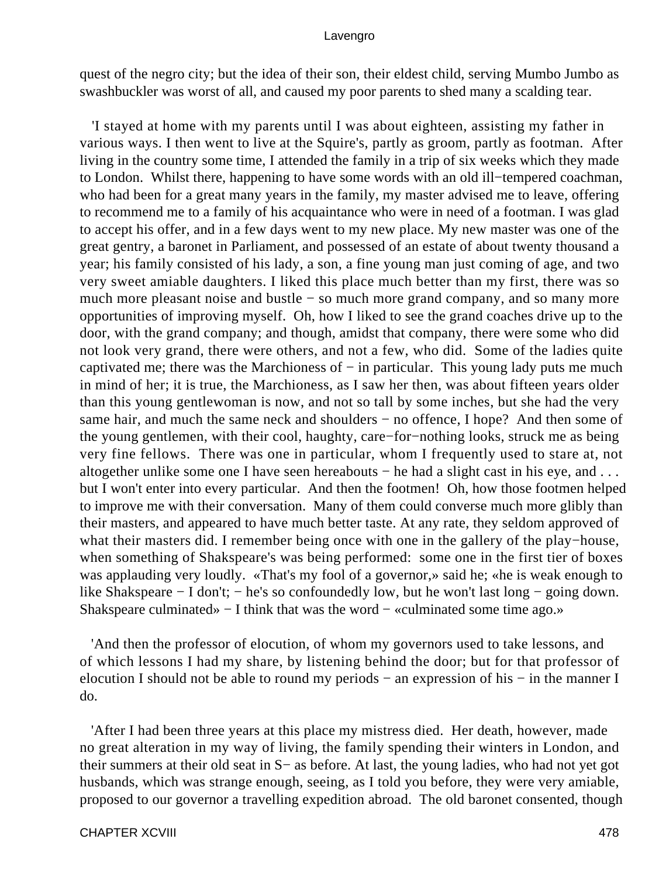quest of the negro city; but the idea of their son, their eldest child, serving Mumbo Jumbo as swashbuckler was worst of all, and caused my poor parents to shed many a scalding tear.

'I stayed at home with my parents until I was about eighteen, assisting my father in various ways. I then went to live at the Squire's, partly as groom, partly as footman. After living in the country some time, I attended the family in a trip of six weeks which they made to London. Whilst there, happening to have some words with an old ill−tempered coachman, who had been for a great many years in the family, my master advised me to leave, offering to recommend me to a family of his acquaintance who were in need of a footman. I was glad to accept his offer, and in a few days went to my new place. My new master was one of the great gentry, a baronet in Parliament, and possessed of an estate of about twenty thousand a year; his family consisted of his lady, a son, a fine young man just coming of age, and two very sweet amiable daughters. I liked this place much better than my first, there was so much more pleasant noise and bustle − so much more grand company, and so many more opportunities of improving myself. Oh, how I liked to see the grand coaches drive up to the door, with the grand company; and though, amidst that company, there were some who did not look very grand, there were others, and not a few, who did. Some of the ladies quite captivated me; there was the Marchioness of − in particular. This young lady puts me much in mind of her; it is true, the Marchioness, as I saw her then, was about fifteen years older than this young gentlewoman is now, and not so tall by some inches, but she had the very same hair, and much the same neck and shoulders − no offence, I hope? And then some of the young gentlemen, with their cool, haughty, care−for−nothing looks, struck me as being very fine fellows. There was one in particular, whom I frequently used to stare at, not altogether unlike some one I have seen hereabouts − he had a slight cast in his eye, and . . . but I won't enter into every particular. And then the footmen! Oh, how those footmen helped to improve me with their conversation. Many of them could converse much more glibly than their masters, and appeared to have much better taste. At any rate, they seldom approved of what their masters did. I remember being once with one in the gallery of the play−house, when something of Shakspeare's was being performed: some one in the first tier of boxes was applauding very loudly. «That's my fool of a governor,» said he; «he is weak enough to like Shakspeare − I don't; − he's so confoundedly low, but he won't last long − going down. Shakspeare culminated» − I think that was the word − «culminated some time ago.»

'And then the professor of elocution, of whom my governors used to take lessons, and of which lessons I had my share, by listening behind the door; but for that professor of elocution I should not be able to round my periods − an expression of his − in the manner I do.

'After I had been three years at this place my mistress died. Her death, however, made no great alteration in my way of living, the family spending their winters in London, and their summers at their old seat in S− as before. At last, the young ladies, who had not yet got husbands, which was strange enough, seeing, as I told you before, they were very amiable, proposed to our governor a travelling expedition abroad. The old baronet consented, though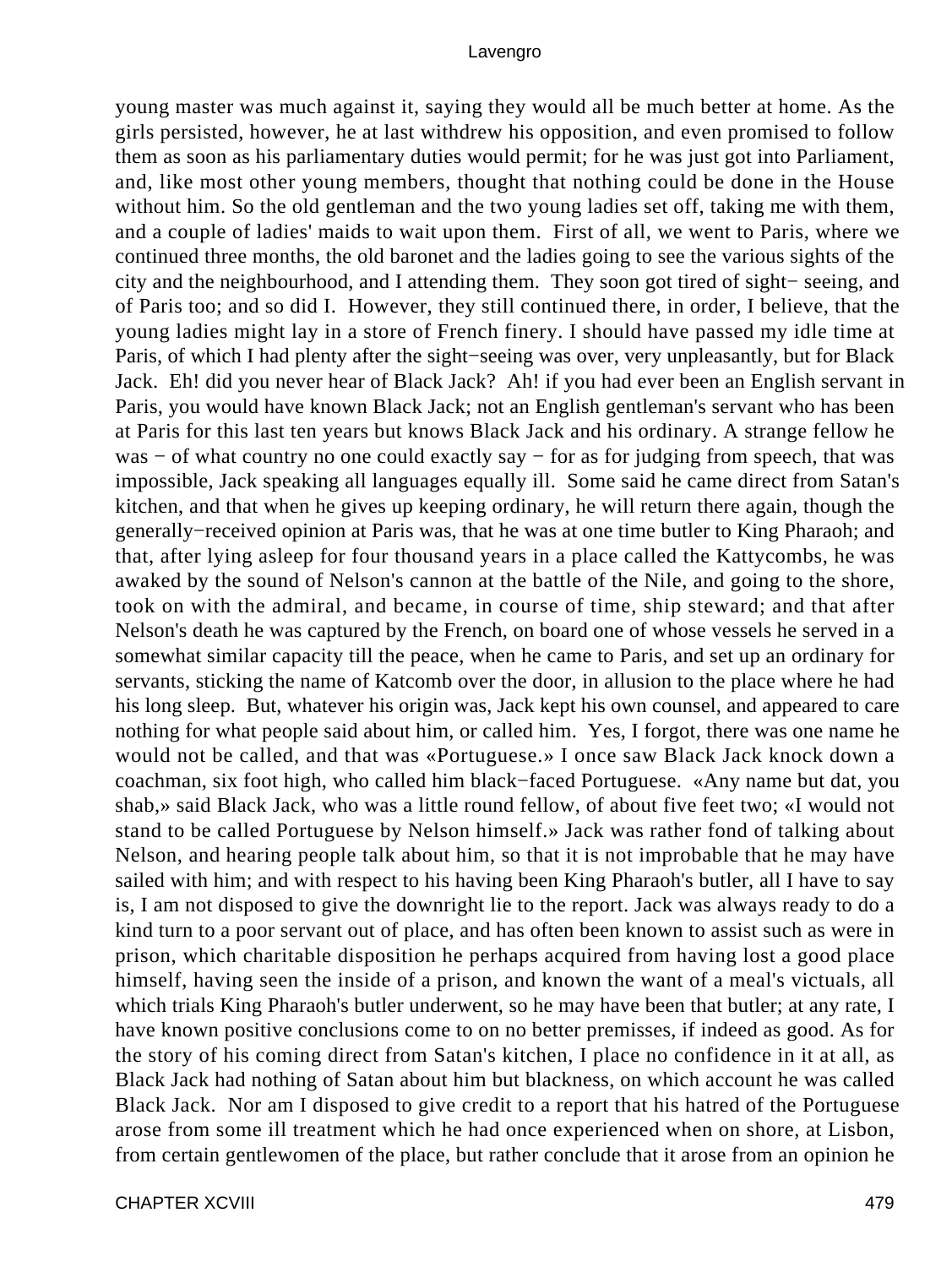young master was much against it, saying they would all be much better at home. As the girls persisted, however, he at last withdrew his opposition, and even promised to follow them as soon as his parliamentary duties would permit; for he was just got into Parliament, and, like most other young members, thought that nothing could be done in the House without him. So the old gentleman and the two young ladies set off, taking me with them, and a couple of ladies' maids to wait upon them. First of all, we went to Paris, where we continued three months, the old baronet and the ladies going to see the various sights of the city and the neighbourhood, and I attending them. They soon got tired of sight− seeing, and of Paris too; and so did I. However, they still continued there, in order, I believe, that the young ladies might lay in a store of French finery. I should have passed my idle time at Paris, of which I had plenty after the sight−seeing was over, very unpleasantly, but for Black Jack. Eh! did you never hear of Black Jack? Ah! if you had ever been an English servant in Paris, you would have known Black Jack; not an English gentleman's servant who has been at Paris for this last ten years but knows Black Jack and his ordinary. A strange fellow he was − of what country no one could exactly say − for as for judging from speech, that was impossible, Jack speaking all languages equally ill. Some said he came direct from Satan's kitchen, and that when he gives up keeping ordinary, he will return there again, though the generally−received opinion at Paris was, that he was at one time butler to King Pharaoh; and that, after lying asleep for four thousand years in a place called the Kattycombs, he was awaked by the sound of Nelson's cannon at the battle of the Nile, and going to the shore, took on with the admiral, and became, in course of time, ship steward; and that after Nelson's death he was captured by the French, on board one of whose vessels he served in a somewhat similar capacity till the peace, when he came to Paris, and set up an ordinary for servants, sticking the name of Katcomb over the door, in allusion to the place where he had his long sleep. But, whatever his origin was, Jack kept his own counsel, and appeared to care nothing for what people said about him, or called him. Yes, I forgot, there was one name he would not be called, and that was «Portuguese.» I once saw Black Jack knock down a coachman, six foot high, who called him black−faced Portuguese. «Any name but dat, you shab,» said Black Jack, who was a little round fellow, of about five feet two; «I would not stand to be called Portuguese by Nelson himself.» Jack was rather fond of talking about Nelson, and hearing people talk about him, so that it is not improbable that he may have sailed with him; and with respect to his having been King Pharaoh's butler, all I have to say is, I am not disposed to give the downright lie to the report. Jack was always ready to do a kind turn to a poor servant out of place, and has often been known to assist such as were in prison, which charitable disposition he perhaps acquired from having lost a good place himself, having seen the inside of a prison, and known the want of a meal's victuals, all which trials King Pharaoh's butler underwent, so he may have been that butler; at any rate, I have known positive conclusions come to on no better premisses, if indeed as good. As for the story of his coming direct from Satan's kitchen, I place no confidence in it at all, as Black Jack had nothing of Satan about him but blackness, on which account he was called Black Jack. Nor am I disposed to give credit to a report that his hatred of the Portuguese arose from some ill treatment which he had once experienced when on shore, at Lisbon, from certain gentlewomen of the place, but rather conclude that it arose from an opinion he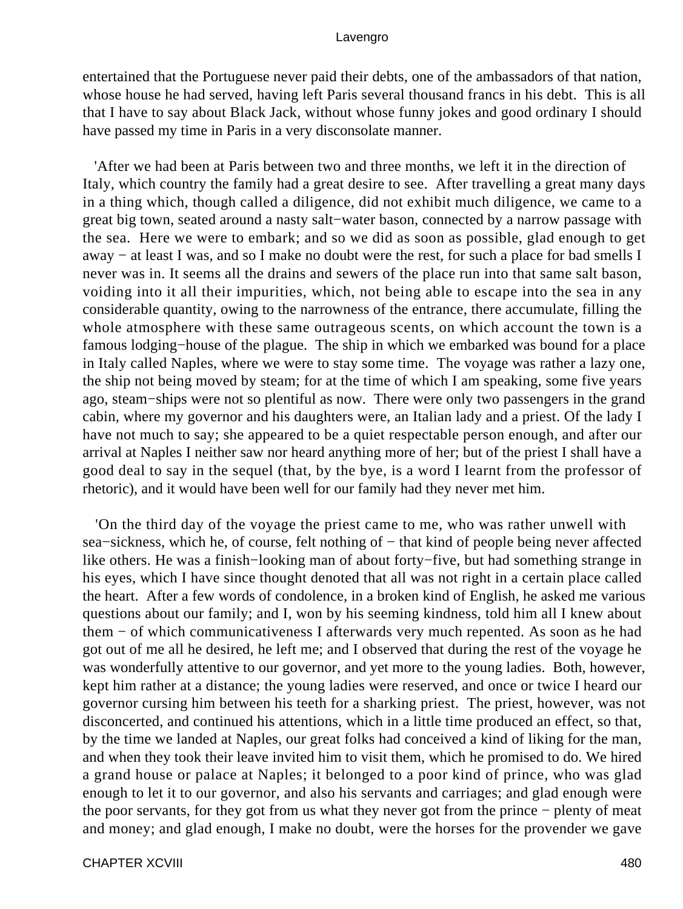entertained that the Portuguese never paid their debts, one of the ambassadors of that nation, whose house he had served, having left Paris several thousand francs in his debt. This is all that I have to say about Black Jack, without whose funny jokes and good ordinary I should have passed my time in Paris in a very disconsolate manner.

'After we had been at Paris between two and three months, we left it in the direction of Italy, which country the family had a great desire to see. After travelling a great many days in a thing which, though called a diligence, did not exhibit much diligence, we came to a great big town, seated around a nasty salt−water bason, connected by a narrow passage with the sea. Here we were to embark; and so we did as soon as possible, glad enough to get away − at least I was, and so I make no doubt were the rest, for such a place for bad smells I never was in. It seems all the drains and sewers of the place run into that same salt bason, voiding into it all their impurities, which, not being able to escape into the sea in any considerable quantity, owing to the narrowness of the entrance, there accumulate, filling the whole atmosphere with these same outrageous scents, on which account the town is a famous lodging−house of the plague. The ship in which we embarked was bound for a place in Italy called Naples, where we were to stay some time. The voyage was rather a lazy one, the ship not being moved by steam; for at the time of which I am speaking, some five years ago, steam−ships were not so plentiful as now. There were only two passengers in the grand cabin, where my governor and his daughters were, an Italian lady and a priest. Of the lady I have not much to say; she appeared to be a quiet respectable person enough, and after our arrival at Naples I neither saw nor heard anything more of her; but of the priest I shall have a good deal to say in the sequel (that, by the bye, is a word I learnt from the professor of rhetoric), and it would have been well for our family had they never met him.

'On the third day of the voyage the priest came to me, who was rather unwell with sea−sickness, which he, of course, felt nothing of − that kind of people being never affected like others. He was a finish−looking man of about forty−five, but had something strange in his eyes, which I have since thought denoted that all was not right in a certain place called the heart. After a few words of condolence, in a broken kind of English, he asked me various questions about our family; and I, won by his seeming kindness, told him all I knew about them − of which communicativeness I afterwards very much repented. As soon as he had got out of me all he desired, he left me; and I observed that during the rest of the voyage he was wonderfully attentive to our governor, and yet more to the young ladies. Both, however, kept him rather at a distance; the young ladies were reserved, and once or twice I heard our governor cursing him between his teeth for a sharking priest. The priest, however, was not disconcerted, and continued his attentions, which in a little time produced an effect, so that, by the time we landed at Naples, our great folks had conceived a kind of liking for the man, and when they took their leave invited him to visit them, which he promised to do. We hired a grand house or palace at Naples; it belonged to a poor kind of prince, who was glad enough to let it to our governor, and also his servants and carriages; and glad enough were the poor servants, for they got from us what they never got from the prince − plenty of meat and money; and glad enough, I make no doubt, were the horses for the provender we gave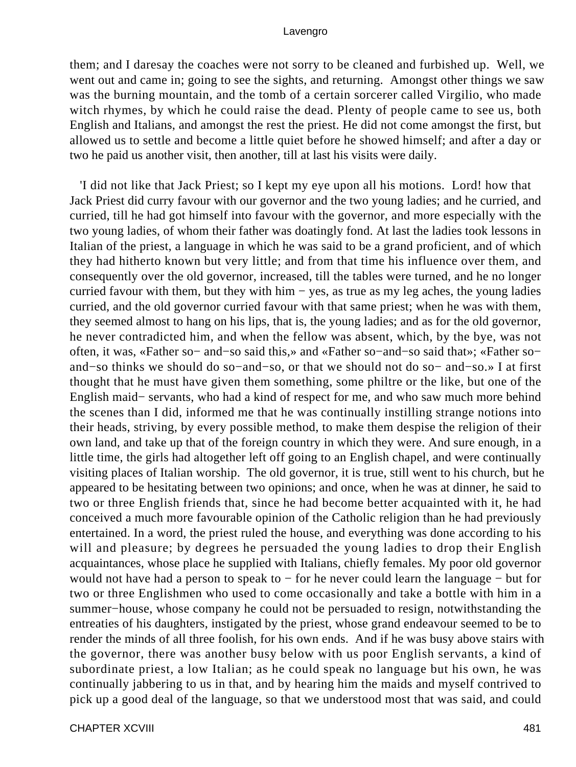them; and I daresay the coaches were not sorry to be cleaned and furbished up. Well, we went out and came in; going to see the sights, and returning. Amongst other things we saw was the burning mountain, and the tomb of a certain sorcerer called Virgilio, who made witch rhymes, by which he could raise the dead. Plenty of people came to see us, both English and Italians, and amongst the rest the priest. He did not come amongst the first, but allowed us to settle and become a little quiet before he showed himself; and after a day or two he paid us another visit, then another, till at last his visits were daily.

'I did not like that Jack Priest; so I kept my eye upon all his motions. Lord! how that Jack Priest did curry favour with our governor and the two young ladies; and he curried, and curried, till he had got himself into favour with the governor, and more especially with the two young ladies, of whom their father was doatingly fond. At last the ladies took lessons in Italian of the priest, a language in which he was said to be a grand proficient, and of which they had hitherto known but very little; and from that time his influence over them, and consequently over the old governor, increased, till the tables were turned, and he no longer curried favour with them, but they with him − yes, as true as my leg aches, the young ladies curried, and the old governor curried favour with that same priest; when he was with them, they seemed almost to hang on his lips, that is, the young ladies; and as for the old governor, he never contradicted him, and when the fellow was absent, which, by the bye, was not often, it was, «Father so− and−so said this,» and «Father so−and−so said that»; «Father so−and−so thinks we should do so−and−so, or that we should not do so− and−so.» I at first thought that he must have given them something, some philtre or the like, but one of the English maid− servants, who had a kind of respect for me, and who saw much more behind the scenes than I did, informed me that he was continually instilling strange notions into their heads, striving, by every possible method, to make them despise the religion of their own land, and take up that of the foreign country in which they were. And sure enough, in a little time, the girls had altogether left off going to an English chapel, and were continually visiting places of Italian worship. The old governor, it is true, still went to his church, but he appeared to be hesitating between two opinions; and once, when he was at dinner, he said to two or three English friends that, since he had become better acquainted with it, he had conceived a much more favourable opinion of the Catholic religion than he had previously entertained. In a word, the priest ruled the house, and everything was done according to his will and pleasure; by degrees he persuaded the young ladies to drop their English acquaintances, whose place he supplied with Italians, chiefly females. My poor old governor would not have had a person to speak to − for he never could learn the language − but for two or three Englishmen who used to come occasionally and take a bottle with him in a summer−house, whose company he could not be persuaded to resign, notwithstanding the entreaties of his daughters, instigated by the priest, whose grand endeavour seemed to be to render the minds of all three foolish, for his own ends. And if he was busy above stairs with the governor, there was another busy below with us poor English servants, a kind of subordinate priest, a low Italian; as he could speak no language but his own, he was continually jabbering to us in that, and by hearing him the maids and myself contrived to pick up a good deal of the language, so that we understood most that was said, and could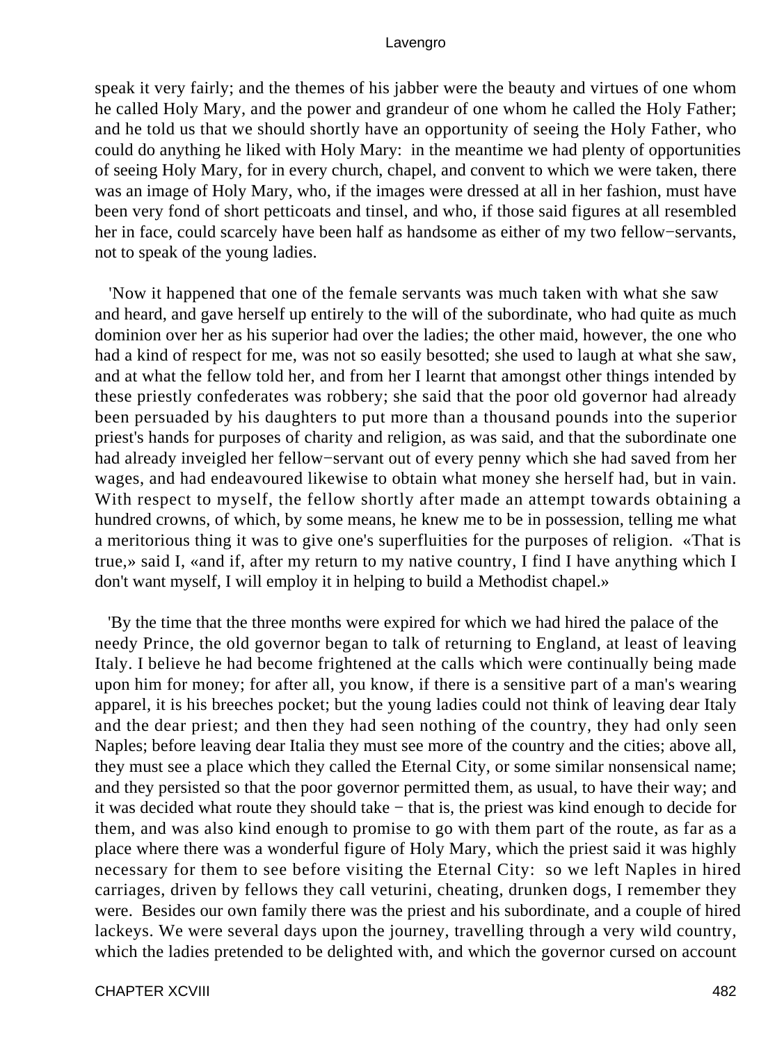speak it very fairly; and the themes of his jabber were the beauty and virtues of one whom he called Holy Mary, and the power and grandeur of one whom he called the Holy Father; and he told us that we should shortly have an opportunity of seeing the Holy Father, who could do anything he liked with Holy Mary: in the meantime we had plenty of opportunities of seeing Holy Mary, for in every church, chapel, and convent to which we were taken, there was an image of Holy Mary, who, if the images were dressed at all in her fashion, must have been very fond of short petticoats and tinsel, and who, if those said figures at all resembled her in face, could scarcely have been half as handsome as either of my two fellow−servants, not to speak of the young ladies.

'Now it happened that one of the female servants was much taken with what she saw and heard, and gave herself up entirely to the will of the subordinate, who had quite as much dominion over her as his superior had over the ladies; the other maid, however, the one who had a kind of respect for me, was not so easily besotted; she used to laugh at what she saw, and at what the fellow told her, and from her I learnt that amongst other things intended by these priestly confederates was robbery; she said that the poor old governor had already been persuaded by his daughters to put more than a thousand pounds into the superior priest's hands for purposes of charity and religion, as was said, and that the subordinate one had already inveigled her fellow−servant out of every penny which she had saved from her wages, and had endeavoured likewise to obtain what money she herself had, but in vain. With respect to myself, the fellow shortly after made an attempt towards obtaining a hundred crowns, of which, by some means, he knew me to be in possession, telling me what a meritorious thing it was to give one's superfluities for the purposes of religion. «That is true,» said I, «and if, after my return to my native country, I find I have anything which I don't want myself, I will employ it in helping to build a Methodist chapel.»

'By the time that the three months were expired for which we had hired the palace of the needy Prince, the old governor began to talk of returning to England, at least of leaving Italy. I believe he had become frightened at the calls which were continually being made upon him for money; for after all, you know, if there is a sensitive part of a man's wearing apparel, it is his breeches pocket; but the young ladies could not think of leaving dear Italy and the dear priest; and then they had seen nothing of the country, they had only seen Naples; before leaving dear Italia they must see more of the country and the cities; above all, they must see a place which they called the Eternal City, or some similar nonsensical name; and they persisted so that the poor governor permitted them, as usual, to have their way; and it was decided what route they should take − that is, the priest was kind enough to decide for them, and was also kind enough to promise to go with them part of the route, as far as a place where there was a wonderful figure of Holy Mary, which the priest said it was highly necessary for them to see before visiting the Eternal City: so we left Naples in hired carriages, driven by fellows they call veturini, cheating, drunken dogs, I remember they were. Besides our own family there was the priest and his subordinate, and a couple of hired lackeys. We were several days upon the journey, travelling through a very wild country, which the ladies pretended to be delighted with, and which the governor cursed on account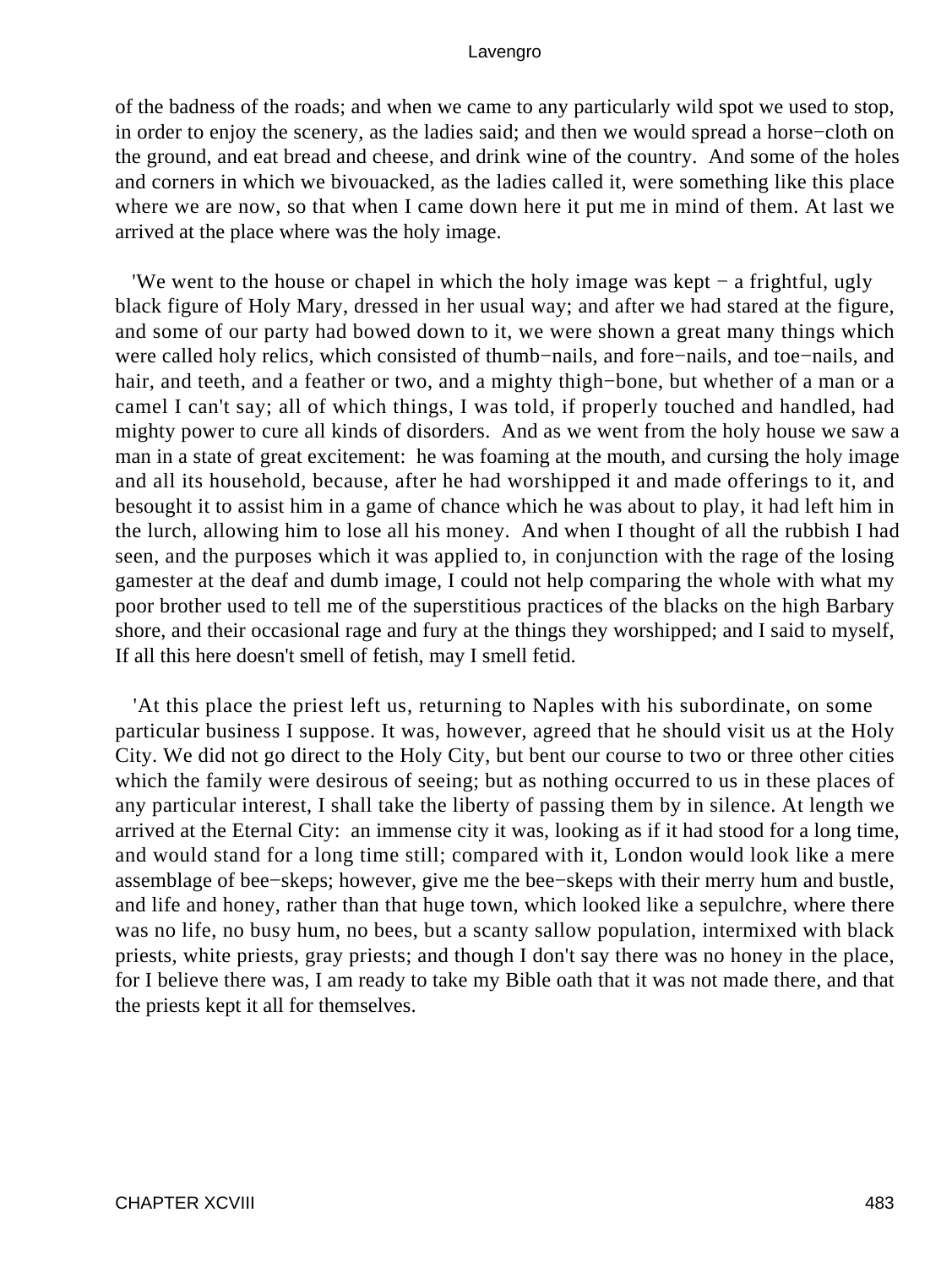of the badness of the roads; and when we came to any particularly wild spot we used to stop, in order to enjoy the scenery, as the ladies said; and then we would spread a horse−cloth on the ground, and eat bread and cheese, and drink wine of the country. And some of the holes and corners in which we bivouacked, as the ladies called it, were something like this place where we are now, so that when I came down here it put me in mind of them. At last we arrived at the place where was the holy image.

'We went to the house or chapel in which the holy image was kept − a frightful, ugly black figure of Holy Mary, dressed in her usual way; and after we had stared at the figure, and some of our party had bowed down to it, we were shown a great many things which were called holy relics, which consisted of thumb−nails, and fore−nails, and toe−nails, and hair, and teeth, and a feather or two, and a mighty thigh−bone, but whether of a man or a camel I can't say; all of which things, I was told, if properly touched and handled, had mighty power to cure all kinds of disorders. And as we went from the holy house we saw a man in a state of great excitement: he was foaming at the mouth, and cursing the holy image and all its household, because, after he had worshipped it and made offerings to it, and besought it to assist him in a game of chance which he was about to play, it had left him in the lurch, allowing him to lose all his money. And when I thought of all the rubbish I had seen, and the purposes which it was applied to, in conjunction with the rage of the losing gamester at the deaf and dumb image, I could not help comparing the whole with what my poor brother used to tell me of the superstitious practices of the blacks on the high Barbary shore, and their occasional rage and fury at the things they worshipped; and I said to myself, If all this here doesn't smell of fetish, may I smell fetid.

'At this place the priest left us, returning to Naples with his subordinate, on some particular business I suppose. It was, however, agreed that he should visit us at the Holy City. We did not go direct to the Holy City, but bent our course to two or three other cities which the family were desirous of seeing; but as nothing occurred to us in these places of any particular interest, I shall take the liberty of passing them by in silence. At length we arrived at the Eternal City: an immense city it was, looking as if it had stood for a long time, and would stand for a long time still; compared with it, London would look like a mere assemblage of bee−skeps; however, give me the bee−skeps with their merry hum and bustle, and life and honey, rather than that huge town, which looked like a sepulchre, where there was no life, no busy hum, no bees, but a scanty sallow population, intermixed with black priests, white priests, gray priests; and though I don't say there was no honey in the place, for I believe there was, I am ready to take my Bible oath that it was not made there, and that the priests kept it all for themselves.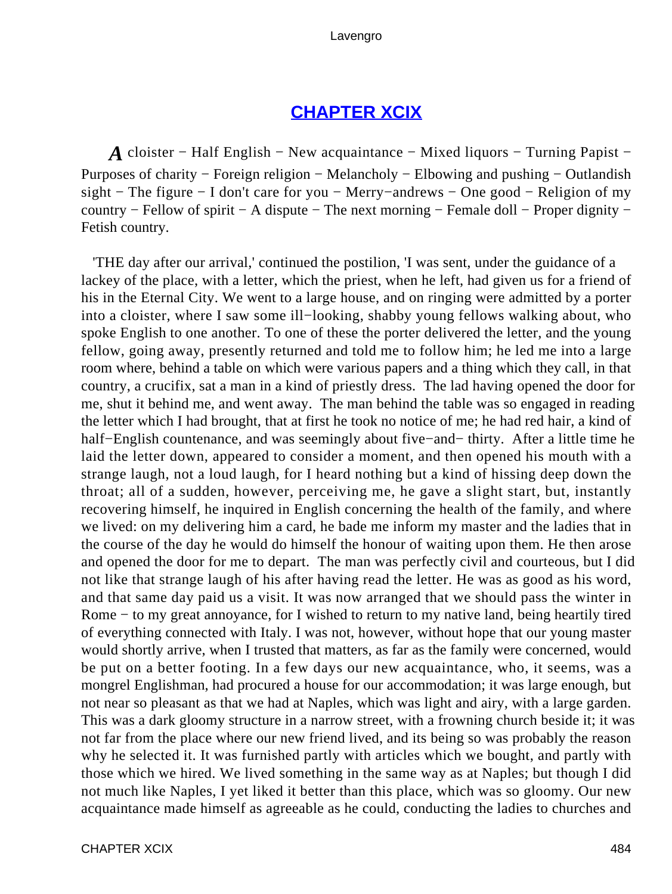## CHAPTER XCIX

*A* cloister − Half English − New acquaintance − Mixed liquors − Turning Papist − Purposes of charity − Foreign religion − Melancholy − Elbowing and pushing − Outlandish sight − The figure − I don't care for you − Merry−andrews − One good − Religion of my country − Fellow of spirit − A dispute − The next morning − Female doll − Proper dignity − Fetish country.

'THE day after our arrival,' continued the postilion, 'I was sent, under the guidance of a lackey of the place, with a letter, which the priest, when he left, had given us for a friend of his in the Eternal City. We went to a large house, and on ringing were admitted by a porter into a cloister, where I saw some ill−looking, shabby young fellows walking about, who spoke English to one another. To one of these the porter delivered the letter, and the young fellow, going away, presently returned and told me to follow him; he led me into a large room where, behind a table on which were various papers and a thing which they call, in that country, a crucifix, sat a man in a kind of priestly dress. The lad having opened the door for me, shut it behind me, and went away. The man behind the table was so engaged in reading the letter which I had brought, that at first he took no notice of me; he had red hair, a kind of half−English countenance, and was seemingly about five−and− thirty. After a little time he laid the letter down, appeared to consider a moment, and then opened his mouth with a strange laugh, not a loud laugh, for I heard nothing but a kind of hissing deep down the throat; all of a sudden, however, perceiving me, he gave a slight start, but, instantly recovering himself, he inquired in English concerning the health of the family, and where we lived: on my delivering him a card, he bade me inform my master and the ladies that in the course of the day he would do himself the honour of waiting upon them. He then arose and opened the door for me to depart. The man was perfectly civil and courteous, but I did not like that strange laugh of his after having read the letter. He was as good as his word, and that same day paid us a visit. It was now arranged that we should pass the winter in Rome − to my great annoyance, for I wished to return to my native land, being heartily tired of everything connected with Italy. I was not, however, without hope that our young master would shortly arrive, when I trusted that matters, as far as the family were concerned, would be put on a better footing. In a few days our new acquaintance, who, it seems, was a mongrel Englishman, had procured a house for our accommodation; it was large enough, but not near so pleasant as that we had at Naples, which was light and airy, with a large garden. This was a dark gloomy structure in a narrow street, with a frowning church beside it; it was not far from the place where our new friend lived, and its being so was probably the reason why he selected it. It was furnished partly with articles which we bought, and partly with those which we hired. We lived something in the same way as at Naples; but though I did not much like Naples, I yet liked it better than this place, which was so gloomy. Our new acquaintance made himself as agreeable as he could, conducting the ladies to churches and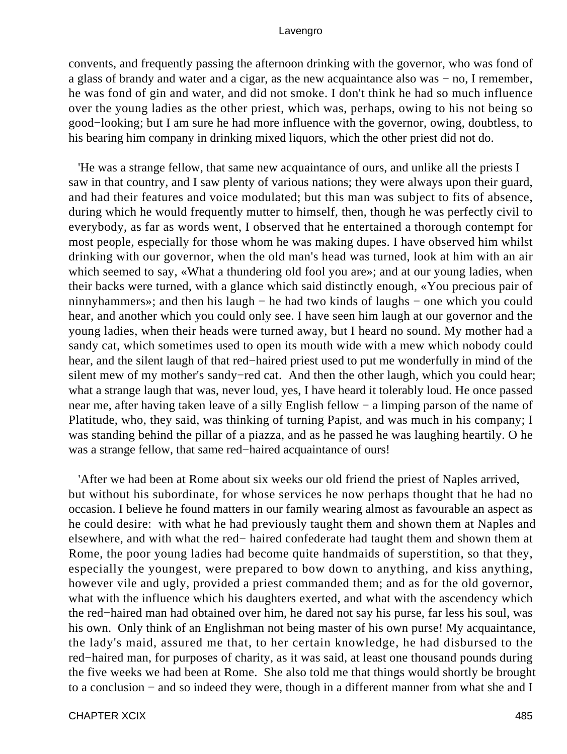convents, and frequently passing the afternoon drinking with the governor, who was fond of a glass of brandy and water and a cigar, as the new acquaintance also was − no, I remember, he was fond of gin and water, and did not smoke. I don't think he had so much influence over the young ladies as the other priest, which was, perhaps, owing to his not being so good−looking; but I am sure he had more influence with the governor, owing, doubtless, to his bearing him company in drinking mixed liquors, which the other priest did not do.

'He was a strange fellow, that same new acquaintance of ours, and unlike all the priests I saw in that country, and I saw plenty of various nations; they were always upon their guard, and had their features and voice modulated; but this man was subject to fits of absence, during which he would frequently mutter to himself, then, though he was perfectly civil to everybody, as far as words went, I observed that he entertained a thorough contempt for most people, especially for those whom he was making dupes. I have observed him whilst drinking with our governor, when the old man's head was turned, look at him with an air which seemed to say, «What a thundering old fool you are»; and at our young ladies, when their backs were turned, with a glance which said distinctly enough, «You precious pair of ninnyhammers»; and then his laugh − he had two kinds of laughs − one which you could hear, and another which you could only see. I have seen him laugh at our governor and the young ladies, when their heads were turned away, but I heard no sound. My mother had a sandy cat, which sometimes used to open its mouth wide with a mew which nobody could hear, and the silent laugh of that red−haired priest used to put me wonderfully in mind of the silent mew of my mother's sandy−red cat. And then the other laugh, which you could hear; what a strange laugh that was, never loud, yes, I have heard it tolerably loud. He once passed near me, after having taken leave of a silly English fellow − a limping parson of the name of Platitude, who, they said, was thinking of turning Papist, and was much in his company; I was standing behind the pillar of a piazza, and as he passed he was laughing heartily. O he was a strange fellow, that same red−haired acquaintance of ours!

'After we had been at Rome about six weeks our old friend the priest of Naples arrived, but without his subordinate, for whose services he now perhaps thought that he had no occasion. I believe he found matters in our family wearing almost as favourable an aspect as he could desire: with what he had previously taught them and shown them at Naples and elsewhere, and with what the red− haired confederate had taught them and shown them at Rome, the poor young ladies had become quite handmaids of superstition, so that they, especially the youngest, were prepared to bow down to anything, and kiss anything, however vile and ugly, provided a priest commanded them; and as for the old governor, what with the influence which his daughters exerted, and what with the ascendency which the red−haired man had obtained over him, he dared not say his purse, far less his soul, was his own. Only think of an Englishman not being master of his own purse! My acquaintance, the lady's maid, assured me that, to her certain knowledge, he had disbursed to the red−haired man, for purposes of charity, as it was said, at least one thousand pounds during the five weeks we had been at Rome. She also told me that things would shortly be brought to a conclusion − and so indeed they were, though in a different manner from what she and I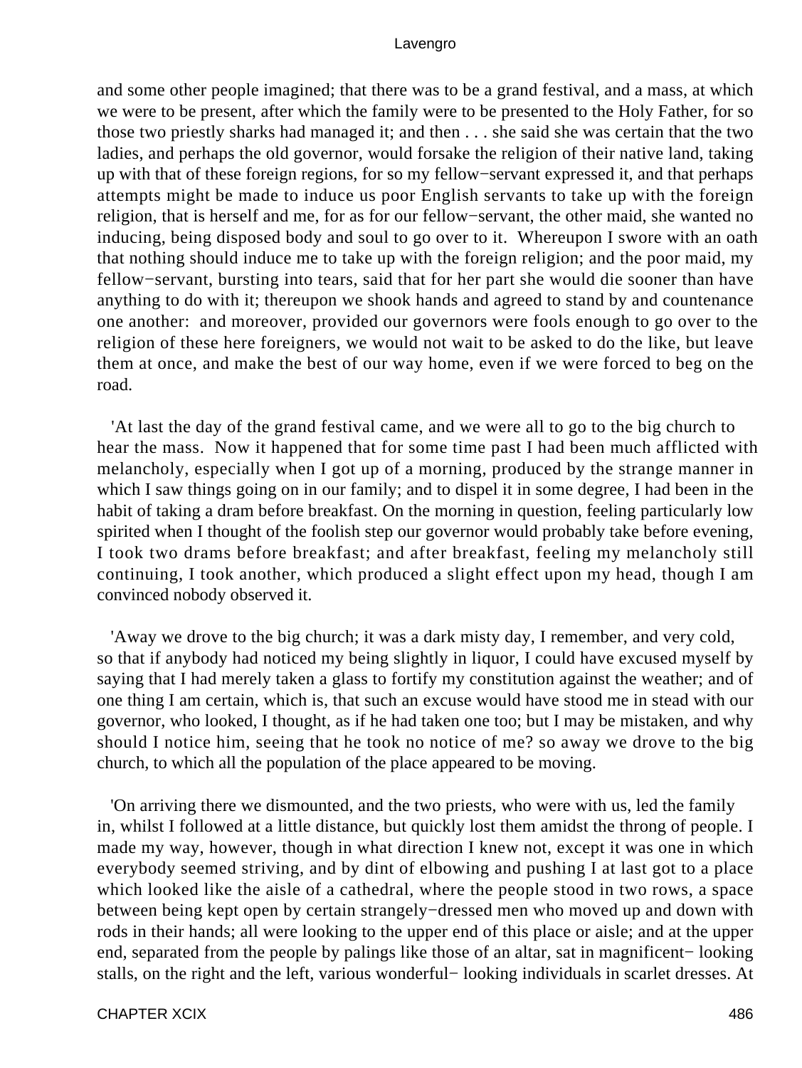and some other people imagined; that there was to be a grand festival, and a mass, at which we were to be present, after which the family were to be presented to the Holy Father, for so those two priestly sharks had managed it; and then . . . she said she was certain that the two ladies, and perhaps the old governor, would forsake the religion of their native land, taking up with that of these foreign regions, for so my fellow−servant expressed it, and that perhaps attempts might be made to induce us poor English servants to take up with the foreign religion, that is herself and me, for as for our fellow−servant, the other maid, she wanted no inducing, being disposed body and soul to go over to it. Whereupon I swore with an oath that nothing should induce me to take up with the foreign religion; and the poor maid, my fellow−servant, bursting into tears, said that for her part she would die sooner than have anything to do with it; thereupon we shook hands and agreed to stand by and countenance one another: and moreover, provided our governors were fools enough to go over to the religion of these here foreigners, we would not wait to be asked to do the like, but leave them at once, and make the best of our way home, even if we were forced to beg on the road.

'At last the day of the grand festival came, and we were all to go to the big church to hear the mass. Now it happened that for some time past I had been much afflicted with melancholy, especially when I got up of a morning, produced by the strange manner in which I saw things going on in our family; and to dispel it in some degree, I had been in the habit of taking a dram before breakfast. On the morning in question, feeling particularly low spirited when I thought of the foolish step our governor would probably take before evening, I took two drams before breakfast; and after breakfast, feeling my melancholy still continuing, I took another, which produced a slight effect upon my head, though I am convinced nobody observed it.

'Away we drove to the big church; it was a dark misty day, I remember, and very cold, so that if anybody had noticed my being slightly in liquor, I could have excused myself by saying that I had merely taken a glass to fortify my constitution against the weather; and of one thing I am certain, which is, that such an excuse would have stood me in stead with our governor, who looked, I thought, as if he had taken one too; but I may be mistaken, and why should I notice him, seeing that he took no notice of me? so away we drove to the big church, to which all the population of the place appeared to be moving.

'On arriving there we dismounted, and the two priests, who were with us, led the family in, whilst I followed at a little distance, but quickly lost them amidst the throng of people. I made my way, however, though in what direction I knew not, except it was one in which everybody seemed striving, and by dint of elbowing and pushing I at last got to a place which looked like the aisle of a cathedral, where the people stood in two rows, a space between being kept open by certain strangely−dressed men who moved up and down with rods in their hands; all were looking to the upper end of this place or aisle; and at the upper end, separated from the people by palings like those of an altar, sat in magnificent− looking stalls, on the right and the left, various wonderful− looking individuals in scarlet dresses. At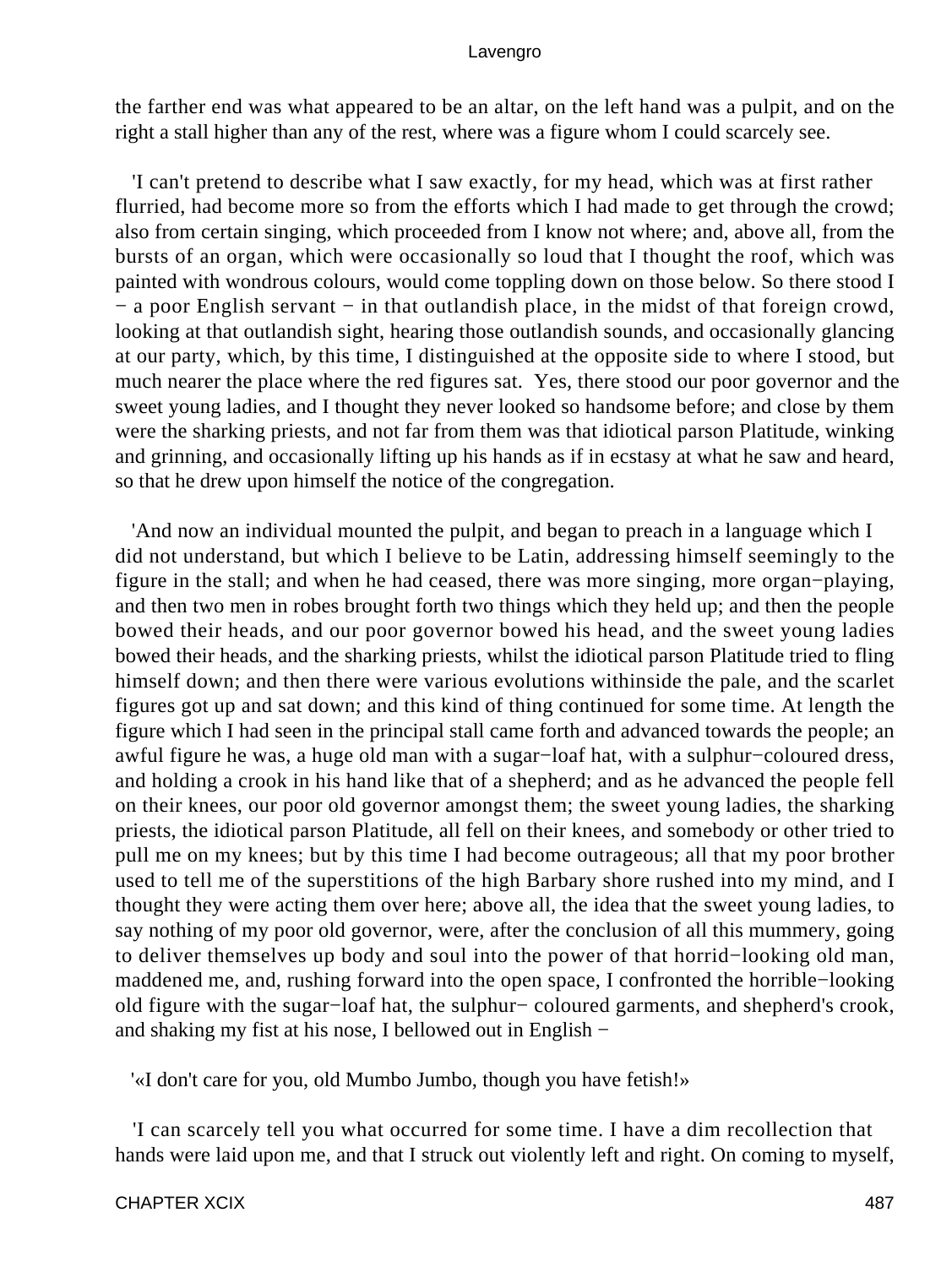the farther end was what appeared to be an altar, on the left hand was a pulpit, and on the right a stall higher than any of the rest, where was a figure whom I could scarcely see.

'I can't pretend to describe what I saw exactly, for my head, which was at first rather flurried, had become more so from the efforts which I had made to get through the crowd; also from certain singing, which proceeded from I know not where; and, above all, from the bursts of an organ, which were occasionally so loud that I thought the roof, which was painted with wondrous colours, would come toppling down on those below. So there stood I − a poor English servant − in that outlandish place, in the midst of that foreign crowd, looking at that outlandish sight, hearing those outlandish sounds, and occasionally glancing at our party, which, by this time, I distinguished at the opposite side to where I stood, but much nearer the place where the red figures sat. Yes, there stood our poor governor and the sweet young ladies, and I thought they never looked so handsome before; and close by them were the sharking priests, and not far from them was that idiotical parson Platitude, winking and grinning, and occasionally lifting up his hands as if in ecstasy at what he saw and heard, so that he drew upon himself the notice of the congregation.

'And now an individual mounted the pulpit, and began to preach in a language which I did not understand, but which I believe to be Latin, addressing himself seemingly to the figure in the stall; and when he had ceased, there was more singing, more organ−playing, and then two men in robes brought forth two things which they held up; and then the people bowed their heads, and our poor governor bowed his head, and the sweet young ladies bowed their heads, and the sharking priests, whilst the idiotical parson Platitude tried to fling himself down; and then there were various evolutions withinside the pale, and the scarlet figures got up and sat down; and this kind of thing continued for some time. At length the figure which I had seen in the principal stall came forth and advanced towards the people; an awful figure he was, a huge old man with a sugar−loaf hat, with a sulphur−coloured dress, and holding a crook in his hand like that of a shepherd; and as he advanced the people fell on their knees, our poor old governor amongst them; the sweet young ladies, the sharking priests, the idiotical parson Platitude, all fell on their knees, and somebody or other tried to pull me on my knees; but by this time I had become outrageous; all that my poor brother used to tell me of the superstitions of the high Barbary shore rushed into my mind, and I thought they were acting them over here; above all, the idea that the sweet young ladies, to say nothing of my poor old governor, were, after the conclusion of all this mummery, going to deliver themselves up body and soul into the power of that horrid−looking old man, maddened me, and, rushing forward into the open space, I confronted the horrible−looking old figure with the sugar−loaf hat, the sulphur− coloured garments, and shepherd's crook, and shaking my fist at his nose, I bellowed out in English −

'«I don't care for you, old Mumbo Jumbo, though you have fetish!»

'I can scarcely tell you what occurred for some time. I have a dim recollection that hands were laid upon me, and that I struck out violently left and right. On coming to myself,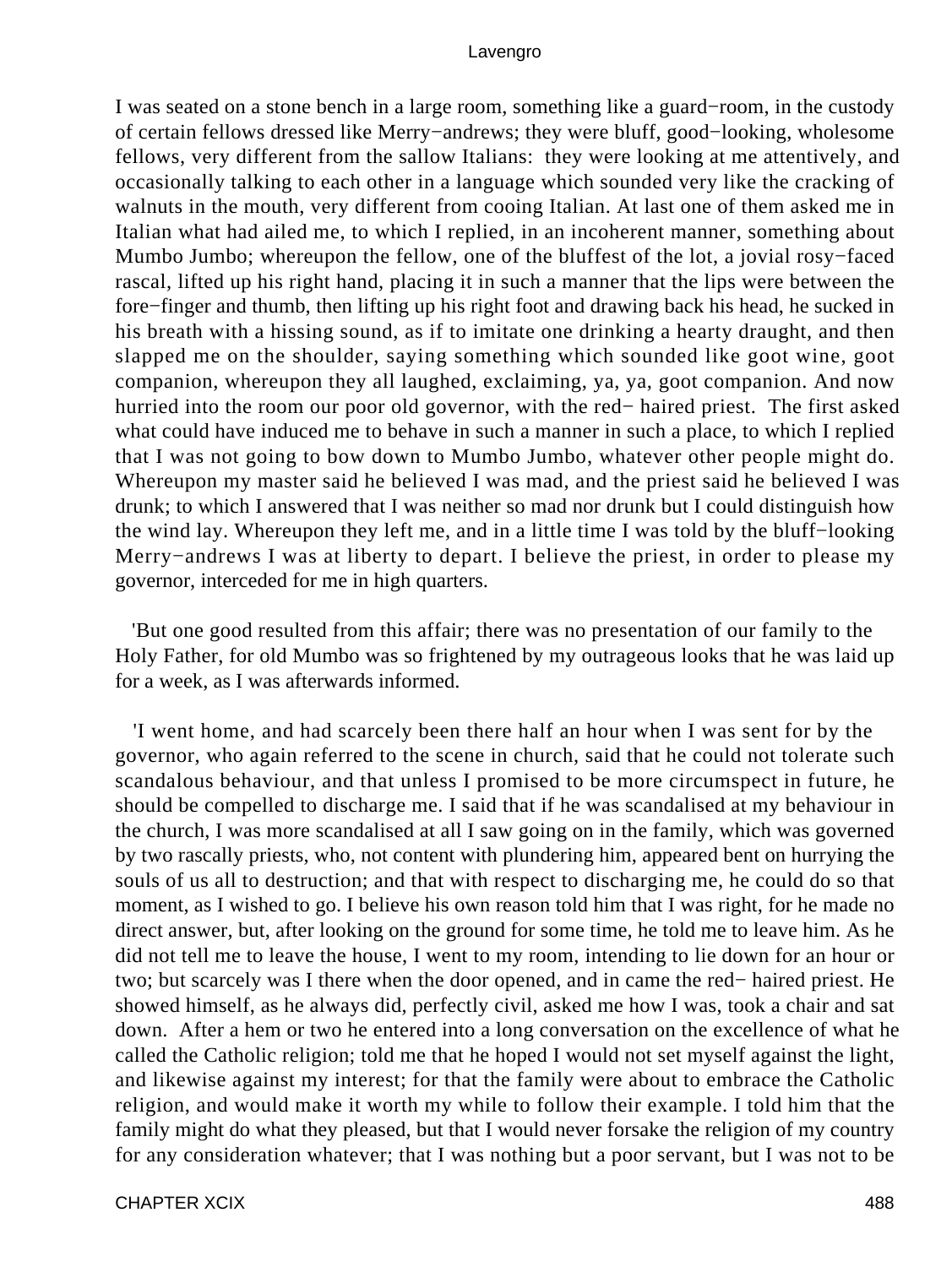I was seated on a stone bench in a large room, something like a guard−room, in the custody of certain fellows dressed like Merry−andrews; they were bluff, good−looking, wholesome fellows, very different from the sallow Italians: they were looking at me attentively, and occasionally talking to each other in a language which sounded very like the cracking of walnuts in the mouth, very different from cooing Italian. At last one of them asked me in Italian what had ailed me, to which I replied, in an incoherent manner, something about Mumbo Jumbo; whereupon the fellow, one of the bluffest of the lot, a jovial rosy−faced rascal, lifted up his right hand, placing it in such a manner that the lips were between the fore−finger and thumb, then lifting up his right foot and drawing back his head, he sucked in his breath with a hissing sound, as if to imitate one drinking a hearty draught, and then slapped me on the shoulder, saying something which sounded like goot wine, goot companion, whereupon they all laughed, exclaiming, ya, ya, goot companion. And now hurried into the room our poor old governor, with the red− haired priest. The first asked what could have induced me to behave in such a manner in such a place, to which I replied that I was not going to bow down to Mumbo Jumbo, whatever other people might do. Whereupon my master said he believed I was mad, and the priest said he believed I was drunk; to which I answered that I was neither so mad nor drunk but I could distinguish how the wind lay. Whereupon they left me, and in a little time I was told by the bluff−looking Merry−andrews I was at liberty to depart. I believe the priest, in order to please my governor, interceded for me in high quarters.

'But one good resulted from this affair; there was no presentation of our family to the Holy Father, for old Mumbo was so frightened by my outrageous looks that he was laid up for a week, as I was afterwards informed.

'I went home, and had scarcely been there half an hour when I was sent for by the governor, who again referred to the scene in church, said that he could not tolerate such scandalous behaviour, and that unless I promised to be more circumspect in future, he should be compelled to discharge me. I said that if he was scandalised at my behaviour in the church, I was more scandalised at all I saw going on in the family, which was governed by two rascally priests, who, not content with plundering him, appeared bent on hurrying the souls of us all to destruction; and that with respect to discharging me, he could do so that moment, as I wished to go. I believe his own reason told him that I was right, for he made no direct answer, but, after looking on the ground for some time, he told me to leave him. As he did not tell me to leave the house, I went to my room, intending to lie down for an hour or two; but scarcely was I there when the door opened, and in came the red− haired priest. He showed himself, as he always did, perfectly civil, asked me how I was, took a chair and sat down. After a hem or two he entered into a long conversation on the excellence of what he called the Catholic religion; told me that he hoped I would not set myself against the light, and likewise against my interest; for that the family were about to embrace the Catholic religion, and would make it worth my while to follow their example. I told him that the family might do what they pleased, but that I would never forsake the religion of my country for any consideration whatever; that I was nothing but a poor servant, but I was not to be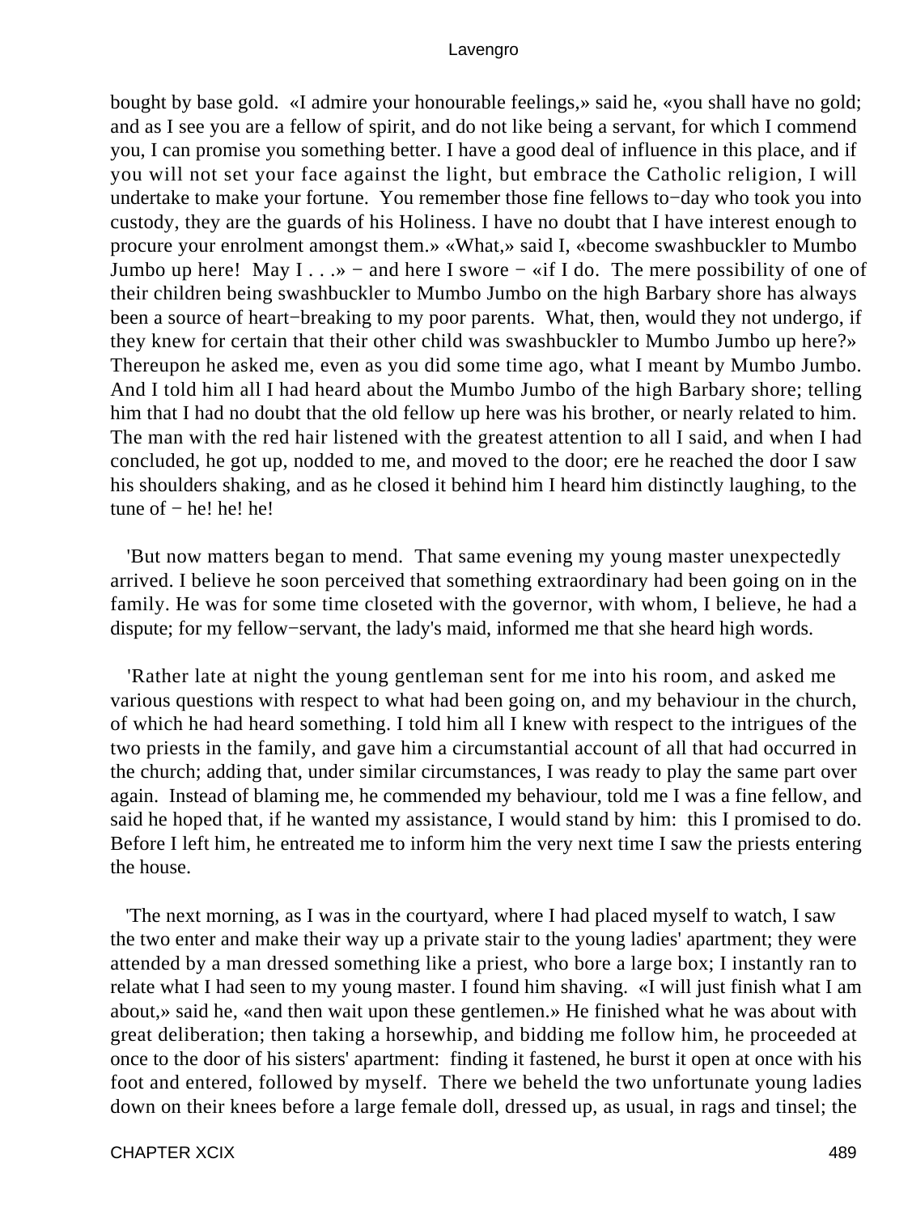bought by base gold. «I admire your honourable feelings,» said he, «you shall have no gold; and as I see you are a fellow of spirit, and do not like being a servant, for which I commend you, I can promise you something better. I have a good deal of influence in this place, and if you will not set your face against the light, but embrace the Catholic religion, I will undertake to make your fortune. You remember those fine fellows to−day who took you into custody, they are the guards of his Holiness. I have no doubt that I have interest enough to procure your enrolment amongst them.» «What,» said I, «become swashbuckler to Mumbo Jumbo up here! May I . . .» − and here I swore − «if I do. The mere possibility of one of their children being swashbuckler to Mumbo Jumbo on the high Barbary shore has always been a source of heart−breaking to my poor parents. What, then, would they not undergo, if they knew for certain that their other child was swashbuckler to Mumbo Jumbo up here?» Thereupon he asked me, even as you did some time ago, what I meant by Mumbo Jumbo. And I told him all I had heard about the Mumbo Jumbo of the high Barbary shore; telling him that I had no doubt that the old fellow up here was his brother, or nearly related to him. The man with the red hair listened with the greatest attention to all I said, and when I had concluded, he got up, nodded to me, and moved to the door; ere he reached the door I saw his shoulders shaking, and as he closed it behind him I heard him distinctly laughing, to the tune of − he! he! he!

'But now matters began to mend. That same evening my young master unexpectedly arrived. I believe he soon perceived that something extraordinary had been going on in the family. He was for some time closeted with the governor, with whom, I believe, he had a dispute; for my fellow−servant, the lady's maid, informed me that she heard high words.

'Rather late at night the young gentleman sent for me into his room, and asked me various questions with respect to what had been going on, and my behaviour in the church, of which he had heard something. I told him all I knew with respect to the intrigues of the two priests in the family, and gave him a circumstantial account of all that had occurred in the church; adding that, under similar circumstances, I was ready to play the same part over again. Instead of blaming me, he commended my behaviour, told me I was a fine fellow, and said he hoped that, if he wanted my assistance, I would stand by him: this I promised to do. Before I left him, he entreated me to inform him the very next time I saw the priests entering the house.

'The next morning, as I was in the courtyard, where I had placed myself to watch, I saw the two enter and make their way up a private stair to the young ladies' apartment; they were attended by a man dressed something like a priest, who bore a large box; I instantly ran to relate what I had seen to my young master. I found him shaving. «I will just finish what I am about,» said he, «and then wait upon these gentlemen.» He finished what he was about with great deliberation; then taking a horsewhip, and bidding me follow him, he proceeded at once to the door of his sisters' apartment: finding it fastened, he burst it open at once with his foot and entered, followed by myself. There we beheld the two unfortunate young ladies down on their knees before a large female doll, dressed up, as usual, in rags and tinsel; the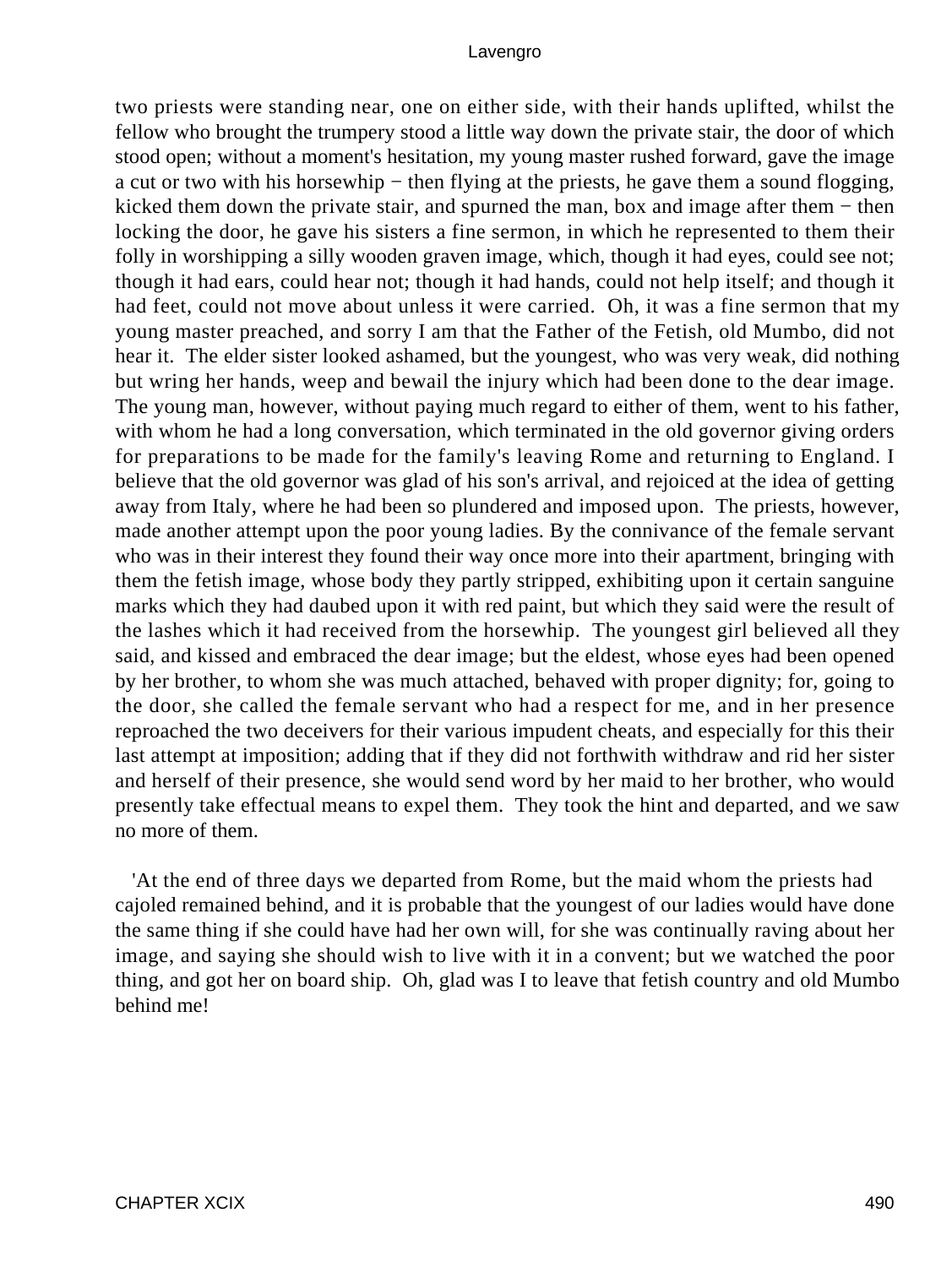two priests were standing near, one on either side, with their hands uplifted, whilst the fellow who brought the trumpery stood a little way down the private stair, the door of which stood open; without a moment's hesitation, my young master rushed forward, gave the image a cut or two with his horsewhip − then flying at the priests, he gave them a sound flogging, kicked them down the private stair, and spurned the man, box and image after them − then locking the door, he gave his sisters a fine sermon, in which he represented to them their folly in worshipping a silly wooden graven image, which, though it had eyes, could see not; though it had ears, could hear not; though it had hands, could not help itself; and though it had feet, could not move about unless it were carried. Oh, it was a fine sermon that my young master preached, and sorry I am that the Father of the Fetish, old Mumbo, did not hear it. The elder sister looked ashamed, but the youngest, who was very weak, did nothing but wring her hands, weep and bewail the injury which had been done to the dear image. The young man, however, without paying much regard to either of them, went to his father, with whom he had a long conversation, which terminated in the old governor giving orders for preparations to be made for the family's leaving Rome and returning to England. I believe that the old governor was glad of his son's arrival, and rejoiced at the idea of getting away from Italy, where he had been so plundered and imposed upon. The priests, however, made another attempt upon the poor young ladies. By the connivance of the female servant who was in their interest they found their way once more into their apartment, bringing with them the fetish image, whose body they partly stripped, exhibiting upon it certain sanguine marks which they had daubed upon it with red paint, but which they said were the result of the lashes which it had received from the horsewhip. The youngest girl believed all they said, and kissed and embraced the dear image; but the eldest, whose eyes had been opened by her brother, to whom she was much attached, behaved with proper dignity; for, going to the door, she called the female servant who had a respect for me, and in her presence reproached the two deceivers for their various impudent cheats, and especially for this their last attempt at imposition; adding that if they did not forthwith withdraw and rid her sister and herself of their presence, she would send word by her maid to her brother, who would presently take effectual means to expel them. They took the hint and departed, and we saw no more of them.

'At the end of three days we departed from Rome, but the maid whom the priests had cajoled remained behind, and it is probable that the youngest of our ladies would have done the same thing if she could have had her own will, for she was continually raving about her image, and saying she should wish to live with it in a convent; but we watched the poor thing, and got her on board ship. Oh, glad was I to leave that fetish country and old Mumbo behind me!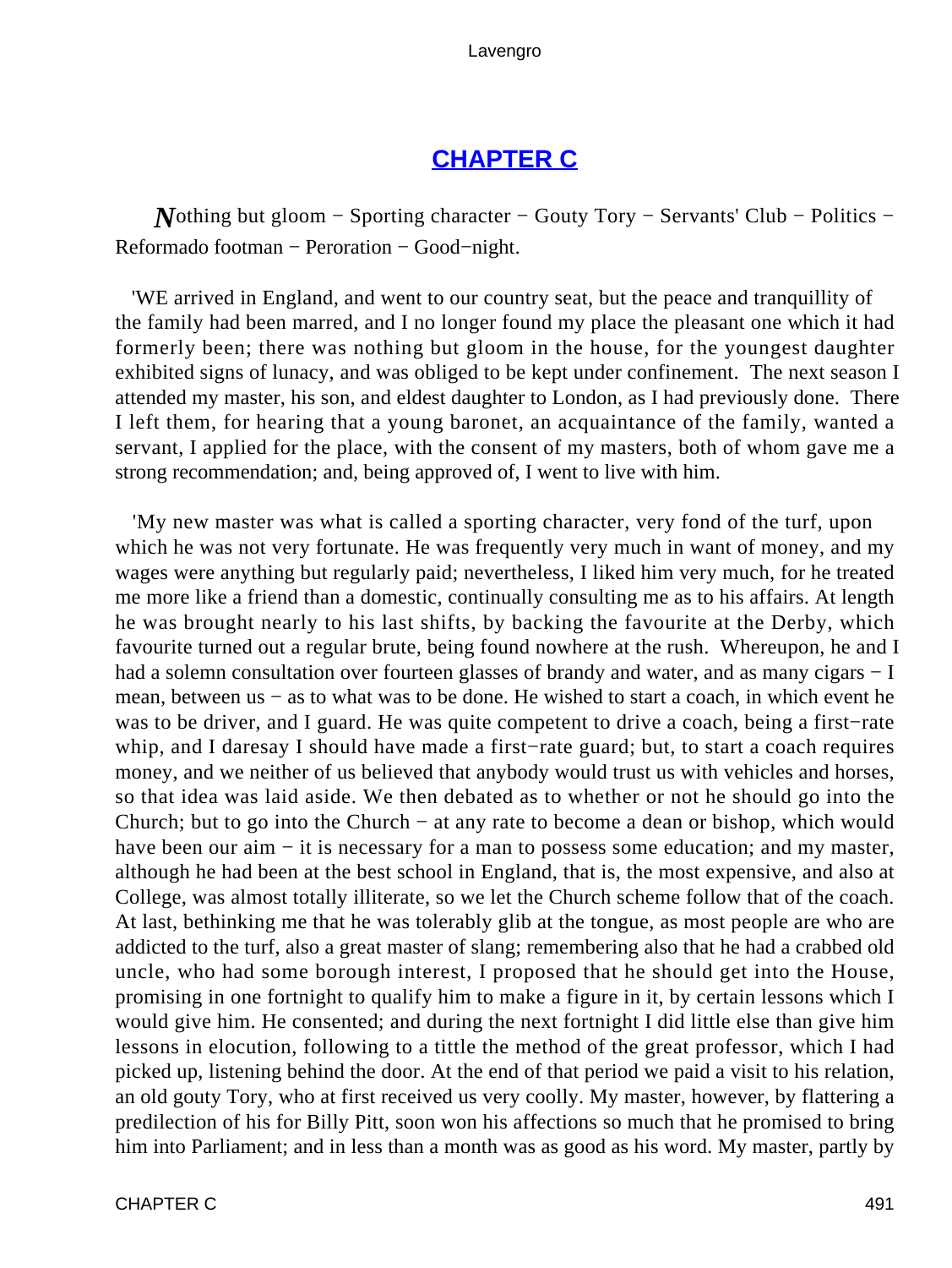## CHAPTER C

*N*othing but gloom − Sporting character − Gouty Tory − Servants' Club − Politics − Reformado footman − Peroration − Good−night.

'WE arrived in England, and went to our country seat, but the peace and tranquillity of the family had been marred, and I no longer found my place the pleasant one which it had formerly been; there was nothing but gloom in the house, for the youngest daughter exhibited signs of lunacy, and was obliged to be kept under confinement. The next season I attended my master, his son, and eldest daughter to London, as I had previously done. There I left them, for hearing that a young baronet, an acquaintance of the family, wanted a servant, I applied for the place, with the consent of my masters, both of whom gave me a strong recommendation; and, being approved of, I went to live with him.

'My new master was what is called a sporting character, very fond of the turf, upon which he was not very fortunate. He was frequently very much in want of money, and my wages were anything but regularly paid; nevertheless, I liked him very much, for he treated me more like a friend than a domestic, continually consulting me as to his affairs. At length he was brought nearly to his last shifts, by backing the favourite at the Derby, which favourite turned out a regular brute, being found nowhere at the rush. Whereupon, he and I had a solemn consultation over fourteen glasses of brandy and water, and as many cigars − I mean, between us − as to what was to be done. He wished to start a coach, in which event he was to be driver, and I guard. He was quite competent to drive a coach, being a first−rate whip, and I daresay I should have made a first−rate guard; but, to start a coach requires money, and we neither of us believed that anybody would trust us with vehicles and horses, so that idea was laid aside. We then debated as to whether or not he should go into the Church; but to go into the Church − at any rate to become a dean or bishop, which would have been our aim − it is necessary for a man to possess some education; and my master, although he had been at the best school in England, that is, the most expensive, and also at College, was almost totally illiterate, so we let the Church scheme follow that of the coach. At last, bethinking me that he was tolerably glib at the tongue, as most people are who are addicted to the turf, also a great master of slang; remembering also that he had a crabbed old uncle, who had some borough interest, I proposed that he should get into the House, promising in one fortnight to qualify him to make a figure in it, by certain lessons which I would give him. He consented; and during the next fortnight I did little else than give him lessons in elocution, following to a tittle the method of the great professor, which I had picked up, listening behind the door. At the end of that period we paid a visit to his relation, an old gouty Tory, who at first received us very coolly. My master, however, by flattering a predilection of his for Billy Pitt, soon won his affections so much that he promised to bring him into Parliament; and in less than a month was as good as his word. My master, partly by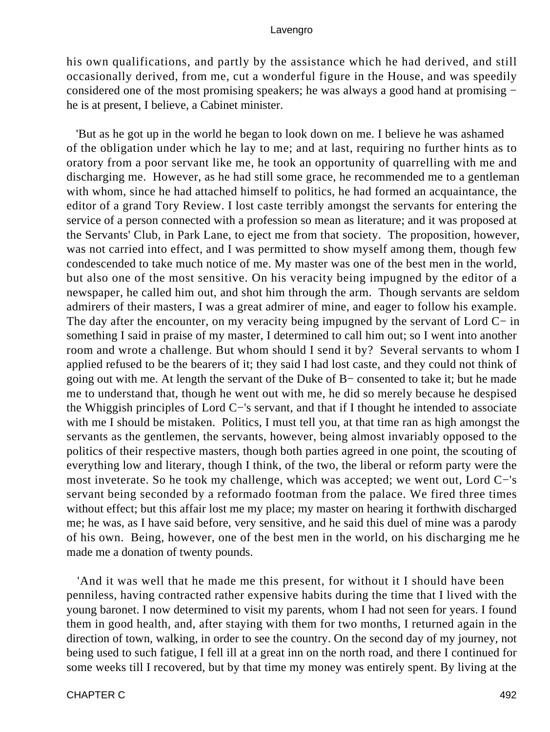his own qualifications, and partly by the assistance which he had derived, and still occasionally derived, from me, cut a wonderful figure in the House, and was speedily considered one of the most promising speakers; he was always a good hand at promising − he is at present, I believe, a Cabinet minister.

'But as he got up in the world he began to look down on me. I believe he was ashamed of the obligation under which he lay to me; and at last, requiring no further hints as to oratory from a poor servant like me, he took an opportunity of quarrelling with me and discharging me. However, as he had still some grace, he recommended me to a gentleman with whom, since he had attached himself to politics, he had formed an acquaintance, the editor of a grand Tory Review. I lost caste terribly amongst the servants for entering the service of a person connected with a profession so mean as literature; and it was proposed at the Servants' Club, in Park Lane, to eject me from that society. The proposition, however, was not carried into effect, and I was permitted to show myself among them, though few condescended to take much notice of me. My master was one of the best men in the world, but also one of the most sensitive. On his veracity being impugned by the editor of a newspaper, he called him out, and shot him through the arm. Though servants are seldom admirers of their masters, I was a great admirer of mine, and eager to follow his example. The day after the encounter, on my veracity being impugned by the servant of Lord C− in something I said in praise of my master, I determined to call him out; so I went into another room and wrote a challenge. But whom should I send it by? Several servants to whom I applied refused to be the bearers of it; they said I had lost caste, and they could not think of going out with me. At length the servant of the Duke of B− consented to take it; but he made me to understand that, though he went out with me, he did so merely because he despised the Whiggish principles of Lord C−'s servant, and that if I thought he intended to associate with me I should be mistaken. Politics, I must tell you, at that time ran as high amongst the servants as the gentlemen, the servants, however, being almost invariably opposed to the politics of their respective masters, though both parties agreed in one point, the scouting of everything low and literary, though I think, of the two, the liberal or reform party were the most inveterate. So he took my challenge, which was accepted; we went out, Lord C−'s servant being seconded by a reformado footman from the palace. We fired three times without effect; but this affair lost me my place; my master on hearing it forthwith discharged me; he was, as I have said before, very sensitive, and he said this duel of mine was a parody of his own. Being, however, one of the best men in the world, on his discharging me he made me a donation of twenty pounds.

'And it was well that he made me this present, for without it I should have been penniless, having contracted rather expensive habits during the time that I lived with the young baronet. I now determined to visit my parents, whom I had not seen for years. I found them in good health, and, after staying with them for two months, I returned again in the direction of town, walking, in order to see the country. On the second day of my journey, not being used to such fatigue, I fell ill at a great inn on the north road, and there I continued for some weeks till I recovered, but by that time my money was entirely spent. By living at the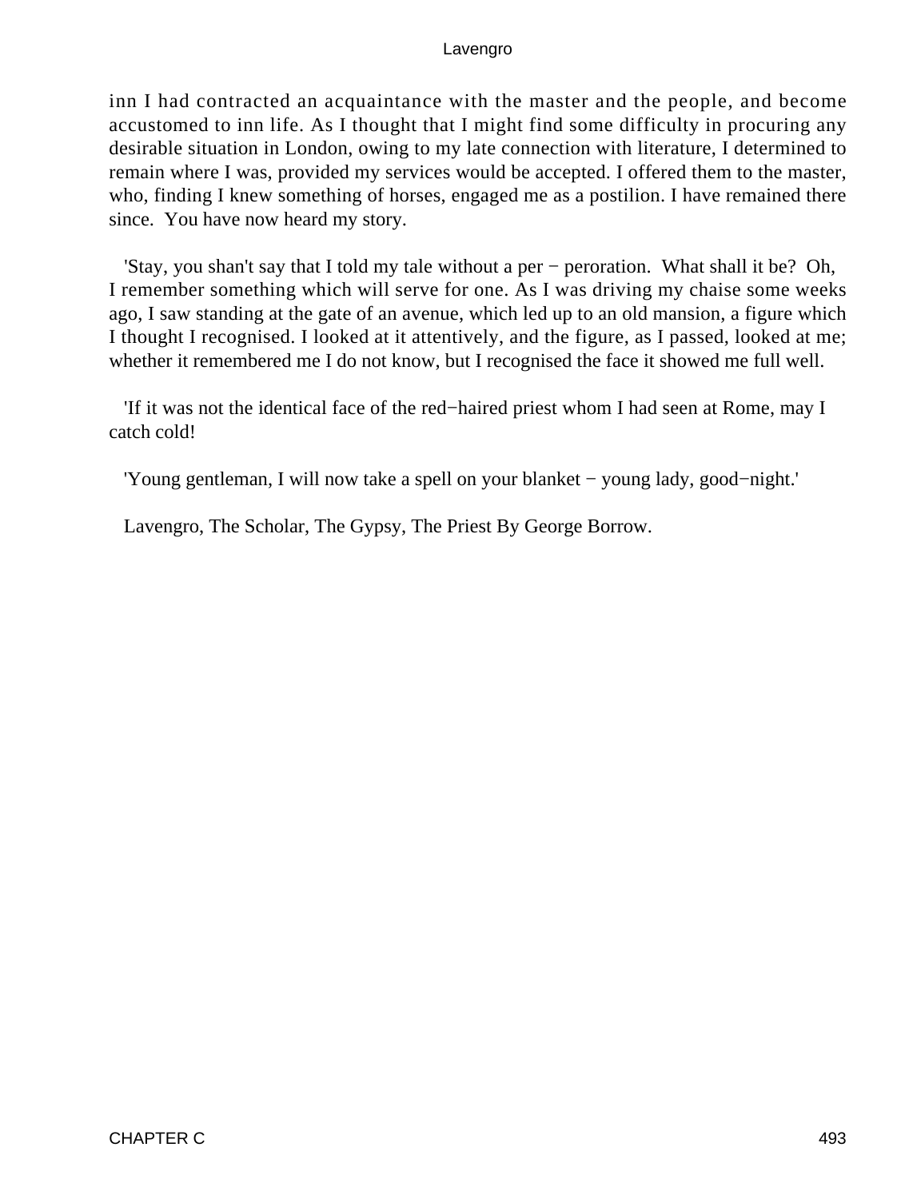inn I had contracted an acquaintance with the master and the people, and become accustomed to inn life. As I thought that I might find some difficulty in procuring any desirable situation in London, owing to my late connection with literature, I determined to remain where I was, provided my services would be accepted. I offered them to the master, who, finding I knew something of horses, engaged me as a postilion. I have remained there since. You have now heard my story.

'Stay, you shan't say that I told my tale without a per − peroration. What shall it be? Oh, I remember something which will serve for one. As I was driving my chaise some weeks ago, I saw standing at the gate of an avenue, which led up to an old mansion, a figure which I thought I recognised. I looked at it attentively, and the figure, as I passed, looked at me; whether it remembered me I do not know, but I recognised the face it showed me full well.

'If it was not the identical face of the red−haired priest whom I had seen at Rome, may I catch cold!

'Young gentleman, I will now take a spell on your blanket − young lady, good−night.'

Lavengro, The Scholar, The Gypsy, The Priest By George Borrow.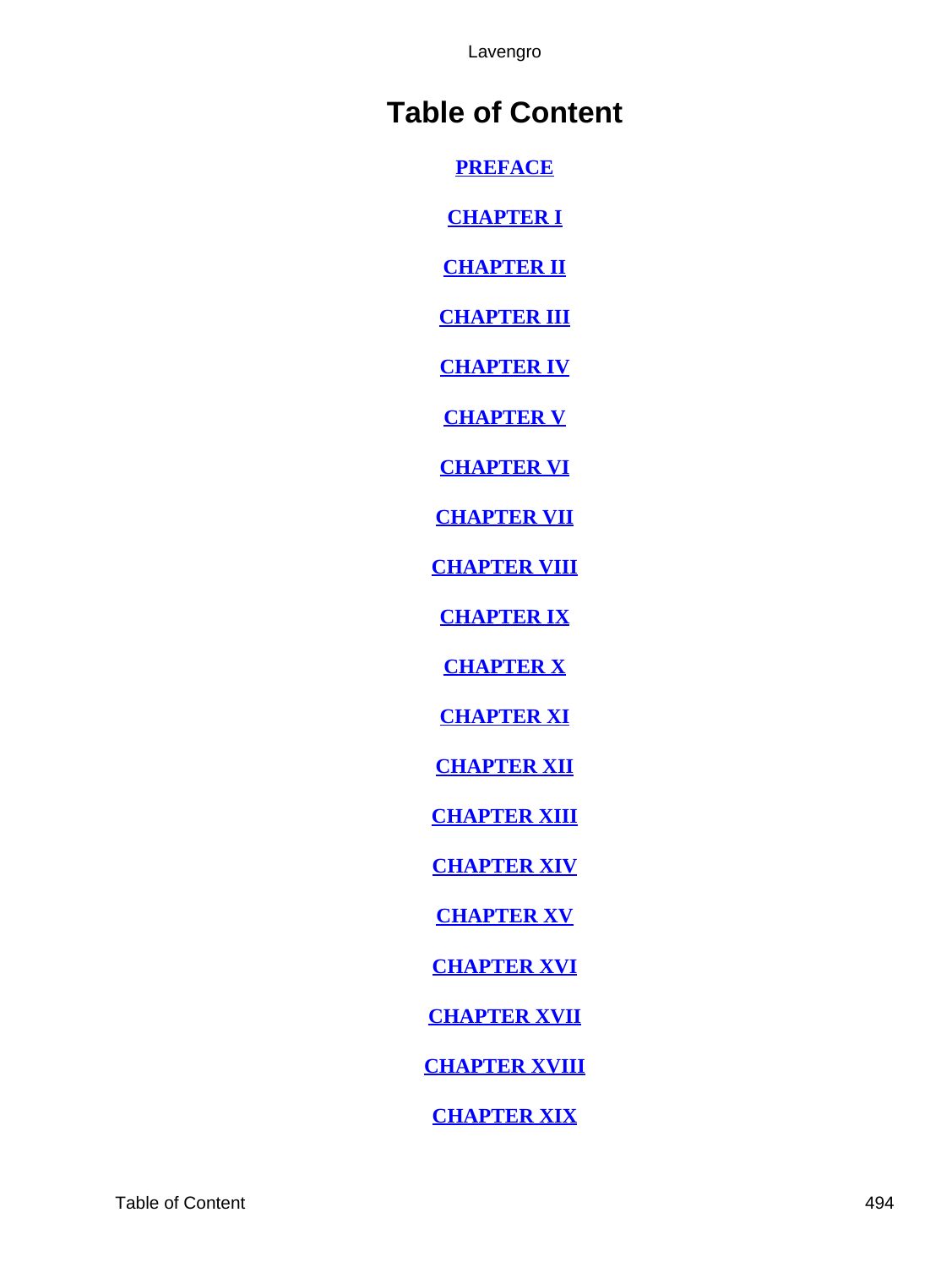# Table of Content

[PREFACE]

[CHAPTER I]

[CHAPTER II]

[CHAPTER III]

[CHAPTER IV]

[CHAPTER V]

[CHAPTER VI]

[CHAPTER VII]

[CHAPTER VIII]

[CHAPTER IX]

[CHAPTER X]

[CHAPTER XI]

[CHAPTER XII]

[CHAPTER XIII]

[CHAPTER XIV]

[CHAPTER XV]

[CHAPTER XVI]

[CHAPTER XVII]

[CHAPTER XVIII]

[CHAPTER XIX]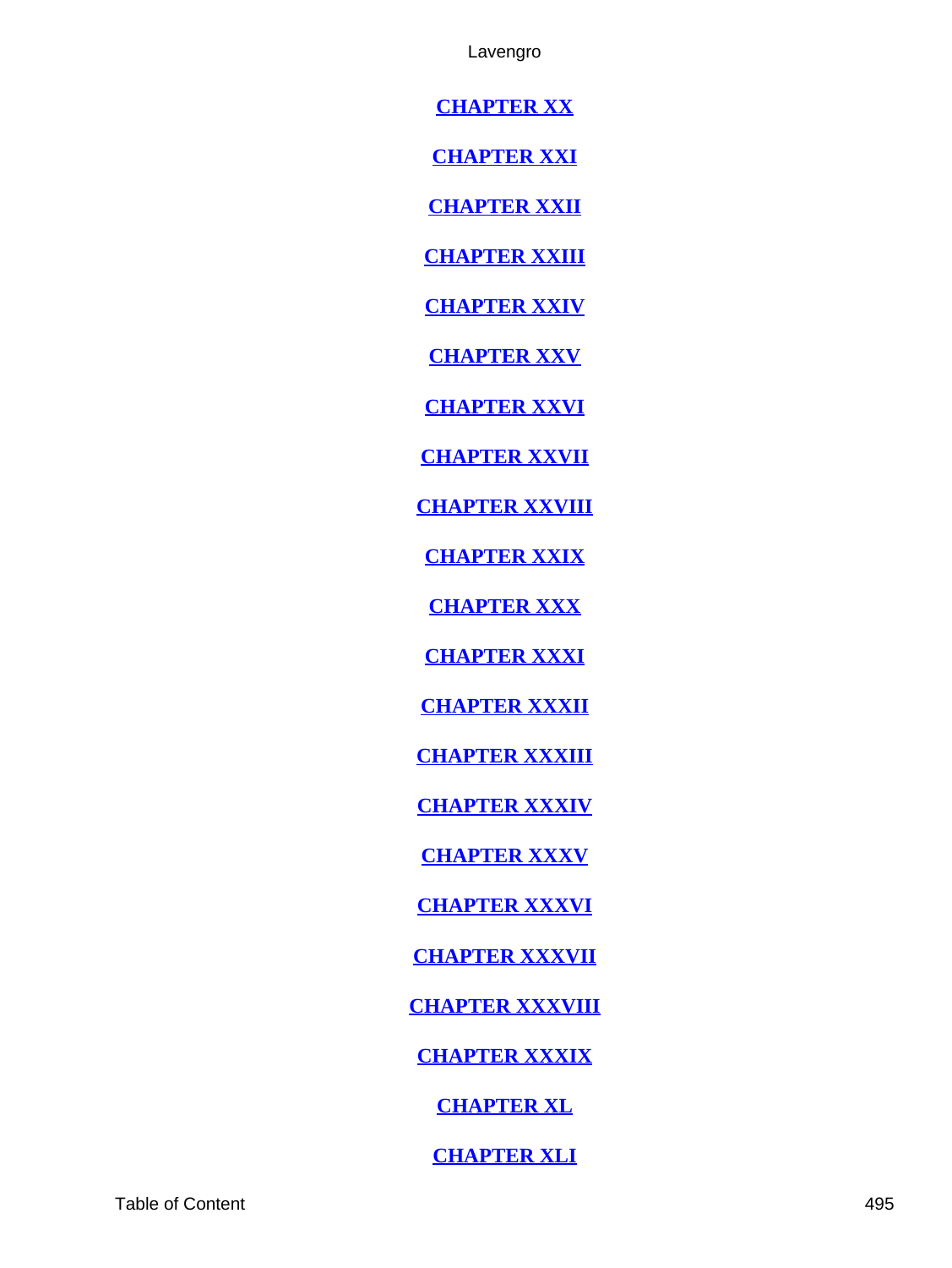[CHAPTER XX](#)

[CHAPTER XXI](#)

[CHAPTER XXII](#)

[CHAPTER XXIII](#)

[CHAPTER XXIV](#)

[CHAPTER XXV](#)

[CHAPTER XXVI](#)

[CHAPTER XXVII](#)

[CHAPTER XXVIII](#)

[CHAPTER XXIX](#)

[CHAPTER XXX](#)

[CHAPTER XXXI](#)

[CHAPTER XXXII](#)

[CHAPTER XXXIII](#)

[CHAPTER XXXIV](#)

[CHAPTER XXXV](#)

[CHAPTER XXXVI](#)

[CHAPTER XXXVII](#)

[CHAPTER XXXVIII](#)

[CHAPTER XXXIX](#)

[CHAPTER XL](#)

[CHAPTER XLI](#)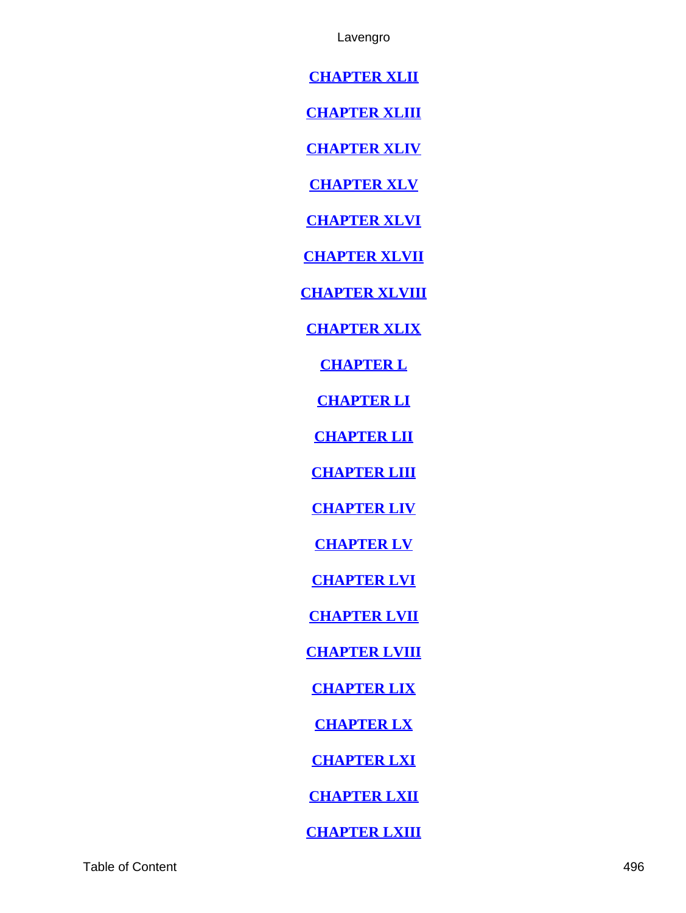**CHAPTER XLII**

**CHAPTER XLIII**

**CHAPTER XLIV**

**CHAPTER XLV**

**CHAPTER XLVI**

**CHAPTER XLVII**

**CHAPTER XLVIII**

**CHAPTER XLIX**

**CHAPTER L**

**CHAPTER LI**

**CHAPTER LII**

**CHAPTER LIII**

**CHAPTER LIV**

**CHAPTER LV**

**CHAPTER LVI**

**CHAPTER LVII**

**CHAPTER LVIII**

**CHAPTER LIX**

**CHAPTER LX**

**CHAPTER LXI**

**CHAPTER LXII**

**CHAPTER LXIII**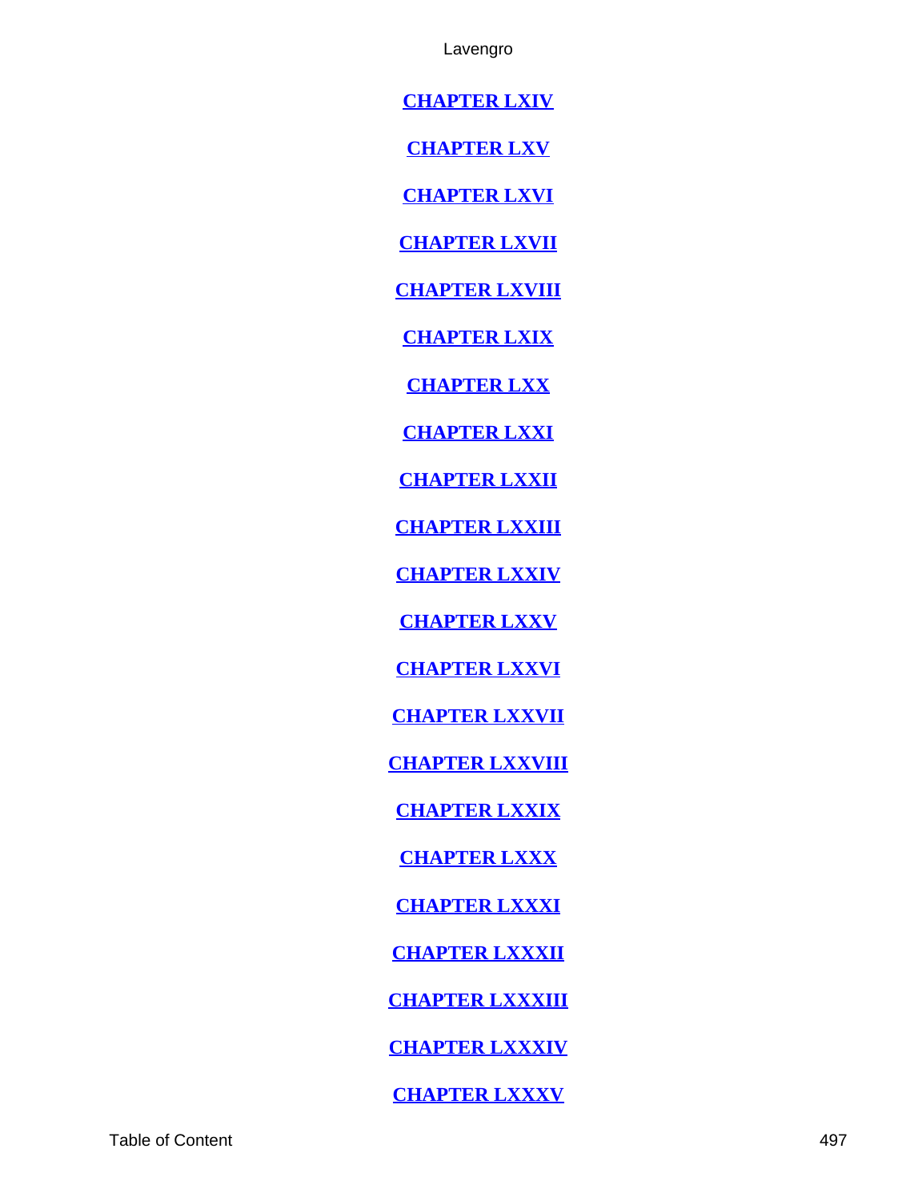**CHAPTER LXIV**

**CHAPTER LXV**

**CHAPTER LXVI**

**CHAPTER LXVII**

**CHAPTER LXVIII**

**CHAPTER LXIX**

**CHAPTER LXX**

**CHAPTER LXXI**

**CHAPTER LXXII**

**CHAPTER LXXIII**

**CHAPTER LXXIV**

**CHAPTER LXXV**

**CHAPTER LXXVI**

**CHAPTER LXXVII**

**CHAPTER LXXVIII**

**CHAPTER LXXIX**

**CHAPTER LXXX**

**CHAPTER LXXXI**

**CHAPTER LXXXII**

**CHAPTER LXXXIII**

**CHAPTER LXXXIV**

**CHAPTER LXXXV**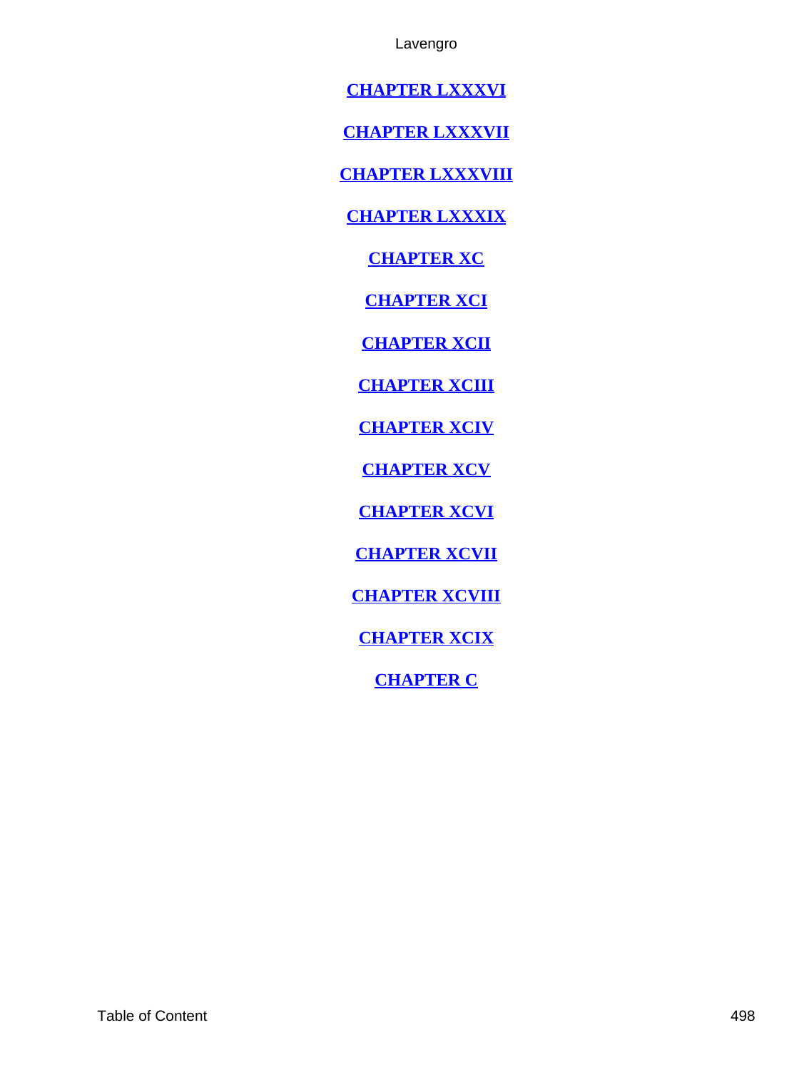**CHAPTER LXXXVI**

**CHAPTER LXXXVII**

**CHAPTER LXXXVIII**

**CHAPTER LXXXIX**

**CHAPTER XC**

**CHAPTER XCI**

**CHAPTER XCII**

**CHAPTER XCIII**

**CHAPTER XCIV**

**CHAPTER XCV**

**CHAPTER XCVI**

**CHAPTER XCVII**

**CHAPTER XCVIII**

**CHAPTER XCIX**

**CHAPTER C**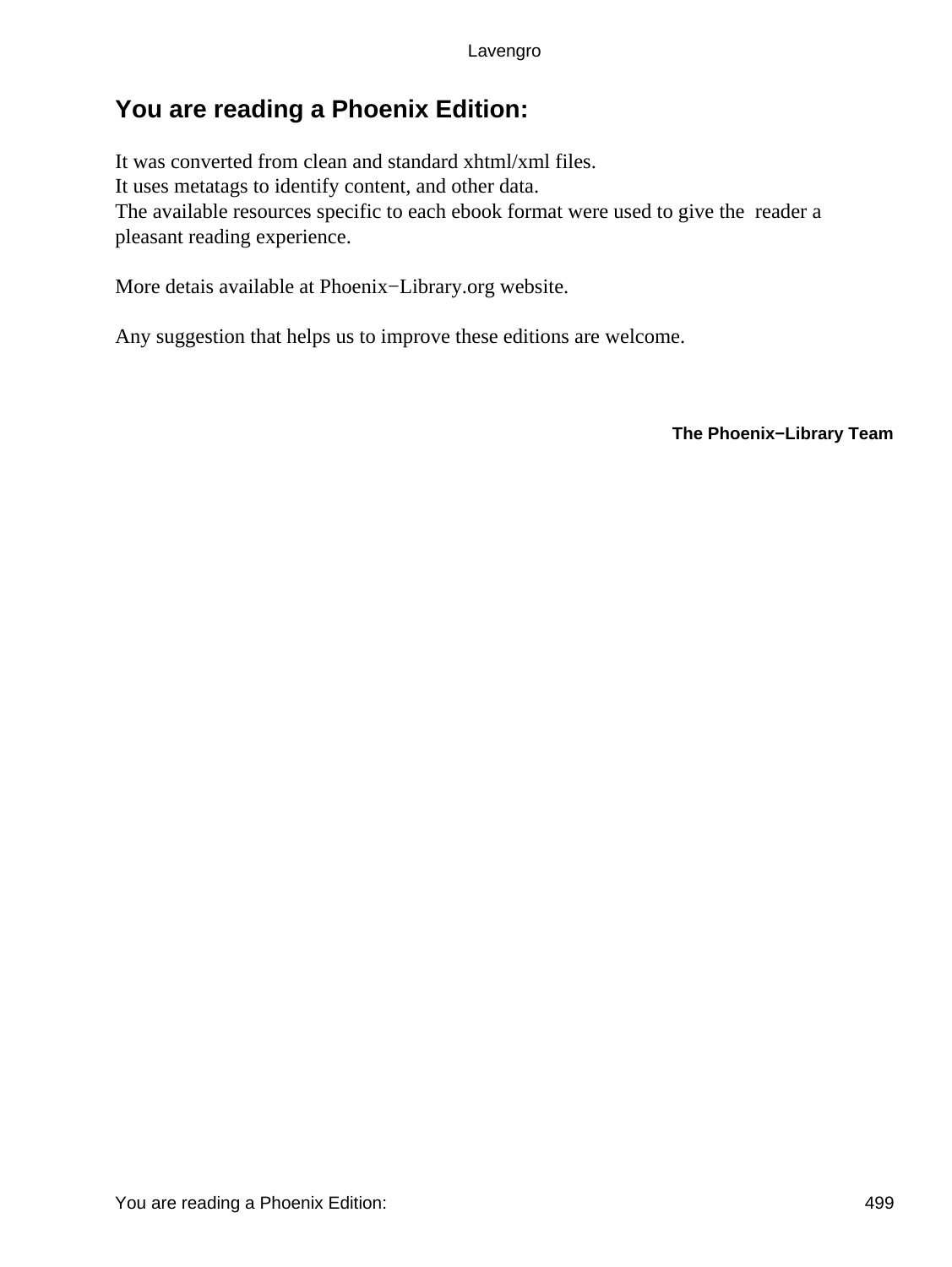# You are reading a Phoenix Edition:

It was converted from clean and standard xhtml/xml files.
It uses metatags to identify content, and other data.
The available resources specific to each ebook format were used to give the reader a pleasant reading experience.

More detais available at Phoenix−Library.org website.

Any suggestion that helps us to improve these editions are welcome.

**The Phoenix−Library Team**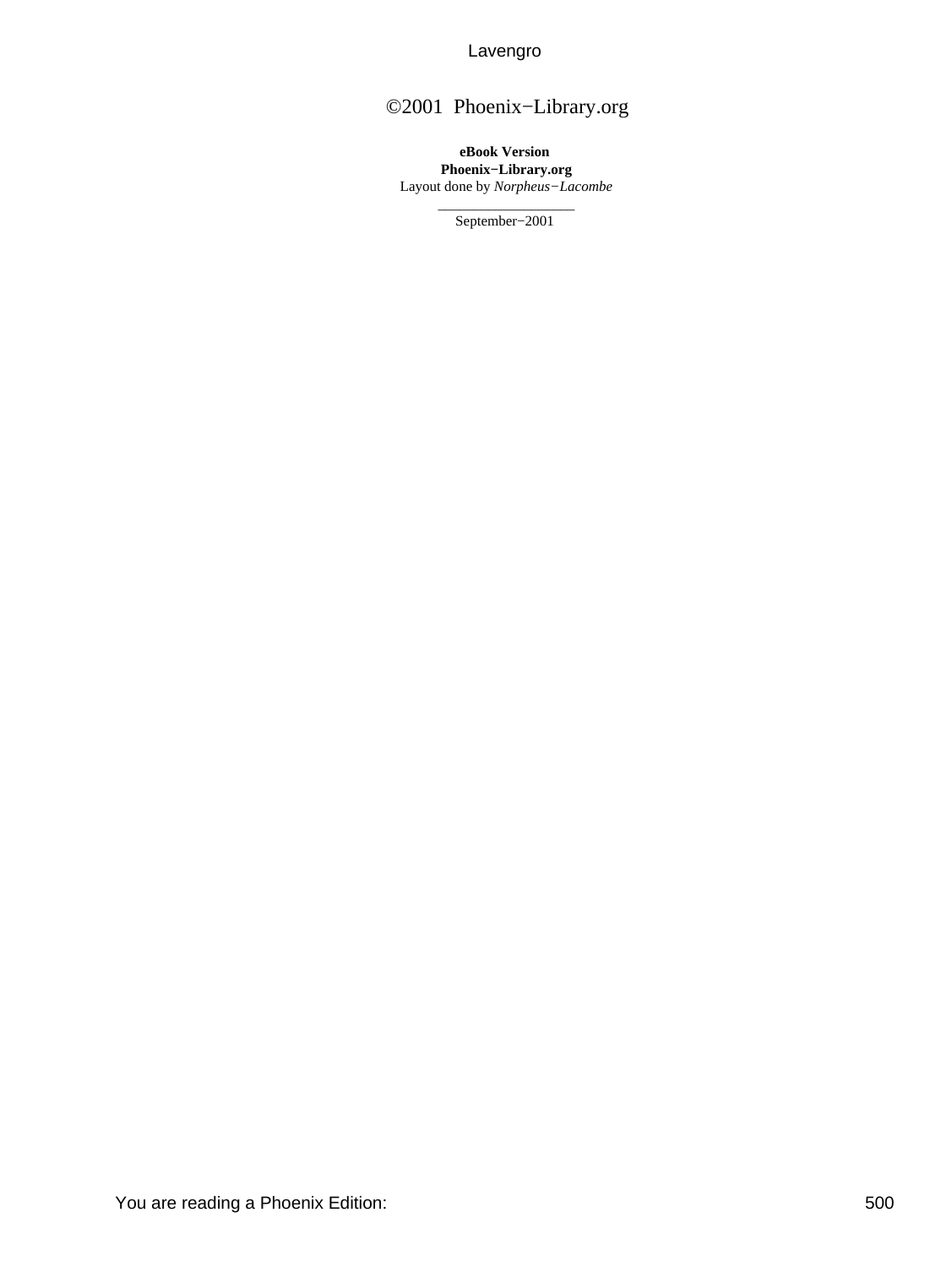©2001 Phoenix−Library.org

**eBook Version**
**Phoenix−Library.org**
Layout done by *Norpheus−Lacombe*

___________________

September−2001